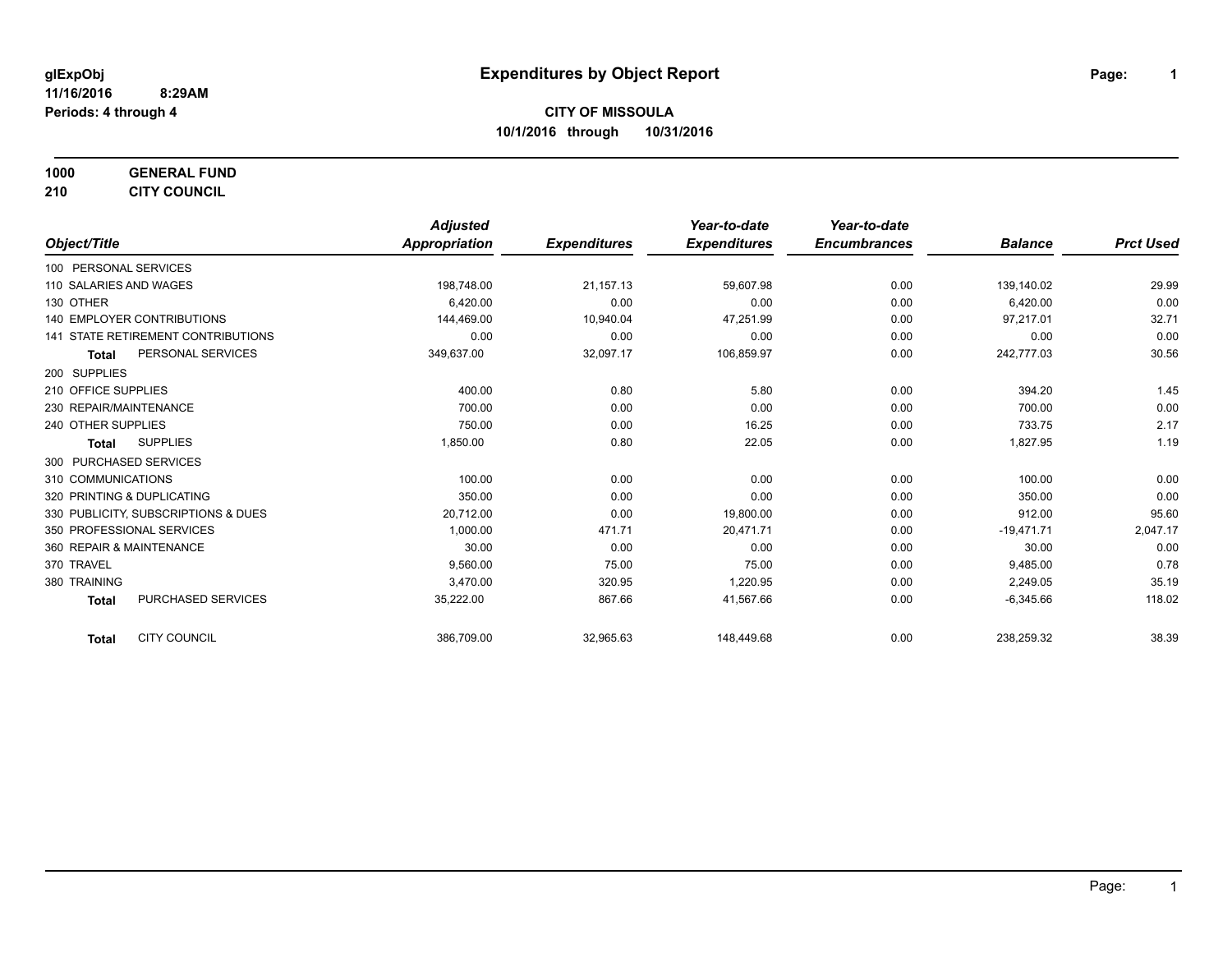**glExpObj**
**11/16/2016 8:29AM**
**Periods: 4 through 4**

# Expenditures by Object Report

**CITY OF MISSOULA**
**10/1/2016 through 10/31/2016**

**1000 GENERAL FUND**
**210 CITY COUNCIL**

| Object/Title | | Adjusted Appropriation | Expenditures | Year-to-date Expenditures | Year-to-date Encumbrances | Balance | Prct Used |
|---|---|---|---|---|---|---|---|
| 100 PERSONAL SERVICES | | | | | | | |
| 110 SALARIES AND WAGES | | 198,748.00 | 21,157.13 | 59,607.98 | 0.00 | 139,140.02 | 29.99 |
| 130 OTHER | | 6,420.00 | 0.00 | 0.00 | 0.00 | 6,420.00 | 0.00 |
| 140 EMPLOYER CONTRIBUTIONS | | 144,469.00 | 10,940.04 | 47,251.99 | 0.00 | 97,217.01 | 32.71 |
| 141 STATE RETIREMENT CONTRIBUTIONS | | 0.00 | 0.00 | 0.00 | 0.00 | 0.00 | 0.00 |
| **Total** | PERSONAL SERVICES | 349,637.00 | 32,097.17 | 106,859.97 | 0.00 | 242,777.03 | 30.56 |
| 200 SUPPLIES | | | | | | | |
| 210 OFFICE SUPPLIES | | 400.00 | 0.80 | 5.80 | 0.00 | 394.20 | 1.45 |
| 230 REPAIR/MAINTENANCE | | 700.00 | 0.00 | 0.00 | 0.00 | 700.00 | 0.00 |
| 240 OTHER SUPPLIES | | 750.00 | 0.00 | 16.25 | 0.00 | 733.75 | 2.17 |
| **Total** | SUPPLIES | 1,850.00 | 0.80 | 22.05 | 0.00 | 1,827.95 | 1.19 |
| 300 PURCHASED SERVICES | | | | | | | |
| 310 COMMUNICATIONS | | 100.00 | 0.00 | 0.00 | 0.00 | 100.00 | 0.00 |
| 320 PRINTING & DUPLICATING | | 350.00 | 0.00 | 0.00 | 0.00 | 350.00 | 0.00 |
| 330 PUBLICITY, SUBSCRIPTIONS & DUES | | 20,712.00 | 0.00 | 19,800.00 | 0.00 | 912.00 | 95.60 |
| 350 PROFESSIONAL SERVICES | | 1,000.00 | 471.71 | 20,471.71 | 0.00 | -19,471.71 | 2,047.17 |
| 360 REPAIR & MAINTENANCE | | 30.00 | 0.00 | 0.00 | 0.00 | 30.00 | 0.00 |
| 370 TRAVEL | | 9,560.00 | 75.00 | 75.00 | 0.00 | 9,485.00 | 0.78 |
| 380 TRAINING | | 3,470.00 | 320.95 | 1,220.95 | 0.00 | 2,249.05 | 35.19 |
| **Total** | PURCHASED SERVICES | 35,222.00 | 867.66 | 41,567.66 | 0.00 | -6,345.66 | 118.02 |
| **Total** | CITY COUNCIL | 386,709.00 | 32,965.63 | 148,449.68 | 0.00 | 238,259.32 | 38.39 |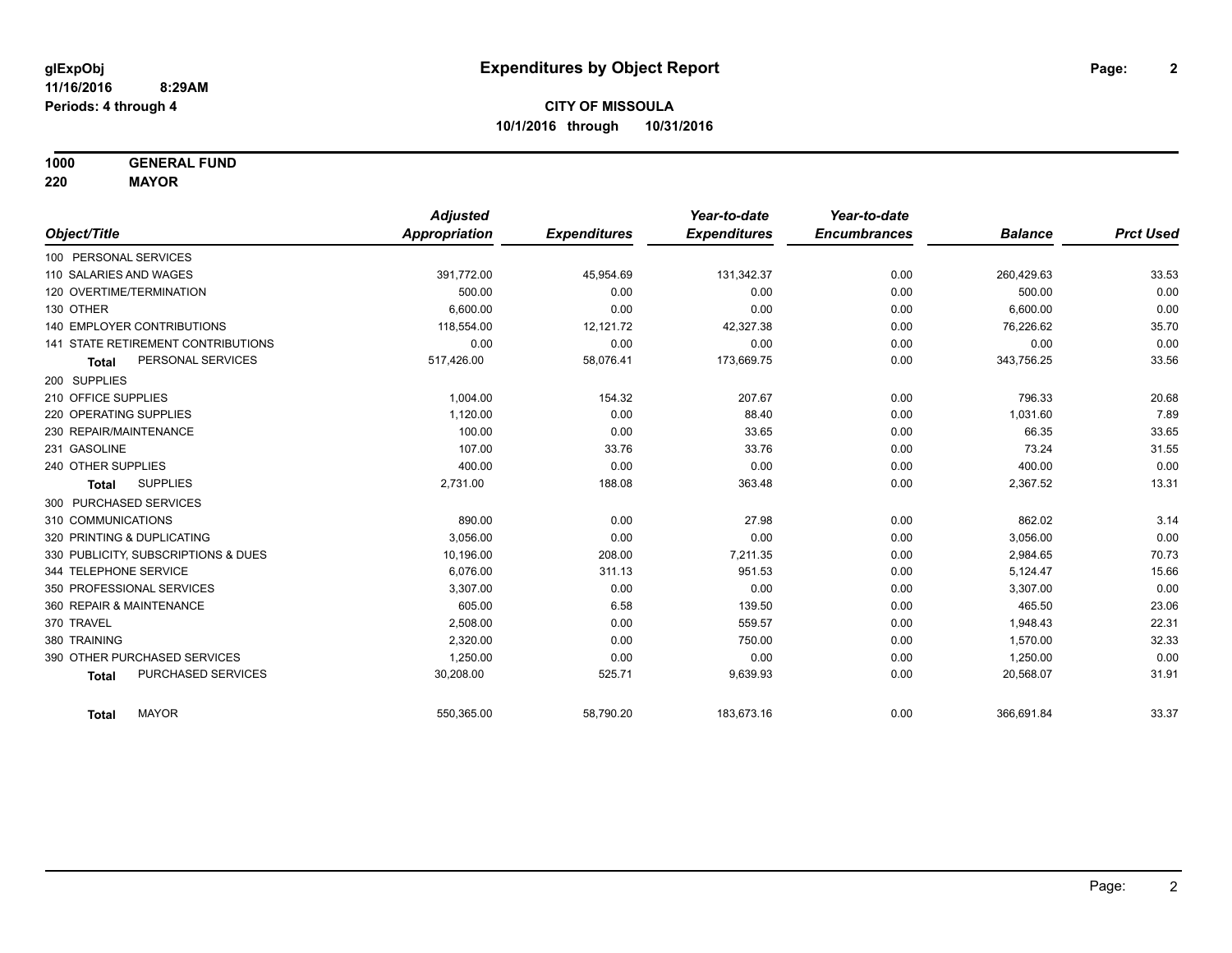glExpObj
11/16/2016 8:29AM
Periods: 4 through 4

# Expenditures by Object Report

**CITY OF MISSOULA**
**10/1/2016 through 10/31/2016**

**1000 GENERAL FUND**
**220 MAYOR**

| Object/Title | Adjusted Appropriation | Expenditures | Year-to-date Expenditures | Year-to-date Encumbrances | Balance | Prct Used |
|---|---|---|---|---|---|---|
| 100 PERSONAL SERVICES | | | | | | |
| 110 SALARIES AND WAGES | 391,772.00 | 45,954.69 | 131,342.37 | 0.00 | 260,429.63 | 33.53 |
| 120 OVERTIME/TERMINATION | 500.00 | 0.00 | 0.00 | 0.00 | 500.00 | 0.00 |
| 130 OTHER | 6,600.00 | 0.00 | 0.00 | 0.00 | 6,600.00 | 0.00 |
| 140 EMPLOYER CONTRIBUTIONS | 118,554.00 | 12,121.72 | 42,327.38 | 0.00 | 76,226.62 | 35.70 |
| 141 STATE RETIREMENT CONTRIBUTIONS | 0.00 | 0.00 | 0.00 | 0.00 | 0.00 | 0.00 |
| **Total** PERSONAL SERVICES | 517,426.00 | 58,076.41 | 173,669.75 | 0.00 | 343,756.25 | 33.56 |
| 200 SUPPLIES | | | | | | |
| 210 OFFICE SUPPLIES | 1,004.00 | 154.32 | 207.67 | 0.00 | 796.33 | 20.68 |
| 220 OPERATING SUPPLIES | 1,120.00 | 0.00 | 88.40 | 0.00 | 1,031.60 | 7.89 |
| 230 REPAIR/MAINTENANCE | 100.00 | 0.00 | 33.65 | 0.00 | 66.35 | 33.65 |
| 231 GASOLINE | 107.00 | 33.76 | 33.76 | 0.00 | 73.24 | 31.55 |
| 240 OTHER SUPPLIES | 400.00 | 0.00 | 0.00 | 0.00 | 400.00 | 0.00 |
| **Total** SUPPLIES | 2,731.00 | 188.08 | 363.48 | 0.00 | 2,367.52 | 13.31 |
| 300 PURCHASED SERVICES | | | | | | |
| 310 COMMUNICATIONS | 890.00 | 0.00 | 27.98 | 0.00 | 862.02 | 3.14 |
| 320 PRINTING & DUPLICATING | 3,056.00 | 0.00 | 0.00 | 0.00 | 3,056.00 | 0.00 |
| 330 PUBLICITY, SUBSCRIPTIONS & DUES | 10,196.00 | 208.00 | 7,211.35 | 0.00 | 2,984.65 | 70.73 |
| 344 TELEPHONE SERVICE | 6,076.00 | 311.13 | 951.53 | 0.00 | 5,124.47 | 15.66 |
| 350 PROFESSIONAL SERVICES | 3,307.00 | 0.00 | 0.00 | 0.00 | 3,307.00 | 0.00 |
| 360 REPAIR & MAINTENANCE | 605.00 | 6.58 | 139.50 | 0.00 | 465.50 | 23.06 |
| 370 TRAVEL | 2,508.00 | 0.00 | 559.57 | 0.00 | 1,948.43 | 22.31 |
| 380 TRAINING | 2,320.00 | 0.00 | 750.00 | 0.00 | 1,570.00 | 32.33 |
| 390 OTHER PURCHASED SERVICES | 1,250.00 | 0.00 | 0.00 | 0.00 | 1,250.00 | 0.00 |
| **Total** PURCHASED SERVICES | 30,208.00 | 525.71 | 9,639.93 | 0.00 | 20,568.07 | 31.91 |
| **Total** MAYOR | 550,365.00 | 58,790.20 | 183,673.16 | 0.00 | 366,691.84 | 33.37 |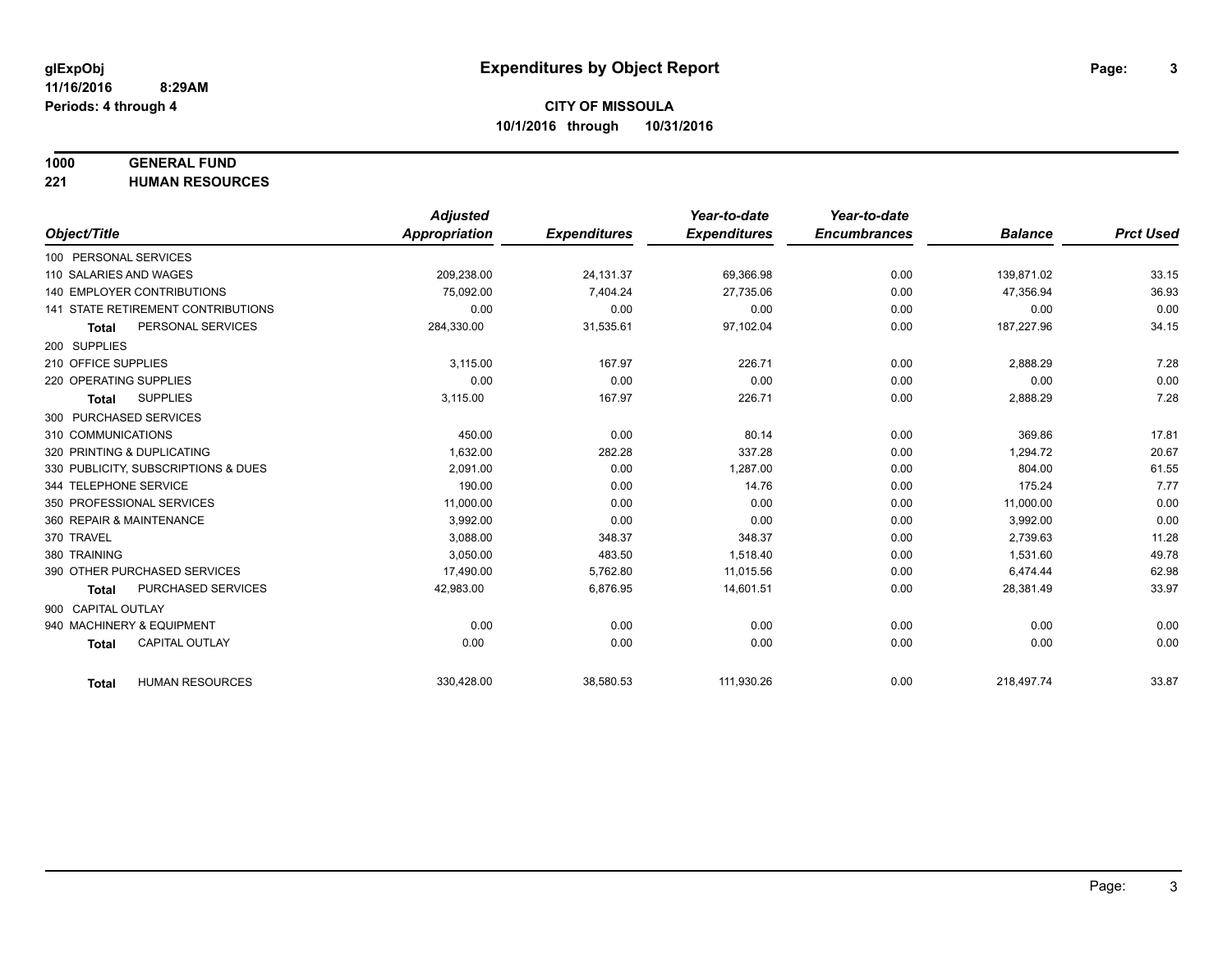# Expenditures by Object Report

glExpObj
11/16/2016 8:29AM
Periods: 4 through 4

**CITY OF MISSOULA**
**10/1/2016 through 10/31/2016**

**1000 GENERAL FUND**
**221 HUMAN RESOURCES**

| Object/Title | Adjusted Appropriation | Expenditures | Year-to-date Expenditures | Year-to-date Encumbrances | Balance | Prct Used |
|---|---|---|---|---|---|---|
| 100 PERSONAL SERVICES | | | | | | |
| 110 SALARIES AND WAGES | 209,238.00 | 24,131.37 | 69,366.98 | 0.00 | 139,871.02 | 33.15 |
| 140 EMPLOYER CONTRIBUTIONS | 75,092.00 | 7,404.24 | 27,735.06 | 0.00 | 47,356.94 | 36.93 |
| 141 STATE RETIREMENT CONTRIBUTIONS | 0.00 | 0.00 | 0.00 | 0.00 | 0.00 | 0.00 |
| **Total** PERSONAL SERVICES | 284,330.00 | 31,535.61 | 97,102.04 | 0.00 | 187,227.96 | 34.15 |
| 200 SUPPLIES | | | | | | |
| 210 OFFICE SUPPLIES | 3,115.00 | 167.97 | 226.71 | 0.00 | 2,888.29 | 7.28 |
| 220 OPERATING SUPPLIES | 0.00 | 0.00 | 0.00 | 0.00 | 0.00 | 0.00 |
| **Total** SUPPLIES | 3,115.00 | 167.97 | 226.71 | 0.00 | 2,888.29 | 7.28 |
| 300 PURCHASED SERVICES | | | | | | |
| 310 COMMUNICATIONS | 450.00 | 0.00 | 80.14 | 0.00 | 369.86 | 17.81 |
| 320 PRINTING & DUPLICATING | 1,632.00 | 282.28 | 337.28 | 0.00 | 1,294.72 | 20.67 |
| 330 PUBLICITY, SUBSCRIPTIONS & DUES | 2,091.00 | 0.00 | 1,287.00 | 0.00 | 804.00 | 61.55 |
| 344 TELEPHONE SERVICE | 190.00 | 0.00 | 14.76 | 0.00 | 175.24 | 7.77 |
| 350 PROFESSIONAL SERVICES | 11,000.00 | 0.00 | 0.00 | 0.00 | 11,000.00 | 0.00 |
| 360 REPAIR & MAINTENANCE | 3,992.00 | 0.00 | 0.00 | 0.00 | 3,992.00 | 0.00 |
| 370 TRAVEL | 3,088.00 | 348.37 | 348.37 | 0.00 | 2,739.63 | 11.28 |
| 380 TRAINING | 3,050.00 | 483.50 | 1,518.40 | 0.00 | 1,531.60 | 49.78 |
| 390 OTHER PURCHASED SERVICES | 17,490.00 | 5,762.80 | 11,015.56 | 0.00 | 6,474.44 | 62.98 |
| **Total** PURCHASED SERVICES | 42,983.00 | 6,876.95 | 14,601.51 | 0.00 | 28,381.49 | 33.97 |
| 900 CAPITAL OUTLAY | | | | | | |
| 940 MACHINERY & EQUIPMENT | 0.00 | 0.00 | 0.00 | 0.00 | 0.00 | 0.00 |
| **Total** CAPITAL OUTLAY | 0.00 | 0.00 | 0.00 | 0.00 | 0.00 | 0.00 |
| **Total** HUMAN RESOURCES | 330,428.00 | 38,580.53 | 111,930.26 | 0.00 | 218,497.74 | 33.87 |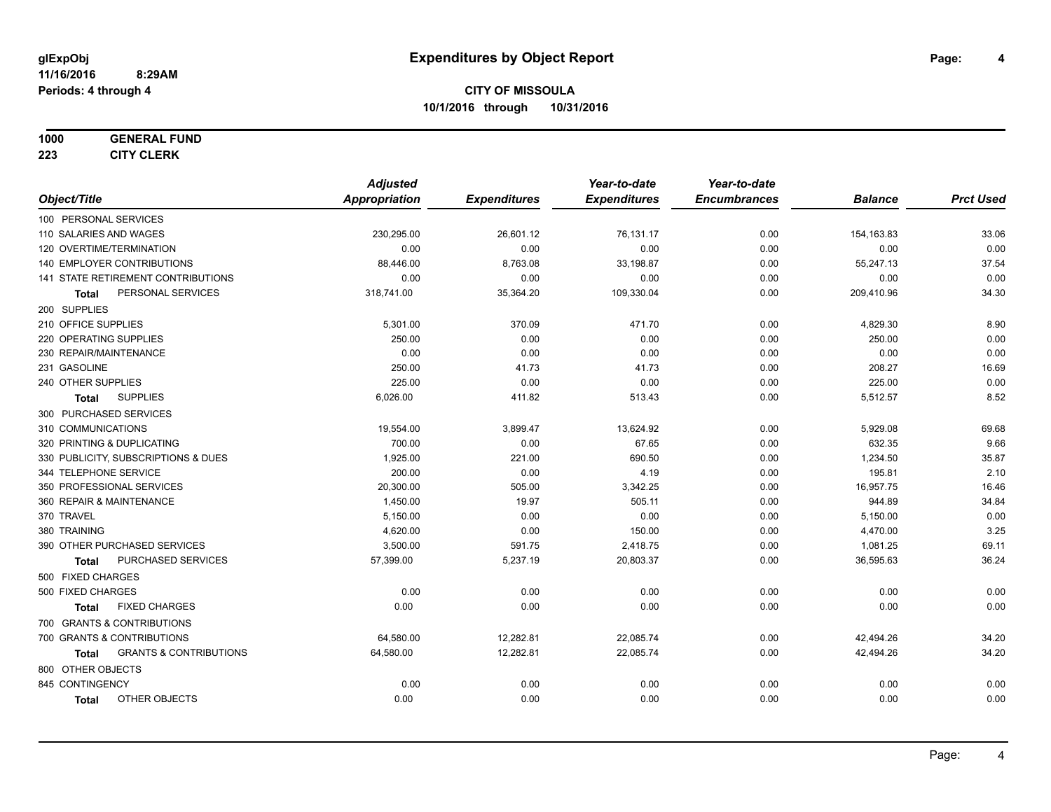# Expenditures by Object Report

glExpObj
11/16/2016 8:29AM
Periods: 4 through 4

**CITY OF MISSOULA**
**10/1/2016 through 10/31/2016**

**1000 GENERAL FUND**
**223 CITY CLERK**

| Object/Title | Adjusted Appropriation | Expenditures | Year-to-date Expenditures | Year-to-date Encumbrances | Balance | Prct Used |
|---|---|---|---|---|---|---|
| 100 PERSONAL SERVICES | | | | | | |
| 110 SALARIES AND WAGES | 230,295.00 | 26,601.12 | 76,131.17 | 0.00 | 154,163.83 | 33.06 |
| 120 OVERTIME/TERMINATION | 0.00 | 0.00 | 0.00 | 0.00 | 0.00 | 0.00 |
| 140 EMPLOYER CONTRIBUTIONS | 88,446.00 | 8,763.08 | 33,198.87 | 0.00 | 55,247.13 | 37.54 |
| 141 STATE RETIREMENT CONTRIBUTIONS | 0.00 | 0.00 | 0.00 | 0.00 | 0.00 | 0.00 |
| **Total** PERSONAL SERVICES | 318,741.00 | 35,364.20 | 109,330.04 | 0.00 | 209,410.96 | 34.30 |
| 200 SUPPLIES | | | | | | |
| 210 OFFICE SUPPLIES | 5,301.00 | 370.09 | 471.70 | 0.00 | 4,829.30 | 8.90 |
| 220 OPERATING SUPPLIES | 250.00 | 0.00 | 0.00 | 0.00 | 250.00 | 0.00 |
| 230 REPAIR/MAINTENANCE | 0.00 | 0.00 | 0.00 | 0.00 | 0.00 | 0.00 |
| 231 GASOLINE | 250.00 | 41.73 | 41.73 | 0.00 | 208.27 | 16.69 |
| 240 OTHER SUPPLIES | 225.00 | 0.00 | 0.00 | 0.00 | 225.00 | 0.00 |
| **Total** SUPPLIES | 6,026.00 | 411.82 | 513.43 | 0.00 | 5,512.57 | 8.52 |
| 300 PURCHASED SERVICES | | | | | | |
| 310 COMMUNICATIONS | 19,554.00 | 3,899.47 | 13,624.92 | 0.00 | 5,929.08 | 69.68 |
| 320 PRINTING & DUPLICATING | 700.00 | 0.00 | 67.65 | 0.00 | 632.35 | 9.66 |
| 330 PUBLICITY, SUBSCRIPTIONS & DUES | 1,925.00 | 221.00 | 690.50 | 0.00 | 1,234.50 | 35.87 |
| 344 TELEPHONE SERVICE | 200.00 | 0.00 | 4.19 | 0.00 | 195.81 | 2.10 |
| 350 PROFESSIONAL SERVICES | 20,300.00 | 505.00 | 3,342.25 | 0.00 | 16,957.75 | 16.46 |
| 360 REPAIR & MAINTENANCE | 1,450.00 | 19.97 | 505.11 | 0.00 | 944.89 | 34.84 |
| 370 TRAVEL | 5,150.00 | 0.00 | 0.00 | 0.00 | 5,150.00 | 0.00 |
| 380 TRAINING | 4,620.00 | 0.00 | 150.00 | 0.00 | 4,470.00 | 3.25 |
| 390 OTHER PURCHASED SERVICES | 3,500.00 | 591.75 | 2,418.75 | 0.00 | 1,081.25 | 69.11 |
| **Total** PURCHASED SERVICES | 57,399.00 | 5,237.19 | 20,803.37 | 0.00 | 36,595.63 | 36.24 |
| 500 FIXED CHARGES | | | | | | |
| 500 FIXED CHARGES | 0.00 | 0.00 | 0.00 | 0.00 | 0.00 | 0.00 |
| **Total** FIXED CHARGES | 0.00 | 0.00 | 0.00 | 0.00 | 0.00 | 0.00 |
| 700 GRANTS & CONTRIBUTIONS | | | | | | |
| 700 GRANTS & CONTRIBUTIONS | 64,580.00 | 12,282.81 | 22,085.74 | 0.00 | 42,494.26 | 34.20 |
| **Total** GRANTS & CONTRIBUTIONS | 64,580.00 | 12,282.81 | 22,085.74 | 0.00 | 42,494.26 | 34.20 |
| 800 OTHER OBJECTS | | | | | | |
| 845 CONTINGENCY | 0.00 | 0.00 | 0.00 | 0.00 | 0.00 | 0.00 |
| **Total** OTHER OBJECTS | 0.00 | 0.00 | 0.00 | 0.00 | 0.00 | 0.00 |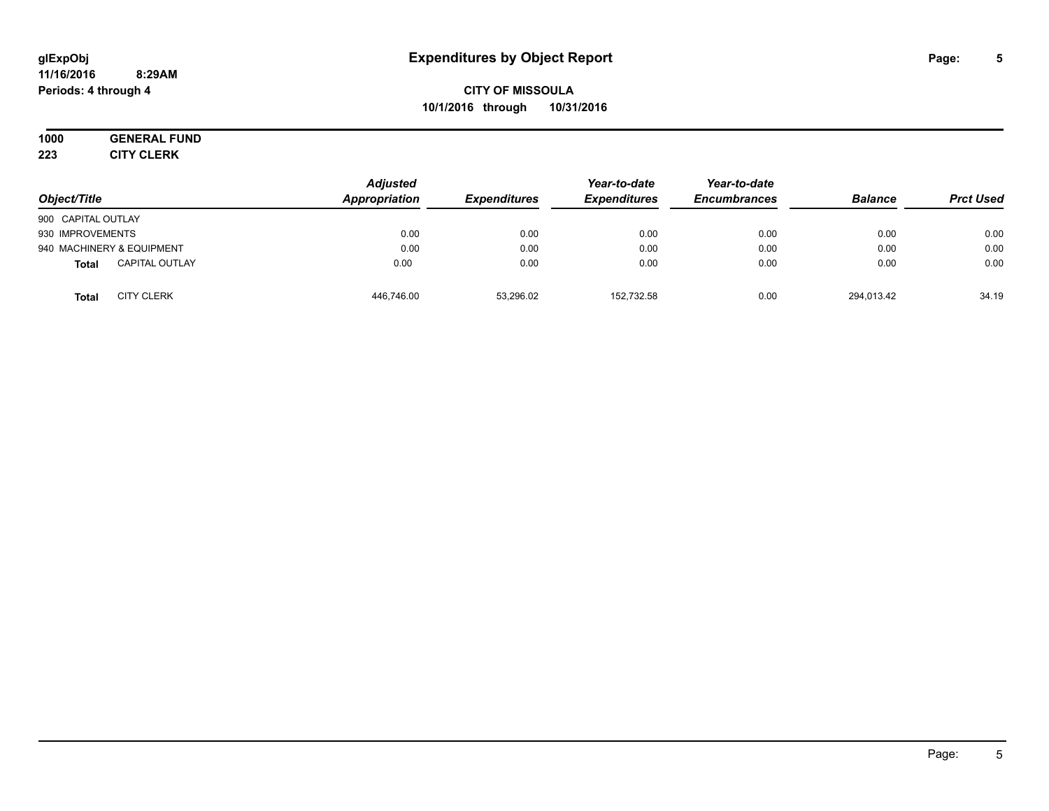# Expenditures by Object Report

glExpObj
11/16/2016 8:29AM
Periods: 4 through 4

**CITY OF MISSOULA**
**10/1/2016 through 10/31/2016**

**1000 GENERAL FUND**
**223 CITY CLERK**

| Object/Title | | Adjusted Appropriation | Expenditures | Year-to-date Expenditures | Year-to-date Encumbrances | Balance | Prct Used |
|---|---|---|---|---|---|---|---|
| 900 CAPITAL OUTLAY | | | | | | | |
| 930 IMPROVEMENTS | | 0.00 | 0.00 | 0.00 | 0.00 | 0.00 | 0.00 |
| 940 MACHINERY & EQUIPMENT | | 0.00 | 0.00 | 0.00 | 0.00 | 0.00 | 0.00 |
| **Total** | CAPITAL OUTLAY | 0.00 | 0.00 | 0.00 | 0.00 | 0.00 | 0.00 |
| **Total** | CITY CLERK | 446,746.00 | 53,296.02 | 152,732.58 | 0.00 | 294,013.42 | 34.19 |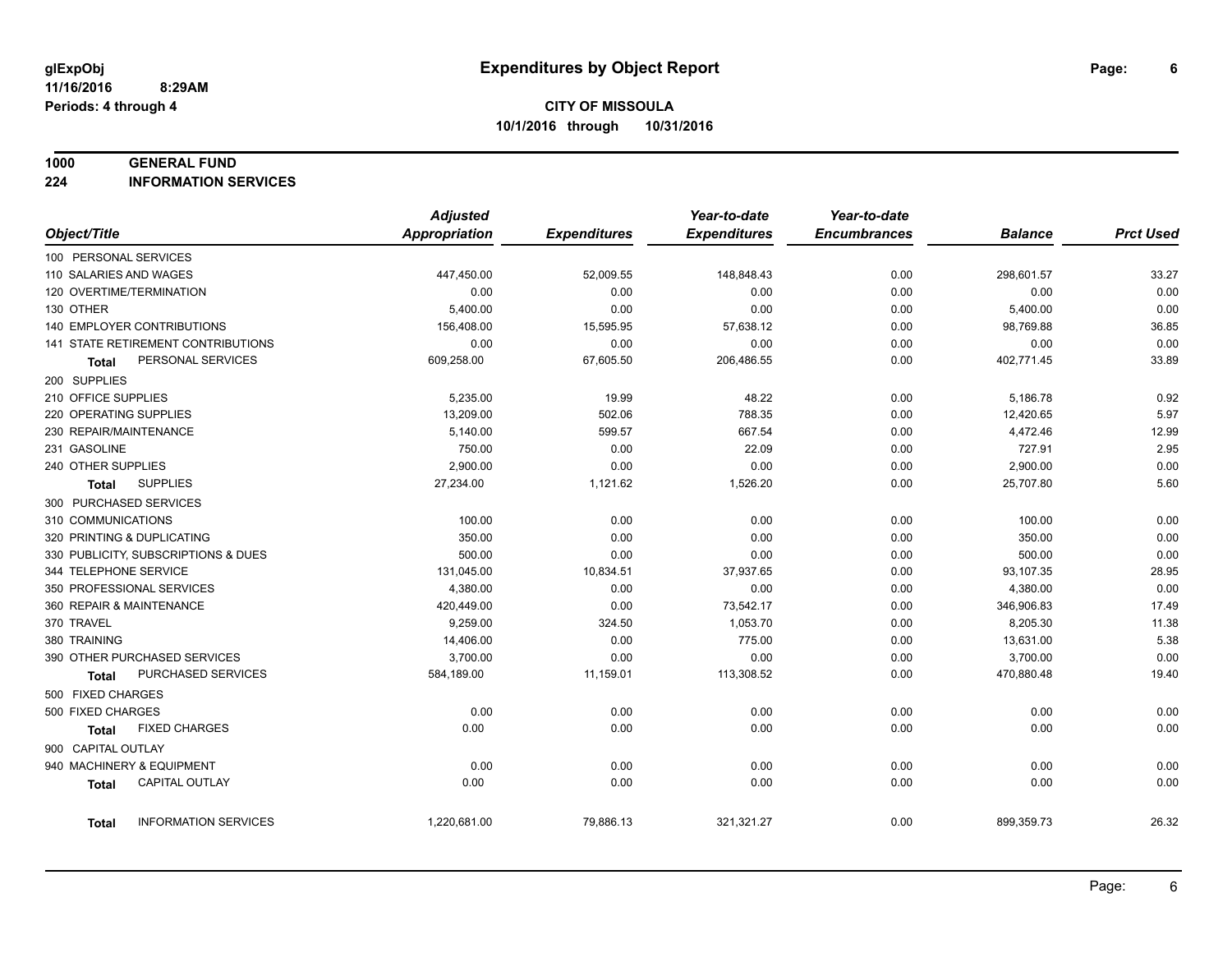glExpObj
11/16/2016 8:29AM
Periods: 4 through 4

# Expenditures by Object Report

**CITY OF MISSOULA**
**10/1/2016 through 10/31/2016**

**1000 GENERAL FUND**
**224 INFORMATION SERVICES**

| Object/Title | Adjusted Appropriation | Expenditures | Year-to-date Expenditures | Year-to-date Encumbrances | Balance | Prct Used |
|---|---|---|---|---|---|---|
| 100 PERSONAL SERVICES | | | | | | |
| 110 SALARIES AND WAGES | 447,450.00 | 52,009.55 | 148,848.43 | 0.00 | 298,601.57 | 33.27 |
| 120 OVERTIME/TERMINATION | 0.00 | 0.00 | 0.00 | 0.00 | 0.00 | 0.00 |
| 130 OTHER | 5,400.00 | 0.00 | 0.00 | 0.00 | 5,400.00 | 0.00 |
| 140 EMPLOYER CONTRIBUTIONS | 156,408.00 | 15,595.95 | 57,638.12 | 0.00 | 98,769.88 | 36.85 |
| 141 STATE RETIREMENT CONTRIBUTIONS | 0.00 | 0.00 | 0.00 | 0.00 | 0.00 | 0.00 |
| **Total** PERSONAL SERVICES | 609,258.00 | 67,605.50 | 206,486.55 | 0.00 | 402,771.45 | 33.89 |
| 200 SUPPLIES | | | | | | |
| 210 OFFICE SUPPLIES | 5,235.00 | 19.99 | 48.22 | 0.00 | 5,186.78 | 0.92 |
| 220 OPERATING SUPPLIES | 13,209.00 | 502.06 | 788.35 | 0.00 | 12,420.65 | 5.97 |
| 230 REPAIR/MAINTENANCE | 5,140.00 | 599.57 | 667.54 | 0.00 | 4,472.46 | 12.99 |
| 231 GASOLINE | 750.00 | 0.00 | 22.09 | 0.00 | 727.91 | 2.95 |
| 240 OTHER SUPPLIES | 2,900.00 | 0.00 | 0.00 | 0.00 | 2,900.00 | 0.00 |
| **Total** SUPPLIES | 27,234.00 | 1,121.62 | 1,526.20 | 0.00 | 25,707.80 | 5.60 |
| 300 PURCHASED SERVICES | | | | | | |
| 310 COMMUNICATIONS | 100.00 | 0.00 | 0.00 | 0.00 | 100.00 | 0.00 |
| 320 PRINTING & DUPLICATING | 350.00 | 0.00 | 0.00 | 0.00 | 350.00 | 0.00 |
| 330 PUBLICITY, SUBSCRIPTIONS & DUES | 500.00 | 0.00 | 0.00 | 0.00 | 500.00 | 0.00 |
| 344 TELEPHONE SERVICE | 131,045.00 | 10,834.51 | 37,937.65 | 0.00 | 93,107.35 | 28.95 |
| 350 PROFESSIONAL SERVICES | 4,380.00 | 0.00 | 0.00 | 0.00 | 4,380.00 | 0.00 |
| 360 REPAIR & MAINTENANCE | 420,449.00 | 0.00 | 73,542.17 | 0.00 | 346,906.83 | 17.49 |
| 370 TRAVEL | 9,259.00 | 324.50 | 1,053.70 | 0.00 | 8,205.30 | 11.38 |
| 380 TRAINING | 14,406.00 | 0.00 | 775.00 | 0.00 | 13,631.00 | 5.38 |
| 390 OTHER PURCHASED SERVICES | 3,700.00 | 0.00 | 0.00 | 0.00 | 3,700.00 | 0.00 |
| **Total** PURCHASED SERVICES | 584,189.00 | 11,159.01 | 113,308.52 | 0.00 | 470,880.48 | 19.40 |
| 500 FIXED CHARGES | | | | | | |
| 500 FIXED CHARGES | 0.00 | 0.00 | 0.00 | 0.00 | 0.00 | 0.00 |
| **Total** FIXED CHARGES | 0.00 | 0.00 | 0.00 | 0.00 | 0.00 | 0.00 |
| 900 CAPITAL OUTLAY | | | | | | |
| 940 MACHINERY & EQUIPMENT | 0.00 | 0.00 | 0.00 | 0.00 | 0.00 | 0.00 |
| **Total** CAPITAL OUTLAY | 0.00 | 0.00 | 0.00 | 0.00 | 0.00 | 0.00 |
| **Total** INFORMATION SERVICES | 1,220,681.00 | 79,886.13 | 321,321.27 | 0.00 | 899,359.73 | 26.32 |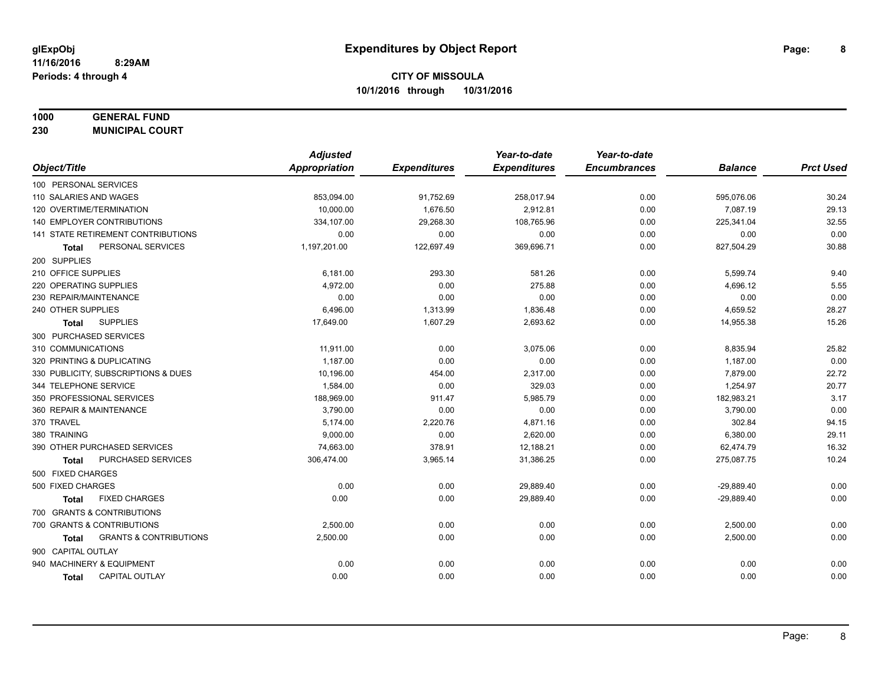# Expenditures by Object Report

glExpObj
11/16/2016 8:29AM
Periods: 4 through 4

**CITY OF MISSOULA**
**10/1/2016 through 10/31/2016**

**1000 GENERAL FUND**
**230 MUNICIPAL COURT**

| Object/Title | Adjusted Appropriation | Expenditures | Year-to-date Expenditures | Year-to-date Encumbrances | Balance | Prct Used |
|---|---|---|---|---|---|---|
| 100 PERSONAL SERVICES | | | | | | |
| 110 SALARIES AND WAGES | 853,094.00 | 91,752.69 | 258,017.94 | 0.00 | 595,076.06 | 30.24 |
| 120 OVERTIME/TERMINATION | 10,000.00 | 1,676.50 | 2,912.81 | 0.00 | 7,087.19 | 29.13 |
| 140 EMPLOYER CONTRIBUTIONS | 334,107.00 | 29,268.30 | 108,765.96 | 0.00 | 225,341.04 | 32.55 |
| 141 STATE RETIREMENT CONTRIBUTIONS | 0.00 | 0.00 | 0.00 | 0.00 | 0.00 | 0.00 |
| **Total** PERSONAL SERVICES | 1,197,201.00 | 122,697.49 | 369,696.71 | 0.00 | 827,504.29 | 30.88 |
| 200 SUPPLIES | | | | | | |
| 210 OFFICE SUPPLIES | 6,181.00 | 293.30 | 581.26 | 0.00 | 5,599.74 | 9.40 |
| 220 OPERATING SUPPLIES | 4,972.00 | 0.00 | 275.88 | 0.00 | 4,696.12 | 5.55 |
| 230 REPAIR/MAINTENANCE | 0.00 | 0.00 | 0.00 | 0.00 | 0.00 | 0.00 |
| 240 OTHER SUPPLIES | 6,496.00 | 1,313.99 | 1,836.48 | 0.00 | 4,659.52 | 28.27 |
| **Total** SUPPLIES | 17,649.00 | 1,607.29 | 2,693.62 | 0.00 | 14,955.38 | 15.26 |
| 300 PURCHASED SERVICES | | | | | | |
| 310 COMMUNICATIONS | 11,911.00 | 0.00 | 3,075.06 | 0.00 | 8,835.94 | 25.82 |
| 320 PRINTING & DUPLICATING | 1,187.00 | 0.00 | 0.00 | 0.00 | 1,187.00 | 0.00 |
| 330 PUBLICITY, SUBSCRIPTIONS & DUES | 10,196.00 | 454.00 | 2,317.00 | 0.00 | 7,879.00 | 22.72 |
| 344 TELEPHONE SERVICE | 1,584.00 | 0.00 | 329.03 | 0.00 | 1,254.97 | 20.77 |
| 350 PROFESSIONAL SERVICES | 188,969.00 | 911.47 | 5,985.79 | 0.00 | 182,983.21 | 3.17 |
| 360 REPAIR & MAINTENANCE | 3,790.00 | 0.00 | 0.00 | 0.00 | 3,790.00 | 0.00 |
| 370 TRAVEL | 5,174.00 | 2,220.76 | 4,871.16 | 0.00 | 302.84 | 94.15 |
| 380 TRAINING | 9,000.00 | 0.00 | 2,620.00 | 0.00 | 6,380.00 | 29.11 |
| 390 OTHER PURCHASED SERVICES | 74,663.00 | 378.91 | 12,188.21 | 0.00 | 62,474.79 | 16.32 |
| **Total** PURCHASED SERVICES | 306,474.00 | 3,965.14 | 31,386.25 | 0.00 | 275,087.75 | 10.24 |
| 500 FIXED CHARGES | | | | | | |
| 500 FIXED CHARGES | 0.00 | 0.00 | 29,889.40 | 0.00 | -29,889.40 | 0.00 |
| **Total** FIXED CHARGES | 0.00 | 0.00 | 29,889.40 | 0.00 | -29,889.40 | 0.00 |
| 700 GRANTS & CONTRIBUTIONS | | | | | | |
| 700 GRANTS & CONTRIBUTIONS | 2,500.00 | 0.00 | 0.00 | 0.00 | 2,500.00 | 0.00 |
| **Total** GRANTS & CONTRIBUTIONS | 2,500.00 | 0.00 | 0.00 | 0.00 | 2,500.00 | 0.00 |
| 900 CAPITAL OUTLAY | | | | | | |
| 940 MACHINERY & EQUIPMENT | 0.00 | 0.00 | 0.00 | 0.00 | 0.00 | 0.00 |
| **Total** CAPITAL OUTLAY | 0.00 | 0.00 | 0.00 | 0.00 | 0.00 | 0.00 |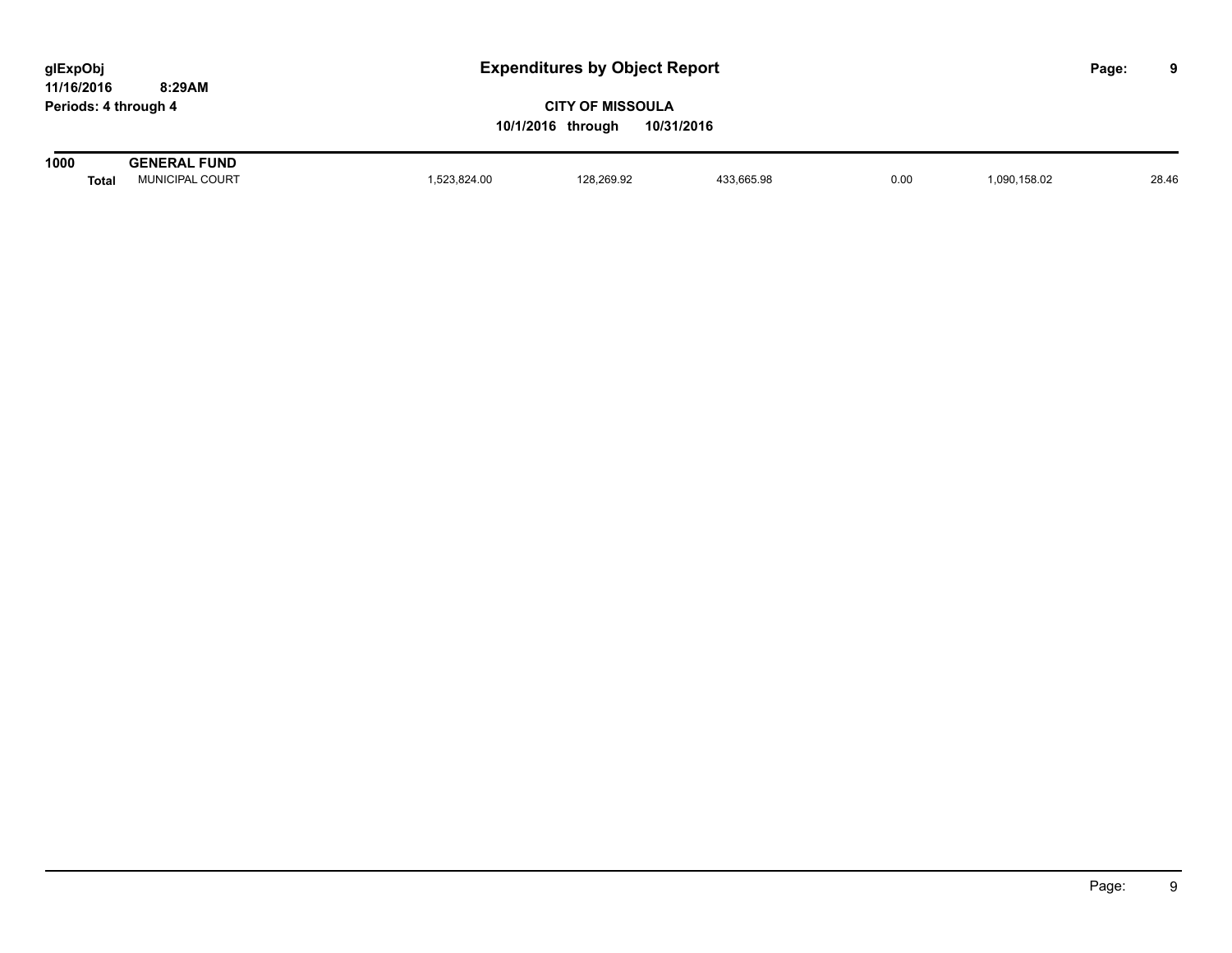# Expenditures by Object Report

glExpObj
11/16/2016 8:29AM
Periods: 4 through 4

**CITY OF MISSOULA**
**10/1/2016 through 10/31/2016**

| 1000 | GENERAL FUND | | | | | | |
|---|---|---|---|---|---|---|---|
| **Total** | MUNICIPAL COURT | 1,523,824.00 | 128,269.92 | 433,665.98 | 0.00 | 1,090,158.02 | 28.46 |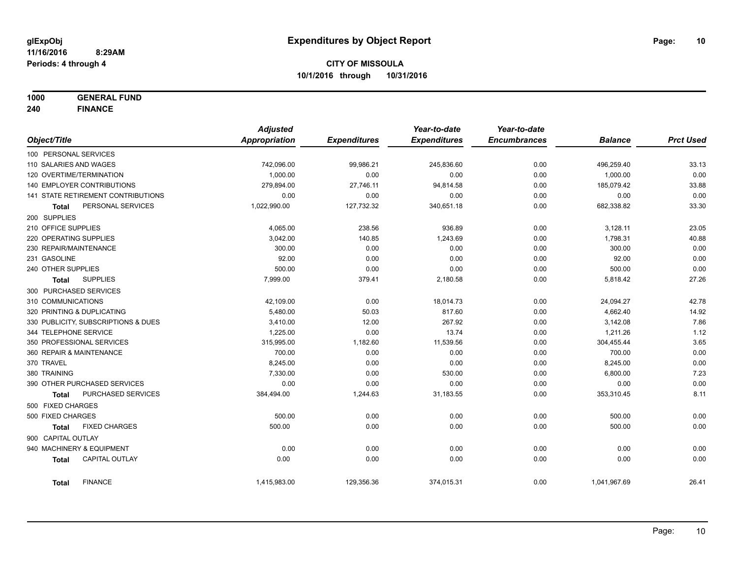**glExpObj** **Expenditures by Object Report**
**11/16/2016 8:29AM**
**Periods: 4 through 4**

**CITY OF MISSOULA**
**10/1/2016 through 10/31/2016**

**1000 GENERAL FUND**
**240 FINANCE**

| Object/Title | Adjusted Appropriation | Expenditures | Year-to-date Expenditures | Year-to-date Encumbrances | Balance | Prct Used |
|---|---|---|---|---|---|---|
| 100 PERSONAL SERVICES | | | | | | |
| 110 SALARIES AND WAGES | 742,096.00 | 99,986.21 | 245,836.60 | 0.00 | 496,259.40 | 33.13 |
| 120 OVERTIME/TERMINATION | 1,000.00 | 0.00 | 0.00 | 0.00 | 1,000.00 | 0.00 |
| 140 EMPLOYER CONTRIBUTIONS | 279,894.00 | 27,746.11 | 94,814.58 | 0.00 | 185,079.42 | 33.88 |
| 141 STATE RETIREMENT CONTRIBUTIONS | 0.00 | 0.00 | 0.00 | 0.00 | 0.00 | 0.00 |
| **Total** PERSONAL SERVICES | 1,022,990.00 | 127,732.32 | 340,651.18 | 0.00 | 682,338.82 | 33.30 |
| 200 SUPPLIES | | | | | | |
| 210 OFFICE SUPPLIES | 4,065.00 | 238.56 | 936.89 | 0.00 | 3,128.11 | 23.05 |
| 220 OPERATING SUPPLIES | 3,042.00 | 140.85 | 1,243.69 | 0.00 | 1,798.31 | 40.88 |
| 230 REPAIR/MAINTENANCE | 300.00 | 0.00 | 0.00 | 0.00 | 300.00 | 0.00 |
| 231 GASOLINE | 92.00 | 0.00 | 0.00 | 0.00 | 92.00 | 0.00 |
| 240 OTHER SUPPLIES | 500.00 | 0.00 | 0.00 | 0.00 | 500.00 | 0.00 |
| **Total** SUPPLIES | 7,999.00 | 379.41 | 2,180.58 | 0.00 | 5,818.42 | 27.26 |
| 300 PURCHASED SERVICES | | | | | | |
| 310 COMMUNICATIONS | 42,109.00 | 0.00 | 18,014.73 | 0.00 | 24,094.27 | 42.78 |
| 320 PRINTING & DUPLICATING | 5,480.00 | 50.03 | 817.60 | 0.00 | 4,662.40 | 14.92 |
| 330 PUBLICITY, SUBSCRIPTIONS & DUES | 3,410.00 | 12.00 | 267.92 | 0.00 | 3,142.08 | 7.86 |
| 344 TELEPHONE SERVICE | 1,225.00 | 0.00 | 13.74 | 0.00 | 1,211.26 | 1.12 |
| 350 PROFESSIONAL SERVICES | 315,995.00 | 1,182.60 | 11,539.56 | 0.00 | 304,455.44 | 3.65 |
| 360 REPAIR & MAINTENANCE | 700.00 | 0.00 | 0.00 | 0.00 | 700.00 | 0.00 |
| 370 TRAVEL | 8,245.00 | 0.00 | 0.00 | 0.00 | 8,245.00 | 0.00 |
| 380 TRAINING | 7,330.00 | 0.00 | 530.00 | 0.00 | 6,800.00 | 7.23 |
| 390 OTHER PURCHASED SERVICES | 0.00 | 0.00 | 0.00 | 0.00 | 0.00 | 0.00 |
| **Total** PURCHASED SERVICES | 384,494.00 | 1,244.63 | 31,183.55 | 0.00 | 353,310.45 | 8.11 |
| 500 FIXED CHARGES | | | | | | |
| 500 FIXED CHARGES | 500.00 | 0.00 | 0.00 | 0.00 | 500.00 | 0.00 |
| **Total** FIXED CHARGES | 500.00 | 0.00 | 0.00 | 0.00 | 500.00 | 0.00 |
| 900 CAPITAL OUTLAY | | | | | | |
| 940 MACHINERY & EQUIPMENT | 0.00 | 0.00 | 0.00 | 0.00 | 0.00 | 0.00 |
| **Total** CAPITAL OUTLAY | 0.00 | 0.00 | 0.00 | 0.00 | 0.00 | 0.00 |
| **Total** FINANCE | 1,415,983.00 | 129,356.36 | 374,015.31 | 0.00 | 1,041,967.69 | 26.41 |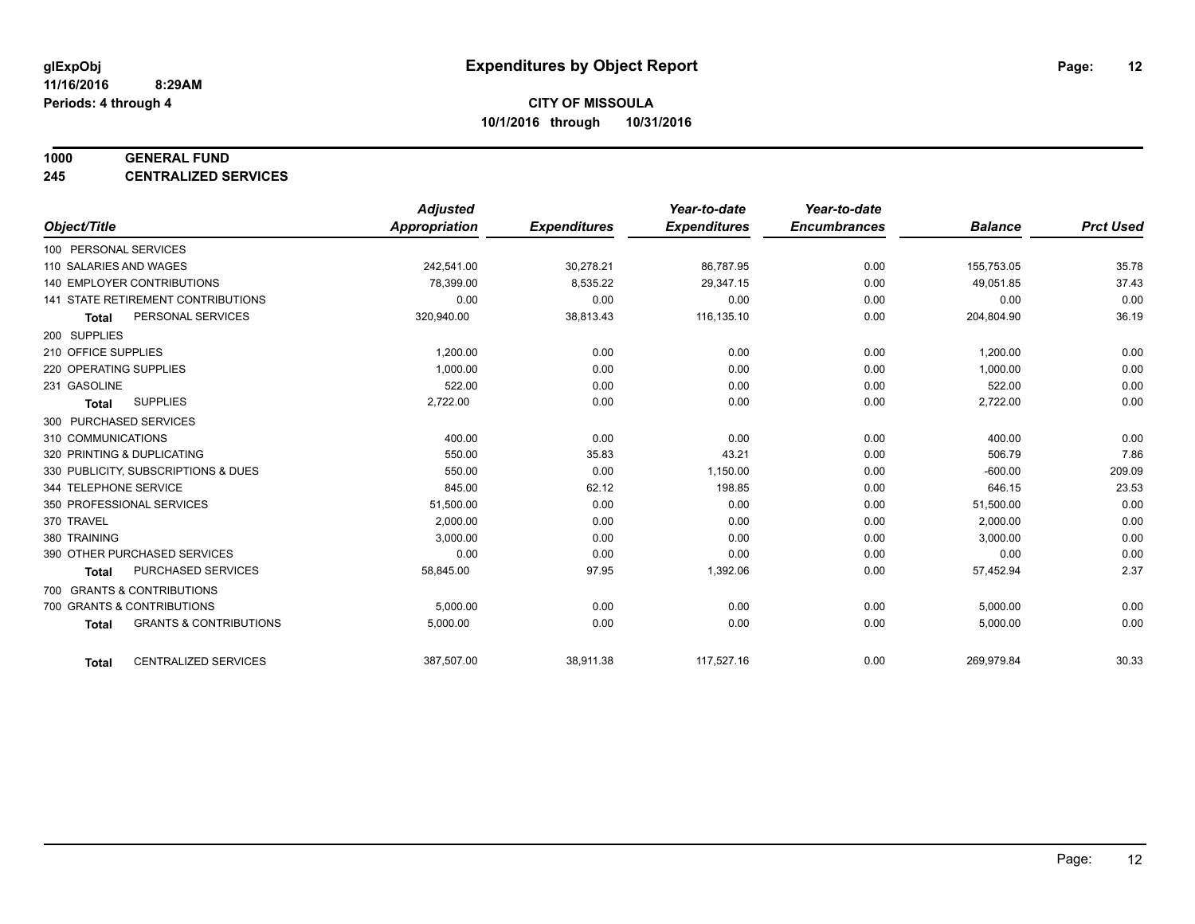**glExpObj** | **Expenditures by Object Report**

**11/16/2016 8:29AM**

**Periods: 4 through 4**

**CITY OF MISSOULA**

**10/1/2016 through 10/31/2016**

**1000 GENERAL FUND**

**245 CENTRALIZED SERVICES**

| Object/Title | Adjusted Appropriation | Expenditures | Year-to-date Expenditures | Year-to-date Encumbrances | Balance | Prct Used |
|---|---|---|---|---|---|---|
| 100 PERSONAL SERVICES | | | | | | |
| 110 SALARIES AND WAGES | 242,541.00 | 30,278.21 | 86,787.95 | 0.00 | 155,753.05 | 35.78 |
| 140 EMPLOYER CONTRIBUTIONS | 78,399.00 | 8,535.22 | 29,347.15 | 0.00 | 49,051.85 | 37.43 |
| 141 STATE RETIREMENT CONTRIBUTIONS | 0.00 | 0.00 | 0.00 | 0.00 | 0.00 | 0.00 |
| **Total** PERSONAL SERVICES | 320,940.00 | 38,813.43 | 116,135.10 | 0.00 | 204,804.90 | 36.19 |
| 200 SUPPLIES | | | | | | |
| 210 OFFICE SUPPLIES | 1,200.00 | 0.00 | 0.00 | 0.00 | 1,200.00 | 0.00 |
| 220 OPERATING SUPPLIES | 1,000.00 | 0.00 | 0.00 | 0.00 | 1,000.00 | 0.00 |
| 231 GASOLINE | 522.00 | 0.00 | 0.00 | 0.00 | 522.00 | 0.00 |
| **Total** SUPPLIES | 2,722.00 | 0.00 | 0.00 | 0.00 | 2,722.00 | 0.00 |
| 300 PURCHASED SERVICES | | | | | | |
| 310 COMMUNICATIONS | 400.00 | 0.00 | 0.00 | 0.00 | 400.00 | 0.00 |
| 320 PRINTING & DUPLICATING | 550.00 | 35.83 | 43.21 | 0.00 | 506.79 | 7.86 |
| 330 PUBLICITY, SUBSCRIPTIONS & DUES | 550.00 | 0.00 | 1,150.00 | 0.00 | -600.00 | 209.09 |
| 344 TELEPHONE SERVICE | 845.00 | 62.12 | 198.85 | 0.00 | 646.15 | 23.53 |
| 350 PROFESSIONAL SERVICES | 51,500.00 | 0.00 | 0.00 | 0.00 | 51,500.00 | 0.00 |
| 370 TRAVEL | 2,000.00 | 0.00 | 0.00 | 0.00 | 2,000.00 | 0.00 |
| 380 TRAINING | 3,000.00 | 0.00 | 0.00 | 0.00 | 3,000.00 | 0.00 |
| 390 OTHER PURCHASED SERVICES | 0.00 | 0.00 | 0.00 | 0.00 | 0.00 | 0.00 |
| **Total** PURCHASED SERVICES | 58,845.00 | 97.95 | 1,392.06 | 0.00 | 57,452.94 | 2.37 |
| 700 GRANTS & CONTRIBUTIONS | | | | | | |
| 700 GRANTS & CONTRIBUTIONS | 5,000.00 | 0.00 | 0.00 | 0.00 | 5,000.00 | 0.00 |
| **Total** GRANTS & CONTRIBUTIONS | 5,000.00 | 0.00 | 0.00 | 0.00 | 5,000.00 | 0.00 |
| **Total** CENTRALIZED SERVICES | 387,507.00 | 38,911.38 | 117,527.16 | 0.00 | 269,979.84 | 30.33 |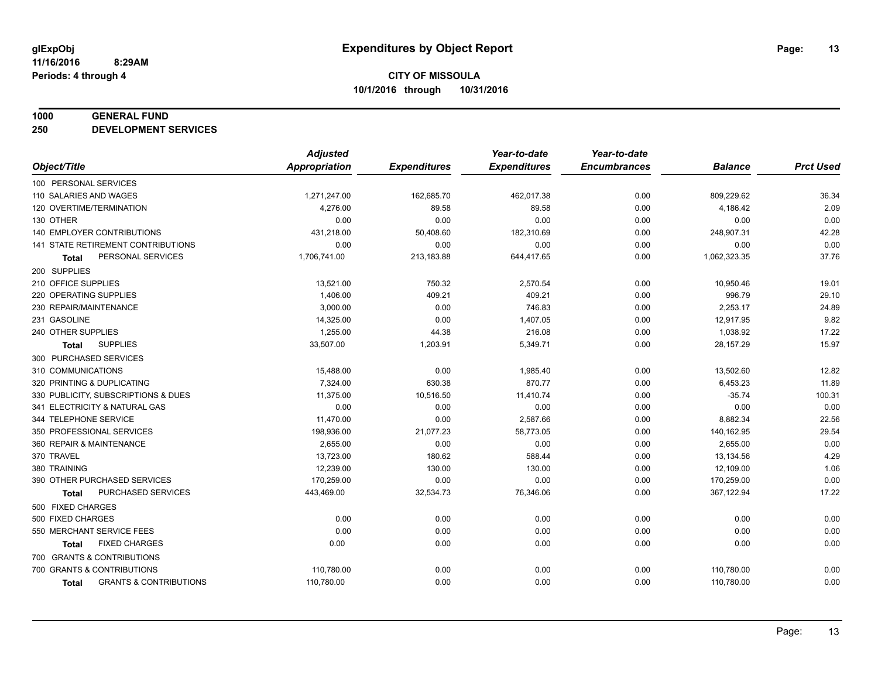# Expenditures by Object Report

glExpObj
11/16/2016 8:29AM
Periods: 4 through 4

**CITY OF MISSOULA**
**10/1/2016 through 10/31/2016**

**1000 GENERAL FUND**
**250 DEVELOPMENT SERVICES**

| Object/Title | Adjusted Appropriation | Expenditures | Year-to-date Expenditures | Year-to-date Encumbrances | Balance | Prct Used |
|---|---|---|---|---|---|---|
| 100 PERSONAL SERVICES | | | | | | |
| 110 SALARIES AND WAGES | 1,271,247.00 | 162,685.70 | 462,017.38 | 0.00 | 809,229.62 | 36.34 |
| 120 OVERTIME/TERMINATION | 4,276.00 | 89.58 | 89.58 | 0.00 | 4,186.42 | 2.09 |
| 130 OTHER | 0.00 | 0.00 | 0.00 | 0.00 | 0.00 | 0.00 |
| 140 EMPLOYER CONTRIBUTIONS | 431,218.00 | 50,408.60 | 182,310.69 | 0.00 | 248,907.31 | 42.28 |
| 141 STATE RETIREMENT CONTRIBUTIONS | 0.00 | 0.00 | 0.00 | 0.00 | 0.00 | 0.00 |
| **Total** PERSONAL SERVICES | 1,706,741.00 | 213,183.88 | 644,417.65 | 0.00 | 1,062,323.35 | 37.76 |
| 200 SUPPLIES | | | | | | |
| 210 OFFICE SUPPLIES | 13,521.00 | 750.32 | 2,570.54 | 0.00 | 10,950.46 | 19.01 |
| 220 OPERATING SUPPLIES | 1,406.00 | 409.21 | 409.21 | 0.00 | 996.79 | 29.10 |
| 230 REPAIR/MAINTENANCE | 3,000.00 | 0.00 | 746.83 | 0.00 | 2,253.17 | 24.89 |
| 231 GASOLINE | 14,325.00 | 0.00 | 1,407.05 | 0.00 | 12,917.95 | 9.82 |
| 240 OTHER SUPPLIES | 1,255.00 | 44.38 | 216.08 | 0.00 | 1,038.92 | 17.22 |
| **Total** SUPPLIES | 33,507.00 | 1,203.91 | 5,349.71 | 0.00 | 28,157.29 | 15.97 |
| 300 PURCHASED SERVICES | | | | | | |
| 310 COMMUNICATIONS | 15,488.00 | 0.00 | 1,985.40 | 0.00 | 13,502.60 | 12.82 |
| 320 PRINTING & DUPLICATING | 7,324.00 | 630.38 | 870.77 | 0.00 | 6,453.23 | 11.89 |
| 330 PUBLICITY, SUBSCRIPTIONS & DUES | 11,375.00 | 10,516.50 | 11,410.74 | 0.00 | -35.74 | 100.31 |
| 341 ELECTRICITY & NATURAL GAS | 0.00 | 0.00 | 0.00 | 0.00 | 0.00 | 0.00 |
| 344 TELEPHONE SERVICE | 11,470.00 | 0.00 | 2,587.66 | 0.00 | 8,882.34 | 22.56 |
| 350 PROFESSIONAL SERVICES | 198,936.00 | 21,077.23 | 58,773.05 | 0.00 | 140,162.95 | 29.54 |
| 360 REPAIR & MAINTENANCE | 2,655.00 | 0.00 | 0.00 | 0.00 | 2,655.00 | 0.00 |
| 370 TRAVEL | 13,723.00 | 180.62 | 588.44 | 0.00 | 13,134.56 | 4.29 |
| 380 TRAINING | 12,239.00 | 130.00 | 130.00 | 0.00 | 12,109.00 | 1.06 |
| 390 OTHER PURCHASED SERVICES | 170,259.00 | 0.00 | 0.00 | 0.00 | 170,259.00 | 0.00 |
| **Total** PURCHASED SERVICES | 443,469.00 | 32,534.73 | 76,346.06 | 0.00 | 367,122.94 | 17.22 |
| 500 FIXED CHARGES | | | | | | |
| 500 FIXED CHARGES | 0.00 | 0.00 | 0.00 | 0.00 | 0.00 | 0.00 |
| 550 MERCHANT SERVICE FEES | 0.00 | 0.00 | 0.00 | 0.00 | 0.00 | 0.00 |
| **Total** FIXED CHARGES | 0.00 | 0.00 | 0.00 | 0.00 | 0.00 | 0.00 |
| 700 GRANTS & CONTRIBUTIONS | | | | | | |
| 700 GRANTS & CONTRIBUTIONS | 110,780.00 | 0.00 | 0.00 | 0.00 | 110,780.00 | 0.00 |
| **Total** GRANTS & CONTRIBUTIONS | 110,780.00 | 0.00 | 0.00 | 0.00 | 110,780.00 | 0.00 |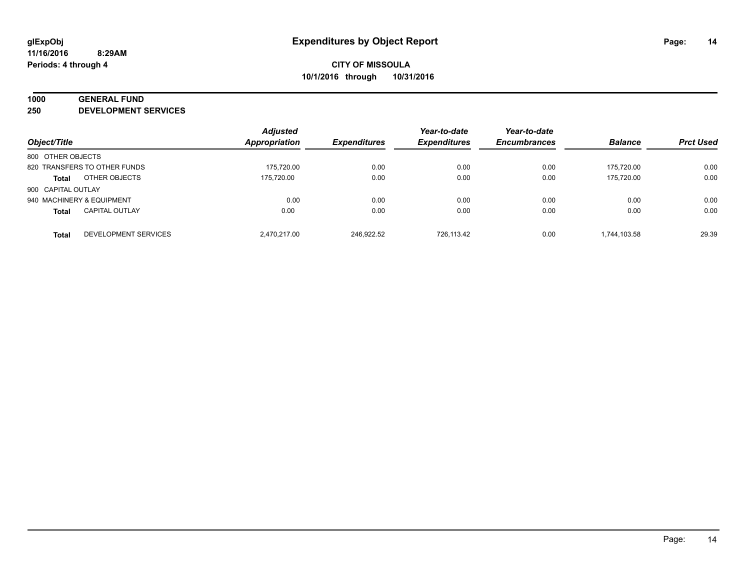# Expenditures by Object Report

glExpObj
11/16/2016 8:29AM
Periods: 4 through 4

**CITY OF MISSOULA**
**10/1/2016 through 10/31/2016**

**1000 GENERAL FUND**
**250 DEVELOPMENT SERVICES**

| Object/Title | | Adjusted Appropriation | Expenditures | Year-to-date Expenditures | Year-to-date Encumbrances | Balance | Prct Used |
|---|---|---|---|---|---|---|---|
| 800 OTHER OBJECTS | | | | | | | |
| 820 TRANSFERS TO OTHER FUNDS | | 175,720.00 | 0.00 | 0.00 | 0.00 | 175,720.00 | 0.00 |
| **Total** | OTHER OBJECTS | 175,720.00 | 0.00 | 0.00 | 0.00 | 175,720.00 | 0.00 |
| 900 CAPITAL OUTLAY | | | | | | | |
| 940 MACHINERY & EQUIPMENT | | 0.00 | 0.00 | 0.00 | 0.00 | 0.00 | 0.00 |
| **Total** | CAPITAL OUTLAY | 0.00 | 0.00 | 0.00 | 0.00 | 0.00 | 0.00 |
| **Total** | DEVELOPMENT SERVICES | 2,470,217.00 | 246,922.52 | 726,113.42 | 0.00 | 1,744,103.58 | 29.39 |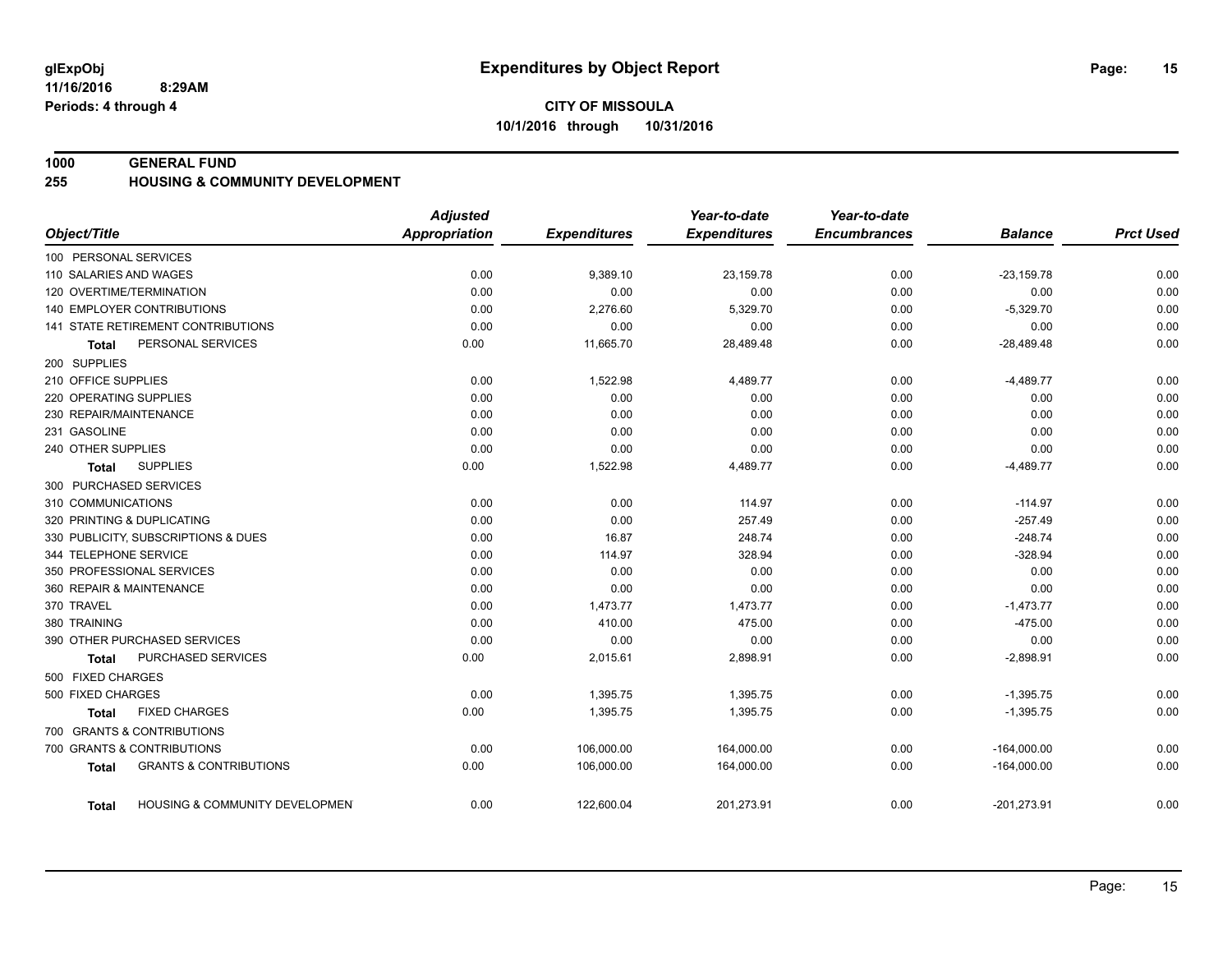glExpObj
11/16/2016 8:29AM
Periods: 4 through 4

# Expenditures by Object Report

**CITY OF MISSOULA**
**10/1/2016 through 10/31/2016**

**1000 GENERAL FUND**
**255 HOUSING & COMMUNITY DEVELOPMENT**

| Object/Title | Adjusted Appropriation | Expenditures | Year-to-date Expenditures | Year-to-date Encumbrances | Balance | Prct Used |
|---|---|---|---|---|---|---|
| 100 PERSONAL SERVICES | | | | | | |
| 110 SALARIES AND WAGES | 0.00 | 9,389.10 | 23,159.78 | 0.00 | -23,159.78 | 0.00 |
| 120 OVERTIME/TERMINATION | 0.00 | 0.00 | 0.00 | 0.00 | 0.00 | 0.00 |
| 140 EMPLOYER CONTRIBUTIONS | 0.00 | 2,276.60 | 5,329.70 | 0.00 | -5,329.70 | 0.00 |
| 141 STATE RETIREMENT CONTRIBUTIONS | 0.00 | 0.00 | 0.00 | 0.00 | 0.00 | 0.00 |
| **Total** PERSONAL SERVICES | 0.00 | 11,665.70 | 28,489.48 | 0.00 | -28,489.48 | 0.00 |
| 200 SUPPLIES | | | | | | |
| 210 OFFICE SUPPLIES | 0.00 | 1,522.98 | 4,489.77 | 0.00 | -4,489.77 | 0.00 |
| 220 OPERATING SUPPLIES | 0.00 | 0.00 | 0.00 | 0.00 | 0.00 | 0.00 |
| 230 REPAIR/MAINTENANCE | 0.00 | 0.00 | 0.00 | 0.00 | 0.00 | 0.00 |
| 231 GASOLINE | 0.00 | 0.00 | 0.00 | 0.00 | 0.00 | 0.00 |
| 240 OTHER SUPPLIES | 0.00 | 0.00 | 0.00 | 0.00 | 0.00 | 0.00 |
| **Total** SUPPLIES | 0.00 | 1,522.98 | 4,489.77 | 0.00 | -4,489.77 | 0.00 |
| 300 PURCHASED SERVICES | | | | | | |
| 310 COMMUNICATIONS | 0.00 | 0.00 | 114.97 | 0.00 | -114.97 | 0.00 |
| 320 PRINTING & DUPLICATING | 0.00 | 0.00 | 257.49 | 0.00 | -257.49 | 0.00 |
| 330 PUBLICITY, SUBSCRIPTIONS & DUES | 0.00 | 16.87 | 248.74 | 0.00 | -248.74 | 0.00 |
| 344 TELEPHONE SERVICE | 0.00 | 114.97 | 328.94 | 0.00 | -328.94 | 0.00 |
| 350 PROFESSIONAL SERVICES | 0.00 | 0.00 | 0.00 | 0.00 | 0.00 | 0.00 |
| 360 REPAIR & MAINTENANCE | 0.00 | 0.00 | 0.00 | 0.00 | 0.00 | 0.00 |
| 370 TRAVEL | 0.00 | 1,473.77 | 1,473.77 | 0.00 | -1,473.77 | 0.00 |
| 380 TRAINING | 0.00 | 410.00 | 475.00 | 0.00 | -475.00 | 0.00 |
| 390 OTHER PURCHASED SERVICES | 0.00 | 0.00 | 0.00 | 0.00 | 0.00 | 0.00 |
| **Total** PURCHASED SERVICES | 0.00 | 2,015.61 | 2,898.91 | 0.00 | -2,898.91 | 0.00 |
| 500 FIXED CHARGES | | | | | | |
| 500 FIXED CHARGES | 0.00 | 1,395.75 | 1,395.75 | 0.00 | -1,395.75 | 0.00 |
| **Total** FIXED CHARGES | 0.00 | 1,395.75 | 1,395.75 | 0.00 | -1,395.75 | 0.00 |
| 700 GRANTS & CONTRIBUTIONS | | | | | | |
| 700 GRANTS & CONTRIBUTIONS | 0.00 | 106,000.00 | 164,000.00 | 0.00 | -164,000.00 | 0.00 |
| **Total** GRANTS & CONTRIBUTIONS | 0.00 | 106,000.00 | 164,000.00 | 0.00 | -164,000.00 | 0.00 |
| **Total** HOUSING & COMMUNITY DEVELOPMEN | 0.00 | 122,600.04 | 201,273.91 | 0.00 | -201,273.91 | 0.00 |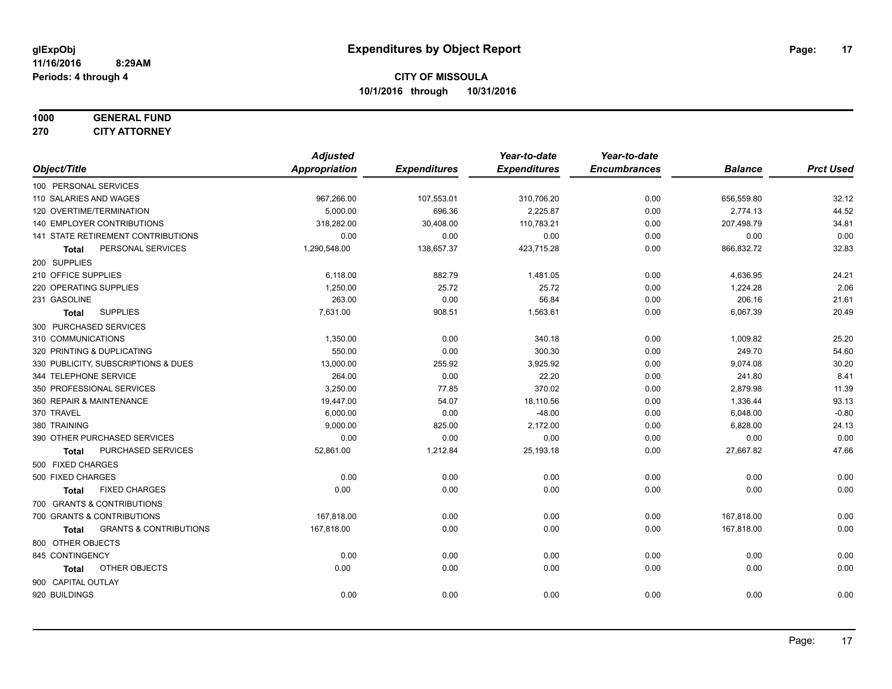# Expenditures by Object Report

glExpObj
11/16/2016 8:29AM
Periods: 4 through 4

**CITY OF MISSOULA**
**10/1/2016 through 10/31/2016**

**1000 GENERAL FUND**
**270 CITY ATTORNEY**

| Object/Title | Adjusted Appropriation | Expenditures | Year-to-date Expenditures | Year-to-date Encumbrances | Balance | Prct Used |
|---|---|---|---|---|---|---|
| 100 PERSONAL SERVICES | | | | | | |
| 110 SALARIES AND WAGES | 967,266.00 | 107,553.01 | 310,706.20 | 0.00 | 656,559.80 | 32.12 |
| 120 OVERTIME/TERMINATION | 5,000.00 | 696.36 | 2,225.87 | 0.00 | 2,774.13 | 44.52 |
| 140 EMPLOYER CONTRIBUTIONS | 318,282.00 | 30,408.00 | 110,783.21 | 0.00 | 207,498.79 | 34.81 |
| 141 STATE RETIREMENT CONTRIBUTIONS | 0.00 | 0.00 | 0.00 | 0.00 | 0.00 | 0.00 |
| **Total** PERSONAL SERVICES | 1,290,548.00 | 138,657.37 | 423,715.28 | 0.00 | 866,832.72 | 32.83 |
| 200 SUPPLIES | | | | | | |
| 210 OFFICE SUPPLIES | 6,118.00 | 882.79 | 1,481.05 | 0.00 | 4,636.95 | 24.21 |
| 220 OPERATING SUPPLIES | 1,250.00 | 25.72 | 25.72 | 0.00 | 1,224.28 | 2.06 |
| 231 GASOLINE | 263.00 | 0.00 | 56.84 | 0.00 | 206.16 | 21.61 |
| **Total** SUPPLIES | 7,631.00 | 908.51 | 1,563.61 | 0.00 | 6,067.39 | 20.49 |
| 300 PURCHASED SERVICES | | | | | | |
| 310 COMMUNICATIONS | 1,350.00 | 0.00 | 340.18 | 0.00 | 1,009.82 | 25.20 |
| 320 PRINTING & DUPLICATING | 550.00 | 0.00 | 300.30 | 0.00 | 249.70 | 54.60 |
| 330 PUBLICITY, SUBSCRIPTIONS & DUES | 13,000.00 | 255.92 | 3,925.92 | 0.00 | 9,074.08 | 30.20 |
| 344 TELEPHONE SERVICE | 264.00 | 0.00 | 22.20 | 0.00 | 241.80 | 8.41 |
| 350 PROFESSIONAL SERVICES | 3,250.00 | 77.85 | 370.02 | 0.00 | 2,879.98 | 11.39 |
| 360 REPAIR & MAINTENANCE | 19,447.00 | 54.07 | 18,110.56 | 0.00 | 1,336.44 | 93.13 |
| 370 TRAVEL | 6,000.00 | 0.00 | -48.00 | 0.00 | 6,048.00 | -0.80 |
| 380 TRAINING | 9,000.00 | 825.00 | 2,172.00 | 0.00 | 6,828.00 | 24.13 |
| 390 OTHER PURCHASED SERVICES | 0.00 | 0.00 | 0.00 | 0.00 | 0.00 | 0.00 |
| **Total** PURCHASED SERVICES | 52,861.00 | 1,212.84 | 25,193.18 | 0.00 | 27,667.82 | 47.66 |
| 500 FIXED CHARGES | | | | | | |
| 500 FIXED CHARGES | 0.00 | 0.00 | 0.00 | 0.00 | 0.00 | 0.00 |
| **Total** FIXED CHARGES | 0.00 | 0.00 | 0.00 | 0.00 | 0.00 | 0.00 |
| 700 GRANTS & CONTRIBUTIONS | | | | | | |
| 700 GRANTS & CONTRIBUTIONS | 167,818.00 | 0.00 | 0.00 | 0.00 | 167,818.00 | 0.00 |
| **Total** GRANTS & CONTRIBUTIONS | 167,818.00 | 0.00 | 0.00 | 0.00 | 167,818.00 | 0.00 |
| 800 OTHER OBJECTS | | | | | | |
| 845 CONTINGENCY | 0.00 | 0.00 | 0.00 | 0.00 | 0.00 | 0.00 |
| **Total** OTHER OBJECTS | 0.00 | 0.00 | 0.00 | 0.00 | 0.00 | 0.00 |
| 900 CAPITAL OUTLAY | | | | | | |
| 920 BUILDINGS | 0.00 | 0.00 | 0.00 | 0.00 | 0.00 | 0.00 |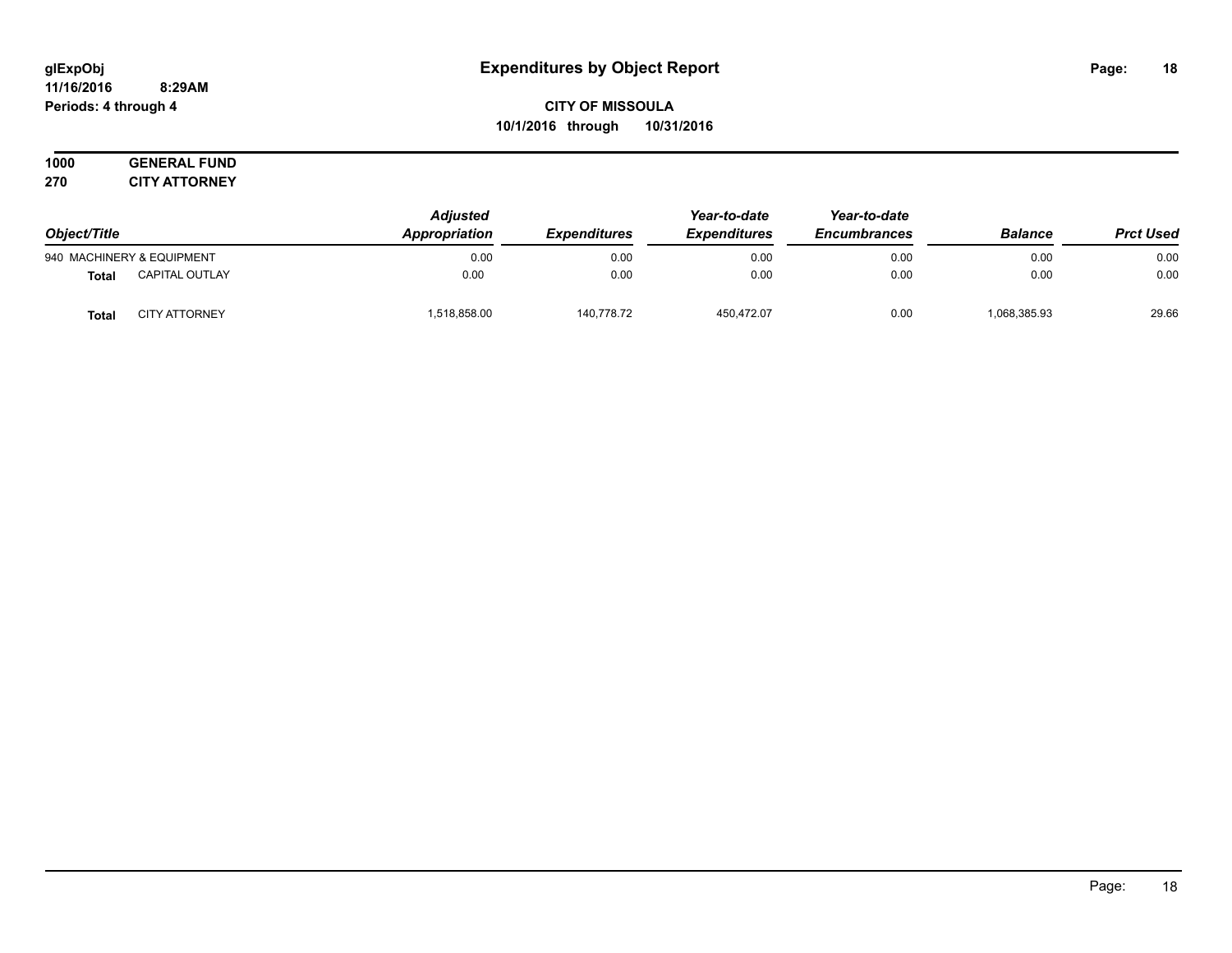**Expenditures by Object Report**

**CITY OF MISSOULA**

**10/1/2016 through 10/31/2016**

glExpObj
11/16/2016 8:29AM
Periods: 4 through 4

**1000 GENERAL FUND**
**270 CITY ATTORNEY**

| Object/Title | | Adjusted Appropriation | Expenditures | Year-to-date Expenditures | Year-to-date Encumbrances | Balance | Prct Used |
|---|---|---|---|---|---|---|---|
| 940 MACHINERY & EQUIPMENT | | 0.00 | 0.00 | 0.00 | 0.00 | 0.00 | 0.00 |
| **Total** | CAPITAL OUTLAY | 0.00 | 0.00 | 0.00 | 0.00 | 0.00 | 0.00 |
| **Total** | CITY ATTORNEY | 1,518,858.00 | 140,778.72 | 450,472.07 | 0.00 | 1,068,385.93 | 29.66 |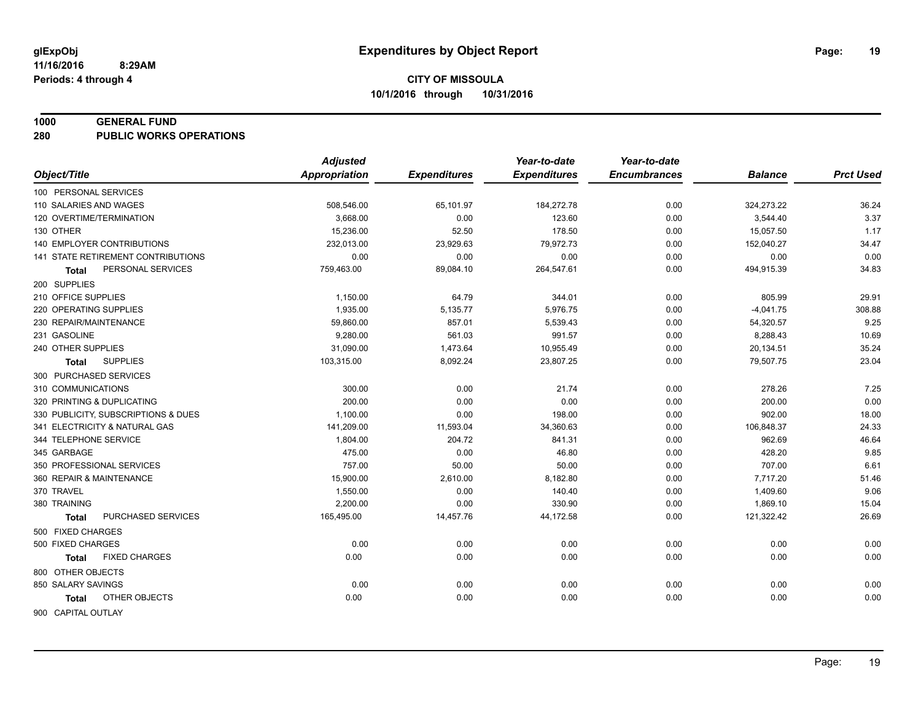**glExpObj**
**11/16/2016 8:29AM**
**Periods: 4 through 4**

# Expenditures by Object Report

**CITY OF MISSOULA**
**10/1/2016 through 10/31/2016**

**1000 GENERAL FUND**
**280 PUBLIC WORKS OPERATIONS**

| Object/Title | Adjusted Appropriation | Expenditures | Year-to-date Expenditures | Year-to-date Encumbrances | Balance | Prct Used |
|---|---|---|---|---|---|---|
| 100 PERSONAL SERVICES | | | | | | |
| 110 SALARIES AND WAGES | 508,546.00 | 65,101.97 | 184,272.78 | 0.00 | 324,273.22 | 36.24 |
| 120 OVERTIME/TERMINATION | 3,668.00 | 0.00 | 123.60 | 0.00 | 3,544.40 | 3.37 |
| 130 OTHER | 15,236.00 | 52.50 | 178.50 | 0.00 | 15,057.50 | 1.17 |
| 140 EMPLOYER CONTRIBUTIONS | 232,013.00 | 23,929.63 | 79,972.73 | 0.00 | 152,040.27 | 34.47 |
| 141 STATE RETIREMENT CONTRIBUTIONS | 0.00 | 0.00 | 0.00 | 0.00 | 0.00 | 0.00 |
| **Total** PERSONAL SERVICES | 759,463.00 | 89,084.10 | 264,547.61 | 0.00 | 494,915.39 | 34.83 |
| 200 SUPPLIES | | | | | | |
| 210 OFFICE SUPPLIES | 1,150.00 | 64.79 | 344.01 | 0.00 | 805.99 | 29.91 |
| 220 OPERATING SUPPLIES | 1,935.00 | 5,135.77 | 5,976.75 | 0.00 | -4,041.75 | 308.88 |
| 230 REPAIR/MAINTENANCE | 59,860.00 | 857.01 | 5,539.43 | 0.00 | 54,320.57 | 9.25 |
| 231 GASOLINE | 9,280.00 | 561.03 | 991.57 | 0.00 | 8,288.43 | 10.69 |
| 240 OTHER SUPPLIES | 31,090.00 | 1,473.64 | 10,955.49 | 0.00 | 20,134.51 | 35.24 |
| **Total** SUPPLIES | 103,315.00 | 8,092.24 | 23,807.25 | 0.00 | 79,507.75 | 23.04 |
| 300 PURCHASED SERVICES | | | | | | |
| 310 COMMUNICATIONS | 300.00 | 0.00 | 21.74 | 0.00 | 278.26 | 7.25 |
| 320 PRINTING & DUPLICATING | 200.00 | 0.00 | 0.00 | 0.00 | 200.00 | 0.00 |
| 330 PUBLICITY, SUBSCRIPTIONS & DUES | 1,100.00 | 0.00 | 198.00 | 0.00 | 902.00 | 18.00 |
| 341 ELECTRICITY & NATURAL GAS | 141,209.00 | 11,593.04 | 34,360.63 | 0.00 | 106,848.37 | 24.33 |
| 344 TELEPHONE SERVICE | 1,804.00 | 204.72 | 841.31 | 0.00 | 962.69 | 46.64 |
| 345 GARBAGE | 475.00 | 0.00 | 46.80 | 0.00 | 428.20 | 9.85 |
| 350 PROFESSIONAL SERVICES | 757.00 | 50.00 | 50.00 | 0.00 | 707.00 | 6.61 |
| 360 REPAIR & MAINTENANCE | 15,900.00 | 2,610.00 | 8,182.80 | 0.00 | 7,717.20 | 51.46 |
| 370 TRAVEL | 1,550.00 | 0.00 | 140.40 | 0.00 | 1,409.60 | 9.06 |
| 380 TRAINING | 2,200.00 | 0.00 | 330.90 | 0.00 | 1,869.10 | 15.04 |
| **Total** PURCHASED SERVICES | 165,495.00 | 14,457.76 | 44,172.58 | 0.00 | 121,322.42 | 26.69 |
| 500 FIXED CHARGES | | | | | | |
| 500 FIXED CHARGES | 0.00 | 0.00 | 0.00 | 0.00 | 0.00 | 0.00 |
| **Total** FIXED CHARGES | 0.00 | 0.00 | 0.00 | 0.00 | 0.00 | 0.00 |
| 800 OTHER OBJECTS | | | | | | |
| 850 SALARY SAVINGS | 0.00 | 0.00 | 0.00 | 0.00 | 0.00 | 0.00 |
| **Total** OTHER OBJECTS | 0.00 | 0.00 | 0.00 | 0.00 | 0.00 | 0.00 |
| 900 CAPITAL OUTLAY | | | | | | |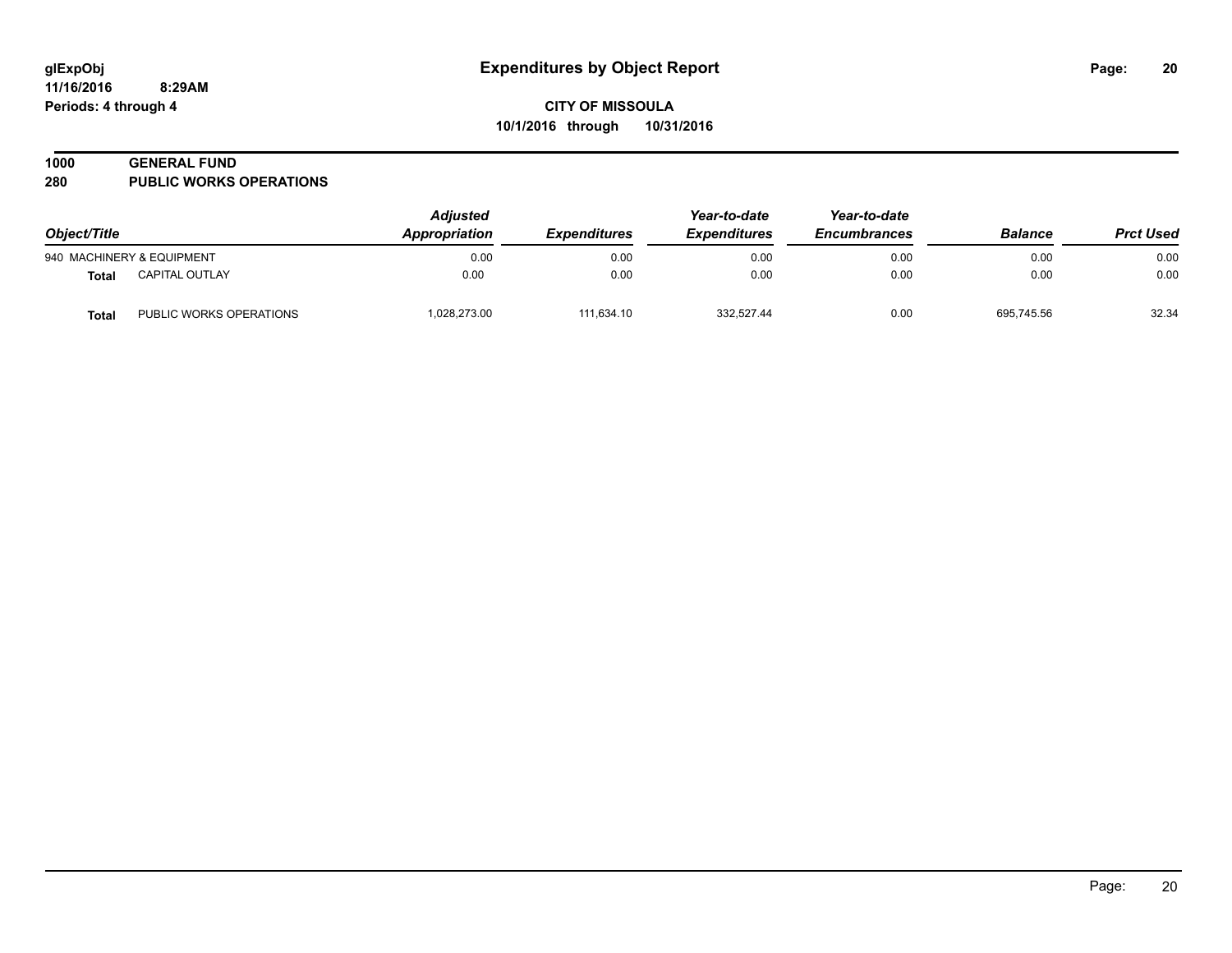# Expenditures by Object Report

glExpObj
11/16/2016 8:29AM
Periods: 4 through 4

**CITY OF MISSOULA**
**10/1/2016 through 10/31/2016**

**1000 GENERAL FUND**
**280 PUBLIC WORKS OPERATIONS**

| Object/Title | | Adjusted Appropriation | Expenditures | Year-to-date Expenditures | Year-to-date Encumbrances | Balance | Prct Used |
|---|---|---|---|---|---|---|---|
| 940 MACHINERY & EQUIPMENT | | 0.00 | 0.00 | 0.00 | 0.00 | 0.00 | 0.00 |
| **Total** | CAPITAL OUTLAY | 0.00 | 0.00 | 0.00 | 0.00 | 0.00 | 0.00 |
| **Total** | PUBLIC WORKS OPERATIONS | 1,028,273.00 | 111,634.10 | 332,527.44 | 0.00 | 695,745.56 | 32.34 |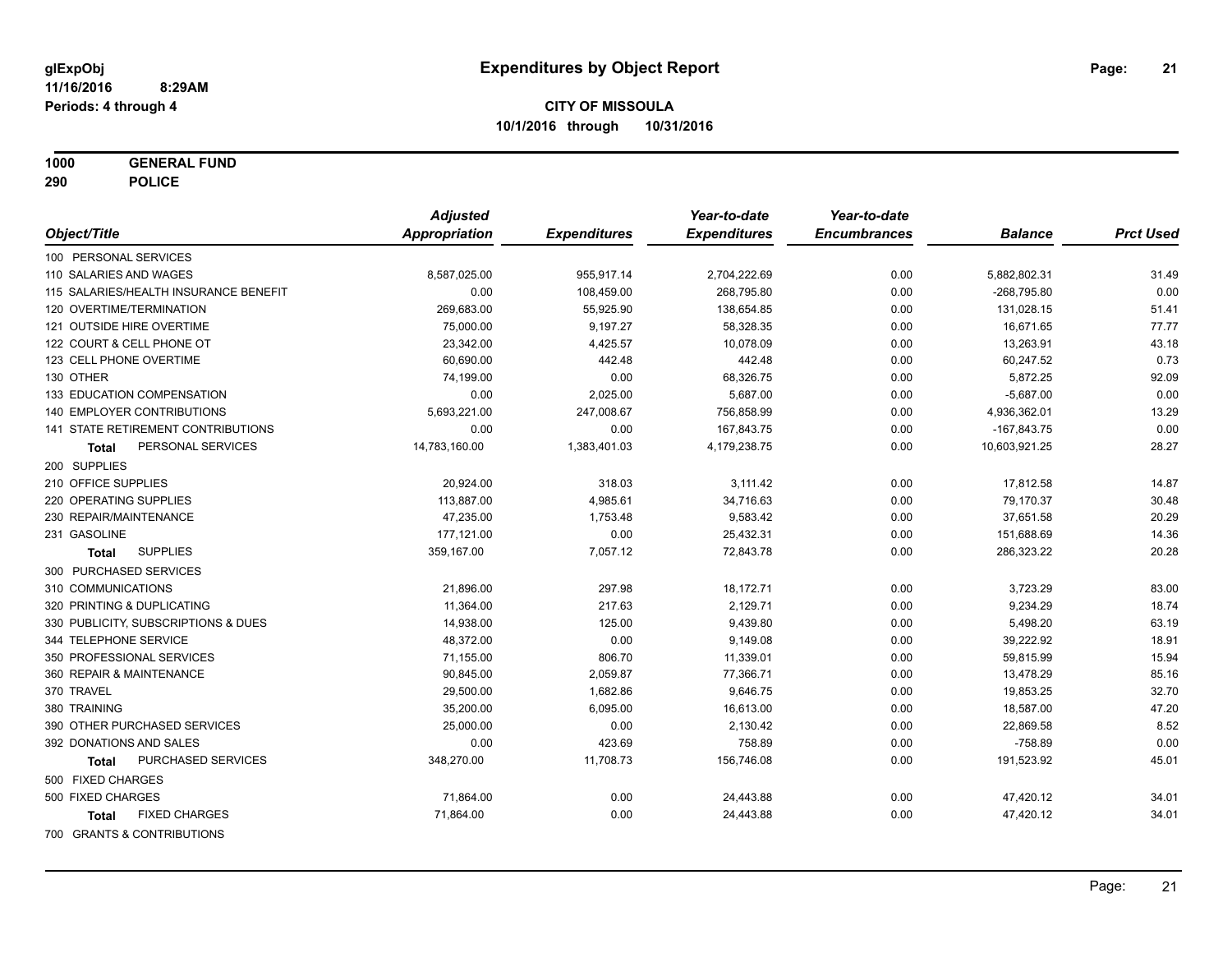glExpObj
11/16/2016 8:29AM
Periods: 4 through 4

# Expenditures by Object Report

**CITY OF MISSOULA**
**10/1/2016 through 10/31/2016**

**1000 GENERAL FUND**
**290 POLICE**

| Object/Title | Adjusted Appropriation | Expenditures | Year-to-date Expenditures | Year-to-date Encumbrances | Balance | Prct Used |
|---|---|---|---|---|---|---|
| 100 PERSONAL SERVICES | | | | | | |
| 110 SALARIES AND WAGES | 8,587,025.00 | 955,917.14 | 2,704,222.69 | 0.00 | 5,882,802.31 | 31.49 |
| 115 SALARIES/HEALTH INSURANCE BENEFIT | 0.00 | 108,459.00 | 268,795.80 | 0.00 | -268,795.80 | 0.00 |
| 120 OVERTIME/TERMINATION | 269,683.00 | 55,925.90 | 138,654.85 | 0.00 | 131,028.15 | 51.41 |
| 121 OUTSIDE HIRE OVERTIME | 75,000.00 | 9,197.27 | 58,328.35 | 0.00 | 16,671.65 | 77.77 |
| 122 COURT & CELL PHONE OT | 23,342.00 | 4,425.57 | 10,078.09 | 0.00 | 13,263.91 | 43.18 |
| 123 CELL PHONE OVERTIME | 60,690.00 | 442.48 | 442.48 | 0.00 | 60,247.52 | 0.73 |
| 130 OTHER | 74,199.00 | 0.00 | 68,326.75 | 0.00 | 5,872.25 | 92.09 |
| 133 EDUCATION COMPENSATION | 0.00 | 2,025.00 | 5,687.00 | 0.00 | -5,687.00 | 0.00 |
| 140 EMPLOYER CONTRIBUTIONS | 5,693,221.00 | 247,008.67 | 756,858.99 | 0.00 | 4,936,362.01 | 13.29 |
| 141 STATE RETIREMENT CONTRIBUTIONS | 0.00 | 0.00 | 167,843.75 | 0.00 | -167,843.75 | 0.00 |
| **Total** PERSONAL SERVICES | 14,783,160.00 | 1,383,401.03 | 4,179,238.75 | 0.00 | 10,603,921.25 | 28.27 |
| 200 SUPPLIES | | | | | | |
| 210 OFFICE SUPPLIES | 20,924.00 | 318.03 | 3,111.42 | 0.00 | 17,812.58 | 14.87 |
| 220 OPERATING SUPPLIES | 113,887.00 | 4,985.61 | 34,716.63 | 0.00 | 79,170.37 | 30.48 |
| 230 REPAIR/MAINTENANCE | 47,235.00 | 1,753.48 | 9,583.42 | 0.00 | 37,651.58 | 20.29 |
| 231 GASOLINE | 177,121.00 | 0.00 | 25,432.31 | 0.00 | 151,688.69 | 14.36 |
| **Total** SUPPLIES | 359,167.00 | 7,057.12 | 72,843.78 | 0.00 | 286,323.22 | 20.28 |
| 300 PURCHASED SERVICES | | | | | | |
| 310 COMMUNICATIONS | 21,896.00 | 297.98 | 18,172.71 | 0.00 | 3,723.29 | 83.00 |
| 320 PRINTING & DUPLICATING | 11,364.00 | 217.63 | 2,129.71 | 0.00 | 9,234.29 | 18.74 |
| 330 PUBLICITY, SUBSCRIPTIONS & DUES | 14,938.00 | 125.00 | 9,439.80 | 0.00 | 5,498.20 | 63.19 |
| 344 TELEPHONE SERVICE | 48,372.00 | 0.00 | 9,149.08 | 0.00 | 39,222.92 | 18.91 |
| 350 PROFESSIONAL SERVICES | 71,155.00 | 806.70 | 11,339.01 | 0.00 | 59,815.99 | 15.94 |
| 360 REPAIR & MAINTENANCE | 90,845.00 | 2,059.87 | 77,366.71 | 0.00 | 13,478.29 | 85.16 |
| 370 TRAVEL | 29,500.00 | 1,682.86 | 9,646.75 | 0.00 | 19,853.25 | 32.70 |
| 380 TRAINING | 35,200.00 | 6,095.00 | 16,613.00 | 0.00 | 18,587.00 | 47.20 |
| 390 OTHER PURCHASED SERVICES | 25,000.00 | 0.00 | 2,130.42 | 0.00 | 22,869.58 | 8.52 |
| 392 DONATIONS AND SALES | 0.00 | 423.69 | 758.89 | 0.00 | -758.89 | 0.00 |
| **Total** PURCHASED SERVICES | 348,270.00 | 11,708.73 | 156,746.08 | 0.00 | 191,523.92 | 45.01 |
| 500 FIXED CHARGES | | | | | | |
| 500 FIXED CHARGES | 71,864.00 | 0.00 | 24,443.88 | 0.00 | 47,420.12 | 34.01 |
| **Total** FIXED CHARGES | 71,864.00 | 0.00 | 24,443.88 | 0.00 | 47,420.12 | 34.01 |
| 700 GRANTS & CONTRIBUTIONS | | | | | | |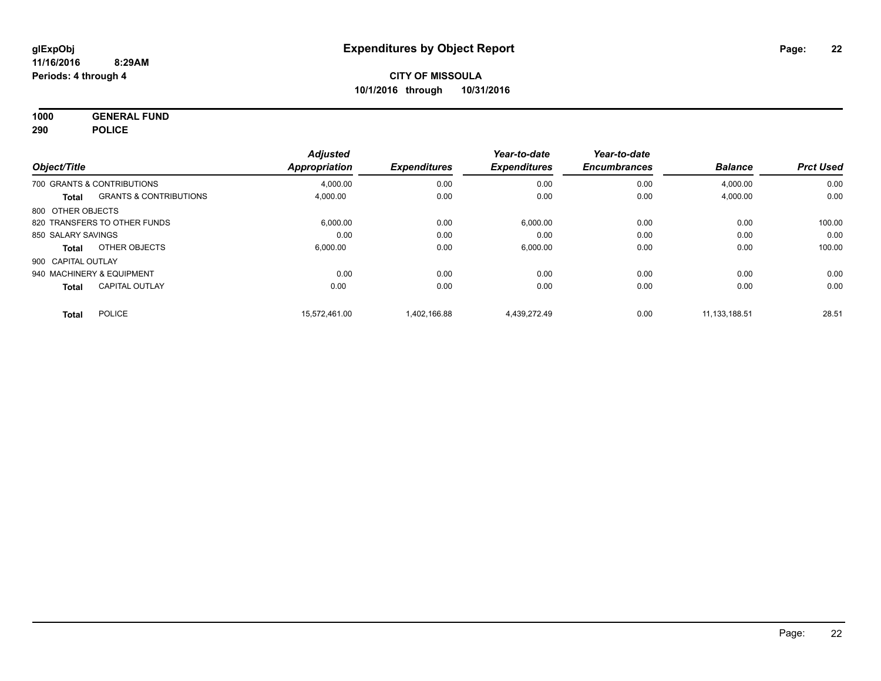# Expenditures by Object Report

glExpObj
11/16/2016 8:29AM
Periods: 4 through 4

**CITY OF MISSOULA**
**10/1/2016 through 10/31/2016**

**1000 GENERAL FUND**
**290 POLICE**

| Object/Title | | Adjusted Appropriation | Expenditures | Year-to-date Expenditures | Year-to-date Encumbrances | Balance | Prct Used |
|---|---|---|---|---|---|---|---|
| 700 GRANTS & CONTRIBUTIONS | | 4,000.00 | 0.00 | 0.00 | 0.00 | 4,000.00 | 0.00 |
| **Total** | GRANTS & CONTRIBUTIONS | 4,000.00 | 0.00 | 0.00 | 0.00 | 4,000.00 | 0.00 |
| 800 OTHER OBJECTS | | | | | | | |
| 820 TRANSFERS TO OTHER FUNDS | | 6,000.00 | 0.00 | 6,000.00 | 0.00 | 0.00 | 100.00 |
| 850 SALARY SAVINGS | | 0.00 | 0.00 | 0.00 | 0.00 | 0.00 | 0.00 |
| **Total** | OTHER OBJECTS | 6,000.00 | 0.00 | 6,000.00 | 0.00 | 0.00 | 100.00 |
| 900 CAPITAL OUTLAY | | | | | | | |
| 940 MACHINERY & EQUIPMENT | | 0.00 | 0.00 | 0.00 | 0.00 | 0.00 | 0.00 |
| **Total** | CAPITAL OUTLAY | 0.00 | 0.00 | 0.00 | 0.00 | 0.00 | 0.00 |
| **Total** | POLICE | 15,572,461.00 | 1,402,166.88 | 4,439,272.49 | 0.00 | 11,133,188.51 | 28.51 |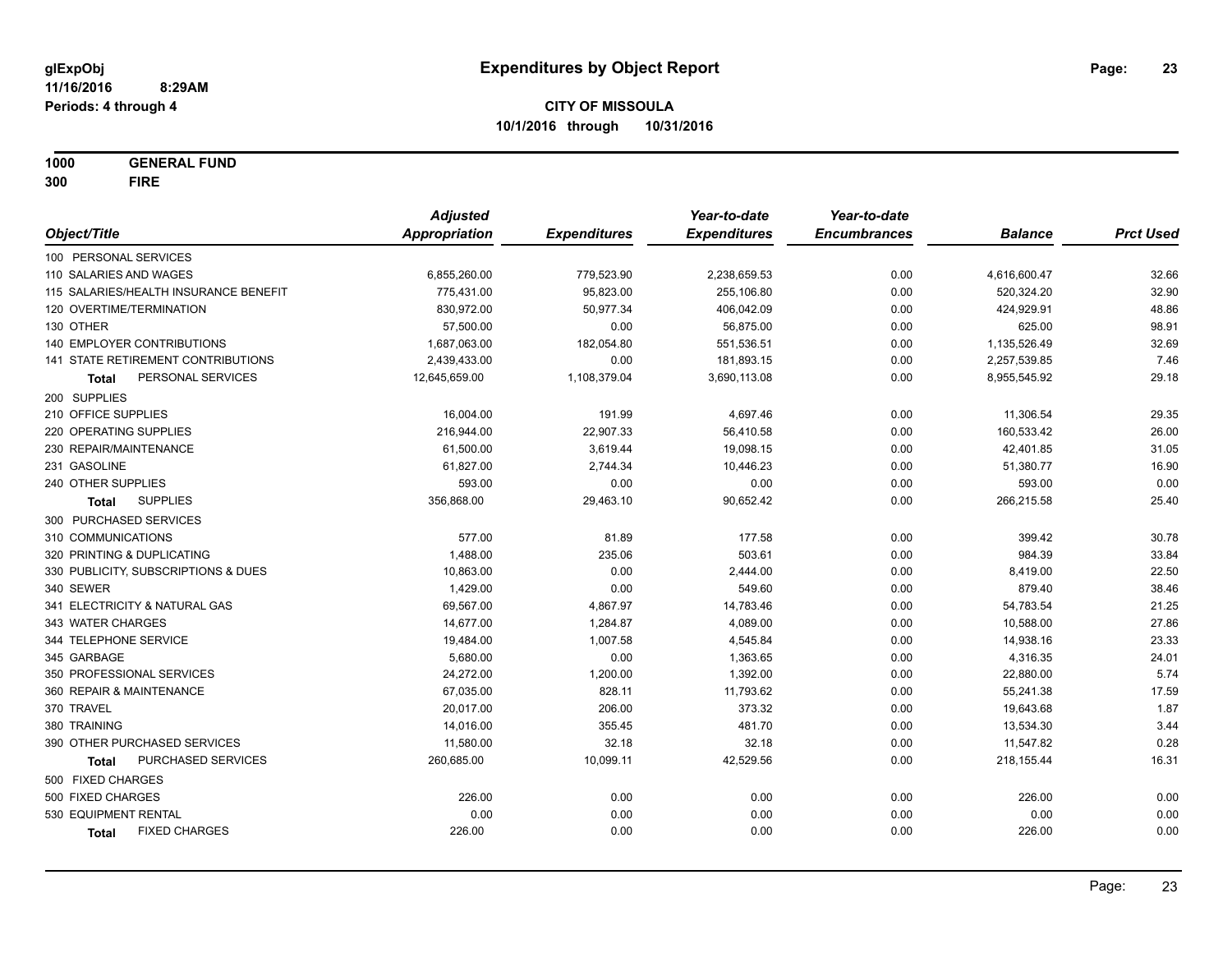glExpObj
11/16/2016 8:29AM
Periods: 4 through 4

# Expenditures by Object Report

**CITY OF MISSOULA**
**10/1/2016 through 10/31/2016**

**1000 GENERAL FUND**
**300 FIRE**

| Object/Title | Adjusted Appropriation | Expenditures | Year-to-date Expenditures | Year-to-date Encumbrances | Balance | Prct Used |
|---|---|---|---|---|---|---|
| 100 PERSONAL SERVICES | | | | | | |
| 110 SALARIES AND WAGES | 6,855,260.00 | 779,523.90 | 2,238,659.53 | 0.00 | 4,616,600.47 | 32.66 |
| 115 SALARIES/HEALTH INSURANCE BENEFIT | 775,431.00 | 95,823.00 | 255,106.80 | 0.00 | 520,324.20 | 32.90 |
| 120 OVERTIME/TERMINATION | 830,972.00 | 50,977.34 | 406,042.09 | 0.00 | 424,929.91 | 48.86 |
| 130 OTHER | 57,500.00 | 0.00 | 56,875.00 | 0.00 | 625.00 | 98.91 |
| 140 EMPLOYER CONTRIBUTIONS | 1,687,063.00 | 182,054.80 | 551,536.51 | 0.00 | 1,135,526.49 | 32.69 |
| 141 STATE RETIREMENT CONTRIBUTIONS | 2,439,433.00 | 0.00 | 181,893.15 | 0.00 | 2,257,539.85 | 7.46 |
| **Total** PERSONAL SERVICES | 12,645,659.00 | 1,108,379.04 | 3,690,113.08 | 0.00 | 8,955,545.92 | 29.18 |
| 200 SUPPLIES | | | | | | |
| 210 OFFICE SUPPLIES | 16,004.00 | 191.99 | 4,697.46 | 0.00 | 11,306.54 | 29.35 |
| 220 OPERATING SUPPLIES | 216,944.00 | 22,907.33 | 56,410.58 | 0.00 | 160,533.42 | 26.00 |
| 230 REPAIR/MAINTENANCE | 61,500.00 | 3,619.44 | 19,098.15 | 0.00 | 42,401.85 | 31.05 |
| 231 GASOLINE | 61,827.00 | 2,744.34 | 10,446.23 | 0.00 | 51,380.77 | 16.90 |
| 240 OTHER SUPPLIES | 593.00 | 0.00 | 0.00 | 0.00 | 593.00 | 0.00 |
| **Total** SUPPLIES | 356,868.00 | 29,463.10 | 90,652.42 | 0.00 | 266,215.58 | 25.40 |
| 300 PURCHASED SERVICES | | | | | | |
| 310 COMMUNICATIONS | 577.00 | 81.89 | 177.58 | 0.00 | 399.42 | 30.78 |
| 320 PRINTING & DUPLICATING | 1,488.00 | 235.06 | 503.61 | 0.00 | 984.39 | 33.84 |
| 330 PUBLICITY, SUBSCRIPTIONS & DUES | 10,863.00 | 0.00 | 2,444.00 | 0.00 | 8,419.00 | 22.50 |
| 340 SEWER | 1,429.00 | 0.00 | 549.60 | 0.00 | 879.40 | 38.46 |
| 341 ELECTRICITY & NATURAL GAS | 69,567.00 | 4,867.97 | 14,783.46 | 0.00 | 54,783.54 | 21.25 |
| 343 WATER CHARGES | 14,677.00 | 1,284.87 | 4,089.00 | 0.00 | 10,588.00 | 27.86 |
| 344 TELEPHONE SERVICE | 19,484.00 | 1,007.58 | 4,545.84 | 0.00 | 14,938.16 | 23.33 |
| 345 GARBAGE | 5,680.00 | 0.00 | 1,363.65 | 0.00 | 4,316.35 | 24.01 |
| 350 PROFESSIONAL SERVICES | 24,272.00 | 1,200.00 | 1,392.00 | 0.00 | 22,880.00 | 5.74 |
| 360 REPAIR & MAINTENANCE | 67,035.00 | 828.11 | 11,793.62 | 0.00 | 55,241.38 | 17.59 |
| 370 TRAVEL | 20,017.00 | 206.00 | 373.32 | 0.00 | 19,643.68 | 1.87 |
| 380 TRAINING | 14,016.00 | 355.45 | 481.70 | 0.00 | 13,534.30 | 3.44 |
| 390 OTHER PURCHASED SERVICES | 11,580.00 | 32.18 | 32.18 | 0.00 | 11,547.82 | 0.28 |
| **Total** PURCHASED SERVICES | 260,685.00 | 10,099.11 | 42,529.56 | 0.00 | 218,155.44 | 16.31 |
| 500 FIXED CHARGES | | | | | | |
| 500 FIXED CHARGES | 226.00 | 0.00 | 0.00 | 0.00 | 226.00 | 0.00 |
| 530 EQUIPMENT RENTAL | 0.00 | 0.00 | 0.00 | 0.00 | 0.00 | 0.00 |
| **Total** FIXED CHARGES | 226.00 | 0.00 | 0.00 | 0.00 | 226.00 | 0.00 |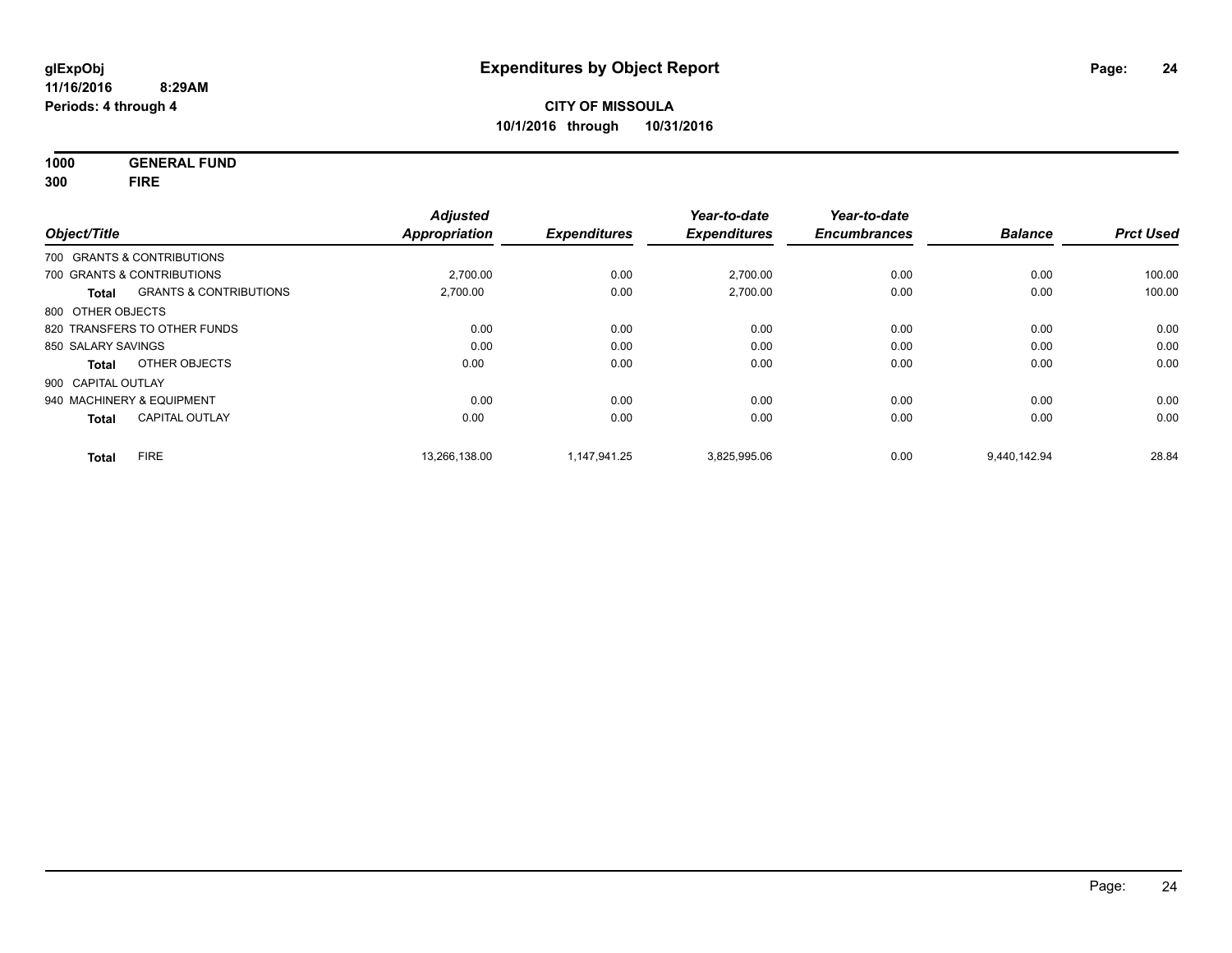**glExpObj**
**11/16/2016 8:29AM**
**Periods: 4 through 4**

# Expenditures by Object Report

**CITY OF MISSOULA**
**10/1/2016 through 10/31/2016**

**1000 GENERAL FUND**
**300 FIRE**

| Object/Title | | Adjusted Appropriation | Expenditures | Year-to-date Expenditures | Year-to-date Encumbrances | Balance | Prct Used |
|---|---|---|---|---|---|---|---|
| 700 GRANTS & CONTRIBUTIONS | | | | | | | |
| 700 GRANTS & CONTRIBUTIONS | | 2,700.00 | 0.00 | 2,700.00 | 0.00 | 0.00 | 100.00 |
| **Total** | GRANTS & CONTRIBUTIONS | 2,700.00 | 0.00 | 2,700.00 | 0.00 | 0.00 | 100.00 |
| 800 OTHER OBJECTS | | | | | | | |
| 820 TRANSFERS TO OTHER FUNDS | | 0.00 | 0.00 | 0.00 | 0.00 | 0.00 | 0.00 |
| 850 SALARY SAVINGS | | 0.00 | 0.00 | 0.00 | 0.00 | 0.00 | 0.00 |
| **Total** | OTHER OBJECTS | 0.00 | 0.00 | 0.00 | 0.00 | 0.00 | 0.00 |
| 900 CAPITAL OUTLAY | | | | | | | |
| 940 MACHINERY & EQUIPMENT | | 0.00 | 0.00 | 0.00 | 0.00 | 0.00 | 0.00 |
| **Total** | CAPITAL OUTLAY | 0.00 | 0.00 | 0.00 | 0.00 | 0.00 | 0.00 |
| **Total** | FIRE | 13,266,138.00 | 1,147,941.25 | 3,825,995.06 | 0.00 | 9,440,142.94 | 28.84 |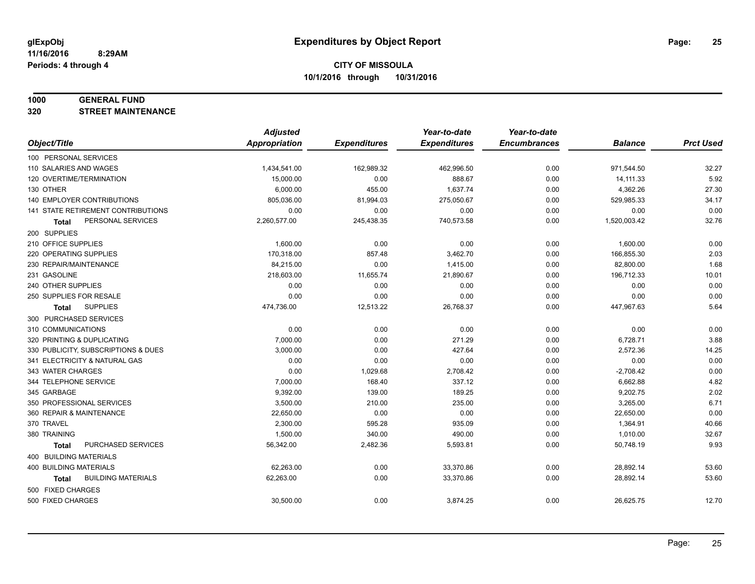# Expenditures by Object Report

glExpObj
11/16/2016 8:29AM
Periods: 4 through 4

**CITY OF MISSOULA**
**10/1/2016 through 10/31/2016**

**1000 GENERAL FUND**
**320 STREET MAINTENANCE**

| Object/Title | Adjusted Appropriation | Expenditures | Year-to-date Expenditures | Year-to-date Encumbrances | Balance | Prct Used |
|---|---|---|---|---|---|---|
| 100 PERSONAL SERVICES | | | | | | |
| 110 SALARIES AND WAGES | 1,434,541.00 | 162,989.32 | 462,996.50 | 0.00 | 971,544.50 | 32.27 |
| 120 OVERTIME/TERMINATION | 15,000.00 | 0.00 | 888.67 | 0.00 | 14,111.33 | 5.92 |
| 130 OTHER | 6,000.00 | 455.00 | 1,637.74 | 0.00 | 4,362.26 | 27.30 |
| 140 EMPLOYER CONTRIBUTIONS | 805,036.00 | 81,994.03 | 275,050.67 | 0.00 | 529,985.33 | 34.17 |
| 141 STATE RETIREMENT CONTRIBUTIONS | 0.00 | 0.00 | 0.00 | 0.00 | 0.00 | 0.00 |
| **Total** PERSONAL SERVICES | 2,260,577.00 | 245,438.35 | 740,573.58 | 0.00 | 1,520,003.42 | 32.76 |
| 200 SUPPLIES | | | | | | |
| 210 OFFICE SUPPLIES | 1,600.00 | 0.00 | 0.00 | 0.00 | 1,600.00 | 0.00 |
| 220 OPERATING SUPPLIES | 170,318.00 | 857.48 | 3,462.70 | 0.00 | 166,855.30 | 2.03 |
| 230 REPAIR/MAINTENANCE | 84,215.00 | 0.00 | 1,415.00 | 0.00 | 82,800.00 | 1.68 |
| 231 GASOLINE | 218,603.00 | 11,655.74 | 21,890.67 | 0.00 | 196,712.33 | 10.01 |
| 240 OTHER SUPPLIES | 0.00 | 0.00 | 0.00 | 0.00 | 0.00 | 0.00 |
| 250 SUPPLIES FOR RESALE | 0.00 | 0.00 | 0.00 | 0.00 | 0.00 | 0.00 |
| **Total** SUPPLIES | 474,736.00 | 12,513.22 | 26,768.37 | 0.00 | 447,967.63 | 5.64 |
| 300 PURCHASED SERVICES | | | | | | |
| 310 COMMUNICATIONS | 0.00 | 0.00 | 0.00 | 0.00 | 0.00 | 0.00 |
| 320 PRINTING & DUPLICATING | 7,000.00 | 0.00 | 271.29 | 0.00 | 6,728.71 | 3.88 |
| 330 PUBLICITY, SUBSCRIPTIONS & DUES | 3,000.00 | 0.00 | 427.64 | 0.00 | 2,572.36 | 14.25 |
| 341 ELECTRICITY & NATURAL GAS | 0.00 | 0.00 | 0.00 | 0.00 | 0.00 | 0.00 |
| 343 WATER CHARGES | 0.00 | 1,029.68 | 2,708.42 | 0.00 | -2,708.42 | 0.00 |
| 344 TELEPHONE SERVICE | 7,000.00 | 168.40 | 337.12 | 0.00 | 6,662.88 | 4.82 |
| 345 GARBAGE | 9,392.00 | 139.00 | 189.25 | 0.00 | 9,202.75 | 2.02 |
| 350 PROFESSIONAL SERVICES | 3,500.00 | 210.00 | 235.00 | 0.00 | 3,265.00 | 6.71 |
| 360 REPAIR & MAINTENANCE | 22,650.00 | 0.00 | 0.00 | 0.00 | 22,650.00 | 0.00 |
| 370 TRAVEL | 2,300.00 | 595.28 | 935.09 | 0.00 | 1,364.91 | 40.66 |
| 380 TRAINING | 1,500.00 | 340.00 | 490.00 | 0.00 | 1,010.00 | 32.67 |
| **Total** PURCHASED SERVICES | 56,342.00 | 2,482.36 | 5,593.81 | 0.00 | 50,748.19 | 9.93 |
| 400 BUILDING MATERIALS | | | | | | |
| 400 BUILDING MATERIALS | 62,263.00 | 0.00 | 33,370.86 | 0.00 | 28,892.14 | 53.60 |
| **Total** BUILDING MATERIALS | 62,263.00 | 0.00 | 33,370.86 | 0.00 | 28,892.14 | 53.60 |
| 500 FIXED CHARGES | | | | | | |
| 500 FIXED CHARGES | 30,500.00 | 0.00 | 3,874.25 | 0.00 | 26,625.75 | 12.70 |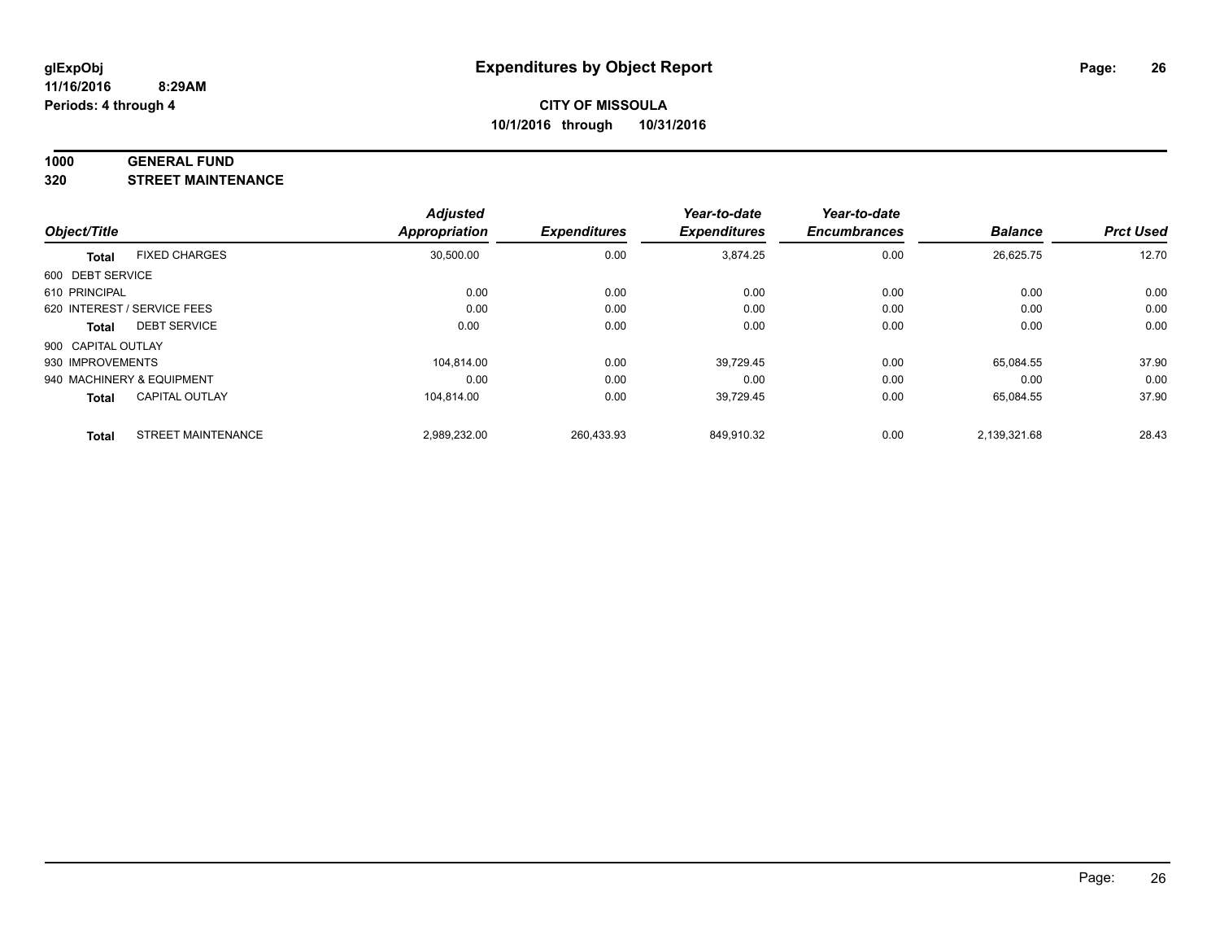**glExpObj**
**11/16/2016 8:29AM**
**Periods: 4 through 4**

# Expenditures by Object Report

**CITY OF MISSOULA**
**10/1/2016 through 10/31/2016**

**1000 GENERAL FUND**
**320 STREET MAINTENANCE**

| Object/Title | | Adjusted Appropriation | Expenditures | Year-to-date Expenditures | Year-to-date Encumbrances | Balance | Prct Used |
|---|---|---|---|---|---|---|---|
| **Total** | FIXED CHARGES | 30,500.00 | 0.00 | 3,874.25 | 0.00 | 26,625.75 | 12.70 |
| 600 DEBT SERVICE | | | | | | | |
| 610 PRINCIPAL | | 0.00 | 0.00 | 0.00 | 0.00 | 0.00 | 0.00 |
| 620 INTEREST / SERVICE FEES | | 0.00 | 0.00 | 0.00 | 0.00 | 0.00 | 0.00 |
| **Total** | DEBT SERVICE | 0.00 | 0.00 | 0.00 | 0.00 | 0.00 | 0.00 |
| 900 CAPITAL OUTLAY | | | | | | | |
| 930 IMPROVEMENTS | | 104,814.00 | 0.00 | 39,729.45 | 0.00 | 65,084.55 | 37.90 |
| 940 MACHINERY & EQUIPMENT | | 0.00 | 0.00 | 0.00 | 0.00 | 0.00 | 0.00 |
| **Total** | CAPITAL OUTLAY | 104,814.00 | 0.00 | 39,729.45 | 0.00 | 65,084.55 | 37.90 |
| **Total** | STREET MAINTENANCE | 2,989,232.00 | 260,433.93 | 849,910.32 | 0.00 | 2,139,321.68 | 28.43 |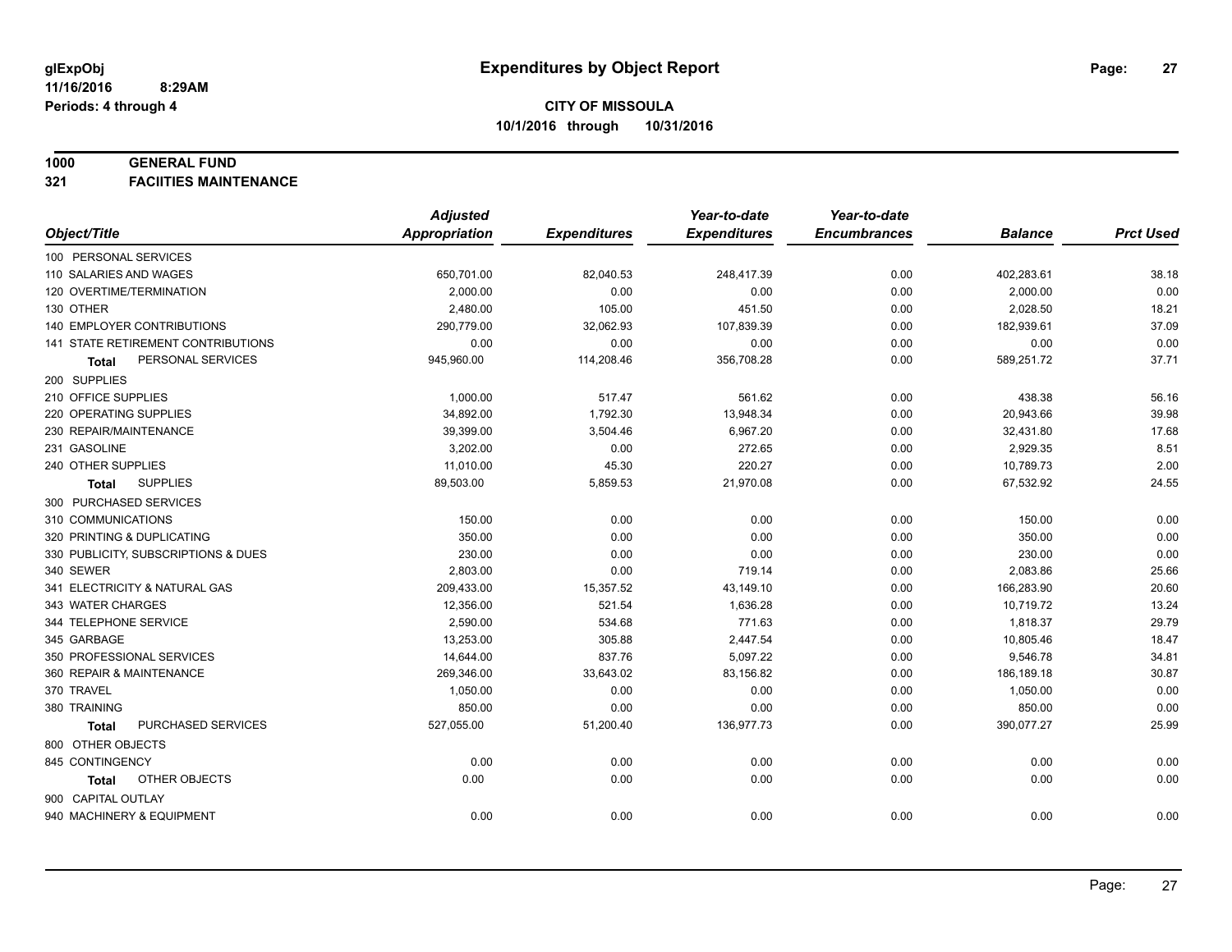**glExpObj** **Expenditures by Object Report**

**11/16/2016 8:29AM**

**Periods: 4 through 4**

**CITY OF MISSOULA**

**10/1/2016 through 10/31/2016**

**1000 GENERAL FUND**

**321 FACIITIES MAINTENANCE**

| Object/Title | Adjusted Appropriation | Expenditures | Year-to-date Expenditures | Year-to-date Encumbrances | Balance | Prct Used |
|---|---|---|---|---|---|---|
| 100 PERSONAL SERVICES | | | | | | |
| 110 SALARIES AND WAGES | 650,701.00 | 82,040.53 | 248,417.39 | 0.00 | 402,283.61 | 38.18 |
| 120 OVERTIME/TERMINATION | 2,000.00 | 0.00 | 0.00 | 0.00 | 2,000.00 | 0.00 |
| 130 OTHER | 2,480.00 | 105.00 | 451.50 | 0.00 | 2,028.50 | 18.21 |
| 140 EMPLOYER CONTRIBUTIONS | 290,779.00 | 32,062.93 | 107,839.39 | 0.00 | 182,939.61 | 37.09 |
| 141 STATE RETIREMENT CONTRIBUTIONS | 0.00 | 0.00 | 0.00 | 0.00 | 0.00 | 0.00 |
| **Total** PERSONAL SERVICES | 945,960.00 | 114,208.46 | 356,708.28 | 0.00 | 589,251.72 | 37.71 |
| 200 SUPPLIES | | | | | | |
| 210 OFFICE SUPPLIES | 1,000.00 | 517.47 | 561.62 | 0.00 | 438.38 | 56.16 |
| 220 OPERATING SUPPLIES | 34,892.00 | 1,792.30 | 13,948.34 | 0.00 | 20,943.66 | 39.98 |
| 230 REPAIR/MAINTENANCE | 39,399.00 | 3,504.46 | 6,967.20 | 0.00 | 32,431.80 | 17.68 |
| 231 GASOLINE | 3,202.00 | 0.00 | 272.65 | 0.00 | 2,929.35 | 8.51 |
| 240 OTHER SUPPLIES | 11,010.00 | 45.30 | 220.27 | 0.00 | 10,789.73 | 2.00 |
| **Total** SUPPLIES | 89,503.00 | 5,859.53 | 21,970.08 | 0.00 | 67,532.92 | 24.55 |
| 300 PURCHASED SERVICES | | | | | | |
| 310 COMMUNICATIONS | 150.00 | 0.00 | 0.00 | 0.00 | 150.00 | 0.00 |
| 320 PRINTING & DUPLICATING | 350.00 | 0.00 | 0.00 | 0.00 | 350.00 | 0.00 |
| 330 PUBLICITY, SUBSCRIPTIONS & DUES | 230.00 | 0.00 | 0.00 | 0.00 | 230.00 | 0.00 |
| 340 SEWER | 2,803.00 | 0.00 | 719.14 | 0.00 | 2,083.86 | 25.66 |
| 341 ELECTRICITY & NATURAL GAS | 209,433.00 | 15,357.52 | 43,149.10 | 0.00 | 166,283.90 | 20.60 |
| 343 WATER CHARGES | 12,356.00 | 521.54 | 1,636.28 | 0.00 | 10,719.72 | 13.24 |
| 344 TELEPHONE SERVICE | 2,590.00 | 534.68 | 771.63 | 0.00 | 1,818.37 | 29.79 |
| 345 GARBAGE | 13,253.00 | 305.88 | 2,447.54 | 0.00 | 10,805.46 | 18.47 |
| 350 PROFESSIONAL SERVICES | 14,644.00 | 837.76 | 5,097.22 | 0.00 | 9,546.78 | 34.81 |
| 360 REPAIR & MAINTENANCE | 269,346.00 | 33,643.02 | 83,156.82 | 0.00 | 186,189.18 | 30.87 |
| 370 TRAVEL | 1,050.00 | 0.00 | 0.00 | 0.00 | 1,050.00 | 0.00 |
| 380 TRAINING | 850.00 | 0.00 | 0.00 | 0.00 | 850.00 | 0.00 |
| **Total** PURCHASED SERVICES | 527,055.00 | 51,200.40 | 136,977.73 | 0.00 | 390,077.27 | 25.99 |
| 800 OTHER OBJECTS | | | | | | |
| 845 CONTINGENCY | 0.00 | 0.00 | 0.00 | 0.00 | 0.00 | 0.00 |
| **Total** OTHER OBJECTS | 0.00 | 0.00 | 0.00 | 0.00 | 0.00 | 0.00 |
| 900 CAPITAL OUTLAY | | | | | | |
| 940 MACHINERY & EQUIPMENT | 0.00 | 0.00 | 0.00 | 0.00 | 0.00 | 0.00 |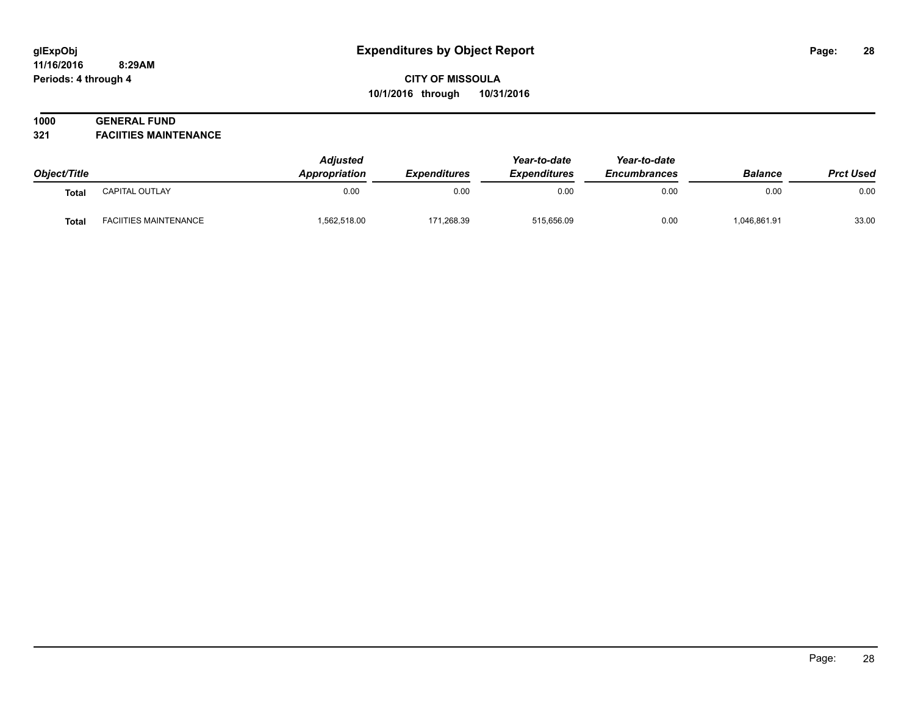# Expenditures by Object Report

glExpObj
11/16/2016 8:29AM
Periods: 4 through 4

**CITY OF MISSOULA**
**10/1/2016 through 10/31/2016**

**1000 GENERAL FUND**
**321 FACIITIES MAINTENANCE**

| Object/Title | | Adjusted Appropriation | Expenditures | Year-to-date Expenditures | Year-to-date Encumbrances | Balance | Prct Used |
|---|---|---|---|---|---|---|---|
| **Total** | CAPITAL OUTLAY | 0.00 | 0.00 | 0.00 | 0.00 | 0.00 | 0.00 |
| **Total** | FACIITIES MAINTENANCE | 1,562,518.00 | 171,268.39 | 515,656.09 | 0.00 | 1,046,861.91 | 33.00 |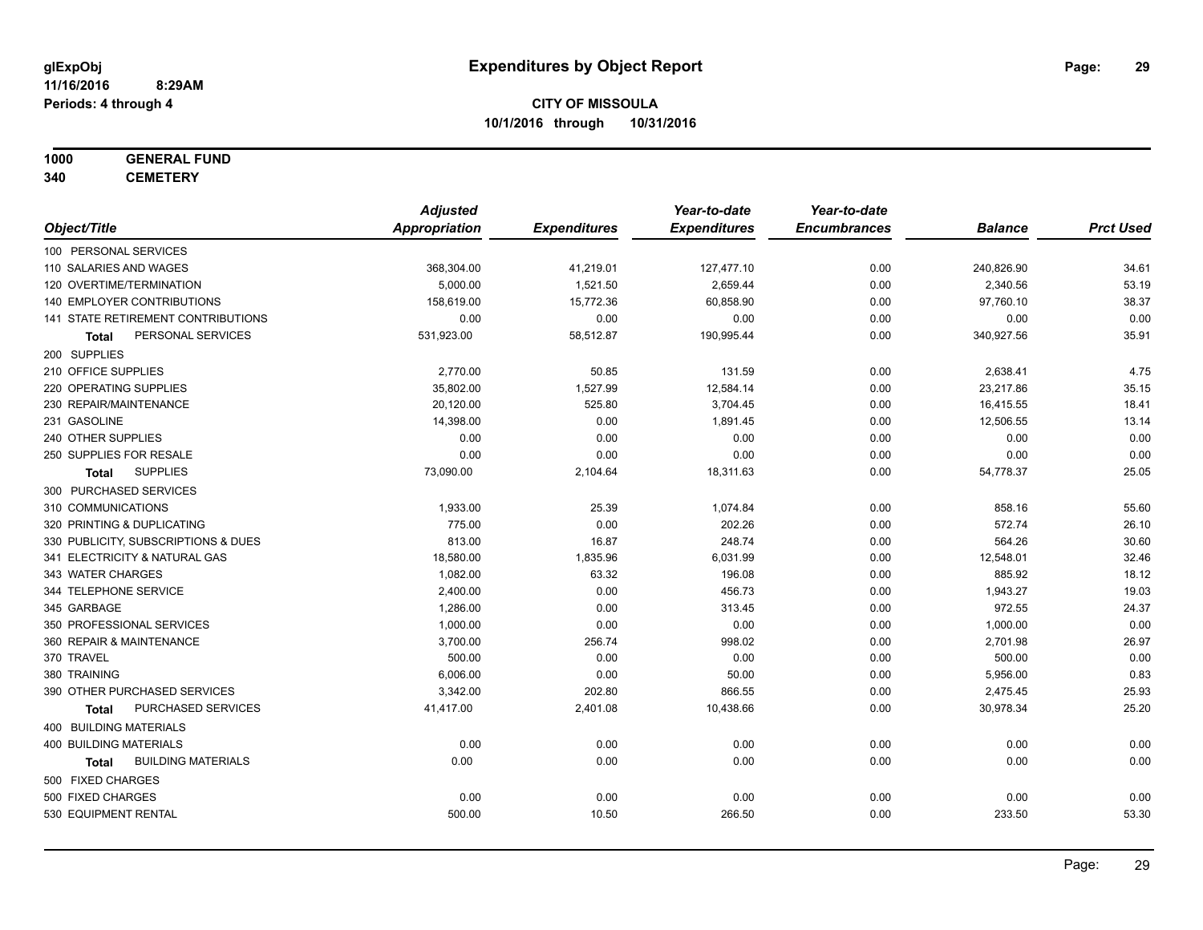# Expenditures by Object Report

glExpObj
11/16/2016 8:29AM
Periods: 4 through 4

**CITY OF MISSOULA**
**10/1/2016 through 10/31/2016**

**1000 GENERAL FUND**
**340 CEMETERY**

| Object/Title | Adjusted Appropriation | Expenditures | Year-to-date Expenditures | Year-to-date Encumbrances | Balance | Prct Used |
|---|---|---|---|---|---|---|
| 100 PERSONAL SERVICES | | | | | | |
| 110 SALARIES AND WAGES | 368,304.00 | 41,219.01 | 127,477.10 | 0.00 | 240,826.90 | 34.61 |
| 120 OVERTIME/TERMINATION | 5,000.00 | 1,521.50 | 2,659.44 | 0.00 | 2,340.56 | 53.19 |
| 140 EMPLOYER CONTRIBUTIONS | 158,619.00 | 15,772.36 | 60,858.90 | 0.00 | 97,760.10 | 38.37 |
| 141 STATE RETIREMENT CONTRIBUTIONS | 0.00 | 0.00 | 0.00 | 0.00 | 0.00 | 0.00 |
| **Total** PERSONAL SERVICES | 531,923.00 | 58,512.87 | 190,995.44 | 0.00 | 340,927.56 | 35.91 |
| 200 SUPPLIES | | | | | | |
| 210 OFFICE SUPPLIES | 2,770.00 | 50.85 | 131.59 | 0.00 | 2,638.41 | 4.75 |
| 220 OPERATING SUPPLIES | 35,802.00 | 1,527.99 | 12,584.14 | 0.00 | 23,217.86 | 35.15 |
| 230 REPAIR/MAINTENANCE | 20,120.00 | 525.80 | 3,704.45 | 0.00 | 16,415.55 | 18.41 |
| 231 GASOLINE | 14,398.00 | 0.00 | 1,891.45 | 0.00 | 12,506.55 | 13.14 |
| 240 OTHER SUPPLIES | 0.00 | 0.00 | 0.00 | 0.00 | 0.00 | 0.00 |
| 250 SUPPLIES FOR RESALE | 0.00 | 0.00 | 0.00 | 0.00 | 0.00 | 0.00 |
| **Total** SUPPLIES | 73,090.00 | 2,104.64 | 18,311.63 | 0.00 | 54,778.37 | 25.05 |
| 300 PURCHASED SERVICES | | | | | | |
| 310 COMMUNICATIONS | 1,933.00 | 25.39 | 1,074.84 | 0.00 | 858.16 | 55.60 |
| 320 PRINTING & DUPLICATING | 775.00 | 0.00 | 202.26 | 0.00 | 572.74 | 26.10 |
| 330 PUBLICITY, SUBSCRIPTIONS & DUES | 813.00 | 16.87 | 248.74 | 0.00 | 564.26 | 30.60 |
| 341 ELECTRICITY & NATURAL GAS | 18,580.00 | 1,835.96 | 6,031.99 | 0.00 | 12,548.01 | 32.46 |
| 343 WATER CHARGES | 1,082.00 | 63.32 | 196.08 | 0.00 | 885.92 | 18.12 |
| 344 TELEPHONE SERVICE | 2,400.00 | 0.00 | 456.73 | 0.00 | 1,943.27 | 19.03 |
| 345 GARBAGE | 1,286.00 | 0.00 | 313.45 | 0.00 | 972.55 | 24.37 |
| 350 PROFESSIONAL SERVICES | 1,000.00 | 0.00 | 0.00 | 0.00 | 1,000.00 | 0.00 |
| 360 REPAIR & MAINTENANCE | 3,700.00 | 256.74 | 998.02 | 0.00 | 2,701.98 | 26.97 |
| 370 TRAVEL | 500.00 | 0.00 | 0.00 | 0.00 | 500.00 | 0.00 |
| 380 TRAINING | 6,006.00 | 0.00 | 50.00 | 0.00 | 5,956.00 | 0.83 |
| 390 OTHER PURCHASED SERVICES | 3,342.00 | 202.80 | 866.55 | 0.00 | 2,475.45 | 25.93 |
| **Total** PURCHASED SERVICES | 41,417.00 | 2,401.08 | 10,438.66 | 0.00 | 30,978.34 | 25.20 |
| 400 BUILDING MATERIALS | | | | | | |
| 400 BUILDING MATERIALS | 0.00 | 0.00 | 0.00 | 0.00 | 0.00 | 0.00 |
| **Total** BUILDING MATERIALS | 0.00 | 0.00 | 0.00 | 0.00 | 0.00 | 0.00 |
| 500 FIXED CHARGES | | | | | | |
| 500 FIXED CHARGES | 0.00 | 0.00 | 0.00 | 0.00 | 0.00 | 0.00 |
| 530 EQUIPMENT RENTAL | 500.00 | 10.50 | 266.50 | 0.00 | 233.50 | 53.30 |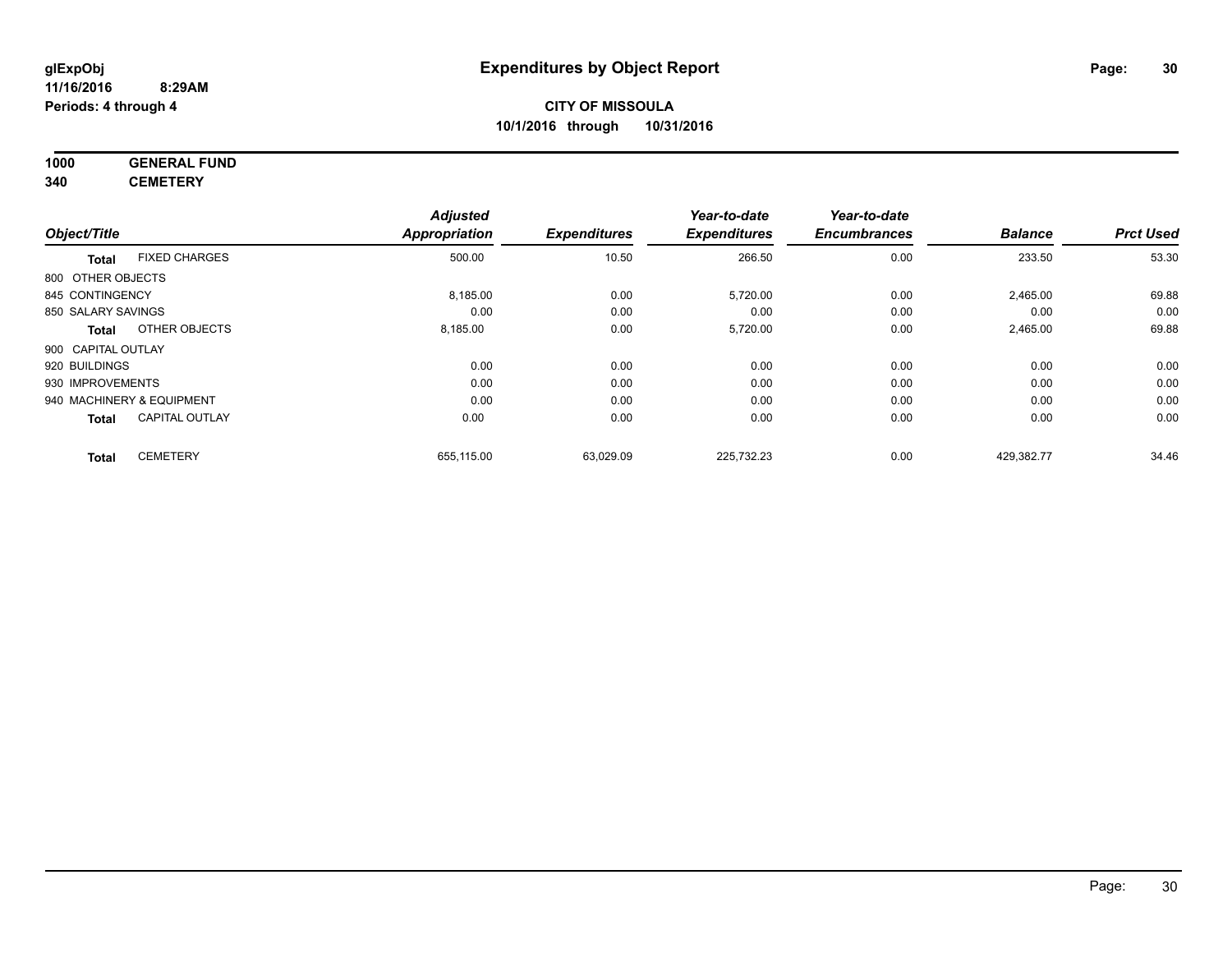# Expenditures by Object Report

glExpObj
11/16/2016 8:29AM
Periods: 4 through 4

**CITY OF MISSOULA**
**10/1/2016 through 10/31/2016**

**1000 GENERAL FUND**
**340 CEMETERY**

| Object/Title | | Adjusted Appropriation | Expenditures | Year-to-date Expenditures | Year-to-date Encumbrances | Balance | Prct Used |
|---|---|---|---|---|---|---|---|
| **Total** | FIXED CHARGES | 500.00 | 10.50 | 266.50 | 0.00 | 233.50 | 53.30 |
| 800 OTHER OBJECTS | | | | | | | |
| 845 CONTINGENCY | | 8,185.00 | 0.00 | 5,720.00 | 0.00 | 2,465.00 | 69.88 |
| 850 SALARY SAVINGS | | 0.00 | 0.00 | 0.00 | 0.00 | 0.00 | 0.00 |
| **Total** | OTHER OBJECTS | 8,185.00 | 0.00 | 5,720.00 | 0.00 | 2,465.00 | 69.88 |
| 900 CAPITAL OUTLAY | | | | | | | |
| 920 BUILDINGS | | 0.00 | 0.00 | 0.00 | 0.00 | 0.00 | 0.00 |
| 930 IMPROVEMENTS | | 0.00 | 0.00 | 0.00 | 0.00 | 0.00 | 0.00 |
| 940 MACHINERY & EQUIPMENT | | 0.00 | 0.00 | 0.00 | 0.00 | 0.00 | 0.00 |
| **Total** | CAPITAL OUTLAY | 0.00 | 0.00 | 0.00 | 0.00 | 0.00 | 0.00 |
| **Total** | CEMETERY | 655,115.00 | 63,029.09 | 225,732.23 | 0.00 | 429,382.77 | 34.46 |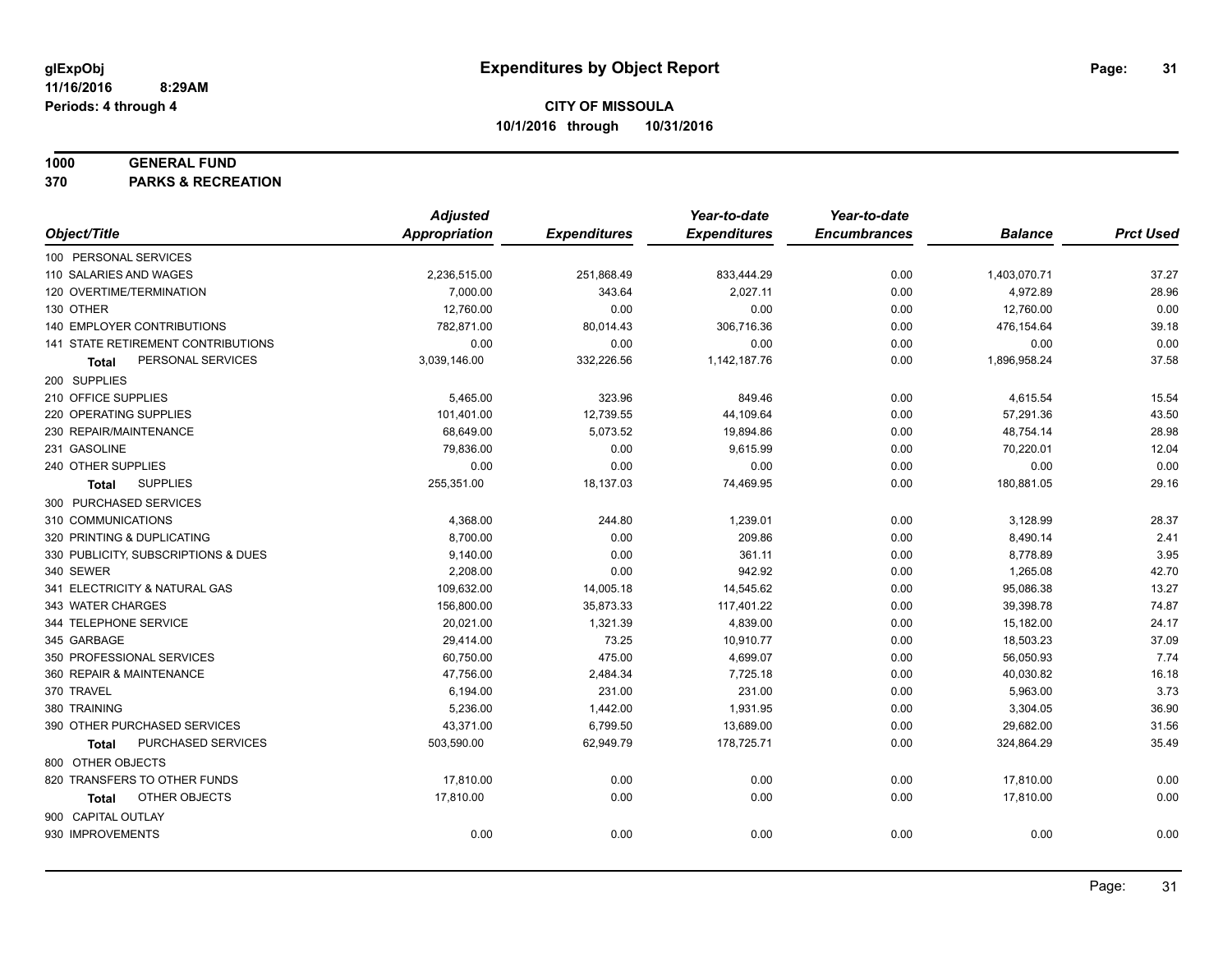**glExpObj** **Expenditures by Object Report**
**11/16/2016 8:29AM**
**Periods: 4 through 4**

**CITY OF MISSOULA**
**10/1/2016 through 10/31/2016**

**1000 GENERAL FUND**
**370 PARKS & RECREATION**

| Object/Title | Adjusted Appropriation | Expenditures | Year-to-date Expenditures | Year-to-date Encumbrances | Balance | Prct Used |
|---|---|---|---|---|---|---|
| 100 PERSONAL SERVICES | | | | | | |
| 110 SALARIES AND WAGES | 2,236,515.00 | 251,868.49 | 833,444.29 | 0.00 | 1,403,070.71 | 37.27 |
| 120 OVERTIME/TERMINATION | 7,000.00 | 343.64 | 2,027.11 | 0.00 | 4,972.89 | 28.96 |
| 130 OTHER | 12,760.00 | 0.00 | 0.00 | 0.00 | 12,760.00 | 0.00 |
| 140 EMPLOYER CONTRIBUTIONS | 782,871.00 | 80,014.43 | 306,716.36 | 0.00 | 476,154.64 | 39.18 |
| 141 STATE RETIREMENT CONTRIBUTIONS | 0.00 | 0.00 | 0.00 | 0.00 | 0.00 | 0.00 |
| **Total** PERSONAL SERVICES | 3,039,146.00 | 332,226.56 | 1,142,187.76 | 0.00 | 1,896,958.24 | 37.58 |
| 200 SUPPLIES | | | | | | |
| 210 OFFICE SUPPLIES | 5,465.00 | 323.96 | 849.46 | 0.00 | 4,615.54 | 15.54 |
| 220 OPERATING SUPPLIES | 101,401.00 | 12,739.55 | 44,109.64 | 0.00 | 57,291.36 | 43.50 |
| 230 REPAIR/MAINTENANCE | 68,649.00 | 5,073.52 | 19,894.86 | 0.00 | 48,754.14 | 28.98 |
| 231 GASOLINE | 79,836.00 | 0.00 | 9,615.99 | 0.00 | 70,220.01 | 12.04 |
| 240 OTHER SUPPLIES | 0.00 | 0.00 | 0.00 | 0.00 | 0.00 | 0.00 |
| **Total** SUPPLIES | 255,351.00 | 18,137.03 | 74,469.95 | 0.00 | 180,881.05 | 29.16 |
| 300 PURCHASED SERVICES | | | | | | |
| 310 COMMUNICATIONS | 4,368.00 | 244.80 | 1,239.01 | 0.00 | 3,128.99 | 28.37 |
| 320 PRINTING & DUPLICATING | 8,700.00 | 0.00 | 209.86 | 0.00 | 8,490.14 | 2.41 |
| 330 PUBLICITY, SUBSCRIPTIONS & DUES | 9,140.00 | 0.00 | 361.11 | 0.00 | 8,778.89 | 3.95 |
| 340 SEWER | 2,208.00 | 0.00 | 942.92 | 0.00 | 1,265.08 | 42.70 |
| 341 ELECTRICITY & NATURAL GAS | 109,632.00 | 14,005.18 | 14,545.62 | 0.00 | 95,086.38 | 13.27 |
| 343 WATER CHARGES | 156,800.00 | 35,873.33 | 117,401.22 | 0.00 | 39,398.78 | 74.87 |
| 344 TELEPHONE SERVICE | 20,021.00 | 1,321.39 | 4,839.00 | 0.00 | 15,182.00 | 24.17 |
| 345 GARBAGE | 29,414.00 | 73.25 | 10,910.77 | 0.00 | 18,503.23 | 37.09 |
| 350 PROFESSIONAL SERVICES | 60,750.00 | 475.00 | 4,699.07 | 0.00 | 56,050.93 | 7.74 |
| 360 REPAIR & MAINTENANCE | 47,756.00 | 2,484.34 | 7,725.18 | 0.00 | 40,030.82 | 16.18 |
| 370 TRAVEL | 6,194.00 | 231.00 | 231.00 | 0.00 | 5,963.00 | 3.73 |
| 380 TRAINING | 5,236.00 | 1,442.00 | 1,931.95 | 0.00 | 3,304.05 | 36.90 |
| 390 OTHER PURCHASED SERVICES | 43,371.00 | 6,799.50 | 13,689.00 | 0.00 | 29,682.00 | 31.56 |
| **Total** PURCHASED SERVICES | 503,590.00 | 62,949.79 | 178,725.71 | 0.00 | 324,864.29 | 35.49 |
| 800 OTHER OBJECTS | | | | | | |
| 820 TRANSFERS TO OTHER FUNDS | 17,810.00 | 0.00 | 0.00 | 0.00 | 17,810.00 | 0.00 |
| **Total** OTHER OBJECTS | 17,810.00 | 0.00 | 0.00 | 0.00 | 17,810.00 | 0.00 |
| 900 CAPITAL OUTLAY | | | | | | |
| 930 IMPROVEMENTS | 0.00 | 0.00 | 0.00 | 0.00 | 0.00 | 0.00 |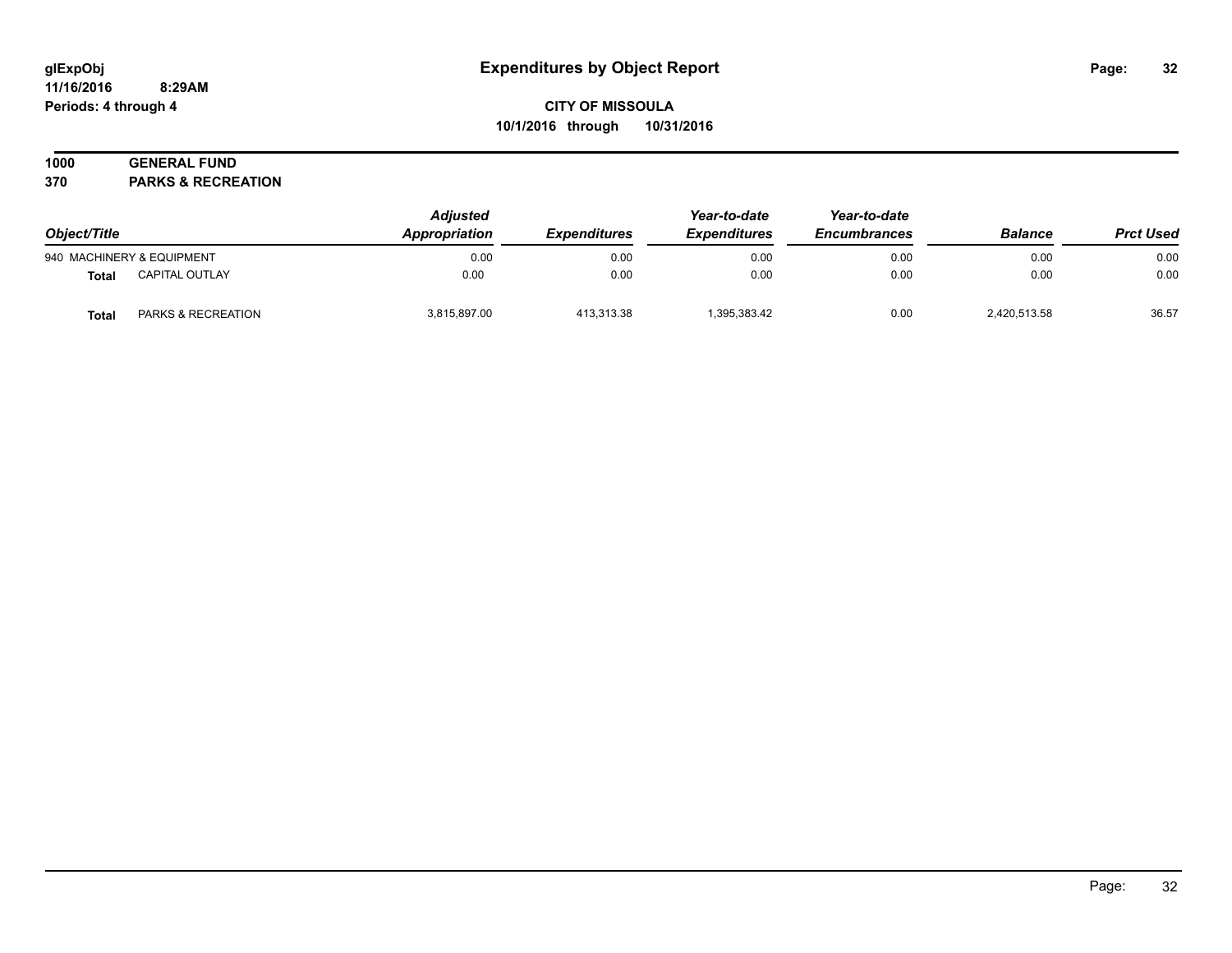# Expenditures by Object Report

glExpObj
11/16/2016 8:29AM
Periods: 4 through 4

**CITY OF MISSOULA**
**10/1/2016 through 10/31/2016**

**1000 GENERAL FUND**
**370 PARKS & RECREATION**

| Object/Title | | Adjusted Appropriation | Expenditures | Year-to-date Expenditures | Year-to-date Encumbrances | Balance | Prct Used |
|---|---|---|---|---|---|---|---|
| 940 MACHINERY & EQUIPMENT | | 0.00 | 0.00 | 0.00 | 0.00 | 0.00 | 0.00 |
| **Total** | CAPITAL OUTLAY | 0.00 | 0.00 | 0.00 | 0.00 | 0.00 | 0.00 |
| **Total** | PARKS & RECREATION | 3,815,897.00 | 413,313.38 | 1,395,383.42 | 0.00 | 2,420,513.58 | 36.57 |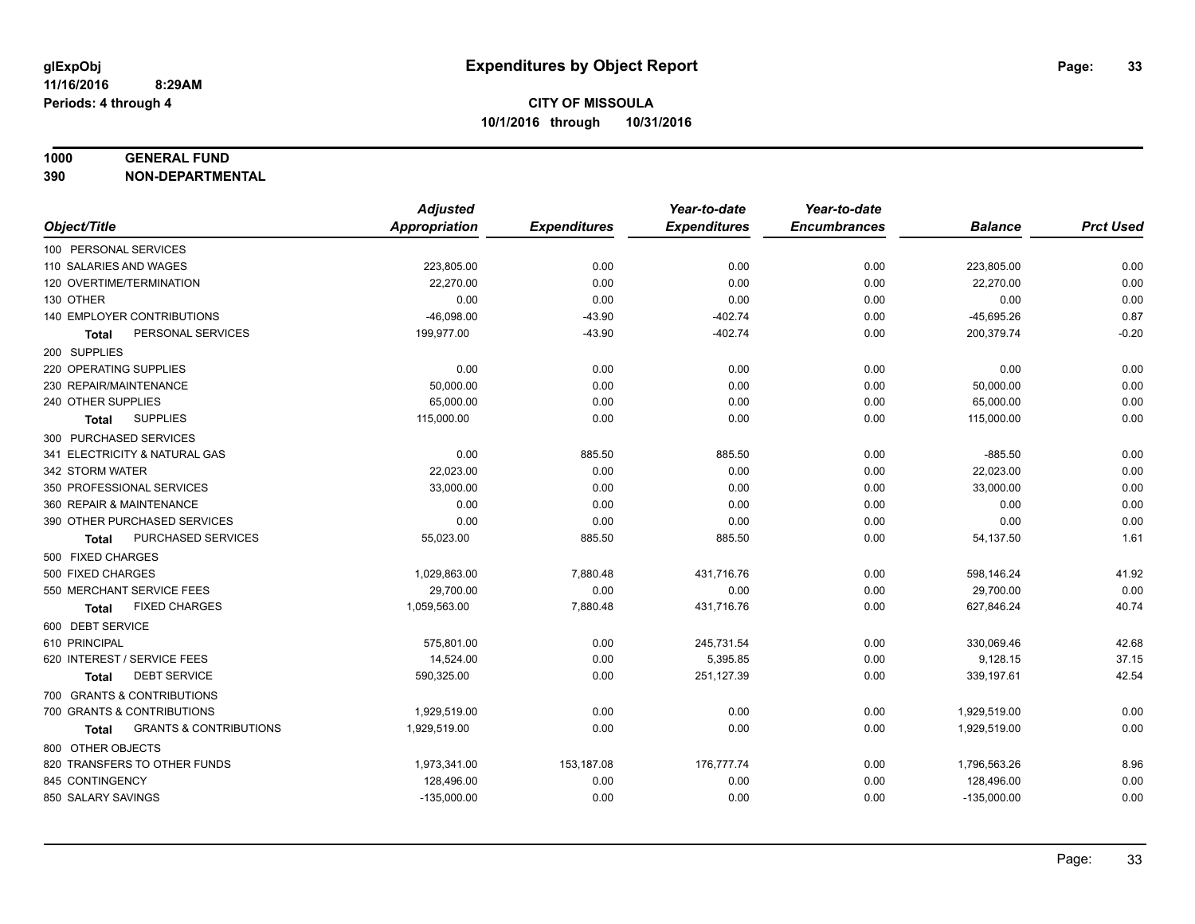## Expenditures by Object Report

glExpObj
11/16/2016 8:29AM
Periods: 4 through 4

**CITY OF MISSOULA**
**10/1/2016 through 10/31/2016**

**1000 GENERAL FUND**
**390 NON-DEPARTMENTAL**

| Object/Title | Adjusted Appropriation | Expenditures | Year-to-date Expenditures | Year-to-date Encumbrances | Balance | Prct Used |
|---|---|---|---|---|---|---|
| 100 PERSONAL SERVICES | | | | | | |
| 110 SALARIES AND WAGES | 223,805.00 | 0.00 | 0.00 | 0.00 | 223,805.00 | 0.00 |
| 120 OVERTIME/TERMINATION | 22,270.00 | 0.00 | 0.00 | 0.00 | 22,270.00 | 0.00 |
| 130 OTHER | 0.00 | 0.00 | 0.00 | 0.00 | 0.00 | 0.00 |
| 140 EMPLOYER CONTRIBUTIONS | -46,098.00 | -43.90 | -402.74 | 0.00 | -45,695.26 | 0.87 |
| **Total** PERSONAL SERVICES | 199,977.00 | -43.90 | -402.74 | 0.00 | 200,379.74 | -0.20 |
| 200 SUPPLIES | | | | | | |
| 220 OPERATING SUPPLIES | 0.00 | 0.00 | 0.00 | 0.00 | 0.00 | 0.00 |
| 230 REPAIR/MAINTENANCE | 50,000.00 | 0.00 | 0.00 | 0.00 | 50,000.00 | 0.00 |
| 240 OTHER SUPPLIES | 65,000.00 | 0.00 | 0.00 | 0.00 | 65,000.00 | 0.00 |
| **Total** SUPPLIES | 115,000.00 | 0.00 | 0.00 | 0.00 | 115,000.00 | 0.00 |
| 300 PURCHASED SERVICES | | | | | | |
| 341 ELECTRICITY & NATURAL GAS | 0.00 | 885.50 | 885.50 | 0.00 | -885.50 | 0.00 |
| 342 STORM WATER | 22,023.00 | 0.00 | 0.00 | 0.00 | 22,023.00 | 0.00 |
| 350 PROFESSIONAL SERVICES | 33,000.00 | 0.00 | 0.00 | 0.00 | 33,000.00 | 0.00 |
| 360 REPAIR & MAINTENANCE | 0.00 | 0.00 | 0.00 | 0.00 | 0.00 | 0.00 |
| 390 OTHER PURCHASED SERVICES | 0.00 | 0.00 | 0.00 | 0.00 | 0.00 | 0.00 |
| **Total** PURCHASED SERVICES | 55,023.00 | 885.50 | 885.50 | 0.00 | 54,137.50 | 1.61 |
| 500 FIXED CHARGES | | | | | | |
| 500 FIXED CHARGES | 1,029,863.00 | 7,880.48 | 431,716.76 | 0.00 | 598,146.24 | 41.92 |
| 550 MERCHANT SERVICE FEES | 29,700.00 | 0.00 | 0.00 | 0.00 | 29,700.00 | 0.00 |
| **Total** FIXED CHARGES | 1,059,563.00 | 7,880.48 | 431,716.76 | 0.00 | 627,846.24 | 40.74 |
| 600 DEBT SERVICE | | | | | | |
| 610 PRINCIPAL | 575,801.00 | 0.00 | 245,731.54 | 0.00 | 330,069.46 | 42.68 |
| 620 INTEREST / SERVICE FEES | 14,524.00 | 0.00 | 5,395.85 | 0.00 | 9,128.15 | 37.15 |
| **Total** DEBT SERVICE | 590,325.00 | 0.00 | 251,127.39 | 0.00 | 339,197.61 | 42.54 |
| 700 GRANTS & CONTRIBUTIONS | | | | | | |
| 700 GRANTS & CONTRIBUTIONS | 1,929,519.00 | 0.00 | 0.00 | 0.00 | 1,929,519.00 | 0.00 |
| **Total** GRANTS & CONTRIBUTIONS | 1,929,519.00 | 0.00 | 0.00 | 0.00 | 1,929,519.00 | 0.00 |
| 800 OTHER OBJECTS | | | | | | |
| 820 TRANSFERS TO OTHER FUNDS | 1,973,341.00 | 153,187.08 | 176,777.74 | 0.00 | 1,796,563.26 | 8.96 |
| 845 CONTINGENCY | 128,496.00 | 0.00 | 0.00 | 0.00 | 128,496.00 | 0.00 |
| 850 SALARY SAVINGS | -135,000.00 | 0.00 | 0.00 | 0.00 | -135,000.00 | 0.00 |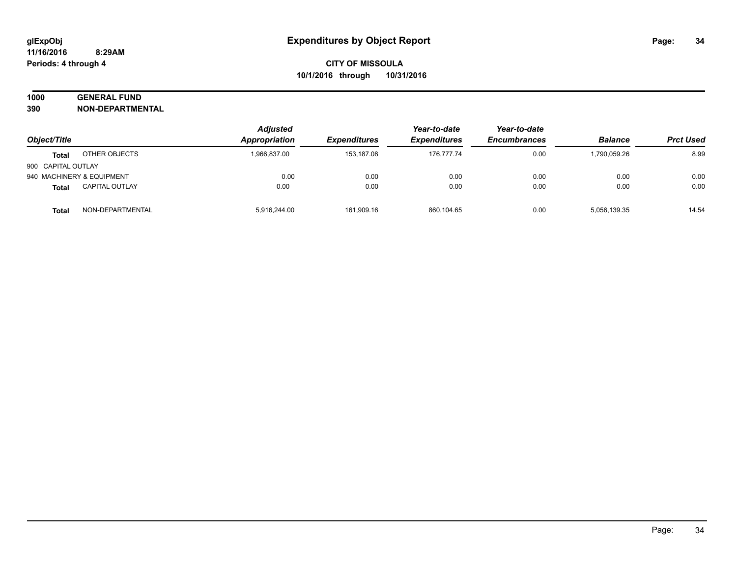# Expenditures by Object Report

**glExpObj**
**11/16/2016 8:29AM**
**Periods: 4 through 4**

**CITY OF MISSOULA**
**10/1/2016 through 10/31/2016**

**1000 GENERAL FUND**
**390 NON-DEPARTMENTAL**

| Object/Title | | Adjusted Appropriation | Expenditures | Year-to-date Expenditures | Year-to-date Encumbrances | Balance | Prct Used |
|---|---|---|---|---|---|---|---|
| **Total** | OTHER OBJECTS | 1,966,837.00 | 153,187.08 | 176,777.74 | 0.00 | 1,790,059.26 | 8.99 |
| 900 CAPITAL OUTLAY | | | | | | | |
| 940 MACHINERY & EQUIPMENT | | 0.00 | 0.00 | 0.00 | 0.00 | 0.00 | 0.00 |
| **Total** | CAPITAL OUTLAY | 0.00 | 0.00 | 0.00 | 0.00 | 0.00 | 0.00 |
| **Total** | NON-DEPARTMENTAL | 5,916,244.00 | 161,909.16 | 860,104.65 | 0.00 | 5,056,139.35 | 14.54 |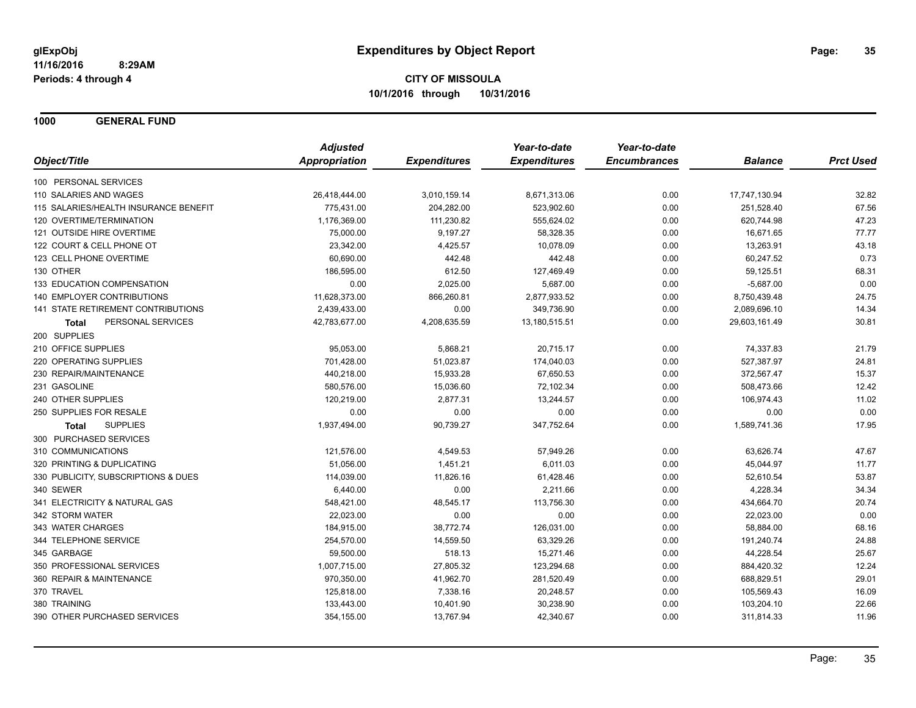# Expenditures by Object Report

glExpObj
11/16/2016 8:29AM
Periods: 4 through 4

**CITY OF MISSOULA**
**10/1/2016 through 10/31/2016**

## 1000 GENERAL FUND

| Object/Title | Adjusted Appropriation | Expenditures | Year-to-date Expenditures | Year-to-date Encumbrances | Balance | Prct Used |
|---|---|---|---|---|---|---|
| 100 PERSONAL SERVICES | | | | | | |
| 110 SALARIES AND WAGES | 26,418,444.00 | 3,010,159.14 | 8,671,313.06 | 0.00 | 17,747,130.94 | 32.82 |
| 115 SALARIES/HEALTH INSURANCE BENEFIT | 775,431.00 | 204,282.00 | 523,902.60 | 0.00 | 251,528.40 | 67.56 |
| 120 OVERTIME/TERMINATION | 1,176,369.00 | 111,230.82 | 555,624.02 | 0.00 | 620,744.98 | 47.23 |
| 121 OUTSIDE HIRE OVERTIME | 75,000.00 | 9,197.27 | 58,328.35 | 0.00 | 16,671.65 | 77.77 |
| 122 COURT & CELL PHONE OT | 23,342.00 | 4,425.57 | 10,078.09 | 0.00 | 13,263.91 | 43.18 |
| 123 CELL PHONE OVERTIME | 60,690.00 | 442.48 | 442.48 | 0.00 | 60,247.52 | 0.73 |
| 130 OTHER | 186,595.00 | 612.50 | 127,469.49 | 0.00 | 59,125.51 | 68.31 |
| 133 EDUCATION COMPENSATION | 0.00 | 2,025.00 | 5,687.00 | 0.00 | -5,687.00 | 0.00 |
| 140 EMPLOYER CONTRIBUTIONS | 11,628,373.00 | 866,260.81 | 2,877,933.52 | 0.00 | 8,750,439.48 | 24.75 |
| 141 STATE RETIREMENT CONTRIBUTIONS | 2,439,433.00 | 0.00 | 349,736.90 | 0.00 | 2,089,696.10 | 14.34 |
| **Total** PERSONAL SERVICES | 42,783,677.00 | 4,208,635.59 | 13,180,515.51 | 0.00 | 29,603,161.49 | 30.81 |
| 200 SUPPLIES | | | | | | |
| 210 OFFICE SUPPLIES | 95,053.00 | 5,868.21 | 20,715.17 | 0.00 | 74,337.83 | 21.79 |
| 220 OPERATING SUPPLIES | 701,428.00 | 51,023.87 | 174,040.03 | 0.00 | 527,387.97 | 24.81 |
| 230 REPAIR/MAINTENANCE | 440,218.00 | 15,933.28 | 67,650.53 | 0.00 | 372,567.47 | 15.37 |
| 231 GASOLINE | 580,576.00 | 15,036.60 | 72,102.34 | 0.00 | 508,473.66 | 12.42 |
| 240 OTHER SUPPLIES | 120,219.00 | 2,877.31 | 13,244.57 | 0.00 | 106,974.43 | 11.02 |
| 250 SUPPLIES FOR RESALE | 0.00 | 0.00 | 0.00 | 0.00 | 0.00 | 0.00 |
| **Total** SUPPLIES | 1,937,494.00 | 90,739.27 | 347,752.64 | 0.00 | 1,589,741.36 | 17.95 |
| 300 PURCHASED SERVICES | | | | | | |
| 310 COMMUNICATIONS | 121,576.00 | 4,549.53 | 57,949.26 | 0.00 | 63,626.74 | 47.67 |
| 320 PRINTING & DUPLICATING | 51,056.00 | 1,451.21 | 6,011.03 | 0.00 | 45,044.97 | 11.77 |
| 330 PUBLICITY, SUBSCRIPTIONS & DUES | 114,039.00 | 11,826.16 | 61,428.46 | 0.00 | 52,610.54 | 53.87 |
| 340 SEWER | 6,440.00 | 0.00 | 2,211.66 | 0.00 | 4,228.34 | 34.34 |
| 341 ELECTRICITY & NATURAL GAS | 548,421.00 | 48,545.17 | 113,756.30 | 0.00 | 434,664.70 | 20.74 |
| 342 STORM WATER | 22,023.00 | 0.00 | 0.00 | 0.00 | 22,023.00 | 0.00 |
| 343 WATER CHARGES | 184,915.00 | 38,772.74 | 126,031.00 | 0.00 | 58,884.00 | 68.16 |
| 344 TELEPHONE SERVICE | 254,570.00 | 14,559.50 | 63,329.26 | 0.00 | 191,240.74 | 24.88 |
| 345 GARBAGE | 59,500.00 | 518.13 | 15,271.46 | 0.00 | 44,228.54 | 25.67 |
| 350 PROFESSIONAL SERVICES | 1,007,715.00 | 27,805.32 | 123,294.68 | 0.00 | 884,420.32 | 12.24 |
| 360 REPAIR & MAINTENANCE | 970,350.00 | 41,962.70 | 281,520.49 | 0.00 | 688,829.51 | 29.01 |
| 370 TRAVEL | 125,818.00 | 7,338.16 | 20,248.57 | 0.00 | 105,569.43 | 16.09 |
| 380 TRAINING | 133,443.00 | 10,401.90 | 30,238.90 | 0.00 | 103,204.10 | 22.66 |
| 390 OTHER PURCHASED SERVICES | 354,155.00 | 13,767.94 | 42,340.67 | 0.00 | 311,814.33 | 11.96 |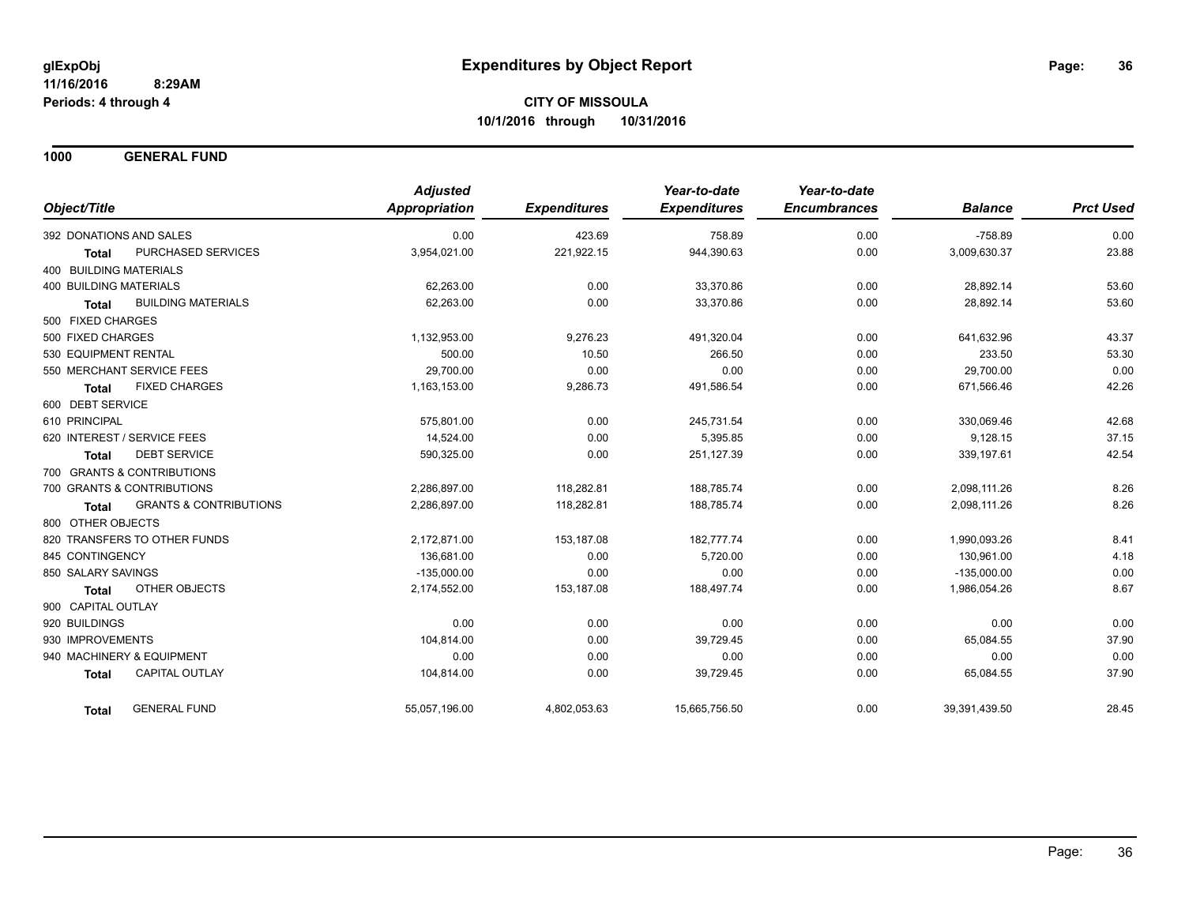**glExpObj**
**11/16/2016 8:29AM**
**Periods: 4 through 4**

# Expenditures by Object Report

**CITY OF MISSOULA**
**10/1/2016 through 10/31/2016**

## 1000 GENERAL FUND

| Object/Title | | Adjusted Appropriation | Expenditures | Year-to-date Expenditures | Year-to-date Encumbrances | Balance | Prct Used |
|---|---|---|---|---|---|---|---|
| 392 DONATIONS AND SALES | | 0.00 | 423.69 | 758.89 | 0.00 | -758.89 | 0.00 |
| **Total** | PURCHASED SERVICES | 3,954,021.00 | 221,922.15 | 944,390.63 | 0.00 | 3,009,630.37 | 23.88 |
| 400 BUILDING MATERIALS | | | | | | | |
| 400 BUILDING MATERIALS | | 62,263.00 | 0.00 | 33,370.86 | 0.00 | 28,892.14 | 53.60 |
| **Total** | BUILDING MATERIALS | 62,263.00 | 0.00 | 33,370.86 | 0.00 | 28,892.14 | 53.60 |
| 500 FIXED CHARGES | | | | | | | |
| 500 FIXED CHARGES | | 1,132,953.00 | 9,276.23 | 491,320.04 | 0.00 | 641,632.96 | 43.37 |
| 530 EQUIPMENT RENTAL | | 500.00 | 10.50 | 266.50 | 0.00 | 233.50 | 53.30 |
| 550 MERCHANT SERVICE FEES | | 29,700.00 | 0.00 | 0.00 | 0.00 | 29,700.00 | 0.00 |
| **Total** | FIXED CHARGES | 1,163,153.00 | 9,286.73 | 491,586.54 | 0.00 | 671,566.46 | 42.26 |
| 600 DEBT SERVICE | | | | | | | |
| 610 PRINCIPAL | | 575,801.00 | 0.00 | 245,731.54 | 0.00 | 330,069.46 | 42.68 |
| 620 INTEREST / SERVICE FEES | | 14,524.00 | 0.00 | 5,395.85 | 0.00 | 9,128.15 | 37.15 |
| **Total** | DEBT SERVICE | 590,325.00 | 0.00 | 251,127.39 | 0.00 | 339,197.61 | 42.54 |
| 700 GRANTS & CONTRIBUTIONS | | | | | | | |
| 700 GRANTS & CONTRIBUTIONS | | 2,286,897.00 | 118,282.81 | 188,785.74 | 0.00 | 2,098,111.26 | 8.26 |
| **Total** | GRANTS & CONTRIBUTIONS | 2,286,897.00 | 118,282.81 | 188,785.74 | 0.00 | 2,098,111.26 | 8.26 |
| 800 OTHER OBJECTS | | | | | | | |
| 820 TRANSFERS TO OTHER FUNDS | | 2,172,871.00 | 153,187.08 | 182,777.74 | 0.00 | 1,990,093.26 | 8.41 |
| 845 CONTINGENCY | | 136,681.00 | 0.00 | 5,720.00 | 0.00 | 130,961.00 | 4.18 |
| 850 SALARY SAVINGS | | -135,000.00 | 0.00 | 0.00 | 0.00 | -135,000.00 | 0.00 |
| **Total** | OTHER OBJECTS | 2,174,552.00 | 153,187.08 | 188,497.74 | 0.00 | 1,986,054.26 | 8.67 |
| 900 CAPITAL OUTLAY | | | | | | | |
| 920 BUILDINGS | | 0.00 | 0.00 | 0.00 | 0.00 | 0.00 | 0.00 |
| 930 IMPROVEMENTS | | 104,814.00 | 0.00 | 39,729.45 | 0.00 | 65,084.55 | 37.90 |
| 940 MACHINERY & EQUIPMENT | | 0.00 | 0.00 | 0.00 | 0.00 | 0.00 | 0.00 |
| **Total** | CAPITAL OUTLAY | 104,814.00 | 0.00 | 39,729.45 | 0.00 | 65,084.55 | 37.90 |
| **Total** | GENERAL FUND | 55,057,196.00 | 4,802,053.63 | 15,665,756.50 | 0.00 | 39,391,439.50 | 28.45 |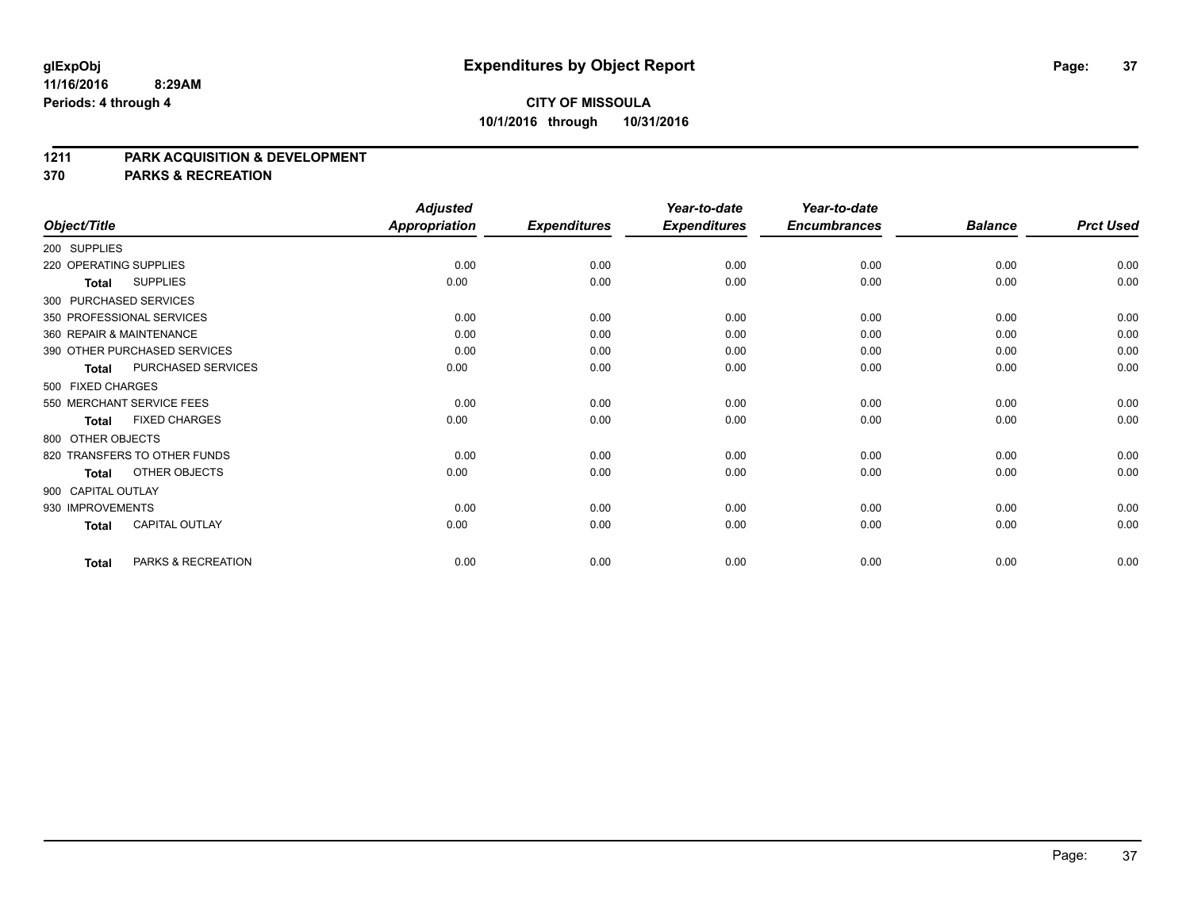**glExpObj**
**11/16/2016 8:29AM**
**Periods: 4 through 4**

# Expenditures by Object Report

**CITY OF MISSOULA**
**10/1/2016 through 10/31/2016**

## 1211 PARK ACQUISITION & DEVELOPMENT
## 370 PARKS & RECREATION

| Object/Title | Adjusted Appropriation | Expenditures | Year-to-date Expenditures | Year-to-date Encumbrances | Balance | Prct Used |
|---|---|---|---|---|---|---|
| 200 SUPPLIES | | | | | | |
| 220 OPERATING SUPPLIES | 0.00 | 0.00 | 0.00 | 0.00 | 0.00 | 0.00 |
| **Total** SUPPLIES | 0.00 | 0.00 | 0.00 | 0.00 | 0.00 | 0.00 |
| 300 PURCHASED SERVICES | | | | | | |
| 350 PROFESSIONAL SERVICES | 0.00 | 0.00 | 0.00 | 0.00 | 0.00 | 0.00 |
| 360 REPAIR & MAINTENANCE | 0.00 | 0.00 | 0.00 | 0.00 | 0.00 | 0.00 |
| 390 OTHER PURCHASED SERVICES | 0.00 | 0.00 | 0.00 | 0.00 | 0.00 | 0.00 |
| **Total** PURCHASED SERVICES | 0.00 | 0.00 | 0.00 | 0.00 | 0.00 | 0.00 |
| 500 FIXED CHARGES | | | | | | |
| 550 MERCHANT SERVICE FEES | 0.00 | 0.00 | 0.00 | 0.00 | 0.00 | 0.00 |
| **Total** FIXED CHARGES | 0.00 | 0.00 | 0.00 | 0.00 | 0.00 | 0.00 |
| 800 OTHER OBJECTS | | | | | | |
| 820 TRANSFERS TO OTHER FUNDS | 0.00 | 0.00 | 0.00 | 0.00 | 0.00 | 0.00 |
| **Total** OTHER OBJECTS | 0.00 | 0.00 | 0.00 | 0.00 | 0.00 | 0.00 |
| 900 CAPITAL OUTLAY | | | | | | |
| 930 IMPROVEMENTS | 0.00 | 0.00 | 0.00 | 0.00 | 0.00 | 0.00 |
| **Total** CAPITAL OUTLAY | 0.00 | 0.00 | 0.00 | 0.00 | 0.00 | 0.00 |
| **Total** PARKS & RECREATION | 0.00 | 0.00 | 0.00 | 0.00 | 0.00 | 0.00 |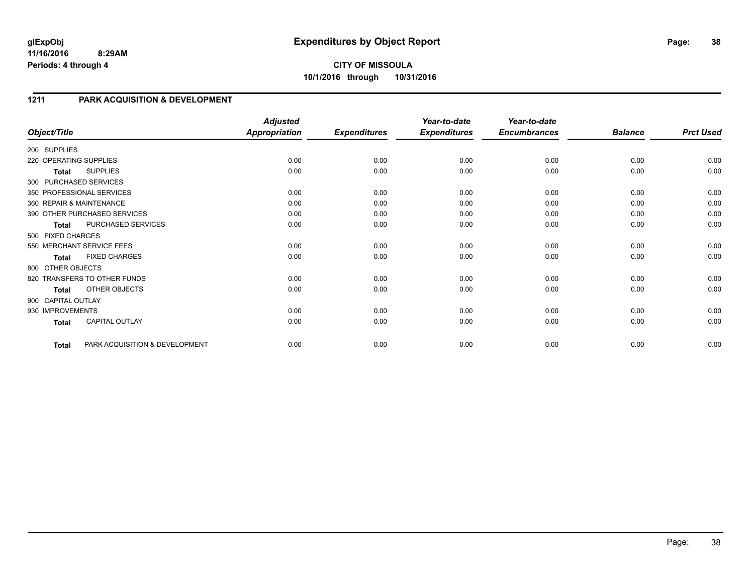# Expenditures by Object Report

glExpObj
11/16/2016 8:29AM
Periods: 4 through 4

**CITY OF MISSOULA**
**10/1/2016 through 10/31/2016**

## 1211 PARK ACQUISITION & DEVELOPMENT

| Object/Title | Adjusted Appropriation | Expenditures | Year-to-date Expenditures | Year-to-date Encumbrances | Balance | Prct Used |
|---|---|---|---|---|---|---|
| 200 SUPPLIES | | | | | | |
| 220 OPERATING SUPPLIES | 0.00 | 0.00 | 0.00 | 0.00 | 0.00 | 0.00 |
| **Total** SUPPLIES | 0.00 | 0.00 | 0.00 | 0.00 | 0.00 | 0.00 |
| 300 PURCHASED SERVICES | | | | | | |
| 350 PROFESSIONAL SERVICES | 0.00 | 0.00 | 0.00 | 0.00 | 0.00 | 0.00 |
| 360 REPAIR & MAINTENANCE | 0.00 | 0.00 | 0.00 | 0.00 | 0.00 | 0.00 |
| 390 OTHER PURCHASED SERVICES | 0.00 | 0.00 | 0.00 | 0.00 | 0.00 | 0.00 |
| **Total** PURCHASED SERVICES | 0.00 | 0.00 | 0.00 | 0.00 | 0.00 | 0.00 |
| 500 FIXED CHARGES | | | | | | |
| 550 MERCHANT SERVICE FEES | 0.00 | 0.00 | 0.00 | 0.00 | 0.00 | 0.00 |
| **Total** FIXED CHARGES | 0.00 | 0.00 | 0.00 | 0.00 | 0.00 | 0.00 |
| 800 OTHER OBJECTS | | | | | | |
| 820 TRANSFERS TO OTHER FUNDS | 0.00 | 0.00 | 0.00 | 0.00 | 0.00 | 0.00 |
| **Total** OTHER OBJECTS | 0.00 | 0.00 | 0.00 | 0.00 | 0.00 | 0.00 |
| 900 CAPITAL OUTLAY | | | | | | |
| 930 IMPROVEMENTS | 0.00 | 0.00 | 0.00 | 0.00 | 0.00 | 0.00 |
| **Total** CAPITAL OUTLAY | 0.00 | 0.00 | 0.00 | 0.00 | 0.00 | 0.00 |
| **Total** PARK ACQUISITION & DEVELOPMENT | 0.00 | 0.00 | 0.00 | 0.00 | 0.00 | 0.00 |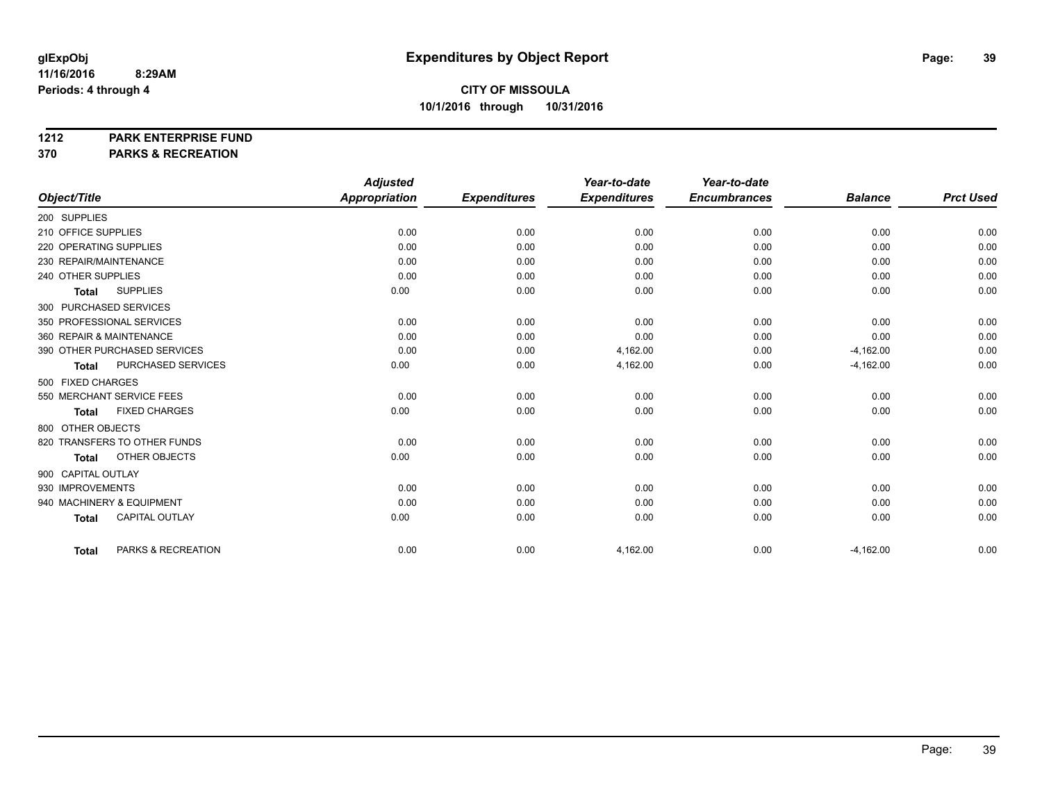**glExpObj** **Expenditures by Object Report**
**11/16/2016 8:29AM**
**Periods: 4 through 4**

**CITY OF MISSOULA**
**10/1/2016 through 10/31/2016**

**1212 PARK ENTERPRISE FUND**
**370 PARKS & RECREATION**

| Object/Title | Adjusted Appropriation | Expenditures | Year-to-date Expenditures | Year-to-date Encumbrances | Balance | Prct Used |
|---|---|---|---|---|---|---|
| 200 SUPPLIES | | | | | | |
| 210 OFFICE SUPPLIES | 0.00 | 0.00 | 0.00 | 0.00 | 0.00 | 0.00 |
| 220 OPERATING SUPPLIES | 0.00 | 0.00 | 0.00 | 0.00 | 0.00 | 0.00 |
| 230 REPAIR/MAINTENANCE | 0.00 | 0.00 | 0.00 | 0.00 | 0.00 | 0.00 |
| 240 OTHER SUPPLIES | 0.00 | 0.00 | 0.00 | 0.00 | 0.00 | 0.00 |
| **Total** SUPPLIES | 0.00 | 0.00 | 0.00 | 0.00 | 0.00 | 0.00 |
| 300 PURCHASED SERVICES | | | | | | |
| 350 PROFESSIONAL SERVICES | 0.00 | 0.00 | 0.00 | 0.00 | 0.00 | 0.00 |
| 360 REPAIR & MAINTENANCE | 0.00 | 0.00 | 0.00 | 0.00 | 0.00 | 0.00 |
| 390 OTHER PURCHASED SERVICES | 0.00 | 0.00 | 4,162.00 | 0.00 | -4,162.00 | 0.00 |
| **Total** PURCHASED SERVICES | 0.00 | 0.00 | 4,162.00 | 0.00 | -4,162.00 | 0.00 |
| 500 FIXED CHARGES | | | | | | |
| 550 MERCHANT SERVICE FEES | 0.00 | 0.00 | 0.00 | 0.00 | 0.00 | 0.00 |
| **Total** FIXED CHARGES | 0.00 | 0.00 | 0.00 | 0.00 | 0.00 | 0.00 |
| 800 OTHER OBJECTS | | | | | | |
| 820 TRANSFERS TO OTHER FUNDS | 0.00 | 0.00 | 0.00 | 0.00 | 0.00 | 0.00 |
| **Total** OTHER OBJECTS | 0.00 | 0.00 | 0.00 | 0.00 | 0.00 | 0.00 |
| 900 CAPITAL OUTLAY | | | | | | |
| 930 IMPROVEMENTS | 0.00 | 0.00 | 0.00 | 0.00 | 0.00 | 0.00 |
| 940 MACHINERY & EQUIPMENT | 0.00 | 0.00 | 0.00 | 0.00 | 0.00 | 0.00 |
| **Total** CAPITAL OUTLAY | 0.00 | 0.00 | 0.00 | 0.00 | 0.00 | 0.00 |
| **Total** PARKS & RECREATION | 0.00 | 0.00 | 4,162.00 | 0.00 | -4,162.00 | 0.00 |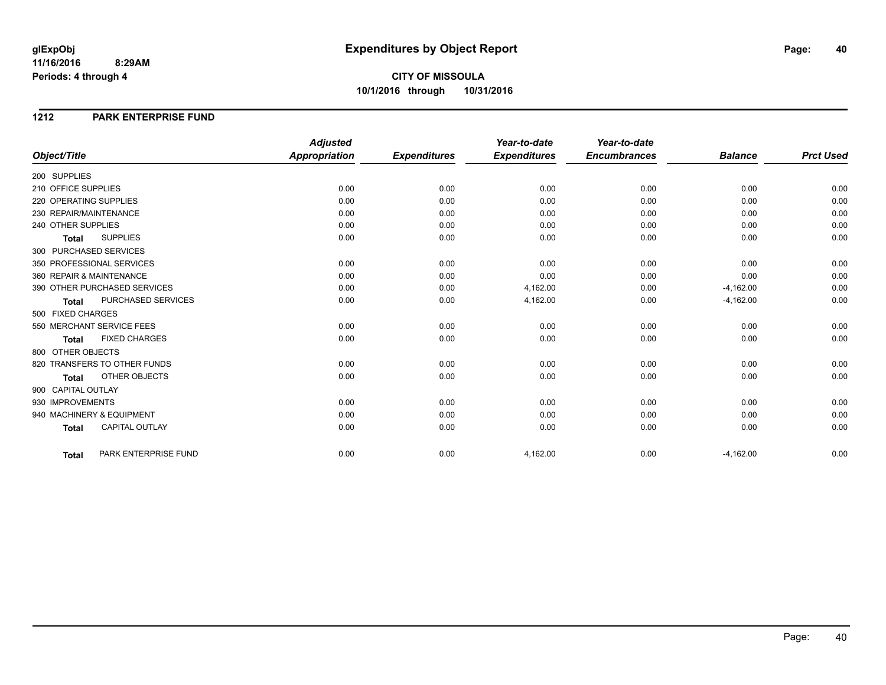**glExpObj**
**11/16/2016 8:29AM**
**Periods: 4 through 4**

# Expenditures by Object Report

**CITY OF MISSOULA**
**10/1/2016 through 10/31/2016**

## 1212 PARK ENTERPRISE FUND

| Object/Title | Adjusted Appropriation | Expenditures | Year-to-date Expenditures | Year-to-date Encumbrances | Balance | Prct Used |
|---|---|---|---|---|---|---|
| 200 SUPPLIES | | | | | | |
| 210 OFFICE SUPPLIES | 0.00 | 0.00 | 0.00 | 0.00 | 0.00 | 0.00 |
| 220 OPERATING SUPPLIES | 0.00 | 0.00 | 0.00 | 0.00 | 0.00 | 0.00 |
| 230 REPAIR/MAINTENANCE | 0.00 | 0.00 | 0.00 | 0.00 | 0.00 | 0.00 |
| 240 OTHER SUPPLIES | 0.00 | 0.00 | 0.00 | 0.00 | 0.00 | 0.00 |
| **Total** SUPPLIES | 0.00 | 0.00 | 0.00 | 0.00 | 0.00 | 0.00 |
| 300 PURCHASED SERVICES | | | | | | |
| 350 PROFESSIONAL SERVICES | 0.00 | 0.00 | 0.00 | 0.00 | 0.00 | 0.00 |
| 360 REPAIR & MAINTENANCE | 0.00 | 0.00 | 0.00 | 0.00 | 0.00 | 0.00 |
| 390 OTHER PURCHASED SERVICES | 0.00 | 0.00 | 4,162.00 | 0.00 | -4,162.00 | 0.00 |
| **Total** PURCHASED SERVICES | 0.00 | 0.00 | 4,162.00 | 0.00 | -4,162.00 | 0.00 |
| 500 FIXED CHARGES | | | | | | |
| 550 MERCHANT SERVICE FEES | 0.00 | 0.00 | 0.00 | 0.00 | 0.00 | 0.00 |
| **Total** FIXED CHARGES | 0.00 | 0.00 | 0.00 | 0.00 | 0.00 | 0.00 |
| 800 OTHER OBJECTS | | | | | | |
| 820 TRANSFERS TO OTHER FUNDS | 0.00 | 0.00 | 0.00 | 0.00 | 0.00 | 0.00 |
| **Total** OTHER OBJECTS | 0.00 | 0.00 | 0.00 | 0.00 | 0.00 | 0.00 |
| 900 CAPITAL OUTLAY | | | | | | |
| 930 IMPROVEMENTS | 0.00 | 0.00 | 0.00 | 0.00 | 0.00 | 0.00 |
| 940 MACHINERY & EQUIPMENT | 0.00 | 0.00 | 0.00 | 0.00 | 0.00 | 0.00 |
| **Total** CAPITAL OUTLAY | 0.00 | 0.00 | 0.00 | 0.00 | 0.00 | 0.00 |
| **Total** PARK ENTERPRISE FUND | 0.00 | 0.00 | 4,162.00 | 0.00 | -4,162.00 | 0.00 |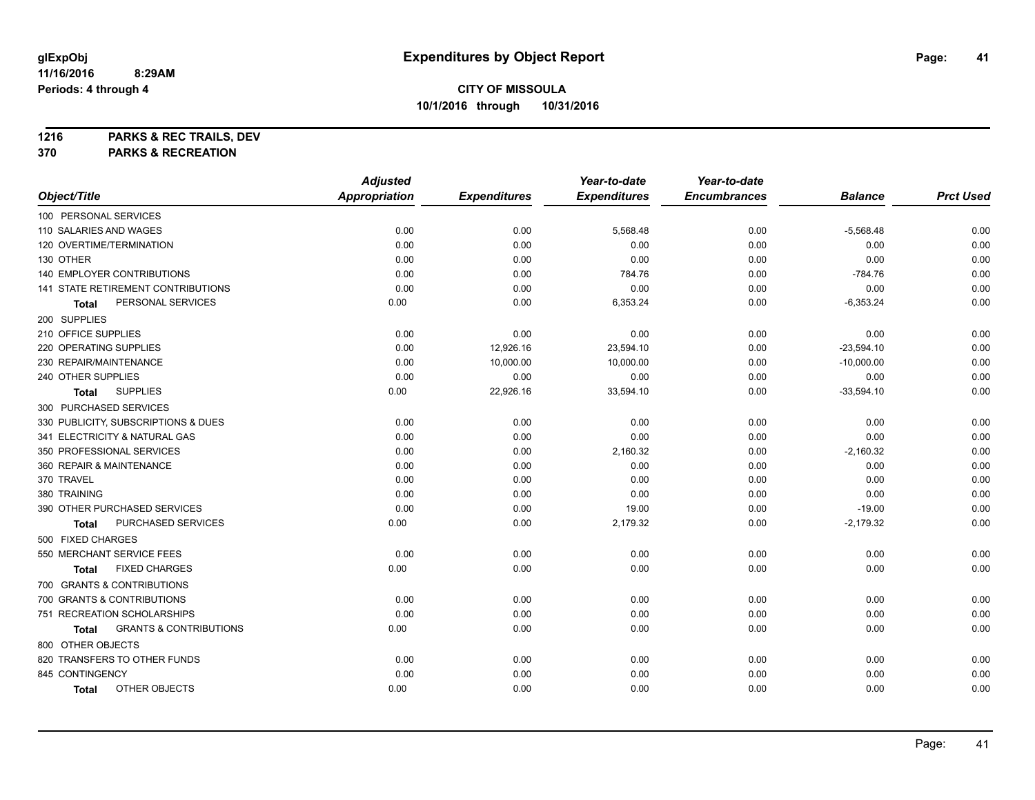**glExpObj** **Expenditures by Object Report**
**11/16/2016 8:29AM**
**Periods: 4 through 4**

**CITY OF MISSOULA**
**10/1/2016 through 10/31/2016**

**1216 PARKS & REC TRAILS, DEV**
**370 PARKS & RECREATION**

| Object/Title | Adjusted Appropriation | Expenditures | Year-to-date Expenditures | Year-to-date Encumbrances | Balance | Prct Used |
|---|---|---|---|---|---|---|
| 100 PERSONAL SERVICES | | | | | | |
| 110 SALARIES AND WAGES | 0.00 | 0.00 | 5,568.48 | 0.00 | -5,568.48 | 0.00 |
| 120 OVERTIME/TERMINATION | 0.00 | 0.00 | 0.00 | 0.00 | 0.00 | 0.00 |
| 130 OTHER | 0.00 | 0.00 | 0.00 | 0.00 | 0.00 | 0.00 |
| 140 EMPLOYER CONTRIBUTIONS | 0.00 | 0.00 | 784.76 | 0.00 | -784.76 | 0.00 |
| 141 STATE RETIREMENT CONTRIBUTIONS | 0.00 | 0.00 | 0.00 | 0.00 | 0.00 | 0.00 |
| **Total** PERSONAL SERVICES | 0.00 | 0.00 | 6,353.24 | 0.00 | -6,353.24 | 0.00 |
| 200 SUPPLIES | | | | | | |
| 210 OFFICE SUPPLIES | 0.00 | 0.00 | 0.00 | 0.00 | 0.00 | 0.00 |
| 220 OPERATING SUPPLIES | 0.00 | 12,926.16 | 23,594.10 | 0.00 | -23,594.10 | 0.00 |
| 230 REPAIR/MAINTENANCE | 0.00 | 10,000.00 | 10,000.00 | 0.00 | -10,000.00 | 0.00 |
| 240 OTHER SUPPLIES | 0.00 | 0.00 | 0.00 | 0.00 | 0.00 | 0.00 |
| **Total** SUPPLIES | 0.00 | 22,926.16 | 33,594.10 | 0.00 | -33,594.10 | 0.00 |
| 300 PURCHASED SERVICES | | | | | | |
| 330 PUBLICITY, SUBSCRIPTIONS & DUES | 0.00 | 0.00 | 0.00 | 0.00 | 0.00 | 0.00 |
| 341 ELECTRICITY & NATURAL GAS | 0.00 | 0.00 | 0.00 | 0.00 | 0.00 | 0.00 |
| 350 PROFESSIONAL SERVICES | 0.00 | 0.00 | 2,160.32 | 0.00 | -2,160.32 | 0.00 |
| 360 REPAIR & MAINTENANCE | 0.00 | 0.00 | 0.00 | 0.00 | 0.00 | 0.00 |
| 370 TRAVEL | 0.00 | 0.00 | 0.00 | 0.00 | 0.00 | 0.00 |
| 380 TRAINING | 0.00 | 0.00 | 0.00 | 0.00 | 0.00 | 0.00 |
| 390 OTHER PURCHASED SERVICES | 0.00 | 0.00 | 19.00 | 0.00 | -19.00 | 0.00 |
| **Total** PURCHASED SERVICES | 0.00 | 0.00 | 2,179.32 | 0.00 | -2,179.32 | 0.00 |
| 500 FIXED CHARGES | | | | | | |
| 550 MERCHANT SERVICE FEES | 0.00 | 0.00 | 0.00 | 0.00 | 0.00 | 0.00 |
| **Total** FIXED CHARGES | 0.00 | 0.00 | 0.00 | 0.00 | 0.00 | 0.00 |
| 700 GRANTS & CONTRIBUTIONS | | | | | | |
| 700 GRANTS & CONTRIBUTIONS | 0.00 | 0.00 | 0.00 | 0.00 | 0.00 | 0.00 |
| 751 RECREATION SCHOLARSHIPS | 0.00 | 0.00 | 0.00 | 0.00 | 0.00 | 0.00 |
| **Total** GRANTS & CONTRIBUTIONS | 0.00 | 0.00 | 0.00 | 0.00 | 0.00 | 0.00 |
| 800 OTHER OBJECTS | | | | | | |
| 820 TRANSFERS TO OTHER FUNDS | 0.00 | 0.00 | 0.00 | 0.00 | 0.00 | 0.00 |
| 845 CONTINGENCY | 0.00 | 0.00 | 0.00 | 0.00 | 0.00 | 0.00 |
| **Total** OTHER OBJECTS | 0.00 | 0.00 | 0.00 | 0.00 | 0.00 | 0.00 |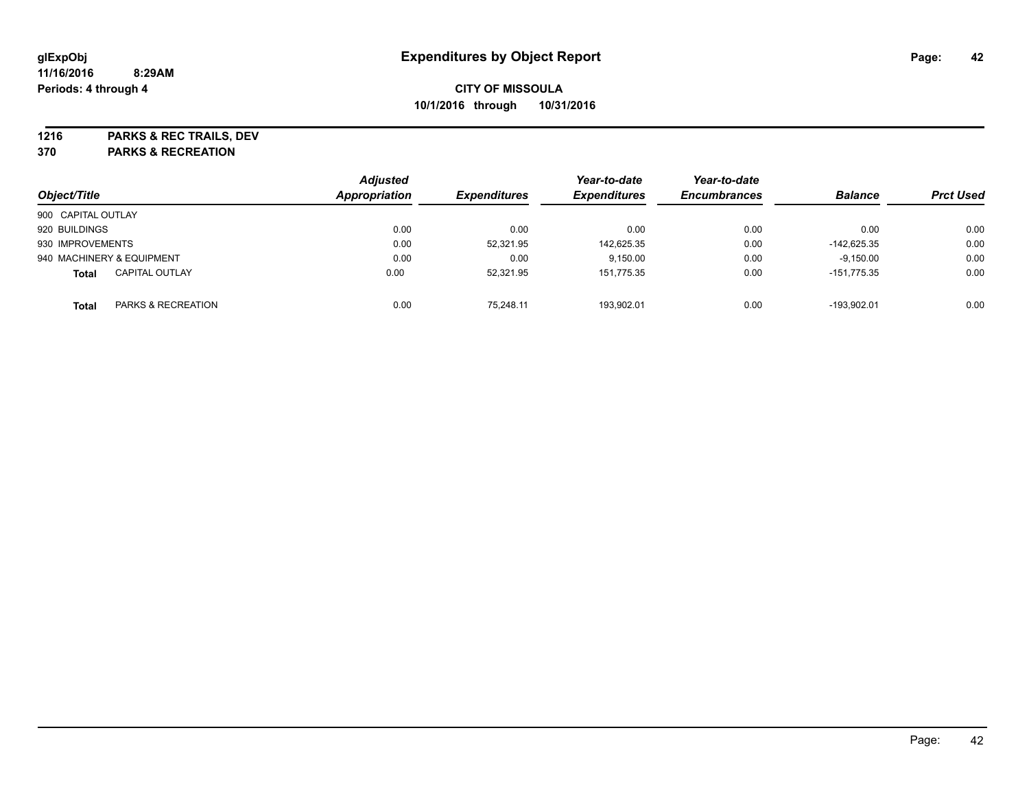**glExpObj**
**11/16/2016 8:29AM**
**Periods: 4 through 4**

# Expenditures by Object Report

**CITY OF MISSOULA**
**10/1/2016 through 10/31/2016**

**1216 PARKS & REC TRAILS, DEV**
**370 PARKS & RECREATION**

| Object/Title | | Adjusted Appropriation | Expenditures | Year-to-date Expenditures | Year-to-date Encumbrances | Balance | Prct Used |
|---|---|---|---|---|---|---|---|
| 900 CAPITAL OUTLAY | | | | | | | |
| 920 BUILDINGS | | 0.00 | 0.00 | 0.00 | 0.00 | 0.00 | 0.00 |
| 930 IMPROVEMENTS | | 0.00 | 52,321.95 | 142,625.35 | 0.00 | -142,625.35 | 0.00 |
| 940 MACHINERY & EQUIPMENT | | 0.00 | 0.00 | 9,150.00 | 0.00 | -9,150.00 | 0.00 |
| **Total** | CAPITAL OUTLAY | 0.00 | 52,321.95 | 151,775.35 | 0.00 | -151,775.35 | 0.00 |
| **Total** | PARKS & RECREATION | 0.00 | 75,248.11 | 193,902.01 | 0.00 | -193,902.01 | 0.00 |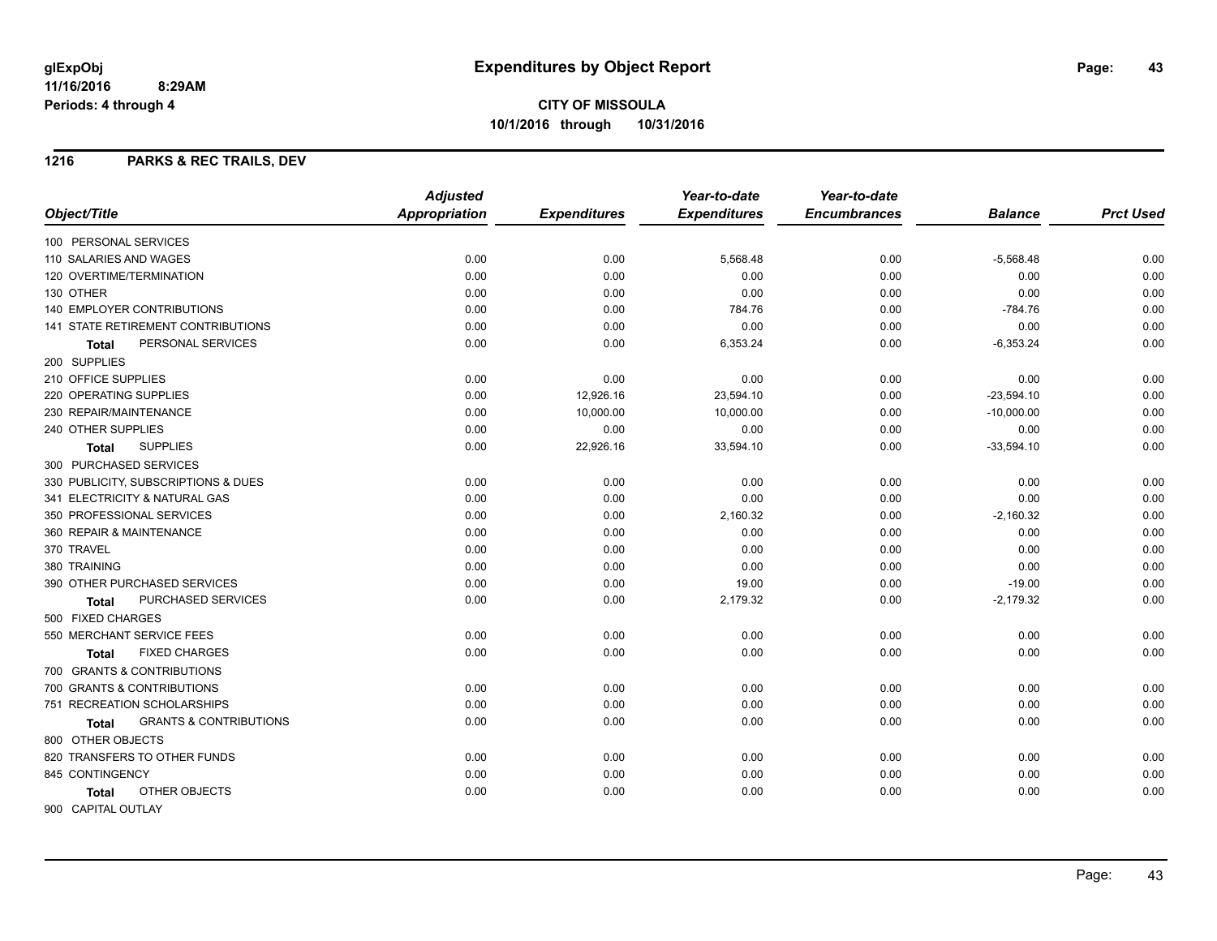# Expenditures by Object Report

glExpObj
11/16/2016 8:29AM
Periods: 4 through 4

**CITY OF MISSOULA**
**10/1/2016 through 10/31/2016**

## 1216 PARKS & REC TRAILS, DEV

| Object/Title | Adjusted Appropriation | Expenditures | Year-to-date Expenditures | Year-to-date Encumbrances | Balance | Prct Used |
|---|---|---|---|---|---|---|
| 100 PERSONAL SERVICES | | | | | | |
| 110 SALARIES AND WAGES | 0.00 | 0.00 | 5,568.48 | 0.00 | -5,568.48 | 0.00 |
| 120 OVERTIME/TERMINATION | 0.00 | 0.00 | 0.00 | 0.00 | 0.00 | 0.00 |
| 130 OTHER | 0.00 | 0.00 | 0.00 | 0.00 | 0.00 | 0.00 |
| 140 EMPLOYER CONTRIBUTIONS | 0.00 | 0.00 | 784.76 | 0.00 | -784.76 | 0.00 |
| 141 STATE RETIREMENT CONTRIBUTIONS | 0.00 | 0.00 | 0.00 | 0.00 | 0.00 | 0.00 |
| **Total** PERSONAL SERVICES | 0.00 | 0.00 | 6,353.24 | 0.00 | -6,353.24 | 0.00 |
| 200 SUPPLIES | | | | | | |
| 210 OFFICE SUPPLIES | 0.00 | 0.00 | 0.00 | 0.00 | 0.00 | 0.00 |
| 220 OPERATING SUPPLIES | 0.00 | 12,926.16 | 23,594.10 | 0.00 | -23,594.10 | 0.00 |
| 230 REPAIR/MAINTENANCE | 0.00 | 10,000.00 | 10,000.00 | 0.00 | -10,000.00 | 0.00 |
| 240 OTHER SUPPLIES | 0.00 | 0.00 | 0.00 | 0.00 | 0.00 | 0.00 |
| **Total** SUPPLIES | 0.00 | 22,926.16 | 33,594.10 | 0.00 | -33,594.10 | 0.00 |
| 300 PURCHASED SERVICES | | | | | | |
| 330 PUBLICITY, SUBSCRIPTIONS & DUES | 0.00 | 0.00 | 0.00 | 0.00 | 0.00 | 0.00 |
| 341 ELECTRICITY & NATURAL GAS | 0.00 | 0.00 | 0.00 | 0.00 | 0.00 | 0.00 |
| 350 PROFESSIONAL SERVICES | 0.00 | 0.00 | 2,160.32 | 0.00 | -2,160.32 | 0.00 |
| 360 REPAIR & MAINTENANCE | 0.00 | 0.00 | 0.00 | 0.00 | 0.00 | 0.00 |
| 370 TRAVEL | 0.00 | 0.00 | 0.00 | 0.00 | 0.00 | 0.00 |
| 380 TRAINING | 0.00 | 0.00 | 0.00 | 0.00 | 0.00 | 0.00 |
| 390 OTHER PURCHASED SERVICES | 0.00 | 0.00 | 19.00 | 0.00 | -19.00 | 0.00 |
| **Total** PURCHASED SERVICES | 0.00 | 0.00 | 2,179.32 | 0.00 | -2,179.32 | 0.00 |
| 500 FIXED CHARGES | | | | | | |
| 550 MERCHANT SERVICE FEES | 0.00 | 0.00 | 0.00 | 0.00 | 0.00 | 0.00 |
| **Total** FIXED CHARGES | 0.00 | 0.00 | 0.00 | 0.00 | 0.00 | 0.00 |
| 700 GRANTS & CONTRIBUTIONS | | | | | | |
| 700 GRANTS & CONTRIBUTIONS | 0.00 | 0.00 | 0.00 | 0.00 | 0.00 | 0.00 |
| 751 RECREATION SCHOLARSHIPS | 0.00 | 0.00 | 0.00 | 0.00 | 0.00 | 0.00 |
| **Total** GRANTS & CONTRIBUTIONS | 0.00 | 0.00 | 0.00 | 0.00 | 0.00 | 0.00 |
| 800 OTHER OBJECTS | | | | | | |
| 820 TRANSFERS TO OTHER FUNDS | 0.00 | 0.00 | 0.00 | 0.00 | 0.00 | 0.00 |
| 845 CONTINGENCY | 0.00 | 0.00 | 0.00 | 0.00 | 0.00 | 0.00 |
| **Total** OTHER OBJECTS | 0.00 | 0.00 | 0.00 | 0.00 | 0.00 | 0.00 |
| 900 CAPITAL OUTLAY | | | | | | |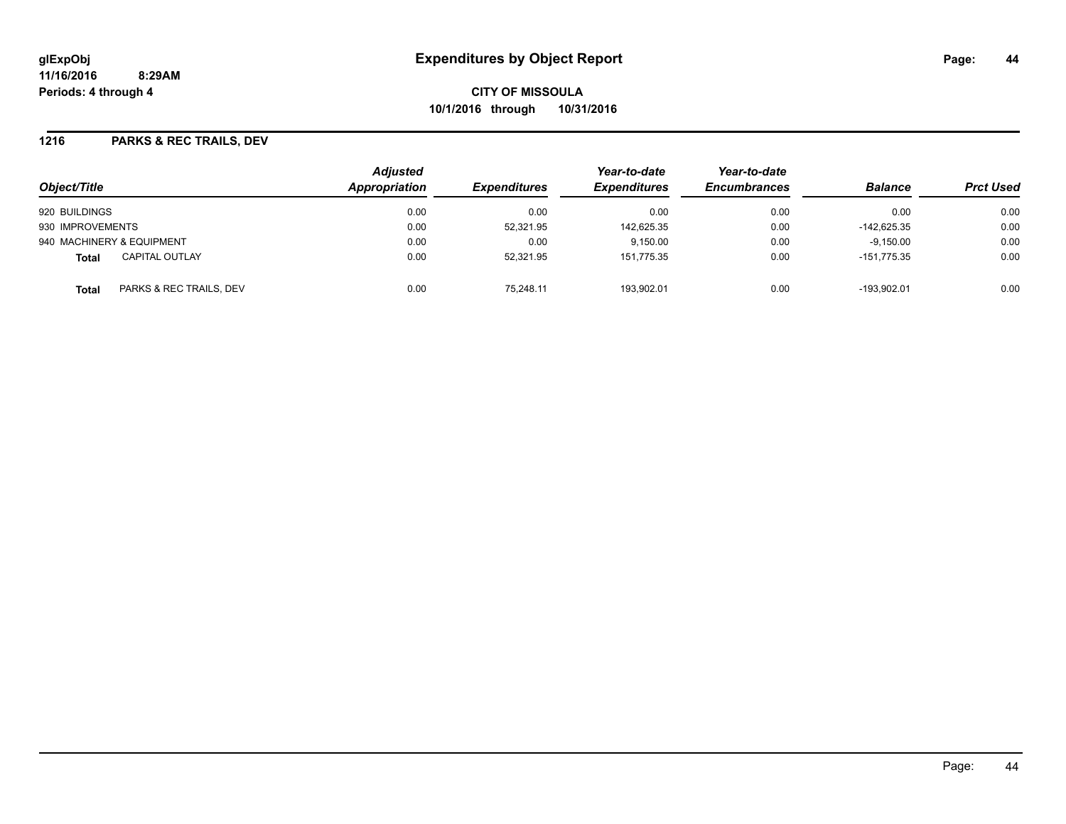# Expenditures by Object Report

glExpObj
11/16/2016 8:29AM
Periods: 4 through 4

**CITY OF MISSOULA**
**10/1/2016 through 10/31/2016**

## 1216 PARKS & REC TRAILS, DEV

| Object/Title | | Adjusted Appropriation | Expenditures | Year-to-date Expenditures | Year-to-date Encumbrances | Balance | Prct Used |
|---|---|---|---|---|---|---|---|
| 920 BUILDINGS | | 0.00 | 0.00 | 0.00 | 0.00 | 0.00 | 0.00 |
| 930 IMPROVEMENTS | | 0.00 | 52,321.95 | 142,625.35 | 0.00 | -142,625.35 | 0.00 |
| 940 MACHINERY & EQUIPMENT | | 0.00 | 0.00 | 9,150.00 | 0.00 | -9,150.00 | 0.00 |
| **Total** | CAPITAL OUTLAY | 0.00 | 52,321.95 | 151,775.35 | 0.00 | -151,775.35 | 0.00 |
| **Total** | PARKS & REC TRAILS, DEV | 0.00 | 75,248.11 | 193,902.01 | 0.00 | -193,902.01 | 0.00 |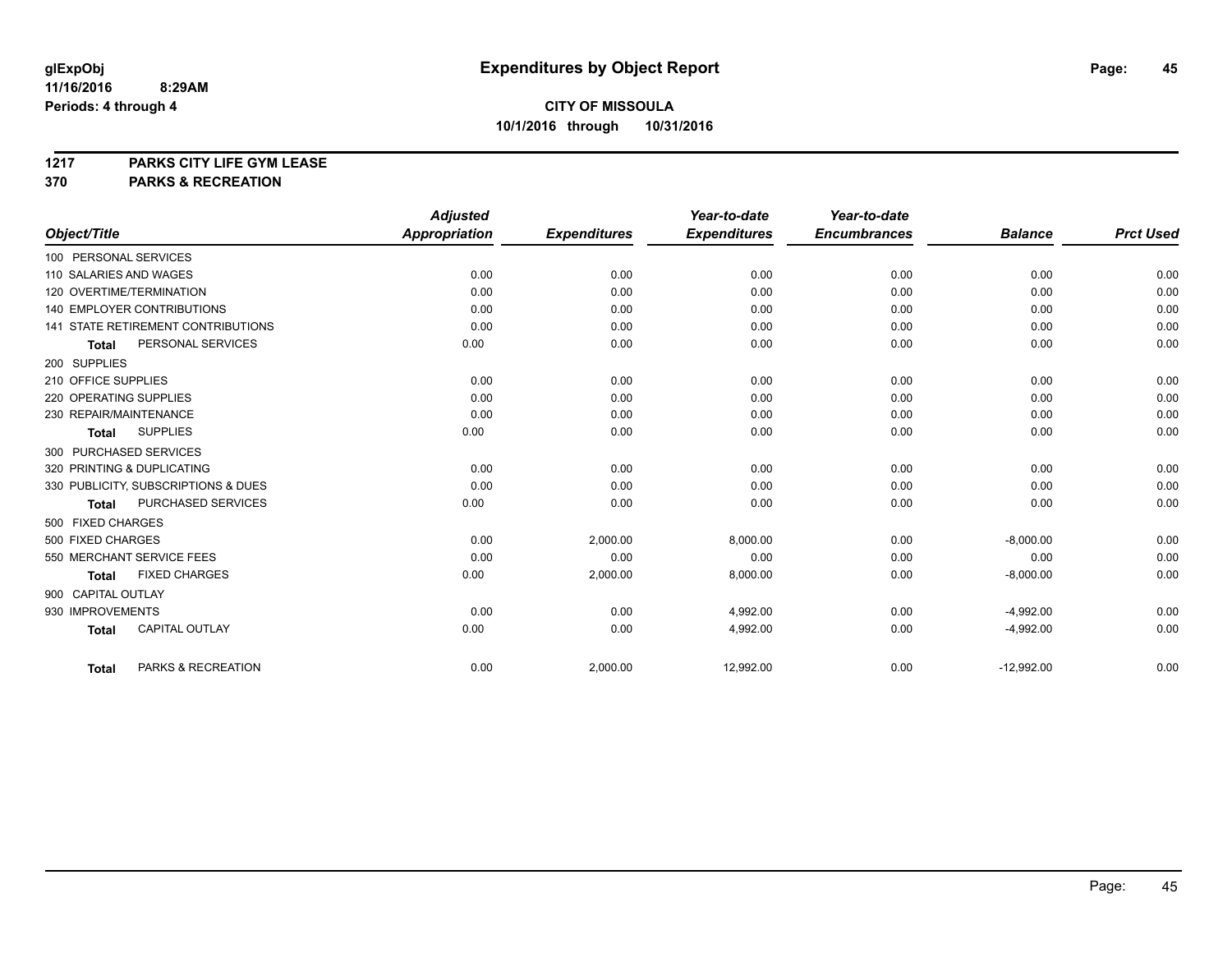**glExpObj**
**11/16/2016 8:29AM**
**Periods: 4 through 4**

# Expenditures by Object Report

**CITY OF MISSOULA**
**10/1/2016 through 10/31/2016**

## 1217 PARKS CITY LIFE GYM LEASE
## 370 PARKS & RECREATION

| Object/Title | Adjusted Appropriation | Expenditures | Year-to-date Expenditures | Year-to-date Encumbrances | Balance | Prct Used |
|---|---|---|---|---|---|---|
| 100 PERSONAL SERVICES | | | | | | |
| 110 SALARIES AND WAGES | 0.00 | 0.00 | 0.00 | 0.00 | 0.00 | 0.00 |
| 120 OVERTIME/TERMINATION | 0.00 | 0.00 | 0.00 | 0.00 | 0.00 | 0.00 |
| 140 EMPLOYER CONTRIBUTIONS | 0.00 | 0.00 | 0.00 | 0.00 | 0.00 | 0.00 |
| 141 STATE RETIREMENT CONTRIBUTIONS | 0.00 | 0.00 | 0.00 | 0.00 | 0.00 | 0.00 |
| **Total** PERSONAL SERVICES | 0.00 | 0.00 | 0.00 | 0.00 | 0.00 | 0.00 |
| 200 SUPPLIES | | | | | | |
| 210 OFFICE SUPPLIES | 0.00 | 0.00 | 0.00 | 0.00 | 0.00 | 0.00 |
| 220 OPERATING SUPPLIES | 0.00 | 0.00 | 0.00 | 0.00 | 0.00 | 0.00 |
| 230 REPAIR/MAINTENANCE | 0.00 | 0.00 | 0.00 | 0.00 | 0.00 | 0.00 |
| **Total** SUPPLIES | 0.00 | 0.00 | 0.00 | 0.00 | 0.00 | 0.00 |
| 300 PURCHASED SERVICES | | | | | | |
| 320 PRINTING & DUPLICATING | 0.00 | 0.00 | 0.00 | 0.00 | 0.00 | 0.00 |
| 330 PUBLICITY, SUBSCRIPTIONS & DUES | 0.00 | 0.00 | 0.00 | 0.00 | 0.00 | 0.00 |
| **Total** PURCHASED SERVICES | 0.00 | 0.00 | 0.00 | 0.00 | 0.00 | 0.00 |
| 500 FIXED CHARGES | | | | | | |
| 500 FIXED CHARGES | 0.00 | 2,000.00 | 8,000.00 | 0.00 | -8,000.00 | 0.00 |
| 550 MERCHANT SERVICE FEES | 0.00 | 0.00 | 0.00 | 0.00 | 0.00 | 0.00 |
| **Total** FIXED CHARGES | 0.00 | 2,000.00 | 8,000.00 | 0.00 | -8,000.00 | 0.00 |
| 900 CAPITAL OUTLAY | | | | | | |
| 930 IMPROVEMENTS | 0.00 | 0.00 | 4,992.00 | 0.00 | -4,992.00 | 0.00 |
| **Total** CAPITAL OUTLAY | 0.00 | 0.00 | 4,992.00 | 0.00 | -4,992.00 | 0.00 |
| **Total** PARKS & RECREATION | 0.00 | 2,000.00 | 12,992.00 | 0.00 | -12,992.00 | 0.00 |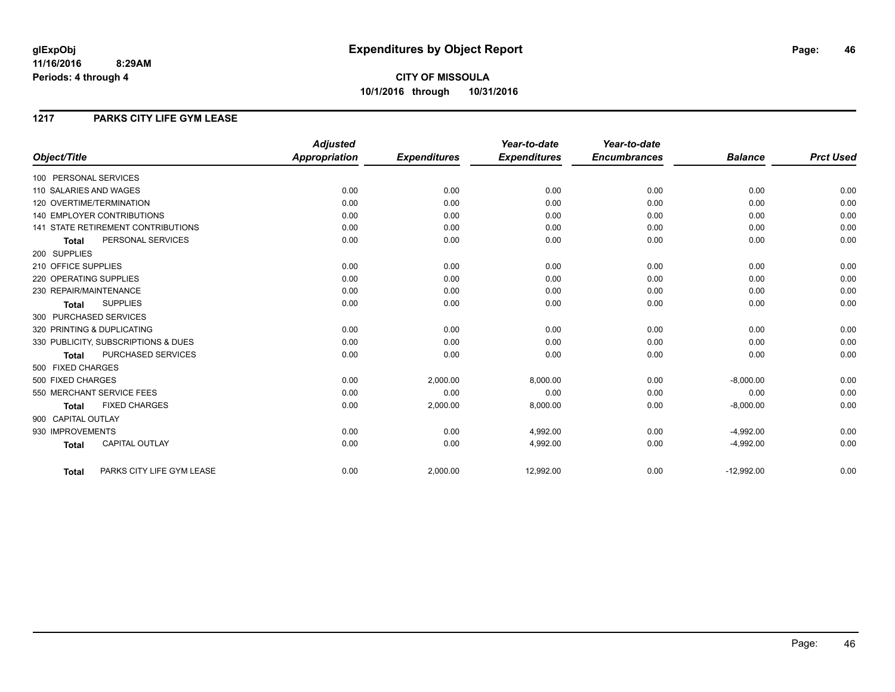# Expenditures by Object Report

glExpObj
11/16/2016 8:29AM
Periods: 4 through 4

**CITY OF MISSOULA**
**10/1/2016 through 10/31/2016**

## 1217 PARKS CITY LIFE GYM LEASE

| Object/Title | Adjusted Appropriation | Expenditures | Year-to-date Expenditures | Year-to-date Encumbrances | Balance | Prct Used |
|---|---|---|---|---|---|---|
| 100 PERSONAL SERVICES | | | | | | |
| 110 SALARIES AND WAGES | 0.00 | 0.00 | 0.00 | 0.00 | 0.00 | 0.00 |
| 120 OVERTIME/TERMINATION | 0.00 | 0.00 | 0.00 | 0.00 | 0.00 | 0.00 |
| 140 EMPLOYER CONTRIBUTIONS | 0.00 | 0.00 | 0.00 | 0.00 | 0.00 | 0.00 |
| 141 STATE RETIREMENT CONTRIBUTIONS | 0.00 | 0.00 | 0.00 | 0.00 | 0.00 | 0.00 |
| **Total** PERSONAL SERVICES | 0.00 | 0.00 | 0.00 | 0.00 | 0.00 | 0.00 |
| 200 SUPPLIES | | | | | | |
| 210 OFFICE SUPPLIES | 0.00 | 0.00 | 0.00 | 0.00 | 0.00 | 0.00 |
| 220 OPERATING SUPPLIES | 0.00 | 0.00 | 0.00 | 0.00 | 0.00 | 0.00 |
| 230 REPAIR/MAINTENANCE | 0.00 | 0.00 | 0.00 | 0.00 | 0.00 | 0.00 |
| **Total** SUPPLIES | 0.00 | 0.00 | 0.00 | 0.00 | 0.00 | 0.00 |
| 300 PURCHASED SERVICES | | | | | | |
| 320 PRINTING & DUPLICATING | 0.00 | 0.00 | 0.00 | 0.00 | 0.00 | 0.00 |
| 330 PUBLICITY, SUBSCRIPTIONS & DUES | 0.00 | 0.00 | 0.00 | 0.00 | 0.00 | 0.00 |
| **Total** PURCHASED SERVICES | 0.00 | 0.00 | 0.00 | 0.00 | 0.00 | 0.00 |
| 500 FIXED CHARGES | | | | | | |
| 500 FIXED CHARGES | 0.00 | 2,000.00 | 8,000.00 | 0.00 | -8,000.00 | 0.00 |
| 550 MERCHANT SERVICE FEES | 0.00 | 0.00 | 0.00 | 0.00 | 0.00 | 0.00 |
| **Total** FIXED CHARGES | 0.00 | 2,000.00 | 8,000.00 | 0.00 | -8,000.00 | 0.00 |
| 900 CAPITAL OUTLAY | | | | | | |
| 930 IMPROVEMENTS | 0.00 | 0.00 | 4,992.00 | 0.00 | -4,992.00 | 0.00 |
| **Total** CAPITAL OUTLAY | 0.00 | 0.00 | 4,992.00 | 0.00 | -4,992.00 | 0.00 |
| **Total** PARKS CITY LIFE GYM LEASE | 0.00 | 2,000.00 | 12,992.00 | 0.00 | -12,992.00 | 0.00 |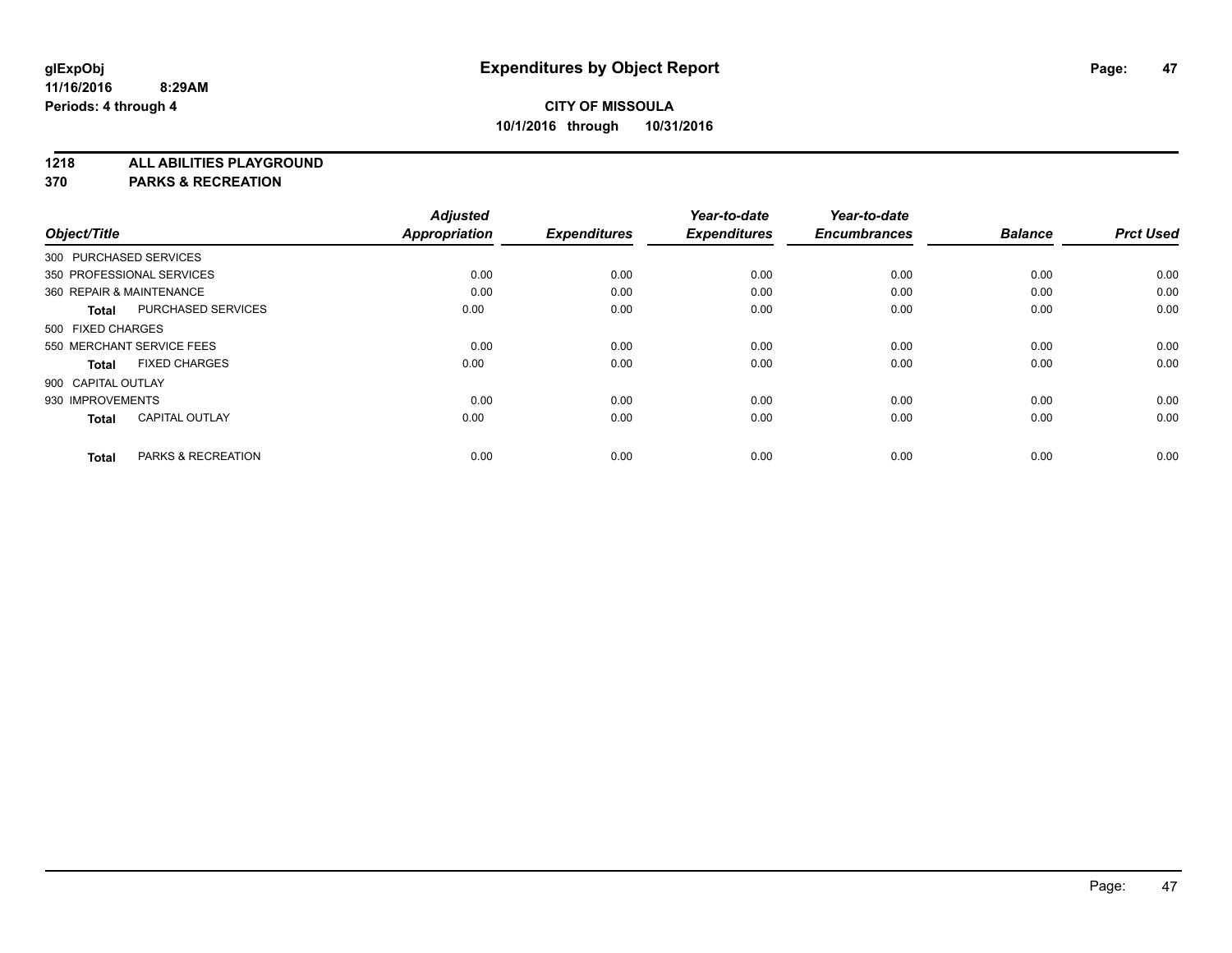**glExpObj** **Expenditures by Object Report**
**11/16/2016 8:29AM**
**Periods: 4 through 4**

**CITY OF MISSOULA**
**10/1/2016 through 10/31/2016**

## 1218 ALL ABILITIES PLAYGROUND
## 370 PARKS & RECREATION

| Object/Title | | Adjusted Appropriation | Expenditures | Year-to-date Expenditures | Year-to-date Encumbrances | Balance | Prct Used |
|---|---|---|---|---|---|---|---|
| 300 PURCHASED SERVICES | | | | | | | |
| 350 PROFESSIONAL SERVICES | | 0.00 | 0.00 | 0.00 | 0.00 | 0.00 | 0.00 |
| 360 REPAIR & MAINTENANCE | | 0.00 | 0.00 | 0.00 | 0.00 | 0.00 | 0.00 |
| **Total** | PURCHASED SERVICES | 0.00 | 0.00 | 0.00 | 0.00 | 0.00 | 0.00 |
| 500 FIXED CHARGES | | | | | | | |
| 550 MERCHANT SERVICE FEES | | 0.00 | 0.00 | 0.00 | 0.00 | 0.00 | 0.00 |
| **Total** | FIXED CHARGES | 0.00 | 0.00 | 0.00 | 0.00 | 0.00 | 0.00 |
| 900 CAPITAL OUTLAY | | | | | | | |
| 930 IMPROVEMENTS | | 0.00 | 0.00 | 0.00 | 0.00 | 0.00 | 0.00 |
| **Total** | CAPITAL OUTLAY | 0.00 | 0.00 | 0.00 | 0.00 | 0.00 | 0.00 |
| **Total** | PARKS & RECREATION | 0.00 | 0.00 | 0.00 | 0.00 | 0.00 | 0.00 |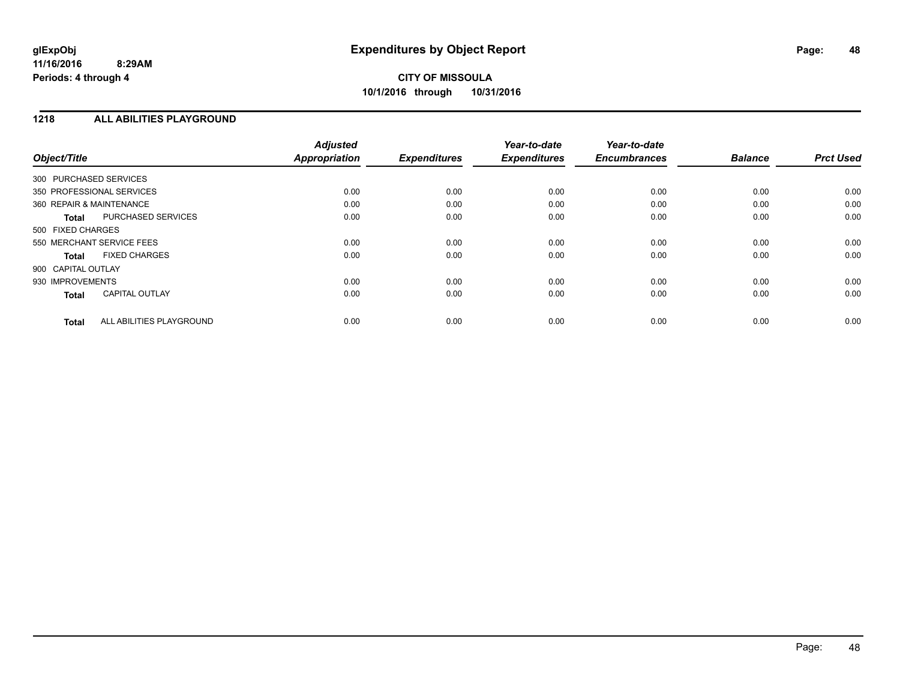# Expenditures by Object Report

glExpObj
11/16/2016 8:29AM
Periods: 4 through 4

**CITY OF MISSOULA**
**10/1/2016 through 10/31/2016**

## 1218 ALL ABILITIES PLAYGROUND

| Object/Title | | Adjusted Appropriation | Expenditures | Year-to-date Expenditures | Year-to-date Encumbrances | Balance | Prct Used |
|---|---|---|---|---|---|---|---|
| 300 PURCHASED SERVICES | | | | | | | |
| 350 PROFESSIONAL SERVICES | | 0.00 | 0.00 | 0.00 | 0.00 | 0.00 | 0.00 |
| 360 REPAIR & MAINTENANCE | | 0.00 | 0.00 | 0.00 | 0.00 | 0.00 | 0.00 |
| **Total** | PURCHASED SERVICES | 0.00 | 0.00 | 0.00 | 0.00 | 0.00 | 0.00 |
| 500 FIXED CHARGES | | | | | | | |
| 550 MERCHANT SERVICE FEES | | 0.00 | 0.00 | 0.00 | 0.00 | 0.00 | 0.00 |
| **Total** | FIXED CHARGES | 0.00 | 0.00 | 0.00 | 0.00 | 0.00 | 0.00 |
| 900 CAPITAL OUTLAY | | | | | | | |
| 930 IMPROVEMENTS | | 0.00 | 0.00 | 0.00 | 0.00 | 0.00 | 0.00 |
| **Total** | CAPITAL OUTLAY | 0.00 | 0.00 | 0.00 | 0.00 | 0.00 | 0.00 |
| **Total** | ALL ABILITIES PLAYGROUND | 0.00 | 0.00 | 0.00 | 0.00 | 0.00 | 0.00 |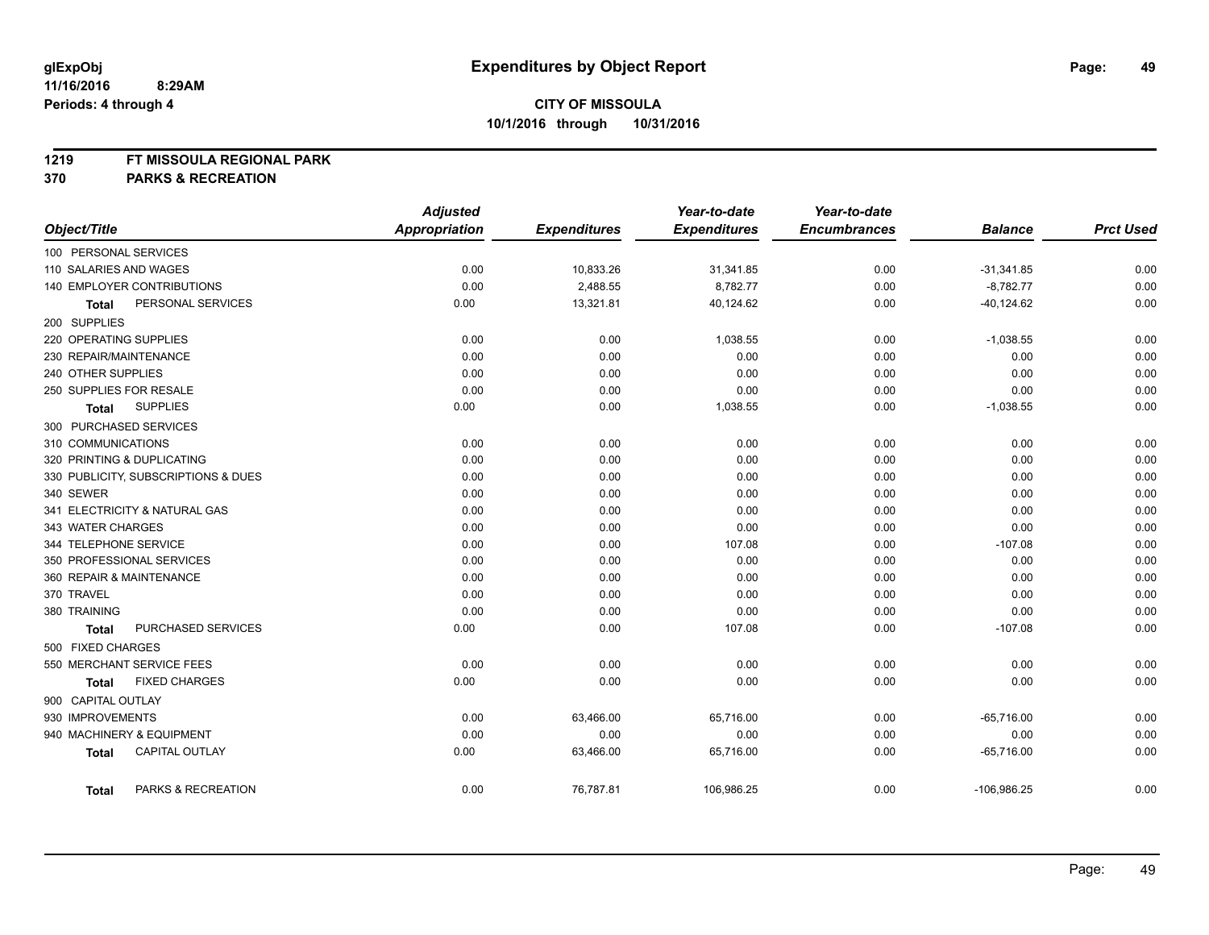# Expenditures by Object Report

glExpObj
11/16/2016 8:29AM
Periods: 4 through 4

**CITY OF MISSOULA**
**10/1/2016 through 10/31/2016**

**1219 FT MISSOULA REGIONAL PARK**
**370 PARKS & RECREATION**

| Object/Title | Adjusted Appropriation | Expenditures | Year-to-date Expenditures | Year-to-date Encumbrances | Balance | Prct Used |
|---|---|---|---|---|---|---|
| 100 PERSONAL SERVICES | | | | | | |
| 110 SALARIES AND WAGES | 0.00 | 10,833.26 | 31,341.85 | 0.00 | -31,341.85 | 0.00 |
| 140 EMPLOYER CONTRIBUTIONS | 0.00 | 2,488.55 | 8,782.77 | 0.00 | -8,782.77 | 0.00 |
| **Total** PERSONAL SERVICES | 0.00 | 13,321.81 | 40,124.62 | 0.00 | -40,124.62 | 0.00 |
| 200 SUPPLIES | | | | | | |
| 220 OPERATING SUPPLIES | 0.00 | 0.00 | 1,038.55 | 0.00 | -1,038.55 | 0.00 |
| 230 REPAIR/MAINTENANCE | 0.00 | 0.00 | 0.00 | 0.00 | 0.00 | 0.00 |
| 240 OTHER SUPPLIES | 0.00 | 0.00 | 0.00 | 0.00 | 0.00 | 0.00 |
| 250 SUPPLIES FOR RESALE | 0.00 | 0.00 | 0.00 | 0.00 | 0.00 | 0.00 |
| **Total** SUPPLIES | 0.00 | 0.00 | 1,038.55 | 0.00 | -1,038.55 | 0.00 |
| 300 PURCHASED SERVICES | | | | | | |
| 310 COMMUNICATIONS | 0.00 | 0.00 | 0.00 | 0.00 | 0.00 | 0.00 |
| 320 PRINTING & DUPLICATING | 0.00 | 0.00 | 0.00 | 0.00 | 0.00 | 0.00 |
| 330 PUBLICITY, SUBSCRIPTIONS & DUES | 0.00 | 0.00 | 0.00 | 0.00 | 0.00 | 0.00 |
| 340 SEWER | 0.00 | 0.00 | 0.00 | 0.00 | 0.00 | 0.00 |
| 341 ELECTRICITY & NATURAL GAS | 0.00 | 0.00 | 0.00 | 0.00 | 0.00 | 0.00 |
| 343 WATER CHARGES | 0.00 | 0.00 | 0.00 | 0.00 | 0.00 | 0.00 |
| 344 TELEPHONE SERVICE | 0.00 | 0.00 | 107.08 | 0.00 | -107.08 | 0.00 |
| 350 PROFESSIONAL SERVICES | 0.00 | 0.00 | 0.00 | 0.00 | 0.00 | 0.00 |
| 360 REPAIR & MAINTENANCE | 0.00 | 0.00 | 0.00 | 0.00 | 0.00 | 0.00 |
| 370 TRAVEL | 0.00 | 0.00 | 0.00 | 0.00 | 0.00 | 0.00 |
| 380 TRAINING | 0.00 | 0.00 | 0.00 | 0.00 | 0.00 | 0.00 |
| **Total** PURCHASED SERVICES | 0.00 | 0.00 | 107.08 | 0.00 | -107.08 | 0.00 |
| 500 FIXED CHARGES | | | | | | |
| 550 MERCHANT SERVICE FEES | 0.00 | 0.00 | 0.00 | 0.00 | 0.00 | 0.00 |
| **Total** FIXED CHARGES | 0.00 | 0.00 | 0.00 | 0.00 | 0.00 | 0.00 |
| 900 CAPITAL OUTLAY | | | | | | |
| 930 IMPROVEMENTS | 0.00 | 63,466.00 | 65,716.00 | 0.00 | -65,716.00 | 0.00 |
| 940 MACHINERY & EQUIPMENT | 0.00 | 0.00 | 0.00 | 0.00 | 0.00 | 0.00 |
| **Total** CAPITAL OUTLAY | 0.00 | 63,466.00 | 65,716.00 | 0.00 | -65,716.00 | 0.00 |
| **Total** PARKS & RECREATION | 0.00 | 76,787.81 | 106,986.25 | 0.00 | -106,986.25 | 0.00 |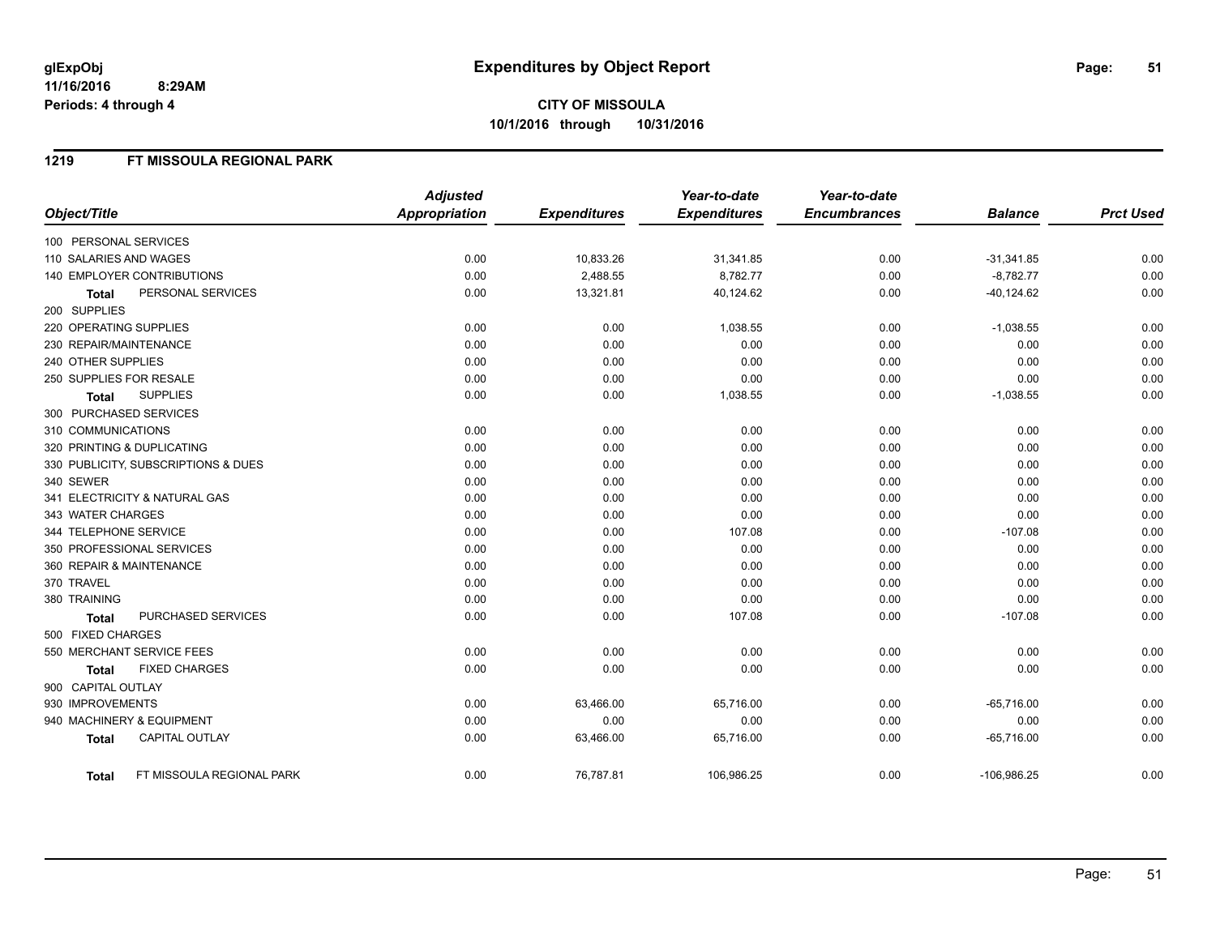**glExpObj**
**11/16/2016 8:29AM**
**Periods: 4 through 4**

# Expenditures by Object Report

**CITY OF MISSOULA**
**10/1/2016 through 10/31/2016**

## 1219 FT MISSOULA REGIONAL PARK

| Object/Title | Adjusted Appropriation | Expenditures | Year-to-date Expenditures | Year-to-date Encumbrances | Balance | Prct Used |
|---|---|---|---|---|---|---|
| 100 PERSONAL SERVICES | | | | | | |
| 110 SALARIES AND WAGES | 0.00 | 10,833.26 | 31,341.85 | 0.00 | -31,341.85 | 0.00 |
| 140 EMPLOYER CONTRIBUTIONS | 0.00 | 2,488.55 | 8,782.77 | 0.00 | -8,782.77 | 0.00 |
| **Total** PERSONAL SERVICES | 0.00 | 13,321.81 | 40,124.62 | 0.00 | -40,124.62 | 0.00 |
| 200 SUPPLIES | | | | | | |
| 220 OPERATING SUPPLIES | 0.00 | 0.00 | 1,038.55 | 0.00 | -1,038.55 | 0.00 |
| 230 REPAIR/MAINTENANCE | 0.00 | 0.00 | 0.00 | 0.00 | 0.00 | 0.00 |
| 240 OTHER SUPPLIES | 0.00 | 0.00 | 0.00 | 0.00 | 0.00 | 0.00 |
| 250 SUPPLIES FOR RESALE | 0.00 | 0.00 | 0.00 | 0.00 | 0.00 | 0.00 |
| **Total** SUPPLIES | 0.00 | 0.00 | 1,038.55 | 0.00 | -1,038.55 | 0.00 |
| 300 PURCHASED SERVICES | | | | | | |
| 310 COMMUNICATIONS | 0.00 | 0.00 | 0.00 | 0.00 | 0.00 | 0.00 |
| 320 PRINTING & DUPLICATING | 0.00 | 0.00 | 0.00 | 0.00 | 0.00 | 0.00 |
| 330 PUBLICITY, SUBSCRIPTIONS & DUES | 0.00 | 0.00 | 0.00 | 0.00 | 0.00 | 0.00 |
| 340 SEWER | 0.00 | 0.00 | 0.00 | 0.00 | 0.00 | 0.00 |
| 341 ELECTRICITY & NATURAL GAS | 0.00 | 0.00 | 0.00 | 0.00 | 0.00 | 0.00 |
| 343 WATER CHARGES | 0.00 | 0.00 | 0.00 | 0.00 | 0.00 | 0.00 |
| 344 TELEPHONE SERVICE | 0.00 | 0.00 | 107.08 | 0.00 | -107.08 | 0.00 |
| 350 PROFESSIONAL SERVICES | 0.00 | 0.00 | 0.00 | 0.00 | 0.00 | 0.00 |
| 360 REPAIR & MAINTENANCE | 0.00 | 0.00 | 0.00 | 0.00 | 0.00 | 0.00 |
| 370 TRAVEL | 0.00 | 0.00 | 0.00 | 0.00 | 0.00 | 0.00 |
| 380 TRAINING | 0.00 | 0.00 | 0.00 | 0.00 | 0.00 | 0.00 |
| **Total** PURCHASED SERVICES | 0.00 | 0.00 | 107.08 | 0.00 | -107.08 | 0.00 |
| 500 FIXED CHARGES | | | | | | |
| 550 MERCHANT SERVICE FEES | 0.00 | 0.00 | 0.00 | 0.00 | 0.00 | 0.00 |
| **Total** FIXED CHARGES | 0.00 | 0.00 | 0.00 | 0.00 | 0.00 | 0.00 |
| 900 CAPITAL OUTLAY | | | | | | |
| 930 IMPROVEMENTS | 0.00 | 63,466.00 | 65,716.00 | 0.00 | -65,716.00 | 0.00 |
| 940 MACHINERY & EQUIPMENT | 0.00 | 0.00 | 0.00 | 0.00 | 0.00 | 0.00 |
| **Total** CAPITAL OUTLAY | 0.00 | 63,466.00 | 65,716.00 | 0.00 | -65,716.00 | 0.00 |
| **Total** FT MISSOULA REGIONAL PARK | 0.00 | 76,787.81 | 106,986.25 | 0.00 | -106,986.25 | 0.00 |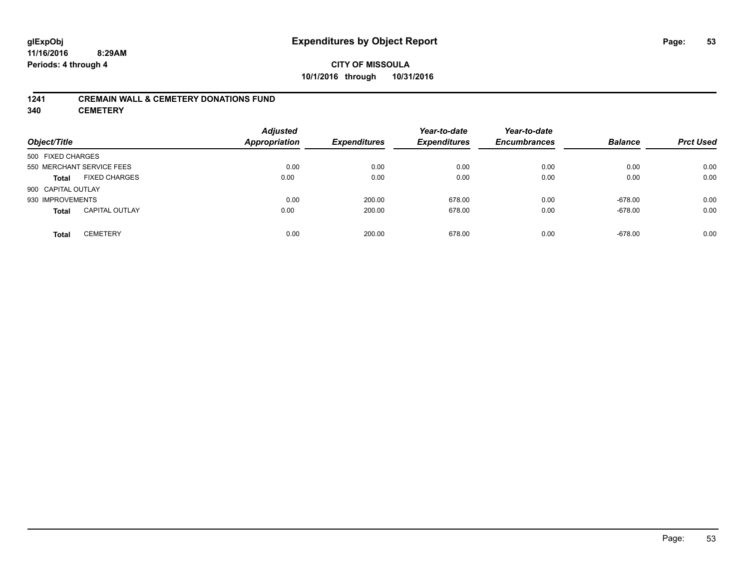**glExpObj** **Expenditures by Object Report**

**11/16/2016 8:29AM**

**Periods: 4 through 4**

**CITY OF MISSOULA**

**10/1/2016 through 10/31/2016**

## 1241 CREMAIN WALL & CEMETERY DONATIONS FUND

## 340 CEMETERY

| Object/Title | | Adjusted Appropriation | Expenditures | Year-to-date Expenditures | Year-to-date Encumbrances | Balance | Prct Used |
|---|---|---|---|---|---|---|---|
| 500 FIXED CHARGES | | | | | | | |
| 550 MERCHANT SERVICE FEES | | 0.00 | 0.00 | 0.00 | 0.00 | 0.00 | 0.00 |
| **Total** | FIXED CHARGES | 0.00 | 0.00 | 0.00 | 0.00 | 0.00 | 0.00 |
| 900 CAPITAL OUTLAY | | | | | | | |
| 930 IMPROVEMENTS | | 0.00 | 200.00 | 678.00 | 0.00 | -678.00 | 0.00 |
| **Total** | CAPITAL OUTLAY | 0.00 | 200.00 | 678.00 | 0.00 | -678.00 | 0.00 |
| **Total** | CEMETERY | 0.00 | 200.00 | 678.00 | 0.00 | -678.00 | 0.00 |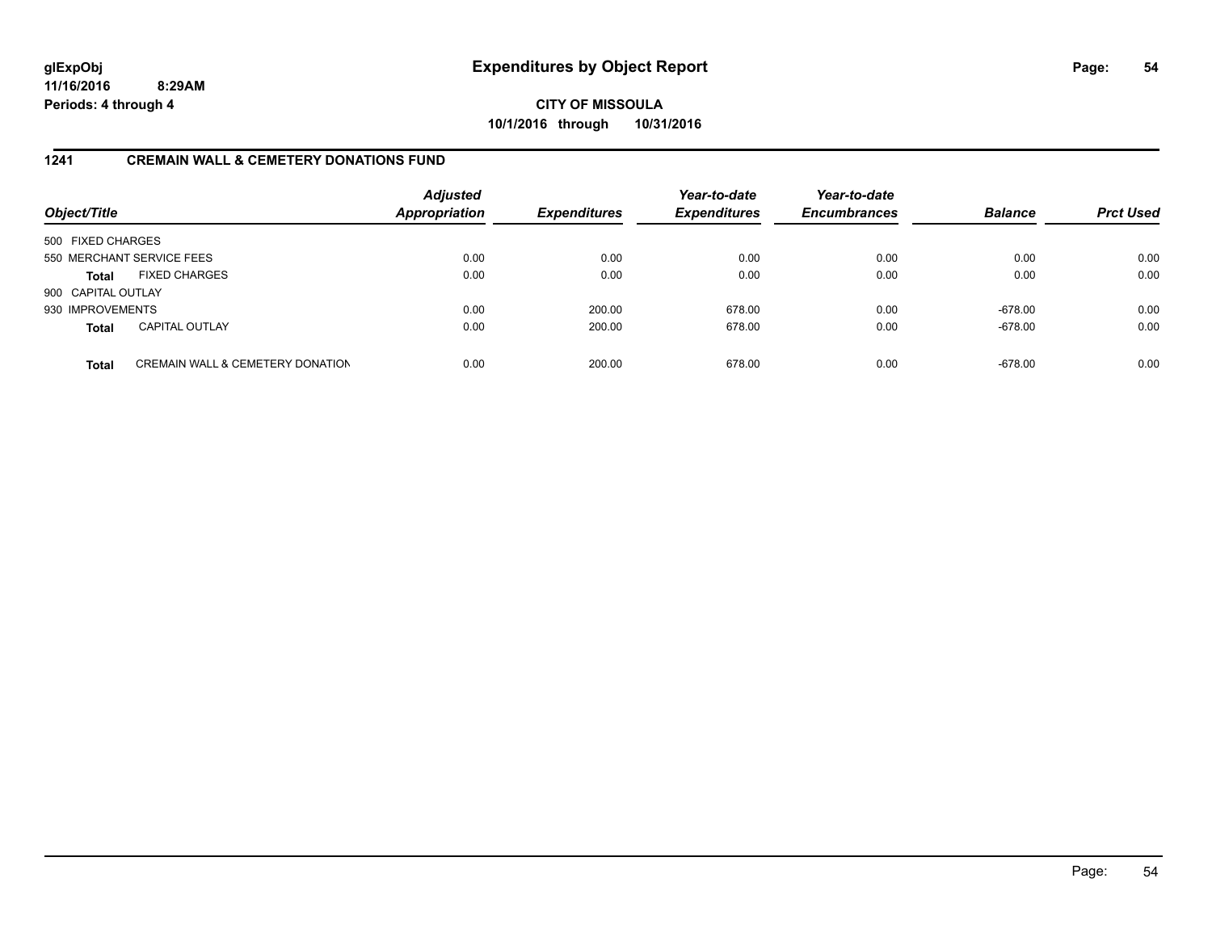# Expenditures by Object Report

glExpObj
11/16/2016 8:29AM
Periods: 4 through 4

**CITY OF MISSOULA**
**10/1/2016 through 10/31/2016**

## 1241 CREMAIN WALL & CEMETERY DONATIONS FUND

| Object/Title | | Adjusted Appropriation | Expenditures | Year-to-date Expenditures | Year-to-date Encumbrances | Balance | Prct Used |
|---|---|---|---|---|---|---|---|
| 500 FIXED CHARGES | | | | | | | |
| 550 MERCHANT SERVICE FEES | | 0.00 | 0.00 | 0.00 | 0.00 | 0.00 | 0.00 |
| **Total** | FIXED CHARGES | 0.00 | 0.00 | 0.00 | 0.00 | 0.00 | 0.00 |
| 900 CAPITAL OUTLAY | | | | | | | |
| 930 IMPROVEMENTS | | 0.00 | 200.00 | 678.00 | 0.00 | -678.00 | 0.00 |
| **Total** | CAPITAL OUTLAY | 0.00 | 200.00 | 678.00 | 0.00 | -678.00 | 0.00 |
| **Total** | CREMAIN WALL & CEMETERY DONATION | 0.00 | 200.00 | 678.00 | 0.00 | -678.00 | 0.00 |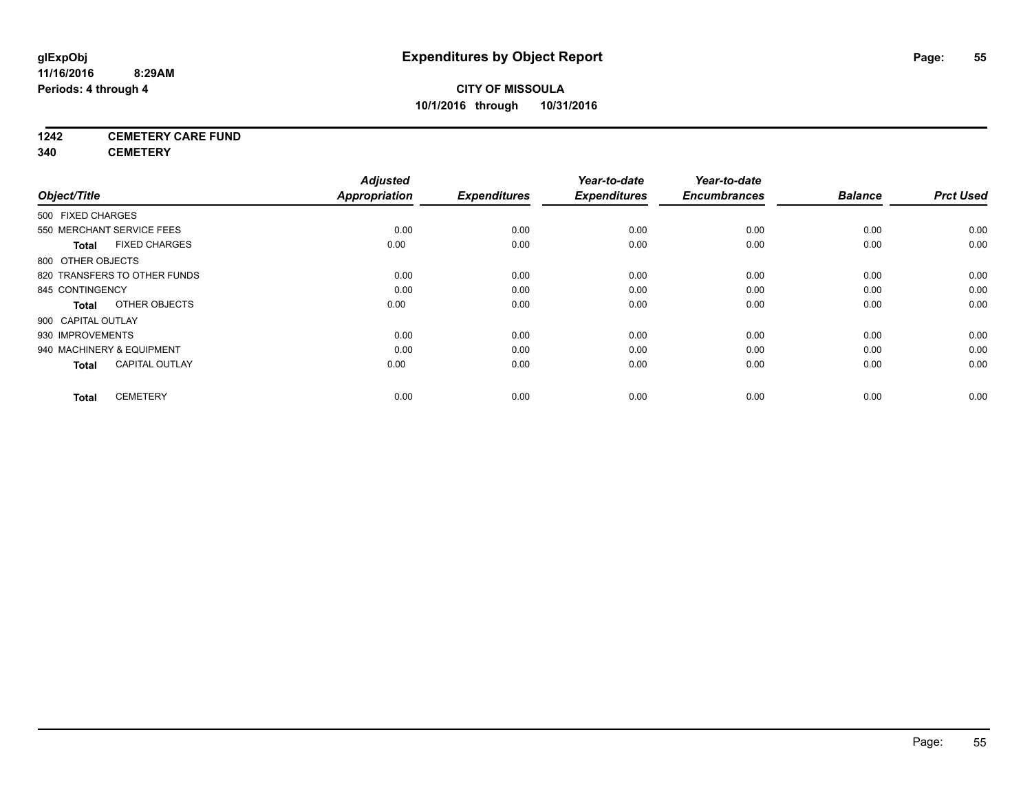**Expenditures by Object Report**

**CITY OF MISSOULA**
**10/1/2016 through 10/31/2016**

glExpObj
11/16/2016 8:29AM
Periods: 4 through 4

**1242 CEMETERY CARE FUND**
**340 CEMETERY**

| Object/Title | Adjusted Appropriation | Expenditures | Year-to-date Expenditures | Year-to-date Encumbrances | Balance | Prct Used |
|---|---|---|---|---|---|---|
| 500 FIXED CHARGES | | | | | | |
| 550 MERCHANT SERVICE FEES | 0.00 | 0.00 | 0.00 | 0.00 | 0.00 | 0.00 |
| **Total** FIXED CHARGES | 0.00 | 0.00 | 0.00 | 0.00 | 0.00 | 0.00 |
| 800 OTHER OBJECTS | | | | | | |
| 820 TRANSFERS TO OTHER FUNDS | 0.00 | 0.00 | 0.00 | 0.00 | 0.00 | 0.00 |
| 845 CONTINGENCY | 0.00 | 0.00 | 0.00 | 0.00 | 0.00 | 0.00 |
| **Total** OTHER OBJECTS | 0.00 | 0.00 | 0.00 | 0.00 | 0.00 | 0.00 |
| 900 CAPITAL OUTLAY | | | | | | |
| 930 IMPROVEMENTS | 0.00 | 0.00 | 0.00 | 0.00 | 0.00 | 0.00 |
| 940 MACHINERY & EQUIPMENT | 0.00 | 0.00 | 0.00 | 0.00 | 0.00 | 0.00 |
| **Total** CAPITAL OUTLAY | 0.00 | 0.00 | 0.00 | 0.00 | 0.00 | 0.00 |
| **Total** CEMETERY | 0.00 | 0.00 | 0.00 | 0.00 | 0.00 | 0.00 |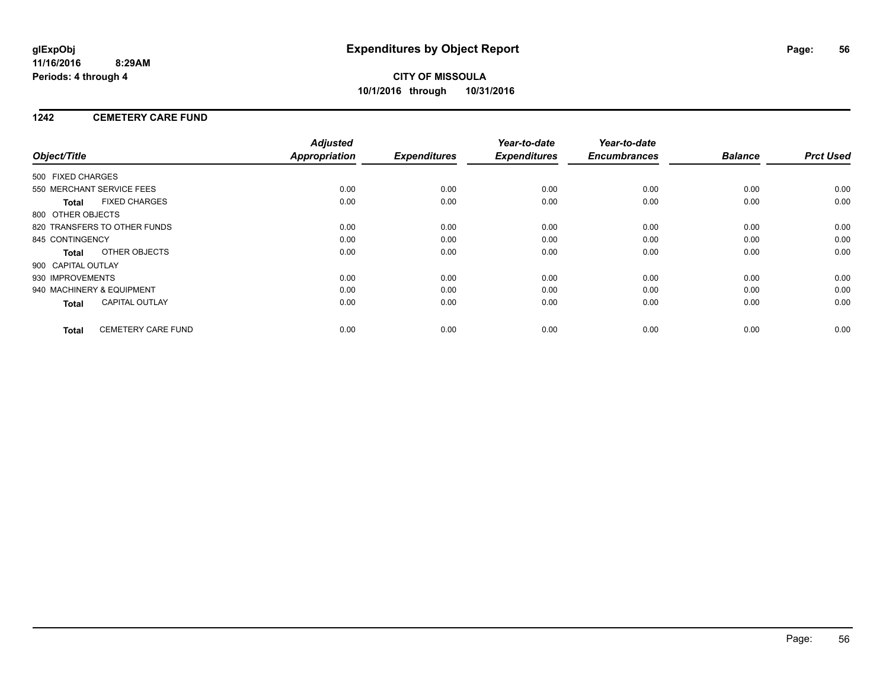# Expenditures by Object Report

glExpObj
11/16/2016 8:29AM
Periods: 4 through 4

**CITY OF MISSOULA**
**10/1/2016 through 10/31/2016**

## 1242 CEMETERY CARE FUND

| Object/Title | Adjusted Appropriation | Expenditures | Year-to-date Expenditures | Year-to-date Encumbrances | Balance | Prct Used |
|---|---|---|---|---|---|---|
| 500 FIXED CHARGES | | | | | | |
| 550 MERCHANT SERVICE FEES | 0.00 | 0.00 | 0.00 | 0.00 | 0.00 | 0.00 |
| **Total** FIXED CHARGES | 0.00 | 0.00 | 0.00 | 0.00 | 0.00 | 0.00 |
| 800 OTHER OBJECTS | | | | | | |
| 820 TRANSFERS TO OTHER FUNDS | 0.00 | 0.00 | 0.00 | 0.00 | 0.00 | 0.00 |
| 845 CONTINGENCY | 0.00 | 0.00 | 0.00 | 0.00 | 0.00 | 0.00 |
| **Total** OTHER OBJECTS | 0.00 | 0.00 | 0.00 | 0.00 | 0.00 | 0.00 |
| 900 CAPITAL OUTLAY | | | | | | |
| 930 IMPROVEMENTS | 0.00 | 0.00 | 0.00 | 0.00 | 0.00 | 0.00 |
| 940 MACHINERY & EQUIPMENT | 0.00 | 0.00 | 0.00 | 0.00 | 0.00 | 0.00 |
| **Total** CAPITAL OUTLAY | 0.00 | 0.00 | 0.00 | 0.00 | 0.00 | 0.00 |
| **Total** CEMETERY CARE FUND | 0.00 | 0.00 | 0.00 | 0.00 | 0.00 | 0.00 |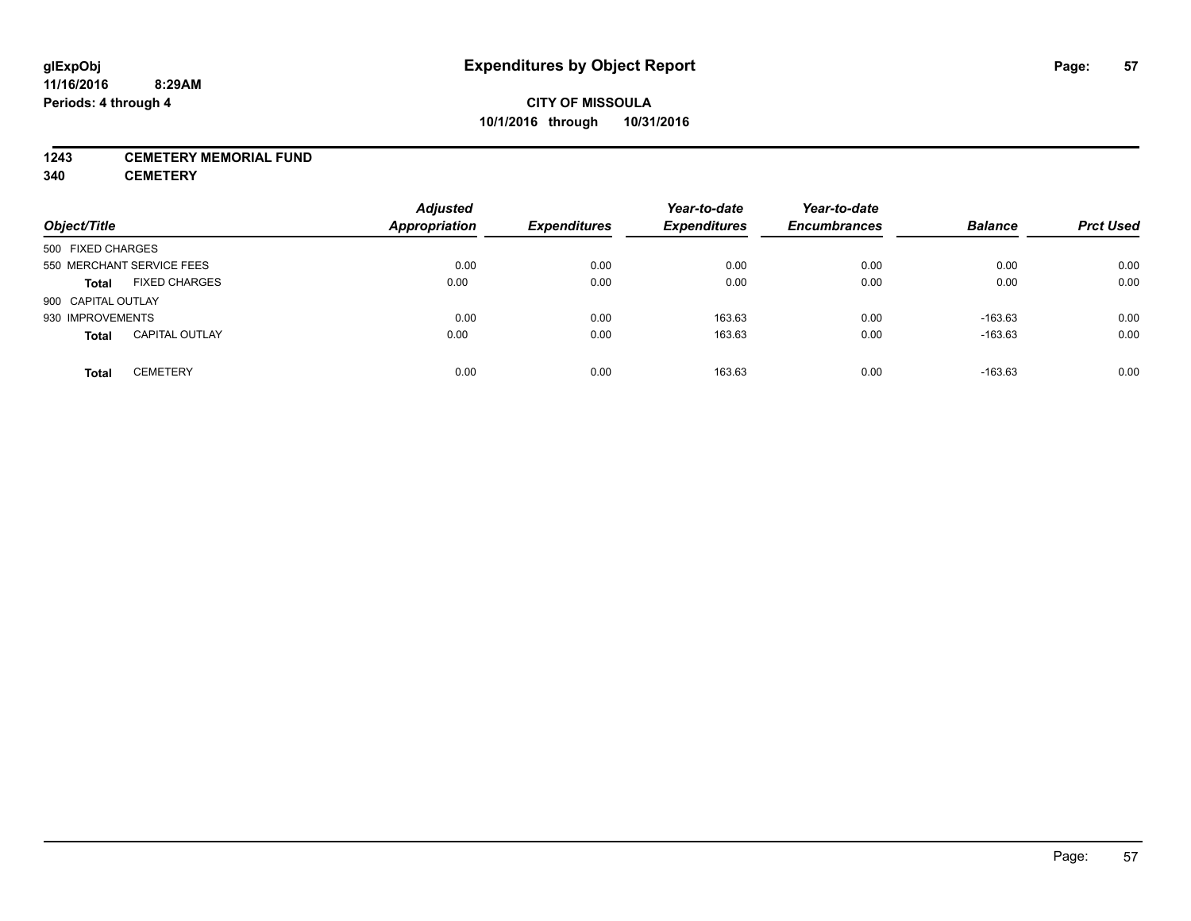# Expenditures by Object Report

glExpObj
11/16/2016 8:29AM
Periods: 4 through 4

**CITY OF MISSOULA**
**10/1/2016 through 10/31/2016**

**1243 CEMETERY MEMORIAL FUND**
**340 CEMETERY**

| Object/Title | | Adjusted Appropriation | Expenditures | Year-to-date Expenditures | Year-to-date Encumbrances | Balance | Prct Used |
|---|---|---|---|---|---|---|---|
| 500 FIXED CHARGES | | | | | | | |
| 550 MERCHANT SERVICE FEES | | 0.00 | 0.00 | 0.00 | 0.00 | 0.00 | 0.00 |
| **Total** | FIXED CHARGES | 0.00 | 0.00 | 0.00 | 0.00 | 0.00 | 0.00 |
| 900 CAPITAL OUTLAY | | | | | | | |
| 930 IMPROVEMENTS | | 0.00 | 0.00 | 163.63 | 0.00 | -163.63 | 0.00 |
| **Total** | CAPITAL OUTLAY | 0.00 | 0.00 | 163.63 | 0.00 | -163.63 | 0.00 |
| **Total** | CEMETERY | 0.00 | 0.00 | 163.63 | 0.00 | -163.63 | 0.00 |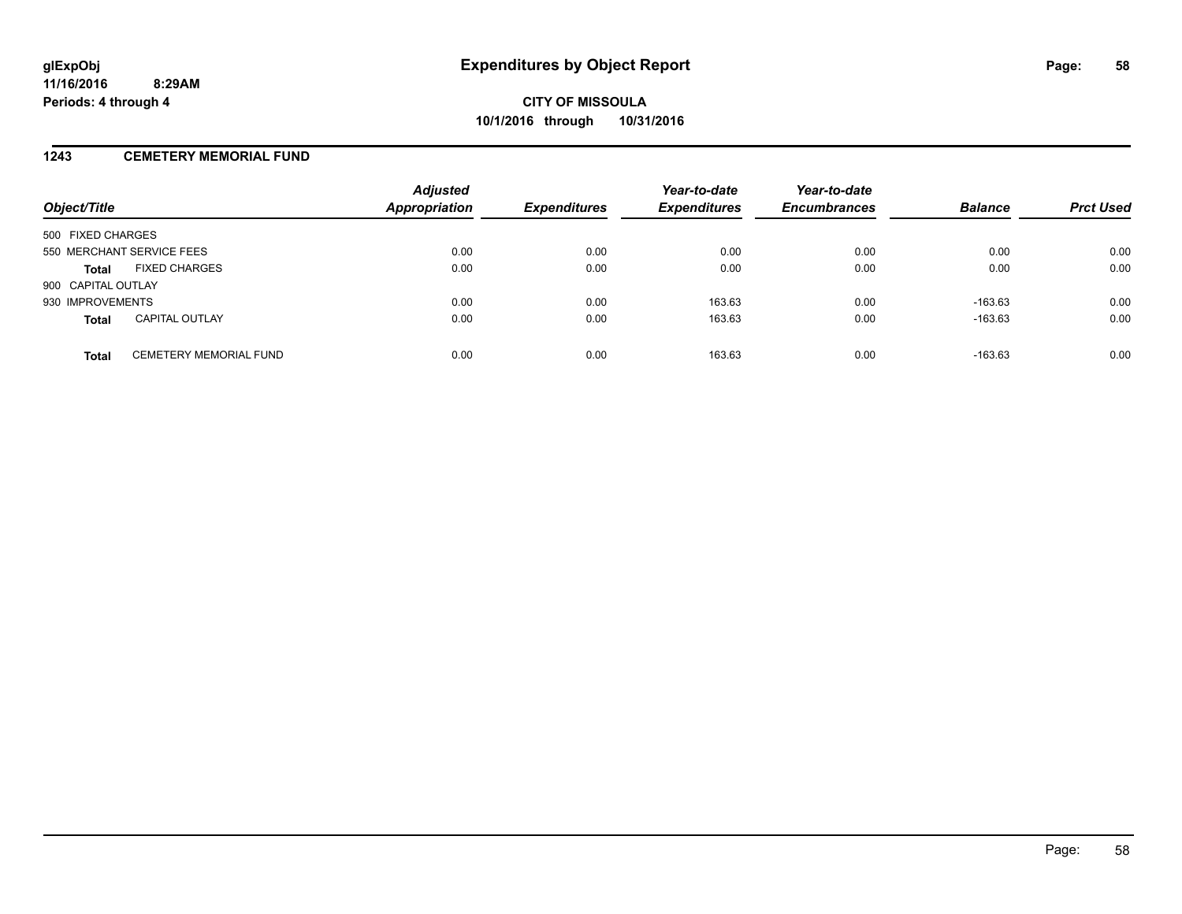**glExpObj**
**11/16/2016 8:29AM**
**Periods: 4 through 4**

# Expenditures by Object Report

**CITY OF MISSOULA**
**10/1/2016 through 10/31/2016**

## 1243 CEMETERY MEMORIAL FUND

| Object/Title | | Adjusted Appropriation | Expenditures | Year-to-date Expenditures | Year-to-date Encumbrances | Balance | Prct Used |
|---|---|---|---|---|---|---|---|
| 500 FIXED CHARGES | | | | | | | |
| 550 MERCHANT SERVICE FEES | | 0.00 | 0.00 | 0.00 | 0.00 | 0.00 | 0.00 |
| **Total** | FIXED CHARGES | 0.00 | 0.00 | 0.00 | 0.00 | 0.00 | 0.00 |
| 900 CAPITAL OUTLAY | | | | | | | |
| 930 IMPROVEMENTS | | 0.00 | 0.00 | 163.63 | 0.00 | -163.63 | 0.00 |
| **Total** | CAPITAL OUTLAY | 0.00 | 0.00 | 163.63 | 0.00 | -163.63 | 0.00 |
| **Total** | CEMETERY MEMORIAL FUND | 0.00 | 0.00 | 163.63 | 0.00 | -163.63 | 0.00 |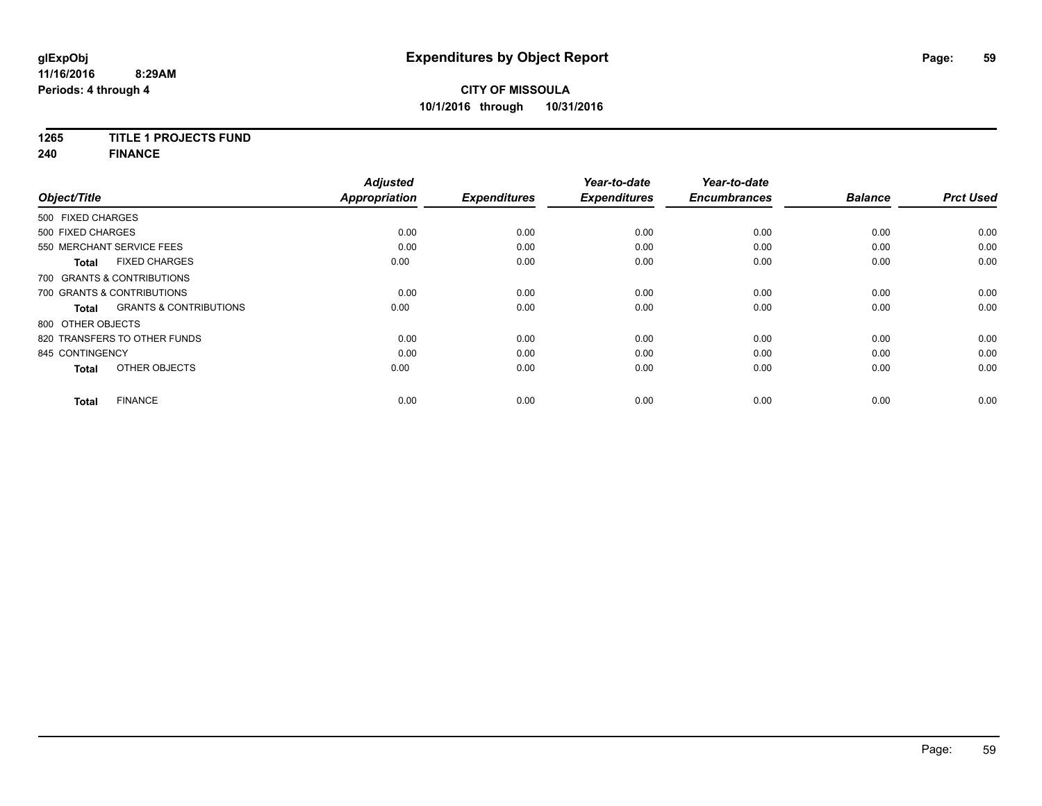**glExpObj**
**11/16/2016 8:29AM**
**Periods: 4 through 4**

# Expenditures by Object Report

**CITY OF MISSOULA**
**10/1/2016 through 10/31/2016**

**1265 TITLE 1 PROJECTS FUND**
**240 FINANCE**

| Object/Title | Adjusted Appropriation | Expenditures | Year-to-date Expenditures | Year-to-date Encumbrances | Balance | Prct Used |
|---|---|---|---|---|---|---|
| 500 FIXED CHARGES | | | | | | |
| 500 FIXED CHARGES | 0.00 | 0.00 | 0.00 | 0.00 | 0.00 | 0.00 |
| 550 MERCHANT SERVICE FEES | 0.00 | 0.00 | 0.00 | 0.00 | 0.00 | 0.00 |
| **Total** FIXED CHARGES | 0.00 | 0.00 | 0.00 | 0.00 | 0.00 | 0.00 |
| 700 GRANTS & CONTRIBUTIONS | | | | | | |
| 700 GRANTS & CONTRIBUTIONS | 0.00 | 0.00 | 0.00 | 0.00 | 0.00 | 0.00 |
| **Total** GRANTS & CONTRIBUTIONS | 0.00 | 0.00 | 0.00 | 0.00 | 0.00 | 0.00 |
| 800 OTHER OBJECTS | | | | | | |
| 820 TRANSFERS TO OTHER FUNDS | 0.00 | 0.00 | 0.00 | 0.00 | 0.00 | 0.00 |
| 845 CONTINGENCY | 0.00 | 0.00 | 0.00 | 0.00 | 0.00 | 0.00 |
| **Total** OTHER OBJECTS | 0.00 | 0.00 | 0.00 | 0.00 | 0.00 | 0.00 |
| **Total** FINANCE | 0.00 | 0.00 | 0.00 | 0.00 | 0.00 | 0.00 |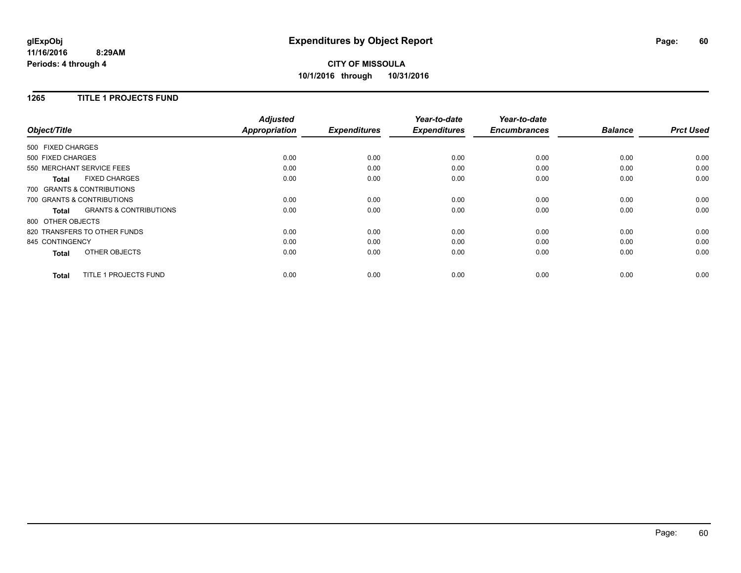# Expenditures by Object Report

glExpObj
11/16/2016 8:29AM
Periods: 4 through 4

**CITY OF MISSOULA**
**10/1/2016 through 10/31/2016**

## 1265 TITLE 1 PROJECTS FUND

| Object/Title | Adjusted Appropriation | Expenditures | Year-to-date Expenditures | Year-to-date Encumbrances | Balance | Prct Used |
|---|---|---|---|---|---|---|
| 500 FIXED CHARGES | | | | | | |
| 500 FIXED CHARGES | 0.00 | 0.00 | 0.00 | 0.00 | 0.00 | 0.00 |
| 550 MERCHANT SERVICE FEES | 0.00 | 0.00 | 0.00 | 0.00 | 0.00 | 0.00 |
| **Total** FIXED CHARGES | 0.00 | 0.00 | 0.00 | 0.00 | 0.00 | 0.00 |
| 700 GRANTS & CONTRIBUTIONS | | | | | | |
| 700 GRANTS & CONTRIBUTIONS | 0.00 | 0.00 | 0.00 | 0.00 | 0.00 | 0.00 |
| **Total** GRANTS & CONTRIBUTIONS | 0.00 | 0.00 | 0.00 | 0.00 | 0.00 | 0.00 |
| 800 OTHER OBJECTS | | | | | | |
| 820 TRANSFERS TO OTHER FUNDS | 0.00 | 0.00 | 0.00 | 0.00 | 0.00 | 0.00 |
| 845 CONTINGENCY | 0.00 | 0.00 | 0.00 | 0.00 | 0.00 | 0.00 |
| **Total** OTHER OBJECTS | 0.00 | 0.00 | 0.00 | 0.00 | 0.00 | 0.00 |
| **Total** TITLE 1 PROJECTS FUND | 0.00 | 0.00 | 0.00 | 0.00 | 0.00 | 0.00 |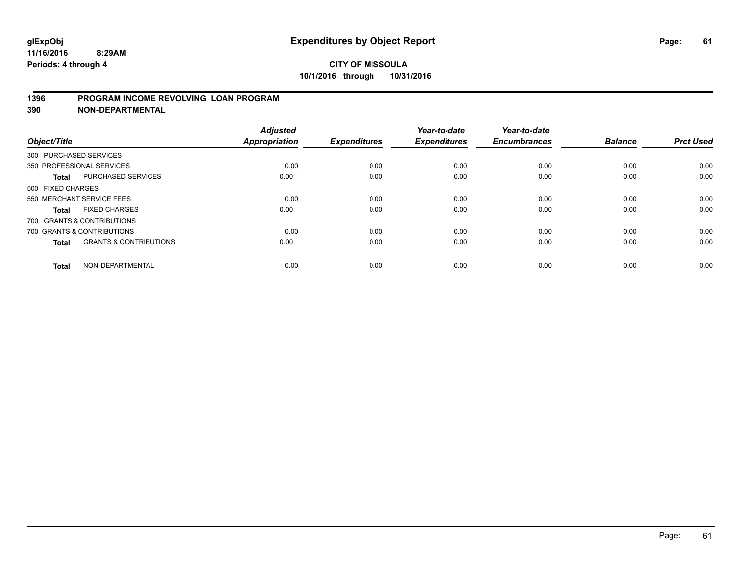# Expenditures by Object Report

glExpObj
11/16/2016 8:29AM
Periods: 4 through 4

**CITY OF MISSOULA**
**10/1/2016 through 10/31/2016**

**1396 PROGRAM INCOME REVOLVING LOAN PROGRAM**
**390 NON-DEPARTMENTAL**

| Object/Title | | Adjusted Appropriation | Expenditures | Year-to-date Expenditures | Year-to-date Encumbrances | Balance | Prct Used |
|---|---|---|---|---|---|---|---|
| 300 PURCHASED SERVICES | | | | | | | |
| 350 PROFESSIONAL SERVICES | | 0.00 | 0.00 | 0.00 | 0.00 | 0.00 | 0.00 |
| **Total** | PURCHASED SERVICES | 0.00 | 0.00 | 0.00 | 0.00 | 0.00 | 0.00 |
| 500 FIXED CHARGES | | | | | | | |
| 550 MERCHANT SERVICE FEES | | 0.00 | 0.00 | 0.00 | 0.00 | 0.00 | 0.00 |
| **Total** | FIXED CHARGES | 0.00 | 0.00 | 0.00 | 0.00 | 0.00 | 0.00 |
| 700 GRANTS & CONTRIBUTIONS | | | | | | | |
| 700 GRANTS & CONTRIBUTIONS | | 0.00 | 0.00 | 0.00 | 0.00 | 0.00 | 0.00 |
| **Total** | GRANTS & CONTRIBUTIONS | 0.00 | 0.00 | 0.00 | 0.00 | 0.00 | 0.00 |
| **Total** | NON-DEPARTMENTAL | 0.00 | 0.00 | 0.00 | 0.00 | 0.00 | 0.00 |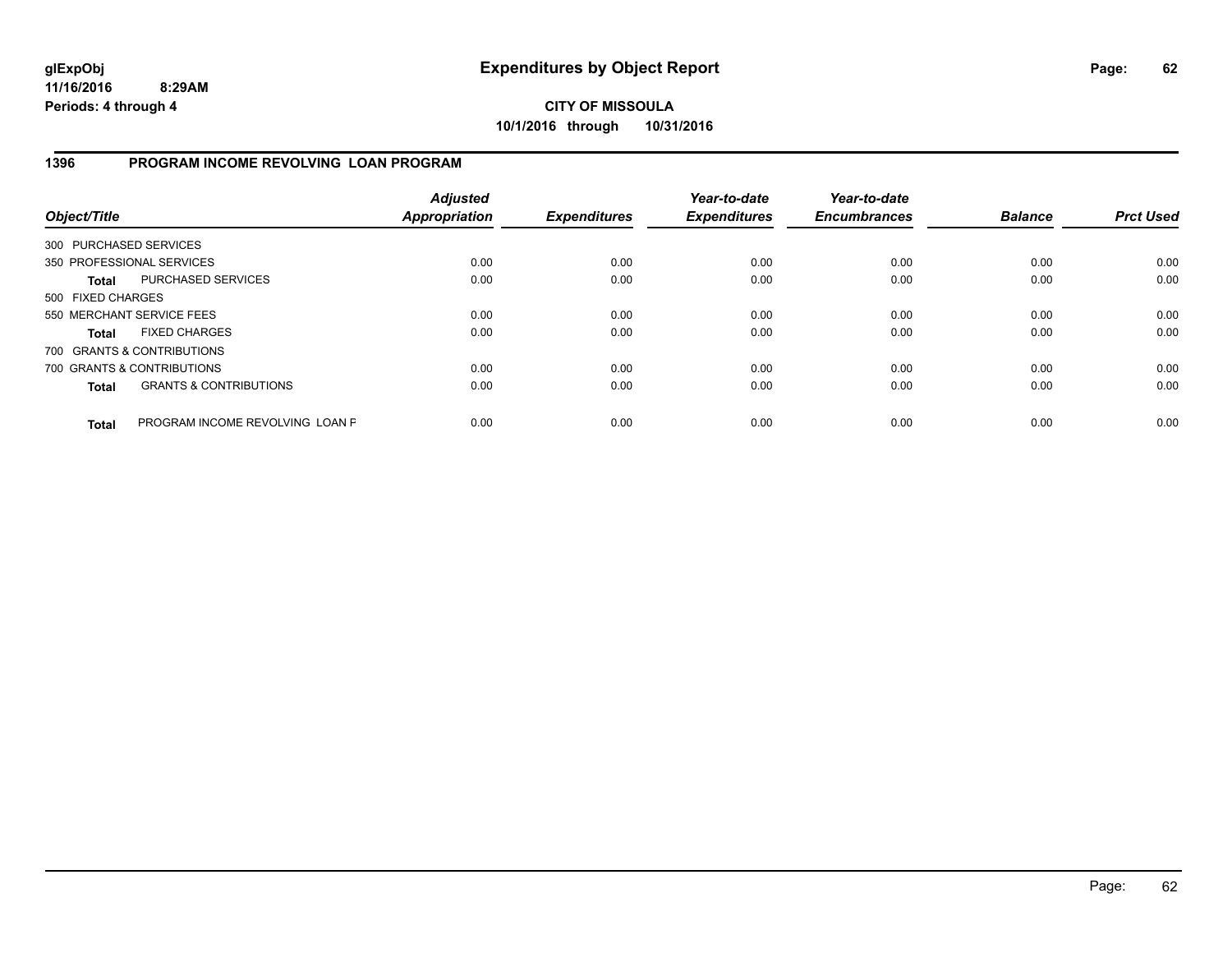**glExpObj**
**11/16/2016 8:29AM**
**Periods: 4 through 4**

# Expenditures by Object Report

**CITY OF MISSOULA**
**10/1/2016 through 10/31/2016**

## 1396 PROGRAM INCOME REVOLVING LOAN PROGRAM

| Object/Title | Adjusted Appropriation | Expenditures | Year-to-date Expenditures | Year-to-date Encumbrances | Balance | Prct Used |
|---|---|---|---|---|---|---|
| 300 PURCHASED SERVICES | | | | | | |
| 350 PROFESSIONAL SERVICES | 0.00 | 0.00 | 0.00 | 0.00 | 0.00 | 0.00 |
| **Total** PURCHASED SERVICES | 0.00 | 0.00 | 0.00 | 0.00 | 0.00 | 0.00 |
| 500 FIXED CHARGES | | | | | | |
| 550 MERCHANT SERVICE FEES | 0.00 | 0.00 | 0.00 | 0.00 | 0.00 | 0.00 |
| **Total** FIXED CHARGES | 0.00 | 0.00 | 0.00 | 0.00 | 0.00 | 0.00 |
| 700 GRANTS & CONTRIBUTIONS | | | | | | |
| 700 GRANTS & CONTRIBUTIONS | 0.00 | 0.00 | 0.00 | 0.00 | 0.00 | 0.00 |
| **Total** GRANTS & CONTRIBUTIONS | 0.00 | 0.00 | 0.00 | 0.00 | 0.00 | 0.00 |
| **Total** PROGRAM INCOME REVOLVING LOAN F | 0.00 | 0.00 | 0.00 | 0.00 | 0.00 | 0.00 |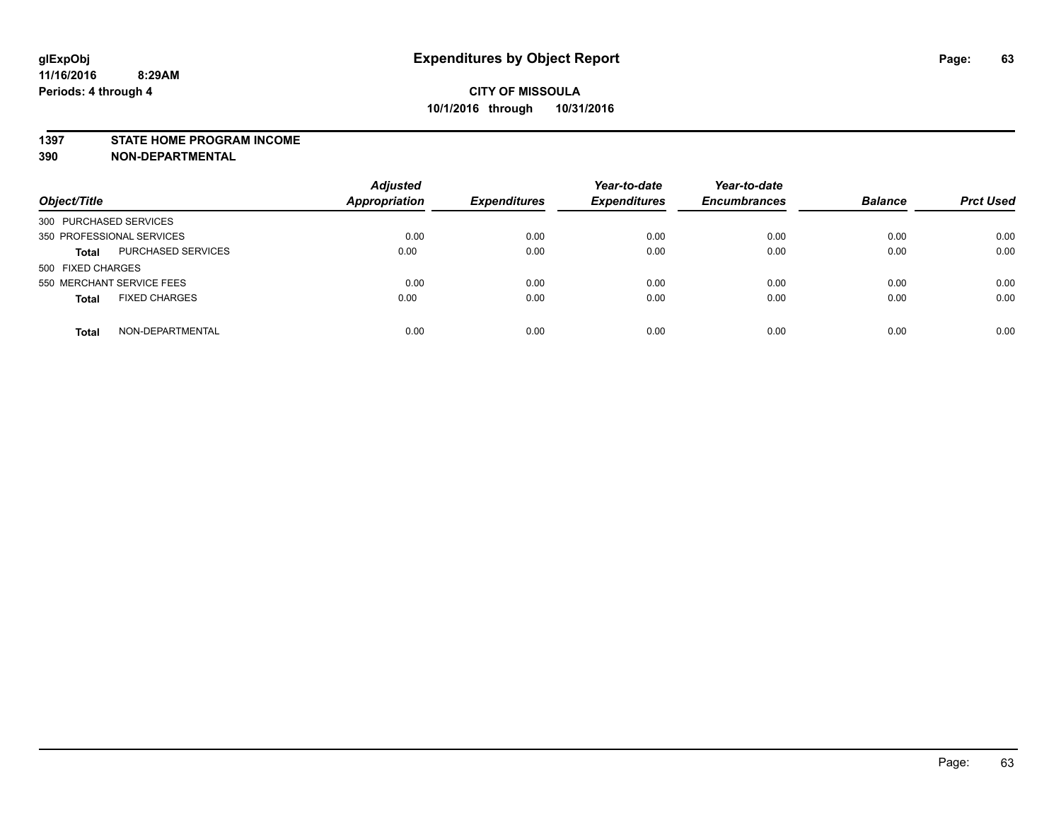# Expenditures by Object Report

glExpObj
11/16/2016 8:29AM
Periods: 4 through 4

**CITY OF MISSOULA**
**10/1/2016 through 10/31/2016**

**1397 STATE HOME PROGRAM INCOME**
**390 NON-DEPARTMENTAL**

| Object/Title | | Adjusted Appropriation | Expenditures | Year-to-date Expenditures | Year-to-date Encumbrances | Balance | Prct Used |
|---|---|---|---|---|---|---|---|
| 300 PURCHASED SERVICES | | | | | | | |
| 350 PROFESSIONAL SERVICES | | 0.00 | 0.00 | 0.00 | 0.00 | 0.00 | 0.00 |
| **Total** | PURCHASED SERVICES | 0.00 | 0.00 | 0.00 | 0.00 | 0.00 | 0.00 |
| 500 FIXED CHARGES | | | | | | | |
| 550 MERCHANT SERVICE FEES | | 0.00 | 0.00 | 0.00 | 0.00 | 0.00 | 0.00 |
| **Total** | FIXED CHARGES | 0.00 | 0.00 | 0.00 | 0.00 | 0.00 | 0.00 |
| **Total** | NON-DEPARTMENTAL | 0.00 | 0.00 | 0.00 | 0.00 | 0.00 | 0.00 |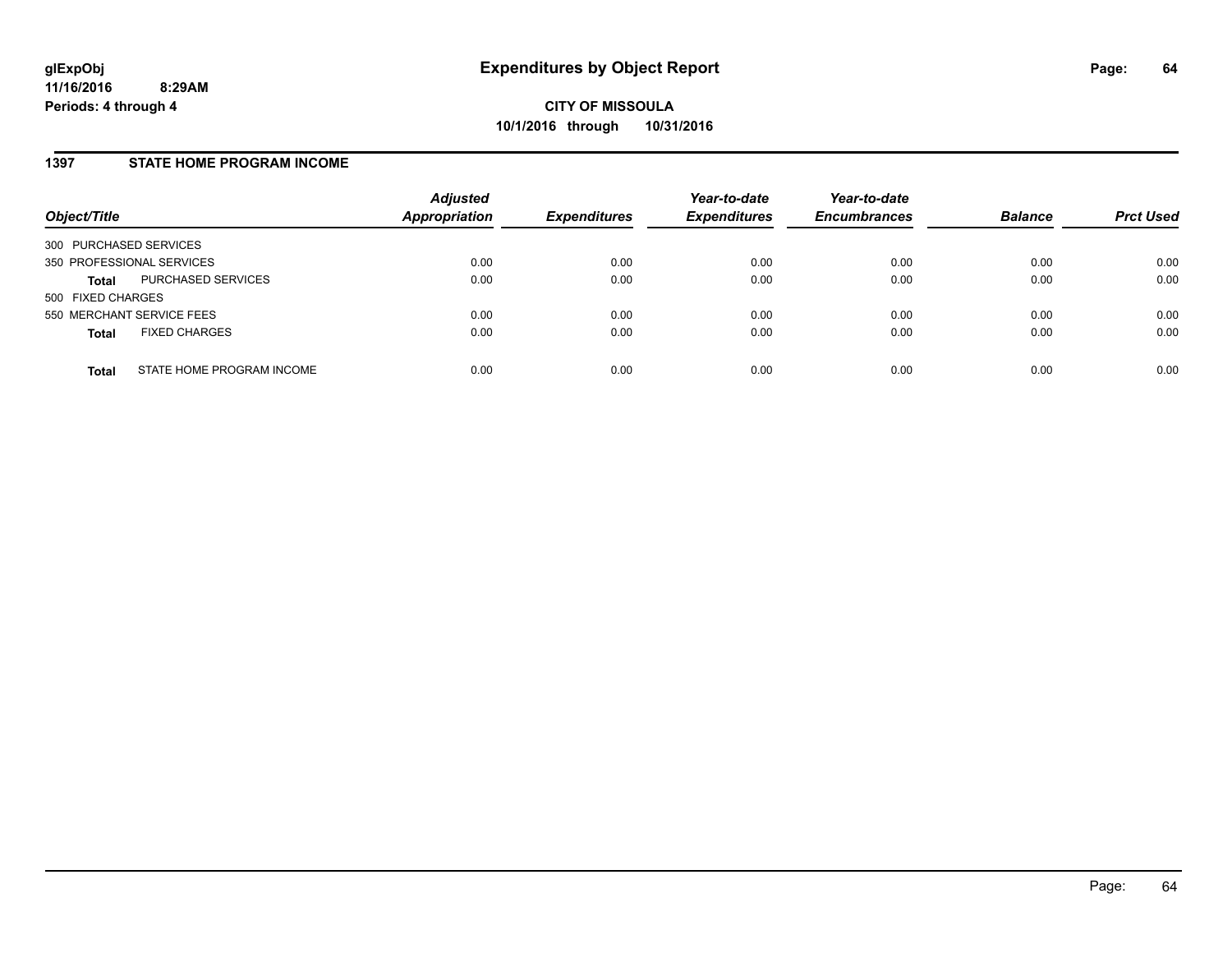# Expenditures by Object Report

glExpObj
11/16/2016 8:29AM
Periods: 4 through 4

**CITY OF MISSOULA**
**10/1/2016 through 10/31/2016**

## 1397 STATE HOME PROGRAM INCOME

| Object/Title | | Adjusted Appropriation | Expenditures | Year-to-date Expenditures | Year-to-date Encumbrances | Balance | Prct Used |
|---|---|---|---|---|---|---|---|
| 300 PURCHASED SERVICES | | | | | | | |
| 350 PROFESSIONAL SERVICES | | 0.00 | 0.00 | 0.00 | 0.00 | 0.00 | 0.00 |
| **Total** | PURCHASED SERVICES | 0.00 | 0.00 | 0.00 | 0.00 | 0.00 | 0.00 |
| 500 FIXED CHARGES | | | | | | | |
| 550 MERCHANT SERVICE FEES | | 0.00 | 0.00 | 0.00 | 0.00 | 0.00 | 0.00 |
| **Total** | FIXED CHARGES | 0.00 | 0.00 | 0.00 | 0.00 | 0.00 | 0.00 |
| **Total** | STATE HOME PROGRAM INCOME | 0.00 | 0.00 | 0.00 | 0.00 | 0.00 | 0.00 |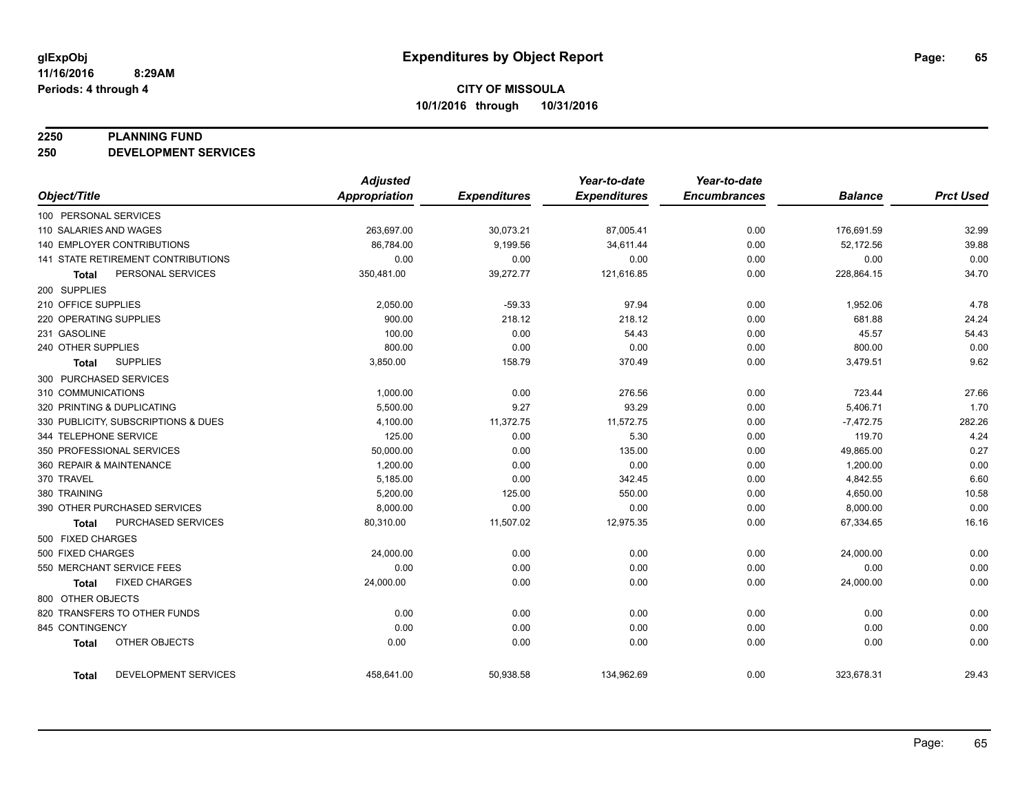glExpObj
11/16/2016 8:29AM
Periods: 4 through 4

# Expenditures by Object Report

**CITY OF MISSOULA**
**10/1/2016 through 10/31/2016**

**2250 PLANNING FUND**
**250 DEVELOPMENT SERVICES**

| Object/Title | Adjusted Appropriation | Expenditures | Year-to-date Expenditures | Year-to-date Encumbrances | Balance | Prct Used |
|---|---|---|---|---|---|---|
| 100 PERSONAL SERVICES | | | | | | |
| 110 SALARIES AND WAGES | 263,697.00 | 30,073.21 | 87,005.41 | 0.00 | 176,691.59 | 32.99 |
| 140 EMPLOYER CONTRIBUTIONS | 86,784.00 | 9,199.56 | 34,611.44 | 0.00 | 52,172.56 | 39.88 |
| 141 STATE RETIREMENT CONTRIBUTIONS | 0.00 | 0.00 | 0.00 | 0.00 | 0.00 | 0.00 |
| **Total** PERSONAL SERVICES | 350,481.00 | 39,272.77 | 121,616.85 | 0.00 | 228,864.15 | 34.70 |
| 200 SUPPLIES | | | | | | |
| 210 OFFICE SUPPLIES | 2,050.00 | -59.33 | 97.94 | 0.00 | 1,952.06 | 4.78 |
| 220 OPERATING SUPPLIES | 900.00 | 218.12 | 218.12 | 0.00 | 681.88 | 24.24 |
| 231 GASOLINE | 100.00 | 0.00 | 54.43 | 0.00 | 45.57 | 54.43 |
| 240 OTHER SUPPLIES | 800.00 | 0.00 | 0.00 | 0.00 | 800.00 | 0.00 |
| **Total** SUPPLIES | 3,850.00 | 158.79 | 370.49 | 0.00 | 3,479.51 | 9.62 |
| 300 PURCHASED SERVICES | | | | | | |
| 310 COMMUNICATIONS | 1,000.00 | 0.00 | 276.56 | 0.00 | 723.44 | 27.66 |
| 320 PRINTING & DUPLICATING | 5,500.00 | 9.27 | 93.29 | 0.00 | 5,406.71 | 1.70 |
| 330 PUBLICITY, SUBSCRIPTIONS & DUES | 4,100.00 | 11,372.75 | 11,572.75 | 0.00 | -7,472.75 | 282.26 |
| 344 TELEPHONE SERVICE | 125.00 | 0.00 | 5.30 | 0.00 | 119.70 | 4.24 |
| 350 PROFESSIONAL SERVICES | 50,000.00 | 0.00 | 135.00 | 0.00 | 49,865.00 | 0.27 |
| 360 REPAIR & MAINTENANCE | 1,200.00 | 0.00 | 0.00 | 0.00 | 1,200.00 | 0.00 |
| 370 TRAVEL | 5,185.00 | 0.00 | 342.45 | 0.00 | 4,842.55 | 6.60 |
| 380 TRAINING | 5,200.00 | 125.00 | 550.00 | 0.00 | 4,650.00 | 10.58 |
| 390 OTHER PURCHASED SERVICES | 8,000.00 | 0.00 | 0.00 | 0.00 | 8,000.00 | 0.00 |
| **Total** PURCHASED SERVICES | 80,310.00 | 11,507.02 | 12,975.35 | 0.00 | 67,334.65 | 16.16 |
| 500 FIXED CHARGES | | | | | | |
| 500 FIXED CHARGES | 24,000.00 | 0.00 | 0.00 | 0.00 | 24,000.00 | 0.00 |
| 550 MERCHANT SERVICE FEES | 0.00 | 0.00 | 0.00 | 0.00 | 0.00 | 0.00 |
| **Total** FIXED CHARGES | 24,000.00 | 0.00 | 0.00 | 0.00 | 24,000.00 | 0.00 |
| 800 OTHER OBJECTS | | | | | | |
| 820 TRANSFERS TO OTHER FUNDS | 0.00 | 0.00 | 0.00 | 0.00 | 0.00 | 0.00 |
| 845 CONTINGENCY | 0.00 | 0.00 | 0.00 | 0.00 | 0.00 | 0.00 |
| **Total** OTHER OBJECTS | 0.00 | 0.00 | 0.00 | 0.00 | 0.00 | 0.00 |
| **Total** DEVELOPMENT SERVICES | 458,641.00 | 50,938.58 | 134,962.69 | 0.00 | 323,678.31 | 29.43 |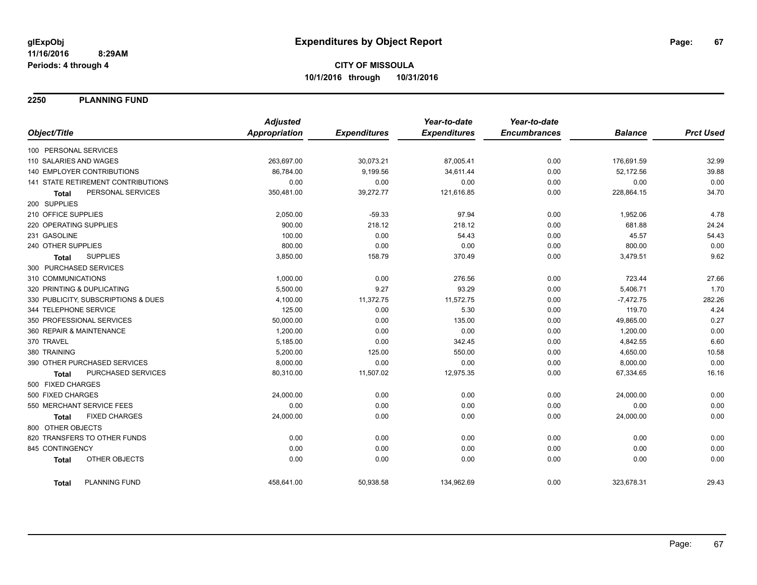**glExpObj** **Expenditures by Object Report**

**11/16/2016 8:29AM**

**Periods: 4 through 4**

**CITY OF MISSOULA**

**10/1/2016 through 10/31/2016**

## 2250 PLANNING FUND

| Object/Title | Adjusted Appropriation | Expenditures | Year-to-date Expenditures | Year-to-date Encumbrances | Balance | Prct Used |
|---|---|---|---|---|---|---|
| 100 PERSONAL SERVICES | | | | | | |
| 110 SALARIES AND WAGES | 263,697.00 | 30,073.21 | 87,005.41 | 0.00 | 176,691.59 | 32.99 |
| 140 EMPLOYER CONTRIBUTIONS | 86,784.00 | 9,199.56 | 34,611.44 | 0.00 | 52,172.56 | 39.88 |
| 141 STATE RETIREMENT CONTRIBUTIONS | 0.00 | 0.00 | 0.00 | 0.00 | 0.00 | 0.00 |
| **Total** PERSONAL SERVICES | 350,481.00 | 39,272.77 | 121,616.85 | 0.00 | 228,864.15 | 34.70 |
| 200 SUPPLIES | | | | | | |
| 210 OFFICE SUPPLIES | 2,050.00 | -59.33 | 97.94 | 0.00 | 1,952.06 | 4.78 |
| 220 OPERATING SUPPLIES | 900.00 | 218.12 | 218.12 | 0.00 | 681.88 | 24.24 |
| 231 GASOLINE | 100.00 | 0.00 | 54.43 | 0.00 | 45.57 | 54.43 |
| 240 OTHER SUPPLIES | 800.00 | 0.00 | 0.00 | 0.00 | 800.00 | 0.00 |
| **Total** SUPPLIES | 3,850.00 | 158.79 | 370.49 | 0.00 | 3,479.51 | 9.62 |
| 300 PURCHASED SERVICES | | | | | | |
| 310 COMMUNICATIONS | 1,000.00 | 0.00 | 276.56 | 0.00 | 723.44 | 27.66 |
| 320 PRINTING & DUPLICATING | 5,500.00 | 9.27 | 93.29 | 0.00 | 5,406.71 | 1.70 |
| 330 PUBLICITY, SUBSCRIPTIONS & DUES | 4,100.00 | 11,372.75 | 11,572.75 | 0.00 | -7,472.75 | 282.26 |
| 344 TELEPHONE SERVICE | 125.00 | 0.00 | 5.30 | 0.00 | 119.70 | 4.24 |
| 350 PROFESSIONAL SERVICES | 50,000.00 | 0.00 | 135.00 | 0.00 | 49,865.00 | 0.27 |
| 360 REPAIR & MAINTENANCE | 1,200.00 | 0.00 | 0.00 | 0.00 | 1,200.00 | 0.00 |
| 370 TRAVEL | 5,185.00 | 0.00 | 342.45 | 0.00 | 4,842.55 | 6.60 |
| 380 TRAINING | 5,200.00 | 125.00 | 550.00 | 0.00 | 4,650.00 | 10.58 |
| 390 OTHER PURCHASED SERVICES | 8,000.00 | 0.00 | 0.00 | 0.00 | 8,000.00 | 0.00 |
| **Total** PURCHASED SERVICES | 80,310.00 | 11,507.02 | 12,975.35 | 0.00 | 67,334.65 | 16.16 |
| 500 FIXED CHARGES | | | | | | |
| 500 FIXED CHARGES | 24,000.00 | 0.00 | 0.00 | 0.00 | 24,000.00 | 0.00 |
| 550 MERCHANT SERVICE FEES | 0.00 | 0.00 | 0.00 | 0.00 | 0.00 | 0.00 |
| **Total** FIXED CHARGES | 24,000.00 | 0.00 | 0.00 | 0.00 | 24,000.00 | 0.00 |
| 800 OTHER OBJECTS | | | | | | |
| 820 TRANSFERS TO OTHER FUNDS | 0.00 | 0.00 | 0.00 | 0.00 | 0.00 | 0.00 |
| 845 CONTINGENCY | 0.00 | 0.00 | 0.00 | 0.00 | 0.00 | 0.00 |
| **Total** OTHER OBJECTS | 0.00 | 0.00 | 0.00 | 0.00 | 0.00 | 0.00 |
| **Total** PLANNING FUND | 458,641.00 | 50,938.58 | 134,962.69 | 0.00 | 323,678.31 | 29.43 |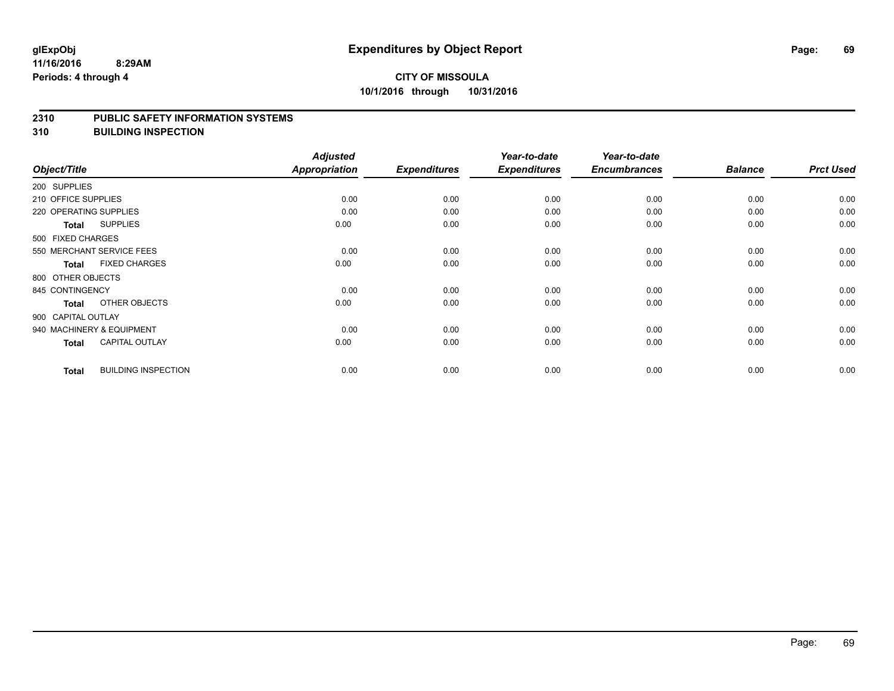**glExpObj**
**11/16/2016 8:29AM**
**Periods: 4 through 4**

# Expenditures by Object Report

**CITY OF MISSOULA**
**10/1/2016 through 10/31/2016**

## 2310 PUBLIC SAFETY INFORMATION SYSTEMS
## 310 BUILDING INSPECTION

| Object/Title | Adjusted Appropriation | Expenditures | Year-to-date Expenditures | Year-to-date Encumbrances | Balance | Prct Used |
|---|---|---|---|---|---|---|
| 200 SUPPLIES | | | | | | |
| 210 OFFICE SUPPLIES | 0.00 | 0.00 | 0.00 | 0.00 | 0.00 | 0.00 |
| 220 OPERATING SUPPLIES | 0.00 | 0.00 | 0.00 | 0.00 | 0.00 | 0.00 |
| **Total** SUPPLIES | 0.00 | 0.00 | 0.00 | 0.00 | 0.00 | 0.00 |
| 500 FIXED CHARGES | | | | | | |
| 550 MERCHANT SERVICE FEES | 0.00 | 0.00 | 0.00 | 0.00 | 0.00 | 0.00 |
| **Total** FIXED CHARGES | 0.00 | 0.00 | 0.00 | 0.00 | 0.00 | 0.00 |
| 800 OTHER OBJECTS | | | | | | |
| 845 CONTINGENCY | 0.00 | 0.00 | 0.00 | 0.00 | 0.00 | 0.00 |
| **Total** OTHER OBJECTS | 0.00 | 0.00 | 0.00 | 0.00 | 0.00 | 0.00 |
| 900 CAPITAL OUTLAY | | | | | | |
| 940 MACHINERY & EQUIPMENT | 0.00 | 0.00 | 0.00 | 0.00 | 0.00 | 0.00 |
| **Total** CAPITAL OUTLAY | 0.00 | 0.00 | 0.00 | 0.00 | 0.00 | 0.00 |
| **Total** BUILDING INSPECTION | 0.00 | 0.00 | 0.00 | 0.00 | 0.00 | 0.00 |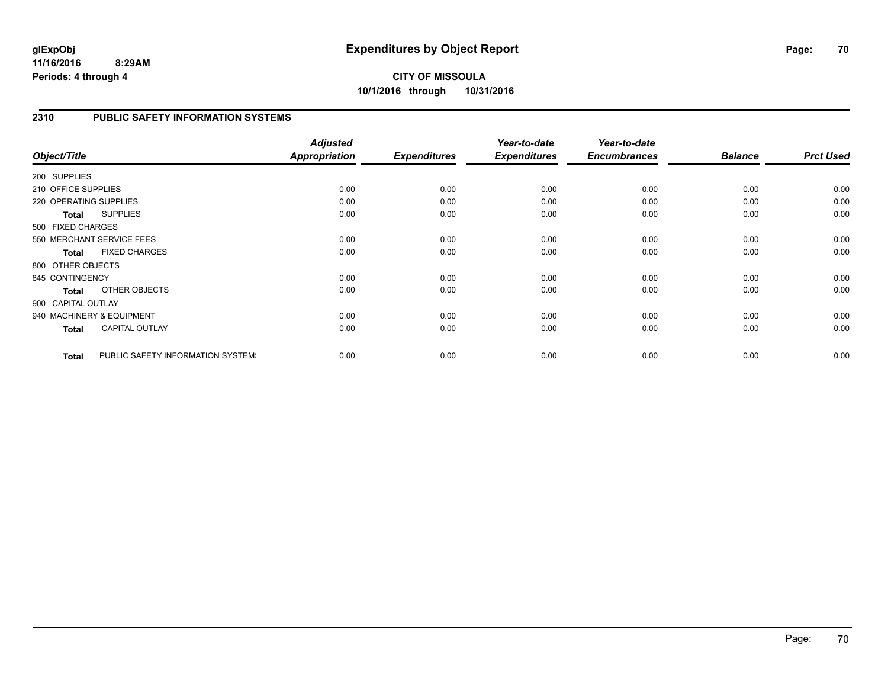**glExpObj**
**11/16/2016 8:29AM**
**Periods: 4 through 4**

# Expenditures by Object Report

**CITY OF MISSOULA**
**10/1/2016 through 10/31/2016**

## 2310 PUBLIC SAFETY INFORMATION SYSTEMS

| Object/Title | Adjusted Appropriation | Expenditures | Year-to-date Expenditures | Year-to-date Encumbrances | Balance | Prct Used |
|---|---|---|---|---|---|---|
| 200 SUPPLIES | | | | | | |
| 210 OFFICE SUPPLIES | 0.00 | 0.00 | 0.00 | 0.00 | 0.00 | 0.00 |
| 220 OPERATING SUPPLIES | 0.00 | 0.00 | 0.00 | 0.00 | 0.00 | 0.00 |
| **Total** SUPPLIES | 0.00 | 0.00 | 0.00 | 0.00 | 0.00 | 0.00 |
| 500 FIXED CHARGES | | | | | | |
| 550 MERCHANT SERVICE FEES | 0.00 | 0.00 | 0.00 | 0.00 | 0.00 | 0.00 |
| **Total** FIXED CHARGES | 0.00 | 0.00 | 0.00 | 0.00 | 0.00 | 0.00 |
| 800 OTHER OBJECTS | | | | | | |
| 845 CONTINGENCY | 0.00 | 0.00 | 0.00 | 0.00 | 0.00 | 0.00 |
| **Total** OTHER OBJECTS | 0.00 | 0.00 | 0.00 | 0.00 | 0.00 | 0.00 |
| 900 CAPITAL OUTLAY | | | | | | |
| 940 MACHINERY & EQUIPMENT | 0.00 | 0.00 | 0.00 | 0.00 | 0.00 | 0.00 |
| **Total** CAPITAL OUTLAY | 0.00 | 0.00 | 0.00 | 0.00 | 0.00 | 0.00 |
| **Total** PUBLIC SAFETY INFORMATION SYSTEMS | 0.00 | 0.00 | 0.00 | 0.00 | 0.00 | 0.00 |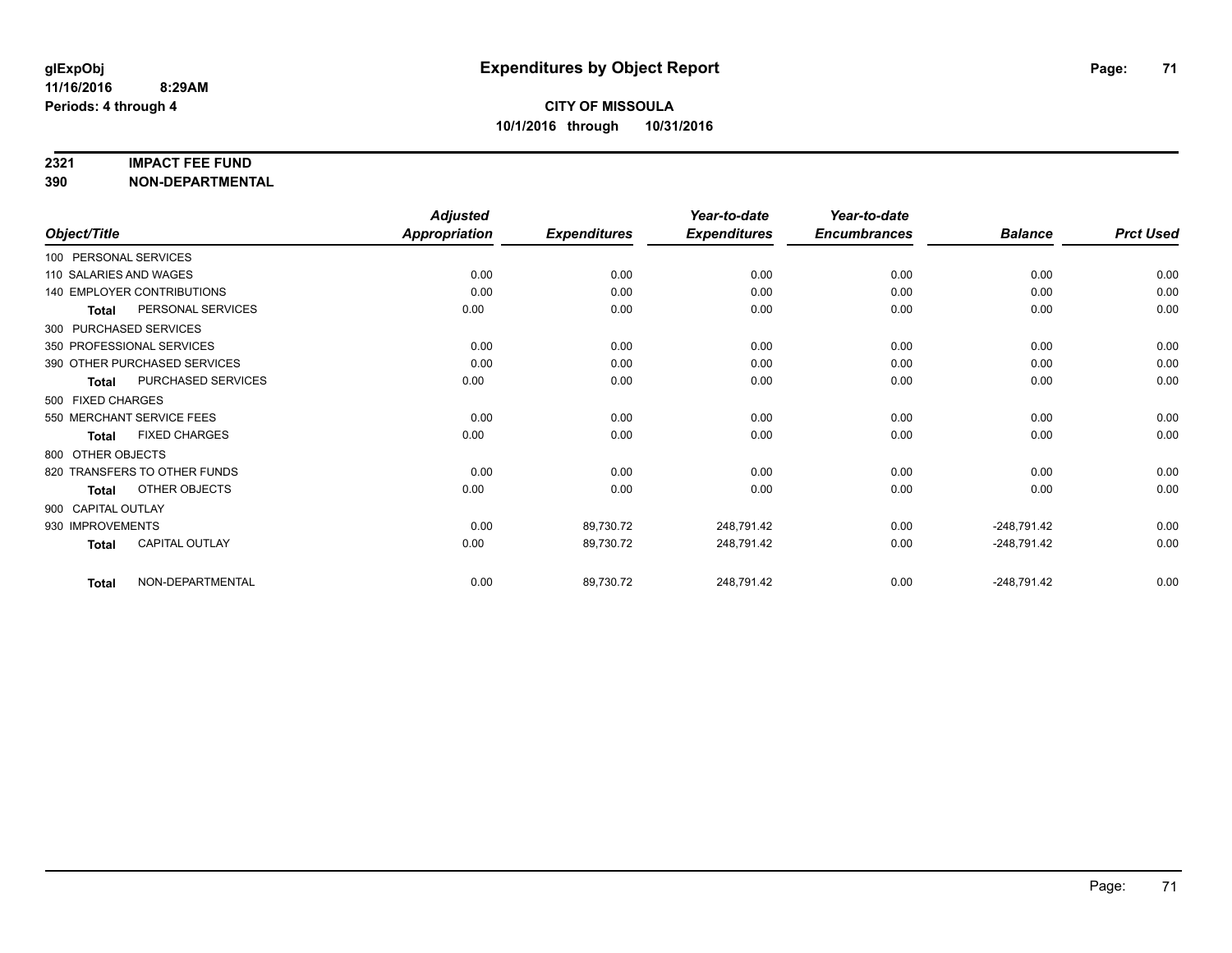# Expenditures by Object Report

glExpObj
11/16/2016 8:29AM
Periods: 4 through 4

**CITY OF MISSOULA**
**10/1/2016 through 10/31/2016**

## 2321 IMPACT FEE FUND
## 390 NON-DEPARTMENTAL

| Object/Title | Adjusted Appropriation | Expenditures | Year-to-date Expenditures | Year-to-date Encumbrances | Balance | Prct Used |
|---|---|---|---|---|---|---|
| 100 PERSONAL SERVICES | | | | | | |
| 110 SALARIES AND WAGES | 0.00 | 0.00 | 0.00 | 0.00 | 0.00 | 0.00 |
| 140 EMPLOYER CONTRIBUTIONS | 0.00 | 0.00 | 0.00 | 0.00 | 0.00 | 0.00 |
| **Total** PERSONAL SERVICES | 0.00 | 0.00 | 0.00 | 0.00 | 0.00 | 0.00 |
| 300 PURCHASED SERVICES | | | | | | |
| 350 PROFESSIONAL SERVICES | 0.00 | 0.00 | 0.00 | 0.00 | 0.00 | 0.00 |
| 390 OTHER PURCHASED SERVICES | 0.00 | 0.00 | 0.00 | 0.00 | 0.00 | 0.00 |
| **Total** PURCHASED SERVICES | 0.00 | 0.00 | 0.00 | 0.00 | 0.00 | 0.00 |
| 500 FIXED CHARGES | | | | | | |
| 550 MERCHANT SERVICE FEES | 0.00 | 0.00 | 0.00 | 0.00 | 0.00 | 0.00 |
| **Total** FIXED CHARGES | 0.00 | 0.00 | 0.00 | 0.00 | 0.00 | 0.00 |
| 800 OTHER OBJECTS | | | | | | |
| 820 TRANSFERS TO OTHER FUNDS | 0.00 | 0.00 | 0.00 | 0.00 | 0.00 | 0.00 |
| **Total** OTHER OBJECTS | 0.00 | 0.00 | 0.00 | 0.00 | 0.00 | 0.00 |
| 900 CAPITAL OUTLAY | | | | | | |
| 930 IMPROVEMENTS | 0.00 | 89,730.72 | 248,791.42 | 0.00 | -248,791.42 | 0.00 |
| **Total** CAPITAL OUTLAY | 0.00 | 89,730.72 | 248,791.42 | 0.00 | -248,791.42 | 0.00 |
| **Total** NON-DEPARTMENTAL | 0.00 | 89,730.72 | 248,791.42 | 0.00 | -248,791.42 | 0.00 |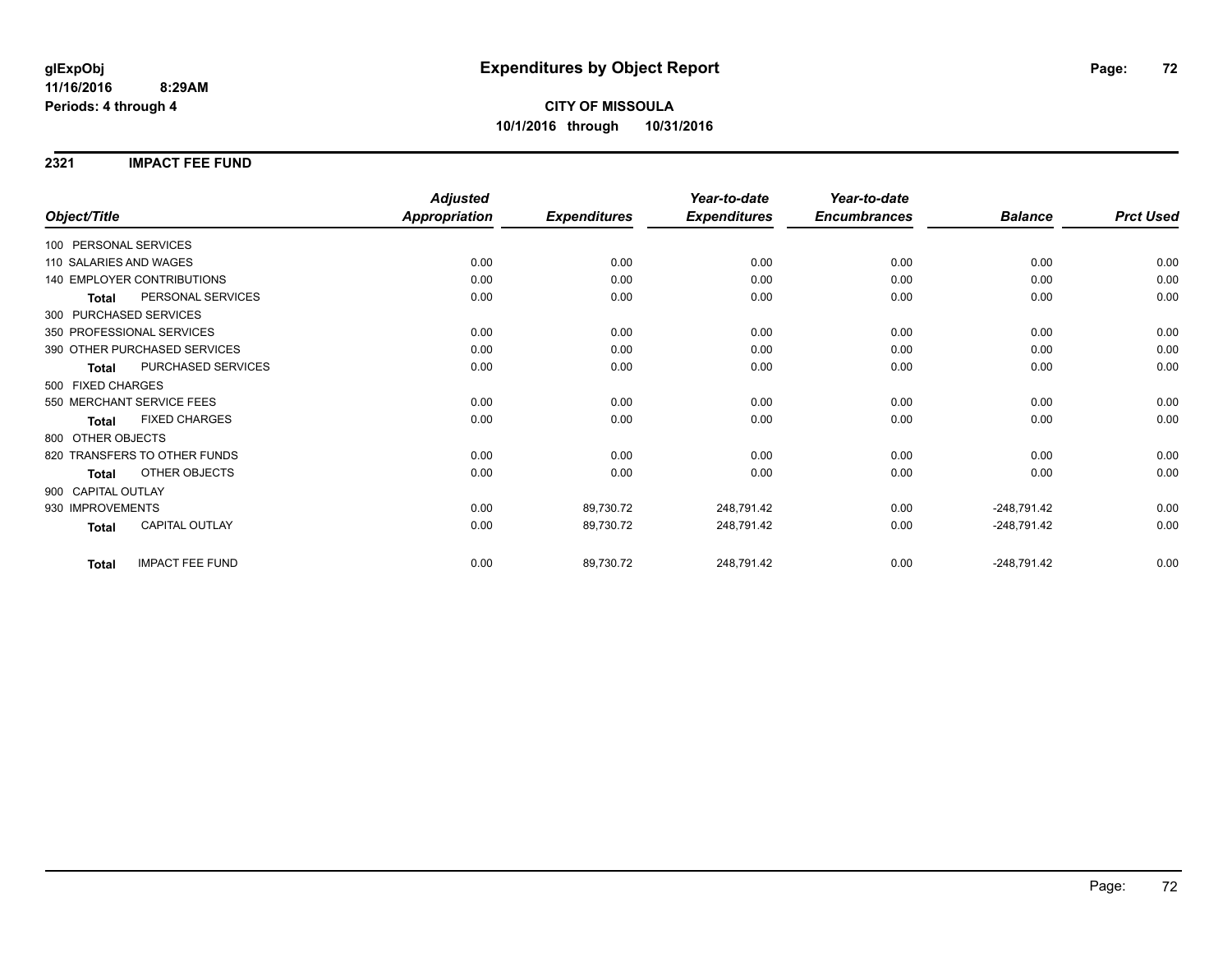**glExpObj**
**11/16/2016 8:29AM**
**Periods: 4 through 4**

# Expenditures by Object Report

**CITY OF MISSOULA**
**10/1/2016 through 10/31/2016**

## 2321 IMPACT FEE FUND

| Object/Title | | Adjusted Appropriation | Expenditures | Year-to-date Expenditures | Year-to-date Encumbrances | Balance | Prct Used |
|---|---|---|---|---|---|---|---|
| 100 PERSONAL SERVICES | | | | | | | |
| 110 SALARIES AND WAGES | | 0.00 | 0.00 | 0.00 | 0.00 | 0.00 | 0.00 |
| 140 EMPLOYER CONTRIBUTIONS | | 0.00 | 0.00 | 0.00 | 0.00 | 0.00 | 0.00 |
| **Total** | PERSONAL SERVICES | 0.00 | 0.00 | 0.00 | 0.00 | 0.00 | 0.00 |
| 300 PURCHASED SERVICES | | | | | | | |
| 350 PROFESSIONAL SERVICES | | 0.00 | 0.00 | 0.00 | 0.00 | 0.00 | 0.00 |
| 390 OTHER PURCHASED SERVICES | | 0.00 | 0.00 | 0.00 | 0.00 | 0.00 | 0.00 |
| **Total** | PURCHASED SERVICES | 0.00 | 0.00 | 0.00 | 0.00 | 0.00 | 0.00 |
| 500 FIXED CHARGES | | | | | | | |
| 550 MERCHANT SERVICE FEES | | 0.00 | 0.00 | 0.00 | 0.00 | 0.00 | 0.00 |
| **Total** | FIXED CHARGES | 0.00 | 0.00 | 0.00 | 0.00 | 0.00 | 0.00 |
| 800 OTHER OBJECTS | | | | | | | |
| 820 TRANSFERS TO OTHER FUNDS | | 0.00 | 0.00 | 0.00 | 0.00 | 0.00 | 0.00 |
| **Total** | OTHER OBJECTS | 0.00 | 0.00 | 0.00 | 0.00 | 0.00 | 0.00 |
| 900 CAPITAL OUTLAY | | | | | | | |
| 930 IMPROVEMENTS | | 0.00 | 89,730.72 | 248,791.42 | 0.00 | -248,791.42 | 0.00 |
| **Total** | CAPITAL OUTLAY | 0.00 | 89,730.72 | 248,791.42 | 0.00 | -248,791.42 | 0.00 |
| **Total** | IMPACT FEE FUND | 0.00 | 89,730.72 | 248,791.42 | 0.00 | -248,791.42 | 0.00 |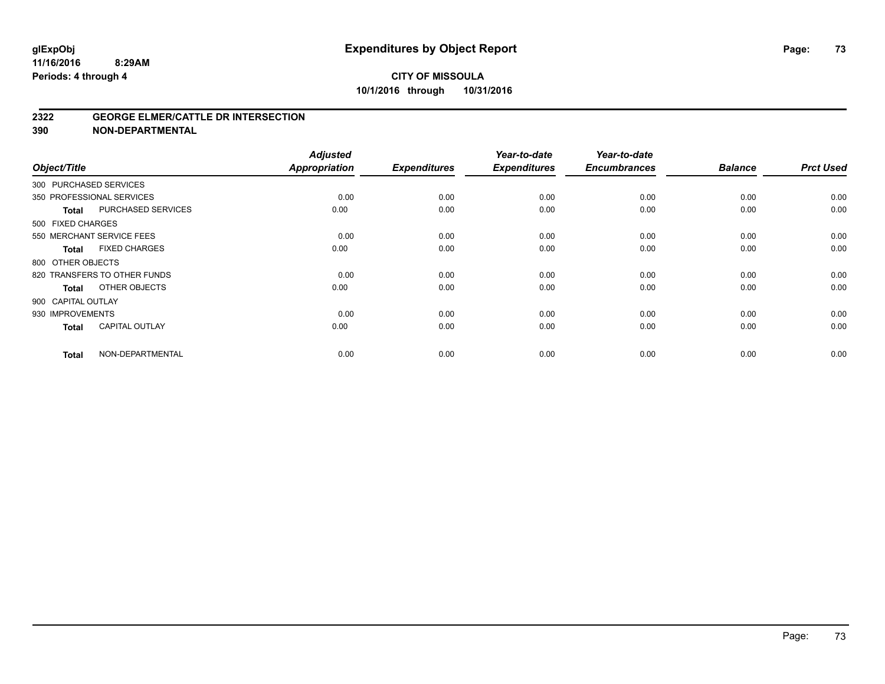**glExpObj**
**11/16/2016 8:29AM**
**Periods: 4 through 4**

# Expenditures by Object Report

**CITY OF MISSOULA**
**10/1/2016 through 10/31/2016**

## 2322 GEORGE ELMER/CATTLE DR INTERSECTION
## 390 NON-DEPARTMENTAL

| Object/Title | | Adjusted Appropriation | Expenditures | Year-to-date Expenditures | Year-to-date Encumbrances | Balance | Prct Used |
|---|---|---|---|---|---|---|---|
| 300 PURCHASED SERVICES | | | | | | | |
| 350 PROFESSIONAL SERVICES | | 0.00 | 0.00 | 0.00 | 0.00 | 0.00 | 0.00 |
| **Total** | PURCHASED SERVICES | 0.00 | 0.00 | 0.00 | 0.00 | 0.00 | 0.00 |
| 500 FIXED CHARGES | | | | | | | |
| 550 MERCHANT SERVICE FEES | | 0.00 | 0.00 | 0.00 | 0.00 | 0.00 | 0.00 |
| **Total** | FIXED CHARGES | 0.00 | 0.00 | 0.00 | 0.00 | 0.00 | 0.00 |
| 800 OTHER OBJECTS | | | | | | | |
| 820 TRANSFERS TO OTHER FUNDS | | 0.00 | 0.00 | 0.00 | 0.00 | 0.00 | 0.00 |
| **Total** | OTHER OBJECTS | 0.00 | 0.00 | 0.00 | 0.00 | 0.00 | 0.00 |
| 900 CAPITAL OUTLAY | | | | | | | |
| 930 IMPROVEMENTS | | 0.00 | 0.00 | 0.00 | 0.00 | 0.00 | 0.00 |
| **Total** | CAPITAL OUTLAY | 0.00 | 0.00 | 0.00 | 0.00 | 0.00 | 0.00 |
| **Total** | NON-DEPARTMENTAL | 0.00 | 0.00 | 0.00 | 0.00 | 0.00 | 0.00 |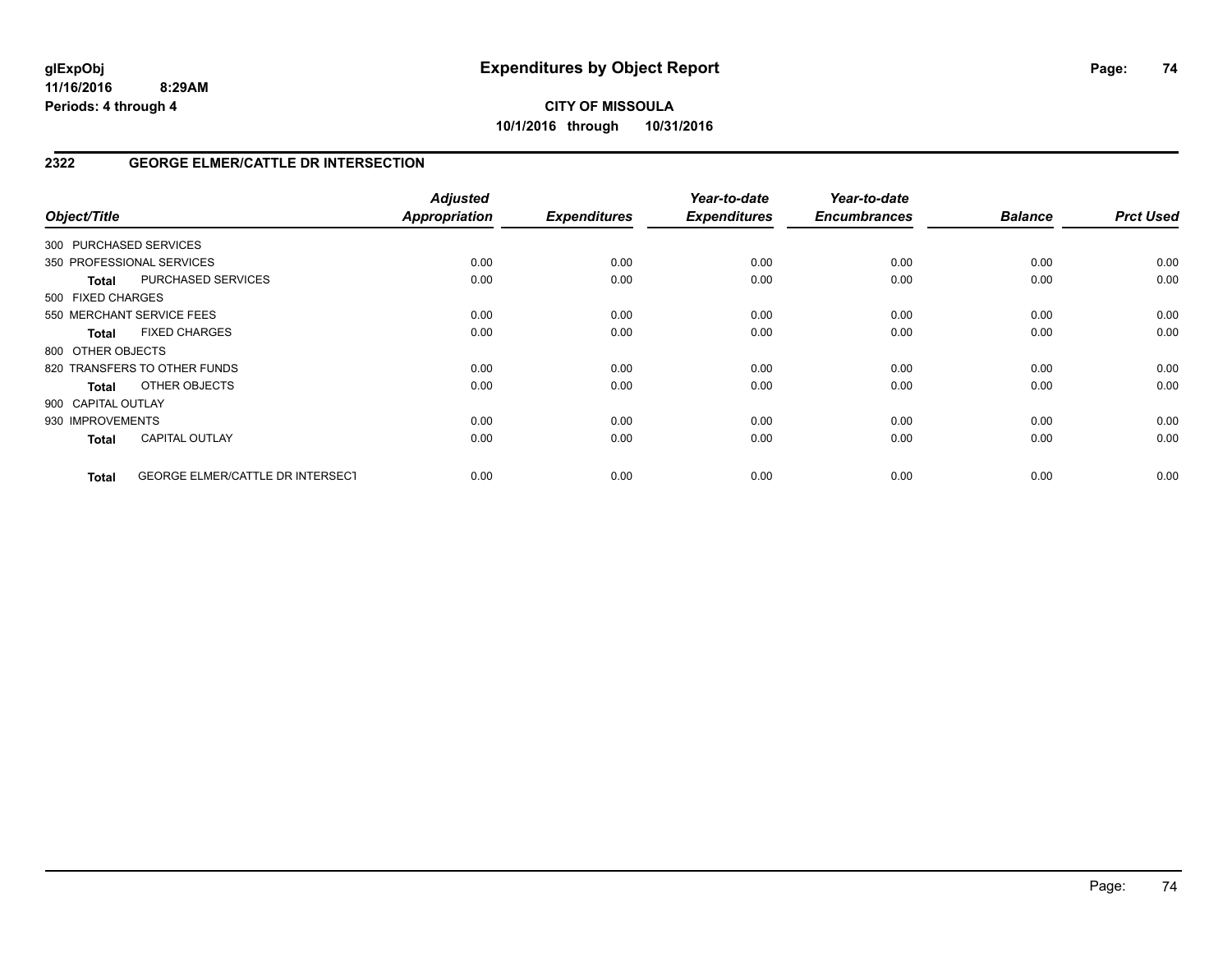**glExpObj**
**11/16/2016 8:29AM**
**Periods: 4 through 4**

# Expenditures by Object Report

**CITY OF MISSOULA**
**10/1/2016 through 10/31/2016**

## 2322 GEORGE ELMER/CATTLE DR INTERSECTION

| Object/Title | | Adjusted Appropriation | Expenditures | Year-to-date Expenditures | Year-to-date Encumbrances | Balance | Prct Used |
|---|---|---|---|---|---|---|---|
| 300 PURCHASED SERVICES | | | | | | | |
| 350 PROFESSIONAL SERVICES | | 0.00 | 0.00 | 0.00 | 0.00 | 0.00 | 0.00 |
| **Total** | PURCHASED SERVICES | 0.00 | 0.00 | 0.00 | 0.00 | 0.00 | 0.00 |
| 500 FIXED CHARGES | | | | | | | |
| 550 MERCHANT SERVICE FEES | | 0.00 | 0.00 | 0.00 | 0.00 | 0.00 | 0.00 |
| **Total** | FIXED CHARGES | 0.00 | 0.00 | 0.00 | 0.00 | 0.00 | 0.00 |
| 800 OTHER OBJECTS | | | | | | | |
| 820 TRANSFERS TO OTHER FUNDS | | 0.00 | 0.00 | 0.00 | 0.00 | 0.00 | 0.00 |
| **Total** | OTHER OBJECTS | 0.00 | 0.00 | 0.00 | 0.00 | 0.00 | 0.00 |
| 900 CAPITAL OUTLAY | | | | | | | |
| 930 IMPROVEMENTS | | 0.00 | 0.00 | 0.00 | 0.00 | 0.00 | 0.00 |
| **Total** | CAPITAL OUTLAY | 0.00 | 0.00 | 0.00 | 0.00 | 0.00 | 0.00 |
| **Total** | GEORGE ELMER/CATTLE DR INTERSECT | 0.00 | 0.00 | 0.00 | 0.00 | 0.00 | 0.00 |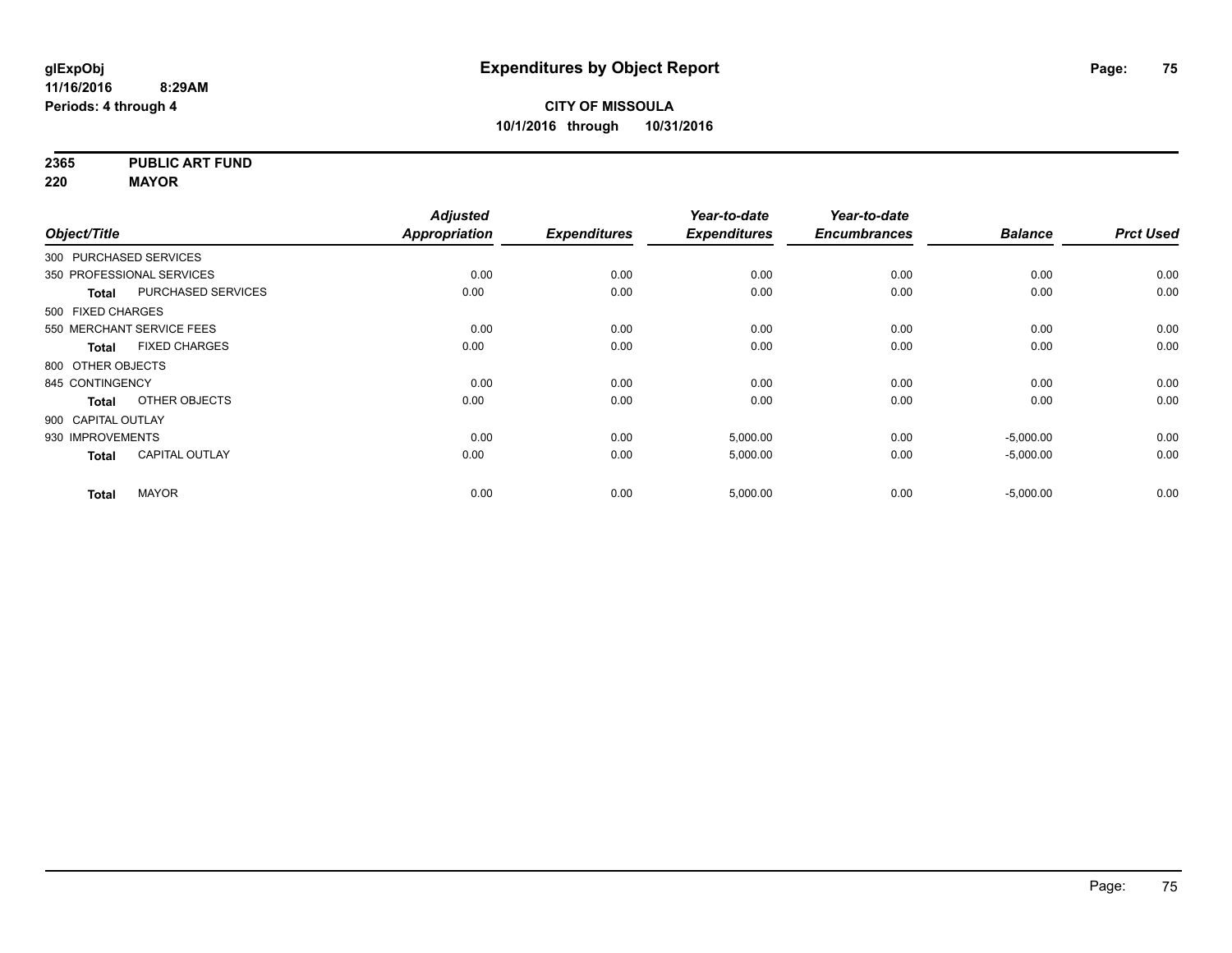# Expenditures by Object Report

glExpObj
11/16/2016 8:29AM
Periods: 4 through 4

**CITY OF MISSOULA**
**10/1/2016 through 10/31/2016**

**2365 PUBLIC ART FUND**
**220 MAYOR**

| Object/Title | | Adjusted Appropriation | Expenditures | Year-to-date Expenditures | Year-to-date Encumbrances | Balance | Prct Used |
|---|---|---|---|---|---|---|---|
| 300 PURCHASED SERVICES | | | | | | | |
| 350 PROFESSIONAL SERVICES | | 0.00 | 0.00 | 0.00 | 0.00 | 0.00 | 0.00 |
| **Total** | PURCHASED SERVICES | 0.00 | 0.00 | 0.00 | 0.00 | 0.00 | 0.00 |
| 500 FIXED CHARGES | | | | | | | |
| 550 MERCHANT SERVICE FEES | | 0.00 | 0.00 | 0.00 | 0.00 | 0.00 | 0.00 |
| **Total** | FIXED CHARGES | 0.00 | 0.00 | 0.00 | 0.00 | 0.00 | 0.00 |
| 800 OTHER OBJECTS | | | | | | | |
| 845 CONTINGENCY | | 0.00 | 0.00 | 0.00 | 0.00 | 0.00 | 0.00 |
| **Total** | OTHER OBJECTS | 0.00 | 0.00 | 0.00 | 0.00 | 0.00 | 0.00 |
| 900 CAPITAL OUTLAY | | | | | | | |
| 930 IMPROVEMENTS | | 0.00 | 0.00 | 5,000.00 | 0.00 | -5,000.00 | 0.00 |
| **Total** | CAPITAL OUTLAY | 0.00 | 0.00 | 5,000.00 | 0.00 | -5,000.00 | 0.00 |
| **Total** | MAYOR | 0.00 | 0.00 | 5,000.00 | 0.00 | -5,000.00 | 0.00 |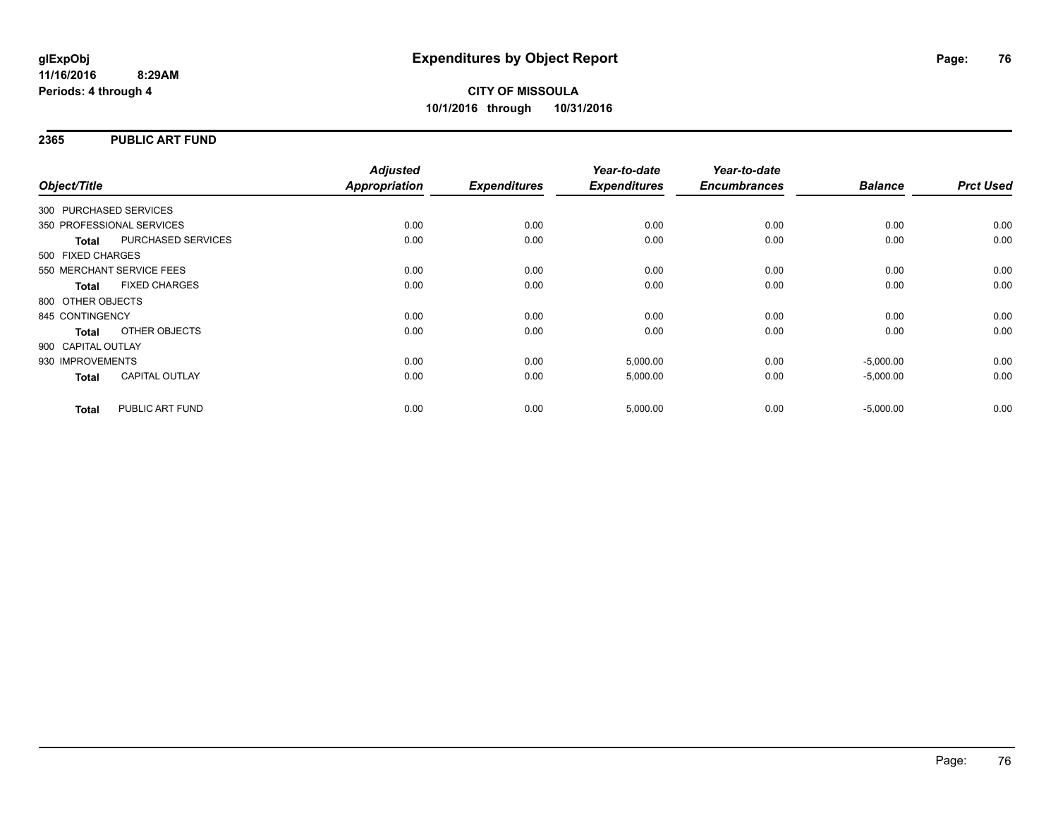**glExpObj**
**11/16/2016 8:29AM**
**Periods: 4 through 4**

# Expenditures by Object Report

**CITY OF MISSOULA**
**10/1/2016 through 10/31/2016**

## 2365 PUBLIC ART FUND

| Object/Title | | Adjusted Appropriation | Expenditures | Year-to-date Expenditures | Year-to-date Encumbrances | Balance | Prct Used |
|---|---|---|---|---|---|---|---|
| 300 PURCHASED SERVICES | | | | | | | |
| 350 PROFESSIONAL SERVICES | | 0.00 | 0.00 | 0.00 | 0.00 | 0.00 | 0.00 |
| **Total** | PURCHASED SERVICES | 0.00 | 0.00 | 0.00 | 0.00 | 0.00 | 0.00 |
| 500 FIXED CHARGES | | | | | | | |
| 550 MERCHANT SERVICE FEES | | 0.00 | 0.00 | 0.00 | 0.00 | 0.00 | 0.00 |
| **Total** | FIXED CHARGES | 0.00 | 0.00 | 0.00 | 0.00 | 0.00 | 0.00 |
| 800 OTHER OBJECTS | | | | | | | |
| 845 CONTINGENCY | | 0.00 | 0.00 | 0.00 | 0.00 | 0.00 | 0.00 |
| **Total** | OTHER OBJECTS | 0.00 | 0.00 | 0.00 | 0.00 | 0.00 | 0.00 |
| 900 CAPITAL OUTLAY | | | | | | | |
| 930 IMPROVEMENTS | | 0.00 | 0.00 | 5,000.00 | 0.00 | -5,000.00 | 0.00 |
| **Total** | CAPITAL OUTLAY | 0.00 | 0.00 | 5,000.00 | 0.00 | -5,000.00 | 0.00 |
| **Total** | PUBLIC ART FUND | 0.00 | 0.00 | 5,000.00 | 0.00 | -5,000.00 | 0.00 |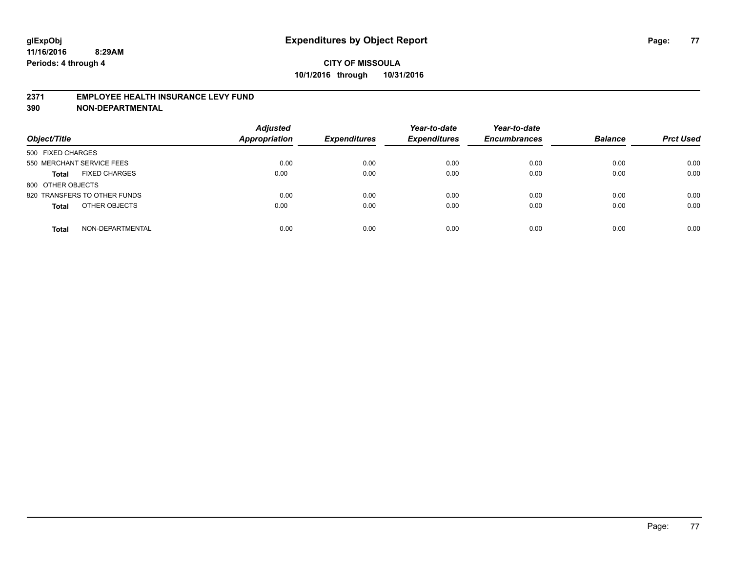**glExpObj**
**11/16/2016 8:29AM**
**Periods: 4 through 4**

# Expenditures by Object Report

**CITY OF MISSOULA**
**10/1/2016 through 10/31/2016**

**2371 EMPLOYEE HEALTH INSURANCE LEVY FUND**
**390 NON-DEPARTMENTAL**

| Object/Title | Adjusted Appropriation | Expenditures | Year-to-date Expenditures | Year-to-date Encumbrances | Balance | Prct Used |
|---|---|---|---|---|---|---|
| 500 FIXED CHARGES | | | | | | |
| 550 MERCHANT SERVICE FEES | 0.00 | 0.00 | 0.00 | 0.00 | 0.00 | 0.00 |
| **Total** FIXED CHARGES | 0.00 | 0.00 | 0.00 | 0.00 | 0.00 | 0.00 |
| 800 OTHER OBJECTS | | | | | | |
| 820 TRANSFERS TO OTHER FUNDS | 0.00 | 0.00 | 0.00 | 0.00 | 0.00 | 0.00 |
| **Total** OTHER OBJECTS | 0.00 | 0.00 | 0.00 | 0.00 | 0.00 | 0.00 |
| **Total** NON-DEPARTMENTAL | 0.00 | 0.00 | 0.00 | 0.00 | 0.00 | 0.00 |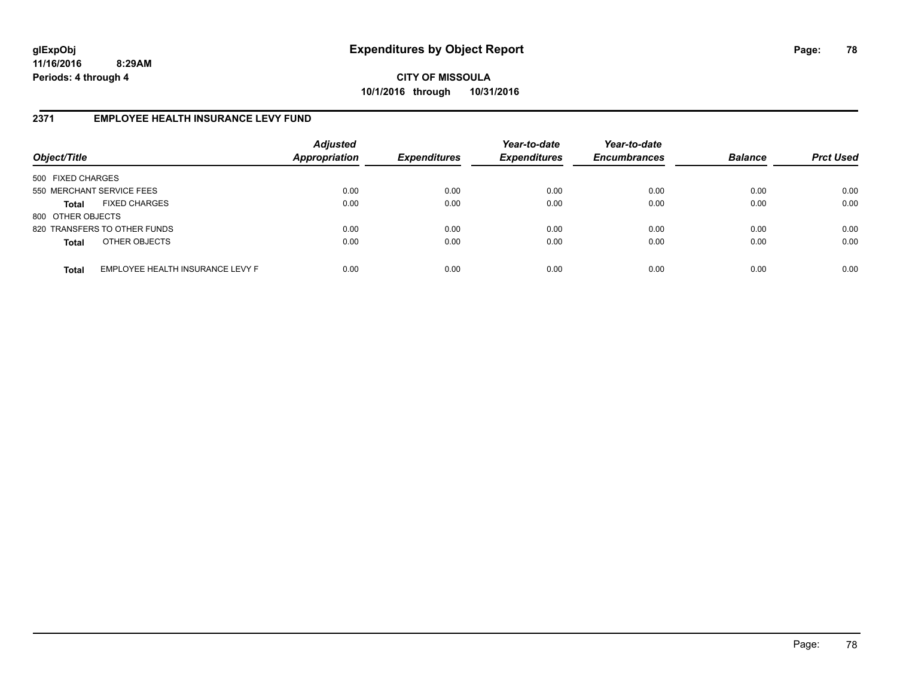glExpObj
11/16/2016 8:29AM
Periods: 4 through 4

# Expenditures by Object Report

**CITY OF MISSOULA**
**10/1/2016 through 10/31/2016**

## 2371 EMPLOYEE HEALTH INSURANCE LEVY FUND

| Object/Title | Adjusted Appropriation | Expenditures | Year-to-date Expenditures | Year-to-date Encumbrances | Balance | Prct Used |
|---|---|---|---|---|---|---|
| 500 FIXED CHARGES | | | | | | |
| 550 MERCHANT SERVICE FEES | 0.00 | 0.00 | 0.00 | 0.00 | 0.00 | 0.00 |
| **Total** FIXED CHARGES | 0.00 | 0.00 | 0.00 | 0.00 | 0.00 | 0.00 |
| 800 OTHER OBJECTS | | | | | | |
| 820 TRANSFERS TO OTHER FUNDS | 0.00 | 0.00 | 0.00 | 0.00 | 0.00 | 0.00 |
| **Total** OTHER OBJECTS | 0.00 | 0.00 | 0.00 | 0.00 | 0.00 | 0.00 |
| **Total** EMPLOYEE HEALTH INSURANCE LEVY F | 0.00 | 0.00 | 0.00 | 0.00 | 0.00 | 0.00 |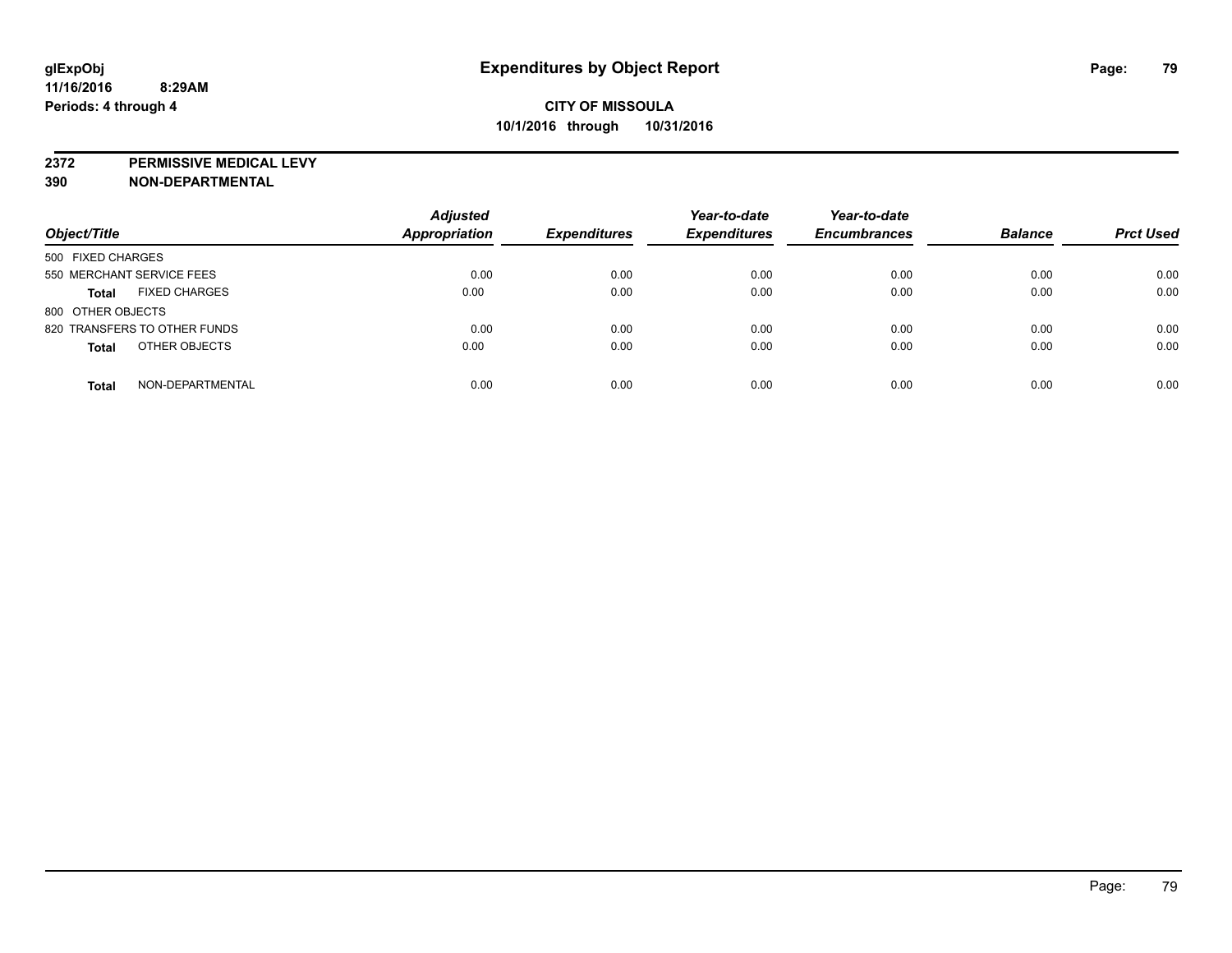**glExpObj** **Expenditures by Object Report**
**11/16/2016 8:29AM**
**Periods: 4 through 4**

**CITY OF MISSOULA**
**10/1/2016 through 10/31/2016**

**2372 PERMISSIVE MEDICAL LEVY**
**390 NON-DEPARTMENTAL**

| Object/Title | | Adjusted Appropriation | Expenditures | Year-to-date Expenditures | Year-to-date Encumbrances | Balance | Prct Used |
|---|---|---|---|---|---|---|---|
| 500 FIXED CHARGES | | | | | | | |
| 550 MERCHANT SERVICE FEES | | 0.00 | 0.00 | 0.00 | 0.00 | 0.00 | 0.00 |
| **Total** | FIXED CHARGES | 0.00 | 0.00 | 0.00 | 0.00 | 0.00 | 0.00 |
| 800 OTHER OBJECTS | | | | | | | |
| 820 TRANSFERS TO OTHER FUNDS | | 0.00 | 0.00 | 0.00 | 0.00 | 0.00 | 0.00 |
| **Total** | OTHER OBJECTS | 0.00 | 0.00 | 0.00 | 0.00 | 0.00 | 0.00 |
| **Total** | NON-DEPARTMENTAL | 0.00 | 0.00 | 0.00 | 0.00 | 0.00 | 0.00 |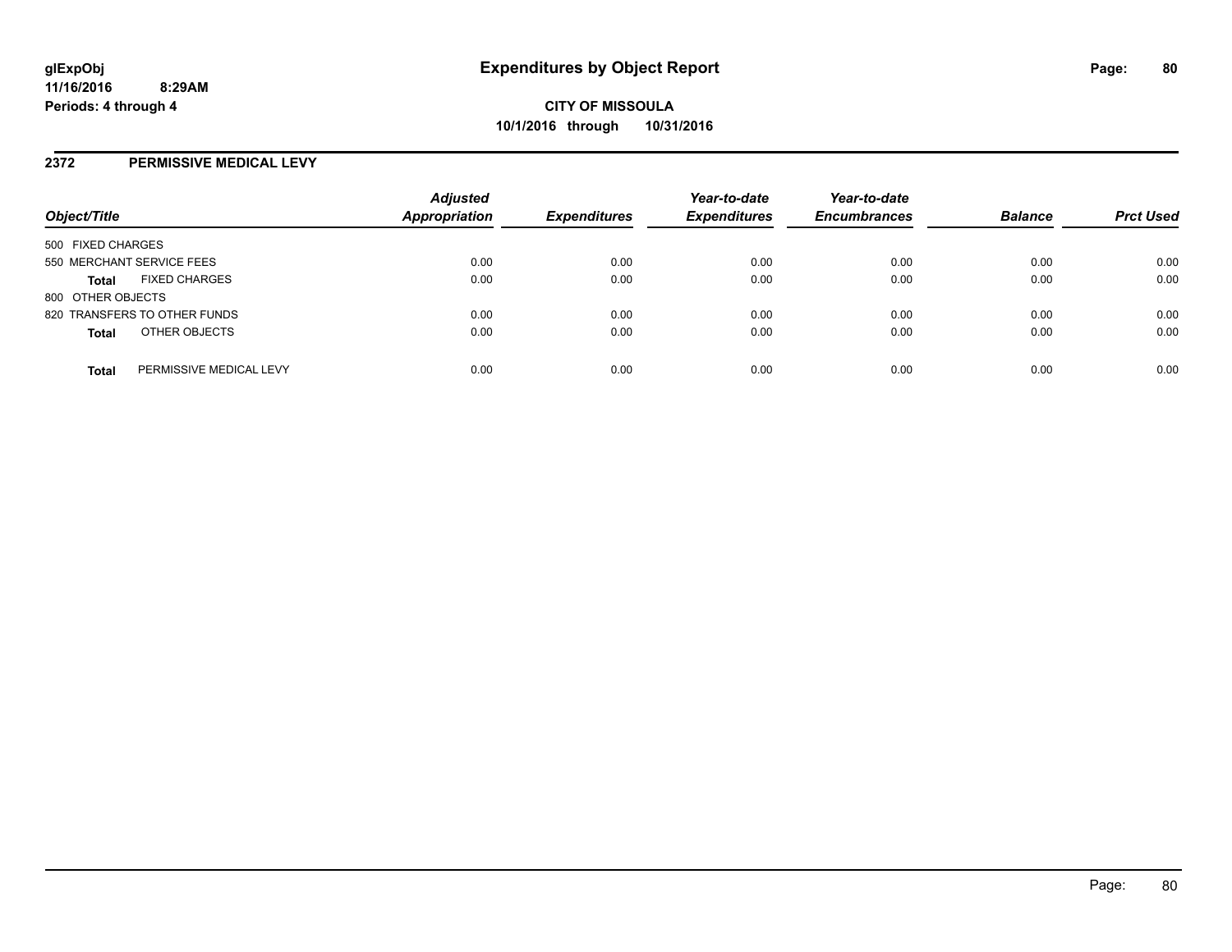**glExpObj**
**11/16/2016 8:29AM**
**Periods: 4 through 4**

# Expenditures by Object Report

**CITY OF MISSOULA**
**10/1/2016 through 10/31/2016**

## 2372 PERMISSIVE MEDICAL LEVY

| Object/Title | Adjusted Appropriation | Expenditures | Year-to-date Expenditures | Year-to-date Encumbrances | Balance | Prct Used |
|---|---|---|---|---|---|---|
| 500 FIXED CHARGES | | | | | | |
| 550 MERCHANT SERVICE FEES | 0.00 | 0.00 | 0.00 | 0.00 | 0.00 | 0.00 |
| **Total** FIXED CHARGES | 0.00 | 0.00 | 0.00 | 0.00 | 0.00 | 0.00 |
| 800 OTHER OBJECTS | | | | | | |
| 820 TRANSFERS TO OTHER FUNDS | 0.00 | 0.00 | 0.00 | 0.00 | 0.00 | 0.00 |
| **Total** OTHER OBJECTS | 0.00 | 0.00 | 0.00 | 0.00 | 0.00 | 0.00 |
| **Total** PERMISSIVE MEDICAL LEVY | 0.00 | 0.00 | 0.00 | 0.00 | 0.00 | 0.00 |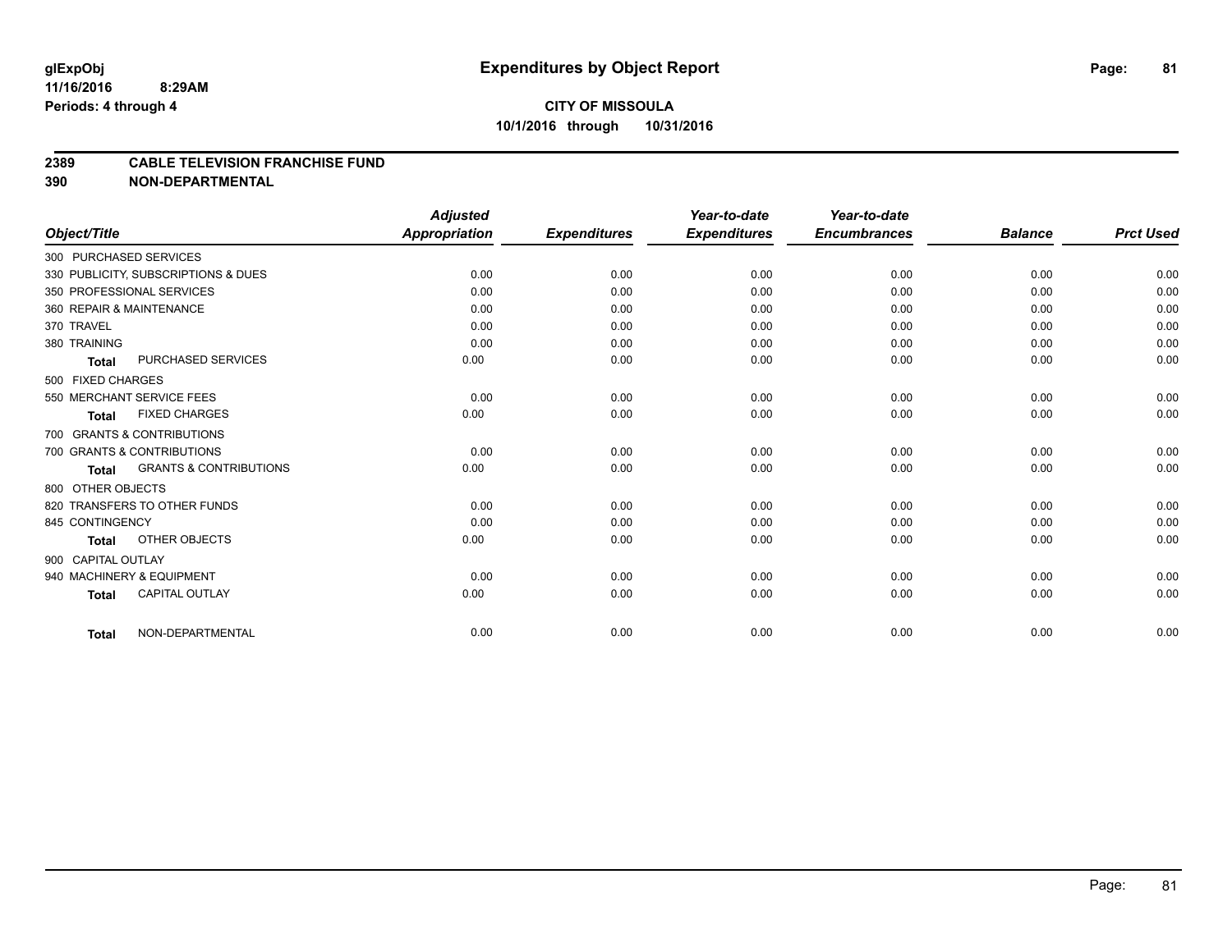# Expenditures by Object Report

glExpObj
11/16/2016 8:29AM
Periods: 4 through 4

**CITY OF MISSOULA**
**10/1/2016 through 10/31/2016**

## 2389 CABLE TELEVISION FRANCHISE FUND
## 390 NON-DEPARTMENTAL

| Object/Title | Adjusted Appropriation | Expenditures | Year-to-date Expenditures | Year-to-date Encumbrances | Balance | Prct Used |
|---|---|---|---|---|---|---|
| 300 PURCHASED SERVICES | | | | | | |
| 330 PUBLICITY, SUBSCRIPTIONS & DUES | 0.00 | 0.00 | 0.00 | 0.00 | 0.00 | 0.00 |
| 350 PROFESSIONAL SERVICES | 0.00 | 0.00 | 0.00 | 0.00 | 0.00 | 0.00 |
| 360 REPAIR & MAINTENANCE | 0.00 | 0.00 | 0.00 | 0.00 | 0.00 | 0.00 |
| 370 TRAVEL | 0.00 | 0.00 | 0.00 | 0.00 | 0.00 | 0.00 |
| 380 TRAINING | 0.00 | 0.00 | 0.00 | 0.00 | 0.00 | 0.00 |
| **Total** PURCHASED SERVICES | 0.00 | 0.00 | 0.00 | 0.00 | 0.00 | 0.00 |
| 500 FIXED CHARGES | | | | | | |
| 550 MERCHANT SERVICE FEES | 0.00 | 0.00 | 0.00 | 0.00 | 0.00 | 0.00 |
| **Total** FIXED CHARGES | 0.00 | 0.00 | 0.00 | 0.00 | 0.00 | 0.00 |
| 700 GRANTS & CONTRIBUTIONS | | | | | | |
| 700 GRANTS & CONTRIBUTIONS | 0.00 | 0.00 | 0.00 | 0.00 | 0.00 | 0.00 |
| **Total** GRANTS & CONTRIBUTIONS | 0.00 | 0.00 | 0.00 | 0.00 | 0.00 | 0.00 |
| 800 OTHER OBJECTS | | | | | | |
| 820 TRANSFERS TO OTHER FUNDS | 0.00 | 0.00 | 0.00 | 0.00 | 0.00 | 0.00 |
| 845 CONTINGENCY | 0.00 | 0.00 | 0.00 | 0.00 | 0.00 | 0.00 |
| **Total** OTHER OBJECTS | 0.00 | 0.00 | 0.00 | 0.00 | 0.00 | 0.00 |
| 900 CAPITAL OUTLAY | | | | | | |
| 940 MACHINERY & EQUIPMENT | 0.00 | 0.00 | 0.00 | 0.00 | 0.00 | 0.00 |
| **Total** CAPITAL OUTLAY | 0.00 | 0.00 | 0.00 | 0.00 | 0.00 | 0.00 |
| **Total** NON-DEPARTMENTAL | 0.00 | 0.00 | 0.00 | 0.00 | 0.00 | 0.00 |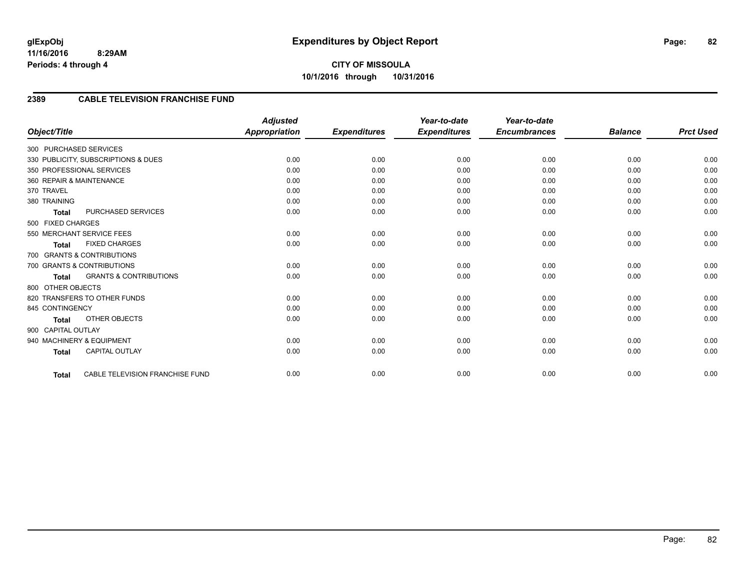# Expenditures by Object Report

glExpObj
11/16/2016 8:29AM
Periods: 4 through 4

**CITY OF MISSOULA**
**10/1/2016 through 10/31/2016**

## 2389 CABLE TELEVISION FRANCHISE FUND

| Object/Title | Adjusted Appropriation | Expenditures | Year-to-date Expenditures | Year-to-date Encumbrances | Balance | Prct Used |
|---|---|---|---|---|---|---|
| 300 PURCHASED SERVICES | | | | | | |
| 330 PUBLICITY, SUBSCRIPTIONS & DUES | 0.00 | 0.00 | 0.00 | 0.00 | 0.00 | 0.00 |
| 350 PROFESSIONAL SERVICES | 0.00 | 0.00 | 0.00 | 0.00 | 0.00 | 0.00 |
| 360 REPAIR & MAINTENANCE | 0.00 | 0.00 | 0.00 | 0.00 | 0.00 | 0.00 |
| 370 TRAVEL | 0.00 | 0.00 | 0.00 | 0.00 | 0.00 | 0.00 |
| 380 TRAINING | 0.00 | 0.00 | 0.00 | 0.00 | 0.00 | 0.00 |
| **Total** PURCHASED SERVICES | 0.00 | 0.00 | 0.00 | 0.00 | 0.00 | 0.00 |
| 500 FIXED CHARGES | | | | | | |
| 550 MERCHANT SERVICE FEES | 0.00 | 0.00 | 0.00 | 0.00 | 0.00 | 0.00 |
| **Total** FIXED CHARGES | 0.00 | 0.00 | 0.00 | 0.00 | 0.00 | 0.00 |
| 700 GRANTS & CONTRIBUTIONS | | | | | | |
| 700 GRANTS & CONTRIBUTIONS | 0.00 | 0.00 | 0.00 | 0.00 | 0.00 | 0.00 |
| **Total** GRANTS & CONTRIBUTIONS | 0.00 | 0.00 | 0.00 | 0.00 | 0.00 | 0.00 |
| 800 OTHER OBJECTS | | | | | | |
| 820 TRANSFERS TO OTHER FUNDS | 0.00 | 0.00 | 0.00 | 0.00 | 0.00 | 0.00 |
| 845 CONTINGENCY | 0.00 | 0.00 | 0.00 | 0.00 | 0.00 | 0.00 |
| **Total** OTHER OBJECTS | 0.00 | 0.00 | 0.00 | 0.00 | 0.00 | 0.00 |
| 900 CAPITAL OUTLAY | | | | | | |
| 940 MACHINERY & EQUIPMENT | 0.00 | 0.00 | 0.00 | 0.00 | 0.00 | 0.00 |
| **Total** CAPITAL OUTLAY | 0.00 | 0.00 | 0.00 | 0.00 | 0.00 | 0.00 |
| **Total** CABLE TELEVISION FRANCHISE FUND | 0.00 | 0.00 | 0.00 | 0.00 | 0.00 | 0.00 |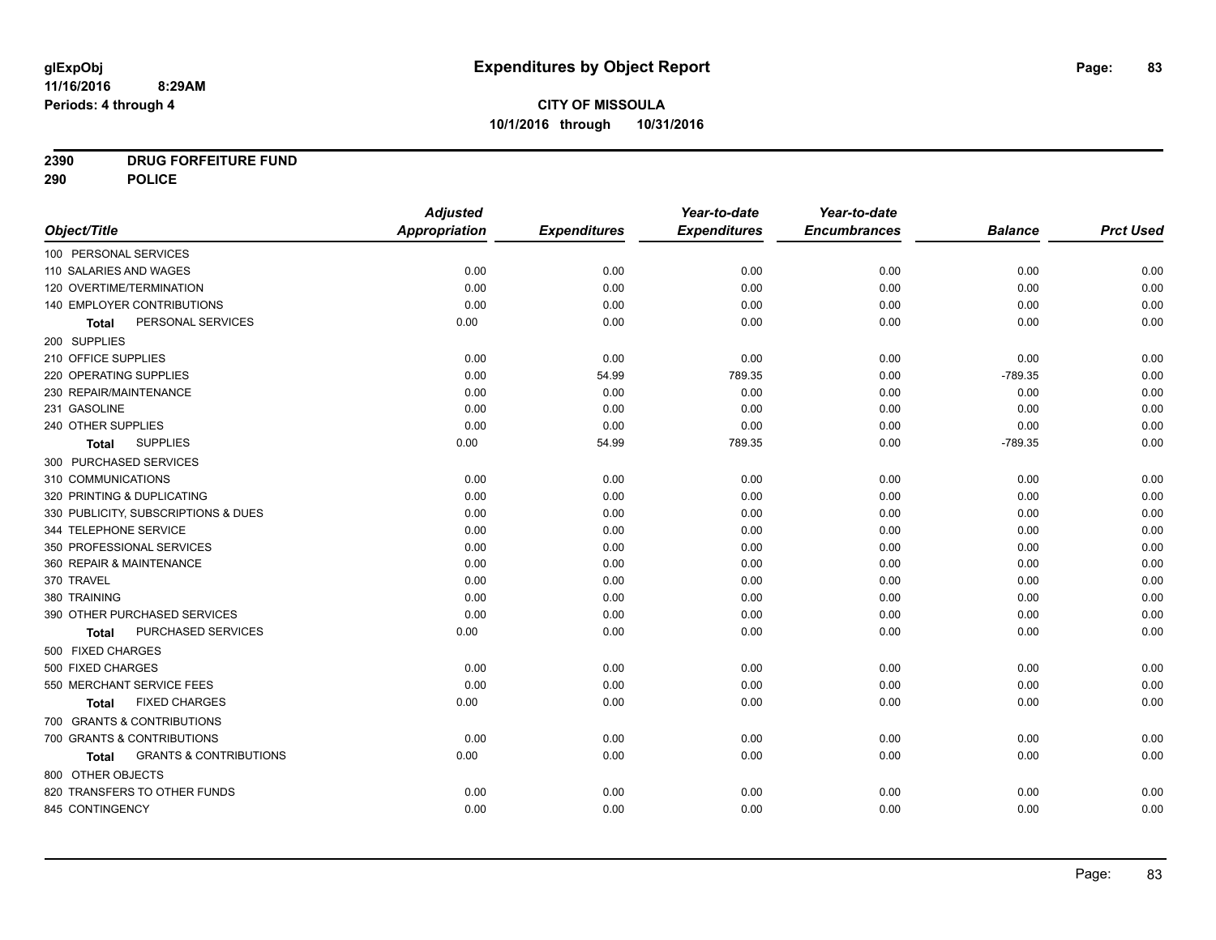# Expenditures by Object Report

glExpObj
11/16/2016 8:29AM
Periods: 4 through 4

**CITY OF MISSOULA**
**10/1/2016 through 10/31/2016**

**2390 DRUG FORFEITURE FUND**
**290 POLICE**

| Object/Title | Adjusted Appropriation | Expenditures | Year-to-date Expenditures | Year-to-date Encumbrances | Balance | Prct Used |
|---|---|---|---|---|---|---|
| 100 PERSONAL SERVICES | | | | | | |
| 110 SALARIES AND WAGES | 0.00 | 0.00 | 0.00 | 0.00 | 0.00 | 0.00 |
| 120 OVERTIME/TERMINATION | 0.00 | 0.00 | 0.00 | 0.00 | 0.00 | 0.00 |
| 140 EMPLOYER CONTRIBUTIONS | 0.00 | 0.00 | 0.00 | 0.00 | 0.00 | 0.00 |
| **Total** PERSONAL SERVICES | 0.00 | 0.00 | 0.00 | 0.00 | 0.00 | 0.00 |
| 200 SUPPLIES | | | | | | |
| 210 OFFICE SUPPLIES | 0.00 | 0.00 | 0.00 | 0.00 | 0.00 | 0.00 |
| 220 OPERATING SUPPLIES | 0.00 | 54.99 | 789.35 | 0.00 | -789.35 | 0.00 |
| 230 REPAIR/MAINTENANCE | 0.00 | 0.00 | 0.00 | 0.00 | 0.00 | 0.00 |
| 231 GASOLINE | 0.00 | 0.00 | 0.00 | 0.00 | 0.00 | 0.00 |
| 240 OTHER SUPPLIES | 0.00 | 0.00 | 0.00 | 0.00 | 0.00 | 0.00 |
| **Total** SUPPLIES | 0.00 | 54.99 | 789.35 | 0.00 | -789.35 | 0.00 |
| 300 PURCHASED SERVICES | | | | | | |
| 310 COMMUNICATIONS | 0.00 | 0.00 | 0.00 | 0.00 | 0.00 | 0.00 |
| 320 PRINTING & DUPLICATING | 0.00 | 0.00 | 0.00 | 0.00 | 0.00 | 0.00 |
| 330 PUBLICITY, SUBSCRIPTIONS & DUES | 0.00 | 0.00 | 0.00 | 0.00 | 0.00 | 0.00 |
| 344 TELEPHONE SERVICE | 0.00 | 0.00 | 0.00 | 0.00 | 0.00 | 0.00 |
| 350 PROFESSIONAL SERVICES | 0.00 | 0.00 | 0.00 | 0.00 | 0.00 | 0.00 |
| 360 REPAIR & MAINTENANCE | 0.00 | 0.00 | 0.00 | 0.00 | 0.00 | 0.00 |
| 370 TRAVEL | 0.00 | 0.00 | 0.00 | 0.00 | 0.00 | 0.00 |
| 380 TRAINING | 0.00 | 0.00 | 0.00 | 0.00 | 0.00 | 0.00 |
| 390 OTHER PURCHASED SERVICES | 0.00 | 0.00 | 0.00 | 0.00 | 0.00 | 0.00 |
| **Total** PURCHASED SERVICES | 0.00 | 0.00 | 0.00 | 0.00 | 0.00 | 0.00 |
| 500 FIXED CHARGES | | | | | | |
| 500 FIXED CHARGES | 0.00 | 0.00 | 0.00 | 0.00 | 0.00 | 0.00 |
| 550 MERCHANT SERVICE FEES | 0.00 | 0.00 | 0.00 | 0.00 | 0.00 | 0.00 |
| **Total** FIXED CHARGES | 0.00 | 0.00 | 0.00 | 0.00 | 0.00 | 0.00 |
| 700 GRANTS & CONTRIBUTIONS | | | | | | |
| 700 GRANTS & CONTRIBUTIONS | 0.00 | 0.00 | 0.00 | 0.00 | 0.00 | 0.00 |
| **Total** GRANTS & CONTRIBUTIONS | 0.00 | 0.00 | 0.00 | 0.00 | 0.00 | 0.00 |
| 800 OTHER OBJECTS | | | | | | |
| 820 TRANSFERS TO OTHER FUNDS | 0.00 | 0.00 | 0.00 | 0.00 | 0.00 | 0.00 |
| 845 CONTINGENCY | 0.00 | 0.00 | 0.00 | 0.00 | 0.00 | 0.00 |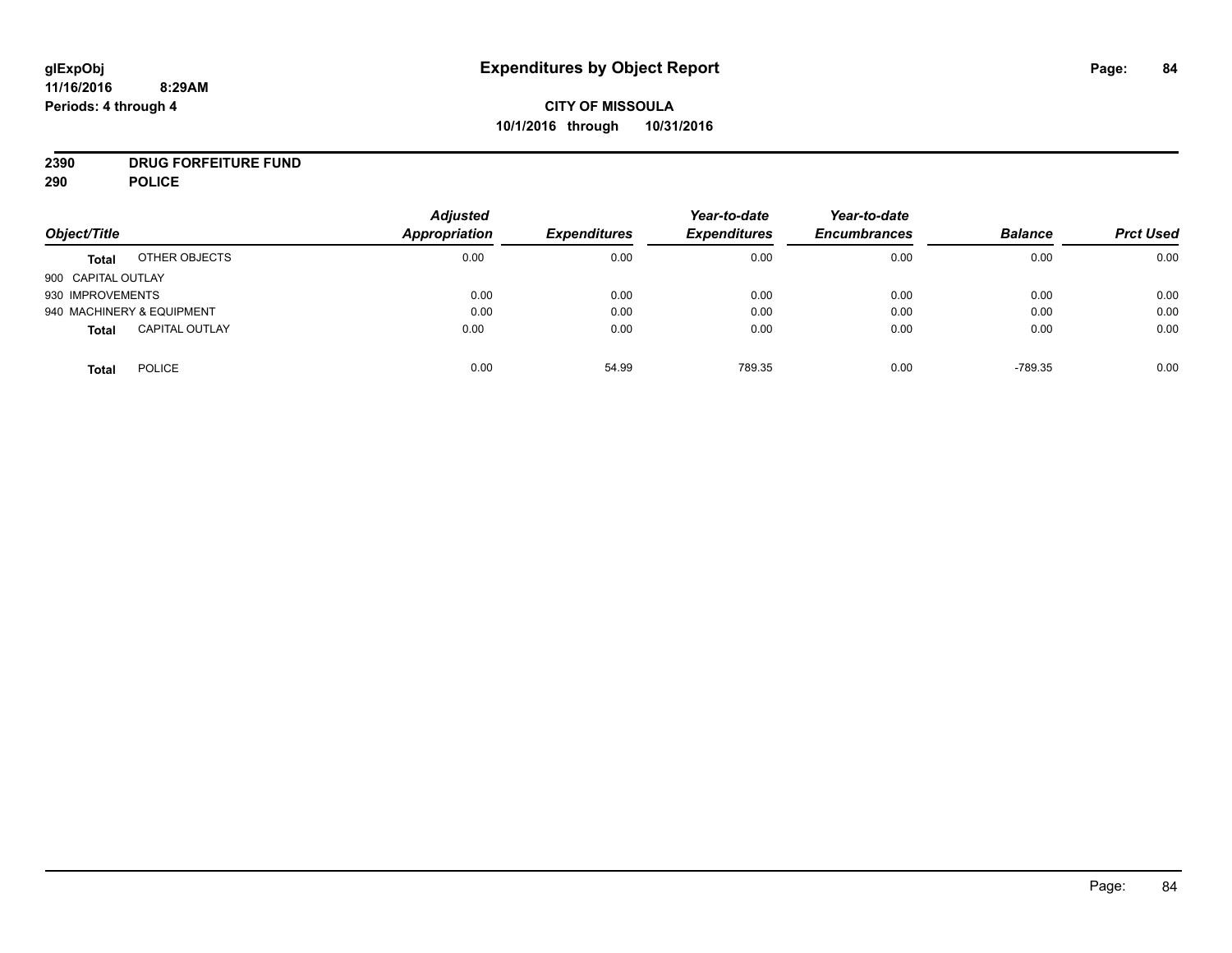**CITY OF MISSOULA**

**10/1/2016 through 10/31/2016**

**2390 DRUG FORFEITURE FUND**

**290 POLICE**

| Object/Title | | Adjusted Appropriation | Expenditures | Year-to-date Expenditures | Year-to-date Encumbrances | Balance | Prct Used |
|---|---|---|---|---|---|---|---|
| **Total** | OTHER OBJECTS | 0.00 | 0.00 | 0.00 | 0.00 | 0.00 | 0.00 |
| 900 CAPITAL OUTLAY | | | | | | | |
| 930 IMPROVEMENTS | | 0.00 | 0.00 | 0.00 | 0.00 | 0.00 | 0.00 |
| 940 MACHINERY & EQUIPMENT | | 0.00 | 0.00 | 0.00 | 0.00 | 0.00 | 0.00 |
| **Total** | CAPITAL OUTLAY | 0.00 | 0.00 | 0.00 | 0.00 | 0.00 | 0.00 |
| **Total** | POLICE | 0.00 | 54.99 | 789.35 | 0.00 | -789.35 | 0.00 |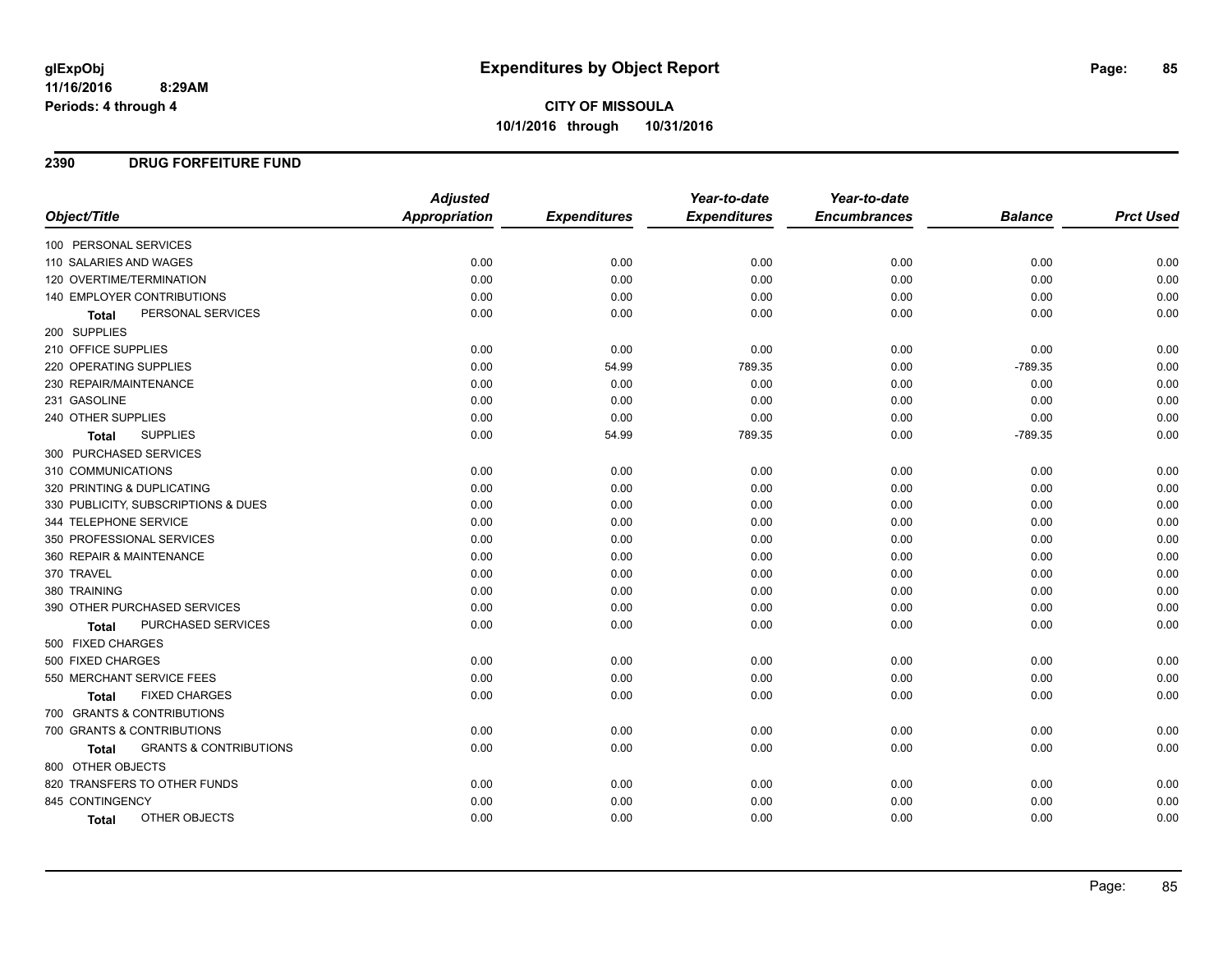# Expenditures by Object Report

glExpObj
11/16/2016 8:29AM
Periods: 4 through 4

**CITY OF MISSOULA**
**10/1/2016 through 10/31/2016**

## 2390 DRUG FORFEITURE FUND

| Object/Title | Adjusted Appropriation | Expenditures | Year-to-date Expenditures | Year-to-date Encumbrances | Balance | Prct Used |
|---|---|---|---|---|---|---|
| 100 PERSONAL SERVICES | | | | | | |
| 110 SALARIES AND WAGES | 0.00 | 0.00 | 0.00 | 0.00 | 0.00 | 0.00 |
| 120 OVERTIME/TERMINATION | 0.00 | 0.00 | 0.00 | 0.00 | 0.00 | 0.00 |
| 140 EMPLOYER CONTRIBUTIONS | 0.00 | 0.00 | 0.00 | 0.00 | 0.00 | 0.00 |
| **Total** PERSONAL SERVICES | 0.00 | 0.00 | 0.00 | 0.00 | 0.00 | 0.00 |
| 200 SUPPLIES | | | | | | |
| 210 OFFICE SUPPLIES | 0.00 | 0.00 | 0.00 | 0.00 | 0.00 | 0.00 |
| 220 OPERATING SUPPLIES | 0.00 | 54.99 | 789.35 | 0.00 | -789.35 | 0.00 |
| 230 REPAIR/MAINTENANCE | 0.00 | 0.00 | 0.00 | 0.00 | 0.00 | 0.00 |
| 231 GASOLINE | 0.00 | 0.00 | 0.00 | 0.00 | 0.00 | 0.00 |
| 240 OTHER SUPPLIES | 0.00 | 0.00 | 0.00 | 0.00 | 0.00 | 0.00 |
| **Total** SUPPLIES | 0.00 | 54.99 | 789.35 | 0.00 | -789.35 | 0.00 |
| 300 PURCHASED SERVICES | | | | | | |
| 310 COMMUNICATIONS | 0.00 | 0.00 | 0.00 | 0.00 | 0.00 | 0.00 |
| 320 PRINTING & DUPLICATING | 0.00 | 0.00 | 0.00 | 0.00 | 0.00 | 0.00 |
| 330 PUBLICITY, SUBSCRIPTIONS & DUES | 0.00 | 0.00 | 0.00 | 0.00 | 0.00 | 0.00 |
| 344 TELEPHONE SERVICE | 0.00 | 0.00 | 0.00 | 0.00 | 0.00 | 0.00 |
| 350 PROFESSIONAL SERVICES | 0.00 | 0.00 | 0.00 | 0.00 | 0.00 | 0.00 |
| 360 REPAIR & MAINTENANCE | 0.00 | 0.00 | 0.00 | 0.00 | 0.00 | 0.00 |
| 370 TRAVEL | 0.00 | 0.00 | 0.00 | 0.00 | 0.00 | 0.00 |
| 380 TRAINING | 0.00 | 0.00 | 0.00 | 0.00 | 0.00 | 0.00 |
| 390 OTHER PURCHASED SERVICES | 0.00 | 0.00 | 0.00 | 0.00 | 0.00 | 0.00 |
| **Total** PURCHASED SERVICES | 0.00 | 0.00 | 0.00 | 0.00 | 0.00 | 0.00 |
| 500 FIXED CHARGES | | | | | | |
| 500 FIXED CHARGES | 0.00 | 0.00 | 0.00 | 0.00 | 0.00 | 0.00 |
| 550 MERCHANT SERVICE FEES | 0.00 | 0.00 | 0.00 | 0.00 | 0.00 | 0.00 |
| **Total** FIXED CHARGES | 0.00 | 0.00 | 0.00 | 0.00 | 0.00 | 0.00 |
| 700 GRANTS & CONTRIBUTIONS | | | | | | |
| 700 GRANTS & CONTRIBUTIONS | 0.00 | 0.00 | 0.00 | 0.00 | 0.00 | 0.00 |
| **Total** GRANTS & CONTRIBUTIONS | 0.00 | 0.00 | 0.00 | 0.00 | 0.00 | 0.00 |
| 800 OTHER OBJECTS | | | | | | |
| 820 TRANSFERS TO OTHER FUNDS | 0.00 | 0.00 | 0.00 | 0.00 | 0.00 | 0.00 |
| 845 CONTINGENCY | 0.00 | 0.00 | 0.00 | 0.00 | 0.00 | 0.00 |
| **Total** OTHER OBJECTS | 0.00 | 0.00 | 0.00 | 0.00 | 0.00 | 0.00 |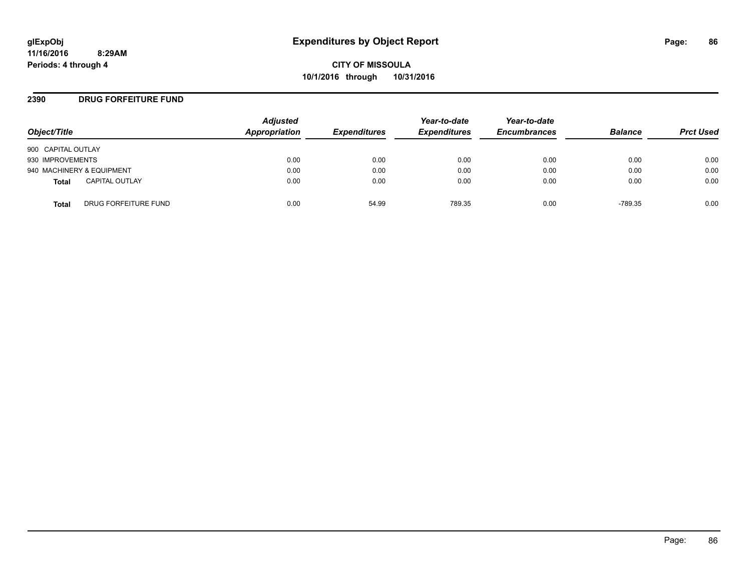**glExpObj** **Expenditures by Object Report**
**11/16/2016 8:29AM**
**Periods: 4 through 4**

**CITY OF MISSOULA**
**10/1/2016 through 10/31/2016**

## 2390 DRUG FORFEITURE FUND

| Object/Title | Adjusted Appropriation | Expenditures | Year-to-date Expenditures | Year-to-date Encumbrances | Balance | Prct Used |
|---|---|---|---|---|---|---|
| 900 CAPITAL OUTLAY | | | | | | |
| 930 IMPROVEMENTS | 0.00 | 0.00 | 0.00 | 0.00 | 0.00 | 0.00 |
| 940 MACHINERY & EQUIPMENT | 0.00 | 0.00 | 0.00 | 0.00 | 0.00 | 0.00 |
| **Total** CAPITAL OUTLAY | 0.00 | 0.00 | 0.00 | 0.00 | 0.00 | 0.00 |
| **Total** DRUG FORFEITURE FUND | 0.00 | 54.99 | 789.35 | 0.00 | -789.35 | 0.00 |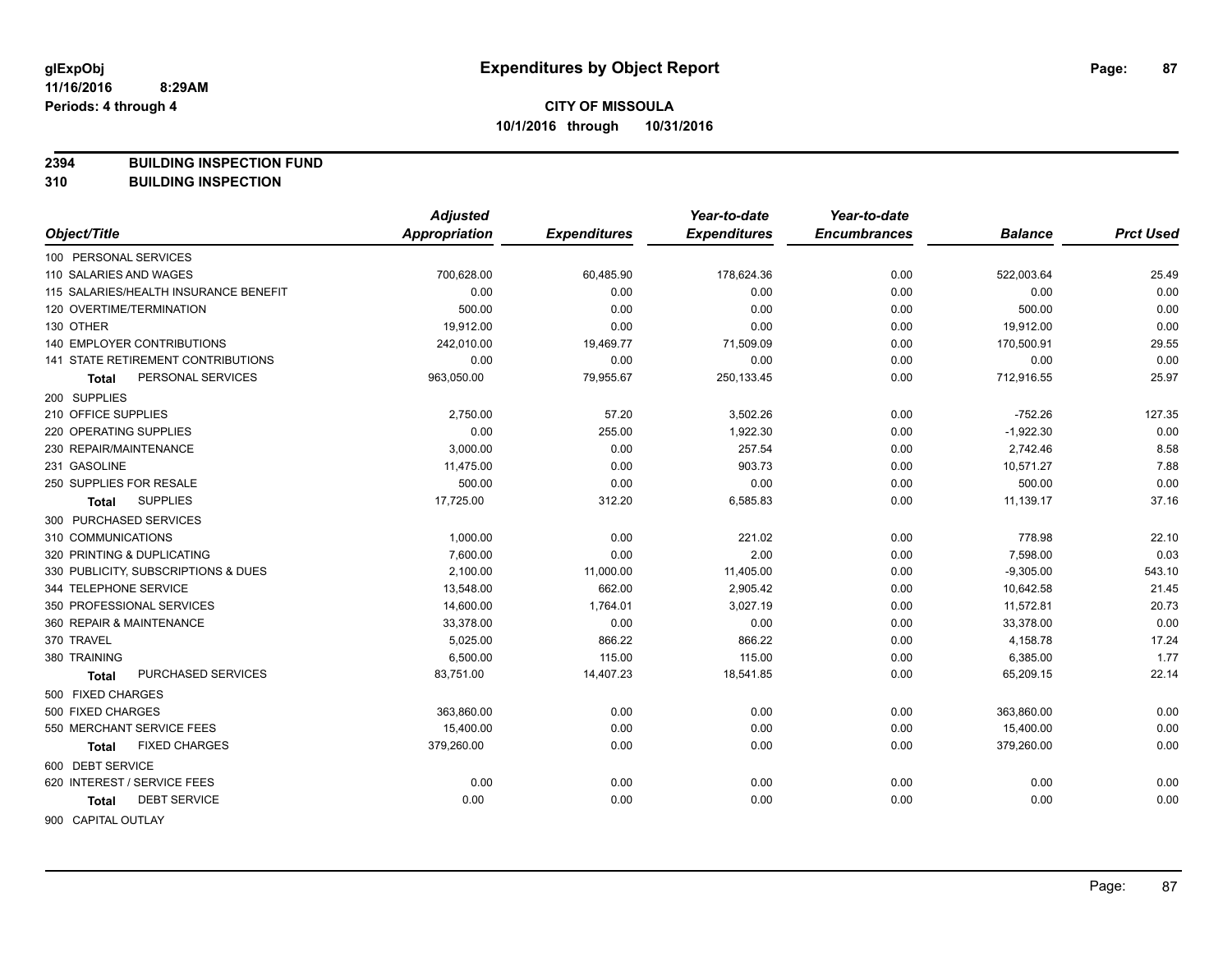**glExpObj** **Expenditures by Object Report**
**11/16/2016 8:29AM**
**Periods: 4 through 4**

**CITY OF MISSOULA**
**10/1/2016 through 10/31/2016**

**2394 BUILDING INSPECTION FUND**
**310 BUILDING INSPECTION**

| Object/Title | Adjusted Appropriation | Expenditures | Year-to-date Expenditures | Year-to-date Encumbrances | Balance | Prct Used |
|---|---|---|---|---|---|---|
| 100 PERSONAL SERVICES | | | | | | |
| 110 SALARIES AND WAGES | 700,628.00 | 60,485.90 | 178,624.36 | 0.00 | 522,003.64 | 25.49 |
| 115 SALARIES/HEALTH INSURANCE BENEFIT | 0.00 | 0.00 | 0.00 | 0.00 | 0.00 | 0.00 |
| 120 OVERTIME/TERMINATION | 500.00 | 0.00 | 0.00 | 0.00 | 500.00 | 0.00 |
| 130 OTHER | 19,912.00 | 0.00 | 0.00 | 0.00 | 19,912.00 | 0.00 |
| 140 EMPLOYER CONTRIBUTIONS | 242,010.00 | 19,469.77 | 71,509.09 | 0.00 | 170,500.91 | 29.55 |
| 141 STATE RETIREMENT CONTRIBUTIONS | 0.00 | 0.00 | 0.00 | 0.00 | 0.00 | 0.00 |
| **Total** PERSONAL SERVICES | 963,050.00 | 79,955.67 | 250,133.45 | 0.00 | 712,916.55 | 25.97 |
| 200 SUPPLIES | | | | | | |
| 210 OFFICE SUPPLIES | 2,750.00 | 57.20 | 3,502.26 | 0.00 | -752.26 | 127.35 |
| 220 OPERATING SUPPLIES | 0.00 | 255.00 | 1,922.30 | 0.00 | -1,922.30 | 0.00 |
| 230 REPAIR/MAINTENANCE | 3,000.00 | 0.00 | 257.54 | 0.00 | 2,742.46 | 8.58 |
| 231 GASOLINE | 11,475.00 | 0.00 | 903.73 | 0.00 | 10,571.27 | 7.88 |
| 250 SUPPLIES FOR RESALE | 500.00 | 0.00 | 0.00 | 0.00 | 500.00 | 0.00 |
| **Total** SUPPLIES | 17,725.00 | 312.20 | 6,585.83 | 0.00 | 11,139.17 | 37.16 |
| 300 PURCHASED SERVICES | | | | | | |
| 310 COMMUNICATIONS | 1,000.00 | 0.00 | 221.02 | 0.00 | 778.98 | 22.10 |
| 320 PRINTING & DUPLICATING | 7,600.00 | 0.00 | 2.00 | 0.00 | 7,598.00 | 0.03 |
| 330 PUBLICITY, SUBSCRIPTIONS & DUES | 2,100.00 | 11,000.00 | 11,405.00 | 0.00 | -9,305.00 | 543.10 |
| 344 TELEPHONE SERVICE | 13,548.00 | 662.00 | 2,905.42 | 0.00 | 10,642.58 | 21.45 |
| 350 PROFESSIONAL SERVICES | 14,600.00 | 1,764.01 | 3,027.19 | 0.00 | 11,572.81 | 20.73 |
| 360 REPAIR & MAINTENANCE | 33,378.00 | 0.00 | 0.00 | 0.00 | 33,378.00 | 0.00 |
| 370 TRAVEL | 5,025.00 | 866.22 | 866.22 | 0.00 | 4,158.78 | 17.24 |
| 380 TRAINING | 6,500.00 | 115.00 | 115.00 | 0.00 | 6,385.00 | 1.77 |
| **Total** PURCHASED SERVICES | 83,751.00 | 14,407.23 | 18,541.85 | 0.00 | 65,209.15 | 22.14 |
| 500 FIXED CHARGES | | | | | | |
| 500 FIXED CHARGES | 363,860.00 | 0.00 | 0.00 | 0.00 | 363,860.00 | 0.00 |
| 550 MERCHANT SERVICE FEES | 15,400.00 | 0.00 | 0.00 | 0.00 | 15,400.00 | 0.00 |
| **Total** FIXED CHARGES | 379,260.00 | 0.00 | 0.00 | 0.00 | 379,260.00 | 0.00 |
| 600 DEBT SERVICE | | | | | | |
| 620 INTEREST / SERVICE FEES | 0.00 | 0.00 | 0.00 | 0.00 | 0.00 | 0.00 |
| **Total** DEBT SERVICE | 0.00 | 0.00 | 0.00 | 0.00 | 0.00 | 0.00 |
| 900 CAPITAL OUTLAY | | | | | | |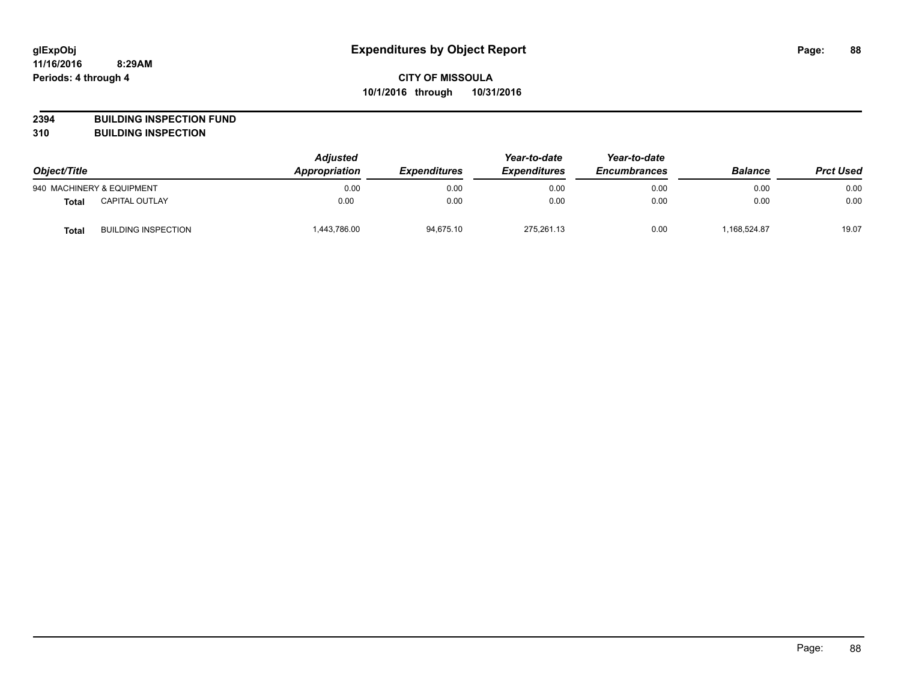# Expenditures by Object Report

glExpObj
11/16/2016 8:29AM
Periods: 4 through 4

**CITY OF MISSOULA**
**10/1/2016 through 10/31/2016**

## 2394 BUILDING INSPECTION FUND
## 310 BUILDING INSPECTION

| Object/Title | | Adjusted Appropriation | Expenditures | Year-to-date Expenditures | Year-to-date Encumbrances | Balance | Prct Used |
|---|---|---|---|---|---|---|---|
| 940 MACHINERY & EQUIPMENT | | 0.00 | 0.00 | 0.00 | 0.00 | 0.00 | 0.00 |
| **Total** | CAPITAL OUTLAY | 0.00 | 0.00 | 0.00 | 0.00 | 0.00 | 0.00 |
| **Total** | BUILDING INSPECTION | 1,443,786.00 | 94,675.10 | 275,261.13 | 0.00 | 1,168,524.87 | 19.07 |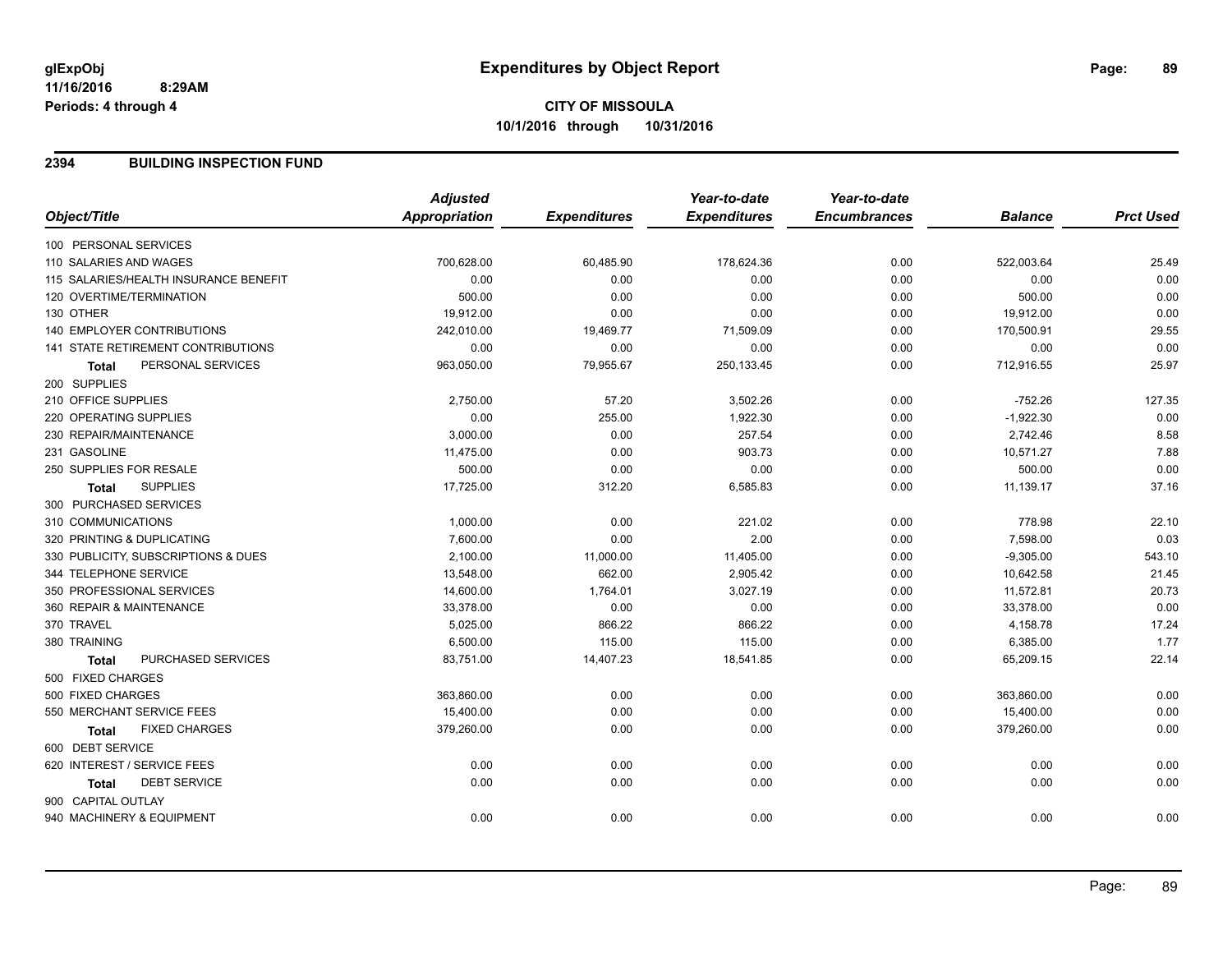# Expenditures by Object Report

glExpObj
11/16/2016 8:29AM
Periods: 4 through 4

**CITY OF MISSOULA**
**10/1/2016 through 10/31/2016**

## 2394 BUILDING INSPECTION FUND

| Object/Title | Adjusted Appropriation | Expenditures | Year-to-date Expenditures | Year-to-date Encumbrances | Balance | Prct Used |
|---|---|---|---|---|---|---|
| 100 PERSONAL SERVICES | | | | | | |
| 110 SALARIES AND WAGES | 700,628.00 | 60,485.90 | 178,624.36 | 0.00 | 522,003.64 | 25.49 |
| 115 SALARIES/HEALTH INSURANCE BENEFIT | 0.00 | 0.00 | 0.00 | 0.00 | 0.00 | 0.00 |
| 120 OVERTIME/TERMINATION | 500.00 | 0.00 | 0.00 | 0.00 | 500.00 | 0.00 |
| 130 OTHER | 19,912.00 | 0.00 | 0.00 | 0.00 | 19,912.00 | 0.00 |
| 140 EMPLOYER CONTRIBUTIONS | 242,010.00 | 19,469.77 | 71,509.09 | 0.00 | 170,500.91 | 29.55 |
| 141 STATE RETIREMENT CONTRIBUTIONS | 0.00 | 0.00 | 0.00 | 0.00 | 0.00 | 0.00 |
| **Total** PERSONAL SERVICES | 963,050.00 | 79,955.67 | 250,133.45 | 0.00 | 712,916.55 | 25.97 |
| 200 SUPPLIES | | | | | | |
| 210 OFFICE SUPPLIES | 2,750.00 | 57.20 | 3,502.26 | 0.00 | -752.26 | 127.35 |
| 220 OPERATING SUPPLIES | 0.00 | 255.00 | 1,922.30 | 0.00 | -1,922.30 | 0.00 |
| 230 REPAIR/MAINTENANCE | 3,000.00 | 0.00 | 257.54 | 0.00 | 2,742.46 | 8.58 |
| 231 GASOLINE | 11,475.00 | 0.00 | 903.73 | 0.00 | 10,571.27 | 7.88 |
| 250 SUPPLIES FOR RESALE | 500.00 | 0.00 | 0.00 | 0.00 | 500.00 | 0.00 |
| **Total** SUPPLIES | 17,725.00 | 312.20 | 6,585.83 | 0.00 | 11,139.17 | 37.16 |
| 300 PURCHASED SERVICES | | | | | | |
| 310 COMMUNICATIONS | 1,000.00 | 0.00 | 221.02 | 0.00 | 778.98 | 22.10 |
| 320 PRINTING & DUPLICATING | 7,600.00 | 0.00 | 2.00 | 0.00 | 7,598.00 | 0.03 |
| 330 PUBLICITY, SUBSCRIPTIONS & DUES | 2,100.00 | 11,000.00 | 11,405.00 | 0.00 | -9,305.00 | 543.10 |
| 344 TELEPHONE SERVICE | 13,548.00 | 662.00 | 2,905.42 | 0.00 | 10,642.58 | 21.45 |
| 350 PROFESSIONAL SERVICES | 14,600.00 | 1,764.01 | 3,027.19 | 0.00 | 11,572.81 | 20.73 |
| 360 REPAIR & MAINTENANCE | 33,378.00 | 0.00 | 0.00 | 0.00 | 33,378.00 | 0.00 |
| 370 TRAVEL | 5,025.00 | 866.22 | 866.22 | 0.00 | 4,158.78 | 17.24 |
| 380 TRAINING | 6,500.00 | 115.00 | 115.00 | 0.00 | 6,385.00 | 1.77 |
| **Total** PURCHASED SERVICES | 83,751.00 | 14,407.23 | 18,541.85 | 0.00 | 65,209.15 | 22.14 |
| 500 FIXED CHARGES | | | | | | |
| 500 FIXED CHARGES | 363,860.00 | 0.00 | 0.00 | 0.00 | 363,860.00 | 0.00 |
| 550 MERCHANT SERVICE FEES | 15,400.00 | 0.00 | 0.00 | 0.00 | 15,400.00 | 0.00 |
| **Total** FIXED CHARGES | 379,260.00 | 0.00 | 0.00 | 0.00 | 379,260.00 | 0.00 |
| 600 DEBT SERVICE | | | | | | |
| 620 INTEREST / SERVICE FEES | 0.00 | 0.00 | 0.00 | 0.00 | 0.00 | 0.00 |
| **Total** DEBT SERVICE | 0.00 | 0.00 | 0.00 | 0.00 | 0.00 | 0.00 |
| 900 CAPITAL OUTLAY | | | | | | |
| 940 MACHINERY & EQUIPMENT | 0.00 | 0.00 | 0.00 | 0.00 | 0.00 | 0.00 |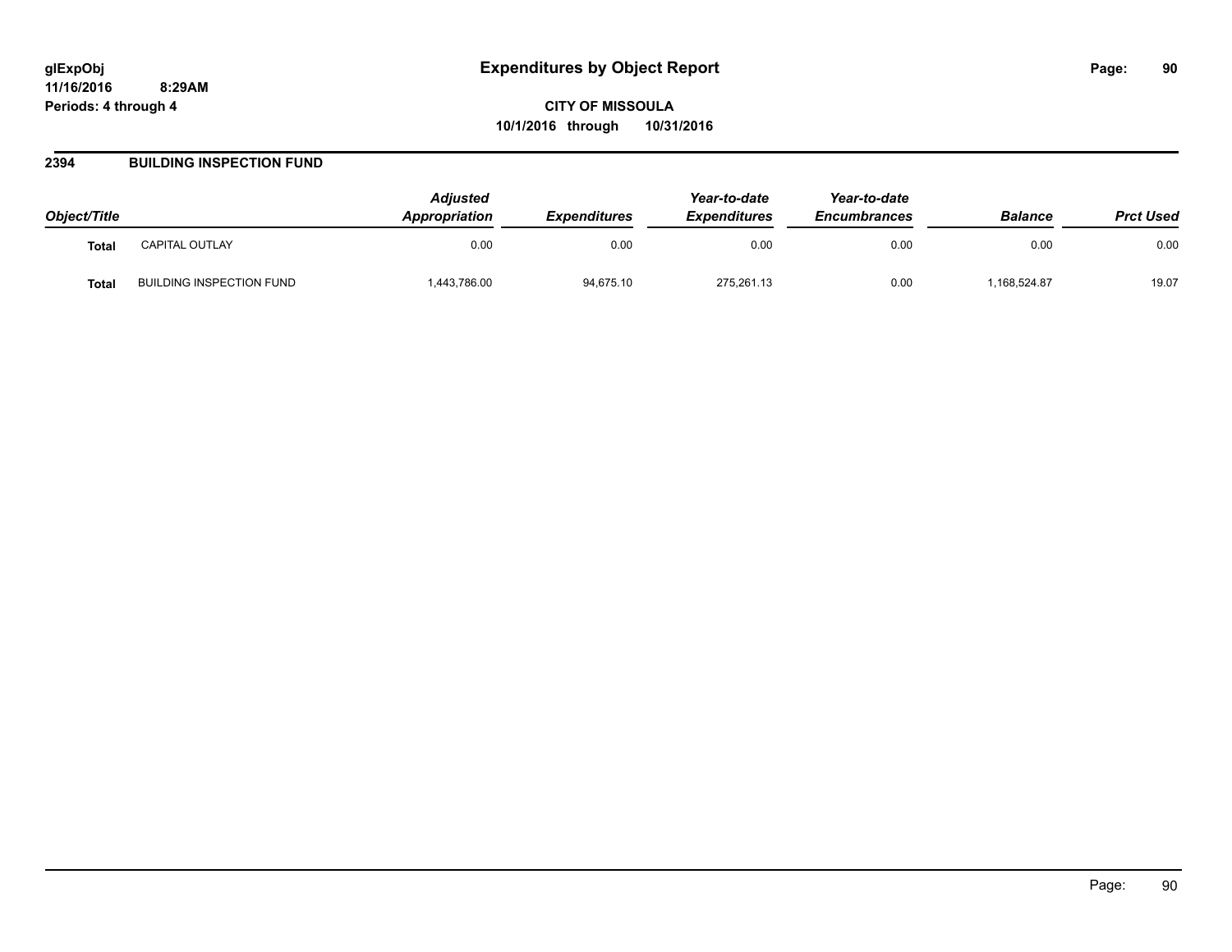**glExpObj**
**11/16/2016 8:29AM**
**Periods: 4 through 4**

# Expenditures by Object Report

**CITY OF MISSOULA**
**10/1/2016 through 10/31/2016**

## 2394 BUILDING INSPECTION FUND

| Object/Title | | Adjusted Appropriation | Expenditures | Year-to-date Expenditures | Year-to-date Encumbrances | Balance | Prct Used |
|---|---|---|---|---|---|---|---|
| **Total** | CAPITAL OUTLAY | 0.00 | 0.00 | 0.00 | 0.00 | 0.00 | 0.00 |
| **Total** | BUILDING INSPECTION FUND | 1,443,786.00 | 94,675.10 | 275,261.13 | 0.00 | 1,168,524.87 | 19.07 |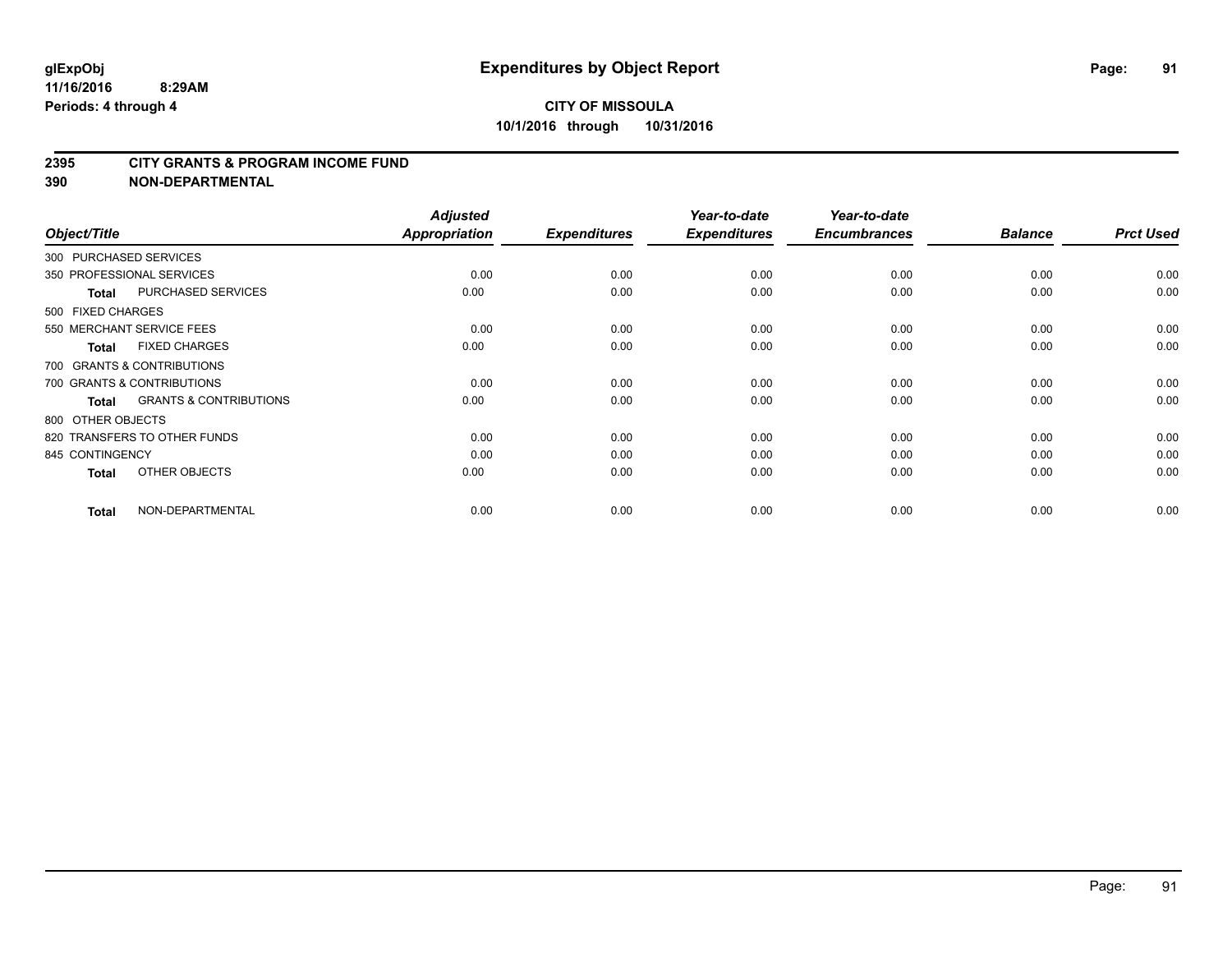# Expenditures by Object Report

glExpObj
11/16/2016 8:29AM
Periods: 4 through 4

**CITY OF MISSOULA**
**10/1/2016 through 10/31/2016**

## 2395 CITY GRANTS & PROGRAM INCOME FUND
## 390 NON-DEPARTMENTAL

| Object/Title | Adjusted Appropriation | Expenditures | Year-to-date Expenditures | Year-to-date Encumbrances | Balance | Prct Used |
|---|---|---|---|---|---|---|
| 300 PURCHASED SERVICES | | | | | | |
| 350 PROFESSIONAL SERVICES | 0.00 | 0.00 | 0.00 | 0.00 | 0.00 | 0.00 |
| **Total** PURCHASED SERVICES | 0.00 | 0.00 | 0.00 | 0.00 | 0.00 | 0.00 |
| 500 FIXED CHARGES | | | | | | |
| 550 MERCHANT SERVICE FEES | 0.00 | 0.00 | 0.00 | 0.00 | 0.00 | 0.00 |
| **Total** FIXED CHARGES | 0.00 | 0.00 | 0.00 | 0.00 | 0.00 | 0.00 |
| 700 GRANTS & CONTRIBUTIONS | | | | | | |
| 700 GRANTS & CONTRIBUTIONS | 0.00 | 0.00 | 0.00 | 0.00 | 0.00 | 0.00 |
| **Total** GRANTS & CONTRIBUTIONS | 0.00 | 0.00 | 0.00 | 0.00 | 0.00 | 0.00 |
| 800 OTHER OBJECTS | | | | | | |
| 820 TRANSFERS TO OTHER FUNDS | 0.00 | 0.00 | 0.00 | 0.00 | 0.00 | 0.00 |
| 845 CONTINGENCY | 0.00 | 0.00 | 0.00 | 0.00 | 0.00 | 0.00 |
| **Total** OTHER OBJECTS | 0.00 | 0.00 | 0.00 | 0.00 | 0.00 | 0.00 |
| **Total** NON-DEPARTMENTAL | 0.00 | 0.00 | 0.00 | 0.00 | 0.00 | 0.00 |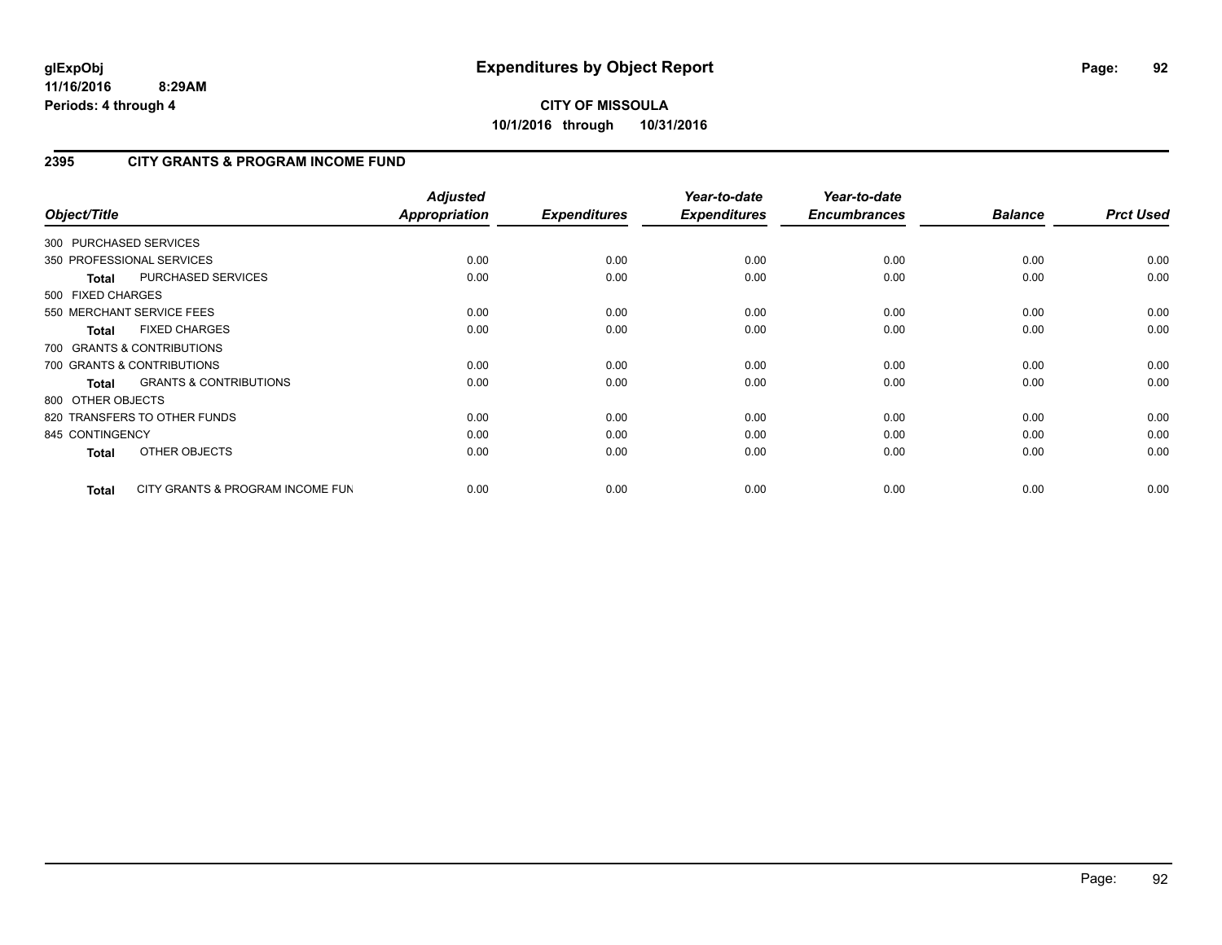# Expenditures by Object Report

glExpObj
11/16/2016 8:29AM
Periods: 4 through 4

**CITY OF MISSOULA**
**10/1/2016 through 10/31/2016**

## 2395 CITY GRANTS & PROGRAM INCOME FUND

| Object/Title | Adjusted Appropriation | Expenditures | Year-to-date Expenditures | Year-to-date Encumbrances | Balance | Prct Used |
|---|---|---|---|---|---|---|
| 300 PURCHASED SERVICES | | | | | | |
| 350 PROFESSIONAL SERVICES | 0.00 | 0.00 | 0.00 | 0.00 | 0.00 | 0.00 |
| **Total** PURCHASED SERVICES | 0.00 | 0.00 | 0.00 | 0.00 | 0.00 | 0.00 |
| 500 FIXED CHARGES | | | | | | |
| 550 MERCHANT SERVICE FEES | 0.00 | 0.00 | 0.00 | 0.00 | 0.00 | 0.00 |
| **Total** FIXED CHARGES | 0.00 | 0.00 | 0.00 | 0.00 | 0.00 | 0.00 |
| 700 GRANTS & CONTRIBUTIONS | | | | | | |
| 700 GRANTS & CONTRIBUTIONS | 0.00 | 0.00 | 0.00 | 0.00 | 0.00 | 0.00 |
| **Total** GRANTS & CONTRIBUTIONS | 0.00 | 0.00 | 0.00 | 0.00 | 0.00 | 0.00 |
| 800 OTHER OBJECTS | | | | | | |
| 820 TRANSFERS TO OTHER FUNDS | 0.00 | 0.00 | 0.00 | 0.00 | 0.00 | 0.00 |
| 845 CONTINGENCY | 0.00 | 0.00 | 0.00 | 0.00 | 0.00 | 0.00 |
| **Total** OTHER OBJECTS | 0.00 | 0.00 | 0.00 | 0.00 | 0.00 | 0.00 |
| **Total** CITY GRANTS & PROGRAM INCOME FUN | 0.00 | 0.00 | 0.00 | 0.00 | 0.00 | 0.00 |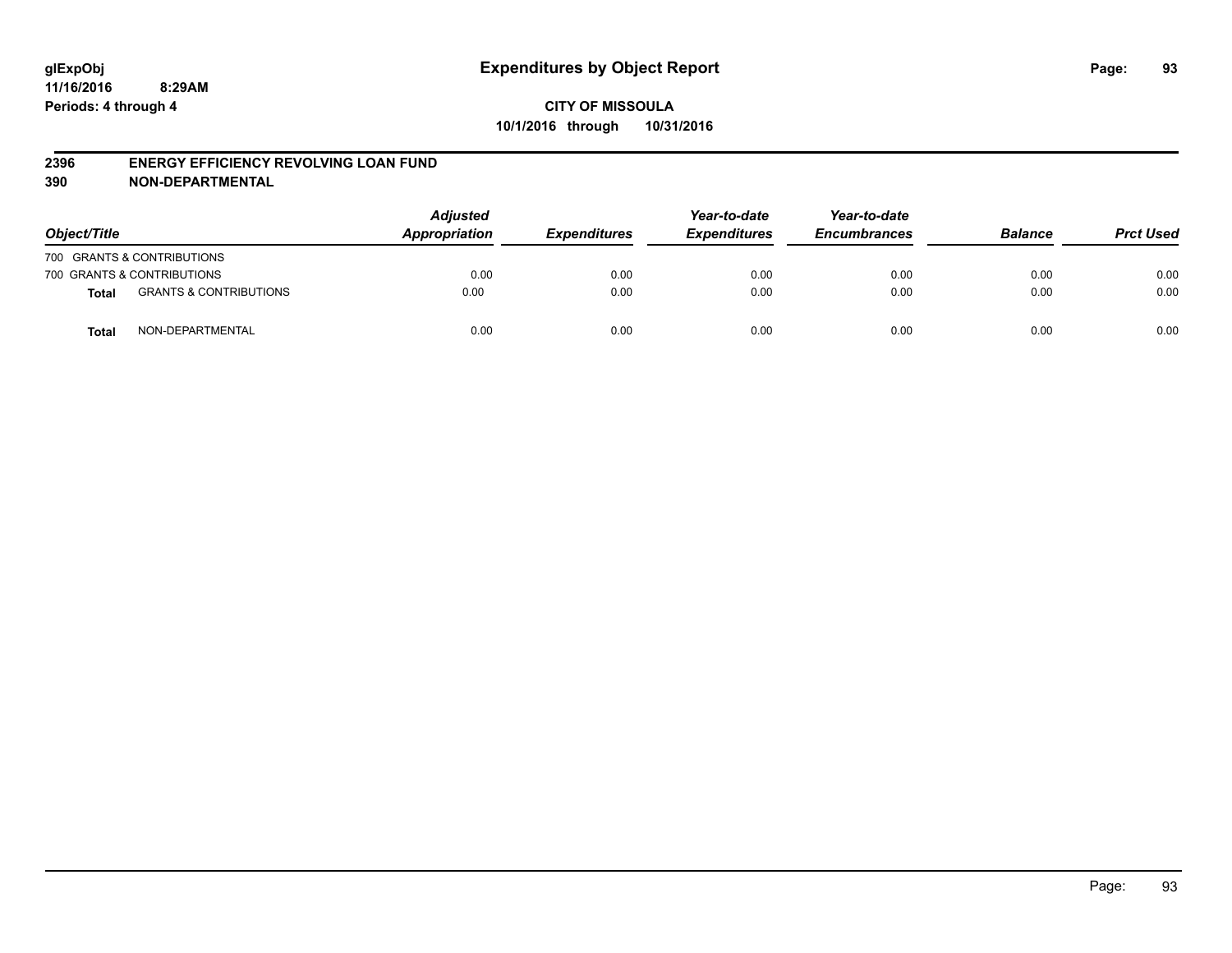**glExpObj**
**11/16/2016 8:29AM**
**Periods: 4 through 4**

# Expenditures by Object Report

**CITY OF MISSOULA**
**10/1/2016 through 10/31/2016**

## 2396 ENERGY EFFICIENCY REVOLVING LOAN FUND
## 390 NON-DEPARTMENTAL

| Object/Title | | Adjusted Appropriation | Expenditures | Year-to-date Expenditures | Year-to-date Encumbrances | Balance | Prct Used |
|---|---|---|---|---|---|---|---|
| 700 GRANTS & CONTRIBUTIONS | | | | | | | |
| 700 GRANTS & CONTRIBUTIONS | | 0.00 | 0.00 | 0.00 | 0.00 | 0.00 | 0.00 |
| **Total** | GRANTS & CONTRIBUTIONS | 0.00 | 0.00 | 0.00 | 0.00 | 0.00 | 0.00 |
| **Total** | NON-DEPARTMENTAL | 0.00 | 0.00 | 0.00 | 0.00 | 0.00 | 0.00 |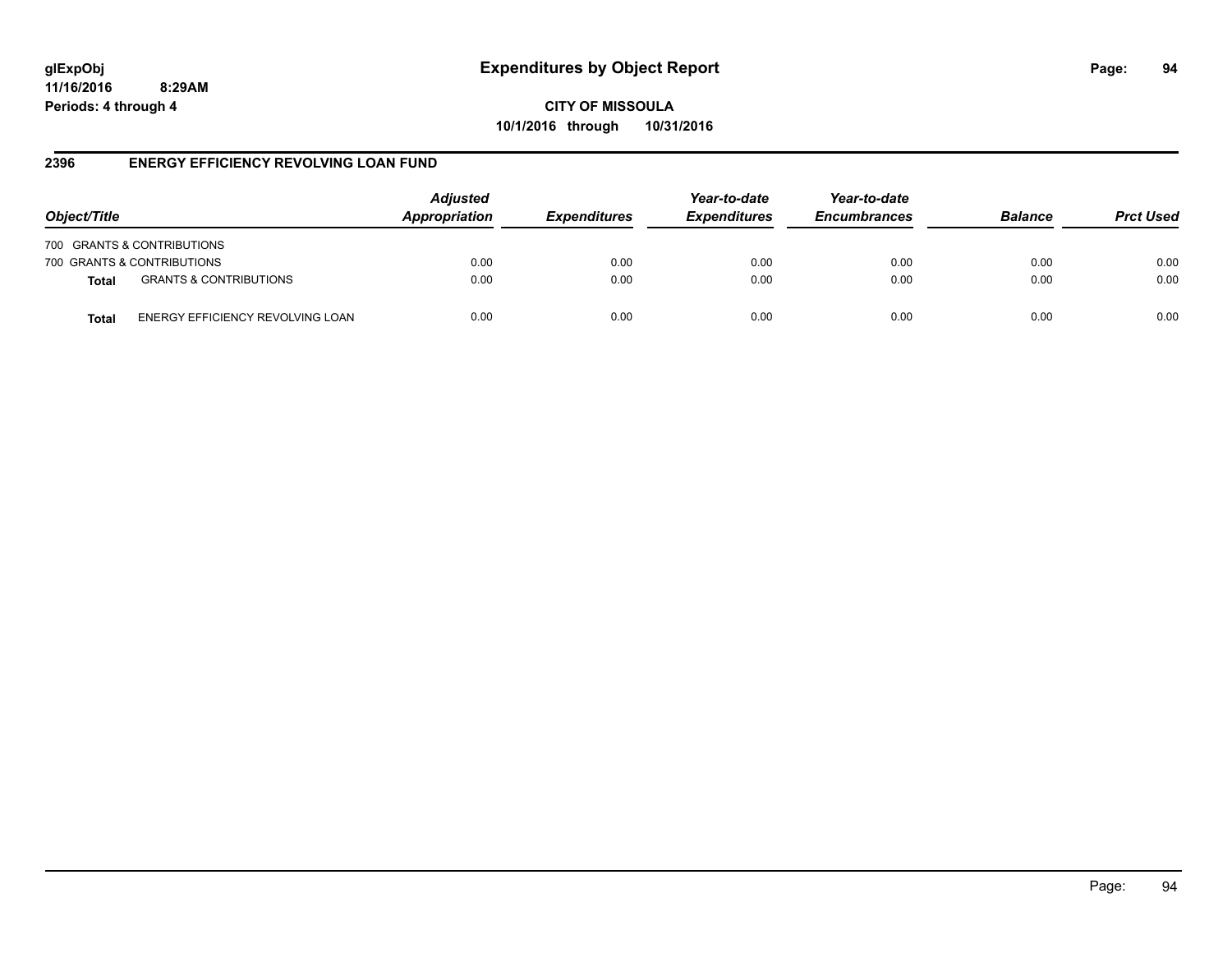**Expenditures by Object Report**

**CITY OF MISSOULA**
**10/1/2016 through 10/31/2016**

glExpObj
11/16/2016 8:29AM
Periods: 4 through 4

## 2396 ENERGY EFFICIENCY REVOLVING LOAN FUND

| Object/Title | | Adjusted Appropriation | Expenditures | Year-to-date Expenditures | Year-to-date Encumbrances | Balance | Prct Used |
|---|---|---|---|---|---|---|---|
| 700 GRANTS & CONTRIBUTIONS | | | | | | | |
| 700 GRANTS & CONTRIBUTIONS | | 0.00 | 0.00 | 0.00 | 0.00 | 0.00 | 0.00 |
| **Total** | GRANTS & CONTRIBUTIONS | 0.00 | 0.00 | 0.00 | 0.00 | 0.00 | 0.00 |
| **Total** | ENERGY EFFICIENCY REVOLVING LOAN | 0.00 | 0.00 | 0.00 | 0.00 | 0.00 | 0.00 |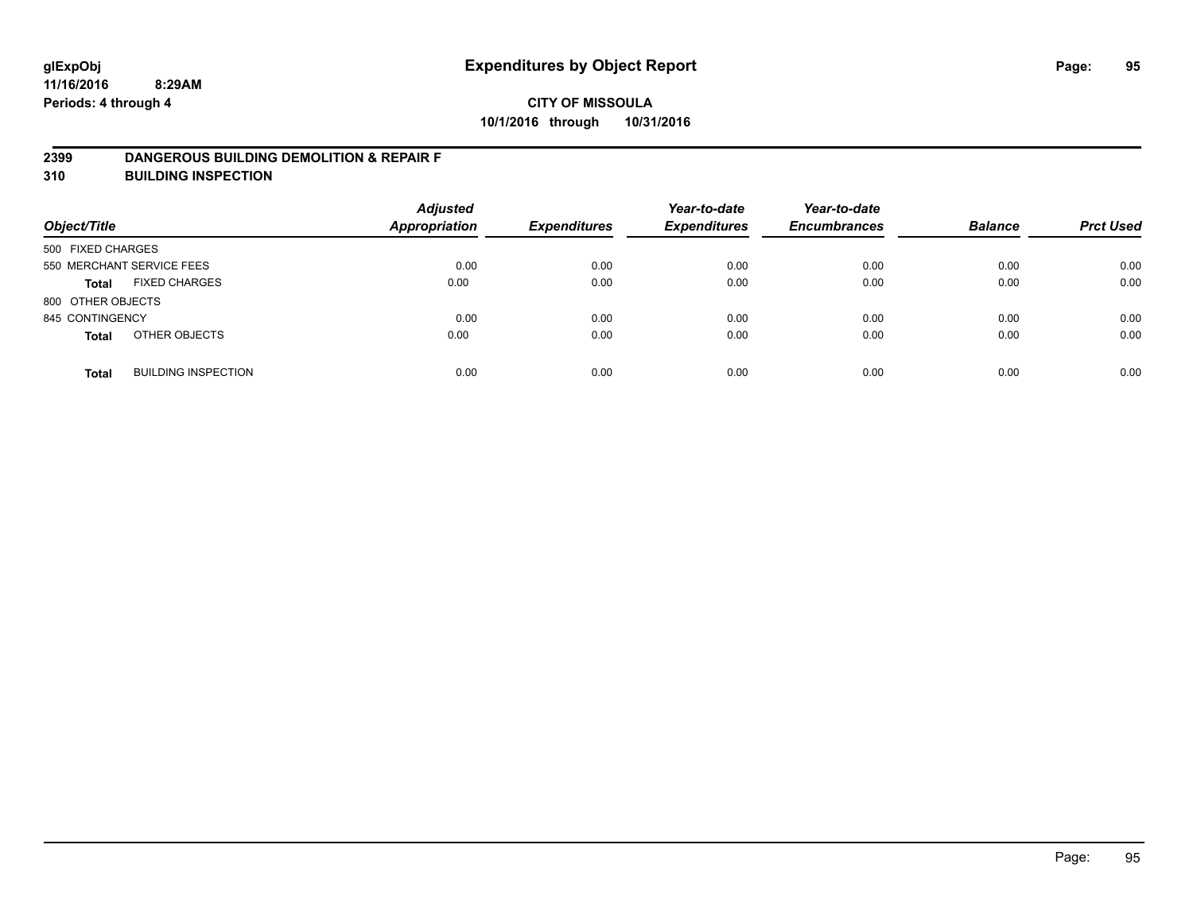glExpObj
11/16/2016 8:29AM
Periods: 4 through 4

# Expenditures by Object Report

**CITY OF MISSOULA**
**10/1/2016 through 10/31/2016**

## 2399 DANGEROUS BUILDING DEMOLITION & REPAIR F
## 310 BUILDING INSPECTION

| Object/Title | | Adjusted Appropriation | Expenditures | Year-to-date Expenditures | Year-to-date Encumbrances | Balance | Prct Used |
|---|---|---|---|---|---|---|---|
| 500 FIXED CHARGES | | | | | | | |
| 550 MERCHANT SERVICE FEES | | 0.00 | 0.00 | 0.00 | 0.00 | 0.00 | 0.00 |
| **Total** | FIXED CHARGES | 0.00 | 0.00 | 0.00 | 0.00 | 0.00 | 0.00 |
| 800 OTHER OBJECTS | | | | | | | |
| 845 CONTINGENCY | | 0.00 | 0.00 | 0.00 | 0.00 | 0.00 | 0.00 |
| **Total** | OTHER OBJECTS | 0.00 | 0.00 | 0.00 | 0.00 | 0.00 | 0.00 |
| **Total** | BUILDING INSPECTION | 0.00 | 0.00 | 0.00 | 0.00 | 0.00 | 0.00 |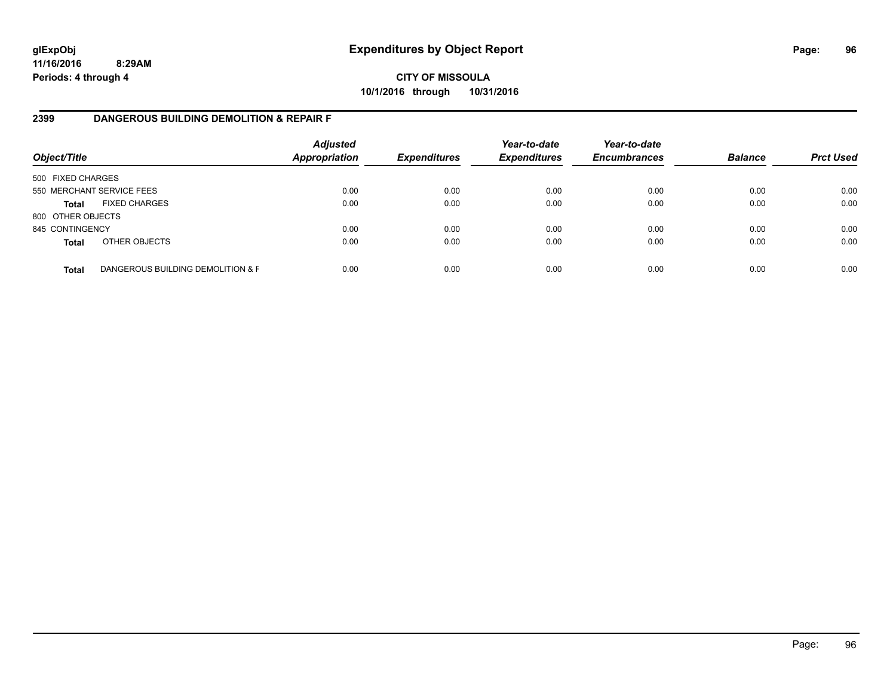glExpObj
11/16/2016 8:29AM
Periods: 4 through 4

# Expenditures by Object Report

**CITY OF MISSOULA**
**10/1/2016 through 10/31/2016**

## 2399 DANGEROUS BUILDING DEMOLITION & REPAIR F

| Object/Title | | Adjusted Appropriation | Expenditures | Year-to-date Expenditures | Year-to-date Encumbrances | Balance | Prct Used |
|---|---|---|---|---|---|---|---|
| 500 FIXED CHARGES | | | | | | | |
| 550 MERCHANT SERVICE FEES | | 0.00 | 0.00 | 0.00 | 0.00 | 0.00 | 0.00 |
| **Total** | FIXED CHARGES | 0.00 | 0.00 | 0.00 | 0.00 | 0.00 | 0.00 |
| 800 OTHER OBJECTS | | | | | | | |
| 845 CONTINGENCY | | 0.00 | 0.00 | 0.00 | 0.00 | 0.00 | 0.00 |
| **Total** | OTHER OBJECTS | 0.00 | 0.00 | 0.00 | 0.00 | 0.00 | 0.00 |
| **Total** | DANGEROUS BUILDING DEMOLITION & F | 0.00 | 0.00 | 0.00 | 0.00 | 0.00 | 0.00 |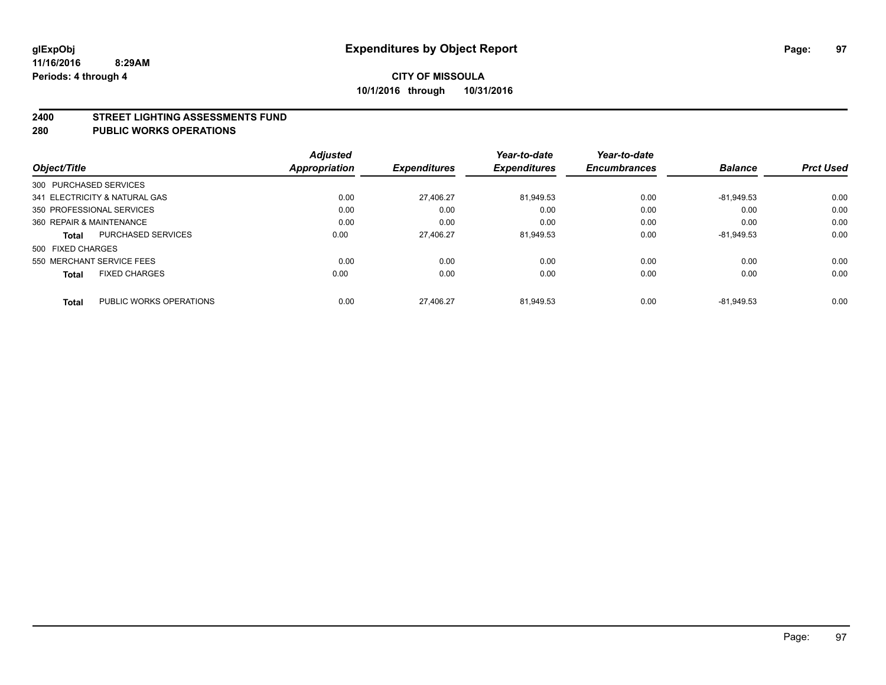# Expenditures by Object Report

glExpObj
11/16/2016 8:29AM
Periods: 4 through 4

**CITY OF MISSOULA**
**10/1/2016 through 10/31/2016**

## 2400 STREET LIGHTING ASSESSMENTS FUND
## 280 PUBLIC WORKS OPERATIONS

| Object/Title | | Adjusted Appropriation | Expenditures | Year-to-date Expenditures | Year-to-date Encumbrances | Balance | Prct Used |
|---|---|---|---|---|---|---|---|
| 300 PURCHASED SERVICES | | | | | | | |
| 341 ELECTRICITY & NATURAL GAS | | 0.00 | 27,406.27 | 81,949.53 | 0.00 | -81,949.53 | 0.00 |
| 350 PROFESSIONAL SERVICES | | 0.00 | 0.00 | 0.00 | 0.00 | 0.00 | 0.00 |
| 360 REPAIR & MAINTENANCE | | 0.00 | 0.00 | 0.00 | 0.00 | 0.00 | 0.00 |
| **Total** | PURCHASED SERVICES | 0.00 | 27,406.27 | 81,949.53 | 0.00 | -81,949.53 | 0.00 |
| 500 FIXED CHARGES | | | | | | | |
| 550 MERCHANT SERVICE FEES | | 0.00 | 0.00 | 0.00 | 0.00 | 0.00 | 0.00 |
| **Total** | FIXED CHARGES | 0.00 | 0.00 | 0.00 | 0.00 | 0.00 | 0.00 |
| **Total** | PUBLIC WORKS OPERATIONS | 0.00 | 27,406.27 | 81,949.53 | 0.00 | -81,949.53 | 0.00 |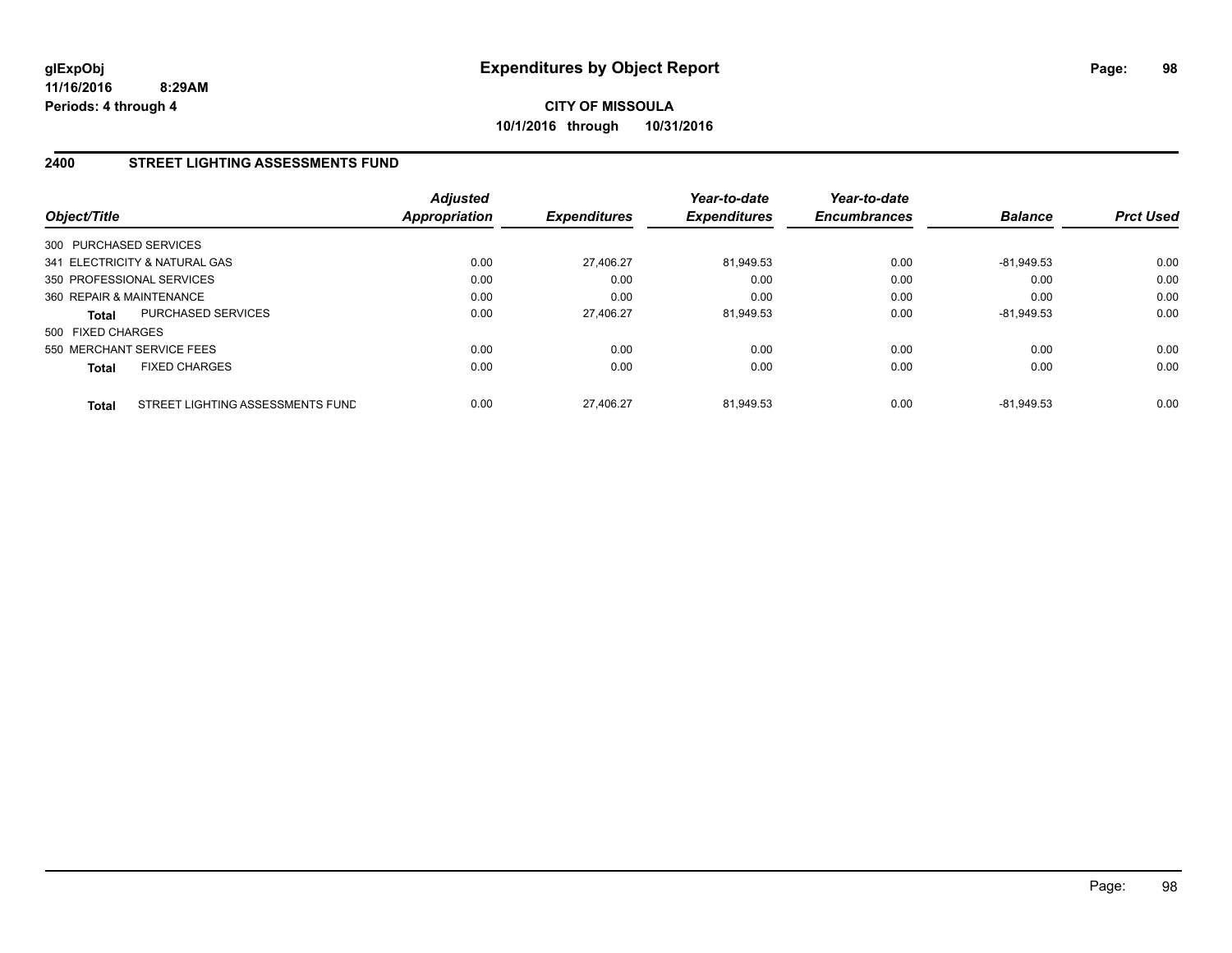**glExpObj**
**11/16/2016 8:29AM**
**Periods: 4 through 4**

# Expenditures by Object Report

**CITY OF MISSOULA**
**10/1/2016 through 10/31/2016**

## 2400 STREET LIGHTING ASSESSMENTS FUND

| Object/Title | Adjusted Appropriation | Expenditures | Year-to-date Expenditures | Year-to-date Encumbrances | Balance | Prct Used |
|---|---|---|---|---|---|---|
| 300 PURCHASED SERVICES | | | | | | |
| 341 ELECTRICITY & NATURAL GAS | 0.00 | 27,406.27 | 81,949.53 | 0.00 | -81,949.53 | 0.00 |
| 350 PROFESSIONAL SERVICES | 0.00 | 0.00 | 0.00 | 0.00 | 0.00 | 0.00 |
| 360 REPAIR & MAINTENANCE | 0.00 | 0.00 | 0.00 | 0.00 | 0.00 | 0.00 |
| **Total** PURCHASED SERVICES | 0.00 | 27,406.27 | 81,949.53 | 0.00 | -81,949.53 | 0.00 |
| 500 FIXED CHARGES | | | | | | |
| 550 MERCHANT SERVICE FEES | 0.00 | 0.00 | 0.00 | 0.00 | 0.00 | 0.00 |
| **Total** FIXED CHARGES | 0.00 | 0.00 | 0.00 | 0.00 | 0.00 | 0.00 |
| **Total** STREET LIGHTING ASSESSMENTS FUND | 0.00 | 27,406.27 | 81,949.53 | 0.00 | -81,949.53 | 0.00 |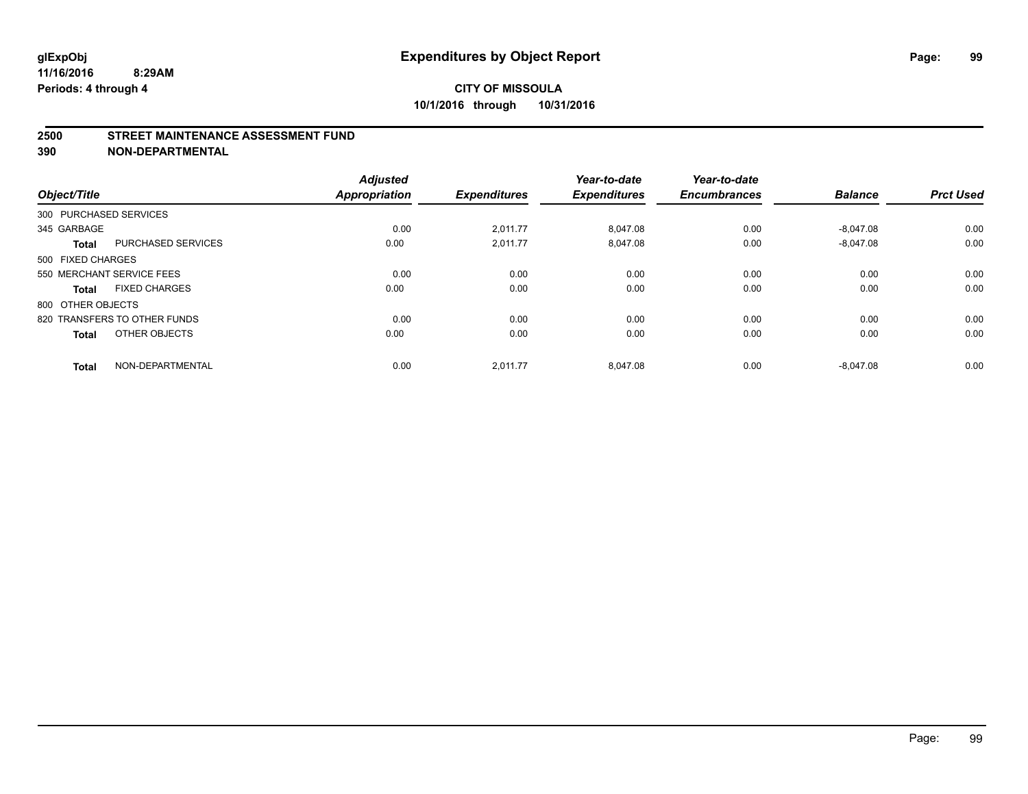# Expenditures by Object Report

glExpObj
11/16/2016 8:29AM
Periods: 4 through 4

**CITY OF MISSOULA**
**10/1/2016 through 10/31/2016**

## 2500 STREET MAINTENANCE ASSESSMENT FUND
## 390 NON-DEPARTMENTAL

| Object/Title | | Adjusted Appropriation | Expenditures | Year-to-date Expenditures | Year-to-date Encumbrances | Balance | Prct Used |
|---|---|---|---|---|---|---|---|
| 300 PURCHASED SERVICES | | | | | | | |
| 345 GARBAGE | | 0.00 | 2,011.77 | 8,047.08 | 0.00 | -8,047.08 | 0.00 |
| **Total** | PURCHASED SERVICES | 0.00 | 2,011.77 | 8,047.08 | 0.00 | -8,047.08 | 0.00 |
| 500 FIXED CHARGES | | | | | | | |
| 550 MERCHANT SERVICE FEES | | 0.00 | 0.00 | 0.00 | 0.00 | 0.00 | 0.00 |
| **Total** | FIXED CHARGES | 0.00 | 0.00 | 0.00 | 0.00 | 0.00 | 0.00 |
| 800 OTHER OBJECTS | | | | | | | |
| 820 TRANSFERS TO OTHER FUNDS | | 0.00 | 0.00 | 0.00 | 0.00 | 0.00 | 0.00 |
| **Total** | OTHER OBJECTS | 0.00 | 0.00 | 0.00 | 0.00 | 0.00 | 0.00 |
| **Total** | NON-DEPARTMENTAL | 0.00 | 2,011.77 | 8,047.08 | 0.00 | -8,047.08 | 0.00 |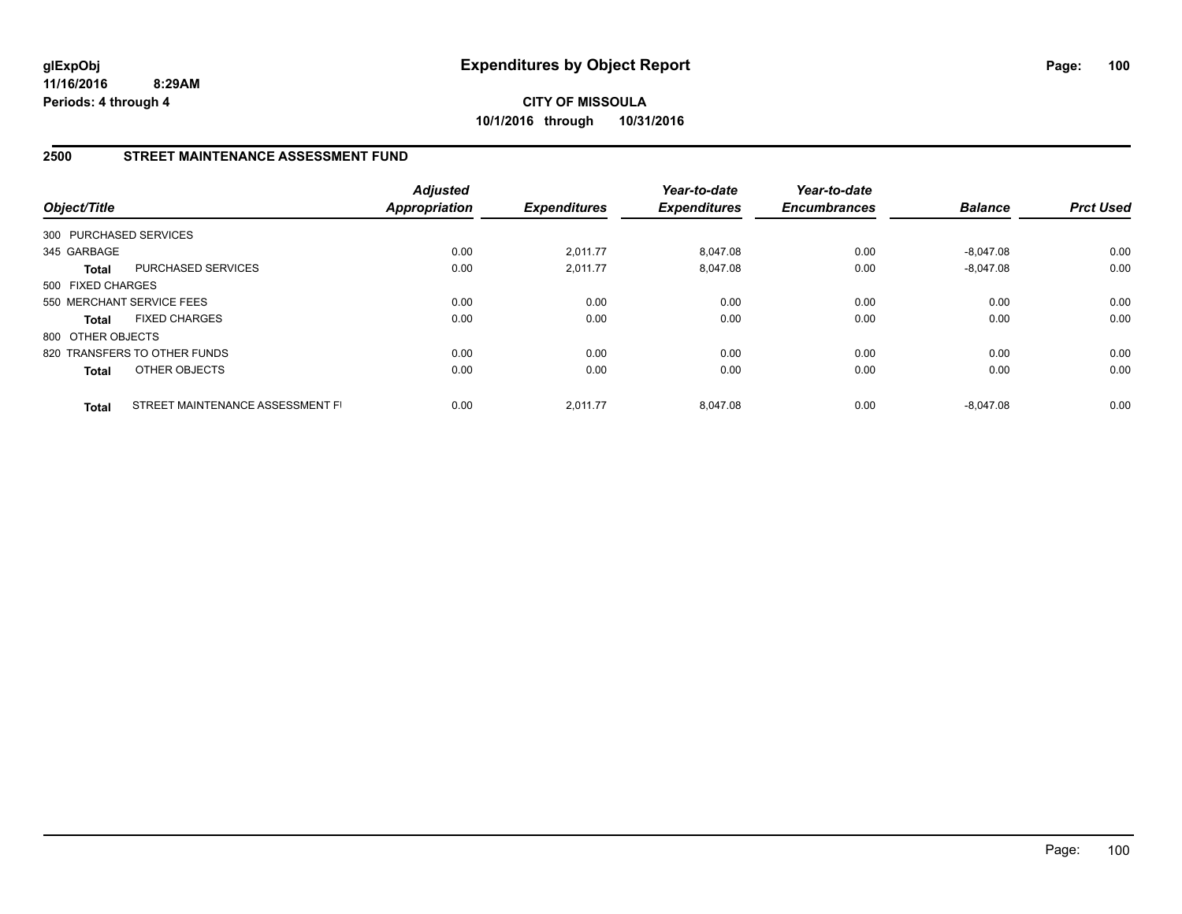**glExpObj**
**11/16/2016 8:29AM**
**Periods: 4 through 4**

# Expenditures by Object Report

**CITY OF MISSOULA**
**10/1/2016 through 10/31/2016**

## 2500 STREET MAINTENANCE ASSESSMENT FUND

| Object/Title | | Adjusted Appropriation | Expenditures | Year-to-date Expenditures | Year-to-date Encumbrances | Balance | Prct Used |
|---|---|---|---|---|---|---|---|
| 300 PURCHASED SERVICES | | | | | | | |
| 345 GARBAGE | | 0.00 | 2,011.77 | 8,047.08 | 0.00 | -8,047.08 | 0.00 |
| **Total** | PURCHASED SERVICES | 0.00 | 2,011.77 | 8,047.08 | 0.00 | -8,047.08 | 0.00 |
| 500 FIXED CHARGES | | | | | | | |
| 550 MERCHANT SERVICE FEES | | 0.00 | 0.00 | 0.00 | 0.00 | 0.00 | 0.00 |
| **Total** | FIXED CHARGES | 0.00 | 0.00 | 0.00 | 0.00 | 0.00 | 0.00 |
| 800 OTHER OBJECTS | | | | | | | |
| 820 TRANSFERS TO OTHER FUNDS | | 0.00 | 0.00 | 0.00 | 0.00 | 0.00 | 0.00 |
| **Total** | OTHER OBJECTS | 0.00 | 0.00 | 0.00 | 0.00 | 0.00 | 0.00 |
| **Total** | STREET MAINTENANCE ASSESSMENT FI | 0.00 | 2,011.77 | 8,047.08 | 0.00 | -8,047.08 | 0.00 |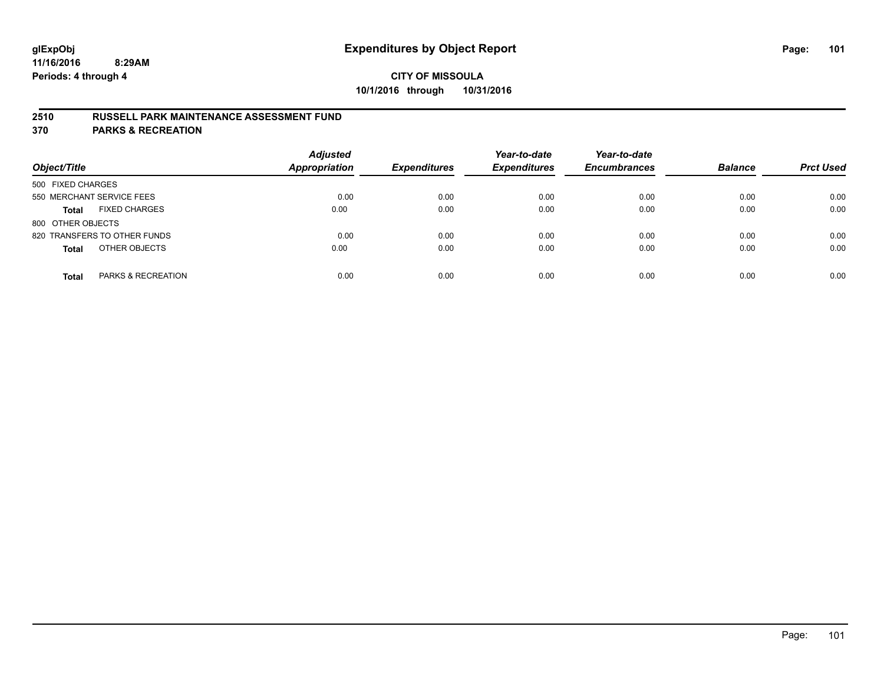**CITY OF MISSOULA**
**10/1/2016 through 10/31/2016**

## 2510 RUSSELL PARK MAINTENANCE ASSESSMENT FUND
## 370 PARKS & RECREATION

| Object/Title | Adjusted Appropriation | Expenditures | Year-to-date Expenditures | Year-to-date Encumbrances | Balance | Prct Used |
|---|---|---|---|---|---|---|
| 500 FIXED CHARGES | | | | | | |
| 550 MERCHANT SERVICE FEES | 0.00 | 0.00 | 0.00 | 0.00 | 0.00 | 0.00 |
| **Total** FIXED CHARGES | 0.00 | 0.00 | 0.00 | 0.00 | 0.00 | 0.00 |
| 800 OTHER OBJECTS | | | | | | |
| 820 TRANSFERS TO OTHER FUNDS | 0.00 | 0.00 | 0.00 | 0.00 | 0.00 | 0.00 |
| **Total** OTHER OBJECTS | 0.00 | 0.00 | 0.00 | 0.00 | 0.00 | 0.00 |
| **Total** PARKS & RECREATION | 0.00 | 0.00 | 0.00 | 0.00 | 0.00 | 0.00 |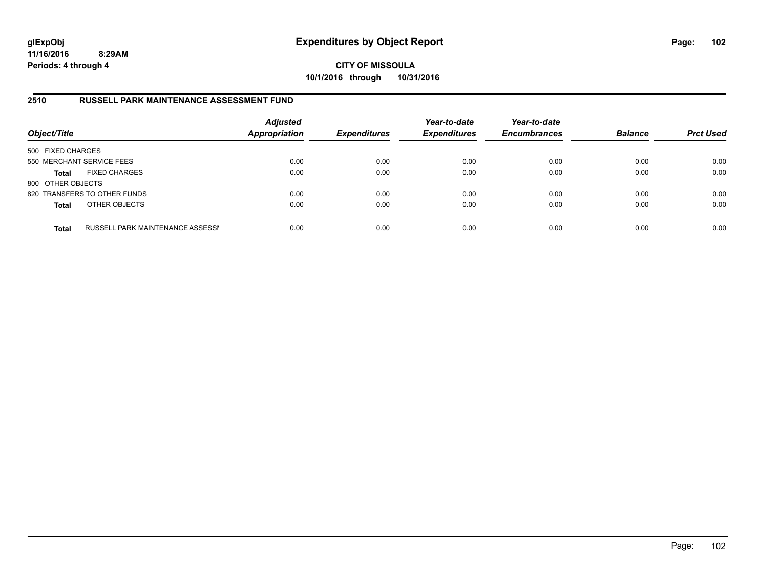**glExpObj**
**11/16/2016 8:29AM**
**Periods: 4 through 4**

# Expenditures by Object Report

**CITY OF MISSOULA**
**10/1/2016 through 10/31/2016**

## 2510 RUSSELL PARK MAINTENANCE ASSESSMENT FUND

| Object/Title | | *Adjusted Appropriation* | *Expenditures* | *Year-to-date Expenditures* | *Year-to-date Encumbrances* | *Balance* | *Prct Used* |
|---|---|---|---|---|---|---|---|
| 500 FIXED CHARGES | | | | | | | |
| 550 MERCHANT SERVICE FEES | | 0.00 | 0.00 | 0.00 | 0.00 | 0.00 | 0.00 |
| **Total** | FIXED CHARGES | 0.00 | 0.00 | 0.00 | 0.00 | 0.00 | 0.00 |
| 800 OTHER OBJECTS | | | | | | | |
| 820 TRANSFERS TO OTHER FUNDS | | 0.00 | 0.00 | 0.00 | 0.00 | 0.00 | 0.00 |
| **Total** | OTHER OBJECTS | 0.00 | 0.00 | 0.00 | 0.00 | 0.00 | 0.00 |
| **Total** | RUSSELL PARK MAINTENANCE ASSESSI | 0.00 | 0.00 | 0.00 | 0.00 | 0.00 | 0.00 |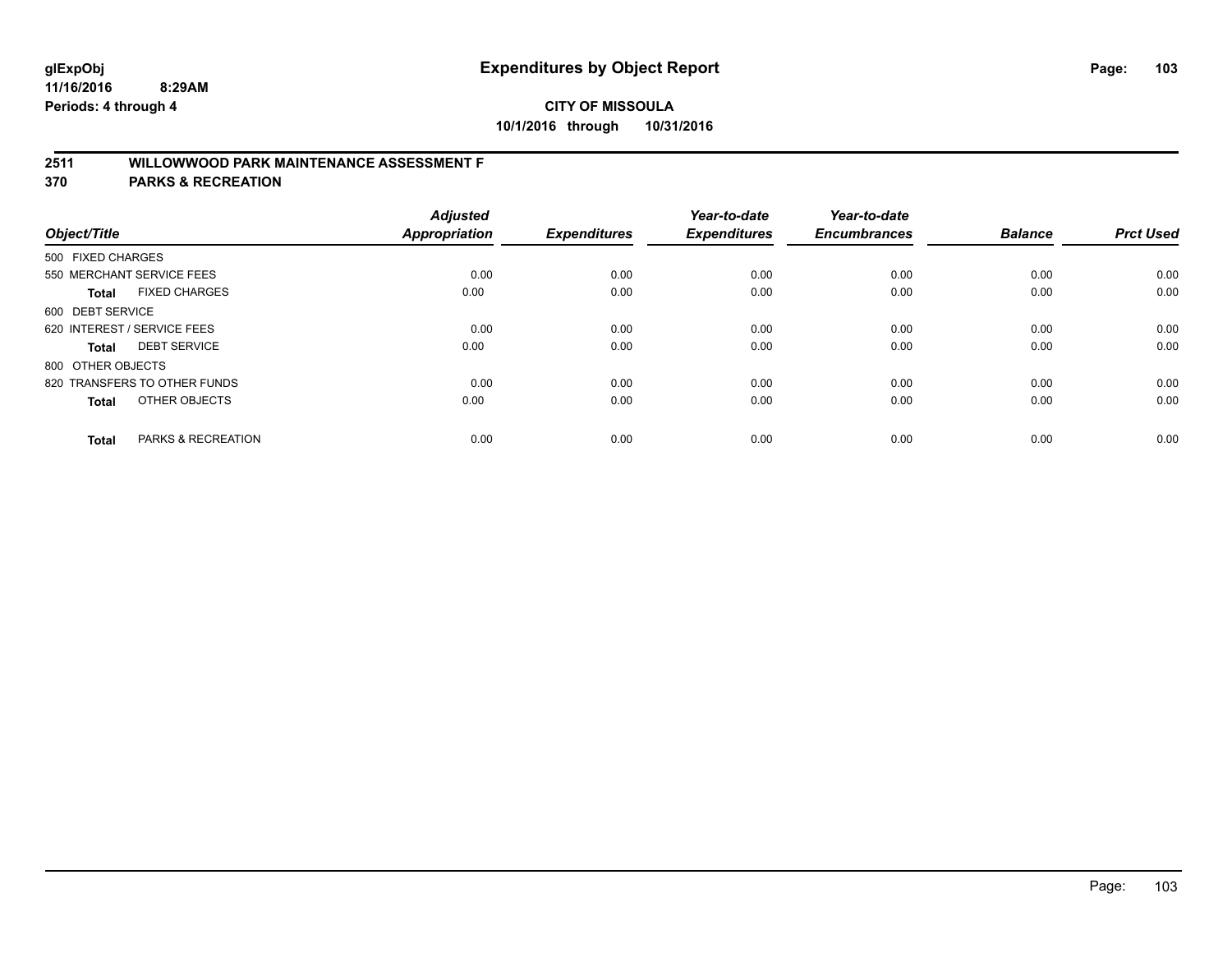# Expenditures by Object Report

glExpObj
11/16/2016 8:29AM
Periods: 4 through 4

**CITY OF MISSOULA**
**10/1/2016 through 10/31/2016**

## 2511 WILLOWWOOD PARK MAINTENANCE ASSESSMENT F
## 370 PARKS & RECREATION

| Object/Title | Adjusted Appropriation | Expenditures | Year-to-date Expenditures | Year-to-date Encumbrances | Balance | Prct Used |
|---|---|---|---|---|---|---|
| 500 FIXED CHARGES | | | | | | |
| 550 MERCHANT SERVICE FEES | 0.00 | 0.00 | 0.00 | 0.00 | 0.00 | 0.00 |
| **Total** FIXED CHARGES | 0.00 | 0.00 | 0.00 | 0.00 | 0.00 | 0.00 |
| 600 DEBT SERVICE | | | | | | |
| 620 INTEREST / SERVICE FEES | 0.00 | 0.00 | 0.00 | 0.00 | 0.00 | 0.00 |
| **Total** DEBT SERVICE | 0.00 | 0.00 | 0.00 | 0.00 | 0.00 | 0.00 |
| 800 OTHER OBJECTS | | | | | | |
| 820 TRANSFERS TO OTHER FUNDS | 0.00 | 0.00 | 0.00 | 0.00 | 0.00 | 0.00 |
| **Total** OTHER OBJECTS | 0.00 | 0.00 | 0.00 | 0.00 | 0.00 | 0.00 |
| **Total** PARKS & RECREATION | 0.00 | 0.00 | 0.00 | 0.00 | 0.00 | 0.00 |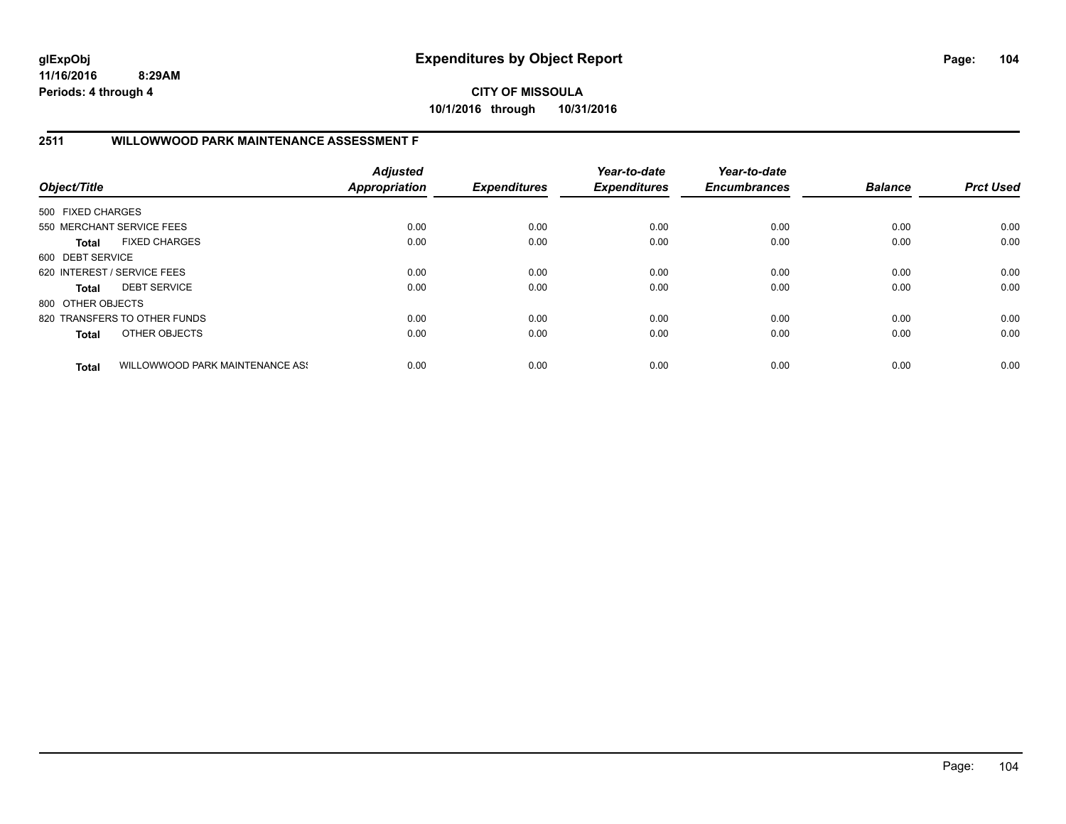# Expenditures by Object Report

glExpObj
11/16/2016 8:29AM
Periods: 4 through 4

**CITY OF MISSOULA**
**10/1/2016 through 10/31/2016**

## 2511 WILLOWWOOD PARK MAINTENANCE ASSESSMENT F

| Object/Title | Adjusted Appropriation | Expenditures | Year-to-date Expenditures | Year-to-date Encumbrances | Balance | Prct Used |
|---|---|---|---|---|---|---|
| 500 FIXED CHARGES | | | | | | |
| 550 MERCHANT SERVICE FEES | 0.00 | 0.00 | 0.00 | 0.00 | 0.00 | 0.00 |
| **Total** FIXED CHARGES | 0.00 | 0.00 | 0.00 | 0.00 | 0.00 | 0.00 |
| 600 DEBT SERVICE | | | | | | |
| 620 INTEREST / SERVICE FEES | 0.00 | 0.00 | 0.00 | 0.00 | 0.00 | 0.00 |
| **Total** DEBT SERVICE | 0.00 | 0.00 | 0.00 | 0.00 | 0.00 | 0.00 |
| 800 OTHER OBJECTS | | | | | | |
| 820 TRANSFERS TO OTHER FUNDS | 0.00 | 0.00 | 0.00 | 0.00 | 0.00 | 0.00 |
| **Total** OTHER OBJECTS | 0.00 | 0.00 | 0.00 | 0.00 | 0.00 | 0.00 |
| **Total** WILLOWWOOD PARK MAINTENANCE ASS | 0.00 | 0.00 | 0.00 | 0.00 | 0.00 | 0.00 |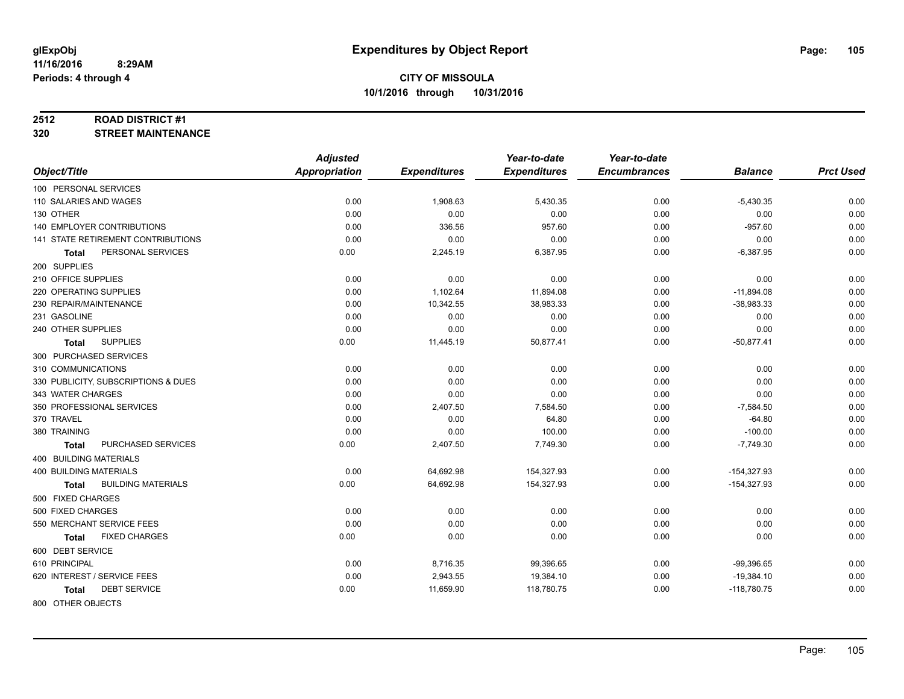# Expenditures by Object Report

glExpObj
11/16/2016 8:29AM
Periods: 4 through 4

**CITY OF MISSOULA**
**10/1/2016 through 10/31/2016**

**2512 ROAD DISTRICT #1**
**320 STREET MAINTENANCE**

| Object/Title | Adjusted Appropriation | Expenditures | Year-to-date Expenditures | Year-to-date Encumbrances | Balance | Prct Used |
|---|---|---|---|---|---|---|
| 100 PERSONAL SERVICES | | | | | | |
| 110 SALARIES AND WAGES | 0.00 | 1,908.63 | 5,430.35 | 0.00 | -5,430.35 | 0.00 |
| 130 OTHER | 0.00 | 0.00 | 0.00 | 0.00 | 0.00 | 0.00 |
| 140 EMPLOYER CONTRIBUTIONS | 0.00 | 336.56 | 957.60 | 0.00 | -957.60 | 0.00 |
| 141 STATE RETIREMENT CONTRIBUTIONS | 0.00 | 0.00 | 0.00 | 0.00 | 0.00 | 0.00 |
| **Total** PERSONAL SERVICES | 0.00 | 2,245.19 | 6,387.95 | 0.00 | -6,387.95 | 0.00 |
| 200 SUPPLIES | | | | | | |
| 210 OFFICE SUPPLIES | 0.00 | 0.00 | 0.00 | 0.00 | 0.00 | 0.00 |
| 220 OPERATING SUPPLIES | 0.00 | 1,102.64 | 11,894.08 | 0.00 | -11,894.08 | 0.00 |
| 230 REPAIR/MAINTENANCE | 0.00 | 10,342.55 | 38,983.33 | 0.00 | -38,983.33 | 0.00 |
| 231 GASOLINE | 0.00 | 0.00 | 0.00 | 0.00 | 0.00 | 0.00 |
| 240 OTHER SUPPLIES | 0.00 | 0.00 | 0.00 | 0.00 | 0.00 | 0.00 |
| **Total** SUPPLIES | 0.00 | 11,445.19 | 50,877.41 | 0.00 | -50,877.41 | 0.00 |
| 300 PURCHASED SERVICES | | | | | | |
| 310 COMMUNICATIONS | 0.00 | 0.00 | 0.00 | 0.00 | 0.00 | 0.00 |
| 330 PUBLICITY, SUBSCRIPTIONS & DUES | 0.00 | 0.00 | 0.00 | 0.00 | 0.00 | 0.00 |
| 343 WATER CHARGES | 0.00 | 0.00 | 0.00 | 0.00 | 0.00 | 0.00 |
| 350 PROFESSIONAL SERVICES | 0.00 | 2,407.50 | 7,584.50 | 0.00 | -7,584.50 | 0.00 |
| 370 TRAVEL | 0.00 | 0.00 | 64.80 | 0.00 | -64.80 | 0.00 |
| 380 TRAINING | 0.00 | 0.00 | 100.00 | 0.00 | -100.00 | 0.00 |
| **Total** PURCHASED SERVICES | 0.00 | 2,407.50 | 7,749.30 | 0.00 | -7,749.30 | 0.00 |
| 400 BUILDING MATERIALS | | | | | | |
| 400 BUILDING MATERIALS | 0.00 | 64,692.98 | 154,327.93 | 0.00 | -154,327.93 | 0.00 |
| **Total** BUILDING MATERIALS | 0.00 | 64,692.98 | 154,327.93 | 0.00 | -154,327.93 | 0.00 |
| 500 FIXED CHARGES | | | | | | |
| 500 FIXED CHARGES | 0.00 | 0.00 | 0.00 | 0.00 | 0.00 | 0.00 |
| 550 MERCHANT SERVICE FEES | 0.00 | 0.00 | 0.00 | 0.00 | 0.00 | 0.00 |
| **Total** FIXED CHARGES | 0.00 | 0.00 | 0.00 | 0.00 | 0.00 | 0.00 |
| 600 DEBT SERVICE | | | | | | |
| 610 PRINCIPAL | 0.00 | 8,716.35 | 99,396.65 | 0.00 | -99,396.65 | 0.00 |
| 620 INTEREST / SERVICE FEES | 0.00 | 2,943.55 | 19,384.10 | 0.00 | -19,384.10 | 0.00 |
| **Total** DEBT SERVICE | 0.00 | 11,659.90 | 118,780.75 | 0.00 | -118,780.75 | 0.00 |
| 800 OTHER OBJECTS | | | | | | |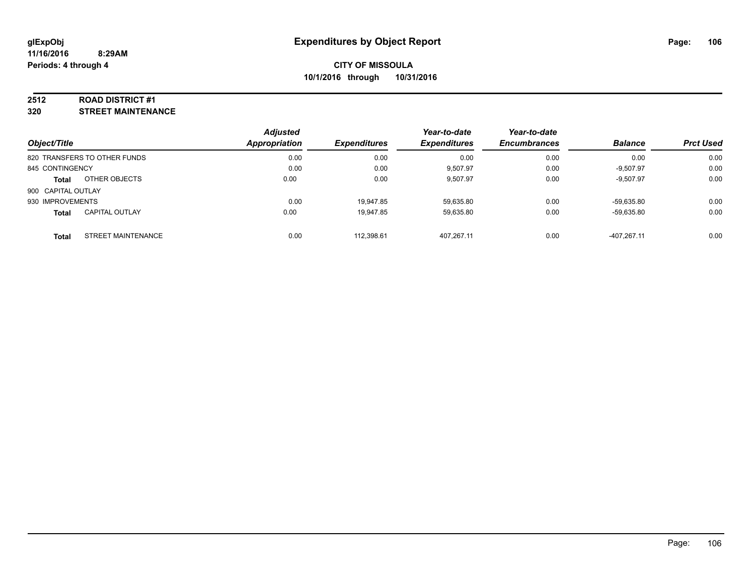# Expenditures by Object Report

glExpObj
11/16/2016 8:29AM
Periods: 4 through 4

**CITY OF MISSOULA**
**10/1/2016 through 10/31/2016**

**2512 ROAD DISTRICT #1**
**320 STREET MAINTENANCE**

| Object/Title | Adjusted Appropriation | Expenditures | Year-to-date Expenditures | Year-to-date Encumbrances | Balance | Prct Used |
|---|---|---|---|---|---|---|
| 820 TRANSFERS TO OTHER FUNDS | 0.00 | 0.00 | 0.00 | 0.00 | 0.00 | 0.00 |
| 845 CONTINGENCY | 0.00 | 0.00 | 9,507.97 | 0.00 | -9,507.97 | 0.00 |
| **Total** OTHER OBJECTS | 0.00 | 0.00 | 9,507.97 | 0.00 | -9,507.97 | 0.00 |
| 900 CAPITAL OUTLAY | | | | | | |
| 930 IMPROVEMENTS | 0.00 | 19,947.85 | 59,635.80 | 0.00 | -59,635.80 | 0.00 |
| **Total** CAPITAL OUTLAY | 0.00 | 19,947.85 | 59,635.80 | 0.00 | -59,635.80 | 0.00 |
| **Total** STREET MAINTENANCE | 0.00 | 112,398.61 | 407,267.11 | 0.00 | -407,267.11 | 0.00 |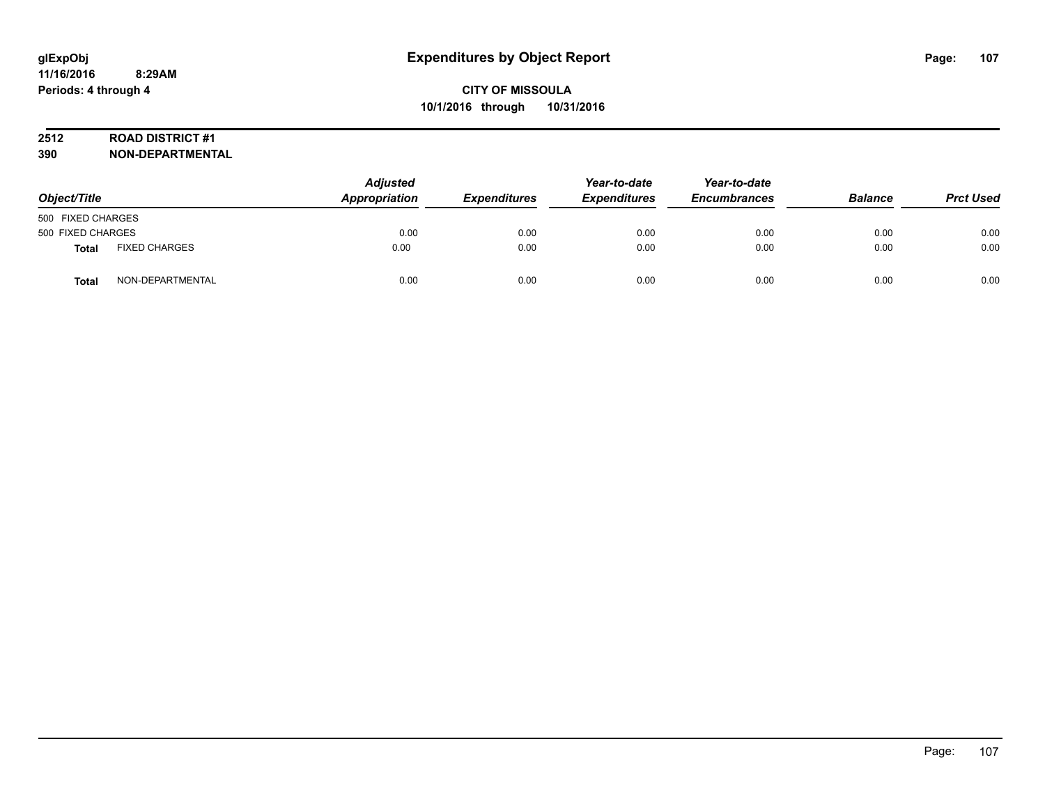# Expenditures by Object Report

glExpObj
11/16/2016 8:29AM
Periods: 4 through 4

**CITY OF MISSOULA**
**10/1/2016 through 10/31/2016**

**2512 ROAD DISTRICT #1**
**390 NON-DEPARTMENTAL**

| Object/Title | | Adjusted Appropriation | Expenditures | Year-to-date Expenditures | Year-to-date Encumbrances | Balance | Prct Used |
|---|---|---|---|---|---|---|---|
| 500 FIXED CHARGES | | | | | | | |
| 500 FIXED CHARGES | | 0.00 | 0.00 | 0.00 | 0.00 | 0.00 | 0.00 |
| **Total** | FIXED CHARGES | 0.00 | 0.00 | 0.00 | 0.00 | 0.00 | 0.00 |
| **Total** | NON-DEPARTMENTAL | 0.00 | 0.00 | 0.00 | 0.00 | 0.00 | 0.00 |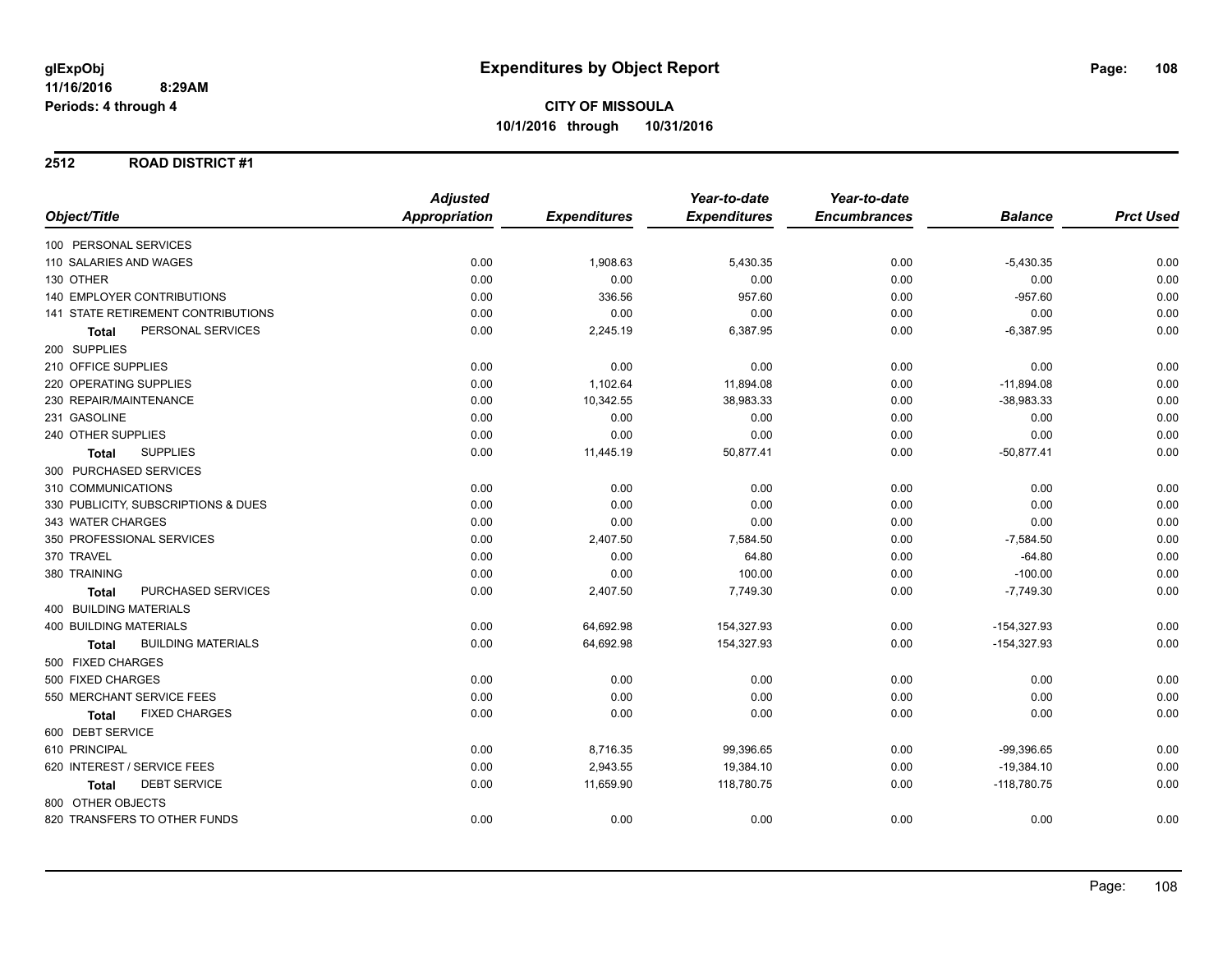**glExpObj**
**11/16/2016 8:29AM**
**Periods: 4 through 4**

# Expenditures by Object Report

**CITY OF MISSOULA**
**10/1/2016 through 10/31/2016**

## 2512 ROAD DISTRICT #1

| Object/Title | Adjusted Appropriation | Expenditures | Year-to-date Expenditures | Year-to-date Encumbrances | Balance | Prct Used |
|---|---|---|---|---|---|---|
| 100 PERSONAL SERVICES | | | | | | |
| 110 SALARIES AND WAGES | 0.00 | 1,908.63 | 5,430.35 | 0.00 | -5,430.35 | 0.00 |
| 130 OTHER | 0.00 | 0.00 | 0.00 | 0.00 | 0.00 | 0.00 |
| 140 EMPLOYER CONTRIBUTIONS | 0.00 | 336.56 | 957.60 | 0.00 | -957.60 | 0.00 |
| 141 STATE RETIREMENT CONTRIBUTIONS | 0.00 | 0.00 | 0.00 | 0.00 | 0.00 | 0.00 |
| **Total** PERSONAL SERVICES | 0.00 | 2,245.19 | 6,387.95 | 0.00 | -6,387.95 | 0.00 |
| 200 SUPPLIES | | | | | | |
| 210 OFFICE SUPPLIES | 0.00 | 0.00 | 0.00 | 0.00 | 0.00 | 0.00 |
| 220 OPERATING SUPPLIES | 0.00 | 1,102.64 | 11,894.08 | 0.00 | -11,894.08 | 0.00 |
| 230 REPAIR/MAINTENANCE | 0.00 | 10,342.55 | 38,983.33 | 0.00 | -38,983.33 | 0.00 |
| 231 GASOLINE | 0.00 | 0.00 | 0.00 | 0.00 | 0.00 | 0.00 |
| 240 OTHER SUPPLIES | 0.00 | 0.00 | 0.00 | 0.00 | 0.00 | 0.00 |
| **Total** SUPPLIES | 0.00 | 11,445.19 | 50,877.41 | 0.00 | -50,877.41 | 0.00 |
| 300 PURCHASED SERVICES | | | | | | |
| 310 COMMUNICATIONS | 0.00 | 0.00 | 0.00 | 0.00 | 0.00 | 0.00 |
| 330 PUBLICITY, SUBSCRIPTIONS & DUES | 0.00 | 0.00 | 0.00 | 0.00 | 0.00 | 0.00 |
| 343 WATER CHARGES | 0.00 | 0.00 | 0.00 | 0.00 | 0.00 | 0.00 |
| 350 PROFESSIONAL SERVICES | 0.00 | 2,407.50 | 7,584.50 | 0.00 | -7,584.50 | 0.00 |
| 370 TRAVEL | 0.00 | 0.00 | 64.80 | 0.00 | -64.80 | 0.00 |
| 380 TRAINING | 0.00 | 0.00 | 100.00 | 0.00 | -100.00 | 0.00 |
| **Total** PURCHASED SERVICES | 0.00 | 2,407.50 | 7,749.30 | 0.00 | -7,749.30 | 0.00 |
| 400 BUILDING MATERIALS | | | | | | |
| 400 BUILDING MATERIALS | 0.00 | 64,692.98 | 154,327.93 | 0.00 | -154,327.93 | 0.00 |
| **Total** BUILDING MATERIALS | 0.00 | 64,692.98 | 154,327.93 | 0.00 | -154,327.93 | 0.00 |
| 500 FIXED CHARGES | | | | | | |
| 500 FIXED CHARGES | 0.00 | 0.00 | 0.00 | 0.00 | 0.00 | 0.00 |
| 550 MERCHANT SERVICE FEES | 0.00 | 0.00 | 0.00 | 0.00 | 0.00 | 0.00 |
| **Total** FIXED CHARGES | 0.00 | 0.00 | 0.00 | 0.00 | 0.00 | 0.00 |
| 600 DEBT SERVICE | | | | | | |
| 610 PRINCIPAL | 0.00 | 8,716.35 | 99,396.65 | 0.00 | -99,396.65 | 0.00 |
| 620 INTEREST / SERVICE FEES | 0.00 | 2,943.55 | 19,384.10 | 0.00 | -19,384.10 | 0.00 |
| **Total** DEBT SERVICE | 0.00 | 11,659.90 | 118,780.75 | 0.00 | -118,780.75 | 0.00 |
| 800 OTHER OBJECTS | | | | | | |
| 820 TRANSFERS TO OTHER FUNDS | 0.00 | 0.00 | 0.00 | 0.00 | 0.00 | 0.00 |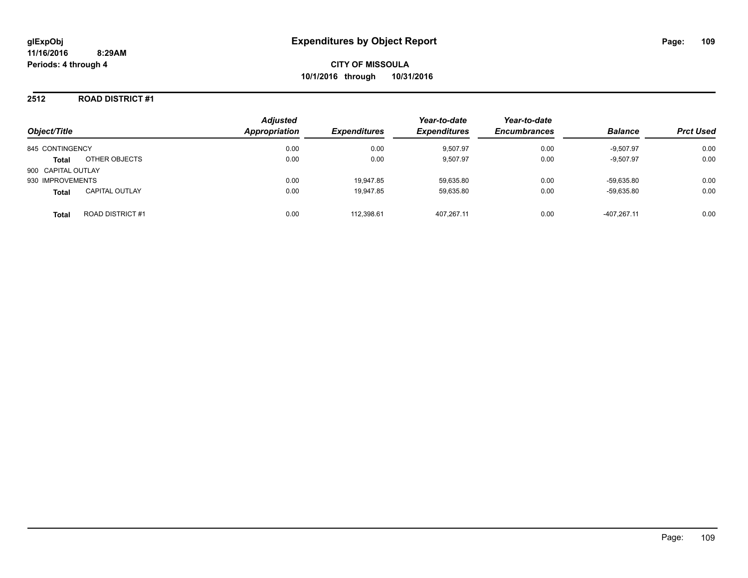# Expenditures by Object Report

glExpObj
11/16/2016 8:29AM
Periods: 4 through 4

**CITY OF MISSOULA**
**10/1/2016 through 10/31/2016**

## 2512 ROAD DISTRICT #1

| Object/Title | | Adjusted Appropriation | Expenditures | Year-to-date Expenditures | Year-to-date Encumbrances | Balance | Prct Used |
|---|---|---|---|---|---|---|---|
| 845 CONTINGENCY | | 0.00 | 0.00 | 9,507.97 | 0.00 | -9,507.97 | 0.00 |
| **Total** | OTHER OBJECTS | 0.00 | 0.00 | 9,507.97 | 0.00 | -9,507.97 | 0.00 |
| 900 CAPITAL OUTLAY | | | | | | | |
| 930 IMPROVEMENTS | | 0.00 | 19,947.85 | 59,635.80 | 0.00 | -59,635.80 | 0.00 |
| **Total** | CAPITAL OUTLAY | 0.00 | 19,947.85 | 59,635.80 | 0.00 | -59,635.80 | 0.00 |
| **Total** | ROAD DISTRICT #1 | 0.00 | 112,398.61 | 407,267.11 | 0.00 | -407,267.11 | 0.00 |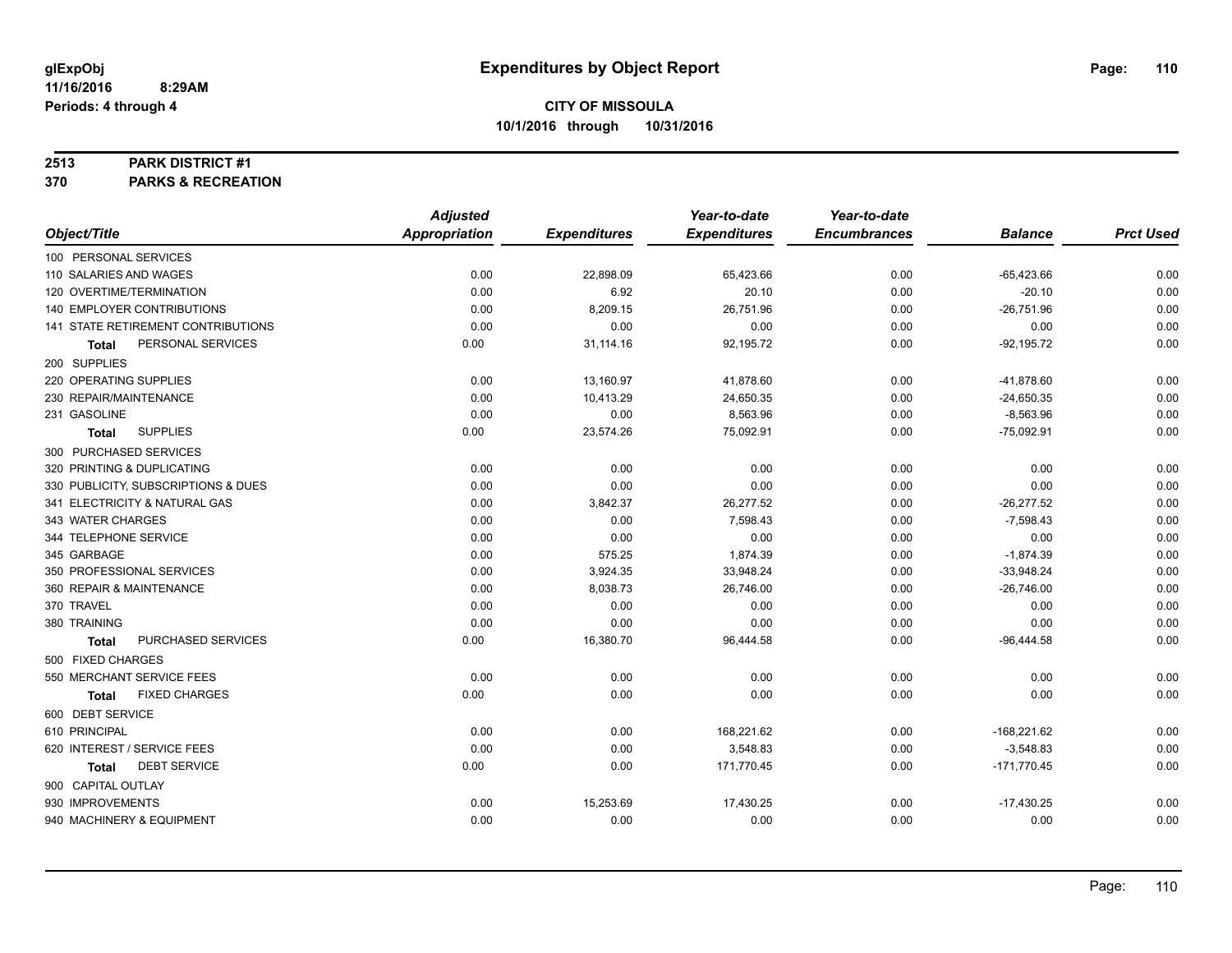glExpObj
11/16/2016 8:29AM
Periods: 4 through 4

# Expenditures by Object Report

**CITY OF MISSOULA**
**10/1/2016 through 10/31/2016**

**2513 PARK DISTRICT #1**
**370 PARKS & RECREATION**

| Object/Title | Adjusted Appropriation | Expenditures | Year-to-date Expenditures | Year-to-date Encumbrances | Balance | Prct Used |
|---|---|---|---|---|---|---|
| 100 PERSONAL SERVICES | | | | | | |
| 110 SALARIES AND WAGES | 0.00 | 22,898.09 | 65,423.66 | 0.00 | -65,423.66 | 0.00 |
| 120 OVERTIME/TERMINATION | 0.00 | 6.92 | 20.10 | 0.00 | -20.10 | 0.00 |
| 140 EMPLOYER CONTRIBUTIONS | 0.00 | 8,209.15 | 26,751.96 | 0.00 | -26,751.96 | 0.00 |
| 141 STATE RETIREMENT CONTRIBUTIONS | 0.00 | 0.00 | 0.00 | 0.00 | 0.00 | 0.00 |
| **Total** PERSONAL SERVICES | 0.00 | 31,114.16 | 92,195.72 | 0.00 | -92,195.72 | 0.00 |
| 200 SUPPLIES | | | | | | |
| 220 OPERATING SUPPLIES | 0.00 | 13,160.97 | 41,878.60 | 0.00 | -41,878.60 | 0.00 |
| 230 REPAIR/MAINTENANCE | 0.00 | 10,413.29 | 24,650.35 | 0.00 | -24,650.35 | 0.00 |
| 231 GASOLINE | 0.00 | 0.00 | 8,563.96 | 0.00 | -8,563.96 | 0.00 |
| **Total** SUPPLIES | 0.00 | 23,574.26 | 75,092.91 | 0.00 | -75,092.91 | 0.00 |
| 300 PURCHASED SERVICES | | | | | | |
| 320 PRINTING & DUPLICATING | 0.00 | 0.00 | 0.00 | 0.00 | 0.00 | 0.00 |
| 330 PUBLICITY, SUBSCRIPTIONS & DUES | 0.00 | 0.00 | 0.00 | 0.00 | 0.00 | 0.00 |
| 341 ELECTRICITY & NATURAL GAS | 0.00 | 3,842.37 | 26,277.52 | 0.00 | -26,277.52 | 0.00 |
| 343 WATER CHARGES | 0.00 | 0.00 | 7,598.43 | 0.00 | -7,598.43 | 0.00 |
| 344 TELEPHONE SERVICE | 0.00 | 0.00 | 0.00 | 0.00 | 0.00 | 0.00 |
| 345 GARBAGE | 0.00 | 575.25 | 1,874.39 | 0.00 | -1,874.39 | 0.00 |
| 350 PROFESSIONAL SERVICES | 0.00 | 3,924.35 | 33,948.24 | 0.00 | -33,948.24 | 0.00 |
| 360 REPAIR & MAINTENANCE | 0.00 | 8,038.73 | 26,746.00 | 0.00 | -26,746.00 | 0.00 |
| 370 TRAVEL | 0.00 | 0.00 | 0.00 | 0.00 | 0.00 | 0.00 |
| 380 TRAINING | 0.00 | 0.00 | 0.00 | 0.00 | 0.00 | 0.00 |
| **Total** PURCHASED SERVICES | 0.00 | 16,380.70 | 96,444.58 | 0.00 | -96,444.58 | 0.00 |
| 500 FIXED CHARGES | | | | | | |
| 550 MERCHANT SERVICE FEES | 0.00 | 0.00 | 0.00 | 0.00 | 0.00 | 0.00 |
| **Total** FIXED CHARGES | 0.00 | 0.00 | 0.00 | 0.00 | 0.00 | 0.00 |
| 600 DEBT SERVICE | | | | | | |
| 610 PRINCIPAL | 0.00 | 0.00 | 168,221.62 | 0.00 | -168,221.62 | 0.00 |
| 620 INTEREST / SERVICE FEES | 0.00 | 0.00 | 3,548.83 | 0.00 | -3,548.83 | 0.00 |
| **Total** DEBT SERVICE | 0.00 | 0.00 | 171,770.45 | 0.00 | -171,770.45 | 0.00 |
| 900 CAPITAL OUTLAY | | | | | | |
| 930 IMPROVEMENTS | 0.00 | 15,253.69 | 17,430.25 | 0.00 | -17,430.25 | 0.00 |
| 940 MACHINERY & EQUIPMENT | 0.00 | 0.00 | 0.00 | 0.00 | 0.00 | 0.00 |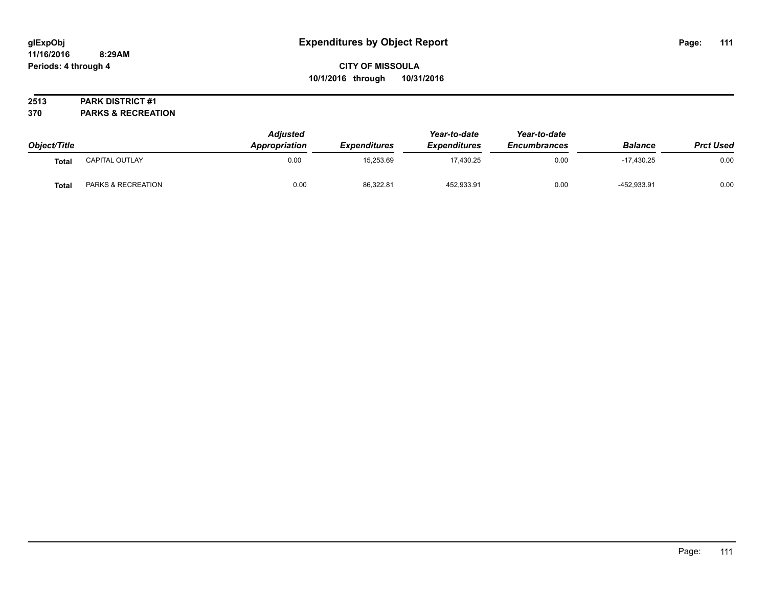# Expenditures by Object Report

glExpObj
11/16/2016 8:29AM
Periods: 4 through 4

**CITY OF MISSOULA**
**10/1/2016 through 10/31/2016**

**2513 PARK DISTRICT #1**
**370 PARKS & RECREATION**

| Object/Title | | Adjusted Appropriation | Expenditures | Year-to-date Expenditures | Year-to-date Encumbrances | Balance | Prct Used |
|---|---|---|---|---|---|---|---|
| **Total** | CAPITAL OUTLAY | 0.00 | 15,253.69 | 17,430.25 | 0.00 | -17,430.25 | 0.00 |
| **Total** | PARKS & RECREATION | 0.00 | 86,322.81 | 452,933.91 | 0.00 | -452,933.91 | 0.00 |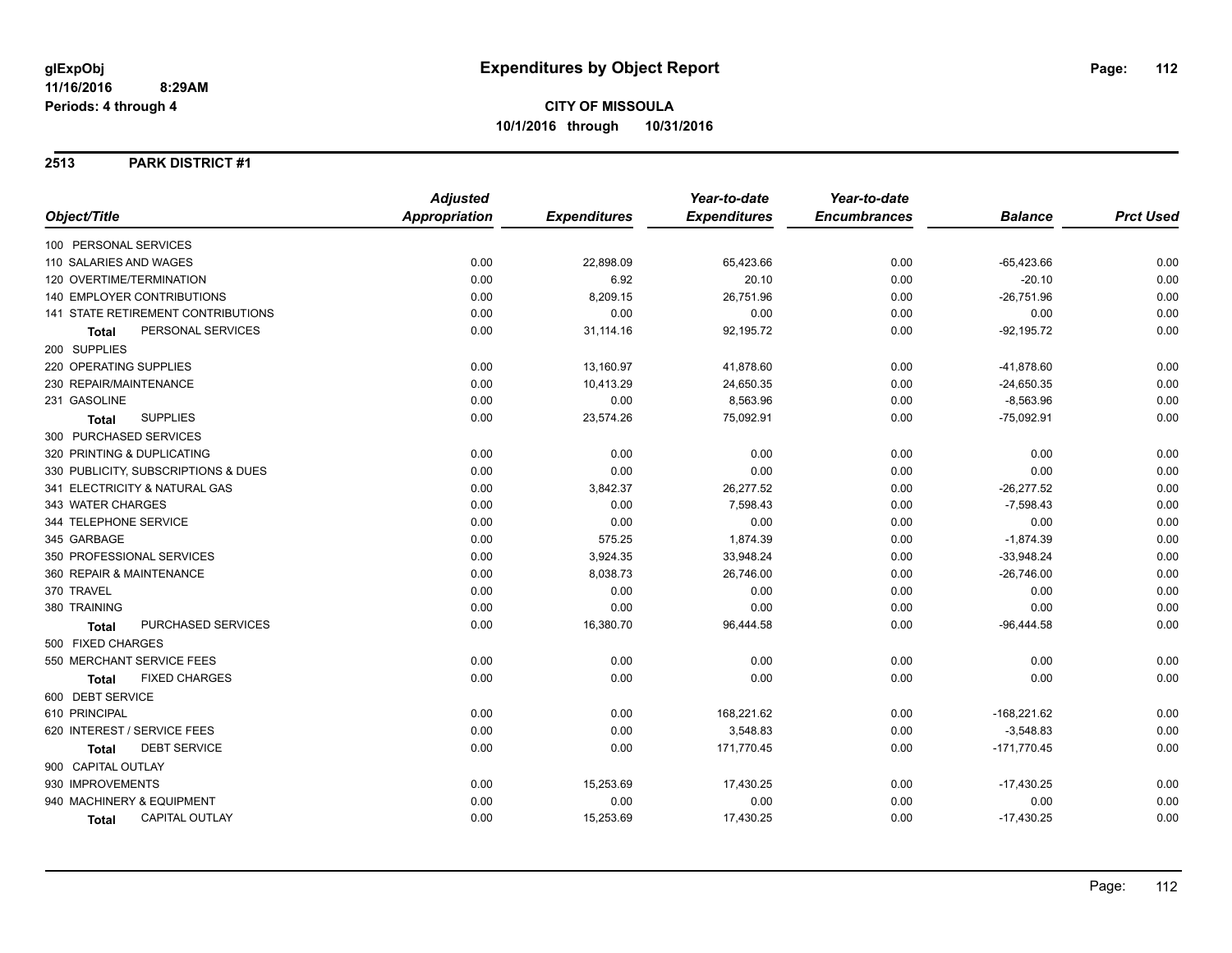glExpObj
11/16/2016 8:29AM
Periods: 4 through 4

# Expenditures by Object Report

**CITY OF MISSOULA**
**10/1/2016 through 10/31/2016**

## 2513 PARK DISTRICT #1

| Object/Title | Adjusted Appropriation | Expenditures | Year-to-date Expenditures | Year-to-date Encumbrances | Balance | Prct Used |
|---|---|---|---|---|---|---|
| 100 PERSONAL SERVICES | | | | | | |
| 110 SALARIES AND WAGES | 0.00 | 22,898.09 | 65,423.66 | 0.00 | -65,423.66 | 0.00 |
| 120 OVERTIME/TERMINATION | 0.00 | 6.92 | 20.10 | 0.00 | -20.10 | 0.00 |
| 140 EMPLOYER CONTRIBUTIONS | 0.00 | 8,209.15 | 26,751.96 | 0.00 | -26,751.96 | 0.00 |
| 141 STATE RETIREMENT CONTRIBUTIONS | 0.00 | 0.00 | 0.00 | 0.00 | 0.00 | 0.00 |
| **Total** PERSONAL SERVICES | 0.00 | 31,114.16 | 92,195.72 | 0.00 | -92,195.72 | 0.00 |
| 200 SUPPLIES | | | | | | |
| 220 OPERATING SUPPLIES | 0.00 | 13,160.97 | 41,878.60 | 0.00 | -41,878.60 | 0.00 |
| 230 REPAIR/MAINTENANCE | 0.00 | 10,413.29 | 24,650.35 | 0.00 | -24,650.35 | 0.00 |
| 231 GASOLINE | 0.00 | 0.00 | 8,563.96 | 0.00 | -8,563.96 | 0.00 |
| **Total** SUPPLIES | 0.00 | 23,574.26 | 75,092.91 | 0.00 | -75,092.91 | 0.00 |
| 300 PURCHASED SERVICES | | | | | | |
| 320 PRINTING & DUPLICATING | 0.00 | 0.00 | 0.00 | 0.00 | 0.00 | 0.00 |
| 330 PUBLICITY, SUBSCRIPTIONS & DUES | 0.00 | 0.00 | 0.00 | 0.00 | 0.00 | 0.00 |
| 341 ELECTRICITY & NATURAL GAS | 0.00 | 3,842.37 | 26,277.52 | 0.00 | -26,277.52 | 0.00 |
| 343 WATER CHARGES | 0.00 | 0.00 | 7,598.43 | 0.00 | -7,598.43 | 0.00 |
| 344 TELEPHONE SERVICE | 0.00 | 0.00 | 0.00 | 0.00 | 0.00 | 0.00 |
| 345 GARBAGE | 0.00 | 575.25 | 1,874.39 | 0.00 | -1,874.39 | 0.00 |
| 350 PROFESSIONAL SERVICES | 0.00 | 3,924.35 | 33,948.24 | 0.00 | -33,948.24 | 0.00 |
| 360 REPAIR & MAINTENANCE | 0.00 | 8,038.73 | 26,746.00 | 0.00 | -26,746.00 | 0.00 |
| 370 TRAVEL | 0.00 | 0.00 | 0.00 | 0.00 | 0.00 | 0.00 |
| 380 TRAINING | 0.00 | 0.00 | 0.00 | 0.00 | 0.00 | 0.00 |
| **Total** PURCHASED SERVICES | 0.00 | 16,380.70 | 96,444.58 | 0.00 | -96,444.58 | 0.00 |
| 500 FIXED CHARGES | | | | | | |
| 550 MERCHANT SERVICE FEES | 0.00 | 0.00 | 0.00 | 0.00 | 0.00 | 0.00 |
| **Total** FIXED CHARGES | 0.00 | 0.00 | 0.00 | 0.00 | 0.00 | 0.00 |
| 600 DEBT SERVICE | | | | | | |
| 610 PRINCIPAL | 0.00 | 0.00 | 168,221.62 | 0.00 | -168,221.62 | 0.00 |
| 620 INTEREST / SERVICE FEES | 0.00 | 0.00 | 3,548.83 | 0.00 | -3,548.83 | 0.00 |
| **Total** DEBT SERVICE | 0.00 | 0.00 | 171,770.45 | 0.00 | -171,770.45 | 0.00 |
| 900 CAPITAL OUTLAY | | | | | | |
| 930 IMPROVEMENTS | 0.00 | 15,253.69 | 17,430.25 | 0.00 | -17,430.25 | 0.00 |
| 940 MACHINERY & EQUIPMENT | 0.00 | 0.00 | 0.00 | 0.00 | 0.00 | 0.00 |
| **Total** CAPITAL OUTLAY | 0.00 | 15,253.69 | 17,430.25 | 0.00 | -17,430.25 | 0.00 |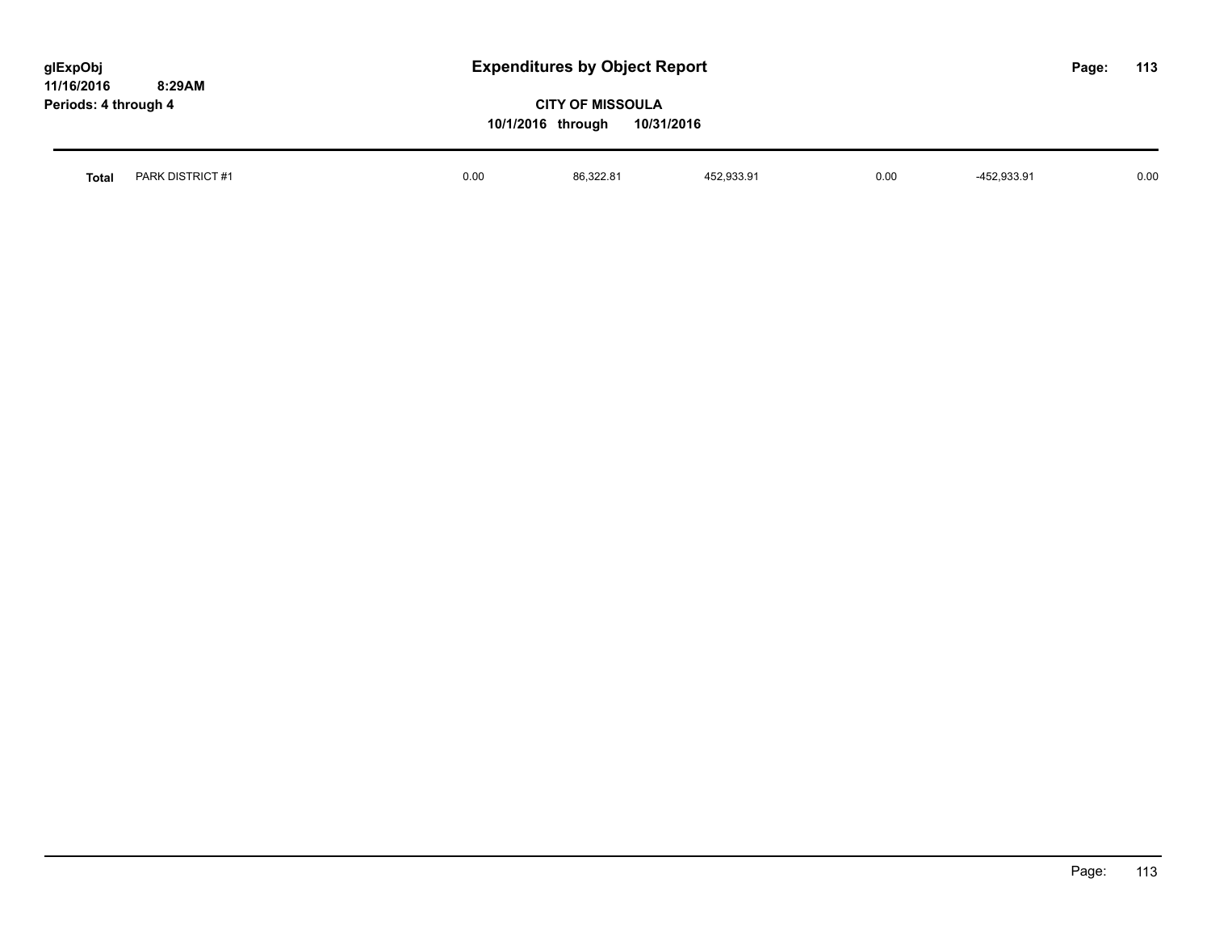# Expenditures by Object Report

glExpObj
11/16/2016 8:29AM
Periods: 4 through 4

**CITY OF MISSOULA**
**10/1/2016 through 10/31/2016**

| | | | | | | | |
|---|---|---|---|---|---|---|---|
| **Total** | PARK DISTRICT #1 | 0.00 | 86,322.81 | 452,933.91 | 0.00 | -452,933.91 | 0.00 |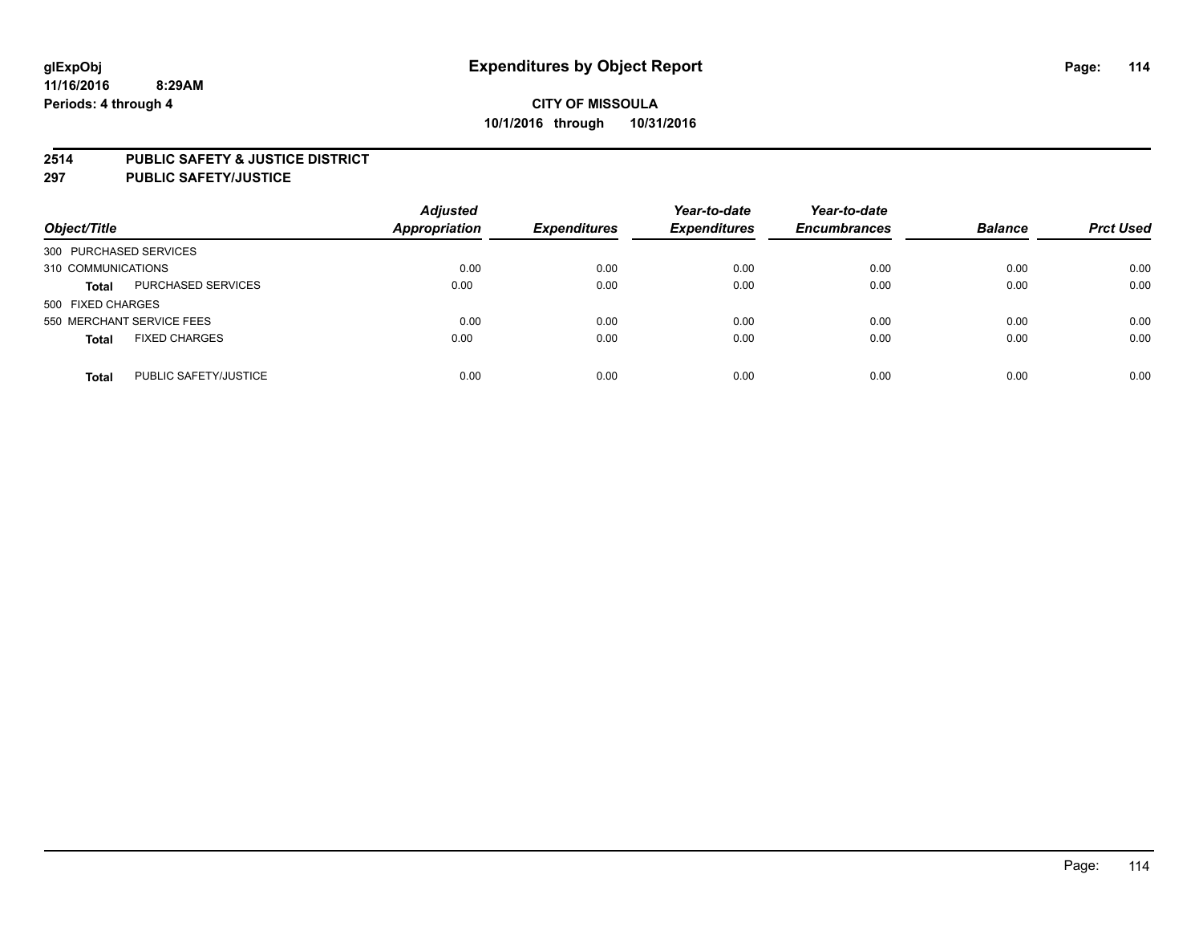glExpObj
11/16/2016 8:29AM
Periods: 4 through 4

# Expenditures by Object Report

**CITY OF MISSOULA**
**10/1/2016 through 10/31/2016**

**2514 PUBLIC SAFETY & JUSTICE DISTRICT**
**297 PUBLIC SAFETY/JUSTICE**

| Object/Title | | Adjusted Appropriation | Expenditures | Year-to-date Expenditures | Year-to-date Encumbrances | Balance | Prct Used |
|---|---|---|---|---|---|---|---|
| 300 PURCHASED SERVICES | | | | | | | |
| 310 COMMUNICATIONS | | 0.00 | 0.00 | 0.00 | 0.00 | 0.00 | 0.00 |
| **Total** | PURCHASED SERVICES | 0.00 | 0.00 | 0.00 | 0.00 | 0.00 | 0.00 |
| 500 FIXED CHARGES | | | | | | | |
| 550 MERCHANT SERVICE FEES | | 0.00 | 0.00 | 0.00 | 0.00 | 0.00 | 0.00 |
| **Total** | FIXED CHARGES | 0.00 | 0.00 | 0.00 | 0.00 | 0.00 | 0.00 |
| **Total** | PUBLIC SAFETY/JUSTICE | 0.00 | 0.00 | 0.00 | 0.00 | 0.00 | 0.00 |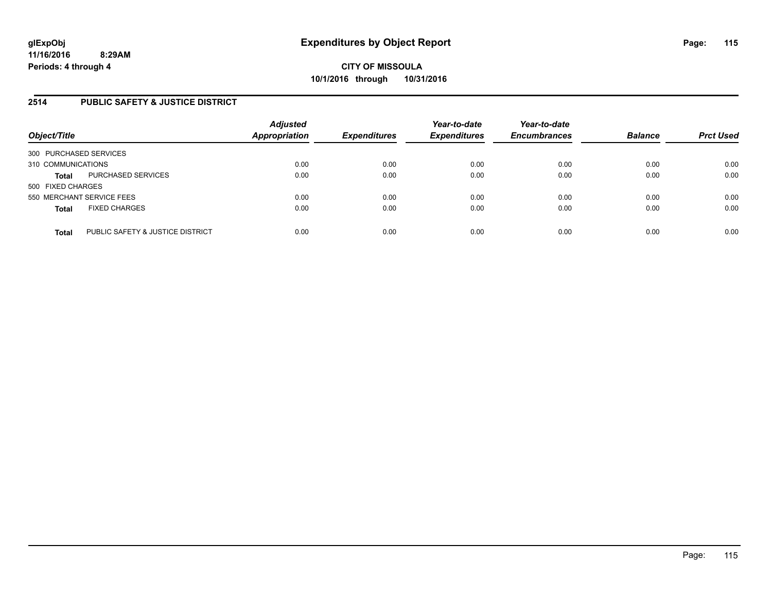**glExpObj**
**11/16/2016 8:29AM**
**Periods: 4 through 4**

# Expenditures by Object Report

**CITY OF MISSOULA**
**10/1/2016 through 10/31/2016**

## 2514 PUBLIC SAFETY & JUSTICE DISTRICT

| Object/Title | | Adjusted Appropriation | Expenditures | Year-to-date Expenditures | Year-to-date Encumbrances | Balance | Prct Used |
|---|---|---|---|---|---|---|---|
| 300 PURCHASED SERVICES | | | | | | | |
| 310 COMMUNICATIONS | | 0.00 | 0.00 | 0.00 | 0.00 | 0.00 | 0.00 |
| **Total** | PURCHASED SERVICES | 0.00 | 0.00 | 0.00 | 0.00 | 0.00 | 0.00 |
| 500 FIXED CHARGES | | | | | | | |
| 550 MERCHANT SERVICE FEES | | 0.00 | 0.00 | 0.00 | 0.00 | 0.00 | 0.00 |
| **Total** | FIXED CHARGES | 0.00 | 0.00 | 0.00 | 0.00 | 0.00 | 0.00 |
| **Total** | PUBLIC SAFETY & JUSTICE DISTRICT | 0.00 | 0.00 | 0.00 | 0.00 | 0.00 | 0.00 |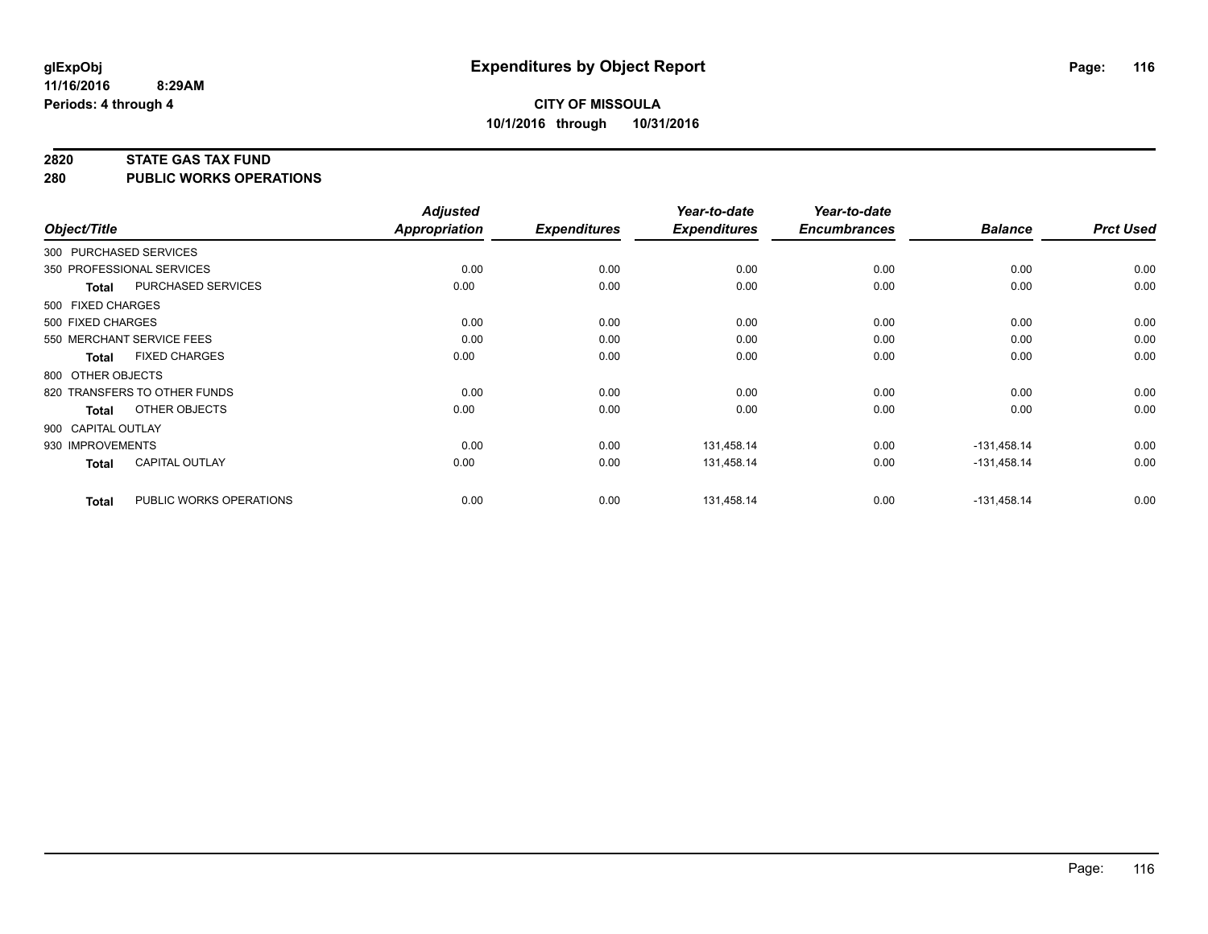**glExpObj**
**11/16/2016 8:29AM**
**Periods: 4 through 4**

# Expenditures by Object Report

**CITY OF MISSOULA**
**10/1/2016 through 10/31/2016**

## 2820 STATE GAS TAX FUND
## 280 PUBLIC WORKS OPERATIONS

| Object/Title | | Adjusted Appropriation | Expenditures | Year-to-date Expenditures | Year-to-date Encumbrances | Balance | Prct Used |
|---|---|---|---|---|---|---|---|
| 300 PURCHASED SERVICES | | | | | | | |
| 350 PROFESSIONAL SERVICES | | 0.00 | 0.00 | 0.00 | 0.00 | 0.00 | 0.00 |
| **Total** | PURCHASED SERVICES | 0.00 | 0.00 | 0.00 | 0.00 | 0.00 | 0.00 |
| 500 FIXED CHARGES | | | | | | | |
| 500 FIXED CHARGES | | 0.00 | 0.00 | 0.00 | 0.00 | 0.00 | 0.00 |
| 550 MERCHANT SERVICE FEES | | 0.00 | 0.00 | 0.00 | 0.00 | 0.00 | 0.00 |
| **Total** | FIXED CHARGES | 0.00 | 0.00 | 0.00 | 0.00 | 0.00 | 0.00 |
| 800 OTHER OBJECTS | | | | | | | |
| 820 TRANSFERS TO OTHER FUNDS | | 0.00 | 0.00 | 0.00 | 0.00 | 0.00 | 0.00 |
| **Total** | OTHER OBJECTS | 0.00 | 0.00 | 0.00 | 0.00 | 0.00 | 0.00 |
| 900 CAPITAL OUTLAY | | | | | | | |
| 930 IMPROVEMENTS | | 0.00 | 0.00 | 131,458.14 | 0.00 | -131,458.14 | 0.00 |
| **Total** | CAPITAL OUTLAY | 0.00 | 0.00 | 131,458.14 | 0.00 | -131,458.14 | 0.00 |
| **Total** | PUBLIC WORKS OPERATIONS | 0.00 | 0.00 | 131,458.14 | 0.00 | -131,458.14 | 0.00 |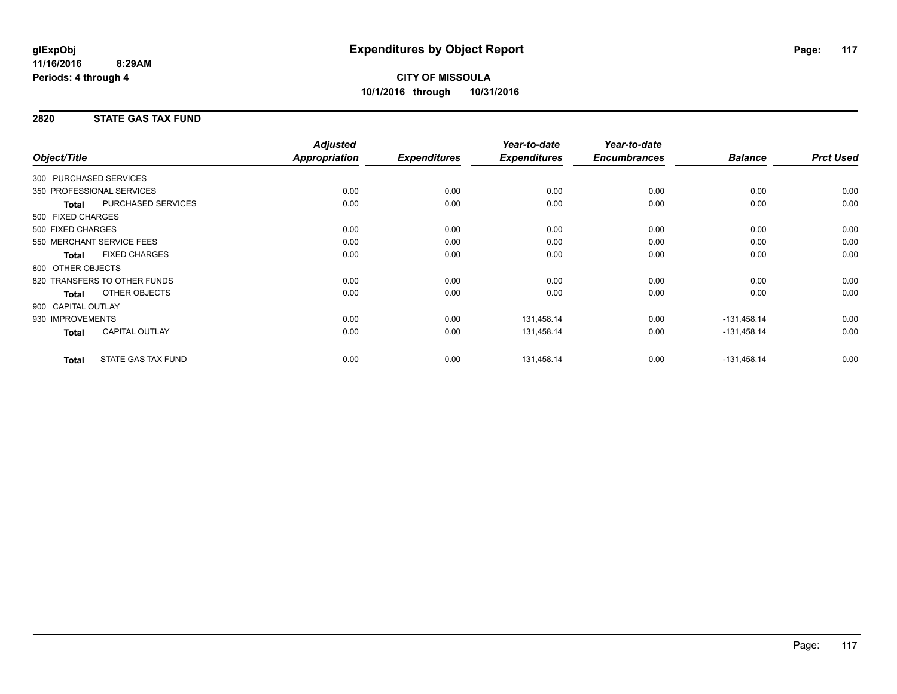**glExpObj**
**11/16/2016 8:29AM**
**Periods: 4 through 4**

# Expenditures by Object Report

**CITY OF MISSOULA**
**10/1/2016 through 10/31/2016**

## 2820 STATE GAS TAX FUND

| Object/Title | | Adjusted Appropriation | Expenditures | Year-to-date Expenditures | Year-to-date Encumbrances | Balance | Prct Used |
|---|---|---|---|---|---|---|---|
| 300 PURCHASED SERVICES | | | | | | | |
| 350 PROFESSIONAL SERVICES | | 0.00 | 0.00 | 0.00 | 0.00 | 0.00 | 0.00 |
| **Total** | PURCHASED SERVICES | 0.00 | 0.00 | 0.00 | 0.00 | 0.00 | 0.00 |
| 500 FIXED CHARGES | | | | | | | |
| 500 FIXED CHARGES | | 0.00 | 0.00 | 0.00 | 0.00 | 0.00 | 0.00 |
| 550 MERCHANT SERVICE FEES | | 0.00 | 0.00 | 0.00 | 0.00 | 0.00 | 0.00 |
| **Total** | FIXED CHARGES | 0.00 | 0.00 | 0.00 | 0.00 | 0.00 | 0.00 |
| 800 OTHER OBJECTS | | | | | | | |
| 820 TRANSFERS TO OTHER FUNDS | | 0.00 | 0.00 | 0.00 | 0.00 | 0.00 | 0.00 |
| **Total** | OTHER OBJECTS | 0.00 | 0.00 | 0.00 | 0.00 | 0.00 | 0.00 |
| 900 CAPITAL OUTLAY | | | | | | | |
| 930 IMPROVEMENTS | | 0.00 | 0.00 | 131,458.14 | 0.00 | -131,458.14 | 0.00 |
| **Total** | CAPITAL OUTLAY | 0.00 | 0.00 | 131,458.14 | 0.00 | -131,458.14 | 0.00 |
| **Total** | STATE GAS TAX FUND | 0.00 | 0.00 | 131,458.14 | 0.00 | -131,458.14 | 0.00 |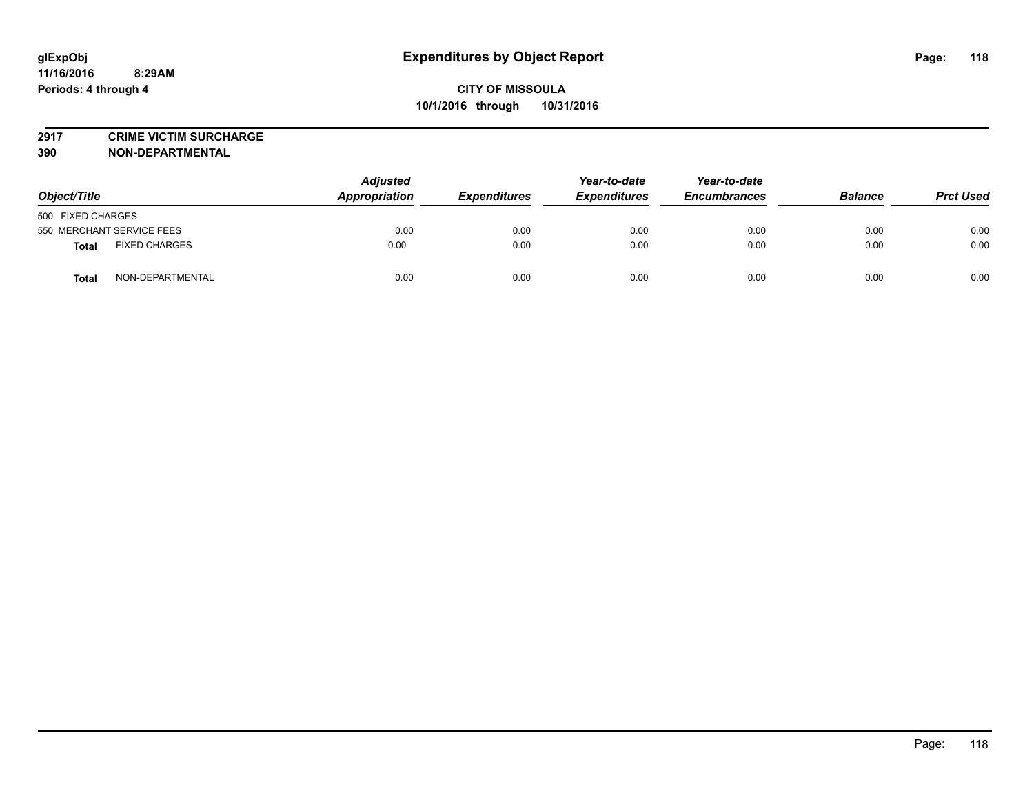# Expenditures by Object Report

glExpObj
11/16/2016 8:29AM
Periods: 4 through 4

CITY OF MISSOULA
10/1/2016 through 10/31/2016

**2917 CRIME VICTIM SURCHARGE**
**390 NON-DEPARTMENTAL**

| Object/Title | Adjusted Appropriation | Expenditures | Year-to-date Expenditures | Year-to-date Encumbrances | Balance | Prct Used |
|---|---|---|---|---|---|---|
| 500 FIXED CHARGES | | | | | | |
| 550 MERCHANT SERVICE FEES | 0.00 | 0.00 | 0.00 | 0.00 | 0.00 | 0.00 |
| **Total** FIXED CHARGES | 0.00 | 0.00 | 0.00 | 0.00 | 0.00 | 0.00 |
| **Total** NON-DEPARTMENTAL | 0.00 | 0.00 | 0.00 | 0.00 | 0.00 | 0.00 |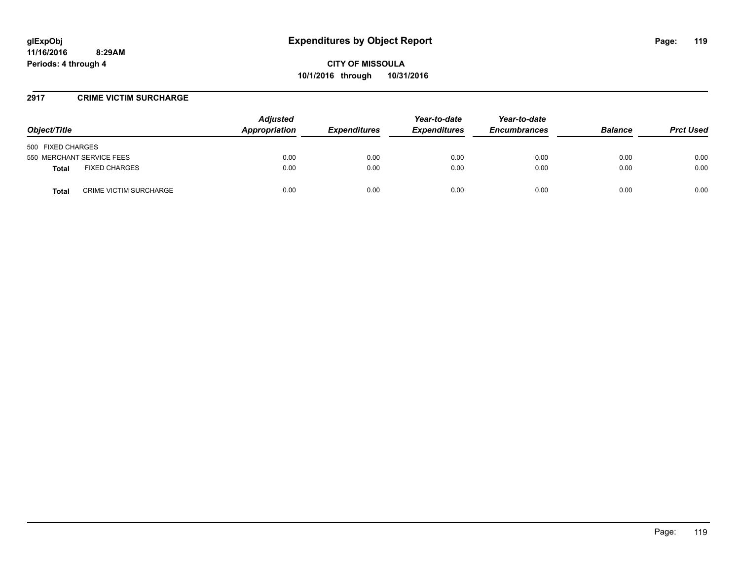glExpObj
11/16/2016 8:29AM
Periods: 4 through 4

# Expenditures by Object Report

**CITY OF MISSOULA**
**10/1/2016 through 10/31/2016**

## 2917 CRIME VICTIM SURCHARGE

| Object/Title | | Adjusted Appropriation | Expenditures | Year-to-date Expenditures | Year-to-date Encumbrances | Balance | Prct Used |
|---|---|---|---|---|---|---|---|
| 500 FIXED CHARGES | | | | | | | |
| 550 MERCHANT SERVICE FEES | | 0.00 | 0.00 | 0.00 | 0.00 | 0.00 | 0.00 |
| **Total** | FIXED CHARGES | 0.00 | 0.00 | 0.00 | 0.00 | 0.00 | 0.00 |
| **Total** | CRIME VICTIM SURCHARGE | 0.00 | 0.00 | 0.00 | 0.00 | 0.00 | 0.00 |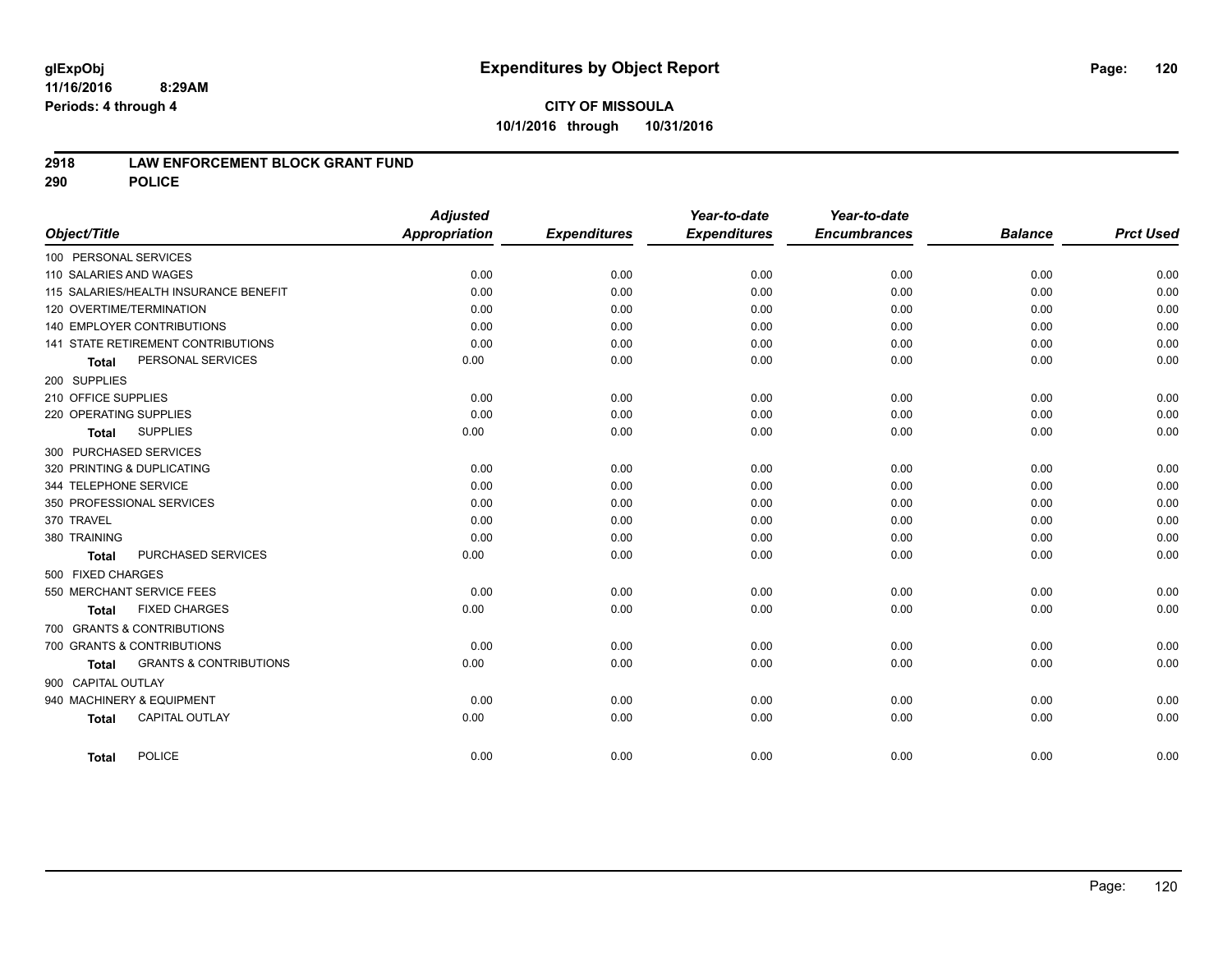glExpObj
11/16/2016 8:29AM
Periods: 4 through 4

# Expenditures by Object Report

**CITY OF MISSOULA**
**10/1/2016 through 10/31/2016**

## 2918 LAW ENFORCEMENT BLOCK GRANT FUND
## 290 POLICE

| Object/Title | Adjusted Appropriation | Expenditures | Year-to-date Expenditures | Year-to-date Encumbrances | Balance | Prct Used |
|---|---|---|---|---|---|---|
| 100 PERSONAL SERVICES | | | | | | |
| 110 SALARIES AND WAGES | 0.00 | 0.00 | 0.00 | 0.00 | 0.00 | 0.00 |
| 115 SALARIES/HEALTH INSURANCE BENEFIT | 0.00 | 0.00 | 0.00 | 0.00 | 0.00 | 0.00 |
| 120 OVERTIME/TERMINATION | 0.00 | 0.00 | 0.00 | 0.00 | 0.00 | 0.00 |
| 140 EMPLOYER CONTRIBUTIONS | 0.00 | 0.00 | 0.00 | 0.00 | 0.00 | 0.00 |
| 141 STATE RETIREMENT CONTRIBUTIONS | 0.00 | 0.00 | 0.00 | 0.00 | 0.00 | 0.00 |
| **Total** PERSONAL SERVICES | 0.00 | 0.00 | 0.00 | 0.00 | 0.00 | 0.00 |
| 200 SUPPLIES | | | | | | |
| 210 OFFICE SUPPLIES | 0.00 | 0.00 | 0.00 | 0.00 | 0.00 | 0.00 |
| 220 OPERATING SUPPLIES | 0.00 | 0.00 | 0.00 | 0.00 | 0.00 | 0.00 |
| **Total** SUPPLIES | 0.00 | 0.00 | 0.00 | 0.00 | 0.00 | 0.00 |
| 300 PURCHASED SERVICES | | | | | | |
| 320 PRINTING & DUPLICATING | 0.00 | 0.00 | 0.00 | 0.00 | 0.00 | 0.00 |
| 344 TELEPHONE SERVICE | 0.00 | 0.00 | 0.00 | 0.00 | 0.00 | 0.00 |
| 350 PROFESSIONAL SERVICES | 0.00 | 0.00 | 0.00 | 0.00 | 0.00 | 0.00 |
| 370 TRAVEL | 0.00 | 0.00 | 0.00 | 0.00 | 0.00 | 0.00 |
| 380 TRAINING | 0.00 | 0.00 | 0.00 | 0.00 | 0.00 | 0.00 |
| **Total** PURCHASED SERVICES | 0.00 | 0.00 | 0.00 | 0.00 | 0.00 | 0.00 |
| 500 FIXED CHARGES | | | | | | |
| 550 MERCHANT SERVICE FEES | 0.00 | 0.00 | 0.00 | 0.00 | 0.00 | 0.00 |
| **Total** FIXED CHARGES | 0.00 | 0.00 | 0.00 | 0.00 | 0.00 | 0.00 |
| 700 GRANTS & CONTRIBUTIONS | | | | | | |
| 700 GRANTS & CONTRIBUTIONS | 0.00 | 0.00 | 0.00 | 0.00 | 0.00 | 0.00 |
| **Total** GRANTS & CONTRIBUTIONS | 0.00 | 0.00 | 0.00 | 0.00 | 0.00 | 0.00 |
| 900 CAPITAL OUTLAY | | | | | | |
| 940 MACHINERY & EQUIPMENT | 0.00 | 0.00 | 0.00 | 0.00 | 0.00 | 0.00 |
| **Total** CAPITAL OUTLAY | 0.00 | 0.00 | 0.00 | 0.00 | 0.00 | 0.00 |
| **Total** POLICE | 0.00 | 0.00 | 0.00 | 0.00 | 0.00 | 0.00 |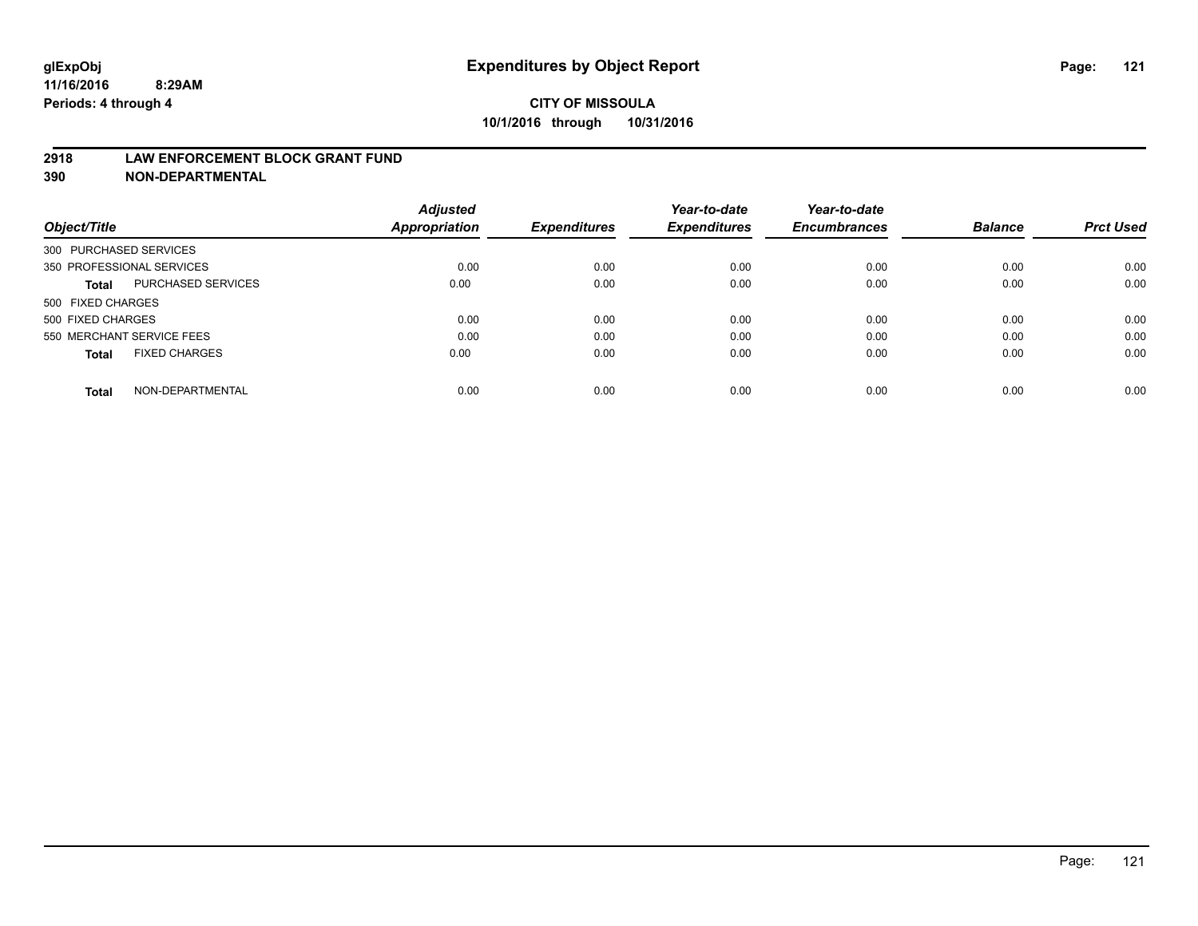**glExpObj**
**11/16/2016 8:29AM**
**Periods: 4 through 4**

# Expenditures by Object Report

**CITY OF MISSOULA**
**10/1/2016 through 10/31/2016**

**2918 LAW ENFORCEMENT BLOCK GRANT FUND**
**390 NON-DEPARTMENTAL**

| Object/Title | | Adjusted Appropriation | Expenditures | Year-to-date Expenditures | Year-to-date Encumbrances | Balance | Prct Used |
|---|---|---|---|---|---|---|---|
| 300 PURCHASED SERVICES | | | | | | | |
| 350 PROFESSIONAL SERVICES | | 0.00 | 0.00 | 0.00 | 0.00 | 0.00 | 0.00 |
| **Total** | PURCHASED SERVICES | 0.00 | 0.00 | 0.00 | 0.00 | 0.00 | 0.00 |
| 500 FIXED CHARGES | | | | | | | |
| 500 FIXED CHARGES | | 0.00 | 0.00 | 0.00 | 0.00 | 0.00 | 0.00 |
| 550 MERCHANT SERVICE FEES | | 0.00 | 0.00 | 0.00 | 0.00 | 0.00 | 0.00 |
| **Total** | FIXED CHARGES | 0.00 | 0.00 | 0.00 | 0.00 | 0.00 | 0.00 |
| **Total** | NON-DEPARTMENTAL | 0.00 | 0.00 | 0.00 | 0.00 | 0.00 | 0.00 |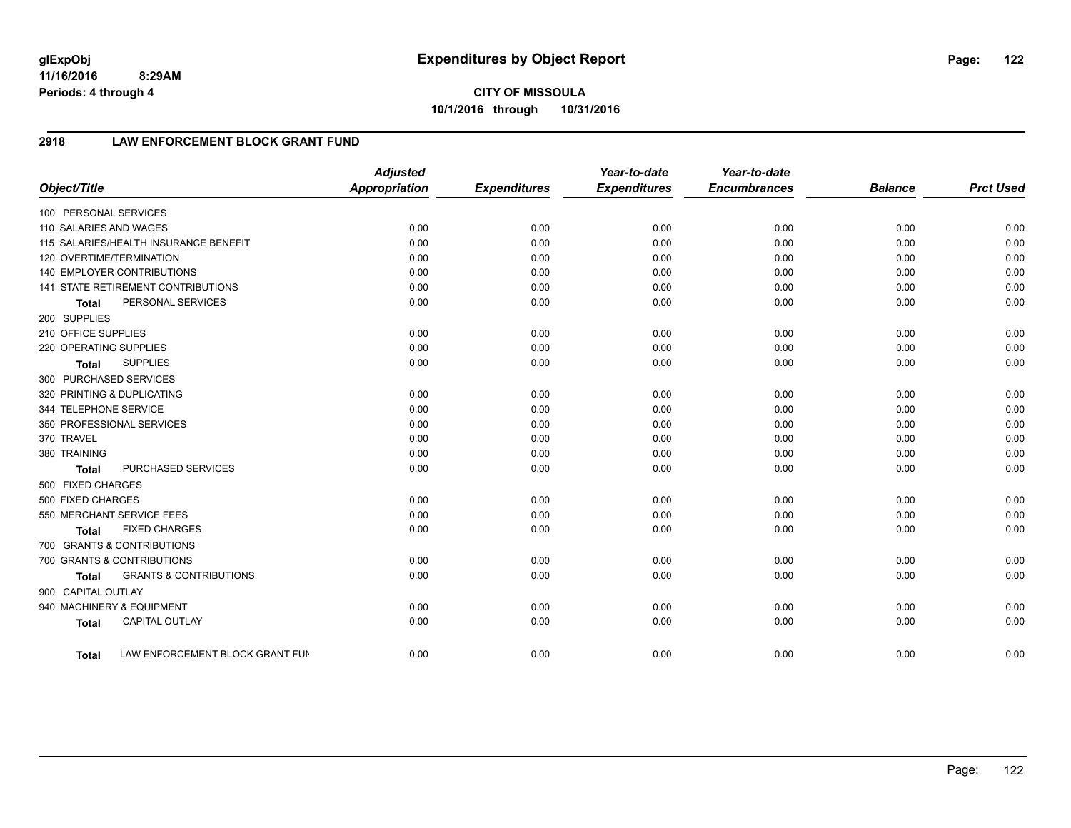**glExpObj**
**11/16/2016 8:29AM**
**Periods: 4 through 4**

# Expenditures by Object Report

**CITY OF MISSOULA**
**10/1/2016 through 10/31/2016**

## 2918 LAW ENFORCEMENT BLOCK GRANT FUND

| Object/Title | Adjusted Appropriation | Expenditures | Year-to-date Expenditures | Year-to-date Encumbrances | Balance | Prct Used |
|---|---|---|---|---|---|---|
| 100 PERSONAL SERVICES | | | | | | |
| 110 SALARIES AND WAGES | 0.00 | 0.00 | 0.00 | 0.00 | 0.00 | 0.00 |
| 115 SALARIES/HEALTH INSURANCE BENEFIT | 0.00 | 0.00 | 0.00 | 0.00 | 0.00 | 0.00 |
| 120 OVERTIME/TERMINATION | 0.00 | 0.00 | 0.00 | 0.00 | 0.00 | 0.00 |
| 140 EMPLOYER CONTRIBUTIONS | 0.00 | 0.00 | 0.00 | 0.00 | 0.00 | 0.00 |
| 141 STATE RETIREMENT CONTRIBUTIONS | 0.00 | 0.00 | 0.00 | 0.00 | 0.00 | 0.00 |
| **Total** PERSONAL SERVICES | 0.00 | 0.00 | 0.00 | 0.00 | 0.00 | 0.00 |
| 200 SUPPLIES | | | | | | |
| 210 OFFICE SUPPLIES | 0.00 | 0.00 | 0.00 | 0.00 | 0.00 | 0.00 |
| 220 OPERATING SUPPLIES | 0.00 | 0.00 | 0.00 | 0.00 | 0.00 | 0.00 |
| **Total** SUPPLIES | 0.00 | 0.00 | 0.00 | 0.00 | 0.00 | 0.00 |
| 300 PURCHASED SERVICES | | | | | | |
| 320 PRINTING & DUPLICATING | 0.00 | 0.00 | 0.00 | 0.00 | 0.00 | 0.00 |
| 344 TELEPHONE SERVICE | 0.00 | 0.00 | 0.00 | 0.00 | 0.00 | 0.00 |
| 350 PROFESSIONAL SERVICES | 0.00 | 0.00 | 0.00 | 0.00 | 0.00 | 0.00 |
| 370 TRAVEL | 0.00 | 0.00 | 0.00 | 0.00 | 0.00 | 0.00 |
| 380 TRAINING | 0.00 | 0.00 | 0.00 | 0.00 | 0.00 | 0.00 |
| **Total** PURCHASED SERVICES | 0.00 | 0.00 | 0.00 | 0.00 | 0.00 | 0.00 |
| 500 FIXED CHARGES | | | | | | |
| 500 FIXED CHARGES | 0.00 | 0.00 | 0.00 | 0.00 | 0.00 | 0.00 |
| 550 MERCHANT SERVICE FEES | 0.00 | 0.00 | 0.00 | 0.00 | 0.00 | 0.00 |
| **Total** FIXED CHARGES | 0.00 | 0.00 | 0.00 | 0.00 | 0.00 | 0.00 |
| 700 GRANTS & CONTRIBUTIONS | | | | | | |
| 700 GRANTS & CONTRIBUTIONS | 0.00 | 0.00 | 0.00 | 0.00 | 0.00 | 0.00 |
| **Total** GRANTS & CONTRIBUTIONS | 0.00 | 0.00 | 0.00 | 0.00 | 0.00 | 0.00 |
| 900 CAPITAL OUTLAY | | | | | | |
| 940 MACHINERY & EQUIPMENT | 0.00 | 0.00 | 0.00 | 0.00 | 0.00 | 0.00 |
| **Total** CAPITAL OUTLAY | 0.00 | 0.00 | 0.00 | 0.00 | 0.00 | 0.00 |
| **Total** LAW ENFORCEMENT BLOCK GRANT FUN | 0.00 | 0.00 | 0.00 | 0.00 | 0.00 | 0.00 |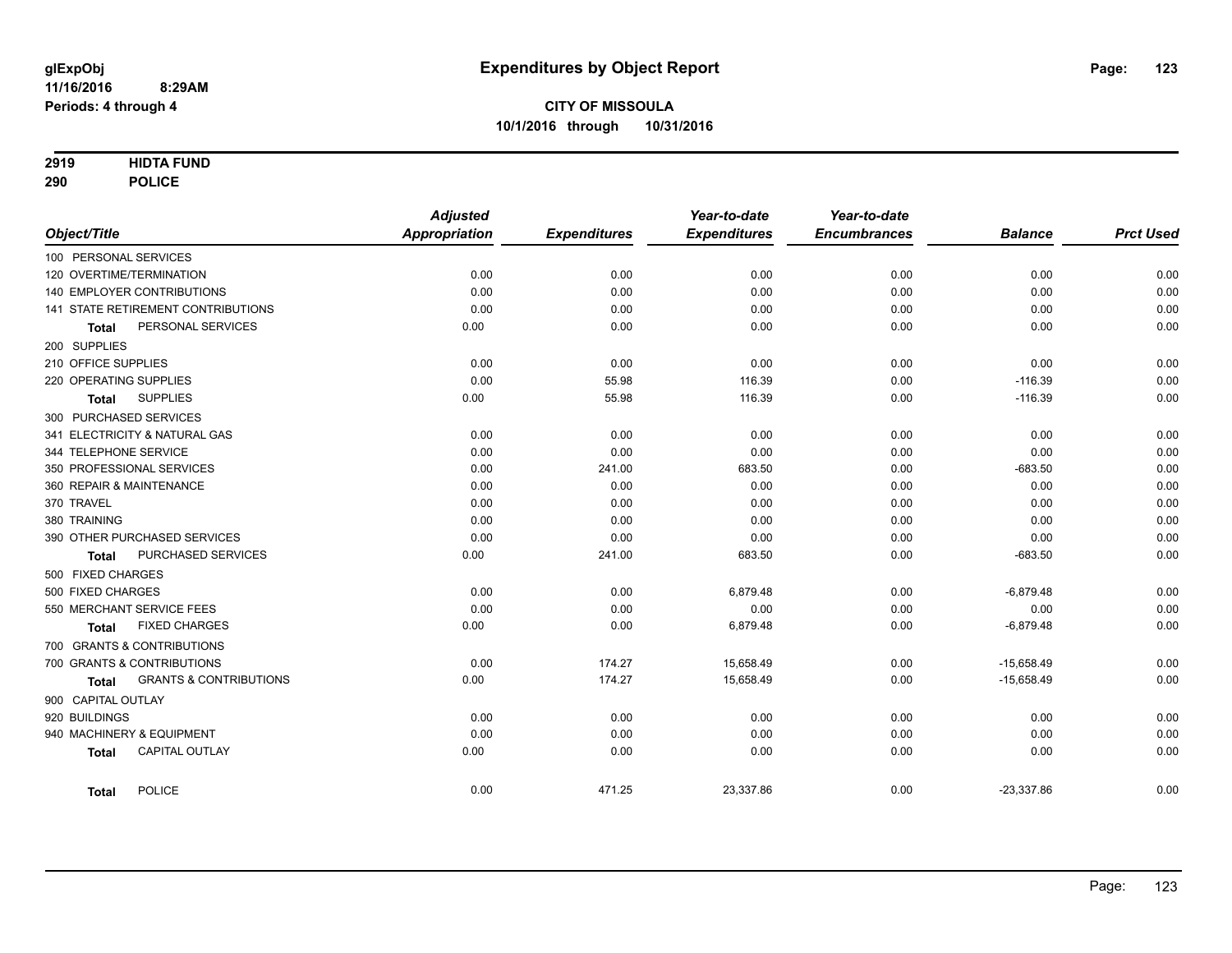**glExpObj**
**11/16/2016 8:29AM**
**Periods: 4 through 4**

# Expenditures by Object Report

**CITY OF MISSOULA**
**10/1/2016 through 10/31/2016**

**2919 HIDTA FUND**
**290 POLICE**

| Object/Title | Adjusted Appropriation | Expenditures | Year-to-date Expenditures | Year-to-date Encumbrances | Balance | Prct Used |
|---|---|---|---|---|---|---|
| 100 PERSONAL SERVICES | | | | | | |
| 120 OVERTIME/TERMINATION | 0.00 | 0.00 | 0.00 | 0.00 | 0.00 | 0.00 |
| 140 EMPLOYER CONTRIBUTIONS | 0.00 | 0.00 | 0.00 | 0.00 | 0.00 | 0.00 |
| 141 STATE RETIREMENT CONTRIBUTIONS | 0.00 | 0.00 | 0.00 | 0.00 | 0.00 | 0.00 |
| **Total** PERSONAL SERVICES | 0.00 | 0.00 | 0.00 | 0.00 | 0.00 | 0.00 |
| 200 SUPPLIES | | | | | | |
| 210 OFFICE SUPPLIES | 0.00 | 0.00 | 0.00 | 0.00 | 0.00 | 0.00 |
| 220 OPERATING SUPPLIES | 0.00 | 55.98 | 116.39 | 0.00 | -116.39 | 0.00 |
| **Total** SUPPLIES | 0.00 | 55.98 | 116.39 | 0.00 | -116.39 | 0.00 |
| 300 PURCHASED SERVICES | | | | | | |
| 341 ELECTRICITY & NATURAL GAS | 0.00 | 0.00 | 0.00 | 0.00 | 0.00 | 0.00 |
| 344 TELEPHONE SERVICE | 0.00 | 0.00 | 0.00 | 0.00 | 0.00 | 0.00 |
| 350 PROFESSIONAL SERVICES | 0.00 | 241.00 | 683.50 | 0.00 | -683.50 | 0.00 |
| 360 REPAIR & MAINTENANCE | 0.00 | 0.00 | 0.00 | 0.00 | 0.00 | 0.00 |
| 370 TRAVEL | 0.00 | 0.00 | 0.00 | 0.00 | 0.00 | 0.00 |
| 380 TRAINING | 0.00 | 0.00 | 0.00 | 0.00 | 0.00 | 0.00 |
| 390 OTHER PURCHASED SERVICES | 0.00 | 0.00 | 0.00 | 0.00 | 0.00 | 0.00 |
| **Total** PURCHASED SERVICES | 0.00 | 241.00 | 683.50 | 0.00 | -683.50 | 0.00 |
| 500 FIXED CHARGES | | | | | | |
| 500 FIXED CHARGES | 0.00 | 0.00 | 6,879.48 | 0.00 | -6,879.48 | 0.00 |
| 550 MERCHANT SERVICE FEES | 0.00 | 0.00 | 0.00 | 0.00 | 0.00 | 0.00 |
| **Total** FIXED CHARGES | 0.00 | 0.00 | 6,879.48 | 0.00 | -6,879.48 | 0.00 |
| 700 GRANTS & CONTRIBUTIONS | | | | | | |
| 700 GRANTS & CONTRIBUTIONS | 0.00 | 174.27 | 15,658.49 | 0.00 | -15,658.49 | 0.00 |
| **Total** GRANTS & CONTRIBUTIONS | 0.00 | 174.27 | 15,658.49 | 0.00 | -15,658.49 | 0.00 |
| 900 CAPITAL OUTLAY | | | | | | |
| 920 BUILDINGS | 0.00 | 0.00 | 0.00 | 0.00 | 0.00 | 0.00 |
| 940 MACHINERY & EQUIPMENT | 0.00 | 0.00 | 0.00 | 0.00 | 0.00 | 0.00 |
| **Total** CAPITAL OUTLAY | 0.00 | 0.00 | 0.00 | 0.00 | 0.00 | 0.00 |
| **Total** POLICE | 0.00 | 471.25 | 23,337.86 | 0.00 | -23,337.86 | 0.00 |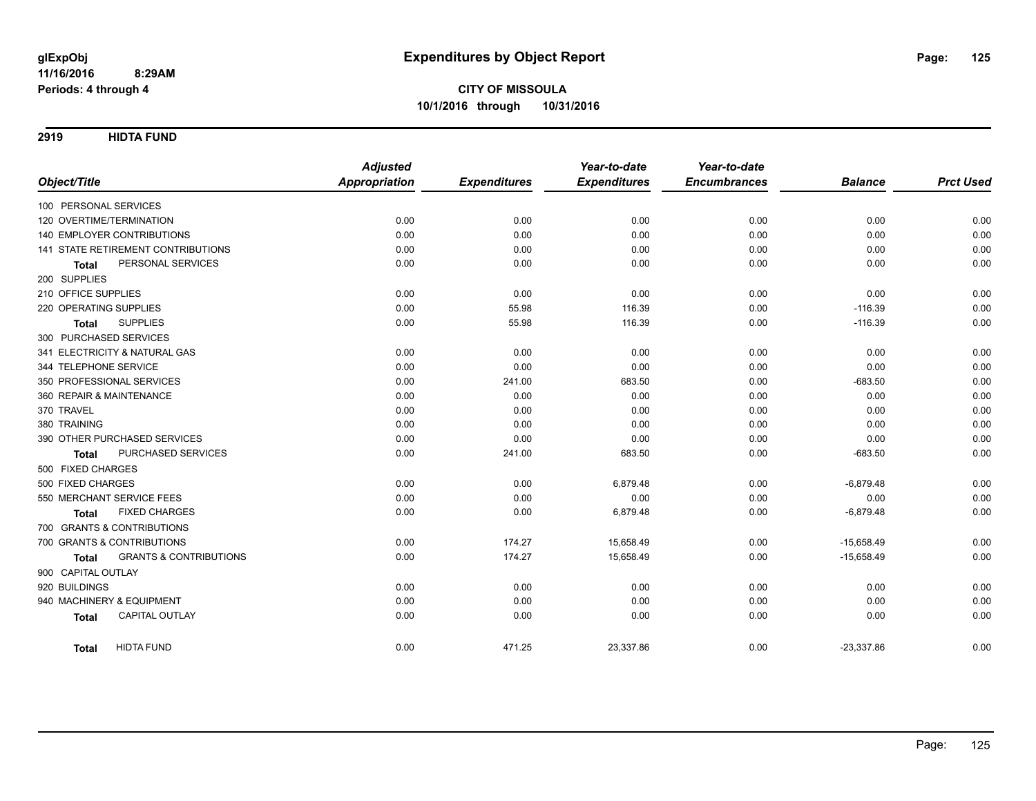glExpObj
11/16/2016 8:29AM
Periods: 4 through 4

# Expenditures by Object Report

**CITY OF MISSOULA**
**10/1/2016 through 10/31/2016**

## 2919 HIDTA FUND

| Object/Title | Adjusted Appropriation | Expenditures | Year-to-date Expenditures | Year-to-date Encumbrances | Balance | Prct Used |
|---|---|---|---|---|---|---|
| 100 PERSONAL SERVICES | | | | | | |
| 120 OVERTIME/TERMINATION | 0.00 | 0.00 | 0.00 | 0.00 | 0.00 | 0.00 |
| 140 EMPLOYER CONTRIBUTIONS | 0.00 | 0.00 | 0.00 | 0.00 | 0.00 | 0.00 |
| 141 STATE RETIREMENT CONTRIBUTIONS | 0.00 | 0.00 | 0.00 | 0.00 | 0.00 | 0.00 |
| **Total** PERSONAL SERVICES | 0.00 | 0.00 | 0.00 | 0.00 | 0.00 | 0.00 |
| 200 SUPPLIES | | | | | | |
| 210 OFFICE SUPPLIES | 0.00 | 0.00 | 0.00 | 0.00 | 0.00 | 0.00 |
| 220 OPERATING SUPPLIES | 0.00 | 55.98 | 116.39 | 0.00 | -116.39 | 0.00 |
| **Total** SUPPLIES | 0.00 | 55.98 | 116.39 | 0.00 | -116.39 | 0.00 |
| 300 PURCHASED SERVICES | | | | | | |
| 341 ELECTRICITY & NATURAL GAS | 0.00 | 0.00 | 0.00 | 0.00 | 0.00 | 0.00 |
| 344 TELEPHONE SERVICE | 0.00 | 0.00 | 0.00 | 0.00 | 0.00 | 0.00 |
| 350 PROFESSIONAL SERVICES | 0.00 | 241.00 | 683.50 | 0.00 | -683.50 | 0.00 |
| 360 REPAIR & MAINTENANCE | 0.00 | 0.00 | 0.00 | 0.00 | 0.00 | 0.00 |
| 370 TRAVEL | 0.00 | 0.00 | 0.00 | 0.00 | 0.00 | 0.00 |
| 380 TRAINING | 0.00 | 0.00 | 0.00 | 0.00 | 0.00 | 0.00 |
| 390 OTHER PURCHASED SERVICES | 0.00 | 0.00 | 0.00 | 0.00 | 0.00 | 0.00 |
| **Total** PURCHASED SERVICES | 0.00 | 241.00 | 683.50 | 0.00 | -683.50 | 0.00 |
| 500 FIXED CHARGES | | | | | | |
| 500 FIXED CHARGES | 0.00 | 0.00 | 6,879.48 | 0.00 | -6,879.48 | 0.00 |
| 550 MERCHANT SERVICE FEES | 0.00 | 0.00 | 0.00 | 0.00 | 0.00 | 0.00 |
| **Total** FIXED CHARGES | 0.00 | 0.00 | 6,879.48 | 0.00 | -6,879.48 | 0.00 |
| 700 GRANTS & CONTRIBUTIONS | | | | | | |
| 700 GRANTS & CONTRIBUTIONS | 0.00 | 174.27 | 15,658.49 | 0.00 | -15,658.49 | 0.00 |
| **Total** GRANTS & CONTRIBUTIONS | 0.00 | 174.27 | 15,658.49 | 0.00 | -15,658.49 | 0.00 |
| 900 CAPITAL OUTLAY | | | | | | |
| 920 BUILDINGS | 0.00 | 0.00 | 0.00 | 0.00 | 0.00 | 0.00 |
| 940 MACHINERY & EQUIPMENT | 0.00 | 0.00 | 0.00 | 0.00 | 0.00 | 0.00 |
| **Total** CAPITAL OUTLAY | 0.00 | 0.00 | 0.00 | 0.00 | 0.00 | 0.00 |
| **Total** HIDTA FUND | 0.00 | 471.25 | 23,337.86 | 0.00 | -23,337.86 | 0.00 |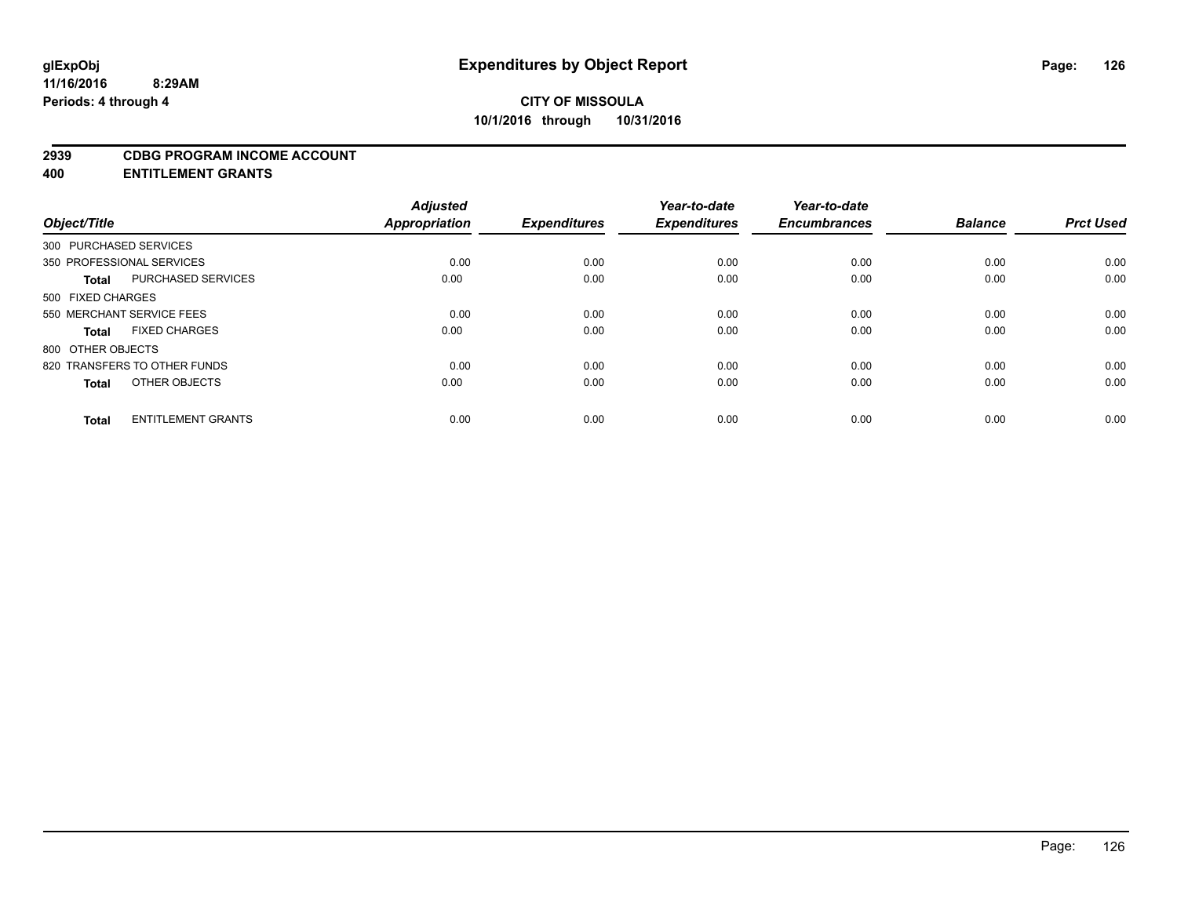# Expenditures by Object Report

glExpObj
11/16/2016 8:29AM
Periods: 4 through 4

**CITY OF MISSOULA**
**10/1/2016 through 10/31/2016**

**2939 CDBG PROGRAM INCOME ACCOUNT**
**400 ENTITLEMENT GRANTS**

| Object/Title | Adjusted Appropriation | Expenditures | Year-to-date Expenditures | Year-to-date Encumbrances | Balance | Prct Used |
|---|---|---|---|---|---|---|
| 300 PURCHASED SERVICES | | | | | | |
| 350 PROFESSIONAL SERVICES | 0.00 | 0.00 | 0.00 | 0.00 | 0.00 | 0.00 |
| **Total** PURCHASED SERVICES | 0.00 | 0.00 | 0.00 | 0.00 | 0.00 | 0.00 |
| 500 FIXED CHARGES | | | | | | |
| 550 MERCHANT SERVICE FEES | 0.00 | 0.00 | 0.00 | 0.00 | 0.00 | 0.00 |
| **Total** FIXED CHARGES | 0.00 | 0.00 | 0.00 | 0.00 | 0.00 | 0.00 |
| 800 OTHER OBJECTS | | | | | | |
| 820 TRANSFERS TO OTHER FUNDS | 0.00 | 0.00 | 0.00 | 0.00 | 0.00 | 0.00 |
| **Total** OTHER OBJECTS | 0.00 | 0.00 | 0.00 | 0.00 | 0.00 | 0.00 |
| **Total** ENTITLEMENT GRANTS | 0.00 | 0.00 | 0.00 | 0.00 | 0.00 | 0.00 |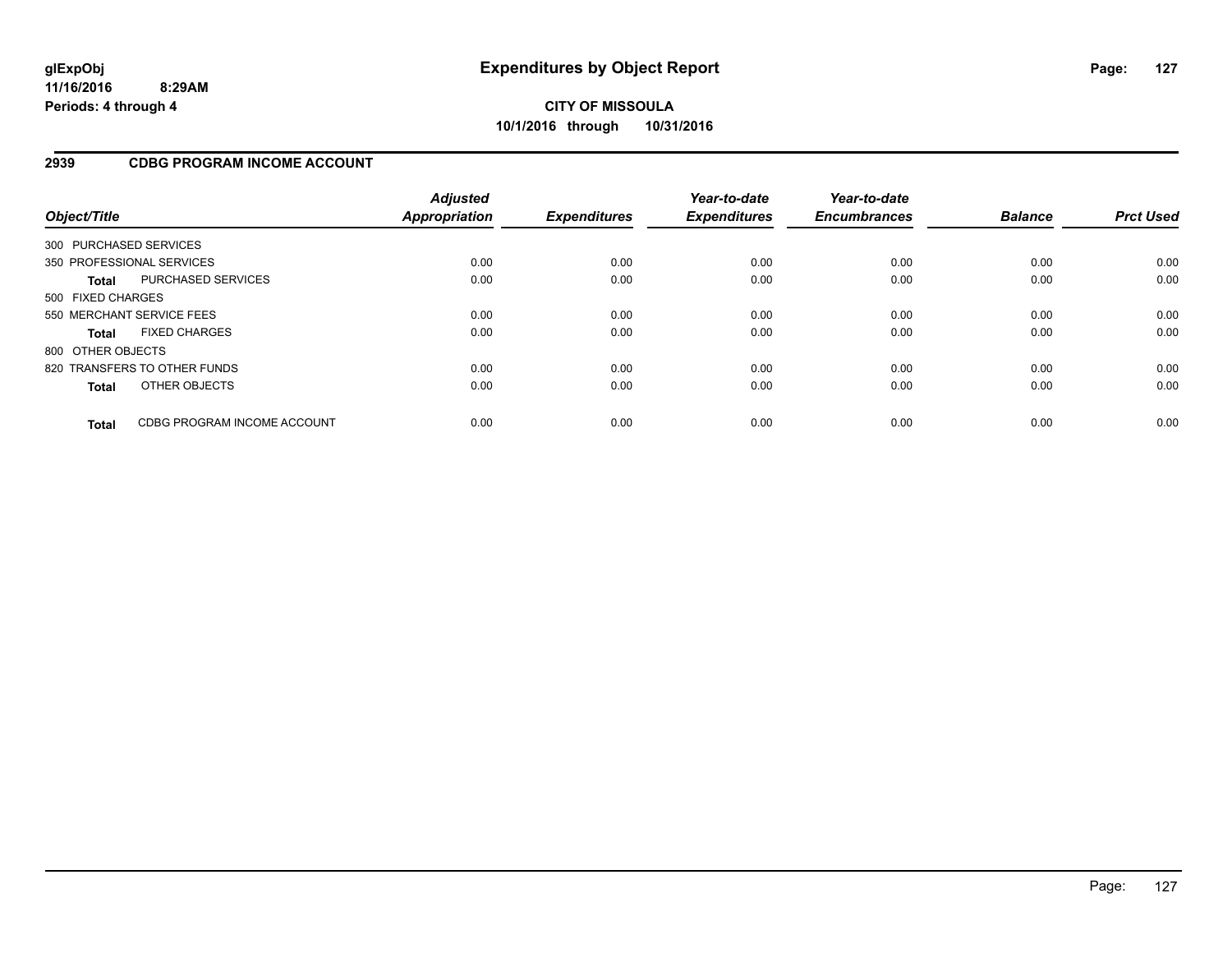# Expenditures by Object Report

glExpObj
11/16/2016 8:29AM
Periods: 4 through 4

**CITY OF MISSOULA**
**10/1/2016 through 10/31/2016**

## 2939 CDBG PROGRAM INCOME ACCOUNT

| Object/Title | | Adjusted Appropriation | Expenditures | Year-to-date Expenditures | Year-to-date Encumbrances | Balance | Prct Used |
|---|---|---|---|---|---|---|---|
| 300 PURCHASED SERVICES | | | | | | | |
| 350 PROFESSIONAL SERVICES | | 0.00 | 0.00 | 0.00 | 0.00 | 0.00 | 0.00 |
| **Total** | PURCHASED SERVICES | 0.00 | 0.00 | 0.00 | 0.00 | 0.00 | 0.00 |
| 500 FIXED CHARGES | | | | | | | |
| 550 MERCHANT SERVICE FEES | | 0.00 | 0.00 | 0.00 | 0.00 | 0.00 | 0.00 |
| **Total** | FIXED CHARGES | 0.00 | 0.00 | 0.00 | 0.00 | 0.00 | 0.00 |
| 800 OTHER OBJECTS | | | | | | | |
| 820 TRANSFERS TO OTHER FUNDS | | 0.00 | 0.00 | 0.00 | 0.00 | 0.00 | 0.00 |
| **Total** | OTHER OBJECTS | 0.00 | 0.00 | 0.00 | 0.00 | 0.00 | 0.00 |
| **Total** | CDBG PROGRAM INCOME ACCOUNT | 0.00 | 0.00 | 0.00 | 0.00 | 0.00 | 0.00 |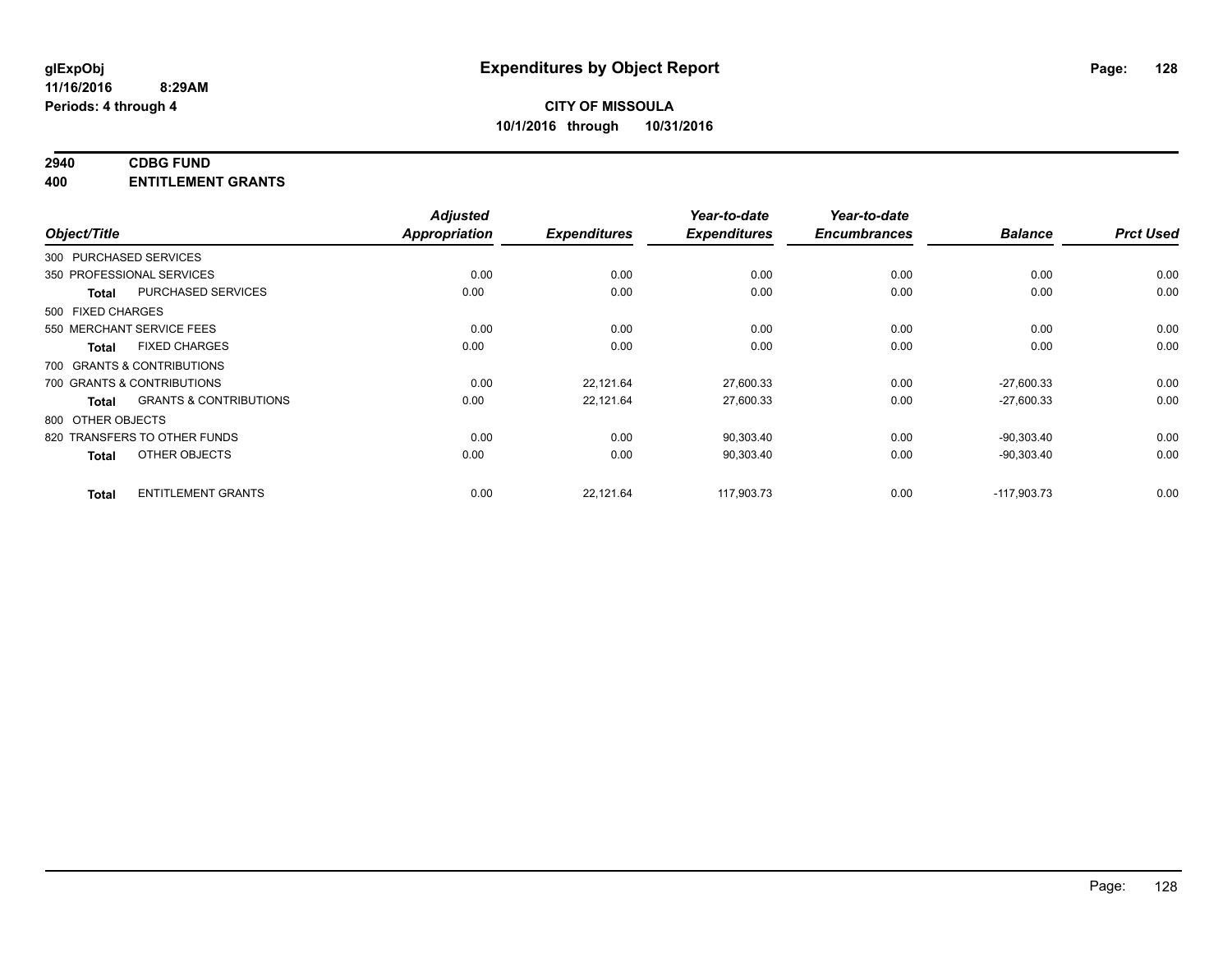# Expenditures by Object Report

glExpObj
11/16/2016 8:29AM
Periods: 4 through 4

**CITY OF MISSOULA**
**10/1/2016 through 10/31/2016**

## 2940 CDBG FUND
## 400 ENTITLEMENT GRANTS

| Object/Title | Adjusted Appropriation | Expenditures | Year-to-date Expenditures | Year-to-date Encumbrances | Balance | Prct Used |
|---|---|---|---|---|---|---|
| 300 PURCHASED SERVICES | | | | | | |
| 350 PROFESSIONAL SERVICES | 0.00 | 0.00 | 0.00 | 0.00 | 0.00 | 0.00 |
| **Total** PURCHASED SERVICES | 0.00 | 0.00 | 0.00 | 0.00 | 0.00 | 0.00 |
| 500 FIXED CHARGES | | | | | | |
| 550 MERCHANT SERVICE FEES | 0.00 | 0.00 | 0.00 | 0.00 | 0.00 | 0.00 |
| **Total** FIXED CHARGES | 0.00 | 0.00 | 0.00 | 0.00 | 0.00 | 0.00 |
| 700 GRANTS & CONTRIBUTIONS | | | | | | |
| 700 GRANTS & CONTRIBUTIONS | 0.00 | 22,121.64 | 27,600.33 | 0.00 | -27,600.33 | 0.00 |
| **Total** GRANTS & CONTRIBUTIONS | 0.00 | 22,121.64 | 27,600.33 | 0.00 | -27,600.33 | 0.00 |
| 800 OTHER OBJECTS | | | | | | |
| 820 TRANSFERS TO OTHER FUNDS | 0.00 | 0.00 | 90,303.40 | 0.00 | -90,303.40 | 0.00 |
| **Total** OTHER OBJECTS | 0.00 | 0.00 | 90,303.40 | 0.00 | -90,303.40 | 0.00 |
| **Total** ENTITLEMENT GRANTS | 0.00 | 22,121.64 | 117,903.73 | 0.00 | -117,903.73 | 0.00 |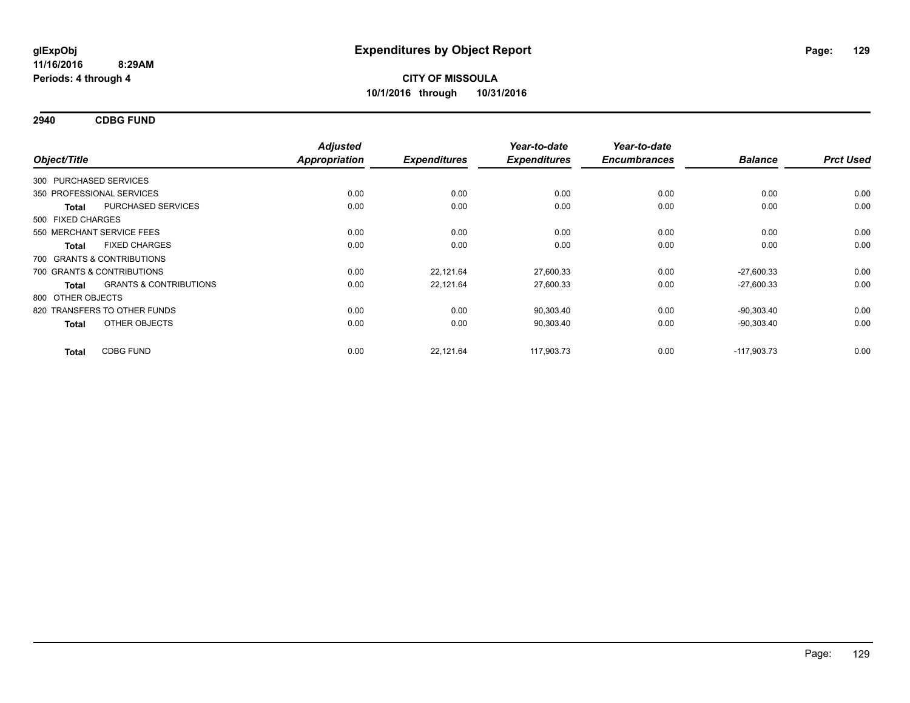glExpObj
11/16/2016 8:29AM
Periods: 4 through 4

# Expenditures by Object Report

**CITY OF MISSOULA**
**10/1/2016 through 10/31/2016**

## 2940 CDBG FUND

| Object/Title | | Adjusted Appropriation | Expenditures | Year-to-date Expenditures | Year-to-date Encumbrances | Balance | Prct Used |
|---|---|---|---|---|---|---|---|
| 300 PURCHASED SERVICES | | | | | | | |
| 350 PROFESSIONAL SERVICES | | 0.00 | 0.00 | 0.00 | 0.00 | 0.00 | 0.00 |
| **Total** | PURCHASED SERVICES | 0.00 | 0.00 | 0.00 | 0.00 | 0.00 | 0.00 |
| 500 FIXED CHARGES | | | | | | | |
| 550 MERCHANT SERVICE FEES | | 0.00 | 0.00 | 0.00 | 0.00 | 0.00 | 0.00 |
| **Total** | FIXED CHARGES | 0.00 | 0.00 | 0.00 | 0.00 | 0.00 | 0.00 |
| 700 GRANTS & CONTRIBUTIONS | | | | | | | |
| 700 GRANTS & CONTRIBUTIONS | | 0.00 | 22,121.64 | 27,600.33 | 0.00 | -27,600.33 | 0.00 |
| **Total** | GRANTS & CONTRIBUTIONS | 0.00 | 22,121.64 | 27,600.33 | 0.00 | -27,600.33 | 0.00 |
| 800 OTHER OBJECTS | | | | | | | |
| 820 TRANSFERS TO OTHER FUNDS | | 0.00 | 0.00 | 90,303.40 | 0.00 | -90,303.40 | 0.00 |
| **Total** | OTHER OBJECTS | 0.00 | 0.00 | 90,303.40 | 0.00 | -90,303.40 | 0.00 |
| **Total** | CDBG FUND | 0.00 | 22,121.64 | 117,903.73 | 0.00 | -117,903.73 | 0.00 |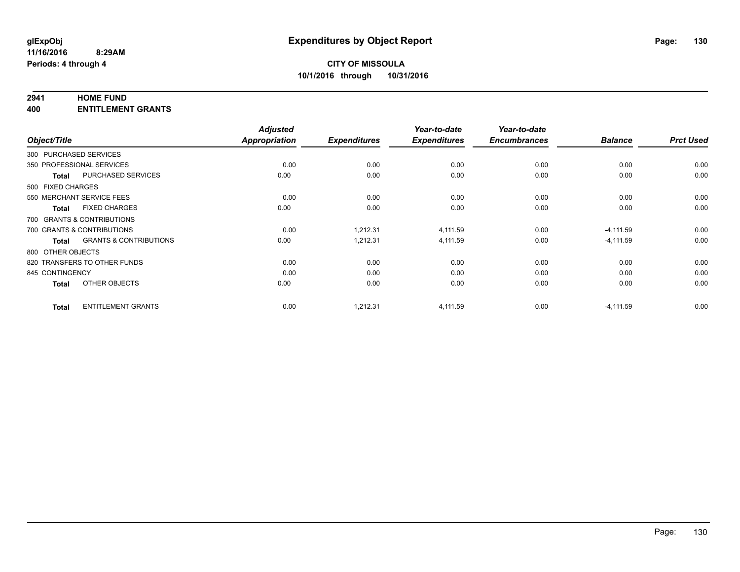# Expenditures by Object Report

glExpObj
11/16/2016 8:29AM
Periods: 4 through 4

**CITY OF MISSOULA**
**10/1/2016 through 10/31/2016**

**2941 HOME FUND**
**400 ENTITLEMENT GRANTS**

| Object/Title | Adjusted Appropriation | Expenditures | Year-to-date Expenditures | Year-to-date Encumbrances | Balance | Prct Used |
|---|---|---|---|---|---|---|
| 300 PURCHASED SERVICES | | | | | | |
| 350 PROFESSIONAL SERVICES | 0.00 | 0.00 | 0.00 | 0.00 | 0.00 | 0.00 |
| **Total** PURCHASED SERVICES | 0.00 | 0.00 | 0.00 | 0.00 | 0.00 | 0.00 |
| 500 FIXED CHARGES | | | | | | |
| 550 MERCHANT SERVICE FEES | 0.00 | 0.00 | 0.00 | 0.00 | 0.00 | 0.00 |
| **Total** FIXED CHARGES | 0.00 | 0.00 | 0.00 | 0.00 | 0.00 | 0.00 |
| 700 GRANTS & CONTRIBUTIONS | | | | | | |
| 700 GRANTS & CONTRIBUTIONS | 0.00 | 1,212.31 | 4,111.59 | 0.00 | -4,111.59 | 0.00 |
| **Total** GRANTS & CONTRIBUTIONS | 0.00 | 1,212.31 | 4,111.59 | 0.00 | -4,111.59 | 0.00 |
| 800 OTHER OBJECTS | | | | | | |
| 820 TRANSFERS TO OTHER FUNDS | 0.00 | 0.00 | 0.00 | 0.00 | 0.00 | 0.00 |
| 845 CONTINGENCY | 0.00 | 0.00 | 0.00 | 0.00 | 0.00 | 0.00 |
| **Total** OTHER OBJECTS | 0.00 | 0.00 | 0.00 | 0.00 | 0.00 | 0.00 |
| **Total** ENTITLEMENT GRANTS | 0.00 | 1,212.31 | 4,111.59 | 0.00 | -4,111.59 | 0.00 |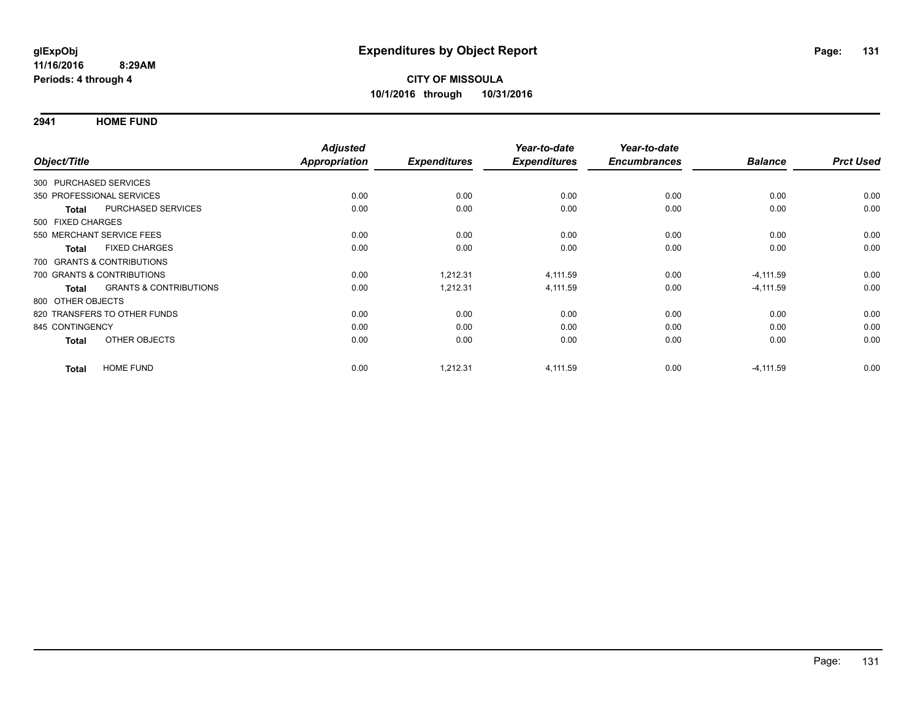**glExpObj**
**11/16/2016 8:29AM**
**Periods: 4 through 4**

# Expenditures by Object Report

**CITY OF MISSOULA**
**10/1/2016 through 10/31/2016**

## 2941 HOME FUND

| Object/Title | | Adjusted Appropriation | Expenditures | Year-to-date Expenditures | Year-to-date Encumbrances | Balance | Prct Used |
|---|---|---|---|---|---|---|---|
| 300 PURCHASED SERVICES | | | | | | | |
| 350 PROFESSIONAL SERVICES | | 0.00 | 0.00 | 0.00 | 0.00 | 0.00 | 0.00 |
| **Total** | PURCHASED SERVICES | 0.00 | 0.00 | 0.00 | 0.00 | 0.00 | 0.00 |
| 500 FIXED CHARGES | | | | | | | |
| 550 MERCHANT SERVICE FEES | | 0.00 | 0.00 | 0.00 | 0.00 | 0.00 | 0.00 |
| **Total** | FIXED CHARGES | 0.00 | 0.00 | 0.00 | 0.00 | 0.00 | 0.00 |
| 700 GRANTS & CONTRIBUTIONS | | | | | | | |
| 700 GRANTS & CONTRIBUTIONS | | 0.00 | 1,212.31 | 4,111.59 | 0.00 | -4,111.59 | 0.00 |
| **Total** | GRANTS & CONTRIBUTIONS | 0.00 | 1,212.31 | 4,111.59 | 0.00 | -4,111.59 | 0.00 |
| 800 OTHER OBJECTS | | | | | | | |
| 820 TRANSFERS TO OTHER FUNDS | | 0.00 | 0.00 | 0.00 | 0.00 | 0.00 | 0.00 |
| 845 CONTINGENCY | | 0.00 | 0.00 | 0.00 | 0.00 | 0.00 | 0.00 |
| **Total** | OTHER OBJECTS | 0.00 | 0.00 | 0.00 | 0.00 | 0.00 | 0.00 |
| **Total** | HOME FUND | 0.00 | 1,212.31 | 4,111.59 | 0.00 | -4,111.59 | 0.00 |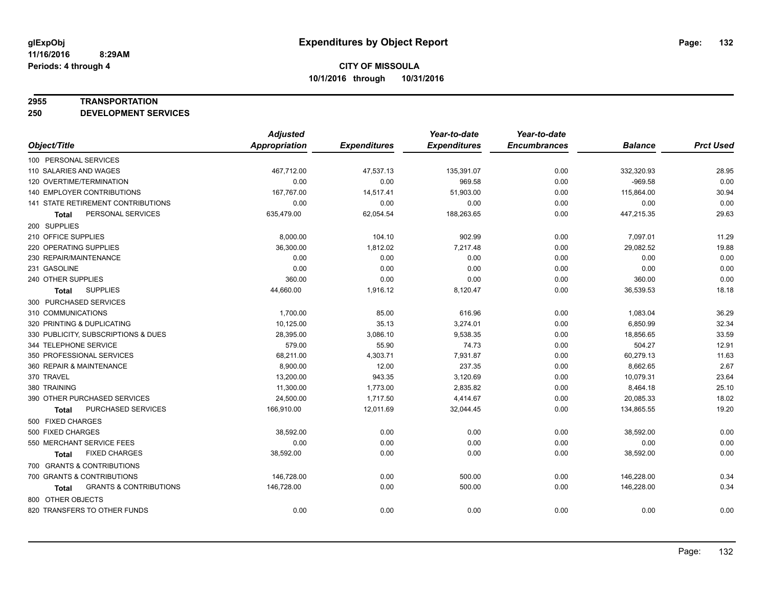**glExpObj**
**11/16/2016 8:29AM**
**Periods: 4 through 4**

# Expenditures by Object Report

**CITY OF MISSOULA**
**10/1/2016 through 10/31/2016**

**2955 TRANSPORTATION**
**250 DEVELOPMENT SERVICES**

| Object/Title | Adjusted Appropriation | Expenditures | Year-to-date Expenditures | Year-to-date Encumbrances | Balance | Prct Used |
|---|---|---|---|---|---|---|
| 100 PERSONAL SERVICES | | | | | | |
| 110 SALARIES AND WAGES | 467,712.00 | 47,537.13 | 135,391.07 | 0.00 | 332,320.93 | 28.95 |
| 120 OVERTIME/TERMINATION | 0.00 | 0.00 | 969.58 | 0.00 | -969.58 | 0.00 |
| 140 EMPLOYER CONTRIBUTIONS | 167,767.00 | 14,517.41 | 51,903.00 | 0.00 | 115,864.00 | 30.94 |
| 141 STATE RETIREMENT CONTRIBUTIONS | 0.00 | 0.00 | 0.00 | 0.00 | 0.00 | 0.00 |
| **Total** PERSONAL SERVICES | 635,479.00 | 62,054.54 | 188,263.65 | 0.00 | 447,215.35 | 29.63 |
| 200 SUPPLIES | | | | | | |
| 210 OFFICE SUPPLIES | 8,000.00 | 104.10 | 902.99 | 0.00 | 7,097.01 | 11.29 |
| 220 OPERATING SUPPLIES | 36,300.00 | 1,812.02 | 7,217.48 | 0.00 | 29,082.52 | 19.88 |
| 230 REPAIR/MAINTENANCE | 0.00 | 0.00 | 0.00 | 0.00 | 0.00 | 0.00 |
| 231 GASOLINE | 0.00 | 0.00 | 0.00 | 0.00 | 0.00 | 0.00 |
| 240 OTHER SUPPLIES | 360.00 | 0.00 | 0.00 | 0.00 | 360.00 | 0.00 |
| **Total** SUPPLIES | 44,660.00 | 1,916.12 | 8,120.47 | 0.00 | 36,539.53 | 18.18 |
| 300 PURCHASED SERVICES | | | | | | |
| 310 COMMUNICATIONS | 1,700.00 | 85.00 | 616.96 | 0.00 | 1,083.04 | 36.29 |
| 320 PRINTING & DUPLICATING | 10,125.00 | 35.13 | 3,274.01 | 0.00 | 6,850.99 | 32.34 |
| 330 PUBLICITY, SUBSCRIPTIONS & DUES | 28,395.00 | 3,086.10 | 9,538.35 | 0.00 | 18,856.65 | 33.59 |
| 344 TELEPHONE SERVICE | 579.00 | 55.90 | 74.73 | 0.00 | 504.27 | 12.91 |
| 350 PROFESSIONAL SERVICES | 68,211.00 | 4,303.71 | 7,931.87 | 0.00 | 60,279.13 | 11.63 |
| 360 REPAIR & MAINTENANCE | 8,900.00 | 12.00 | 237.35 | 0.00 | 8,662.65 | 2.67 |
| 370 TRAVEL | 13,200.00 | 943.35 | 3,120.69 | 0.00 | 10,079.31 | 23.64 |
| 380 TRAINING | 11,300.00 | 1,773.00 | 2,835.82 | 0.00 | 8,464.18 | 25.10 |
| 390 OTHER PURCHASED SERVICES | 24,500.00 | 1,717.50 | 4,414.67 | 0.00 | 20,085.33 | 18.02 |
| **Total** PURCHASED SERVICES | 166,910.00 | 12,011.69 | 32,044.45 | 0.00 | 134,865.55 | 19.20 |
| 500 FIXED CHARGES | | | | | | |
| 500 FIXED CHARGES | 38,592.00 | 0.00 | 0.00 | 0.00 | 38,592.00 | 0.00 |
| 550 MERCHANT SERVICE FEES | 0.00 | 0.00 | 0.00 | 0.00 | 0.00 | 0.00 |
| **Total** FIXED CHARGES | 38,592.00 | 0.00 | 0.00 | 0.00 | 38,592.00 | 0.00 |
| 700 GRANTS & CONTRIBUTIONS | | | | | | |
| 700 GRANTS & CONTRIBUTIONS | 146,728.00 | 0.00 | 500.00 | 0.00 | 146,228.00 | 0.34 |
| **Total** GRANTS & CONTRIBUTIONS | 146,728.00 | 0.00 | 500.00 | 0.00 | 146,228.00 | 0.34 |
| 800 OTHER OBJECTS | | | | | | |
| 820 TRANSFERS TO OTHER FUNDS | 0.00 | 0.00 | 0.00 | 0.00 | 0.00 | 0.00 |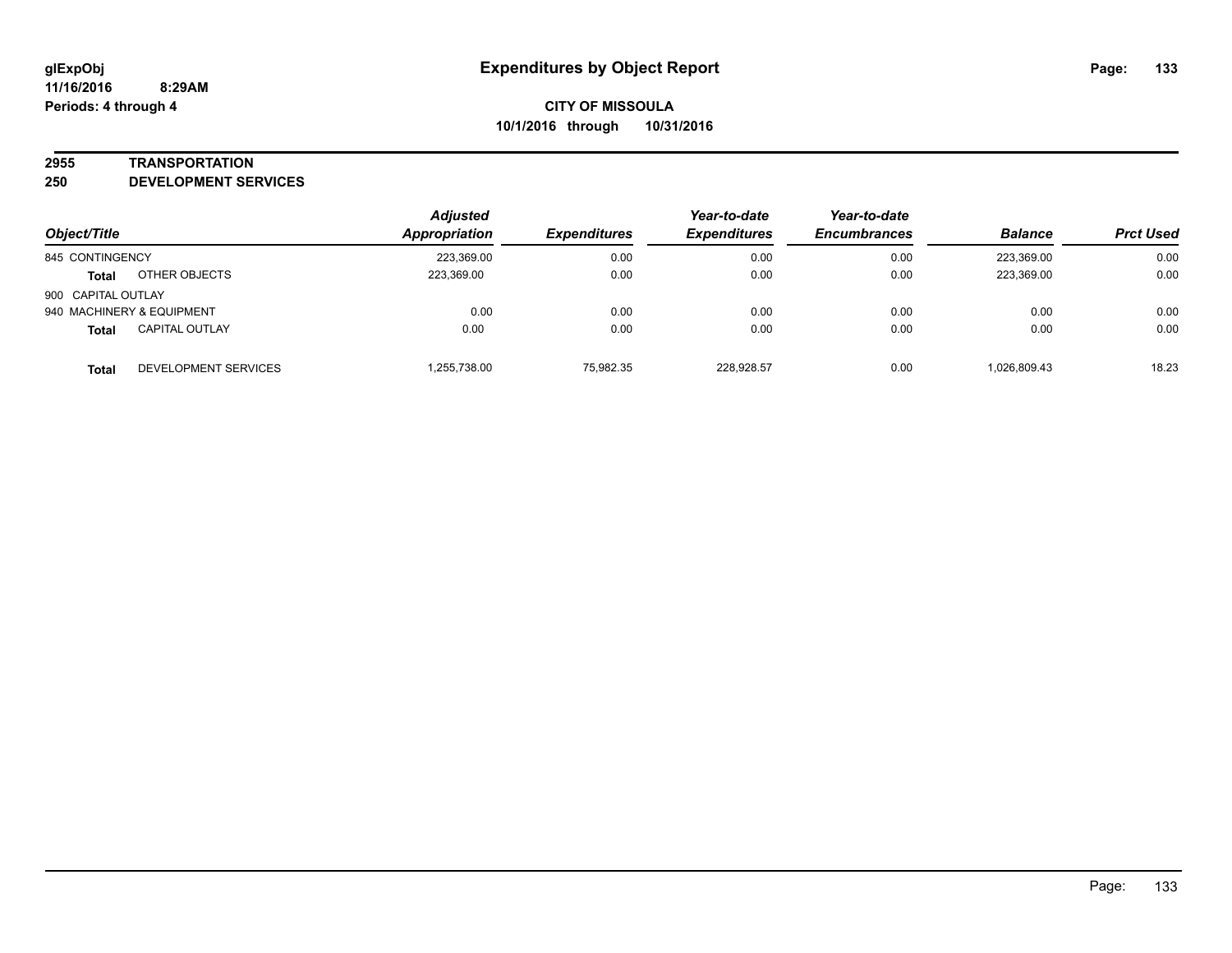**glExpObj**
**11/16/2016 8:29AM**
**Periods: 4 through 4**

# Expenditures by Object Report

**CITY OF MISSOULA**
**10/1/2016 through 10/31/2016**

**2955 TRANSPORTATION**
**250 DEVELOPMENT SERVICES**

| Object/Title | | Adjusted Appropriation | Expenditures | Year-to-date Expenditures | Year-to-date Encumbrances | Balance | Prct Used |
|---|---|---|---|---|---|---|---|
| 845 CONTINGENCY | | 223,369.00 | 0.00 | 0.00 | 0.00 | 223,369.00 | 0.00 |
| **Total** | OTHER OBJECTS | 223,369.00 | 0.00 | 0.00 | 0.00 | 223,369.00 | 0.00 |
| 900 CAPITAL OUTLAY | | | | | | | |
| 940 MACHINERY & EQUIPMENT | | 0.00 | 0.00 | 0.00 | 0.00 | 0.00 | 0.00 |
| **Total** | CAPITAL OUTLAY | 0.00 | 0.00 | 0.00 | 0.00 | 0.00 | 0.00 |
| **Total** | DEVELOPMENT SERVICES | 1,255,738.00 | 75,982.35 | 228,928.57 | 0.00 | 1,026,809.43 | 18.23 |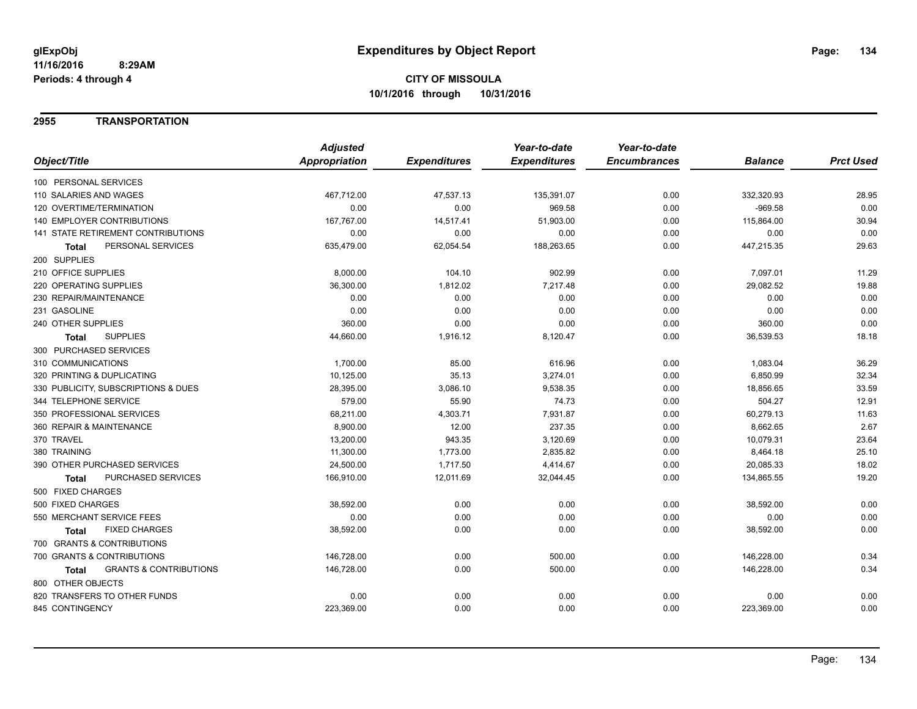**glExpObj** **Expenditures by Object Report**
**11/16/2016 8:29AM**
**Periods: 4 through 4**

**CITY OF MISSOULA**
**10/1/2016 through 10/31/2016**

## 2955 TRANSPORTATION

| Object/Title | Adjusted Appropriation | Expenditures | Year-to-date Expenditures | Year-to-date Encumbrances | Balance | Prct Used |
|---|---|---|---|---|---|---|
| 100 PERSONAL SERVICES | | | | | | |
| 110 SALARIES AND WAGES | 467,712.00 | 47,537.13 | 135,391.07 | 0.00 | 332,320.93 | 28.95 |
| 120 OVERTIME/TERMINATION | 0.00 | 0.00 | 969.58 | 0.00 | -969.58 | 0.00 |
| 140 EMPLOYER CONTRIBUTIONS | 167,767.00 | 14,517.41 | 51,903.00 | 0.00 | 115,864.00 | 30.94 |
| 141 STATE RETIREMENT CONTRIBUTIONS | 0.00 | 0.00 | 0.00 | 0.00 | 0.00 | 0.00 |
| **Total** PERSONAL SERVICES | 635,479.00 | 62,054.54 | 188,263.65 | 0.00 | 447,215.35 | 29.63 |
| 200 SUPPLIES | | | | | | |
| 210 OFFICE SUPPLIES | 8,000.00 | 104.10 | 902.99 | 0.00 | 7,097.01 | 11.29 |
| 220 OPERATING SUPPLIES | 36,300.00 | 1,812.02 | 7,217.48 | 0.00 | 29,082.52 | 19.88 |
| 230 REPAIR/MAINTENANCE | 0.00 | 0.00 | 0.00 | 0.00 | 0.00 | 0.00 |
| 231 GASOLINE | 0.00 | 0.00 | 0.00 | 0.00 | 0.00 | 0.00 |
| 240 OTHER SUPPLIES | 360.00 | 0.00 | 0.00 | 0.00 | 360.00 | 0.00 |
| **Total** SUPPLIES | 44,660.00 | 1,916.12 | 8,120.47 | 0.00 | 36,539.53 | 18.18 |
| 300 PURCHASED SERVICES | | | | | | |
| 310 COMMUNICATIONS | 1,700.00 | 85.00 | 616.96 | 0.00 | 1,083.04 | 36.29 |
| 320 PRINTING & DUPLICATING | 10,125.00 | 35.13 | 3,274.01 | 0.00 | 6,850.99 | 32.34 |
| 330 PUBLICITY, SUBSCRIPTIONS & DUES | 28,395.00 | 3,086.10 | 9,538.35 | 0.00 | 18,856.65 | 33.59 |
| 344 TELEPHONE SERVICE | 579.00 | 55.90 | 74.73 | 0.00 | 504.27 | 12.91 |
| 350 PROFESSIONAL SERVICES | 68,211.00 | 4,303.71 | 7,931.87 | 0.00 | 60,279.13 | 11.63 |
| 360 REPAIR & MAINTENANCE | 8,900.00 | 12.00 | 237.35 | 0.00 | 8,662.65 | 2.67 |
| 370 TRAVEL | 13,200.00 | 943.35 | 3,120.69 | 0.00 | 10,079.31 | 23.64 |
| 380 TRAINING | 11,300.00 | 1,773.00 | 2,835.82 | 0.00 | 8,464.18 | 25.10 |
| 390 OTHER PURCHASED SERVICES | 24,500.00 | 1,717.50 | 4,414.67 | 0.00 | 20,085.33 | 18.02 |
| **Total** PURCHASED SERVICES | 166,910.00 | 12,011.69 | 32,044.45 | 0.00 | 134,865.55 | 19.20 |
| 500 FIXED CHARGES | | | | | | |
| 500 FIXED CHARGES | 38,592.00 | 0.00 | 0.00 | 0.00 | 38,592.00 | 0.00 |
| 550 MERCHANT SERVICE FEES | 0.00 | 0.00 | 0.00 | 0.00 | 0.00 | 0.00 |
| **Total** FIXED CHARGES | 38,592.00 | 0.00 | 0.00 | 0.00 | 38,592.00 | 0.00 |
| 700 GRANTS & CONTRIBUTIONS | | | | | | |
| 700 GRANTS & CONTRIBUTIONS | 146,728.00 | 0.00 | 500.00 | 0.00 | 146,228.00 | 0.34 |
| **Total** GRANTS & CONTRIBUTIONS | 146,728.00 | 0.00 | 500.00 | 0.00 | 146,228.00 | 0.34 |
| 800 OTHER OBJECTS | | | | | | |
| 820 TRANSFERS TO OTHER FUNDS | 0.00 | 0.00 | 0.00 | 0.00 | 0.00 | 0.00 |
| 845 CONTINGENCY | 223,369.00 | 0.00 | 0.00 | 0.00 | 223,369.00 | 0.00 |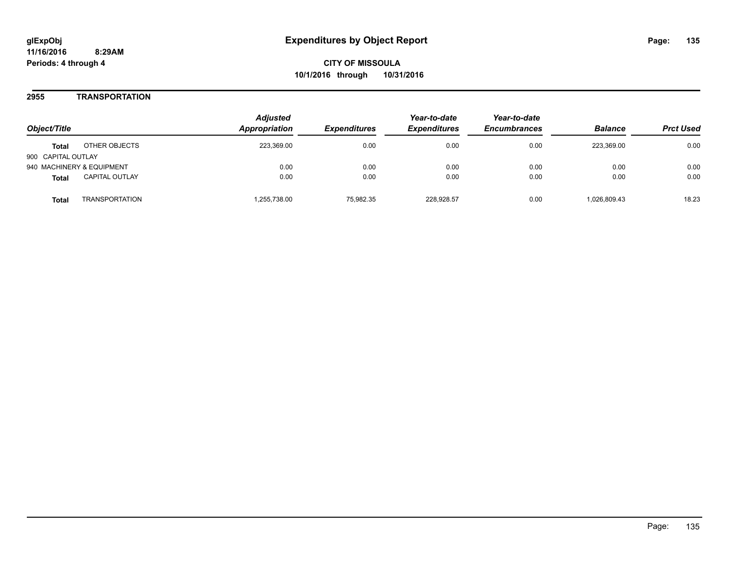**glExpObj**
**11/16/2016 8:29AM**
**Periods: 4 through 4**

# Expenditures by Object Report

**CITY OF MISSOULA**
**10/1/2016 through 10/31/2016**

## 2955 TRANSPORTATION

| Object/Title | | *Adjusted Appropriation* | *Expenditures* | *Year-to-date Expenditures* | *Year-to-date Encumbrances* | *Balance* | *Prct Used* |
|---|---|---|---|---|---|---|---|
| **Total** | OTHER OBJECTS | 223,369.00 | 0.00 | 0.00 | 0.00 | 223,369.00 | 0.00 |
| 900 CAPITAL OUTLAY | | | | | | | |
| 940 MACHINERY & EQUIPMENT | | 0.00 | 0.00 | 0.00 | 0.00 | 0.00 | 0.00 |
| **Total** | CAPITAL OUTLAY | 0.00 | 0.00 | 0.00 | 0.00 | 0.00 | 0.00 |
| **Total** | TRANSPORTATION | 1,255,738.00 | 75,982.35 | 228,928.57 | 0.00 | 1,026,809.43 | 18.23 |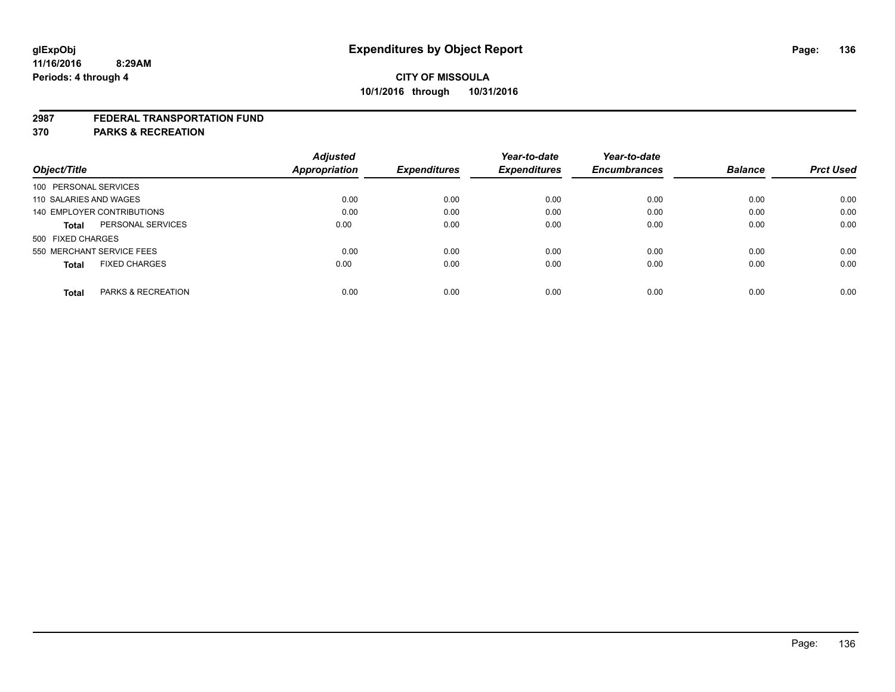**glExpObj** **Expenditures by Object Report**

**11/16/2016 8:29AM**

**Periods: 4 through 4**

**CITY OF MISSOULA**

**10/1/2016 through 10/31/2016**

**2987 FEDERAL TRANSPORTATION FUND**

**370 PARKS & RECREATION**

| Object/Title | | Adjusted Appropriation | Expenditures | Year-to-date Expenditures | Year-to-date Encumbrances | Balance | Prct Used |
|---|---|---|---|---|---|---|---|
| 100 PERSONAL SERVICES | | | | | | | |
| 110 SALARIES AND WAGES | | 0.00 | 0.00 | 0.00 | 0.00 | 0.00 | 0.00 |
| 140 EMPLOYER CONTRIBUTIONS | | 0.00 | 0.00 | 0.00 | 0.00 | 0.00 | 0.00 |
| **Total** | PERSONAL SERVICES | 0.00 | 0.00 | 0.00 | 0.00 | 0.00 | 0.00 |
| 500 FIXED CHARGES | | | | | | | |
| 550 MERCHANT SERVICE FEES | | 0.00 | 0.00 | 0.00 | 0.00 | 0.00 | 0.00 |
| **Total** | FIXED CHARGES | 0.00 | 0.00 | 0.00 | 0.00 | 0.00 | 0.00 |
| **Total** | PARKS & RECREATION | 0.00 | 0.00 | 0.00 | 0.00 | 0.00 | 0.00 |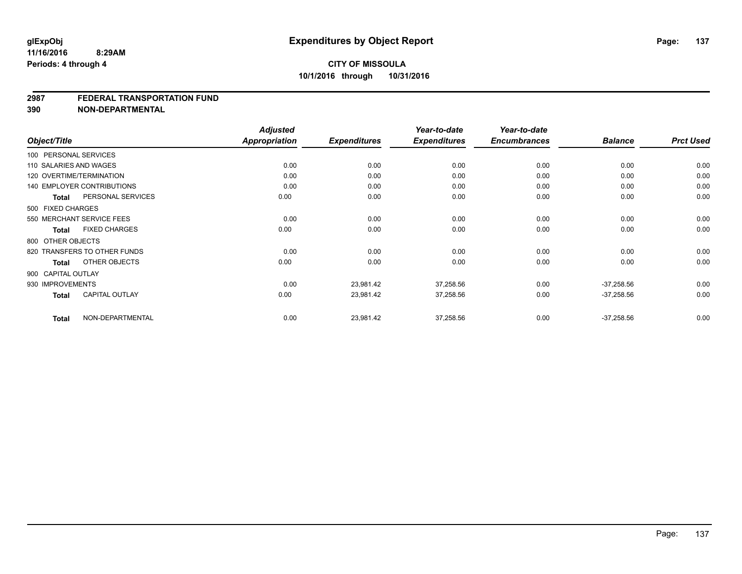**glExpObj**
**11/16/2016 8:29AM**
**Periods: 4 through 4**

# Expenditures by Object Report

**CITY OF MISSOULA**
**10/1/2016 through 10/31/2016**

## 2987 FEDERAL TRANSPORTATION FUND
## 390 NON-DEPARTMENTAL

| Object/Title | | Adjusted Appropriation | Expenditures | Year-to-date Expenditures | Year-to-date Encumbrances | Balance | Prct Used |
|---|---|---|---|---|---|---|---|
| 100 PERSONAL SERVICES | | | | | | | |
| 110 SALARIES AND WAGES | | 0.00 | 0.00 | 0.00 | 0.00 | 0.00 | 0.00 |
| 120 OVERTIME/TERMINATION | | 0.00 | 0.00 | 0.00 | 0.00 | 0.00 | 0.00 |
| 140 EMPLOYER CONTRIBUTIONS | | 0.00 | 0.00 | 0.00 | 0.00 | 0.00 | 0.00 |
| **Total** | PERSONAL SERVICES | 0.00 | 0.00 | 0.00 | 0.00 | 0.00 | 0.00 |
| 500 FIXED CHARGES | | | | | | | |
| 550 MERCHANT SERVICE FEES | | 0.00 | 0.00 | 0.00 | 0.00 | 0.00 | 0.00 |
| **Total** | FIXED CHARGES | 0.00 | 0.00 | 0.00 | 0.00 | 0.00 | 0.00 |
| 800 OTHER OBJECTS | | | | | | | |
| 820 TRANSFERS TO OTHER FUNDS | | 0.00 | 0.00 | 0.00 | 0.00 | 0.00 | 0.00 |
| **Total** | OTHER OBJECTS | 0.00 | 0.00 | 0.00 | 0.00 | 0.00 | 0.00 |
| 900 CAPITAL OUTLAY | | | | | | | |
| 930 IMPROVEMENTS | | 0.00 | 23,981.42 | 37,258.56 | 0.00 | -37,258.56 | 0.00 |
| **Total** | CAPITAL OUTLAY | 0.00 | 23,981.42 | 37,258.56 | 0.00 | -37,258.56 | 0.00 |
| **Total** | NON-DEPARTMENTAL | 0.00 | 23,981.42 | 37,258.56 | 0.00 | -37,258.56 | 0.00 |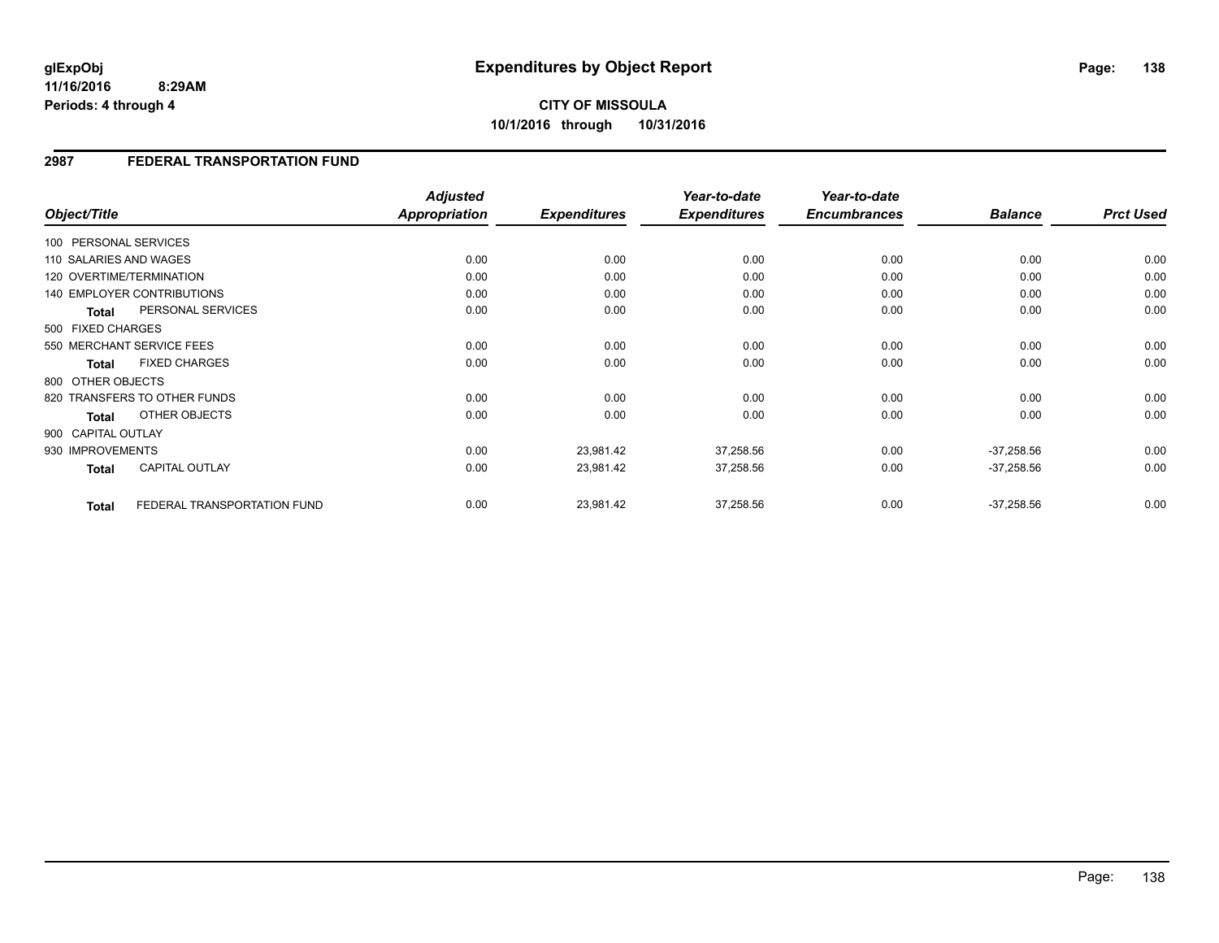**glExpObj**
**11/16/2016 8:29AM**
**Periods: 4 through 4**

# Expenditures by Object Report

**CITY OF MISSOULA**
**10/1/2016 through 10/31/2016**

## 2987 FEDERAL TRANSPORTATION FUND

| Object/Title | Adjusted Appropriation | Expenditures | Year-to-date Expenditures | Year-to-date Encumbrances | Balance | Prct Used |
|---|---|---|---|---|---|---|
| 100 PERSONAL SERVICES | | | | | | |
| 110 SALARIES AND WAGES | 0.00 | 0.00 | 0.00 | 0.00 | 0.00 | 0.00 |
| 120 OVERTIME/TERMINATION | 0.00 | 0.00 | 0.00 | 0.00 | 0.00 | 0.00 |
| 140 EMPLOYER CONTRIBUTIONS | 0.00 | 0.00 | 0.00 | 0.00 | 0.00 | 0.00 |
| **Total** PERSONAL SERVICES | 0.00 | 0.00 | 0.00 | 0.00 | 0.00 | 0.00 |
| 500 FIXED CHARGES | | | | | | |
| 550 MERCHANT SERVICE FEES | 0.00 | 0.00 | 0.00 | 0.00 | 0.00 | 0.00 |
| **Total** FIXED CHARGES | 0.00 | 0.00 | 0.00 | 0.00 | 0.00 | 0.00 |
| 800 OTHER OBJECTS | | | | | | |
| 820 TRANSFERS TO OTHER FUNDS | 0.00 | 0.00 | 0.00 | 0.00 | 0.00 | 0.00 |
| **Total** OTHER OBJECTS | 0.00 | 0.00 | 0.00 | 0.00 | 0.00 | 0.00 |
| 900 CAPITAL OUTLAY | | | | | | |
| 930 IMPROVEMENTS | 0.00 | 23,981.42 | 37,258.56 | 0.00 | -37,258.56 | 0.00 |
| **Total** CAPITAL OUTLAY | 0.00 | 23,981.42 | 37,258.56 | 0.00 | -37,258.56 | 0.00 |
| **Total** FEDERAL TRANSPORTATION FUND | 0.00 | 23,981.42 | 37,258.56 | 0.00 | -37,258.56 | 0.00 |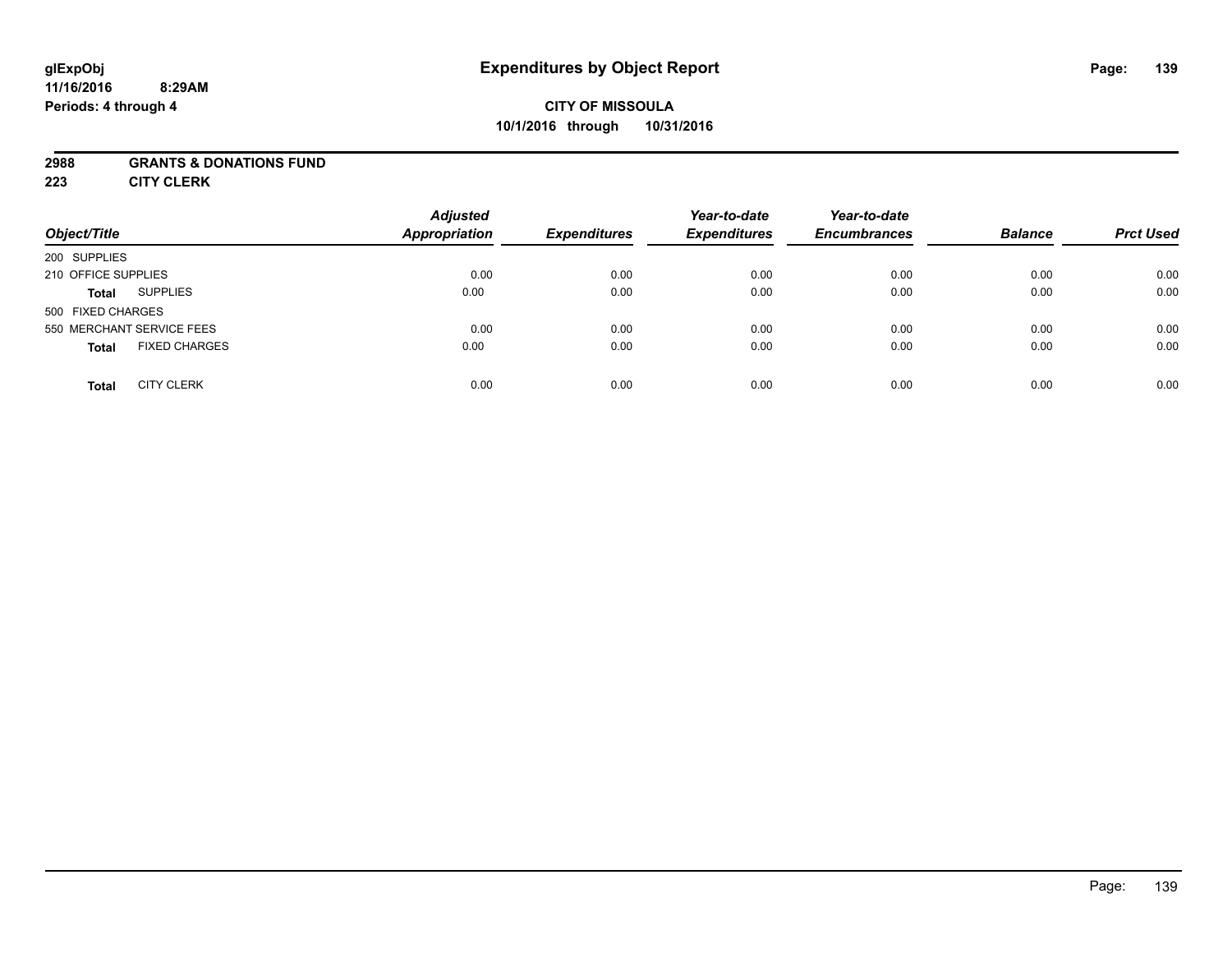# Expenditures by Object Report

glExpObj
11/16/2016 8:29AM
Periods: 4 through 4

**CITY OF MISSOULA**
**10/1/2016 through 10/31/2016**

**2988 GRANTS & DONATIONS FUND**
**223 CITY CLERK**

| Object/Title | | Adjusted Appropriation | Expenditures | Year-to-date Expenditures | Year-to-date Encumbrances | Balance | Prct Used |
|---|---|---|---|---|---|---|---|
| 200 SUPPLIES | | | | | | | |
| 210 OFFICE SUPPLIES | | 0.00 | 0.00 | 0.00 | 0.00 | 0.00 | 0.00 |
| **Total** | SUPPLIES | 0.00 | 0.00 | 0.00 | 0.00 | 0.00 | 0.00 |
| 500 FIXED CHARGES | | | | | | | |
| 550 MERCHANT SERVICE FEES | | 0.00 | 0.00 | 0.00 | 0.00 | 0.00 | 0.00 |
| **Total** | FIXED CHARGES | 0.00 | 0.00 | 0.00 | 0.00 | 0.00 | 0.00 |
| **Total** | CITY CLERK | 0.00 | 0.00 | 0.00 | 0.00 | 0.00 | 0.00 |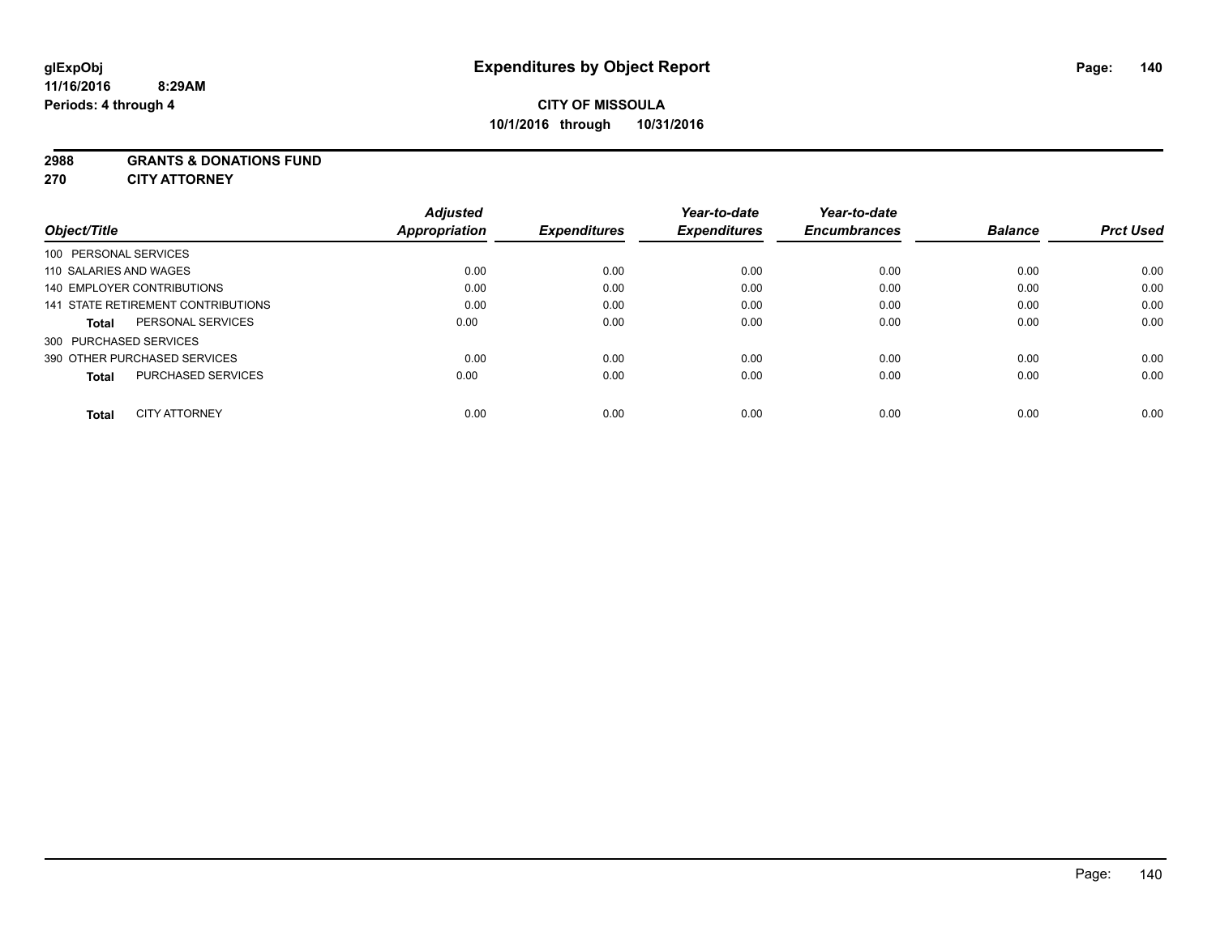**glExpObj**
**11/16/2016 8:29AM**
**Periods: 4 through 4**

# Expenditures by Object Report

**CITY OF MISSOULA**
**10/1/2016 through 10/31/2016**

**2988 GRANTS & DONATIONS FUND**
**270 CITY ATTORNEY**

| Object/Title | Adjusted Appropriation | Expenditures | Year-to-date Expenditures | Year-to-date Encumbrances | Balance | Prct Used |
|---|---|---|---|---|---|---|
| 100 PERSONAL SERVICES | | | | | | |
| 110 SALARIES AND WAGES | 0.00 | 0.00 | 0.00 | 0.00 | 0.00 | 0.00 |
| 140 EMPLOYER CONTRIBUTIONS | 0.00 | 0.00 | 0.00 | 0.00 | 0.00 | 0.00 |
| 141 STATE RETIREMENT CONTRIBUTIONS | 0.00 | 0.00 | 0.00 | 0.00 | 0.00 | 0.00 |
| **Total** PERSONAL SERVICES | 0.00 | 0.00 | 0.00 | 0.00 | 0.00 | 0.00 |
| 300 PURCHASED SERVICES | | | | | | |
| 390 OTHER PURCHASED SERVICES | 0.00 | 0.00 | 0.00 | 0.00 | 0.00 | 0.00 |
| **Total** PURCHASED SERVICES | 0.00 | 0.00 | 0.00 | 0.00 | 0.00 | 0.00 |
| **Total** CITY ATTORNEY | 0.00 | 0.00 | 0.00 | 0.00 | 0.00 | 0.00 |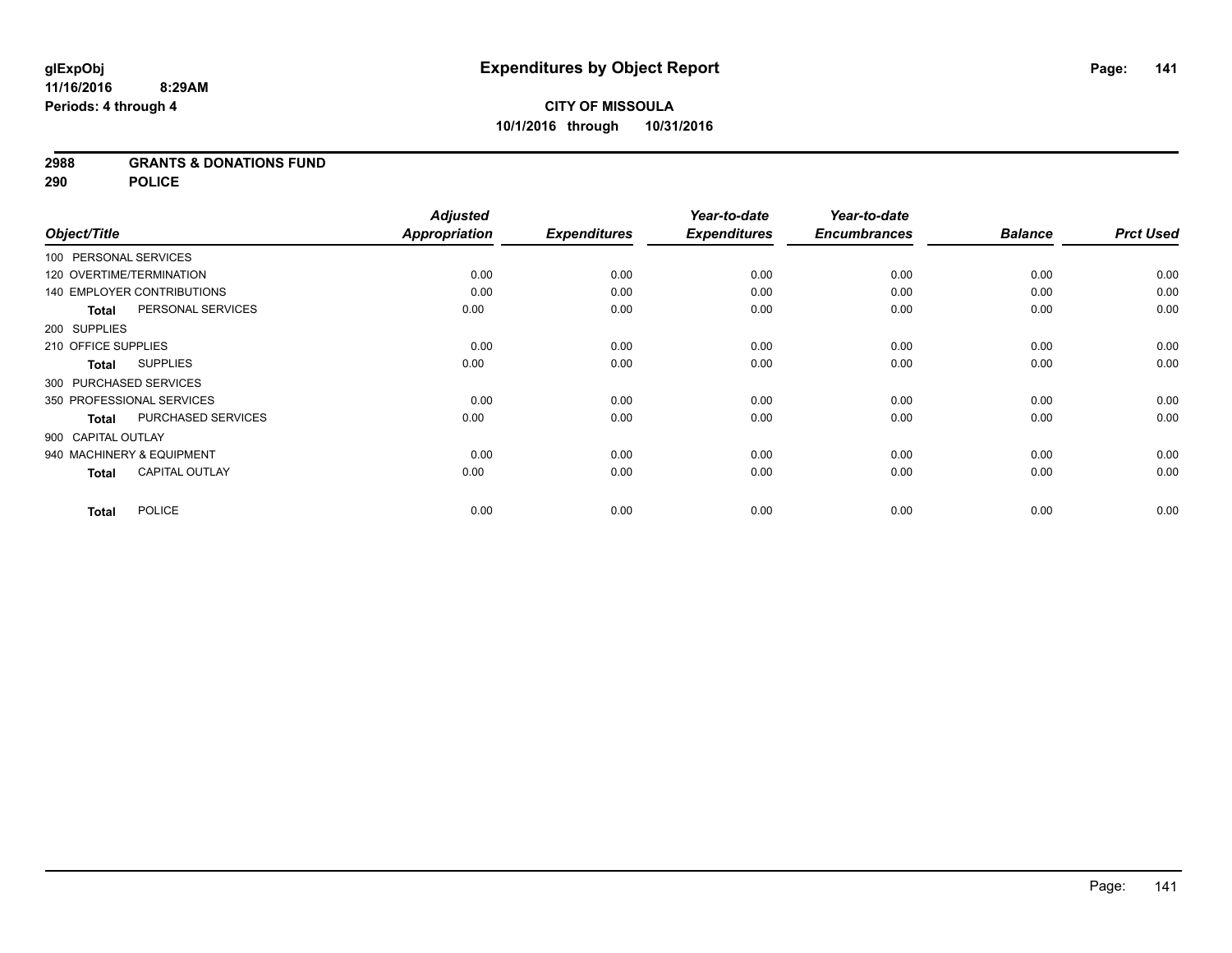glExpObj
11/16/2016 8:29AM
Periods: 4 through 4

# Expenditures by Object Report

**CITY OF MISSOULA**
**10/1/2016 through 10/31/2016**

**2988 GRANTS & DONATIONS FUND**
**290 POLICE**

| Object/Title | | Adjusted Appropriation | Expenditures | Year-to-date Expenditures | Year-to-date Encumbrances | Balance | Prct Used |
|---|---|---|---|---|---|---|---|
| 100 PERSONAL SERVICES | | | | | | | |
| 120 OVERTIME/TERMINATION | | 0.00 | 0.00 | 0.00 | 0.00 | 0.00 | 0.00 |
| 140 EMPLOYER CONTRIBUTIONS | | 0.00 | 0.00 | 0.00 | 0.00 | 0.00 | 0.00 |
| **Total** | PERSONAL SERVICES | 0.00 | 0.00 | 0.00 | 0.00 | 0.00 | 0.00 |
| 200 SUPPLIES | | | | | | | |
| 210 OFFICE SUPPLIES | | 0.00 | 0.00 | 0.00 | 0.00 | 0.00 | 0.00 |
| **Total** | SUPPLIES | 0.00 | 0.00 | 0.00 | 0.00 | 0.00 | 0.00 |
| 300 PURCHASED SERVICES | | | | | | | |
| 350 PROFESSIONAL SERVICES | | 0.00 | 0.00 | 0.00 | 0.00 | 0.00 | 0.00 |
| **Total** | PURCHASED SERVICES | 0.00 | 0.00 | 0.00 | 0.00 | 0.00 | 0.00 |
| 900 CAPITAL OUTLAY | | | | | | | |
| 940 MACHINERY & EQUIPMENT | | 0.00 | 0.00 | 0.00 | 0.00 | 0.00 | 0.00 |
| **Total** | CAPITAL OUTLAY | 0.00 | 0.00 | 0.00 | 0.00 | 0.00 | 0.00 |
| **Total** | POLICE | 0.00 | 0.00 | 0.00 | 0.00 | 0.00 | 0.00 |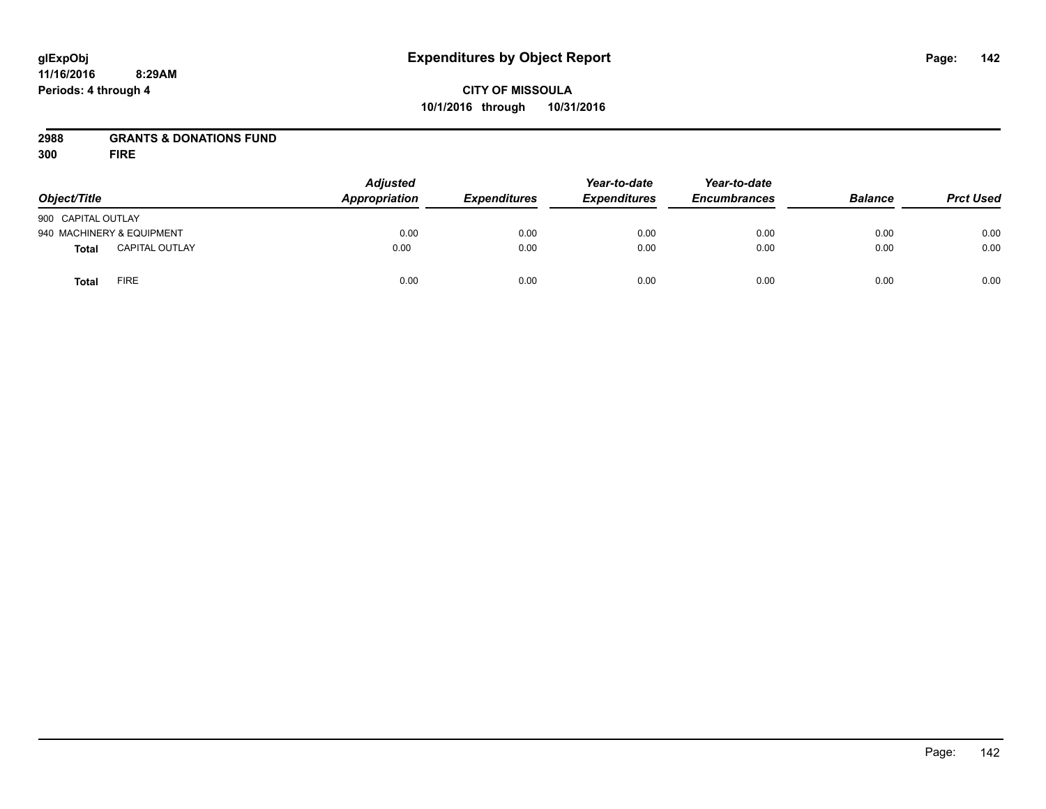glExpObj
11/16/2016 8:29AM
Periods: 4 through 4

# Expenditures by Object Report

**CITY OF MISSOULA**
**10/1/2016 through 10/31/2016**

**2988 GRANTS & DONATIONS FUND**
**300 FIRE**

| Object/Title | Adjusted Appropriation | Expenditures | Year-to-date Expenditures | Year-to-date Encumbrances | Balance | Prct Used |
|---|---|---|---|---|---|---|
| 900 CAPITAL OUTLAY | | | | | | |
| 940 MACHINERY & EQUIPMENT | 0.00 | 0.00 | 0.00 | 0.00 | 0.00 | 0.00 |
| **Total** CAPITAL OUTLAY | 0.00 | 0.00 | 0.00 | 0.00 | 0.00 | 0.00 |
| **Total** FIRE | 0.00 | 0.00 | 0.00 | 0.00 | 0.00 | 0.00 |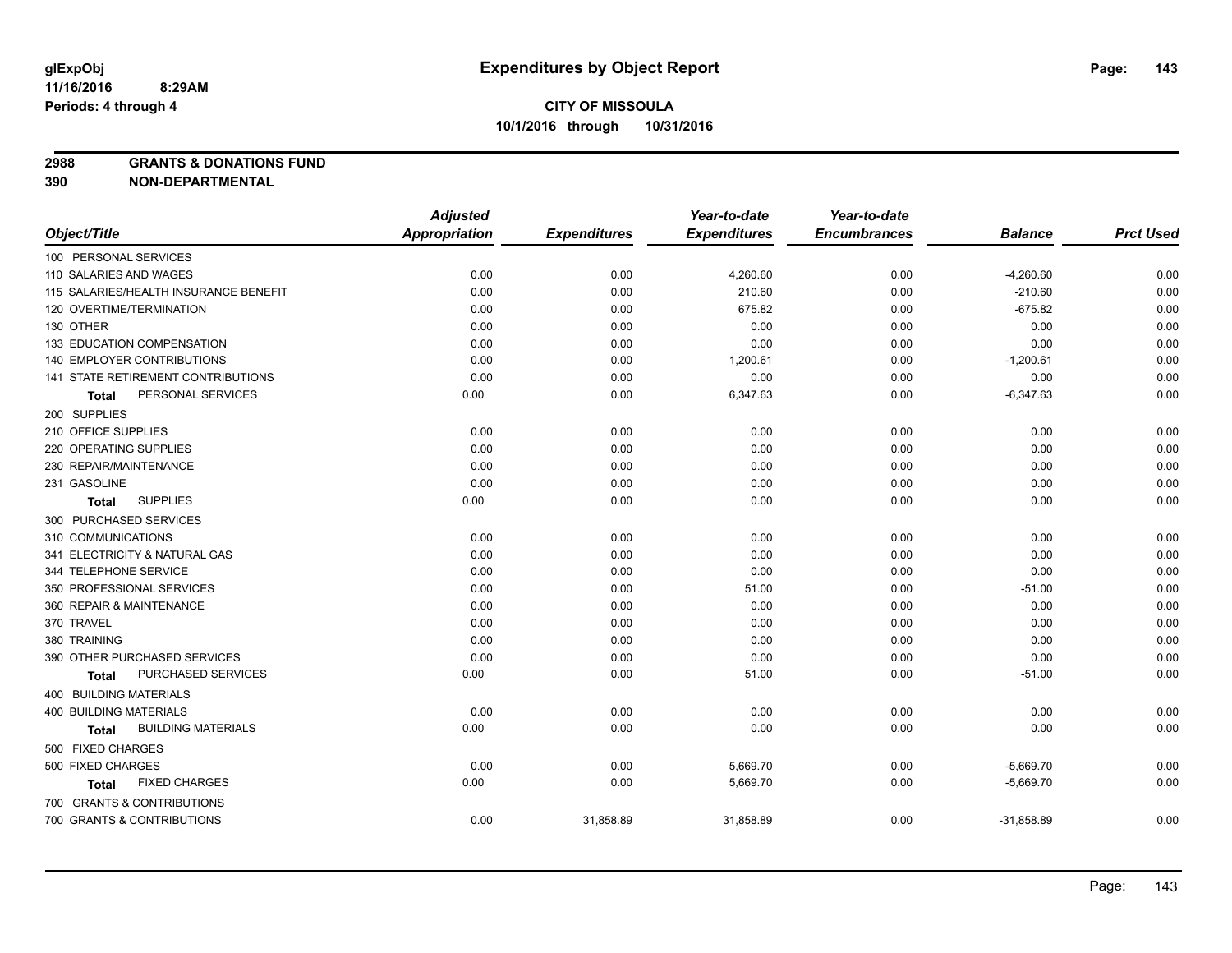# Expenditures by Object Report

glExpObj
11/16/2016 8:29AM
Periods: 4 through 4

**CITY OF MISSOULA**
**10/1/2016 through 10/31/2016**

**2988 GRANTS & DONATIONS FUND**
**390 NON-DEPARTMENTAL**

| Object/Title | Adjusted Appropriation | Expenditures | Year-to-date Expenditures | Year-to-date Encumbrances | Balance | Prct Used |
|---|---|---|---|---|---|---|
| 100 PERSONAL SERVICES | | | | | | |
| 110 SALARIES AND WAGES | 0.00 | 0.00 | 4,260.60 | 0.00 | -4,260.60 | 0.00 |
| 115 SALARIES/HEALTH INSURANCE BENEFIT | 0.00 | 0.00 | 210.60 | 0.00 | -210.60 | 0.00 |
| 120 OVERTIME/TERMINATION | 0.00 | 0.00 | 675.82 | 0.00 | -675.82 | 0.00 |
| 130 OTHER | 0.00 | 0.00 | 0.00 | 0.00 | 0.00 | 0.00 |
| 133 EDUCATION COMPENSATION | 0.00 | 0.00 | 0.00 | 0.00 | 0.00 | 0.00 |
| 140 EMPLOYER CONTRIBUTIONS | 0.00 | 0.00 | 1,200.61 | 0.00 | -1,200.61 | 0.00 |
| 141 STATE RETIREMENT CONTRIBUTIONS | 0.00 | 0.00 | 0.00 | 0.00 | 0.00 | 0.00 |
| **Total** PERSONAL SERVICES | 0.00 | 0.00 | 6,347.63 | 0.00 | -6,347.63 | 0.00 |
| 200 SUPPLIES | | | | | | |
| 210 OFFICE SUPPLIES | 0.00 | 0.00 | 0.00 | 0.00 | 0.00 | 0.00 |
| 220 OPERATING SUPPLIES | 0.00 | 0.00 | 0.00 | 0.00 | 0.00 | 0.00 |
| 230 REPAIR/MAINTENANCE | 0.00 | 0.00 | 0.00 | 0.00 | 0.00 | 0.00 |
| 231 GASOLINE | 0.00 | 0.00 | 0.00 | 0.00 | 0.00 | 0.00 |
| **Total** SUPPLIES | 0.00 | 0.00 | 0.00 | 0.00 | 0.00 | 0.00 |
| 300 PURCHASED SERVICES | | | | | | |
| 310 COMMUNICATIONS | 0.00 | 0.00 | 0.00 | 0.00 | 0.00 | 0.00 |
| 341 ELECTRICITY & NATURAL GAS | 0.00 | 0.00 | 0.00 | 0.00 | 0.00 | 0.00 |
| 344 TELEPHONE SERVICE | 0.00 | 0.00 | 0.00 | 0.00 | 0.00 | 0.00 |
| 350 PROFESSIONAL SERVICES | 0.00 | 0.00 | 51.00 | 0.00 | -51.00 | 0.00 |
| 360 REPAIR & MAINTENANCE | 0.00 | 0.00 | 0.00 | 0.00 | 0.00 | 0.00 |
| 370 TRAVEL | 0.00 | 0.00 | 0.00 | 0.00 | 0.00 | 0.00 |
| 380 TRAINING | 0.00 | 0.00 | 0.00 | 0.00 | 0.00 | 0.00 |
| 390 OTHER PURCHASED SERVICES | 0.00 | 0.00 | 0.00 | 0.00 | 0.00 | 0.00 |
| **Total** PURCHASED SERVICES | 0.00 | 0.00 | 51.00 | 0.00 | -51.00 | 0.00 |
| 400 BUILDING MATERIALS | | | | | | |
| 400 BUILDING MATERIALS | 0.00 | 0.00 | 0.00 | 0.00 | 0.00 | 0.00 |
| **Total** BUILDING MATERIALS | 0.00 | 0.00 | 0.00 | 0.00 | 0.00 | 0.00 |
| 500 FIXED CHARGES | | | | | | |
| 500 FIXED CHARGES | 0.00 | 0.00 | 5,669.70 | 0.00 | -5,669.70 | 0.00 |
| **Total** FIXED CHARGES | 0.00 | 0.00 | 5,669.70 | 0.00 | -5,669.70 | 0.00 |
| 700 GRANTS & CONTRIBUTIONS | | | | | | |
| 700 GRANTS & CONTRIBUTIONS | 0.00 | 31,858.89 | 31,858.89 | 0.00 | -31,858.89 | 0.00 |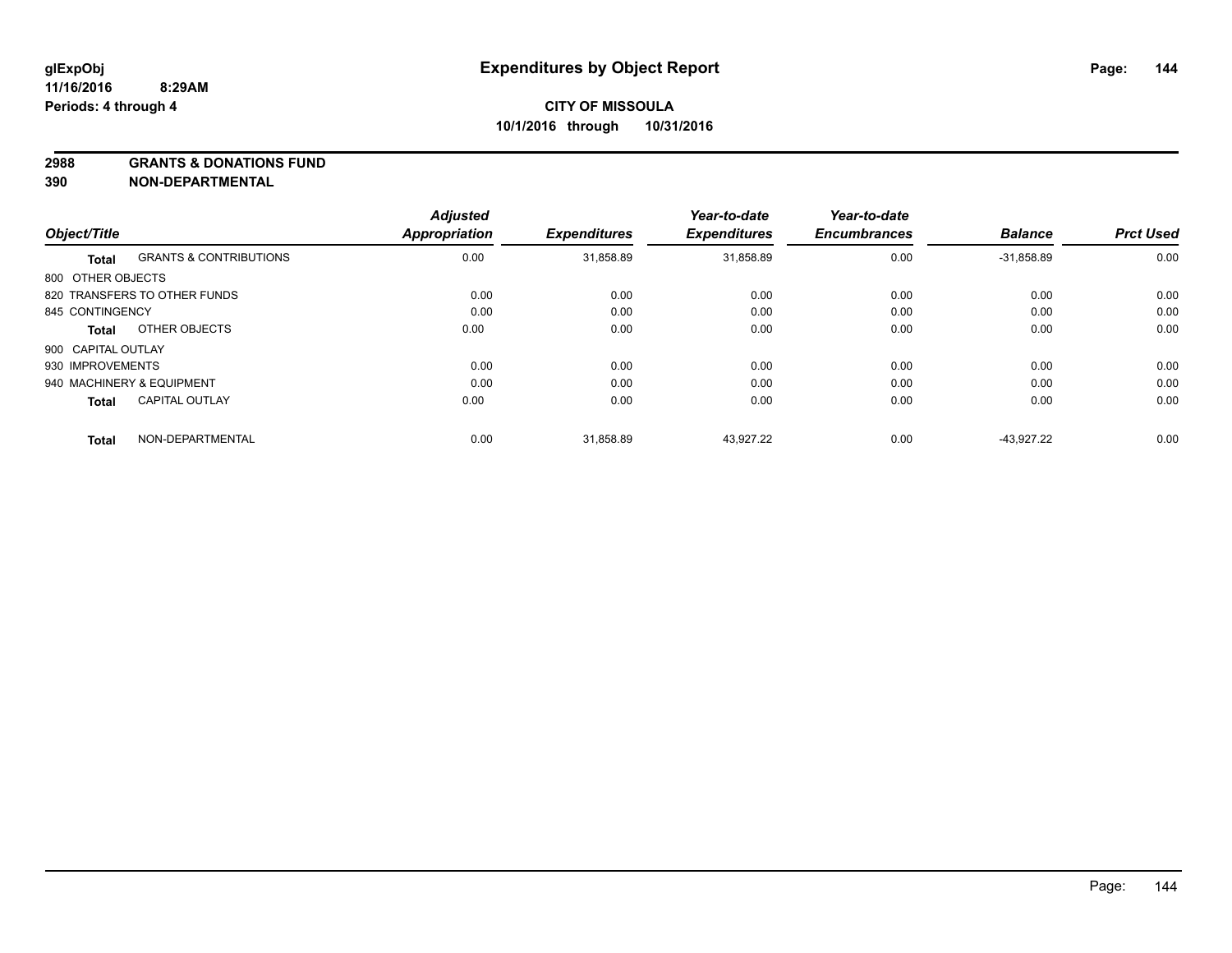**glExpObj**
**11/16/2016 8:29AM**
**Periods: 4 through 4**

# Expenditures by Object Report

**CITY OF MISSOULA**
**10/1/2016 through 10/31/2016**

**2988 GRANTS & DONATIONS FUND**
**390 NON-DEPARTMENTAL**

| Object/Title | | Adjusted Appropriation | Expenditures | Year-to-date Expenditures | Year-to-date Encumbrances | Balance | Prct Used |
|---|---|---|---|---|---|---|---|
| **Total** | GRANTS & CONTRIBUTIONS | 0.00 | 31,858.89 | 31,858.89 | 0.00 | -31,858.89 | 0.00 |
| 800 OTHER OBJECTS | | | | | | | |
| 820 TRANSFERS TO OTHER FUNDS | | 0.00 | 0.00 | 0.00 | 0.00 | 0.00 | 0.00 |
| 845 CONTINGENCY | | 0.00 | 0.00 | 0.00 | 0.00 | 0.00 | 0.00 |
| **Total** | OTHER OBJECTS | 0.00 | 0.00 | 0.00 | 0.00 | 0.00 | 0.00 |
| 900 CAPITAL OUTLAY | | | | | | | |
| 930 IMPROVEMENTS | | 0.00 | 0.00 | 0.00 | 0.00 | 0.00 | 0.00 |
| 940 MACHINERY & EQUIPMENT | | 0.00 | 0.00 | 0.00 | 0.00 | 0.00 | 0.00 |
| **Total** | CAPITAL OUTLAY | 0.00 | 0.00 | 0.00 | 0.00 | 0.00 | 0.00 |
| **Total** | NON-DEPARTMENTAL | 0.00 | 31,858.89 | 43,927.22 | 0.00 | -43,927.22 | 0.00 |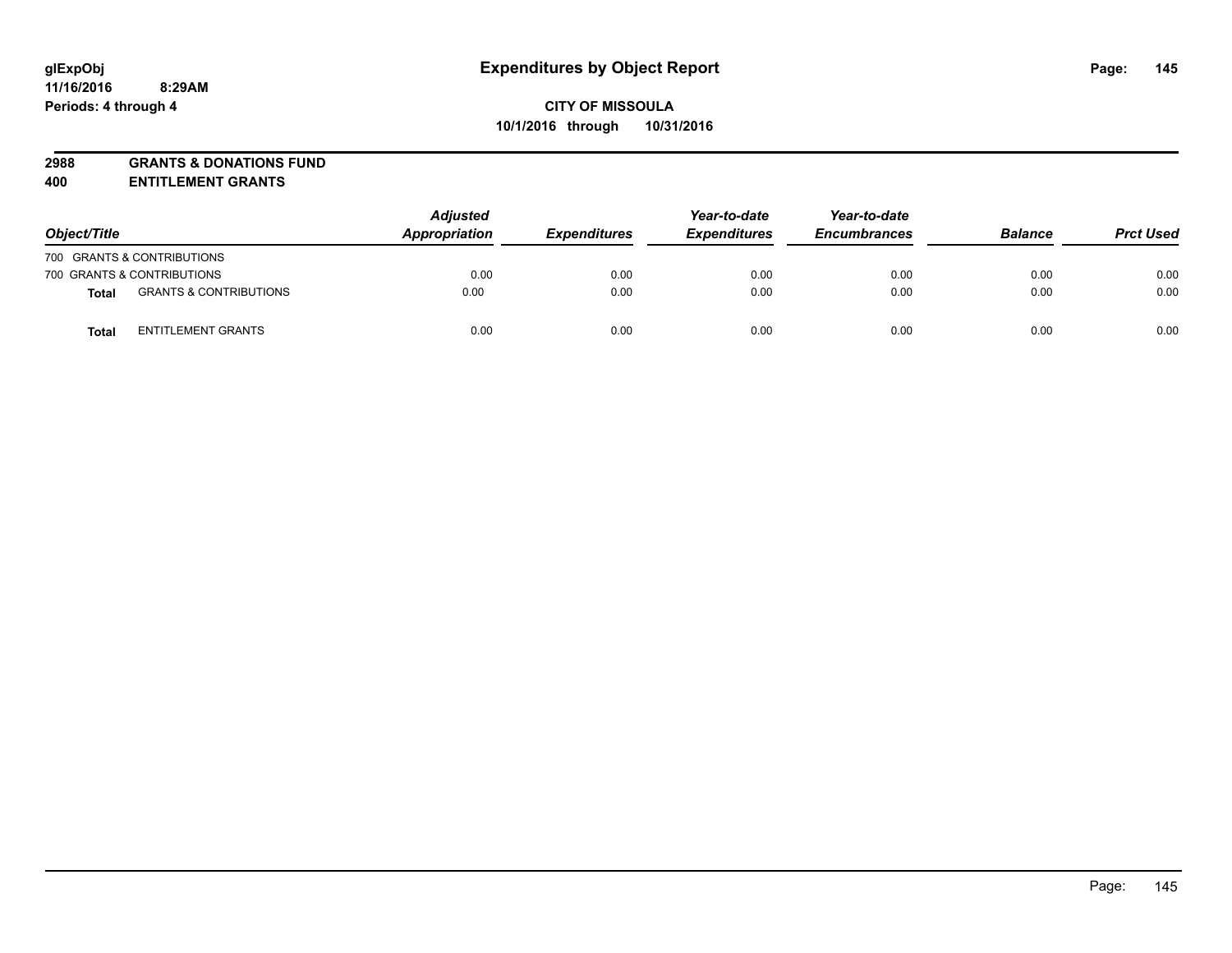glExpObj
11/16/2016 8:29AM
Periods: 4 through 4

# Expenditures by Object Report

**CITY OF MISSOULA**
**10/1/2016 through 10/31/2016**

**2988 GRANTS & DONATIONS FUND**
**400 ENTITLEMENT GRANTS**

| Object/Title | | Adjusted Appropriation | Expenditures | Year-to-date Expenditures | Year-to-date Encumbrances | Balance | Prct Used |
|---|---|---|---|---|---|---|---|
| 700 GRANTS & CONTRIBUTIONS | | | | | | | |
| 700 GRANTS & CONTRIBUTIONS | | 0.00 | 0.00 | 0.00 | 0.00 | 0.00 | 0.00 |
| **Total** | GRANTS & CONTRIBUTIONS | 0.00 | 0.00 | 0.00 | 0.00 | 0.00 | 0.00 |
| **Total** | ENTITLEMENT GRANTS | 0.00 | 0.00 | 0.00 | 0.00 | 0.00 | 0.00 |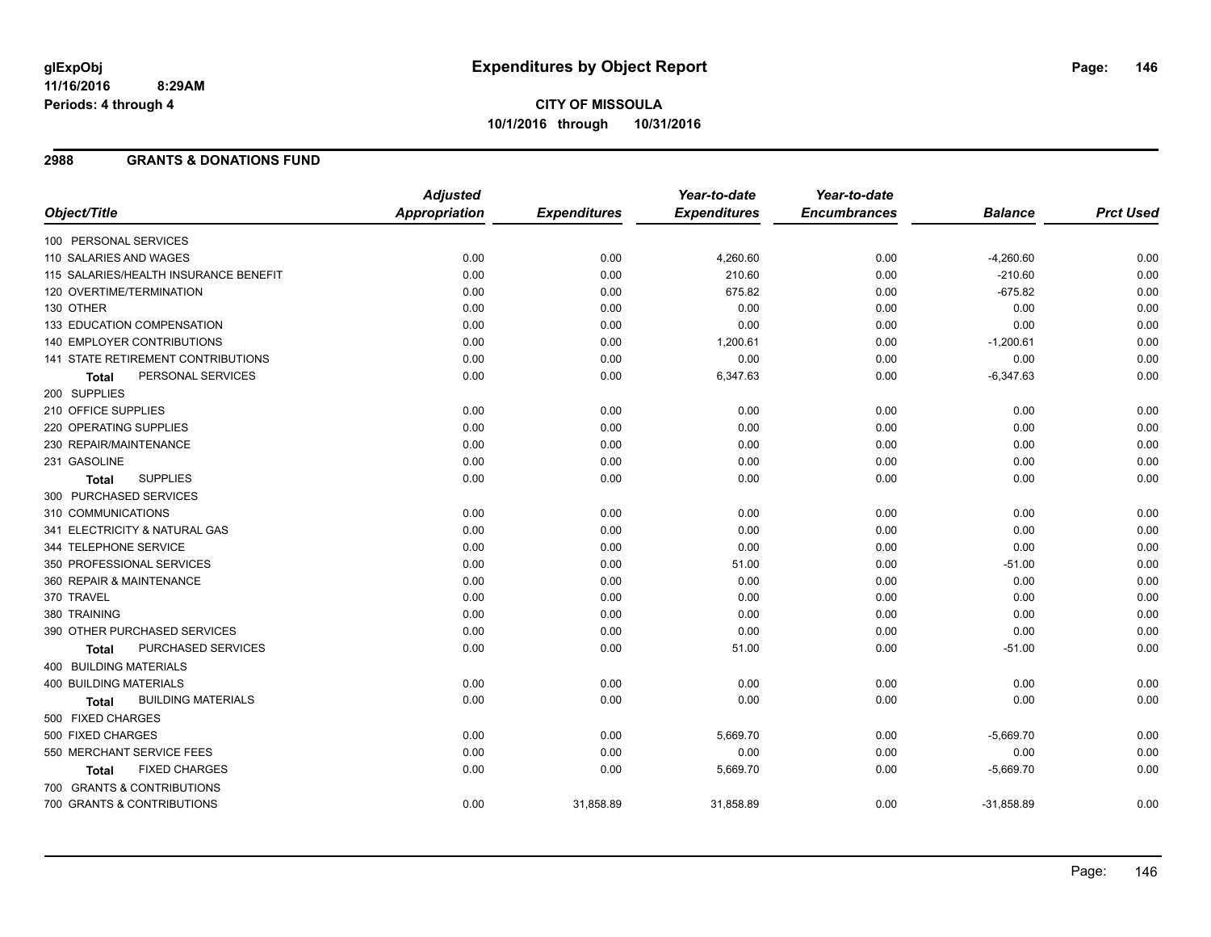# Expenditures by Object Report

glExpObj
11/16/2016 8:29AM
Periods: 4 through 4

**CITY OF MISSOULA**
**10/1/2016 through 10/31/2016**

## 2988 GRANTS & DONATIONS FUND

| Object/Title | Adjusted Appropriation | Expenditures | Year-to-date Expenditures | Year-to-date Encumbrances | Balance | Prct Used |
|---|---|---|---|---|---|---|
| 100 PERSONAL SERVICES | | | | | | |
| 110 SALARIES AND WAGES | 0.00 | 0.00 | 4,260.60 | 0.00 | -4,260.60 | 0.00 |
| 115 SALARIES/HEALTH INSURANCE BENEFIT | 0.00 | 0.00 | 210.60 | 0.00 | -210.60 | 0.00 |
| 120 OVERTIME/TERMINATION | 0.00 | 0.00 | 675.82 | 0.00 | -675.82 | 0.00 |
| 130 OTHER | 0.00 | 0.00 | 0.00 | 0.00 | 0.00 | 0.00 |
| 133 EDUCATION COMPENSATION | 0.00 | 0.00 | 0.00 | 0.00 | 0.00 | 0.00 |
| 140 EMPLOYER CONTRIBUTIONS | 0.00 | 0.00 | 1,200.61 | 0.00 | -1,200.61 | 0.00 |
| 141 STATE RETIREMENT CONTRIBUTIONS | 0.00 | 0.00 | 0.00 | 0.00 | 0.00 | 0.00 |
| **Total** PERSONAL SERVICES | 0.00 | 0.00 | 6,347.63 | 0.00 | -6,347.63 | 0.00 |
| 200 SUPPLIES | | | | | | |
| 210 OFFICE SUPPLIES | 0.00 | 0.00 | 0.00 | 0.00 | 0.00 | 0.00 |
| 220 OPERATING SUPPLIES | 0.00 | 0.00 | 0.00 | 0.00 | 0.00 | 0.00 |
| 230 REPAIR/MAINTENANCE | 0.00 | 0.00 | 0.00 | 0.00 | 0.00 | 0.00 |
| 231 GASOLINE | 0.00 | 0.00 | 0.00 | 0.00 | 0.00 | 0.00 |
| **Total** SUPPLIES | 0.00 | 0.00 | 0.00 | 0.00 | 0.00 | 0.00 |
| 300 PURCHASED SERVICES | | | | | | |
| 310 COMMUNICATIONS | 0.00 | 0.00 | 0.00 | 0.00 | 0.00 | 0.00 |
| 341 ELECTRICITY & NATURAL GAS | 0.00 | 0.00 | 0.00 | 0.00 | 0.00 | 0.00 |
| 344 TELEPHONE SERVICE | 0.00 | 0.00 | 0.00 | 0.00 | 0.00 | 0.00 |
| 350 PROFESSIONAL SERVICES | 0.00 | 0.00 | 51.00 | 0.00 | -51.00 | 0.00 |
| 360 REPAIR & MAINTENANCE | 0.00 | 0.00 | 0.00 | 0.00 | 0.00 | 0.00 |
| 370 TRAVEL | 0.00 | 0.00 | 0.00 | 0.00 | 0.00 | 0.00 |
| 380 TRAINING | 0.00 | 0.00 | 0.00 | 0.00 | 0.00 | 0.00 |
| 390 OTHER PURCHASED SERVICES | 0.00 | 0.00 | 0.00 | 0.00 | 0.00 | 0.00 |
| **Total** PURCHASED SERVICES | 0.00 | 0.00 | 51.00 | 0.00 | -51.00 | 0.00 |
| 400 BUILDING MATERIALS | | | | | | |
| 400 BUILDING MATERIALS | 0.00 | 0.00 | 0.00 | 0.00 | 0.00 | 0.00 |
| **Total** BUILDING MATERIALS | 0.00 | 0.00 | 0.00 | 0.00 | 0.00 | 0.00 |
| 500 FIXED CHARGES | | | | | | |
| 500 FIXED CHARGES | 0.00 | 0.00 | 5,669.70 | 0.00 | -5,669.70 | 0.00 |
| 550 MERCHANT SERVICE FEES | 0.00 | 0.00 | 0.00 | 0.00 | 0.00 | 0.00 |
| **Total** FIXED CHARGES | 0.00 | 0.00 | 5,669.70 | 0.00 | -5,669.70 | 0.00 |
| 700 GRANTS & CONTRIBUTIONS | | | | | | |
| 700 GRANTS & CONTRIBUTIONS | 0.00 | 31,858.89 | 31,858.89 | 0.00 | -31,858.89 | 0.00 |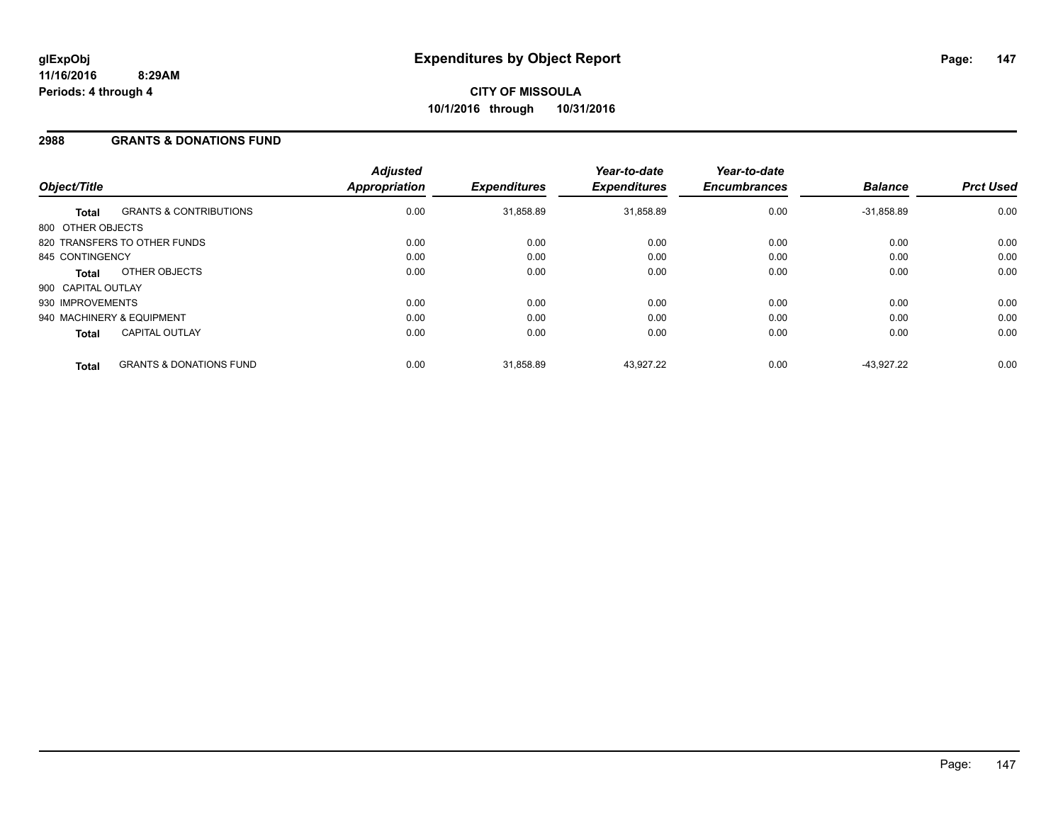# Expenditures by Object Report

glExpObj
11/16/2016 8:29AM
Periods: 4 through 4

**CITY OF MISSOULA**
**10/1/2016 through 10/31/2016**

## 2988 GRANTS & DONATIONS FUND

| Object/Title | | Adjusted Appropriation | Expenditures | Year-to-date Expenditures | Year-to-date Encumbrances | Balance | Prct Used |
|---|---|---|---|---|---|---|---|
| **Total** | GRANTS & CONTRIBUTIONS | 0.00 | 31,858.89 | 31,858.89 | 0.00 | -31,858.89 | 0.00 |
| 800 OTHER OBJECTS | | | | | | | |
| 820 TRANSFERS TO OTHER FUNDS | | 0.00 | 0.00 | 0.00 | 0.00 | 0.00 | 0.00 |
| 845 CONTINGENCY | | 0.00 | 0.00 | 0.00 | 0.00 | 0.00 | 0.00 |
| **Total** | OTHER OBJECTS | 0.00 | 0.00 | 0.00 | 0.00 | 0.00 | 0.00 |
| 900 CAPITAL OUTLAY | | | | | | | |
| 930 IMPROVEMENTS | | 0.00 | 0.00 | 0.00 | 0.00 | 0.00 | 0.00 |
| 940 MACHINERY & EQUIPMENT | | 0.00 | 0.00 | 0.00 | 0.00 | 0.00 | 0.00 |
| **Total** | CAPITAL OUTLAY | 0.00 | 0.00 | 0.00 | 0.00 | 0.00 | 0.00 |
| **Total** | GRANTS & DONATIONS FUND | 0.00 | 31,858.89 | 43,927.22 | 0.00 | -43,927.22 | 0.00 |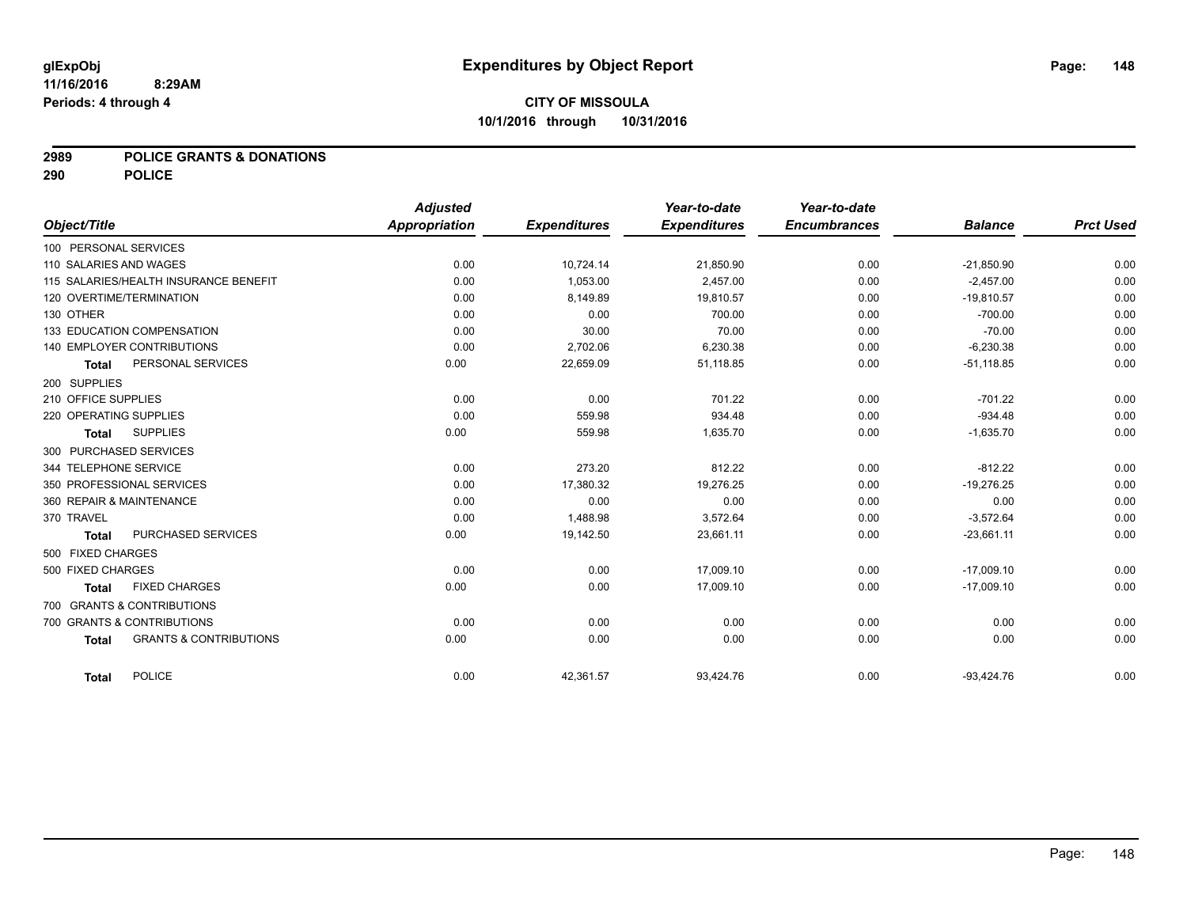# Expenditures by Object Report

glExpObj
11/16/2016 8:29AM
Periods: 4 through 4

**CITY OF MISSOULA**
**10/1/2016 through 10/31/2016**

## 2989 POLICE GRANTS & DONATIONS
## 290 POLICE

| Object/Title | Adjusted Appropriation | Expenditures | Year-to-date Expenditures | Year-to-date Encumbrances | Balance | Prct Used |
|---|---|---|---|---|---|---|
| 100 PERSONAL SERVICES | | | | | | |
| 110 SALARIES AND WAGES | 0.00 | 10,724.14 | 21,850.90 | 0.00 | -21,850.90 | 0.00 |
| 115 SALARIES/HEALTH INSURANCE BENEFIT | 0.00 | 1,053.00 | 2,457.00 | 0.00 | -2,457.00 | 0.00 |
| 120 OVERTIME/TERMINATION | 0.00 | 8,149.89 | 19,810.57 | 0.00 | -19,810.57 | 0.00 |
| 130 OTHER | 0.00 | 0.00 | 700.00 | 0.00 | -700.00 | 0.00 |
| 133 EDUCATION COMPENSATION | 0.00 | 30.00 | 70.00 | 0.00 | -70.00 | 0.00 |
| 140 EMPLOYER CONTRIBUTIONS | 0.00 | 2,702.06 | 6,230.38 | 0.00 | -6,230.38 | 0.00 |
| **Total** PERSONAL SERVICES | 0.00 | 22,659.09 | 51,118.85 | 0.00 | -51,118.85 | 0.00 |
| 200 SUPPLIES | | | | | | |
| 210 OFFICE SUPPLIES | 0.00 | 0.00 | 701.22 | 0.00 | -701.22 | 0.00 |
| 220 OPERATING SUPPLIES | 0.00 | 559.98 | 934.48 | 0.00 | -934.48 | 0.00 |
| **Total** SUPPLIES | 0.00 | 559.98 | 1,635.70 | 0.00 | -1,635.70 | 0.00 |
| 300 PURCHASED SERVICES | | | | | | |
| 344 TELEPHONE SERVICE | 0.00 | 273.20 | 812.22 | 0.00 | -812.22 | 0.00 |
| 350 PROFESSIONAL SERVICES | 0.00 | 17,380.32 | 19,276.25 | 0.00 | -19,276.25 | 0.00 |
| 360 REPAIR & MAINTENANCE | 0.00 | 0.00 | 0.00 | 0.00 | 0.00 | 0.00 |
| 370 TRAVEL | 0.00 | 1,488.98 | 3,572.64 | 0.00 | -3,572.64 | 0.00 |
| **Total** PURCHASED SERVICES | 0.00 | 19,142.50 | 23,661.11 | 0.00 | -23,661.11 | 0.00 |
| 500 FIXED CHARGES | | | | | | |
| 500 FIXED CHARGES | 0.00 | 0.00 | 17,009.10 | 0.00 | -17,009.10 | 0.00 |
| **Total** FIXED CHARGES | 0.00 | 0.00 | 17,009.10 | 0.00 | -17,009.10 | 0.00 |
| 700 GRANTS & CONTRIBUTIONS | | | | | | |
| 700 GRANTS & CONTRIBUTIONS | 0.00 | 0.00 | 0.00 | 0.00 | 0.00 | 0.00 |
| **Total** GRANTS & CONTRIBUTIONS | 0.00 | 0.00 | 0.00 | 0.00 | 0.00 | 0.00 |
| **Total** POLICE | 0.00 | 42,361.57 | 93,424.76 | 0.00 | -93,424.76 | 0.00 |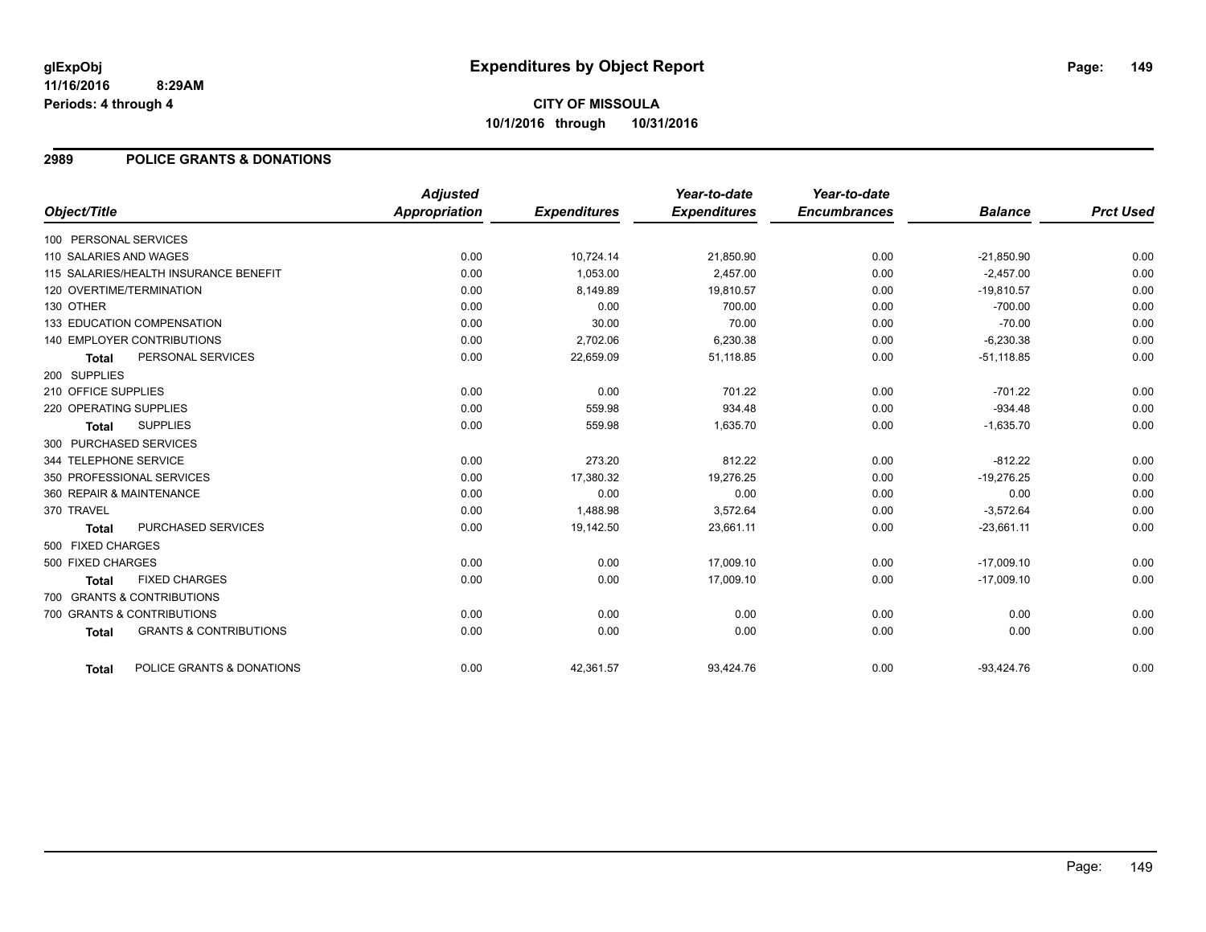# Expenditures by Object Report

glExpObj
11/16/2016 8:29AM
Periods: 4 through 4

**CITY OF MISSOULA**
**10/1/2016 through 10/31/2016**

## 2989 POLICE GRANTS & DONATIONS

| Object/Title | Adjusted Appropriation | Expenditures | Year-to-date Expenditures | Year-to-date Encumbrances | Balance | Prct Used |
|---|---|---|---|---|---|---|
| 100 PERSONAL SERVICES | | | | | | |
| 110 SALARIES AND WAGES | 0.00 | 10,724.14 | 21,850.90 | 0.00 | -21,850.90 | 0.00 |
| 115 SALARIES/HEALTH INSURANCE BENEFIT | 0.00 | 1,053.00 | 2,457.00 | 0.00 | -2,457.00 | 0.00 |
| 120 OVERTIME/TERMINATION | 0.00 | 8,149.89 | 19,810.57 | 0.00 | -19,810.57 | 0.00 |
| 130 OTHER | 0.00 | 0.00 | 700.00 | 0.00 | -700.00 | 0.00 |
| 133 EDUCATION COMPENSATION | 0.00 | 30.00 | 70.00 | 0.00 | -70.00 | 0.00 |
| 140 EMPLOYER CONTRIBUTIONS | 0.00 | 2,702.06 | 6,230.38 | 0.00 | -6,230.38 | 0.00 |
| **Total** PERSONAL SERVICES | 0.00 | 22,659.09 | 51,118.85 | 0.00 | -51,118.85 | 0.00 |
| 200 SUPPLIES | | | | | | |
| 210 OFFICE SUPPLIES | 0.00 | 0.00 | 701.22 | 0.00 | -701.22 | 0.00 |
| 220 OPERATING SUPPLIES | 0.00 | 559.98 | 934.48 | 0.00 | -934.48 | 0.00 |
| **Total** SUPPLIES | 0.00 | 559.98 | 1,635.70 | 0.00 | -1,635.70 | 0.00 |
| 300 PURCHASED SERVICES | | | | | | |
| 344 TELEPHONE SERVICE | 0.00 | 273.20 | 812.22 | 0.00 | -812.22 | 0.00 |
| 350 PROFESSIONAL SERVICES | 0.00 | 17,380.32 | 19,276.25 | 0.00 | -19,276.25 | 0.00 |
| 360 REPAIR & MAINTENANCE | 0.00 | 0.00 | 0.00 | 0.00 | 0.00 | 0.00 |
| 370 TRAVEL | 0.00 | 1,488.98 | 3,572.64 | 0.00 | -3,572.64 | 0.00 |
| **Total** PURCHASED SERVICES | 0.00 | 19,142.50 | 23,661.11 | 0.00 | -23,661.11 | 0.00 |
| 500 FIXED CHARGES | | | | | | |
| 500 FIXED CHARGES | 0.00 | 0.00 | 17,009.10 | 0.00 | -17,009.10 | 0.00 |
| **Total** FIXED CHARGES | 0.00 | 0.00 | 17,009.10 | 0.00 | -17,009.10 | 0.00 |
| 700 GRANTS & CONTRIBUTIONS | | | | | | |
| 700 GRANTS & CONTRIBUTIONS | 0.00 | 0.00 | 0.00 | 0.00 | 0.00 | 0.00 |
| **Total** GRANTS & CONTRIBUTIONS | 0.00 | 0.00 | 0.00 | 0.00 | 0.00 | 0.00 |
| **Total** POLICE GRANTS & DONATIONS | 0.00 | 42,361.57 | 93,424.76 | 0.00 | -93,424.76 | 0.00 |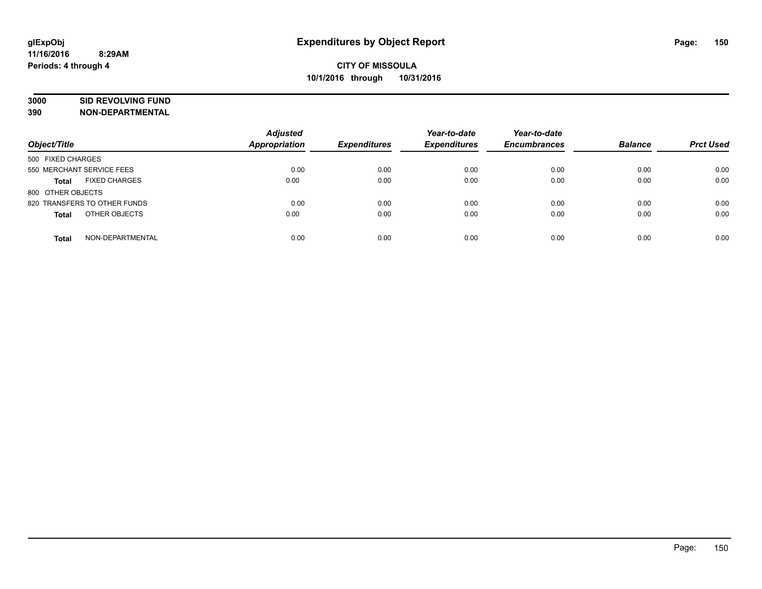glExpObj
11/16/2016 8:29AM
Periods: 4 through 4

# Expenditures by Object Report

**CITY OF MISSOULA**
**10/1/2016 through 10/31/2016**

**3000 SID REVOLVING FUND**
**390 NON-DEPARTMENTAL**

| Object/Title | Adjusted Appropriation | Expenditures | Year-to-date Expenditures | Year-to-date Encumbrances | Balance | Prct Used |
|---|---|---|---|---|---|---|
| 500 FIXED CHARGES | | | | | | |
| 550 MERCHANT SERVICE FEES | 0.00 | 0.00 | 0.00 | 0.00 | 0.00 | 0.00 |
| **Total** FIXED CHARGES | 0.00 | 0.00 | 0.00 | 0.00 | 0.00 | 0.00 |
| 800 OTHER OBJECTS | | | | | | |
| 820 TRANSFERS TO OTHER FUNDS | 0.00 | 0.00 | 0.00 | 0.00 | 0.00 | 0.00 |
| **Total** OTHER OBJECTS | 0.00 | 0.00 | 0.00 | 0.00 | 0.00 | 0.00 |
| **Total** NON-DEPARTMENTAL | 0.00 | 0.00 | 0.00 | 0.00 | 0.00 | 0.00 |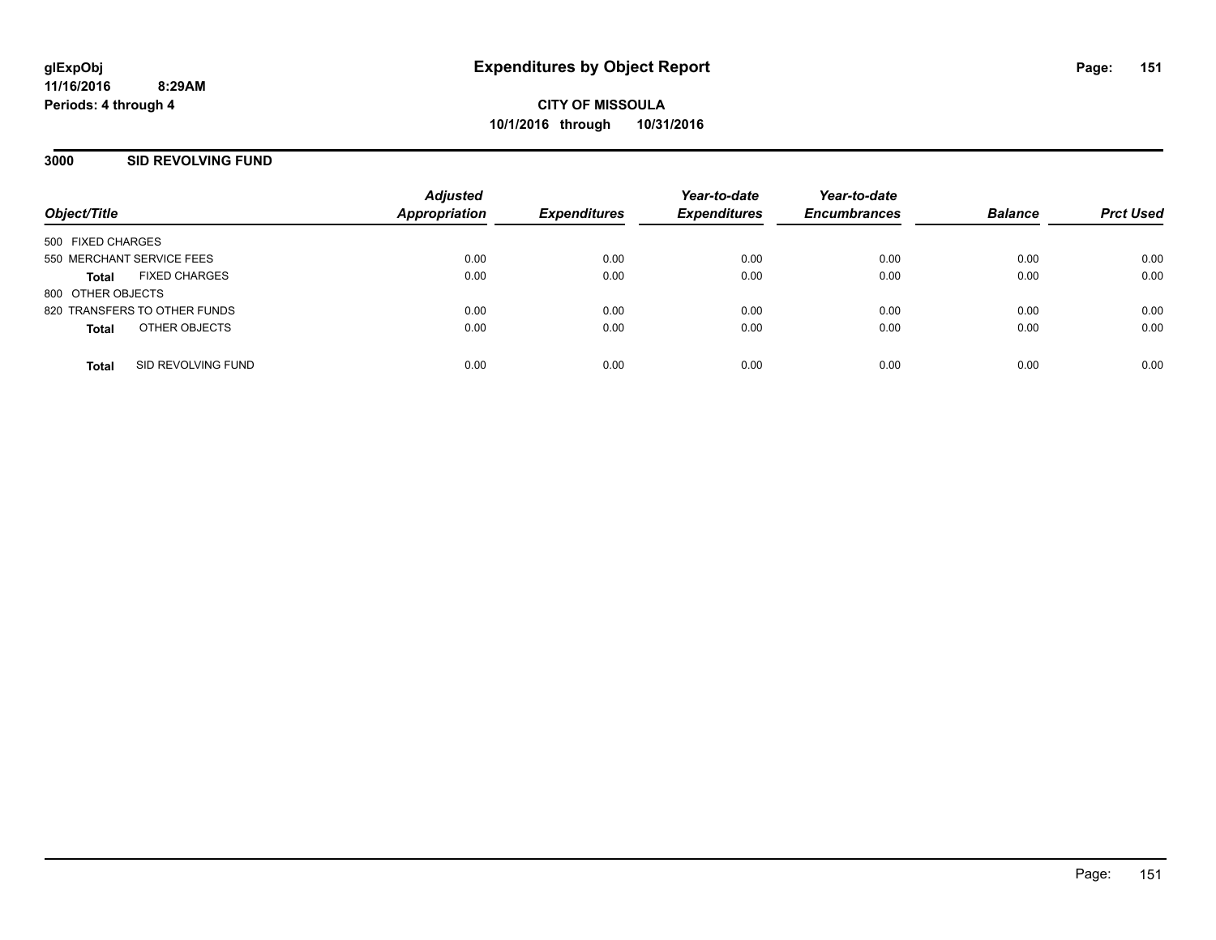glExpObj
11/16/2016 8:29AM
Periods: 4 through 4

# Expenditures by Object Report

**CITY OF MISSOULA**
**10/1/2016 through 10/31/2016**

## 3000 SID REVOLVING FUND

| Object/Title | | Adjusted Appropriation | Expenditures | Year-to-date Expenditures | Year-to-date Encumbrances | Balance | Prct Used |
|---|---|---|---|---|---|---|---|
| 500 FIXED CHARGES | | | | | | | |
| 550 MERCHANT SERVICE FEES | | 0.00 | 0.00 | 0.00 | 0.00 | 0.00 | 0.00 |
| **Total** | FIXED CHARGES | 0.00 | 0.00 | 0.00 | 0.00 | 0.00 | 0.00 |
| 800 OTHER OBJECTS | | | | | | | |
| 820 TRANSFERS TO OTHER FUNDS | | 0.00 | 0.00 | 0.00 | 0.00 | 0.00 | 0.00 |
| **Total** | OTHER OBJECTS | 0.00 | 0.00 | 0.00 | 0.00 | 0.00 | 0.00 |
| **Total** | SID REVOLVING FUND | 0.00 | 0.00 | 0.00 | 0.00 | 0.00 | 0.00 |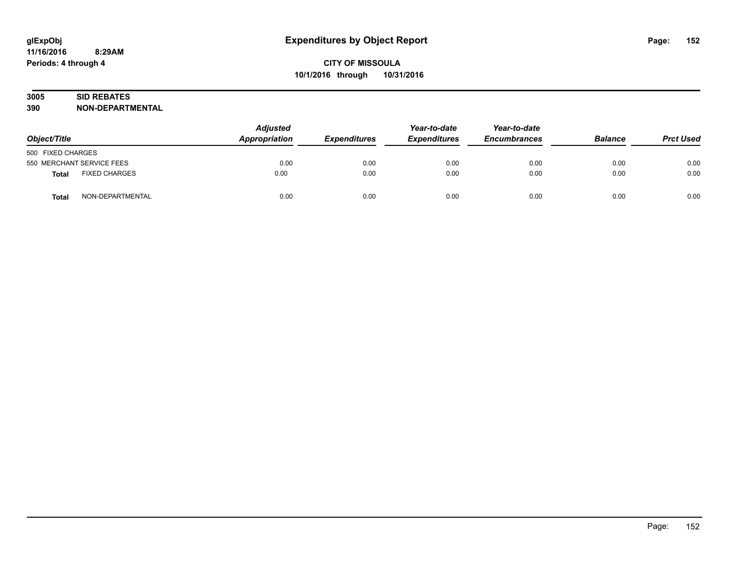**glExpObj**
**11/16/2016 8:29AM**
**Periods: 4 through 4**

# Expenditures by Object Report

**CITY OF MISSOULA**
**10/1/2016 through 10/31/2016**

**3005 SID REBATES**
**390 NON-DEPARTMENTAL**

| Object/Title | | Adjusted Appropriation | Expenditures | Year-to-date Expenditures | Year-to-date Encumbrances | Balance | Prct Used |
|---|---|---|---|---|---|---|---|
| 500 FIXED CHARGES | | | | | | | |
| 550 MERCHANT SERVICE FEES | | 0.00 | 0.00 | 0.00 | 0.00 | 0.00 | 0.00 |
| **Total** | FIXED CHARGES | 0.00 | 0.00 | 0.00 | 0.00 | 0.00 | 0.00 |
| **Total** | NON-DEPARTMENTAL | 0.00 | 0.00 | 0.00 | 0.00 | 0.00 | 0.00 |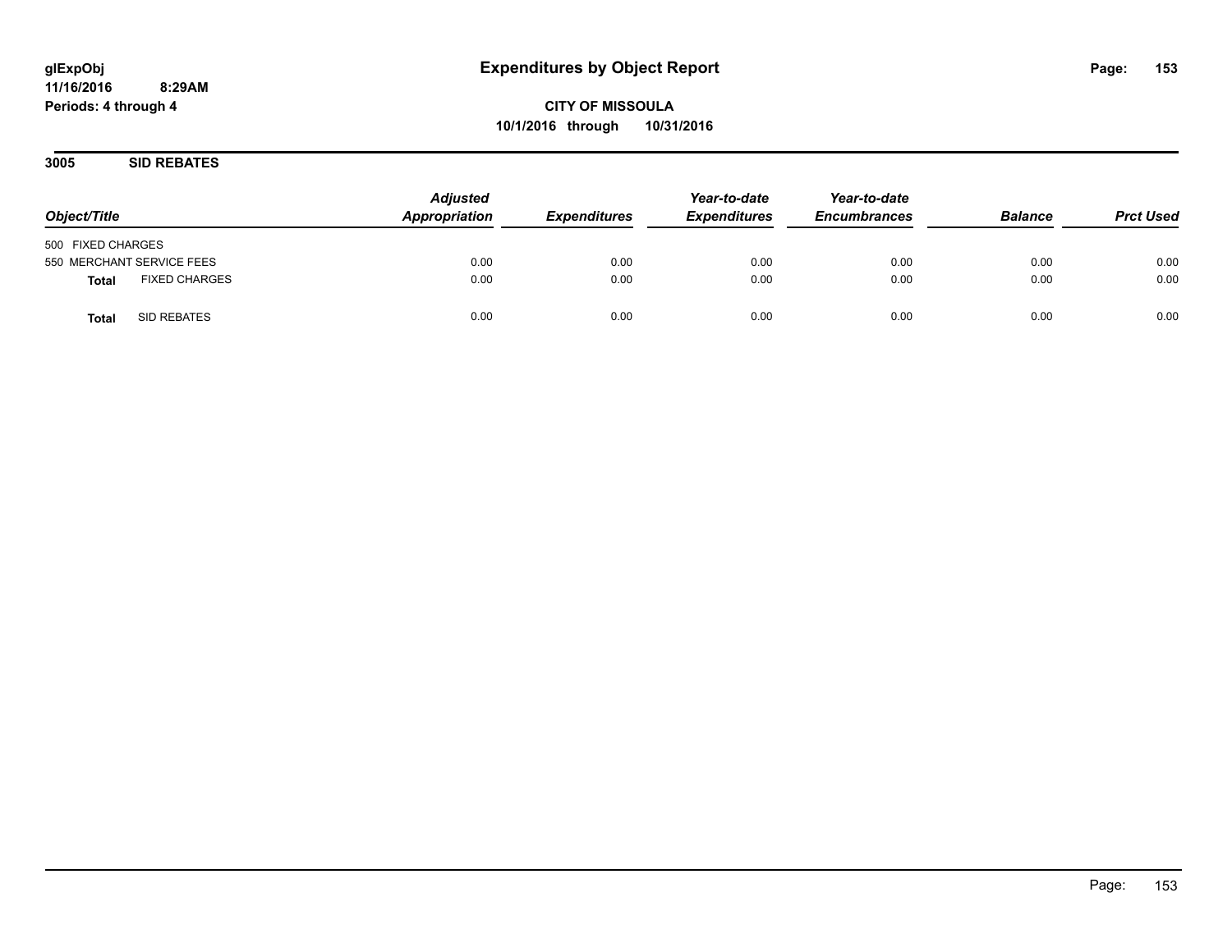## Expenditures by Object Report

glExpObj
11/16/2016 8:29AM
Periods: 4 through 4

**CITY OF MISSOULA**
**10/1/2016 through 10/31/2016**

### 3005 SID REBATES

| Object/Title | Adjusted Appropriation | Expenditures | Year-to-date Expenditures | Year-to-date Encumbrances | Balance | Prct Used |
|---|---|---|---|---|---|---|
| 500 FIXED CHARGES | | | | | | |
| 550 MERCHANT SERVICE FEES | 0.00 | 0.00 | 0.00 | 0.00 | 0.00 | 0.00 |
| **Total** FIXED CHARGES | 0.00 | 0.00 | 0.00 | 0.00 | 0.00 | 0.00 |
| **Total** SID REBATES | 0.00 | 0.00 | 0.00 | 0.00 | 0.00 | 0.00 |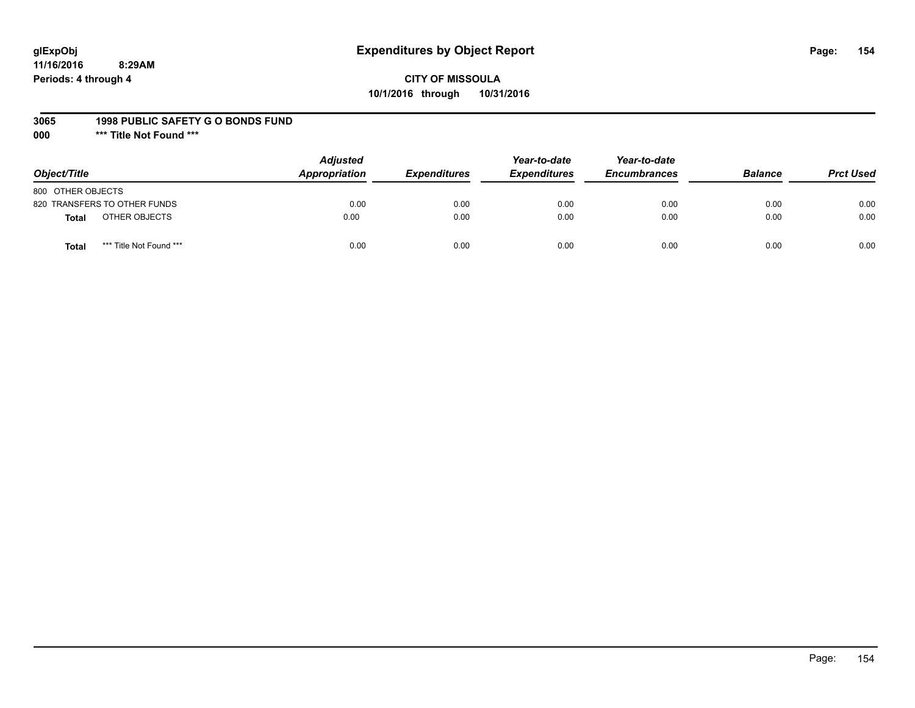glExpObj
11/16/2016 8:29AM
Periods: 4 through 4

# Expenditures by Object Report

**CITY OF MISSOULA**
**10/1/2016 through 10/31/2016**

**3065 1998 PUBLIC SAFETY G O BONDS FUND**
**000 \*\*\* Title Not Found \*\*\***

| Object/Title | | Adjusted Appropriation | Expenditures | Year-to-date Expenditures | Year-to-date Encumbrances | Balance | Prct Used |
|---|---|---|---|---|---|---|---|
| 800 OTHER OBJECTS | | | | | | | |
| 820 TRANSFERS TO OTHER FUNDS | | 0.00 | 0.00 | 0.00 | 0.00 | 0.00 | 0.00 |
| **Total** | OTHER OBJECTS | 0.00 | 0.00 | 0.00 | 0.00 | 0.00 | 0.00 |
| **Total** | *** Title Not Found *** | 0.00 | 0.00 | 0.00 | 0.00 | 0.00 | 0.00 |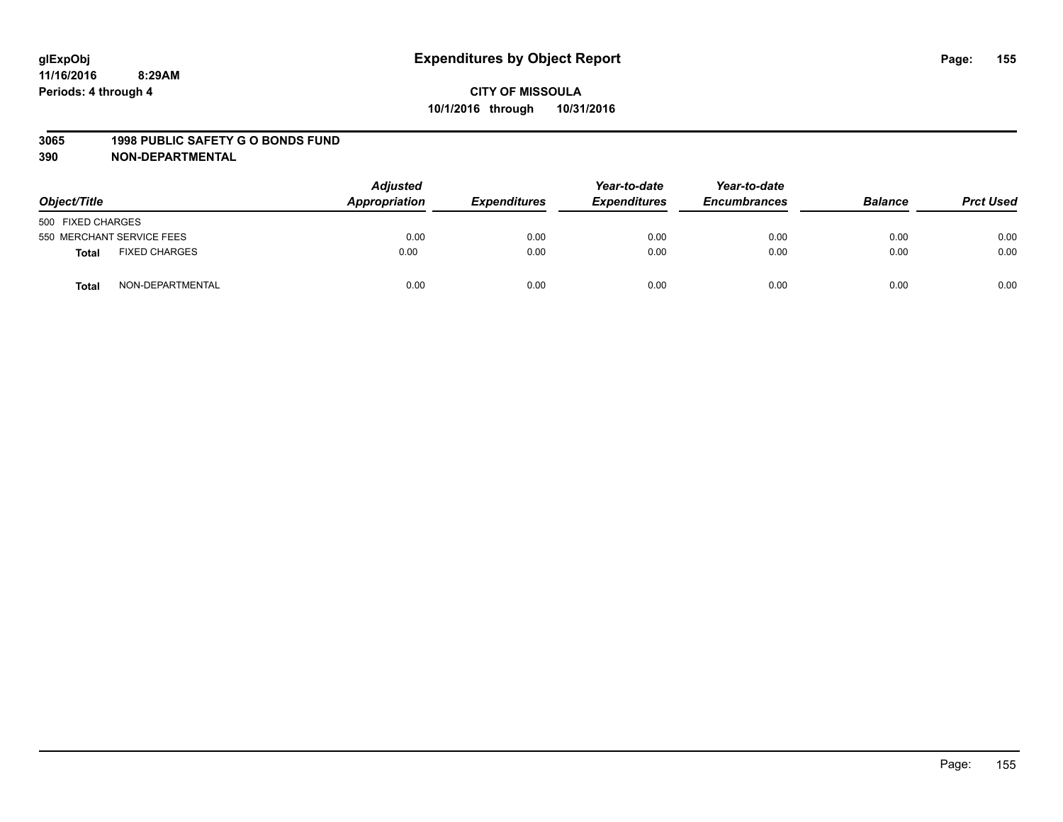# Expenditures by Object Report

glExpObj
11/16/2016 8:29AM
Periods: 4 through 4

**CITY OF MISSOULA**
**10/1/2016 through 10/31/2016**

## 3065 1998 PUBLIC SAFETY G O BONDS FUND
## 390 NON-DEPARTMENTAL

| Object/Title | Adjusted Appropriation | Expenditures | Year-to-date Expenditures | Year-to-date Encumbrances | Balance | Prct Used |
|---|---|---|---|---|---|---|
| 500 FIXED CHARGES | | | | | | |
| 550 MERCHANT SERVICE FEES | 0.00 | 0.00 | 0.00 | 0.00 | 0.00 | 0.00 |
| **Total** FIXED CHARGES | 0.00 | 0.00 | 0.00 | 0.00 | 0.00 | 0.00 |
| **Total** NON-DEPARTMENTAL | 0.00 | 0.00 | 0.00 | 0.00 | 0.00 | 0.00 |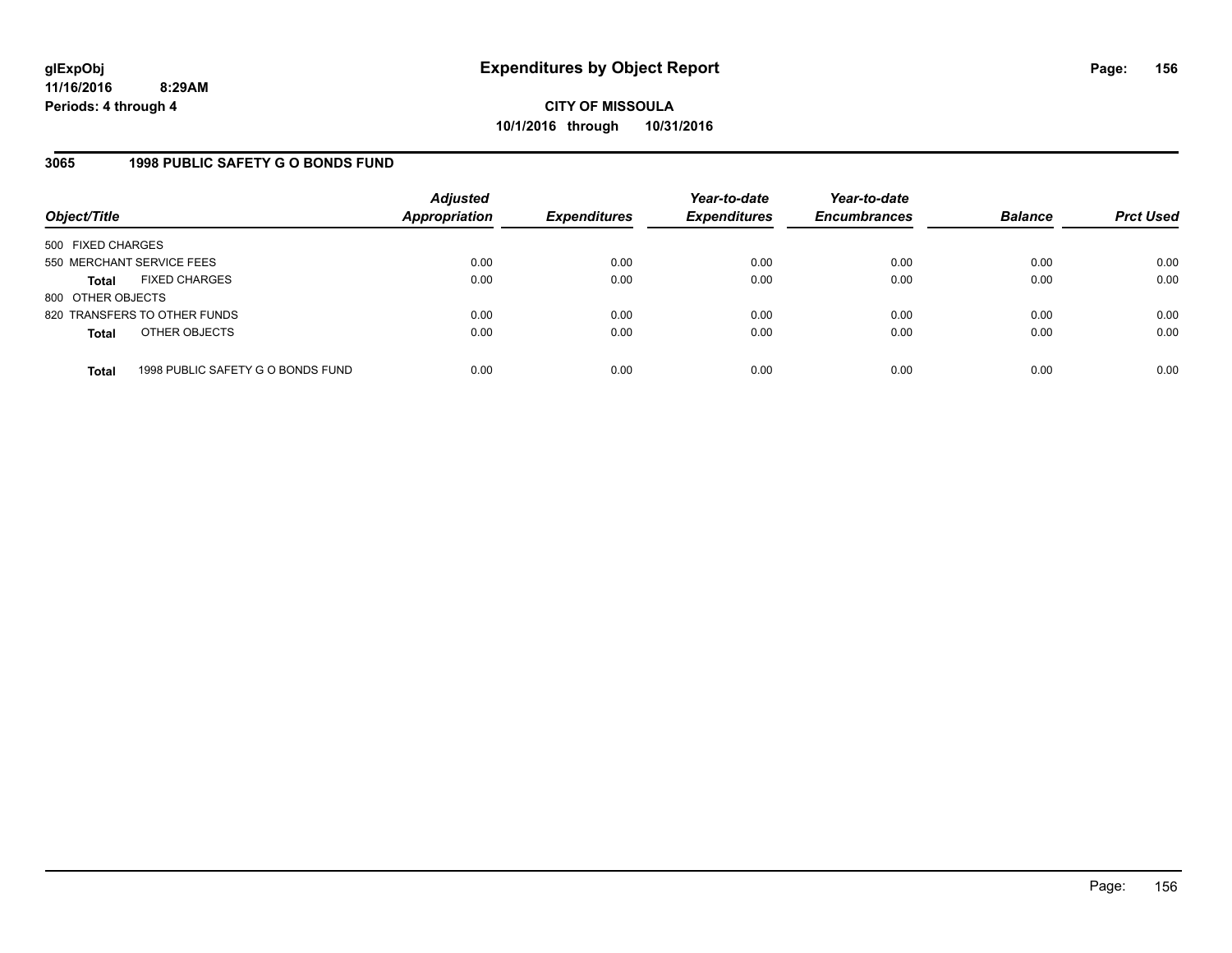glExpObj
11/16/2016 8:29AM
Periods: 4 through 4

# Expenditures by Object Report

**CITY OF MISSOULA**
**10/1/2016 through 10/31/2016**

## 3065 1998 PUBLIC SAFETY G O BONDS FUND

| Object/Title | | Adjusted Appropriation | Expenditures | Year-to-date Expenditures | Year-to-date Encumbrances | Balance | Prct Used |
|---|---|---|---|---|---|---|---|
| 500 FIXED CHARGES | | | | | | | |
| 550 MERCHANT SERVICE FEES | | 0.00 | 0.00 | 0.00 | 0.00 | 0.00 | 0.00 |
| **Total** | FIXED CHARGES | 0.00 | 0.00 | 0.00 | 0.00 | 0.00 | 0.00 |
| 800 OTHER OBJECTS | | | | | | | |
| 820 TRANSFERS TO OTHER FUNDS | | 0.00 | 0.00 | 0.00 | 0.00 | 0.00 | 0.00 |
| **Total** | OTHER OBJECTS | 0.00 | 0.00 | 0.00 | 0.00 | 0.00 | 0.00 |
| **Total** | 1998 PUBLIC SAFETY G O BONDS FUND | 0.00 | 0.00 | 0.00 | 0.00 | 0.00 | 0.00 |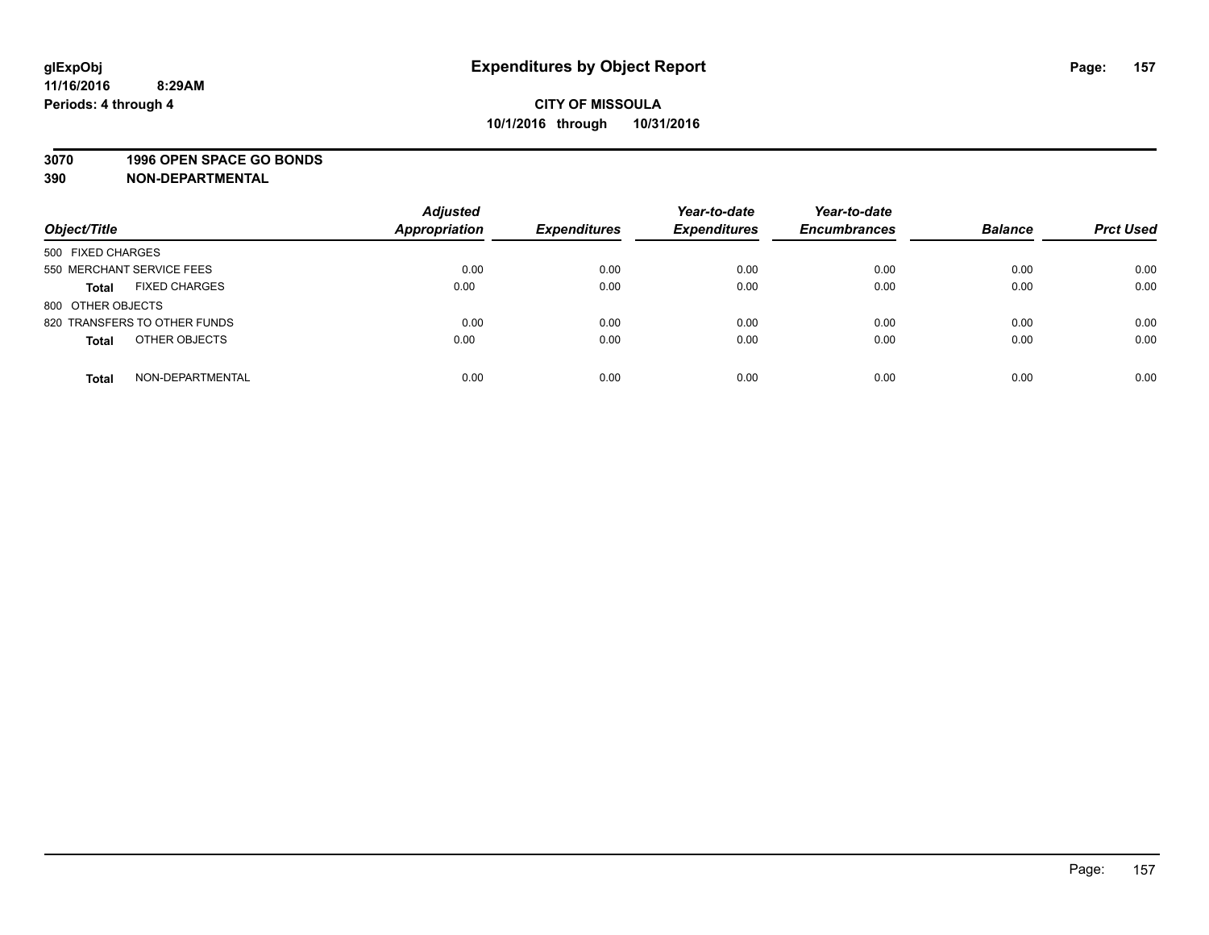glExpObj
11/16/2016 8:29AM
Periods: 4 through 4

# Expenditures by Object Report

**CITY OF MISSOULA**
**10/1/2016 through 10/31/2016**

**3070 1996 OPEN SPACE GO BONDS**
**390 NON-DEPARTMENTAL**

| Object/Title | Adjusted Appropriation | Expenditures | Year-to-date Expenditures | Year-to-date Encumbrances | Balance | Prct Used |
|---|---|---|---|---|---|---|
| 500 FIXED CHARGES | | | | | | |
| 550 MERCHANT SERVICE FEES | 0.00 | 0.00 | 0.00 | 0.00 | 0.00 | 0.00 |
| **Total** FIXED CHARGES | 0.00 | 0.00 | 0.00 | 0.00 | 0.00 | 0.00 |
| 800 OTHER OBJECTS | | | | | | |
| 820 TRANSFERS TO OTHER FUNDS | 0.00 | 0.00 | 0.00 | 0.00 | 0.00 | 0.00 |
| **Total** OTHER OBJECTS | 0.00 | 0.00 | 0.00 | 0.00 | 0.00 | 0.00 |
| **Total** NON-DEPARTMENTAL | 0.00 | 0.00 | 0.00 | 0.00 | 0.00 | 0.00 |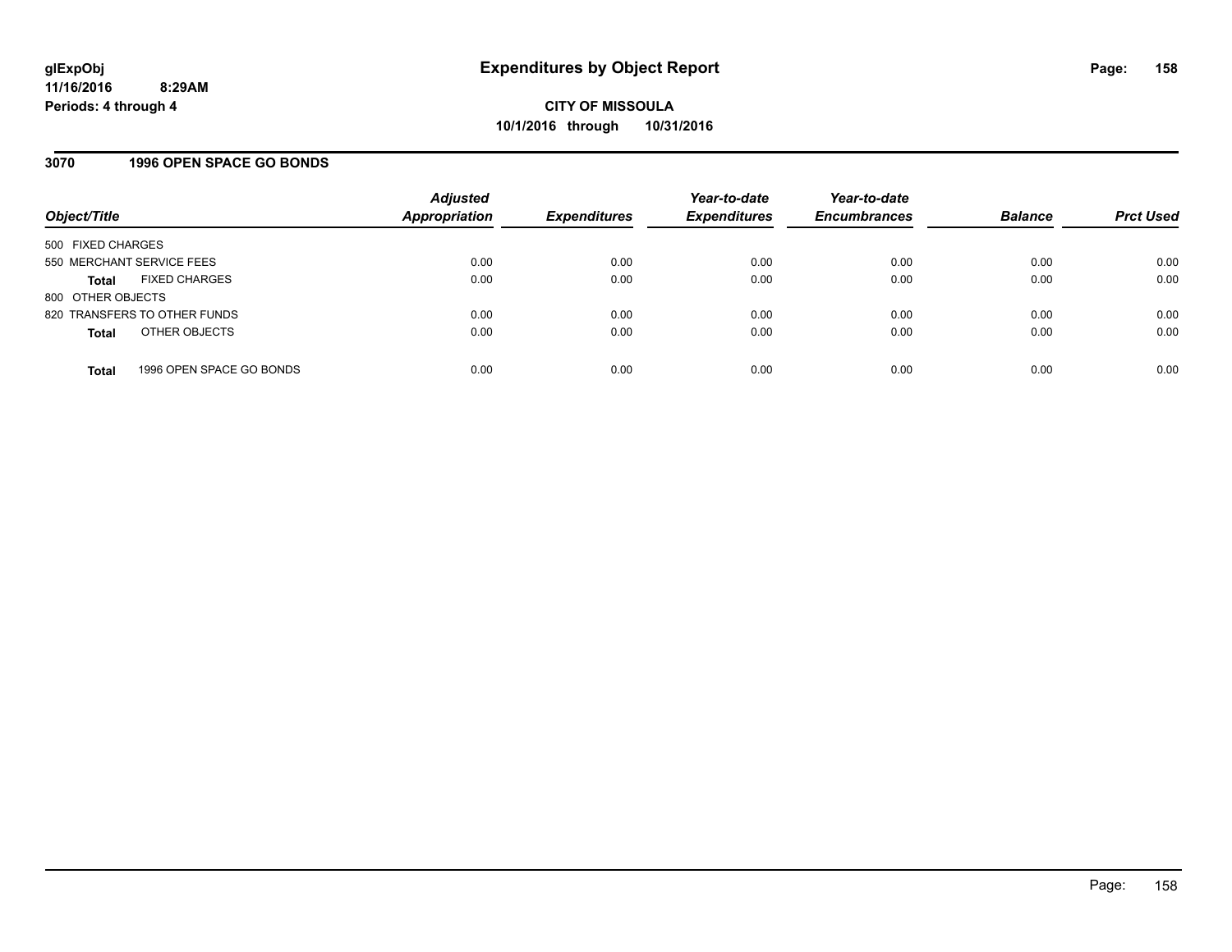# Expenditures by Object Report

glExpObj
11/16/2016 8:29AM
Periods: 4 through 4

**CITY OF MISSOULA**
**10/1/2016 through 10/31/2016**

## 3070 1996 OPEN SPACE GO BONDS

| Object/Title | | Adjusted Appropriation | Expenditures | Year-to-date Expenditures | Year-to-date Encumbrances | Balance | Prct Used |
|---|---|---|---|---|---|---|---|
| 500 FIXED CHARGES | | | | | | | |
| 550 MERCHANT SERVICE FEES | | 0.00 | 0.00 | 0.00 | 0.00 | 0.00 | 0.00 |
| **Total** | FIXED CHARGES | 0.00 | 0.00 | 0.00 | 0.00 | 0.00 | 0.00 |
| 800 OTHER OBJECTS | | | | | | | |
| 820 TRANSFERS TO OTHER FUNDS | | 0.00 | 0.00 | 0.00 | 0.00 | 0.00 | 0.00 |
| **Total** | OTHER OBJECTS | 0.00 | 0.00 | 0.00 | 0.00 | 0.00 | 0.00 |
| **Total** | 1996 OPEN SPACE GO BONDS | 0.00 | 0.00 | 0.00 | 0.00 | 0.00 | 0.00 |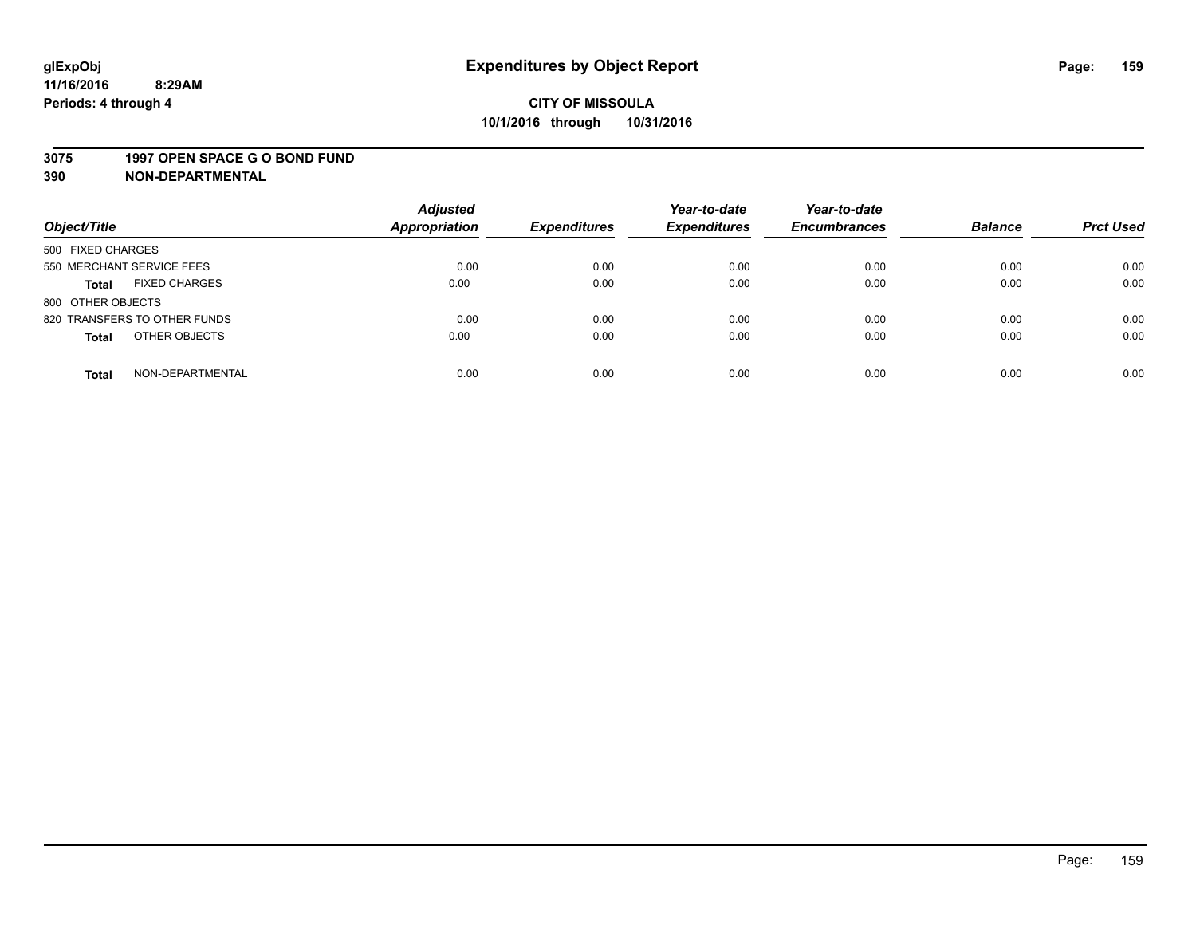**glExpObj** **Expenditures by Object Report**
**11/16/2016 8:29AM**
**Periods: 4 through 4**

**CITY OF MISSOULA**
**10/1/2016 through 10/31/2016**

**3075 1997 OPEN SPACE G O BOND FUND**
**390 NON-DEPARTMENTAL**

| Object/Title | Adjusted Appropriation | Expenditures | Year-to-date Expenditures | Year-to-date Encumbrances | Balance | Prct Used |
|---|---|---|---|---|---|---|
| 500 FIXED CHARGES | | | | | | |
| 550 MERCHANT SERVICE FEES | 0.00 | 0.00 | 0.00 | 0.00 | 0.00 | 0.00 |
| **Total** FIXED CHARGES | 0.00 | 0.00 | 0.00 | 0.00 | 0.00 | 0.00 |
| 800 OTHER OBJECTS | | | | | | |
| 820 TRANSFERS TO OTHER FUNDS | 0.00 | 0.00 | 0.00 | 0.00 | 0.00 | 0.00 |
| **Total** OTHER OBJECTS | 0.00 | 0.00 | 0.00 | 0.00 | 0.00 | 0.00 |
| **Total** NON-DEPARTMENTAL | 0.00 | 0.00 | 0.00 | 0.00 | 0.00 | 0.00 |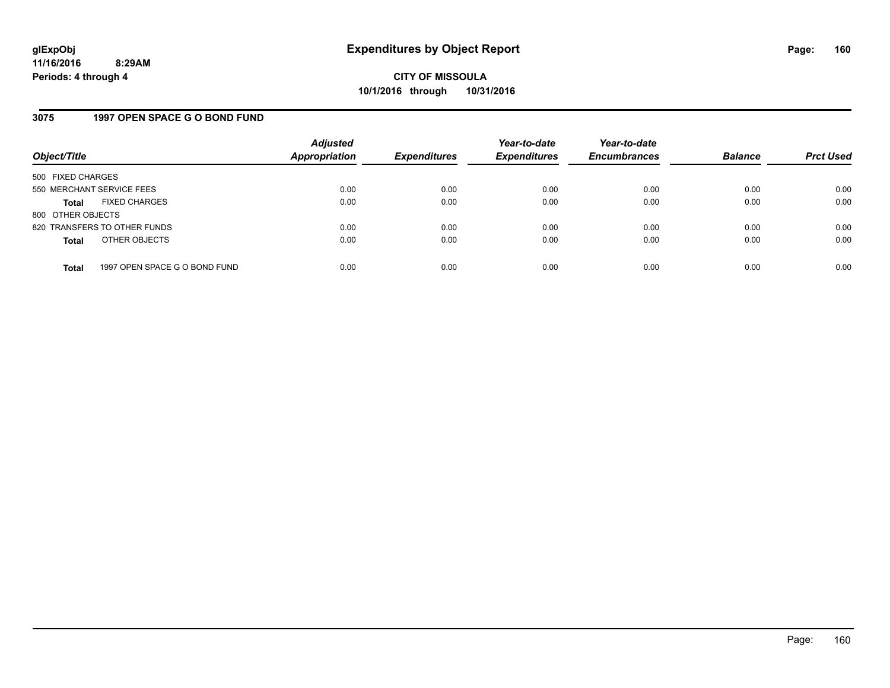glExpObj
11/16/2016 8:29AM
Periods: 4 through 4

# Expenditures by Object Report

**CITY OF MISSOULA**
**10/1/2016 through 10/31/2016**

## 3075 1997 OPEN SPACE G O BOND FUND

| Object/Title | | Adjusted Appropriation | Expenditures | Year-to-date Expenditures | Year-to-date Encumbrances | Balance | Prct Used |
|---|---|---|---|---|---|---|---|
| 500 FIXED CHARGES | | | | | | | |
| 550 MERCHANT SERVICE FEES | | 0.00 | 0.00 | 0.00 | 0.00 | 0.00 | 0.00 |
| **Total** | FIXED CHARGES | 0.00 | 0.00 | 0.00 | 0.00 | 0.00 | 0.00 |
| 800 OTHER OBJECTS | | | | | | | |
| 820 TRANSFERS TO OTHER FUNDS | | 0.00 | 0.00 | 0.00 | 0.00 | 0.00 | 0.00 |
| **Total** | OTHER OBJECTS | 0.00 | 0.00 | 0.00 | 0.00 | 0.00 | 0.00 |
| **Total** | 1997 OPEN SPACE G O BOND FUND | 0.00 | 0.00 | 0.00 | 0.00 | 0.00 | 0.00 |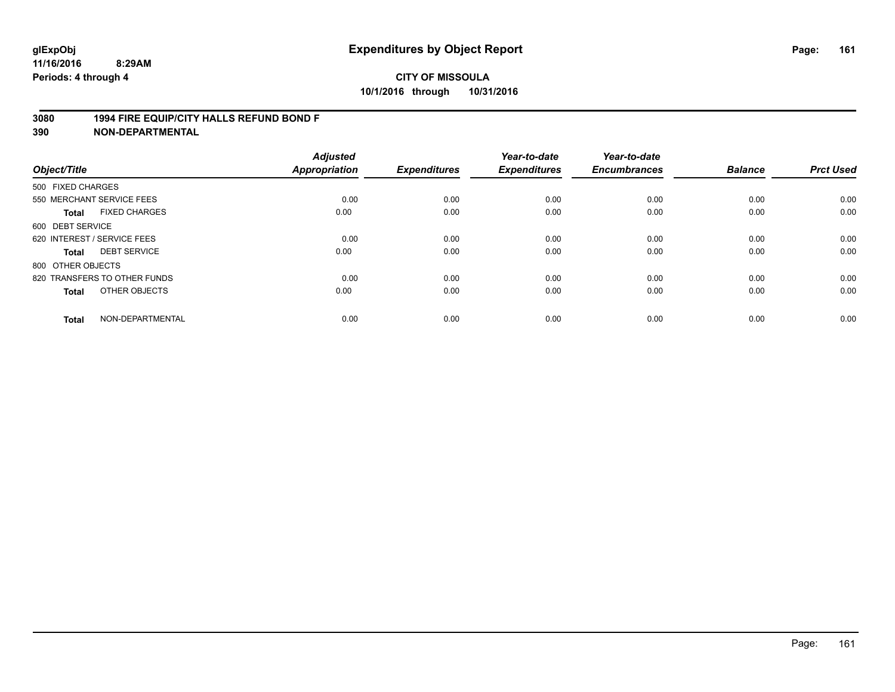**glExpObj**
**11/16/2016 8:29AM**
**Periods: 4 through 4**

# Expenditures by Object Report

**CITY OF MISSOULA**
**10/1/2016 through 10/31/2016**

**3080 1994 FIRE EQUIP/CITY HALLS REFUND BOND F**
**390 NON-DEPARTMENTAL**

| Object/Title | Adjusted Appropriation | Expenditures | Year-to-date Expenditures | Year-to-date Encumbrances | Balance | Prct Used |
|---|---|---|---|---|---|---|
| 500 FIXED CHARGES | | | | | | |
| 550 MERCHANT SERVICE FEES | 0.00 | 0.00 | 0.00 | 0.00 | 0.00 | 0.00 |
| **Total** FIXED CHARGES | 0.00 | 0.00 | 0.00 | 0.00 | 0.00 | 0.00 |
| 600 DEBT SERVICE | | | | | | |
| 620 INTEREST / SERVICE FEES | 0.00 | 0.00 | 0.00 | 0.00 | 0.00 | 0.00 |
| **Total** DEBT SERVICE | 0.00 | 0.00 | 0.00 | 0.00 | 0.00 | 0.00 |
| 800 OTHER OBJECTS | | | | | | |
| 820 TRANSFERS TO OTHER FUNDS | 0.00 | 0.00 | 0.00 | 0.00 | 0.00 | 0.00 |
| **Total** OTHER OBJECTS | 0.00 | 0.00 | 0.00 | 0.00 | 0.00 | 0.00 |
| **Total** NON-DEPARTMENTAL | 0.00 | 0.00 | 0.00 | 0.00 | 0.00 | 0.00 |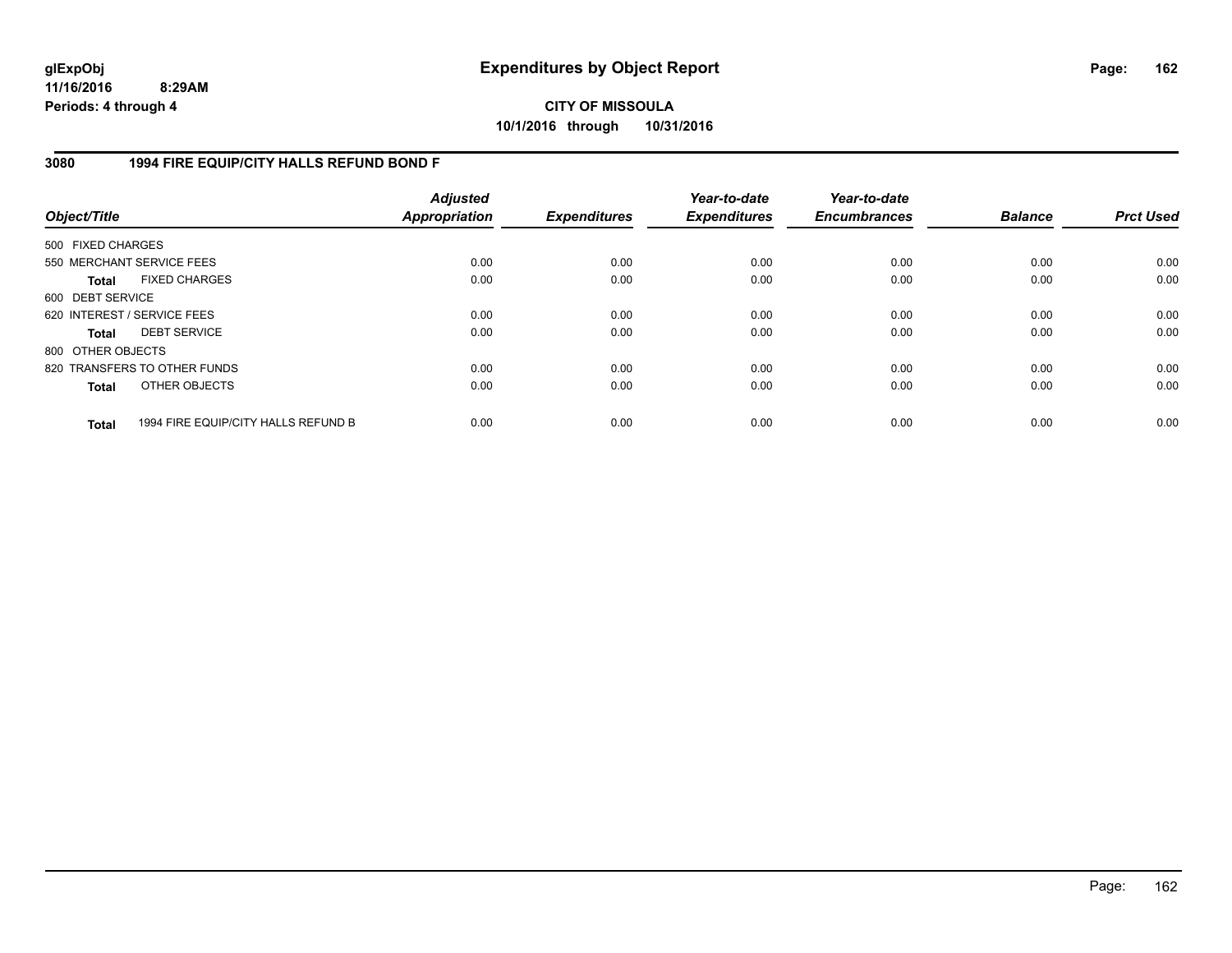glExpObj
11/16/2016 8:29AM
Periods: 4 through 4

# Expenditures by Object Report

**CITY OF MISSOULA**
**10/1/2016 through 10/31/2016**

## 3080 1994 FIRE EQUIP/CITY HALLS REFUND BOND F

| Object/Title | Adjusted Appropriation | Expenditures | Year-to-date Expenditures | Year-to-date Encumbrances | Balance | Prct Used |
|---|---|---|---|---|---|---|
| 500 FIXED CHARGES | | | | | | |
| 550 MERCHANT SERVICE FEES | 0.00 | 0.00 | 0.00 | 0.00 | 0.00 | 0.00 |
| **Total** FIXED CHARGES | 0.00 | 0.00 | 0.00 | 0.00 | 0.00 | 0.00 |
| 600 DEBT SERVICE | | | | | | |
| 620 INTEREST / SERVICE FEES | 0.00 | 0.00 | 0.00 | 0.00 | 0.00 | 0.00 |
| **Total** DEBT SERVICE | 0.00 | 0.00 | 0.00 | 0.00 | 0.00 | 0.00 |
| 800 OTHER OBJECTS | | | | | | |
| 820 TRANSFERS TO OTHER FUNDS | 0.00 | 0.00 | 0.00 | 0.00 | 0.00 | 0.00 |
| **Total** OTHER OBJECTS | 0.00 | 0.00 | 0.00 | 0.00 | 0.00 | 0.00 |
| **Total** 1994 FIRE EQUIP/CITY HALLS REFUND B | 0.00 | 0.00 | 0.00 | 0.00 | 0.00 | 0.00 |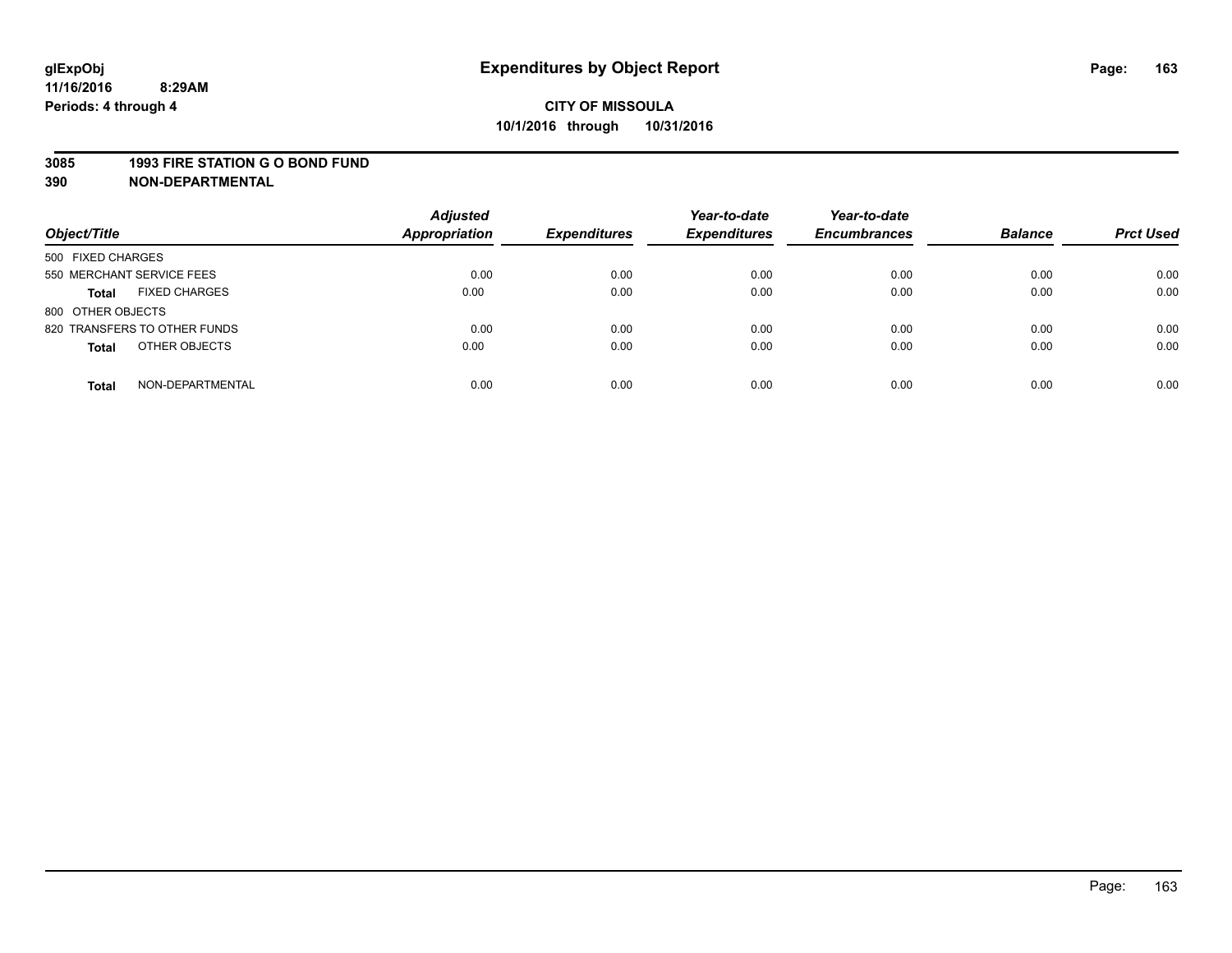# Expenditures by Object Report

glExpObj
11/16/2016 8:29AM
Periods: 4 through 4

**CITY OF MISSOULA**
**10/1/2016 through 10/31/2016**

**3085 1993 FIRE STATION G O BOND FUND**
**390 NON-DEPARTMENTAL**

| Object/Title | Adjusted Appropriation | Expenditures | Year-to-date Expenditures | Year-to-date Encumbrances | Balance | Prct Used |
|---|---|---|---|---|---|---|
| 500 FIXED CHARGES | | | | | | |
| 550 MERCHANT SERVICE FEES | 0.00 | 0.00 | 0.00 | 0.00 | 0.00 | 0.00 |
| **Total** FIXED CHARGES | 0.00 | 0.00 | 0.00 | 0.00 | 0.00 | 0.00 |
| 800 OTHER OBJECTS | | | | | | |
| 820 TRANSFERS TO OTHER FUNDS | 0.00 | 0.00 | 0.00 | 0.00 | 0.00 | 0.00 |
| **Total** OTHER OBJECTS | 0.00 | 0.00 | 0.00 | 0.00 | 0.00 | 0.00 |
| **Total** NON-DEPARTMENTAL | 0.00 | 0.00 | 0.00 | 0.00 | 0.00 | 0.00 |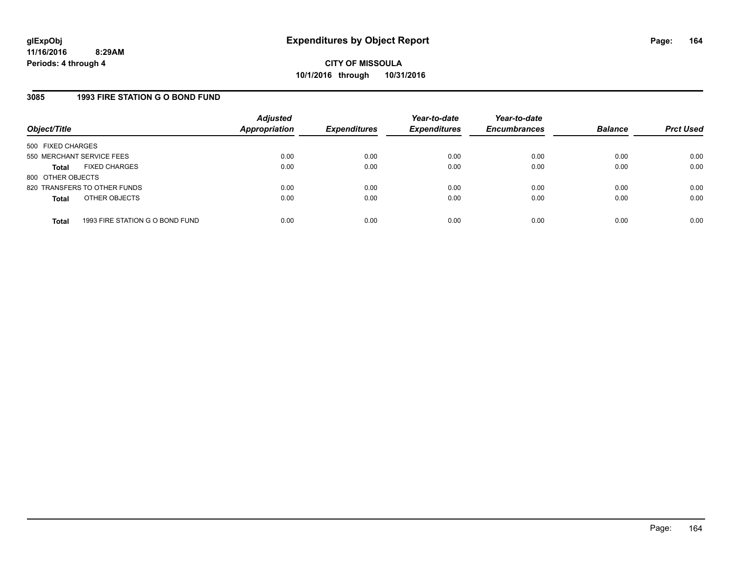# Expenditures by Object Report

**glExpObj**
**11/16/2016 8:29AM**
**Periods: 4 through 4**

**CITY OF MISSOULA**
**10/1/2016 through 10/31/2016**

## 3085 1993 FIRE STATION G O BOND FUND

| Object/Title | Adjusted Appropriation | Expenditures | Year-to-date Expenditures | Year-to-date Encumbrances | Balance | Prct Used |
|---|---|---|---|---|---|---|
| 500 FIXED CHARGES | | | | | | |
| 550 MERCHANT SERVICE FEES | 0.00 | 0.00 | 0.00 | 0.00 | 0.00 | 0.00 |
| **Total** FIXED CHARGES | 0.00 | 0.00 | 0.00 | 0.00 | 0.00 | 0.00 |
| 800 OTHER OBJECTS | | | | | | |
| 820 TRANSFERS TO OTHER FUNDS | 0.00 | 0.00 | 0.00 | 0.00 | 0.00 | 0.00 |
| **Total** OTHER OBJECTS | 0.00 | 0.00 | 0.00 | 0.00 | 0.00 | 0.00 |
| **Total** 1993 FIRE STATION G O BOND FUND | 0.00 | 0.00 | 0.00 | 0.00 | 0.00 | 0.00 |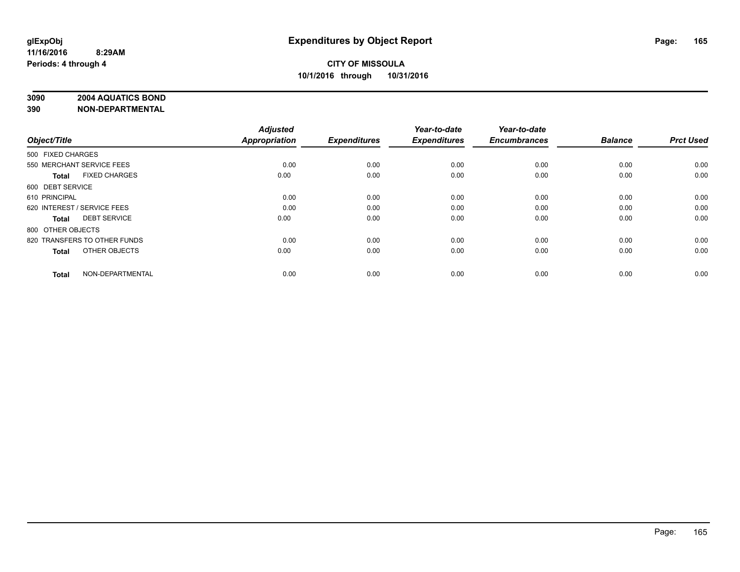glExpObj
11/16/2016 8:29AM
Periods: 4 through 4

# Expenditures by Object Report

**CITY OF MISSOULA**
**10/1/2016 through 10/31/2016**

**3090 2004 AQUATICS BOND**
**390 NON-DEPARTMENTAL**

| Object/Title | Adjusted Appropriation | Expenditures | Year-to-date Expenditures | Year-to-date Encumbrances | Balance | Prct Used |
|---|---|---|---|---|---|---|
| 500 FIXED CHARGES | | | | | | |
| 550 MERCHANT SERVICE FEES | 0.00 | 0.00 | 0.00 | 0.00 | 0.00 | 0.00 |
| **Total** FIXED CHARGES | 0.00 | 0.00 | 0.00 | 0.00 | 0.00 | 0.00 |
| 600 DEBT SERVICE | | | | | | |
| 610 PRINCIPAL | 0.00 | 0.00 | 0.00 | 0.00 | 0.00 | 0.00 |
| 620 INTEREST / SERVICE FEES | 0.00 | 0.00 | 0.00 | 0.00 | 0.00 | 0.00 |
| **Total** DEBT SERVICE | 0.00 | 0.00 | 0.00 | 0.00 | 0.00 | 0.00 |
| 800 OTHER OBJECTS | | | | | | |
| 820 TRANSFERS TO OTHER FUNDS | 0.00 | 0.00 | 0.00 | 0.00 | 0.00 | 0.00 |
| **Total** OTHER OBJECTS | 0.00 | 0.00 | 0.00 | 0.00 | 0.00 | 0.00 |
| **Total** NON-DEPARTMENTAL | 0.00 | 0.00 | 0.00 | 0.00 | 0.00 | 0.00 |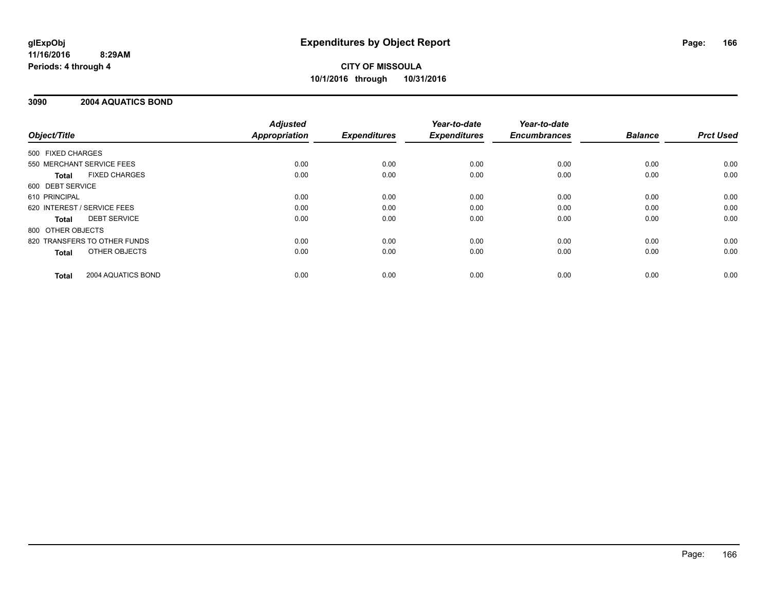**glExpObj**
**11/16/2016 8:29AM**
**Periods: 4 through 4**

# Expenditures by Object Report

**CITY OF MISSOULA**
**10/1/2016 through 10/31/2016**

## 3090 2004 AQUATICS BOND

| Object/Title | Adjusted Appropriation | Expenditures | Year-to-date Expenditures | Year-to-date Encumbrances | Balance | Prct Used |
|---|---|---|---|---|---|---|
| 500 FIXED CHARGES | | | | | | |
| 550 MERCHANT SERVICE FEES | 0.00 | 0.00 | 0.00 | 0.00 | 0.00 | 0.00 |
| **Total** FIXED CHARGES | 0.00 | 0.00 | 0.00 | 0.00 | 0.00 | 0.00 |
| 600 DEBT SERVICE | | | | | | |
| 610 PRINCIPAL | 0.00 | 0.00 | 0.00 | 0.00 | 0.00 | 0.00 |
| 620 INTEREST / SERVICE FEES | 0.00 | 0.00 | 0.00 | 0.00 | 0.00 | 0.00 |
| **Total** DEBT SERVICE | 0.00 | 0.00 | 0.00 | 0.00 | 0.00 | 0.00 |
| 800 OTHER OBJECTS | | | | | | |
| 820 TRANSFERS TO OTHER FUNDS | 0.00 | 0.00 | 0.00 | 0.00 | 0.00 | 0.00 |
| **Total** OTHER OBJECTS | 0.00 | 0.00 | 0.00 | 0.00 | 0.00 | 0.00 |
| **Total** 2004 AQUATICS BOND | 0.00 | 0.00 | 0.00 | 0.00 | 0.00 | 0.00 |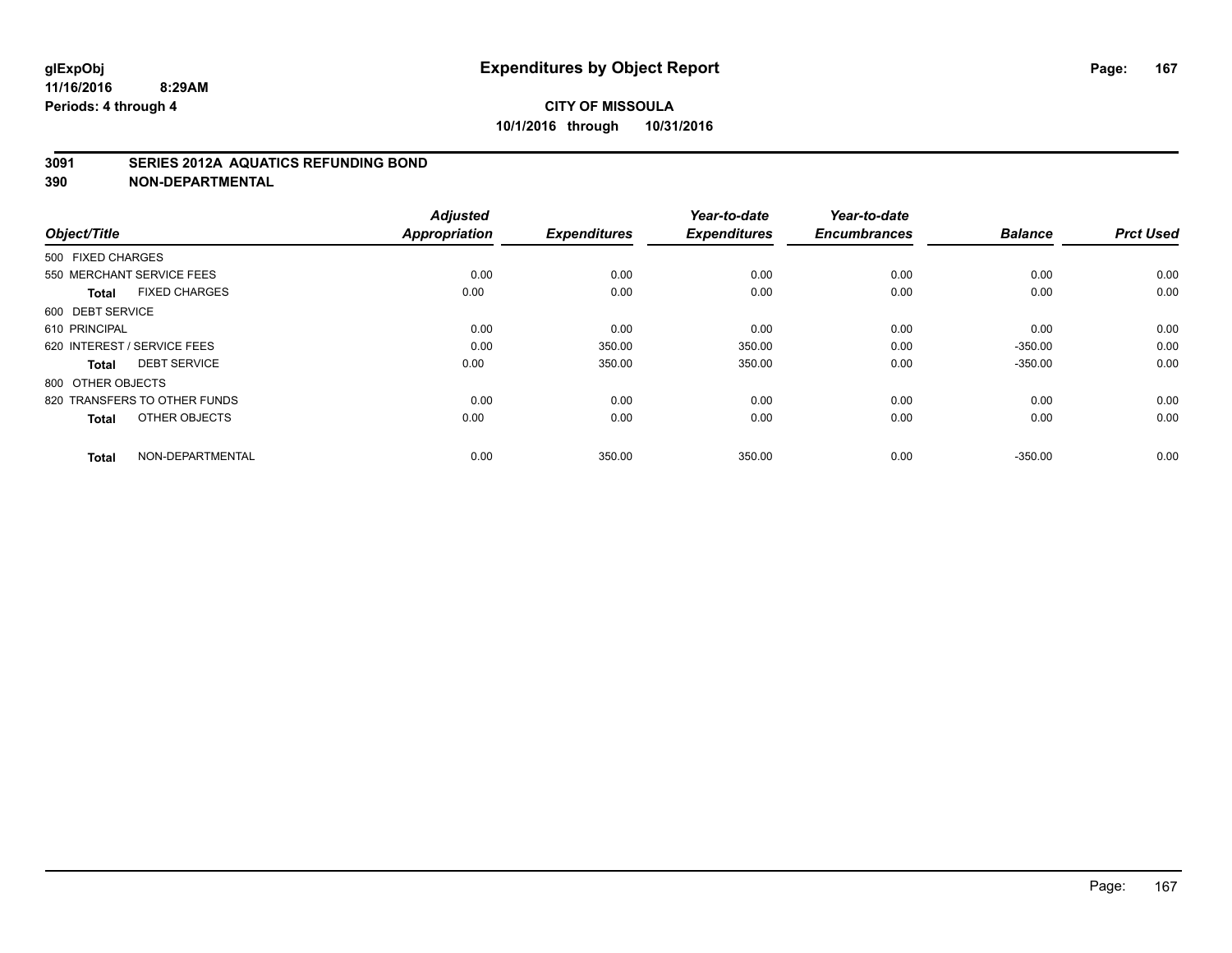**glExpObj** **Expenditures by Object Report**

**11/16/2016 8:29AM**

**Periods: 4 through 4**

**CITY OF MISSOULA**

**10/1/2016 through 10/31/2016**

## 3091 SERIES 2012A AQUATICS REFUNDING BOND
## 390 NON-DEPARTMENTAL

| Object/Title | Adjusted Appropriation | Expenditures | Year-to-date Expenditures | Year-to-date Encumbrances | Balance | Prct Used |
|---|---|---|---|---|---|---|
| 500 FIXED CHARGES | | | | | | |
| 550 MERCHANT SERVICE FEES | 0.00 | 0.00 | 0.00 | 0.00 | 0.00 | 0.00 |
| **Total** FIXED CHARGES | 0.00 | 0.00 | 0.00 | 0.00 | 0.00 | 0.00 |
| 600 DEBT SERVICE | | | | | | |
| 610 PRINCIPAL | 0.00 | 0.00 | 0.00 | 0.00 | 0.00 | 0.00 |
| 620 INTEREST / SERVICE FEES | 0.00 | 350.00 | 350.00 | 0.00 | -350.00 | 0.00 |
| **Total** DEBT SERVICE | 0.00 | 350.00 | 350.00 | 0.00 | -350.00 | 0.00 |
| 800 OTHER OBJECTS | | | | | | |
| 820 TRANSFERS TO OTHER FUNDS | 0.00 | 0.00 | 0.00 | 0.00 | 0.00 | 0.00 |
| **Total** OTHER OBJECTS | 0.00 | 0.00 | 0.00 | 0.00 | 0.00 | 0.00 |
| **Total** NON-DEPARTMENTAL | 0.00 | 350.00 | 350.00 | 0.00 | -350.00 | 0.00 |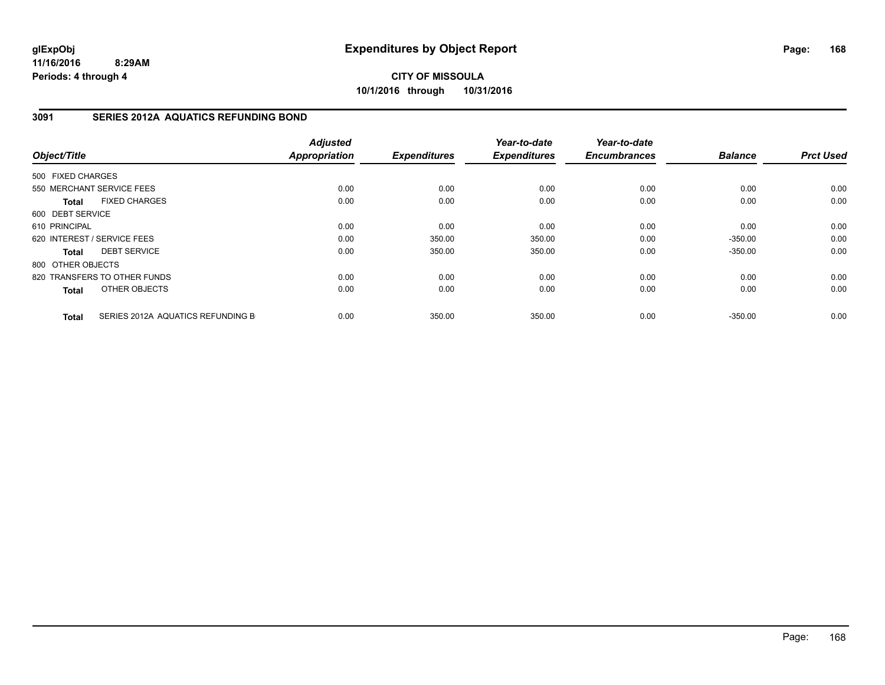**glExpObj** **Expenditures by Object Report**

**11/16/2016 8:29AM**

**Periods: 4 through 4**

**CITY OF MISSOULA**

**10/1/2016 through 10/31/2016**

## 3091 SERIES 2012A AQUATICS REFUNDING BOND

| Object/Title | Adjusted Appropriation | Expenditures | Year-to-date Expenditures | Year-to-date Encumbrances | Balance | Prct Used |
|---|---|---|---|---|---|---|
| 500 FIXED CHARGES | | | | | | |
| 550 MERCHANT SERVICE FEES | 0.00 | 0.00 | 0.00 | 0.00 | 0.00 | 0.00 |
| **Total** FIXED CHARGES | 0.00 | 0.00 | 0.00 | 0.00 | 0.00 | 0.00 |
| 600 DEBT SERVICE | | | | | | |
| 610 PRINCIPAL | 0.00 | 0.00 | 0.00 | 0.00 | 0.00 | 0.00 |
| 620 INTEREST / SERVICE FEES | 0.00 | 350.00 | 350.00 | 0.00 | -350.00 | 0.00 |
| **Total** DEBT SERVICE | 0.00 | 350.00 | 350.00 | 0.00 | -350.00 | 0.00 |
| 800 OTHER OBJECTS | | | | | | |
| 820 TRANSFERS TO OTHER FUNDS | 0.00 | 0.00 | 0.00 | 0.00 | 0.00 | 0.00 |
| **Total** OTHER OBJECTS | 0.00 | 0.00 | 0.00 | 0.00 | 0.00 | 0.00 |
| **Total** SERIES 2012A AQUATICS REFUNDING B | 0.00 | 350.00 | 350.00 | 0.00 | -350.00 | 0.00 |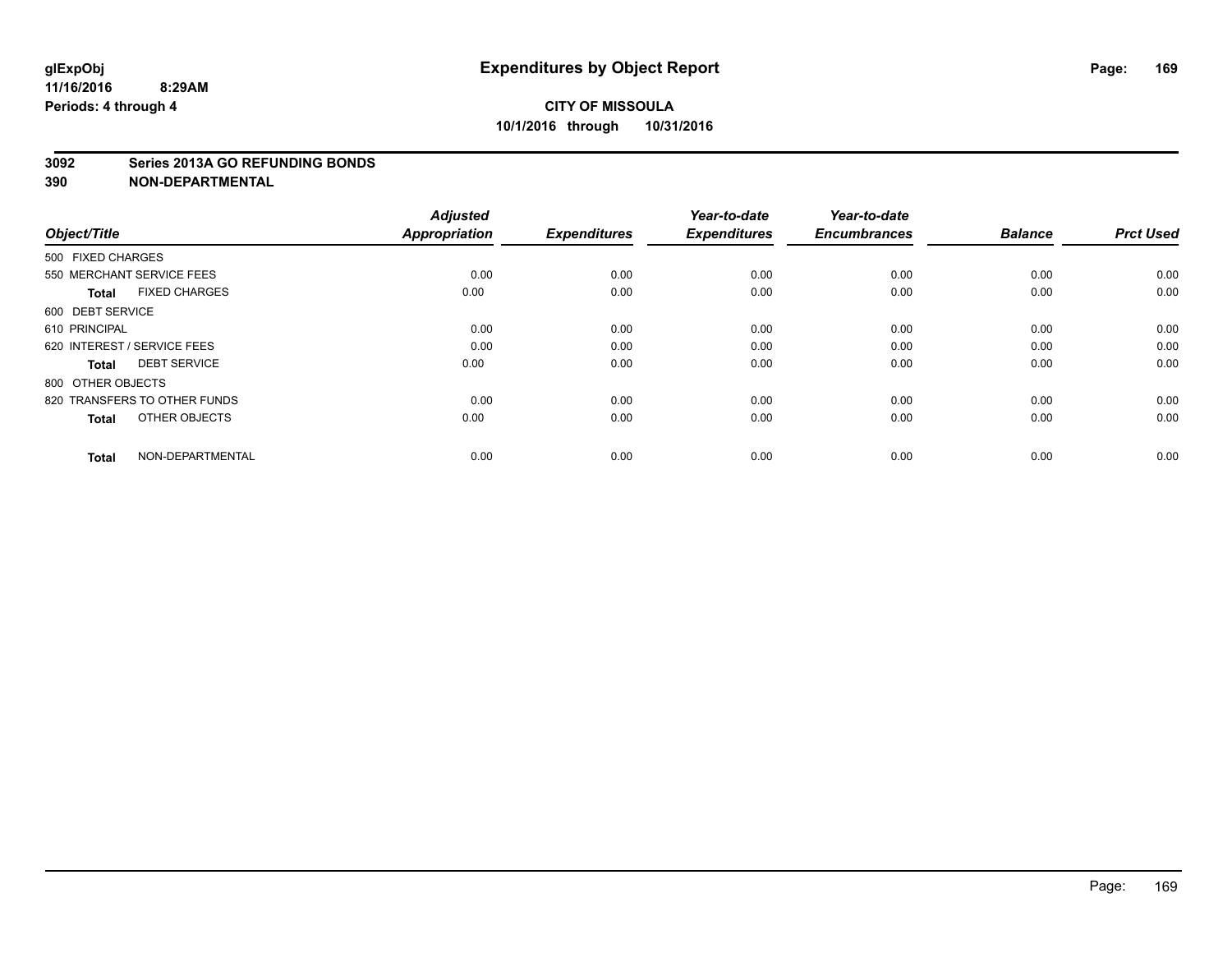# Expenditures by Object Report

glExpObj
11/16/2016 8:29AM
Periods: 4 through 4

**CITY OF MISSOULA**
**10/1/2016 through 10/31/2016**

**3092 Series 2013A GO REFUNDING BONDS**
**390 NON-DEPARTMENTAL**

| Object/Title | Adjusted Appropriation | Expenditures | Year-to-date Expenditures | Year-to-date Encumbrances | Balance | Prct Used |
|---|---|---|---|---|---|---|
| 500 FIXED CHARGES | | | | | | |
| 550 MERCHANT SERVICE FEES | 0.00 | 0.00 | 0.00 | 0.00 | 0.00 | 0.00 |
| **Total** FIXED CHARGES | 0.00 | 0.00 | 0.00 | 0.00 | 0.00 | 0.00 |
| 600 DEBT SERVICE | | | | | | |
| 610 PRINCIPAL | 0.00 | 0.00 | 0.00 | 0.00 | 0.00 | 0.00 |
| 620 INTEREST / SERVICE FEES | 0.00 | 0.00 | 0.00 | 0.00 | 0.00 | 0.00 |
| **Total** DEBT SERVICE | 0.00 | 0.00 | 0.00 | 0.00 | 0.00 | 0.00 |
| 800 OTHER OBJECTS | | | | | | |
| 820 TRANSFERS TO OTHER FUNDS | 0.00 | 0.00 | 0.00 | 0.00 | 0.00 | 0.00 |
| **Total** OTHER OBJECTS | 0.00 | 0.00 | 0.00 | 0.00 | 0.00 | 0.00 |
| **Total** NON-DEPARTMENTAL | 0.00 | 0.00 | 0.00 | 0.00 | 0.00 | 0.00 |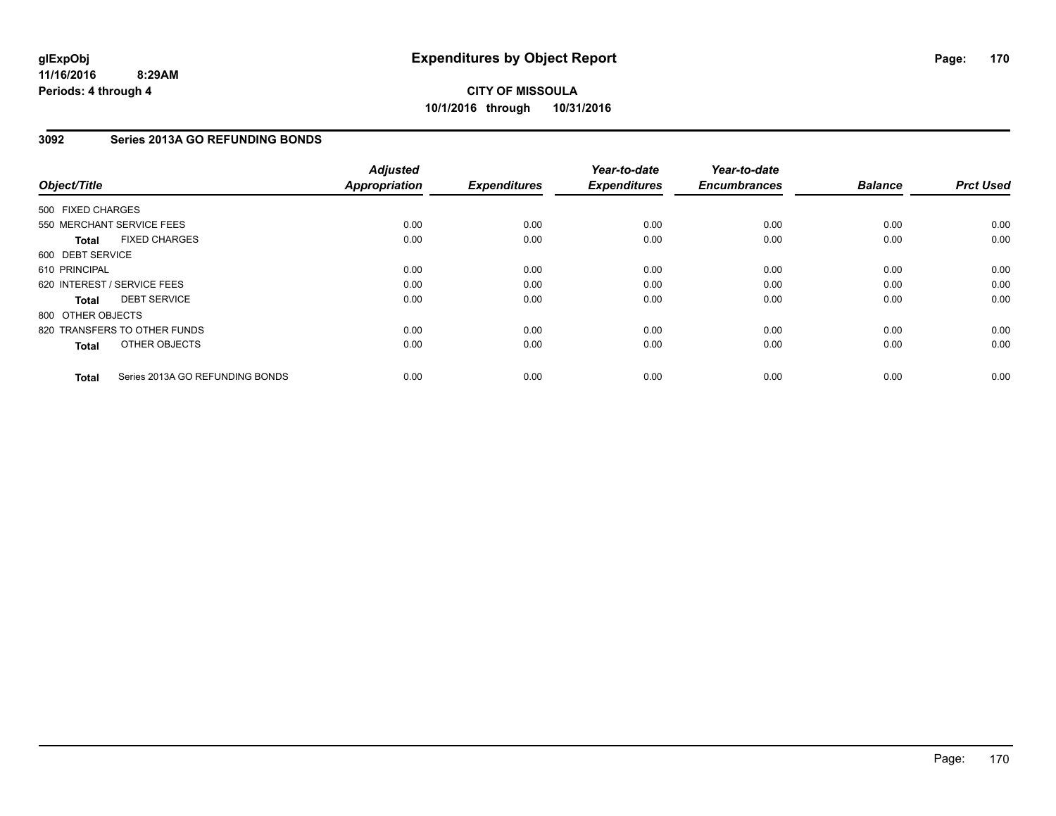**glExpObj**
**11/16/2016 8:29AM**
**Periods: 4 through 4**

# Expenditures by Object Report

**CITY OF MISSOULA**
**10/1/2016 through 10/31/2016**

## 3092 Series 2013A GO REFUNDING BONDS

| Object/Title | | Adjusted Appropriation | Expenditures | Year-to-date Expenditures | Year-to-date Encumbrances | Balance | Prct Used |
|---|---|---|---|---|---|---|---|
| 500 FIXED CHARGES | | | | | | | |
| 550 MERCHANT SERVICE FEES | | 0.00 | 0.00 | 0.00 | 0.00 | 0.00 | 0.00 |
| **Total** | FIXED CHARGES | 0.00 | 0.00 | 0.00 | 0.00 | 0.00 | 0.00 |
| 600 DEBT SERVICE | | | | | | | |
| 610 PRINCIPAL | | 0.00 | 0.00 | 0.00 | 0.00 | 0.00 | 0.00 |
| 620 INTEREST / SERVICE FEES | | 0.00 | 0.00 | 0.00 | 0.00 | 0.00 | 0.00 |
| **Total** | DEBT SERVICE | 0.00 | 0.00 | 0.00 | 0.00 | 0.00 | 0.00 |
| 800 OTHER OBJECTS | | | | | | | |
| 820 TRANSFERS TO OTHER FUNDS | | 0.00 | 0.00 | 0.00 | 0.00 | 0.00 | 0.00 |
| **Total** | OTHER OBJECTS | 0.00 | 0.00 | 0.00 | 0.00 | 0.00 | 0.00 |
| **Total** | Series 2013A GO REFUNDING BONDS | 0.00 | 0.00 | 0.00 | 0.00 | 0.00 | 0.00 |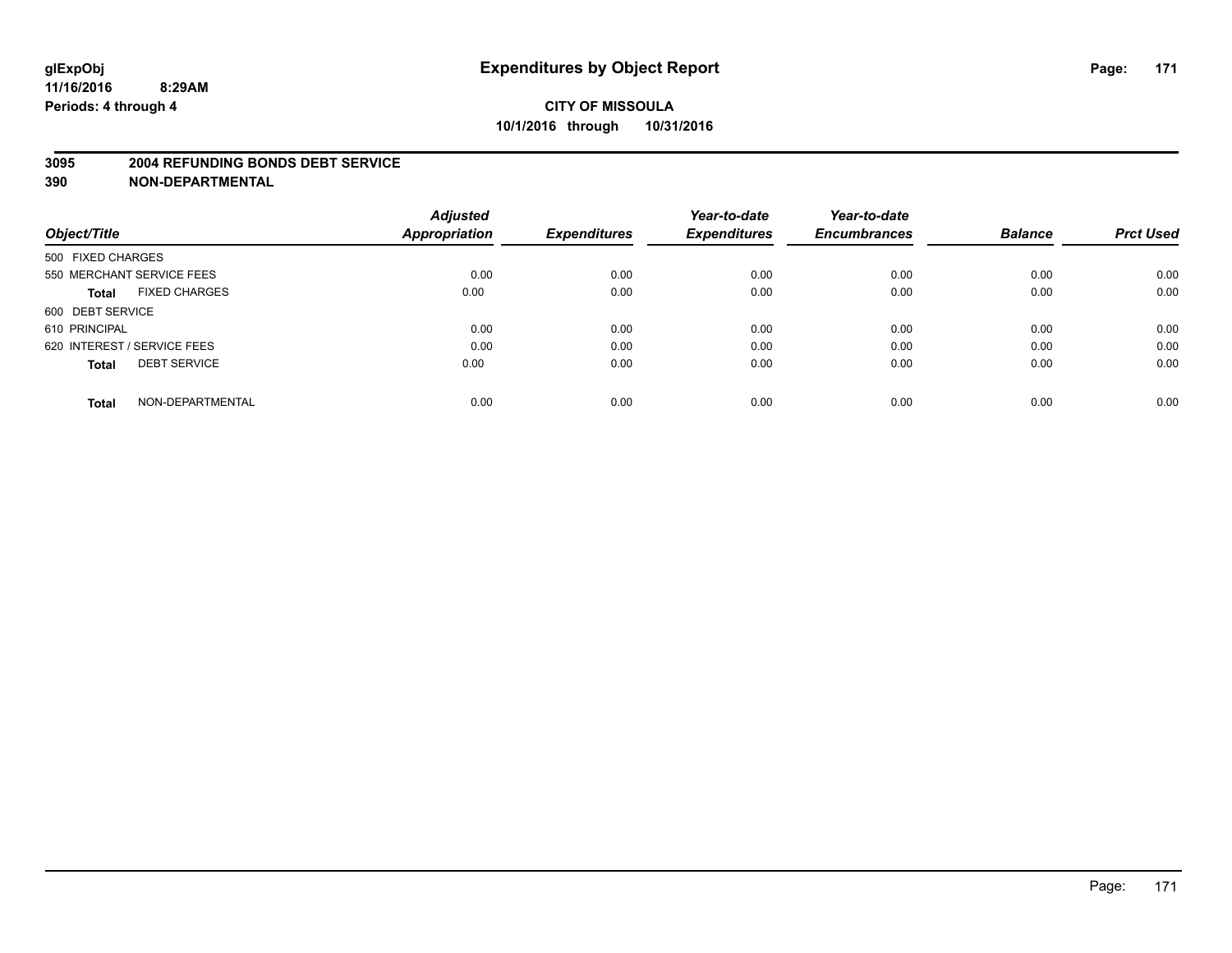**glExpObj**
**11/16/2016 8:29AM**
**Periods: 4 through 4**

# Expenditures by Object Report

**CITY OF MISSOULA**
**10/1/2016 through 10/31/2016**

**3095 2004 REFUNDING BONDS DEBT SERVICE**
**390 NON-DEPARTMENTAL**

| Object/Title | Adjusted Appropriation | Expenditures | Year-to-date Expenditures | Year-to-date Encumbrances | Balance | Prct Used |
|---|---|---|---|---|---|---|
| 500 FIXED CHARGES | | | | | | |
| 550 MERCHANT SERVICE FEES | 0.00 | 0.00 | 0.00 | 0.00 | 0.00 | 0.00 |
| **Total** FIXED CHARGES | 0.00 | 0.00 | 0.00 | 0.00 | 0.00 | 0.00 |
| 600 DEBT SERVICE | | | | | | |
| 610 PRINCIPAL | 0.00 | 0.00 | 0.00 | 0.00 | 0.00 | 0.00 |
| 620 INTEREST / SERVICE FEES | 0.00 | 0.00 | 0.00 | 0.00 | 0.00 | 0.00 |
| **Total** DEBT SERVICE | 0.00 | 0.00 | 0.00 | 0.00 | 0.00 | 0.00 |
| **Total** NON-DEPARTMENTAL | 0.00 | 0.00 | 0.00 | 0.00 | 0.00 | 0.00 |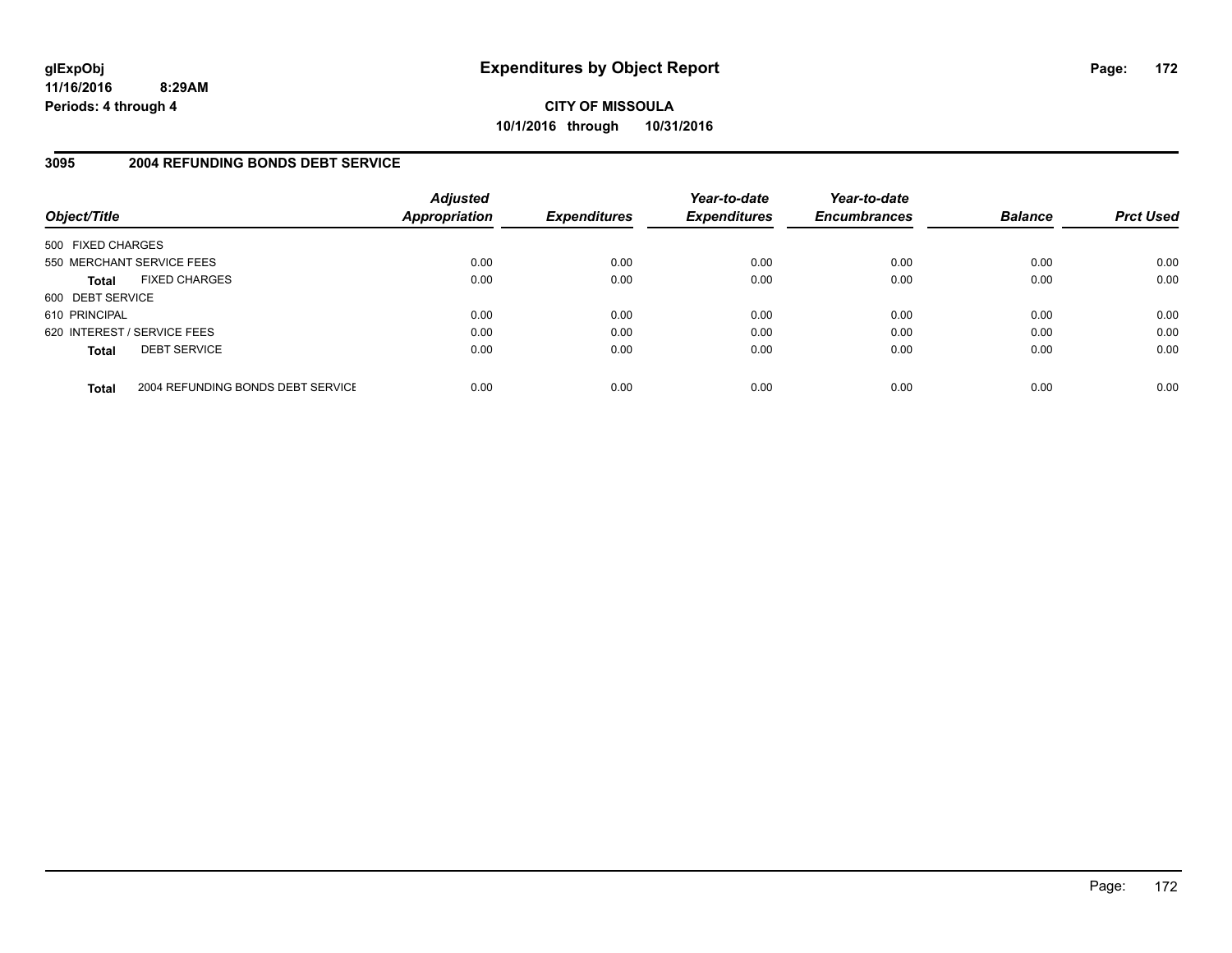glExpObj
11/16/2016 8:29AM
Periods: 4 through 4

# Expenditures by Object Report

**CITY OF MISSOULA**
**10/1/2016 through 10/31/2016**

## 3095 2004 REFUNDING BONDS DEBT SERVICE

| Object/Title | | Adjusted Appropriation | Expenditures | Year-to-date Expenditures | Year-to-date Encumbrances | Balance | Prct Used |
|---|---|---|---|---|---|---|---|
| 500 FIXED CHARGES | | | | | | | |
| 550 MERCHANT SERVICE FEES | | 0.00 | 0.00 | 0.00 | 0.00 | 0.00 | 0.00 |
| **Total** | FIXED CHARGES | 0.00 | 0.00 | 0.00 | 0.00 | 0.00 | 0.00 |
| 600 DEBT SERVICE | | | | | | | |
| 610 PRINCIPAL | | 0.00 | 0.00 | 0.00 | 0.00 | 0.00 | 0.00 |
| 620 INTEREST / SERVICE FEES | | 0.00 | 0.00 | 0.00 | 0.00 | 0.00 | 0.00 |
| **Total** | DEBT SERVICE | 0.00 | 0.00 | 0.00 | 0.00 | 0.00 | 0.00 |
| **Total** | 2004 REFUNDING BONDS DEBT SERVICE | 0.00 | 0.00 | 0.00 | 0.00 | 0.00 | 0.00 |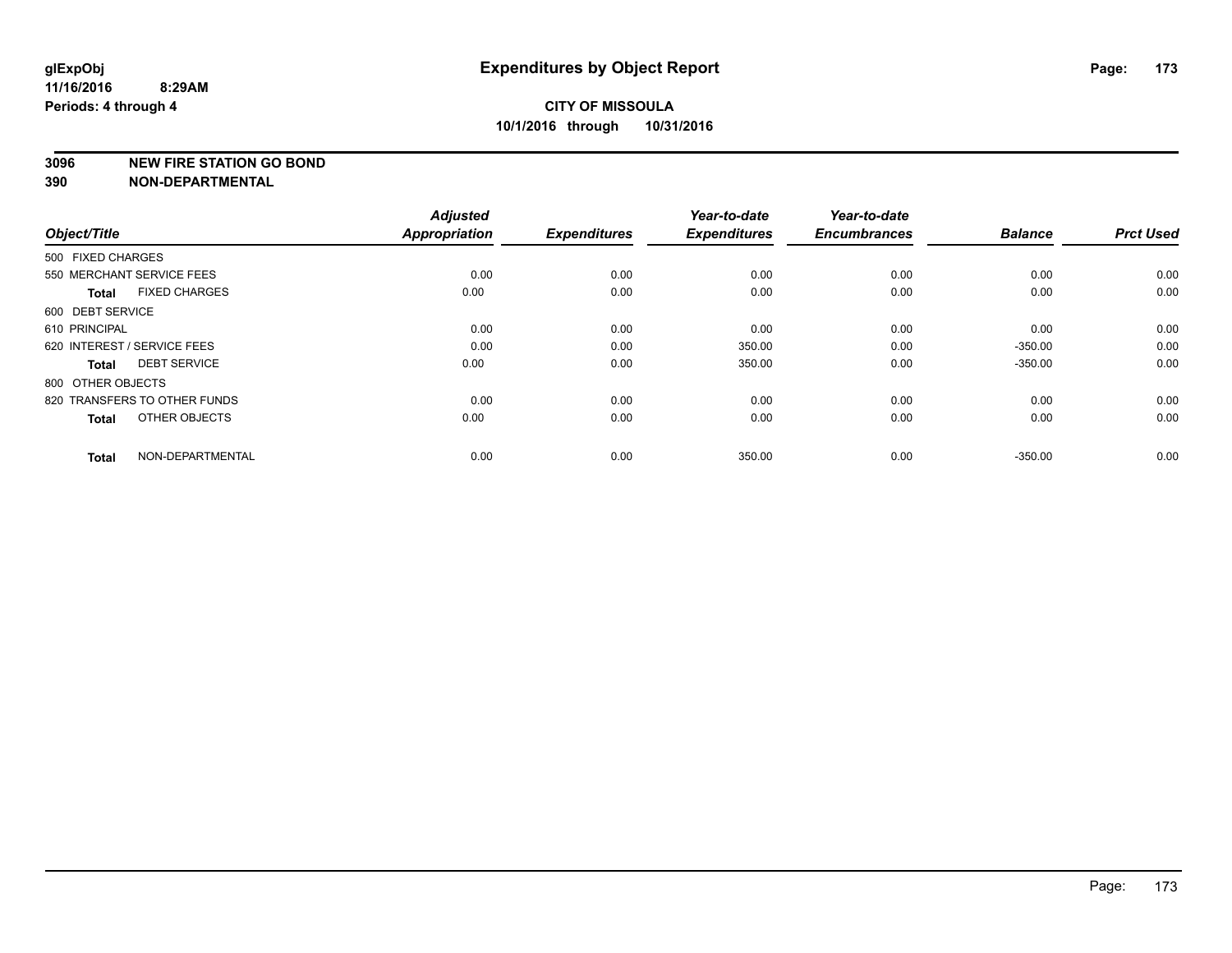**glExpObj** **Expenditures by Object Report**
**11/16/2016 8:29AM**
**Periods: 4 through 4**

**CITY OF MISSOULA**
**10/1/2016 through 10/31/2016**

**3096 NEW FIRE STATION GO BOND**
**390 NON-DEPARTMENTAL**

| Object/Title | Adjusted Appropriation | Expenditures | Year-to-date Expenditures | Year-to-date Encumbrances | Balance | Prct Used |
|---|---|---|---|---|---|---|
| 500 FIXED CHARGES | | | | | | |
| 550 MERCHANT SERVICE FEES | 0.00 | 0.00 | 0.00 | 0.00 | 0.00 | 0.00 |
| **Total** FIXED CHARGES | 0.00 | 0.00 | 0.00 | 0.00 | 0.00 | 0.00 |
| 600 DEBT SERVICE | | | | | | |
| 610 PRINCIPAL | 0.00 | 0.00 | 0.00 | 0.00 | 0.00 | 0.00 |
| 620 INTEREST / SERVICE FEES | 0.00 | 0.00 | 350.00 | 0.00 | -350.00 | 0.00 |
| **Total** DEBT SERVICE | 0.00 | 0.00 | 350.00 | 0.00 | -350.00 | 0.00 |
| 800 OTHER OBJECTS | | | | | | |
| 820 TRANSFERS TO OTHER FUNDS | 0.00 | 0.00 | 0.00 | 0.00 | 0.00 | 0.00 |
| **Total** OTHER OBJECTS | 0.00 | 0.00 | 0.00 | 0.00 | 0.00 | 0.00 |
| **Total** NON-DEPARTMENTAL | 0.00 | 0.00 | 350.00 | 0.00 | -350.00 | 0.00 |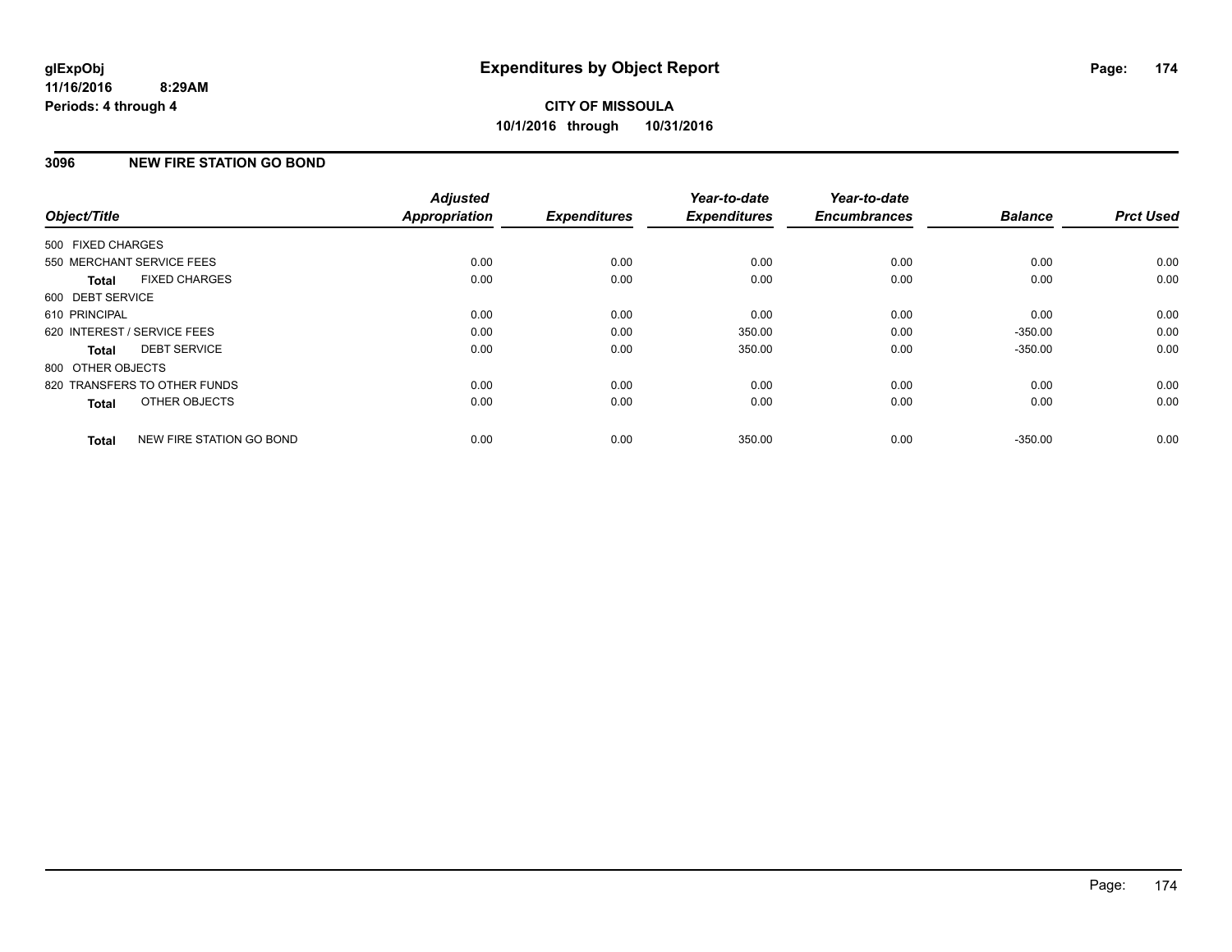**glExpObj**
**11/16/2016 8:29AM**
**Periods: 4 through 4**

# Expenditures by Object Report

**CITY OF MISSOULA**
**10/1/2016 through 10/31/2016**

## 3096 NEW FIRE STATION GO BOND

| Object/Title | Adjusted Appropriation | Expenditures | Year-to-date Expenditures | Year-to-date Encumbrances | Balance | Prct Used |
|---|---|---|---|---|---|---|
| 500 FIXED CHARGES | | | | | | |
| 550 MERCHANT SERVICE FEES | 0.00 | 0.00 | 0.00 | 0.00 | 0.00 | 0.00 |
| **Total** FIXED CHARGES | 0.00 | 0.00 | 0.00 | 0.00 | 0.00 | 0.00 |
| 600 DEBT SERVICE | | | | | | |
| 610 PRINCIPAL | 0.00 | 0.00 | 0.00 | 0.00 | 0.00 | 0.00 |
| 620 INTEREST / SERVICE FEES | 0.00 | 0.00 | 350.00 | 0.00 | -350.00 | 0.00 |
| **Total** DEBT SERVICE | 0.00 | 0.00 | 350.00 | 0.00 | -350.00 | 0.00 |
| 800 OTHER OBJECTS | | | | | | |
| 820 TRANSFERS TO OTHER FUNDS | 0.00 | 0.00 | 0.00 | 0.00 | 0.00 | 0.00 |
| **Total** OTHER OBJECTS | 0.00 | 0.00 | 0.00 | 0.00 | 0.00 | 0.00 |
| **Total** NEW FIRE STATION GO BOND | 0.00 | 0.00 | 350.00 | 0.00 | -350.00 | 0.00 |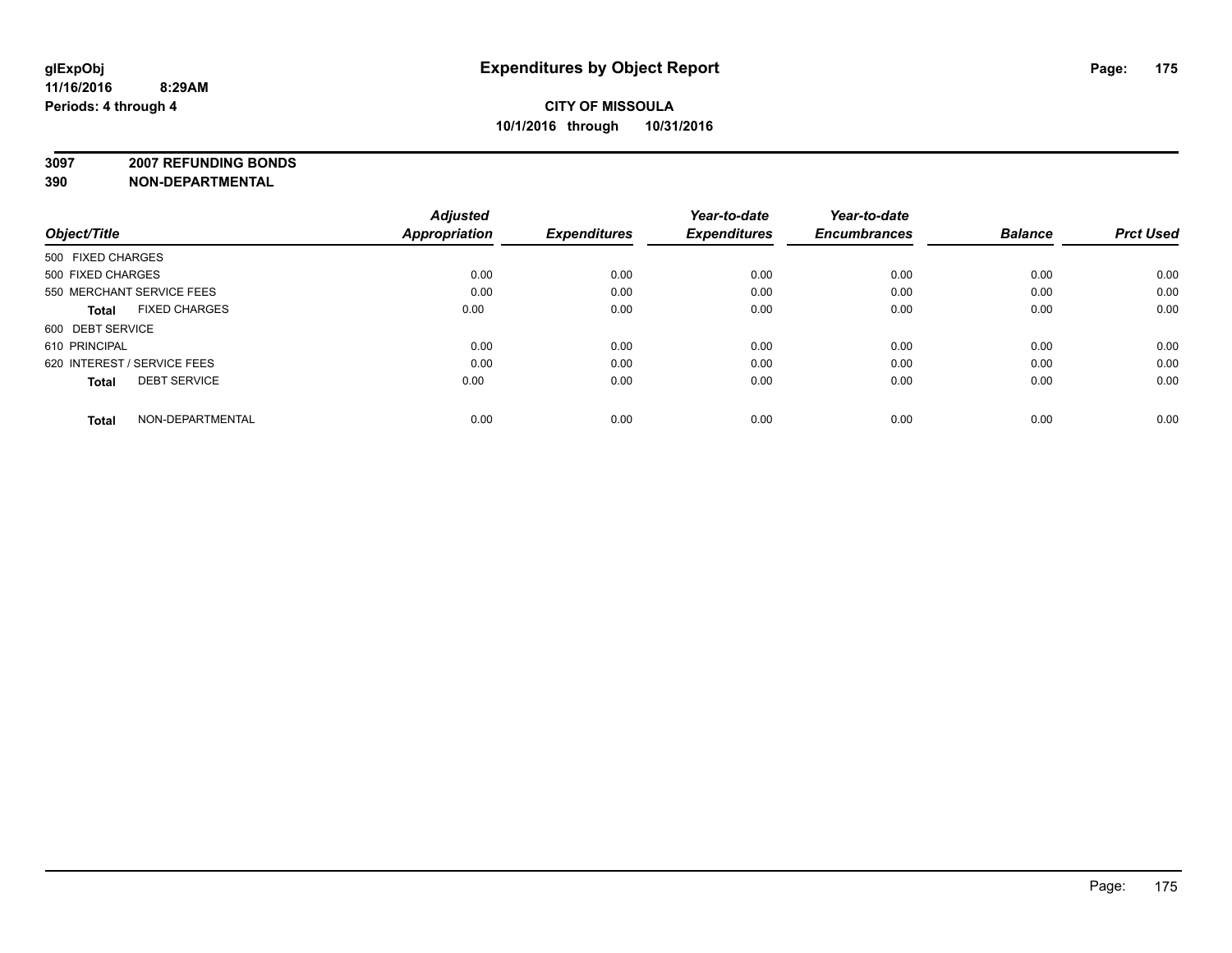**glExpObj**
**11/16/2016 8:29AM**
**Periods: 4 through 4**

# Expenditures by Object Report

**CITY OF MISSOULA**
**10/1/2016 through 10/31/2016**

**3097 2007 REFUNDING BONDS**
**390 NON-DEPARTMENTAL**

| Object/Title | Adjusted Appropriation | Expenditures | Year-to-date Expenditures | Year-to-date Encumbrances | Balance | Prct Used |
|---|---|---|---|---|---|---|
| 500 FIXED CHARGES | | | | | | |
| 500 FIXED CHARGES | 0.00 | 0.00 | 0.00 | 0.00 | 0.00 | 0.00 |
| 550 MERCHANT SERVICE FEES | 0.00 | 0.00 | 0.00 | 0.00 | 0.00 | 0.00 |
| **Total** FIXED CHARGES | 0.00 | 0.00 | 0.00 | 0.00 | 0.00 | 0.00 |
| 600 DEBT SERVICE | | | | | | |
| 610 PRINCIPAL | 0.00 | 0.00 | 0.00 | 0.00 | 0.00 | 0.00 |
| 620 INTEREST / SERVICE FEES | 0.00 | 0.00 | 0.00 | 0.00 | 0.00 | 0.00 |
| **Total** DEBT SERVICE | 0.00 | 0.00 | 0.00 | 0.00 | 0.00 | 0.00 |
| **Total** NON-DEPARTMENTAL | 0.00 | 0.00 | 0.00 | 0.00 | 0.00 | 0.00 |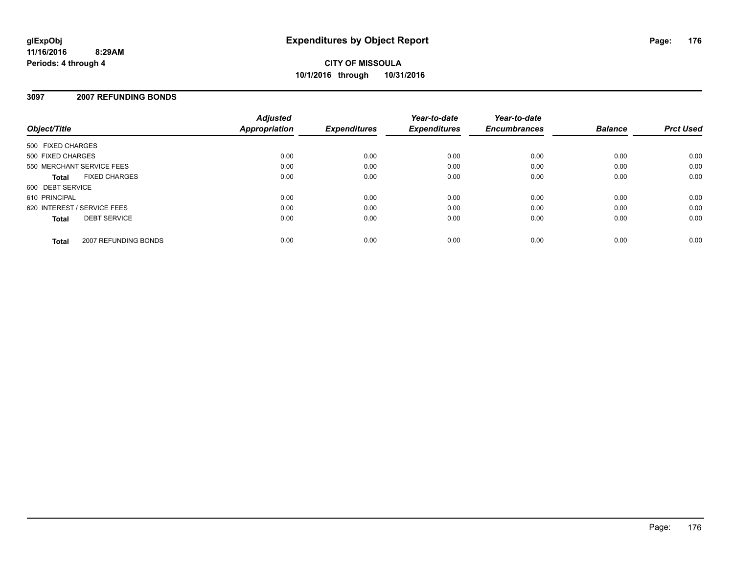**glExpObj**
**11/16/2016 8:29AM**
**Periods: 4 through 4**

# Expenditures by Object Report

**CITY OF MISSOULA**
**10/1/2016 through 10/31/2016**

## 3097 2007 REFUNDING BONDS

| Object/Title | Adjusted Appropriation | Expenditures | Year-to-date Expenditures | Year-to-date Encumbrances | Balance | Prct Used |
|---|---|---|---|---|---|---|
| 500 FIXED CHARGES | | | | | | |
| 500 FIXED CHARGES | 0.00 | 0.00 | 0.00 | 0.00 | 0.00 | 0.00 |
| 550 MERCHANT SERVICE FEES | 0.00 | 0.00 | 0.00 | 0.00 | 0.00 | 0.00 |
| **Total** FIXED CHARGES | 0.00 | 0.00 | 0.00 | 0.00 | 0.00 | 0.00 |
| 600 DEBT SERVICE | | | | | | |
| 610 PRINCIPAL | 0.00 | 0.00 | 0.00 | 0.00 | 0.00 | 0.00 |
| 620 INTEREST / SERVICE FEES | 0.00 | 0.00 | 0.00 | 0.00 | 0.00 | 0.00 |
| **Total** DEBT SERVICE | 0.00 | 0.00 | 0.00 | 0.00 | 0.00 | 0.00 |
| **Total** 2007 REFUNDING BONDS | 0.00 | 0.00 | 0.00 | 0.00 | 0.00 | 0.00 |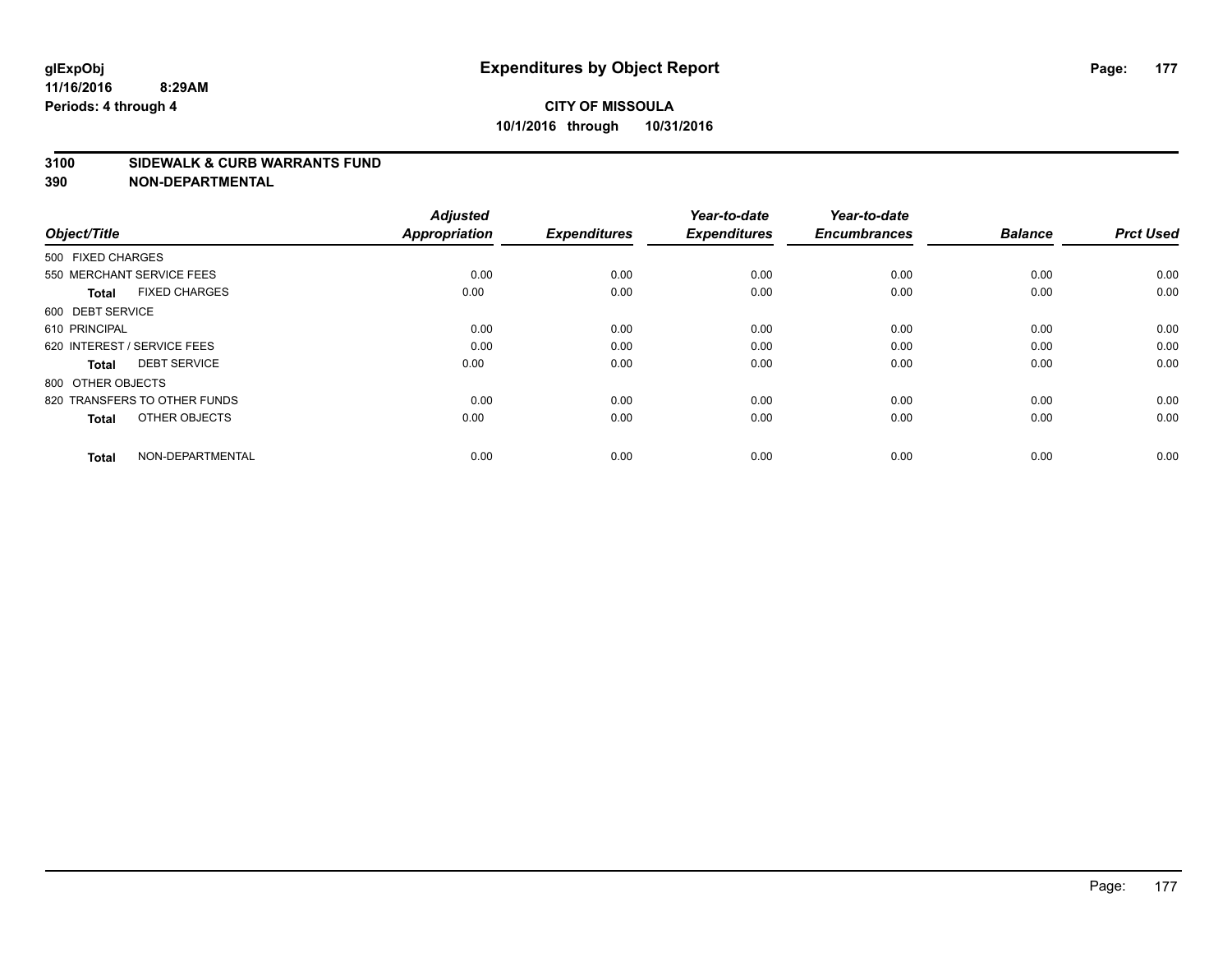# Expenditures by Object Report

glExpObj
11/16/2016 8:29AM
Periods: 4 through 4

**CITY OF MISSOULA**
**10/1/2016 through 10/31/2016**

## 3100 SIDEWALK & CURB WARRANTS FUND
## 390 NON-DEPARTMENTAL

| Object/Title | Adjusted Appropriation | Expenditures | Year-to-date Expenditures | Year-to-date Encumbrances | Balance | Prct Used |
|---|---|---|---|---|---|---|
| 500 FIXED CHARGES | | | | | | |
| 550 MERCHANT SERVICE FEES | 0.00 | 0.00 | 0.00 | 0.00 | 0.00 | 0.00 |
| **Total** FIXED CHARGES | 0.00 | 0.00 | 0.00 | 0.00 | 0.00 | 0.00 |
| 600 DEBT SERVICE | | | | | | |
| 610 PRINCIPAL | 0.00 | 0.00 | 0.00 | 0.00 | 0.00 | 0.00 |
| 620 INTEREST / SERVICE FEES | 0.00 | 0.00 | 0.00 | 0.00 | 0.00 | 0.00 |
| **Total** DEBT SERVICE | 0.00 | 0.00 | 0.00 | 0.00 | 0.00 | 0.00 |
| 800 OTHER OBJECTS | | | | | | |
| 820 TRANSFERS TO OTHER FUNDS | 0.00 | 0.00 | 0.00 | 0.00 | 0.00 | 0.00 |
| **Total** OTHER OBJECTS | 0.00 | 0.00 | 0.00 | 0.00 | 0.00 | 0.00 |
| **Total** NON-DEPARTMENTAL | 0.00 | 0.00 | 0.00 | 0.00 | 0.00 | 0.00 |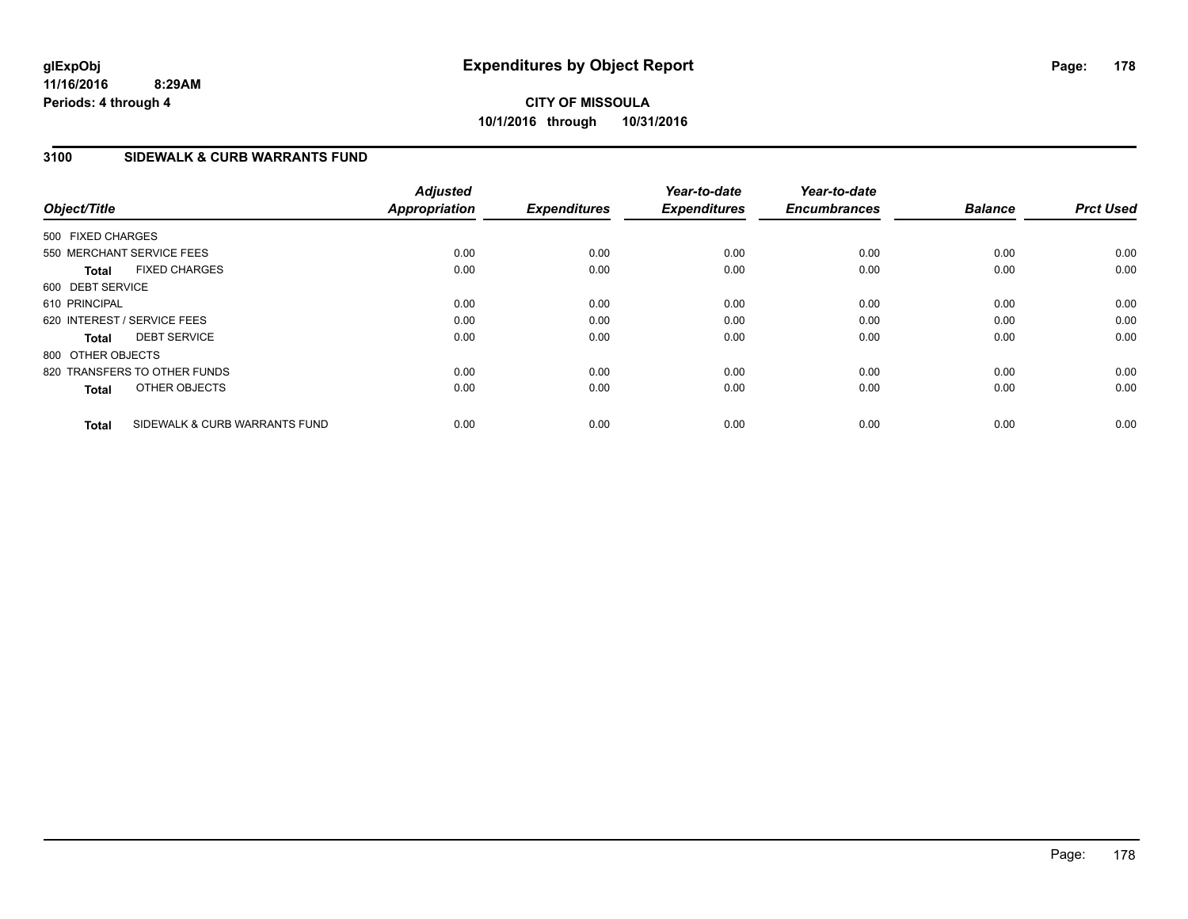# Expenditures by Object Report

glExpObj
11/16/2016 8:29AM
Periods: 4 through 4

**CITY OF MISSOULA**
**10/1/2016 through 10/31/2016**

## 3100 SIDEWALK & CURB WARRANTS FUND

| Object/Title | | Adjusted Appropriation | Expenditures | Year-to-date Expenditures | Year-to-date Encumbrances | Balance | Prct Used |
|---|---|---|---|---|---|---|---|
| 500 FIXED CHARGES | | | | | | | |
| 550 MERCHANT SERVICE FEES | | 0.00 | 0.00 | 0.00 | 0.00 | 0.00 | 0.00 |
| **Total** | FIXED CHARGES | 0.00 | 0.00 | 0.00 | 0.00 | 0.00 | 0.00 |
| 600 DEBT SERVICE | | | | | | | |
| 610 PRINCIPAL | | 0.00 | 0.00 | 0.00 | 0.00 | 0.00 | 0.00 |
| 620 INTEREST / SERVICE FEES | | 0.00 | 0.00 | 0.00 | 0.00 | 0.00 | 0.00 |
| **Total** | DEBT SERVICE | 0.00 | 0.00 | 0.00 | 0.00 | 0.00 | 0.00 |
| 800 OTHER OBJECTS | | | | | | | |
| 820 TRANSFERS TO OTHER FUNDS | | 0.00 | 0.00 | 0.00 | 0.00 | 0.00 | 0.00 |
| **Total** | OTHER OBJECTS | 0.00 | 0.00 | 0.00 | 0.00 | 0.00 | 0.00 |
| **Total** | SIDEWALK & CURB WARRANTS FUND | 0.00 | 0.00 | 0.00 | 0.00 | 0.00 | 0.00 |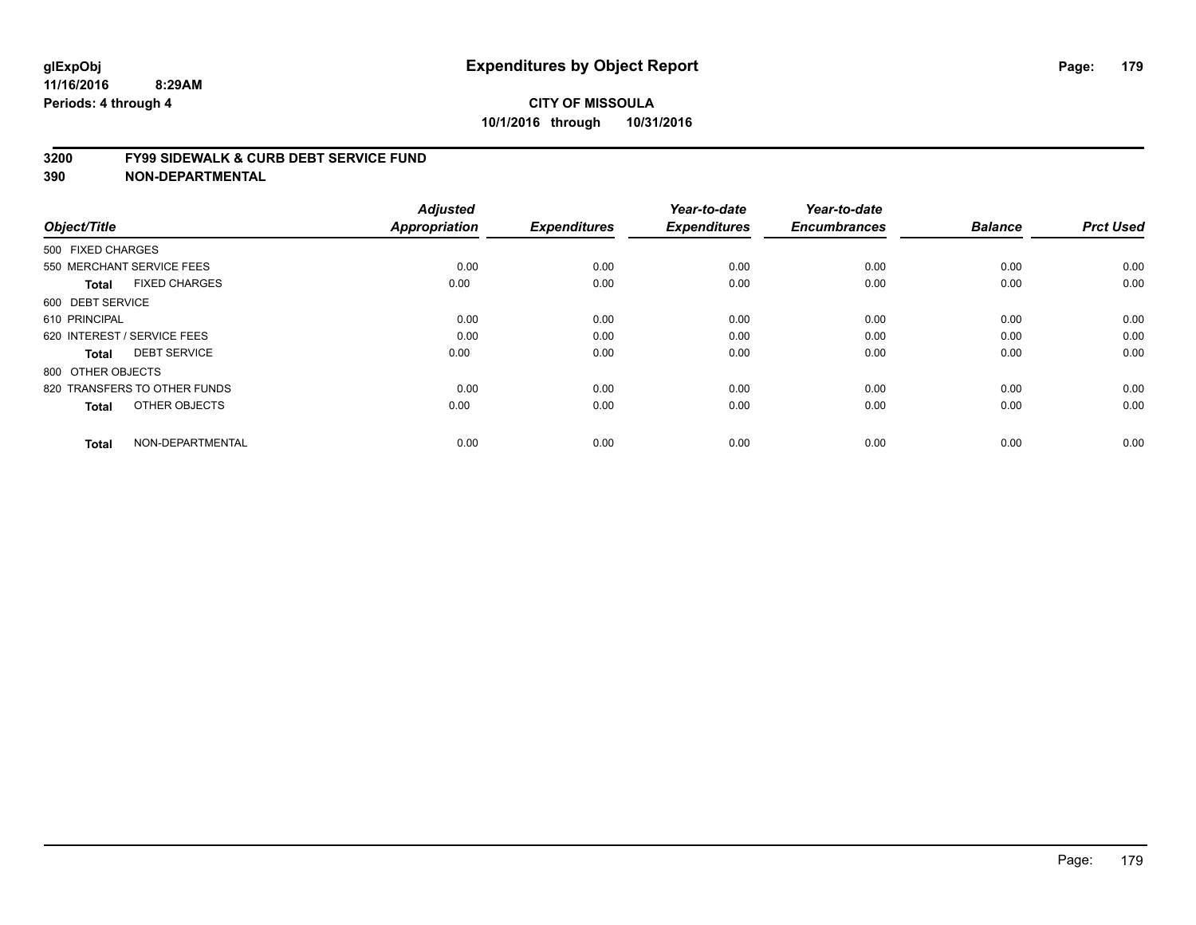**glExpObj**
**11/16/2016 8:29AM**
**Periods: 4 through 4**

# Expenditures by Object Report

**CITY OF MISSOULA**
**10/1/2016 through 10/31/2016**

## 3200 FY99 SIDEWALK & CURB DEBT SERVICE FUND
## 390 NON-DEPARTMENTAL

| Object/Title | | Adjusted Appropriation | Expenditures | Year-to-date Expenditures | Year-to-date Encumbrances | Balance | Prct Used |
|---|---|---|---|---|---|---|---|
| 500 FIXED CHARGES | | | | | | | |
| 550 MERCHANT SERVICE FEES | | 0.00 | 0.00 | 0.00 | 0.00 | 0.00 | 0.00 |
| **Total** | FIXED CHARGES | 0.00 | 0.00 | 0.00 | 0.00 | 0.00 | 0.00 |
| 600 DEBT SERVICE | | | | | | | |
| 610 PRINCIPAL | | 0.00 | 0.00 | 0.00 | 0.00 | 0.00 | 0.00 |
| 620 INTEREST / SERVICE FEES | | 0.00 | 0.00 | 0.00 | 0.00 | 0.00 | 0.00 |
| **Total** | DEBT SERVICE | 0.00 | 0.00 | 0.00 | 0.00 | 0.00 | 0.00 |
| 800 OTHER OBJECTS | | | | | | | |
| 820 TRANSFERS TO OTHER FUNDS | | 0.00 | 0.00 | 0.00 | 0.00 | 0.00 | 0.00 |
| **Total** | OTHER OBJECTS | 0.00 | 0.00 | 0.00 | 0.00 | 0.00 | 0.00 |
| **Total** | NON-DEPARTMENTAL | 0.00 | 0.00 | 0.00 | 0.00 | 0.00 | 0.00 |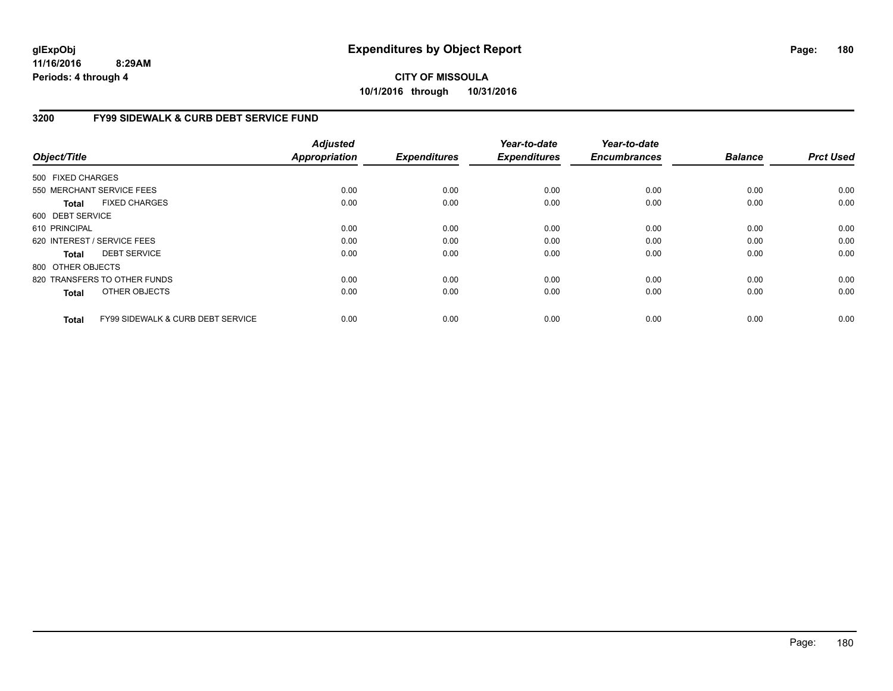# Expenditures by Object Report

glExpObj
11/16/2016 8:29AM
Periods: 4 through 4

**CITY OF MISSOULA**
**10/1/2016 through 10/31/2016**

## 3200 FY99 SIDEWALK & CURB DEBT SERVICE FUND

| Object/Title | Adjusted Appropriation | Expenditures | Year-to-date Expenditures | Year-to-date Encumbrances | Balance | Prct Used |
|---|---|---|---|---|---|---|
| 500 FIXED CHARGES | | | | | | |
| 550 MERCHANT SERVICE FEES | 0.00 | 0.00 | 0.00 | 0.00 | 0.00 | 0.00 |
| **Total** FIXED CHARGES | 0.00 | 0.00 | 0.00 | 0.00 | 0.00 | 0.00 |
| 600 DEBT SERVICE | | | | | | |
| 610 PRINCIPAL | 0.00 | 0.00 | 0.00 | 0.00 | 0.00 | 0.00 |
| 620 INTEREST / SERVICE FEES | 0.00 | 0.00 | 0.00 | 0.00 | 0.00 | 0.00 |
| **Total** DEBT SERVICE | 0.00 | 0.00 | 0.00 | 0.00 | 0.00 | 0.00 |
| 800 OTHER OBJECTS | | | | | | |
| 820 TRANSFERS TO OTHER FUNDS | 0.00 | 0.00 | 0.00 | 0.00 | 0.00 | 0.00 |
| **Total** OTHER OBJECTS | 0.00 | 0.00 | 0.00 | 0.00 | 0.00 | 0.00 |
| **Total** FY99 SIDEWALK & CURB DEBT SERVICE | 0.00 | 0.00 | 0.00 | 0.00 | 0.00 | 0.00 |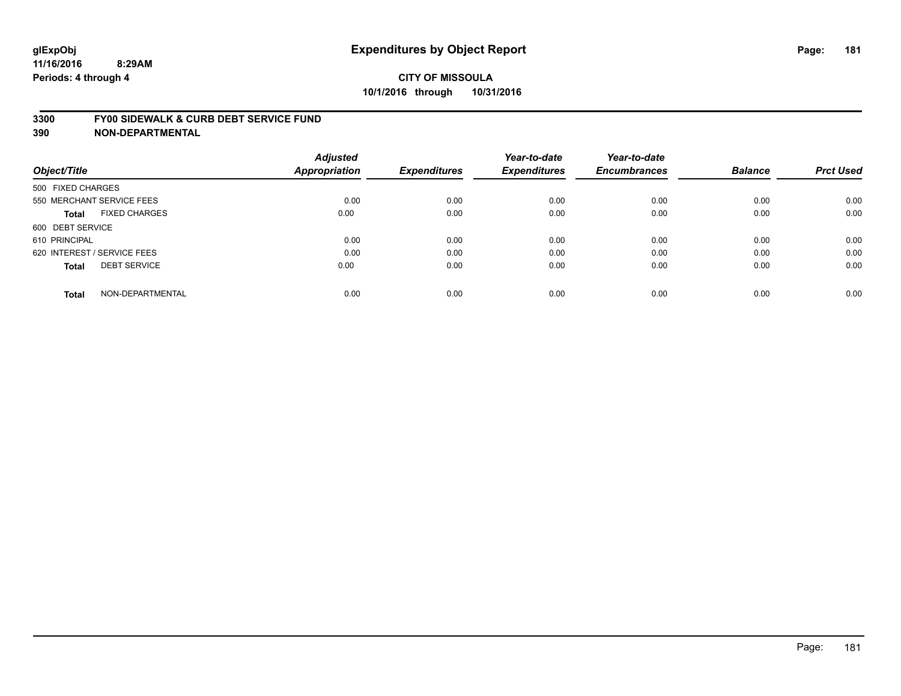glExpObj
11/16/2016 8:29AM
Periods: 4 through 4

# Expenditures by Object Report

**CITY OF MISSOULA**
**10/1/2016 through 10/31/2016**

## 3300 FY00 SIDEWALK & CURB DEBT SERVICE FUND
## 390 NON-DEPARTMENTAL

| Object/Title | | Adjusted Appropriation | Expenditures | Year-to-date Expenditures | Year-to-date Encumbrances | Balance | Prct Used |
|---|---|---|---|---|---|---|---|
| 500 FIXED CHARGES | | | | | | | |
| 550 MERCHANT SERVICE FEES | | 0.00 | 0.00 | 0.00 | 0.00 | 0.00 | 0.00 |
| **Total** | FIXED CHARGES | 0.00 | 0.00 | 0.00 | 0.00 | 0.00 | 0.00 |
| 600 DEBT SERVICE | | | | | | | |
| 610 PRINCIPAL | | 0.00 | 0.00 | 0.00 | 0.00 | 0.00 | 0.00 |
| 620 INTEREST / SERVICE FEES | | 0.00 | 0.00 | 0.00 | 0.00 | 0.00 | 0.00 |
| **Total** | DEBT SERVICE | 0.00 | 0.00 | 0.00 | 0.00 | 0.00 | 0.00 |
| **Total** | NON-DEPARTMENTAL | 0.00 | 0.00 | 0.00 | 0.00 | 0.00 | 0.00 |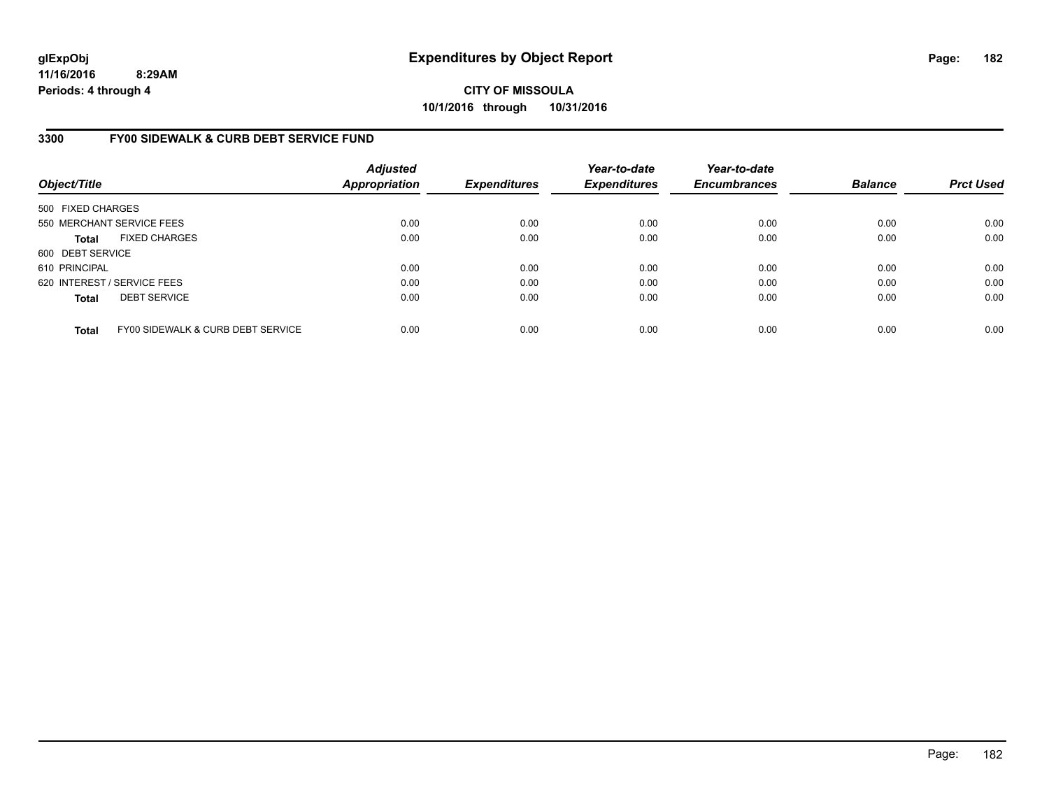**glExpObj**
**11/16/2016 8:29AM**
**Periods: 4 through 4**

# Expenditures by Object Report

**CITY OF MISSOULA**
**10/1/2016 through 10/31/2016**

## 3300 FY00 SIDEWALK & CURB DEBT SERVICE FUND

| Object/Title | Adjusted Appropriation | Expenditures | Year-to-date Expenditures | Year-to-date Encumbrances | Balance | Prct Used |
|---|---|---|---|---|---|---|
| 500 FIXED CHARGES | | | | | | |
| 550 MERCHANT SERVICE FEES | 0.00 | 0.00 | 0.00 | 0.00 | 0.00 | 0.00 |
| **Total** FIXED CHARGES | 0.00 | 0.00 | 0.00 | 0.00 | 0.00 | 0.00 |
| 600 DEBT SERVICE | | | | | | |
| 610 PRINCIPAL | 0.00 | 0.00 | 0.00 | 0.00 | 0.00 | 0.00 |
| 620 INTEREST / SERVICE FEES | 0.00 | 0.00 | 0.00 | 0.00 | 0.00 | 0.00 |
| **Total** DEBT SERVICE | 0.00 | 0.00 | 0.00 | 0.00 | 0.00 | 0.00 |
| **Total** FY00 SIDEWALK & CURB DEBT SERVICE | 0.00 | 0.00 | 0.00 | 0.00 | 0.00 | 0.00 |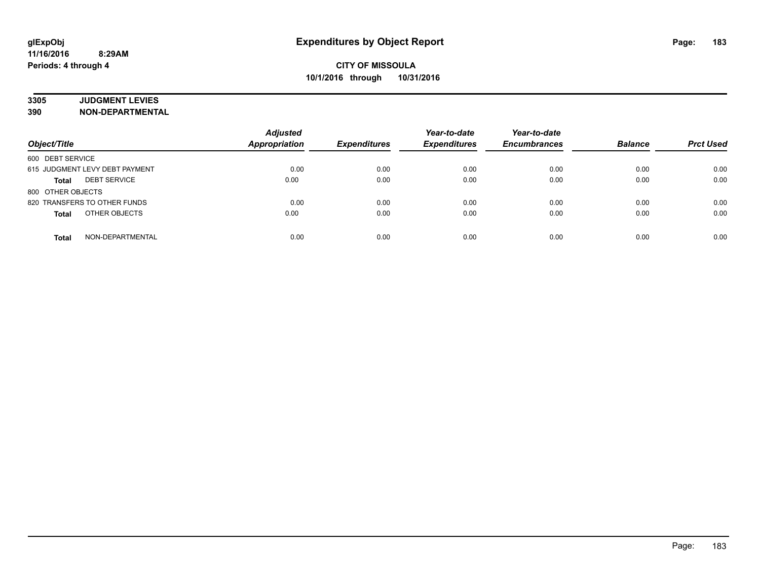# Expenditures by Object Report

**CITY OF MISSOULA**
**10/1/2016 through 10/31/2016**

glExpObj
11/16/2016 8:29AM
Periods: 4 through 4

**3305 JUDGMENT LEVIES**
**390 NON-DEPARTMENTAL**

| Object/Title | Adjusted Appropriation | Expenditures | Year-to-date Expenditures | Year-to-date Encumbrances | Balance | Prct Used |
|---|---|---|---|---|---|---|
| 600 DEBT SERVICE | | | | | | |
| 615 JUDGMENT LEVY DEBT PAYMENT | 0.00 | 0.00 | 0.00 | 0.00 | 0.00 | 0.00 |
| **Total** DEBT SERVICE | 0.00 | 0.00 | 0.00 | 0.00 | 0.00 | 0.00 |
| 800 OTHER OBJECTS | | | | | | |
| 820 TRANSFERS TO OTHER FUNDS | 0.00 | 0.00 | 0.00 | 0.00 | 0.00 | 0.00 |
| **Total** OTHER OBJECTS | 0.00 | 0.00 | 0.00 | 0.00 | 0.00 | 0.00 |
| **Total** NON-DEPARTMENTAL | 0.00 | 0.00 | 0.00 | 0.00 | 0.00 | 0.00 |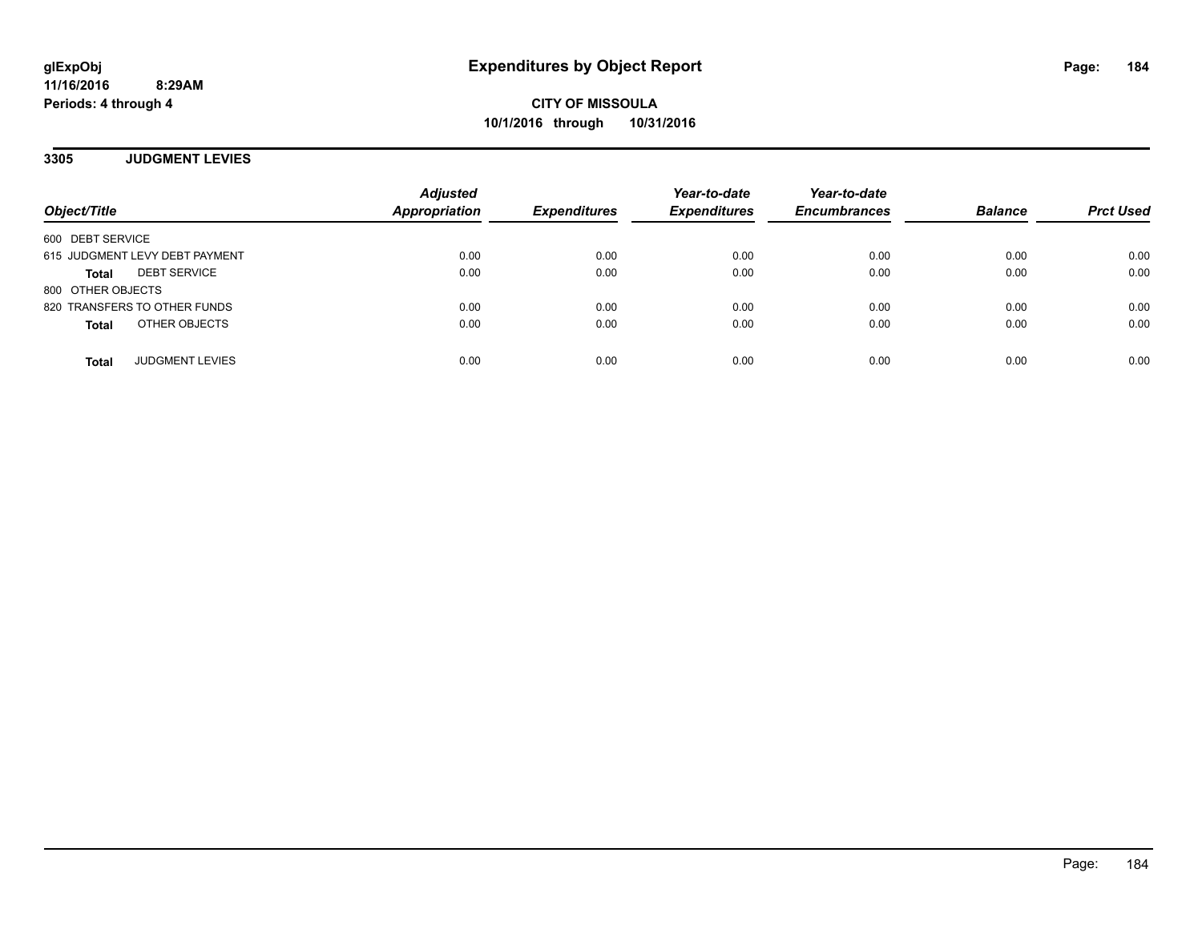# Expenditures by Object Report

**CITY OF MISSOULA**
**10/1/2016 through 10/31/2016**

glExpObj
11/16/2016 8:29AM
Periods: 4 through 4

## 3305 JUDGMENT LEVIES

| Object/Title | Adjusted Appropriation | Expenditures | Year-to-date Expenditures | Year-to-date Encumbrances | Balance | Prct Used |
|---|---|---|---|---|---|---|
| 600 DEBT SERVICE | | | | | | |
| 615 JUDGMENT LEVY DEBT PAYMENT | 0.00 | 0.00 | 0.00 | 0.00 | 0.00 | 0.00 |
| **Total** DEBT SERVICE | 0.00 | 0.00 | 0.00 | 0.00 | 0.00 | 0.00 |
| 800 OTHER OBJECTS | | | | | | |
| 820 TRANSFERS TO OTHER FUNDS | 0.00 | 0.00 | 0.00 | 0.00 | 0.00 | 0.00 |
| **Total** OTHER OBJECTS | 0.00 | 0.00 | 0.00 | 0.00 | 0.00 | 0.00 |
| **Total** JUDGMENT LEVIES | 0.00 | 0.00 | 0.00 | 0.00 | 0.00 | 0.00 |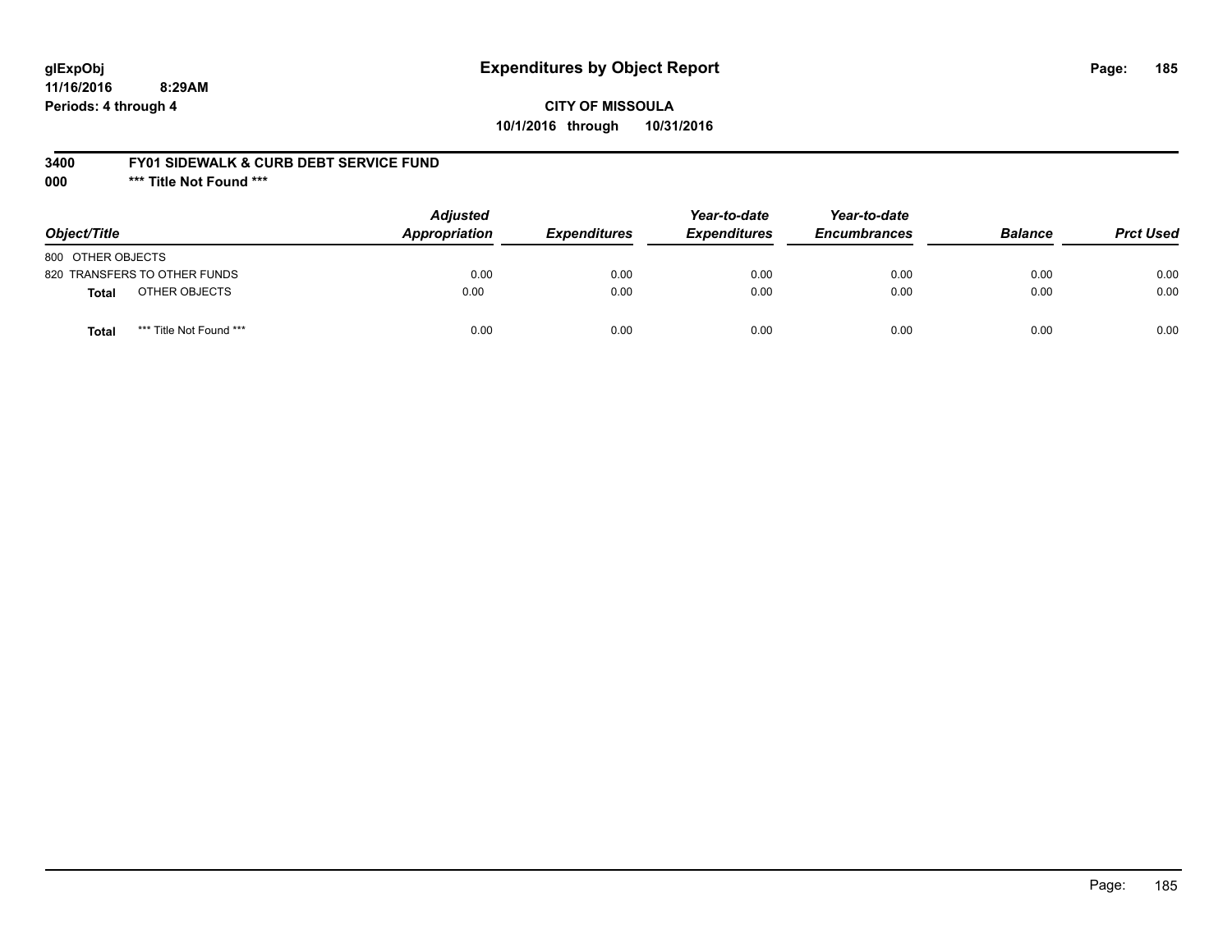glExpObj
11/16/2016 8:29AM
Periods: 4 through 4

# Expenditures by Object Report

**CITY OF MISSOULA**
**10/1/2016 through 10/31/2016**

**3400 FY01 SIDEWALK & CURB DEBT SERVICE FUND**
**000 *** Title Not Found *****

| Object/Title | Adjusted Appropriation | Expenditures | Year-to-date Expenditures | Year-to-date Encumbrances | Balance | Prct Used |
|---|---|---|---|---|---|---|
| 800 OTHER OBJECTS | | | | | | |
| 820 TRANSFERS TO OTHER FUNDS | 0.00 | 0.00 | 0.00 | 0.00 | 0.00 | 0.00 |
| **Total** OTHER OBJECTS | 0.00 | 0.00 | 0.00 | 0.00 | 0.00 | 0.00 |
| **Total** *** Title Not Found *** | 0.00 | 0.00 | 0.00 | 0.00 | 0.00 | 0.00 |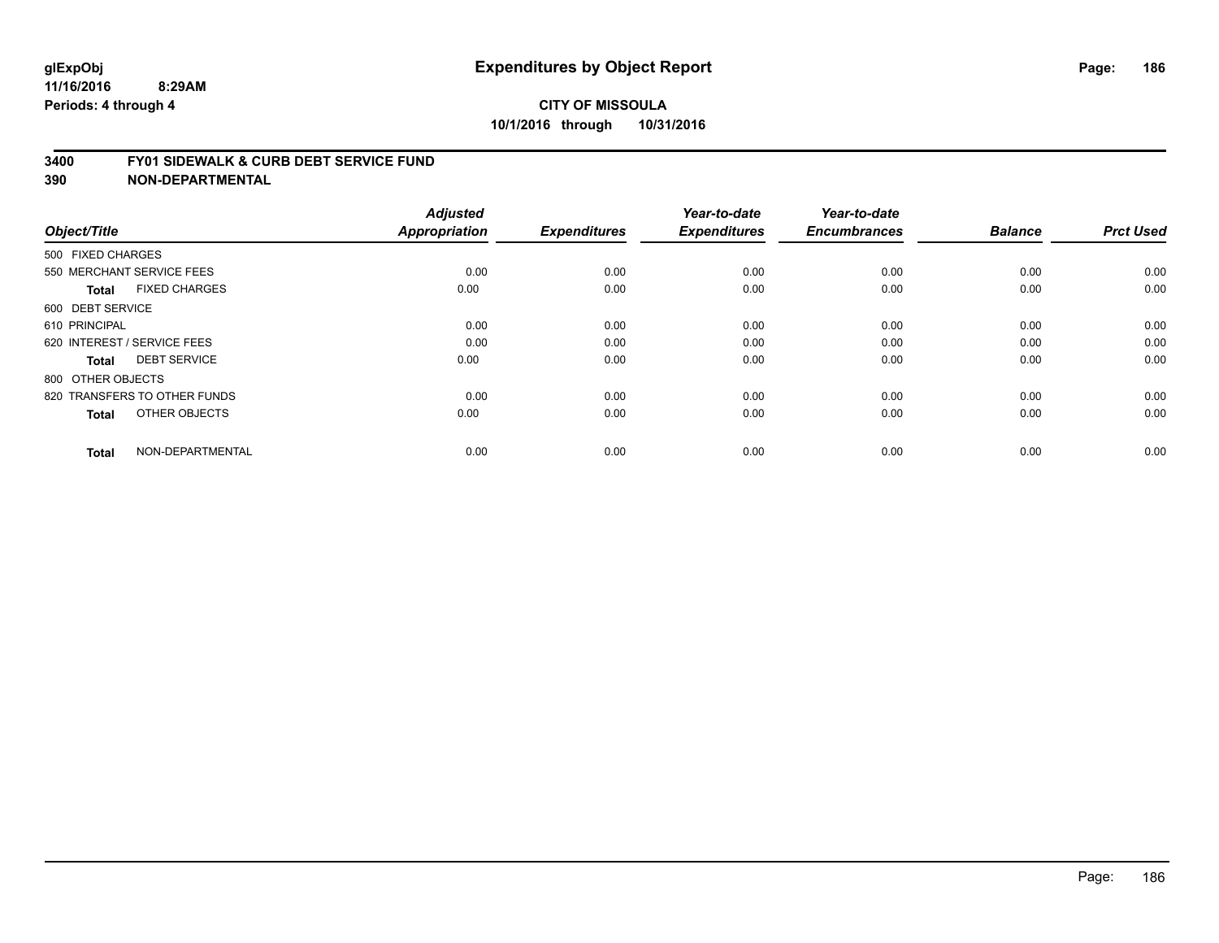**glExpObj**
**11/16/2016 8:29AM**
**Periods: 4 through 4**

# Expenditures by Object Report

**CITY OF MISSOULA**
**10/1/2016 through 10/31/2016**

## 3400 FY01 SIDEWALK & CURB DEBT SERVICE FUND
## 390 NON-DEPARTMENTAL

| Object/Title | Adjusted Appropriation | Expenditures | Year-to-date Expenditures | Year-to-date Encumbrances | Balance | Prct Used |
|---|---|---|---|---|---|---|
| 500 FIXED CHARGES | | | | | | |
| 550 MERCHANT SERVICE FEES | 0.00 | 0.00 | 0.00 | 0.00 | 0.00 | 0.00 |
| **Total** FIXED CHARGES | 0.00 | 0.00 | 0.00 | 0.00 | 0.00 | 0.00 |
| 600 DEBT SERVICE | | | | | | |
| 610 PRINCIPAL | 0.00 | 0.00 | 0.00 | 0.00 | 0.00 | 0.00 |
| 620 INTEREST / SERVICE FEES | 0.00 | 0.00 | 0.00 | 0.00 | 0.00 | 0.00 |
| **Total** DEBT SERVICE | 0.00 | 0.00 | 0.00 | 0.00 | 0.00 | 0.00 |
| 800 OTHER OBJECTS | | | | | | |
| 820 TRANSFERS TO OTHER FUNDS | 0.00 | 0.00 | 0.00 | 0.00 | 0.00 | 0.00 |
| **Total** OTHER OBJECTS | 0.00 | 0.00 | 0.00 | 0.00 | 0.00 | 0.00 |
| **Total** NON-DEPARTMENTAL | 0.00 | 0.00 | 0.00 | 0.00 | 0.00 | 0.00 |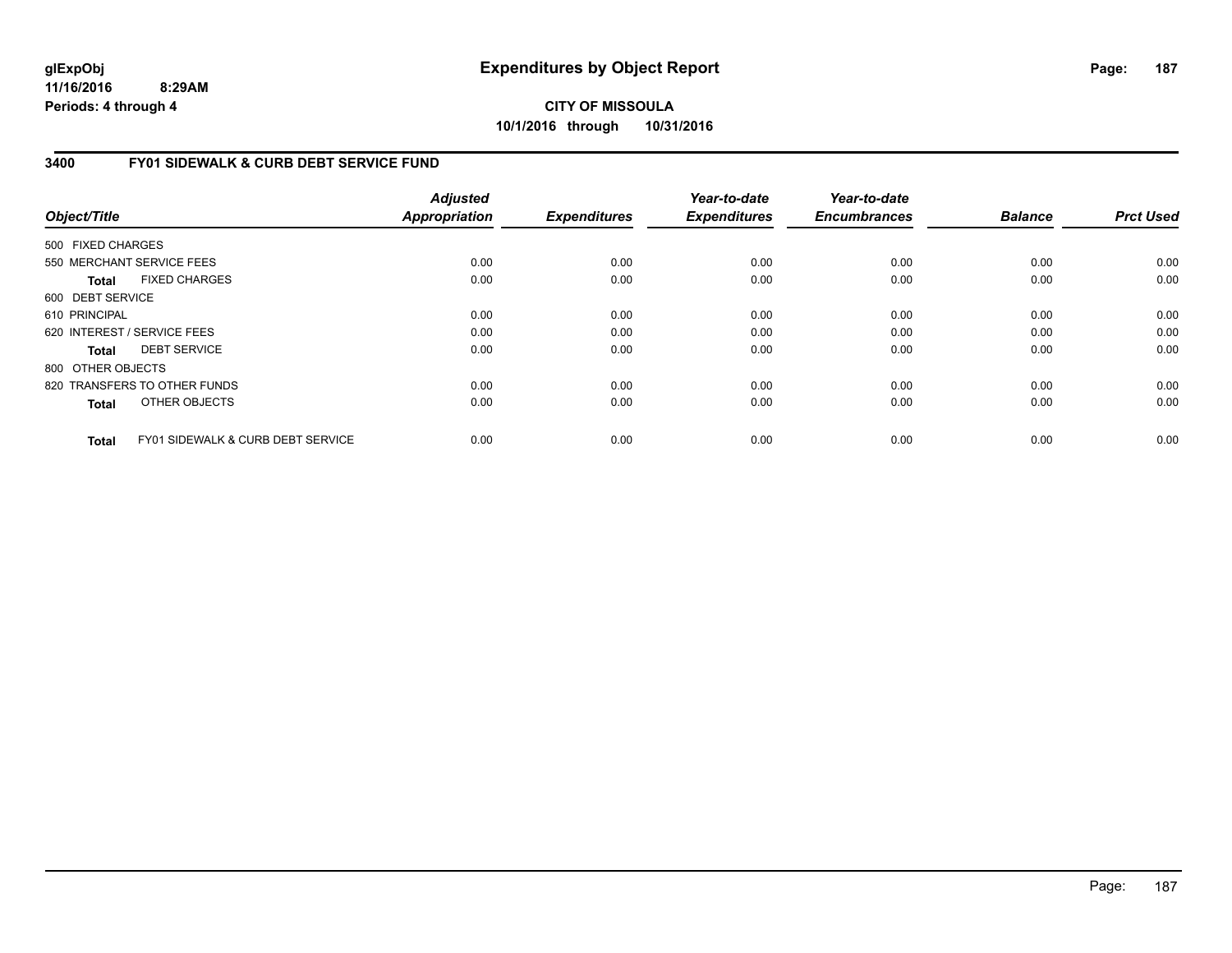# Expenditures by Object Report

glExpObj
11/16/2016 8:29AM
Periods: 4 through 4

**CITY OF MISSOULA**
**10/1/2016 through 10/31/2016**

## 3400 FY01 SIDEWALK & CURB DEBT SERVICE FUND

| Object/Title | Adjusted Appropriation | Expenditures | Year-to-date Expenditures | Year-to-date Encumbrances | Balance | Prct Used |
|---|---|---|---|---|---|---|
| 500 FIXED CHARGES | | | | | | |
| 550 MERCHANT SERVICE FEES | 0.00 | 0.00 | 0.00 | 0.00 | 0.00 | 0.00 |
| **Total** FIXED CHARGES | 0.00 | 0.00 | 0.00 | 0.00 | 0.00 | 0.00 |
| 600 DEBT SERVICE | | | | | | |
| 610 PRINCIPAL | 0.00 | 0.00 | 0.00 | 0.00 | 0.00 | 0.00 |
| 620 INTEREST / SERVICE FEES | 0.00 | 0.00 | 0.00 | 0.00 | 0.00 | 0.00 |
| **Total** DEBT SERVICE | 0.00 | 0.00 | 0.00 | 0.00 | 0.00 | 0.00 |
| 800 OTHER OBJECTS | | | | | | |
| 820 TRANSFERS TO OTHER FUNDS | 0.00 | 0.00 | 0.00 | 0.00 | 0.00 | 0.00 |
| **Total** OTHER OBJECTS | 0.00 | 0.00 | 0.00 | 0.00 | 0.00 | 0.00 |
| **Total** FY01 SIDEWALK & CURB DEBT SERVICE | 0.00 | 0.00 | 0.00 | 0.00 | 0.00 | 0.00 |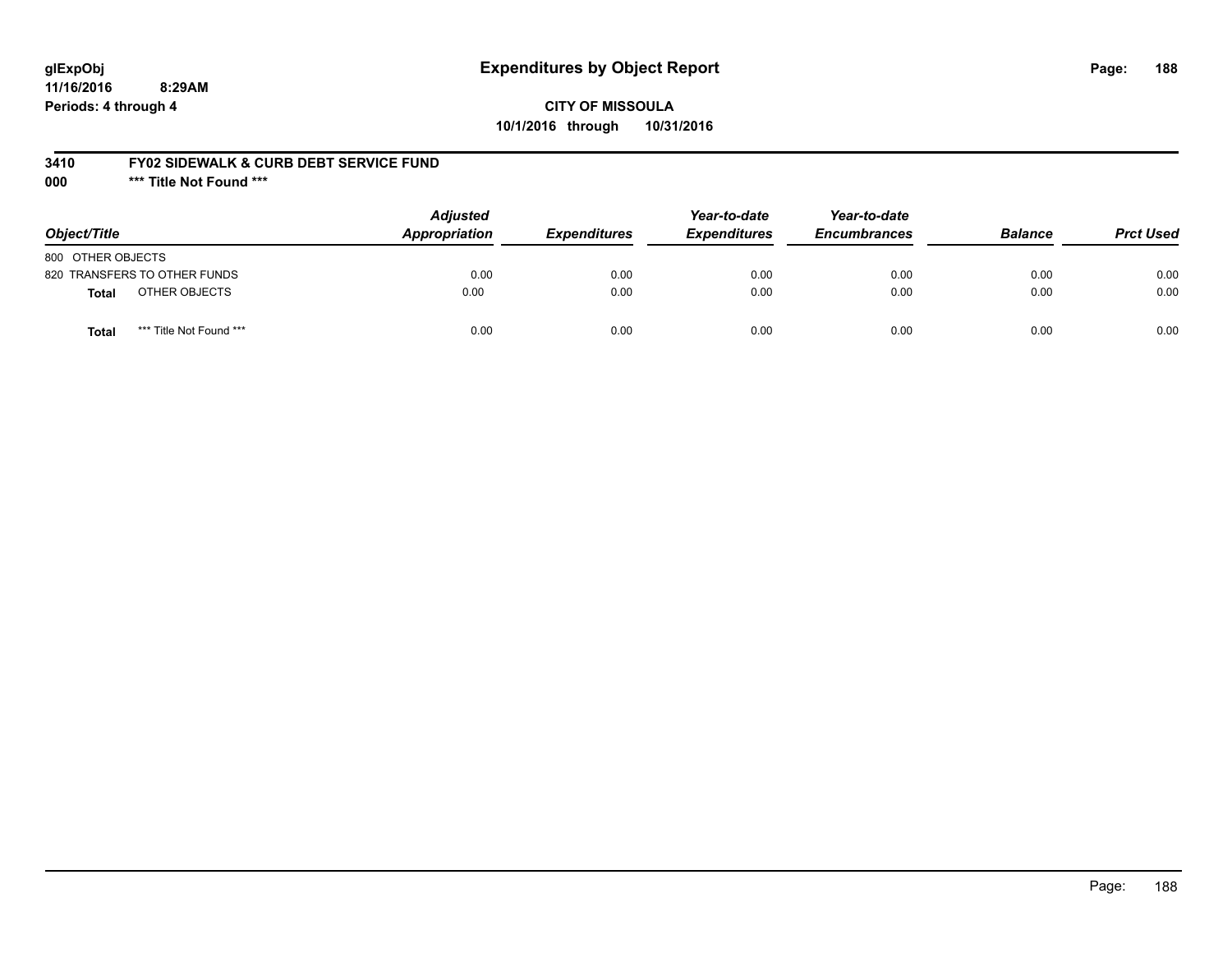**glExpObj**
**11/16/2016 8:29AM**
**Periods: 4 through 4**

# Expenditures by Object Report

**CITY OF MISSOULA**
**10/1/2016 through 10/31/2016**

**3410 FY02 SIDEWALK & CURB DEBT SERVICE FUND**
**000 \*\*\* Title Not Found \*\*\***

| Object/Title | Adjusted Appropriation | Expenditures | Year-to-date Expenditures | Year-to-date Encumbrances | Balance | Prct Used |
|---|---|---|---|---|---|---|
| 800 OTHER OBJECTS | | | | | | |
| 820 TRANSFERS TO OTHER FUNDS | 0.00 | 0.00 | 0.00 | 0.00 | 0.00 | 0.00 |
| **Total** OTHER OBJECTS | 0.00 | 0.00 | 0.00 | 0.00 | 0.00 | 0.00 |
| **Total** *** Title Not Found *** | 0.00 | 0.00 | 0.00 | 0.00 | 0.00 | 0.00 |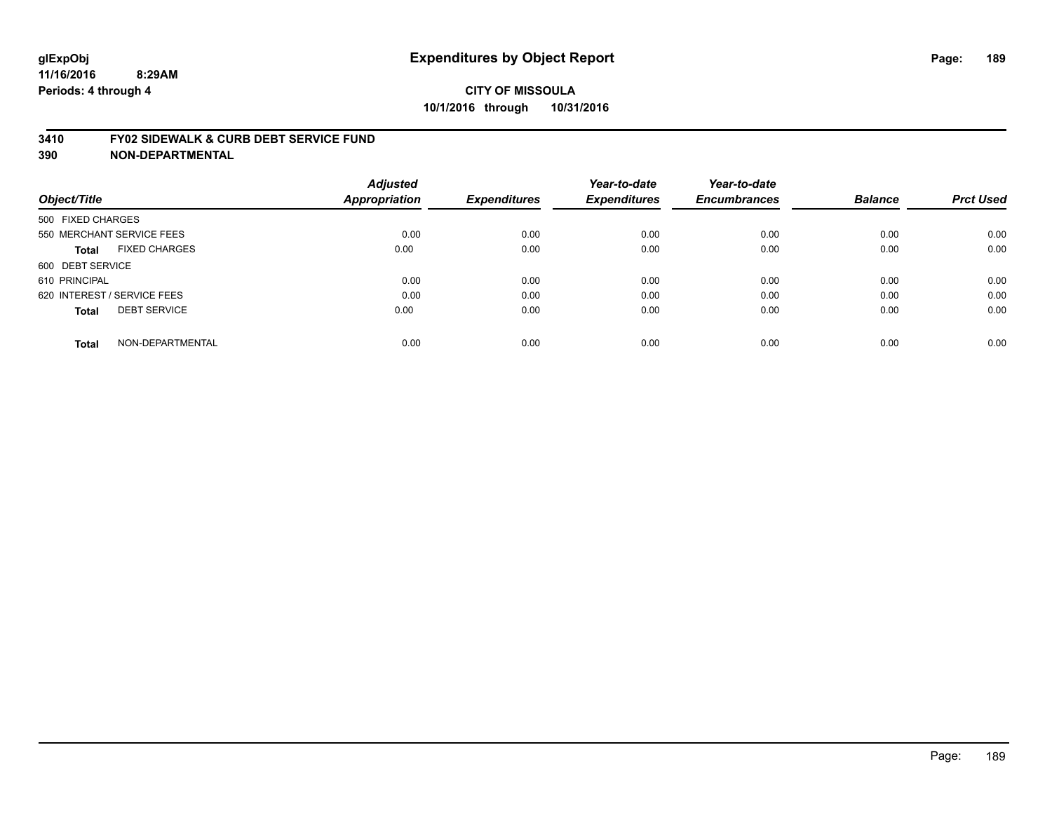# Expenditures by Object Report

glExpObj
11/16/2016 8:29AM
Periods: 4 through 4

**CITY OF MISSOULA**
**10/1/2016 through 10/31/2016**

**3410 FY02 SIDEWALK & CURB DEBT SERVICE FUND**
**390 NON-DEPARTMENTAL**

| Object/Title | Adjusted Appropriation | Expenditures | Year-to-date Expenditures | Year-to-date Encumbrances | Balance | Prct Used |
|---|---|---|---|---|---|---|
| 500 FIXED CHARGES | | | | | | |
| 550 MERCHANT SERVICE FEES | 0.00 | 0.00 | 0.00 | 0.00 | 0.00 | 0.00 |
| **Total** FIXED CHARGES | 0.00 | 0.00 | 0.00 | 0.00 | 0.00 | 0.00 |
| 600 DEBT SERVICE | | | | | | |
| 610 PRINCIPAL | 0.00 | 0.00 | 0.00 | 0.00 | 0.00 | 0.00 |
| 620 INTEREST / SERVICE FEES | 0.00 | 0.00 | 0.00 | 0.00 | 0.00 | 0.00 |
| **Total** DEBT SERVICE | 0.00 | 0.00 | 0.00 | 0.00 | 0.00 | 0.00 |
| **Total** NON-DEPARTMENTAL | 0.00 | 0.00 | 0.00 | 0.00 | 0.00 | 0.00 |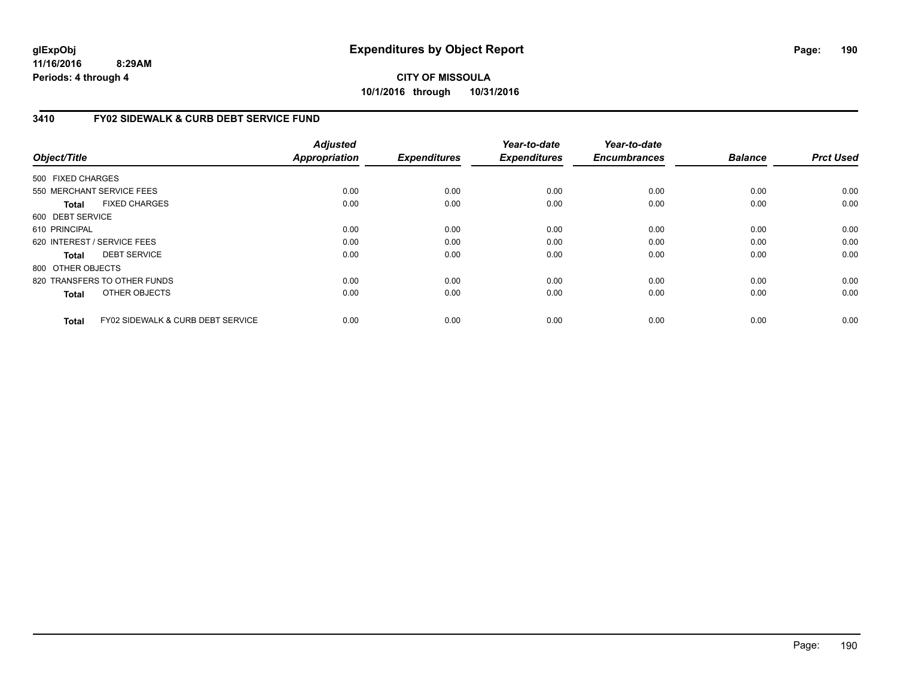**glExpObj**
**11/16/2016 8:29AM**
**Periods: 4 through 4**

# Expenditures by Object Report

**CITY OF MISSOULA**
**10/1/2016 through 10/31/2016**

## 3410 FY02 SIDEWALK & CURB DEBT SERVICE FUND

| Object/Title | Adjusted Appropriation | Expenditures | Year-to-date Expenditures | Year-to-date Encumbrances | Balance | Prct Used |
|---|---|---|---|---|---|---|
| 500 FIXED CHARGES | | | | | | |
| 550 MERCHANT SERVICE FEES | 0.00 | 0.00 | 0.00 | 0.00 | 0.00 | 0.00 |
| **Total** FIXED CHARGES | 0.00 | 0.00 | 0.00 | 0.00 | 0.00 | 0.00 |
| 600 DEBT SERVICE | | | | | | |
| 610 PRINCIPAL | 0.00 | 0.00 | 0.00 | 0.00 | 0.00 | 0.00 |
| 620 INTEREST / SERVICE FEES | 0.00 | 0.00 | 0.00 | 0.00 | 0.00 | 0.00 |
| **Total** DEBT SERVICE | 0.00 | 0.00 | 0.00 | 0.00 | 0.00 | 0.00 |
| 800 OTHER OBJECTS | | | | | | |
| 820 TRANSFERS TO OTHER FUNDS | 0.00 | 0.00 | 0.00 | 0.00 | 0.00 | 0.00 |
| **Total** OTHER OBJECTS | 0.00 | 0.00 | 0.00 | 0.00 | 0.00 | 0.00 |
| **Total** FY02 SIDEWALK & CURB DEBT SERVICE | 0.00 | 0.00 | 0.00 | 0.00 | 0.00 | 0.00 |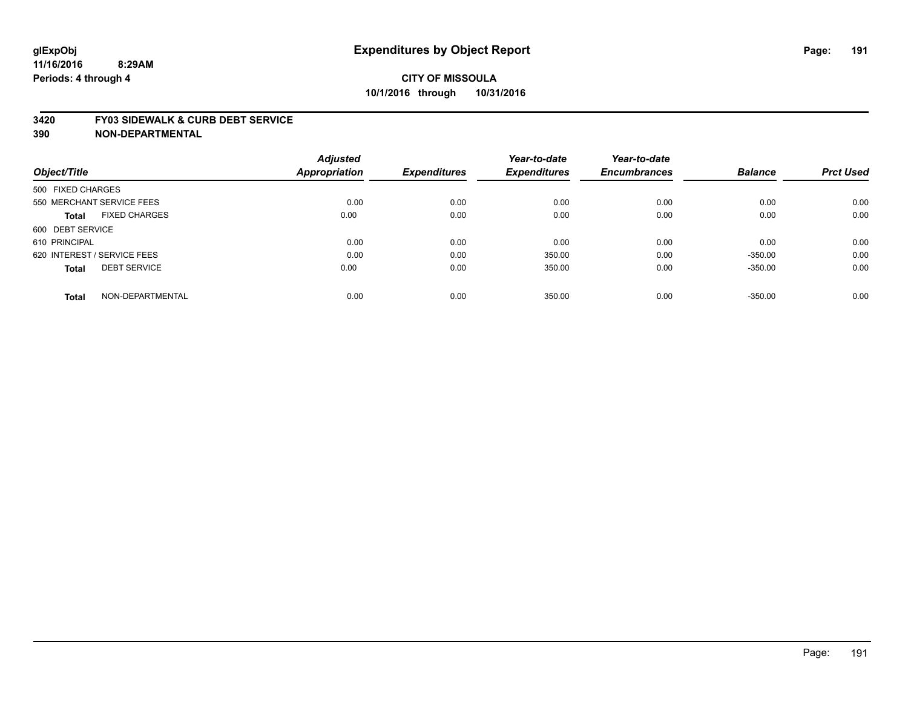glExpObj
11/16/2016 8:29AM
Periods: 4 through 4

# Expenditures by Object Report

**CITY OF MISSOULA**
**10/1/2016 through 10/31/2016**

**3420 FY03 SIDEWALK & CURB DEBT SERVICE**
**390 NON-DEPARTMENTAL**

| Object/Title | Adjusted Appropriation | Expenditures | Year-to-date Expenditures | Year-to-date Encumbrances | Balance | Prct Used |
|---|---|---|---|---|---|---|
| 500 FIXED CHARGES | | | | | | |
| 550 MERCHANT SERVICE FEES | 0.00 | 0.00 | 0.00 | 0.00 | 0.00 | 0.00 |
| **Total** FIXED CHARGES | 0.00 | 0.00 | 0.00 | 0.00 | 0.00 | 0.00 |
| 600 DEBT SERVICE | | | | | | |
| 610 PRINCIPAL | 0.00 | 0.00 | 0.00 | 0.00 | 0.00 | 0.00 |
| 620 INTEREST / SERVICE FEES | 0.00 | 0.00 | 350.00 | 0.00 | -350.00 | 0.00 |
| **Total** DEBT SERVICE | 0.00 | 0.00 | 350.00 | 0.00 | -350.00 | 0.00 |
| **Total** NON-DEPARTMENTAL | 0.00 | 0.00 | 350.00 | 0.00 | -350.00 | 0.00 |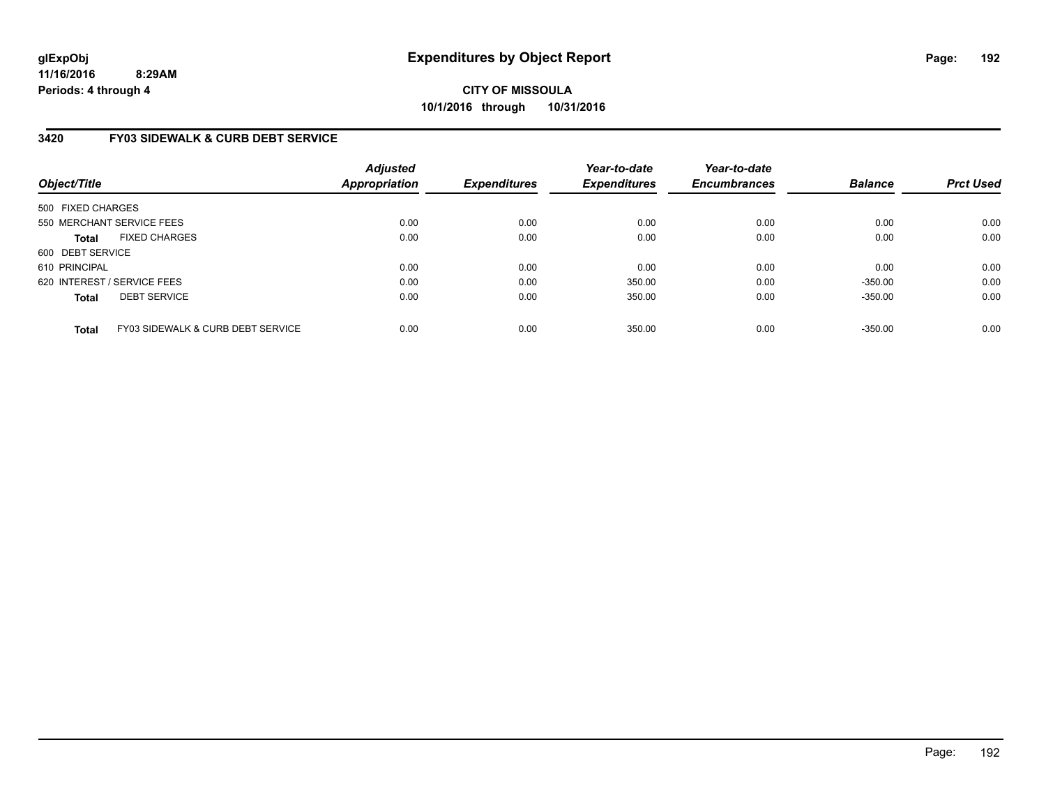glExpObj
11/16/2016 8:29AM
Periods: 4 through 4

# Expenditures by Object Report

**CITY OF MISSOULA**
**10/1/2016 through 10/31/2016**

## 3420 FY03 SIDEWALK & CURB DEBT SERVICE

| Object/Title | Adjusted Appropriation | Expenditures | Year-to-date Expenditures | Year-to-date Encumbrances | Balance | Prct Used |
|---|---|---|---|---|---|---|
| 500 FIXED CHARGES | | | | | | |
| 550 MERCHANT SERVICE FEES | 0.00 | 0.00 | 0.00 | 0.00 | 0.00 | 0.00 |
| **Total** FIXED CHARGES | 0.00 | 0.00 | 0.00 | 0.00 | 0.00 | 0.00 |
| 600 DEBT SERVICE | | | | | | |
| 610 PRINCIPAL | 0.00 | 0.00 | 0.00 | 0.00 | 0.00 | 0.00 |
| 620 INTEREST / SERVICE FEES | 0.00 | 0.00 | 350.00 | 0.00 | -350.00 | 0.00 |
| **Total** DEBT SERVICE | 0.00 | 0.00 | 350.00 | 0.00 | -350.00 | 0.00 |
| **Total** FY03 SIDEWALK & CURB DEBT SERVICE | 0.00 | 0.00 | 350.00 | 0.00 | -350.00 | 0.00 |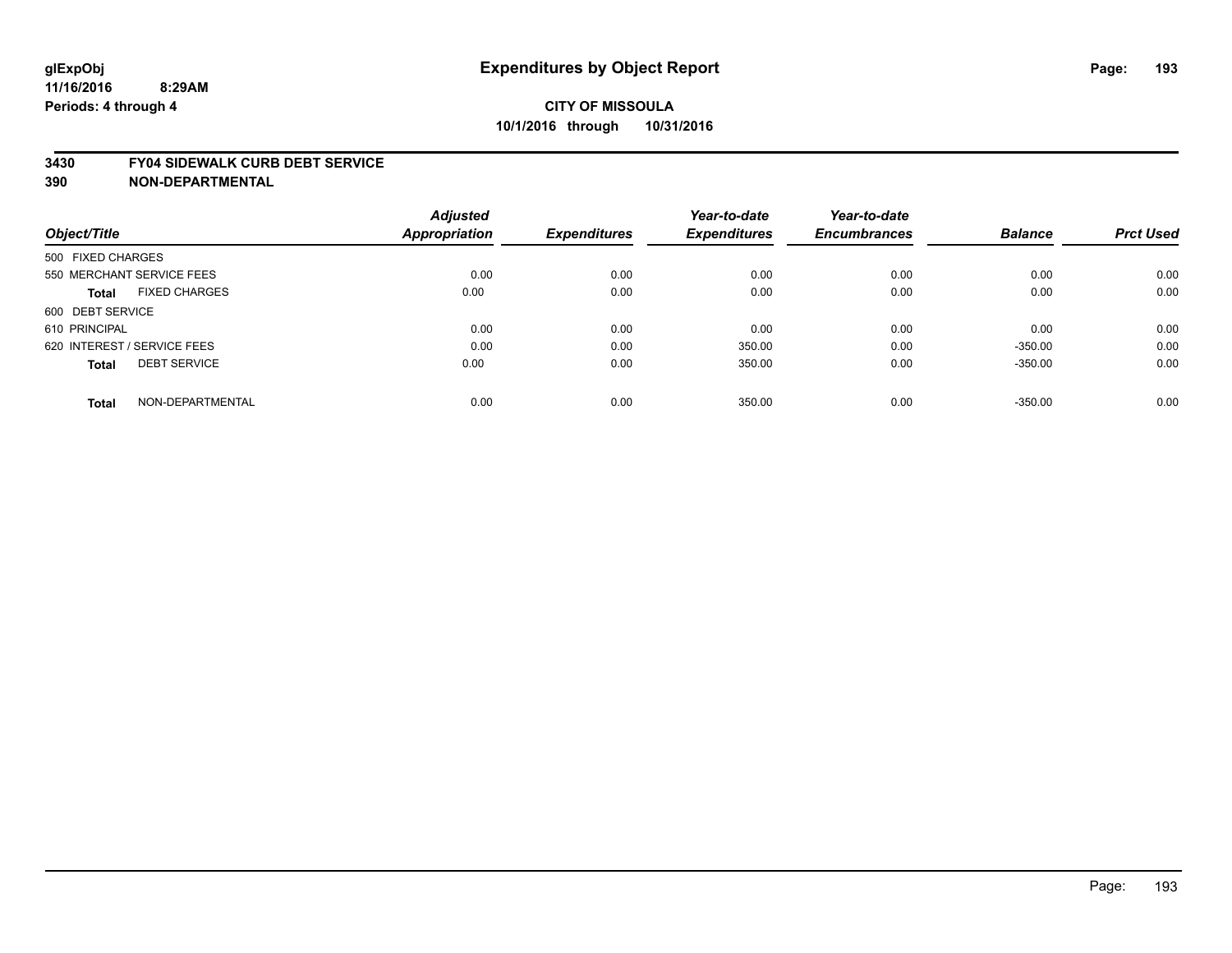glExpObj
11/16/2016 8:29AM
Periods: 4 through 4

# Expenditures by Object Report

**CITY OF MISSOULA**
**10/1/2016 through 10/31/2016**

**3430 FY04 SIDEWALK CURB DEBT SERVICE**
**390 NON-DEPARTMENTAL**

| Object/Title | Adjusted Appropriation | Expenditures | Year-to-date Expenditures | Year-to-date Encumbrances | Balance | Prct Used |
|---|---|---|---|---|---|---|
| 500 FIXED CHARGES | | | | | | |
| 550 MERCHANT SERVICE FEES | 0.00 | 0.00 | 0.00 | 0.00 | 0.00 | 0.00 |
| **Total** FIXED CHARGES | 0.00 | 0.00 | 0.00 | 0.00 | 0.00 | 0.00 |
| 600 DEBT SERVICE | | | | | | |
| 610 PRINCIPAL | 0.00 | 0.00 | 0.00 | 0.00 | 0.00 | 0.00 |
| 620 INTEREST / SERVICE FEES | 0.00 | 0.00 | 350.00 | 0.00 | -350.00 | 0.00 |
| **Total** DEBT SERVICE | 0.00 | 0.00 | 350.00 | 0.00 | -350.00 | 0.00 |
| **Total** NON-DEPARTMENTAL | 0.00 | 0.00 | 350.00 | 0.00 | -350.00 | 0.00 |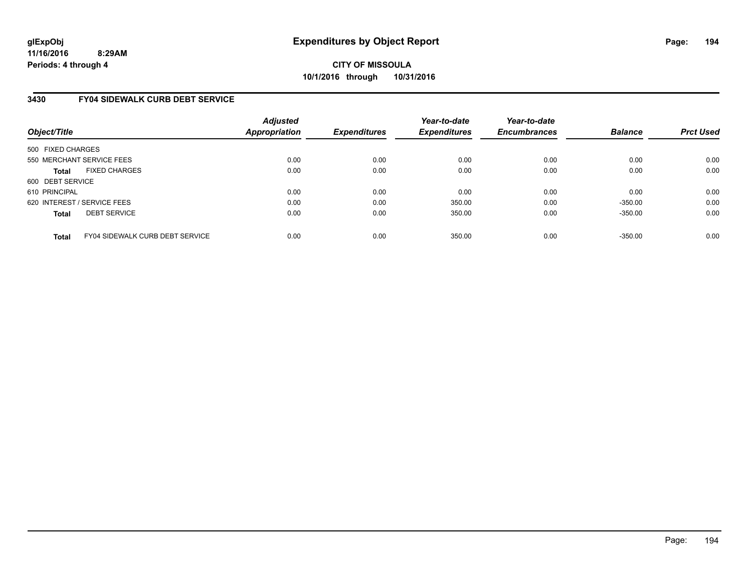# Expenditures by Object Report

glExpObj
11/16/2016 8:29AM
Periods: 4 through 4

**CITY OF MISSOULA**
**10/1/2016 through 10/31/2016**

## 3430 FY04 SIDEWALK CURB DEBT SERVICE

| Object/Title | Adjusted Appropriation | Expenditures | Year-to-date Expenditures | Year-to-date Encumbrances | Balance | Prct Used |
|---|---|---|---|---|---|---|
| 500 FIXED CHARGES | | | | | | |
| 550 MERCHANT SERVICE FEES | 0.00 | 0.00 | 0.00 | 0.00 | 0.00 | 0.00 |
| **Total** FIXED CHARGES | 0.00 | 0.00 | 0.00 | 0.00 | 0.00 | 0.00 |
| 600 DEBT SERVICE | | | | | | |
| 610 PRINCIPAL | 0.00 | 0.00 | 0.00 | 0.00 | 0.00 | 0.00 |
| 620 INTEREST / SERVICE FEES | 0.00 | 0.00 | 350.00 | 0.00 | -350.00 | 0.00 |
| **Total** DEBT SERVICE | 0.00 | 0.00 | 350.00 | 0.00 | -350.00 | 0.00 |
| **Total** FY04 SIDEWALK CURB DEBT SERVICE | 0.00 | 0.00 | 350.00 | 0.00 | -350.00 | 0.00 |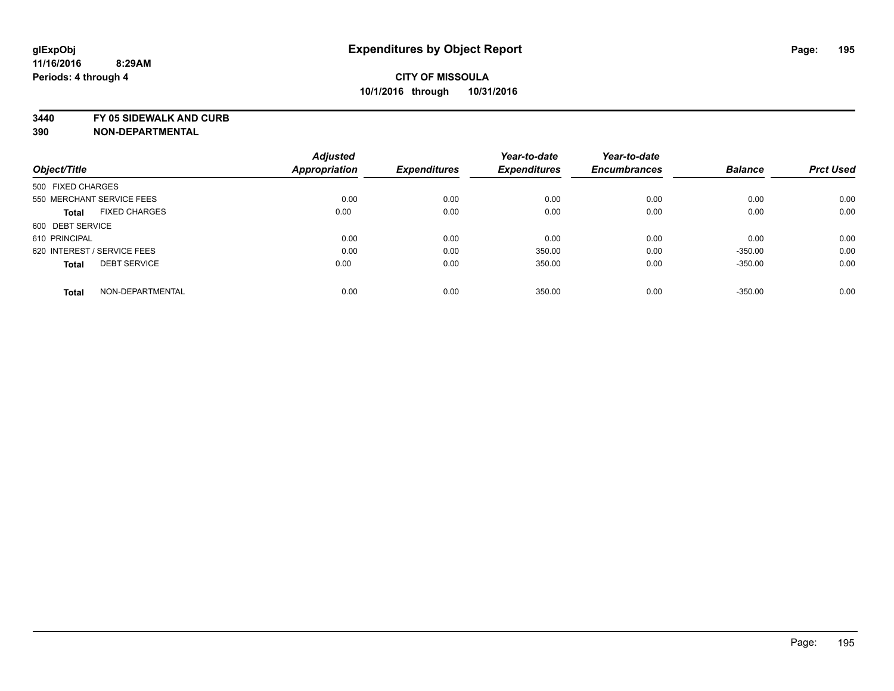# Expenditures by Object Report

glExpObj
11/16/2016 8:29AM
Periods: 4 through 4

**CITY OF MISSOULA**
**10/1/2016 through 10/31/2016**

## 3440 FY 05 SIDEWALK AND CURB
## 390 NON-DEPARTMENTAL

| Object/Title | Adjusted Appropriation | Expenditures | Year-to-date Expenditures | Year-to-date Encumbrances | Balance | Prct Used |
|---|---|---|---|---|---|---|
| 500 FIXED CHARGES | | | | | | |
| 550 MERCHANT SERVICE FEES | 0.00 | 0.00 | 0.00 | 0.00 | 0.00 | 0.00 |
| **Total** FIXED CHARGES | 0.00 | 0.00 | 0.00 | 0.00 | 0.00 | 0.00 |
| 600 DEBT SERVICE | | | | | | |
| 610 PRINCIPAL | 0.00 | 0.00 | 0.00 | 0.00 | 0.00 | 0.00 |
| 620 INTEREST / SERVICE FEES | 0.00 | 0.00 | 350.00 | 0.00 | -350.00 | 0.00 |
| **Total** DEBT SERVICE | 0.00 | 0.00 | 350.00 | 0.00 | -350.00 | 0.00 |
| **Total** NON-DEPARTMENTAL | 0.00 | 0.00 | 350.00 | 0.00 | -350.00 | 0.00 |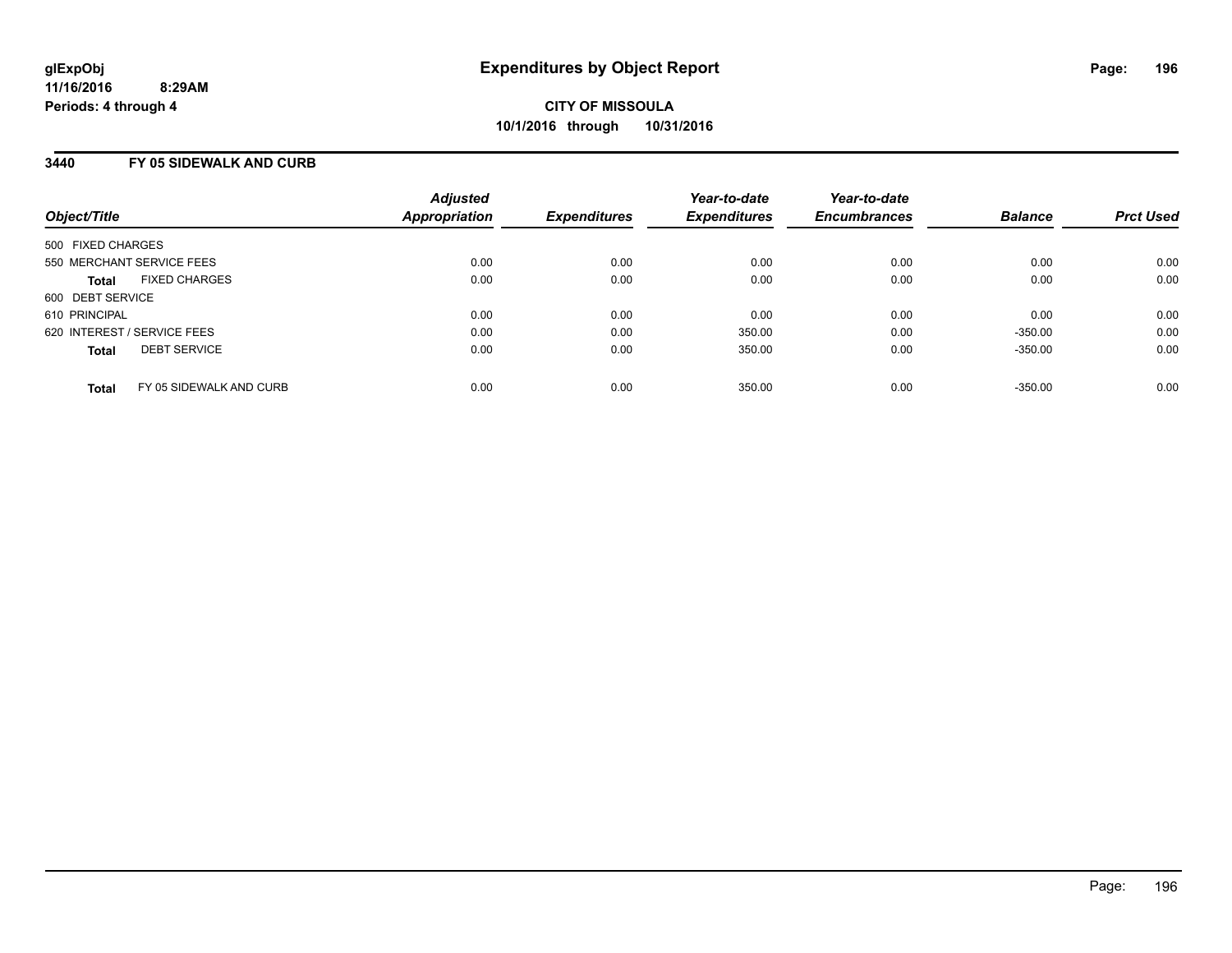glExpObj
11/16/2016 8:29AM
Periods: 4 through 4

# Expenditures by Object Report

**CITY OF MISSOULA**
**10/1/2016 through 10/31/2016**

## 3440 FY 05 SIDEWALK AND CURB

| Object/Title | Adjusted Appropriation | Expenditures | Year-to-date Expenditures | Year-to-date Encumbrances | Balance | Prct Used |
|---|---|---|---|---|---|---|
| 500 FIXED CHARGES | | | | | | |
| 550 MERCHANT SERVICE FEES | 0.00 | 0.00 | 0.00 | 0.00 | 0.00 | 0.00 |
| **Total** FIXED CHARGES | 0.00 | 0.00 | 0.00 | 0.00 | 0.00 | 0.00 |
| 600 DEBT SERVICE | | | | | | |
| 610 PRINCIPAL | 0.00 | 0.00 | 0.00 | 0.00 | 0.00 | 0.00 |
| 620 INTEREST / SERVICE FEES | 0.00 | 0.00 | 350.00 | 0.00 | -350.00 | 0.00 |
| **Total** DEBT SERVICE | 0.00 | 0.00 | 350.00 | 0.00 | -350.00 | 0.00 |
| **Total** FY 05 SIDEWALK AND CURB | 0.00 | 0.00 | 350.00 | 0.00 | -350.00 | 0.00 |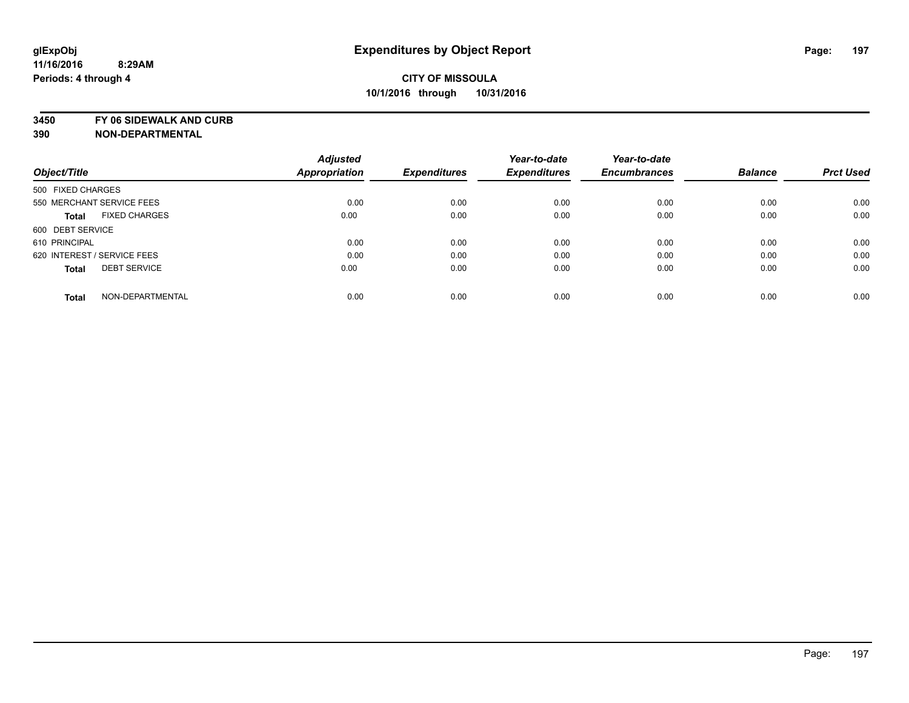# Expenditures by Object Report

glExpObj
11/16/2016 8:29AM
Periods: 4 through 4

**CITY OF MISSOULA**
**10/1/2016 through 10/31/2016**

**3450 FY 06 SIDEWALK AND CURB**
**390 NON-DEPARTMENTAL**

| Object/Title | | Adjusted Appropriation | Expenditures | Year-to-date Expenditures | Year-to-date Encumbrances | Balance | Prct Used |
|---|---|---|---|---|---|---|---|
| 500 FIXED CHARGES | | | | | | | |
| 550 MERCHANT SERVICE FEES | | 0.00 | 0.00 | 0.00 | 0.00 | 0.00 | 0.00 |
| **Total** | FIXED CHARGES | 0.00 | 0.00 | 0.00 | 0.00 | 0.00 | 0.00 |
| 600 DEBT SERVICE | | | | | | | |
| 610 PRINCIPAL | | 0.00 | 0.00 | 0.00 | 0.00 | 0.00 | 0.00 |
| 620 INTEREST / SERVICE FEES | | 0.00 | 0.00 | 0.00 | 0.00 | 0.00 | 0.00 |
| **Total** | DEBT SERVICE | 0.00 | 0.00 | 0.00 | 0.00 | 0.00 | 0.00 |
| **Total** | NON-DEPARTMENTAL | 0.00 | 0.00 | 0.00 | 0.00 | 0.00 | 0.00 |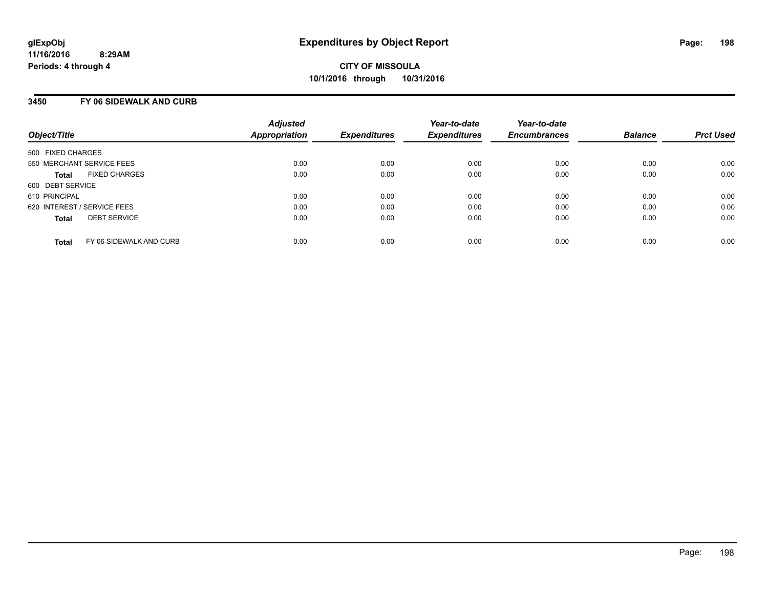glExpObj
11/16/2016 8:29AM
Periods: 4 through 4

# Expenditures by Object Report

**CITY OF MISSOULA**
**10/1/2016 through 10/31/2016**

### 3450 FY 06 SIDEWALK AND CURB

| Object/Title | Adjusted Appropriation | Expenditures | Year-to-date Expenditures | Year-to-date Encumbrances | Balance | Prct Used |
|---|---|---|---|---|---|---|
| 500 FIXED CHARGES | | | | | | |
| 550 MERCHANT SERVICE FEES | 0.00 | 0.00 | 0.00 | 0.00 | 0.00 | 0.00 |
| **Total** FIXED CHARGES | 0.00 | 0.00 | 0.00 | 0.00 | 0.00 | 0.00 |
| 600 DEBT SERVICE | | | | | | |
| 610 PRINCIPAL | 0.00 | 0.00 | 0.00 | 0.00 | 0.00 | 0.00 |
| 620 INTEREST / SERVICE FEES | 0.00 | 0.00 | 0.00 | 0.00 | 0.00 | 0.00 |
| **Total** DEBT SERVICE | 0.00 | 0.00 | 0.00 | 0.00 | 0.00 | 0.00 |
| **Total** FY 06 SIDEWALK AND CURB | 0.00 | 0.00 | 0.00 | 0.00 | 0.00 | 0.00 |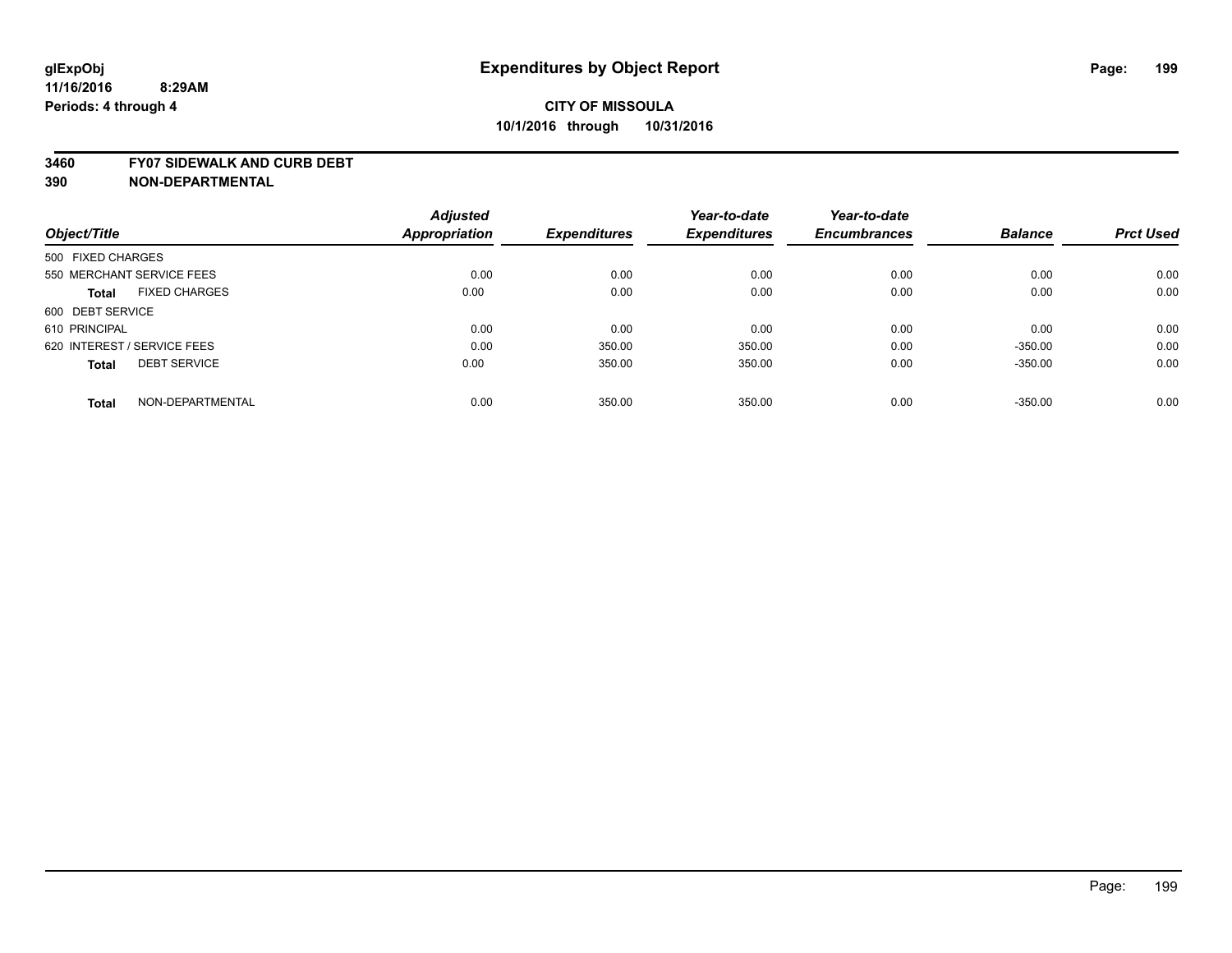# Expenditures by Object Report

**glExpObj**
**11/16/2016 8:29AM**
**Periods: 4 through 4**

**CITY OF MISSOULA**
**10/1/2016 through 10/31/2016**

**3460 FY07 SIDEWALK AND CURB DEBT**
**390 NON-DEPARTMENTAL**

| Object/Title | Adjusted Appropriation | Expenditures | Year-to-date Expenditures | Year-to-date Encumbrances | Balance | Prct Used |
|---|---|---|---|---|---|---|
| 500 FIXED CHARGES | | | | | | |
| 550 MERCHANT SERVICE FEES | 0.00 | 0.00 | 0.00 | 0.00 | 0.00 | 0.00 |
| **Total** FIXED CHARGES | 0.00 | 0.00 | 0.00 | 0.00 | 0.00 | 0.00 |
| 600 DEBT SERVICE | | | | | | |
| 610 PRINCIPAL | 0.00 | 0.00 | 0.00 | 0.00 | 0.00 | 0.00 |
| 620 INTEREST / SERVICE FEES | 0.00 | 350.00 | 350.00 | 0.00 | -350.00 | 0.00 |
| **Total** DEBT SERVICE | 0.00 | 350.00 | 350.00 | 0.00 | -350.00 | 0.00 |
| **Total** NON-DEPARTMENTAL | 0.00 | 350.00 | 350.00 | 0.00 | -350.00 | 0.00 |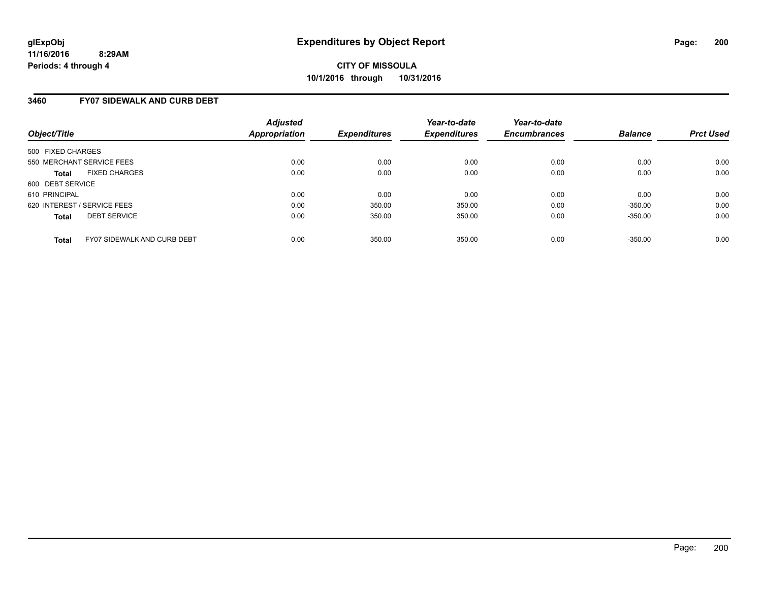# Expenditures by Object Report

glExpObj
11/16/2016 8:29AM
Periods: 4 through 4

**CITY OF MISSOULA**
**10/1/2016 through 10/31/2016**

## 3460 FY07 SIDEWALK AND CURB DEBT

| Object/Title | Adjusted Appropriation | Expenditures | Year-to-date Expenditures | Year-to-date Encumbrances | Balance | Prct Used |
|---|---|---|---|---|---|---|
| 500 FIXED CHARGES | | | | | | |
| 550 MERCHANT SERVICE FEES | 0.00 | 0.00 | 0.00 | 0.00 | 0.00 | 0.00 |
| **Total** FIXED CHARGES | 0.00 | 0.00 | 0.00 | 0.00 | 0.00 | 0.00 |
| 600 DEBT SERVICE | | | | | | |
| 610 PRINCIPAL | 0.00 | 0.00 | 0.00 | 0.00 | 0.00 | 0.00 |
| 620 INTEREST / SERVICE FEES | 0.00 | 350.00 | 350.00 | 0.00 | -350.00 | 0.00 |
| **Total** DEBT SERVICE | 0.00 | 350.00 | 350.00 | 0.00 | -350.00 | 0.00 |
| **Total** FY07 SIDEWALK AND CURB DEBT | 0.00 | 350.00 | 350.00 | 0.00 | -350.00 | 0.00 |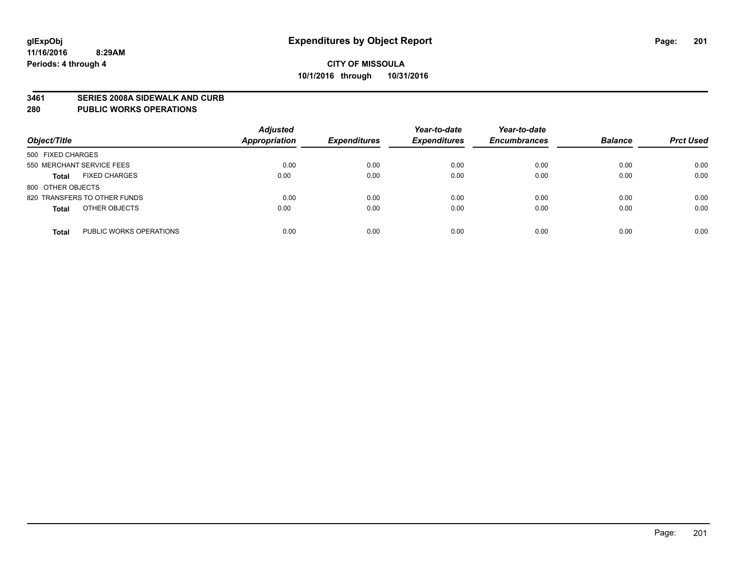**glExpObj**
**11/16/2016 8:29AM**
**Periods: 4 through 4**

# Expenditures by Object Report

**CITY OF MISSOULA**
**10/1/2016 through 10/31/2016**

## 3461 SERIES 2008A SIDEWALK AND CURB
## 280 PUBLIC WORKS OPERATIONS

| Object/Title | Adjusted Appropriation | Expenditures | Year-to-date Expenditures | Year-to-date Encumbrances | Balance | Prct Used |
|---|---|---|---|---|---|---|
| 500 FIXED CHARGES | | | | | | |
| 550 MERCHANT SERVICE FEES | 0.00 | 0.00 | 0.00 | 0.00 | 0.00 | 0.00 |
| **Total** FIXED CHARGES | 0.00 | 0.00 | 0.00 | 0.00 | 0.00 | 0.00 |
| 800 OTHER OBJECTS | | | | | | |
| 820 TRANSFERS TO OTHER FUNDS | 0.00 | 0.00 | 0.00 | 0.00 | 0.00 | 0.00 |
| **Total** OTHER OBJECTS | 0.00 | 0.00 | 0.00 | 0.00 | 0.00 | 0.00 |
| **Total** PUBLIC WORKS OPERATIONS | 0.00 | 0.00 | 0.00 | 0.00 | 0.00 | 0.00 |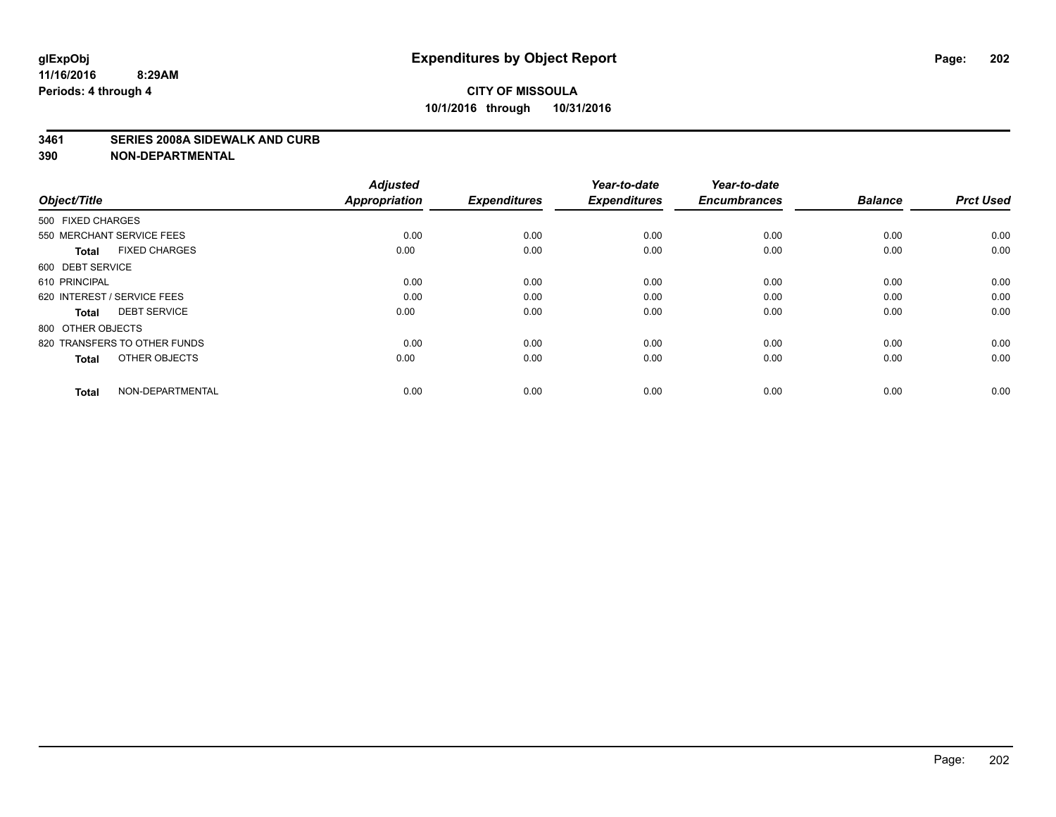glExpObj
11/16/2016 8:29AM
Periods: 4 through 4

# Expenditures by Object Report

**CITY OF MISSOULA**
**10/1/2016 through 10/31/2016**

**3461 SERIES 2008A SIDEWALK AND CURB**
**390 NON-DEPARTMENTAL**

| Object/Title | Adjusted Appropriation | Expenditures | Year-to-date Expenditures | Year-to-date Encumbrances | Balance | Prct Used |
|---|---|---|---|---|---|---|
| 500 FIXED CHARGES | | | | | | |
| 550 MERCHANT SERVICE FEES | 0.00 | 0.00 | 0.00 | 0.00 | 0.00 | 0.00 |
| **Total** FIXED CHARGES | 0.00 | 0.00 | 0.00 | 0.00 | 0.00 | 0.00 |
| 600 DEBT SERVICE | | | | | | |
| 610 PRINCIPAL | 0.00 | 0.00 | 0.00 | 0.00 | 0.00 | 0.00 |
| 620 INTEREST / SERVICE FEES | 0.00 | 0.00 | 0.00 | 0.00 | 0.00 | 0.00 |
| **Total** DEBT SERVICE | 0.00 | 0.00 | 0.00 | 0.00 | 0.00 | 0.00 |
| 800 OTHER OBJECTS | | | | | | |
| 820 TRANSFERS TO OTHER FUNDS | 0.00 | 0.00 | 0.00 | 0.00 | 0.00 | 0.00 |
| **Total** OTHER OBJECTS | 0.00 | 0.00 | 0.00 | 0.00 | 0.00 | 0.00 |
| **Total** NON-DEPARTMENTAL | 0.00 | 0.00 | 0.00 | 0.00 | 0.00 | 0.00 |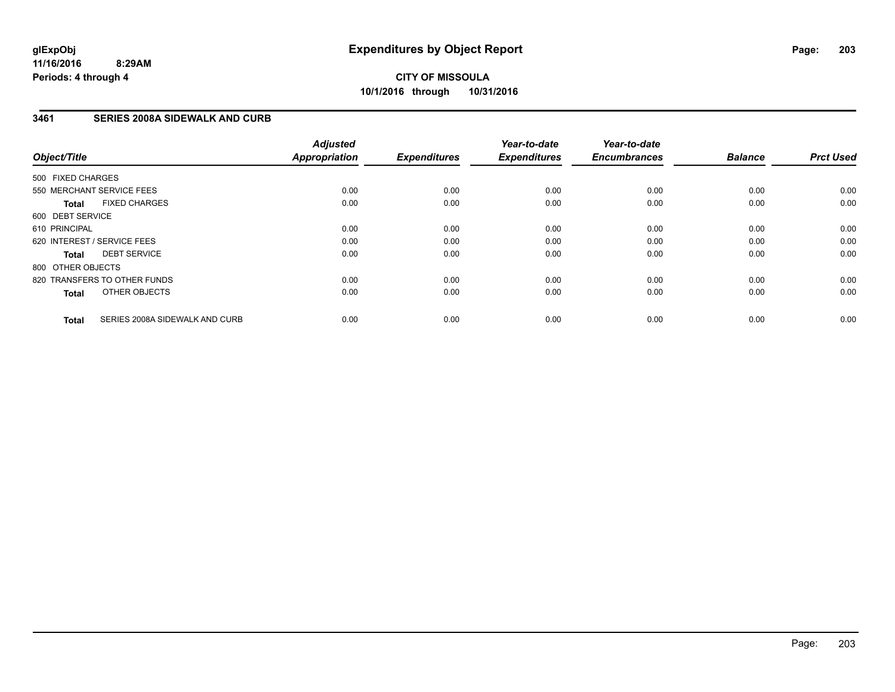**glExpObj**
**11/16/2016 8:29AM**
**Periods: 4 through 4**

# Expenditures by Object Report

**CITY OF MISSOULA**
**10/1/2016 through 10/31/2016**

## 3461 SERIES 2008A SIDEWALK AND CURB

| Object/Title | Adjusted Appropriation | Expenditures | Year-to-date Expenditures | Year-to-date Encumbrances | Balance | Prct Used |
|---|---|---|---|---|---|---|
| 500 FIXED CHARGES | | | | | | |
| 550 MERCHANT SERVICE FEES | 0.00 | 0.00 | 0.00 | 0.00 | 0.00 | 0.00 |
| **Total** FIXED CHARGES | 0.00 | 0.00 | 0.00 | 0.00 | 0.00 | 0.00 |
| 600 DEBT SERVICE | | | | | | |
| 610 PRINCIPAL | 0.00 | 0.00 | 0.00 | 0.00 | 0.00 | 0.00 |
| 620 INTEREST / SERVICE FEES | 0.00 | 0.00 | 0.00 | 0.00 | 0.00 | 0.00 |
| **Total** DEBT SERVICE | 0.00 | 0.00 | 0.00 | 0.00 | 0.00 | 0.00 |
| 800 OTHER OBJECTS | | | | | | |
| 820 TRANSFERS TO OTHER FUNDS | 0.00 | 0.00 | 0.00 | 0.00 | 0.00 | 0.00 |
| **Total** OTHER OBJECTS | 0.00 | 0.00 | 0.00 | 0.00 | 0.00 | 0.00 |
| **Total** SERIES 2008A SIDEWALK AND CURB | 0.00 | 0.00 | 0.00 | 0.00 | 0.00 | 0.00 |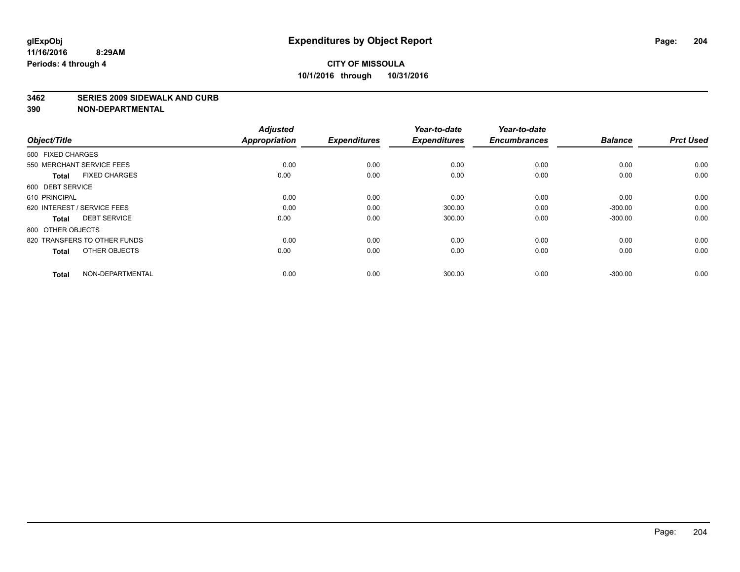**glExpObj**
**11/16/2016 8:29AM**
**Periods: 4 through 4**

# Expenditures by Object Report

**CITY OF MISSOULA**
**10/1/2016 through 10/31/2016**

**3462 SERIES 2009 SIDEWALK AND CURB**
**390 NON-DEPARTMENTAL**

| Object/Title | Adjusted Appropriation | Expenditures | Year-to-date Expenditures | Year-to-date Encumbrances | Balance | Prct Used |
|---|---|---|---|---|---|---|
| 500 FIXED CHARGES | | | | | | |
| 550 MERCHANT SERVICE FEES | 0.00 | 0.00 | 0.00 | 0.00 | 0.00 | 0.00 |
| **Total** FIXED CHARGES | 0.00 | 0.00 | 0.00 | 0.00 | 0.00 | 0.00 |
| 600 DEBT SERVICE | | | | | | |
| 610 PRINCIPAL | 0.00 | 0.00 | 0.00 | 0.00 | 0.00 | 0.00 |
| 620 INTEREST / SERVICE FEES | 0.00 | 0.00 | 300.00 | 0.00 | -300.00 | 0.00 |
| **Total** DEBT SERVICE | 0.00 | 0.00 | 300.00 | 0.00 | -300.00 | 0.00 |
| 800 OTHER OBJECTS | | | | | | |
| 820 TRANSFERS TO OTHER FUNDS | 0.00 | 0.00 | 0.00 | 0.00 | 0.00 | 0.00 |
| **Total** OTHER OBJECTS | 0.00 | 0.00 | 0.00 | 0.00 | 0.00 | 0.00 |
| **Total** NON-DEPARTMENTAL | 0.00 | 0.00 | 300.00 | 0.00 | -300.00 | 0.00 |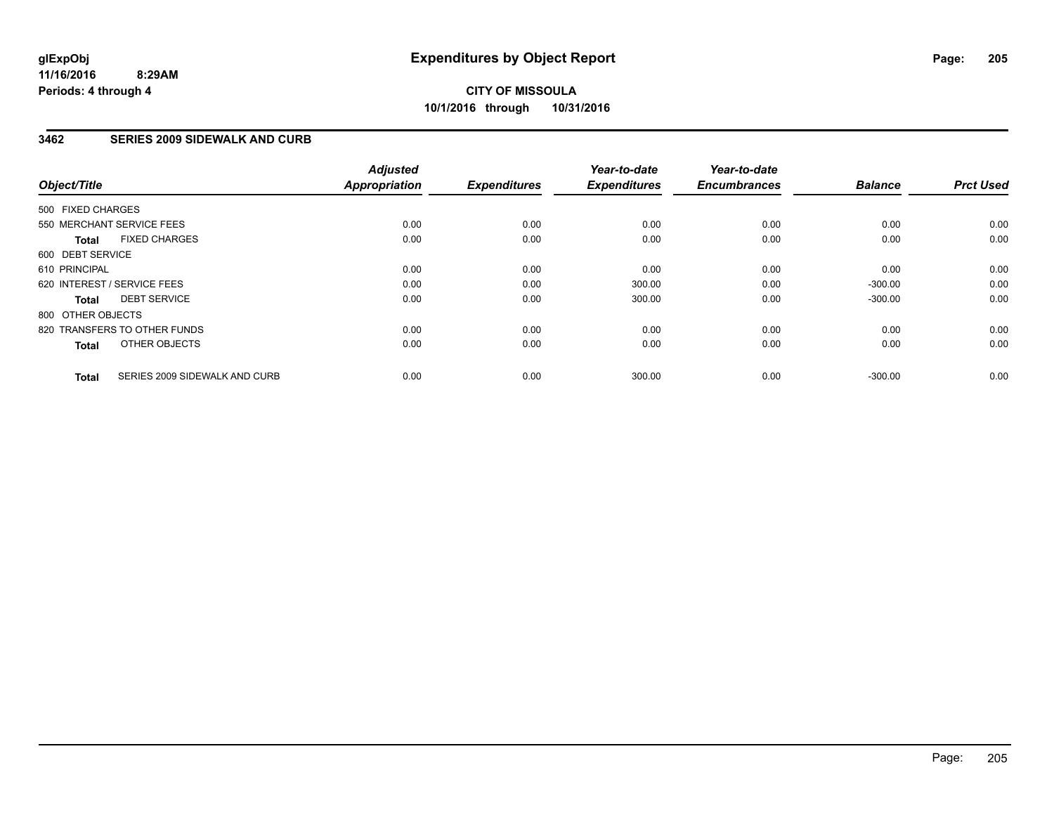# Expenditures by Object Report

glExpObj
11/16/2016 8:29AM
Periods: 4 through 4

**CITY OF MISSOULA**
**10/1/2016 through 10/31/2016**

## 3462 SERIES 2009 SIDEWALK AND CURB

| Object/Title | Adjusted Appropriation | Expenditures | Year-to-date Expenditures | Year-to-date Encumbrances | Balance | Prct Used |
|---|---|---|---|---|---|---|
| 500 FIXED CHARGES | | | | | | |
| 550 MERCHANT SERVICE FEES | 0.00 | 0.00 | 0.00 | 0.00 | 0.00 | 0.00 |
| **Total** FIXED CHARGES | 0.00 | 0.00 | 0.00 | 0.00 | 0.00 | 0.00 |
| 600 DEBT SERVICE | | | | | | |
| 610 PRINCIPAL | 0.00 | 0.00 | 0.00 | 0.00 | 0.00 | 0.00 |
| 620 INTEREST / SERVICE FEES | 0.00 | 0.00 | 300.00 | 0.00 | -300.00 | 0.00 |
| **Total** DEBT SERVICE | 0.00 | 0.00 | 300.00 | 0.00 | -300.00 | 0.00 |
| 800 OTHER OBJECTS | | | | | | |
| 820 TRANSFERS TO OTHER FUNDS | 0.00 | 0.00 | 0.00 | 0.00 | 0.00 | 0.00 |
| **Total** OTHER OBJECTS | 0.00 | 0.00 | 0.00 | 0.00 | 0.00 | 0.00 |
| **Total** SERIES 2009 SIDEWALK AND CURB | 0.00 | 0.00 | 300.00 | 0.00 | -300.00 | 0.00 |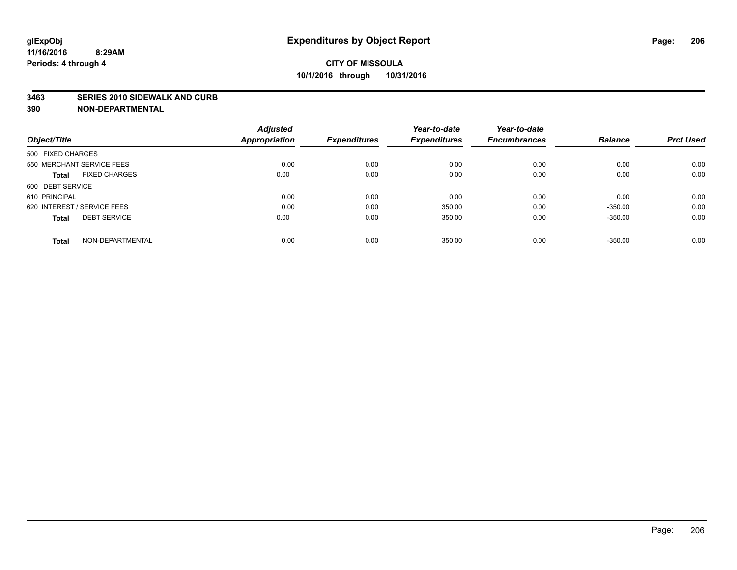**glExpObj**
**11/16/2016 8:29AM**
**Periods: 4 through 4**

# Expenditures by Object Report

**CITY OF MISSOULA**
**10/1/2016 through 10/31/2016**

**3463 SERIES 2010 SIDEWALK AND CURB**
**390 NON-DEPARTMENTAL**

| Object/Title | Adjusted Appropriation | Expenditures | Year-to-date Expenditures | Year-to-date Encumbrances | Balance | Prct Used |
|---|---|---|---|---|---|---|
| 500 FIXED CHARGES | | | | | | |
| 550 MERCHANT SERVICE FEES | 0.00 | 0.00 | 0.00 | 0.00 | 0.00 | 0.00 |
| **Total** FIXED CHARGES | 0.00 | 0.00 | 0.00 | 0.00 | 0.00 | 0.00 |
| 600 DEBT SERVICE | | | | | | |
| 610 PRINCIPAL | 0.00 | 0.00 | 0.00 | 0.00 | 0.00 | 0.00 |
| 620 INTEREST / SERVICE FEES | 0.00 | 0.00 | 350.00 | 0.00 | -350.00 | 0.00 |
| **Total** DEBT SERVICE | 0.00 | 0.00 | 350.00 | 0.00 | -350.00 | 0.00 |
| **Total** NON-DEPARTMENTAL | 0.00 | 0.00 | 350.00 | 0.00 | -350.00 | 0.00 |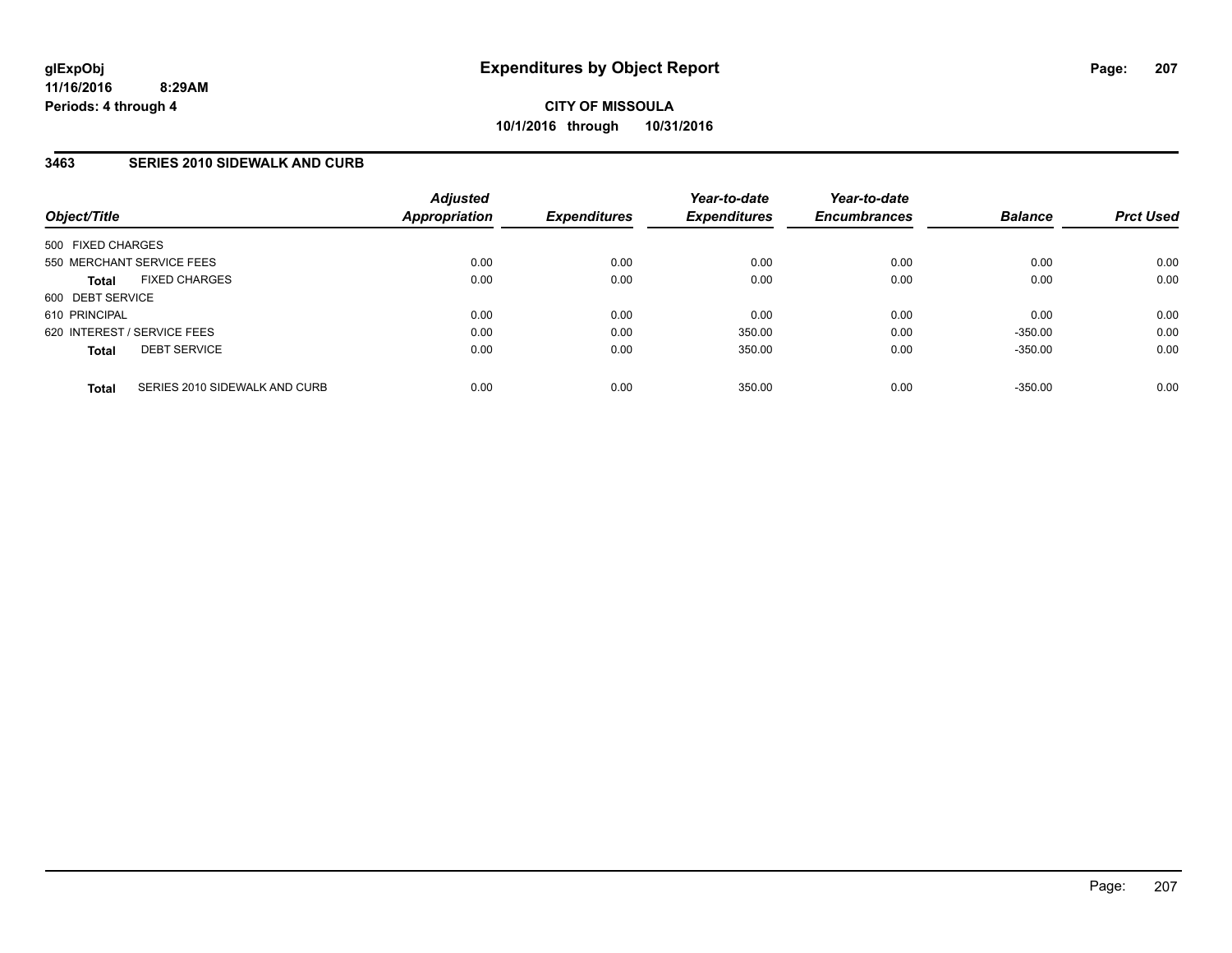glExpObj
11/16/2016 8:29AM
Periods: 4 through 4

# Expenditures by Object Report

**CITY OF MISSOULA**
**10/1/2016 through 10/31/2016**

## 3463 SERIES 2010 SIDEWALK AND CURB

| Object/Title | Adjusted Appropriation | Expenditures | Year-to-date Expenditures | Year-to-date Encumbrances | Balance | Prct Used |
|---|---|---|---|---|---|---|
| 500 FIXED CHARGES | | | | | | |
| 550 MERCHANT SERVICE FEES | 0.00 | 0.00 | 0.00 | 0.00 | 0.00 | 0.00 |
| **Total** FIXED CHARGES | 0.00 | 0.00 | 0.00 | 0.00 | 0.00 | 0.00 |
| 600 DEBT SERVICE | | | | | | |
| 610 PRINCIPAL | 0.00 | 0.00 | 0.00 | 0.00 | 0.00 | 0.00 |
| 620 INTEREST / SERVICE FEES | 0.00 | 0.00 | 350.00 | 0.00 | -350.00 | 0.00 |
| **Total** DEBT SERVICE | 0.00 | 0.00 | 350.00 | 0.00 | -350.00 | 0.00 |
| **Total** SERIES 2010 SIDEWALK AND CURB | 0.00 | 0.00 | 350.00 | 0.00 | -350.00 | 0.00 |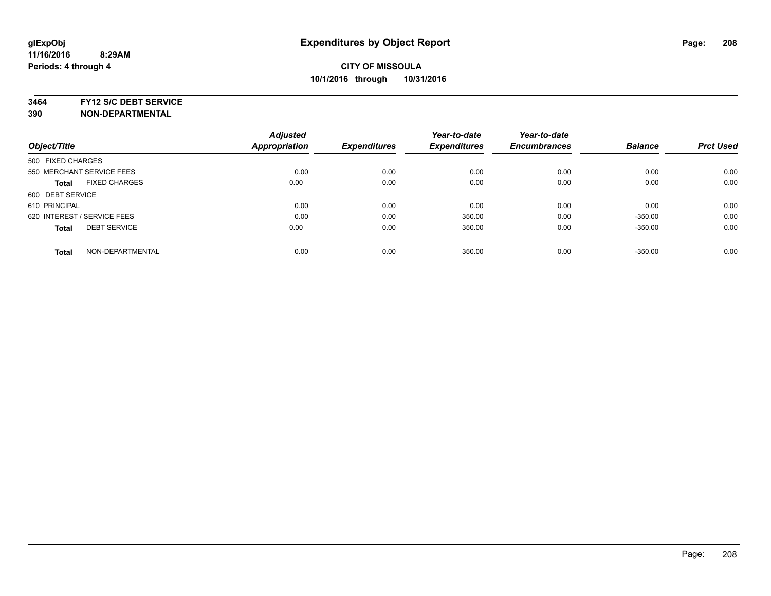# Expenditures by Object Report

glExpObj
11/16/2016 8:29AM
Periods: 4 through 4

**CITY OF MISSOULA**
**10/1/2016 through 10/31/2016**

**3464 FY12 S/C DEBT SERVICE**
**390 NON-DEPARTMENTAL**

| Object/Title | Adjusted Appropriation | Expenditures | Year-to-date Expenditures | Year-to-date Encumbrances | Balance | Prct Used |
|---|---|---|---|---|---|---|
| 500 FIXED CHARGES | | | | | | |
| 550 MERCHANT SERVICE FEES | 0.00 | 0.00 | 0.00 | 0.00 | 0.00 | 0.00 |
| **Total** FIXED CHARGES | 0.00 | 0.00 | 0.00 | 0.00 | 0.00 | 0.00 |
| 600 DEBT SERVICE | | | | | | |
| 610 PRINCIPAL | 0.00 | 0.00 | 0.00 | 0.00 | 0.00 | 0.00 |
| 620 INTEREST / SERVICE FEES | 0.00 | 0.00 | 350.00 | 0.00 | -350.00 | 0.00 |
| **Total** DEBT SERVICE | 0.00 | 0.00 | 350.00 | 0.00 | -350.00 | 0.00 |
| **Total** NON-DEPARTMENTAL | 0.00 | 0.00 | 350.00 | 0.00 | -350.00 | 0.00 |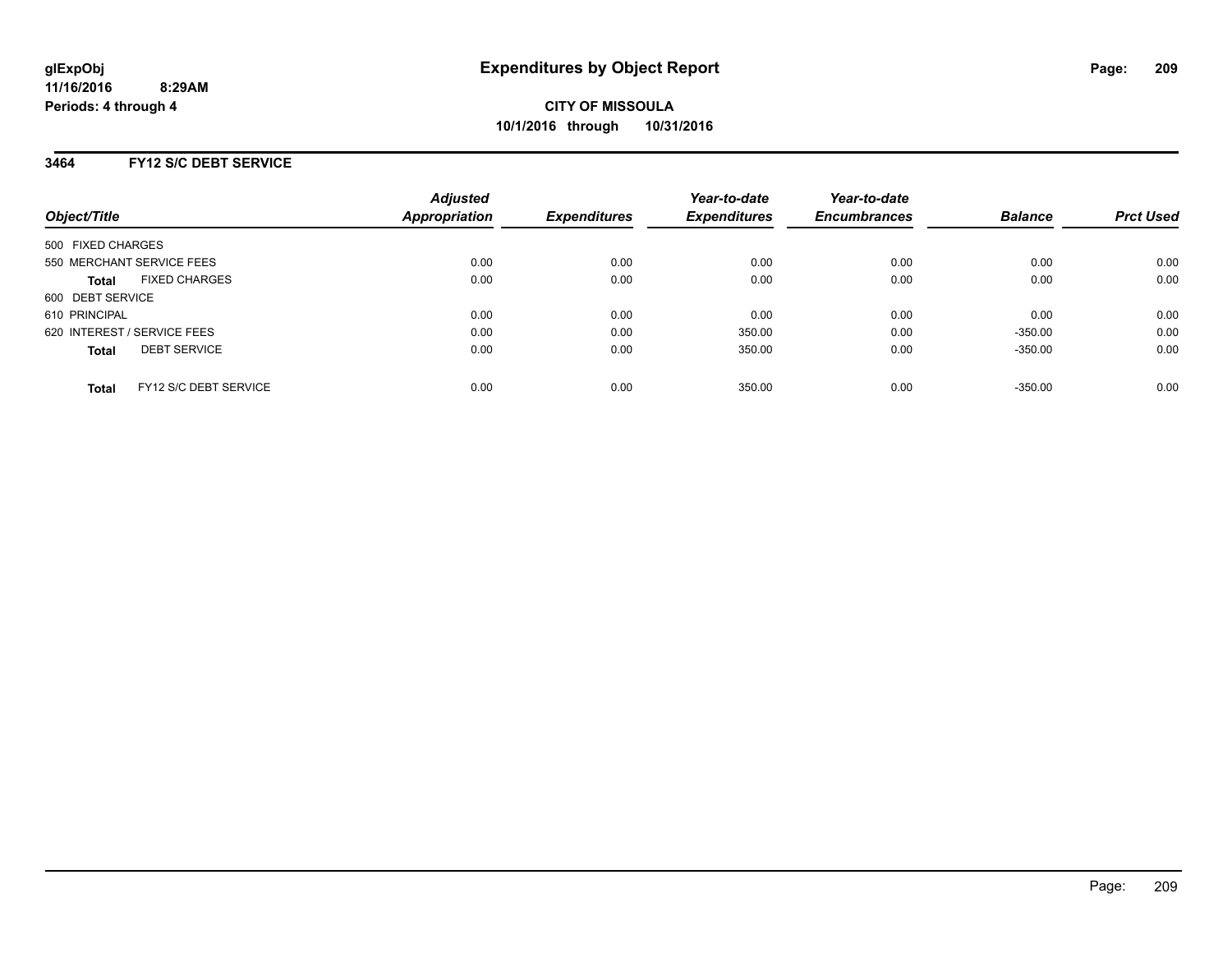glExpObj
11/16/2016 8:29AM
Periods: 4 through 4

# Expenditures by Object Report

**CITY OF MISSOULA**
**10/1/2016 through 10/31/2016**

## 3464 FY12 S/C DEBT SERVICE

| Object/Title | Adjusted Appropriation | Expenditures | Year-to-date Expenditures | Year-to-date Encumbrances | Balance | Prct Used |
|---|---|---|---|---|---|---|
| 500 FIXED CHARGES | | | | | | |
| 550 MERCHANT SERVICE FEES | 0.00 | 0.00 | 0.00 | 0.00 | 0.00 | 0.00 |
| **Total** FIXED CHARGES | 0.00 | 0.00 | 0.00 | 0.00 | 0.00 | 0.00 |
| 600 DEBT SERVICE | | | | | | |
| 610 PRINCIPAL | 0.00 | 0.00 | 0.00 | 0.00 | 0.00 | 0.00 |
| 620 INTEREST / SERVICE FEES | 0.00 | 0.00 | 350.00 | 0.00 | -350.00 | 0.00 |
| **Total** DEBT SERVICE | 0.00 | 0.00 | 350.00 | 0.00 | -350.00 | 0.00 |
| **Total** FY12 S/C DEBT SERVICE | 0.00 | 0.00 | 350.00 | 0.00 | -350.00 | 0.00 |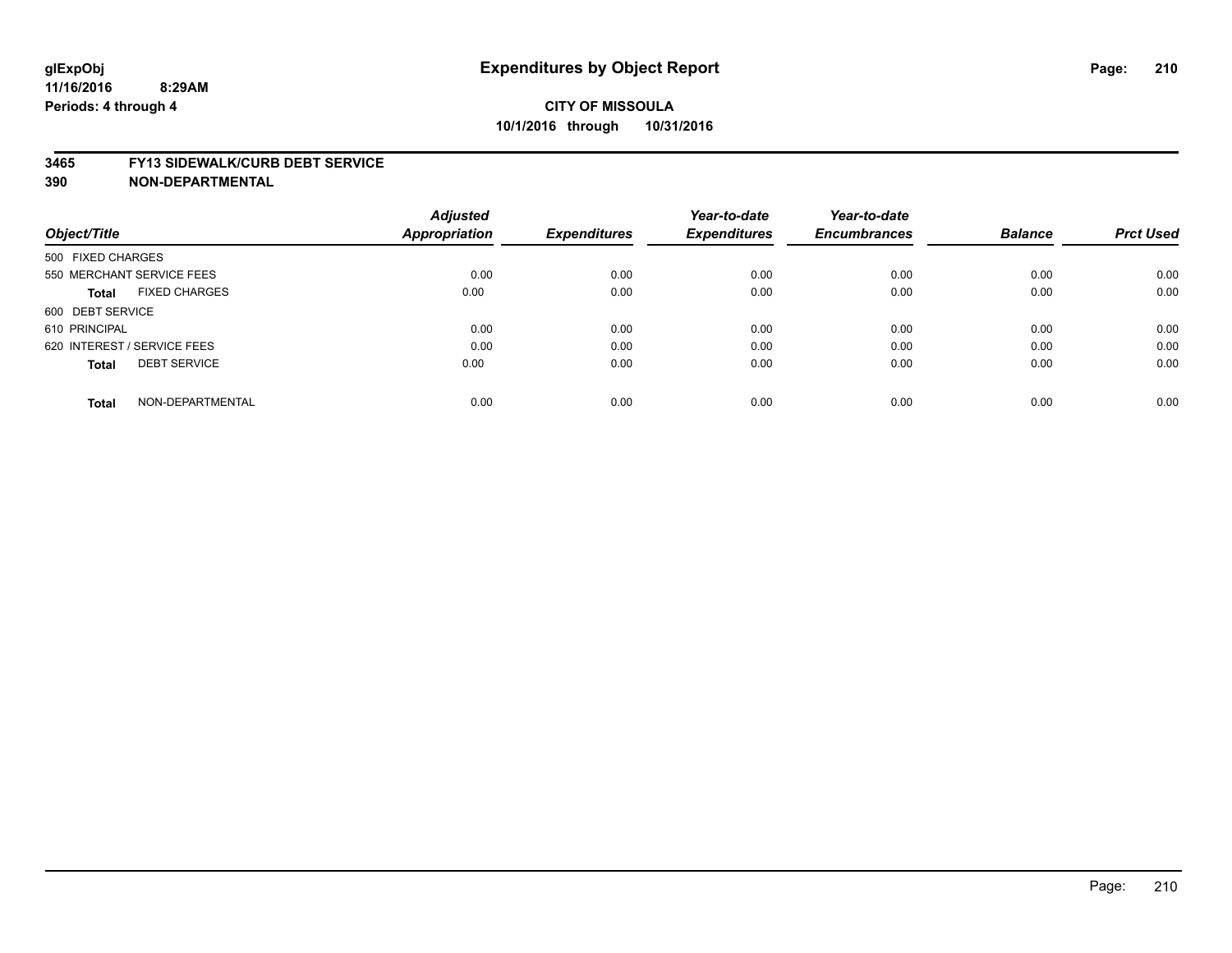glExpObj
11/16/2016 8:29AM
Periods: 4 through 4

# Expenditures by Object Report

**CITY OF MISSOULA**
**10/1/2016 through 10/31/2016**

**3465 FY13 SIDEWALK/CURB DEBT SERVICE**
**390 NON-DEPARTMENTAL**

| Object/Title | | Adjusted Appropriation | Expenditures | Year-to-date Expenditures | Year-to-date Encumbrances | Balance | Prct Used |
|---|---|---|---|---|---|---|---|
| 500 FIXED CHARGES | | | | | | | |
| 550 MERCHANT SERVICE FEES | | 0.00 | 0.00 | 0.00 | 0.00 | 0.00 | 0.00 |
| **Total** | FIXED CHARGES | 0.00 | 0.00 | 0.00 | 0.00 | 0.00 | 0.00 |
| 600 DEBT SERVICE | | | | | | | |
| 610 PRINCIPAL | | 0.00 | 0.00 | 0.00 | 0.00 | 0.00 | 0.00 |
| 620 INTEREST / SERVICE FEES | | 0.00 | 0.00 | 0.00 | 0.00 | 0.00 | 0.00 |
| **Total** | DEBT SERVICE | 0.00 | 0.00 | 0.00 | 0.00 | 0.00 | 0.00 |
| **Total** | NON-DEPARTMENTAL | 0.00 | 0.00 | 0.00 | 0.00 | 0.00 | 0.00 |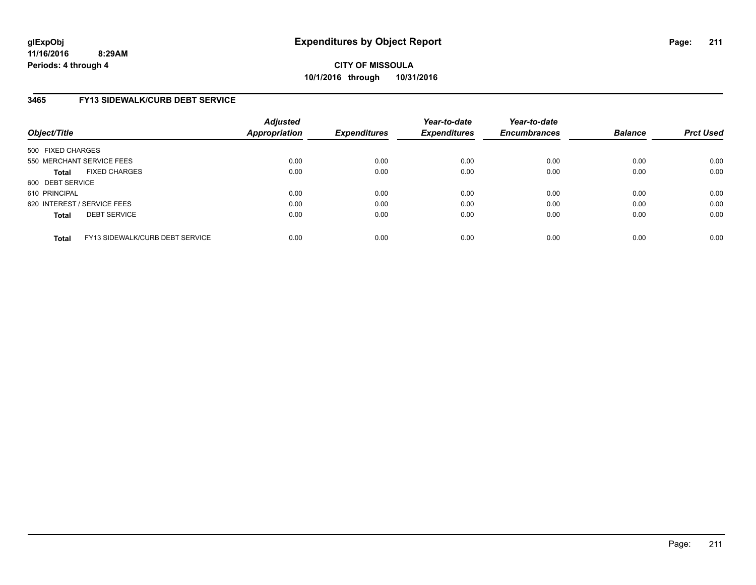**glExpObj**
**11/16/2016 8:29AM**
**Periods: 4 through 4**

# Expenditures by Object Report

**CITY OF MISSOULA**
**10/1/2016 through 10/31/2016**

### 3465 FY13 SIDEWALK/CURB DEBT SERVICE

| Object/Title | Adjusted Appropriation | Expenditures | Year-to-date Expenditures | Year-to-date Encumbrances | Balance | Prct Used |
|---|---|---|---|---|---|---|
| 500 FIXED CHARGES | | | | | | |
| 550 MERCHANT SERVICE FEES | 0.00 | 0.00 | 0.00 | 0.00 | 0.00 | 0.00 |
| **Total** FIXED CHARGES | 0.00 | 0.00 | 0.00 | 0.00 | 0.00 | 0.00 |
| 600 DEBT SERVICE | | | | | | |
| 610 PRINCIPAL | 0.00 | 0.00 | 0.00 | 0.00 | 0.00 | 0.00 |
| 620 INTEREST / SERVICE FEES | 0.00 | 0.00 | 0.00 | 0.00 | 0.00 | 0.00 |
| **Total** DEBT SERVICE | 0.00 | 0.00 | 0.00 | 0.00 | 0.00 | 0.00 |
| **Total** FY13 SIDEWALK/CURB DEBT SERVICE | 0.00 | 0.00 | 0.00 | 0.00 | 0.00 | 0.00 |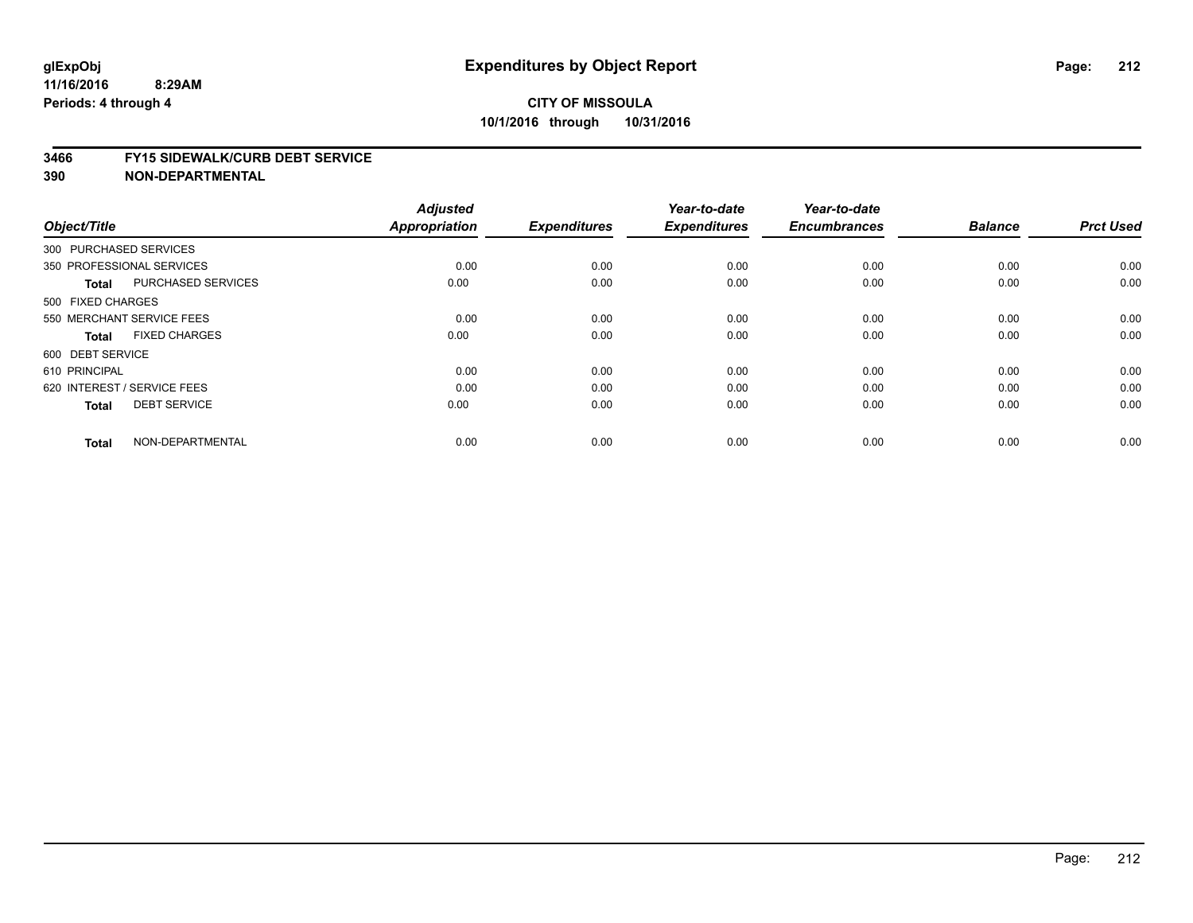glExpObj
11/16/2016 8:29AM
Periods: 4 through 4

# Expenditures by Object Report

**CITY OF MISSOULA**
**10/1/2016 through 10/31/2016**

**3466 FY15 SIDEWALK/CURB DEBT SERVICE**
**390 NON-DEPARTMENTAL**

| Object/Title | | Adjusted Appropriation | Expenditures | Year-to-date Expenditures | Year-to-date Encumbrances | Balance | Prct Used |
|---|---|---|---|---|---|---|---|
| 300 PURCHASED SERVICES | | | | | | | |
| 350 PROFESSIONAL SERVICES | | 0.00 | 0.00 | 0.00 | 0.00 | 0.00 | 0.00 |
| **Total** | PURCHASED SERVICES | 0.00 | 0.00 | 0.00 | 0.00 | 0.00 | 0.00 |
| 500 FIXED CHARGES | | | | | | | |
| 550 MERCHANT SERVICE FEES | | 0.00 | 0.00 | 0.00 | 0.00 | 0.00 | 0.00 |
| **Total** | FIXED CHARGES | 0.00 | 0.00 | 0.00 | 0.00 | 0.00 | 0.00 |
| 600 DEBT SERVICE | | | | | | | |
| 610 PRINCIPAL | | 0.00 | 0.00 | 0.00 | 0.00 | 0.00 | 0.00 |
| 620 INTEREST / SERVICE FEES | | 0.00 | 0.00 | 0.00 | 0.00 | 0.00 | 0.00 |
| **Total** | DEBT SERVICE | 0.00 | 0.00 | 0.00 | 0.00 | 0.00 | 0.00 |
| **Total** | NON-DEPARTMENTAL | 0.00 | 0.00 | 0.00 | 0.00 | 0.00 | 0.00 |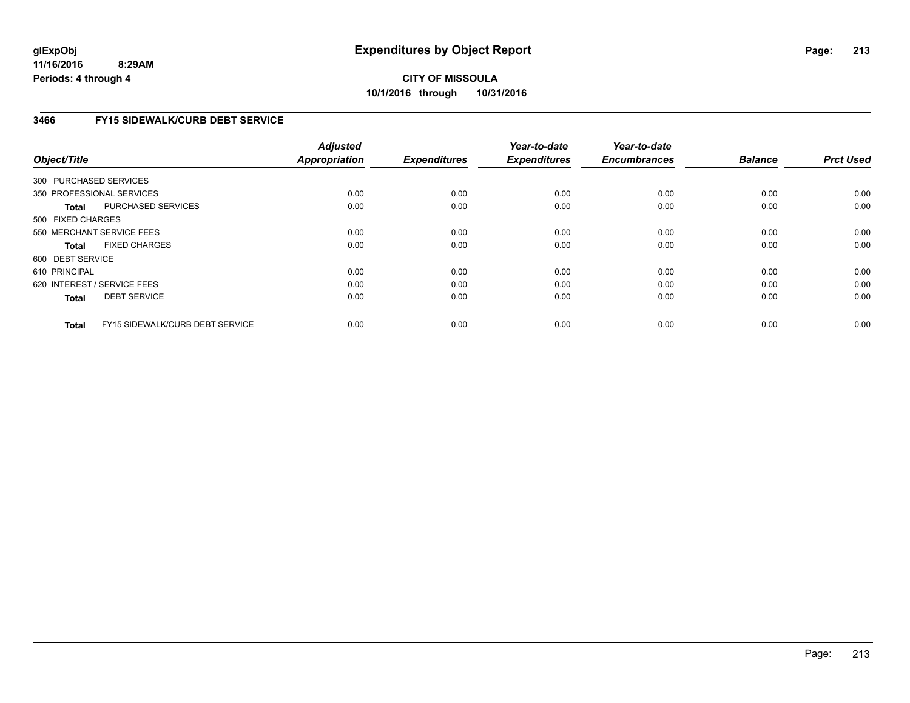**glExpObj**
**11/16/2016 8:29AM**
**Periods: 4 through 4**

# Expenditures by Object Report

**CITY OF MISSOULA**
**10/1/2016 through 10/31/2016**

## 3466 FY15 SIDEWALK/CURB DEBT SERVICE

| Object/Title | Adjusted Appropriation | Expenditures | Year-to-date Expenditures | Year-to-date Encumbrances | Balance | Prct Used |
|---|---|---|---|---|---|---|
| 300 PURCHASED SERVICES | | | | | | |
| 350 PROFESSIONAL SERVICES | 0.00 | 0.00 | 0.00 | 0.00 | 0.00 | 0.00 |
| **Total** PURCHASED SERVICES | 0.00 | 0.00 | 0.00 | 0.00 | 0.00 | 0.00 |
| 500 FIXED CHARGES | | | | | | |
| 550 MERCHANT SERVICE FEES | 0.00 | 0.00 | 0.00 | 0.00 | 0.00 | 0.00 |
| **Total** FIXED CHARGES | 0.00 | 0.00 | 0.00 | 0.00 | 0.00 | 0.00 |
| 600 DEBT SERVICE | | | | | | |
| 610 PRINCIPAL | 0.00 | 0.00 | 0.00 | 0.00 | 0.00 | 0.00 |
| 620 INTEREST / SERVICE FEES | 0.00 | 0.00 | 0.00 | 0.00 | 0.00 | 0.00 |
| **Total** DEBT SERVICE | 0.00 | 0.00 | 0.00 | 0.00 | 0.00 | 0.00 |
| **Total** FY15 SIDEWALK/CURB DEBT SERVICE | 0.00 | 0.00 | 0.00 | 0.00 | 0.00 | 0.00 |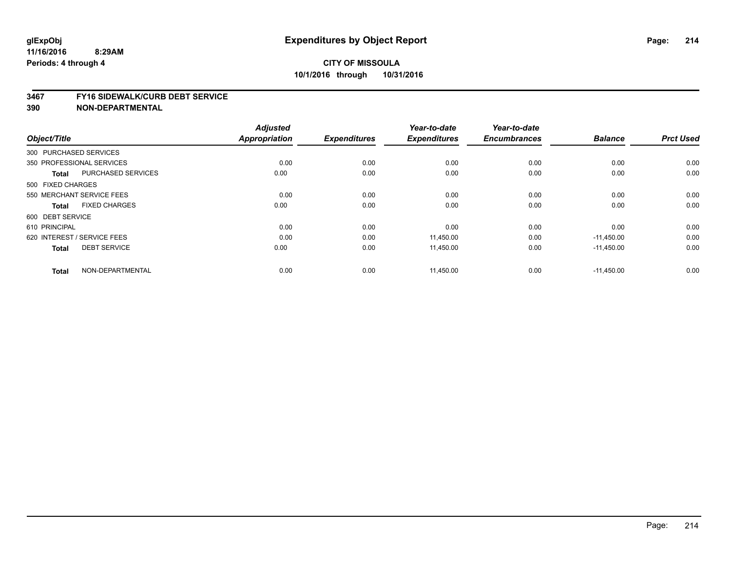**glExpObj**
**11/16/2016 8:29AM**
**Periods: 4 through 4**

# Expenditures by Object Report

**CITY OF MISSOULA**
**10/1/2016 through 10/31/2016**

**3467 FY16 SIDEWALK/CURB DEBT SERVICE**
**390 NON-DEPARTMENTAL**

| Object/Title | | Adjusted Appropriation | Expenditures | Year-to-date Expenditures | Year-to-date Encumbrances | Balance | Prct Used |
|---|---|---|---|---|---|---|---|
| 300 PURCHASED SERVICES | | | | | | | |
| 350 PROFESSIONAL SERVICES | | 0.00 | 0.00 | 0.00 | 0.00 | 0.00 | 0.00 |
| **Total** | PURCHASED SERVICES | 0.00 | 0.00 | 0.00 | 0.00 | 0.00 | 0.00 |
| 500 FIXED CHARGES | | | | | | | |
| 550 MERCHANT SERVICE FEES | | 0.00 | 0.00 | 0.00 | 0.00 | 0.00 | 0.00 |
| **Total** | FIXED CHARGES | 0.00 | 0.00 | 0.00 | 0.00 | 0.00 | 0.00 |
| 600 DEBT SERVICE | | | | | | | |
| 610 PRINCIPAL | | 0.00 | 0.00 | 0.00 | 0.00 | 0.00 | 0.00 |
| 620 INTEREST / SERVICE FEES | | 0.00 | 0.00 | 11,450.00 | 0.00 | -11,450.00 | 0.00 |
| **Total** | DEBT SERVICE | 0.00 | 0.00 | 11,450.00 | 0.00 | -11,450.00 | 0.00 |
| **Total** | NON-DEPARTMENTAL | 0.00 | 0.00 | 11,450.00 | 0.00 | -11,450.00 | 0.00 |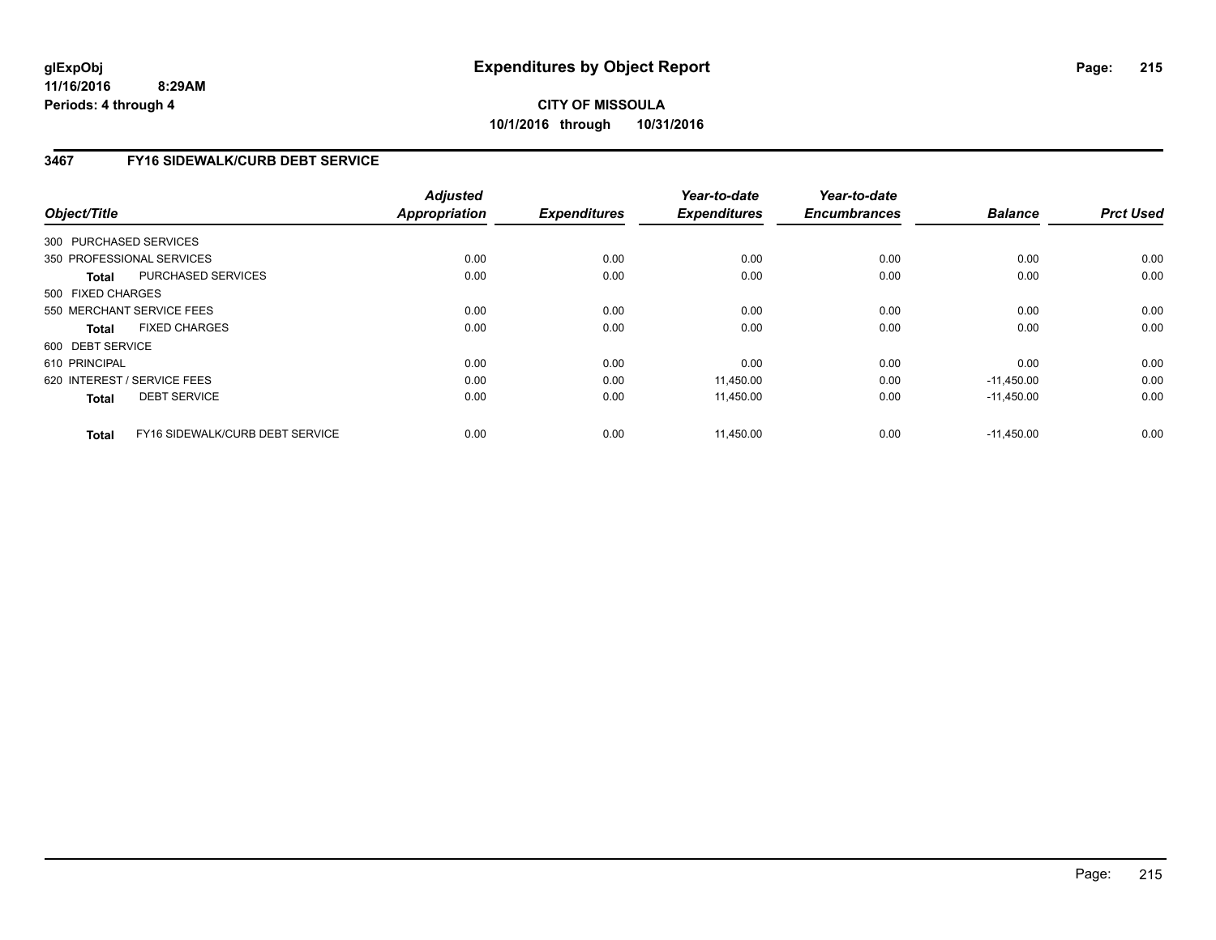**glExpObj** **Expenditures by Object Report**

**11/16/2016 8:29AM**

**Periods: 4 through 4**

**CITY OF MISSOULA**

**10/1/2016 through 10/31/2016**

### 3467 FY16 SIDEWALK/CURB DEBT SERVICE

| Object/Title | Adjusted Appropriation | Expenditures | Year-to-date Expenditures | Year-to-date Encumbrances | Balance | Prct Used |
|---|---|---|---|---|---|---|
| 300 PURCHASED SERVICES | | | | | | |
| 350 PROFESSIONAL SERVICES | 0.00 | 0.00 | 0.00 | 0.00 | 0.00 | 0.00 |
| **Total** PURCHASED SERVICES | 0.00 | 0.00 | 0.00 | 0.00 | 0.00 | 0.00 |
| 500 FIXED CHARGES | | | | | | |
| 550 MERCHANT SERVICE FEES | 0.00 | 0.00 | 0.00 | 0.00 | 0.00 | 0.00 |
| **Total** FIXED CHARGES | 0.00 | 0.00 | 0.00 | 0.00 | 0.00 | 0.00 |
| 600 DEBT SERVICE | | | | | | |
| 610 PRINCIPAL | 0.00 | 0.00 | 0.00 | 0.00 | 0.00 | 0.00 |
| 620 INTEREST / SERVICE FEES | 0.00 | 0.00 | 11,450.00 | 0.00 | -11,450.00 | 0.00 |
| **Total** DEBT SERVICE | 0.00 | 0.00 | 11,450.00 | 0.00 | -11,450.00 | 0.00 |
| **Total** FY16 SIDEWALK/CURB DEBT SERVICE | 0.00 | 0.00 | 11,450.00 | 0.00 | -11,450.00 | 0.00 |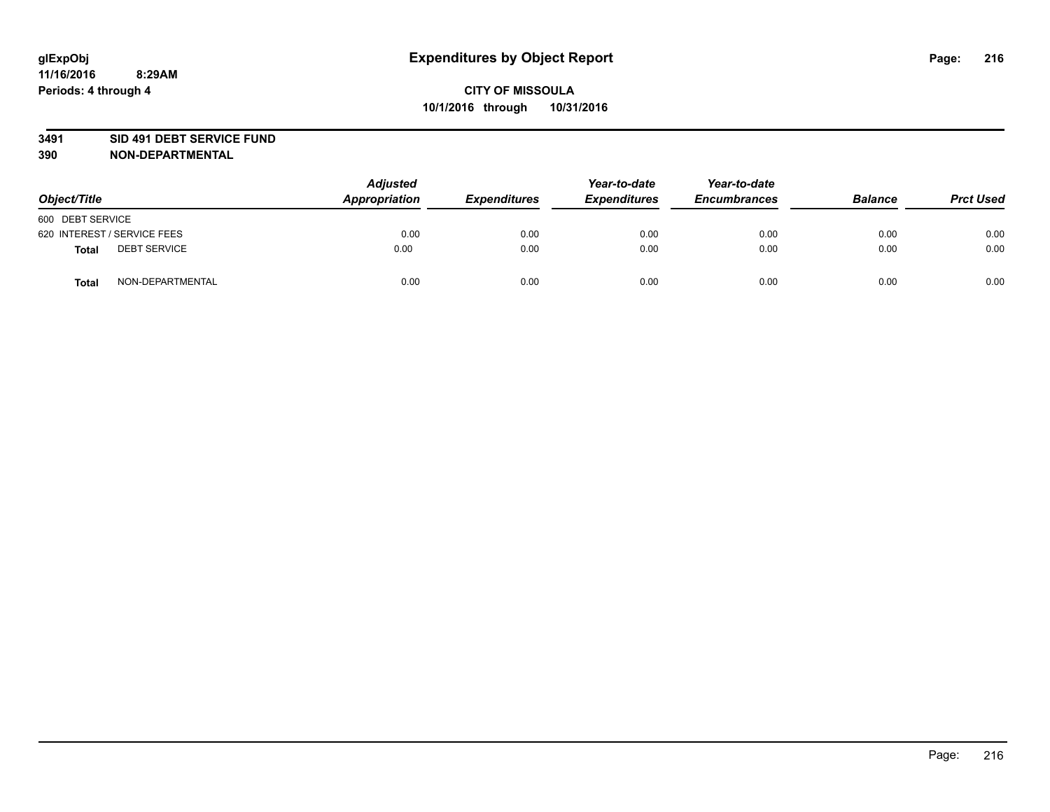# Expenditures by Object Report

glExpObj
11/16/2016 8:29AM
Periods: 4 through 4

**CITY OF MISSOULA**
**10/1/2016 through 10/31/2016**

**3491 SID 491 DEBT SERVICE FUND**
**390 NON-DEPARTMENTAL**

| Object/Title | | Adjusted Appropriation | Expenditures | Year-to-date Expenditures | Year-to-date Encumbrances | Balance | Prct Used |
|---|---|---|---|---|---|---|---|
| 600 DEBT SERVICE | | | | | | | |
| 620 INTEREST / SERVICE FEES | | 0.00 | 0.00 | 0.00 | 0.00 | 0.00 | 0.00 |
| **Total** | DEBT SERVICE | 0.00 | 0.00 | 0.00 | 0.00 | 0.00 | 0.00 |
| **Total** | NON-DEPARTMENTAL | 0.00 | 0.00 | 0.00 | 0.00 | 0.00 | 0.00 |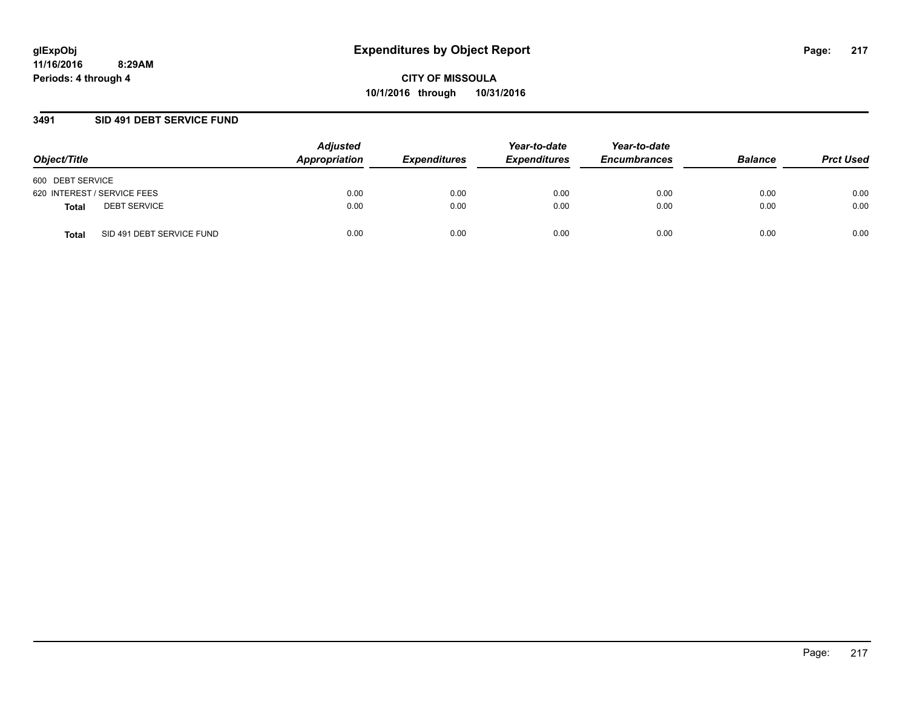# Expenditures by Object Report

**CITY OF MISSOULA**
**10/1/2016 through 10/31/2016**

glExpObj
11/16/2016 8:29AM
Periods: 4 through 4

## 3491 SID 491 DEBT SERVICE FUND

| Object/Title | | Adjusted Appropriation | Expenditures | Year-to-date Expenditures | Year-to-date Encumbrances | Balance | Prct Used |
|---|---|---|---|---|---|---|---|
| 600 DEBT SERVICE | | | | | | | |
| 620 INTEREST / SERVICE FEES | | 0.00 | 0.00 | 0.00 | 0.00 | 0.00 | 0.00 |
| **Total** | DEBT SERVICE | 0.00 | 0.00 | 0.00 | 0.00 | 0.00 | 0.00 |
| **Total** | SID 491 DEBT SERVICE FUND | 0.00 | 0.00 | 0.00 | 0.00 | 0.00 | 0.00 |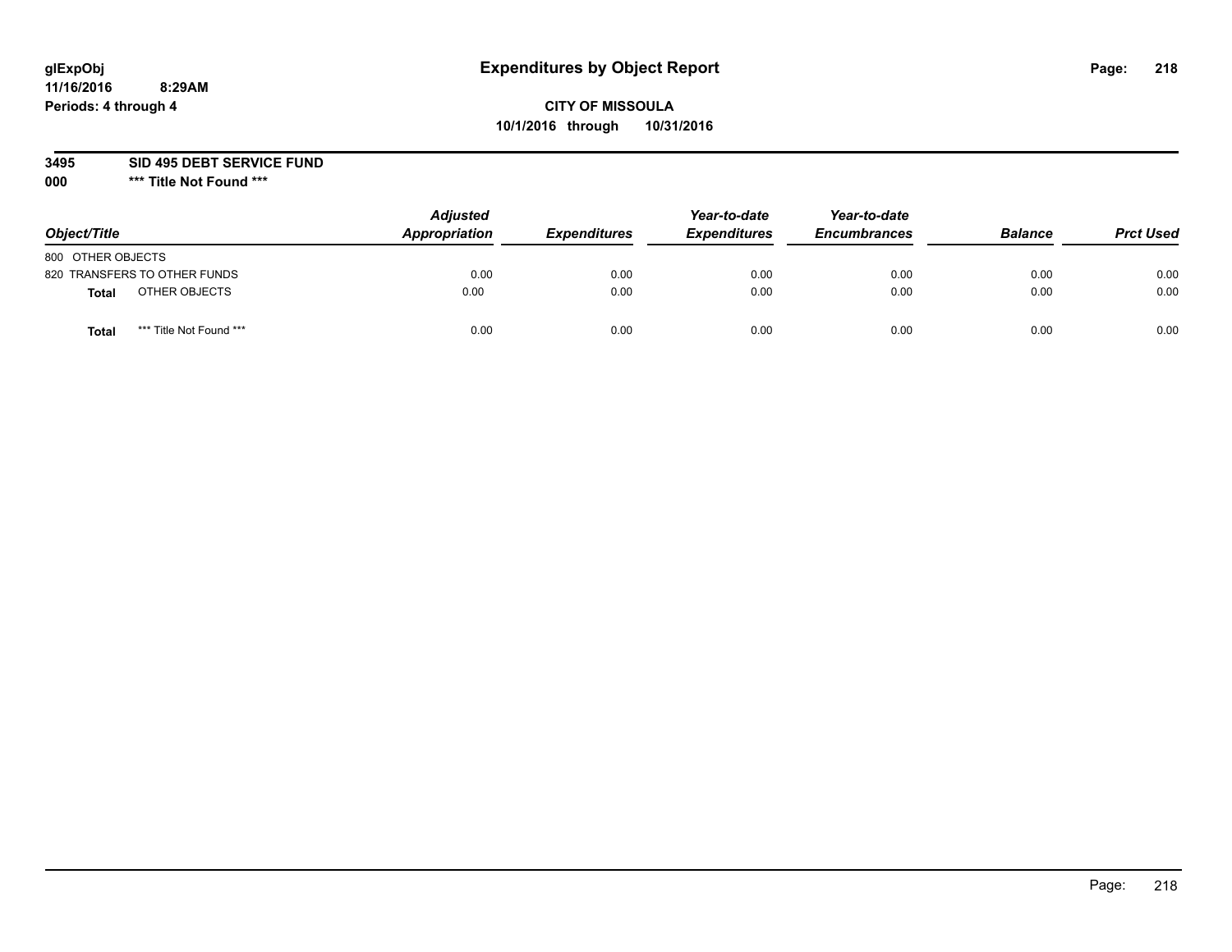# Expenditures by Object Report

glExpObj
11/16/2016 8:29AM
Periods: 4 through 4

**CITY OF MISSOULA**
**10/1/2016 through 10/31/2016**

**3495 SID 495 DEBT SERVICE FUND**
**000 \*\*\* Title Not Found \*\*\***

| Object/Title | Adjusted Appropriation | Expenditures | Year-to-date Expenditures | Year-to-date Encumbrances | Balance | Prct Used |
|---|---|---|---|---|---|---|
| 800 OTHER OBJECTS | | | | | | |
| 820 TRANSFERS TO OTHER FUNDS | 0.00 | 0.00 | 0.00 | 0.00 | 0.00 | 0.00 |
| **Total** OTHER OBJECTS | 0.00 | 0.00 | 0.00 | 0.00 | 0.00 | 0.00 |
| **Total** *** Title Not Found *** | 0.00 | 0.00 | 0.00 | 0.00 | 0.00 | 0.00 |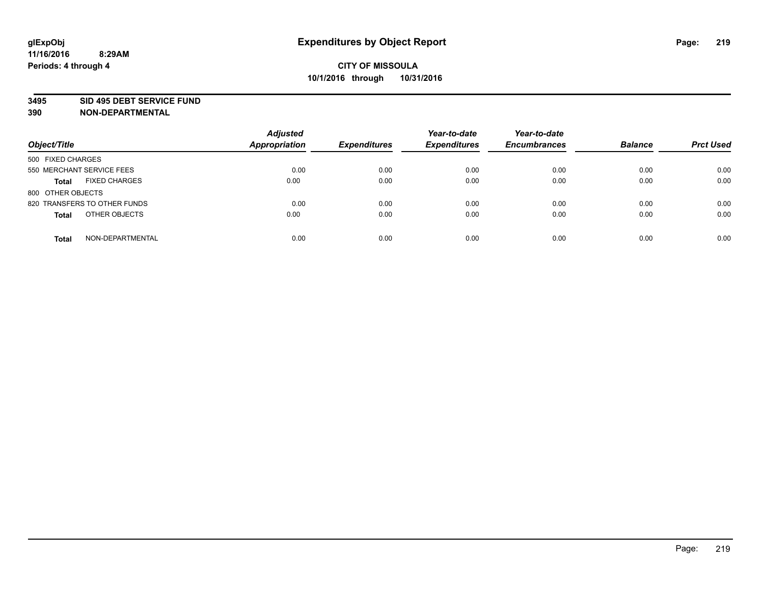glExpObj
11/16/2016 8:29AM
Periods: 4 through 4

# Expenditures by Object Report

**CITY OF MISSOULA**
**10/1/2016 through 10/31/2016**

**3495 SID 495 DEBT SERVICE FUND**
**390 NON-DEPARTMENTAL**

| Object/Title | | Adjusted Appropriation | Expenditures | Year-to-date Expenditures | Year-to-date Encumbrances | Balance | Prct Used |
|---|---|---|---|---|---|---|---|
| 500 FIXED CHARGES | | | | | | | |
| 550 MERCHANT SERVICE FEES | | 0.00 | 0.00 | 0.00 | 0.00 | 0.00 | 0.00 |
| **Total** | FIXED CHARGES | 0.00 | 0.00 | 0.00 | 0.00 | 0.00 | 0.00 |
| 800 OTHER OBJECTS | | | | | | | |
| 820 TRANSFERS TO OTHER FUNDS | | 0.00 | 0.00 | 0.00 | 0.00 | 0.00 | 0.00 |
| **Total** | OTHER OBJECTS | 0.00 | 0.00 | 0.00 | 0.00 | 0.00 | 0.00 |
| **Total** | NON-DEPARTMENTAL | 0.00 | 0.00 | 0.00 | 0.00 | 0.00 | 0.00 |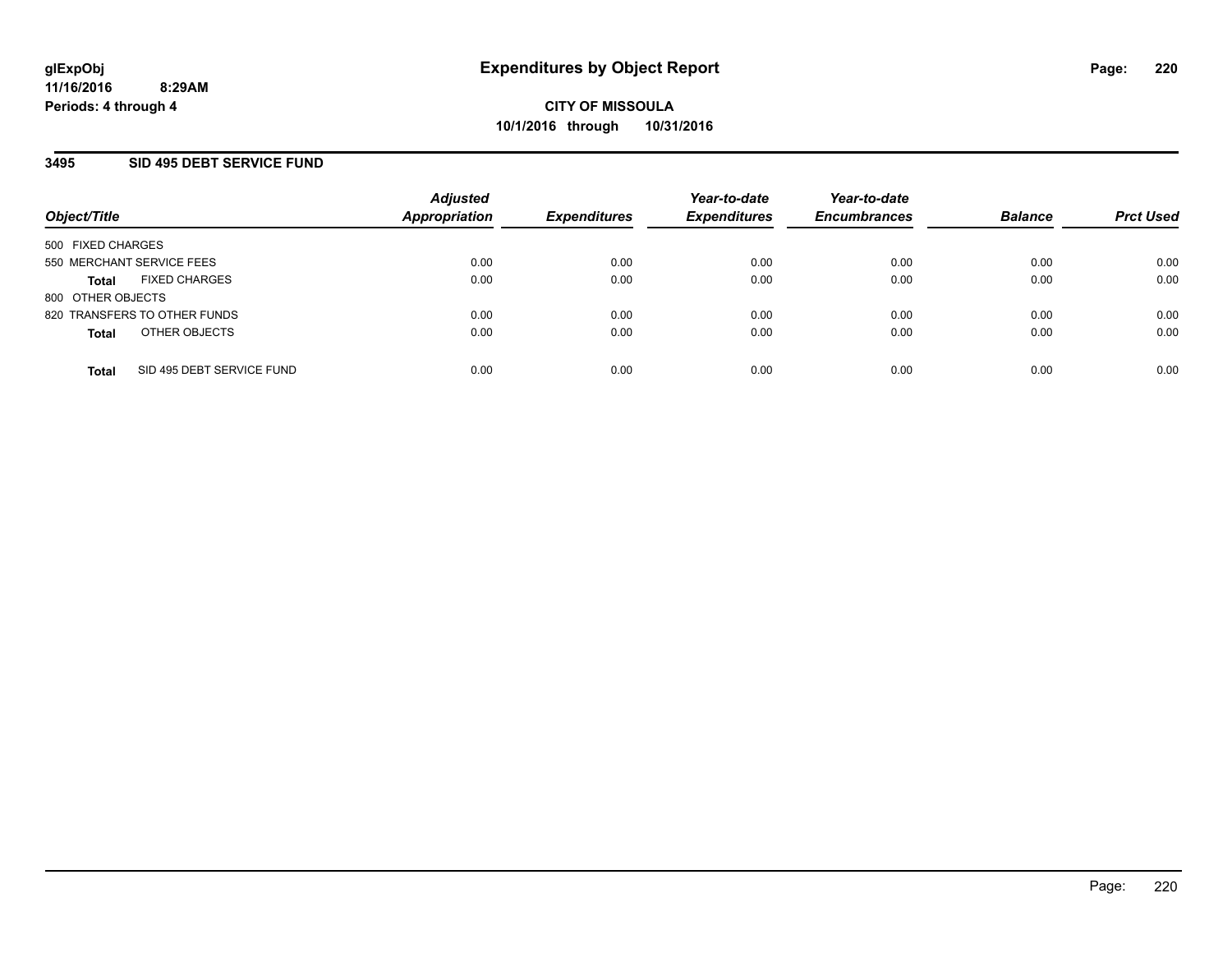# Expenditures by Object Report

glExpObj
11/16/2016 8:29AM
Periods: 4 through 4

**CITY OF MISSOULA**
**10/1/2016 through 10/31/2016**

## 3495 SID 495 DEBT SERVICE FUND

| Object/Title | | Adjusted Appropriation | Expenditures | Year-to-date Expenditures | Year-to-date Encumbrances | Balance | Prct Used |
|---|---|---|---|---|---|---|---|
| 500 FIXED CHARGES | | | | | | | |
| 550 MERCHANT SERVICE FEES | | 0.00 | 0.00 | 0.00 | 0.00 | 0.00 | 0.00 |
| **Total** | FIXED CHARGES | 0.00 | 0.00 | 0.00 | 0.00 | 0.00 | 0.00 |
| 800 OTHER OBJECTS | | | | | | | |
| 820 TRANSFERS TO OTHER FUNDS | | 0.00 | 0.00 | 0.00 | 0.00 | 0.00 | 0.00 |
| **Total** | OTHER OBJECTS | 0.00 | 0.00 | 0.00 | 0.00 | 0.00 | 0.00 |
| **Total** | SID 495 DEBT SERVICE FUND | 0.00 | 0.00 | 0.00 | 0.00 | 0.00 | 0.00 |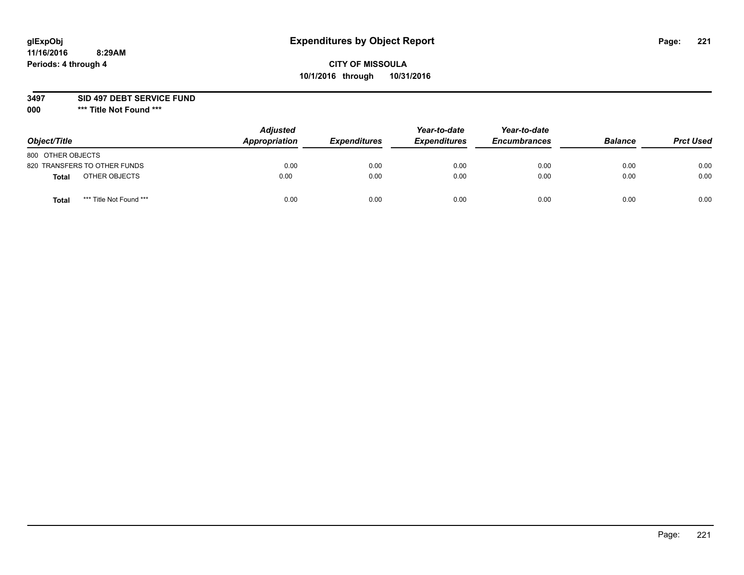glExpObj
11/16/2016 8:29AM
Periods: 4 through 4

# Expenditures by Object Report

**CITY OF MISSOULA**
**10/1/2016 through 10/31/2016**

**3497 SID 497 DEBT SERVICE FUND**
**000 \*\*\* Title Not Found \*\*\***

| Object/Title | | Adjusted Appropriation | Expenditures | Year-to-date Expenditures | Year-to-date Encumbrances | Balance | Prct Used |
|---|---|---|---|---|---|---|---|
| 800 OTHER OBJECTS | | | | | | | |
| 820 TRANSFERS TO OTHER FUNDS | | 0.00 | 0.00 | 0.00 | 0.00 | 0.00 | 0.00 |
| **Total** | OTHER OBJECTS | 0.00 | 0.00 | 0.00 | 0.00 | 0.00 | 0.00 |
| **Total** | \*\*\* Title Not Found \*\*\* | 0.00 | 0.00 | 0.00 | 0.00 | 0.00 | 0.00 |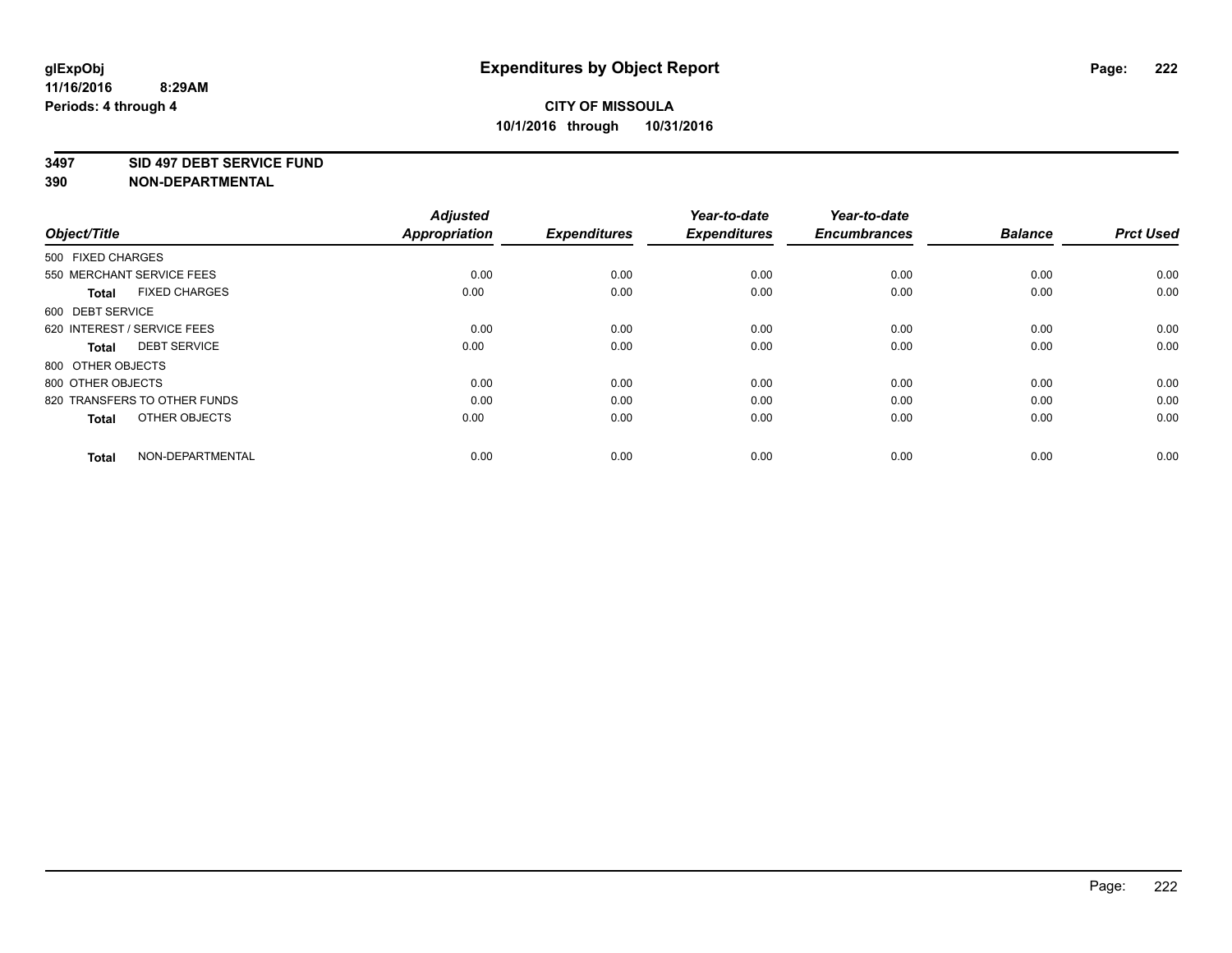**glExpObj**
**11/16/2016 8:29AM**
**Periods: 4 through 4**

# Expenditures by Object Report

**CITY OF MISSOULA**
**10/1/2016 through 10/31/2016**

**3497 SID 497 DEBT SERVICE FUND**
**390 NON-DEPARTMENTAL**

| Object/Title | Adjusted Appropriation | Expenditures | Year-to-date Expenditures | Year-to-date Encumbrances | Balance | Prct Used |
|---|---|---|---|---|---|---|
| 500 FIXED CHARGES | | | | | | |
| 550 MERCHANT SERVICE FEES | 0.00 | 0.00 | 0.00 | 0.00 | 0.00 | 0.00 |
| **Total** FIXED CHARGES | 0.00 | 0.00 | 0.00 | 0.00 | 0.00 | 0.00 |
| 600 DEBT SERVICE | | | | | | |
| 620 INTEREST / SERVICE FEES | 0.00 | 0.00 | 0.00 | 0.00 | 0.00 | 0.00 |
| **Total** DEBT SERVICE | 0.00 | 0.00 | 0.00 | 0.00 | 0.00 | 0.00 |
| 800 OTHER OBJECTS | | | | | | |
| 800 OTHER OBJECTS | 0.00 | 0.00 | 0.00 | 0.00 | 0.00 | 0.00 |
| 820 TRANSFERS TO OTHER FUNDS | 0.00 | 0.00 | 0.00 | 0.00 | 0.00 | 0.00 |
| **Total** OTHER OBJECTS | 0.00 | 0.00 | 0.00 | 0.00 | 0.00 | 0.00 |
| **Total** NON-DEPARTMENTAL | 0.00 | 0.00 | 0.00 | 0.00 | 0.00 | 0.00 |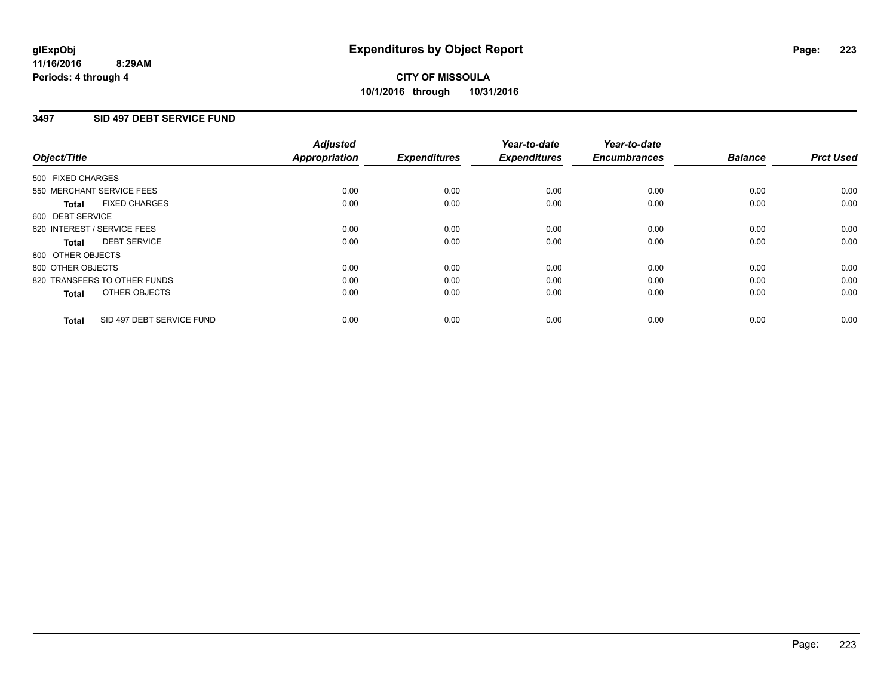**glExpObj**
**11/16/2016 8:29AM**
**Periods: 4 through 4**

# Expenditures by Object Report

**CITY OF MISSOULA**
**10/1/2016 through 10/31/2016**

## 3497 SID 497 DEBT SERVICE FUND

| Object/Title | Adjusted Appropriation | Expenditures | Year-to-date Expenditures | Year-to-date Encumbrances | Balance | Prct Used |
|---|---|---|---|---|---|---|
| 500 FIXED CHARGES | | | | | | |
| 550 MERCHANT SERVICE FEES | 0.00 | 0.00 | 0.00 | 0.00 | 0.00 | 0.00 |
| **Total** FIXED CHARGES | 0.00 | 0.00 | 0.00 | 0.00 | 0.00 | 0.00 |
| 600 DEBT SERVICE | | | | | | |
| 620 INTEREST / SERVICE FEES | 0.00 | 0.00 | 0.00 | 0.00 | 0.00 | 0.00 |
| **Total** DEBT SERVICE | 0.00 | 0.00 | 0.00 | 0.00 | 0.00 | 0.00 |
| 800 OTHER OBJECTS | | | | | | |
| 800 OTHER OBJECTS | 0.00 | 0.00 | 0.00 | 0.00 | 0.00 | 0.00 |
| 820 TRANSFERS TO OTHER FUNDS | 0.00 | 0.00 | 0.00 | 0.00 | 0.00 | 0.00 |
| **Total** OTHER OBJECTS | 0.00 | 0.00 | 0.00 | 0.00 | 0.00 | 0.00 |
| **Total** SID 497 DEBT SERVICE FUND | 0.00 | 0.00 | 0.00 | 0.00 | 0.00 | 0.00 |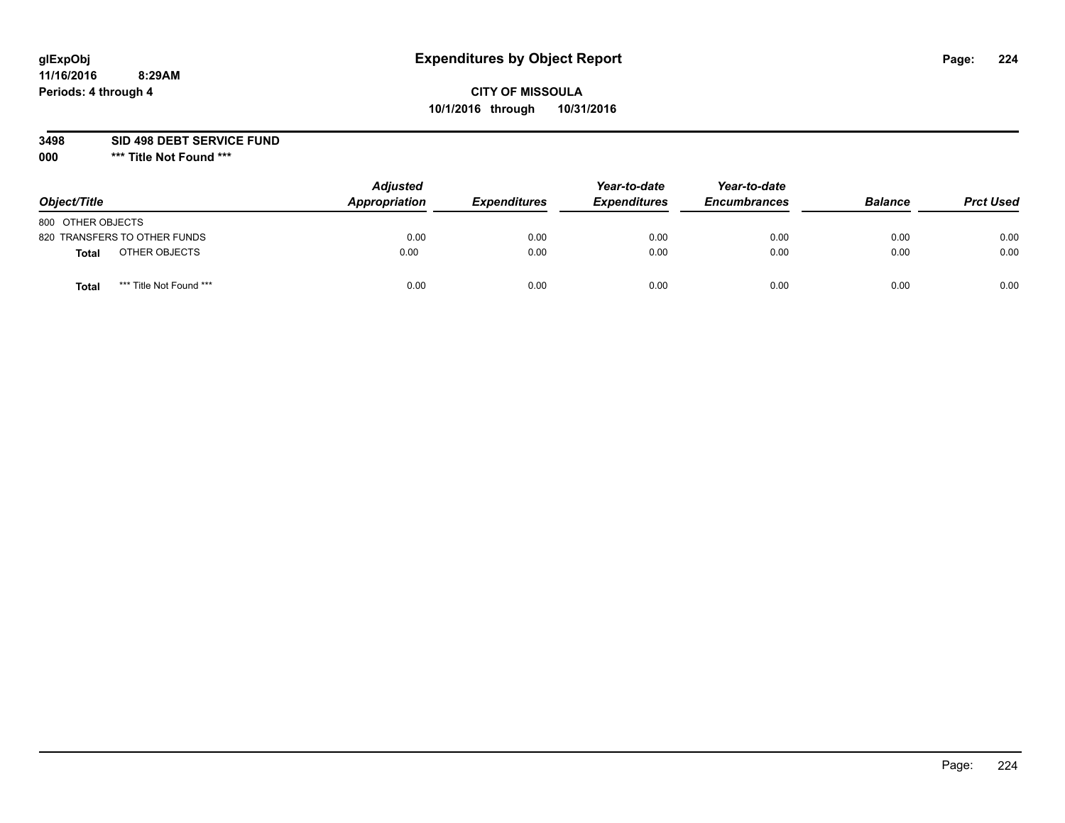**glExpObj**
**11/16/2016 8:29AM**
**Periods: 4 through 4**

# Expenditures by Object Report

**CITY OF MISSOULA**
**10/1/2016 through 10/31/2016**

**3498 SID 498 DEBT SERVICE FUND**
**000 \*\*\* Title Not Found \*\*\***

| *Object/Title* | | *Adjusted Appropriation* | *Expenditures* | *Year-to-date Expenditures* | *Year-to-date Encumbrances* | *Balance* | *Prct Used* |
|---|---|---|---|---|---|---|---|
| 800 OTHER OBJECTS | | | | | | | |
| 820 TRANSFERS TO OTHER FUNDS | | 0.00 | 0.00 | 0.00 | 0.00 | 0.00 | 0.00 |
| **Total** | OTHER OBJECTS | 0.00 | 0.00 | 0.00 | 0.00 | 0.00 | 0.00 |
| **Total** | *** Title Not Found *** | 0.00 | 0.00 | 0.00 | 0.00 | 0.00 | 0.00 |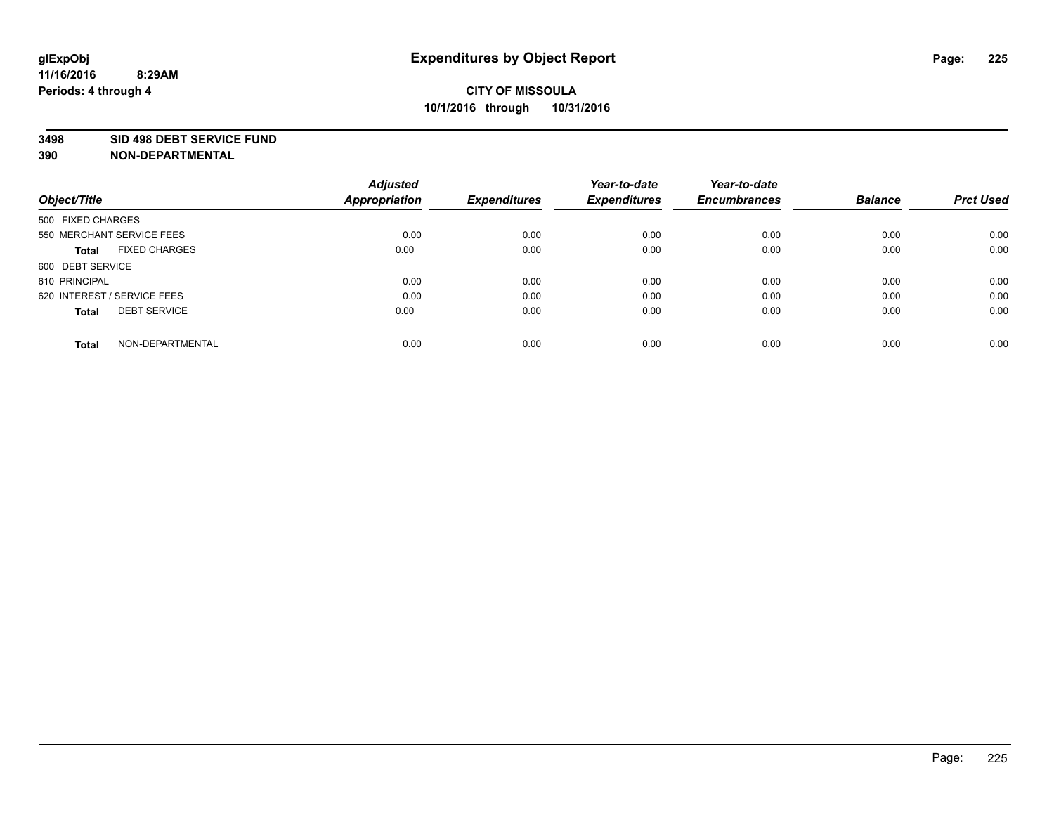# Expenditures by Object Report

glExpObj
11/16/2016 8:29AM
Periods: 4 through 4

**CITY OF MISSOULA**
**10/1/2016 through 10/31/2016**

**3498 SID 498 DEBT SERVICE FUND**
**390 NON-DEPARTMENTAL**

| Object/Title | Adjusted Appropriation | Expenditures | Year-to-date Expenditures | Year-to-date Encumbrances | Balance | Prct Used |
|---|---|---|---|---|---|---|
| 500 FIXED CHARGES | | | | | | |
| 550 MERCHANT SERVICE FEES | 0.00 | 0.00 | 0.00 | 0.00 | 0.00 | 0.00 |
| **Total** FIXED CHARGES | 0.00 | 0.00 | 0.00 | 0.00 | 0.00 | 0.00 |
| 600 DEBT SERVICE | | | | | | |
| 610 PRINCIPAL | 0.00 | 0.00 | 0.00 | 0.00 | 0.00 | 0.00 |
| 620 INTEREST / SERVICE FEES | 0.00 | 0.00 | 0.00 | 0.00 | 0.00 | 0.00 |
| **Total** DEBT SERVICE | 0.00 | 0.00 | 0.00 | 0.00 | 0.00 | 0.00 |
| **Total** NON-DEPARTMENTAL | 0.00 | 0.00 | 0.00 | 0.00 | 0.00 | 0.00 |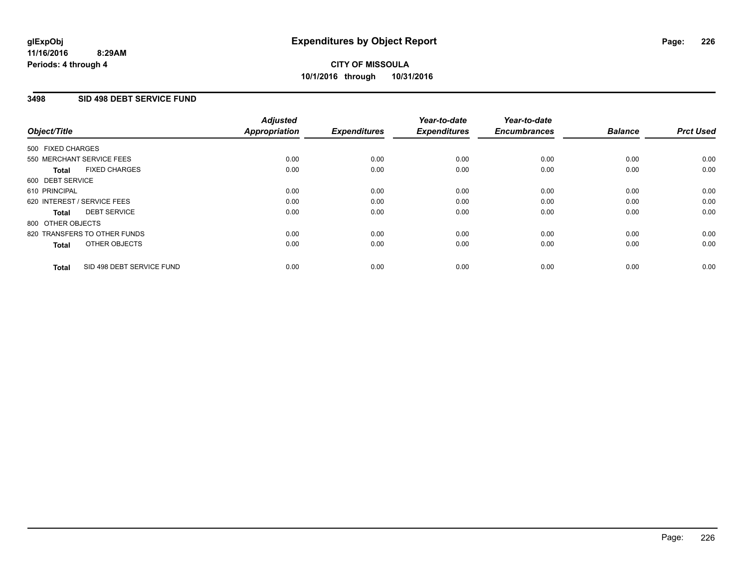# Expenditures by Object Report

glExpObj
11/16/2016 8:29AM
Periods: 4 through 4

**CITY OF MISSOULA**
**10/1/2016 through 10/31/2016**

## 3498 SID 498 DEBT SERVICE FUND

| Object/Title | Adjusted Appropriation | Expenditures | Year-to-date Expenditures | Year-to-date Encumbrances | Balance | Prct Used |
|---|---|---|---|---|---|---|
| 500 FIXED CHARGES | | | | | | |
| 550 MERCHANT SERVICE FEES | 0.00 | 0.00 | 0.00 | 0.00 | 0.00 | 0.00 |
| **Total** FIXED CHARGES | 0.00 | 0.00 | 0.00 | 0.00 | 0.00 | 0.00 |
| 600 DEBT SERVICE | | | | | | |
| 610 PRINCIPAL | 0.00 | 0.00 | 0.00 | 0.00 | 0.00 | 0.00 |
| 620 INTEREST / SERVICE FEES | 0.00 | 0.00 | 0.00 | 0.00 | 0.00 | 0.00 |
| **Total** DEBT SERVICE | 0.00 | 0.00 | 0.00 | 0.00 | 0.00 | 0.00 |
| 800 OTHER OBJECTS | | | | | | |
| 820 TRANSFERS TO OTHER FUNDS | 0.00 | 0.00 | 0.00 | 0.00 | 0.00 | 0.00 |
| **Total** OTHER OBJECTS | 0.00 | 0.00 | 0.00 | 0.00 | 0.00 | 0.00 |
| **Total** SID 498 DEBT SERVICE FUND | 0.00 | 0.00 | 0.00 | 0.00 | 0.00 | 0.00 |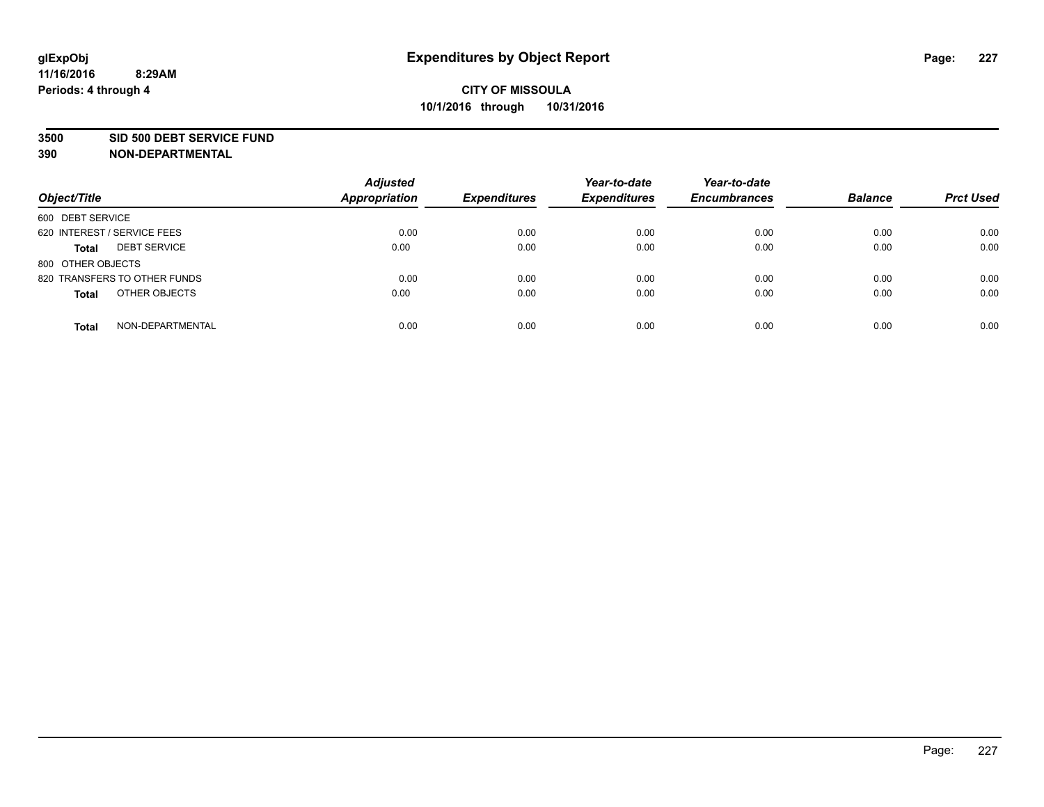**glExpObj**
**11/16/2016 8:29AM**
**Periods: 4 through 4**

# Expenditures by Object Report

**CITY OF MISSOULA**
**10/1/2016 through 10/31/2016**

**3500 SID 500 DEBT SERVICE FUND**
**390 NON-DEPARTMENTAL**

| Object/Title | Adjusted Appropriation | Expenditures | Year-to-date Expenditures | Year-to-date Encumbrances | Balance | Prct Used |
|---|---|---|---|---|---|---|
| 600 DEBT SERVICE | | | | | | |
| 620 INTEREST / SERVICE FEES | 0.00 | 0.00 | 0.00 | 0.00 | 0.00 | 0.00 |
| **Total** DEBT SERVICE | 0.00 | 0.00 | 0.00 | 0.00 | 0.00 | 0.00 |
| 800 OTHER OBJECTS | | | | | | |
| 820 TRANSFERS TO OTHER FUNDS | 0.00 | 0.00 | 0.00 | 0.00 | 0.00 | 0.00 |
| **Total** OTHER OBJECTS | 0.00 | 0.00 | 0.00 | 0.00 | 0.00 | 0.00 |
| **Total** NON-DEPARTMENTAL | 0.00 | 0.00 | 0.00 | 0.00 | 0.00 | 0.00 |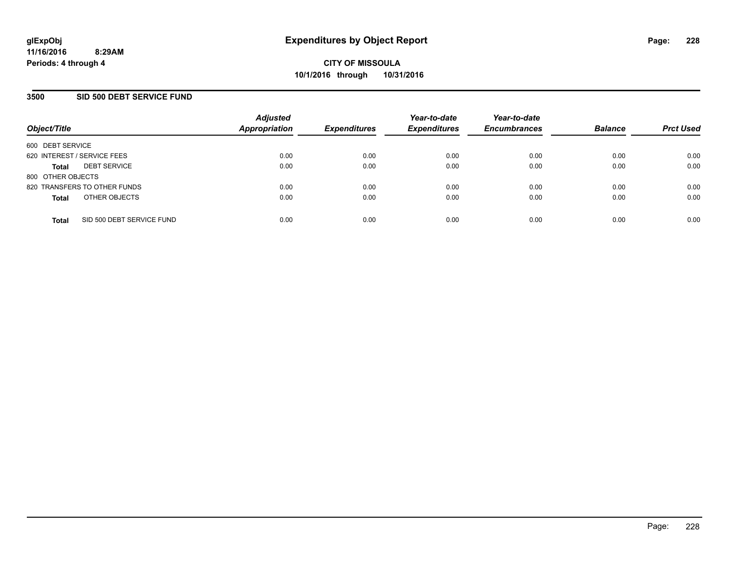**glExpObj**
**11/16/2016 8:29AM**
**Periods: 4 through 4**

# Expenditures by Object Report

**CITY OF MISSOULA**
**10/1/2016 through 10/31/2016**

## 3500 SID 500 DEBT SERVICE FUND

| Object/Title | Adjusted Appropriation | Expenditures | Year-to-date Expenditures | Year-to-date Encumbrances | Balance | Prct Used |
|---|---|---|---|---|---|---|
| 600 DEBT SERVICE | | | | | | |
| 620 INTEREST / SERVICE FEES | 0.00 | 0.00 | 0.00 | 0.00 | 0.00 | 0.00 |
| **Total** DEBT SERVICE | 0.00 | 0.00 | 0.00 | 0.00 | 0.00 | 0.00 |
| 800 OTHER OBJECTS | | | | | | |
| 820 TRANSFERS TO OTHER FUNDS | 0.00 | 0.00 | 0.00 | 0.00 | 0.00 | 0.00 |
| **Total** OTHER OBJECTS | 0.00 | 0.00 | 0.00 | 0.00 | 0.00 | 0.00 |
| **Total** SID 500 DEBT SERVICE FUND | 0.00 | 0.00 | 0.00 | 0.00 | 0.00 | 0.00 |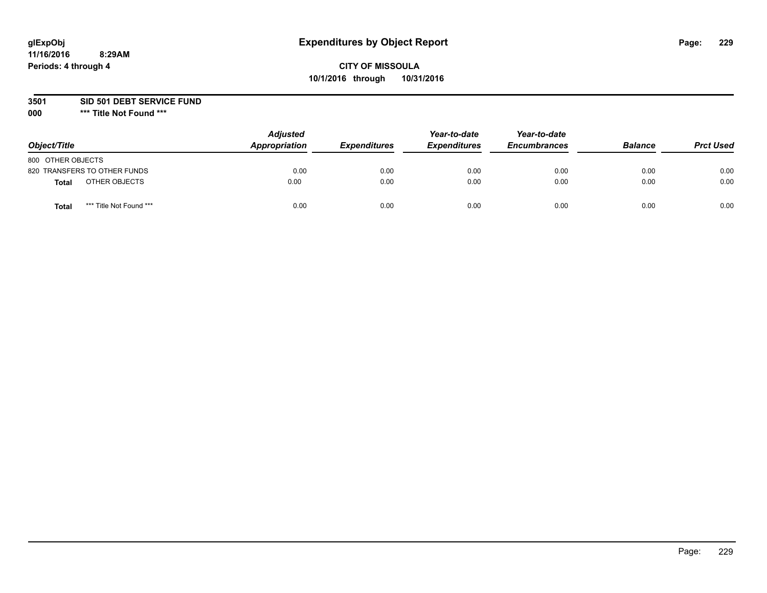glExpObj
11/16/2016 8:29AM
Periods: 4 through 4

# Expenditures by Object Report

**CITY OF MISSOULA**
**10/1/2016 through 10/31/2016**

**3501 SID 501 DEBT SERVICE FUND**
**000 *** Title Not Found *****

| Object/Title | | Adjusted Appropriation | Expenditures | Year-to-date Expenditures | Year-to-date Encumbrances | Balance | Prct Used |
|---|---|---|---|---|---|---|---|
| 800 OTHER OBJECTS | | | | | | | |
| 820 TRANSFERS TO OTHER FUNDS | | 0.00 | 0.00 | 0.00 | 0.00 | 0.00 | 0.00 |
| **Total** | OTHER OBJECTS | 0.00 | 0.00 | 0.00 | 0.00 | 0.00 | 0.00 |
| **Total** | *** Title Not Found *** | 0.00 | 0.00 | 0.00 | 0.00 | 0.00 | 0.00 |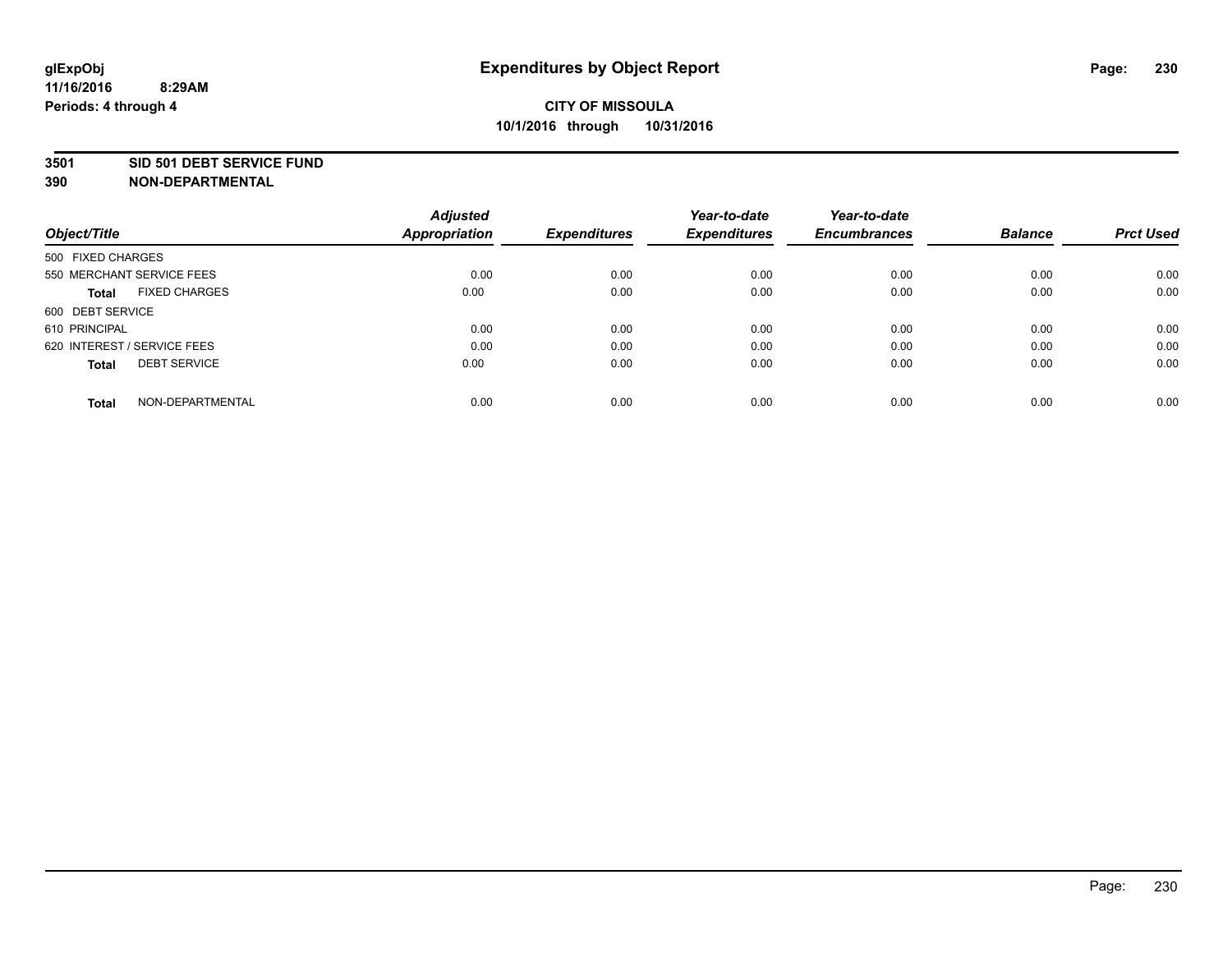# Expenditures by Object Report

glExpObj
11/16/2016 8:29AM
Periods: 4 through 4

**CITY OF MISSOULA**
**10/1/2016 through 10/31/2016**

**3501 SID 501 DEBT SERVICE FUND**
**390 NON-DEPARTMENTAL**

| Object/Title | Adjusted Appropriation | Expenditures | Year-to-date Expenditures | Year-to-date Encumbrances | Balance | Prct Used |
|---|---|---|---|---|---|---|
| 500 FIXED CHARGES | | | | | | |
| 550 MERCHANT SERVICE FEES | 0.00 | 0.00 | 0.00 | 0.00 | 0.00 | 0.00 |
| **Total** FIXED CHARGES | 0.00 | 0.00 | 0.00 | 0.00 | 0.00 | 0.00 |
| 600 DEBT SERVICE | | | | | | |
| 610 PRINCIPAL | 0.00 | 0.00 | 0.00 | 0.00 | 0.00 | 0.00 |
| 620 INTEREST / SERVICE FEES | 0.00 | 0.00 | 0.00 | 0.00 | 0.00 | 0.00 |
| **Total** DEBT SERVICE | 0.00 | 0.00 | 0.00 | 0.00 | 0.00 | 0.00 |
| **Total** NON-DEPARTMENTAL | 0.00 | 0.00 | 0.00 | 0.00 | 0.00 | 0.00 |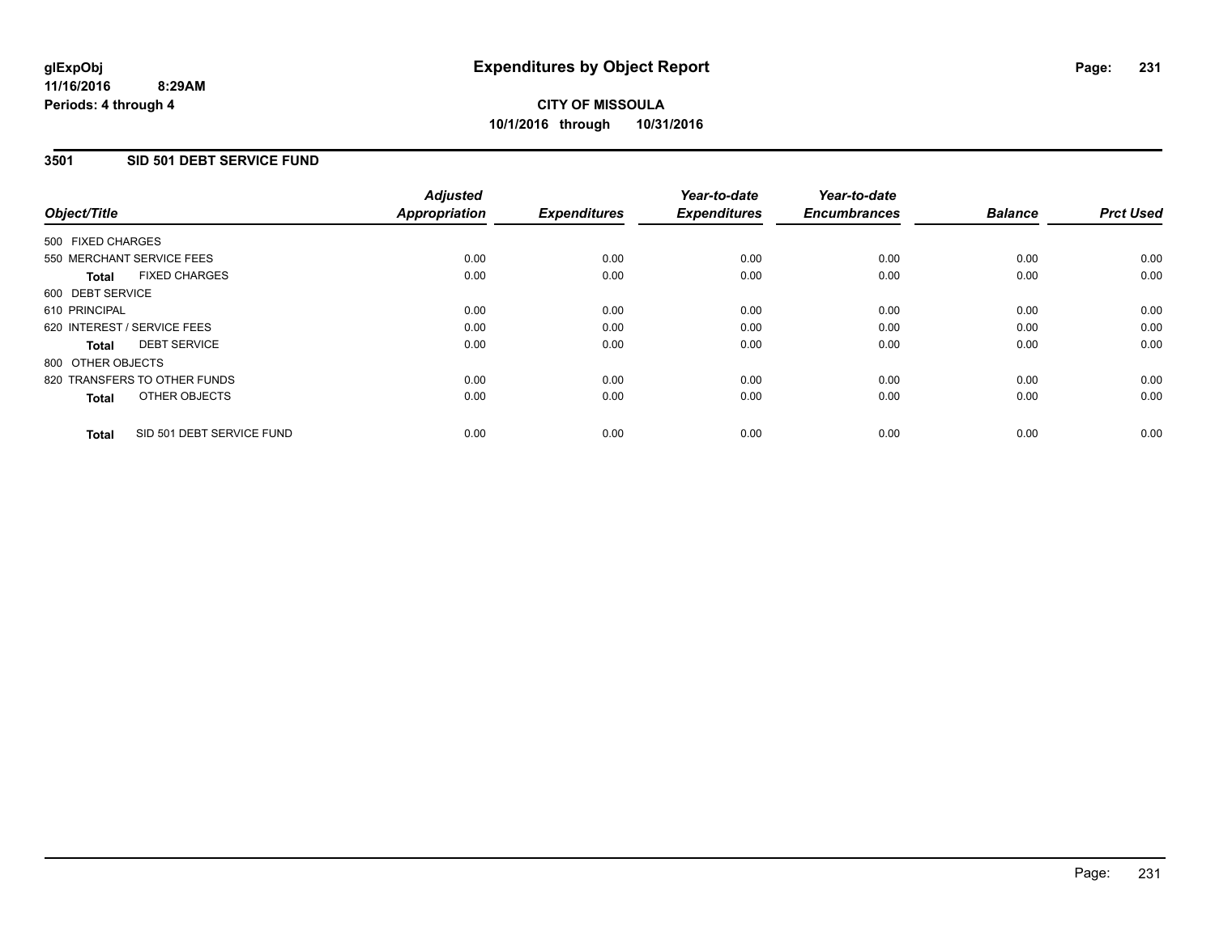glExpObj
11/16/2016 8:29AM
Periods: 4 through 4

# Expenditures by Object Report

**CITY OF MISSOULA**
**10/1/2016 through 10/31/2016**

## 3501 SID 501 DEBT SERVICE FUND

| Object/Title | Adjusted Appropriation | Expenditures | Year-to-date Expenditures | Year-to-date Encumbrances | Balance | Prct Used |
|---|---|---|---|---|---|---|
| 500 FIXED CHARGES | | | | | | |
| 550 MERCHANT SERVICE FEES | 0.00 | 0.00 | 0.00 | 0.00 | 0.00 | 0.00 |
| **Total** FIXED CHARGES | 0.00 | 0.00 | 0.00 | 0.00 | 0.00 | 0.00 |
| 600 DEBT SERVICE | | | | | | |
| 610 PRINCIPAL | 0.00 | 0.00 | 0.00 | 0.00 | 0.00 | 0.00 |
| 620 INTEREST / SERVICE FEES | 0.00 | 0.00 | 0.00 | 0.00 | 0.00 | 0.00 |
| **Total** DEBT SERVICE | 0.00 | 0.00 | 0.00 | 0.00 | 0.00 | 0.00 |
| 800 OTHER OBJECTS | | | | | | |
| 820 TRANSFERS TO OTHER FUNDS | 0.00 | 0.00 | 0.00 | 0.00 | 0.00 | 0.00 |
| **Total** OTHER OBJECTS | 0.00 | 0.00 | 0.00 | 0.00 | 0.00 | 0.00 |
| **Total** SID 501 DEBT SERVICE FUND | 0.00 | 0.00 | 0.00 | 0.00 | 0.00 | 0.00 |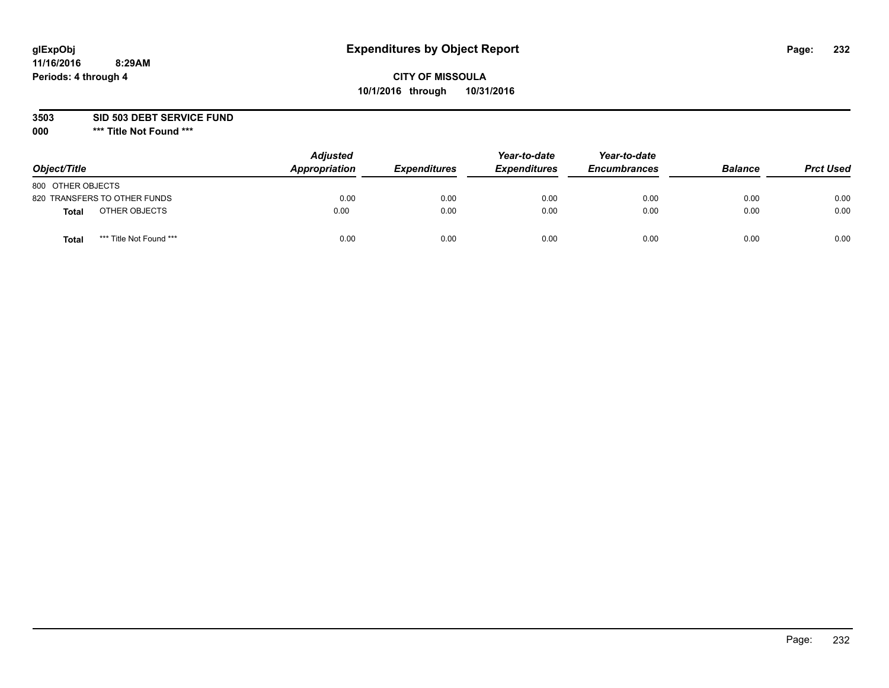# Expenditures by Object Report

glExpObj
11/16/2016 8:29AM
Periods: 4 through 4

**CITY OF MISSOULA**
**10/1/2016 through 10/31/2016**

**3503 SID 503 DEBT SERVICE FUND**
**000 *** Title Not Found *****

| Object/Title | Adjusted Appropriation | Expenditures | Year-to-date Expenditures | Year-to-date Encumbrances | Balance | Prct Used |
|---|---|---|---|---|---|---|
| 800 OTHER OBJECTS | | | | | | |
| 820 TRANSFERS TO OTHER FUNDS | 0.00 | 0.00 | 0.00 | 0.00 | 0.00 | 0.00 |
| **Total** OTHER OBJECTS | 0.00 | 0.00 | 0.00 | 0.00 | 0.00 | 0.00 |
| **Total** *** Title Not Found *** | 0.00 | 0.00 | 0.00 | 0.00 | 0.00 | 0.00 |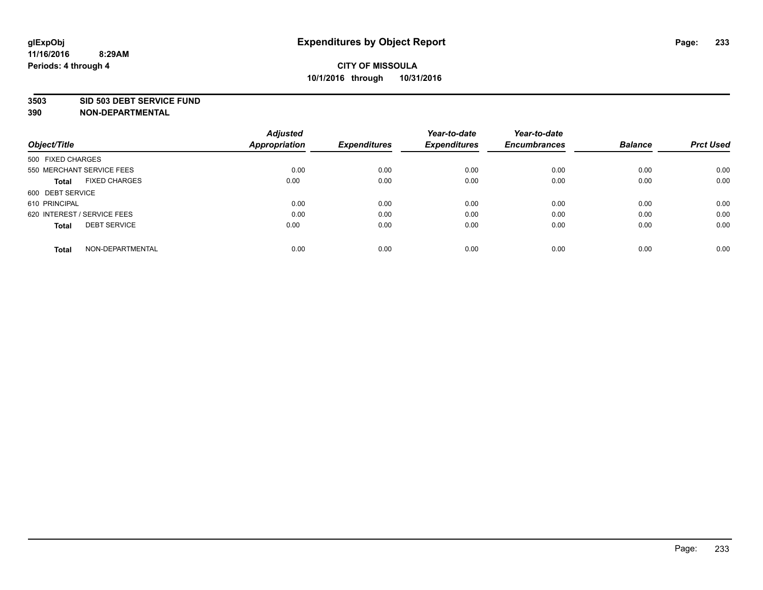# Expenditures by Object Report

glExpObj
11/16/2016 8:29AM
Periods: 4 through 4

**CITY OF MISSOULA**
**10/1/2016 through 10/31/2016**

**3503 SID 503 DEBT SERVICE FUND**
**390 NON-DEPARTMENTAL**

| Object/Title | Adjusted Appropriation | Expenditures | Year-to-date Expenditures | Year-to-date Encumbrances | Balance | Prct Used |
|---|---|---|---|---|---|---|
| 500 FIXED CHARGES | | | | | | |
| 550 MERCHANT SERVICE FEES | 0.00 | 0.00 | 0.00 | 0.00 | 0.00 | 0.00 |
| **Total** FIXED CHARGES | 0.00 | 0.00 | 0.00 | 0.00 | 0.00 | 0.00 |
| 600 DEBT SERVICE | | | | | | |
| 610 PRINCIPAL | 0.00 | 0.00 | 0.00 | 0.00 | 0.00 | 0.00 |
| 620 INTEREST / SERVICE FEES | 0.00 | 0.00 | 0.00 | 0.00 | 0.00 | 0.00 |
| **Total** DEBT SERVICE | 0.00 | 0.00 | 0.00 | 0.00 | 0.00 | 0.00 |
| **Total** NON-DEPARTMENTAL | 0.00 | 0.00 | 0.00 | 0.00 | 0.00 | 0.00 |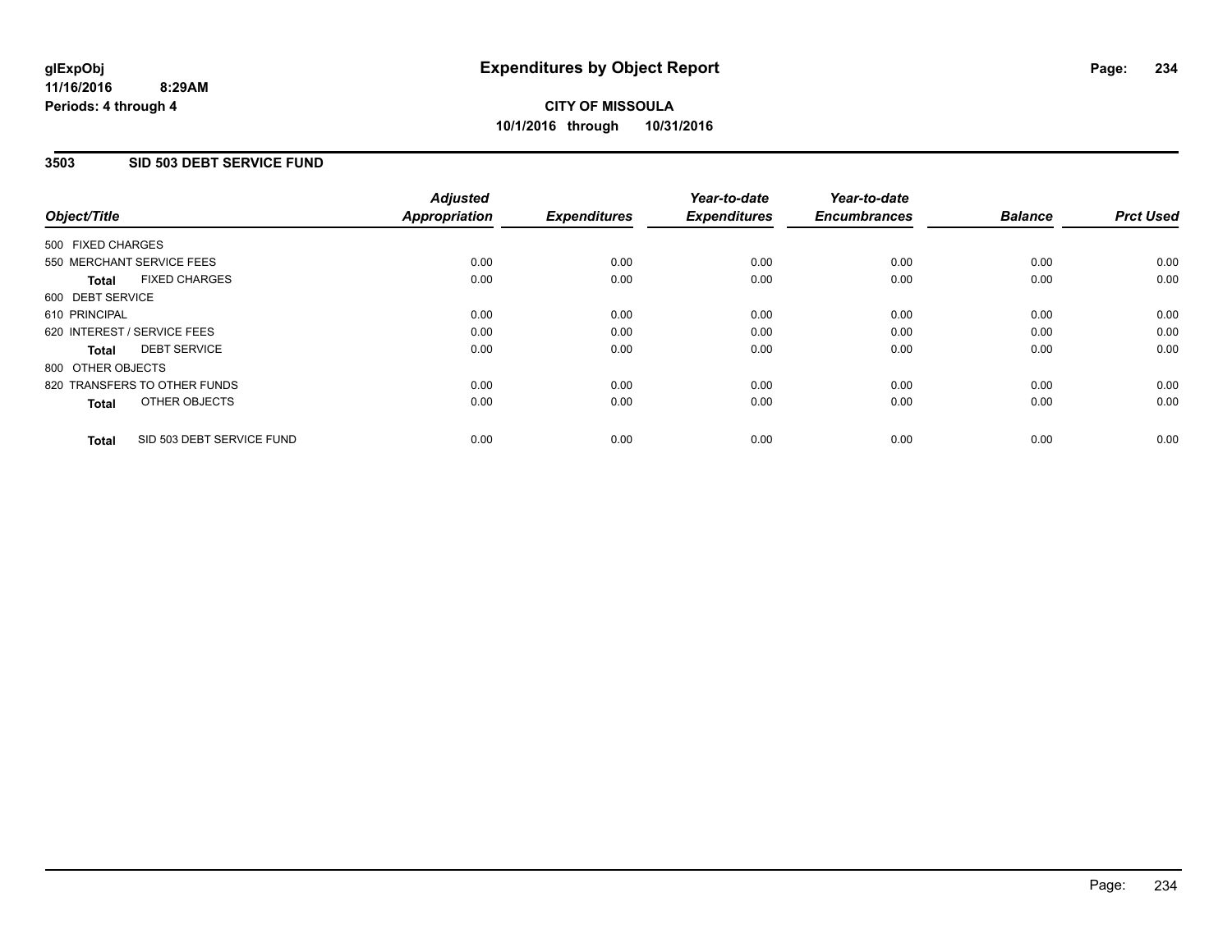**glExpObj**
**11/16/2016 8:29AM**
**Periods: 4 through 4**

# Expenditures by Object Report

**CITY OF MISSOULA**
**10/1/2016 through 10/31/2016**

## 3503 SID 503 DEBT SERVICE FUND

| Object/Title | Adjusted Appropriation | Expenditures | Year-to-date Expenditures | Year-to-date Encumbrances | Balance | Prct Used |
|---|---|---|---|---|---|---|
| 500 FIXED CHARGES | | | | | | |
| 550 MERCHANT SERVICE FEES | 0.00 | 0.00 | 0.00 | 0.00 | 0.00 | 0.00 |
| **Total** FIXED CHARGES | 0.00 | 0.00 | 0.00 | 0.00 | 0.00 | 0.00 |
| 600 DEBT SERVICE | | | | | | |
| 610 PRINCIPAL | 0.00 | 0.00 | 0.00 | 0.00 | 0.00 | 0.00 |
| 620 INTEREST / SERVICE FEES | 0.00 | 0.00 | 0.00 | 0.00 | 0.00 | 0.00 |
| **Total** DEBT SERVICE | 0.00 | 0.00 | 0.00 | 0.00 | 0.00 | 0.00 |
| 800 OTHER OBJECTS | | | | | | |
| 820 TRANSFERS TO OTHER FUNDS | 0.00 | 0.00 | 0.00 | 0.00 | 0.00 | 0.00 |
| **Total** OTHER OBJECTS | 0.00 | 0.00 | 0.00 | 0.00 | 0.00 | 0.00 |
| **Total** SID 503 DEBT SERVICE FUND | 0.00 | 0.00 | 0.00 | 0.00 | 0.00 | 0.00 |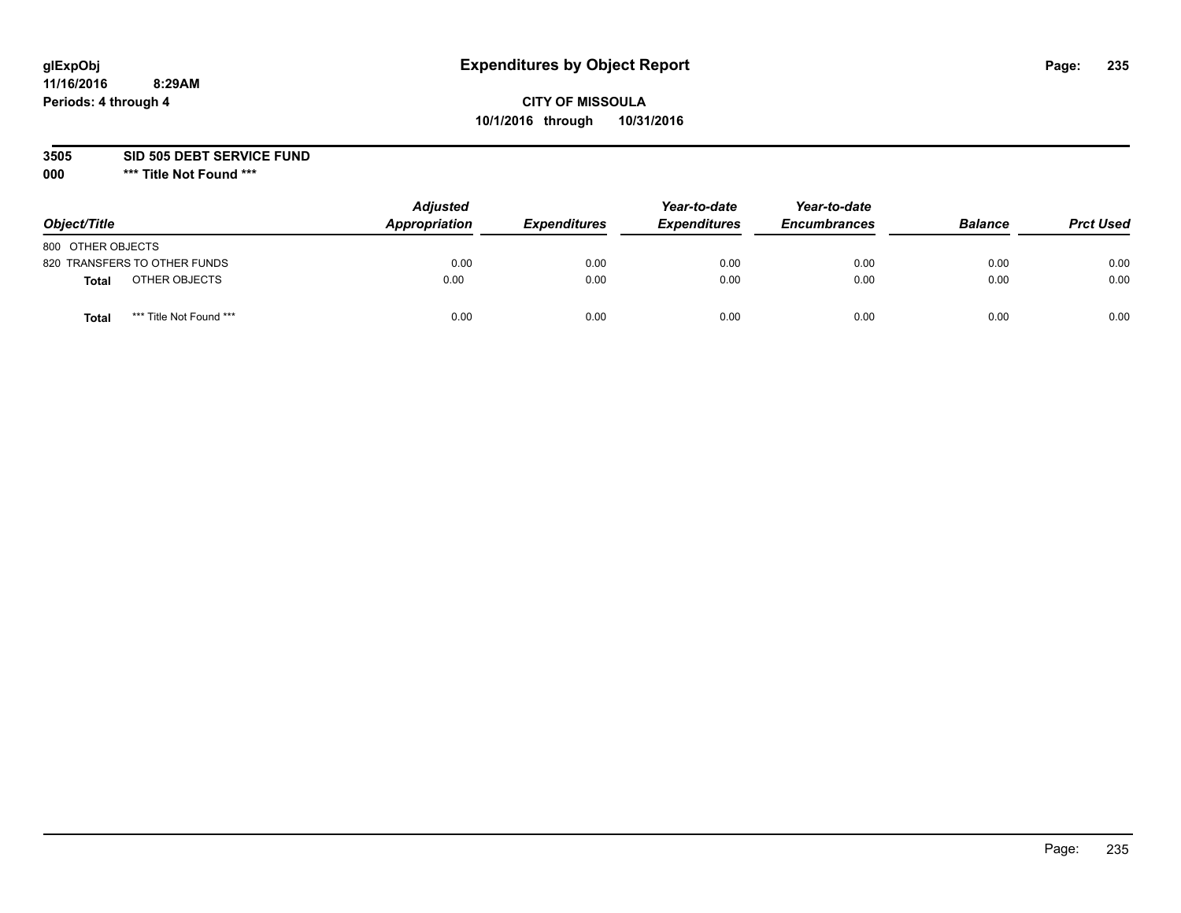# Expenditures by Object Report

glExpObj
11/16/2016 8:29AM
Periods: 4 through 4

**CITY OF MISSOULA**
**10/1/2016 through 10/31/2016**

**3505 SID 505 DEBT SERVICE FUND**
**000 *** Title Not Found *****

| Object/Title | Adjusted Appropriation | Expenditures | Year-to-date Expenditures | Year-to-date Encumbrances | Balance | Prct Used |
|---|---|---|---|---|---|---|
| 800 OTHER OBJECTS | | | | | | |
| 820 TRANSFERS TO OTHER FUNDS | 0.00 | 0.00 | 0.00 | 0.00 | 0.00 | 0.00 |
| **Total** OTHER OBJECTS | 0.00 | 0.00 | 0.00 | 0.00 | 0.00 | 0.00 |
| **Total** *** Title Not Found *** | 0.00 | 0.00 | 0.00 | 0.00 | 0.00 | 0.00 |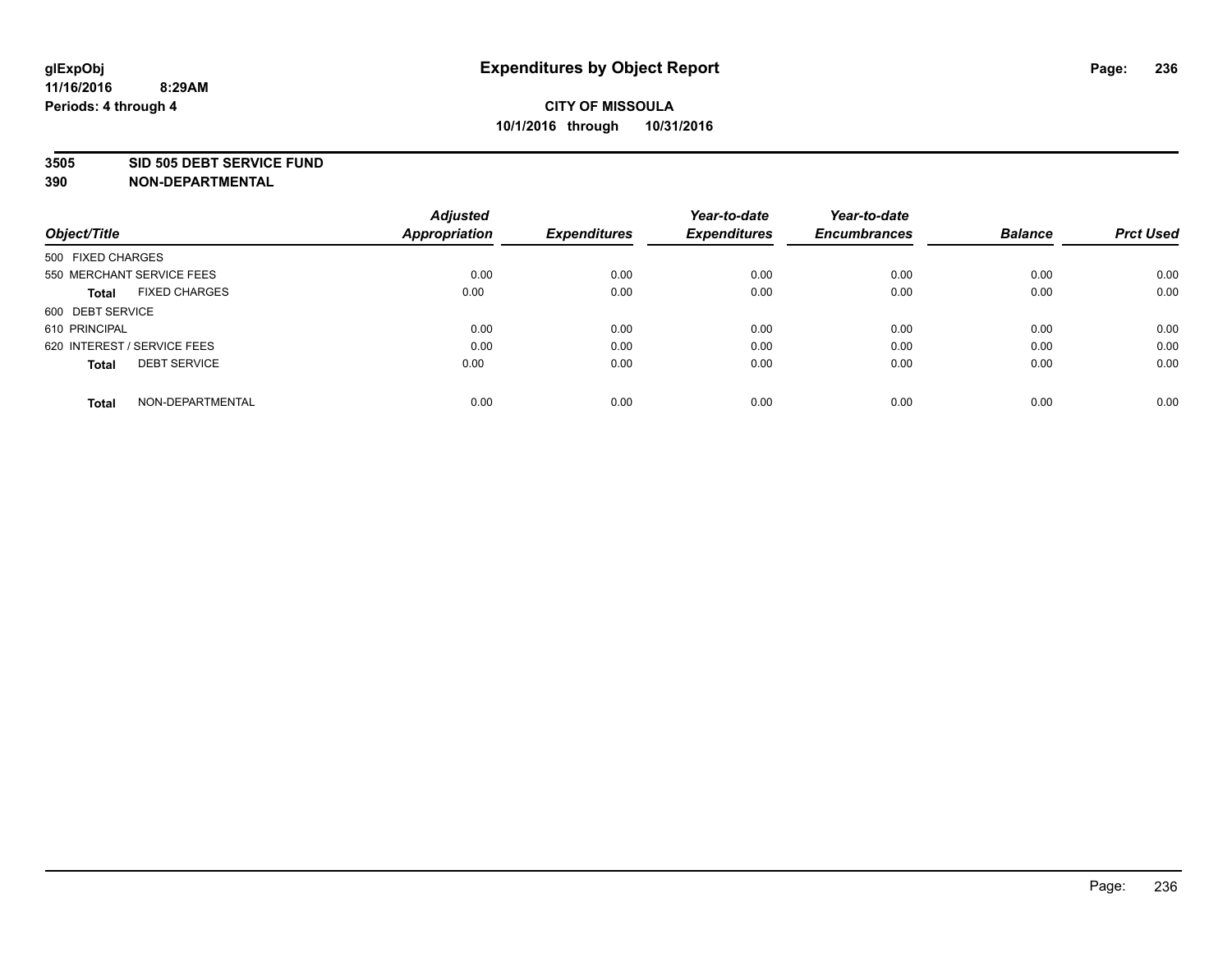**glExpObj**
**11/16/2016 8:29AM**
**Periods: 4 through 4**

# Expenditures by Object Report

**CITY OF MISSOULA**
**10/1/2016 through 10/31/2016**

**3505 SID 505 DEBT SERVICE FUND**
**390 NON-DEPARTMENTAL**

| Object/Title | | Adjusted Appropriation | Expenditures | Year-to-date Expenditures | Year-to-date Encumbrances | Balance | Prct Used |
|---|---|---|---|---|---|---|---|
| 500 FIXED CHARGES | | | | | | | |
| 550 MERCHANT SERVICE FEES | | 0.00 | 0.00 | 0.00 | 0.00 | 0.00 | 0.00 |
| **Total** | FIXED CHARGES | 0.00 | 0.00 | 0.00 | 0.00 | 0.00 | 0.00 |
| 600 DEBT SERVICE | | | | | | | |
| 610 PRINCIPAL | | 0.00 | 0.00 | 0.00 | 0.00 | 0.00 | 0.00 |
| 620 INTEREST / SERVICE FEES | | 0.00 | 0.00 | 0.00 | 0.00 | 0.00 | 0.00 |
| **Total** | DEBT SERVICE | 0.00 | 0.00 | 0.00 | 0.00 | 0.00 | 0.00 |
| **Total** | NON-DEPARTMENTAL | 0.00 | 0.00 | 0.00 | 0.00 | 0.00 | 0.00 |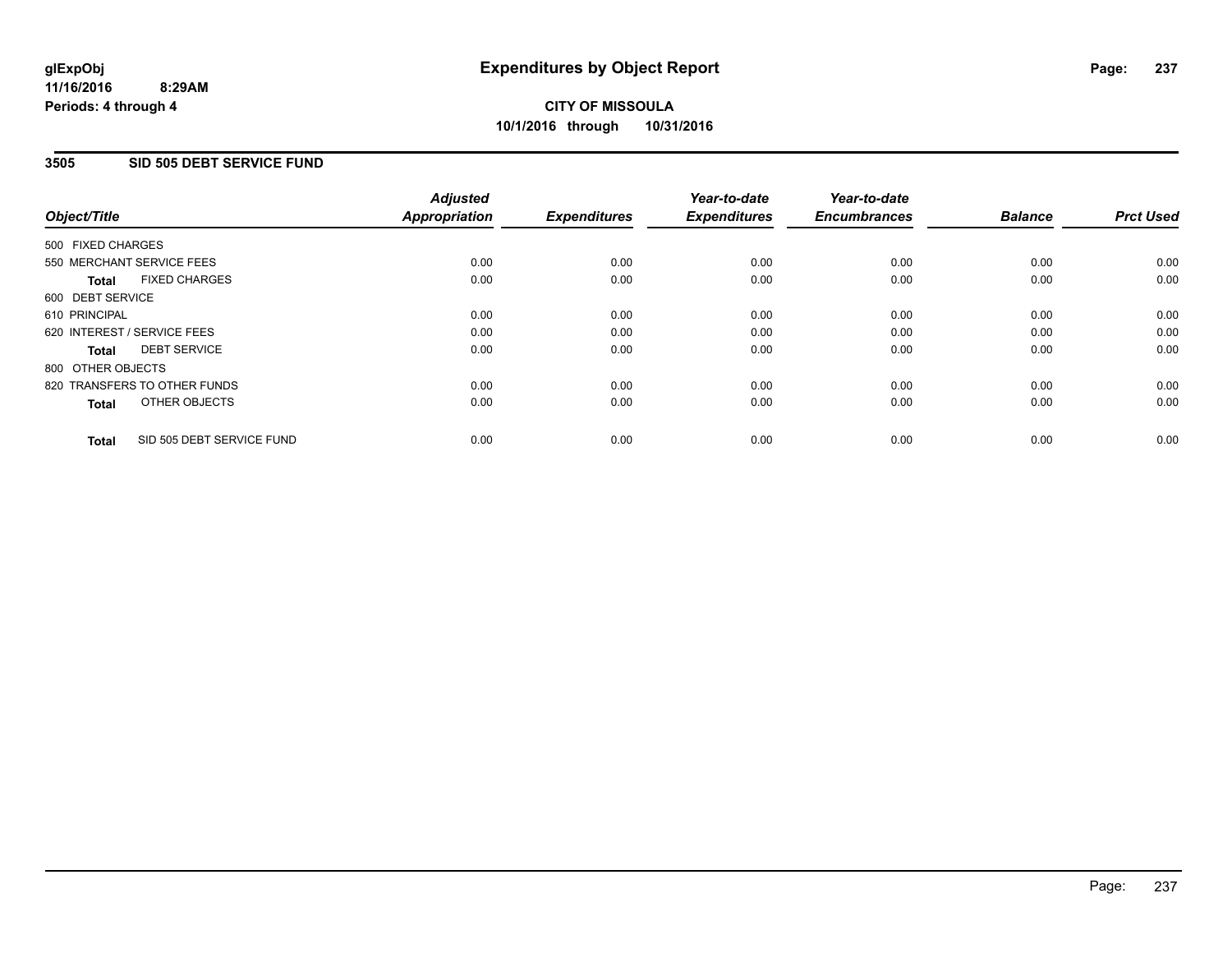**glExpObj**
**11/16/2016 8:29AM**
**Periods: 4 through 4**

# Expenditures by Object Report

**CITY OF MISSOULA**
**10/1/2016 through 10/31/2016**

## 3505 SID 505 DEBT SERVICE FUND

| Object/Title | Adjusted Appropriation | Expenditures | Year-to-date Expenditures | Year-to-date Encumbrances | Balance | Prct Used |
|---|---|---|---|---|---|---|
| 500 FIXED CHARGES | | | | | | |
| 550 MERCHANT SERVICE FEES | 0.00 | 0.00 | 0.00 | 0.00 | 0.00 | 0.00 |
| **Total** FIXED CHARGES | 0.00 | 0.00 | 0.00 | 0.00 | 0.00 | 0.00 |
| 600 DEBT SERVICE | | | | | | |
| 610 PRINCIPAL | 0.00 | 0.00 | 0.00 | 0.00 | 0.00 | 0.00 |
| 620 INTEREST / SERVICE FEES | 0.00 | 0.00 | 0.00 | 0.00 | 0.00 | 0.00 |
| **Total** DEBT SERVICE | 0.00 | 0.00 | 0.00 | 0.00 | 0.00 | 0.00 |
| 800 OTHER OBJECTS | | | | | | |
| 820 TRANSFERS TO OTHER FUNDS | 0.00 | 0.00 | 0.00 | 0.00 | 0.00 | 0.00 |
| **Total** OTHER OBJECTS | 0.00 | 0.00 | 0.00 | 0.00 | 0.00 | 0.00 |
| **Total** SID 505 DEBT SERVICE FUND | 0.00 | 0.00 | 0.00 | 0.00 | 0.00 | 0.00 |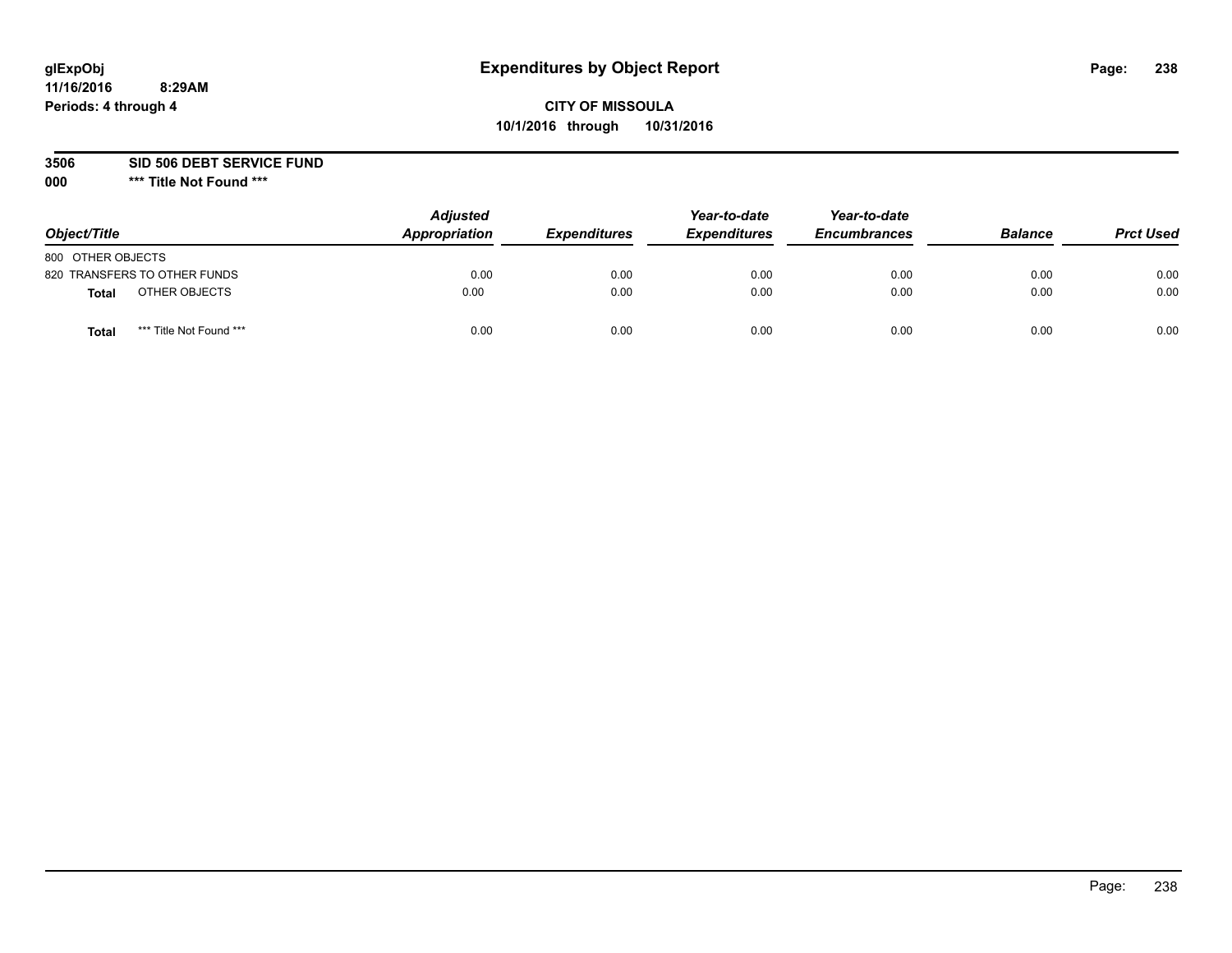# Expenditures by Object Report

glExpObj
11/16/2016 8:29AM
Periods: 4 through 4

**CITY OF MISSOULA**
**10/1/2016 through 10/31/2016**

**3506 SID 506 DEBT SERVICE FUND**
**000 \*\*\* Title Not Found \*\*\***

| Object/Title | Adjusted Appropriation | Expenditures | Year-to-date Expenditures | Year-to-date Encumbrances | Balance | Prct Used |
|---|---|---|---|---|---|---|
| 800 OTHER OBJECTS | | | | | | |
| 820 TRANSFERS TO OTHER FUNDS | 0.00 | 0.00 | 0.00 | 0.00 | 0.00 | 0.00 |
| **Total** OTHER OBJECTS | 0.00 | 0.00 | 0.00 | 0.00 | 0.00 | 0.00 |
| **Total** *** Title Not Found *** | 0.00 | 0.00 | 0.00 | 0.00 | 0.00 | 0.00 |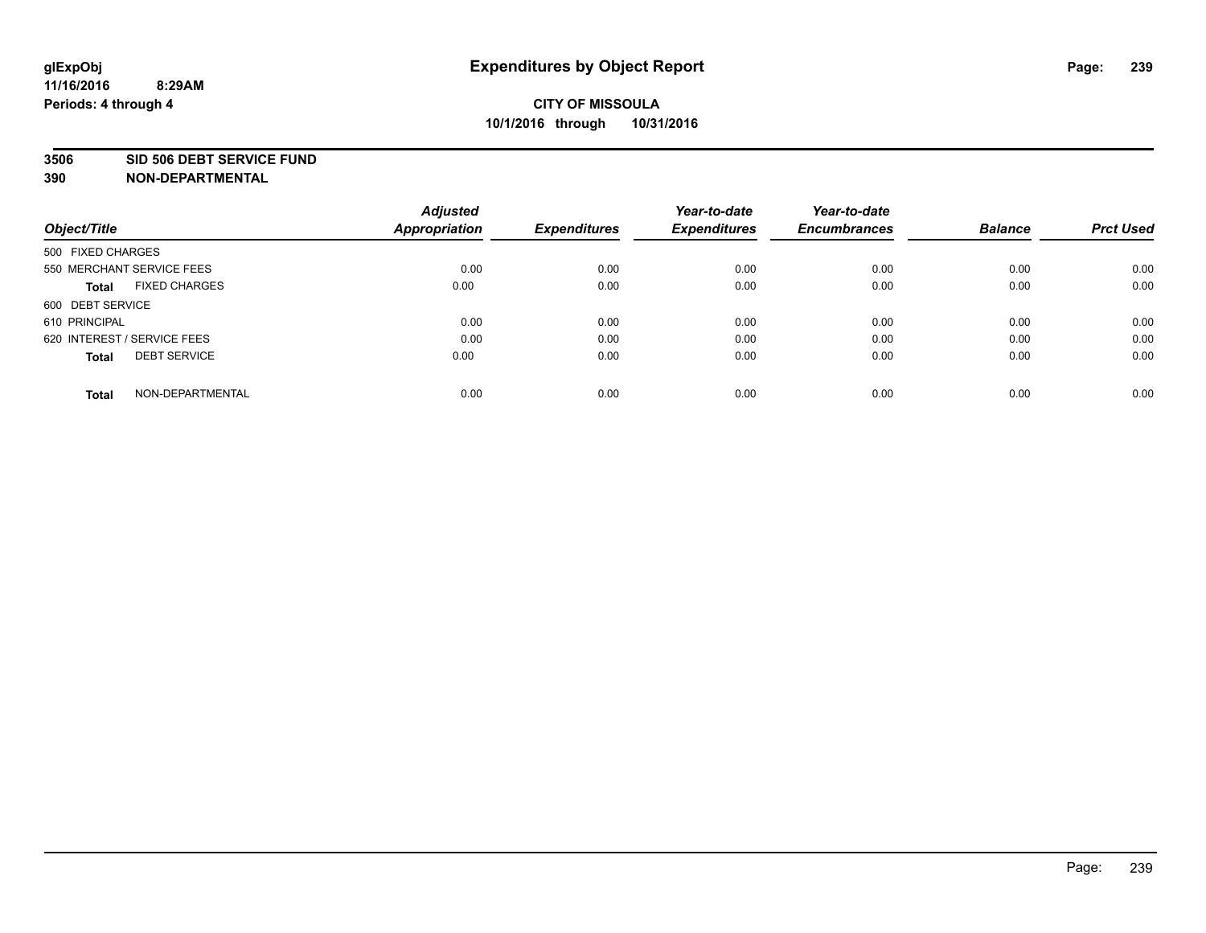# Expenditures by Object Report

glExpObj
11/16/2016 8:29AM
Periods: 4 through 4

**CITY OF MISSOULA**
**10/1/2016 through 10/31/2016**

**3506 SID 506 DEBT SERVICE FUND**
**390 NON-DEPARTMENTAL**

| Object/Title | Adjusted Appropriation | Expenditures | Year-to-date Expenditures | Year-to-date Encumbrances | Balance | Prct Used |
|---|---|---|---|---|---|---|
| 500 FIXED CHARGES | | | | | | |
| 550 MERCHANT SERVICE FEES | 0.00 | 0.00 | 0.00 | 0.00 | 0.00 | 0.00 |
| **Total** FIXED CHARGES | 0.00 | 0.00 | 0.00 | 0.00 | 0.00 | 0.00 |
| 600 DEBT SERVICE | | | | | | |
| 610 PRINCIPAL | 0.00 | 0.00 | 0.00 | 0.00 | 0.00 | 0.00 |
| 620 INTEREST / SERVICE FEES | 0.00 | 0.00 | 0.00 | 0.00 | 0.00 | 0.00 |
| **Total** DEBT SERVICE | 0.00 | 0.00 | 0.00 | 0.00 | 0.00 | 0.00 |
| **Total** NON-DEPARTMENTAL | 0.00 | 0.00 | 0.00 | 0.00 | 0.00 | 0.00 |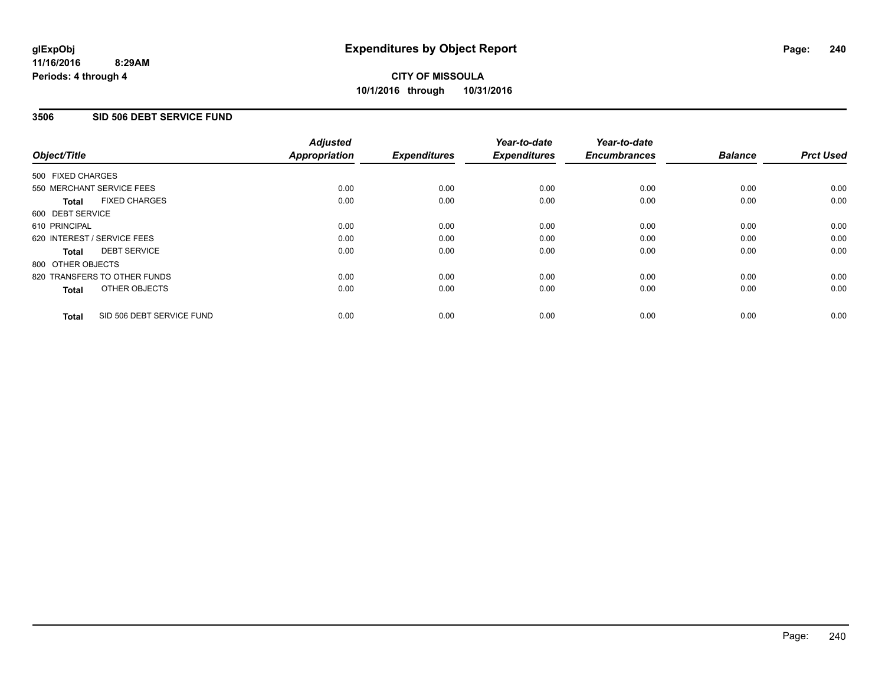# Expenditures by Object Report

glExpObj
11/16/2016 8:29AM
Periods: 4 through 4

**CITY OF MISSOULA**
**10/1/2016 through 10/31/2016**

## 3506 SID 506 DEBT SERVICE FUND

| Object/Title | Adjusted Appropriation | Expenditures | Year-to-date Expenditures | Year-to-date Encumbrances | Balance | Prct Used |
|---|---|---|---|---|---|---|
| 500 FIXED CHARGES | | | | | | |
| 550 MERCHANT SERVICE FEES | 0.00 | 0.00 | 0.00 | 0.00 | 0.00 | 0.00 |
| **Total** FIXED CHARGES | 0.00 | 0.00 | 0.00 | 0.00 | 0.00 | 0.00 |
| 600 DEBT SERVICE | | | | | | |
| 610 PRINCIPAL | 0.00 | 0.00 | 0.00 | 0.00 | 0.00 | 0.00 |
| 620 INTEREST / SERVICE FEES | 0.00 | 0.00 | 0.00 | 0.00 | 0.00 | 0.00 |
| **Total** DEBT SERVICE | 0.00 | 0.00 | 0.00 | 0.00 | 0.00 | 0.00 |
| 800 OTHER OBJECTS | | | | | | |
| 820 TRANSFERS TO OTHER FUNDS | 0.00 | 0.00 | 0.00 | 0.00 | 0.00 | 0.00 |
| **Total** OTHER OBJECTS | 0.00 | 0.00 | 0.00 | 0.00 | 0.00 | 0.00 |
| **Total** SID 506 DEBT SERVICE FUND | 0.00 | 0.00 | 0.00 | 0.00 | 0.00 | 0.00 |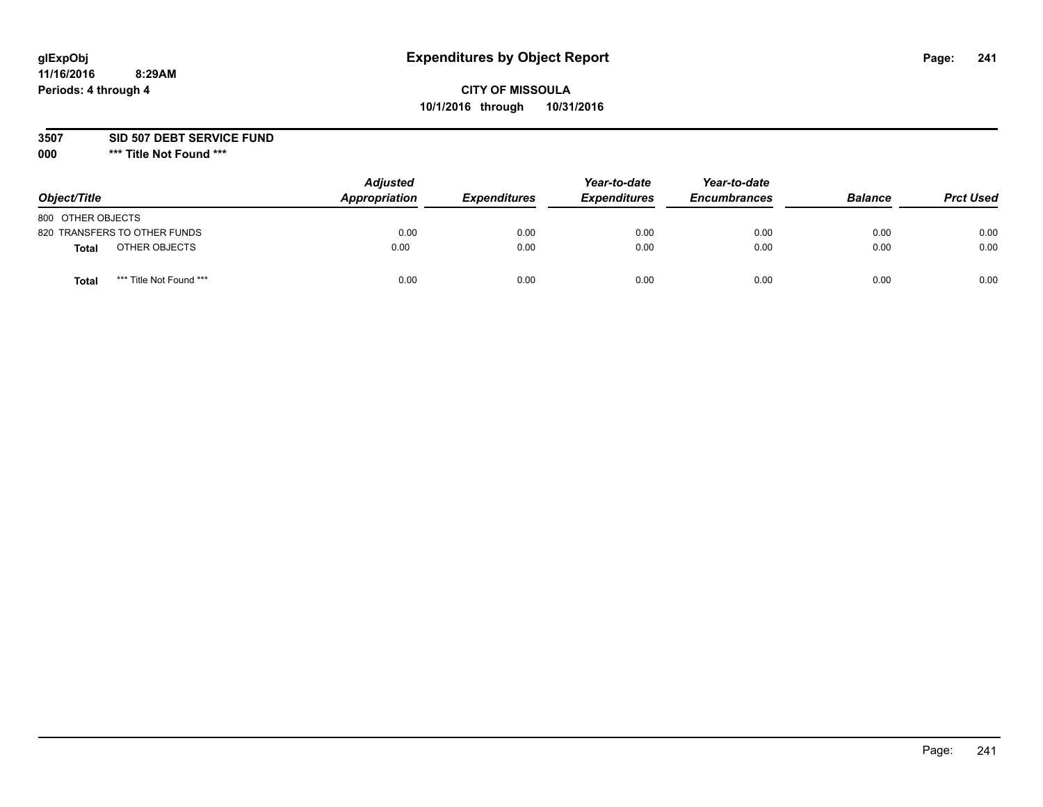# Expenditures by Object Report

glExpObj
11/16/2016 8:29AM
Periods: 4 through 4

**CITY OF MISSOULA**
**10/1/2016 through 10/31/2016**

**3507 SID 507 DEBT SERVICE FUND**
**000 *** Title Not Found *****

| Object/Title | Adjusted Appropriation | Expenditures | Year-to-date Expenditures | Year-to-date Encumbrances | Balance | Prct Used |
|---|---|---|---|---|---|---|
| 800 OTHER OBJECTS | | | | | | |
| 820 TRANSFERS TO OTHER FUNDS | 0.00 | 0.00 | 0.00 | 0.00 | 0.00 | 0.00 |
| **Total** OTHER OBJECTS | 0.00 | 0.00 | 0.00 | 0.00 | 0.00 | 0.00 |
| **Total** *** Title Not Found *** | 0.00 | 0.00 | 0.00 | 0.00 | 0.00 | 0.00 |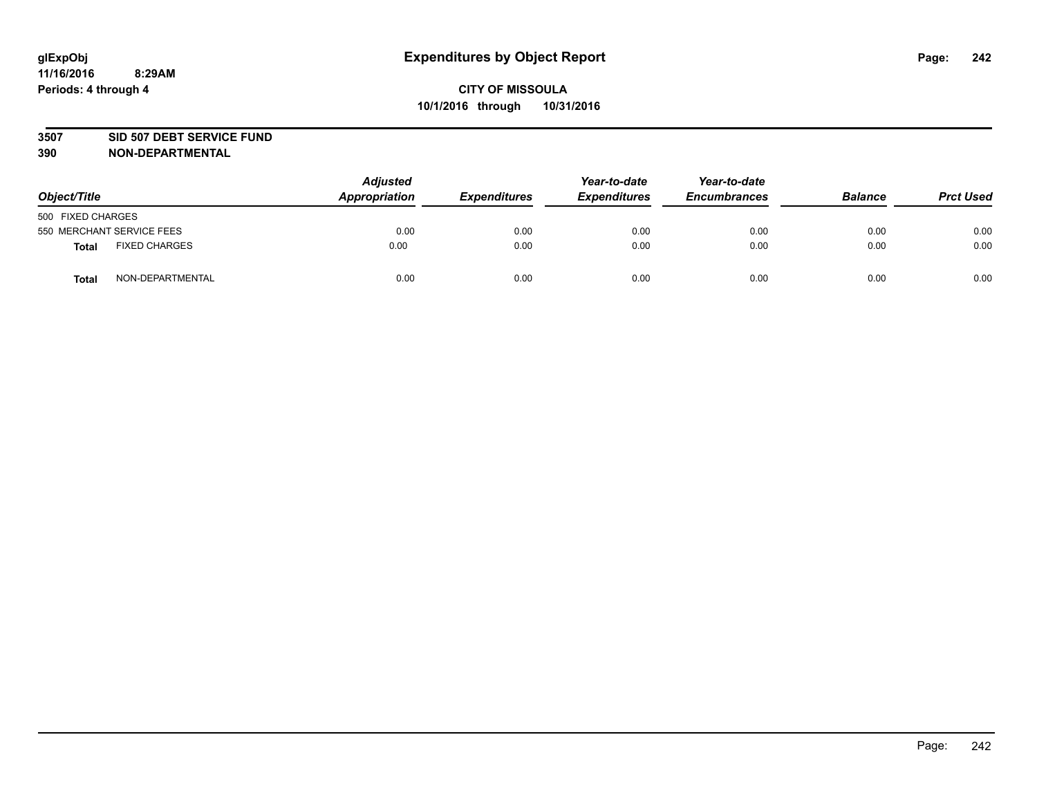# Expenditures by Object Report

glExpObj
11/16/2016 8:29AM
Periods: 4 through 4

**CITY OF MISSOULA**
**10/1/2016 through 10/31/2016**

**3507 SID 507 DEBT SERVICE FUND**
**390 NON-DEPARTMENTAL**

| Object/Title | | Adjusted Appropriation | Expenditures | Year-to-date Expenditures | Year-to-date Encumbrances | Balance | Prct Used |
|---|---|---|---|---|---|---|---|
| 500 FIXED CHARGES | | | | | | | |
| 550 MERCHANT SERVICE FEES | | 0.00 | 0.00 | 0.00 | 0.00 | 0.00 | 0.00 |
| **Total** | FIXED CHARGES | 0.00 | 0.00 | 0.00 | 0.00 | 0.00 | 0.00 |
| **Total** | NON-DEPARTMENTAL | 0.00 | 0.00 | 0.00 | 0.00 | 0.00 | 0.00 |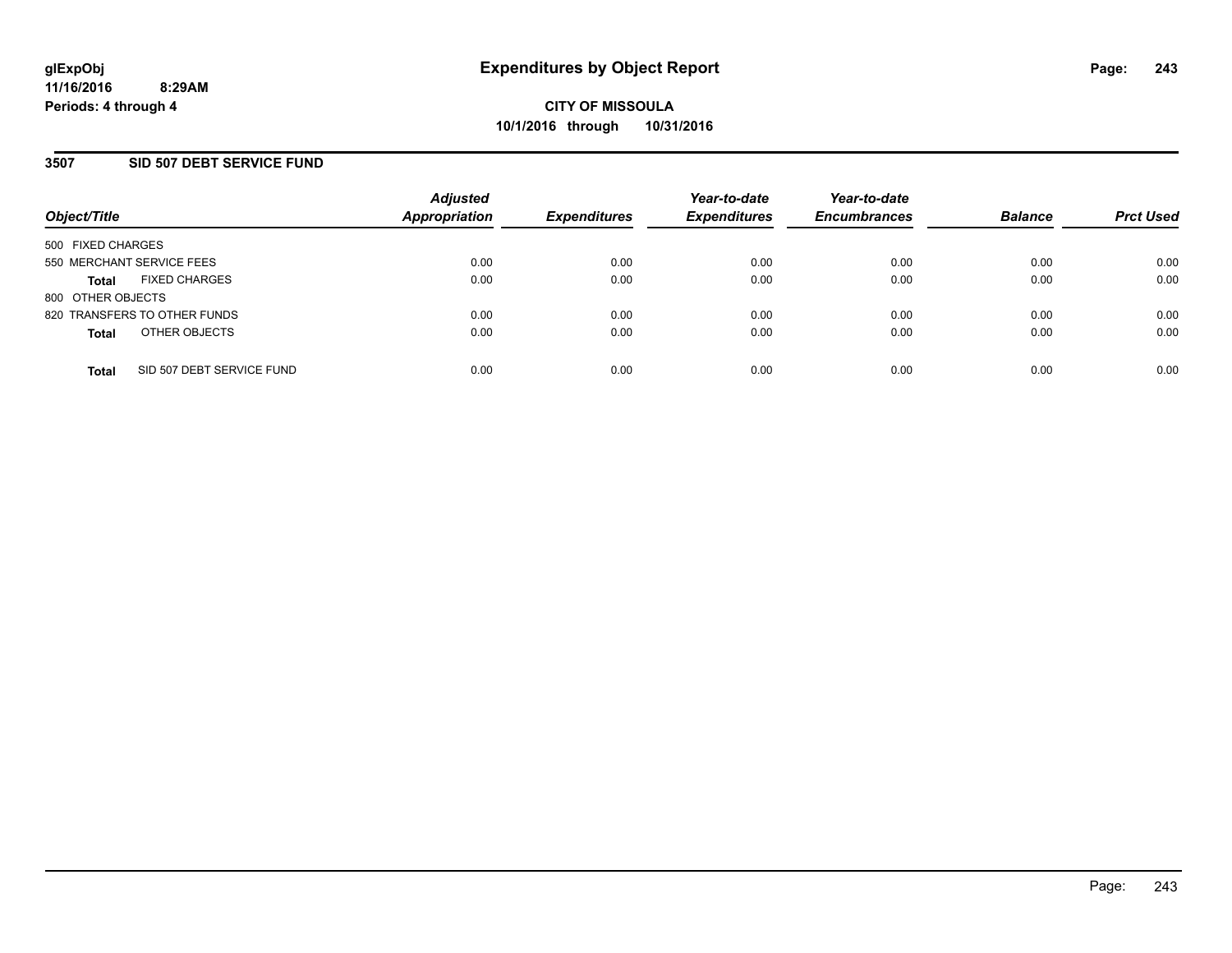**glExpObj**
**11/16/2016 8:29AM**
**Periods: 4 through 4**

# Expenditures by Object Report

**CITY OF MISSOULA**
**10/1/2016 through 10/31/2016**

## 3507 SID 507 DEBT SERVICE FUND

| Object/Title | Adjusted Appropriation | Expenditures | Year-to-date Expenditures | Year-to-date Encumbrances | Balance | Prct Used |
|---|---|---|---|---|---|---|
| 500 FIXED CHARGES | | | | | | |
| 550 MERCHANT SERVICE FEES | 0.00 | 0.00 | 0.00 | 0.00 | 0.00 | 0.00 |
| **Total** FIXED CHARGES | 0.00 | 0.00 | 0.00 | 0.00 | 0.00 | 0.00 |
| 800 OTHER OBJECTS | | | | | | |
| 820 TRANSFERS TO OTHER FUNDS | 0.00 | 0.00 | 0.00 | 0.00 | 0.00 | 0.00 |
| **Total** OTHER OBJECTS | 0.00 | 0.00 | 0.00 | 0.00 | 0.00 | 0.00 |
| **Total** SID 507 DEBT SERVICE FUND | 0.00 | 0.00 | 0.00 | 0.00 | 0.00 | 0.00 |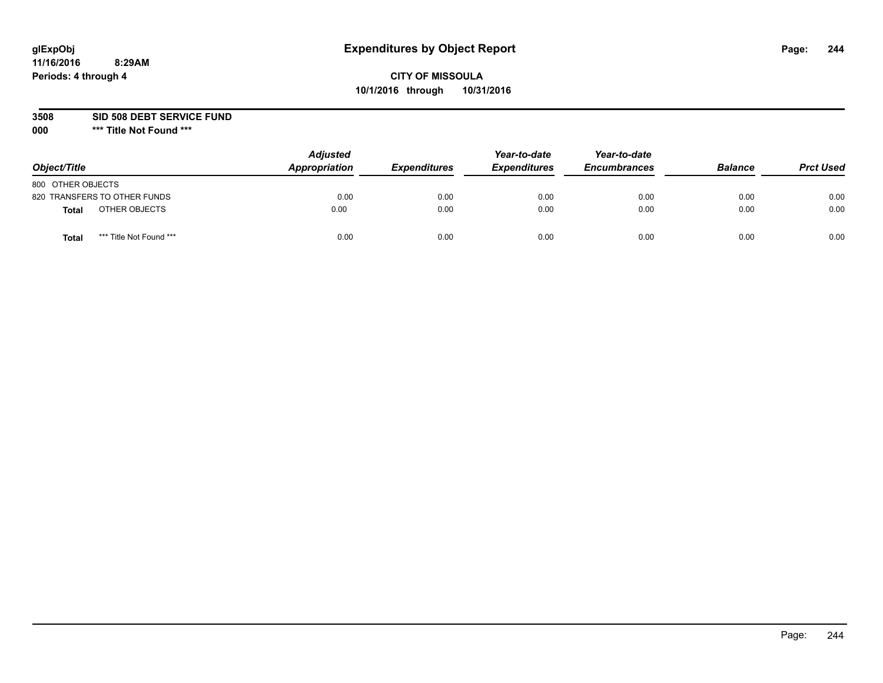# Expenditures by Object Report

glExpObj
11/16/2016 8:29AM
Periods: 4 through 4

**CITY OF MISSOULA**
**10/1/2016 through 10/31/2016**

**3508 SID 508 DEBT SERVICE FUND**
**000 \*\*\* Title Not Found \*\*\***

| Object/Title | Adjusted Appropriation | Expenditures | Year-to-date Expenditures | Year-to-date Encumbrances | Balance | Prct Used |
|---|---|---|---|---|---|---|
| 800 OTHER OBJECTS | | | | | | |
| 820 TRANSFERS TO OTHER FUNDS | 0.00 | 0.00 | 0.00 | 0.00 | 0.00 | 0.00 |
| **Total** OTHER OBJECTS | 0.00 | 0.00 | 0.00 | 0.00 | 0.00 | 0.00 |
| **Total** *** Title Not Found *** | 0.00 | 0.00 | 0.00 | 0.00 | 0.00 | 0.00 |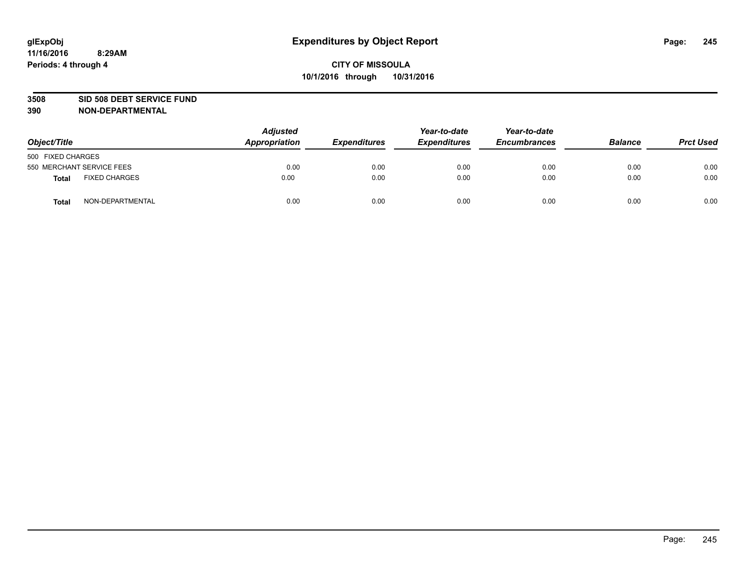**glExpObj**
**11/16/2016 8:29AM**
**Periods: 4 through 4**

# Expenditures by Object Report

**CITY OF MISSOULA**
**10/1/2016 through 10/31/2016**

**3508 SID 508 DEBT SERVICE FUND**
**390 NON-DEPARTMENTAL**

| Object/Title | Adjusted Appropriation | Expenditures | Year-to-date Expenditures | Year-to-date Encumbrances | Balance | Prct Used |
|---|---|---|---|---|---|---|
| 500 FIXED CHARGES | | | | | | |
| 550 MERCHANT SERVICE FEES | 0.00 | 0.00 | 0.00 | 0.00 | 0.00 | 0.00 |
| **Total** FIXED CHARGES | 0.00 | 0.00 | 0.00 | 0.00 | 0.00 | 0.00 |
| **Total** NON-DEPARTMENTAL | 0.00 | 0.00 | 0.00 | 0.00 | 0.00 | 0.00 |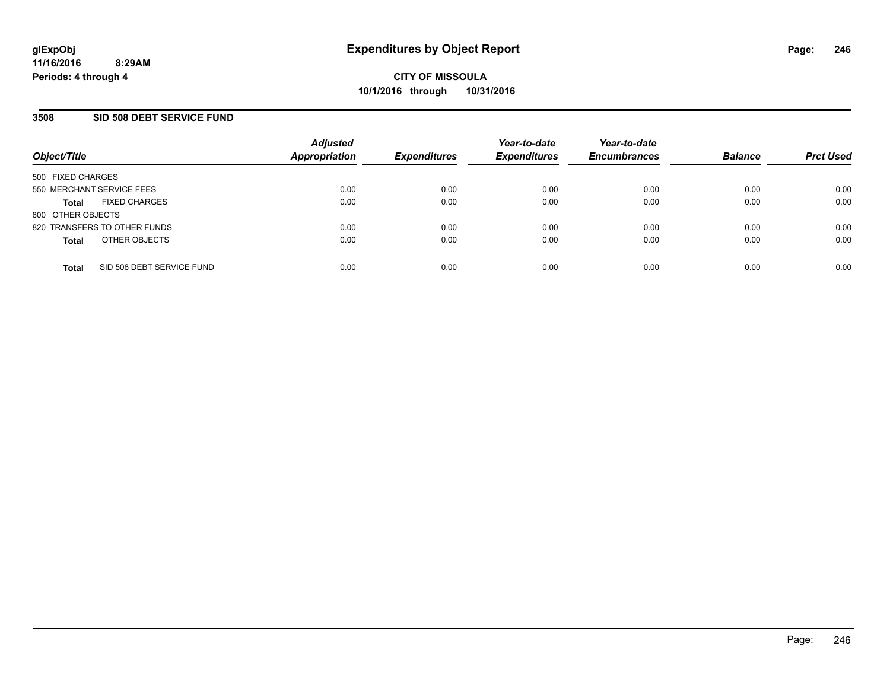# Expenditures by Object Report

glExpObj
11/16/2016 8:29AM
Periods: 4 through 4

**CITY OF MISSOULA**
**10/1/2016 through 10/31/2016**

## 3508 SID 508 DEBT SERVICE FUND

| Object/Title | Adjusted Appropriation | Expenditures | Year-to-date Expenditures | Year-to-date Encumbrances | Balance | Prct Used |
|---|---|---|---|---|---|---|
| 500 FIXED CHARGES | | | | | | |
| 550 MERCHANT SERVICE FEES | 0.00 | 0.00 | 0.00 | 0.00 | 0.00 | 0.00 |
| **Total** FIXED CHARGES | 0.00 | 0.00 | 0.00 | 0.00 | 0.00 | 0.00 |
| 800 OTHER OBJECTS | | | | | | |
| 820 TRANSFERS TO OTHER FUNDS | 0.00 | 0.00 | 0.00 | 0.00 | 0.00 | 0.00 |
| **Total** OTHER OBJECTS | 0.00 | 0.00 | 0.00 | 0.00 | 0.00 | 0.00 |
| **Total** SID 508 DEBT SERVICE FUND | 0.00 | 0.00 | 0.00 | 0.00 | 0.00 | 0.00 |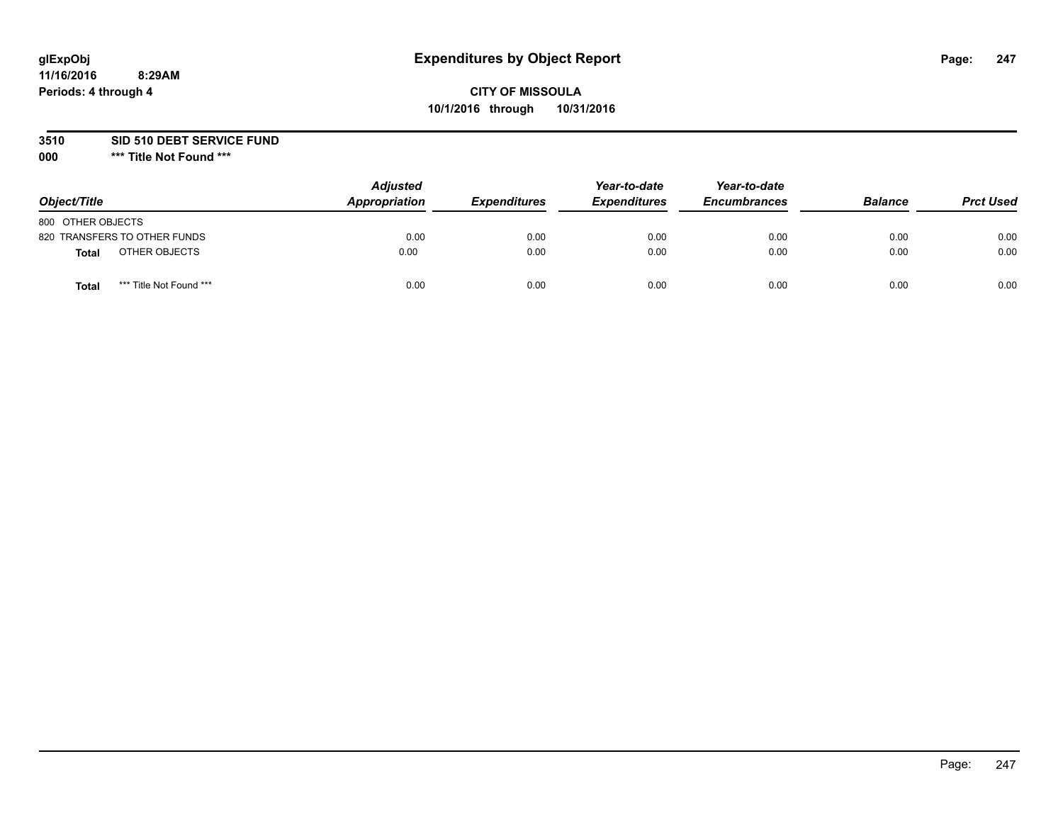glExpObj
11/16/2016 8:29AM
Periods: 4 through 4

# Expenditures by Object Report

**CITY OF MISSOULA**
**10/1/2016 through 10/31/2016**

**3510 SID 510 DEBT SERVICE FUND**
**000 \*** Title Not Found \*****

| Object/Title | | Adjusted Appropriation | Expenditures | Year-to-date Expenditures | Year-to-date Encumbrances | Balance | Prct Used |
|---|---|---|---|---|---|---|---|
| 800 OTHER OBJECTS | | | | | | | |
| 820 TRANSFERS TO OTHER FUNDS | | 0.00 | 0.00 | 0.00 | 0.00 | 0.00 | 0.00 |
| **Total** | OTHER OBJECTS | 0.00 | 0.00 | 0.00 | 0.00 | 0.00 | 0.00 |
| **Total** | *** Title Not Found *** | 0.00 | 0.00 | 0.00 | 0.00 | 0.00 | 0.00 |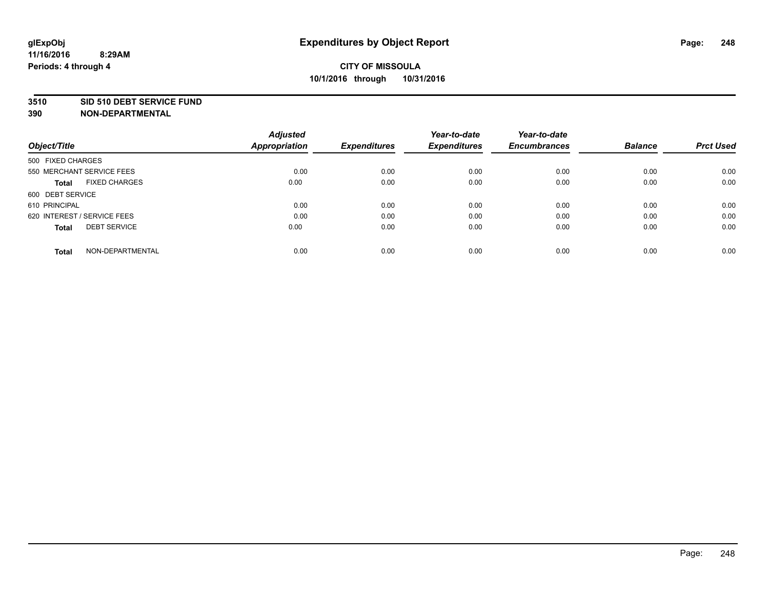glExpObj
11/16/2016 8:29AM
Periods: 4 through 4

# Expenditures by Object Report

**CITY OF MISSOULA**
**10/1/2016 through 10/31/2016**

**3510 SID 510 DEBT SERVICE FUND**
**390 NON-DEPARTMENTAL**

| Object/Title | Adjusted Appropriation | Expenditures | Year-to-date Expenditures | Year-to-date Encumbrances | Balance | Prct Used |
|---|---|---|---|---|---|---|
| 500 FIXED CHARGES | | | | | | |
| 550 MERCHANT SERVICE FEES | 0.00 | 0.00 | 0.00 | 0.00 | 0.00 | 0.00 |
| **Total** FIXED CHARGES | 0.00 | 0.00 | 0.00 | 0.00 | 0.00 | 0.00 |
| 600 DEBT SERVICE | | | | | | |
| 610 PRINCIPAL | 0.00 | 0.00 | 0.00 | 0.00 | 0.00 | 0.00 |
| 620 INTEREST / SERVICE FEES | 0.00 | 0.00 | 0.00 | 0.00 | 0.00 | 0.00 |
| **Total** DEBT SERVICE | 0.00 | 0.00 | 0.00 | 0.00 | 0.00 | 0.00 |
| **Total** NON-DEPARTMENTAL | 0.00 | 0.00 | 0.00 | 0.00 | 0.00 | 0.00 |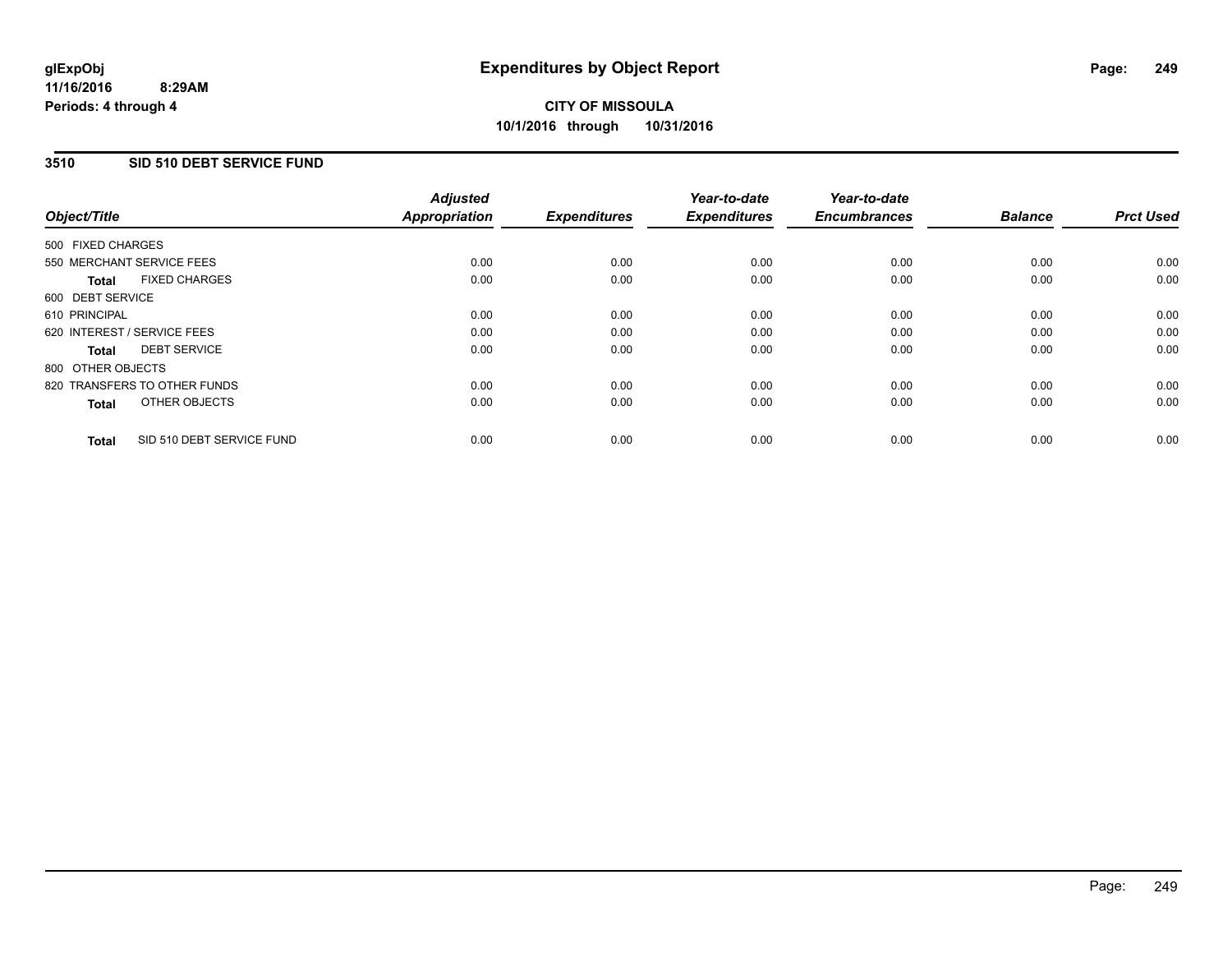**glExpObj**
**11/16/2016 8:29AM**
**Periods: 4 through 4**

# Expenditures by Object Report

**CITY OF MISSOULA**
**10/1/2016 through 10/31/2016**

## 3510 SID 510 DEBT SERVICE FUND

| Object/Title | Adjusted Appropriation | Expenditures | Year-to-date Expenditures | Year-to-date Encumbrances | Balance | Prct Used |
|---|---|---|---|---|---|---|
| 500 FIXED CHARGES | | | | | | |
| 550 MERCHANT SERVICE FEES | 0.00 | 0.00 | 0.00 | 0.00 | 0.00 | 0.00 |
| **Total** FIXED CHARGES | 0.00 | 0.00 | 0.00 | 0.00 | 0.00 | 0.00 |
| 600 DEBT SERVICE | | | | | | |
| 610 PRINCIPAL | 0.00 | 0.00 | 0.00 | 0.00 | 0.00 | 0.00 |
| 620 INTEREST / SERVICE FEES | 0.00 | 0.00 | 0.00 | 0.00 | 0.00 | 0.00 |
| **Total** DEBT SERVICE | 0.00 | 0.00 | 0.00 | 0.00 | 0.00 | 0.00 |
| 800 OTHER OBJECTS | | | | | | |
| 820 TRANSFERS TO OTHER FUNDS | 0.00 | 0.00 | 0.00 | 0.00 | 0.00 | 0.00 |
| **Total** OTHER OBJECTS | 0.00 | 0.00 | 0.00 | 0.00 | 0.00 | 0.00 |
| **Total** SID 510 DEBT SERVICE FUND | 0.00 | 0.00 | 0.00 | 0.00 | 0.00 | 0.00 |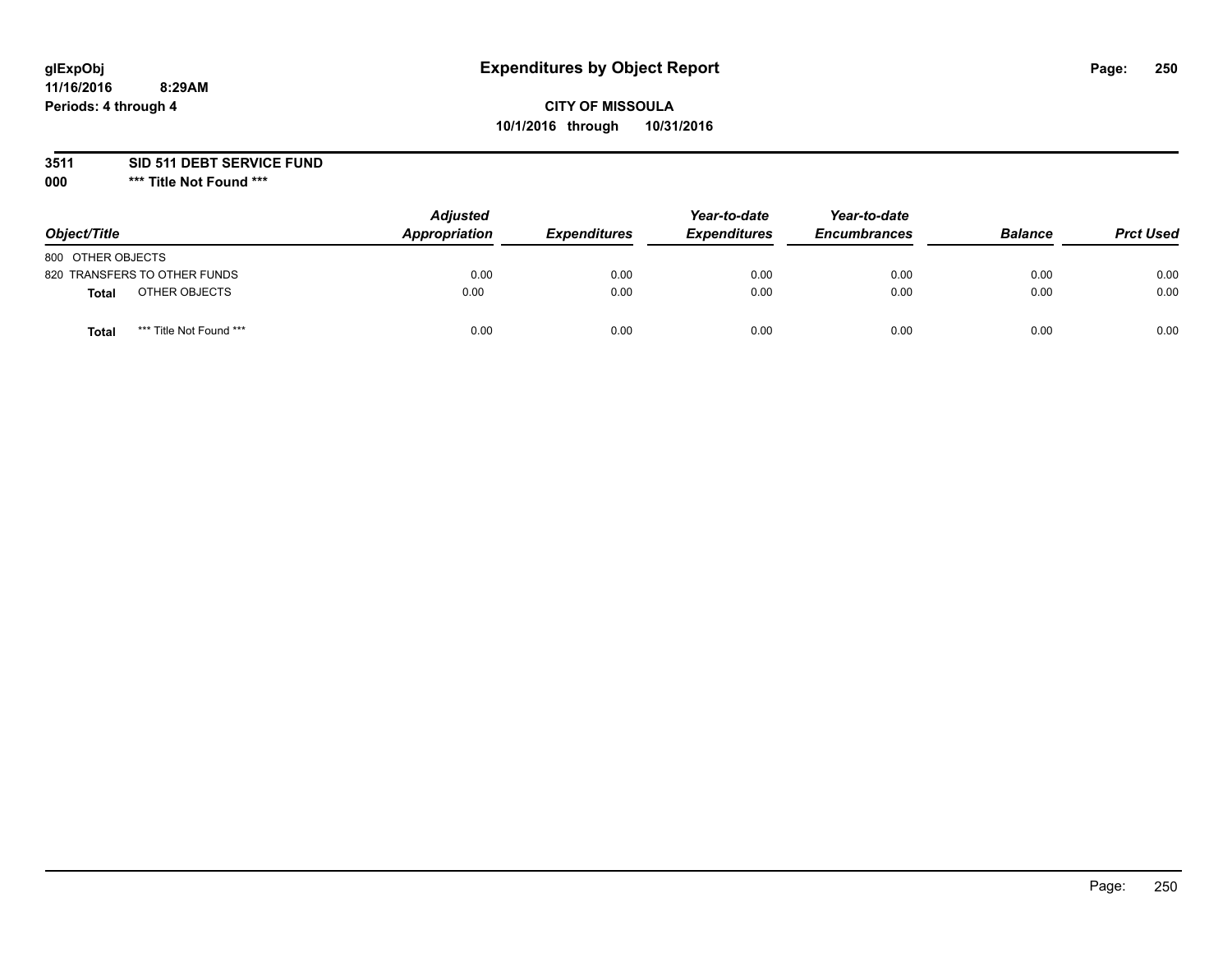glExpObj
11/16/2016 8:29AM
Periods: 4 through 4

# Expenditures by Object Report

**CITY OF MISSOULA**
**10/1/2016 through 10/31/2016**

**3511 SID 511 DEBT SERVICE FUND**
**000 *** Title Not Found *****

| Object/Title | | Adjusted Appropriation | Expenditures | Year-to-date Expenditures | Year-to-date Encumbrances | Balance | Prct Used |
|---|---|---|---|---|---|---|---|
| 800 OTHER OBJECTS | | | | | | | |
| 820 TRANSFERS TO OTHER FUNDS | | 0.00 | 0.00 | 0.00 | 0.00 | 0.00 | 0.00 |
| **Total** | OTHER OBJECTS | 0.00 | 0.00 | 0.00 | 0.00 | 0.00 | 0.00 |
| **Total** | *** Title Not Found *** | 0.00 | 0.00 | 0.00 | 0.00 | 0.00 | 0.00 |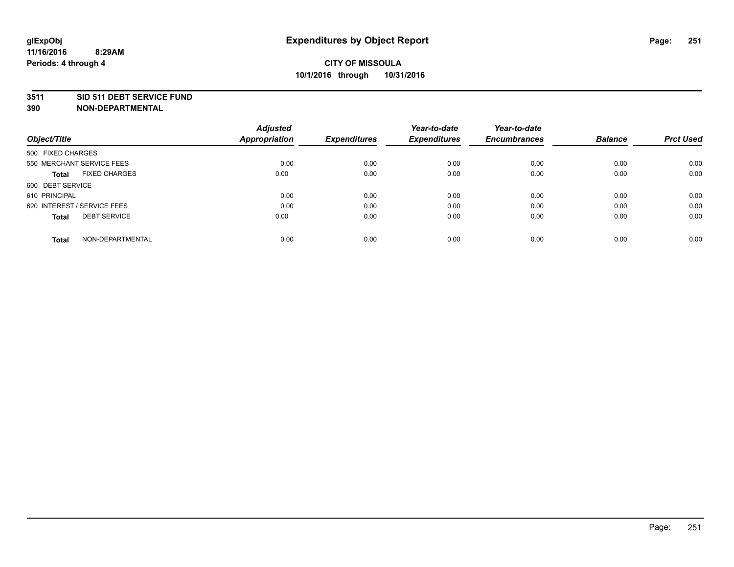# Expenditures by Object Report

glExpObj
11/16/2016 8:29AM
Periods: 4 through 4

**CITY OF MISSOULA**
**10/1/2016 through 10/31/2016**

**3511 SID 511 DEBT SERVICE FUND**
**390 NON-DEPARTMENTAL**

| Object/Title | Adjusted Appropriation | Expenditures | Year-to-date Expenditures | Year-to-date Encumbrances | Balance | Prct Used |
|---|---|---|---|---|---|---|
| 500 FIXED CHARGES | | | | | | |
| 550 MERCHANT SERVICE FEES | 0.00 | 0.00 | 0.00 | 0.00 | 0.00 | 0.00 |
| **Total** FIXED CHARGES | 0.00 | 0.00 | 0.00 | 0.00 | 0.00 | 0.00 |
| 600 DEBT SERVICE | | | | | | |
| 610 PRINCIPAL | 0.00 | 0.00 | 0.00 | 0.00 | 0.00 | 0.00 |
| 620 INTEREST / SERVICE FEES | 0.00 | 0.00 | 0.00 | 0.00 | 0.00 | 0.00 |
| **Total** DEBT SERVICE | 0.00 | 0.00 | 0.00 | 0.00 | 0.00 | 0.00 |
| **Total** NON-DEPARTMENTAL | 0.00 | 0.00 | 0.00 | 0.00 | 0.00 | 0.00 |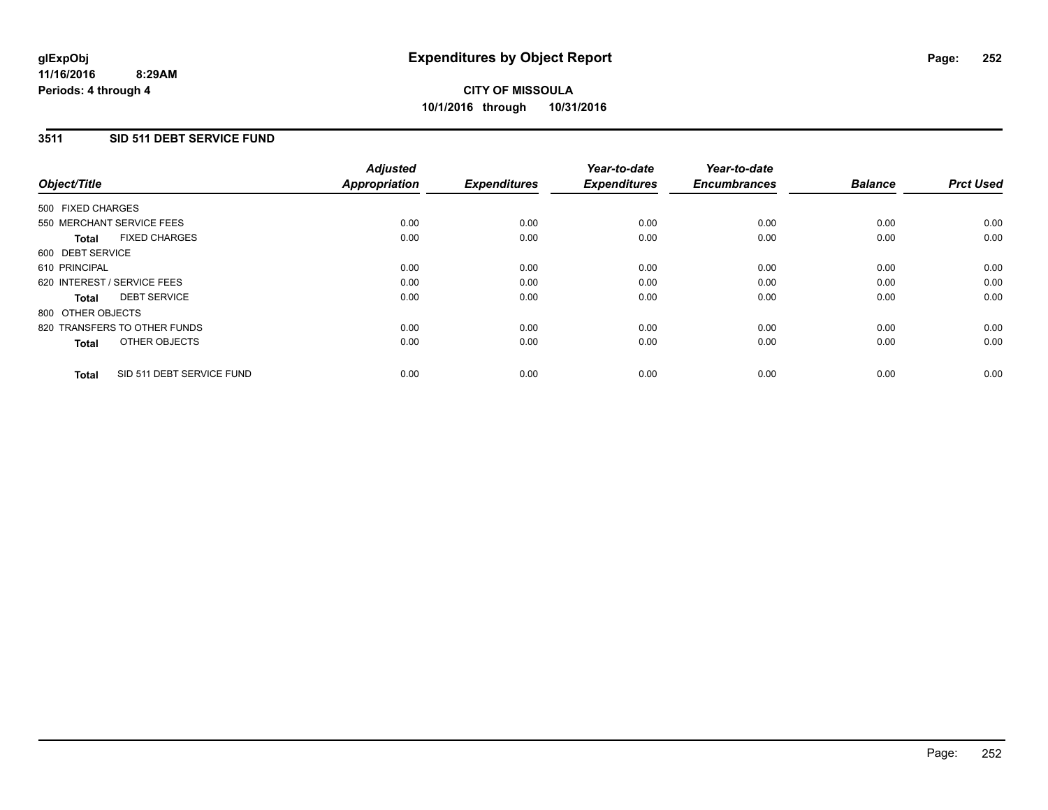**glExpObj**
**11/16/2016 8:29AM**
**Periods: 4 through 4**

# Expenditures by Object Report

**CITY OF MISSOULA**
**10/1/2016 through 10/31/2016**

## 3511 SID 511 DEBT SERVICE FUND

| Object/Title | Adjusted Appropriation | Expenditures | Year-to-date Expenditures | Year-to-date Encumbrances | Balance | Prct Used |
|---|---|---|---|---|---|---|
| 500 FIXED CHARGES | | | | | | |
| 550 MERCHANT SERVICE FEES | 0.00 | 0.00 | 0.00 | 0.00 | 0.00 | 0.00 |
| **Total** FIXED CHARGES | 0.00 | 0.00 | 0.00 | 0.00 | 0.00 | 0.00 |
| 600 DEBT SERVICE | | | | | | |
| 610 PRINCIPAL | 0.00 | 0.00 | 0.00 | 0.00 | 0.00 | 0.00 |
| 620 INTEREST / SERVICE FEES | 0.00 | 0.00 | 0.00 | 0.00 | 0.00 | 0.00 |
| **Total** DEBT SERVICE | 0.00 | 0.00 | 0.00 | 0.00 | 0.00 | 0.00 |
| 800 OTHER OBJECTS | | | | | | |
| 820 TRANSFERS TO OTHER FUNDS | 0.00 | 0.00 | 0.00 | 0.00 | 0.00 | 0.00 |
| **Total** OTHER OBJECTS | 0.00 | 0.00 | 0.00 | 0.00 | 0.00 | 0.00 |
| **Total** SID 511 DEBT SERVICE FUND | 0.00 | 0.00 | 0.00 | 0.00 | 0.00 | 0.00 |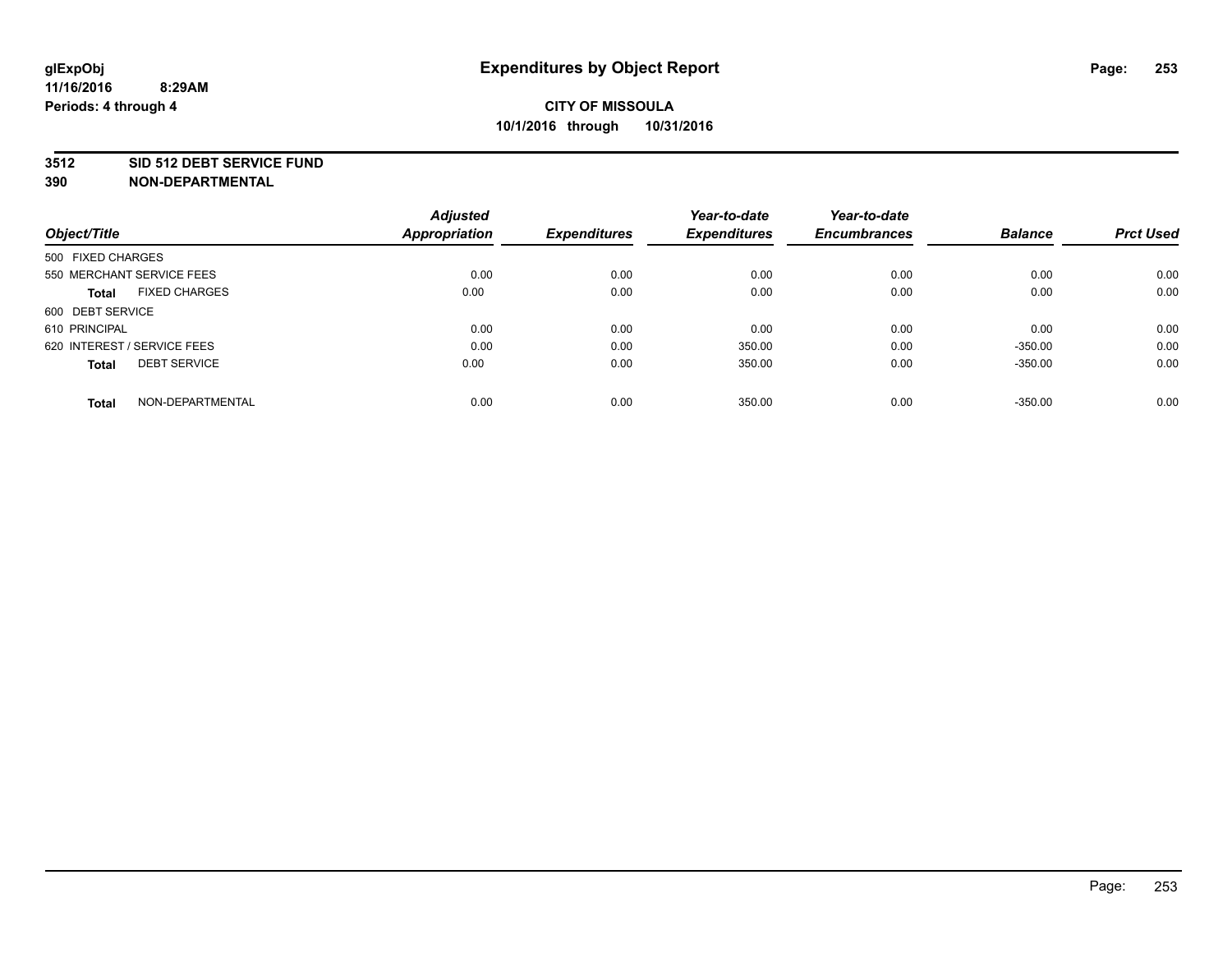**glExpObj**
**11/16/2016 8:29AM**
**Periods: 4 through 4**

# Expenditures by Object Report

**CITY OF MISSOULA**
**10/1/2016 through 10/31/2016**

**3512 SID 512 DEBT SERVICE FUND**
**390 NON-DEPARTMENTAL**

| Object/Title | Adjusted Appropriation | Expenditures | Year-to-date Expenditures | Year-to-date Encumbrances | Balance | Prct Used |
|---|---|---|---|---|---|---|
| 500 FIXED CHARGES | | | | | | |
| 550 MERCHANT SERVICE FEES | 0.00 | 0.00 | 0.00 | 0.00 | 0.00 | 0.00 |
| **Total** FIXED CHARGES | 0.00 | 0.00 | 0.00 | 0.00 | 0.00 | 0.00 |
| 600 DEBT SERVICE | | | | | | |
| 610 PRINCIPAL | 0.00 | 0.00 | 0.00 | 0.00 | 0.00 | 0.00 |
| 620 INTEREST / SERVICE FEES | 0.00 | 0.00 | 350.00 | 0.00 | -350.00 | 0.00 |
| **Total** DEBT SERVICE | 0.00 | 0.00 | 350.00 | 0.00 | -350.00 | 0.00 |
| **Total** NON-DEPARTMENTAL | 0.00 | 0.00 | 350.00 | 0.00 | -350.00 | 0.00 |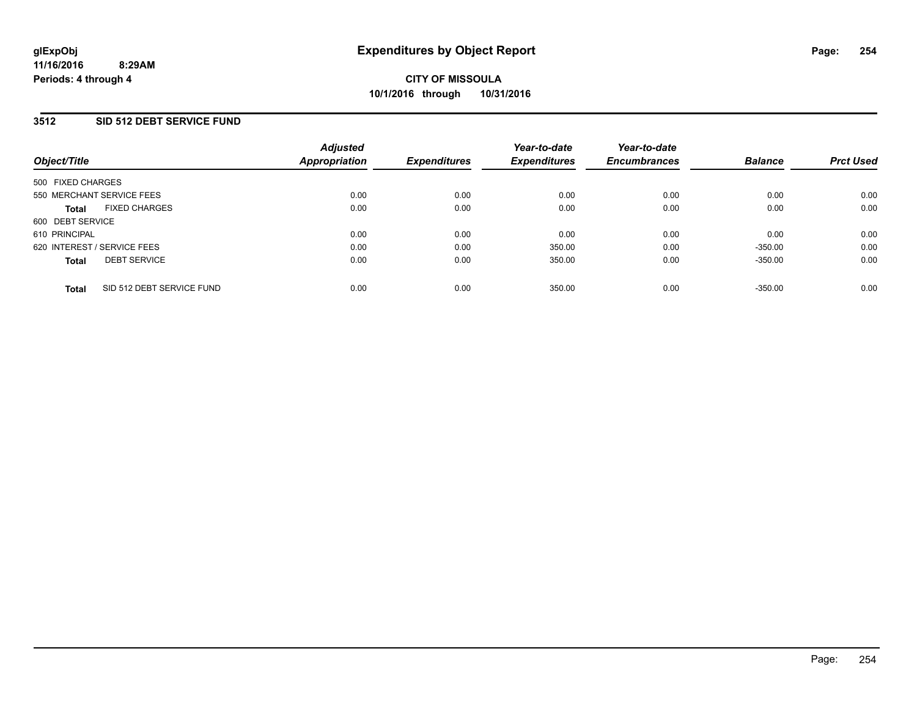glExpObj
11/16/2016 8:29AM
Periods: 4 through 4

# Expenditures by Object Report

**CITY OF MISSOULA**
**10/1/2016 through 10/31/2016**

## 3512 SID 512 DEBT SERVICE FUND

| Object/Title | | Adjusted Appropriation | Expenditures | Year-to-date Expenditures | Year-to-date Encumbrances | Balance | Prct Used |
|---|---|---|---|---|---|---|---|
| 500 FIXED CHARGES | | | | | | | |
| 550 MERCHANT SERVICE FEES | | 0.00 | 0.00 | 0.00 | 0.00 | 0.00 | 0.00 |
| **Total** | FIXED CHARGES | 0.00 | 0.00 | 0.00 | 0.00 | 0.00 | 0.00 |
| 600 DEBT SERVICE | | | | | | | |
| 610 PRINCIPAL | | 0.00 | 0.00 | 0.00 | 0.00 | 0.00 | 0.00 |
| 620 INTEREST / SERVICE FEES | | 0.00 | 0.00 | 350.00 | 0.00 | -350.00 | 0.00 |
| **Total** | DEBT SERVICE | 0.00 | 0.00 | 350.00 | 0.00 | -350.00 | 0.00 |
| **Total** | SID 512 DEBT SERVICE FUND | 0.00 | 0.00 | 350.00 | 0.00 | -350.00 | 0.00 |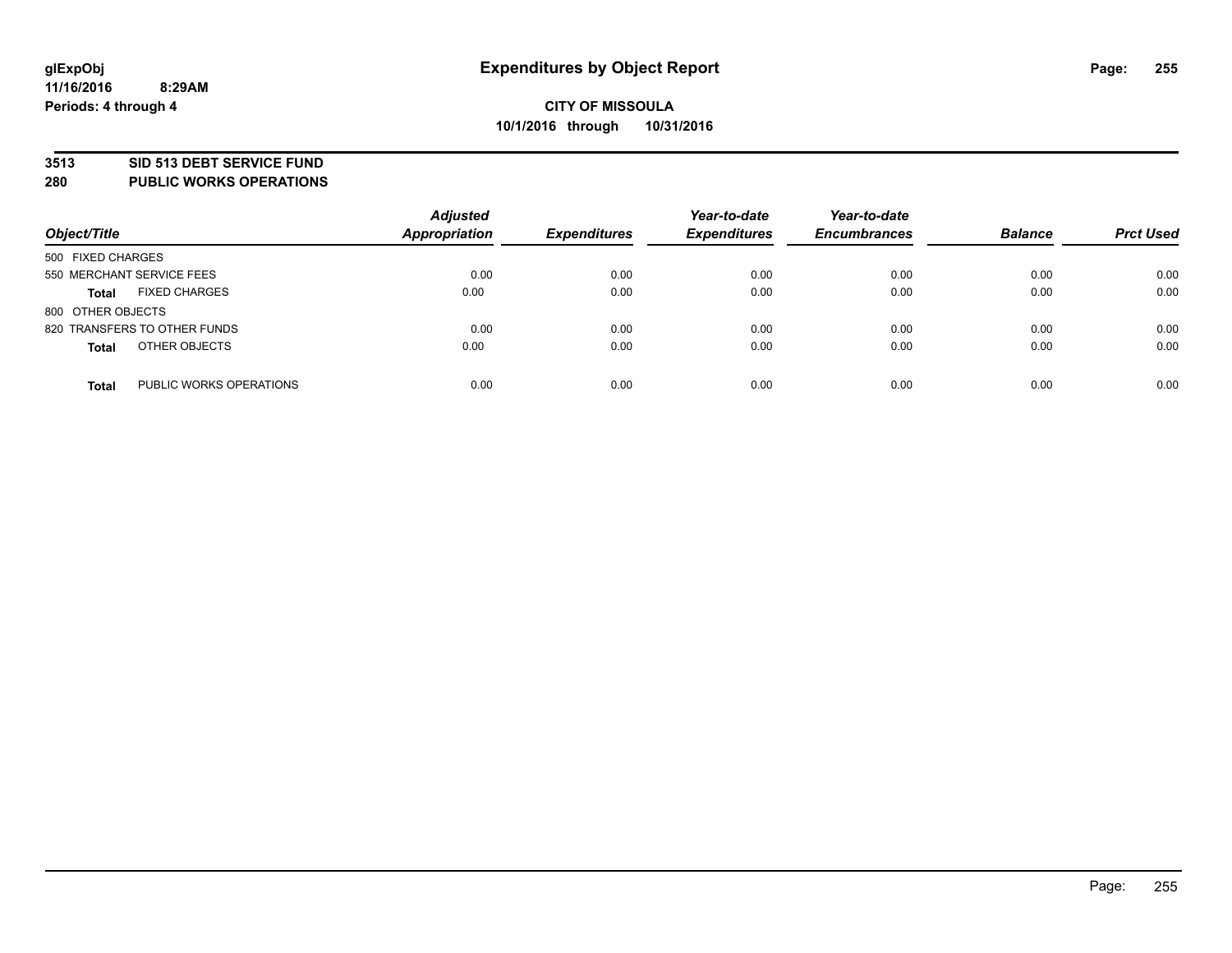glExpObj
11/16/2016 8:29AM
Periods: 4 through 4

# Expenditures by Object Report

**CITY OF MISSOULA**
**10/1/2016 through 10/31/2016**

## 3513 SID 513 DEBT SERVICE FUND
## 280 PUBLIC WORKS OPERATIONS

| Object/Title | | Adjusted Appropriation | Expenditures | Year-to-date Expenditures | Year-to-date Encumbrances | Balance | Prct Used |
|---|---|---|---|---|---|---|---|
| 500 FIXED CHARGES | | | | | | | |
| 550 MERCHANT SERVICE FEES | | 0.00 | 0.00 | 0.00 | 0.00 | 0.00 | 0.00 |
| **Total** | FIXED CHARGES | 0.00 | 0.00 | 0.00 | 0.00 | 0.00 | 0.00 |
| 800 OTHER OBJECTS | | | | | | | |
| 820 TRANSFERS TO OTHER FUNDS | | 0.00 | 0.00 | 0.00 | 0.00 | 0.00 | 0.00 |
| **Total** | OTHER OBJECTS | 0.00 | 0.00 | 0.00 | 0.00 | 0.00 | 0.00 |
| **Total** | PUBLIC WORKS OPERATIONS | 0.00 | 0.00 | 0.00 | 0.00 | 0.00 | 0.00 |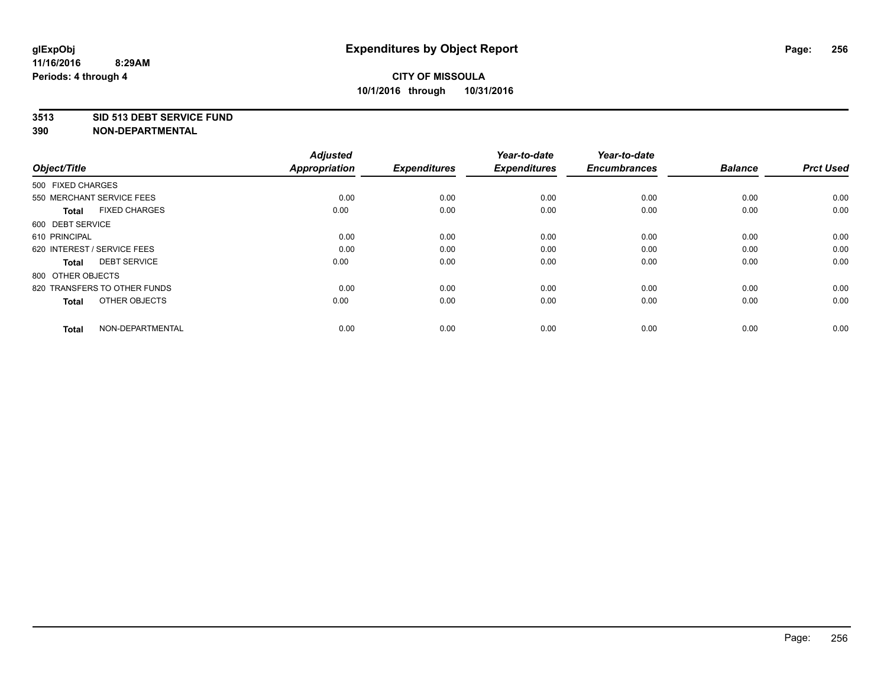# Expenditures by Object Report

glExpObj
11/16/2016 8:29AM
Periods: 4 through 4

**CITY OF MISSOULA**
**10/1/2016 through 10/31/2016**

**3513 SID 513 DEBT SERVICE FUND**
**390 NON-DEPARTMENTAL**

| Object/Title | Adjusted Appropriation | Expenditures | Year-to-date Expenditures | Year-to-date Encumbrances | Balance | Prct Used |
|---|---|---|---|---|---|---|
| 500 FIXED CHARGES | | | | | | |
| 550 MERCHANT SERVICE FEES | 0.00 | 0.00 | 0.00 | 0.00 | 0.00 | 0.00 |
| **Total** FIXED CHARGES | 0.00 | 0.00 | 0.00 | 0.00 | 0.00 | 0.00 |
| 600 DEBT SERVICE | | | | | | |
| 610 PRINCIPAL | 0.00 | 0.00 | 0.00 | 0.00 | 0.00 | 0.00 |
| 620 INTEREST / SERVICE FEES | 0.00 | 0.00 | 0.00 | 0.00 | 0.00 | 0.00 |
| **Total** DEBT SERVICE | 0.00 | 0.00 | 0.00 | 0.00 | 0.00 | 0.00 |
| 800 OTHER OBJECTS | | | | | | |
| 820 TRANSFERS TO OTHER FUNDS | 0.00 | 0.00 | 0.00 | 0.00 | 0.00 | 0.00 |
| **Total** OTHER OBJECTS | 0.00 | 0.00 | 0.00 | 0.00 | 0.00 | 0.00 |
| **Total** NON-DEPARTMENTAL | 0.00 | 0.00 | 0.00 | 0.00 | 0.00 | 0.00 |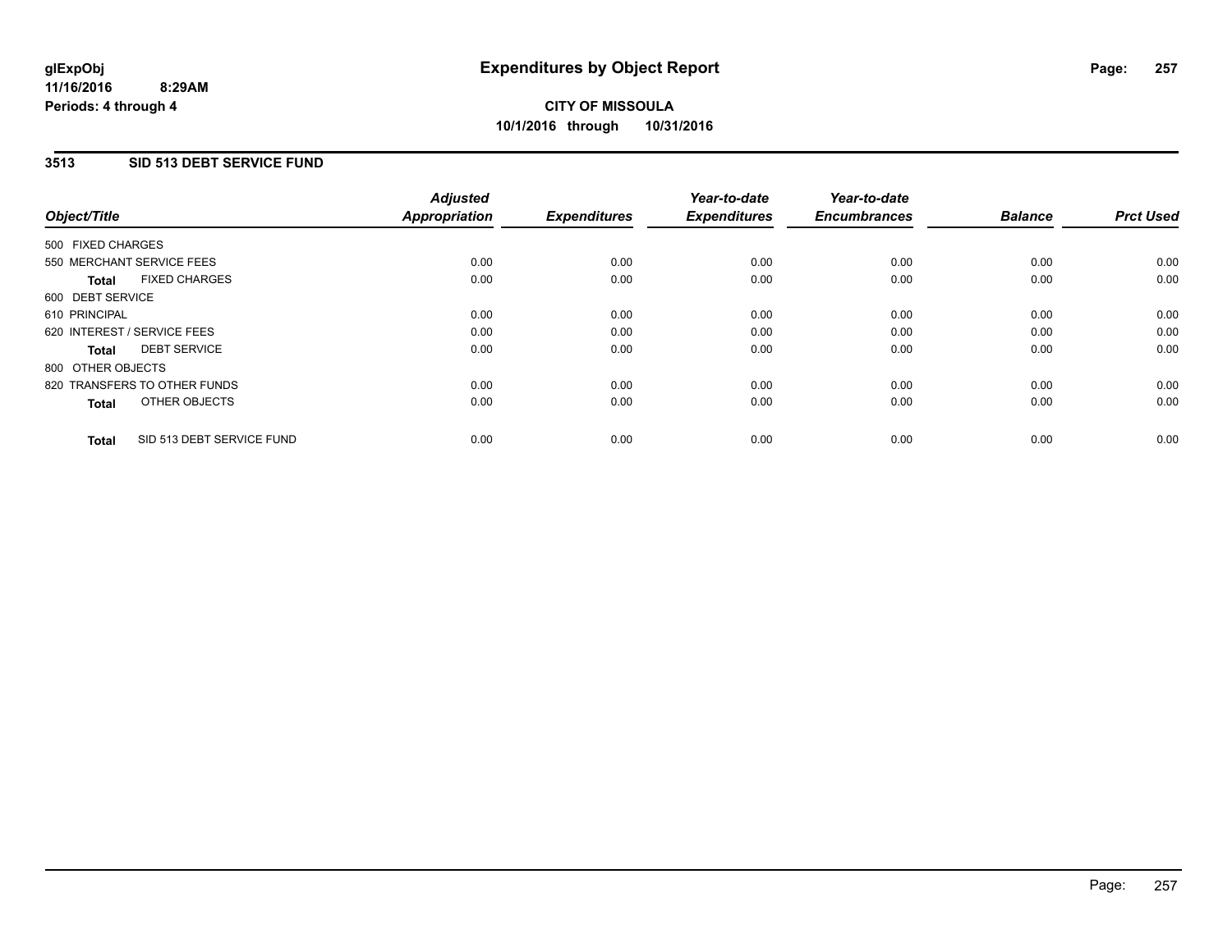# CITY OF MISSOULA

**10/1/2016 through 10/31/2016**

## 3513 SID 513 DEBT SERVICE FUND

| Object/Title | Adjusted Appropriation | Expenditures | Year-to-date Expenditures | Year-to-date Encumbrances | Balance | Prct Used |
|---|---|---|---|---|---|---|
| 500 FIXED CHARGES | | | | | | |
| 550 MERCHANT SERVICE FEES | 0.00 | 0.00 | 0.00 | 0.00 | 0.00 | 0.00 |
| **Total** FIXED CHARGES | 0.00 | 0.00 | 0.00 | 0.00 | 0.00 | 0.00 |
| 600 DEBT SERVICE | | | | | | |
| 610 PRINCIPAL | 0.00 | 0.00 | 0.00 | 0.00 | 0.00 | 0.00 |
| 620 INTEREST / SERVICE FEES | 0.00 | 0.00 | 0.00 | 0.00 | 0.00 | 0.00 |
| **Total** DEBT SERVICE | 0.00 | 0.00 | 0.00 | 0.00 | 0.00 | 0.00 |
| 800 OTHER OBJECTS | | | | | | |
| 820 TRANSFERS TO OTHER FUNDS | 0.00 | 0.00 | 0.00 | 0.00 | 0.00 | 0.00 |
| **Total** OTHER OBJECTS | 0.00 | 0.00 | 0.00 | 0.00 | 0.00 | 0.00 |
| **Total** SID 513 DEBT SERVICE FUND | 0.00 | 0.00 | 0.00 | 0.00 | 0.00 | 0.00 |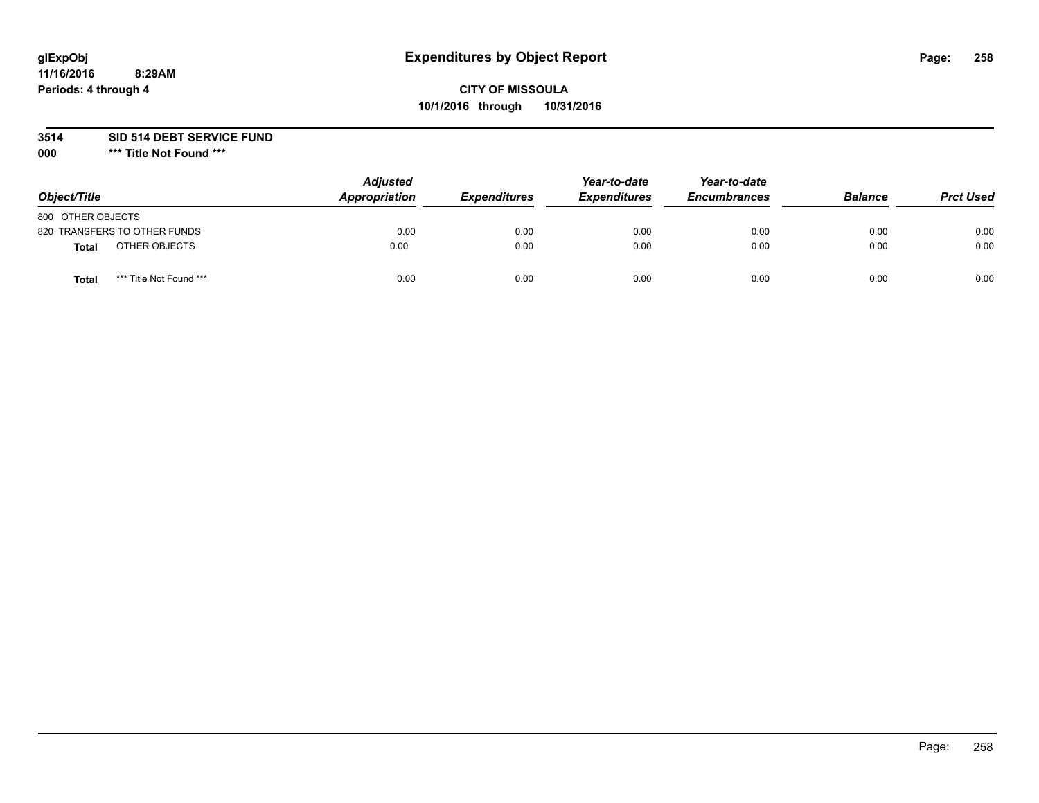**glExpObj**
**11/16/2016 8:29AM**
**Periods: 4 through 4**

# Expenditures by Object Report

**CITY OF MISSOULA**
**10/1/2016 through 10/31/2016**

**3514 SID 514 DEBT SERVICE FUND**
**000 \*\*\* Title Not Found \*\*\***

| Object/Title | Adjusted Appropriation | Expenditures | Year-to-date Expenditures | Year-to-date Encumbrances | Balance | Prct Used |
|---|---|---|---|---|---|---|
| 800 OTHER OBJECTS | | | | | | |
| 820 TRANSFERS TO OTHER FUNDS | 0.00 | 0.00 | 0.00 | 0.00 | 0.00 | 0.00 |
| **Total** OTHER OBJECTS | 0.00 | 0.00 | 0.00 | 0.00 | 0.00 | 0.00 |
| **Total** *** Title Not Found *** | 0.00 | 0.00 | 0.00 | 0.00 | 0.00 | 0.00 |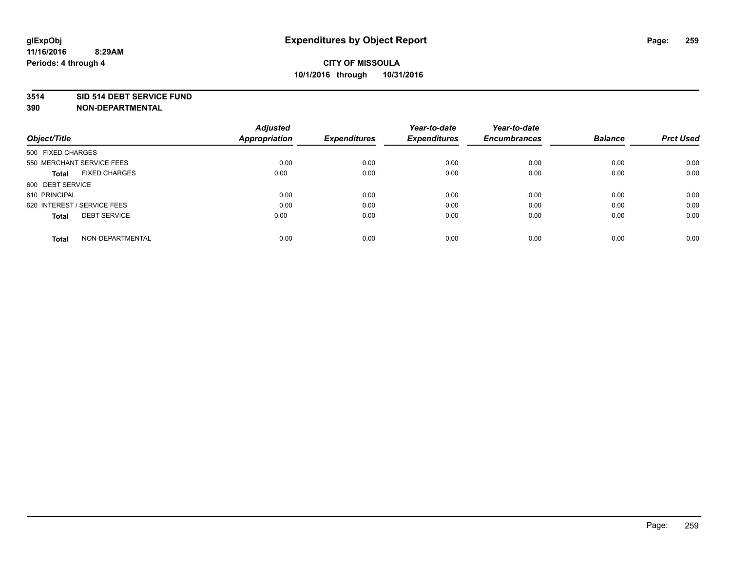glExpObj
11/16/2016 8:29AM
Periods: 4 through 4

# Expenditures by Object Report

**CITY OF MISSOULA**
**10/1/2016 through 10/31/2016**

**3514 SID 514 DEBT SERVICE FUND**
**390 NON-DEPARTMENTAL**

| Object/Title | Adjusted Appropriation | Expenditures | Year-to-date Expenditures | Year-to-date Encumbrances | Balance | Prct Used |
|---|---|---|---|---|---|---|
| 500 FIXED CHARGES | | | | | | |
| 550 MERCHANT SERVICE FEES | 0.00 | 0.00 | 0.00 | 0.00 | 0.00 | 0.00 |
| **Total** FIXED CHARGES | 0.00 | 0.00 | 0.00 | 0.00 | 0.00 | 0.00 |
| 600 DEBT SERVICE | | | | | | |
| 610 PRINCIPAL | 0.00 | 0.00 | 0.00 | 0.00 | 0.00 | 0.00 |
| 620 INTEREST / SERVICE FEES | 0.00 | 0.00 | 0.00 | 0.00 | 0.00 | 0.00 |
| **Total** DEBT SERVICE | 0.00 | 0.00 | 0.00 | 0.00 | 0.00 | 0.00 |
| **Total** NON-DEPARTMENTAL | 0.00 | 0.00 | 0.00 | 0.00 | 0.00 | 0.00 |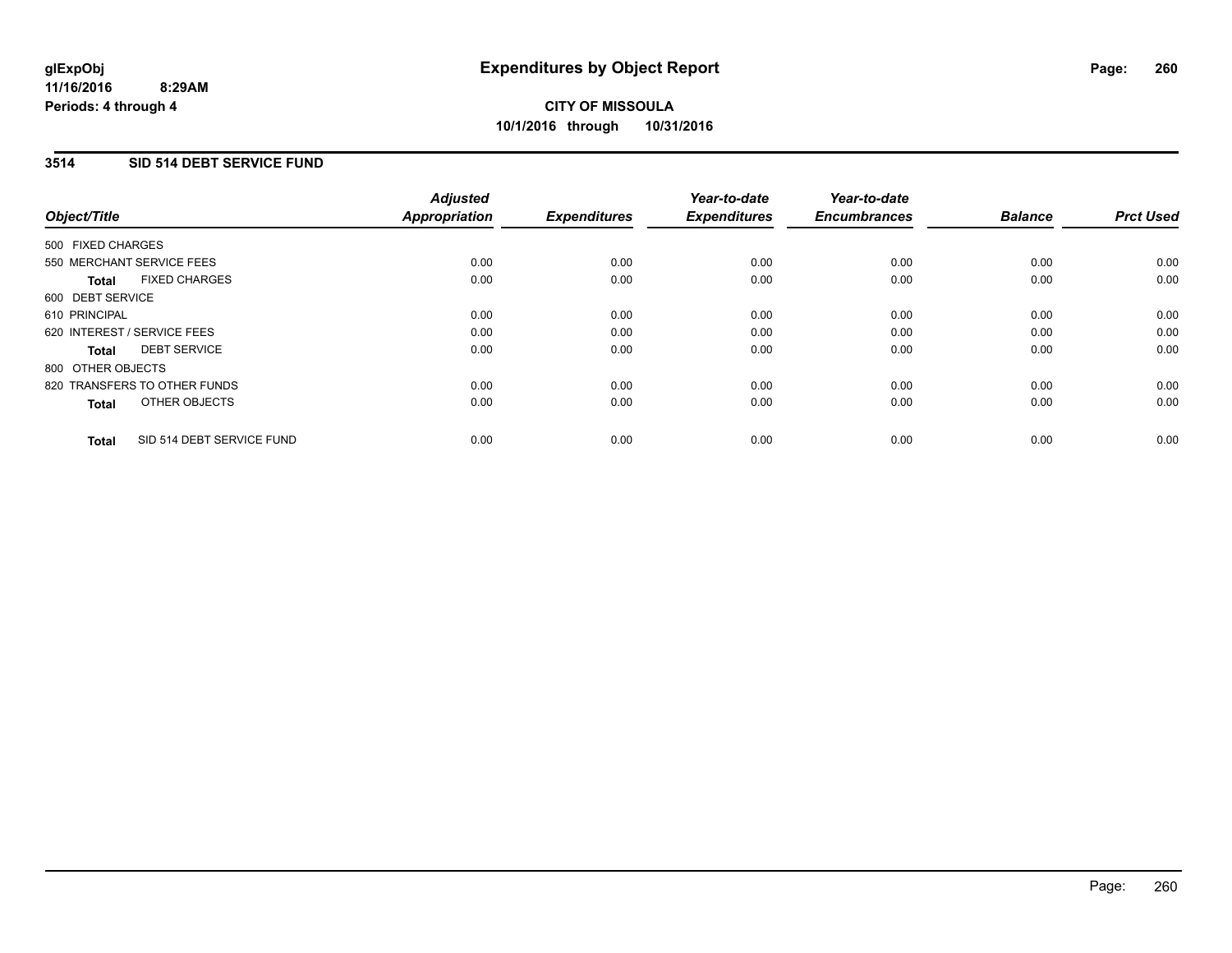**glExpObj**
**11/16/2016 8:29AM**
**Periods: 4 through 4**

# Expenditures by Object Report

**CITY OF MISSOULA**
**10/1/2016 through 10/31/2016**

## 3514 SID 514 DEBT SERVICE FUND

| Object/Title | Adjusted Appropriation | Expenditures | Year-to-date Expenditures | Year-to-date Encumbrances | Balance | Prct Used |
|---|---|---|---|---|---|---|
| 500 FIXED CHARGES | | | | | | |
| 550 MERCHANT SERVICE FEES | 0.00 | 0.00 | 0.00 | 0.00 | 0.00 | 0.00 |
| **Total** FIXED CHARGES | 0.00 | 0.00 | 0.00 | 0.00 | 0.00 | 0.00 |
| 600 DEBT SERVICE | | | | | | |
| 610 PRINCIPAL | 0.00 | 0.00 | 0.00 | 0.00 | 0.00 | 0.00 |
| 620 INTEREST / SERVICE FEES | 0.00 | 0.00 | 0.00 | 0.00 | 0.00 | 0.00 |
| **Total** DEBT SERVICE | 0.00 | 0.00 | 0.00 | 0.00 | 0.00 | 0.00 |
| 800 OTHER OBJECTS | | | | | | |
| 820 TRANSFERS TO OTHER FUNDS | 0.00 | 0.00 | 0.00 | 0.00 | 0.00 | 0.00 |
| **Total** OTHER OBJECTS | 0.00 | 0.00 | 0.00 | 0.00 | 0.00 | 0.00 |
| **Total** SID 514 DEBT SERVICE FUND | 0.00 | 0.00 | 0.00 | 0.00 | 0.00 | 0.00 |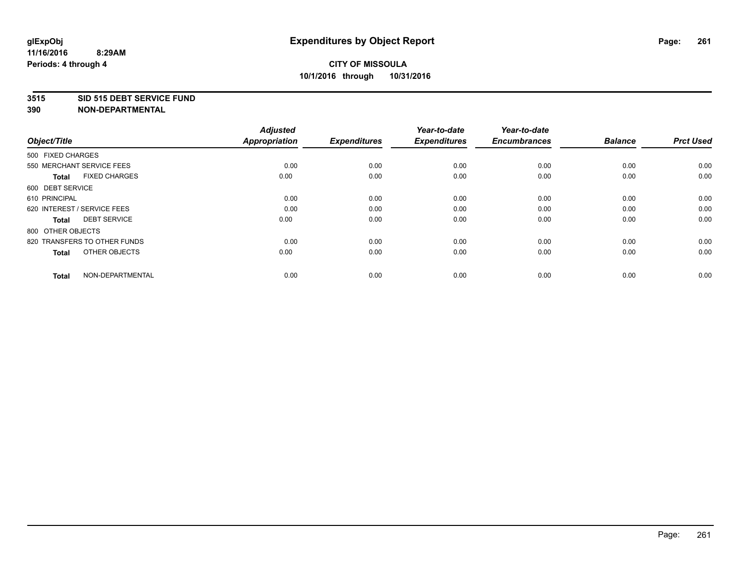**glExpObj**
**11/16/2016 8:29AM**
**Periods: 4 through 4**

# Expenditures by Object Report

**CITY OF MISSOULA**
**10/1/2016 through 10/31/2016**

**3515 SID 515 DEBT SERVICE FUND**
**390 NON-DEPARTMENTAL**

| Object/Title | Adjusted Appropriation | Expenditures | Year-to-date Expenditures | Year-to-date Encumbrances | Balance | Prct Used |
|---|---|---|---|---|---|---|
| 500 FIXED CHARGES | | | | | | |
| 550 MERCHANT SERVICE FEES | 0.00 | 0.00 | 0.00 | 0.00 | 0.00 | 0.00 |
| **Total** FIXED CHARGES | 0.00 | 0.00 | 0.00 | 0.00 | 0.00 | 0.00 |
| 600 DEBT SERVICE | | | | | | |
| 610 PRINCIPAL | 0.00 | 0.00 | 0.00 | 0.00 | 0.00 | 0.00 |
| 620 INTEREST / SERVICE FEES | 0.00 | 0.00 | 0.00 | 0.00 | 0.00 | 0.00 |
| **Total** DEBT SERVICE | 0.00 | 0.00 | 0.00 | 0.00 | 0.00 | 0.00 |
| 800 OTHER OBJECTS | | | | | | |
| 820 TRANSFERS TO OTHER FUNDS | 0.00 | 0.00 | 0.00 | 0.00 | 0.00 | 0.00 |
| **Total** OTHER OBJECTS | 0.00 | 0.00 | 0.00 | 0.00 | 0.00 | 0.00 |
| **Total** NON-DEPARTMENTAL | 0.00 | 0.00 | 0.00 | 0.00 | 0.00 | 0.00 |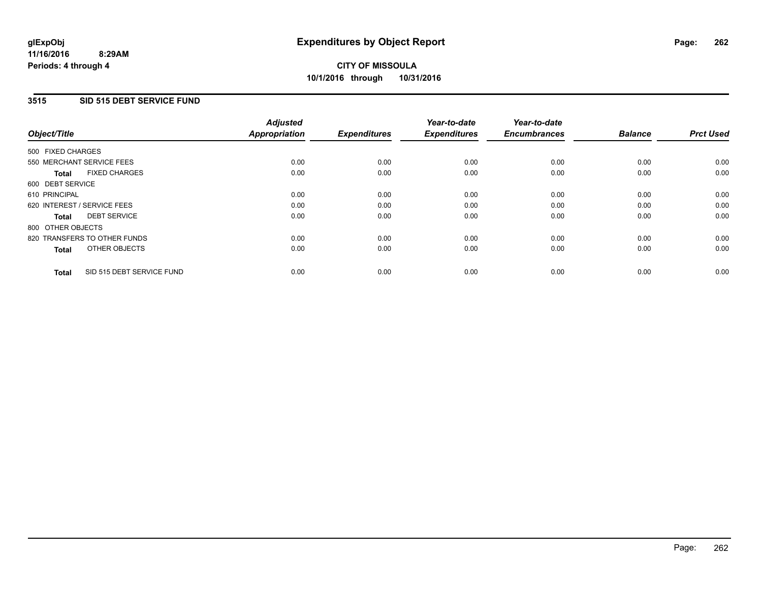**glExpObj**
**11/16/2016 8:29AM**
**Periods: 4 through 4**

# Expenditures by Object Report

**CITY OF MISSOULA**
**10/1/2016 through 10/31/2016**

## 3515 SID 515 DEBT SERVICE FUND

| Object/Title | Adjusted Appropriation | Expenditures | Year-to-date Expenditures | Year-to-date Encumbrances | Balance | Prct Used |
|---|---|---|---|---|---|---|
| 500 FIXED CHARGES | | | | | | |
| 550 MERCHANT SERVICE FEES | 0.00 | 0.00 | 0.00 | 0.00 | 0.00 | 0.00 |
| **Total** FIXED CHARGES | 0.00 | 0.00 | 0.00 | 0.00 | 0.00 | 0.00 |
| 600 DEBT SERVICE | | | | | | |
| 610 PRINCIPAL | 0.00 | 0.00 | 0.00 | 0.00 | 0.00 | 0.00 |
| 620 INTEREST / SERVICE FEES | 0.00 | 0.00 | 0.00 | 0.00 | 0.00 | 0.00 |
| **Total** DEBT SERVICE | 0.00 | 0.00 | 0.00 | 0.00 | 0.00 | 0.00 |
| 800 OTHER OBJECTS | | | | | | |
| 820 TRANSFERS TO OTHER FUNDS | 0.00 | 0.00 | 0.00 | 0.00 | 0.00 | 0.00 |
| **Total** OTHER OBJECTS | 0.00 | 0.00 | 0.00 | 0.00 | 0.00 | 0.00 |
| **Total** SID 515 DEBT SERVICE FUND | 0.00 | 0.00 | 0.00 | 0.00 | 0.00 | 0.00 |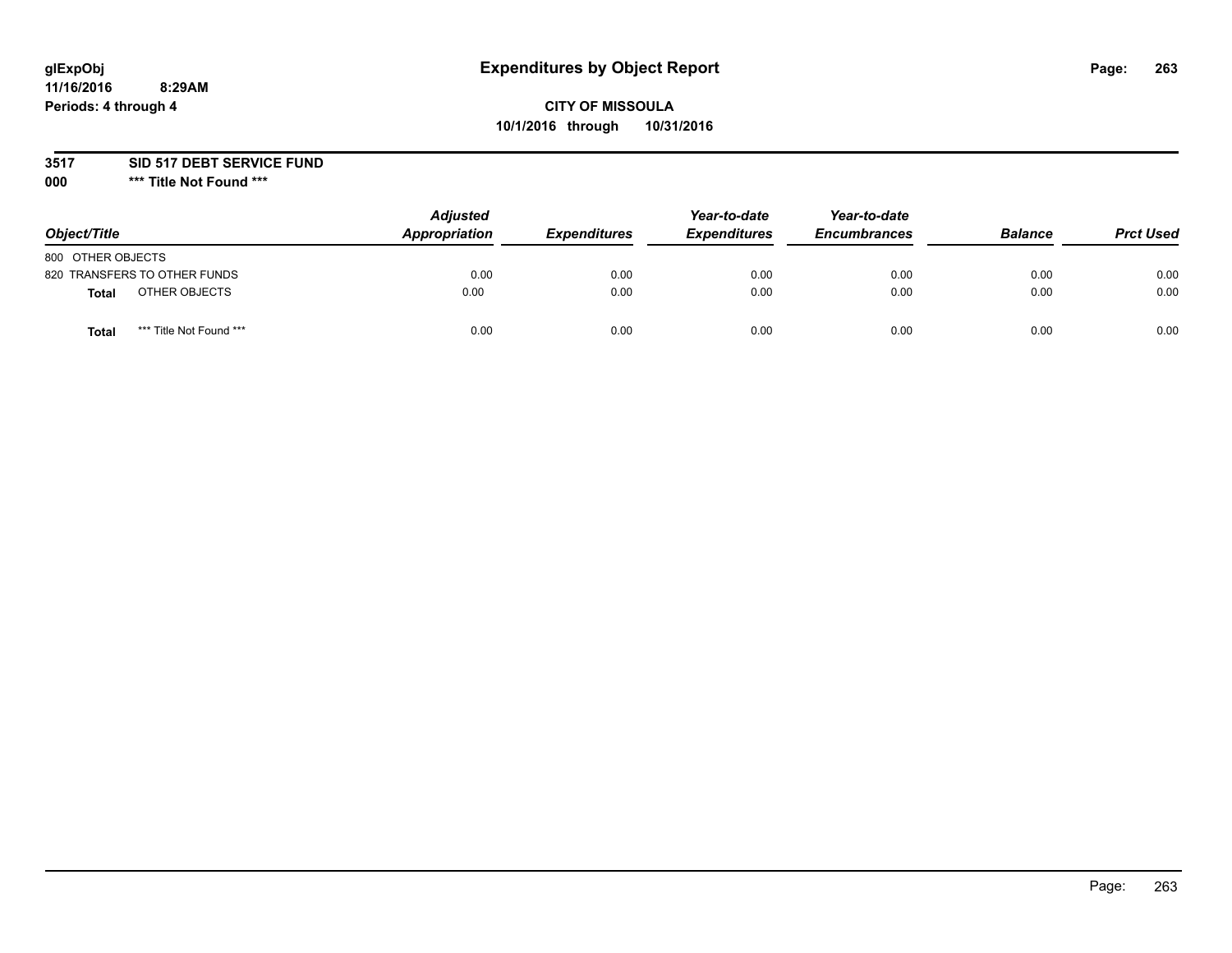glExpObj
11/16/2016 8:29AM
Periods: 4 through 4

# Expenditures by Object Report

**CITY OF MISSOULA**
**10/1/2016 through 10/31/2016**

**3517 SID 517 DEBT SERVICE FUND**
**000 *** Title Not Found *****

| Object/Title | | Adjusted Appropriation | Expenditures | Year-to-date Expenditures | Year-to-date Encumbrances | Balance | Prct Used |
|---|---|---|---|---|---|---|---|
| 800 OTHER OBJECTS | | | | | | | |
| 820 TRANSFERS TO OTHER FUNDS | | 0.00 | 0.00 | 0.00 | 0.00 | 0.00 | 0.00 |
| **Total** | OTHER OBJECTS | 0.00 | 0.00 | 0.00 | 0.00 | 0.00 | 0.00 |
| **Total** | *** Title Not Found *** | 0.00 | 0.00 | 0.00 | 0.00 | 0.00 | 0.00 |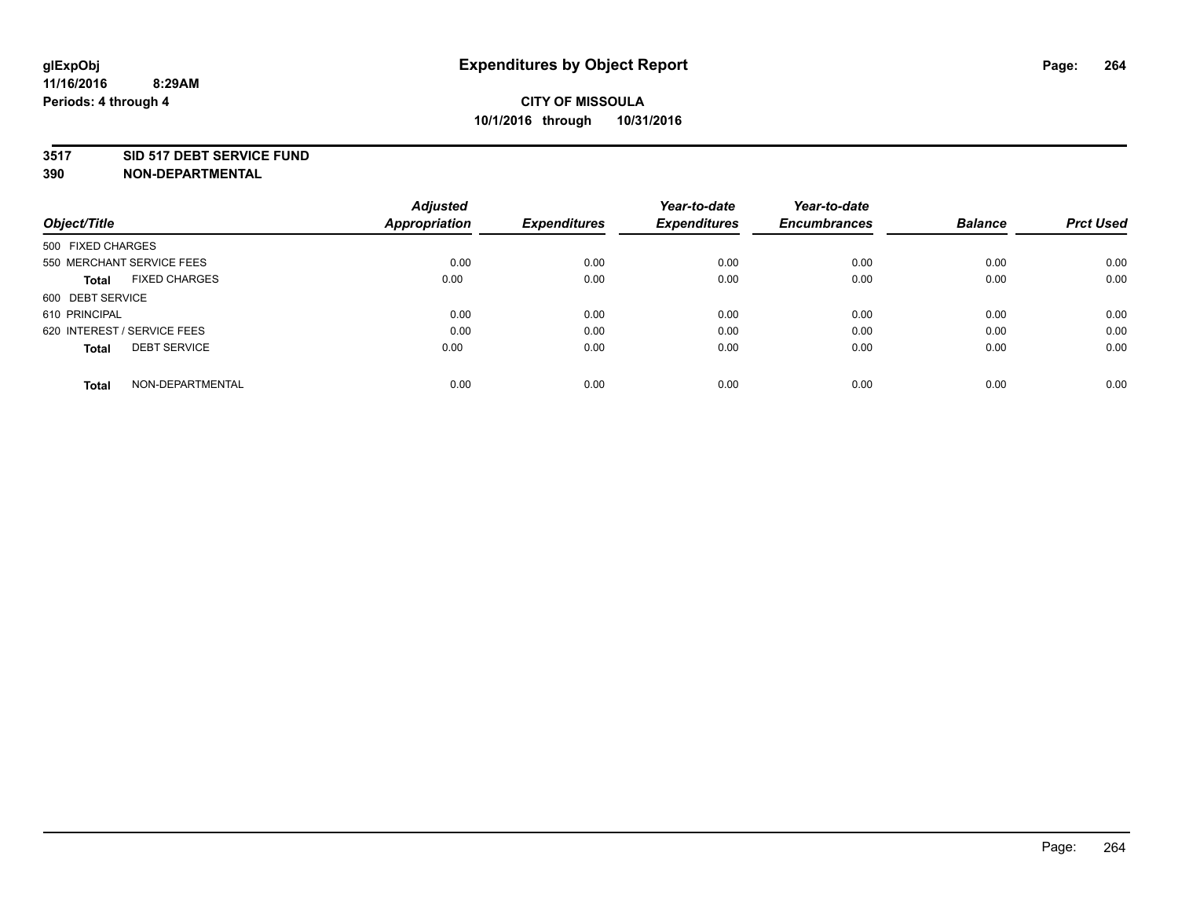**glExpObj**
**11/16/2016 8:29AM**
**Periods: 4 through 4**

# Expenditures by Object Report

**CITY OF MISSOULA**
**10/1/2016 through 10/31/2016**

**3517 SID 517 DEBT SERVICE FUND**
**390 NON-DEPARTMENTAL**

| *Object/Title* | *Adjusted Appropriation* | *Expenditures* | *Year-to-date Expenditures* | *Year-to-date Encumbrances* | *Balance* | *Prct Used* |
|---|---|---|---|---|---|---|
| 500 FIXED CHARGES | | | | | | |
| 550 MERCHANT SERVICE FEES | 0.00 | 0.00 | 0.00 | 0.00 | 0.00 | 0.00 |
| **Total** FIXED CHARGES | 0.00 | 0.00 | 0.00 | 0.00 | 0.00 | 0.00 |
| 600 DEBT SERVICE | | | | | | |
| 610 PRINCIPAL | 0.00 | 0.00 | 0.00 | 0.00 | 0.00 | 0.00 |
| 620 INTEREST / SERVICE FEES | 0.00 | 0.00 | 0.00 | 0.00 | 0.00 | 0.00 |
| **Total** DEBT SERVICE | 0.00 | 0.00 | 0.00 | 0.00 | 0.00 | 0.00 |
| **Total** NON-DEPARTMENTAL | 0.00 | 0.00 | 0.00 | 0.00 | 0.00 | 0.00 |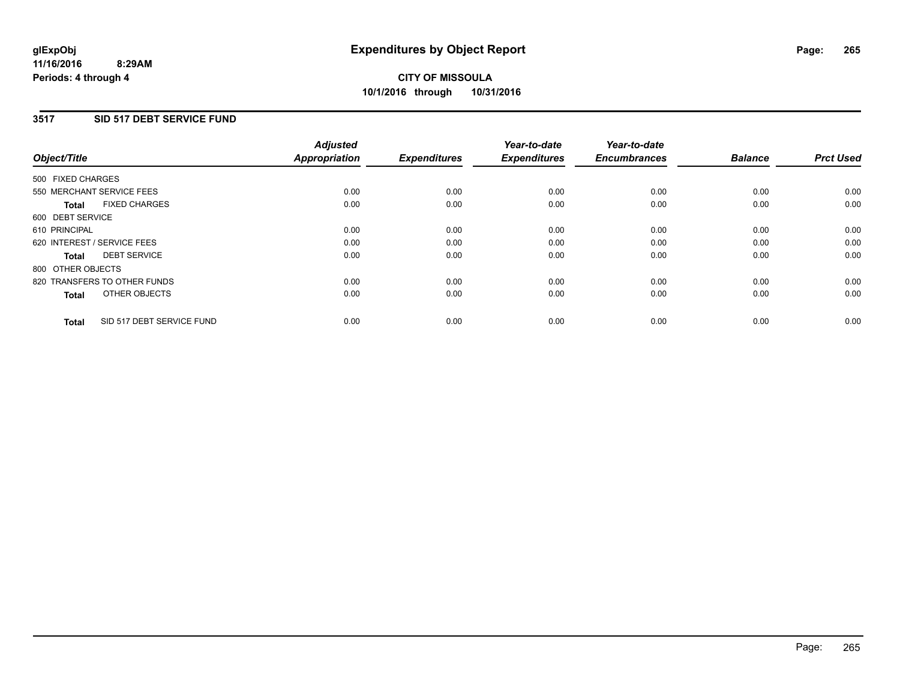**glExpObj**
**11/16/2016 8:29AM**
**Periods: 4 through 4**

# Expenditures by Object Report

**CITY OF MISSOULA**
**10/1/2016 through 10/31/2016**

## 3517 SID 517 DEBT SERVICE FUND

| Object/Title | Adjusted Appropriation | Expenditures | Year-to-date Expenditures | Year-to-date Encumbrances | Balance | Prct Used |
|---|---|---|---|---|---|---|
| 500 FIXED CHARGES | | | | | | |
| 550 MERCHANT SERVICE FEES | 0.00 | 0.00 | 0.00 | 0.00 | 0.00 | 0.00 |
| **Total** FIXED CHARGES | 0.00 | 0.00 | 0.00 | 0.00 | 0.00 | 0.00 |
| 600 DEBT SERVICE | | | | | | |
| 610 PRINCIPAL | 0.00 | 0.00 | 0.00 | 0.00 | 0.00 | 0.00 |
| 620 INTEREST / SERVICE FEES | 0.00 | 0.00 | 0.00 | 0.00 | 0.00 | 0.00 |
| **Total** DEBT SERVICE | 0.00 | 0.00 | 0.00 | 0.00 | 0.00 | 0.00 |
| 800 OTHER OBJECTS | | | | | | |
| 820 TRANSFERS TO OTHER FUNDS | 0.00 | 0.00 | 0.00 | 0.00 | 0.00 | 0.00 |
| **Total** OTHER OBJECTS | 0.00 | 0.00 | 0.00 | 0.00 | 0.00 | 0.00 |
| **Total** SID 517 DEBT SERVICE FUND | 0.00 | 0.00 | 0.00 | 0.00 | 0.00 | 0.00 |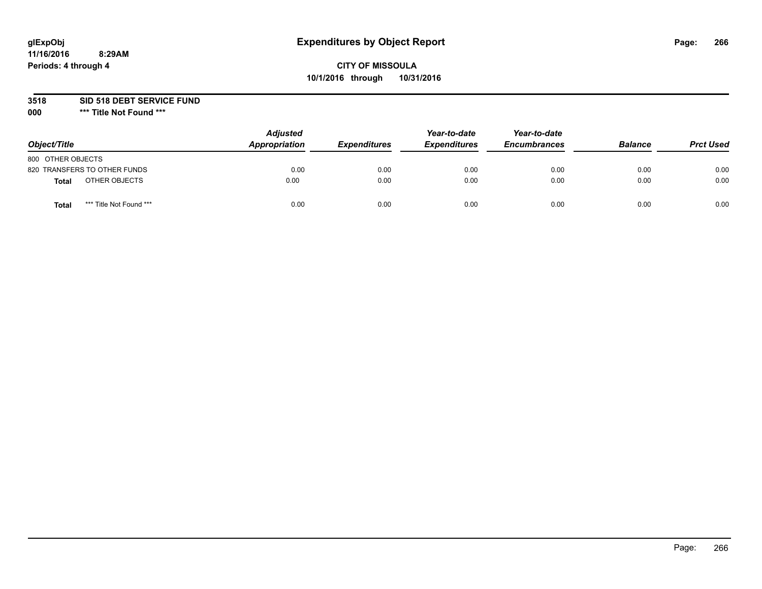**glExpObj**
**11/16/2016 8:29AM**
**Periods: 4 through 4**

# Expenditures by Object Report

**CITY OF MISSOULA**
**10/1/2016 through 10/31/2016**

**3518 SID 518 DEBT SERVICE FUND**
**000 \*\*\* Title Not Found \*\*\***

| Object/Title | Adjusted Appropriation | Expenditures | Year-to-date Expenditures | Year-to-date Encumbrances | Balance | Prct Used |
|---|---|---|---|---|---|---|
| 800 OTHER OBJECTS | | | | | | |
| 820 TRANSFERS TO OTHER FUNDS | 0.00 | 0.00 | 0.00 | 0.00 | 0.00 | 0.00 |
| **Total** OTHER OBJECTS | 0.00 | 0.00 | 0.00 | 0.00 | 0.00 | 0.00 |
| **Total** *** Title Not Found *** | 0.00 | 0.00 | 0.00 | 0.00 | 0.00 | 0.00 |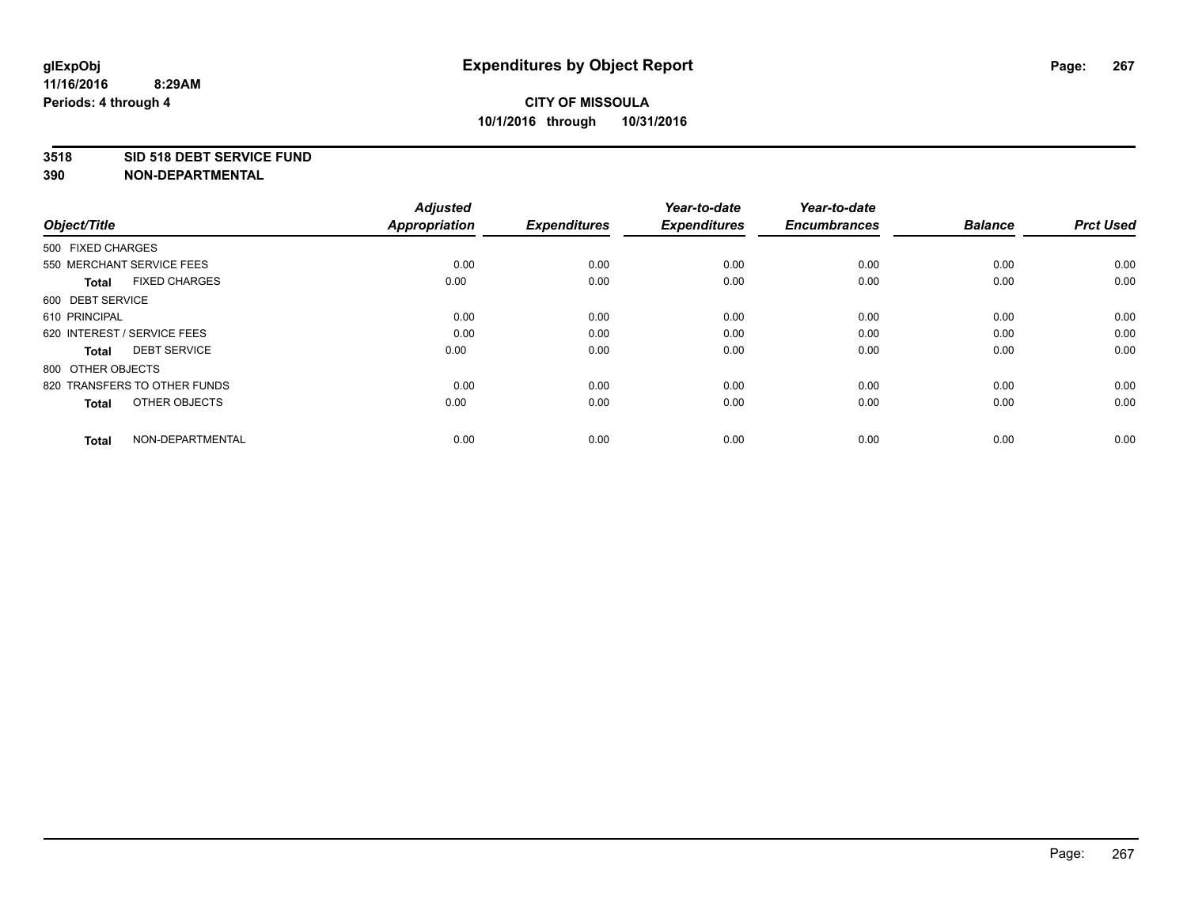# Expenditures by Object Report

glExpObj
11/16/2016 8:29AM
Periods: 4 through 4

**CITY OF MISSOULA**
**10/1/2016 through 10/31/2016**

**3518 SID 518 DEBT SERVICE FUND**
**390 NON-DEPARTMENTAL**

| Object/Title | Adjusted Appropriation | Expenditures | Year-to-date Expenditures | Year-to-date Encumbrances | Balance | Prct Used |
|---|---|---|---|---|---|---|
| 500 FIXED CHARGES | | | | | | |
| 550 MERCHANT SERVICE FEES | 0.00 | 0.00 | 0.00 | 0.00 | 0.00 | 0.00 |
| **Total** FIXED CHARGES | 0.00 | 0.00 | 0.00 | 0.00 | 0.00 | 0.00 |
| 600 DEBT SERVICE | | | | | | |
| 610 PRINCIPAL | 0.00 | 0.00 | 0.00 | 0.00 | 0.00 | 0.00 |
| 620 INTEREST / SERVICE FEES | 0.00 | 0.00 | 0.00 | 0.00 | 0.00 | 0.00 |
| **Total** DEBT SERVICE | 0.00 | 0.00 | 0.00 | 0.00 | 0.00 | 0.00 |
| 800 OTHER OBJECTS | | | | | | |
| 820 TRANSFERS TO OTHER FUNDS | 0.00 | 0.00 | 0.00 | 0.00 | 0.00 | 0.00 |
| **Total** OTHER OBJECTS | 0.00 | 0.00 | 0.00 | 0.00 | 0.00 | 0.00 |
| **Total** NON-DEPARTMENTAL | 0.00 | 0.00 | 0.00 | 0.00 | 0.00 | 0.00 |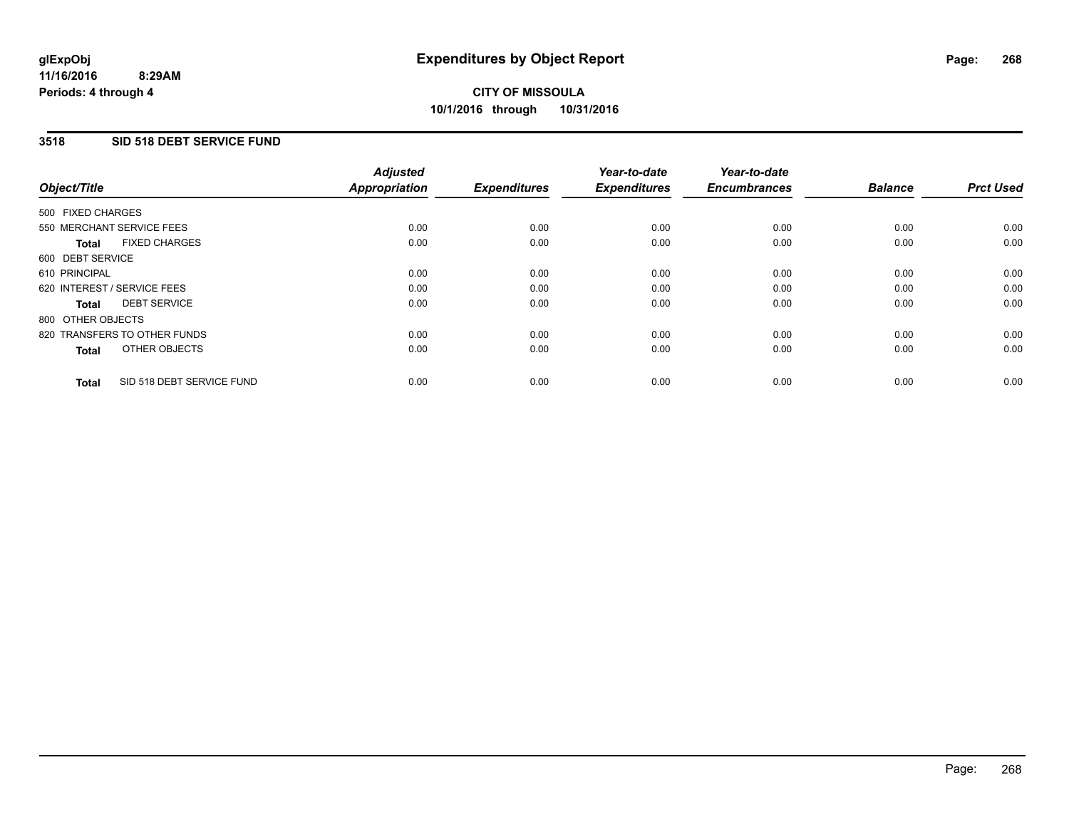glExpObj
11/16/2016 8:29AM
Periods: 4 through 4

# Expenditures by Object Report

**CITY OF MISSOULA**
**10/1/2016 through 10/31/2016**

## 3518 SID 518 DEBT SERVICE FUND

| Object/Title | Adjusted Appropriation | Expenditures | Year-to-date Expenditures | Year-to-date Encumbrances | Balance | Prct Used |
|---|---|---|---|---|---|---|
| 500 FIXED CHARGES | | | | | | |
| 550 MERCHANT SERVICE FEES | 0.00 | 0.00 | 0.00 | 0.00 | 0.00 | 0.00 |
| **Total** FIXED CHARGES | 0.00 | 0.00 | 0.00 | 0.00 | 0.00 | 0.00 |
| 600 DEBT SERVICE | | | | | | |
| 610 PRINCIPAL | 0.00 | 0.00 | 0.00 | 0.00 | 0.00 | 0.00 |
| 620 INTEREST / SERVICE FEES | 0.00 | 0.00 | 0.00 | 0.00 | 0.00 | 0.00 |
| **Total** DEBT SERVICE | 0.00 | 0.00 | 0.00 | 0.00 | 0.00 | 0.00 |
| 800 OTHER OBJECTS | | | | | | |
| 820 TRANSFERS TO OTHER FUNDS | 0.00 | 0.00 | 0.00 | 0.00 | 0.00 | 0.00 |
| **Total** OTHER OBJECTS | 0.00 | 0.00 | 0.00 | 0.00 | 0.00 | 0.00 |
| **Total** SID 518 DEBT SERVICE FUND | 0.00 | 0.00 | 0.00 | 0.00 | 0.00 | 0.00 |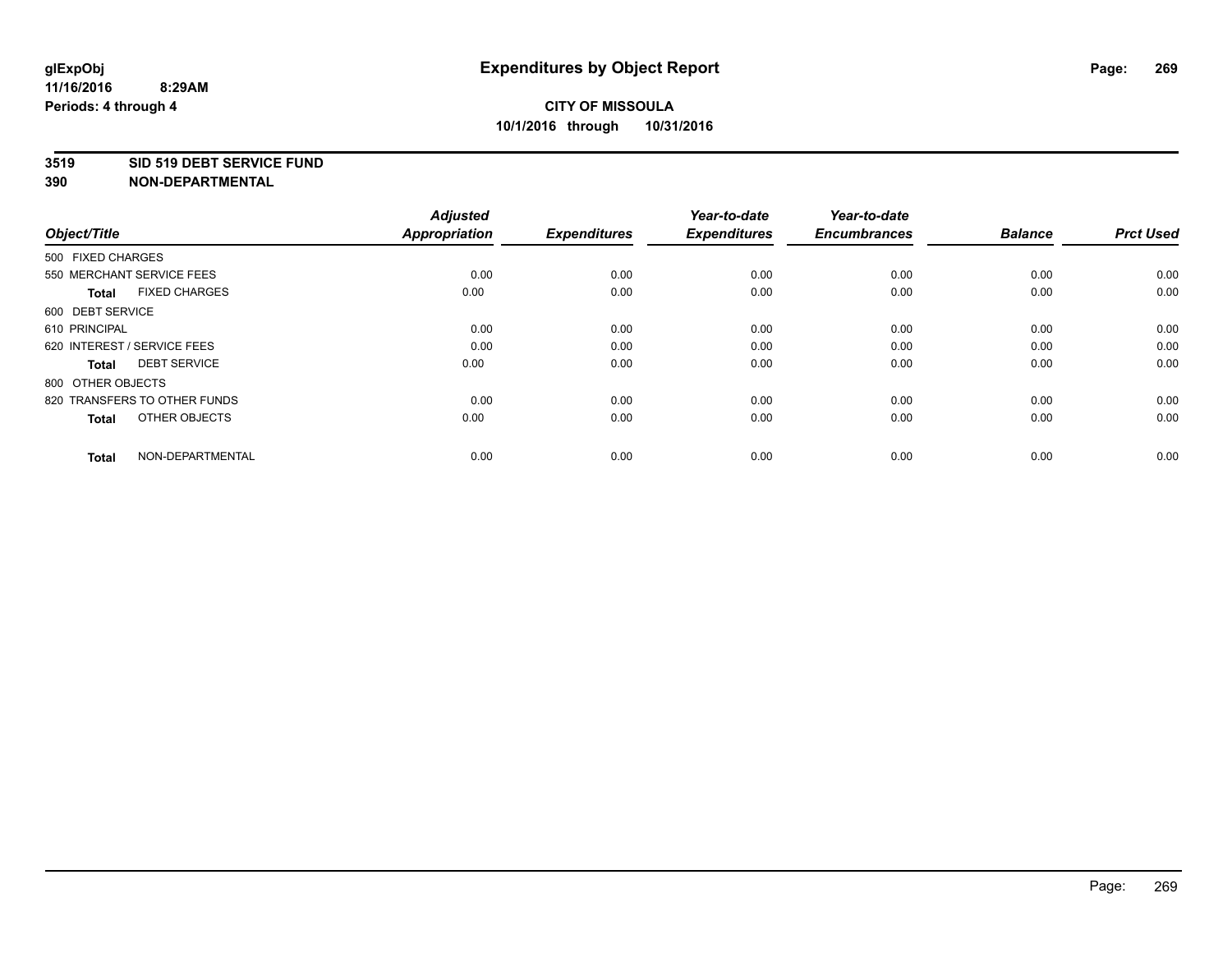# Expenditures by Object Report

glExpObj
11/16/2016 8:29AM
Periods: 4 through 4

**CITY OF MISSOULA**
**10/1/2016 through 10/31/2016**

**3519 SID 519 DEBT SERVICE FUND**
**390 NON-DEPARTMENTAL**

| Object/Title | Adjusted Appropriation | Expenditures | Year-to-date Expenditures | Year-to-date Encumbrances | Balance | Prct Used |
|---|---|---|---|---|---|---|
| 500 FIXED CHARGES | | | | | | |
| 550 MERCHANT SERVICE FEES | 0.00 | 0.00 | 0.00 | 0.00 | 0.00 | 0.00 |
| **Total** FIXED CHARGES | 0.00 | 0.00 | 0.00 | 0.00 | 0.00 | 0.00 |
| 600 DEBT SERVICE | | | | | | |
| 610 PRINCIPAL | 0.00 | 0.00 | 0.00 | 0.00 | 0.00 | 0.00 |
| 620 INTEREST / SERVICE FEES | 0.00 | 0.00 | 0.00 | 0.00 | 0.00 | 0.00 |
| **Total** DEBT SERVICE | 0.00 | 0.00 | 0.00 | 0.00 | 0.00 | 0.00 |
| 800 OTHER OBJECTS | | | | | | |
| 820 TRANSFERS TO OTHER FUNDS | 0.00 | 0.00 | 0.00 | 0.00 | 0.00 | 0.00 |
| **Total** OTHER OBJECTS | 0.00 | 0.00 | 0.00 | 0.00 | 0.00 | 0.00 |
| **Total** NON-DEPARTMENTAL | 0.00 | 0.00 | 0.00 | 0.00 | 0.00 | 0.00 |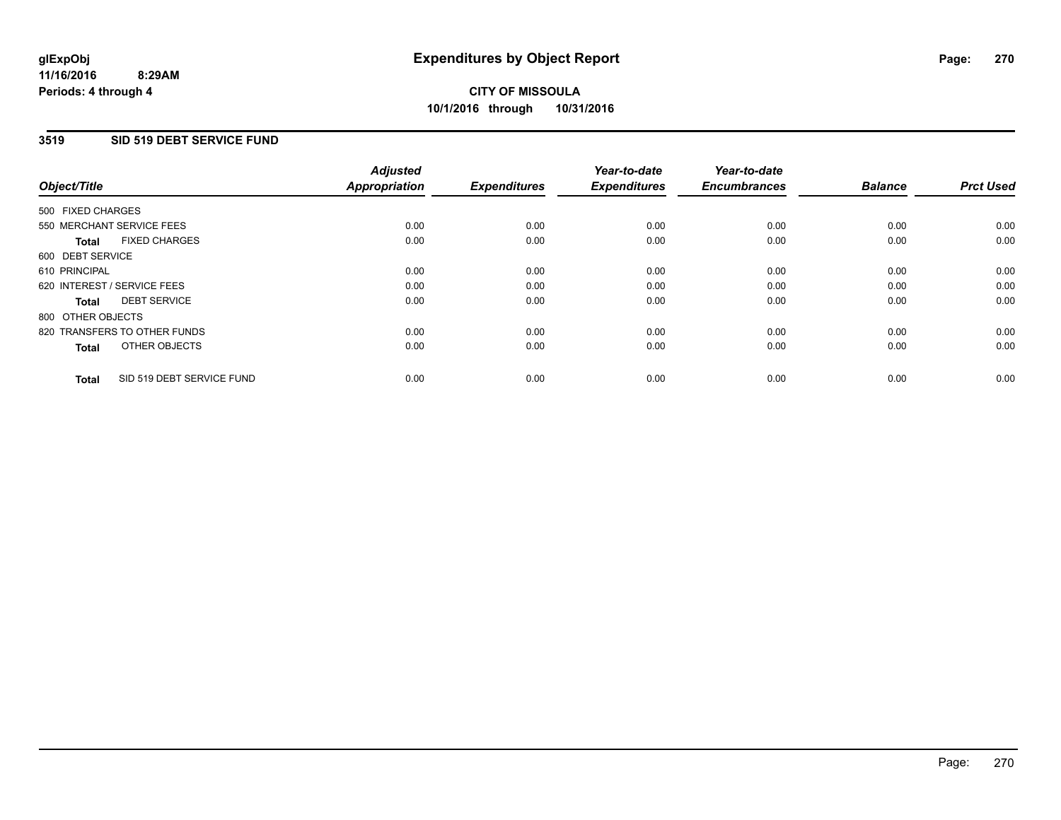**glExpObj**
**11/16/2016 8:29AM**
**Periods: 4 through 4**

# Expenditures by Object Report

**CITY OF MISSOULA**
**10/1/2016 through 10/31/2016**

## 3519 SID 519 DEBT SERVICE FUND

| Object/Title | Adjusted Appropriation | Expenditures | Year-to-date Expenditures | Year-to-date Encumbrances | Balance | Prct Used |
|---|---|---|---|---|---|---|
| 500 FIXED CHARGES | | | | | | |
| 550 MERCHANT SERVICE FEES | 0.00 | 0.00 | 0.00 | 0.00 | 0.00 | 0.00 |
| **Total** FIXED CHARGES | 0.00 | 0.00 | 0.00 | 0.00 | 0.00 | 0.00 |
| 600 DEBT SERVICE | | | | | | |
| 610 PRINCIPAL | 0.00 | 0.00 | 0.00 | 0.00 | 0.00 | 0.00 |
| 620 INTEREST / SERVICE FEES | 0.00 | 0.00 | 0.00 | 0.00 | 0.00 | 0.00 |
| **Total** DEBT SERVICE | 0.00 | 0.00 | 0.00 | 0.00 | 0.00 | 0.00 |
| 800 OTHER OBJECTS | | | | | | |
| 820 TRANSFERS TO OTHER FUNDS | 0.00 | 0.00 | 0.00 | 0.00 | 0.00 | 0.00 |
| **Total** OTHER OBJECTS | 0.00 | 0.00 | 0.00 | 0.00 | 0.00 | 0.00 |
| **Total** SID 519 DEBT SERVICE FUND | 0.00 | 0.00 | 0.00 | 0.00 | 0.00 | 0.00 |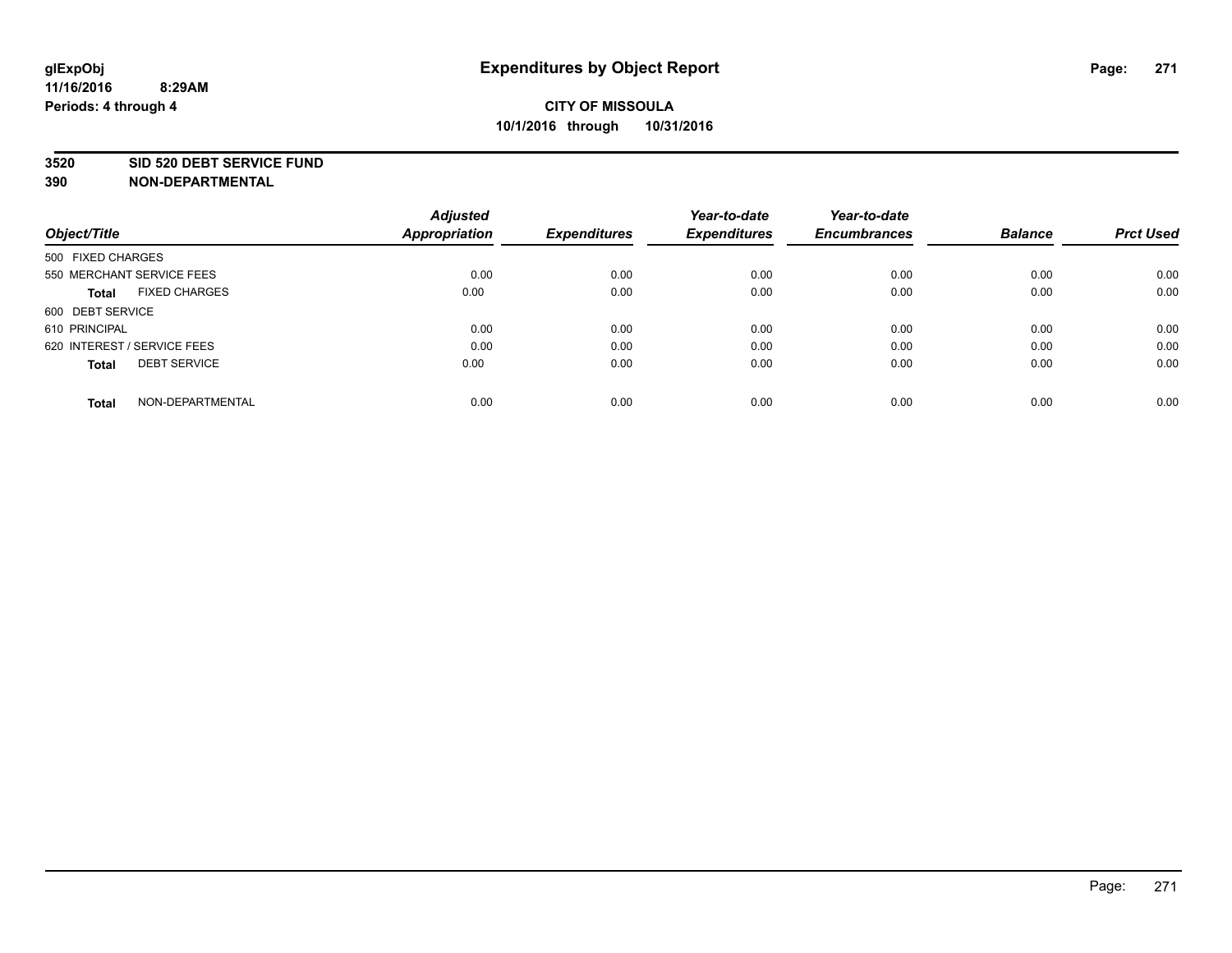glExpObj
11/16/2016 8:29AM
Periods: 4 through 4

# Expenditures by Object Report

**CITY OF MISSOULA**
**10/1/2016 through 10/31/2016**

**3520 SID 520 DEBT SERVICE FUND**
**390 NON-DEPARTMENTAL**

| Object/Title | Adjusted Appropriation | Expenditures | Year-to-date Expenditures | Year-to-date Encumbrances | Balance | Prct Used |
|---|---|---|---|---|---|---|
| 500 FIXED CHARGES | | | | | | |
| 550 MERCHANT SERVICE FEES | 0.00 | 0.00 | 0.00 | 0.00 | 0.00 | 0.00 |
| **Total** FIXED CHARGES | 0.00 | 0.00 | 0.00 | 0.00 | 0.00 | 0.00 |
| 600 DEBT SERVICE | | | | | | |
| 610 PRINCIPAL | 0.00 | 0.00 | 0.00 | 0.00 | 0.00 | 0.00 |
| 620 INTEREST / SERVICE FEES | 0.00 | 0.00 | 0.00 | 0.00 | 0.00 | 0.00 |
| **Total** DEBT SERVICE | 0.00 | 0.00 | 0.00 | 0.00 | 0.00 | 0.00 |
| **Total** NON-DEPARTMENTAL | 0.00 | 0.00 | 0.00 | 0.00 | 0.00 | 0.00 |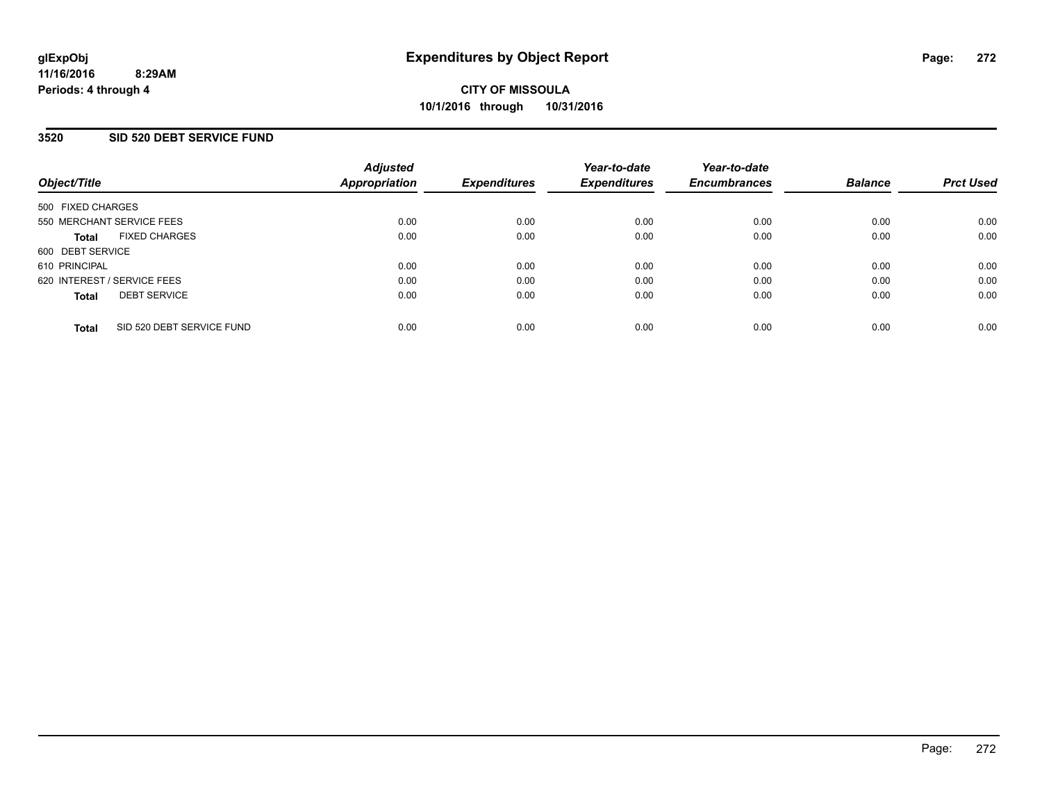# Expenditures by Object Report

glExpObj
11/16/2016 8:29AM
Periods: 4 through 4

**CITY OF MISSOULA**
**10/1/2016 through 10/31/2016**

## 3520 SID 520 DEBT SERVICE FUND

| Object/Title | Adjusted Appropriation | Expenditures | Year-to-date Expenditures | Year-to-date Encumbrances | Balance | Prct Used |
|---|---|---|---|---|---|---|
| 500 FIXED CHARGES | | | | | | |
| 550 MERCHANT SERVICE FEES | 0.00 | 0.00 | 0.00 | 0.00 | 0.00 | 0.00 |
| **Total** FIXED CHARGES | 0.00 | 0.00 | 0.00 | 0.00 | 0.00 | 0.00 |
| 600 DEBT SERVICE | | | | | | |
| 610 PRINCIPAL | 0.00 | 0.00 | 0.00 | 0.00 | 0.00 | 0.00 |
| 620 INTEREST / SERVICE FEES | 0.00 | 0.00 | 0.00 | 0.00 | 0.00 | 0.00 |
| **Total** DEBT SERVICE | 0.00 | 0.00 | 0.00 | 0.00 | 0.00 | 0.00 |
| **Total** SID 520 DEBT SERVICE FUND | 0.00 | 0.00 | 0.00 | 0.00 | 0.00 | 0.00 |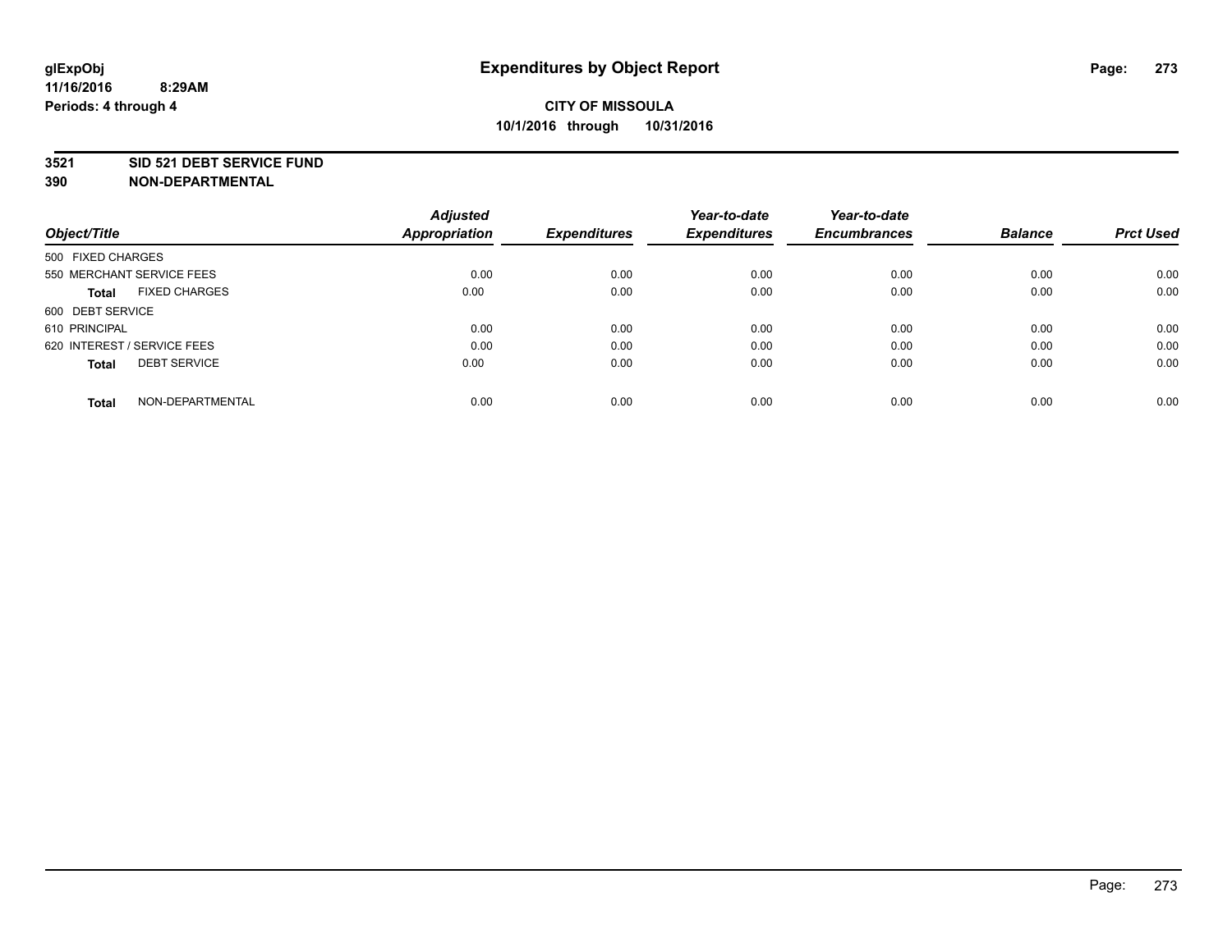**glExpObj**
**11/16/2016 8:29AM**
**Periods: 4 through 4**

# Expenditures by Object Report

**CITY OF MISSOULA**
**10/1/2016 through 10/31/2016**

**3521 SID 521 DEBT SERVICE FUND**
**390 NON-DEPARTMENTAL**

| Object/Title | Adjusted Appropriation | Expenditures | Year-to-date Expenditures | Year-to-date Encumbrances | Balance | Prct Used |
|---|---|---|---|---|---|---|
| 500 FIXED CHARGES | | | | | | |
| 550 MERCHANT SERVICE FEES | 0.00 | 0.00 | 0.00 | 0.00 | 0.00 | 0.00 |
| **Total** FIXED CHARGES | 0.00 | 0.00 | 0.00 | 0.00 | 0.00 | 0.00 |
| 600 DEBT SERVICE | | | | | | |
| 610 PRINCIPAL | 0.00 | 0.00 | 0.00 | 0.00 | 0.00 | 0.00 |
| 620 INTEREST / SERVICE FEES | 0.00 | 0.00 | 0.00 | 0.00 | 0.00 | 0.00 |
| **Total** DEBT SERVICE | 0.00 | 0.00 | 0.00 | 0.00 | 0.00 | 0.00 |
| **Total** NON-DEPARTMENTAL | 0.00 | 0.00 | 0.00 | 0.00 | 0.00 | 0.00 |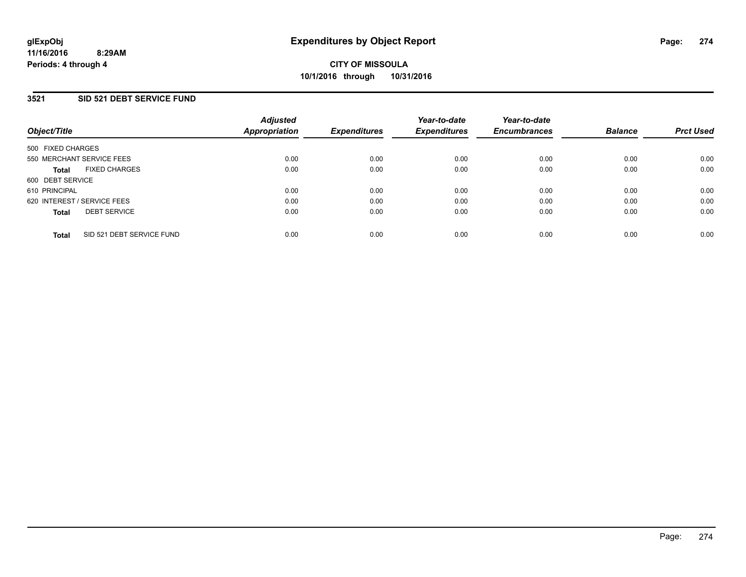glExpObj
11/16/2016 8:29AM
Periods: 4 through 4

# Expenditures by Object Report

**CITY OF MISSOULA**
**10/1/2016 through 10/31/2016**

## 3521 SID 521 DEBT SERVICE FUND

| Object/Title | Adjusted Appropriation | Expenditures | Year-to-date Expenditures | Year-to-date Encumbrances | Balance | Prct Used |
|---|---|---|---|---|---|---|
| 500 FIXED CHARGES | | | | | | |
| 550 MERCHANT SERVICE FEES | 0.00 | 0.00 | 0.00 | 0.00 | 0.00 | 0.00 |
| **Total** FIXED CHARGES | 0.00 | 0.00 | 0.00 | 0.00 | 0.00 | 0.00 |
| 600 DEBT SERVICE | | | | | | |
| 610 PRINCIPAL | 0.00 | 0.00 | 0.00 | 0.00 | 0.00 | 0.00 |
| 620 INTEREST / SERVICE FEES | 0.00 | 0.00 | 0.00 | 0.00 | 0.00 | 0.00 |
| **Total** DEBT SERVICE | 0.00 | 0.00 | 0.00 | 0.00 | 0.00 | 0.00 |
| **Total** SID 521 DEBT SERVICE FUND | 0.00 | 0.00 | 0.00 | 0.00 | 0.00 | 0.00 |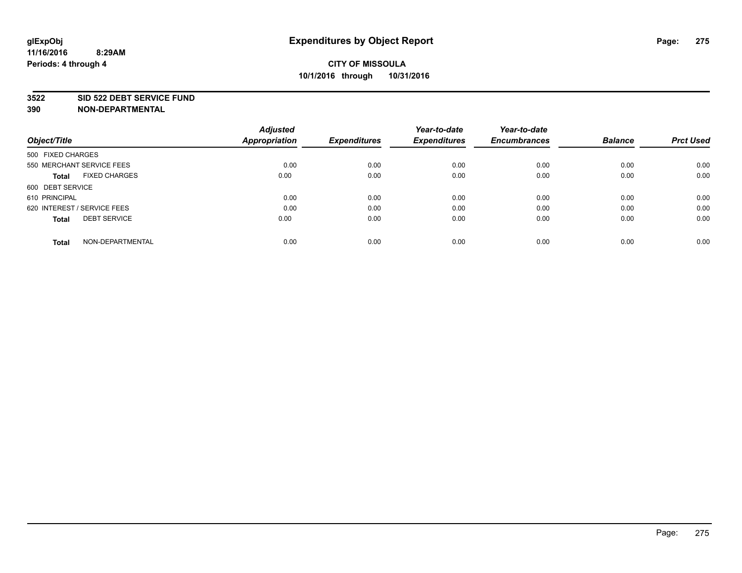**glExpObj**
**11/16/2016 8:29AM**
**Periods: 4 through 4**

# Expenditures by Object Report

**CITY OF MISSOULA**
**10/1/2016 through 10/31/2016**

**3522 SID 522 DEBT SERVICE FUND**
**390 NON-DEPARTMENTAL**

| Object/Title | Adjusted Appropriation | Expenditures | Year-to-date Expenditures | Year-to-date Encumbrances | Balance | Prct Used |
|---|---|---|---|---|---|---|
| 500 FIXED CHARGES | | | | | | |
| 550 MERCHANT SERVICE FEES | 0.00 | 0.00 | 0.00 | 0.00 | 0.00 | 0.00 |
| **Total** FIXED CHARGES | 0.00 | 0.00 | 0.00 | 0.00 | 0.00 | 0.00 |
| 600 DEBT SERVICE | | | | | | |
| 610 PRINCIPAL | 0.00 | 0.00 | 0.00 | 0.00 | 0.00 | 0.00 |
| 620 INTEREST / SERVICE FEES | 0.00 | 0.00 | 0.00 | 0.00 | 0.00 | 0.00 |
| **Total** DEBT SERVICE | 0.00 | 0.00 | 0.00 | 0.00 | 0.00 | 0.00 |
| **Total** NON-DEPARTMENTAL | 0.00 | 0.00 | 0.00 | 0.00 | 0.00 | 0.00 |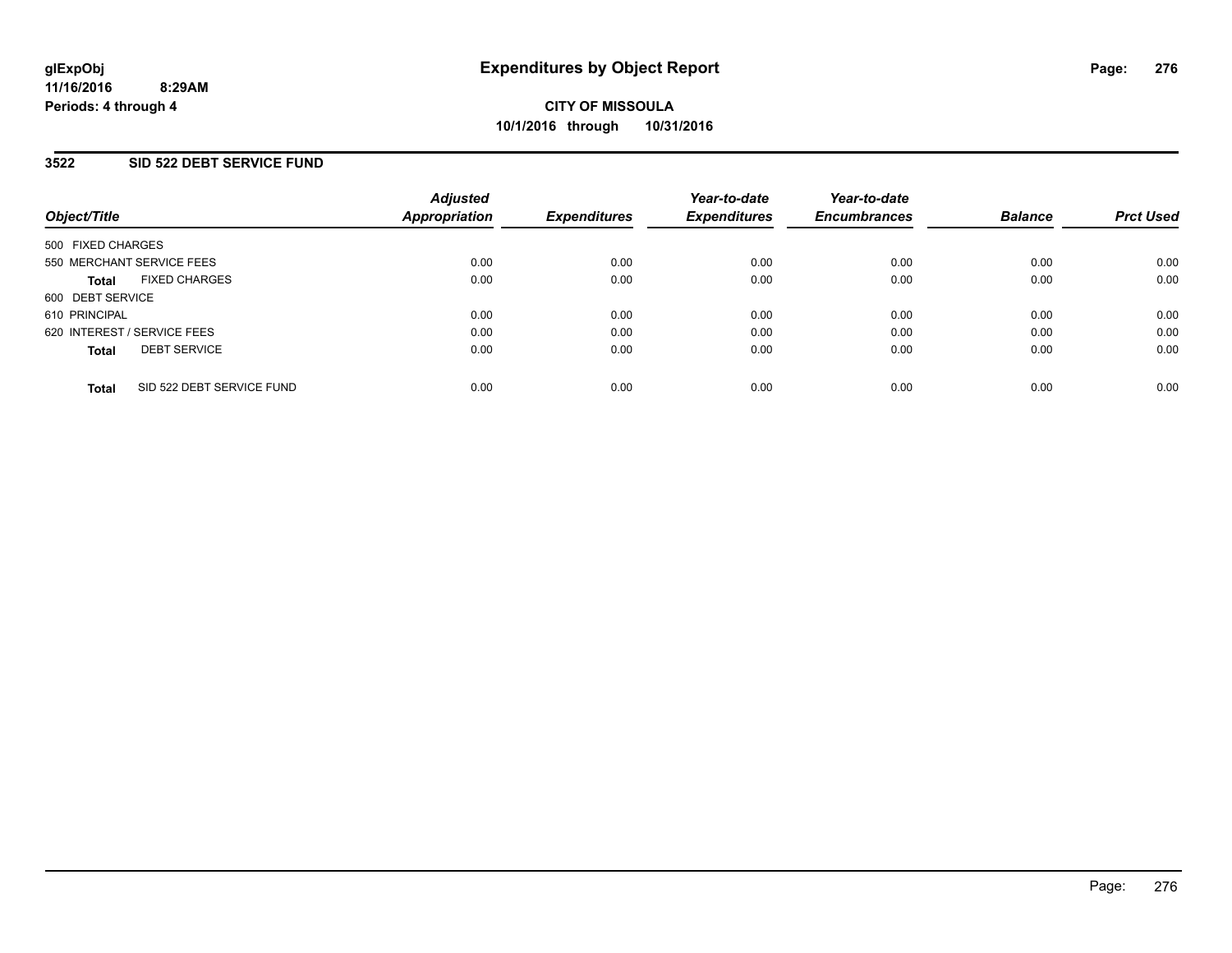glExpObj
11/16/2016 8:29AM
Periods: 4 through 4

# Expenditures by Object Report

**CITY OF MISSOULA**
**10/1/2016 through 10/31/2016**

## 3522 SID 522 DEBT SERVICE FUND

| Object/Title | Adjusted Appropriation | Expenditures | Year-to-date Expenditures | Year-to-date Encumbrances | Balance | Prct Used |
|---|---|---|---|---|---|---|
| 500 FIXED CHARGES | | | | | | |
| 550 MERCHANT SERVICE FEES | 0.00 | 0.00 | 0.00 | 0.00 | 0.00 | 0.00 |
| **Total** FIXED CHARGES | 0.00 | 0.00 | 0.00 | 0.00 | 0.00 | 0.00 |
| 600 DEBT SERVICE | | | | | | |
| 610 PRINCIPAL | 0.00 | 0.00 | 0.00 | 0.00 | 0.00 | 0.00 |
| 620 INTEREST / SERVICE FEES | 0.00 | 0.00 | 0.00 | 0.00 | 0.00 | 0.00 |
| **Total** DEBT SERVICE | 0.00 | 0.00 | 0.00 | 0.00 | 0.00 | 0.00 |
| **Total** SID 522 DEBT SERVICE FUND | 0.00 | 0.00 | 0.00 | 0.00 | 0.00 | 0.00 |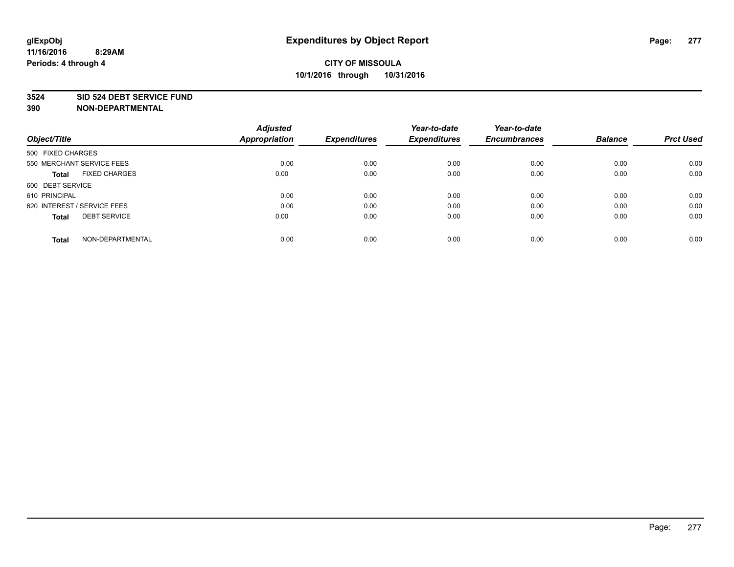# Expenditures by Object Report

glExpObj
11/16/2016 8:29AM
Periods: 4 through 4

**CITY OF MISSOULA**
**10/1/2016 through 10/31/2016**

## 3524 SID 524 DEBT SERVICE FUND
## 390 NON-DEPARTMENTAL

| Object/Title | Adjusted Appropriation | Expenditures | Year-to-date Expenditures | Year-to-date Encumbrances | Balance | Prct Used |
|---|---|---|---|---|---|---|
| 500 FIXED CHARGES | | | | | | |
| 550 MERCHANT SERVICE FEES | 0.00 | 0.00 | 0.00 | 0.00 | 0.00 | 0.00 |
| **Total** FIXED CHARGES | 0.00 | 0.00 | 0.00 | 0.00 | 0.00 | 0.00 |
| 600 DEBT SERVICE | | | | | | |
| 610 PRINCIPAL | 0.00 | 0.00 | 0.00 | 0.00 | 0.00 | 0.00 |
| 620 INTEREST / SERVICE FEES | 0.00 | 0.00 | 0.00 | 0.00 | 0.00 | 0.00 |
| **Total** DEBT SERVICE | 0.00 | 0.00 | 0.00 | 0.00 | 0.00 | 0.00 |
| **Total** NON-DEPARTMENTAL | 0.00 | 0.00 | 0.00 | 0.00 | 0.00 | 0.00 |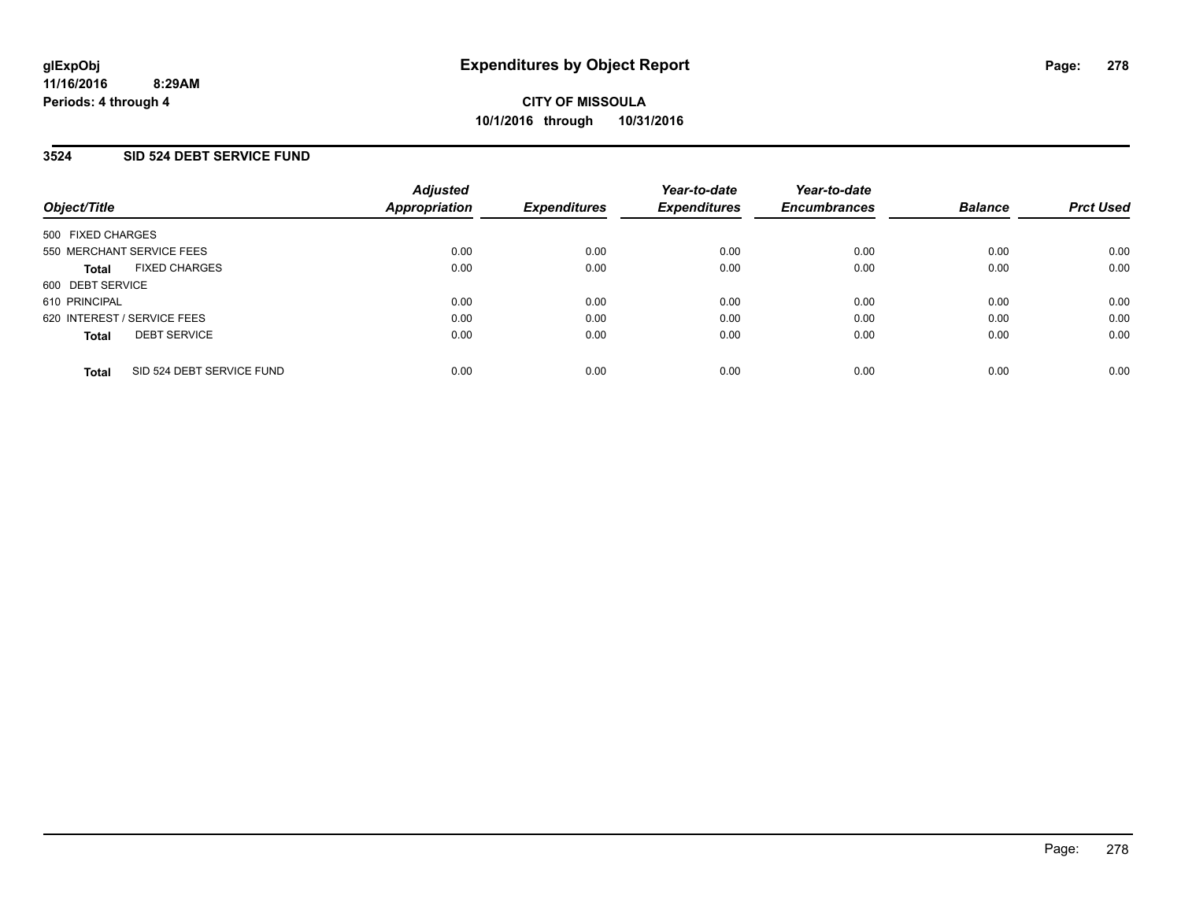**glExpObj**
**11/16/2016 8:29AM**
**Periods: 4 through 4**

# Expenditures by Object Report

**CITY OF MISSOULA**
**10/1/2016 through 10/31/2016**

## 3524 SID 524 DEBT SERVICE FUND

| Object/Title | Adjusted Appropriation | Expenditures | Year-to-date Expenditures | Year-to-date Encumbrances | Balance | Prct Used |
|---|---|---|---|---|---|---|
| 500 FIXED CHARGES | | | | | | |
| 550 MERCHANT SERVICE FEES | 0.00 | 0.00 | 0.00 | 0.00 | 0.00 | 0.00 |
| **Total** FIXED CHARGES | 0.00 | 0.00 | 0.00 | 0.00 | 0.00 | 0.00 |
| 600 DEBT SERVICE | | | | | | |
| 610 PRINCIPAL | 0.00 | 0.00 | 0.00 | 0.00 | 0.00 | 0.00 |
| 620 INTEREST / SERVICE FEES | 0.00 | 0.00 | 0.00 | 0.00 | 0.00 | 0.00 |
| **Total** DEBT SERVICE | 0.00 | 0.00 | 0.00 | 0.00 | 0.00 | 0.00 |
| **Total** SID 524 DEBT SERVICE FUND | 0.00 | 0.00 | 0.00 | 0.00 | 0.00 | 0.00 |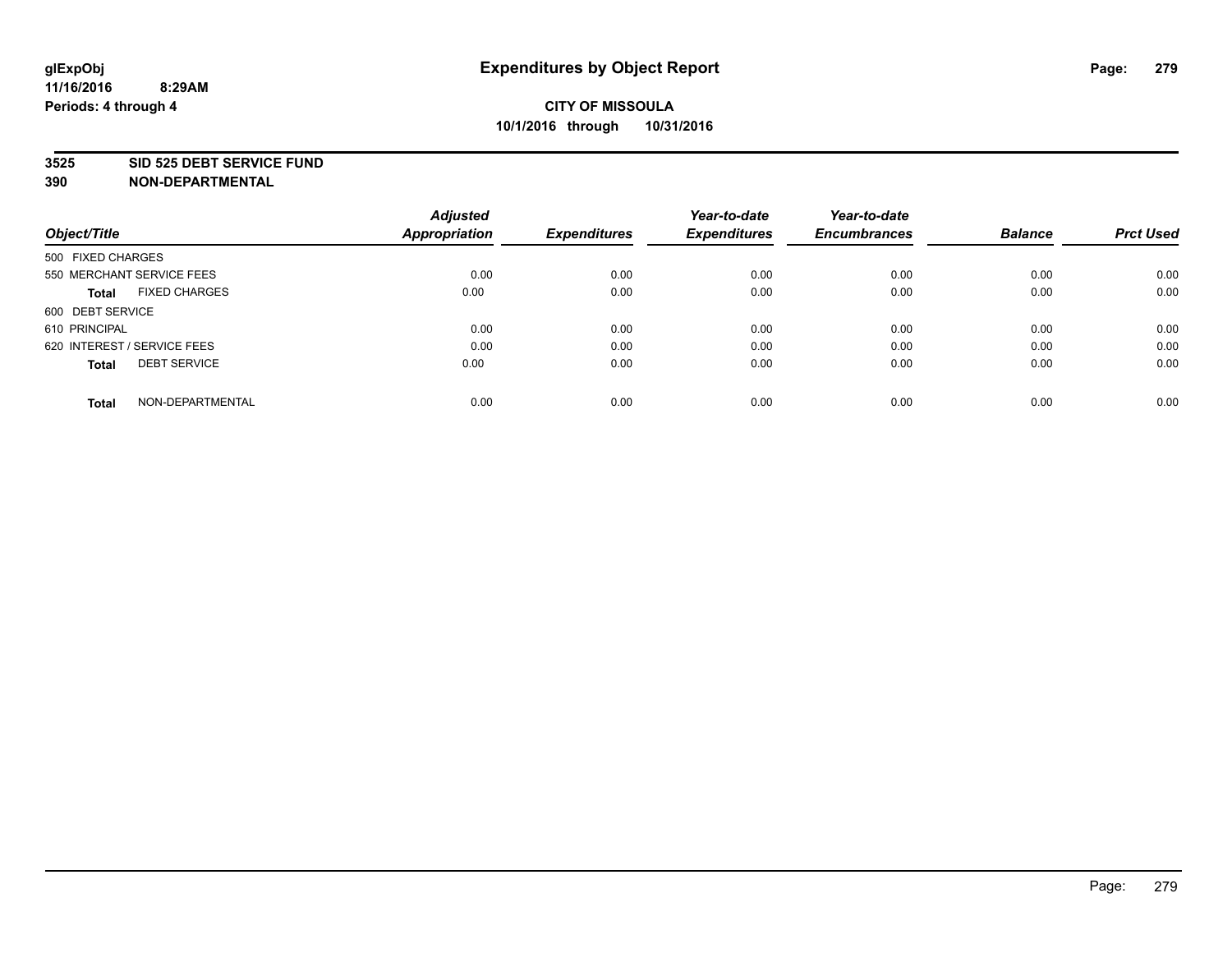**glExpObj**
**11/16/2016 8:29AM**
**Periods: 4 through 4**

# Expenditures by Object Report

**CITY OF MISSOULA**
**10/1/2016 through 10/31/2016**

**3525 SID 525 DEBT SERVICE FUND**
**390 NON-DEPARTMENTAL**

| Object/Title | Adjusted Appropriation | Expenditures | Year-to-date Expenditures | Year-to-date Encumbrances | Balance | Prct Used |
|---|---|---|---|---|---|---|
| 500 FIXED CHARGES | | | | | | |
| 550 MERCHANT SERVICE FEES | 0.00 | 0.00 | 0.00 | 0.00 | 0.00 | 0.00 |
| **Total** FIXED CHARGES | 0.00 | 0.00 | 0.00 | 0.00 | 0.00 | 0.00 |
| 600 DEBT SERVICE | | | | | | |
| 610 PRINCIPAL | 0.00 | 0.00 | 0.00 | 0.00 | 0.00 | 0.00 |
| 620 INTEREST / SERVICE FEES | 0.00 | 0.00 | 0.00 | 0.00 | 0.00 | 0.00 |
| **Total** DEBT SERVICE | 0.00 | 0.00 | 0.00 | 0.00 | 0.00 | 0.00 |
| **Total** NON-DEPARTMENTAL | 0.00 | 0.00 | 0.00 | 0.00 | 0.00 | 0.00 |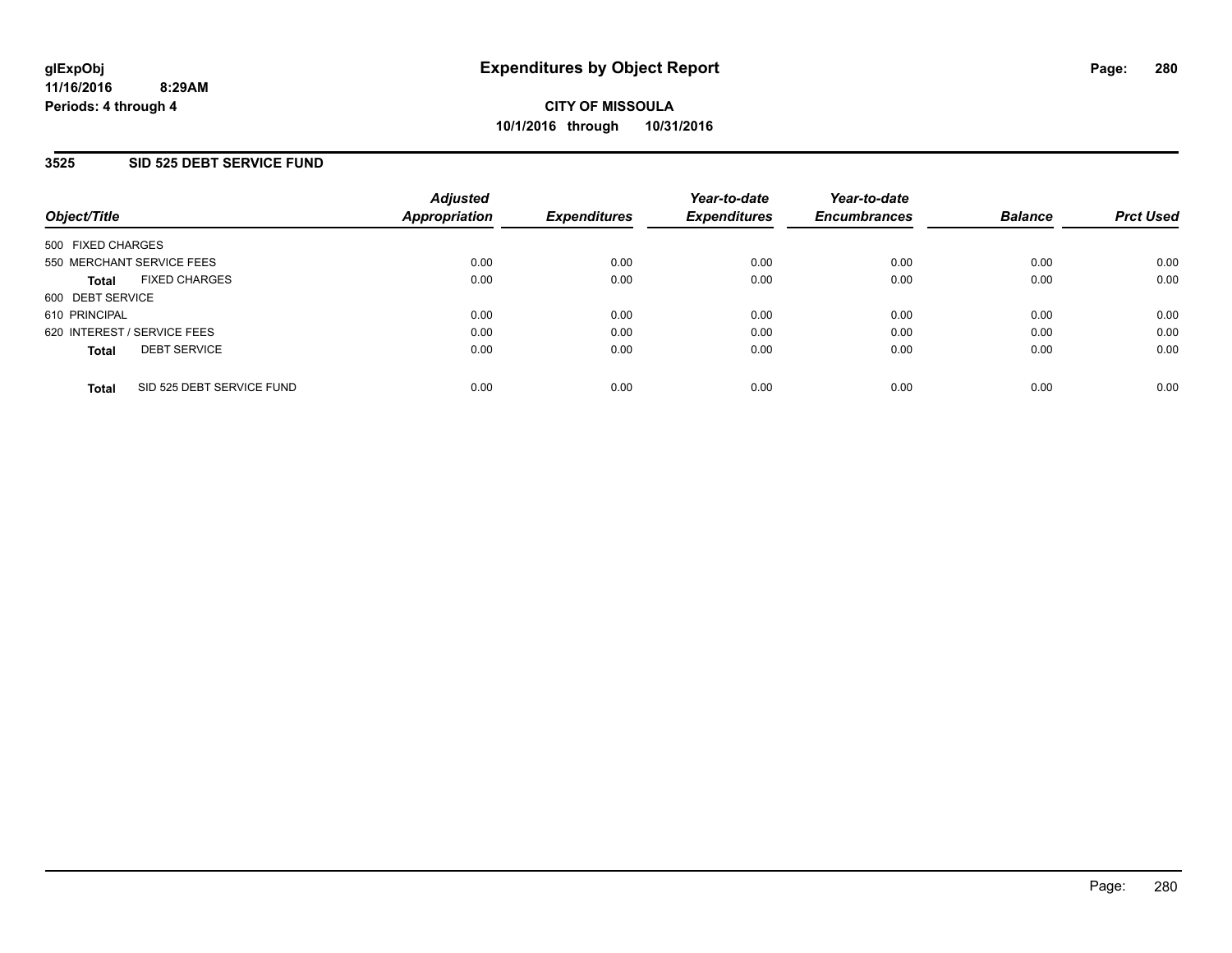# Expenditures by Object Report

glExpObj
11/16/2016 8:29AM
Periods: 4 through 4

**CITY OF MISSOULA**
**10/1/2016 through 10/31/2016**

## 3525 SID 525 DEBT SERVICE FUND

| Object/Title | | Adjusted Appropriation | Expenditures | Year-to-date Expenditures | Year-to-date Encumbrances | Balance | Prct Used |
|---|---|---|---|---|---|---|---|
| 500 FIXED CHARGES | | | | | | | |
| 550 MERCHANT SERVICE FEES | | 0.00 | 0.00 | 0.00 | 0.00 | 0.00 | 0.00 |
| **Total** | FIXED CHARGES | 0.00 | 0.00 | 0.00 | 0.00 | 0.00 | 0.00 |
| 600 DEBT SERVICE | | | | | | | |
| 610 PRINCIPAL | | 0.00 | 0.00 | 0.00 | 0.00 | 0.00 | 0.00 |
| 620 INTEREST / SERVICE FEES | | 0.00 | 0.00 | 0.00 | 0.00 | 0.00 | 0.00 |
| **Total** | DEBT SERVICE | 0.00 | 0.00 | 0.00 | 0.00 | 0.00 | 0.00 |
| **Total** | SID 525 DEBT SERVICE FUND | 0.00 | 0.00 | 0.00 | 0.00 | 0.00 | 0.00 |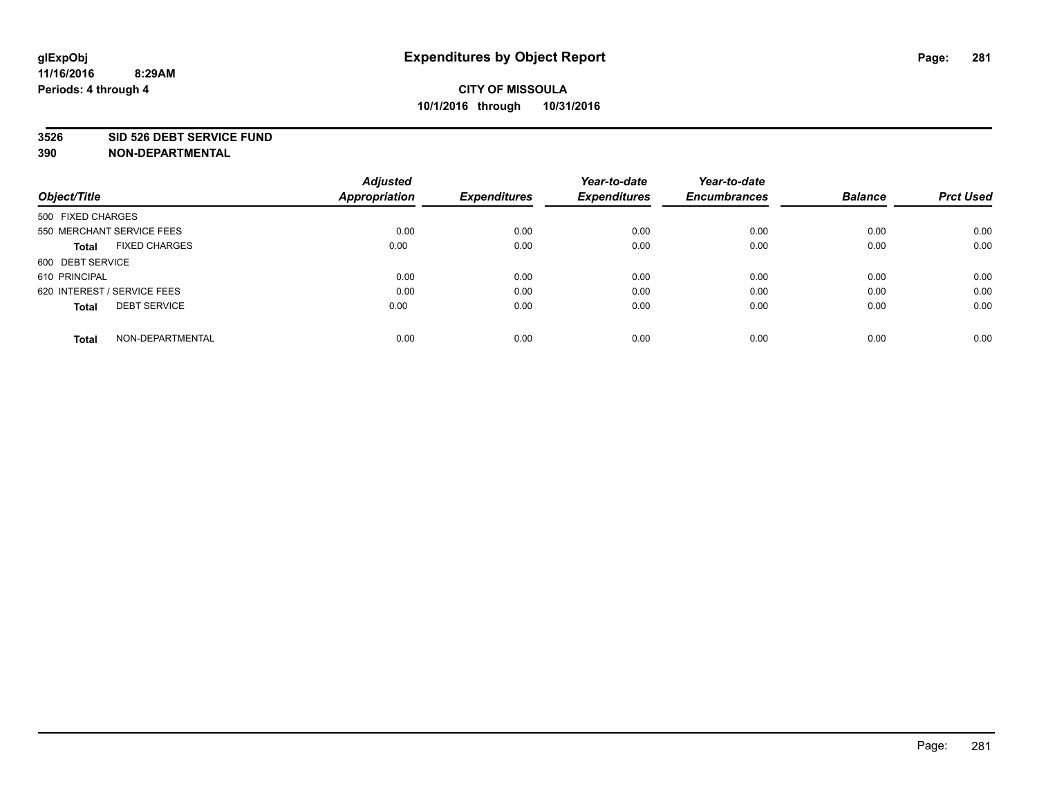glExpObj
11/16/2016 8:29AM
Periods: 4 through 4

# Expenditures by Object Report

**CITY OF MISSOULA**
**10/1/2016 through 10/31/2016**

**3526 SID 526 DEBT SERVICE FUND**
**390 NON-DEPARTMENTAL**

| Object/Title | Adjusted Appropriation | Expenditures | Year-to-date Expenditures | Year-to-date Encumbrances | Balance | Prct Used |
|---|---|---|---|---|---|---|
| 500 FIXED CHARGES | | | | | | |
| 550 MERCHANT SERVICE FEES | 0.00 | 0.00 | 0.00 | 0.00 | 0.00 | 0.00 |
| **Total** FIXED CHARGES | 0.00 | 0.00 | 0.00 | 0.00 | 0.00 | 0.00 |
| 600 DEBT SERVICE | | | | | | |
| 610 PRINCIPAL | 0.00 | 0.00 | 0.00 | 0.00 | 0.00 | 0.00 |
| 620 INTEREST / SERVICE FEES | 0.00 | 0.00 | 0.00 | 0.00 | 0.00 | 0.00 |
| **Total** DEBT SERVICE | 0.00 | 0.00 | 0.00 | 0.00 | 0.00 | 0.00 |
| **Total** NON-DEPARTMENTAL | 0.00 | 0.00 | 0.00 | 0.00 | 0.00 | 0.00 |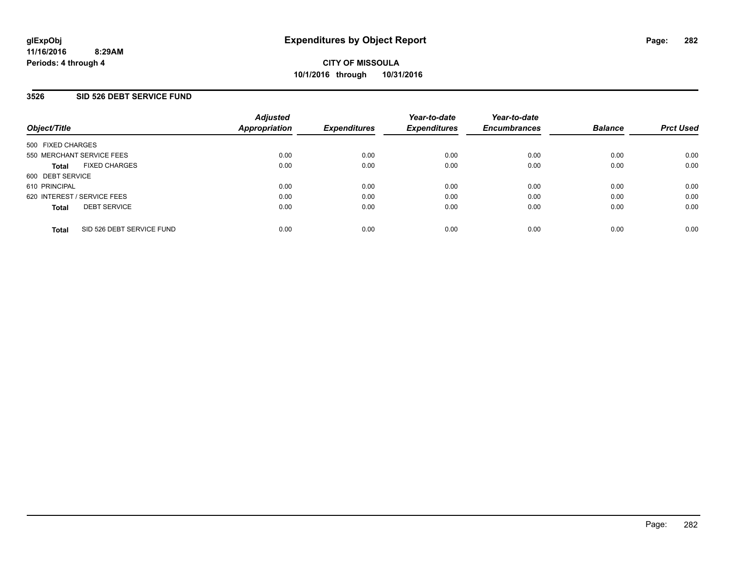**glExpObj**
**11/16/2016 8:29AM**
**Periods: 4 through 4**

# Expenditures by Object Report

**CITY OF MISSOULA**
**10/1/2016 through 10/31/2016**

## 3526 SID 526 DEBT SERVICE FUND

| Object/Title | Adjusted Appropriation | Expenditures | Year-to-date Expenditures | Year-to-date Encumbrances | Balance | Prct Used |
|---|---|---|---|---|---|---|
| 500 FIXED CHARGES | | | | | | |
| 550 MERCHANT SERVICE FEES | 0.00 | 0.00 | 0.00 | 0.00 | 0.00 | 0.00 |
| **Total** FIXED CHARGES | 0.00 | 0.00 | 0.00 | 0.00 | 0.00 | 0.00 |
| 600 DEBT SERVICE | | | | | | |
| 610 PRINCIPAL | 0.00 | 0.00 | 0.00 | 0.00 | 0.00 | 0.00 |
| 620 INTEREST / SERVICE FEES | 0.00 | 0.00 | 0.00 | 0.00 | 0.00 | 0.00 |
| **Total** DEBT SERVICE | 0.00 | 0.00 | 0.00 | 0.00 | 0.00 | 0.00 |
| **Total** SID 526 DEBT SERVICE FUND | 0.00 | 0.00 | 0.00 | 0.00 | 0.00 | 0.00 |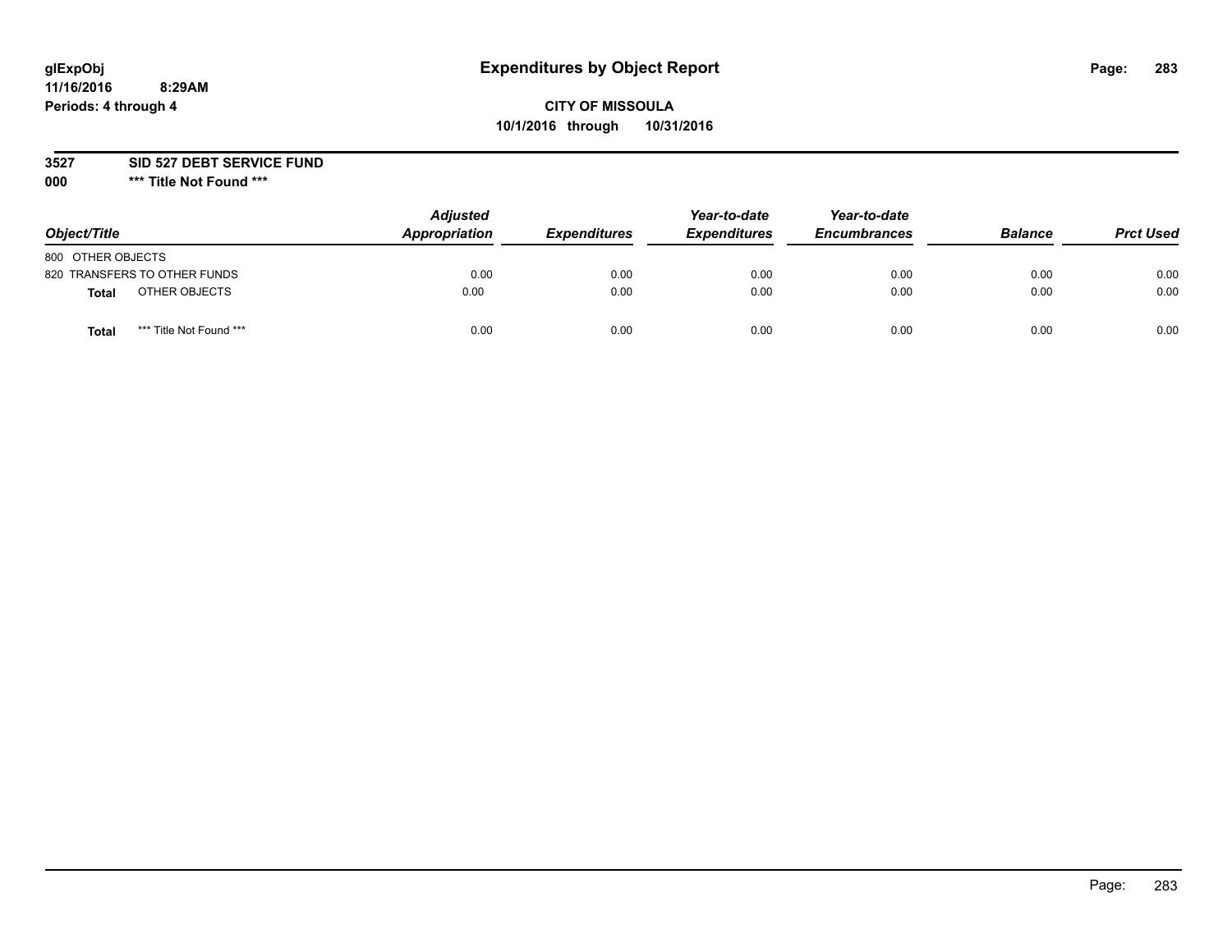# Expenditures by Object Report

glExpObj
11/16/2016 8:29AM
Periods: 4 through 4

**CITY OF MISSOULA**
**10/1/2016 through 10/31/2016**

**3527 SID 527 DEBT SERVICE FUND**
**000 \*\*\* Title Not Found \*\*\***

| Object/Title | Adjusted Appropriation | Expenditures | Year-to-date Expenditures | Year-to-date Encumbrances | Balance | Prct Used |
|---|---|---|---|---|---|---|
| 800 OTHER OBJECTS | | | | | | |
| 820 TRANSFERS TO OTHER FUNDS | 0.00 | 0.00 | 0.00 | 0.00 | 0.00 | 0.00 |
| **Total** OTHER OBJECTS | 0.00 | 0.00 | 0.00 | 0.00 | 0.00 | 0.00 |
| **Total** *** Title Not Found *** | 0.00 | 0.00 | 0.00 | 0.00 | 0.00 | 0.00 |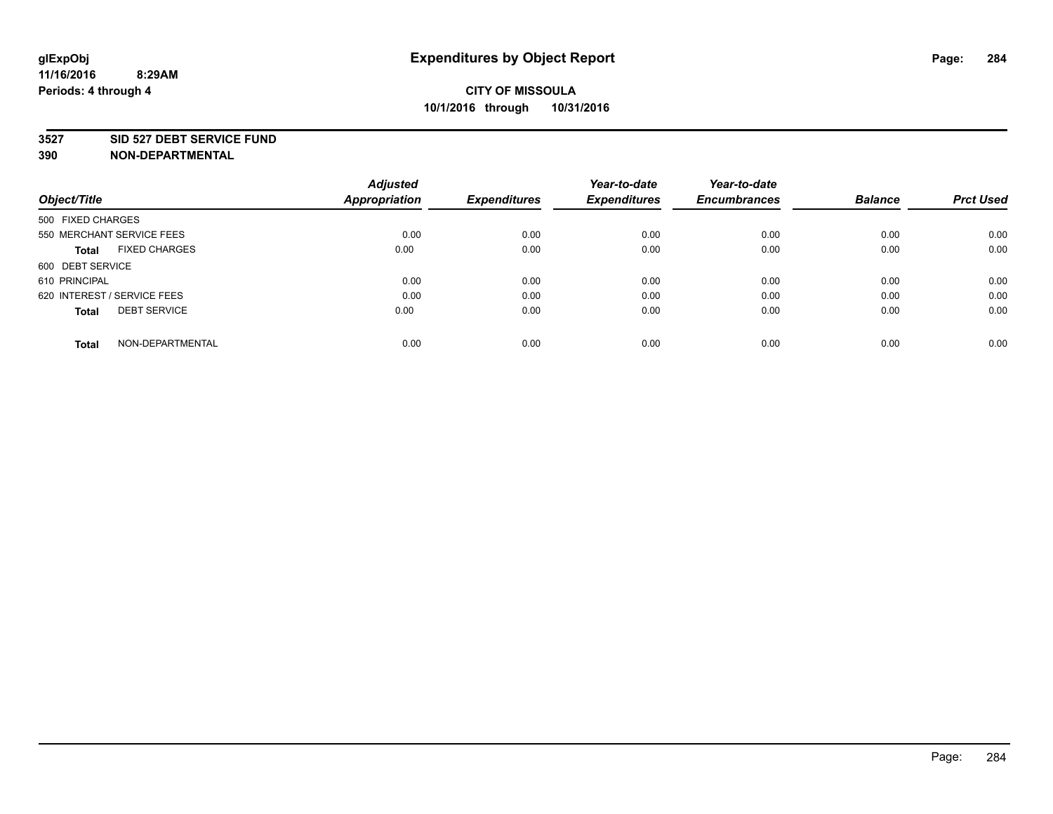**glExpObj**
**11/16/2016 8:29AM**
**Periods: 4 through 4**

# Expenditures by Object Report

**CITY OF MISSOULA**
**10/1/2016 through 10/31/2016**

**3527 SID 527 DEBT SERVICE FUND**
**390 NON-DEPARTMENTAL**

| Object/Title | Adjusted Appropriation | Expenditures | Year-to-date Expenditures | Year-to-date Encumbrances | Balance | Prct Used |
|---|---|---|---|---|---|---|
| 500 FIXED CHARGES | | | | | | |
| 550 MERCHANT SERVICE FEES | 0.00 | 0.00 | 0.00 | 0.00 | 0.00 | 0.00 |
| **Total** FIXED CHARGES | 0.00 | 0.00 | 0.00 | 0.00 | 0.00 | 0.00 |
| 600 DEBT SERVICE | | | | | | |
| 610 PRINCIPAL | 0.00 | 0.00 | 0.00 | 0.00 | 0.00 | 0.00 |
| 620 INTEREST / SERVICE FEES | 0.00 | 0.00 | 0.00 | 0.00 | 0.00 | 0.00 |
| **Total** DEBT SERVICE | 0.00 | 0.00 | 0.00 | 0.00 | 0.00 | 0.00 |
| **Total** NON-DEPARTMENTAL | 0.00 | 0.00 | 0.00 | 0.00 | 0.00 | 0.00 |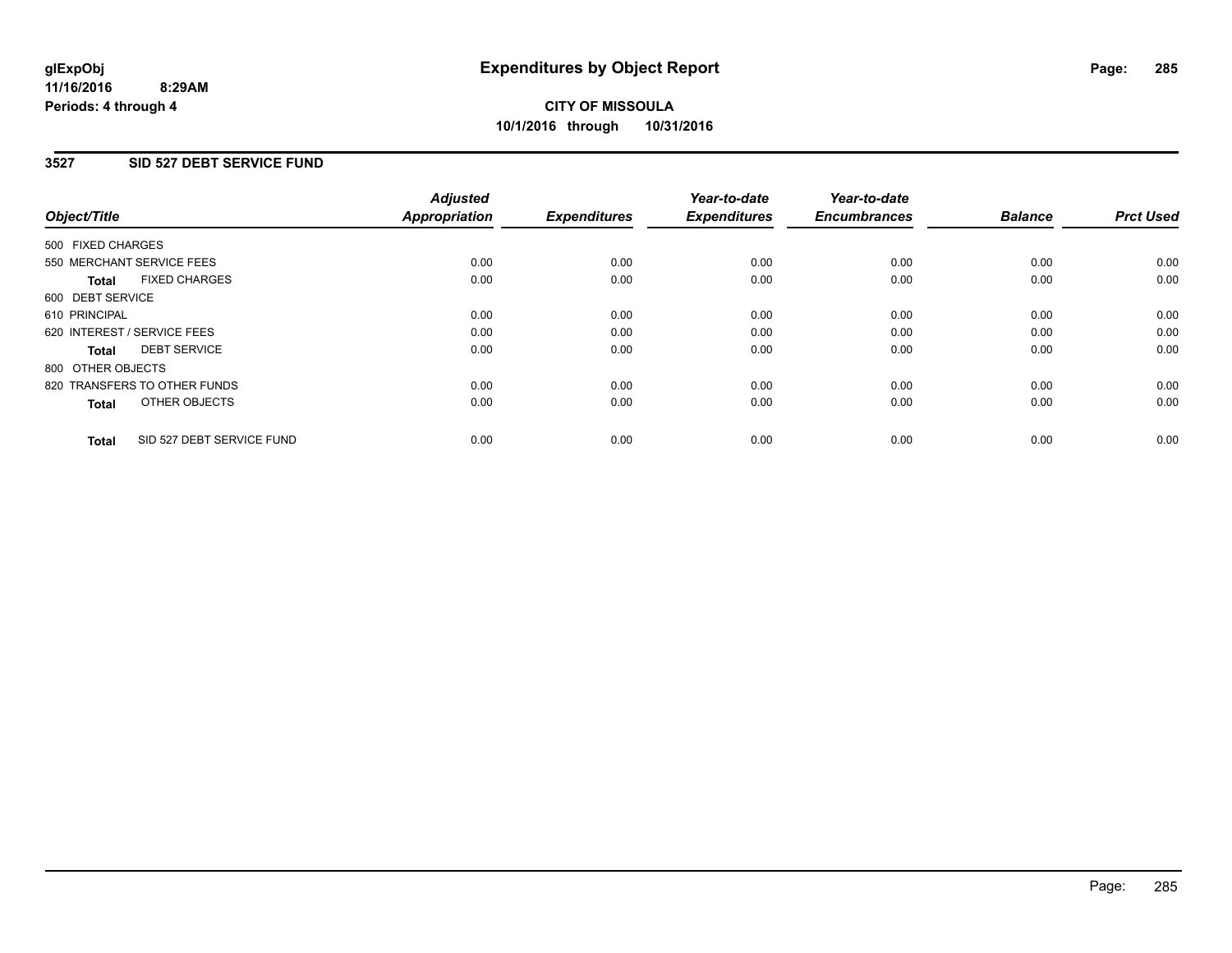# Expenditures by Object Report

**CITY OF MISSOULA**
**10/1/2016 through 10/31/2016**

glExpObj
11/16/2016 8:29AM
Periods: 4 through 4

## 3527 SID 527 DEBT SERVICE FUND

| Object/Title | Adjusted Appropriation | Expenditures | Year-to-date Expenditures | Year-to-date Encumbrances | Balance | Prct Used |
|---|---|---|---|---|---|---|
| 500 FIXED CHARGES | | | | | | |
| 550 MERCHANT SERVICE FEES | 0.00 | 0.00 | 0.00 | 0.00 | 0.00 | 0.00 |
| **Total** FIXED CHARGES | 0.00 | 0.00 | 0.00 | 0.00 | 0.00 | 0.00 |
| 600 DEBT SERVICE | | | | | | |
| 610 PRINCIPAL | 0.00 | 0.00 | 0.00 | 0.00 | 0.00 | 0.00 |
| 620 INTEREST / SERVICE FEES | 0.00 | 0.00 | 0.00 | 0.00 | 0.00 | 0.00 |
| **Total** DEBT SERVICE | 0.00 | 0.00 | 0.00 | 0.00 | 0.00 | 0.00 |
| 800 OTHER OBJECTS | | | | | | |
| 820 TRANSFERS TO OTHER FUNDS | 0.00 | 0.00 | 0.00 | 0.00 | 0.00 | 0.00 |
| **Total** OTHER OBJECTS | 0.00 | 0.00 | 0.00 | 0.00 | 0.00 | 0.00 |
| **Total** SID 527 DEBT SERVICE FUND | 0.00 | 0.00 | 0.00 | 0.00 | 0.00 | 0.00 |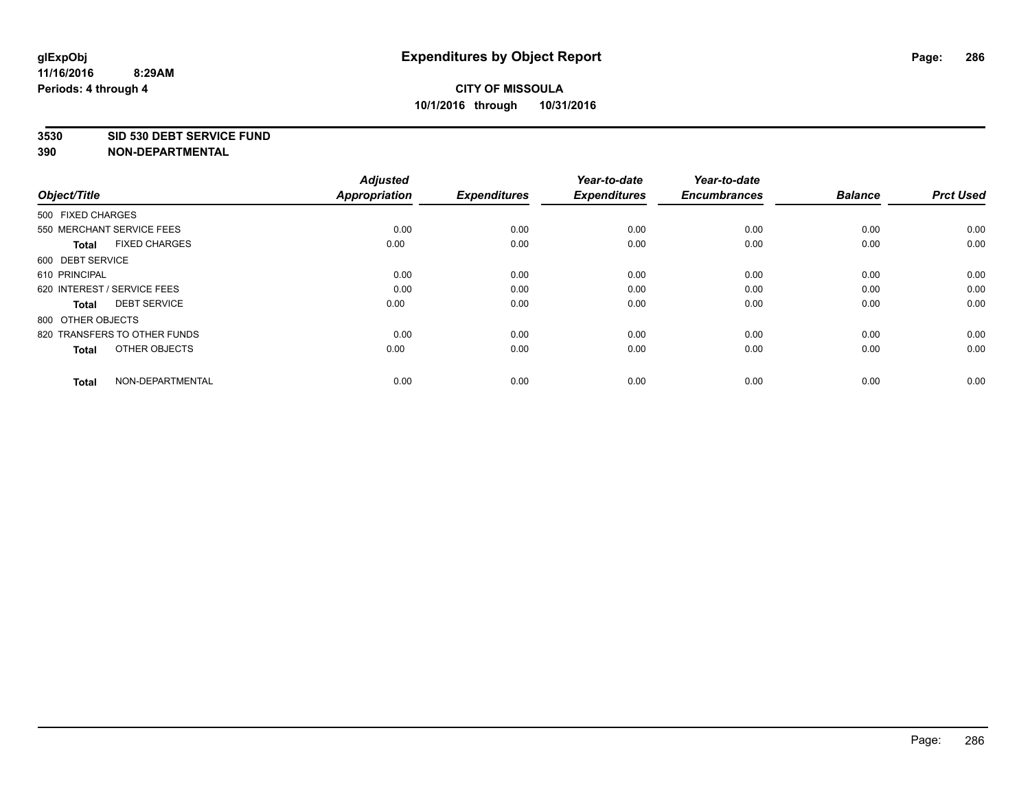# Expenditures by Object Report

glExpObj
11/16/2016 8:29AM
Periods: 4 through 4

**CITY OF MISSOULA**
**10/1/2016 through 10/31/2016**

**3530 SID 530 DEBT SERVICE FUND**
**390 NON-DEPARTMENTAL**

| Object/Title | Adjusted Appropriation | Expenditures | Year-to-date Expenditures | Year-to-date Encumbrances | Balance | Prct Used |
|---|---|---|---|---|---|---|
| 500 FIXED CHARGES | | | | | | |
| 550 MERCHANT SERVICE FEES | 0.00 | 0.00 | 0.00 | 0.00 | 0.00 | 0.00 |
| **Total** FIXED CHARGES | 0.00 | 0.00 | 0.00 | 0.00 | 0.00 | 0.00 |
| 600 DEBT SERVICE | | | | | | |
| 610 PRINCIPAL | 0.00 | 0.00 | 0.00 | 0.00 | 0.00 | 0.00 |
| 620 INTEREST / SERVICE FEES | 0.00 | 0.00 | 0.00 | 0.00 | 0.00 | 0.00 |
| **Total** DEBT SERVICE | 0.00 | 0.00 | 0.00 | 0.00 | 0.00 | 0.00 |
| 800 OTHER OBJECTS | | | | | | |
| 820 TRANSFERS TO OTHER FUNDS | 0.00 | 0.00 | 0.00 | 0.00 | 0.00 | 0.00 |
| **Total** OTHER OBJECTS | 0.00 | 0.00 | 0.00 | 0.00 | 0.00 | 0.00 |
| **Total** NON-DEPARTMENTAL | 0.00 | 0.00 | 0.00 | 0.00 | 0.00 | 0.00 |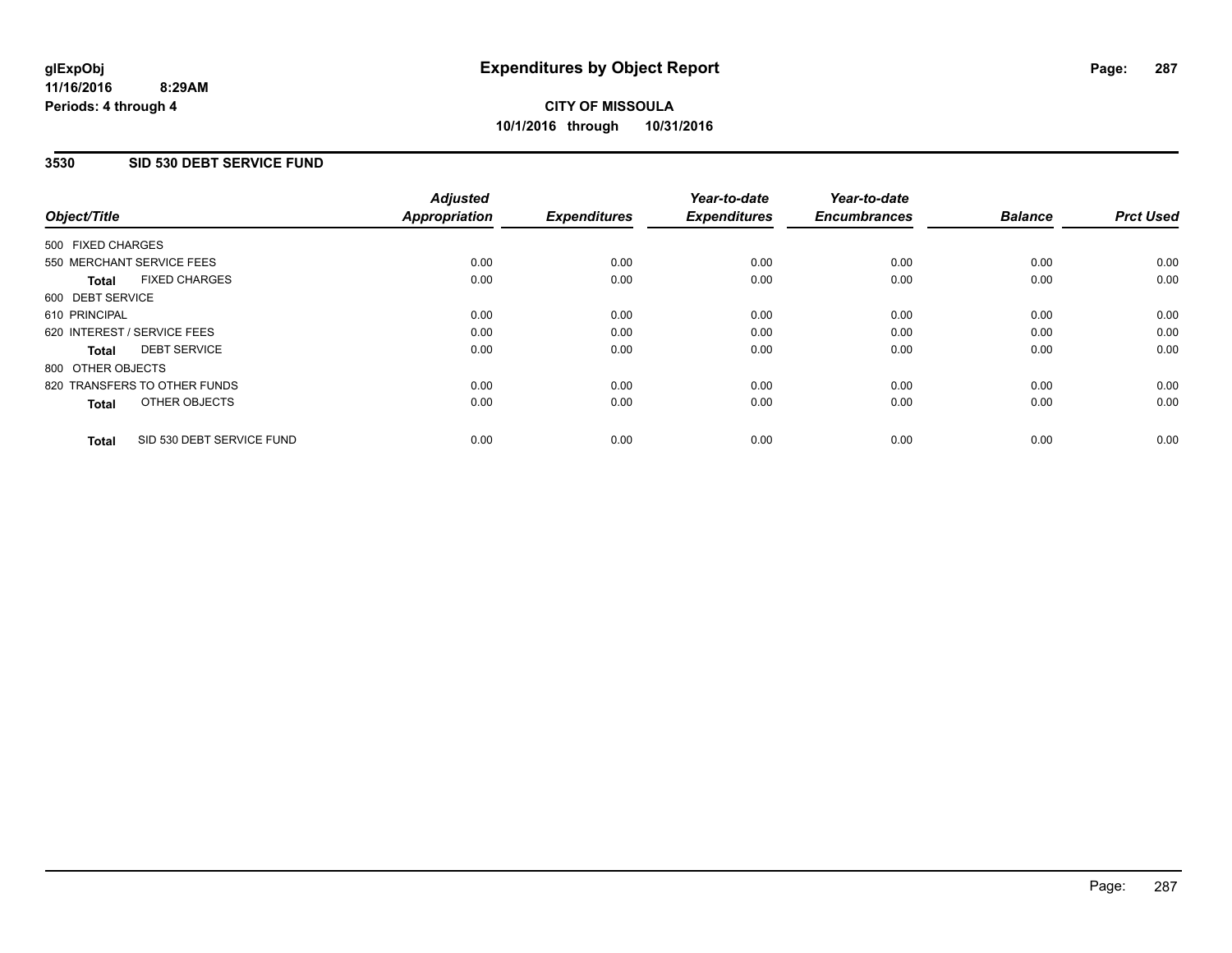**glExpObj**
**11/16/2016 8:29AM**
**Periods: 4 through 4**

# Expenditures by Object Report

**CITY OF MISSOULA**
**10/1/2016 through 10/31/2016**

## 3530 SID 530 DEBT SERVICE FUND

| Object/Title | Adjusted Appropriation | Expenditures | Year-to-date Expenditures | Year-to-date Encumbrances | Balance | Prct Used |
|---|---|---|---|---|---|---|
| 500 FIXED CHARGES | | | | | | |
| 550 MERCHANT SERVICE FEES | 0.00 | 0.00 | 0.00 | 0.00 | 0.00 | 0.00 |
| **Total** FIXED CHARGES | 0.00 | 0.00 | 0.00 | 0.00 | 0.00 | 0.00 |
| 600 DEBT SERVICE | | | | | | |
| 610 PRINCIPAL | 0.00 | 0.00 | 0.00 | 0.00 | 0.00 | 0.00 |
| 620 INTEREST / SERVICE FEES | 0.00 | 0.00 | 0.00 | 0.00 | 0.00 | 0.00 |
| **Total** DEBT SERVICE | 0.00 | 0.00 | 0.00 | 0.00 | 0.00 | 0.00 |
| 800 OTHER OBJECTS | | | | | | |
| 820 TRANSFERS TO OTHER FUNDS | 0.00 | 0.00 | 0.00 | 0.00 | 0.00 | 0.00 |
| **Total** OTHER OBJECTS | 0.00 | 0.00 | 0.00 | 0.00 | 0.00 | 0.00 |
| **Total** SID 530 DEBT SERVICE FUND | 0.00 | 0.00 | 0.00 | 0.00 | 0.00 | 0.00 |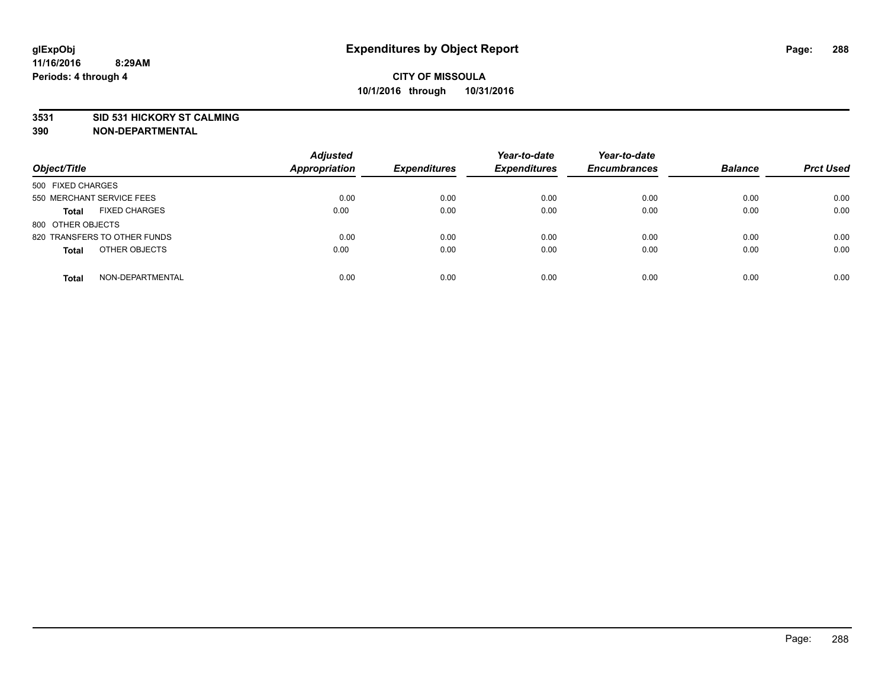glExpObj
11/16/2016 8:29AM
Periods: 4 through 4

# Expenditures by Object Report

**CITY OF MISSOULA**
**10/1/2016 through 10/31/2016**

**3531 SID 531 HICKORY ST CALMING**
**390 NON-DEPARTMENTAL**

| Object/Title | | Adjusted Appropriation | Expenditures | Year-to-date Expenditures | Year-to-date Encumbrances | Balance | Prct Used |
|---|---|---|---|---|---|---|---|
| 500 FIXED CHARGES | | | | | | | |
| 550 MERCHANT SERVICE FEES | | 0.00 | 0.00 | 0.00 | 0.00 | 0.00 | 0.00 |
| **Total** | FIXED CHARGES | 0.00 | 0.00 | 0.00 | 0.00 | 0.00 | 0.00 |
| 800 OTHER OBJECTS | | | | | | | |
| 820 TRANSFERS TO OTHER FUNDS | | 0.00 | 0.00 | 0.00 | 0.00 | 0.00 | 0.00 |
| **Total** | OTHER OBJECTS | 0.00 | 0.00 | 0.00 | 0.00 | 0.00 | 0.00 |
| **Total** | NON-DEPARTMENTAL | 0.00 | 0.00 | 0.00 | 0.00 | 0.00 | 0.00 |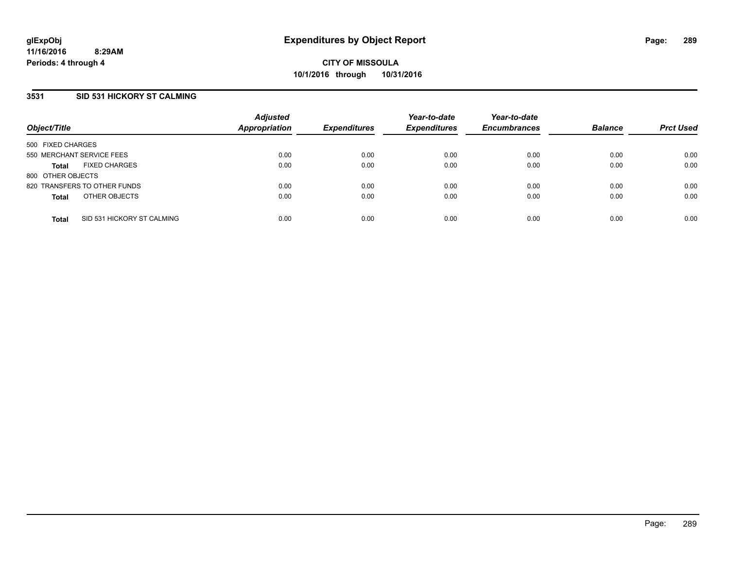# Expenditures by Object Report

glExpObj
11/16/2016 8:29AM
Periods: 4 through 4

**CITY OF MISSOULA**
**10/1/2016 through 10/31/2016**

## 3531 SID 531 HICKORY ST CALMING

| Object/Title | Adjusted Appropriation | Expenditures | Year-to-date Expenditures | Year-to-date Encumbrances | Balance | Prct Used |
|---|---|---|---|---|---|---|
| 500 FIXED CHARGES | | | | | | |
| 550 MERCHANT SERVICE FEES | 0.00 | 0.00 | 0.00 | 0.00 | 0.00 | 0.00 |
| **Total** FIXED CHARGES | 0.00 | 0.00 | 0.00 | 0.00 | 0.00 | 0.00 |
| 800 OTHER OBJECTS | | | | | | |
| 820 TRANSFERS TO OTHER FUNDS | 0.00 | 0.00 | 0.00 | 0.00 | 0.00 | 0.00 |
| **Total** OTHER OBJECTS | 0.00 | 0.00 | 0.00 | 0.00 | 0.00 | 0.00 |
| **Total** SID 531 HICKORY ST CALMING | 0.00 | 0.00 | 0.00 | 0.00 | 0.00 | 0.00 |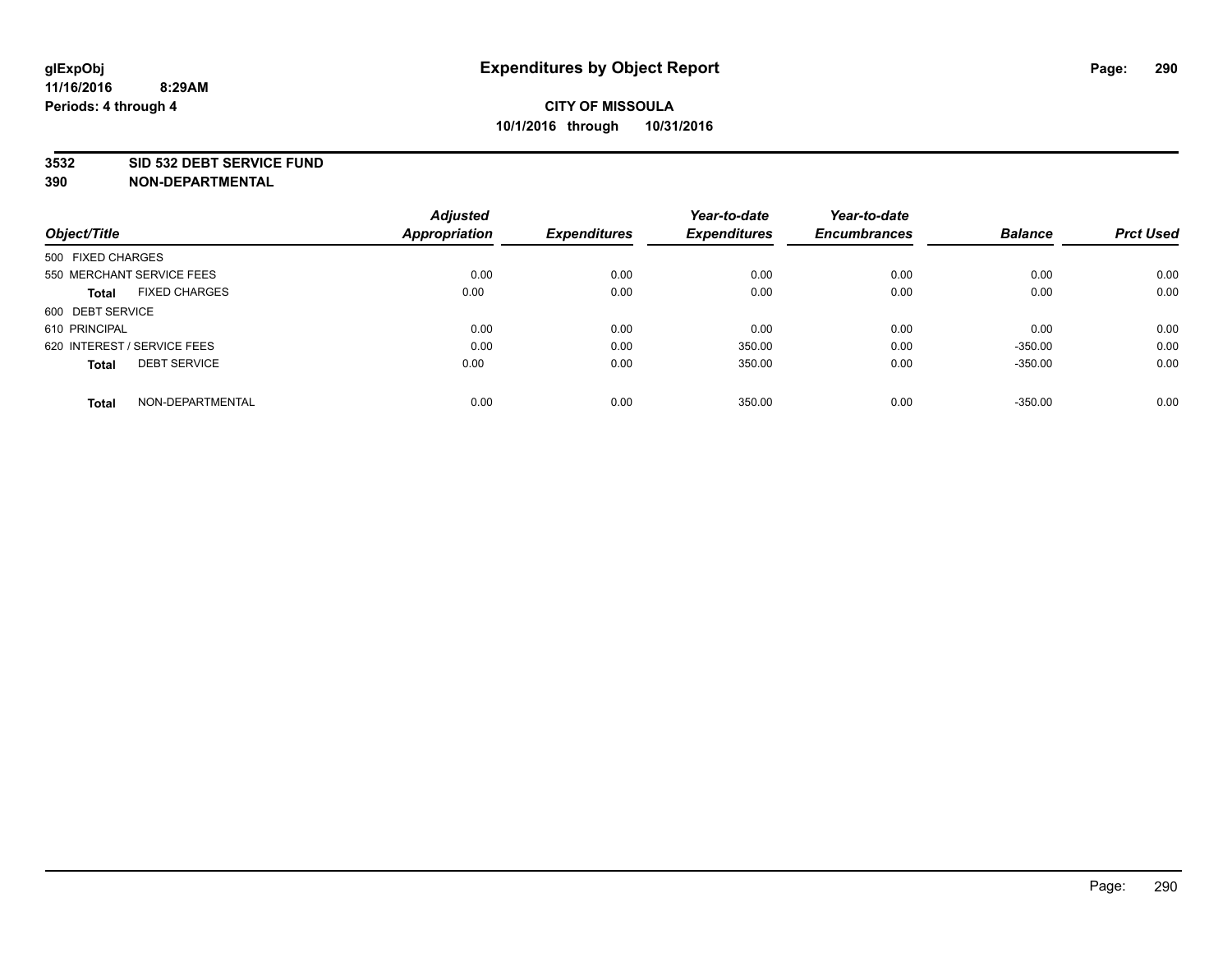# Expenditures by Object Report

glExpObj
11/16/2016 8:29AM
Periods: 4 through 4

**CITY OF MISSOULA**
**10/1/2016 through 10/31/2016**

**3532 SID 532 DEBT SERVICE FUND**
**390 NON-DEPARTMENTAL**

| Object/Title | Adjusted Appropriation | Expenditures | Year-to-date Expenditures | Year-to-date Encumbrances | Balance | Prct Used |
|---|---|---|---|---|---|---|
| 500 FIXED CHARGES | | | | | | |
| 550 MERCHANT SERVICE FEES | 0.00 | 0.00 | 0.00 | 0.00 | 0.00 | 0.00 |
| **Total** FIXED CHARGES | 0.00 | 0.00 | 0.00 | 0.00 | 0.00 | 0.00 |
| 600 DEBT SERVICE | | | | | | |
| 610 PRINCIPAL | 0.00 | 0.00 | 0.00 | 0.00 | 0.00 | 0.00 |
| 620 INTEREST / SERVICE FEES | 0.00 | 0.00 | 350.00 | 0.00 | -350.00 | 0.00 |
| **Total** DEBT SERVICE | 0.00 | 0.00 | 350.00 | 0.00 | -350.00 | 0.00 |
| **Total** NON-DEPARTMENTAL | 0.00 | 0.00 | 350.00 | 0.00 | -350.00 | 0.00 |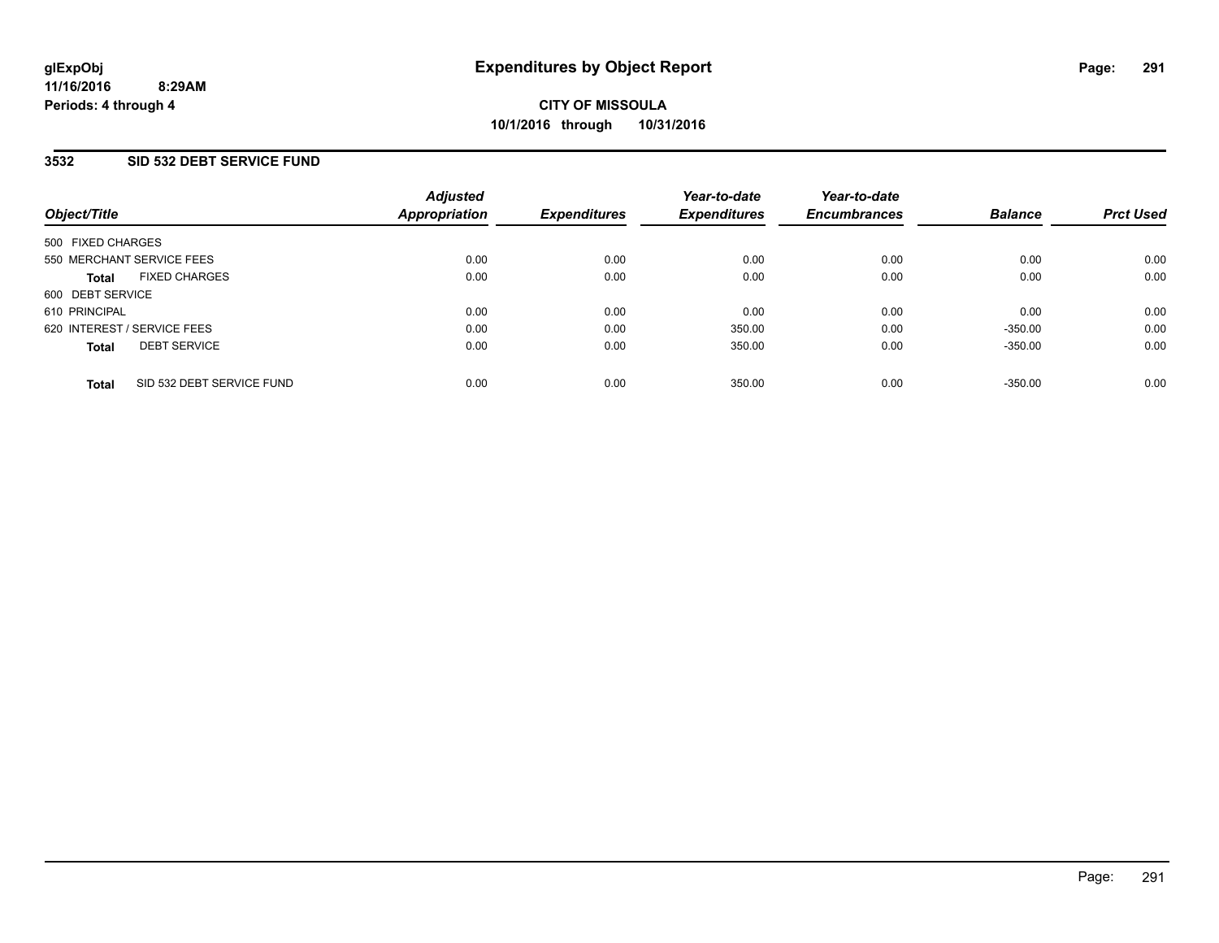# Expenditures by Object Report

glExpObj
11/16/2016 8:29AM
Periods: 4 through 4

**CITY OF MISSOULA**
**10/1/2016 through 10/31/2016**

## 3532 SID 532 DEBT SERVICE FUND

| Object/Title | Adjusted Appropriation | Expenditures | Year-to-date Expenditures | Year-to-date Encumbrances | Balance | Prct Used |
|---|---|---|---|---|---|---|
| 500 FIXED CHARGES | | | | | | |
| 550 MERCHANT SERVICE FEES | 0.00 | 0.00 | 0.00 | 0.00 | 0.00 | 0.00 |
| **Total** FIXED CHARGES | 0.00 | 0.00 | 0.00 | 0.00 | 0.00 | 0.00 |
| 600 DEBT SERVICE | | | | | | |
| 610 PRINCIPAL | 0.00 | 0.00 | 0.00 | 0.00 | 0.00 | 0.00 |
| 620 INTEREST / SERVICE FEES | 0.00 | 0.00 | 350.00 | 0.00 | -350.00 | 0.00 |
| **Total** DEBT SERVICE | 0.00 | 0.00 | 350.00 | 0.00 | -350.00 | 0.00 |
| **Total** SID 532 DEBT SERVICE FUND | 0.00 | 0.00 | 350.00 | 0.00 | -350.00 | 0.00 |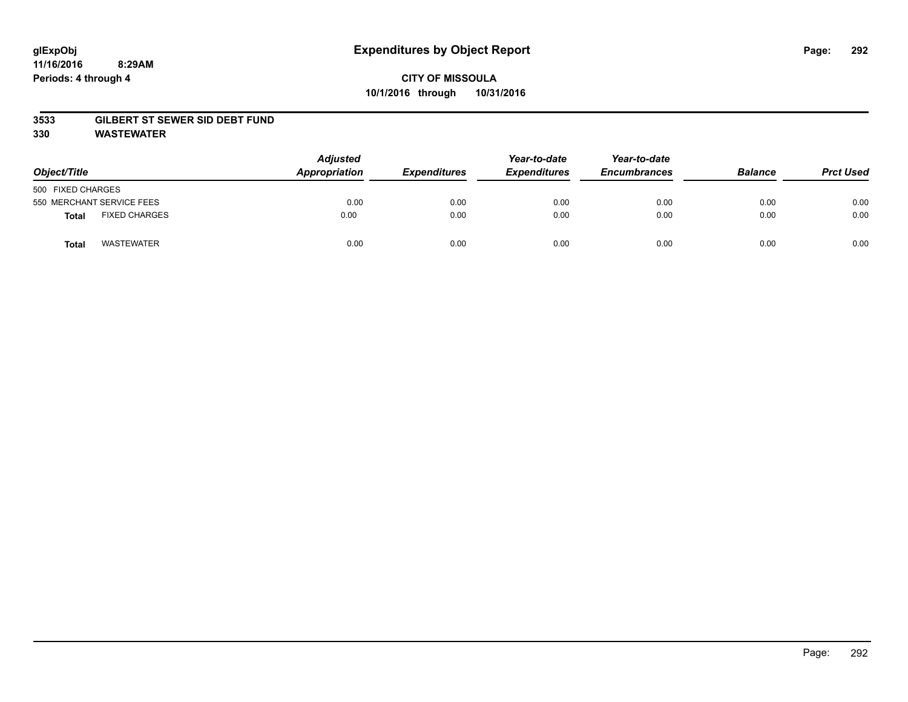glExpObj
11/16/2016 8:29AM
Periods: 4 through 4

# Expenditures by Object Report

**CITY OF MISSOULA**
**10/1/2016 through 10/31/2016**

**3533 GILBERT ST SEWER SID DEBT FUND**
**330 WASTEWATER**

| Object/Title | | Adjusted Appropriation | Expenditures | Year-to-date Expenditures | Year-to-date Encumbrances | Balance | Prct Used |
|---|---|---|---|---|---|---|---|
| 500 FIXED CHARGES | | | | | | | |
| 550 MERCHANT SERVICE FEES | | 0.00 | 0.00 | 0.00 | 0.00 | 0.00 | 0.00 |
| **Total** | FIXED CHARGES | 0.00 | 0.00 | 0.00 | 0.00 | 0.00 | 0.00 |
| **Total** | WASTEWATER | 0.00 | 0.00 | 0.00 | 0.00 | 0.00 | 0.00 |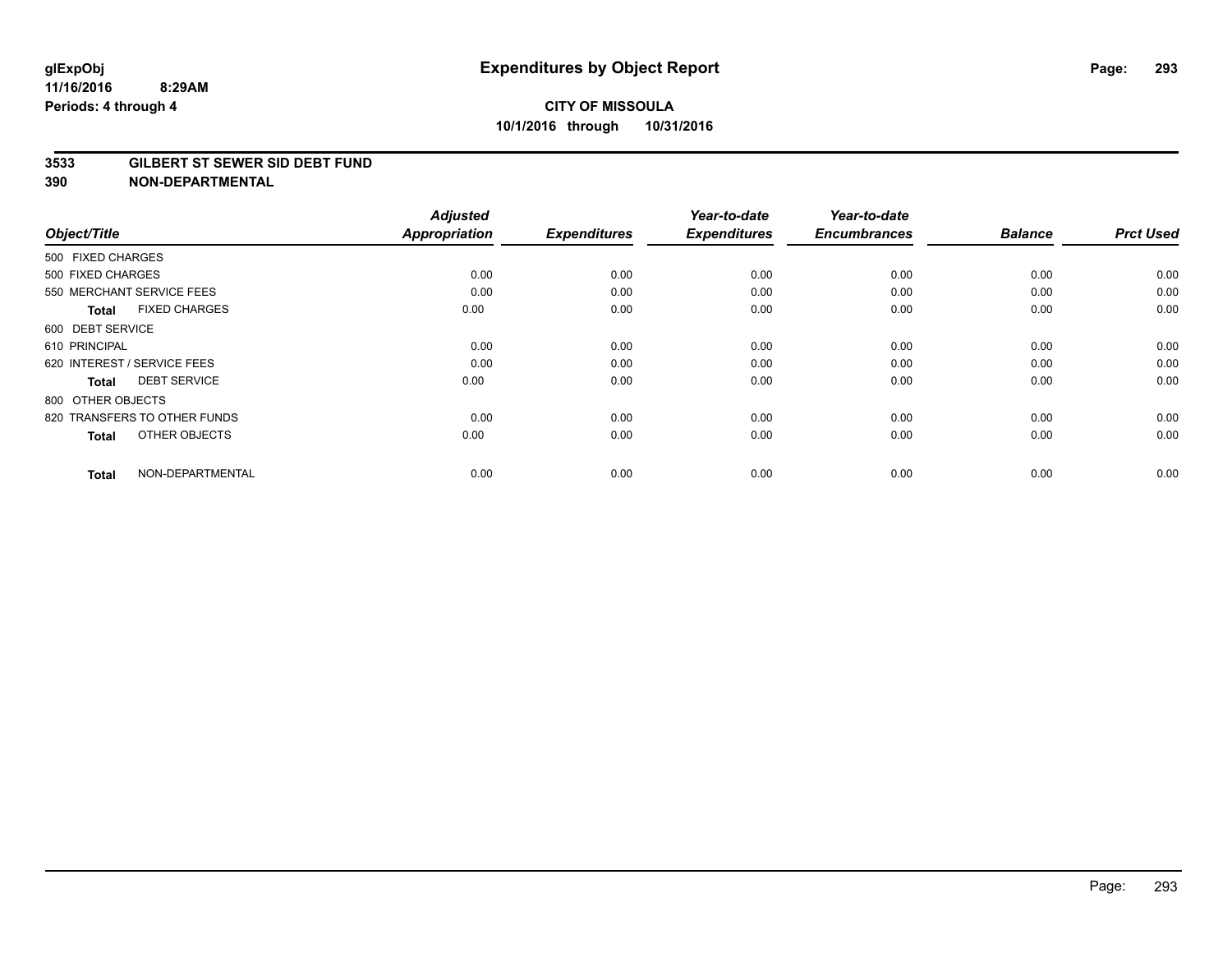**glExpObj** **Expenditures by Object Report**

**11/16/2016 8:29AM**

**Periods: 4 through 4**

**CITY OF MISSOULA**

**10/1/2016 through 10/31/2016**

**3533 GILBERT ST SEWER SID DEBT FUND**

**390 NON-DEPARTMENTAL**

| Object/Title | Adjusted Appropriation | Expenditures | Year-to-date Expenditures | Year-to-date Encumbrances | Balance | Prct Used |
|---|---|---|---|---|---|---|
| 500 FIXED CHARGES | | | | | | |
| 500 FIXED CHARGES | 0.00 | 0.00 | 0.00 | 0.00 | 0.00 | 0.00 |
| 550 MERCHANT SERVICE FEES | 0.00 | 0.00 | 0.00 | 0.00 | 0.00 | 0.00 |
| **Total** FIXED CHARGES | 0.00 | 0.00 | 0.00 | 0.00 | 0.00 | 0.00 |
| 600 DEBT SERVICE | | | | | | |
| 610 PRINCIPAL | 0.00 | 0.00 | 0.00 | 0.00 | 0.00 | 0.00 |
| 620 INTEREST / SERVICE FEES | 0.00 | 0.00 | 0.00 | 0.00 | 0.00 | 0.00 |
| **Total** DEBT SERVICE | 0.00 | 0.00 | 0.00 | 0.00 | 0.00 | 0.00 |
| 800 OTHER OBJECTS | | | | | | |
| 820 TRANSFERS TO OTHER FUNDS | 0.00 | 0.00 | 0.00 | 0.00 | 0.00 | 0.00 |
| **Total** OTHER OBJECTS | 0.00 | 0.00 | 0.00 | 0.00 | 0.00 | 0.00 |
| **Total** NON-DEPARTMENTAL | 0.00 | 0.00 | 0.00 | 0.00 | 0.00 | 0.00 |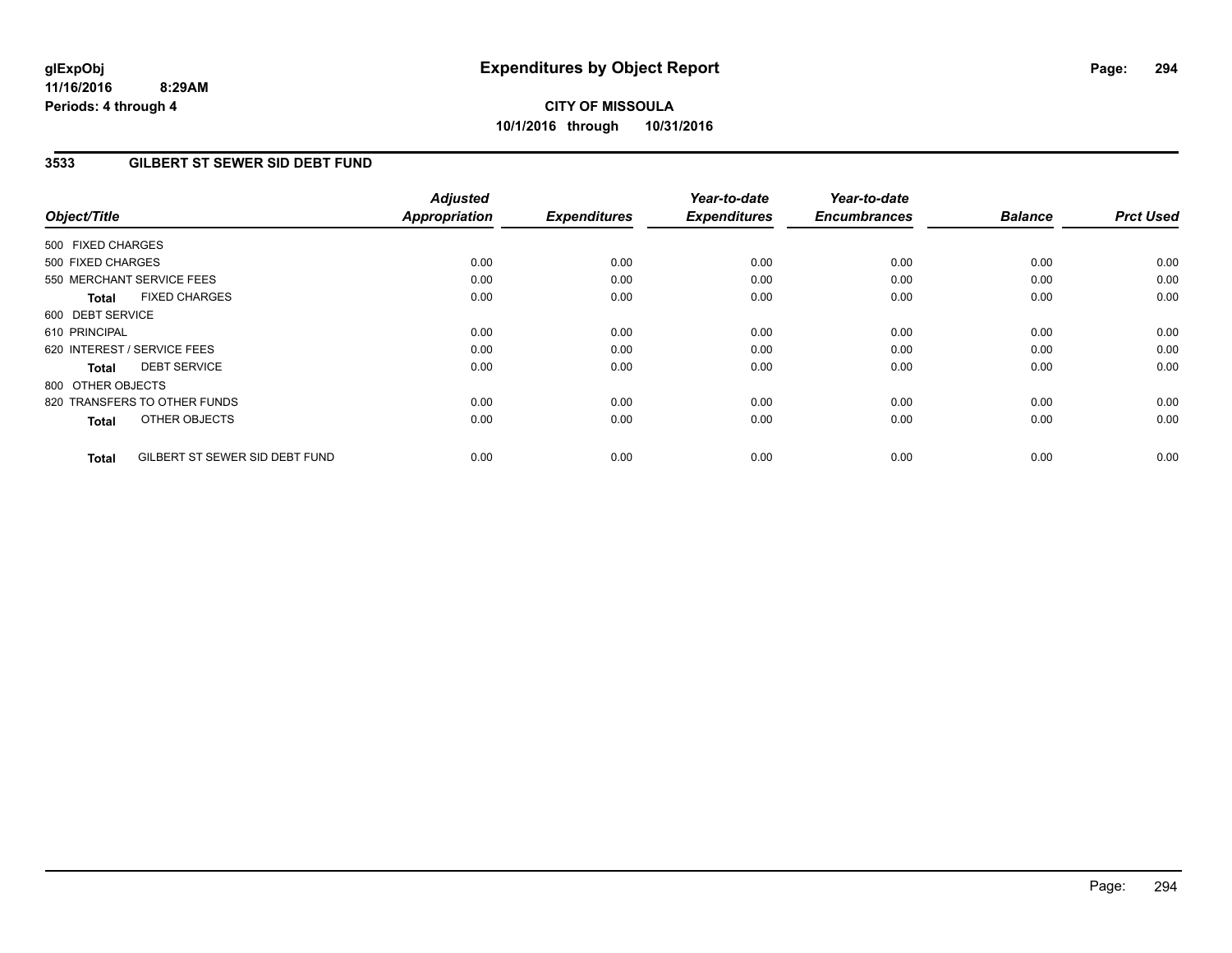glExpObj
11/16/2016 8:29AM
Periods: 4 through 4

# Expenditures by Object Report

**CITY OF MISSOULA**
**10/1/2016 through 10/31/2016**

## 3533 GILBERT ST SEWER SID DEBT FUND

| Object/Title | Adjusted Appropriation | Expenditures | Year-to-date Expenditures | Year-to-date Encumbrances | Balance | Prct Used |
|---|---|---|---|---|---|---|
| 500 FIXED CHARGES | | | | | | |
| 500 FIXED CHARGES | 0.00 | 0.00 | 0.00 | 0.00 | 0.00 | 0.00 |
| 550 MERCHANT SERVICE FEES | 0.00 | 0.00 | 0.00 | 0.00 | 0.00 | 0.00 |
| **Total** FIXED CHARGES | 0.00 | 0.00 | 0.00 | 0.00 | 0.00 | 0.00 |
| 600 DEBT SERVICE | | | | | | |
| 610 PRINCIPAL | 0.00 | 0.00 | 0.00 | 0.00 | 0.00 | 0.00 |
| 620 INTEREST / SERVICE FEES | 0.00 | 0.00 | 0.00 | 0.00 | 0.00 | 0.00 |
| **Total** DEBT SERVICE | 0.00 | 0.00 | 0.00 | 0.00 | 0.00 | 0.00 |
| 800 OTHER OBJECTS | | | | | | |
| 820 TRANSFERS TO OTHER FUNDS | 0.00 | 0.00 | 0.00 | 0.00 | 0.00 | 0.00 |
| **Total** OTHER OBJECTS | 0.00 | 0.00 | 0.00 | 0.00 | 0.00 | 0.00 |
| **Total** GILBERT ST SEWER SID DEBT FUND | 0.00 | 0.00 | 0.00 | 0.00 | 0.00 | 0.00 |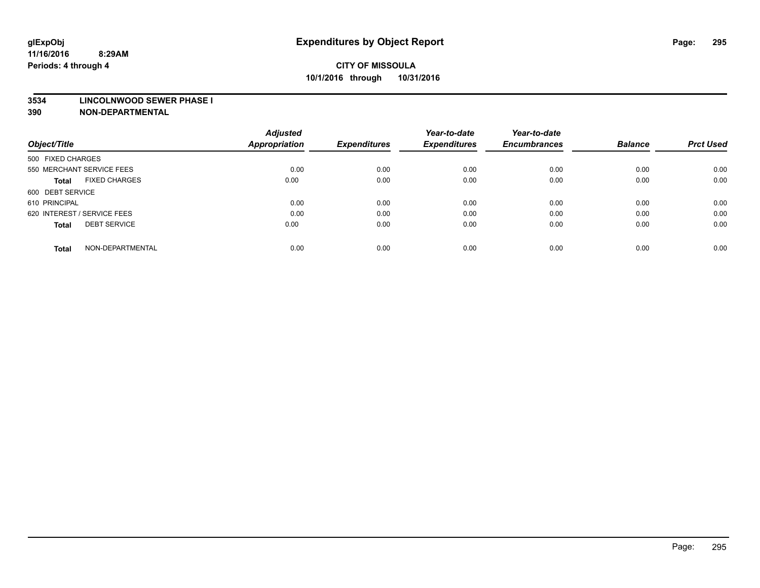# Expenditures by Object Report

glExpObj
11/16/2016 8:29AM
Periods: 4 through 4

**CITY OF MISSOULA**
**10/1/2016 through 10/31/2016**

**3534 LINCOLNWOOD SEWER PHASE I**
**390 NON-DEPARTMENTAL**

| Object/Title | Adjusted Appropriation | Expenditures | Year-to-date Expenditures | Year-to-date Encumbrances | Balance | Prct Used |
|---|---|---|---|---|---|---|
| 500 FIXED CHARGES | | | | | | |
| 550 MERCHANT SERVICE FEES | 0.00 | 0.00 | 0.00 | 0.00 | 0.00 | 0.00 |
| **Total** FIXED CHARGES | 0.00 | 0.00 | 0.00 | 0.00 | 0.00 | 0.00 |
| 600 DEBT SERVICE | | | | | | |
| 610 PRINCIPAL | 0.00 | 0.00 | 0.00 | 0.00 | 0.00 | 0.00 |
| 620 INTEREST / SERVICE FEES | 0.00 | 0.00 | 0.00 | 0.00 | 0.00 | 0.00 |
| **Total** DEBT SERVICE | 0.00 | 0.00 | 0.00 | 0.00 | 0.00 | 0.00 |
| **Total** NON-DEPARTMENTAL | 0.00 | 0.00 | 0.00 | 0.00 | 0.00 | 0.00 |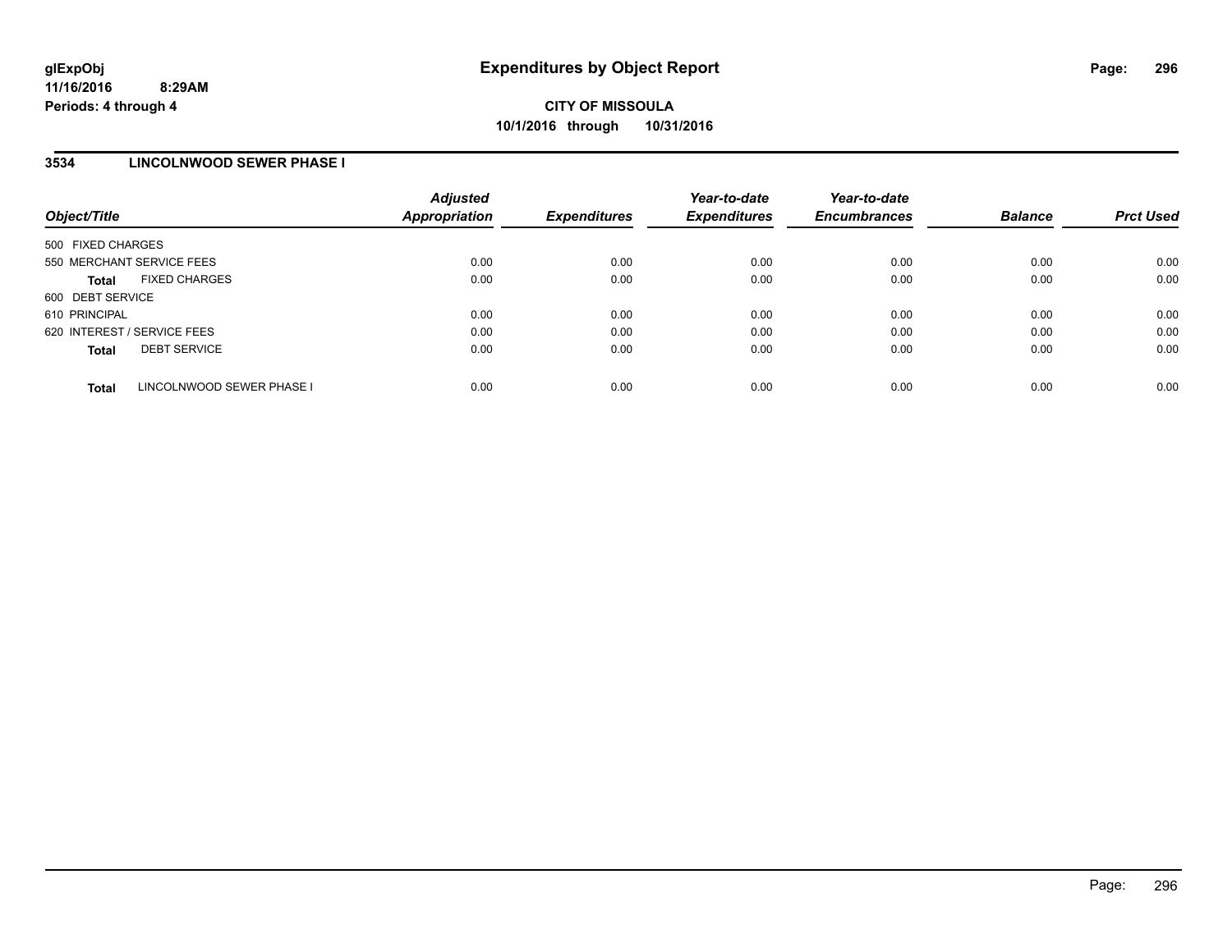# Expenditures by Object Report

glExpObj
11/16/2016 8:29AM
Periods: 4 through 4

**CITY OF MISSOULA**
**10/1/2016 through 10/31/2016**

## 3534 LINCOLNWOOD SEWER PHASE I

| Object/Title | Adjusted Appropriation | Expenditures | Year-to-date Expenditures | Year-to-date Encumbrances | Balance | Prct Used |
|---|---|---|---|---|---|---|
| 500 FIXED CHARGES | | | | | | |
| 550 MERCHANT SERVICE FEES | 0.00 | 0.00 | 0.00 | 0.00 | 0.00 | 0.00 |
| **Total** FIXED CHARGES | 0.00 | 0.00 | 0.00 | 0.00 | 0.00 | 0.00 |
| 600 DEBT SERVICE | | | | | | |
| 610 PRINCIPAL | 0.00 | 0.00 | 0.00 | 0.00 | 0.00 | 0.00 |
| 620 INTEREST / SERVICE FEES | 0.00 | 0.00 | 0.00 | 0.00 | 0.00 | 0.00 |
| **Total** DEBT SERVICE | 0.00 | 0.00 | 0.00 | 0.00 | 0.00 | 0.00 |
| **Total** LINCOLNWOOD SEWER PHASE I | 0.00 | 0.00 | 0.00 | 0.00 | 0.00 | 0.00 |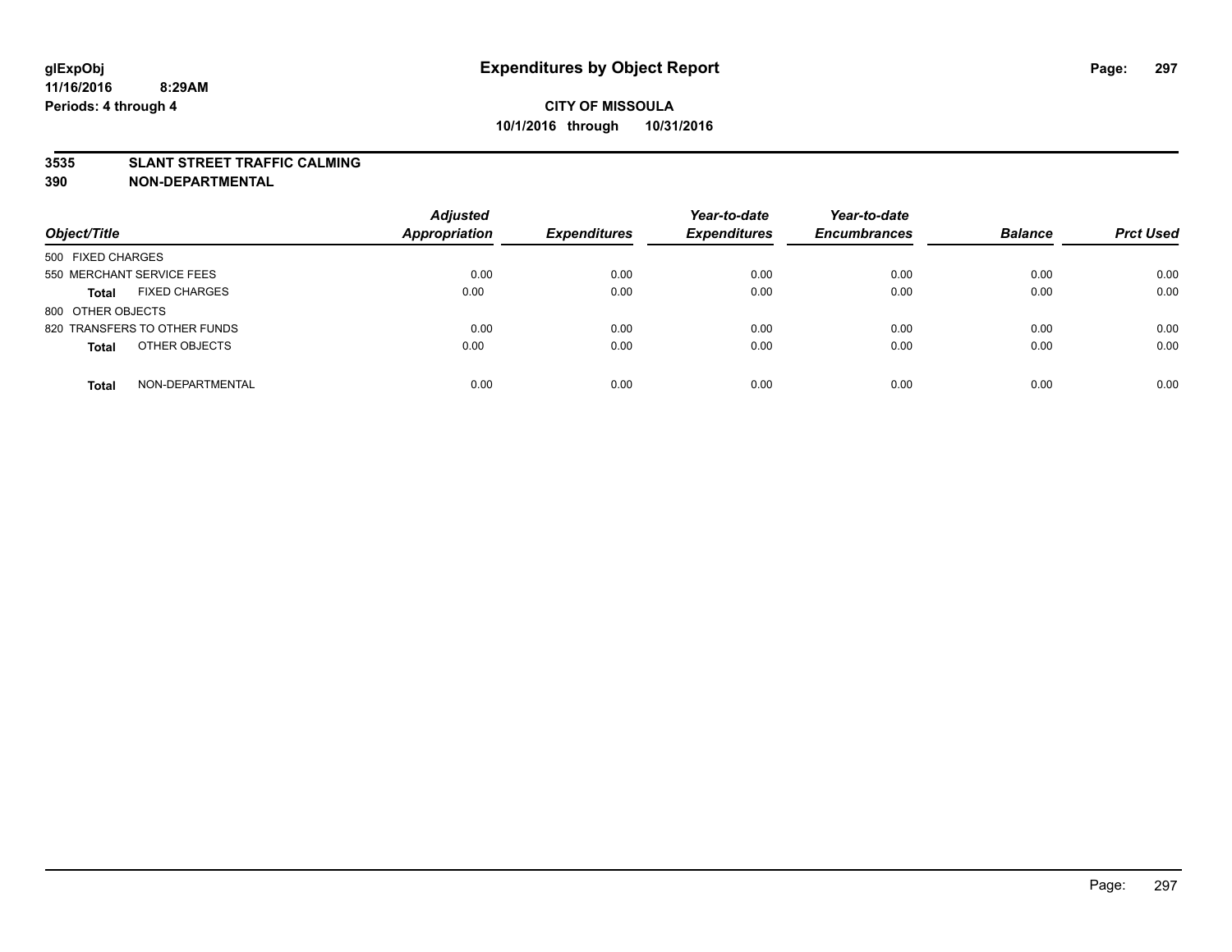glExpObj
11/16/2016 8:29AM
Periods: 4 through 4

# Expenditures by Object Report

**CITY OF MISSOULA**
**10/1/2016 through 10/31/2016**

**3535 SLANT STREET TRAFFIC CALMING**
**390 NON-DEPARTMENTAL**

| Object/Title | | Adjusted Appropriation | Expenditures | Year-to-date Expenditures | Year-to-date Encumbrances | Balance | Prct Used |
|---|---|---|---|---|---|---|---|
| 500 FIXED CHARGES | | | | | | | |
| 550 MERCHANT SERVICE FEES | | 0.00 | 0.00 | 0.00 | 0.00 | 0.00 | 0.00 |
| **Total** | FIXED CHARGES | 0.00 | 0.00 | 0.00 | 0.00 | 0.00 | 0.00 |
| 800 OTHER OBJECTS | | | | | | | |
| 820 TRANSFERS TO OTHER FUNDS | | 0.00 | 0.00 | 0.00 | 0.00 | 0.00 | 0.00 |
| **Total** | OTHER OBJECTS | 0.00 | 0.00 | 0.00 | 0.00 | 0.00 | 0.00 |
| **Total** | NON-DEPARTMENTAL | 0.00 | 0.00 | 0.00 | 0.00 | 0.00 | 0.00 |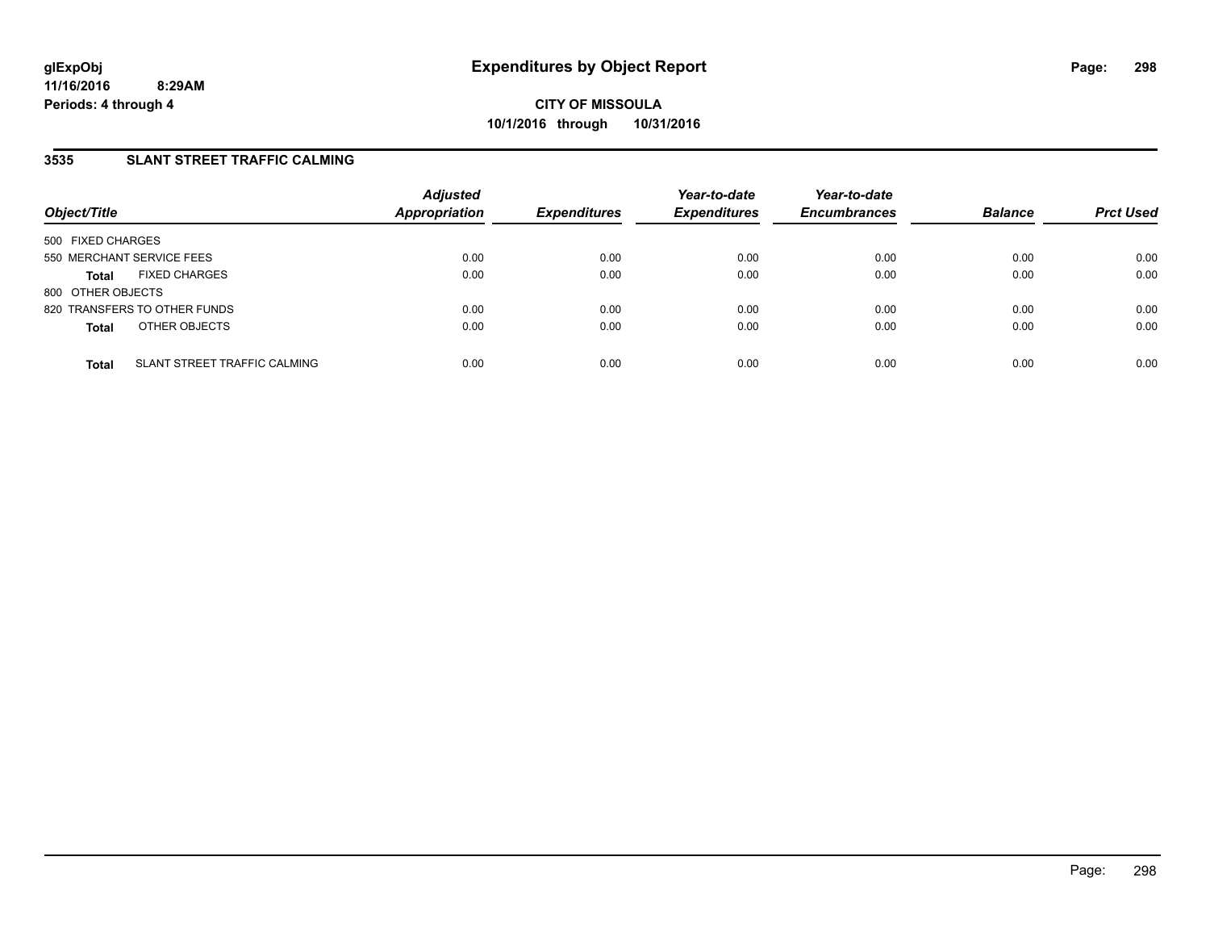# Expenditures by Object Report

glExpObj
11/16/2016 8:29AM
Periods: 4 through 4

**CITY OF MISSOULA**
**10/1/2016 through 10/31/2016**

## 3535 SLANT STREET TRAFFIC CALMING

| Object/Title | | Adjusted Appropriation | Expenditures | Year-to-date Expenditures | Year-to-date Encumbrances | Balance | Prct Used |
|---|---|---|---|---|---|---|---|
| 500 FIXED CHARGES | | | | | | | |
| 550 MERCHANT SERVICE FEES | | 0.00 | 0.00 | 0.00 | 0.00 | 0.00 | 0.00 |
| **Total** | FIXED CHARGES | 0.00 | 0.00 | 0.00 | 0.00 | 0.00 | 0.00 |
| 800 OTHER OBJECTS | | | | | | | |
| 820 TRANSFERS TO OTHER FUNDS | | 0.00 | 0.00 | 0.00 | 0.00 | 0.00 | 0.00 |
| **Total** | OTHER OBJECTS | 0.00 | 0.00 | 0.00 | 0.00 | 0.00 | 0.00 |
| **Total** | SLANT STREET TRAFFIC CALMING | 0.00 | 0.00 | 0.00 | 0.00 | 0.00 | 0.00 |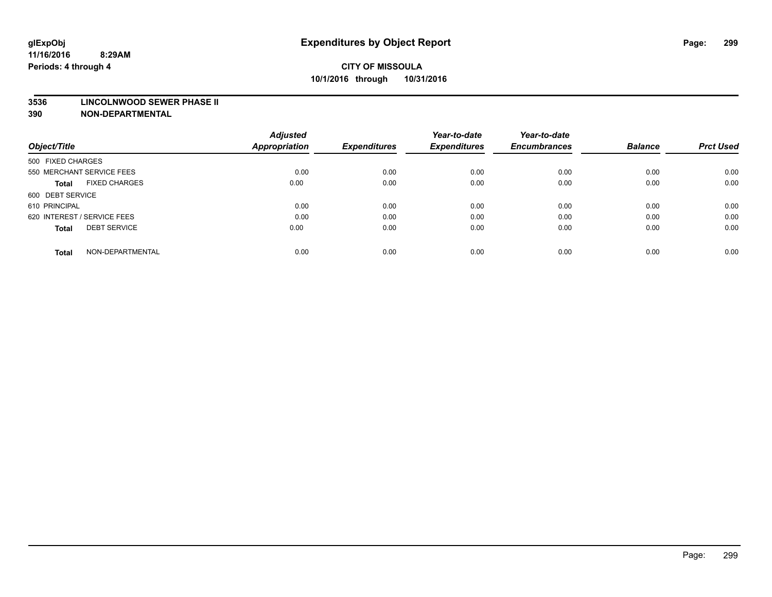**glExpObj**
**11/16/2016 8:29AM**
**Periods: 4 through 4**

# Expenditures by Object Report

**CITY OF MISSOULA**
**10/1/2016 through 10/31/2016**

**3536 LINCOLNWOOD SEWER PHASE II**
**390 NON-DEPARTMENTAL**

| Object/Title | Adjusted Appropriation | Expenditures | Year-to-date Expenditures | Year-to-date Encumbrances | Balance | Prct Used |
|---|---|---|---|---|---|---|
| 500 FIXED CHARGES | | | | | | |
| 550 MERCHANT SERVICE FEES | 0.00 | 0.00 | 0.00 | 0.00 | 0.00 | 0.00 |
| **Total** FIXED CHARGES | 0.00 | 0.00 | 0.00 | 0.00 | 0.00 | 0.00 |
| 600 DEBT SERVICE | | | | | | |
| 610 PRINCIPAL | 0.00 | 0.00 | 0.00 | 0.00 | 0.00 | 0.00 |
| 620 INTEREST / SERVICE FEES | 0.00 | 0.00 | 0.00 | 0.00 | 0.00 | 0.00 |
| **Total** DEBT SERVICE | 0.00 | 0.00 | 0.00 | 0.00 | 0.00 | 0.00 |
| **Total** NON-DEPARTMENTAL | 0.00 | 0.00 | 0.00 | 0.00 | 0.00 | 0.00 |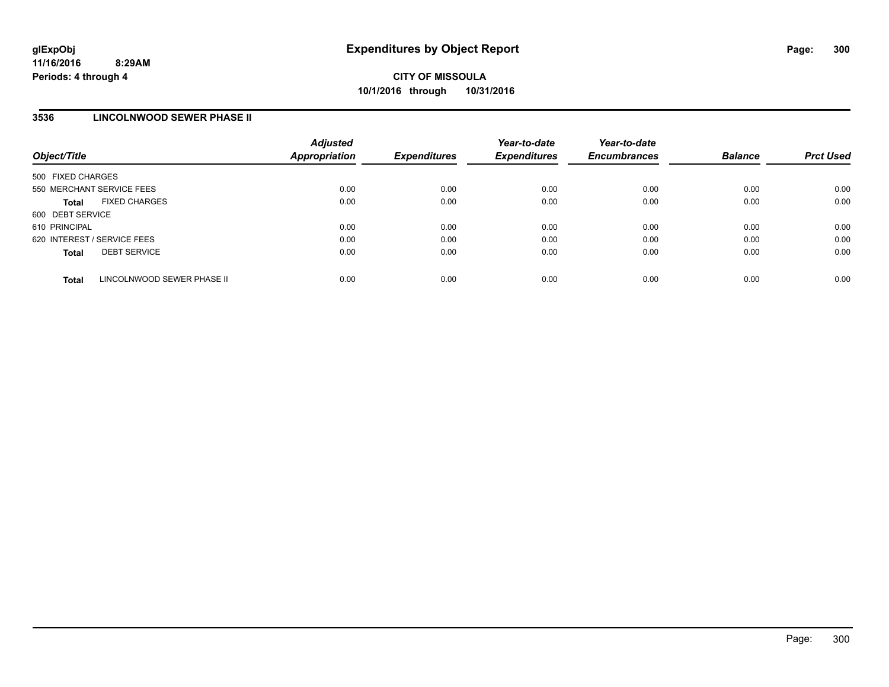# Expenditures by Object Report

glExpObj
11/16/2016 8:29AM
Periods: 4 through 4

**CITY OF MISSOULA**
**10/1/2016 through 10/31/2016**

## 3536 LINCOLNWOOD SEWER PHASE II

| Object/Title | Adjusted Appropriation | Expenditures | Year-to-date Expenditures | Year-to-date Encumbrances | Balance | Prct Used |
|---|---|---|---|---|---|---|
| 500 FIXED CHARGES | | | | | | |
| 550 MERCHANT SERVICE FEES | 0.00 | 0.00 | 0.00 | 0.00 | 0.00 | 0.00 |
| **Total** FIXED CHARGES | 0.00 | 0.00 | 0.00 | 0.00 | 0.00 | 0.00 |
| 600 DEBT SERVICE | | | | | | |
| 610 PRINCIPAL | 0.00 | 0.00 | 0.00 | 0.00 | 0.00 | 0.00 |
| 620 INTEREST / SERVICE FEES | 0.00 | 0.00 | 0.00 | 0.00 | 0.00 | 0.00 |
| **Total** DEBT SERVICE | 0.00 | 0.00 | 0.00 | 0.00 | 0.00 | 0.00 |
| **Total** LINCOLNWOOD SEWER PHASE II | 0.00 | 0.00 | 0.00 | 0.00 | 0.00 | 0.00 |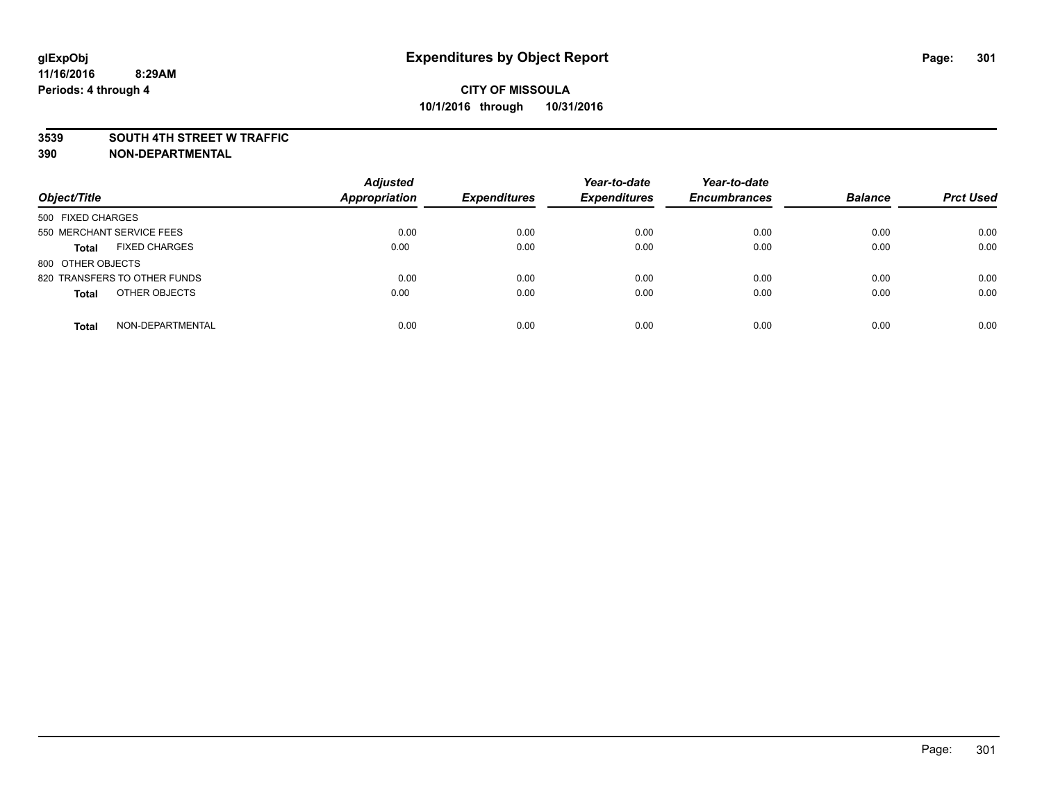# Expenditures by Object Report

glExpObj
11/16/2016 8:29AM
Periods: 4 through 4

**CITY OF MISSOULA**
**10/1/2016 through 10/31/2016**

**3539 SOUTH 4TH STREET W TRAFFIC**
**390 NON-DEPARTMENTAL**

| Object/Title | | Adjusted Appropriation | Expenditures | Year-to-date Expenditures | Year-to-date Encumbrances | Balance | Prct Used |
|---|---|---|---|---|---|---|---|
| 500 FIXED CHARGES | | | | | | | |
| 550 MERCHANT SERVICE FEES | | 0.00 | 0.00 | 0.00 | 0.00 | 0.00 | 0.00 |
| **Total** | FIXED CHARGES | 0.00 | 0.00 | 0.00 | 0.00 | 0.00 | 0.00 |
| 800 OTHER OBJECTS | | | | | | | |
| 820 TRANSFERS TO OTHER FUNDS | | 0.00 | 0.00 | 0.00 | 0.00 | 0.00 | 0.00 |
| **Total** | OTHER OBJECTS | 0.00 | 0.00 | 0.00 | 0.00 | 0.00 | 0.00 |
| **Total** | NON-DEPARTMENTAL | 0.00 | 0.00 | 0.00 | 0.00 | 0.00 | 0.00 |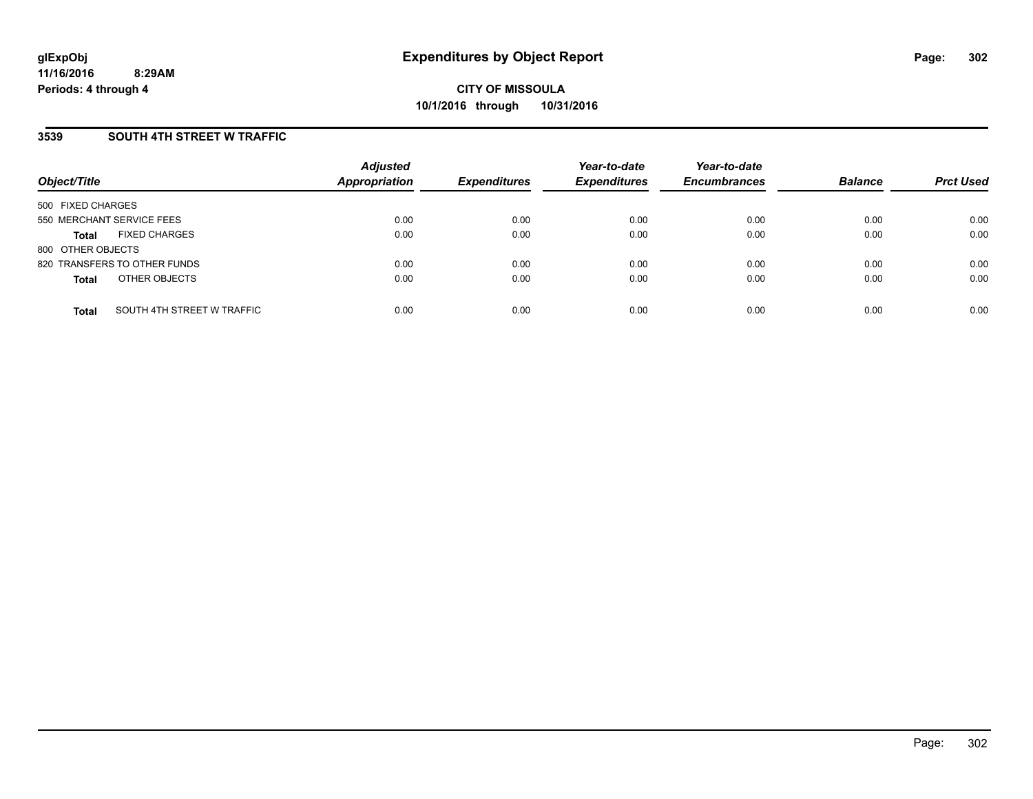glExpObj
11/16/2016 8:29AM
Periods: 4 through 4

# Expenditures by Object Report

**CITY OF MISSOULA**
**10/1/2016 through 10/31/2016**

## 3539 SOUTH 4TH STREET W TRAFFIC

| Object/Title | Adjusted Appropriation | Expenditures | Year-to-date Expenditures | Year-to-date Encumbrances | Balance | Prct Used |
|---|---|---|---|---|---|---|
| 500 FIXED CHARGES | | | | | | |
| 550 MERCHANT SERVICE FEES | 0.00 | 0.00 | 0.00 | 0.00 | 0.00 | 0.00 |
| **Total** FIXED CHARGES | 0.00 | 0.00 | 0.00 | 0.00 | 0.00 | 0.00 |
| 800 OTHER OBJECTS | | | | | | |
| 820 TRANSFERS TO OTHER FUNDS | 0.00 | 0.00 | 0.00 | 0.00 | 0.00 | 0.00 |
| **Total** OTHER OBJECTS | 0.00 | 0.00 | 0.00 | 0.00 | 0.00 | 0.00 |
| **Total** SOUTH 4TH STREET W TRAFFIC | 0.00 | 0.00 | 0.00 | 0.00 | 0.00 | 0.00 |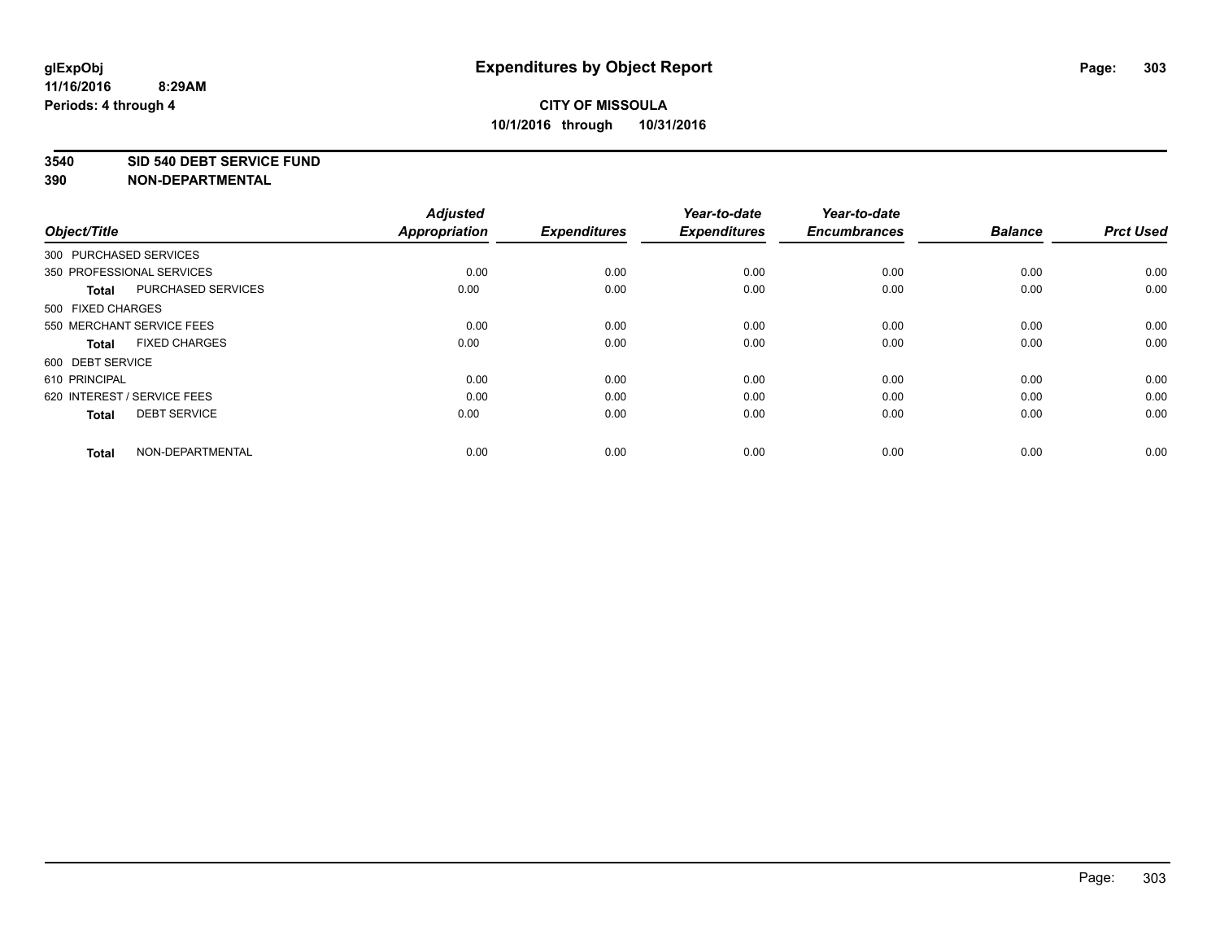**glExpObj**
**11/16/2016 8:29AM**
**Periods: 4 through 4**

# Expenditures by Object Report

**CITY OF MISSOULA**
**10/1/2016 through 10/31/2016**

**3540 SID 540 DEBT SERVICE FUND**
**390 NON-DEPARTMENTAL**

| Object/Title | | Adjusted Appropriation | Expenditures | Year-to-date Expenditures | Year-to-date Encumbrances | Balance | Prct Used |
|---|---|---|---|---|---|---|---|
| 300 PURCHASED SERVICES | | | | | | | |
| 350 PROFESSIONAL SERVICES | | 0.00 | 0.00 | 0.00 | 0.00 | 0.00 | 0.00 |
| **Total** | PURCHASED SERVICES | 0.00 | 0.00 | 0.00 | 0.00 | 0.00 | 0.00 |
| 500 FIXED CHARGES | | | | | | | |
| 550 MERCHANT SERVICE FEES | | 0.00 | 0.00 | 0.00 | 0.00 | 0.00 | 0.00 |
| **Total** | FIXED CHARGES | 0.00 | 0.00 | 0.00 | 0.00 | 0.00 | 0.00 |
| 600 DEBT SERVICE | | | | | | | |
| 610 PRINCIPAL | | 0.00 | 0.00 | 0.00 | 0.00 | 0.00 | 0.00 |
| 620 INTEREST / SERVICE FEES | | 0.00 | 0.00 | 0.00 | 0.00 | 0.00 | 0.00 |
| **Total** | DEBT SERVICE | 0.00 | 0.00 | 0.00 | 0.00 | 0.00 | 0.00 |
| **Total** | NON-DEPARTMENTAL | 0.00 | 0.00 | 0.00 | 0.00 | 0.00 | 0.00 |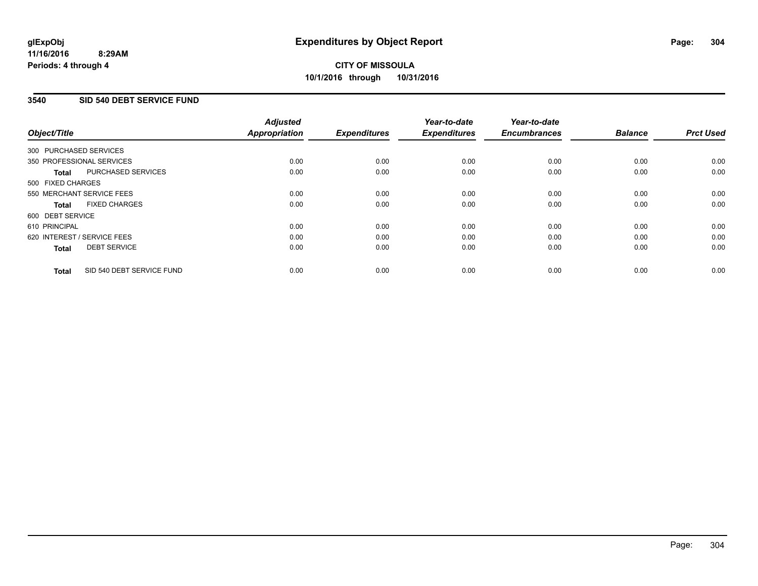# Expenditures by Object Report

**CITY OF MISSOULA**
**10/1/2016 through 10/31/2016**

glExpObj
11/16/2016 8:29AM
Periods: 4 through 4

## 3540 SID 540 DEBT SERVICE FUND

| Object/Title | | Adjusted Appropriation | Expenditures | Year-to-date Expenditures | Year-to-date Encumbrances | Balance | Prct Used |
|---|---|---|---|---|---|---|---|
| 300 PURCHASED SERVICES | | | | | | | |
| 350 PROFESSIONAL SERVICES | | 0.00 | 0.00 | 0.00 | 0.00 | 0.00 | 0.00 |
| **Total** | PURCHASED SERVICES | 0.00 | 0.00 | 0.00 | 0.00 | 0.00 | 0.00 |
| 500 FIXED CHARGES | | | | | | | |
| 550 MERCHANT SERVICE FEES | | 0.00 | 0.00 | 0.00 | 0.00 | 0.00 | 0.00 |
| **Total** | FIXED CHARGES | 0.00 | 0.00 | 0.00 | 0.00 | 0.00 | 0.00 |
| 600 DEBT SERVICE | | | | | | | |
| 610 PRINCIPAL | | 0.00 | 0.00 | 0.00 | 0.00 | 0.00 | 0.00 |
| 620 INTEREST / SERVICE FEES | | 0.00 | 0.00 | 0.00 | 0.00 | 0.00 | 0.00 |
| **Total** | DEBT SERVICE | 0.00 | 0.00 | 0.00 | 0.00 | 0.00 | 0.00 |
| **Total** | SID 540 DEBT SERVICE FUND | 0.00 | 0.00 | 0.00 | 0.00 | 0.00 | 0.00 |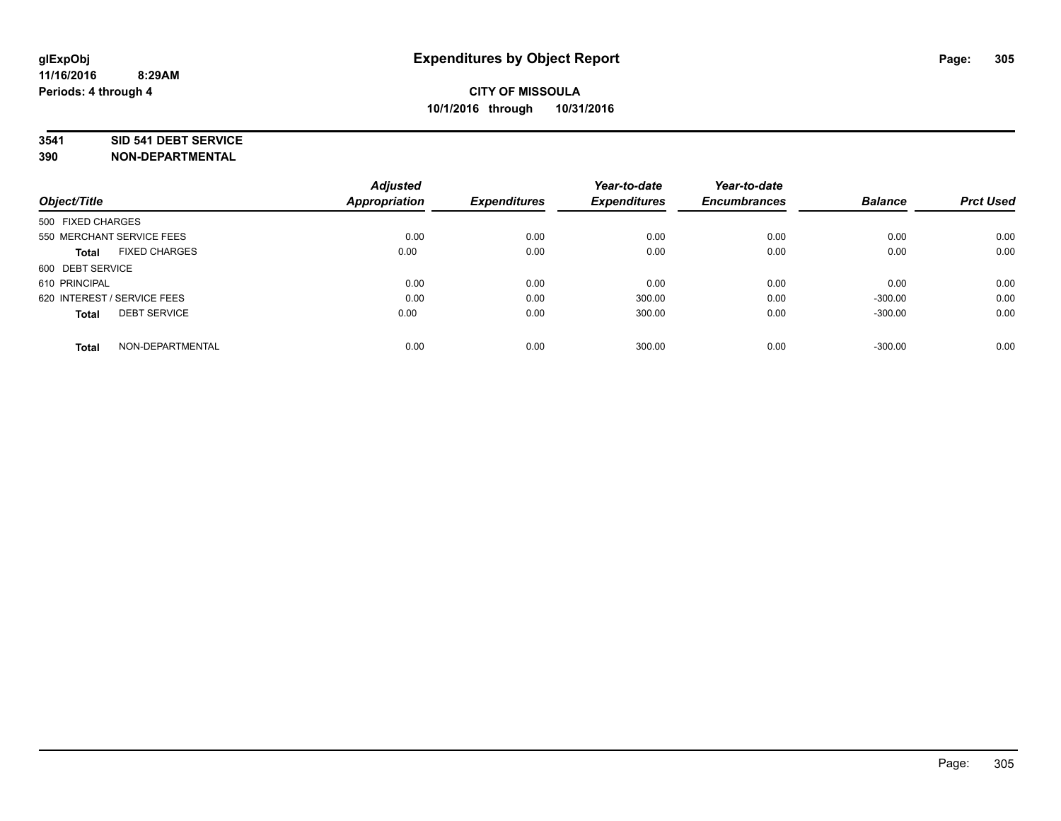**glExpObj**
**11/16/2016 8:29AM**
**Periods: 4 through 4**

# Expenditures by Object Report

**CITY OF MISSOULA**
**10/1/2016 through 10/31/2016**

**3541 SID 541 DEBT SERVICE**
**390 NON-DEPARTMENTAL**

| Object/Title | Adjusted Appropriation | Expenditures | Year-to-date Expenditures | Year-to-date Encumbrances | Balance | Prct Used |
|---|---|---|---|---|---|---|
| 500 FIXED CHARGES | | | | | | |
| 550 MERCHANT SERVICE FEES | 0.00 | 0.00 | 0.00 | 0.00 | 0.00 | 0.00 |
| **Total** FIXED CHARGES | 0.00 | 0.00 | 0.00 | 0.00 | 0.00 | 0.00 |
| 600 DEBT SERVICE | | | | | | |
| 610 PRINCIPAL | 0.00 | 0.00 | 0.00 | 0.00 | 0.00 | 0.00 |
| 620 INTEREST / SERVICE FEES | 0.00 | 0.00 | 300.00 | 0.00 | -300.00 | 0.00 |
| **Total** DEBT SERVICE | 0.00 | 0.00 | 300.00 | 0.00 | -300.00 | 0.00 |
| **Total** NON-DEPARTMENTAL | 0.00 | 0.00 | 300.00 | 0.00 | -300.00 | 0.00 |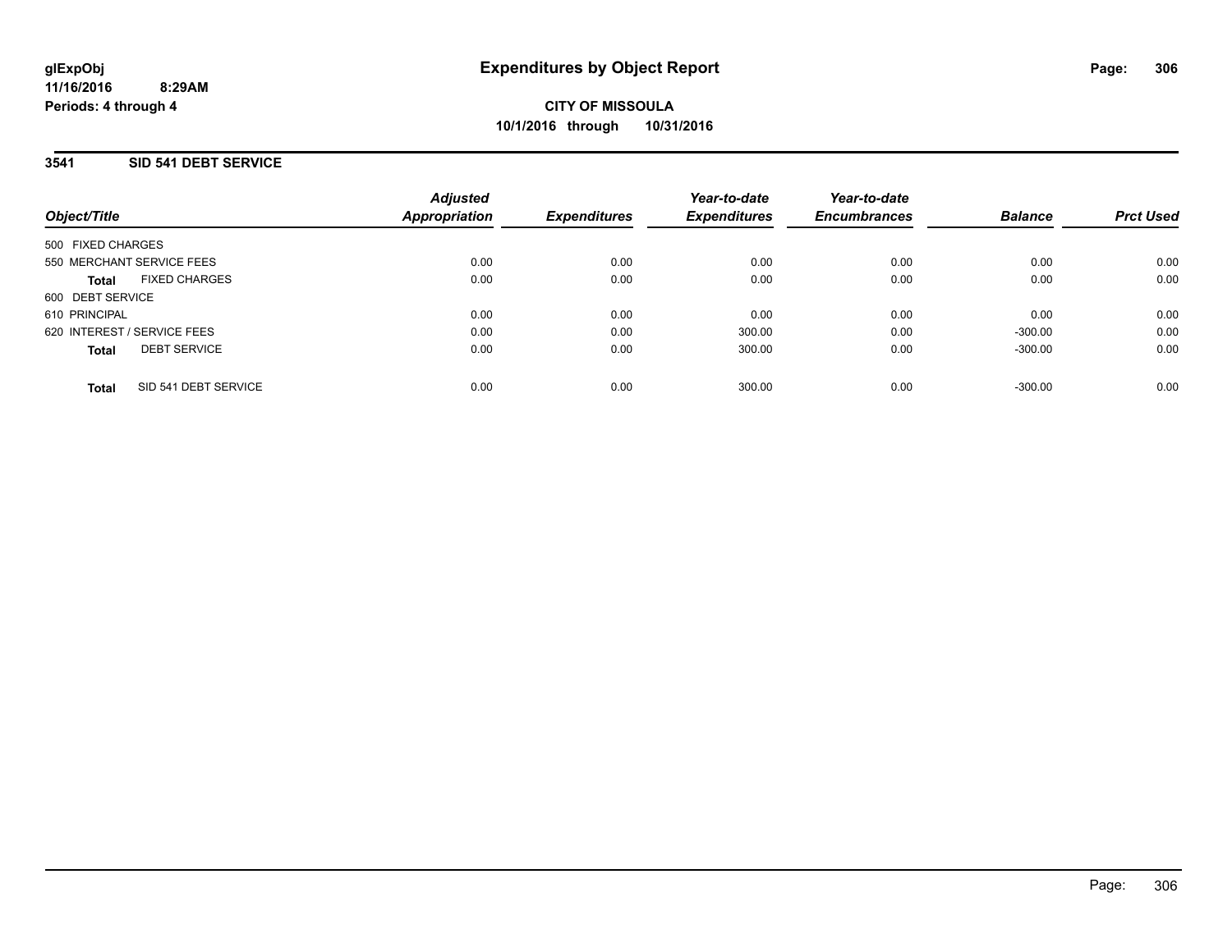glExpObj
11/16/2016 8:29AM
Periods: 4 through 4

# Expenditures by Object Report

**CITY OF MISSOULA**
**10/1/2016 through 10/31/2016**

## 3541 SID 541 DEBT SERVICE

| Object/Title | Adjusted Appropriation | Expenditures | Year-to-date Expenditures | Year-to-date Encumbrances | Balance | Prct Used |
|---|---|---|---|---|---|---|
| 500 FIXED CHARGES | | | | | | |
| 550 MERCHANT SERVICE FEES | 0.00 | 0.00 | 0.00 | 0.00 | 0.00 | 0.00 |
| **Total** FIXED CHARGES | 0.00 | 0.00 | 0.00 | 0.00 | 0.00 | 0.00 |
| 600 DEBT SERVICE | | | | | | |
| 610 PRINCIPAL | 0.00 | 0.00 | 0.00 | 0.00 | 0.00 | 0.00 |
| 620 INTEREST / SERVICE FEES | 0.00 | 0.00 | 300.00 | 0.00 | -300.00 | 0.00 |
| **Total** DEBT SERVICE | 0.00 | 0.00 | 300.00 | 0.00 | -300.00 | 0.00 |
| **Total** SID 541 DEBT SERVICE | 0.00 | 0.00 | 300.00 | 0.00 | -300.00 | 0.00 |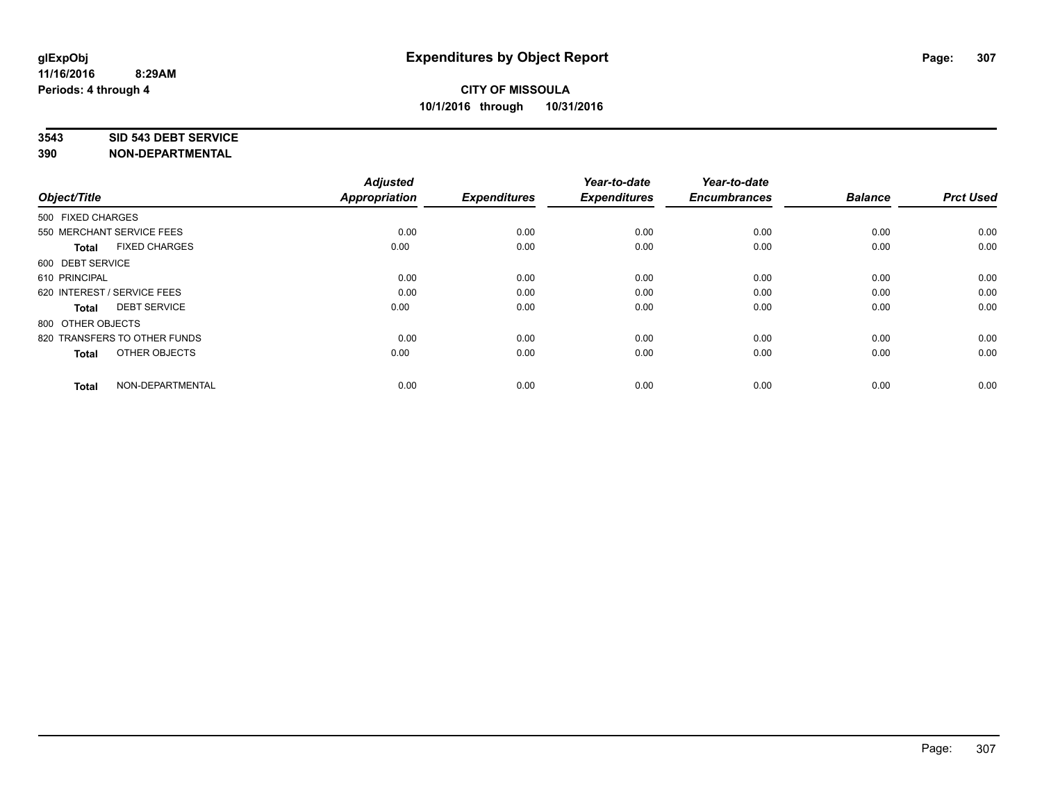glExpObj
11/16/2016 8:29AM
Periods: 4 through 4

# Expenditures by Object Report

**CITY OF MISSOULA**
**10/1/2016 through 10/31/2016**

**3543 SID 543 DEBT SERVICE**
**390 NON-DEPARTMENTAL**

| Object/Title | Adjusted Appropriation | Expenditures | Year-to-date Expenditures | Year-to-date Encumbrances | Balance | Prct Used |
|---|---|---|---|---|---|---|
| 500 FIXED CHARGES | | | | | | |
| 550 MERCHANT SERVICE FEES | 0.00 | 0.00 | 0.00 | 0.00 | 0.00 | 0.00 |
| **Total** FIXED CHARGES | 0.00 | 0.00 | 0.00 | 0.00 | 0.00 | 0.00 |
| 600 DEBT SERVICE | | | | | | |
| 610 PRINCIPAL | 0.00 | 0.00 | 0.00 | 0.00 | 0.00 | 0.00 |
| 620 INTEREST / SERVICE FEES | 0.00 | 0.00 | 0.00 | 0.00 | 0.00 | 0.00 |
| **Total** DEBT SERVICE | 0.00 | 0.00 | 0.00 | 0.00 | 0.00 | 0.00 |
| 800 OTHER OBJECTS | | | | | | |
| 820 TRANSFERS TO OTHER FUNDS | 0.00 | 0.00 | 0.00 | 0.00 | 0.00 | 0.00 |
| **Total** OTHER OBJECTS | 0.00 | 0.00 | 0.00 | 0.00 | 0.00 | 0.00 |
| **Total** NON-DEPARTMENTAL | 0.00 | 0.00 | 0.00 | 0.00 | 0.00 | 0.00 |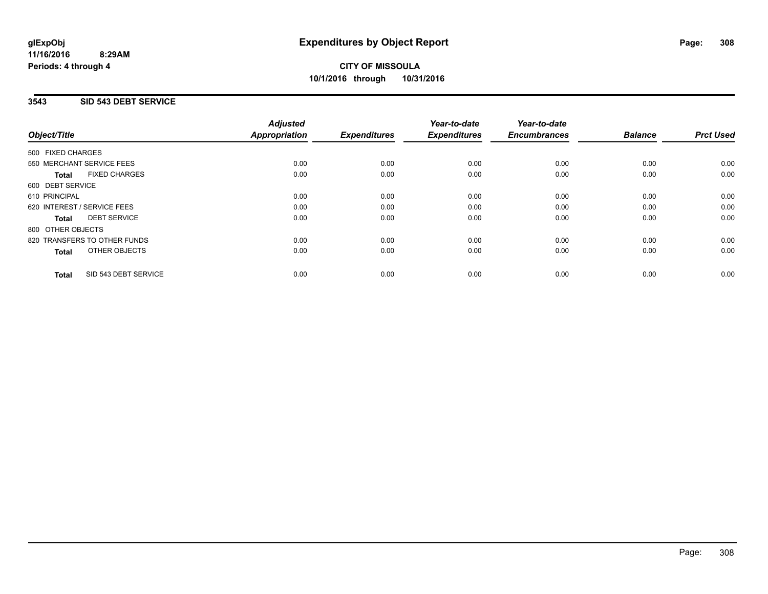**glExpObj**
**11/16/2016 8:29AM**
**Periods: 4 through 4**

# Expenditures by Object Report

**CITY OF MISSOULA**
**10/1/2016 through 10/31/2016**

## 3543 SID 543 DEBT SERVICE

| Object/Title | Adjusted Appropriation | Expenditures | Year-to-date Expenditures | Year-to-date Encumbrances | Balance | Prct Used |
|---|---|---|---|---|---|---|
| 500 FIXED CHARGES | | | | | | |
| 550 MERCHANT SERVICE FEES | 0.00 | 0.00 | 0.00 | 0.00 | 0.00 | 0.00 |
| **Total** FIXED CHARGES | 0.00 | 0.00 | 0.00 | 0.00 | 0.00 | 0.00 |
| 600 DEBT SERVICE | | | | | | |
| 610 PRINCIPAL | 0.00 | 0.00 | 0.00 | 0.00 | 0.00 | 0.00 |
| 620 INTEREST / SERVICE FEES | 0.00 | 0.00 | 0.00 | 0.00 | 0.00 | 0.00 |
| **Total** DEBT SERVICE | 0.00 | 0.00 | 0.00 | 0.00 | 0.00 | 0.00 |
| 800 OTHER OBJECTS | | | | | | |
| 820 TRANSFERS TO OTHER FUNDS | 0.00 | 0.00 | 0.00 | 0.00 | 0.00 | 0.00 |
| **Total** OTHER OBJECTS | 0.00 | 0.00 | 0.00 | 0.00 | 0.00 | 0.00 |
| **Total** SID 543 DEBT SERVICE | 0.00 | 0.00 | 0.00 | 0.00 | 0.00 | 0.00 |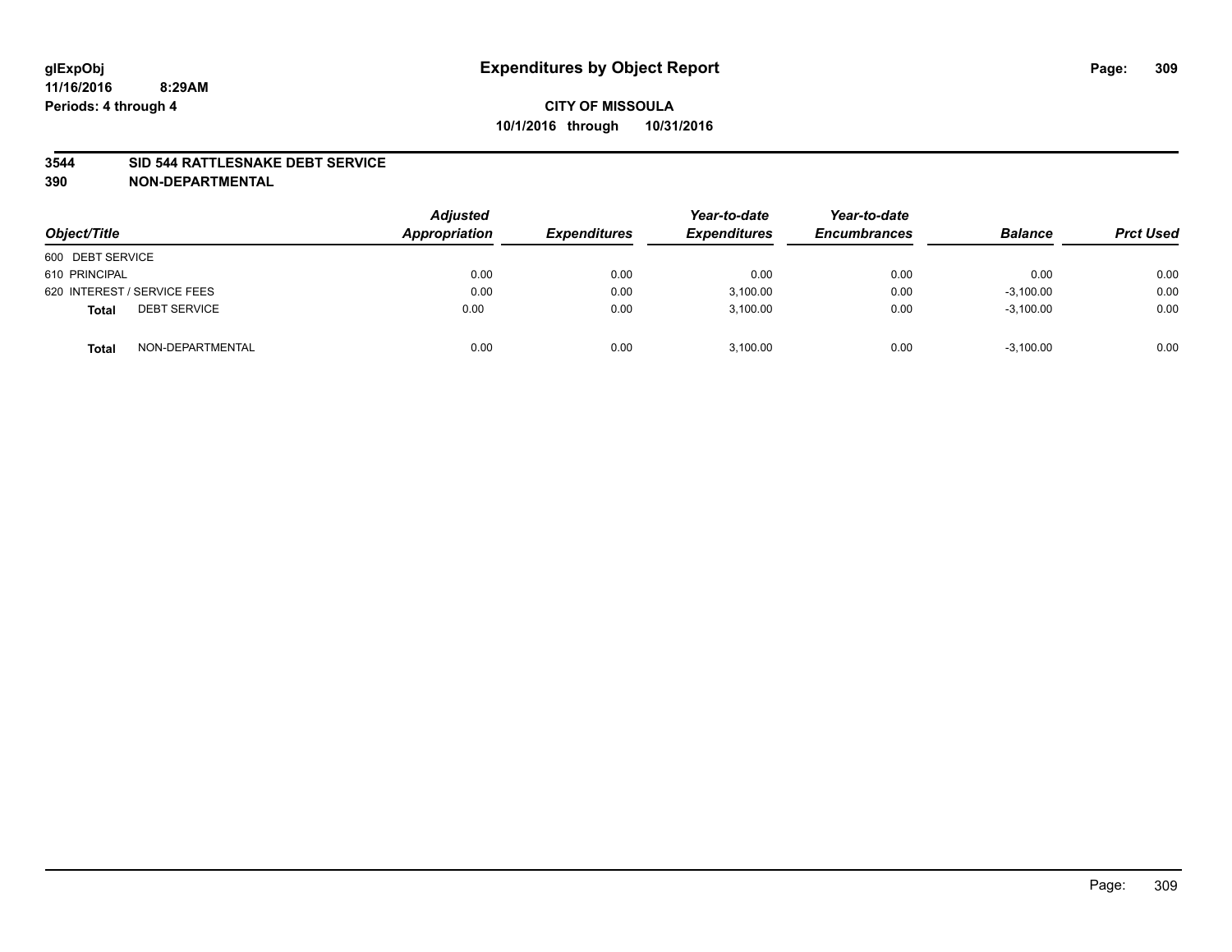**glExpObj**
**11/16/2016 8:29AM**
**Periods: 4 through 4**

# Expenditures by Object Report

**CITY OF MISSOULA**
**10/1/2016 through 10/31/2016**

**3544 SID 544 RATTLESNAKE DEBT SERVICE**
**390 NON-DEPARTMENTAL**

| Object/Title | | Adjusted Appropriation | Expenditures | Year-to-date Expenditures | Year-to-date Encumbrances | Balance | Prct Used |
|---|---|---|---|---|---|---|---|
| 600 DEBT SERVICE | | | | | | | |
| 610 PRINCIPAL | | 0.00 | 0.00 | 0.00 | 0.00 | 0.00 | 0.00 |
| 620 INTEREST / SERVICE FEES | | 0.00 | 0.00 | 3,100.00 | 0.00 | -3,100.00 | 0.00 |
| **Total** | DEBT SERVICE | 0.00 | 0.00 | 3,100.00 | 0.00 | -3,100.00 | 0.00 |
| **Total** | NON-DEPARTMENTAL | 0.00 | 0.00 | 3,100.00 | 0.00 | -3,100.00 | 0.00 |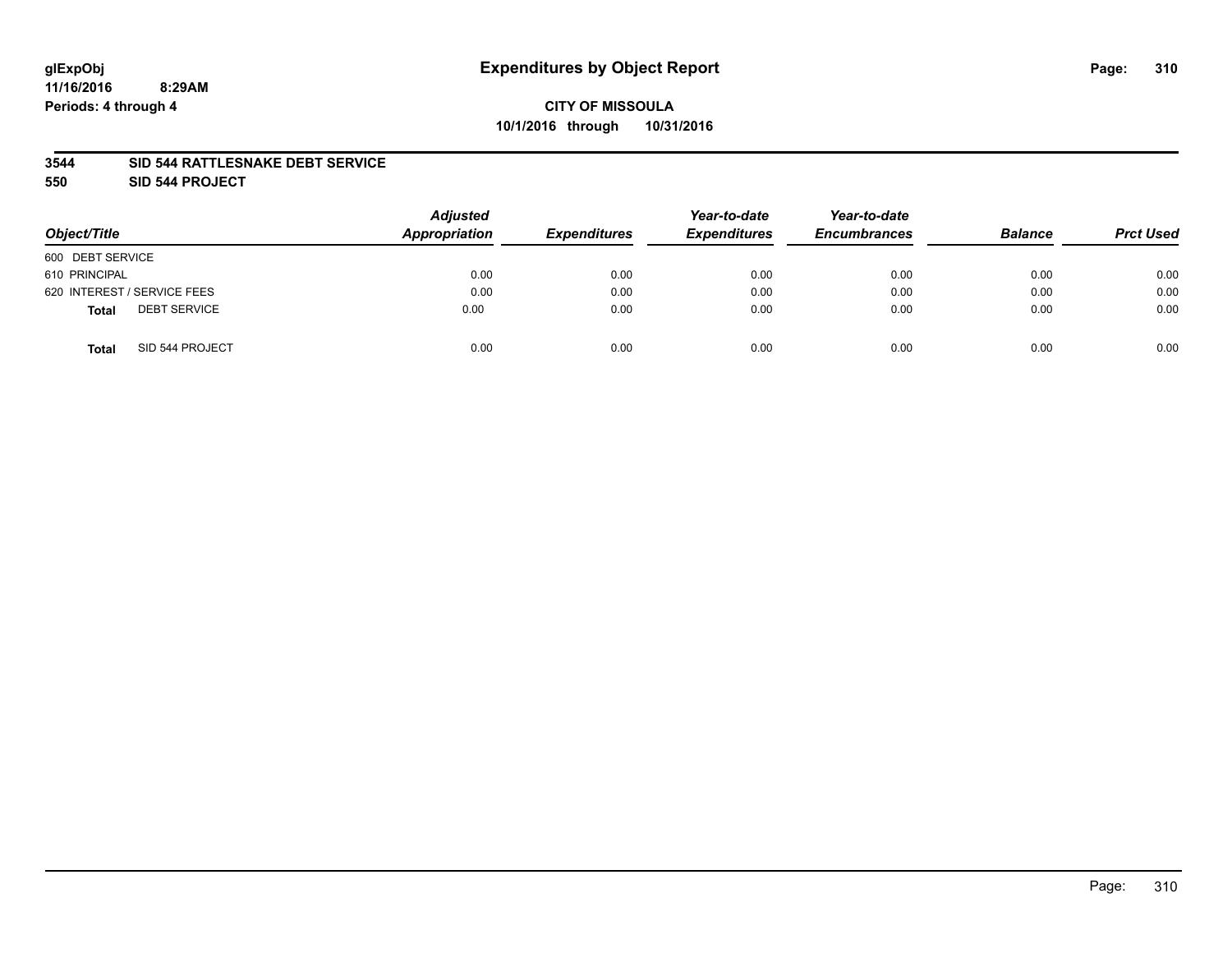glExpObj
11/16/2016 8:29AM
Periods: 4 through 4

# Expenditures by Object Report

**CITY OF MISSOULA**
**10/1/2016 through 10/31/2016**

**3544 SID 544 RATTLESNAKE DEBT SERVICE**
**550 SID 544 PROJECT**

| Object/Title | | Adjusted Appropriation | Expenditures | Year-to-date Expenditures | Year-to-date Encumbrances | Balance | Prct Used |
|---|---|---|---|---|---|---|---|
| 600 DEBT SERVICE | | | | | | | |
| 610 PRINCIPAL | | 0.00 | 0.00 | 0.00 | 0.00 | 0.00 | 0.00 |
| 620 INTEREST / SERVICE FEES | | 0.00 | 0.00 | 0.00 | 0.00 | 0.00 | 0.00 |
| **Total** | DEBT SERVICE | 0.00 | 0.00 | 0.00 | 0.00 | 0.00 | 0.00 |
| **Total** | SID 544 PROJECT | 0.00 | 0.00 | 0.00 | 0.00 | 0.00 | 0.00 |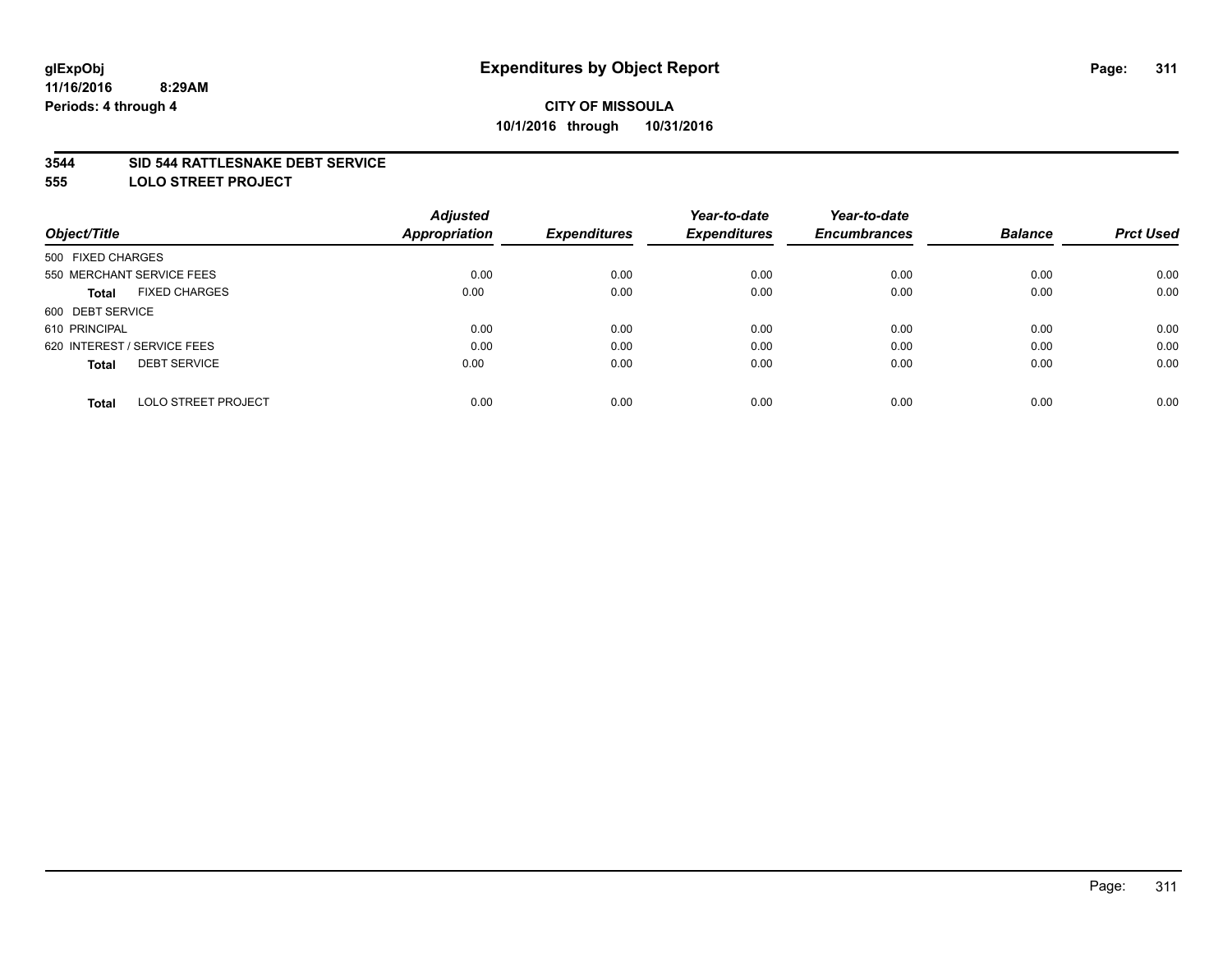# Expenditures by Object Report

glExpObj
11/16/2016 8:29AM
Periods: 4 through 4

**CITY OF MISSOULA**
**10/1/2016 through 10/31/2016**

## 3544 SID 544 RATTLESNAKE DEBT SERVICE
## 555 LOLO STREET PROJECT

| Object/Title | Adjusted Appropriation | Expenditures | Year-to-date Expenditures | Year-to-date Encumbrances | Balance | Prct Used |
|---|---|---|---|---|---|---|
| 500 FIXED CHARGES | | | | | | |
| 550 MERCHANT SERVICE FEES | 0.00 | 0.00 | 0.00 | 0.00 | 0.00 | 0.00 |
| **Total** FIXED CHARGES | 0.00 | 0.00 | 0.00 | 0.00 | 0.00 | 0.00 |
| 600 DEBT SERVICE | | | | | | |
| 610 PRINCIPAL | 0.00 | 0.00 | 0.00 | 0.00 | 0.00 | 0.00 |
| 620 INTEREST / SERVICE FEES | 0.00 | 0.00 | 0.00 | 0.00 | 0.00 | 0.00 |
| **Total** DEBT SERVICE | 0.00 | 0.00 | 0.00 | 0.00 | 0.00 | 0.00 |
| **Total** LOLO STREET PROJECT | 0.00 | 0.00 | 0.00 | 0.00 | 0.00 | 0.00 |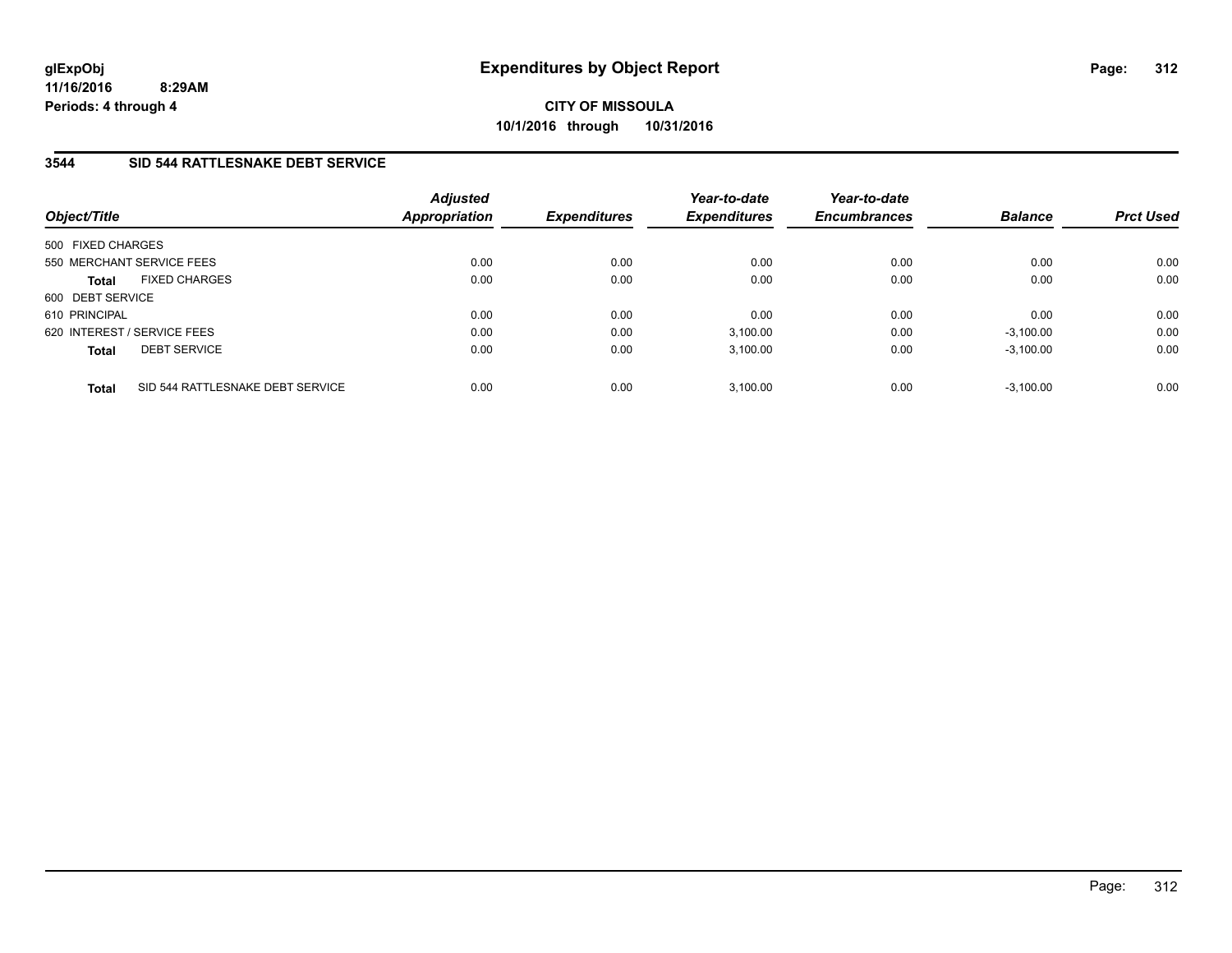glExpObj
11/16/2016 8:29AM
Periods: 4 through 4

# Expenditures by Object Report

**CITY OF MISSOULA**
**10/1/2016 through 10/31/2016**

## 3544 SID 544 RATTLESNAKE DEBT SERVICE

| Object/Title | Adjusted Appropriation | Expenditures | Year-to-date Expenditures | Year-to-date Encumbrances | Balance | Prct Used |
|---|---|---|---|---|---|---|
| 500 FIXED CHARGES | | | | | | |
| 550 MERCHANT SERVICE FEES | 0.00 | 0.00 | 0.00 | 0.00 | 0.00 | 0.00 |
| **Total** FIXED CHARGES | 0.00 | 0.00 | 0.00 | 0.00 | 0.00 | 0.00 |
| 600 DEBT SERVICE | | | | | | |
| 610 PRINCIPAL | 0.00 | 0.00 | 0.00 | 0.00 | 0.00 | 0.00 |
| 620 INTEREST / SERVICE FEES | 0.00 | 0.00 | 3,100.00 | 0.00 | -3,100.00 | 0.00 |
| **Total** DEBT SERVICE | 0.00 | 0.00 | 3,100.00 | 0.00 | -3,100.00 | 0.00 |
| **Total** SID 544 RATTLESNAKE DEBT SERVICE | 0.00 | 0.00 | 3,100.00 | 0.00 | -3,100.00 | 0.00 |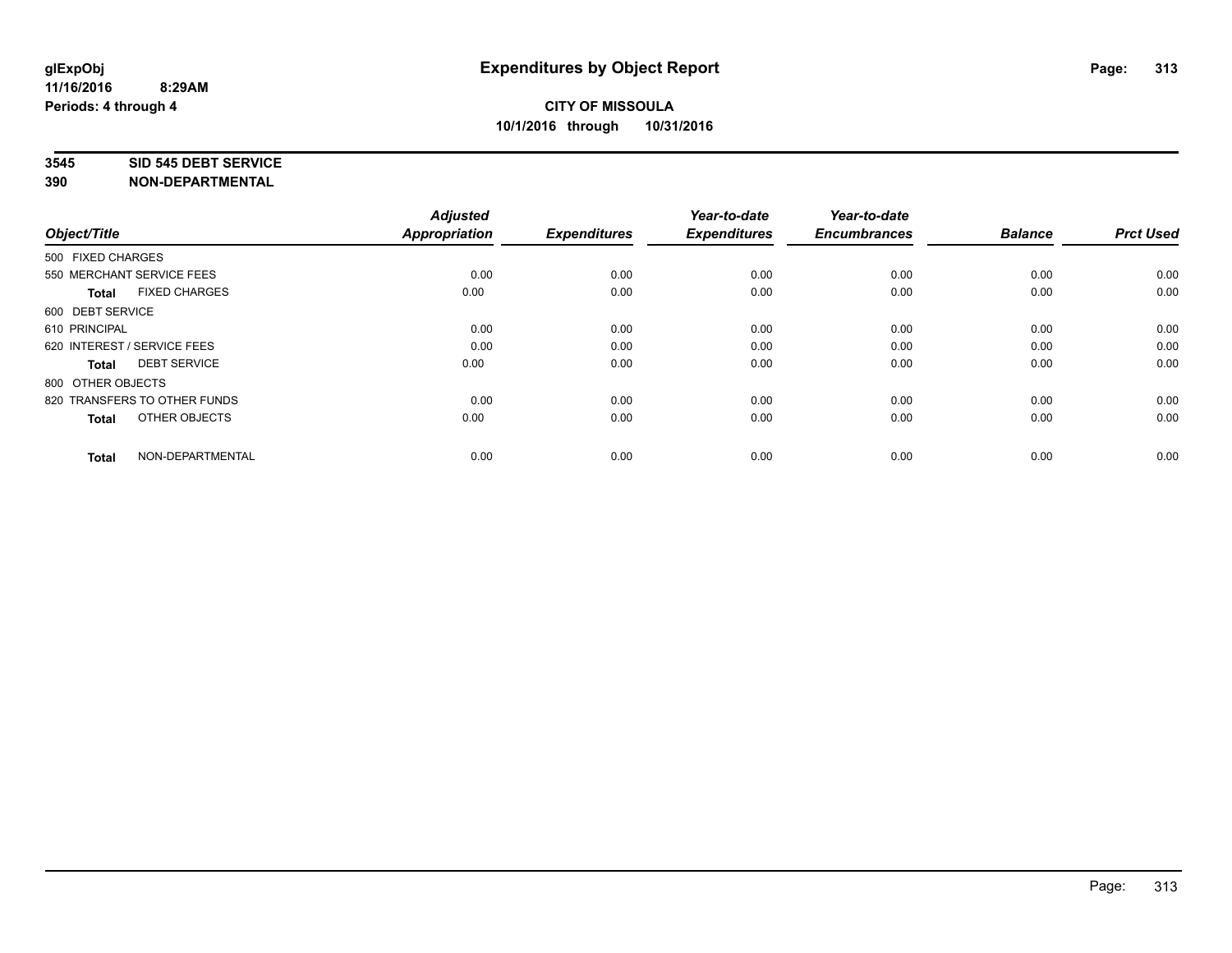# Expenditures by Object Report

glExpObj
11/16/2016 8:29AM
Periods: 4 through 4

**CITY OF MISSOULA**
**10/1/2016 through 10/31/2016**

**3545 SID 545 DEBT SERVICE**
**390 NON-DEPARTMENTAL**

| Object/Title | Adjusted Appropriation | Expenditures | Year-to-date Expenditures | Year-to-date Encumbrances | Balance | Prct Used |
|---|---|---|---|---|---|---|
| 500 FIXED CHARGES | | | | | | |
| 550 MERCHANT SERVICE FEES | 0.00 | 0.00 | 0.00 | 0.00 | 0.00 | 0.00 |
| **Total** FIXED CHARGES | 0.00 | 0.00 | 0.00 | 0.00 | 0.00 | 0.00 |
| 600 DEBT SERVICE | | | | | | |
| 610 PRINCIPAL | 0.00 | 0.00 | 0.00 | 0.00 | 0.00 | 0.00 |
| 620 INTEREST / SERVICE FEES | 0.00 | 0.00 | 0.00 | 0.00 | 0.00 | 0.00 |
| **Total** DEBT SERVICE | 0.00 | 0.00 | 0.00 | 0.00 | 0.00 | 0.00 |
| 800 OTHER OBJECTS | | | | | | |
| 820 TRANSFERS TO OTHER FUNDS | 0.00 | 0.00 | 0.00 | 0.00 | 0.00 | 0.00 |
| **Total** OTHER OBJECTS | 0.00 | 0.00 | 0.00 | 0.00 | 0.00 | 0.00 |
| **Total** NON-DEPARTMENTAL | 0.00 | 0.00 | 0.00 | 0.00 | 0.00 | 0.00 |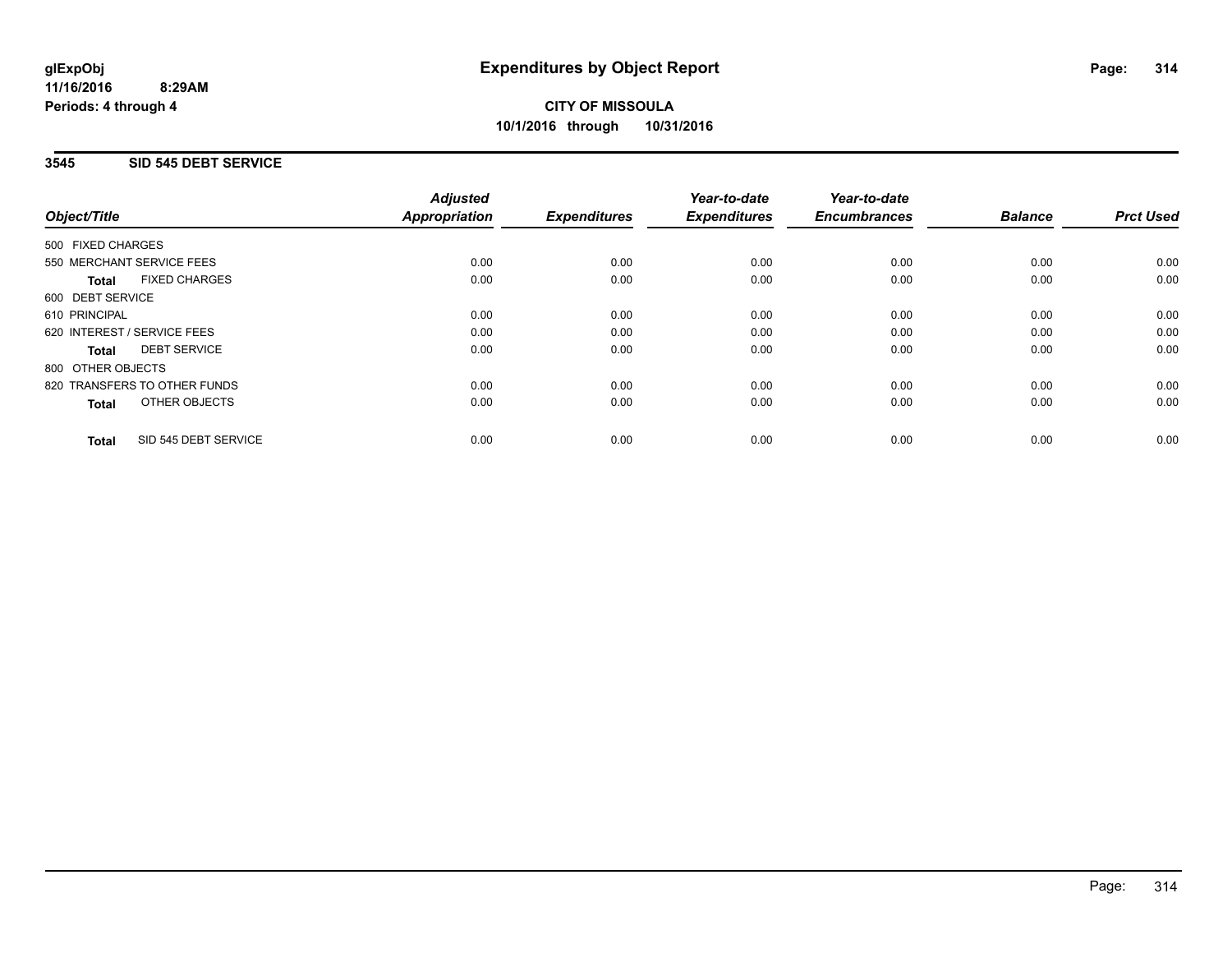**glExpObj**
**11/16/2016 8:29AM**
**Periods: 4 through 4**

# Expenditures by Object Report

**CITY OF MISSOULA**
**10/1/2016 through 10/31/2016**

## 3545 SID 545 DEBT SERVICE

| Object/Title | Adjusted Appropriation | Expenditures | Year-to-date Expenditures | Year-to-date Encumbrances | Balance | Prct Used |
|---|---|---|---|---|---|---|
| 500 FIXED CHARGES | | | | | | |
| 550 MERCHANT SERVICE FEES | 0.00 | 0.00 | 0.00 | 0.00 | 0.00 | 0.00 |
| **Total** FIXED CHARGES | 0.00 | 0.00 | 0.00 | 0.00 | 0.00 | 0.00 |
| 600 DEBT SERVICE | | | | | | |
| 610 PRINCIPAL | 0.00 | 0.00 | 0.00 | 0.00 | 0.00 | 0.00 |
| 620 INTEREST / SERVICE FEES | 0.00 | 0.00 | 0.00 | 0.00 | 0.00 | 0.00 |
| **Total** DEBT SERVICE | 0.00 | 0.00 | 0.00 | 0.00 | 0.00 | 0.00 |
| 800 OTHER OBJECTS | | | | | | |
| 820 TRANSFERS TO OTHER FUNDS | 0.00 | 0.00 | 0.00 | 0.00 | 0.00 | 0.00 |
| **Total** OTHER OBJECTS | 0.00 | 0.00 | 0.00 | 0.00 | 0.00 | 0.00 |
| **Total** SID 545 DEBT SERVICE | 0.00 | 0.00 | 0.00 | 0.00 | 0.00 | 0.00 |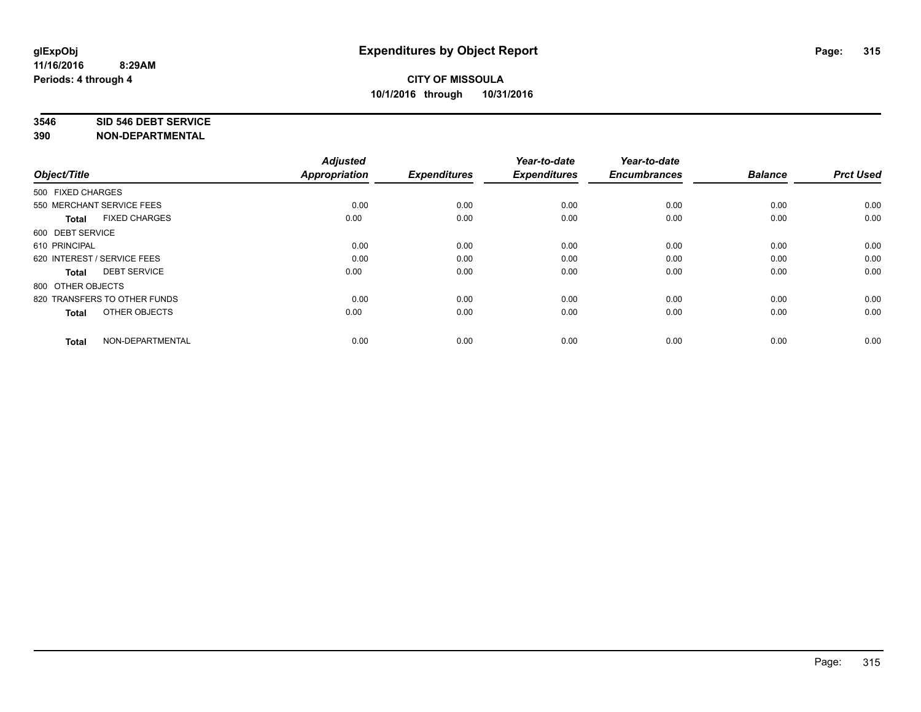# Expenditures by Object Report

**glExpObj**
**11/16/2016 8:29AM**
**Periods: 4 through 4**

**CITY OF MISSOULA**
**10/1/2016 through 10/31/2016**

**3546 SID 546 DEBT SERVICE**
**390 NON-DEPARTMENTAL**

| Object/Title | Adjusted Appropriation | Expenditures | Year-to-date Expenditures | Year-to-date Encumbrances | Balance | Prct Used |
|---|---|---|---|---|---|---|
| 500 FIXED CHARGES | | | | | | |
| 550 MERCHANT SERVICE FEES | 0.00 | 0.00 | 0.00 | 0.00 | 0.00 | 0.00 |
| **Total** FIXED CHARGES | 0.00 | 0.00 | 0.00 | 0.00 | 0.00 | 0.00 |
| 600 DEBT SERVICE | | | | | | |
| 610 PRINCIPAL | 0.00 | 0.00 | 0.00 | 0.00 | 0.00 | 0.00 |
| 620 INTEREST / SERVICE FEES | 0.00 | 0.00 | 0.00 | 0.00 | 0.00 | 0.00 |
| **Total** DEBT SERVICE | 0.00 | 0.00 | 0.00 | 0.00 | 0.00 | 0.00 |
| 800 OTHER OBJECTS | | | | | | |
| 820 TRANSFERS TO OTHER FUNDS | 0.00 | 0.00 | 0.00 | 0.00 | 0.00 | 0.00 |
| **Total** OTHER OBJECTS | 0.00 | 0.00 | 0.00 | 0.00 | 0.00 | 0.00 |
| **Total** NON-DEPARTMENTAL | 0.00 | 0.00 | 0.00 | 0.00 | 0.00 | 0.00 |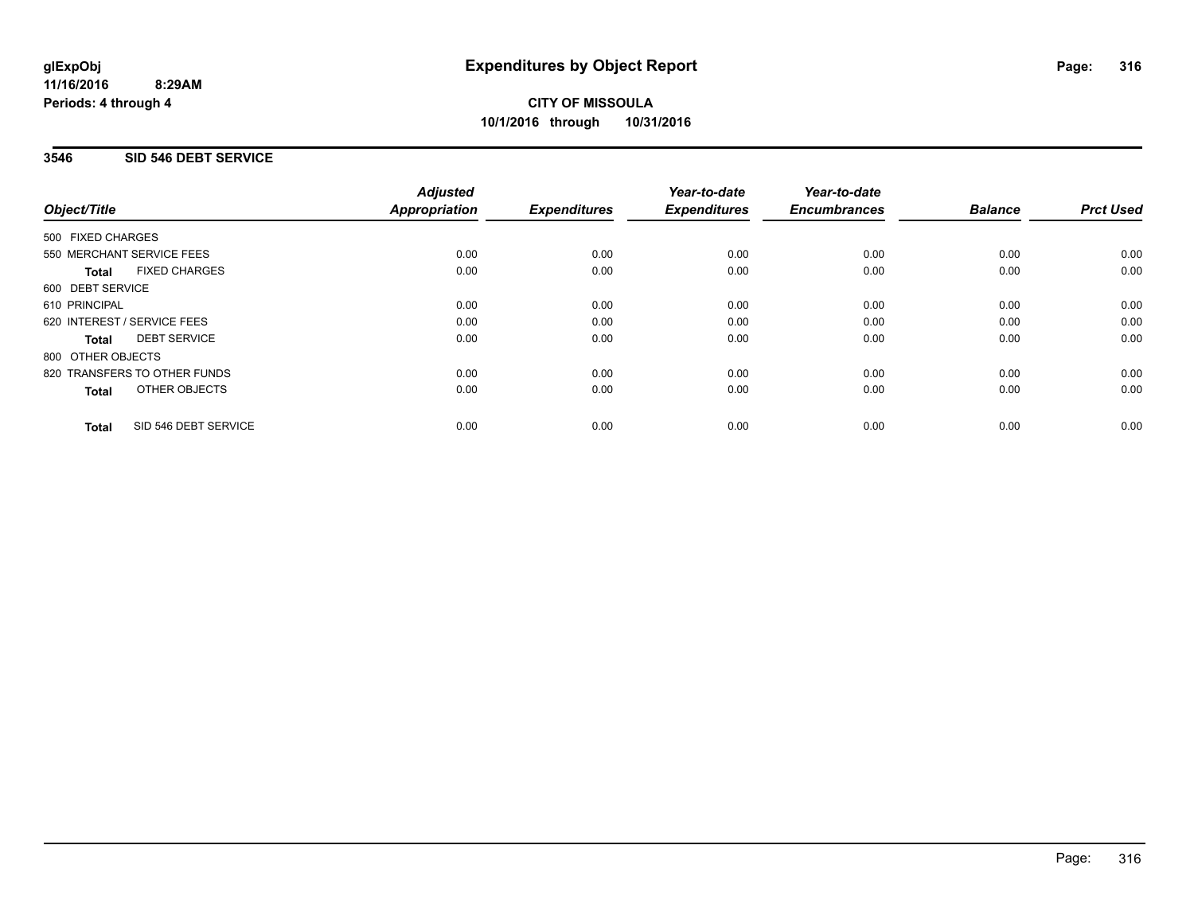# Expenditures by Object Report

glExpObj
11/16/2016 8:29AM
Periods: 4 through 4

**CITY OF MISSOULA**
**10/1/2016 through 10/31/2016**

## 3546 SID 546 DEBT SERVICE

| Object/Title | Adjusted Appropriation | Expenditures | Year-to-date Expenditures | Year-to-date Encumbrances | Balance | Prct Used |
|---|---|---|---|---|---|---|
| 500 FIXED CHARGES | | | | | | |
| 550 MERCHANT SERVICE FEES | 0.00 | 0.00 | 0.00 | 0.00 | 0.00 | 0.00 |
| **Total** FIXED CHARGES | 0.00 | 0.00 | 0.00 | 0.00 | 0.00 | 0.00 |
| 600 DEBT SERVICE | | | | | | |
| 610 PRINCIPAL | 0.00 | 0.00 | 0.00 | 0.00 | 0.00 | 0.00 |
| 620 INTEREST / SERVICE FEES | 0.00 | 0.00 | 0.00 | 0.00 | 0.00 | 0.00 |
| **Total** DEBT SERVICE | 0.00 | 0.00 | 0.00 | 0.00 | 0.00 | 0.00 |
| 800 OTHER OBJECTS | | | | | | |
| 820 TRANSFERS TO OTHER FUNDS | 0.00 | 0.00 | 0.00 | 0.00 | 0.00 | 0.00 |
| **Total** OTHER OBJECTS | 0.00 | 0.00 | 0.00 | 0.00 | 0.00 | 0.00 |
| **Total** SID 546 DEBT SERVICE | 0.00 | 0.00 | 0.00 | 0.00 | 0.00 | 0.00 |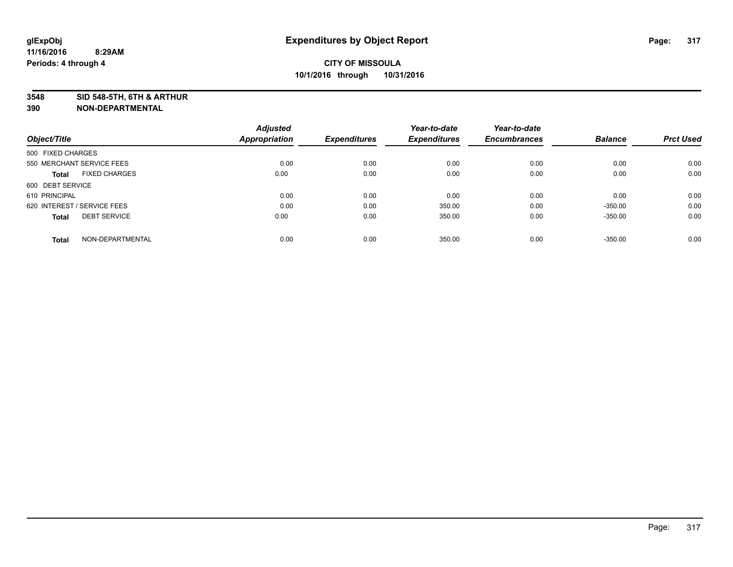# Expenditures by Object Report

glExpObj
11/16/2016 8:29AM
Periods: 4 through 4

**CITY OF MISSOULA**
**10/1/2016 through 10/31/2016**

**3548 SID 548-5TH, 6TH & ARTHUR**
**390 NON-DEPARTMENTAL**

| Object/Title | Adjusted Appropriation | Expenditures | Year-to-date Expenditures | Year-to-date Encumbrances | Balance | Prct Used |
|---|---|---|---|---|---|---|
| 500 FIXED CHARGES | | | | | | |
| 550 MERCHANT SERVICE FEES | 0.00 | 0.00 | 0.00 | 0.00 | 0.00 | 0.00 |
| **Total** FIXED CHARGES | 0.00 | 0.00 | 0.00 | 0.00 | 0.00 | 0.00 |
| 600 DEBT SERVICE | | | | | | |
| 610 PRINCIPAL | 0.00 | 0.00 | 0.00 | 0.00 | 0.00 | 0.00 |
| 620 INTEREST / SERVICE FEES | 0.00 | 0.00 | 350.00 | 0.00 | -350.00 | 0.00 |
| **Total** DEBT SERVICE | 0.00 | 0.00 | 350.00 | 0.00 | -350.00 | 0.00 |
| **Total** NON-DEPARTMENTAL | 0.00 | 0.00 | 350.00 | 0.00 | -350.00 | 0.00 |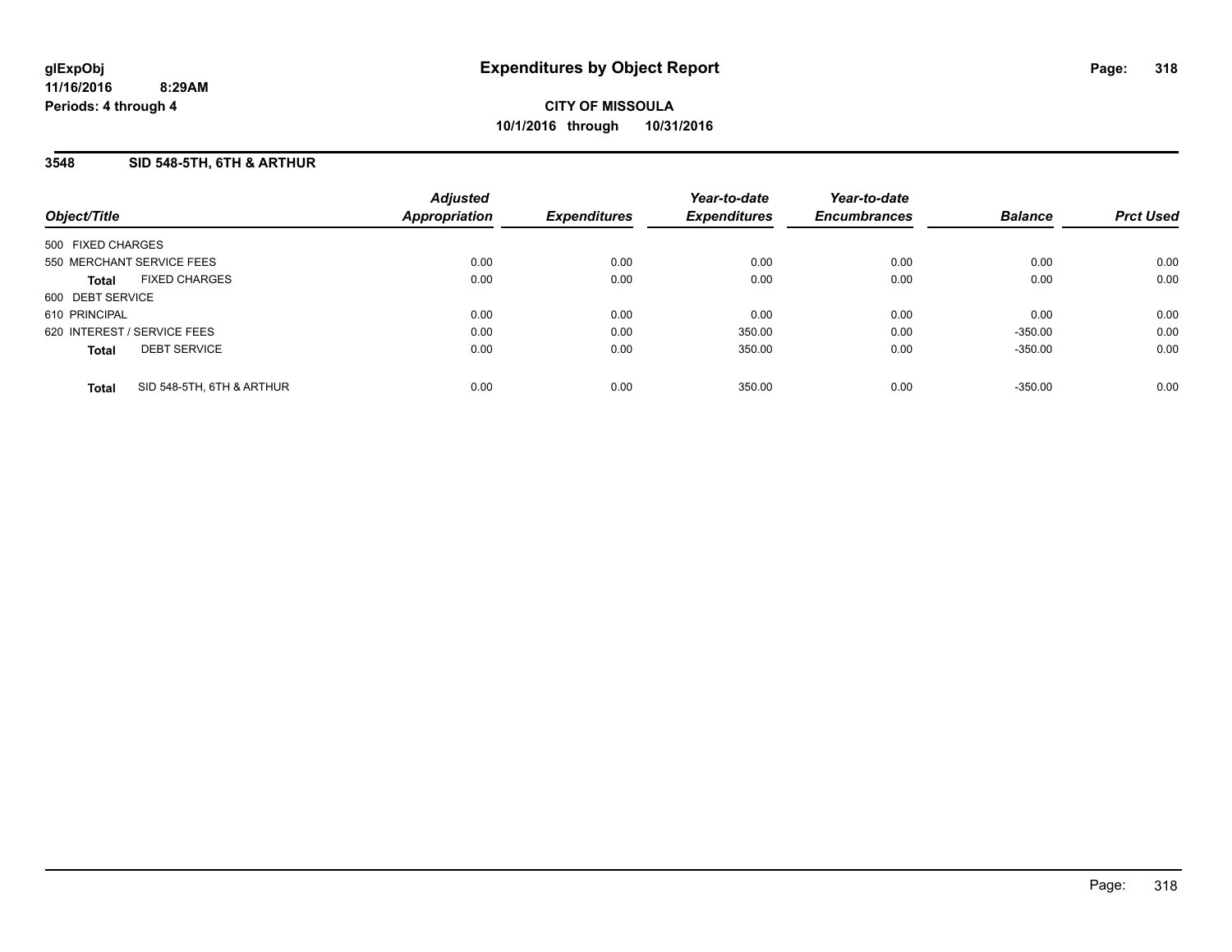**glExpObj**
**11/16/2016 8:29AM**
**Periods: 4 through 4**

# Expenditures by Object Report

**CITY OF MISSOULA**
**10/1/2016 through 10/31/2016**

## 3548 SID 548-5TH, 6TH & ARTHUR

| Object/Title | Adjusted Appropriation | Expenditures | Year-to-date Expenditures | Year-to-date Encumbrances | Balance | Prct Used |
|---|---|---|---|---|---|---|
| 500 FIXED CHARGES | | | | | | |
| 550 MERCHANT SERVICE FEES | 0.00 | 0.00 | 0.00 | 0.00 | 0.00 | 0.00 |
| **Total** FIXED CHARGES | 0.00 | 0.00 | 0.00 | 0.00 | 0.00 | 0.00 |
| 600 DEBT SERVICE | | | | | | |
| 610 PRINCIPAL | 0.00 | 0.00 | 0.00 | 0.00 | 0.00 | 0.00 |
| 620 INTEREST / SERVICE FEES | 0.00 | 0.00 | 350.00 | 0.00 | -350.00 | 0.00 |
| **Total** DEBT SERVICE | 0.00 | 0.00 | 350.00 | 0.00 | -350.00 | 0.00 |
| **Total** SID 548-5TH, 6TH & ARTHUR | 0.00 | 0.00 | 350.00 | 0.00 | -350.00 | 0.00 |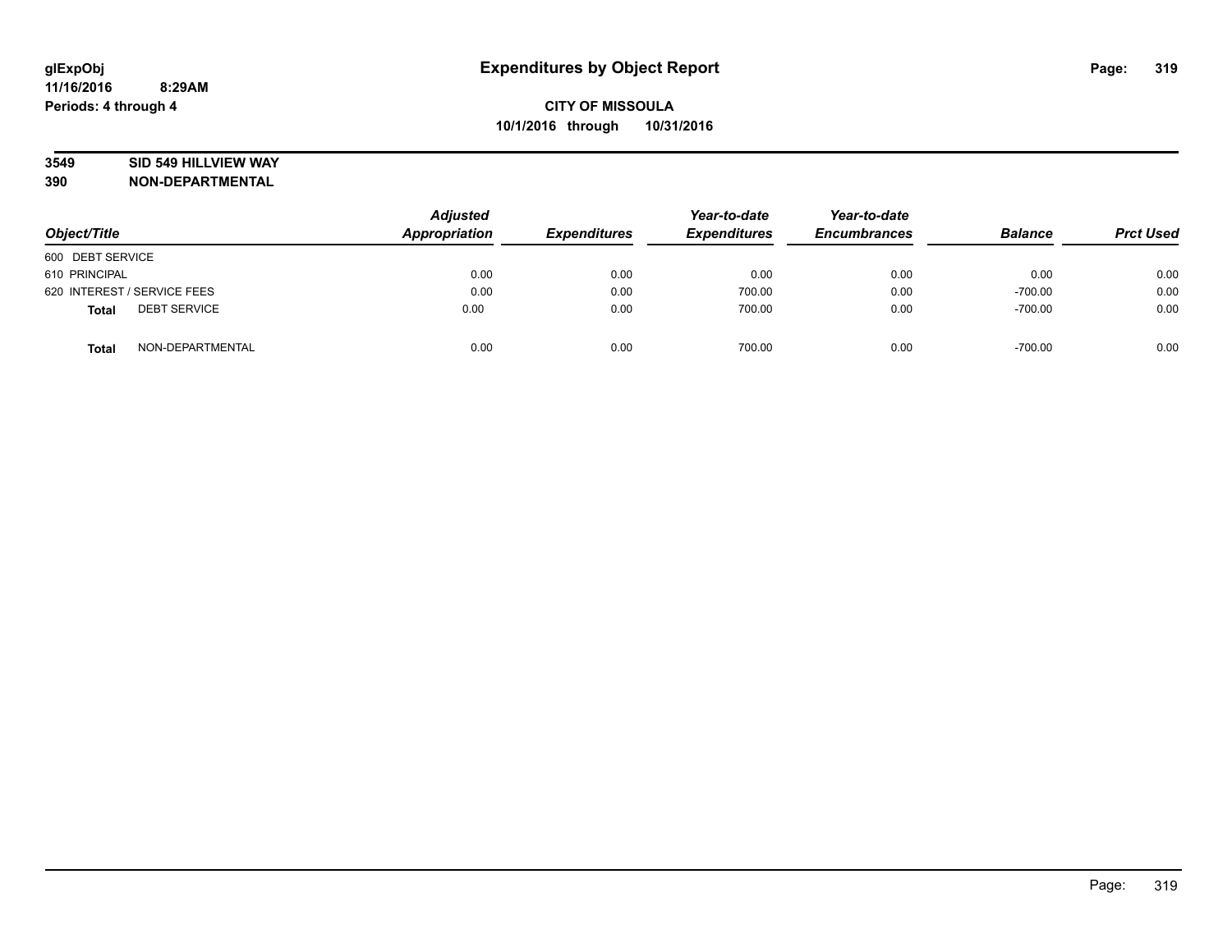glExpObj
11/16/2016 8:29AM
Periods: 4 through 4

# Expenditures by Object Report

**CITY OF MISSOULA**
**10/1/2016 through 10/31/2016**

**3549 SID 549 HILLVIEW WAY**
**390 NON-DEPARTMENTAL**

| Object/Title | Adjusted Appropriation | Expenditures | Year-to-date Expenditures | Year-to-date Encumbrances | Balance | Prct Used |
|---|---|---|---|---|---|---|
| 600 DEBT SERVICE | | | | | | |
| 610 PRINCIPAL | 0.00 | 0.00 | 0.00 | 0.00 | 0.00 | 0.00 |
| 620 INTEREST / SERVICE FEES | 0.00 | 0.00 | 700.00 | 0.00 | -700.00 | 0.00 |
| **Total** DEBT SERVICE | 0.00 | 0.00 | 700.00 | 0.00 | -700.00 | 0.00 |
| **Total** NON-DEPARTMENTAL | 0.00 | 0.00 | 700.00 | 0.00 | -700.00 | 0.00 |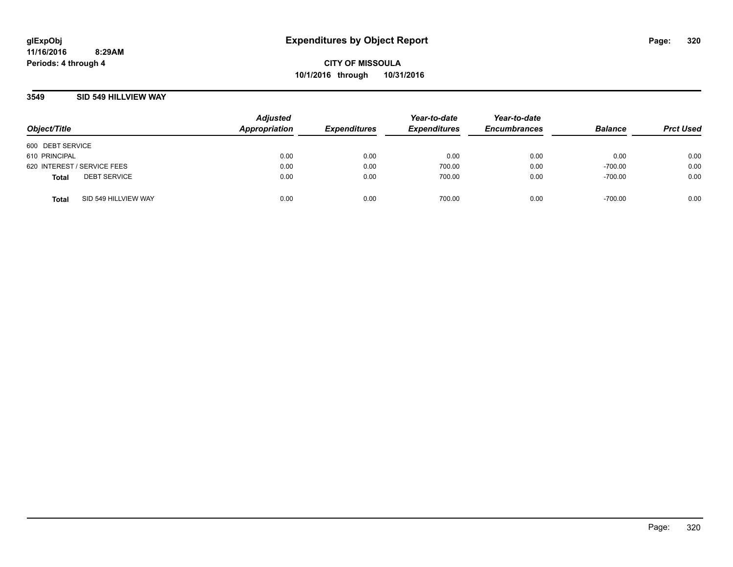**glExpObj**
**11/16/2016 8:29AM**
**Periods: 4 through 4**

# Expenditures by Object Report

**CITY OF MISSOULA**
**10/1/2016 through 10/31/2016**

## 3549 SID 549 HILLVIEW WAY

| Object/Title | | Adjusted Appropriation | Expenditures | Year-to-date Expenditures | Year-to-date Encumbrances | Balance | Prct Used |
|---|---|---|---|---|---|---|---|
| 600 DEBT SERVICE | | | | | | | |
| 610 PRINCIPAL | | 0.00 | 0.00 | 0.00 | 0.00 | 0.00 | 0.00 |
| 620 INTEREST / SERVICE FEES | | 0.00 | 0.00 | 700.00 | 0.00 | -700.00 | 0.00 |
| **Total** | DEBT SERVICE | 0.00 | 0.00 | 700.00 | 0.00 | -700.00 | 0.00 |
| **Total** | SID 549 HILLVIEW WAY | 0.00 | 0.00 | 700.00 | 0.00 | -700.00 | 0.00 |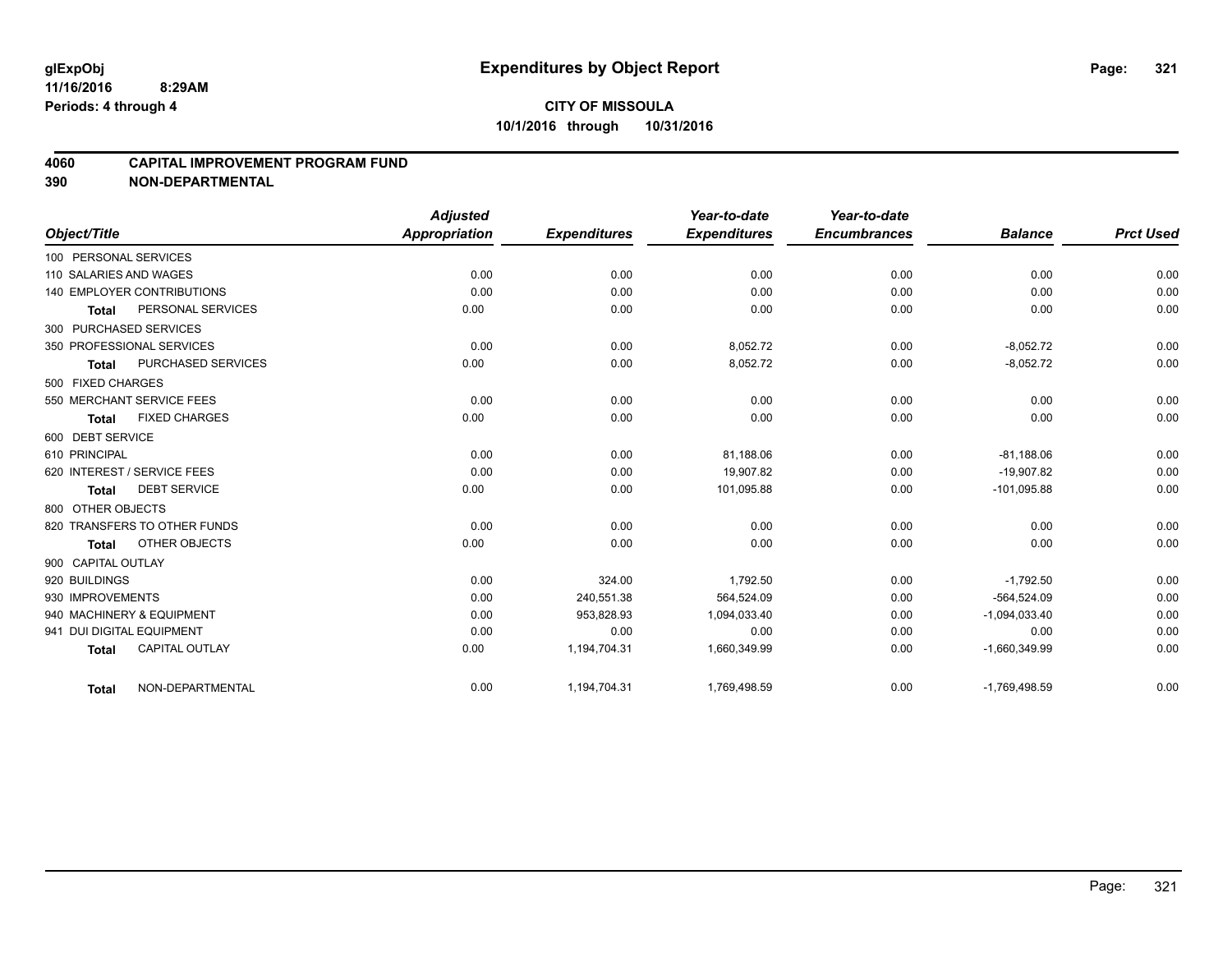glExpObj
11/16/2016 8:29AM
Periods: 4 through 4

# Expenditures by Object Report

**CITY OF MISSOULA**
**10/1/2016 through 10/31/2016**

**4060 CAPITAL IMPROVEMENT PROGRAM FUND**
**390 NON-DEPARTMENTAL**

| Object/Title | Adjusted Appropriation | Expenditures | Year-to-date Expenditures | Year-to-date Encumbrances | Balance | Prct Used |
|---|---|---|---|---|---|---|
| 100 PERSONAL SERVICES | | | | | | |
| 110 SALARIES AND WAGES | 0.00 | 0.00 | 0.00 | 0.00 | 0.00 | 0.00 |
| 140 EMPLOYER CONTRIBUTIONS | 0.00 | 0.00 | 0.00 | 0.00 | 0.00 | 0.00 |
| **Total** PERSONAL SERVICES | 0.00 | 0.00 | 0.00 | 0.00 | 0.00 | 0.00 |
| 300 PURCHASED SERVICES | | | | | | |
| 350 PROFESSIONAL SERVICES | 0.00 | 0.00 | 8,052.72 | 0.00 | -8,052.72 | 0.00 |
| **Total** PURCHASED SERVICES | 0.00 | 0.00 | 8,052.72 | 0.00 | -8,052.72 | 0.00 |
| 500 FIXED CHARGES | | | | | | |
| 550 MERCHANT SERVICE FEES | 0.00 | 0.00 | 0.00 | 0.00 | 0.00 | 0.00 |
| **Total** FIXED CHARGES | 0.00 | 0.00 | 0.00 | 0.00 | 0.00 | 0.00 |
| 600 DEBT SERVICE | | | | | | |
| 610 PRINCIPAL | 0.00 | 0.00 | 81,188.06 | 0.00 | -81,188.06 | 0.00 |
| 620 INTEREST / SERVICE FEES | 0.00 | 0.00 | 19,907.82 | 0.00 | -19,907.82 | 0.00 |
| **Total** DEBT SERVICE | 0.00 | 0.00 | 101,095.88 | 0.00 | -101,095.88 | 0.00 |
| 800 OTHER OBJECTS | | | | | | |
| 820 TRANSFERS TO OTHER FUNDS | 0.00 | 0.00 | 0.00 | 0.00 | 0.00 | 0.00 |
| **Total** OTHER OBJECTS | 0.00 | 0.00 | 0.00 | 0.00 | 0.00 | 0.00 |
| 900 CAPITAL OUTLAY | | | | | | |
| 920 BUILDINGS | 0.00 | 324.00 | 1,792.50 | 0.00 | -1,792.50 | 0.00 |
| 930 IMPROVEMENTS | 0.00 | 240,551.38 | 564,524.09 | 0.00 | -564,524.09 | 0.00 |
| 940 MACHINERY & EQUIPMENT | 0.00 | 953,828.93 | 1,094,033.40 | 0.00 | -1,094,033.40 | 0.00 |
| 941 DUI DIGITAL EQUIPMENT | 0.00 | 0.00 | 0.00 | 0.00 | 0.00 | 0.00 |
| **Total** CAPITAL OUTLAY | 0.00 | 1,194,704.31 | 1,660,349.99 | 0.00 | -1,660,349.99 | 0.00 |
| **Total** NON-DEPARTMENTAL | 0.00 | 1,194,704.31 | 1,769,498.59 | 0.00 | -1,769,498.59 | 0.00 |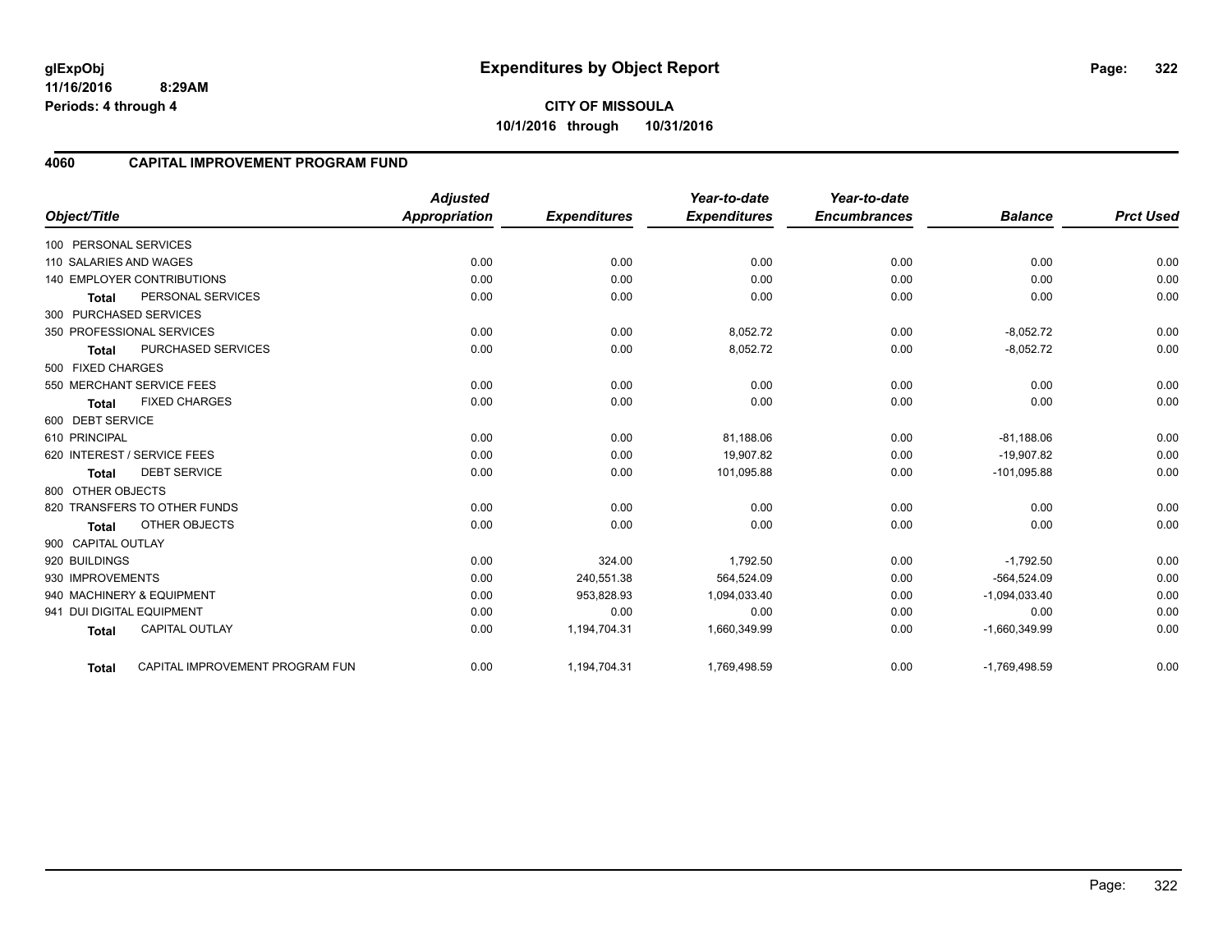glExpObj
11/16/2016 8:29AM
Periods: 4 through 4

# Expenditures by Object Report

**CITY OF MISSOULA**
**10/1/2016 through 10/31/2016**

## 4060 CAPITAL IMPROVEMENT PROGRAM FUND

| Object/Title | Adjusted Appropriation | Expenditures | Year-to-date Expenditures | Year-to-date Encumbrances | Balance | Prct Used |
|---|---|---|---|---|---|---|
| 100 PERSONAL SERVICES | | | | | | |
| 110 SALARIES AND WAGES | 0.00 | 0.00 | 0.00 | 0.00 | 0.00 | 0.00 |
| 140 EMPLOYER CONTRIBUTIONS | 0.00 | 0.00 | 0.00 | 0.00 | 0.00 | 0.00 |
| **Total** PERSONAL SERVICES | 0.00 | 0.00 | 0.00 | 0.00 | 0.00 | 0.00 |
| 300 PURCHASED SERVICES | | | | | | |
| 350 PROFESSIONAL SERVICES | 0.00 | 0.00 | 8,052.72 | 0.00 | -8,052.72 | 0.00 |
| **Total** PURCHASED SERVICES | 0.00 | 0.00 | 8,052.72 | 0.00 | -8,052.72 | 0.00 |
| 500 FIXED CHARGES | | | | | | |
| 550 MERCHANT SERVICE FEES | 0.00 | 0.00 | 0.00 | 0.00 | 0.00 | 0.00 |
| **Total** FIXED CHARGES | 0.00 | 0.00 | 0.00 | 0.00 | 0.00 | 0.00 |
| 600 DEBT SERVICE | | | | | | |
| 610 PRINCIPAL | 0.00 | 0.00 | 81,188.06 | 0.00 | -81,188.06 | 0.00 |
| 620 INTEREST / SERVICE FEES | 0.00 | 0.00 | 19,907.82 | 0.00 | -19,907.82 | 0.00 |
| **Total** DEBT SERVICE | 0.00 | 0.00 | 101,095.88 | 0.00 | -101,095.88 | 0.00 |
| 800 OTHER OBJECTS | | | | | | |
| 820 TRANSFERS TO OTHER FUNDS | 0.00 | 0.00 | 0.00 | 0.00 | 0.00 | 0.00 |
| **Total** OTHER OBJECTS | 0.00 | 0.00 | 0.00 | 0.00 | 0.00 | 0.00 |
| 900 CAPITAL OUTLAY | | | | | | |
| 920 BUILDINGS | 0.00 | 324.00 | 1,792.50 | 0.00 | -1,792.50 | 0.00 |
| 930 IMPROVEMENTS | 0.00 | 240,551.38 | 564,524.09 | 0.00 | -564,524.09 | 0.00 |
| 940 MACHINERY & EQUIPMENT | 0.00 | 953,828.93 | 1,094,033.40 | 0.00 | -1,094,033.40 | 0.00 |
| 941 DUI DIGITAL EQUIPMENT | 0.00 | 0.00 | 0.00 | 0.00 | 0.00 | 0.00 |
| **Total** CAPITAL OUTLAY | 0.00 | 1,194,704.31 | 1,660,349.99 | 0.00 | -1,660,349.99 | 0.00 |
| **Total** CAPITAL IMPROVEMENT PROGRAM FUN | 0.00 | 1,194,704.31 | 1,769,498.59 | 0.00 | -1,769,498.59 | 0.00 |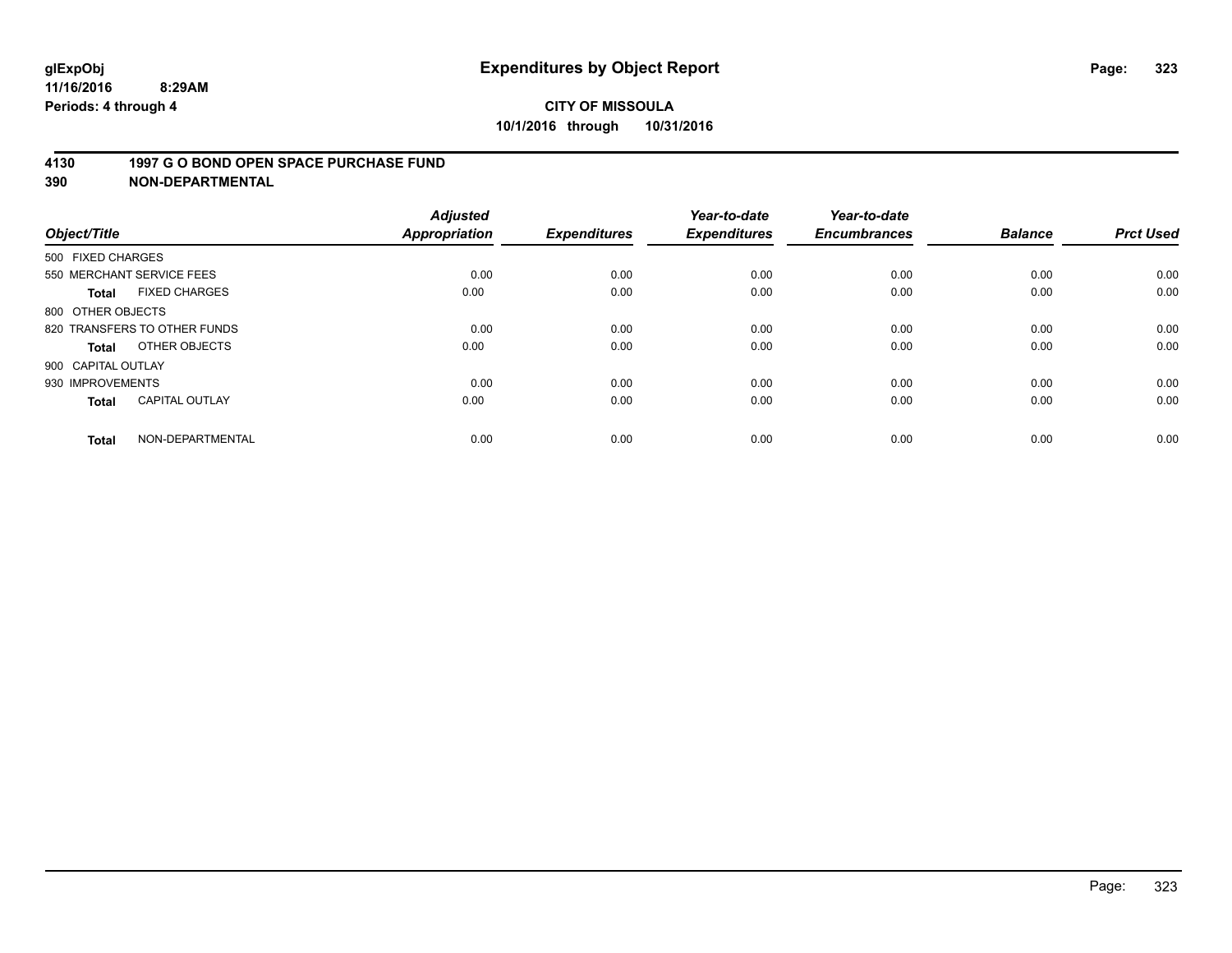glExpObj
11/16/2016 8:29AM
Periods: 4 through 4

# Expenditures by Object Report

**CITY OF MISSOULA**
**10/1/2016 through 10/31/2016**

**4130 1997 G O BOND OPEN SPACE PURCHASE FUND**
**390 NON-DEPARTMENTAL**

| Object/Title | | Adjusted Appropriation | Expenditures | Year-to-date Expenditures | Year-to-date Encumbrances | Balance | Prct Used |
|---|---|---|---|---|---|---|---|
| 500 FIXED CHARGES | | | | | | | |
| 550 MERCHANT SERVICE FEES | | 0.00 | 0.00 | 0.00 | 0.00 | 0.00 | 0.00 |
| **Total** | FIXED CHARGES | 0.00 | 0.00 | 0.00 | 0.00 | 0.00 | 0.00 |
| 800 OTHER OBJECTS | | | | | | | |
| 820 TRANSFERS TO OTHER FUNDS | | 0.00 | 0.00 | 0.00 | 0.00 | 0.00 | 0.00 |
| **Total** | OTHER OBJECTS | 0.00 | 0.00 | 0.00 | 0.00 | 0.00 | 0.00 |
| 900 CAPITAL OUTLAY | | | | | | | |
| 930 IMPROVEMENTS | | 0.00 | 0.00 | 0.00 | 0.00 | 0.00 | 0.00 |
| **Total** | CAPITAL OUTLAY | 0.00 | 0.00 | 0.00 | 0.00 | 0.00 | 0.00 |
| **Total** | NON-DEPARTMENTAL | 0.00 | 0.00 | 0.00 | 0.00 | 0.00 | 0.00 |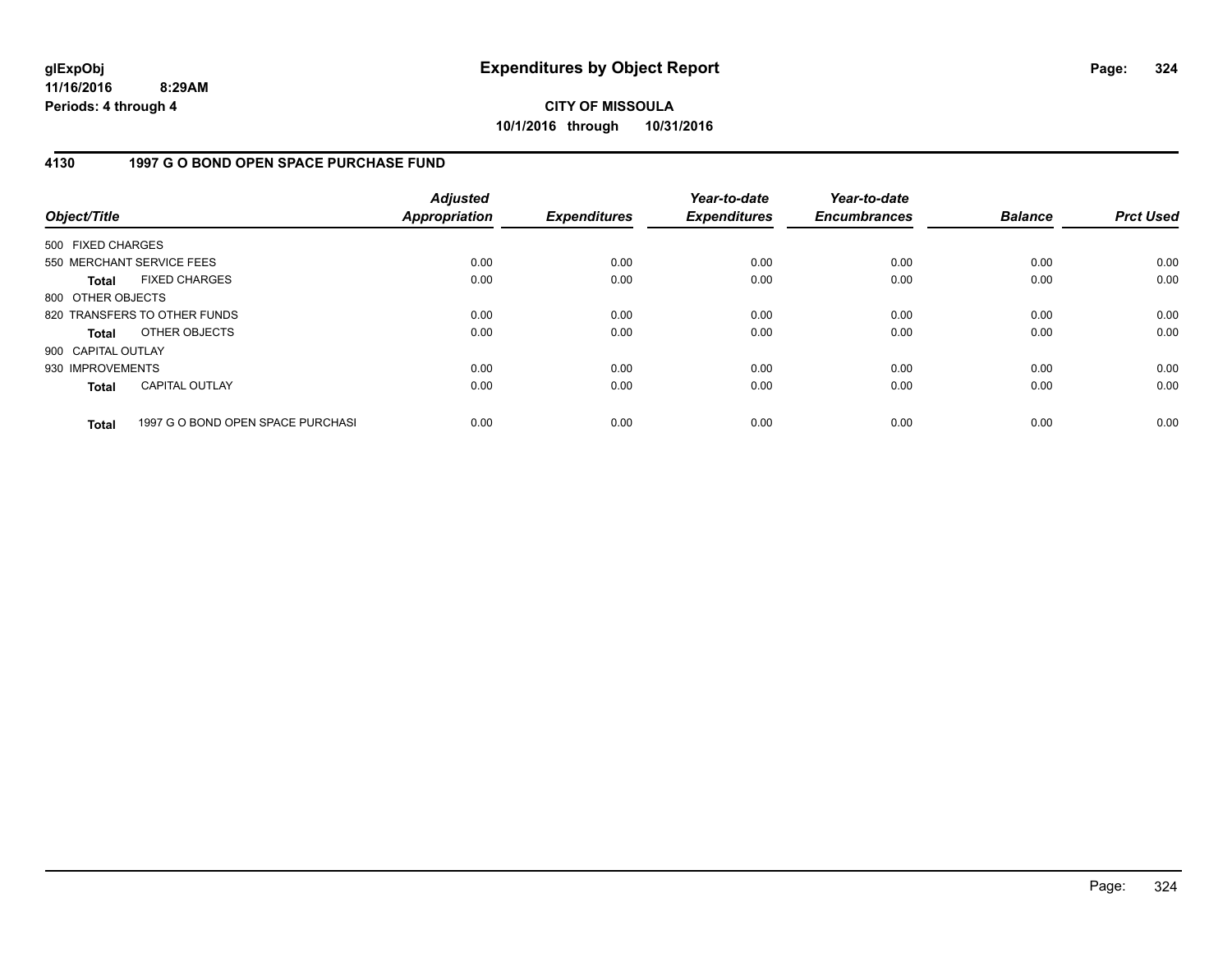**glExpObj**
**11/16/2016 8:29AM**
**Periods: 4 through 4**

# Expenditures by Object Report

**CITY OF MISSOULA**
**10/1/2016 through 10/31/2016**

## 4130 1997 G O BOND OPEN SPACE PURCHASE FUND

| Object/Title | Adjusted Appropriation | Expenditures | Year-to-date Expenditures | Year-to-date Encumbrances | Balance | Prct Used |
|---|---|---|---|---|---|---|
| 500 FIXED CHARGES | | | | | | |
| 550 MERCHANT SERVICE FEES | 0.00 | 0.00 | 0.00 | 0.00 | 0.00 | 0.00 |
| **Total** FIXED CHARGES | 0.00 | 0.00 | 0.00 | 0.00 | 0.00 | 0.00 |
| 800 OTHER OBJECTS | | | | | | |
| 820 TRANSFERS TO OTHER FUNDS | 0.00 | 0.00 | 0.00 | 0.00 | 0.00 | 0.00 |
| **Total** OTHER OBJECTS | 0.00 | 0.00 | 0.00 | 0.00 | 0.00 | 0.00 |
| 900 CAPITAL OUTLAY | | | | | | |
| 930 IMPROVEMENTS | 0.00 | 0.00 | 0.00 | 0.00 | 0.00 | 0.00 |
| **Total** CAPITAL OUTLAY | 0.00 | 0.00 | 0.00 | 0.00 | 0.00 | 0.00 |
| **Total** 1997 G O BOND OPEN SPACE PURCHASI | 0.00 | 0.00 | 0.00 | 0.00 | 0.00 | 0.00 |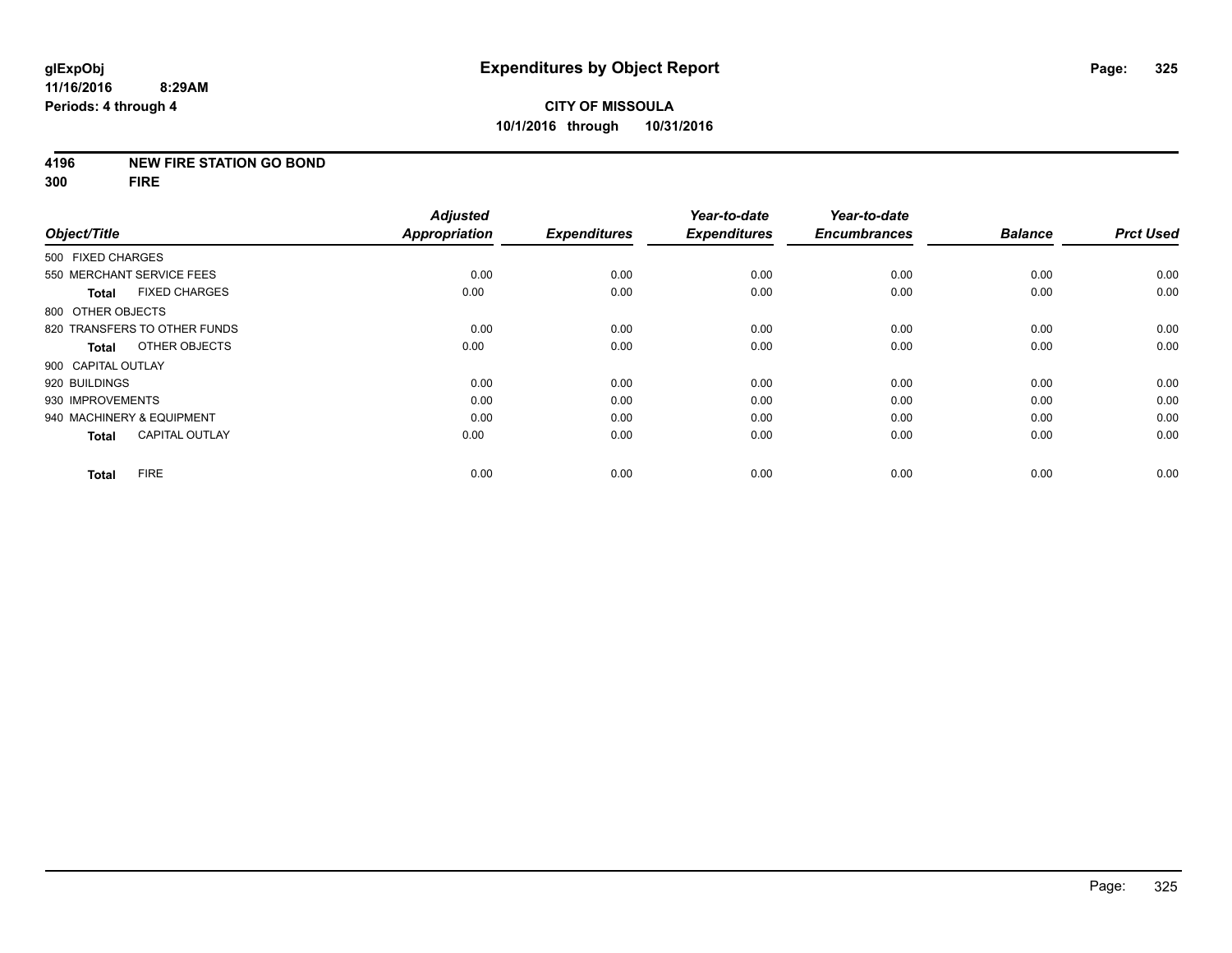**glExpObj**
**11/16/2016 8:29AM**
**Periods: 4 through 4**

# Expenditures by Object Report

**CITY OF MISSOULA**
**10/1/2016 through 10/31/2016**

**4196 NEW FIRE STATION GO BOND**
**300 FIRE**

| Object/Title | Adjusted Appropriation | Expenditures | Year-to-date Expenditures | Year-to-date Encumbrances | Balance | Prct Used |
|---|---|---|---|---|---|---|
| 500 FIXED CHARGES | | | | | | |
| 550 MERCHANT SERVICE FEES | 0.00 | 0.00 | 0.00 | 0.00 | 0.00 | 0.00 |
| **Total** FIXED CHARGES | 0.00 | 0.00 | 0.00 | 0.00 | 0.00 | 0.00 |
| 800 OTHER OBJECTS | | | | | | |
| 820 TRANSFERS TO OTHER FUNDS | 0.00 | 0.00 | 0.00 | 0.00 | 0.00 | 0.00 |
| **Total** OTHER OBJECTS | 0.00 | 0.00 | 0.00 | 0.00 | 0.00 | 0.00 |
| 900 CAPITAL OUTLAY | | | | | | |
| 920 BUILDINGS | 0.00 | 0.00 | 0.00 | 0.00 | 0.00 | 0.00 |
| 930 IMPROVEMENTS | 0.00 | 0.00 | 0.00 | 0.00 | 0.00 | 0.00 |
| 940 MACHINERY & EQUIPMENT | 0.00 | 0.00 | 0.00 | 0.00 | 0.00 | 0.00 |
| **Total** CAPITAL OUTLAY | 0.00 | 0.00 | 0.00 | 0.00 | 0.00 | 0.00 |
| **Total** FIRE | 0.00 | 0.00 | 0.00 | 0.00 | 0.00 | 0.00 |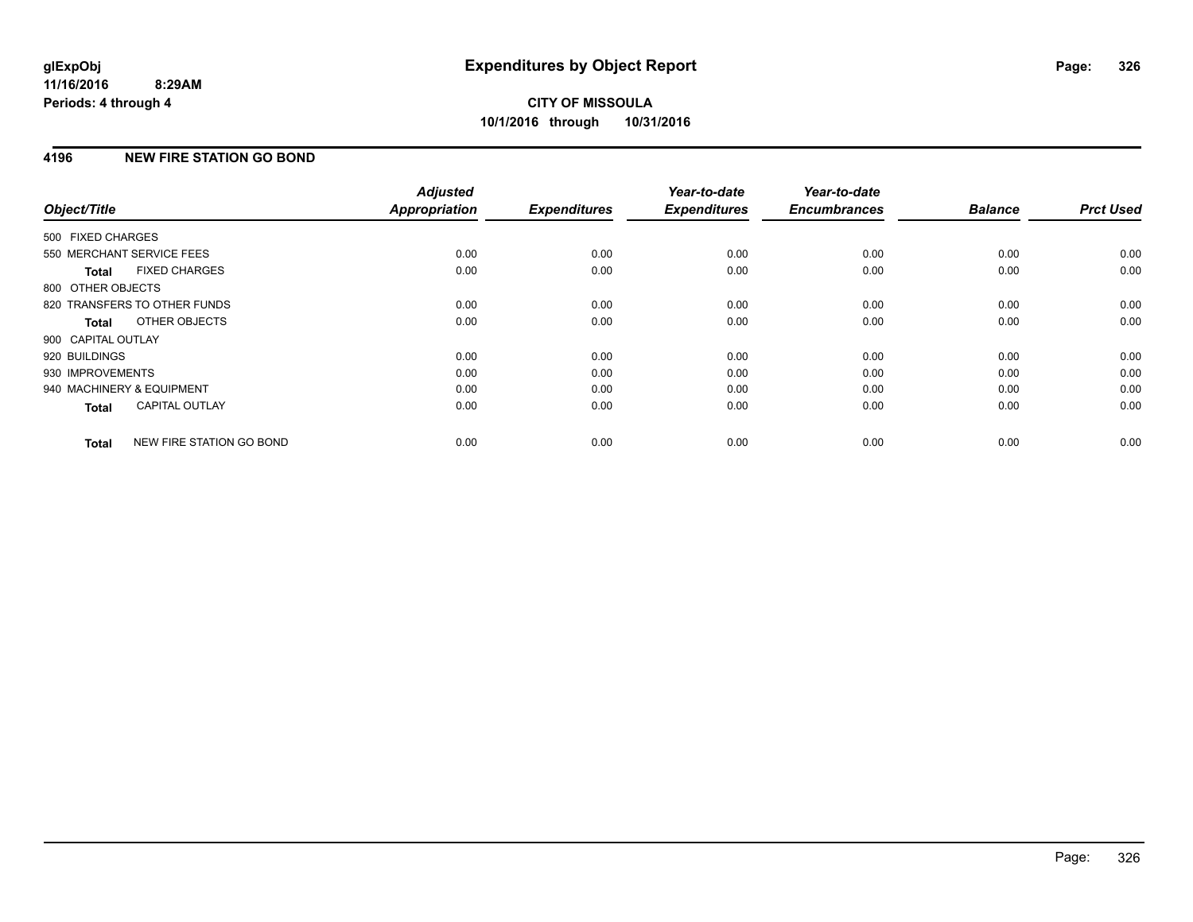**glExpObj**
**11/16/2016 8:29AM**
**Periods: 4 through 4**

# Expenditures by Object Report

**CITY OF MISSOULA**
**10/1/2016 through 10/31/2016**

## 4196 NEW FIRE STATION GO BOND

| Object/Title | Adjusted Appropriation | Expenditures | Year-to-date Expenditures | Year-to-date Encumbrances | Balance | Prct Used |
|---|---|---|---|---|---|---|
| 500 FIXED CHARGES | | | | | | |
| 550 MERCHANT SERVICE FEES | 0.00 | 0.00 | 0.00 | 0.00 | 0.00 | 0.00 |
| **Total** FIXED CHARGES | 0.00 | 0.00 | 0.00 | 0.00 | 0.00 | 0.00 |
| 800 OTHER OBJECTS | | | | | | |
| 820 TRANSFERS TO OTHER FUNDS | 0.00 | 0.00 | 0.00 | 0.00 | 0.00 | 0.00 |
| **Total** OTHER OBJECTS | 0.00 | 0.00 | 0.00 | 0.00 | 0.00 | 0.00 |
| 900 CAPITAL OUTLAY | | | | | | |
| 920 BUILDINGS | 0.00 | 0.00 | 0.00 | 0.00 | 0.00 | 0.00 |
| 930 IMPROVEMENTS | 0.00 | 0.00 | 0.00 | 0.00 | 0.00 | 0.00 |
| 940 MACHINERY & EQUIPMENT | 0.00 | 0.00 | 0.00 | 0.00 | 0.00 | 0.00 |
| **Total** CAPITAL OUTLAY | 0.00 | 0.00 | 0.00 | 0.00 | 0.00 | 0.00 |
| **Total** NEW FIRE STATION GO BOND | 0.00 | 0.00 | 0.00 | 0.00 | 0.00 | 0.00 |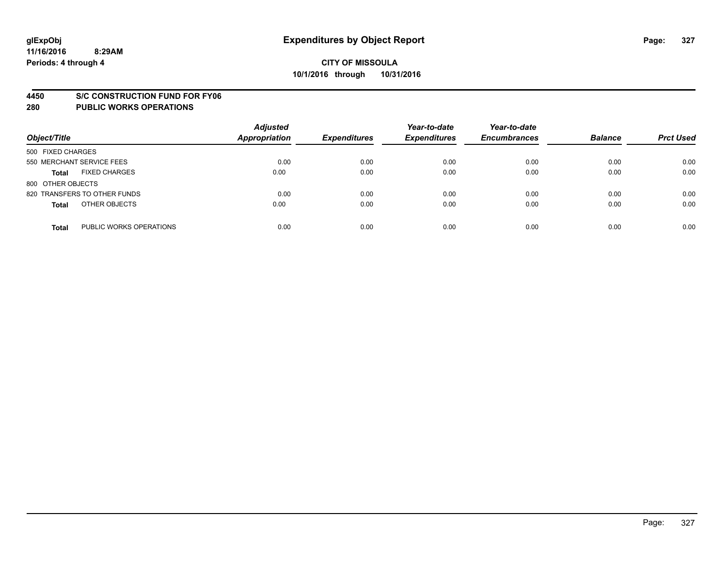# Expenditures by Object Report

glExpObj
11/16/2016 8:29AM
Periods: 4 through 4

**CITY OF MISSOULA**
**10/1/2016 through 10/31/2016**

## 4450 S/C CONSTRUCTION FUND FOR FY06
## 280 PUBLIC WORKS OPERATIONS

| Object/Title | Adjusted Appropriation | Expenditures | Year-to-date Expenditures | Year-to-date Encumbrances | Balance | Prct Used |
|---|---|---|---|---|---|---|
| 500 FIXED CHARGES | | | | | | |
| 550 MERCHANT SERVICE FEES | 0.00 | 0.00 | 0.00 | 0.00 | 0.00 | 0.00 |
| **Total** FIXED CHARGES | 0.00 | 0.00 | 0.00 | 0.00 | 0.00 | 0.00 |
| 800 OTHER OBJECTS | | | | | | |
| 820 TRANSFERS TO OTHER FUNDS | 0.00 | 0.00 | 0.00 | 0.00 | 0.00 | 0.00 |
| **Total** OTHER OBJECTS | 0.00 | 0.00 | 0.00 | 0.00 | 0.00 | 0.00 |
| **Total** PUBLIC WORKS OPERATIONS | 0.00 | 0.00 | 0.00 | 0.00 | 0.00 | 0.00 |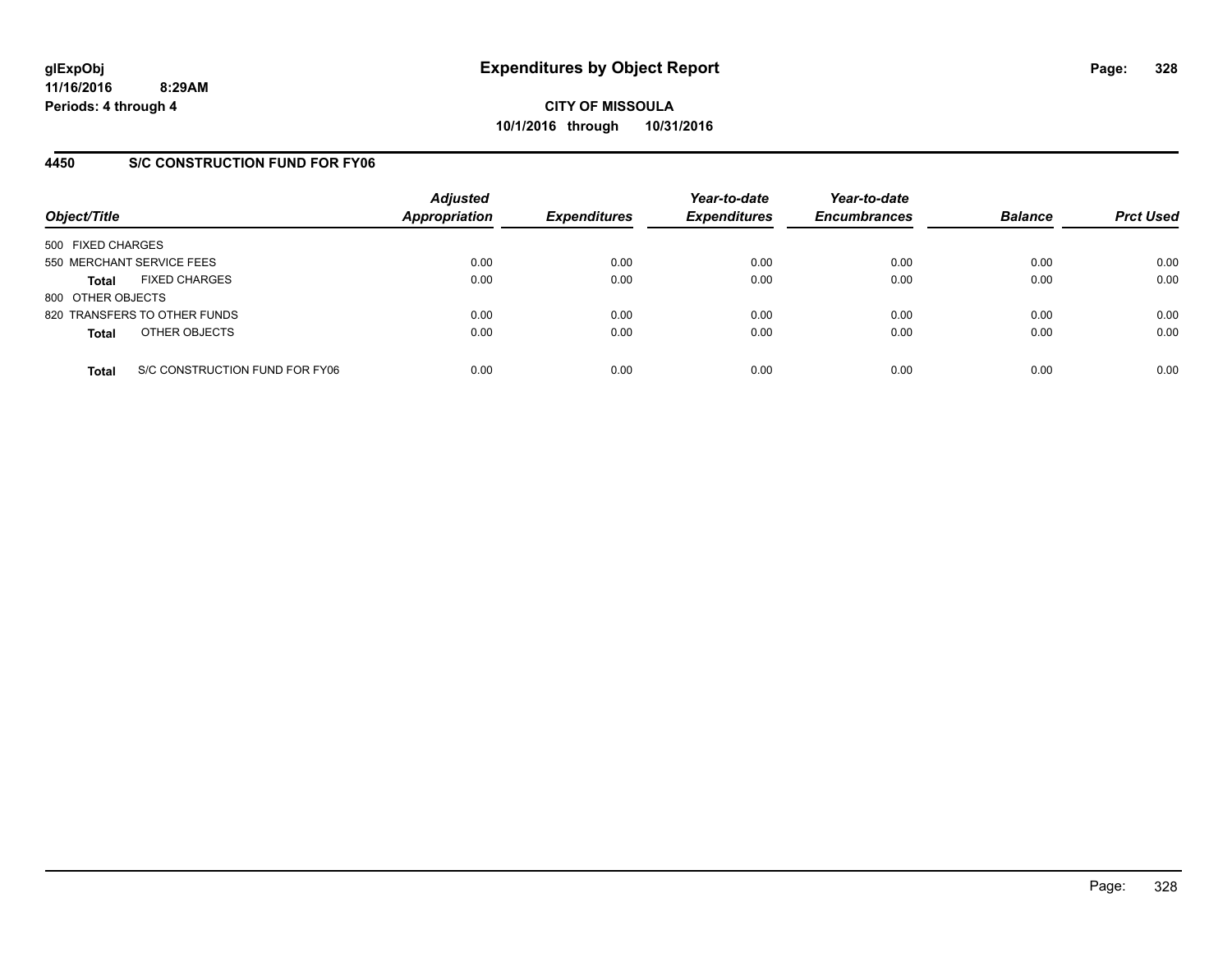**glExpObj**
**11/16/2016 8:29AM**
**Periods: 4 through 4**

# Expenditures by Object Report

**CITY OF MISSOULA**
**10/1/2016 through 10/31/2016**

## 4450 S/C CONSTRUCTION FUND FOR FY06

| Object/Title | Adjusted Appropriation | Expenditures | Year-to-date Expenditures | Year-to-date Encumbrances | Balance | Prct Used |
|---|---|---|---|---|---|---|
| 500 FIXED CHARGES | | | | | | |
| 550 MERCHANT SERVICE FEES | 0.00 | 0.00 | 0.00 | 0.00 | 0.00 | 0.00 |
| **Total** FIXED CHARGES | 0.00 | 0.00 | 0.00 | 0.00 | 0.00 | 0.00 |
| 800 OTHER OBJECTS | | | | | | |
| 820 TRANSFERS TO OTHER FUNDS | 0.00 | 0.00 | 0.00 | 0.00 | 0.00 | 0.00 |
| **Total** OTHER OBJECTS | 0.00 | 0.00 | 0.00 | 0.00 | 0.00 | 0.00 |
| **Total** S/C CONSTRUCTION FUND FOR FY06 | 0.00 | 0.00 | 0.00 | 0.00 | 0.00 | 0.00 |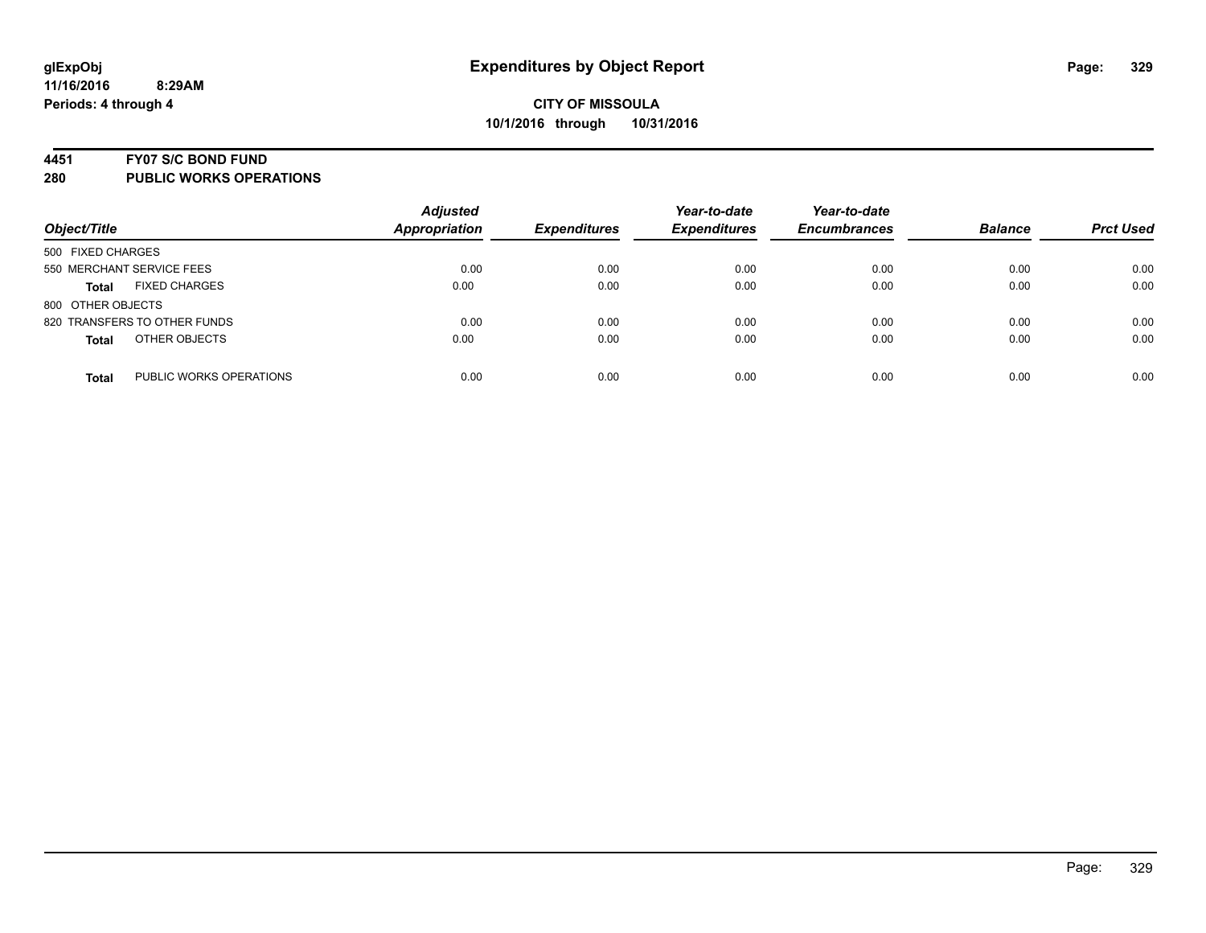glExpObj
11/16/2016 8:29AM
Periods: 4 through 4

# Expenditures by Object Report

**CITY OF MISSOULA**
**10/1/2016 through 10/31/2016**

**4451 FY07 S/C BOND FUND**
**280 PUBLIC WORKS OPERATIONS**

| Object/Title | Adjusted Appropriation | Expenditures | Year-to-date Expenditures | Year-to-date Encumbrances | Balance | Prct Used |
|---|---|---|---|---|---|---|
| 500 FIXED CHARGES | | | | | | |
| 550 MERCHANT SERVICE FEES | 0.00 | 0.00 | 0.00 | 0.00 | 0.00 | 0.00 |
| **Total** FIXED CHARGES | 0.00 | 0.00 | 0.00 | 0.00 | 0.00 | 0.00 |
| 800 OTHER OBJECTS | | | | | | |
| 820 TRANSFERS TO OTHER FUNDS | 0.00 | 0.00 | 0.00 | 0.00 | 0.00 | 0.00 |
| **Total** OTHER OBJECTS | 0.00 | 0.00 | 0.00 | 0.00 | 0.00 | 0.00 |
| **Total** PUBLIC WORKS OPERATIONS | 0.00 | 0.00 | 0.00 | 0.00 | 0.00 | 0.00 |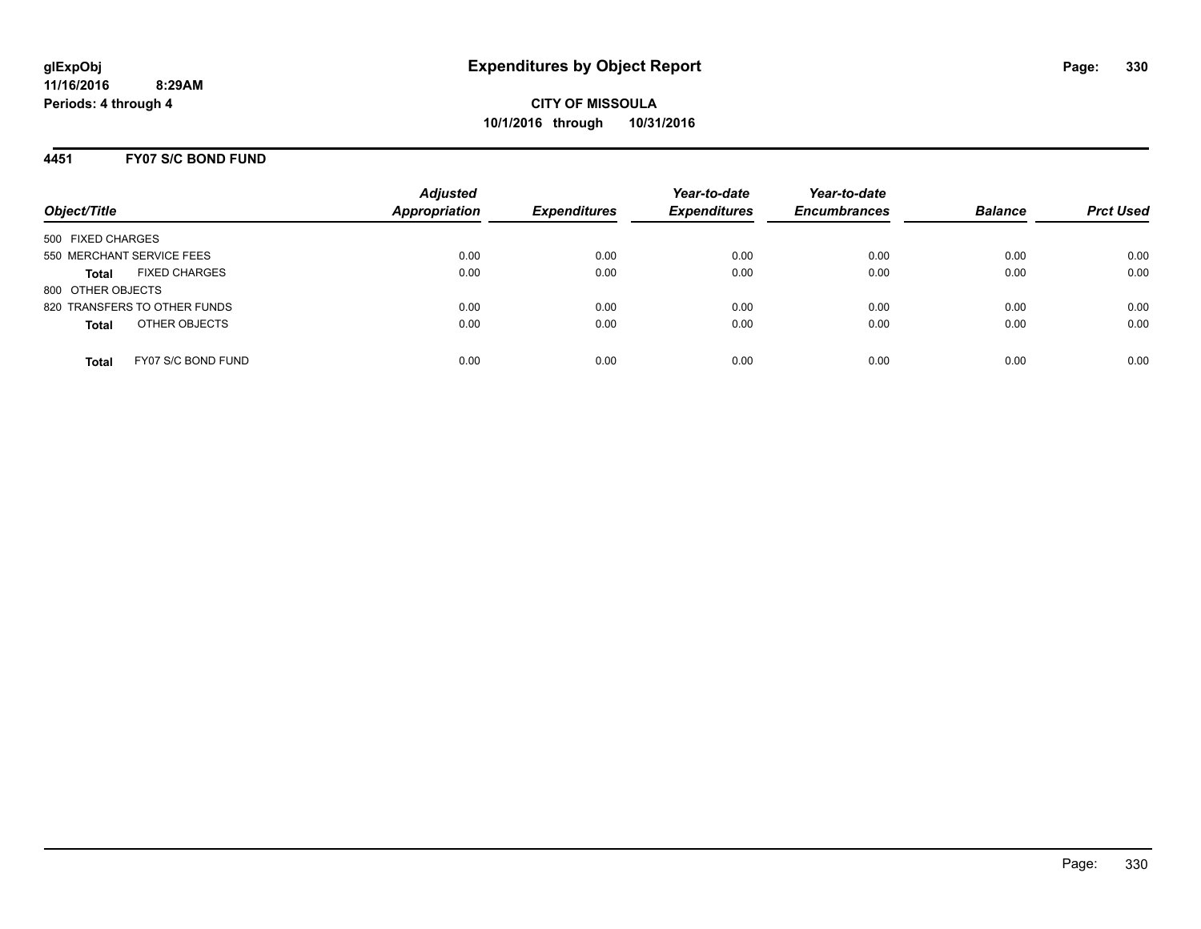**glExpObj**
**11/16/2016 8:29AM**
**Periods: 4 through 4**

# Expenditures by Object Report

**CITY OF MISSOULA**
**10/1/2016 through 10/31/2016**

## 4451 FY07 S/C BOND FUND

| Object/Title | Adjusted Appropriation | Expenditures | Year-to-date Expenditures | Year-to-date Encumbrances | Balance | Prct Used |
|---|---|---|---|---|---|---|
| 500 FIXED CHARGES | | | | | | |
| 550 MERCHANT SERVICE FEES | 0.00 | 0.00 | 0.00 | 0.00 | 0.00 | 0.00 |
| **Total** FIXED CHARGES | 0.00 | 0.00 | 0.00 | 0.00 | 0.00 | 0.00 |
| 800 OTHER OBJECTS | | | | | | |
| 820 TRANSFERS TO OTHER FUNDS | 0.00 | 0.00 | 0.00 | 0.00 | 0.00 | 0.00 |
| **Total** OTHER OBJECTS | 0.00 | 0.00 | 0.00 | 0.00 | 0.00 | 0.00 |
| **Total** FY07 S/C BOND FUND | 0.00 | 0.00 | 0.00 | 0.00 | 0.00 | 0.00 |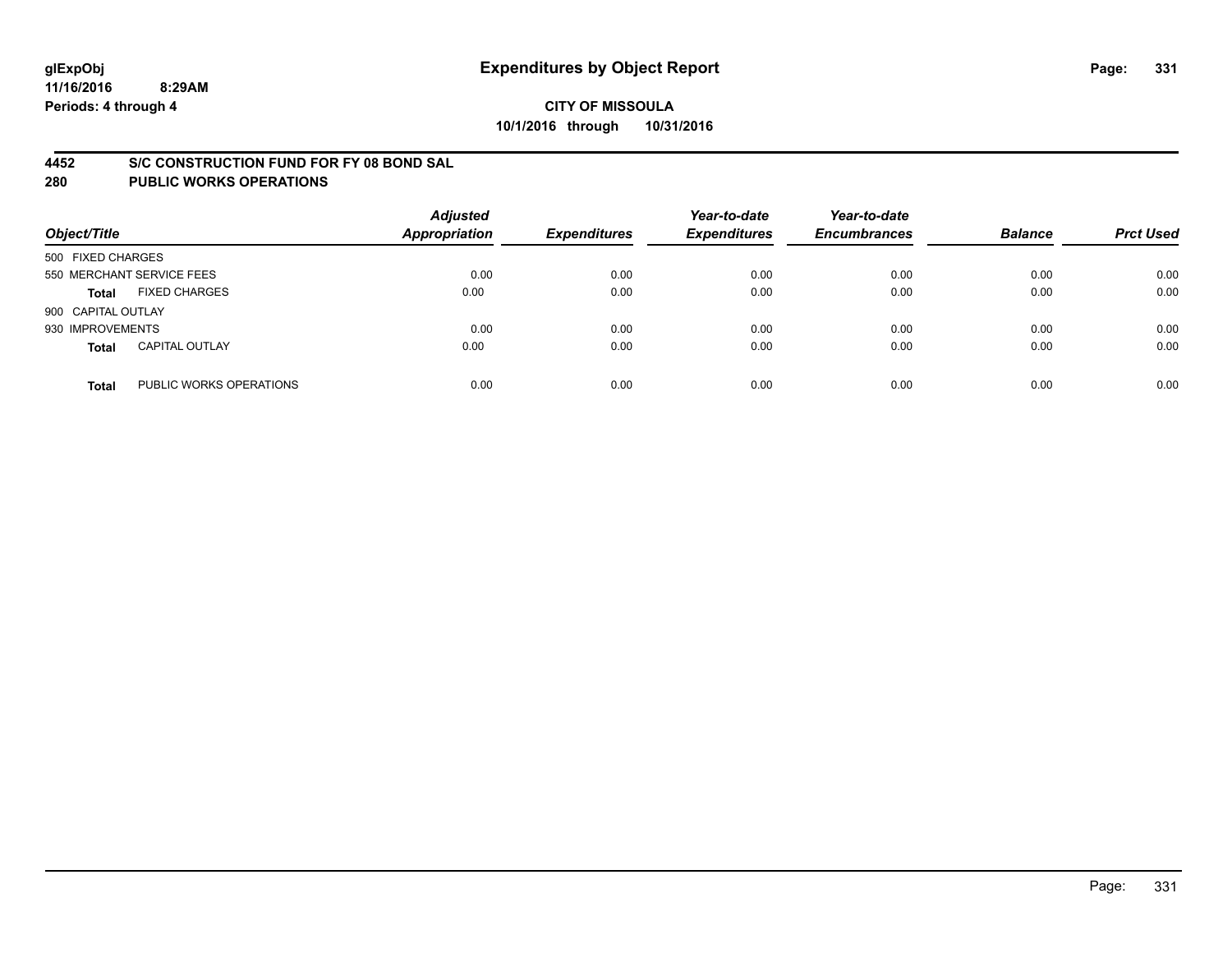**glExpObj**
**11/16/2016 8:29AM**
**Periods: 4 through 4**

# Expenditures by Object Report

**CITY OF MISSOULA**
**10/1/2016 through 10/31/2016**

## 4452 S/C CONSTRUCTION FUND FOR FY 08 BOND SAL
## 280 PUBLIC WORKS OPERATIONS

| Object/Title | | Adjusted Appropriation | Expenditures | Year-to-date Expenditures | Year-to-date Encumbrances | Balance | Prct Used |
|---|---|---|---|---|---|---|---|
| 500 FIXED CHARGES | | | | | | | |
| 550 MERCHANT SERVICE FEES | | 0.00 | 0.00 | 0.00 | 0.00 | 0.00 | 0.00 |
| **Total** | FIXED CHARGES | 0.00 | 0.00 | 0.00 | 0.00 | 0.00 | 0.00 |
| 900 CAPITAL OUTLAY | | | | | | | |
| 930 IMPROVEMENTS | | 0.00 | 0.00 | 0.00 | 0.00 | 0.00 | 0.00 |
| **Total** | CAPITAL OUTLAY | 0.00 | 0.00 | 0.00 | 0.00 | 0.00 | 0.00 |
| **Total** | PUBLIC WORKS OPERATIONS | 0.00 | 0.00 | 0.00 | 0.00 | 0.00 | 0.00 |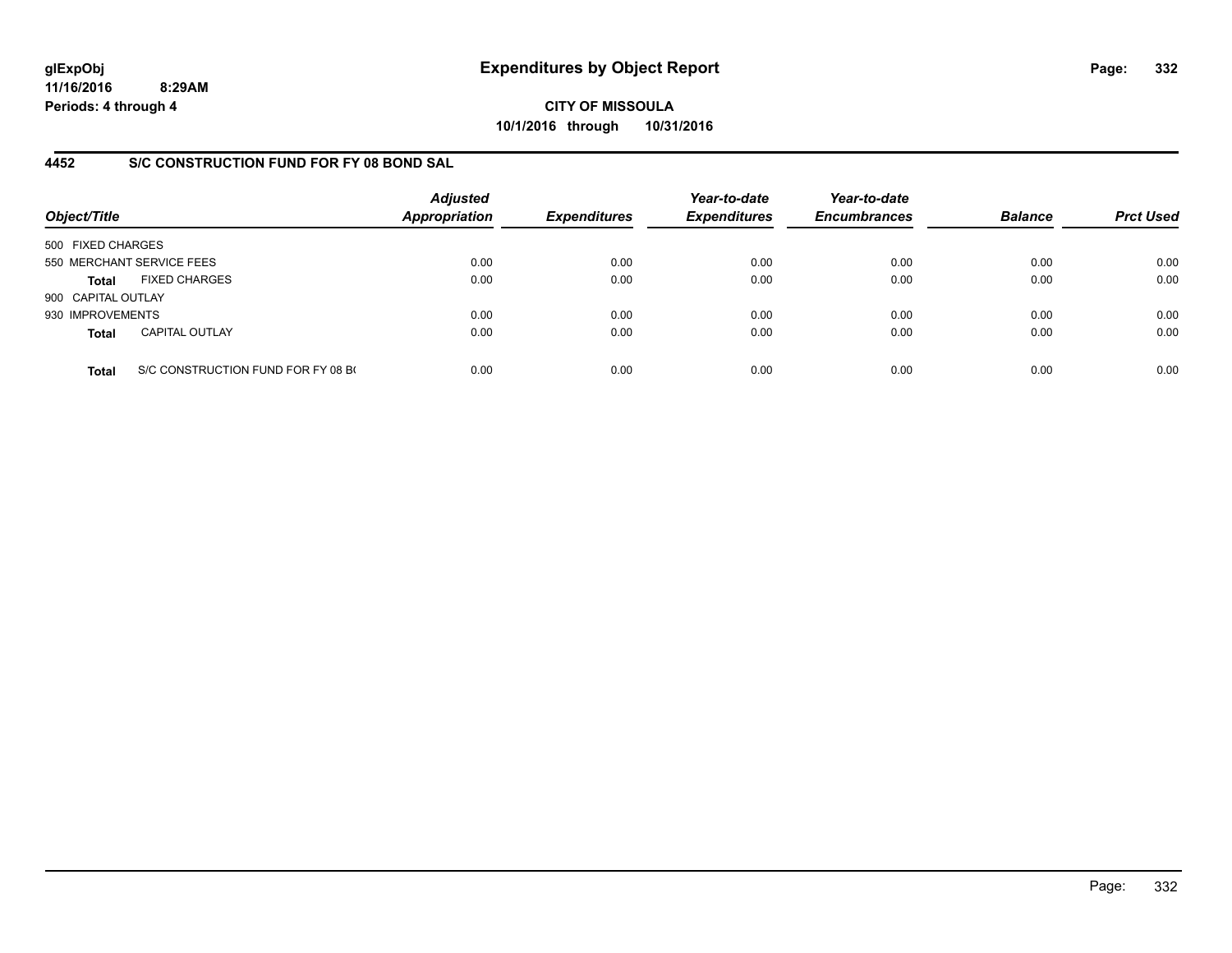glExpObj
11/16/2016 8:29AM
Periods: 4 through 4

# Expenditures by Object Report

**CITY OF MISSOULA**
**10/1/2016 through 10/31/2016**

## 4452 S/C CONSTRUCTION FUND FOR FY 08 BOND SAL

| Object/Title | | Adjusted Appropriation | Expenditures | Year-to-date Expenditures | Year-to-date Encumbrances | Balance | Prct Used |
|---|---|---|---|---|---|---|---|
| 500 FIXED CHARGES | | | | | | | |
| 550 MERCHANT SERVICE FEES | | 0.00 | 0.00 | 0.00 | 0.00 | 0.00 | 0.00 |
| **Total** | FIXED CHARGES | 0.00 | 0.00 | 0.00 | 0.00 | 0.00 | 0.00 |
| 900 CAPITAL OUTLAY | | | | | | | |
| 930 IMPROVEMENTS | | 0.00 | 0.00 | 0.00 | 0.00 | 0.00 | 0.00 |
| **Total** | CAPITAL OUTLAY | 0.00 | 0.00 | 0.00 | 0.00 | 0.00 | 0.00 |
| **Total** | S/C CONSTRUCTION FUND FOR FY 08 BO | 0.00 | 0.00 | 0.00 | 0.00 | 0.00 | 0.00 |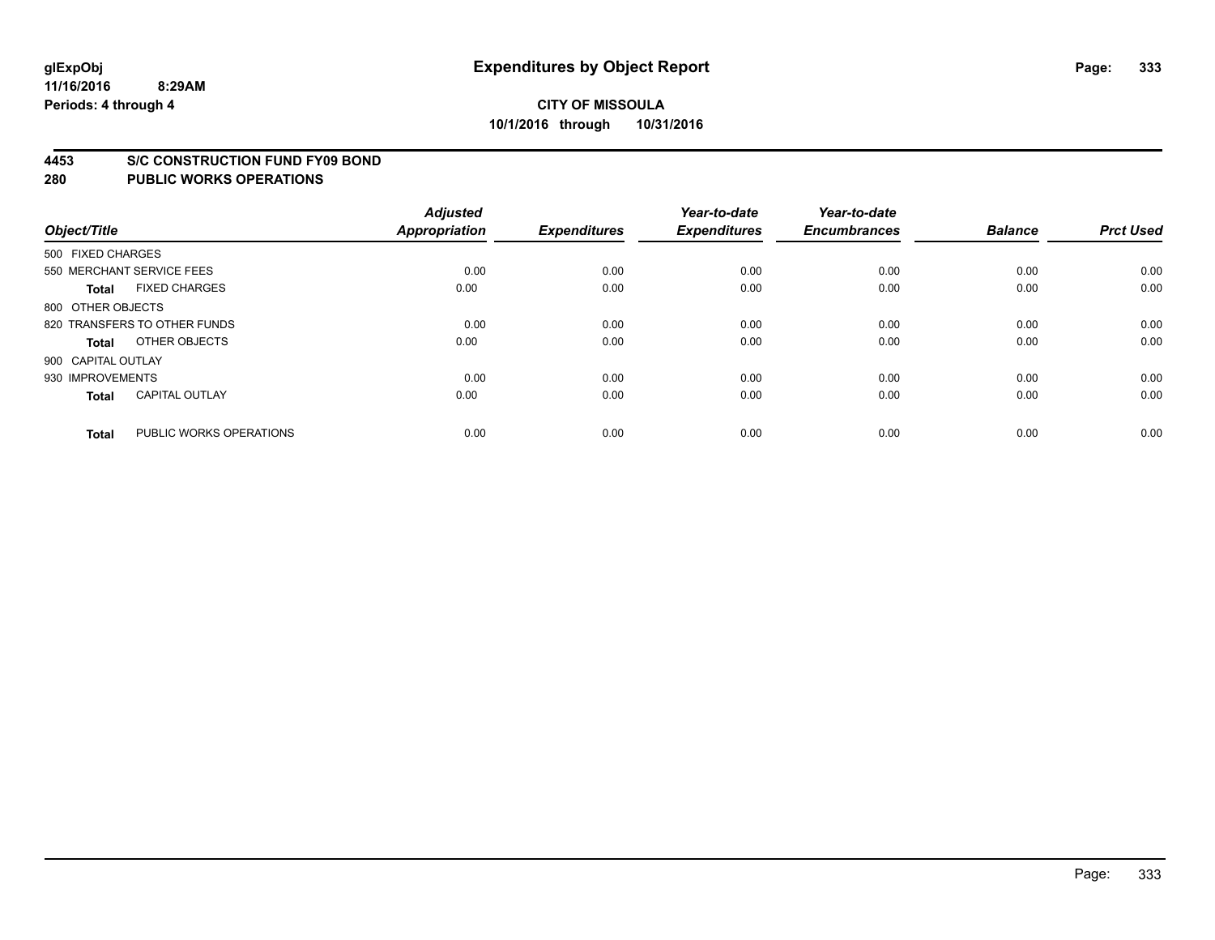# Expenditures by Object Report

glExpObj
11/16/2016 8:29AM
Periods: 4 through 4

**CITY OF MISSOULA**
**10/1/2016 through 10/31/2016**

**4453 S/C CONSTRUCTION FUND FY09 BOND**
**280 PUBLIC WORKS OPERATIONS**

| Object/Title | | Adjusted Appropriation | Expenditures | Year-to-date Expenditures | Year-to-date Encumbrances | Balance | Prct Used |
|---|---|---|---|---|---|---|---|
| 500 FIXED CHARGES | | | | | | | |
| 550 MERCHANT SERVICE FEES | | 0.00 | 0.00 | 0.00 | 0.00 | 0.00 | 0.00 |
| **Total** | FIXED CHARGES | 0.00 | 0.00 | 0.00 | 0.00 | 0.00 | 0.00 |
| 800 OTHER OBJECTS | | | | | | | |
| 820 TRANSFERS TO OTHER FUNDS | | 0.00 | 0.00 | 0.00 | 0.00 | 0.00 | 0.00 |
| **Total** | OTHER OBJECTS | 0.00 | 0.00 | 0.00 | 0.00 | 0.00 | 0.00 |
| 900 CAPITAL OUTLAY | | | | | | | |
| 930 IMPROVEMENTS | | 0.00 | 0.00 | 0.00 | 0.00 | 0.00 | 0.00 |
| **Total** | CAPITAL OUTLAY | 0.00 | 0.00 | 0.00 | 0.00 | 0.00 | 0.00 |
| **Total** | PUBLIC WORKS OPERATIONS | 0.00 | 0.00 | 0.00 | 0.00 | 0.00 | 0.00 |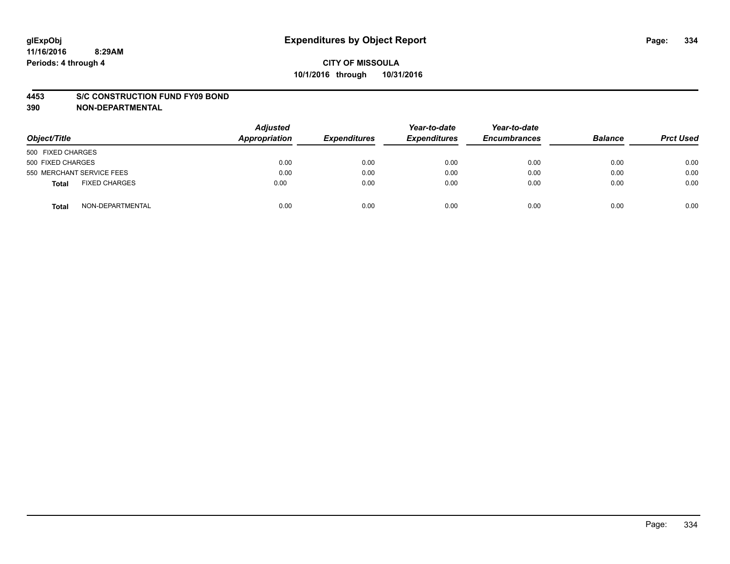glExpObj
11/16/2016 8:29AM
Periods: 4 through 4

# Expenditures by Object Report

**CITY OF MISSOULA**
**10/1/2016 through 10/31/2016**

**4453 S/C CONSTRUCTION FUND FY09 BOND**
**390 NON-DEPARTMENTAL**

| Object/Title | Adjusted Appropriation | Expenditures | Year-to-date Expenditures | Year-to-date Encumbrances | Balance | Prct Used |
|---|---|---|---|---|---|---|
| 500 FIXED CHARGES | | | | | | |
| 500 FIXED CHARGES | 0.00 | 0.00 | 0.00 | 0.00 | 0.00 | 0.00 |
| 550 MERCHANT SERVICE FEES | 0.00 | 0.00 | 0.00 | 0.00 | 0.00 | 0.00 |
| **Total** FIXED CHARGES | 0.00 | 0.00 | 0.00 | 0.00 | 0.00 | 0.00 |
| **Total** NON-DEPARTMENTAL | 0.00 | 0.00 | 0.00 | 0.00 | 0.00 | 0.00 |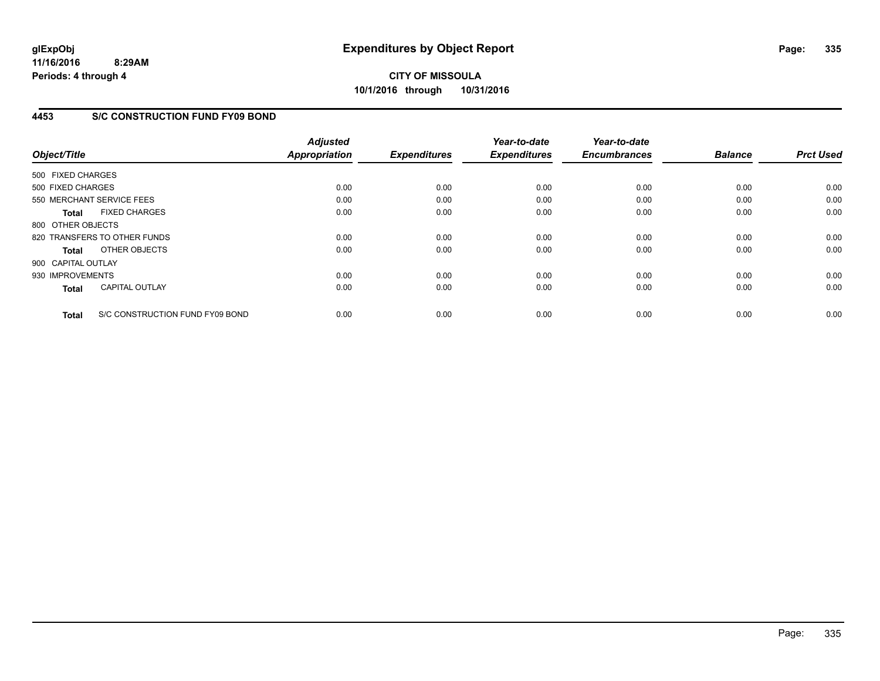**glExpObj**
**11/16/2016 8:29AM**
**Periods: 4 through 4**

# Expenditures by Object Report

**CITY OF MISSOULA**
**10/1/2016 through 10/31/2016**

## 4453 S/C CONSTRUCTION FUND FY09 BOND

| Object/Title | Adjusted Appropriation | Expenditures | Year-to-date Expenditures | Year-to-date Encumbrances | Balance | Prct Used |
|---|---|---|---|---|---|---|
| 500 FIXED CHARGES | | | | | | |
| 500 FIXED CHARGES | 0.00 | 0.00 | 0.00 | 0.00 | 0.00 | 0.00 |
| 550 MERCHANT SERVICE FEES | 0.00 | 0.00 | 0.00 | 0.00 | 0.00 | 0.00 |
| **Total** FIXED CHARGES | 0.00 | 0.00 | 0.00 | 0.00 | 0.00 | 0.00 |
| 800 OTHER OBJECTS | | | | | | |
| 820 TRANSFERS TO OTHER FUNDS | 0.00 | 0.00 | 0.00 | 0.00 | 0.00 | 0.00 |
| **Total** OTHER OBJECTS | 0.00 | 0.00 | 0.00 | 0.00 | 0.00 | 0.00 |
| 900 CAPITAL OUTLAY | | | | | | |
| 930 IMPROVEMENTS | 0.00 | 0.00 | 0.00 | 0.00 | 0.00 | 0.00 |
| **Total** CAPITAL OUTLAY | 0.00 | 0.00 | 0.00 | 0.00 | 0.00 | 0.00 |
| **Total** S/C CONSTRUCTION FUND FY09 BOND | 0.00 | 0.00 | 0.00 | 0.00 | 0.00 | 0.00 |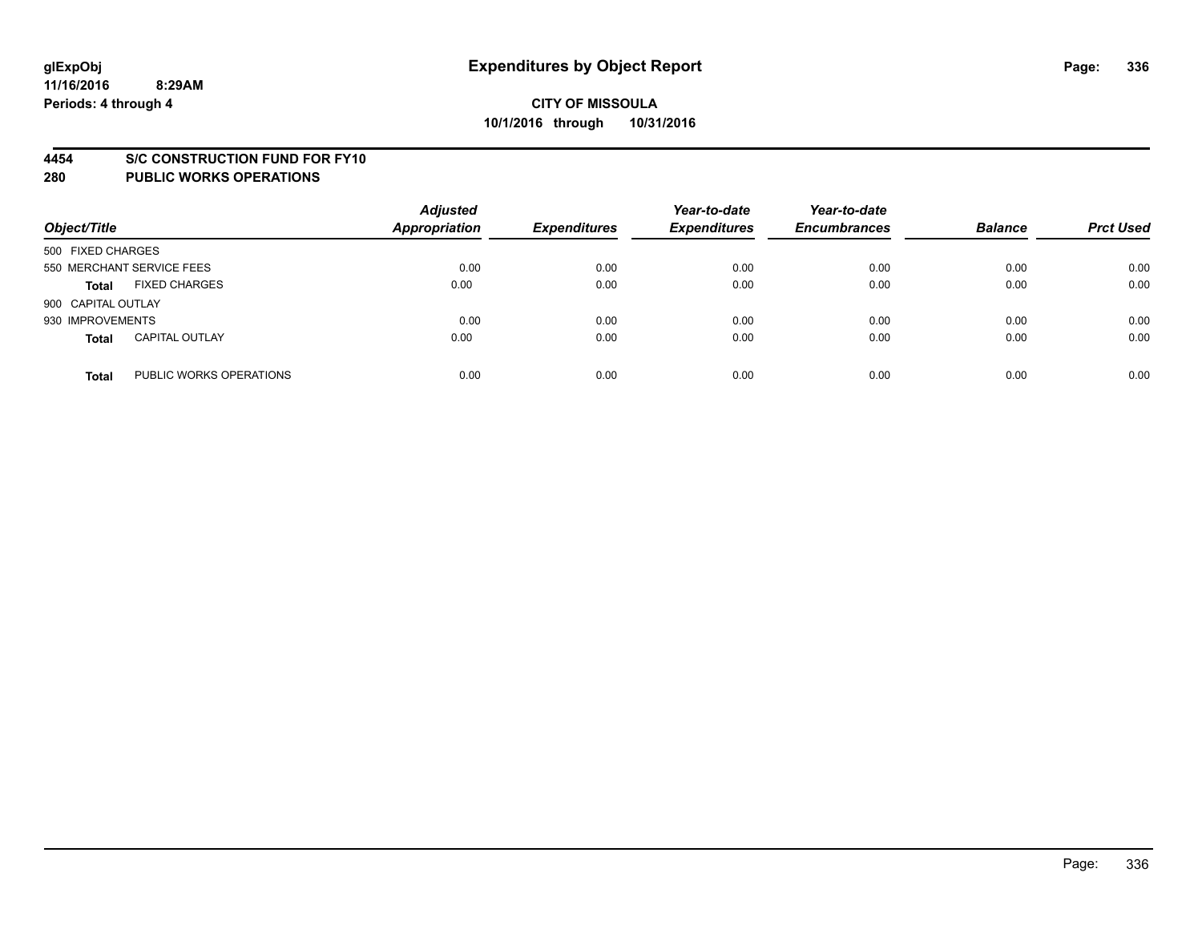glExpObj
11/16/2016 8:29AM
Periods: 4 through 4

# Expenditures by Object Report

**CITY OF MISSOULA**
**10/1/2016 through 10/31/2016**

**4454 S/C CONSTRUCTION FUND FOR FY10**
**280 PUBLIC WORKS OPERATIONS**

| Object/Title | | Adjusted Appropriation | Expenditures | Year-to-date Expenditures | Year-to-date Encumbrances | Balance | Prct Used |
|---|---|---|---|---|---|---|---|
| 500 FIXED CHARGES | | | | | | | |
| 550 MERCHANT SERVICE FEES | | 0.00 | 0.00 | 0.00 | 0.00 | 0.00 | 0.00 |
| **Total** | FIXED CHARGES | 0.00 | 0.00 | 0.00 | 0.00 | 0.00 | 0.00 |
| 900 CAPITAL OUTLAY | | | | | | | |
| 930 IMPROVEMENTS | | 0.00 | 0.00 | 0.00 | 0.00 | 0.00 | 0.00 |
| **Total** | CAPITAL OUTLAY | 0.00 | 0.00 | 0.00 | 0.00 | 0.00 | 0.00 |
| **Total** | PUBLIC WORKS OPERATIONS | 0.00 | 0.00 | 0.00 | 0.00 | 0.00 | 0.00 |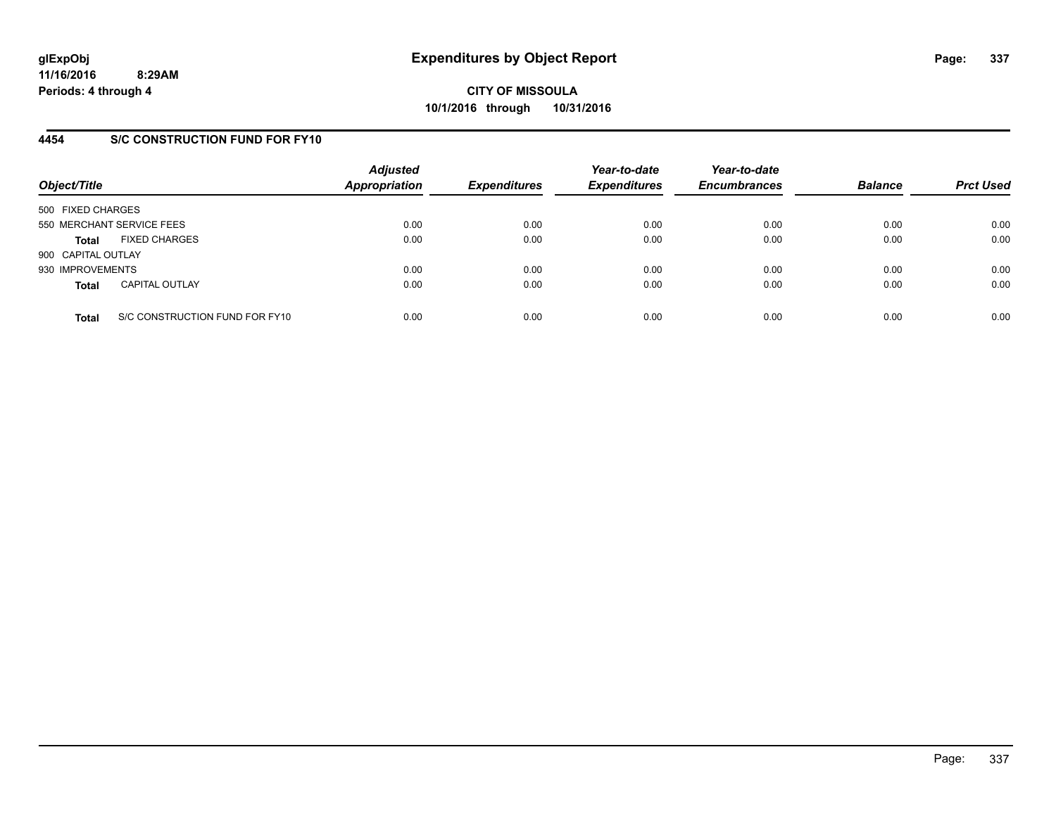## Expenditures by Object Report

**CITY OF MISSOULA**
**10/1/2016 through 10/31/2016**

glExpObj
11/16/2016 8:29AM
Periods: 4 through 4

### 4454 S/C CONSTRUCTION FUND FOR FY10

| Object/Title | | Adjusted Appropriation | Expenditures | Year-to-date Expenditures | Year-to-date Encumbrances | Balance | Prct Used |
|---|---|---|---|---|---|---|---|
| 500 FIXED CHARGES | | | | | | | |
| 550 MERCHANT SERVICE FEES | | 0.00 | 0.00 | 0.00 | 0.00 | 0.00 | 0.00 |
| **Total** | FIXED CHARGES | 0.00 | 0.00 | 0.00 | 0.00 | 0.00 | 0.00 |
| 900 CAPITAL OUTLAY | | | | | | | |
| 930 IMPROVEMENTS | | 0.00 | 0.00 | 0.00 | 0.00 | 0.00 | 0.00 |
| **Total** | CAPITAL OUTLAY | 0.00 | 0.00 | 0.00 | 0.00 | 0.00 | 0.00 |
| **Total** | S/C CONSTRUCTION FUND FOR FY10 | 0.00 | 0.00 | 0.00 | 0.00 | 0.00 | 0.00 |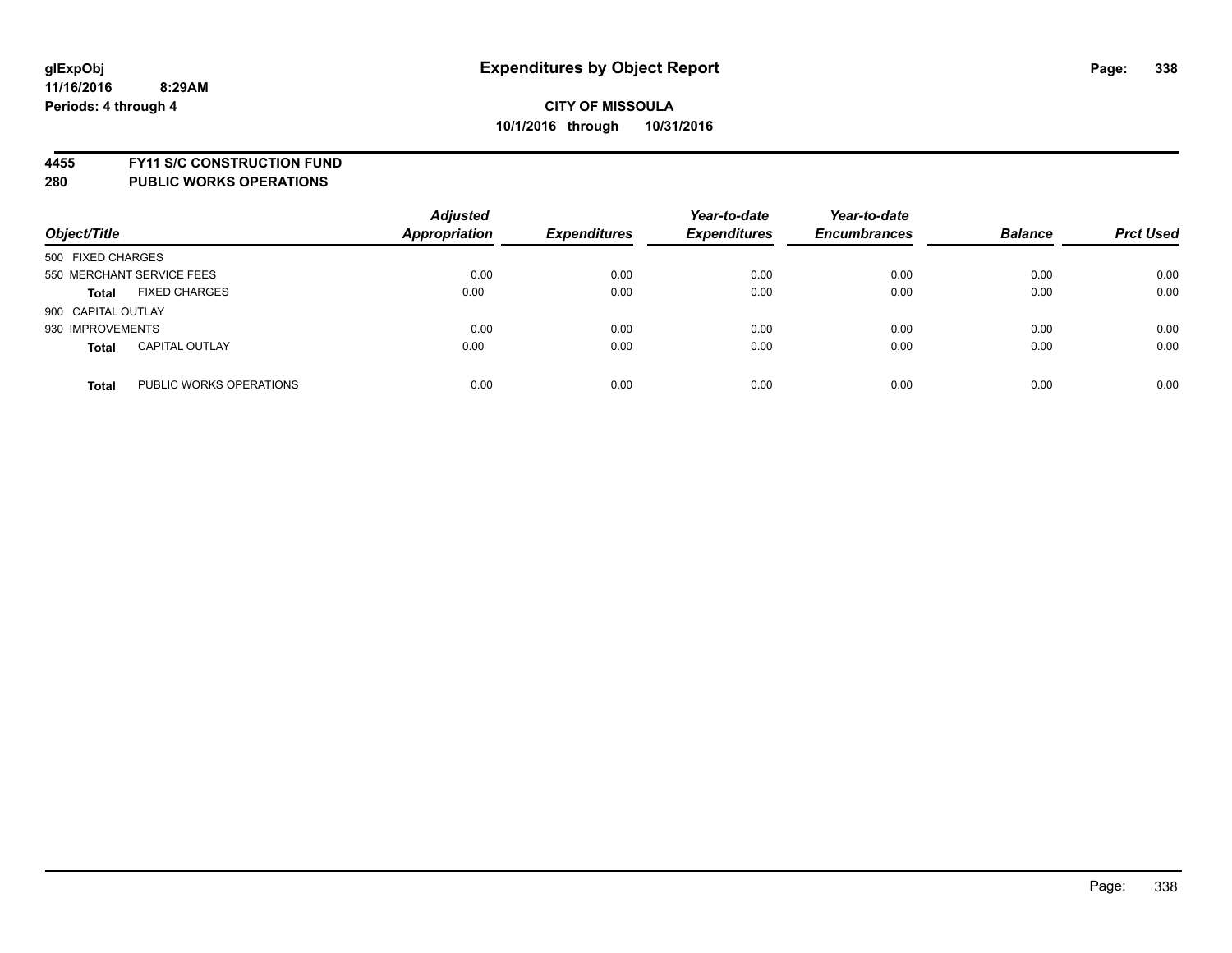**glExpObj**
**11/16/2016 8:29AM**
**Periods: 4 through 4**

# Expenditures by Object Report

**CITY OF MISSOULA**
**10/1/2016 through 10/31/2016**

**4455 FY11 S/C CONSTRUCTION FUND**
**280 PUBLIC WORKS OPERATIONS**

| Object/Title | | Adjusted Appropriation | Expenditures | Year-to-date Expenditures | Year-to-date Encumbrances | Balance | Prct Used |
|---|---|---|---|---|---|---|---|
| 500 FIXED CHARGES | | | | | | | |
| 550 MERCHANT SERVICE FEES | | 0.00 | 0.00 | 0.00 | 0.00 | 0.00 | 0.00 |
| **Total** | FIXED CHARGES | 0.00 | 0.00 | 0.00 | 0.00 | 0.00 | 0.00 |
| 900 CAPITAL OUTLAY | | | | | | | |
| 930 IMPROVEMENTS | | 0.00 | 0.00 | 0.00 | 0.00 | 0.00 | 0.00 |
| **Total** | CAPITAL OUTLAY | 0.00 | 0.00 | 0.00 | 0.00 | 0.00 | 0.00 |
| **Total** | PUBLIC WORKS OPERATIONS | 0.00 | 0.00 | 0.00 | 0.00 | 0.00 | 0.00 |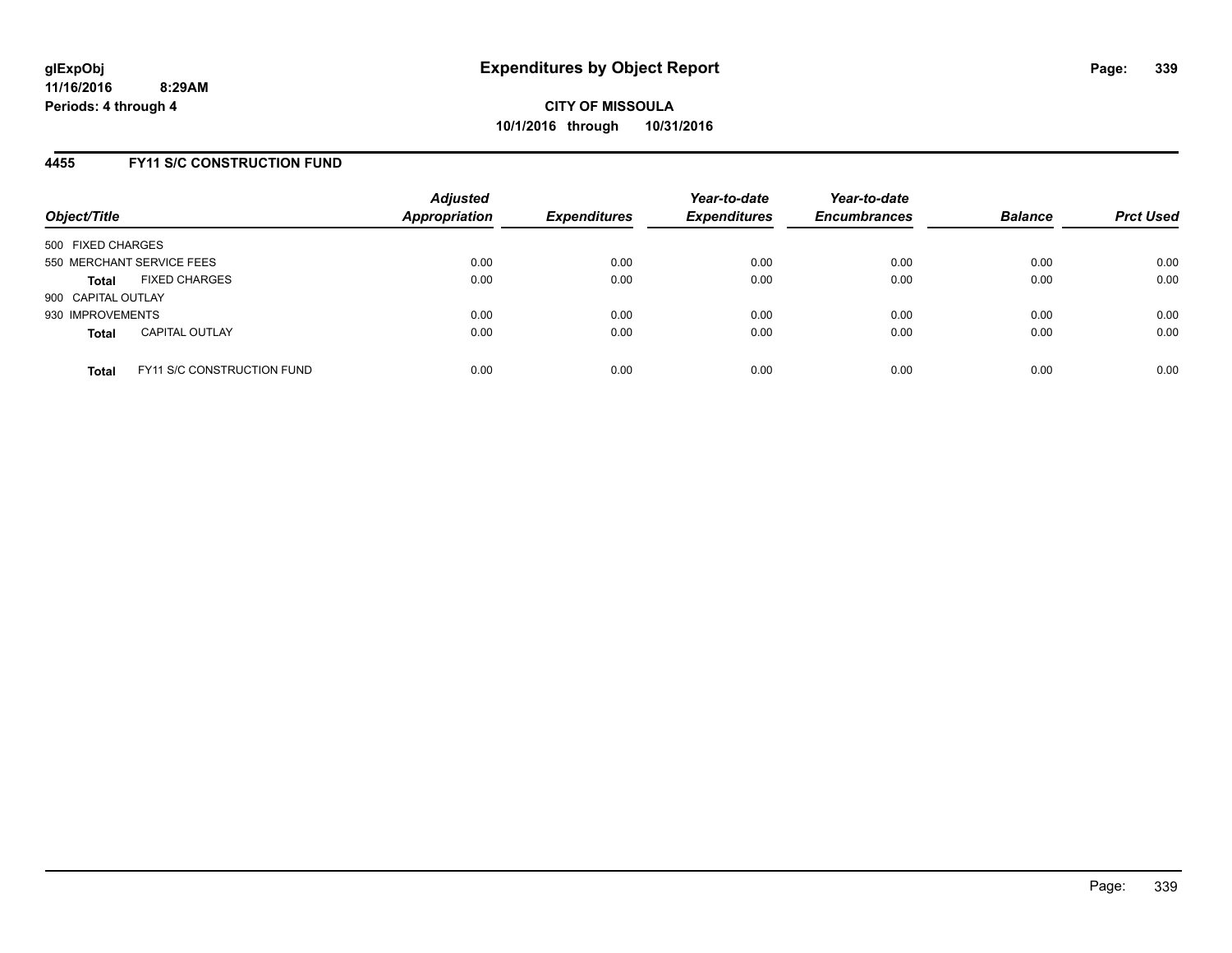**glExpObj**
**11/16/2016 8:29AM**
**Periods: 4 through 4**

# Expenditures by Object Report

**CITY OF MISSOULA**
**10/1/2016 through 10/31/2016**

## 4455 FY11 S/C CONSTRUCTION FUND

| Object/Title | Adjusted Appropriation | Expenditures | Year-to-date Expenditures | Year-to-date Encumbrances | Balance | Prct Used |
|---|---|---|---|---|---|---|
| 500 FIXED CHARGES | | | | | | |
| 550 MERCHANT SERVICE FEES | 0.00 | 0.00 | 0.00 | 0.00 | 0.00 | 0.00 |
| **Total** FIXED CHARGES | 0.00 | 0.00 | 0.00 | 0.00 | 0.00 | 0.00 |
| 900 CAPITAL OUTLAY | | | | | | |
| 930 IMPROVEMENTS | 0.00 | 0.00 | 0.00 | 0.00 | 0.00 | 0.00 |
| **Total** CAPITAL OUTLAY | 0.00 | 0.00 | 0.00 | 0.00 | 0.00 | 0.00 |
| **Total** FY11 S/C CONSTRUCTION FUND | 0.00 | 0.00 | 0.00 | 0.00 | 0.00 | 0.00 |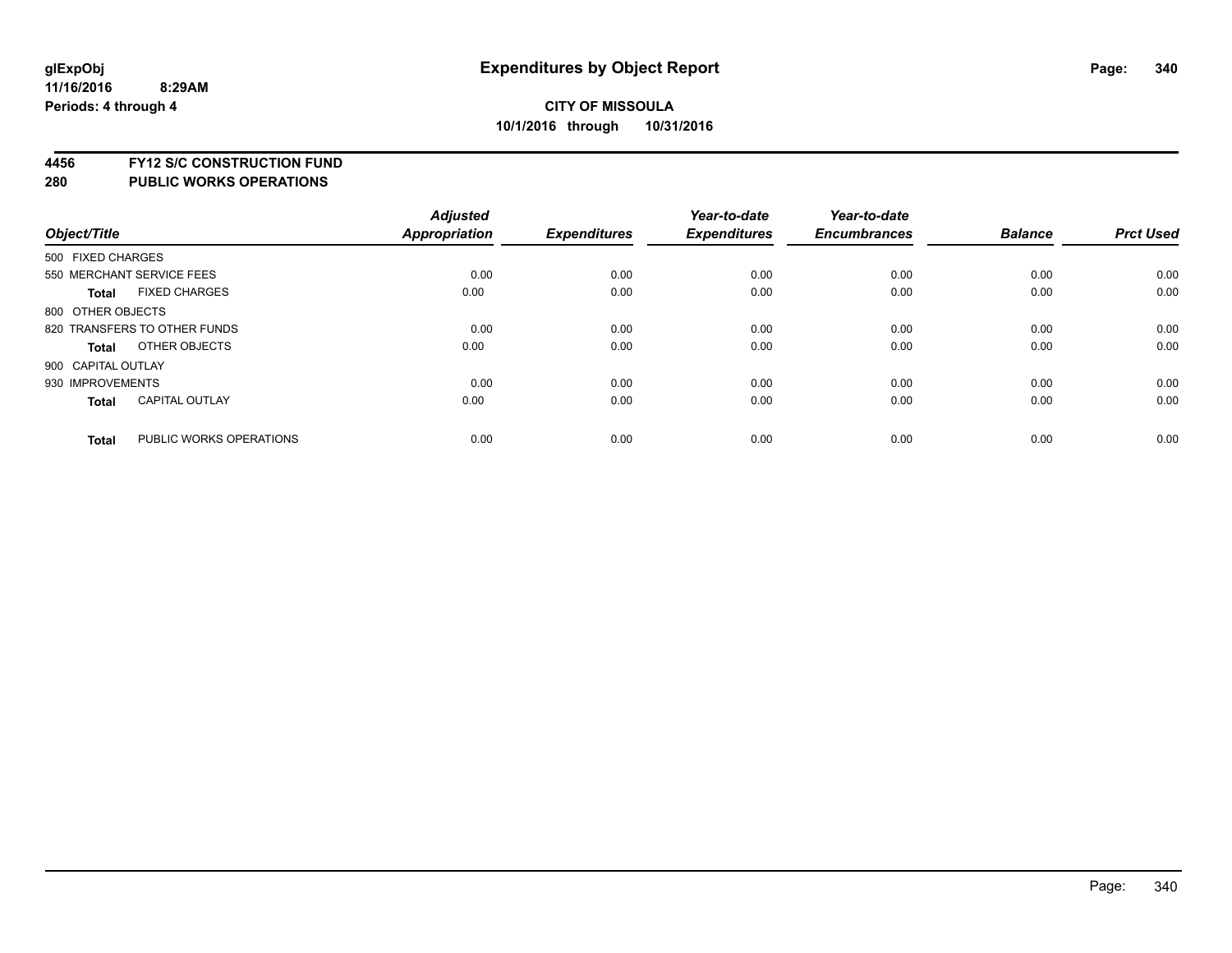# Expenditures by Object Report

glExpObj
11/16/2016 8:29AM
Periods: 4 through 4

**CITY OF MISSOULA**
**10/1/2016 through 10/31/2016**

**4456 FY12 S/C CONSTRUCTION FUND**
**280 PUBLIC WORKS OPERATIONS**

| Object/Title | | Adjusted Appropriation | Expenditures | Year-to-date Expenditures | Year-to-date Encumbrances | Balance | Prct Used |
|---|---|---|---|---|---|---|---|
| 500 FIXED CHARGES | | | | | | | |
| 550 MERCHANT SERVICE FEES | | 0.00 | 0.00 | 0.00 | 0.00 | 0.00 | 0.00 |
| **Total** | FIXED CHARGES | 0.00 | 0.00 | 0.00 | 0.00 | 0.00 | 0.00 |
| 800 OTHER OBJECTS | | | | | | | |
| 820 TRANSFERS TO OTHER FUNDS | | 0.00 | 0.00 | 0.00 | 0.00 | 0.00 | 0.00 |
| **Total** | OTHER OBJECTS | 0.00 | 0.00 | 0.00 | 0.00 | 0.00 | 0.00 |
| 900 CAPITAL OUTLAY | | | | | | | |
| 930 IMPROVEMENTS | | 0.00 | 0.00 | 0.00 | 0.00 | 0.00 | 0.00 |
| **Total** | CAPITAL OUTLAY | 0.00 | 0.00 | 0.00 | 0.00 | 0.00 | 0.00 |
| **Total** | PUBLIC WORKS OPERATIONS | 0.00 | 0.00 | 0.00 | 0.00 | 0.00 | 0.00 |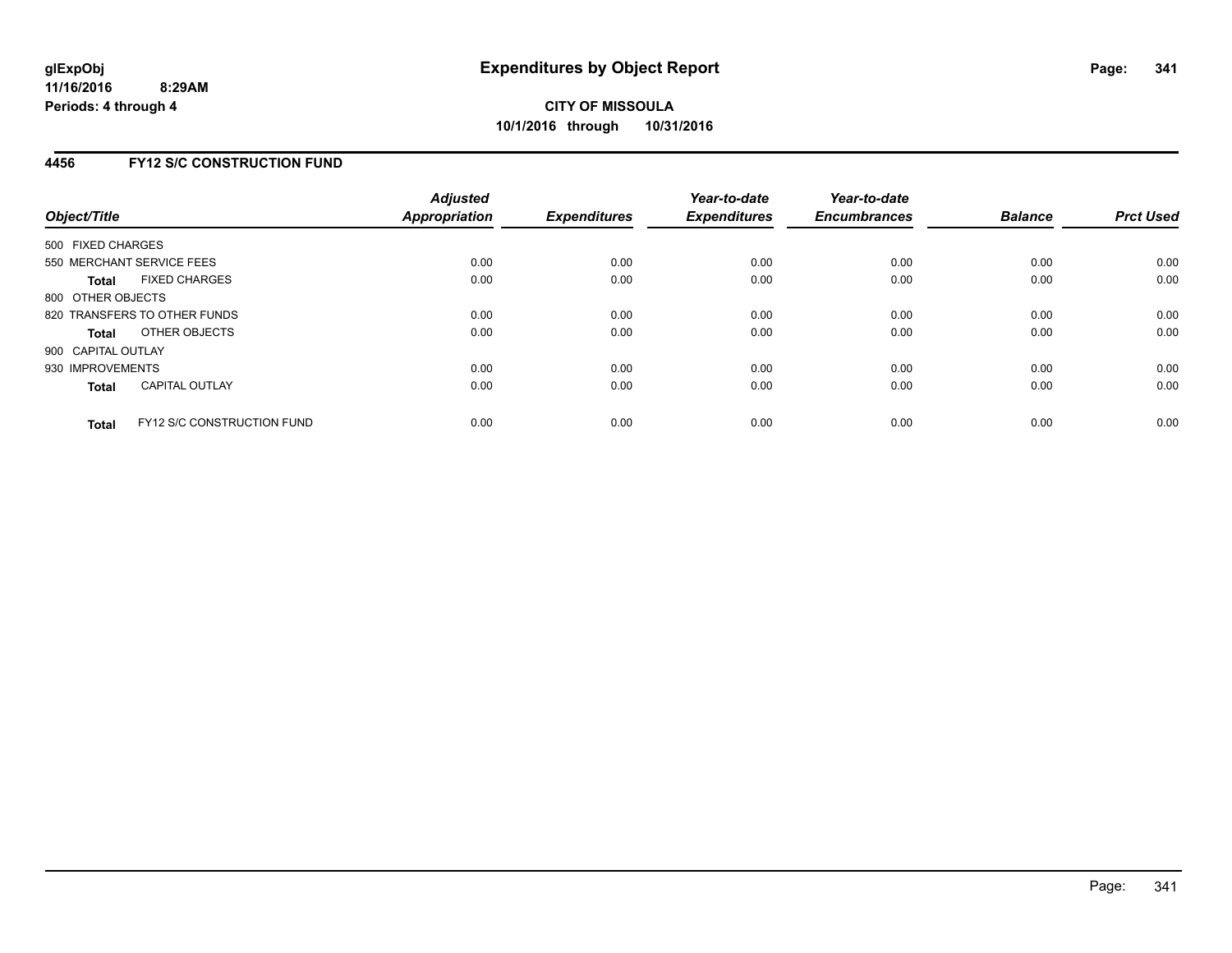**glExpObj**
**11/16/2016 8:29AM**
**Periods: 4 through 4**

# Expenditures by Object Report

**CITY OF MISSOULA**
**10/1/2016 through 10/31/2016**

## 4456 FY12 S/C CONSTRUCTION FUND

| Object/Title | Adjusted Appropriation | Expenditures | Year-to-date Expenditures | Year-to-date Encumbrances | Balance | Prct Used |
|---|---|---|---|---|---|---|
| 500 FIXED CHARGES | | | | | | |
| 550 MERCHANT SERVICE FEES | 0.00 | 0.00 | 0.00 | 0.00 | 0.00 | 0.00 |
| **Total** FIXED CHARGES | 0.00 | 0.00 | 0.00 | 0.00 | 0.00 | 0.00 |
| 800 OTHER OBJECTS | | | | | | |
| 820 TRANSFERS TO OTHER FUNDS | 0.00 | 0.00 | 0.00 | 0.00 | 0.00 | 0.00 |
| **Total** OTHER OBJECTS | 0.00 | 0.00 | 0.00 | 0.00 | 0.00 | 0.00 |
| 900 CAPITAL OUTLAY | | | | | | |
| 930 IMPROVEMENTS | 0.00 | 0.00 | 0.00 | 0.00 | 0.00 | 0.00 |
| **Total** CAPITAL OUTLAY | 0.00 | 0.00 | 0.00 | 0.00 | 0.00 | 0.00 |
| **Total** FY12 S/C CONSTRUCTION FUND | 0.00 | 0.00 | 0.00 | 0.00 | 0.00 | 0.00 |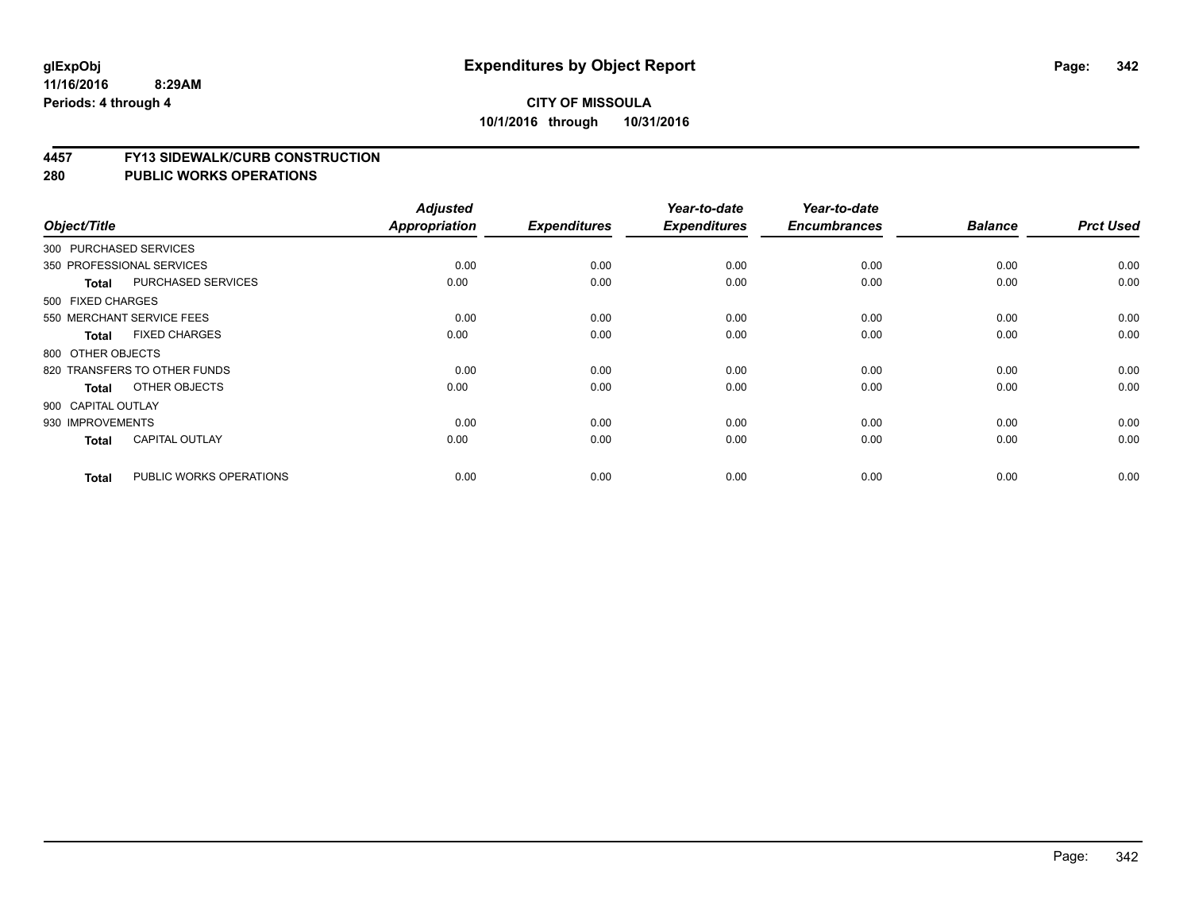# Expenditures by Object Report

**glExpObj**
**11/16/2016 8:29AM**
**Periods: 4 through 4**

**CITY OF MISSOULA**
**10/1/2016 through 10/31/2016**

## 4457 FY13 SIDEWALK/CURB CONSTRUCTION
## 280 PUBLIC WORKS OPERATIONS

| Object/Title | | Adjusted Appropriation | Expenditures | Year-to-date Expenditures | Year-to-date Encumbrances | Balance | Prct Used |
|---|---|---|---|---|---|---|---|
| 300 PURCHASED SERVICES | | | | | | | |
| 350 PROFESSIONAL SERVICES | | 0.00 | 0.00 | 0.00 | 0.00 | 0.00 | 0.00 |
| **Total** | PURCHASED SERVICES | 0.00 | 0.00 | 0.00 | 0.00 | 0.00 | 0.00 |
| 500 FIXED CHARGES | | | | | | | |
| 550 MERCHANT SERVICE FEES | | 0.00 | 0.00 | 0.00 | 0.00 | 0.00 | 0.00 |
| **Total** | FIXED CHARGES | 0.00 | 0.00 | 0.00 | 0.00 | 0.00 | 0.00 |
| 800 OTHER OBJECTS | | | | | | | |
| 820 TRANSFERS TO OTHER FUNDS | | 0.00 | 0.00 | 0.00 | 0.00 | 0.00 | 0.00 |
| **Total** | OTHER OBJECTS | 0.00 | 0.00 | 0.00 | 0.00 | 0.00 | 0.00 |
| 900 CAPITAL OUTLAY | | | | | | | |
| 930 IMPROVEMENTS | | 0.00 | 0.00 | 0.00 | 0.00 | 0.00 | 0.00 |
| **Total** | CAPITAL OUTLAY | 0.00 | 0.00 | 0.00 | 0.00 | 0.00 | 0.00 |
| **Total** | PUBLIC WORKS OPERATIONS | 0.00 | 0.00 | 0.00 | 0.00 | 0.00 | 0.00 |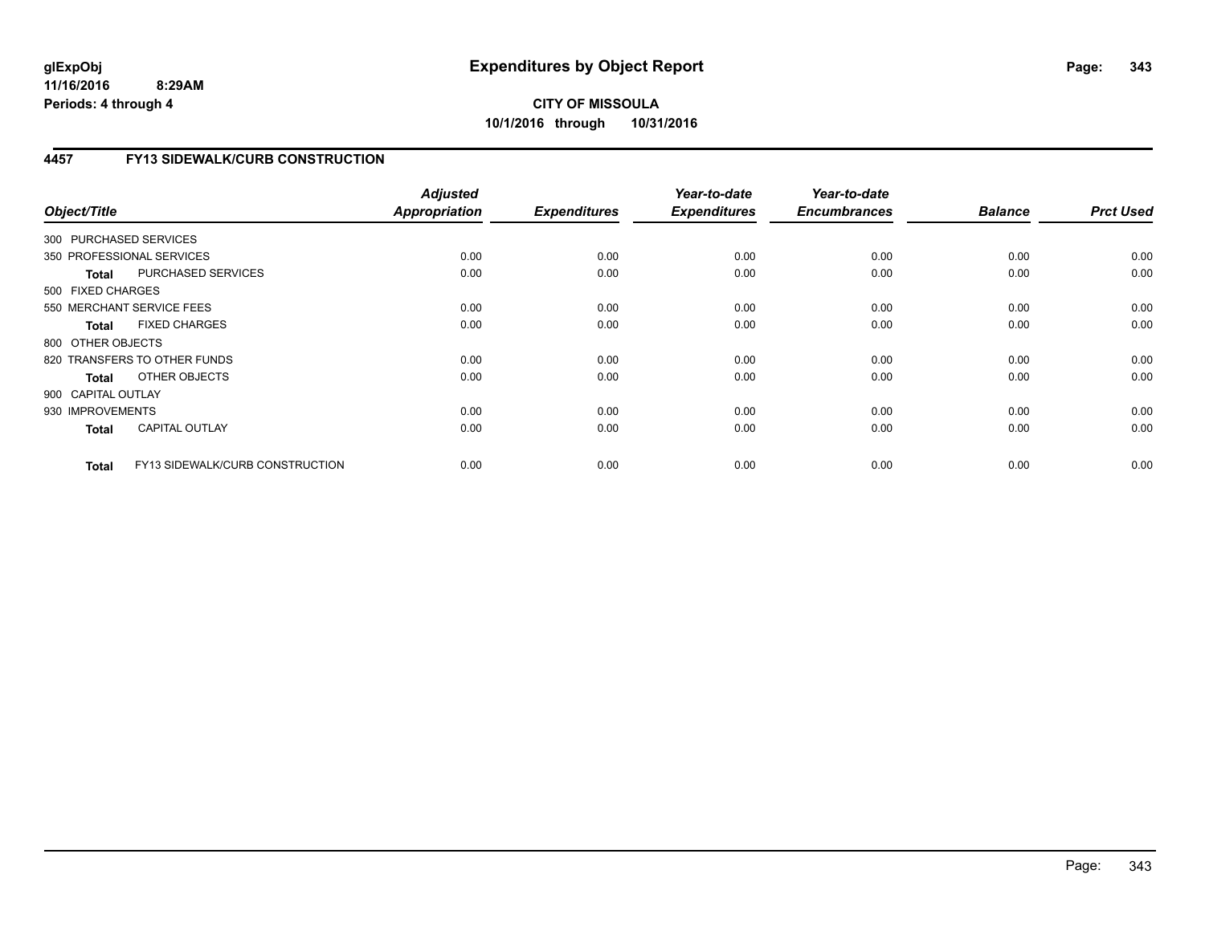# Expenditures by Object Report

glExpObj
11/16/2016 8:29AM
Periods: 4 through 4

**CITY OF MISSOULA**
**10/1/2016 through 10/31/2016**

## 4457 FY13 SIDEWALK/CURB CONSTRUCTION

| Object/Title | | Adjusted Appropriation | Expenditures | Year-to-date Expenditures | Year-to-date Encumbrances | Balance | Prct Used |
|---|---|---|---|---|---|---|---|
| 300 PURCHASED SERVICES | | | | | | | |
| 350 PROFESSIONAL SERVICES | | 0.00 | 0.00 | 0.00 | 0.00 | 0.00 | 0.00 |
| **Total** | PURCHASED SERVICES | 0.00 | 0.00 | 0.00 | 0.00 | 0.00 | 0.00 |
| 500 FIXED CHARGES | | | | | | | |
| 550 MERCHANT SERVICE FEES | | 0.00 | 0.00 | 0.00 | 0.00 | 0.00 | 0.00 |
| **Total** | FIXED CHARGES | 0.00 | 0.00 | 0.00 | 0.00 | 0.00 | 0.00 |
| 800 OTHER OBJECTS | | | | | | | |
| 820 TRANSFERS TO OTHER FUNDS | | 0.00 | 0.00 | 0.00 | 0.00 | 0.00 | 0.00 |
| **Total** | OTHER OBJECTS | 0.00 | 0.00 | 0.00 | 0.00 | 0.00 | 0.00 |
| 900 CAPITAL OUTLAY | | | | | | | |
| 930 IMPROVEMENTS | | 0.00 | 0.00 | 0.00 | 0.00 | 0.00 | 0.00 |
| **Total** | CAPITAL OUTLAY | 0.00 | 0.00 | 0.00 | 0.00 | 0.00 | 0.00 |
| **Total** | FY13 SIDEWALK/CURB CONSTRUCTION | 0.00 | 0.00 | 0.00 | 0.00 | 0.00 | 0.00 |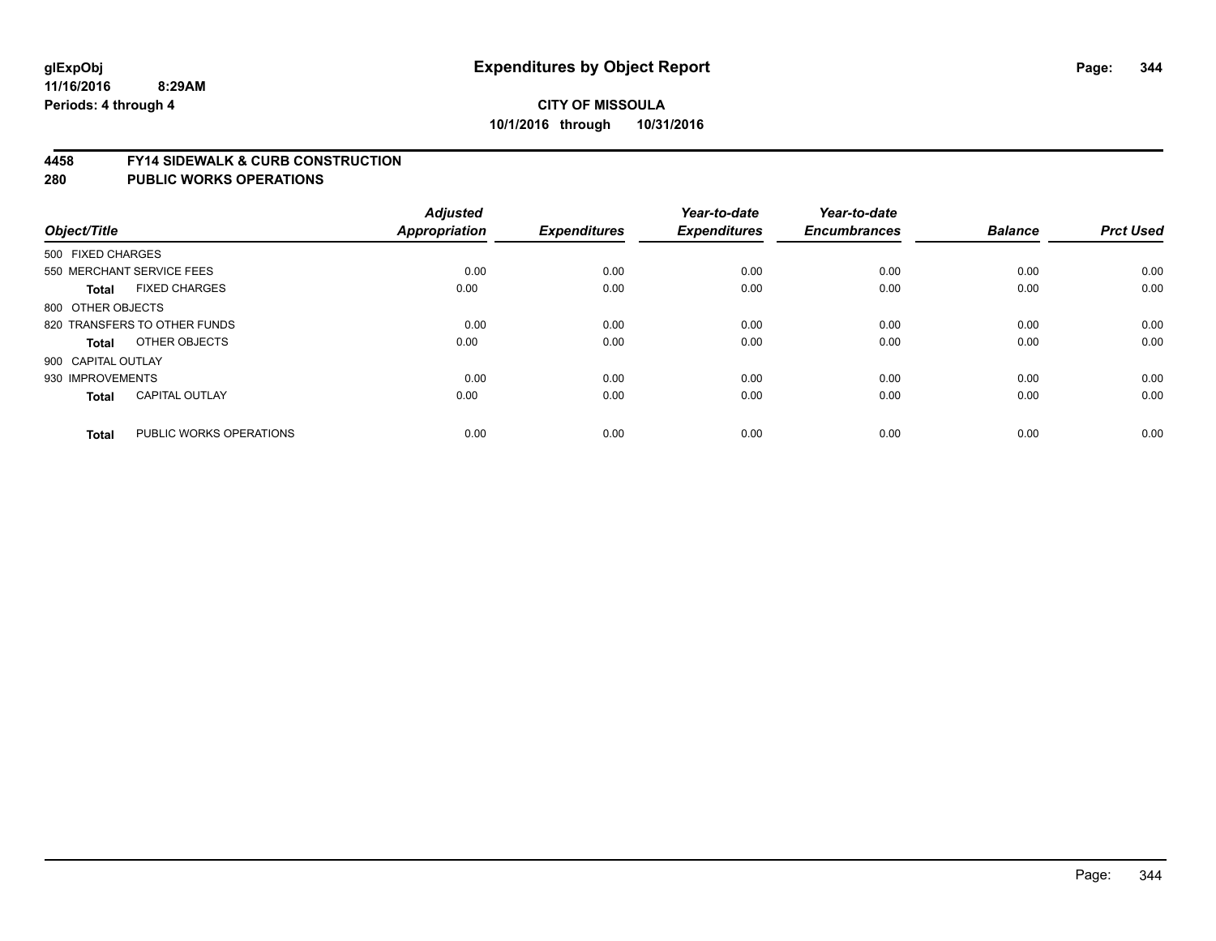# Expenditures by Object Report

glExpObj
11/16/2016 8:29AM
Periods: 4 through 4

**CITY OF MISSOULA**
**10/1/2016 through 10/31/2016**

## 4458 FY14 SIDEWALK & CURB CONSTRUCTION
## 280 PUBLIC WORKS OPERATIONS

| Object/Title | | Adjusted Appropriation | Expenditures | Year-to-date Expenditures | Year-to-date Encumbrances | Balance | Prct Used |
|---|---|---|---|---|---|---|---|
| 500 FIXED CHARGES | | | | | | | |
| 550 MERCHANT SERVICE FEES | | 0.00 | 0.00 | 0.00 | 0.00 | 0.00 | 0.00 |
| **Total** | FIXED CHARGES | 0.00 | 0.00 | 0.00 | 0.00 | 0.00 | 0.00 |
| 800 OTHER OBJECTS | | | | | | | |
| 820 TRANSFERS TO OTHER FUNDS | | 0.00 | 0.00 | 0.00 | 0.00 | 0.00 | 0.00 |
| **Total** | OTHER OBJECTS | 0.00 | 0.00 | 0.00 | 0.00 | 0.00 | 0.00 |
| 900 CAPITAL OUTLAY | | | | | | | |
| 930 IMPROVEMENTS | | 0.00 | 0.00 | 0.00 | 0.00 | 0.00 | 0.00 |
| **Total** | CAPITAL OUTLAY | 0.00 | 0.00 | 0.00 | 0.00 | 0.00 | 0.00 |
| **Total** | PUBLIC WORKS OPERATIONS | 0.00 | 0.00 | 0.00 | 0.00 | 0.00 | 0.00 |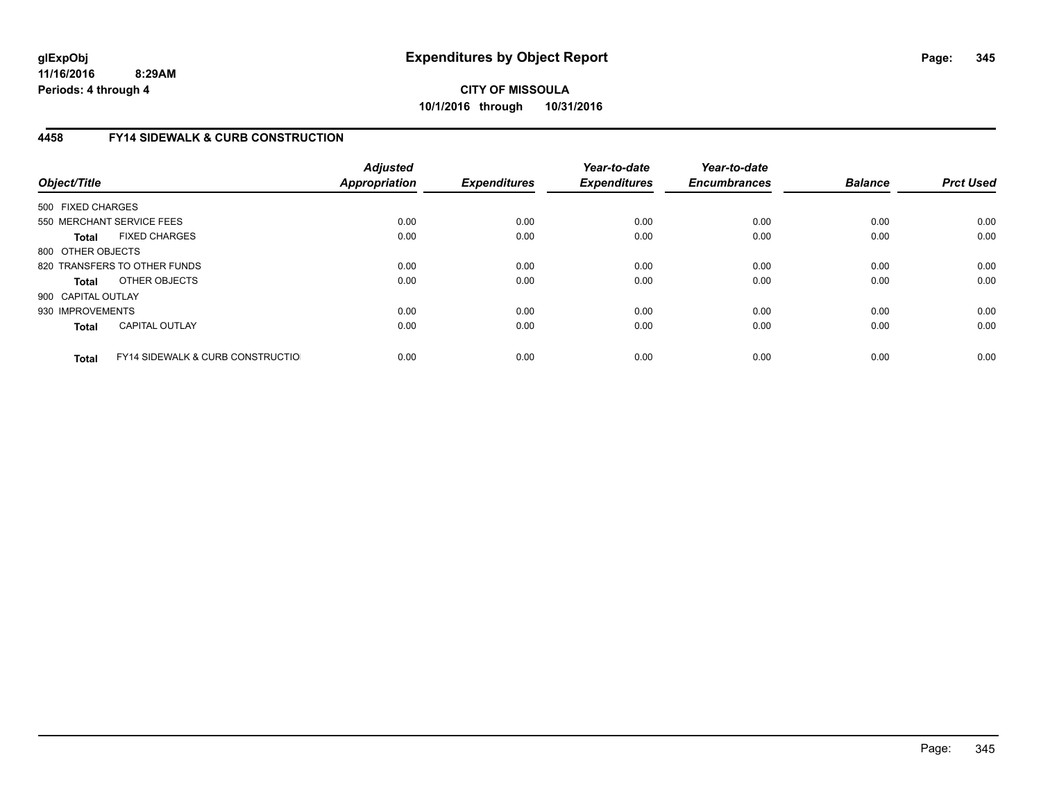**glExpObj**
**11/16/2016 8:29AM**
**Periods: 4 through 4**

# Expenditures by Object Report

**CITY OF MISSOULA**
**10/1/2016 through 10/31/2016**

## 4458 FY14 SIDEWALK & CURB CONSTRUCTION

| Object/Title | Adjusted Appropriation | Expenditures | Year-to-date Expenditures | Year-to-date Encumbrances | Balance | Prct Used |
|---|---|---|---|---|---|---|
| 500 FIXED CHARGES | | | | | | |
| 550 MERCHANT SERVICE FEES | 0.00 | 0.00 | 0.00 | 0.00 | 0.00 | 0.00 |
| **Total** FIXED CHARGES | 0.00 | 0.00 | 0.00 | 0.00 | 0.00 | 0.00 |
| 800 OTHER OBJECTS | | | | | | |
| 820 TRANSFERS TO OTHER FUNDS | 0.00 | 0.00 | 0.00 | 0.00 | 0.00 | 0.00 |
| **Total** OTHER OBJECTS | 0.00 | 0.00 | 0.00 | 0.00 | 0.00 | 0.00 |
| 900 CAPITAL OUTLAY | | | | | | |
| 930 IMPROVEMENTS | 0.00 | 0.00 | 0.00 | 0.00 | 0.00 | 0.00 |
| **Total** CAPITAL OUTLAY | 0.00 | 0.00 | 0.00 | 0.00 | 0.00 | 0.00 |
| **Total** FY14 SIDEWALK & CURB CONSTRUCTIO | 0.00 | 0.00 | 0.00 | 0.00 | 0.00 | 0.00 |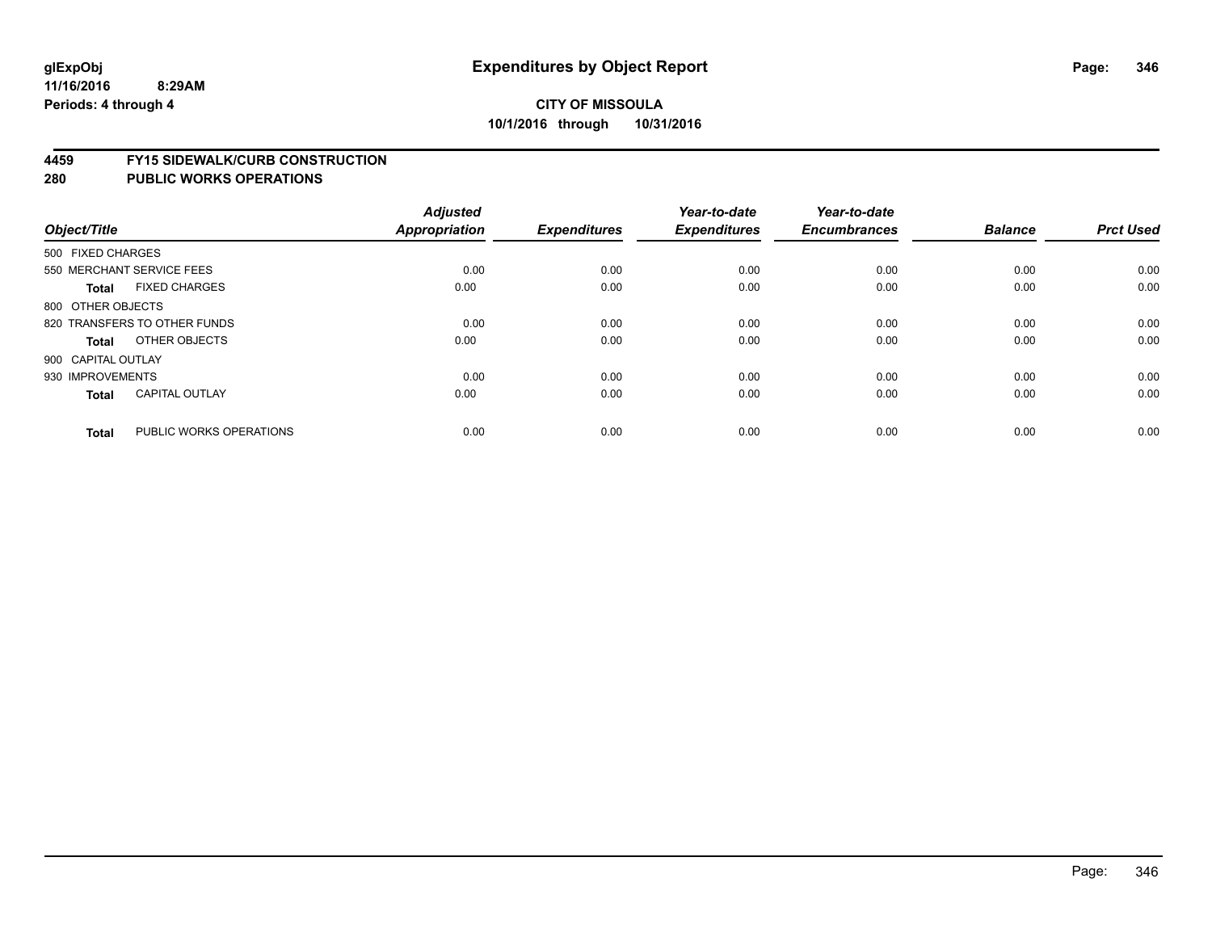# Expenditures by Object Report

glExpObj
11/16/2016 8:29AM
Periods: 4 through 4

**CITY OF MISSOULA**
**10/1/2016 through 10/31/2016**

## 4459 FY15 SIDEWALK/CURB CONSTRUCTION
## 280 PUBLIC WORKS OPERATIONS

| Object/Title | | Adjusted Appropriation | Expenditures | Year-to-date Expenditures | Year-to-date Encumbrances | Balance | Prct Used |
|---|---|---|---|---|---|---|---|
| 500 FIXED CHARGES | | | | | | | |
| 550 MERCHANT SERVICE FEES | | 0.00 | 0.00 | 0.00 | 0.00 | 0.00 | 0.00 |
| **Total** | FIXED CHARGES | 0.00 | 0.00 | 0.00 | 0.00 | 0.00 | 0.00 |
| 800 OTHER OBJECTS | | | | | | | |
| 820 TRANSFERS TO OTHER FUNDS | | 0.00 | 0.00 | 0.00 | 0.00 | 0.00 | 0.00 |
| **Total** | OTHER OBJECTS | 0.00 | 0.00 | 0.00 | 0.00 | 0.00 | 0.00 |
| 900 CAPITAL OUTLAY | | | | | | | |
| 930 IMPROVEMENTS | | 0.00 | 0.00 | 0.00 | 0.00 | 0.00 | 0.00 |
| **Total** | CAPITAL OUTLAY | 0.00 | 0.00 | 0.00 | 0.00 | 0.00 | 0.00 |
| **Total** | PUBLIC WORKS OPERATIONS | 0.00 | 0.00 | 0.00 | 0.00 | 0.00 | 0.00 |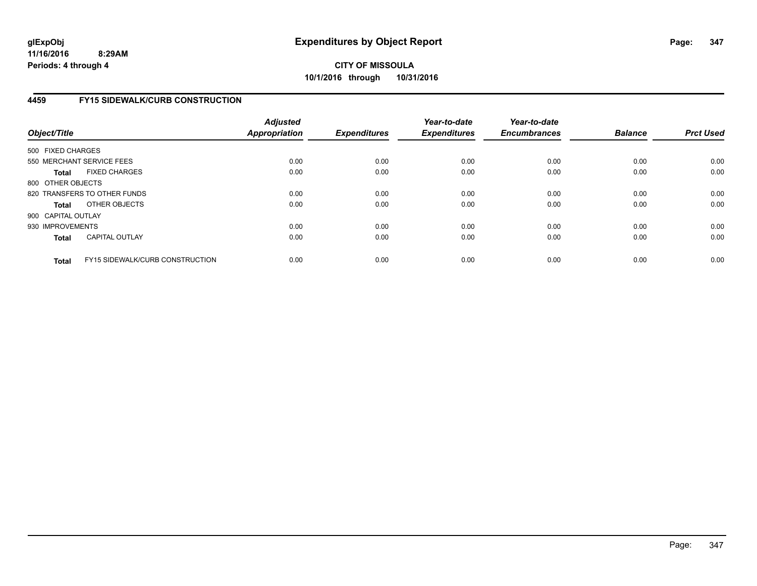**glExpObj**
**11/16/2016 8:29AM**
**Periods: 4 through 4**

# Expenditures by Object Report

**CITY OF MISSOULA**
**10/1/2016 through 10/31/2016**

## 4459 FY15 SIDEWALK/CURB CONSTRUCTION

| Object/Title | | Adjusted Appropriation | Expenditures | Year-to-date Expenditures | Year-to-date Encumbrances | Balance | Prct Used |
|---|---|---|---|---|---|---|---|
| 500 FIXED CHARGES | | | | | | | |
| 550 MERCHANT SERVICE FEES | | 0.00 | 0.00 | 0.00 | 0.00 | 0.00 | 0.00 |
| **Total** | FIXED CHARGES | 0.00 | 0.00 | 0.00 | 0.00 | 0.00 | 0.00 |
| 800 OTHER OBJECTS | | | | | | | |
| 820 TRANSFERS TO OTHER FUNDS | | 0.00 | 0.00 | 0.00 | 0.00 | 0.00 | 0.00 |
| **Total** | OTHER OBJECTS | 0.00 | 0.00 | 0.00 | 0.00 | 0.00 | 0.00 |
| 900 CAPITAL OUTLAY | | | | | | | |
| 930 IMPROVEMENTS | | 0.00 | 0.00 | 0.00 | 0.00 | 0.00 | 0.00 |
| **Total** | CAPITAL OUTLAY | 0.00 | 0.00 | 0.00 | 0.00 | 0.00 | 0.00 |
| **Total** | FY15 SIDEWALK/CURB CONSTRUCTION | 0.00 | 0.00 | 0.00 | 0.00 | 0.00 | 0.00 |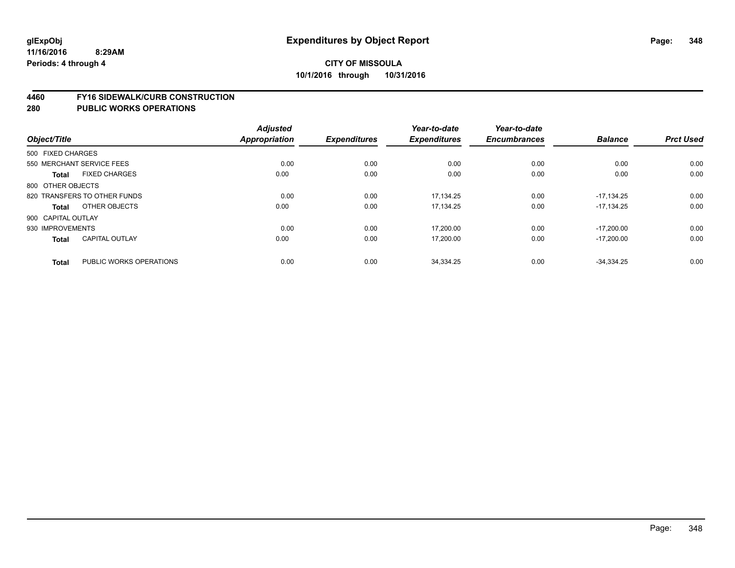**glExpObj**
**11/16/2016 8:29AM**
**Periods: 4 through 4**

# Expenditures by Object Report

**CITY OF MISSOULA**
**10/1/2016 through 10/31/2016**

## 4460 FY16 SIDEWALK/CURB CONSTRUCTION
## 280 PUBLIC WORKS OPERATIONS

| Object/Title | | Adjusted Appropriation | Expenditures | Year-to-date Expenditures | Year-to-date Encumbrances | Balance | Prct Used |
|---|---|---|---|---|---|---|---|
| 500 FIXED CHARGES | | | | | | | |
| 550 MERCHANT SERVICE FEES | | 0.00 | 0.00 | 0.00 | 0.00 | 0.00 | 0.00 |
| **Total** | FIXED CHARGES | 0.00 | 0.00 | 0.00 | 0.00 | 0.00 | 0.00 |
| 800 OTHER OBJECTS | | | | | | | |
| 820 TRANSFERS TO OTHER FUNDS | | 0.00 | 0.00 | 17,134.25 | 0.00 | -17,134.25 | 0.00 |
| **Total** | OTHER OBJECTS | 0.00 | 0.00 | 17,134.25 | 0.00 | -17,134.25 | 0.00 |
| 900 CAPITAL OUTLAY | | | | | | | |
| 930 IMPROVEMENTS | | 0.00 | 0.00 | 17,200.00 | 0.00 | -17,200.00 | 0.00 |
| **Total** | CAPITAL OUTLAY | 0.00 | 0.00 | 17,200.00 | 0.00 | -17,200.00 | 0.00 |
| **Total** | PUBLIC WORKS OPERATIONS | 0.00 | 0.00 | 34,334.25 | 0.00 | -34,334.25 | 0.00 |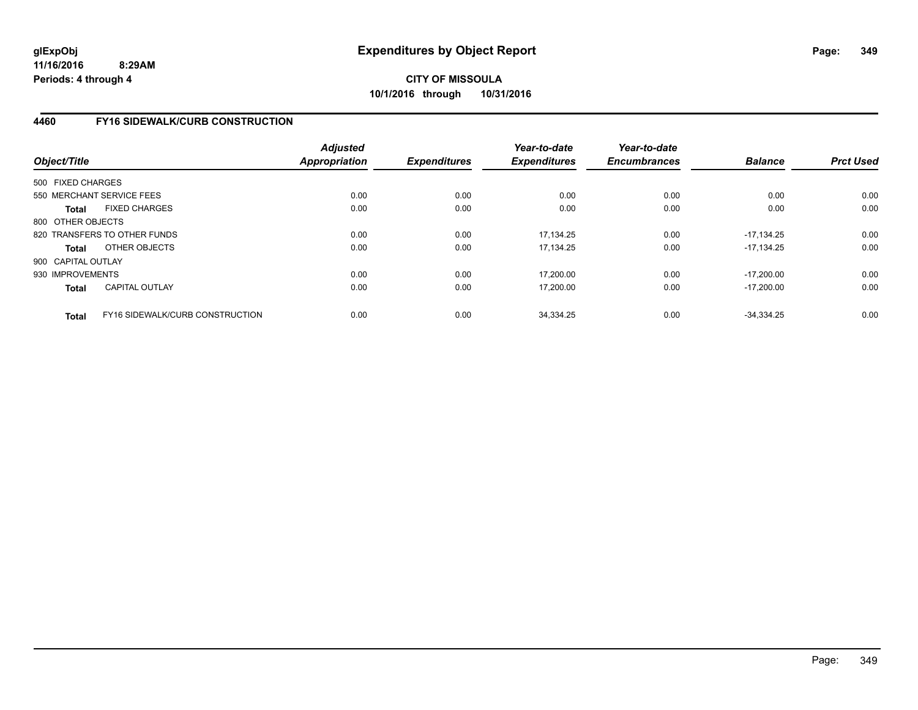**glExpObj**
**11/16/2016 8:29AM**
**Periods: 4 through 4**

# Expenditures by Object Report

**CITY OF MISSOULA**
**10/1/2016 through 10/31/2016**

## 4460 FY16 SIDEWALK/CURB CONSTRUCTION

| Object/Title | Adjusted Appropriation | Expenditures | Year-to-date Expenditures | Year-to-date Encumbrances | Balance | Prct Used |
|---|---|---|---|---|---|---|
| 500 FIXED CHARGES | | | | | | |
| 550 MERCHANT SERVICE FEES | 0.00 | 0.00 | 0.00 | 0.00 | 0.00 | 0.00 |
| **Total** FIXED CHARGES | 0.00 | 0.00 | 0.00 | 0.00 | 0.00 | 0.00 |
| 800 OTHER OBJECTS | | | | | | |
| 820 TRANSFERS TO OTHER FUNDS | 0.00 | 0.00 | 17,134.25 | 0.00 | -17,134.25 | 0.00 |
| **Total** OTHER OBJECTS | 0.00 | 0.00 | 17,134.25 | 0.00 | -17,134.25 | 0.00 |
| 900 CAPITAL OUTLAY | | | | | | |
| 930 IMPROVEMENTS | 0.00 | 0.00 | 17,200.00 | 0.00 | -17,200.00 | 0.00 |
| **Total** CAPITAL OUTLAY | 0.00 | 0.00 | 17,200.00 | 0.00 | -17,200.00 | 0.00 |
| **Total** FY16 SIDEWALK/CURB CONSTRUCTION | 0.00 | 0.00 | 34,334.25 | 0.00 | -34,334.25 | 0.00 |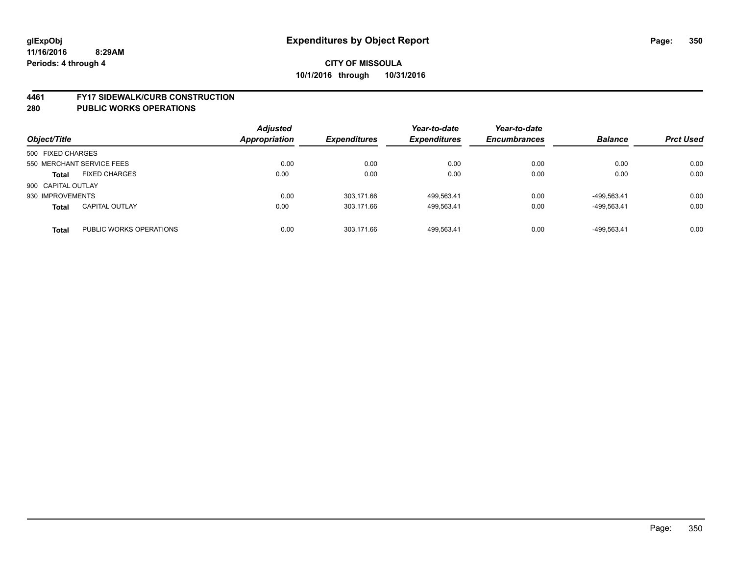glExpObj
11/16/2016 8:29AM
Periods: 4 through 4

# Expenditures by Object Report

**CITY OF MISSOULA**
**10/1/2016 through 10/31/2016**

## 4461 FY17 SIDEWALK/CURB CONSTRUCTION
## 280 PUBLIC WORKS OPERATIONS

| Object/Title | | Adjusted Appropriation | Expenditures | Year-to-date Expenditures | Year-to-date Encumbrances | Balance | Prct Used |
|---|---|---|---|---|---|---|---|
| 500 FIXED CHARGES | | | | | | | |
| 550 MERCHANT SERVICE FEES | | 0.00 | 0.00 | 0.00 | 0.00 | 0.00 | 0.00 |
| **Total** | FIXED CHARGES | 0.00 | 0.00 | 0.00 | 0.00 | 0.00 | 0.00 |
| 900 CAPITAL OUTLAY | | | | | | | |
| 930 IMPROVEMENTS | | 0.00 | 303,171.66 | 499,563.41 | 0.00 | -499,563.41 | 0.00 |
| **Total** | CAPITAL OUTLAY | 0.00 | 303,171.66 | 499,563.41 | 0.00 | -499,563.41 | 0.00 |
| **Total** | PUBLIC WORKS OPERATIONS | 0.00 | 303,171.66 | 499,563.41 | 0.00 | -499,563.41 | 0.00 |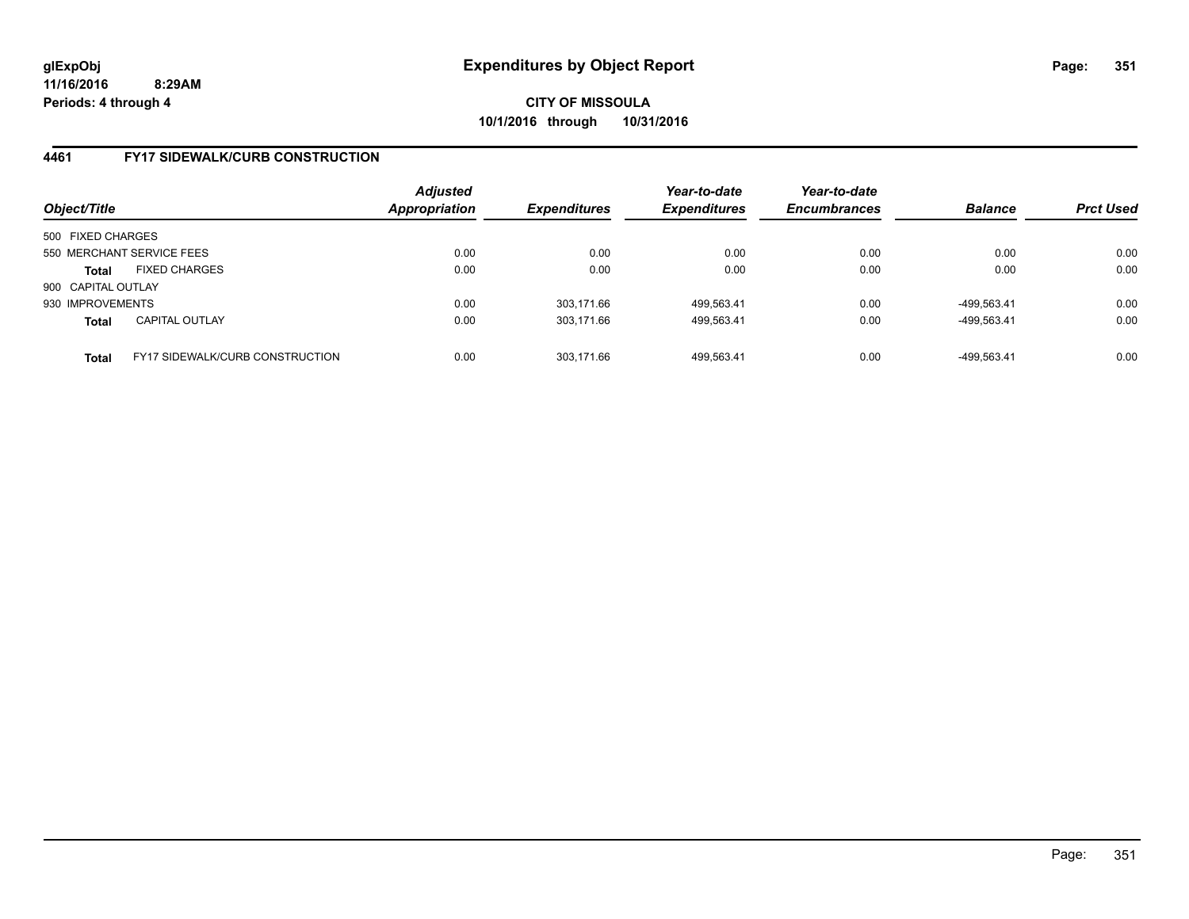glExpObj
11/16/2016 8:29AM
Periods: 4 through 4

# Expenditures by Object Report

**CITY OF MISSOULA**
**10/1/2016 through 10/31/2016**

## 4461 FY17 SIDEWALK/CURB CONSTRUCTION

| Object/Title | | Adjusted Appropriation | Expenditures | Year-to-date Expenditures | Year-to-date Encumbrances | Balance | Prct Used |
|---|---|---|---|---|---|---|---|
| 500 FIXED CHARGES | | | | | | | |
| 550 MERCHANT SERVICE FEES | | 0.00 | 0.00 | 0.00 | 0.00 | 0.00 | 0.00 |
| **Total** | FIXED CHARGES | 0.00 | 0.00 | 0.00 | 0.00 | 0.00 | 0.00 |
| 900 CAPITAL OUTLAY | | | | | | | |
| 930 IMPROVEMENTS | | 0.00 | 303,171.66 | 499,563.41 | 0.00 | -499,563.41 | 0.00 |
| **Total** | CAPITAL OUTLAY | 0.00 | 303,171.66 | 499,563.41 | 0.00 | -499,563.41 | 0.00 |
| **Total** | FY17 SIDEWALK/CURB CONSTRUCTION | 0.00 | 303,171.66 | 499,563.41 | 0.00 | -499,563.41 | 0.00 |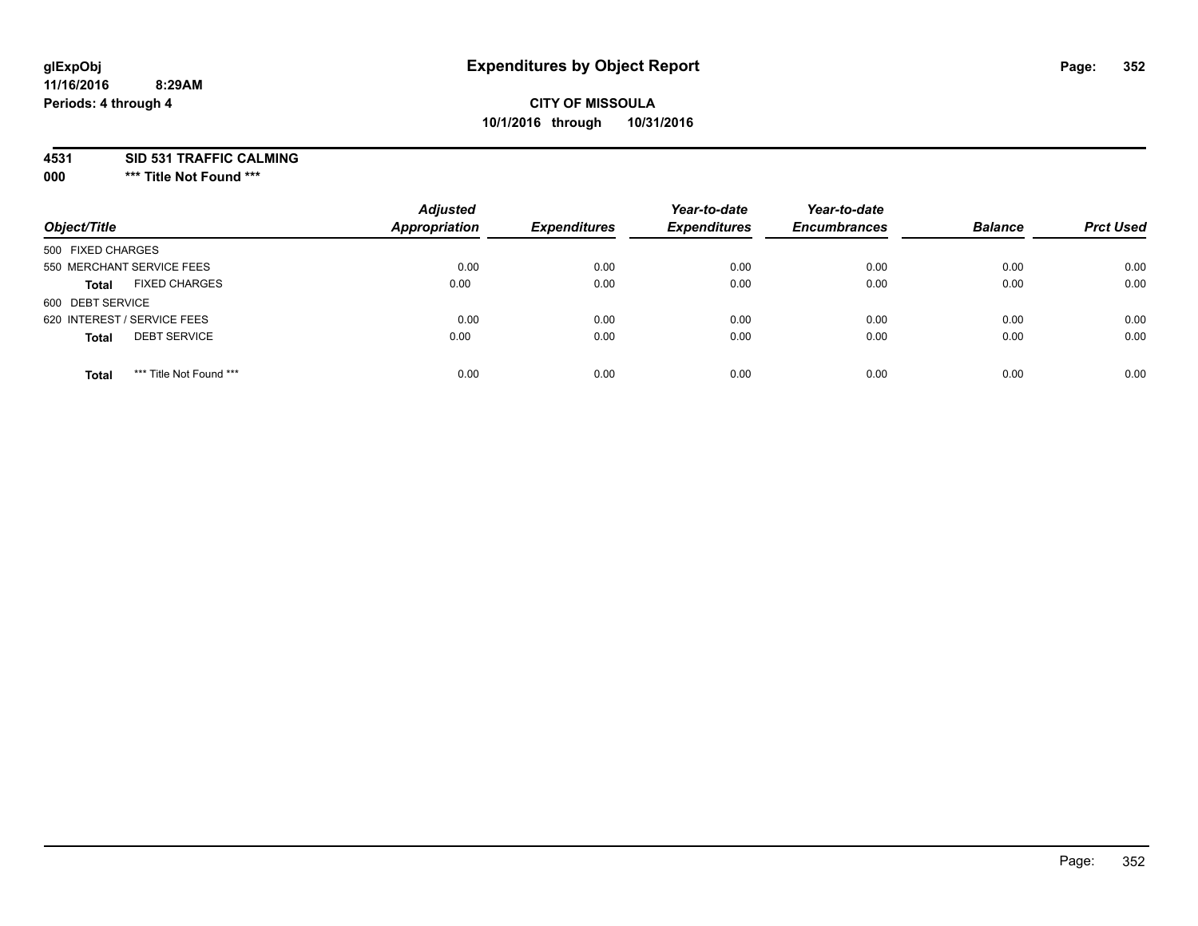# Expenditures by Object Report

glExpObj
11/16/2016 8:29AM
Periods: 4 through 4

**CITY OF MISSOULA**
**10/1/2016 through 10/31/2016**

**4531 SID 531 TRAFFIC CALMING**
**000 \*\*\* Title Not Found \*\*\***

| Object/Title | Adjusted Appropriation | Expenditures | Year-to-date Expenditures | Year-to-date Encumbrances | Balance | Prct Used |
|---|---|---|---|---|---|---|
| 500 FIXED CHARGES | | | | | | |
| 550 MERCHANT SERVICE FEES | 0.00 | 0.00 | 0.00 | 0.00 | 0.00 | 0.00 |
| **Total** FIXED CHARGES | 0.00 | 0.00 | 0.00 | 0.00 | 0.00 | 0.00 |
| 600 DEBT SERVICE | | | | | | |
| 620 INTEREST / SERVICE FEES | 0.00 | 0.00 | 0.00 | 0.00 | 0.00 | 0.00 |
| **Total** DEBT SERVICE | 0.00 | 0.00 | 0.00 | 0.00 | 0.00 | 0.00 |
| **Total** *** Title Not Found *** | 0.00 | 0.00 | 0.00 | 0.00 | 0.00 | 0.00 |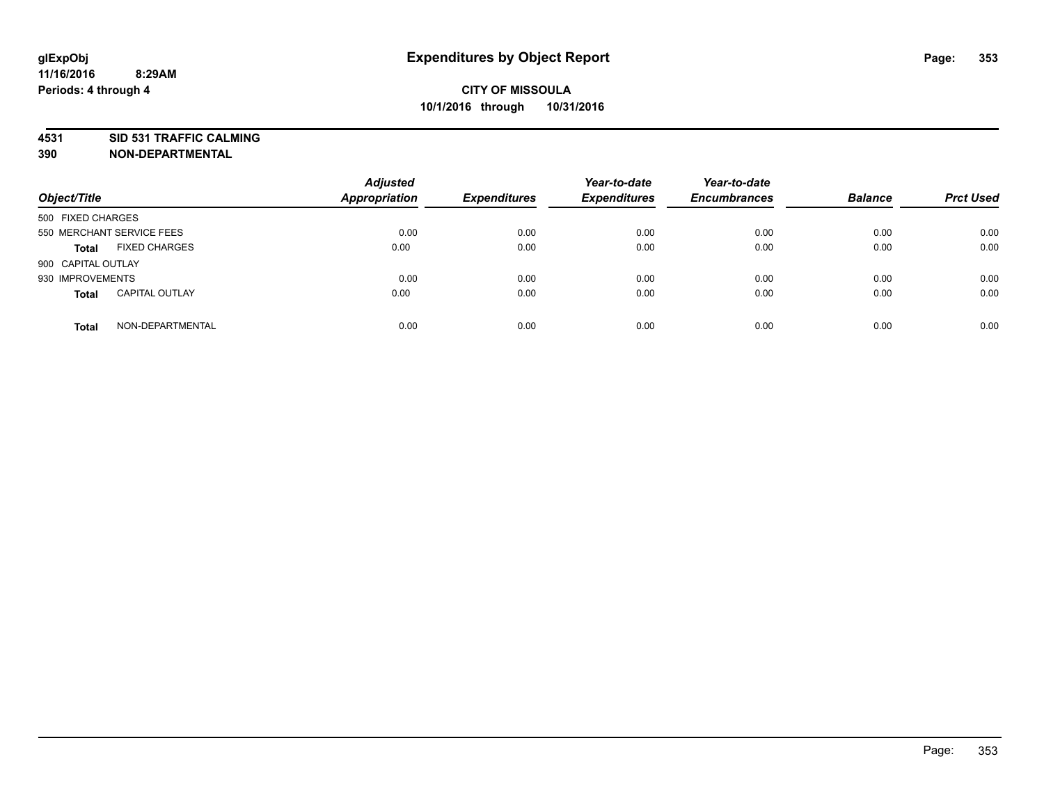# Expenditures by Object Report

**CITY OF MISSOULA**
**10/1/2016 through 10/31/2016**

glExpObj
11/16/2016 8:29AM
Periods: 4 through 4

**4531 SID 531 TRAFFIC CALMING**
**390 NON-DEPARTMENTAL**

| Object/Title | | Adjusted Appropriation | Expenditures | Year-to-date Expenditures | Year-to-date Encumbrances | Balance | Prct Used |
|---|---|---|---|---|---|---|---|
| 500 FIXED CHARGES | | | | | | | |
| 550 MERCHANT SERVICE FEES | | 0.00 | 0.00 | 0.00 | 0.00 | 0.00 | 0.00 |
| **Total** | FIXED CHARGES | 0.00 | 0.00 | 0.00 | 0.00 | 0.00 | 0.00 |
| 900 CAPITAL OUTLAY | | | | | | | |
| 930 IMPROVEMENTS | | 0.00 | 0.00 | 0.00 | 0.00 | 0.00 | 0.00 |
| **Total** | CAPITAL OUTLAY | 0.00 | 0.00 | 0.00 | 0.00 | 0.00 | 0.00 |
| **Total** | NON-DEPARTMENTAL | 0.00 | 0.00 | 0.00 | 0.00 | 0.00 | 0.00 |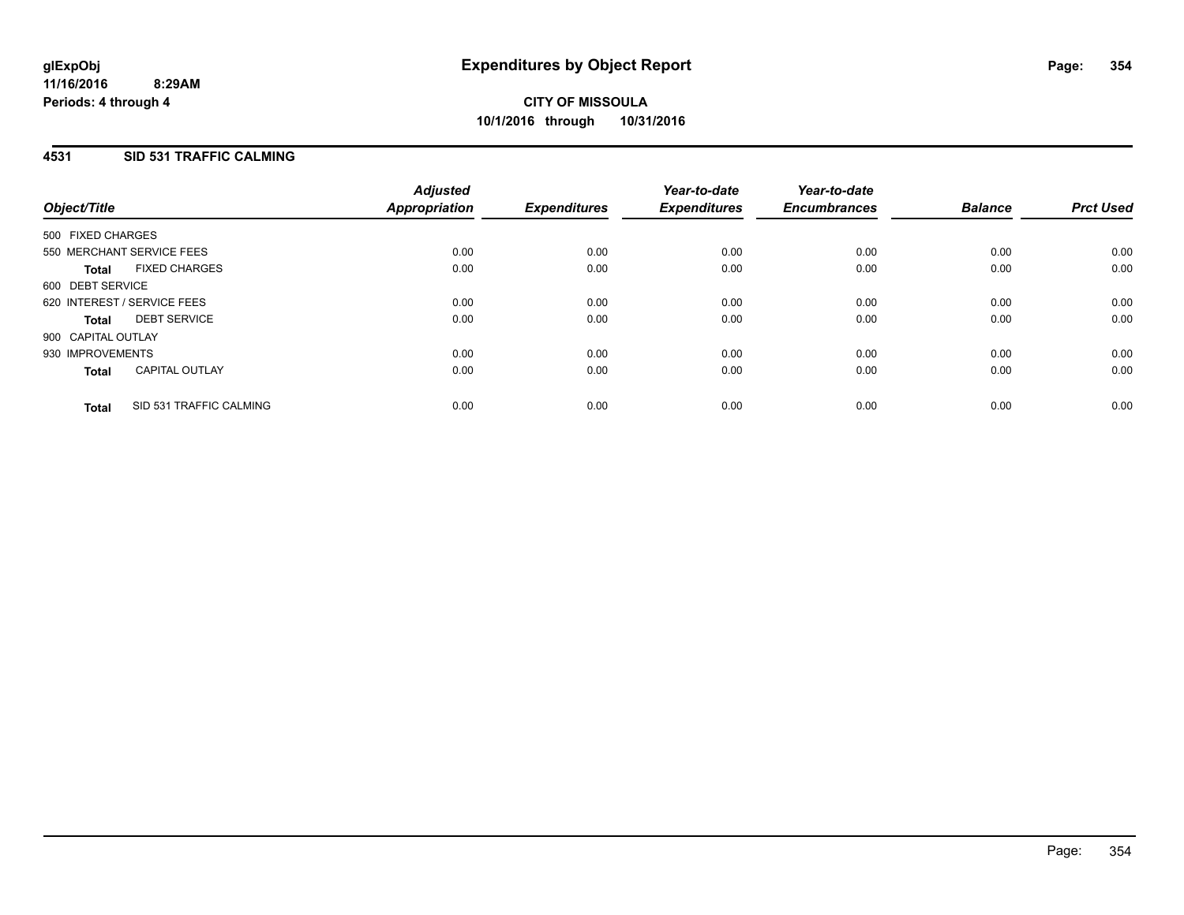# Expenditures by Object Report

glExpObj
11/16/2016 8:29AM
Periods: 4 through 4

**CITY OF MISSOULA**
**10/1/2016 through 10/31/2016**

## 4531 SID 531 TRAFFIC CALMING

| Object/Title | Adjusted Appropriation | Expenditures | Year-to-date Expenditures | Year-to-date Encumbrances | Balance | Prct Used |
|---|---|---|---|---|---|---|
| 500 FIXED CHARGES | | | | | | |
| 550 MERCHANT SERVICE FEES | 0.00 | 0.00 | 0.00 | 0.00 | 0.00 | 0.00 |
| **Total** FIXED CHARGES | 0.00 | 0.00 | 0.00 | 0.00 | 0.00 | 0.00 |
| 600 DEBT SERVICE | | | | | | |
| 620 INTEREST / SERVICE FEES | 0.00 | 0.00 | 0.00 | 0.00 | 0.00 | 0.00 |
| **Total** DEBT SERVICE | 0.00 | 0.00 | 0.00 | 0.00 | 0.00 | 0.00 |
| 900 CAPITAL OUTLAY | | | | | | |
| 930 IMPROVEMENTS | 0.00 | 0.00 | 0.00 | 0.00 | 0.00 | 0.00 |
| **Total** CAPITAL OUTLAY | 0.00 | 0.00 | 0.00 | 0.00 | 0.00 | 0.00 |
| **Total** SID 531 TRAFFIC CALMING | 0.00 | 0.00 | 0.00 | 0.00 | 0.00 | 0.00 |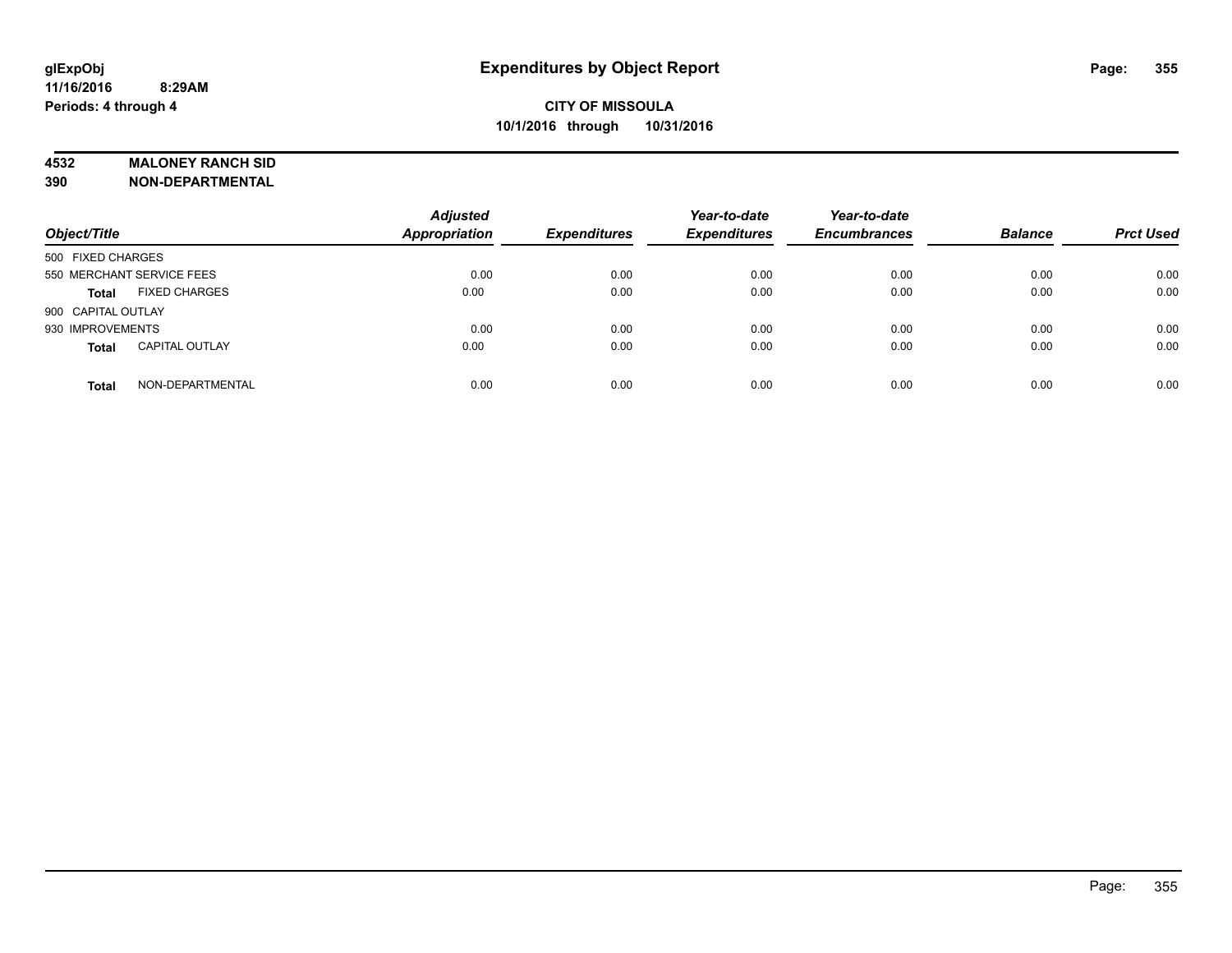**glExpObj**
**11/16/2016 8:29AM**
**Periods: 4 through 4**

# Expenditures by Object Report

**CITY OF MISSOULA**
**10/1/2016 through 10/31/2016**

**4532 MALONEY RANCH SID**
**390 NON-DEPARTMENTAL**

| Object/Title | Adjusted Appropriation | Expenditures | Year-to-date Expenditures | Year-to-date Encumbrances | Balance | Prct Used |
|---|---|---|---|---|---|---|
| 500 FIXED CHARGES | | | | | | |
| 550 MERCHANT SERVICE FEES | 0.00 | 0.00 | 0.00 | 0.00 | 0.00 | 0.00 |
| **Total** FIXED CHARGES | 0.00 | 0.00 | 0.00 | 0.00 | 0.00 | 0.00 |
| 900 CAPITAL OUTLAY | | | | | | |
| 930 IMPROVEMENTS | 0.00 | 0.00 | 0.00 | 0.00 | 0.00 | 0.00 |
| **Total** CAPITAL OUTLAY | 0.00 | 0.00 | 0.00 | 0.00 | 0.00 | 0.00 |
| **Total** NON-DEPARTMENTAL | 0.00 | 0.00 | 0.00 | 0.00 | 0.00 | 0.00 |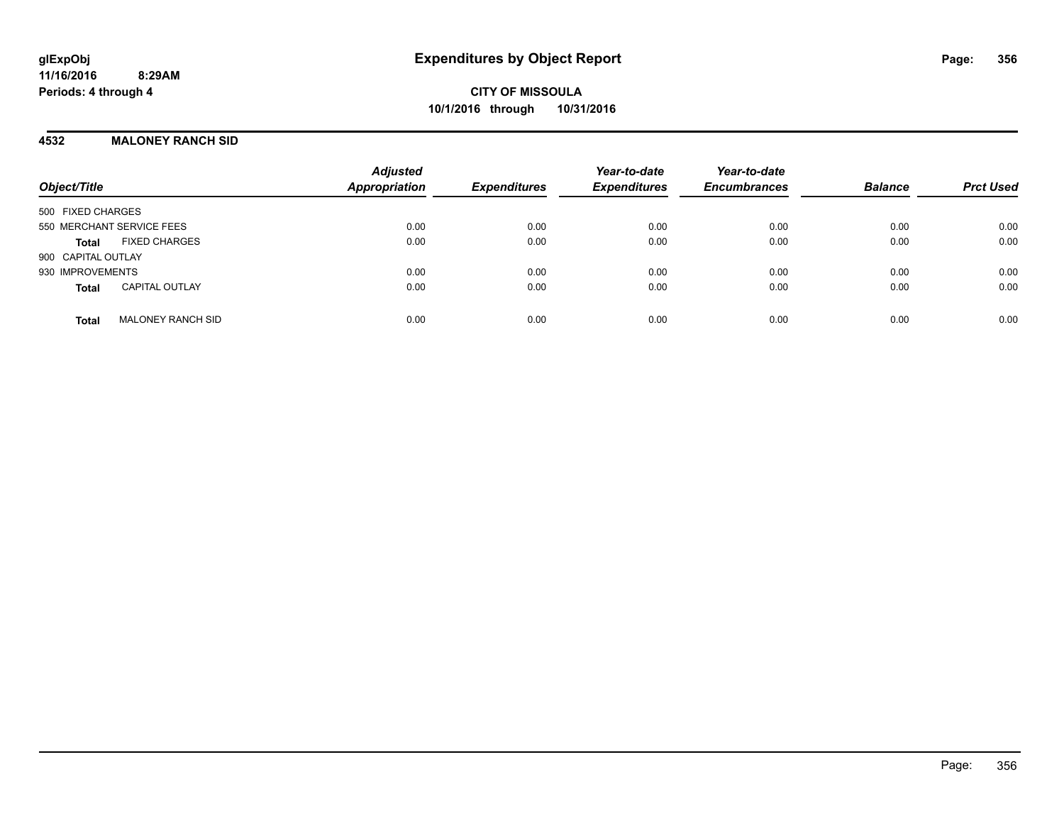**glExpObj** **Expenditures by Object Report**

**11/16/2016 8:29AM**

**Periods: 4 through 4**

**CITY OF MISSOULA**

**10/1/2016 through 10/31/2016**

**4532 MALONEY RANCH SID**

| Object/Title | | Adjusted Appropriation | Expenditures | Year-to-date Expenditures | Year-to-date Encumbrances | Balance | Prct Used |
|---|---|---|---|---|---|---|---|
| 500 FIXED CHARGES | | | | | | | |
| 550 MERCHANT SERVICE FEES | | 0.00 | 0.00 | 0.00 | 0.00 | 0.00 | 0.00 |
| **Total** | FIXED CHARGES | 0.00 | 0.00 | 0.00 | 0.00 | 0.00 | 0.00 |
| 900 CAPITAL OUTLAY | | | | | | | |
| 930 IMPROVEMENTS | | 0.00 | 0.00 | 0.00 | 0.00 | 0.00 | 0.00 |
| **Total** | CAPITAL OUTLAY | 0.00 | 0.00 | 0.00 | 0.00 | 0.00 | 0.00 |
| **Total** | MALONEY RANCH SID | 0.00 | 0.00 | 0.00 | 0.00 | 0.00 | 0.00 |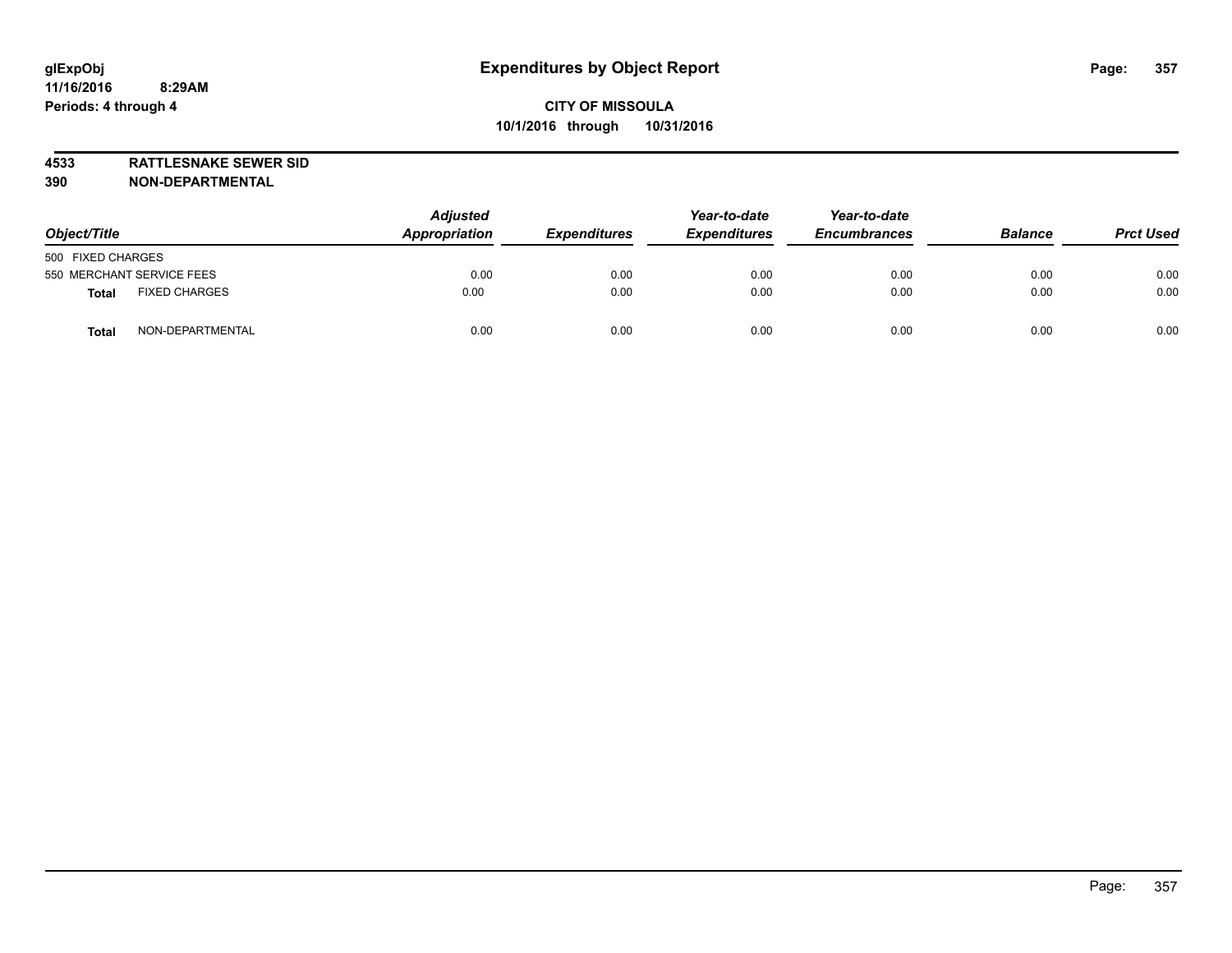glExpObj
11/16/2016 8:29AM
Periods: 4 through 4

# Expenditures by Object Report

**CITY OF MISSOULA**
**10/1/2016 through 10/31/2016**

**4533 RATTLESNAKE SEWER SID**
**390 NON-DEPARTMENTAL**

| Object/Title | Adjusted Appropriation | Expenditures | Year-to-date Expenditures | Year-to-date Encumbrances | Balance | Prct Used |
|---|---|---|---|---|---|---|
| 500 FIXED CHARGES | | | | | | |
| 550 MERCHANT SERVICE FEES | 0.00 | 0.00 | 0.00 | 0.00 | 0.00 | 0.00 |
| **Total** FIXED CHARGES | 0.00 | 0.00 | 0.00 | 0.00 | 0.00 | 0.00 |
| **Total** NON-DEPARTMENTAL | 0.00 | 0.00 | 0.00 | 0.00 | 0.00 | 0.00 |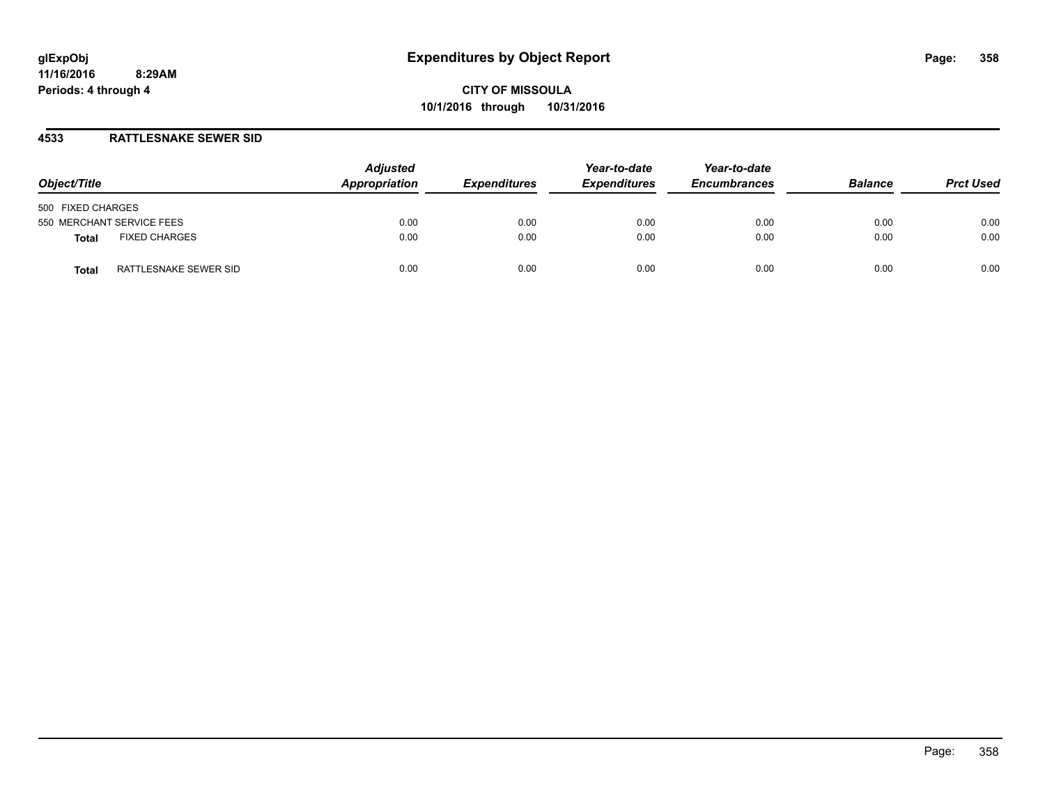# Expenditures by Object Report

**glExpObj**
**11/16/2016 8:29AM**
**Periods: 4 through 4**

**CITY OF MISSOULA**
**10/1/2016 through 10/31/2016**

## 4533 RATTLESNAKE SEWER SID

| Object/Title | Adjusted Appropriation | Expenditures | Year-to-date Expenditures | Year-to-date Encumbrances | Balance | Prct Used |
|---|---|---|---|---|---|---|
| 500 FIXED CHARGES | | | | | | |
| 550 MERCHANT SERVICE FEES | 0.00 | 0.00 | 0.00 | 0.00 | 0.00 | 0.00 |
| **Total** FIXED CHARGES | 0.00 | 0.00 | 0.00 | 0.00 | 0.00 | 0.00 |
| **Total** RATTLESNAKE SEWER SID | 0.00 | 0.00 | 0.00 | 0.00 | 0.00 | 0.00 |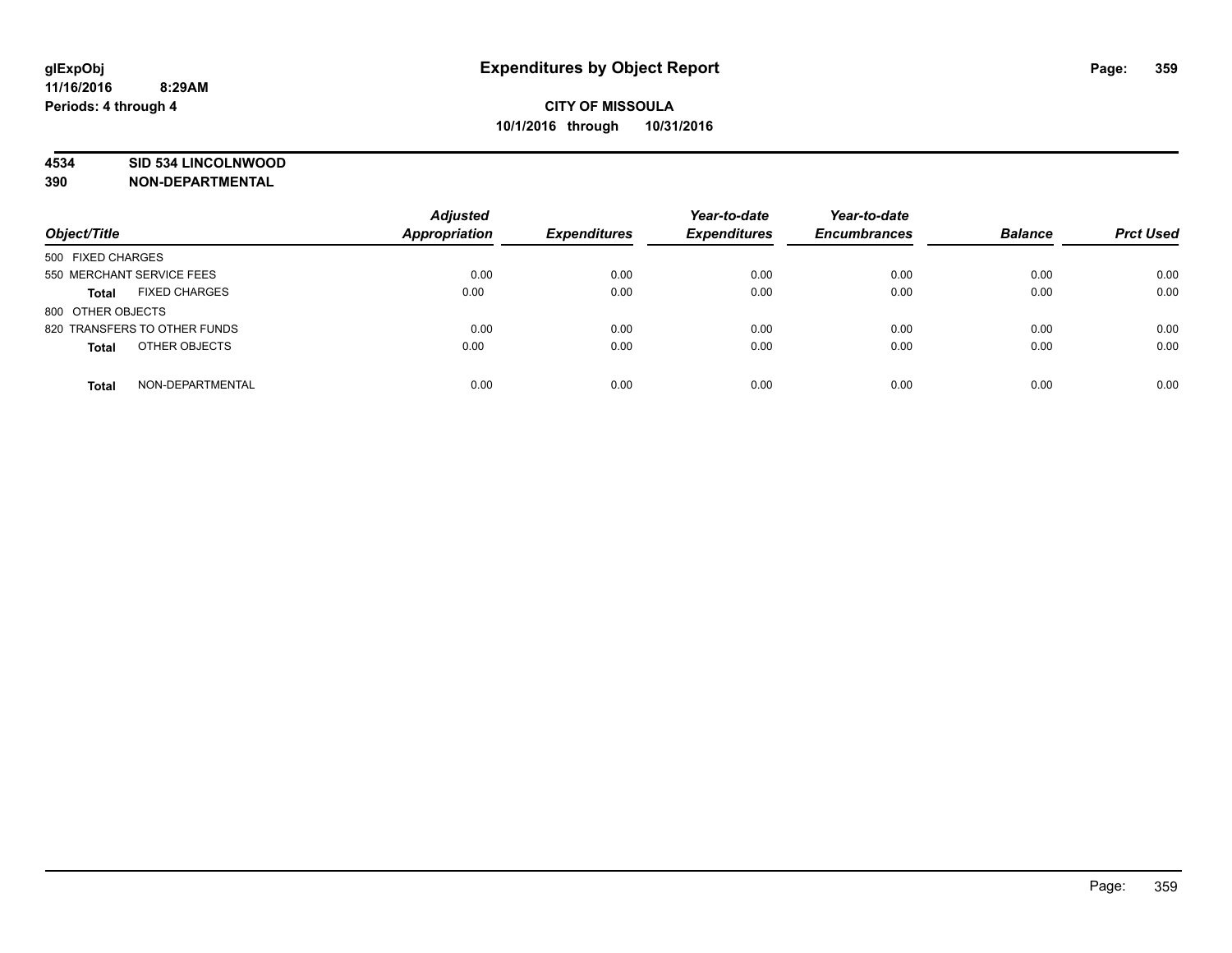# Expenditures by Object Report

glExpObj
11/16/2016 8:29AM
Periods: 4 through 4

**CITY OF MISSOULA**
**10/1/2016 through 10/31/2016**

**4534 SID 534 LINCOLNWOOD**
**390 NON-DEPARTMENTAL**

| Object/Title | Adjusted Appropriation | Expenditures | Year-to-date Expenditures | Year-to-date Encumbrances | Balance | Prct Used |
|---|---|---|---|---|---|---|
| 500 FIXED CHARGES | | | | | | |
| 550 MERCHANT SERVICE FEES | 0.00 | 0.00 | 0.00 | 0.00 | 0.00 | 0.00 |
| **Total** FIXED CHARGES | 0.00 | 0.00 | 0.00 | 0.00 | 0.00 | 0.00 |
| 800 OTHER OBJECTS | | | | | | |
| 820 TRANSFERS TO OTHER FUNDS | 0.00 | 0.00 | 0.00 | 0.00 | 0.00 | 0.00 |
| **Total** OTHER OBJECTS | 0.00 | 0.00 | 0.00 | 0.00 | 0.00 | 0.00 |
| **Total** NON-DEPARTMENTAL | 0.00 | 0.00 | 0.00 | 0.00 | 0.00 | 0.00 |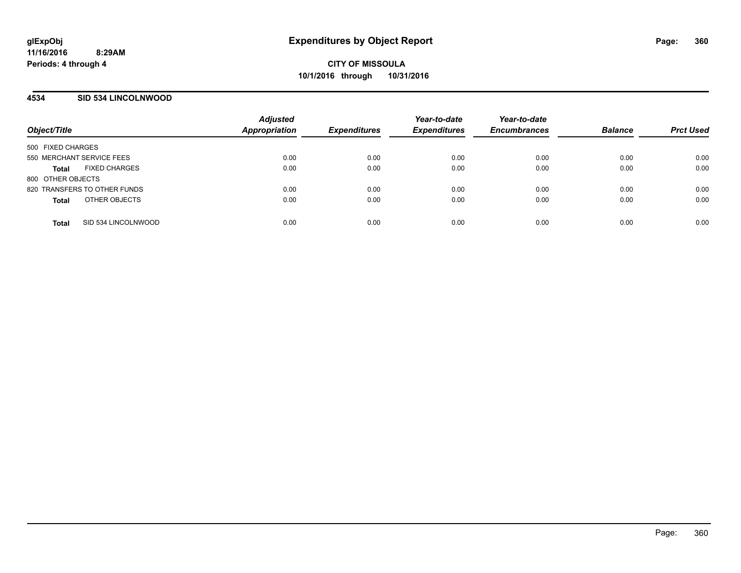glExpObj
11/16/2016 8:29AM
Periods: 4 through 4

# Expenditures by Object Report

**CITY OF MISSOULA**
**10/1/2016 through 10/31/2016**

## 4534 SID 534 LINCOLNWOOD

| Object/Title | Adjusted Appropriation | Expenditures | Year-to-date Expenditures | Year-to-date Encumbrances | Balance | Prct Used |
|---|---|---|---|---|---|---|
| 500 FIXED CHARGES | | | | | | |
| 550 MERCHANT SERVICE FEES | 0.00 | 0.00 | 0.00 | 0.00 | 0.00 | 0.00 |
| **Total** FIXED CHARGES | 0.00 | 0.00 | 0.00 | 0.00 | 0.00 | 0.00 |
| 800 OTHER OBJECTS | | | | | | |
| 820 TRANSFERS TO OTHER FUNDS | 0.00 | 0.00 | 0.00 | 0.00 | 0.00 | 0.00 |
| **Total** OTHER OBJECTS | 0.00 | 0.00 | 0.00 | 0.00 | 0.00 | 0.00 |
| **Total** SID 534 LINCOLNWOOD | 0.00 | 0.00 | 0.00 | 0.00 | 0.00 | 0.00 |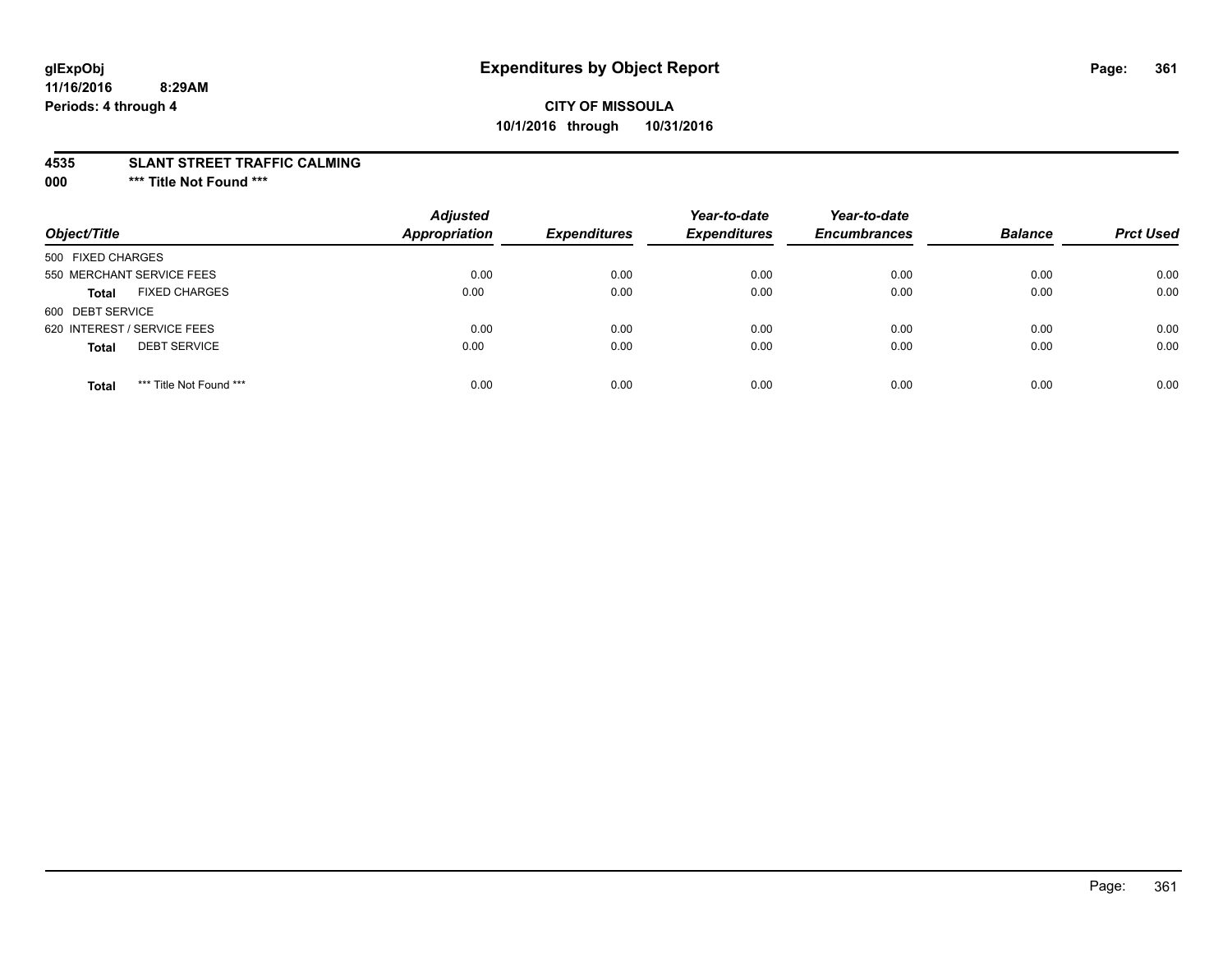**glExpObj**
**11/16/2016 8:29AM**
**Periods: 4 through 4**

# Expenditures by Object Report

**CITY OF MISSOULA**
**10/1/2016 through 10/31/2016**

**4535 SLANT STREET TRAFFIC CALMING**
**000 \*** Title Not Found \*****

| Object/Title | Adjusted Appropriation | Expenditures | Year-to-date Expenditures | Year-to-date Encumbrances | Balance | Prct Used |
|---|---|---|---|---|---|---|
| 500 FIXED CHARGES | | | | | | |
| 550 MERCHANT SERVICE FEES | 0.00 | 0.00 | 0.00 | 0.00 | 0.00 | 0.00 |
| **Total** FIXED CHARGES | 0.00 | 0.00 | 0.00 | 0.00 | 0.00 | 0.00 |
| 600 DEBT SERVICE | | | | | | |
| 620 INTEREST / SERVICE FEES | 0.00 | 0.00 | 0.00 | 0.00 | 0.00 | 0.00 |
| **Total** DEBT SERVICE | 0.00 | 0.00 | 0.00 | 0.00 | 0.00 | 0.00 |
| **Total** *** Title Not Found *** | 0.00 | 0.00 | 0.00 | 0.00 | 0.00 | 0.00 |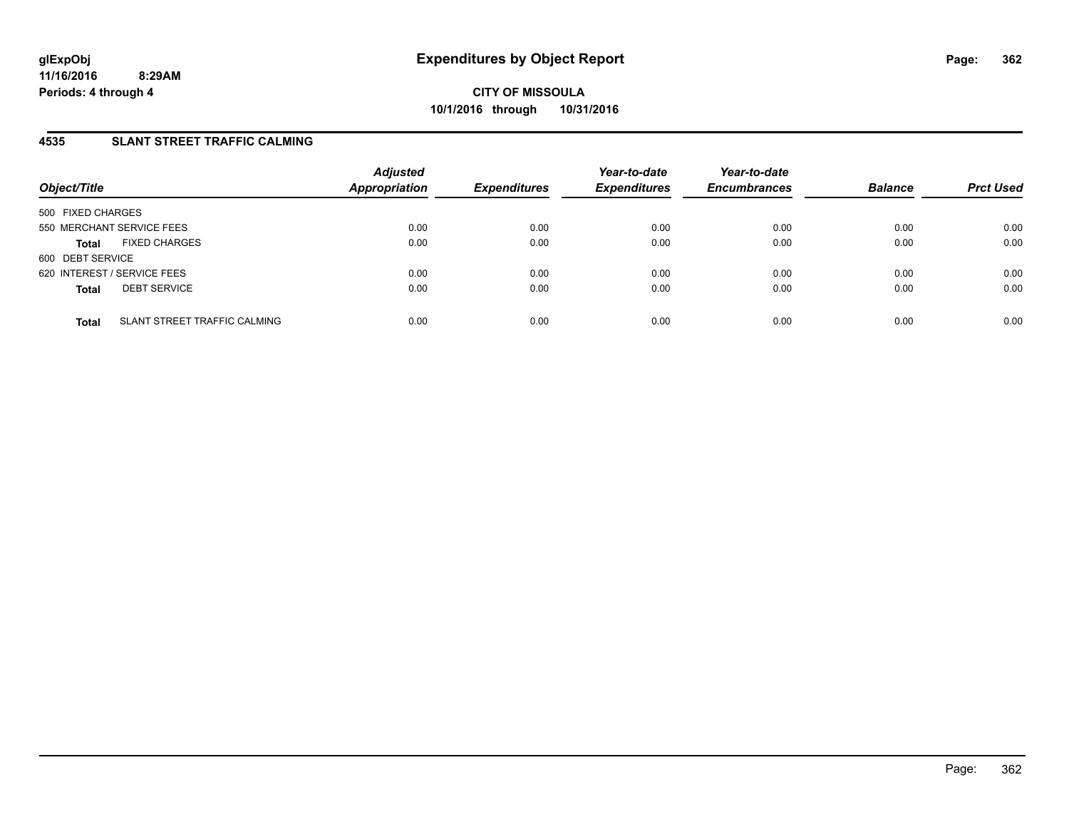**glExpObj**
**11/16/2016 8:29AM**
**Periods: 4 through 4**

# Expenditures by Object Report

**CITY OF MISSOULA**
**10/1/2016 through 10/31/2016**

## 4535 SLANT STREET TRAFFIC CALMING

| Object/Title | | *Adjusted Appropriation* | *Expenditures* | *Year-to-date Expenditures* | *Year-to-date Encumbrances* | *Balance* | *Prct Used* |
|---|---|---|---|---|---|---|---|
| 500 FIXED CHARGES | | | | | | | |
| 550 MERCHANT SERVICE FEES | | 0.00 | 0.00 | 0.00 | 0.00 | 0.00 | 0.00 |
| **Total** | FIXED CHARGES | 0.00 | 0.00 | 0.00 | 0.00 | 0.00 | 0.00 |
| 600 DEBT SERVICE | | | | | | | |
| 620 INTEREST / SERVICE FEES | | 0.00 | 0.00 | 0.00 | 0.00 | 0.00 | 0.00 |
| **Total** | DEBT SERVICE | 0.00 | 0.00 | 0.00 | 0.00 | 0.00 | 0.00 |
| **Total** | SLANT STREET TRAFFIC CALMING | 0.00 | 0.00 | 0.00 | 0.00 | 0.00 | 0.00 |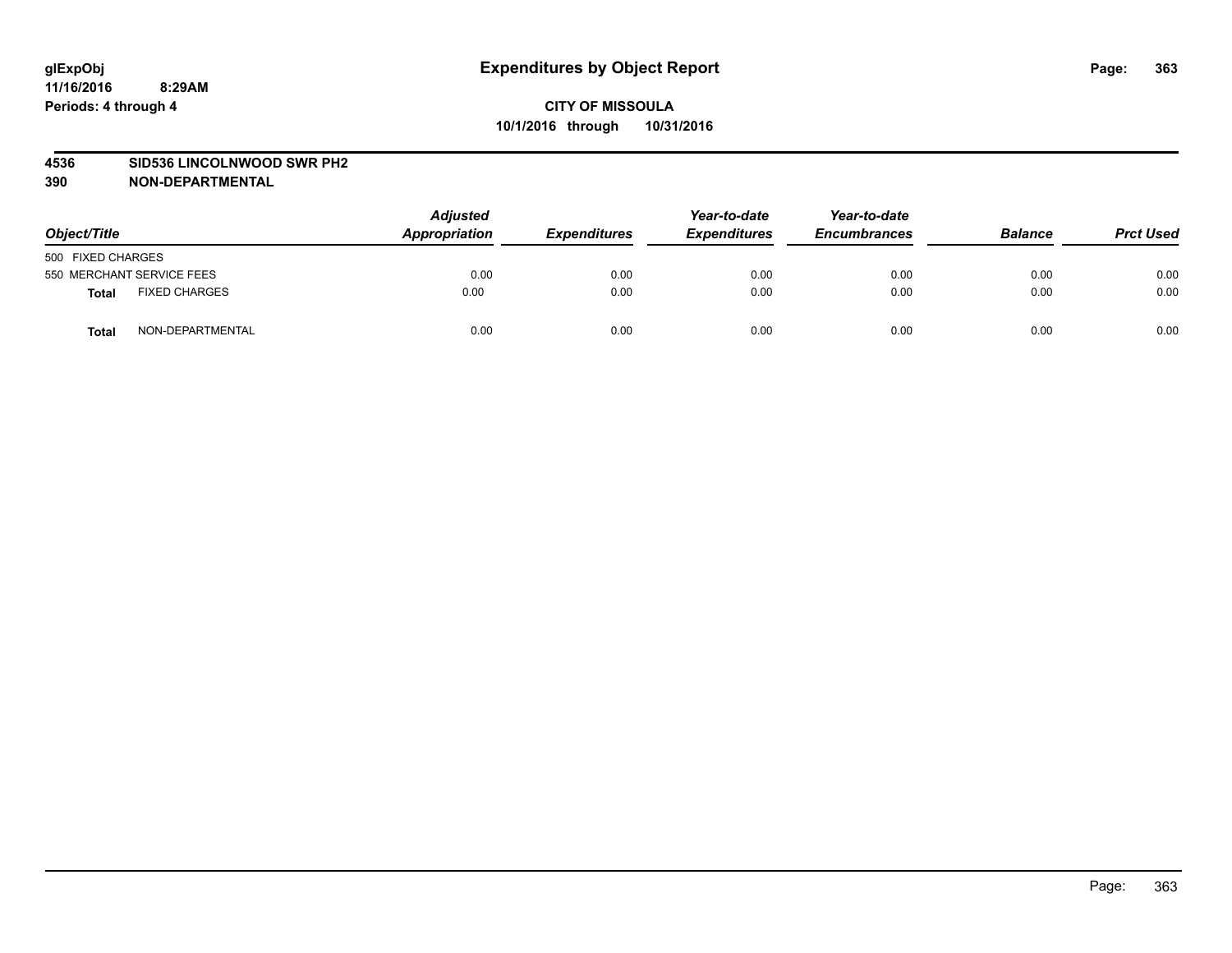# Expenditures by Object Report

glExpObj
11/16/2016 8:29AM
Periods: 4 through 4

**CITY OF MISSOULA**
**10/1/2016 through 10/31/2016**

**4536 SID536 LINCOLNWOOD SWR PH2**
**390 NON-DEPARTMENTAL**

| Object/Title | | Adjusted Appropriation | Expenditures | Year-to-date Expenditures | Year-to-date Encumbrances | Balance | Prct Used |
|---|---|---|---|---|---|---|---|
| 500 FIXED CHARGES | | | | | | | |
| 550 MERCHANT SERVICE FEES | | 0.00 | 0.00 | 0.00 | 0.00 | 0.00 | 0.00 |
| **Total** | FIXED CHARGES | 0.00 | 0.00 | 0.00 | 0.00 | 0.00 | 0.00 |
| **Total** | NON-DEPARTMENTAL | 0.00 | 0.00 | 0.00 | 0.00 | 0.00 | 0.00 |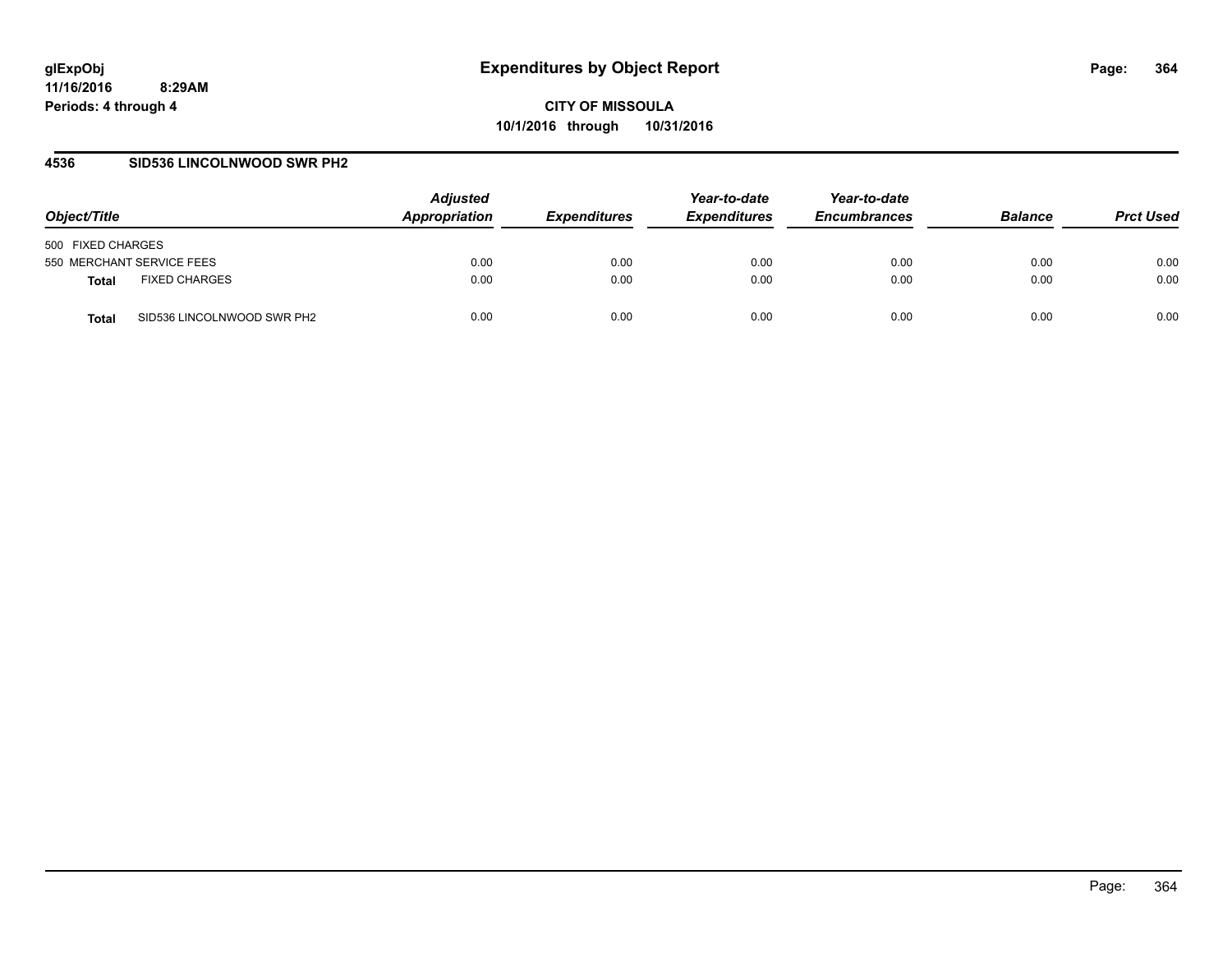# Expenditures by Object Report

**CITY OF MISSOULA**
**10/1/2016 through 10/31/2016**

glExpObj
11/16/2016 8:29AM
Periods: 4 through 4

## 4536 SID536 LINCOLNWOOD SWR PH2

| Object/Title | | Adjusted Appropriation | Expenditures | Year-to-date Expenditures | Year-to-date Encumbrances | Balance | Prct Used |
|---|---|---|---|---|---|---|---|
| 500 FIXED CHARGES | | | | | | | |
| 550 MERCHANT SERVICE FEES | | 0.00 | 0.00 | 0.00 | 0.00 | 0.00 | 0.00 |
| **Total** | FIXED CHARGES | 0.00 | 0.00 | 0.00 | 0.00 | 0.00 | 0.00 |
| **Total** | SID536 LINCOLNWOOD SWR PH2 | 0.00 | 0.00 | 0.00 | 0.00 | 0.00 | 0.00 |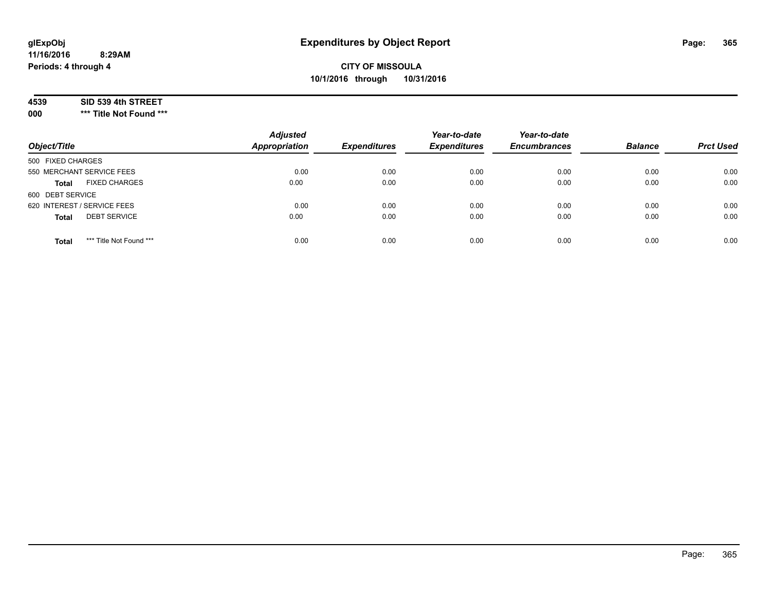# Expenditures by Object Report

glExpObj
11/16/2016 8:29AM
Periods: 4 through 4

**CITY OF MISSOULA**
**10/1/2016 through 10/31/2016**

**4539 SID 539 4th STREET**
**000 *** Title Not Found *****

| Object/Title | | Adjusted Appropriation | Expenditures | Year-to-date Expenditures | Year-to-date Encumbrances | Balance | Prct Used |
|---|---|---|---|---|---|---|---|
| 500 FIXED CHARGES | | | | | | | |
| 550 MERCHANT SERVICE FEES | | 0.00 | 0.00 | 0.00 | 0.00 | 0.00 | 0.00 |
| **Total** | FIXED CHARGES | 0.00 | 0.00 | 0.00 | 0.00 | 0.00 | 0.00 |
| 600 DEBT SERVICE | | | | | | | |
| 620 INTEREST / SERVICE FEES | | 0.00 | 0.00 | 0.00 | 0.00 | 0.00 | 0.00 |
| **Total** | DEBT SERVICE | 0.00 | 0.00 | 0.00 | 0.00 | 0.00 | 0.00 |
| **Total** | *** Title Not Found *** | 0.00 | 0.00 | 0.00 | 0.00 | 0.00 | 0.00 |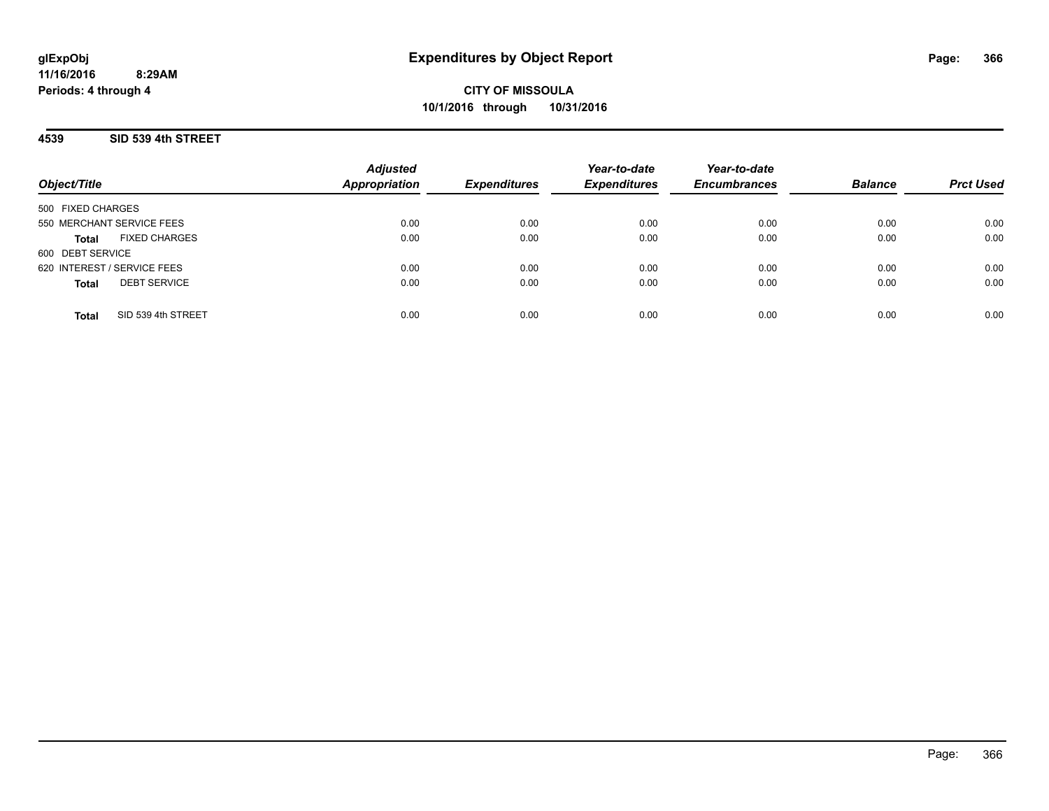glExpObj
11/16/2016 8:29AM
Periods: 4 through 4

# Expenditures by Object Report

**CITY OF MISSOULA**
**10/1/2016 through 10/31/2016**

## 4539 SID 539 4th STREET

| Object/Title | Adjusted Appropriation | Expenditures | Year-to-date Expenditures | Year-to-date Encumbrances | Balance | Prct Used |
|---|---|---|---|---|---|---|
| 500 FIXED CHARGES | | | | | | |
| 550 MERCHANT SERVICE FEES | 0.00 | 0.00 | 0.00 | 0.00 | 0.00 | 0.00 |
| **Total** FIXED CHARGES | 0.00 | 0.00 | 0.00 | 0.00 | 0.00 | 0.00 |
| 600 DEBT SERVICE | | | | | | |
| 620 INTEREST / SERVICE FEES | 0.00 | 0.00 | 0.00 | 0.00 | 0.00 | 0.00 |
| **Total** DEBT SERVICE | 0.00 | 0.00 | 0.00 | 0.00 | 0.00 | 0.00 |
| **Total** SID 539 4th STREET | 0.00 | 0.00 | 0.00 | 0.00 | 0.00 | 0.00 |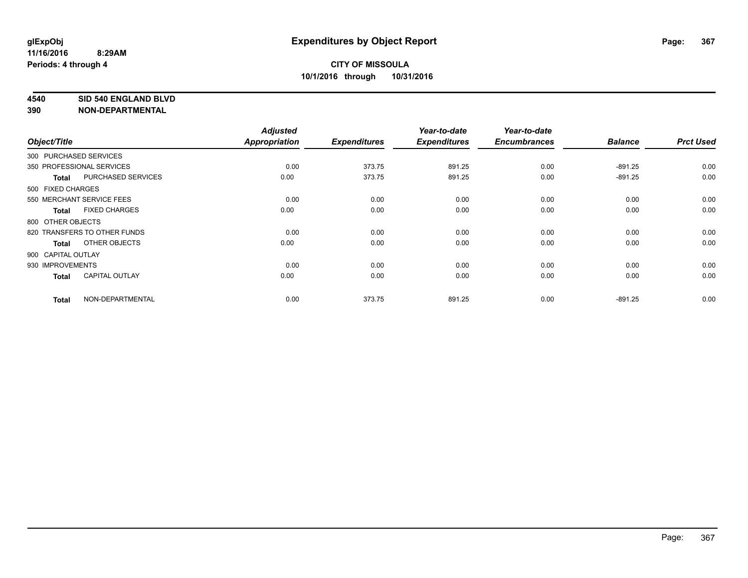# Expenditures by Object Report

glExpObj
11/16/2016 8:29AM
Periods: 4 through 4

**CITY OF MISSOULA**
**10/1/2016 through 10/31/2016**

**4540 SID 540 ENGLAND BLVD**
**390 NON-DEPARTMENTAL**

| Object/Title | Adjusted Appropriation | Expenditures | Year-to-date Expenditures | Year-to-date Encumbrances | Balance | Prct Used |
|---|---|---|---|---|---|---|
| 300 PURCHASED SERVICES | | | | | | |
| 350 PROFESSIONAL SERVICES | 0.00 | 373.75 | 891.25 | 0.00 | -891.25 | 0.00 |
| **Total** PURCHASED SERVICES | 0.00 | 373.75 | 891.25 | 0.00 | -891.25 | 0.00 |
| 500 FIXED CHARGES | | | | | | |
| 550 MERCHANT SERVICE FEES | 0.00 | 0.00 | 0.00 | 0.00 | 0.00 | 0.00 |
| **Total** FIXED CHARGES | 0.00 | 0.00 | 0.00 | 0.00 | 0.00 | 0.00 |
| 800 OTHER OBJECTS | | | | | | |
| 820 TRANSFERS TO OTHER FUNDS | 0.00 | 0.00 | 0.00 | 0.00 | 0.00 | 0.00 |
| **Total** OTHER OBJECTS | 0.00 | 0.00 | 0.00 | 0.00 | 0.00 | 0.00 |
| 900 CAPITAL OUTLAY | | | | | | |
| 930 IMPROVEMENTS | 0.00 | 0.00 | 0.00 | 0.00 | 0.00 | 0.00 |
| **Total** CAPITAL OUTLAY | 0.00 | 0.00 | 0.00 | 0.00 | 0.00 | 0.00 |
| **Total** NON-DEPARTMENTAL | 0.00 | 373.75 | 891.25 | 0.00 | -891.25 | 0.00 |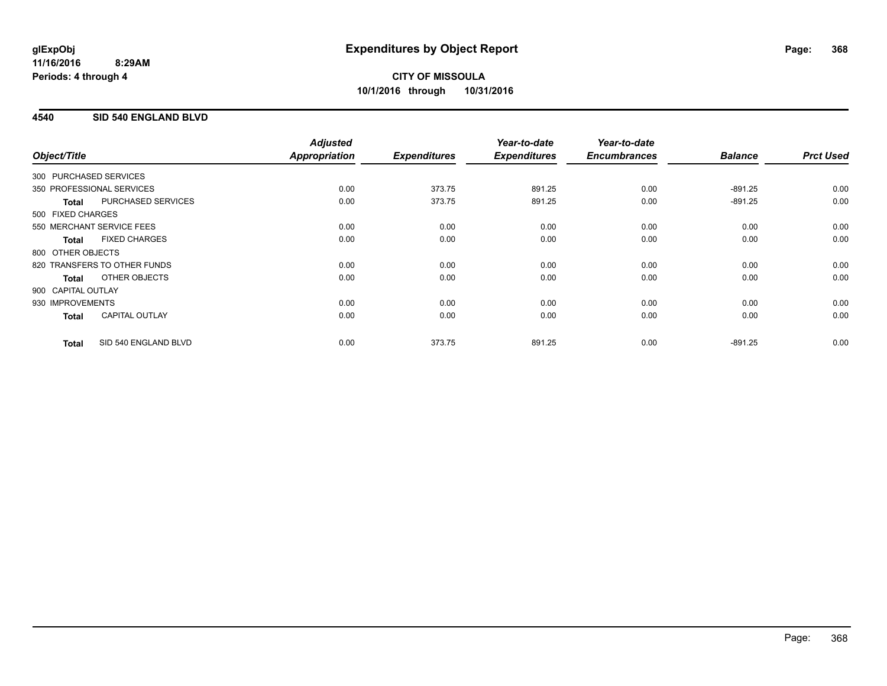**glExpObj**
**11/16/2016 8:29AM**
**Periods: 4 through 4**

# Expenditures by Object Report

**CITY OF MISSOULA**
**10/1/2016 through 10/31/2016**

## 4540 SID 540 ENGLAND BLVD

| Object/Title | | Adjusted Appropriation | Expenditures | Year-to-date Expenditures | Year-to-date Encumbrances | Balance | Prct Used |
|---|---|---|---|---|---|---|---|
| 300 PURCHASED SERVICES | | | | | | | |
| 350 PROFESSIONAL SERVICES | | 0.00 | 373.75 | 891.25 | 0.00 | -891.25 | 0.00 |
| **Total** | PURCHASED SERVICES | 0.00 | 373.75 | 891.25 | 0.00 | -891.25 | 0.00 |
| 500 FIXED CHARGES | | | | | | | |
| 550 MERCHANT SERVICE FEES | | 0.00 | 0.00 | 0.00 | 0.00 | 0.00 | 0.00 |
| **Total** | FIXED CHARGES | 0.00 | 0.00 | 0.00 | 0.00 | 0.00 | 0.00 |
| 800 OTHER OBJECTS | | | | | | | |
| 820 TRANSFERS TO OTHER FUNDS | | 0.00 | 0.00 | 0.00 | 0.00 | 0.00 | 0.00 |
| **Total** | OTHER OBJECTS | 0.00 | 0.00 | 0.00 | 0.00 | 0.00 | 0.00 |
| 900 CAPITAL OUTLAY | | | | | | | |
| 930 IMPROVEMENTS | | 0.00 | 0.00 | 0.00 | 0.00 | 0.00 | 0.00 |
| **Total** | CAPITAL OUTLAY | 0.00 | 0.00 | 0.00 | 0.00 | 0.00 | 0.00 |
| **Total** | SID 540 ENGLAND BLVD | 0.00 | 373.75 | 891.25 | 0.00 | -891.25 | 0.00 |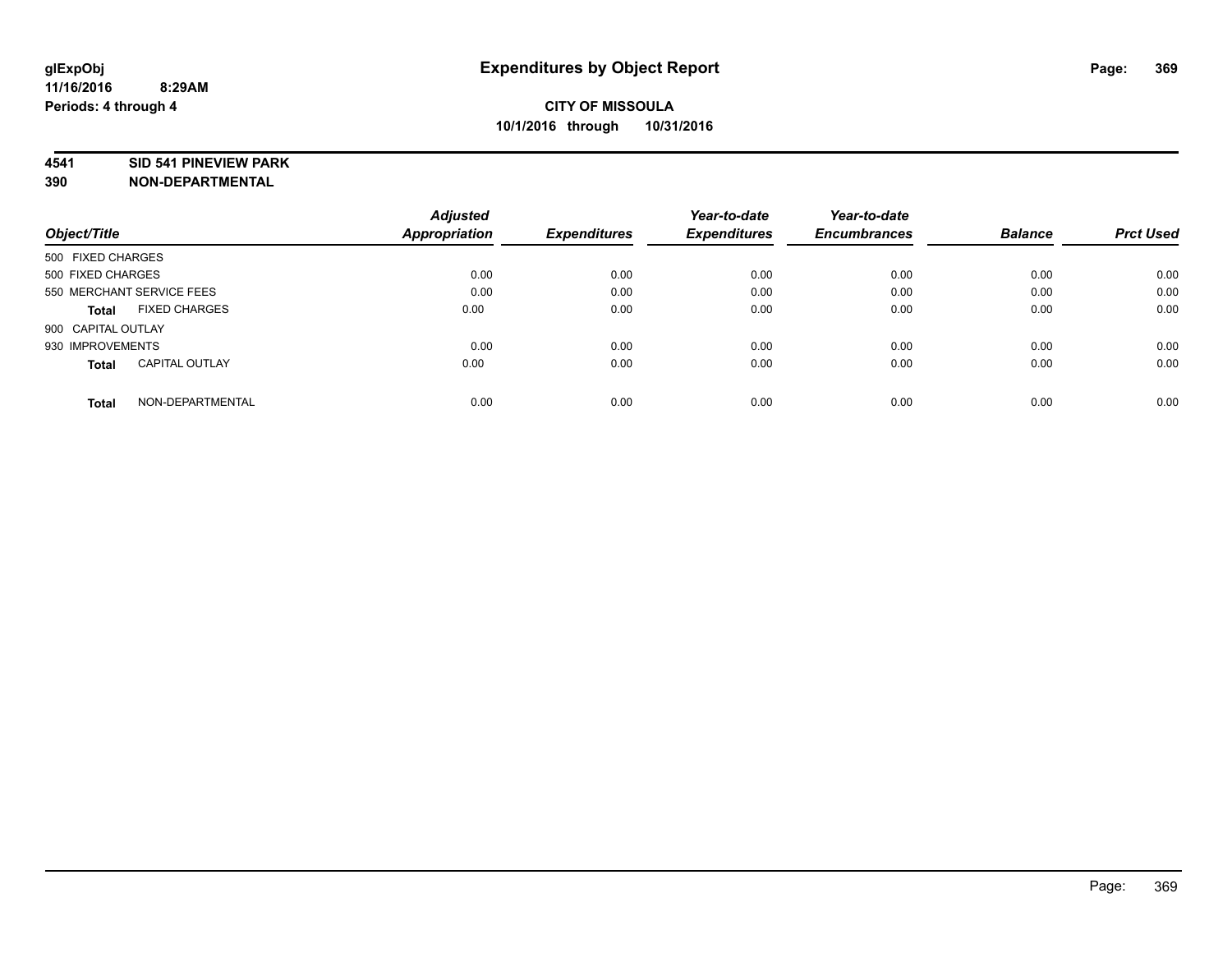# Expenditures by Object Report

**glExpObj**
**11/16/2016 8:29AM**
**Periods: 4 through 4**

**CITY OF MISSOULA**
**10/1/2016 through 10/31/2016**

**4541 SID 541 PINEVIEW PARK**
**390 NON-DEPARTMENTAL**

| Object/Title | Adjusted Appropriation | Expenditures | Year-to-date Expenditures | Year-to-date Encumbrances | Balance | Prct Used |
|---|---|---|---|---|---|---|
| 500 FIXED CHARGES | | | | | | |
| 500 FIXED CHARGES | 0.00 | 0.00 | 0.00 | 0.00 | 0.00 | 0.00 |
| 550 MERCHANT SERVICE FEES | 0.00 | 0.00 | 0.00 | 0.00 | 0.00 | 0.00 |
| **Total** FIXED CHARGES | 0.00 | 0.00 | 0.00 | 0.00 | 0.00 | 0.00 |
| 900 CAPITAL OUTLAY | | | | | | |
| 930 IMPROVEMENTS | 0.00 | 0.00 | 0.00 | 0.00 | 0.00 | 0.00 |
| **Total** CAPITAL OUTLAY | 0.00 | 0.00 | 0.00 | 0.00 | 0.00 | 0.00 |
| **Total** NON-DEPARTMENTAL | 0.00 | 0.00 | 0.00 | 0.00 | 0.00 | 0.00 |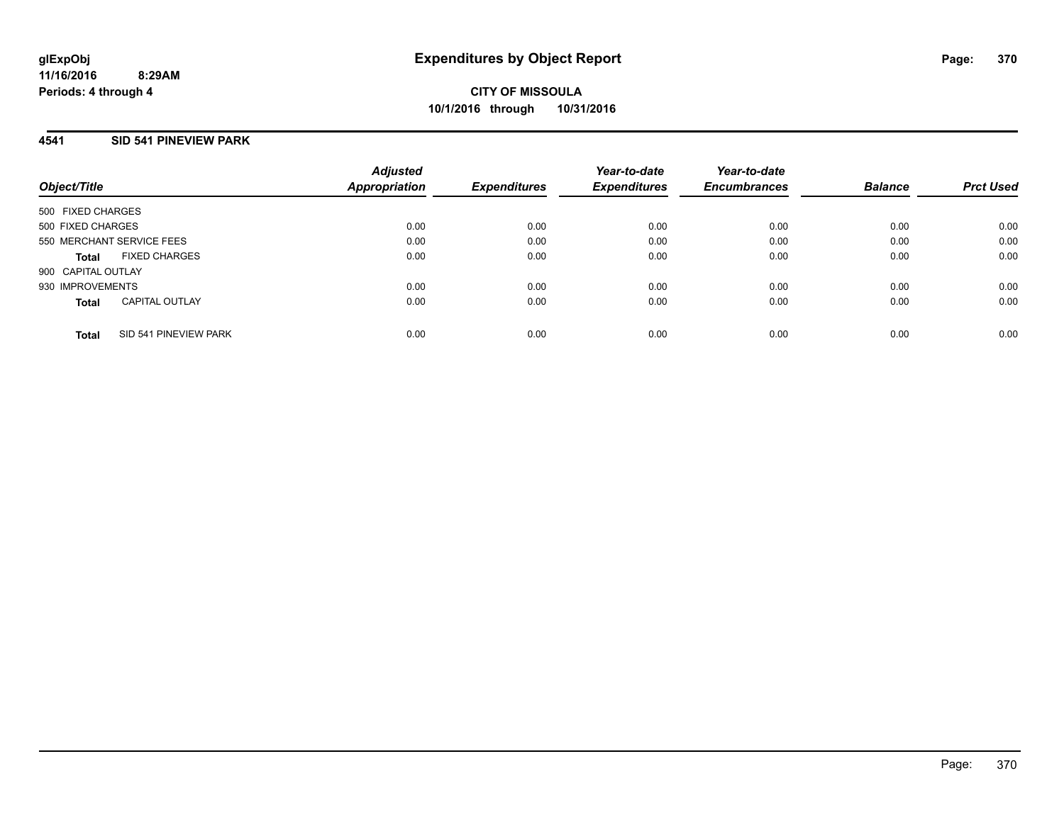glExpObj
11/16/2016 8:29AM
Periods: 4 through 4

# Expenditures by Object Report

**CITY OF MISSOULA**
**10/1/2016 through 10/31/2016**

## 4541 SID 541 PINEVIEW PARK

| Object/Title | Adjusted Appropriation | Expenditures | Year-to-date Expenditures | Year-to-date Encumbrances | Balance | Prct Used |
|---|---|---|---|---|---|---|
| 500 FIXED CHARGES | | | | | | |
| 500 FIXED CHARGES | 0.00 | 0.00 | 0.00 | 0.00 | 0.00 | 0.00 |
| 550 MERCHANT SERVICE FEES | 0.00 | 0.00 | 0.00 | 0.00 | 0.00 | 0.00 |
| **Total** FIXED CHARGES | 0.00 | 0.00 | 0.00 | 0.00 | 0.00 | 0.00 |
| 900 CAPITAL OUTLAY | | | | | | |
| 930 IMPROVEMENTS | 0.00 | 0.00 | 0.00 | 0.00 | 0.00 | 0.00 |
| **Total** CAPITAL OUTLAY | 0.00 | 0.00 | 0.00 | 0.00 | 0.00 | 0.00 |
| **Total** SID 541 PINEVIEW PARK | 0.00 | 0.00 | 0.00 | 0.00 | 0.00 | 0.00 |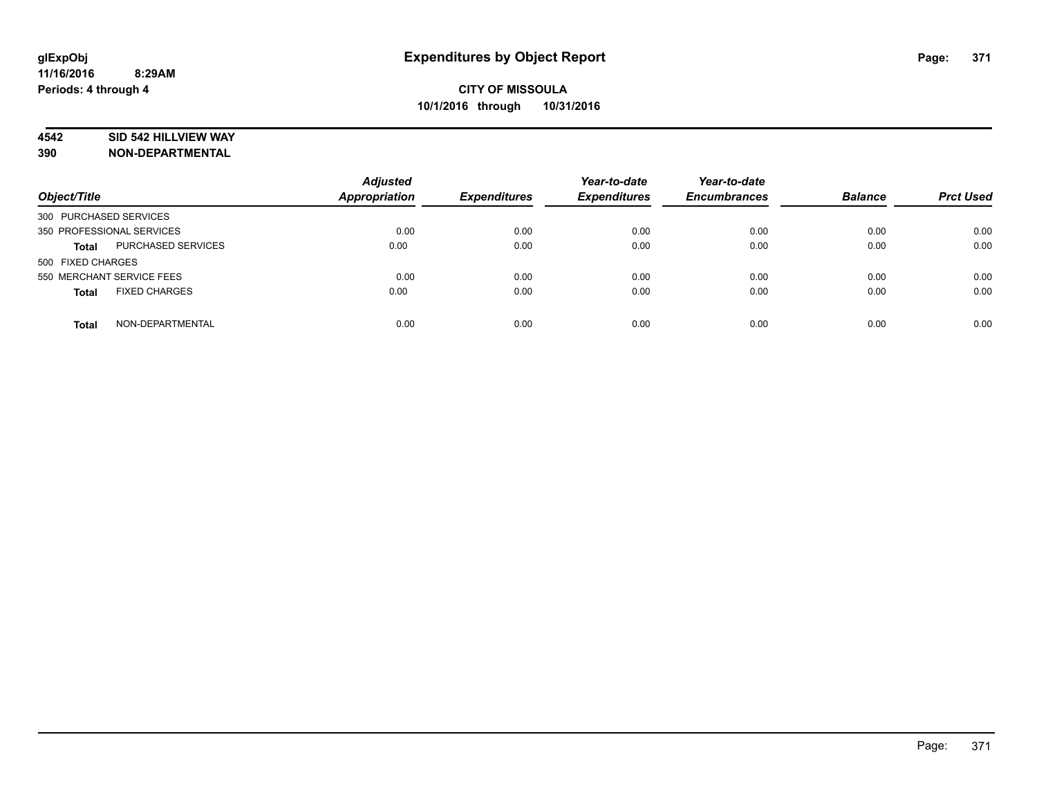# Expenditures by Object Report

glExpObj
11/16/2016 8:29AM
Periods: 4 through 4

**CITY OF MISSOULA**
**10/1/2016 through 10/31/2016**

**4542 SID 542 HILLVIEW WAY**
**390 NON-DEPARTMENTAL**

| Object/Title | | Adjusted Appropriation | Expenditures | Year-to-date Expenditures | Year-to-date Encumbrances | Balance | Prct Used |
|---|---|---|---|---|---|---|---|
| 300 PURCHASED SERVICES | | | | | | | |
| 350 PROFESSIONAL SERVICES | | 0.00 | 0.00 | 0.00 | 0.00 | 0.00 | 0.00 |
| **Total** | PURCHASED SERVICES | 0.00 | 0.00 | 0.00 | 0.00 | 0.00 | 0.00 |
| 500 FIXED CHARGES | | | | | | | |
| 550 MERCHANT SERVICE FEES | | 0.00 | 0.00 | 0.00 | 0.00 | 0.00 | 0.00 |
| **Total** | FIXED CHARGES | 0.00 | 0.00 | 0.00 | 0.00 | 0.00 | 0.00 |
| **Total** | NON-DEPARTMENTAL | 0.00 | 0.00 | 0.00 | 0.00 | 0.00 | 0.00 |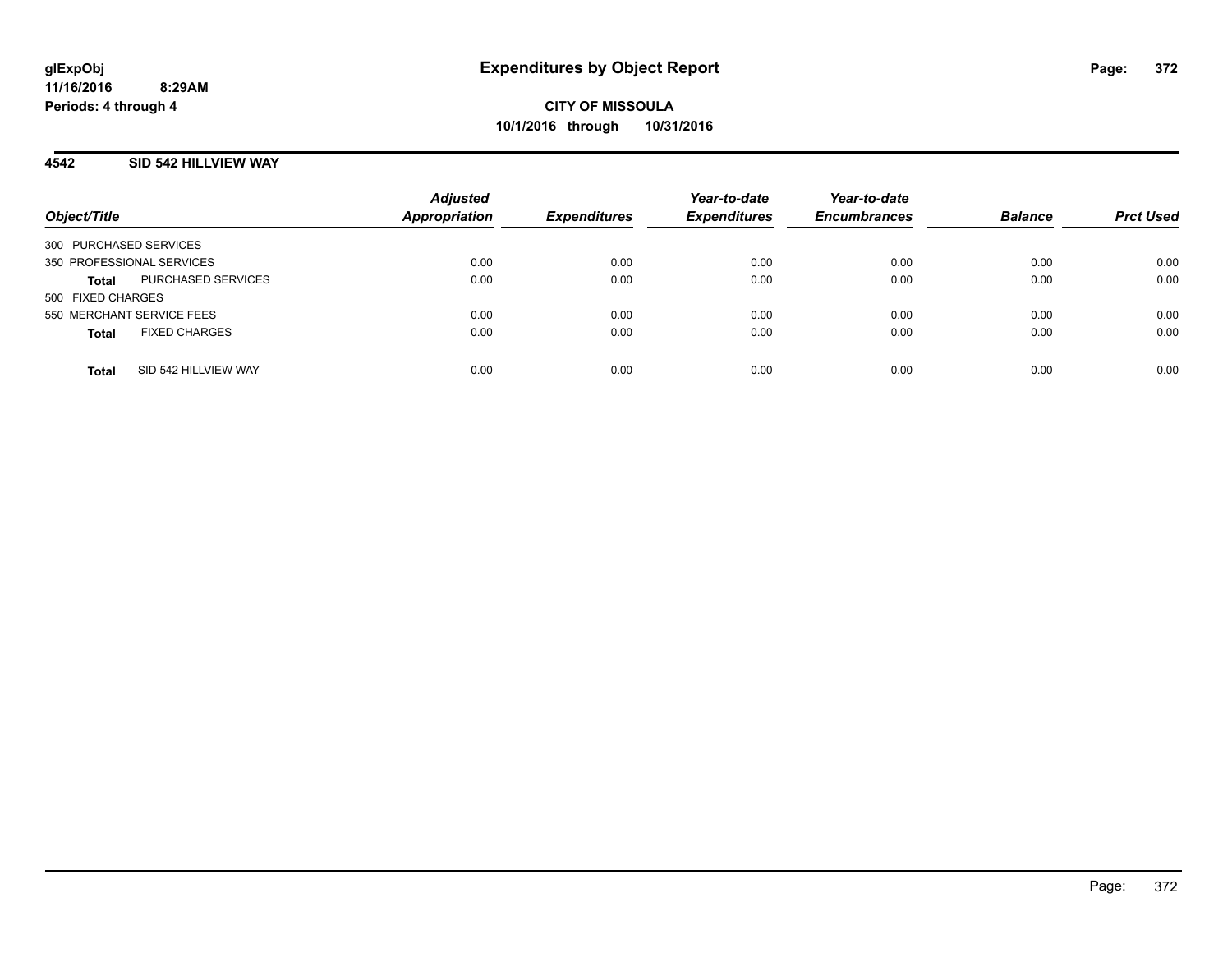**CITY OF MISSOULA**

**10/1/2016 through 10/31/2016**

## 4542 SID 542 HILLVIEW WAY

| Object/Title | Adjusted Appropriation | Expenditures | Year-to-date Expenditures | Year-to-date Encumbrances | Balance | Prct Used |
|---|---|---|---|---|---|---|
| 300 PURCHASED SERVICES | | | | | | |
| 350 PROFESSIONAL SERVICES | 0.00 | 0.00 | 0.00 | 0.00 | 0.00 | 0.00 |
| **Total** PURCHASED SERVICES | 0.00 | 0.00 | 0.00 | 0.00 | 0.00 | 0.00 |
| 500 FIXED CHARGES | | | | | | |
| 550 MERCHANT SERVICE FEES | 0.00 | 0.00 | 0.00 | 0.00 | 0.00 | 0.00 |
| **Total** FIXED CHARGES | 0.00 | 0.00 | 0.00 | 0.00 | 0.00 | 0.00 |
| **Total** SID 542 HILLVIEW WAY | 0.00 | 0.00 | 0.00 | 0.00 | 0.00 | 0.00 |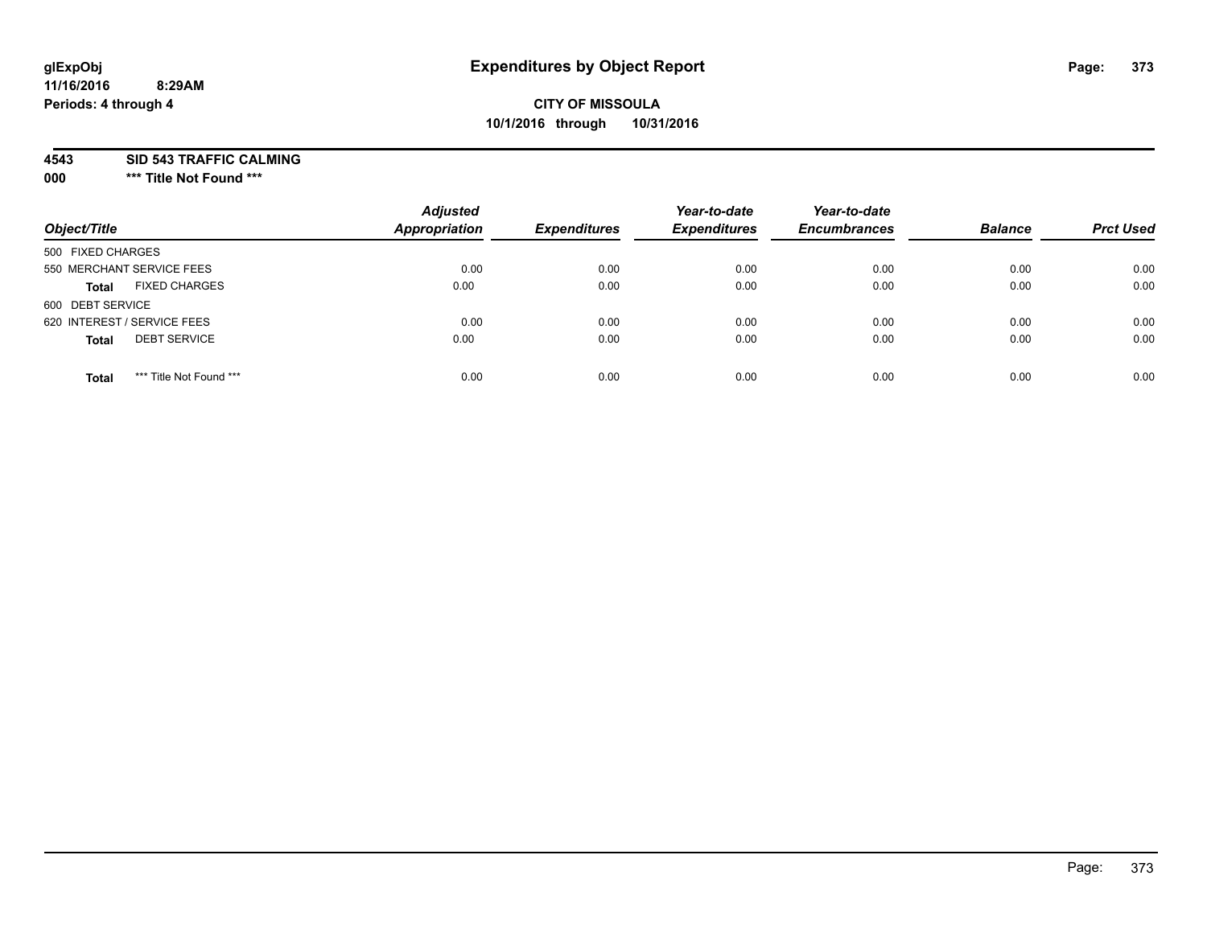**glExpObj**
**11/16/2016 8:29AM**
**Periods: 4 through 4**

# Expenditures by Object Report

**CITY OF MISSOULA**
**10/1/2016 through 10/31/2016**

**4543 SID 543 TRAFFIC CALMING**
**000 \*\*\* Title Not Found \*\*\***

| Object/Title | Adjusted Appropriation | Expenditures | Year-to-date Expenditures | Year-to-date Encumbrances | Balance | Prct Used |
|---|---|---|---|---|---|---|
| 500 FIXED CHARGES | | | | | | |
| 550 MERCHANT SERVICE FEES | 0.00 | 0.00 | 0.00 | 0.00 | 0.00 | 0.00 |
| **Total** FIXED CHARGES | 0.00 | 0.00 | 0.00 | 0.00 | 0.00 | 0.00 |
| 600 DEBT SERVICE | | | | | | |
| 620 INTEREST / SERVICE FEES | 0.00 | 0.00 | 0.00 | 0.00 | 0.00 | 0.00 |
| **Total** DEBT SERVICE | 0.00 | 0.00 | 0.00 | 0.00 | 0.00 | 0.00 |
| **Total** *** Title Not Found *** | 0.00 | 0.00 | 0.00 | 0.00 | 0.00 | 0.00 |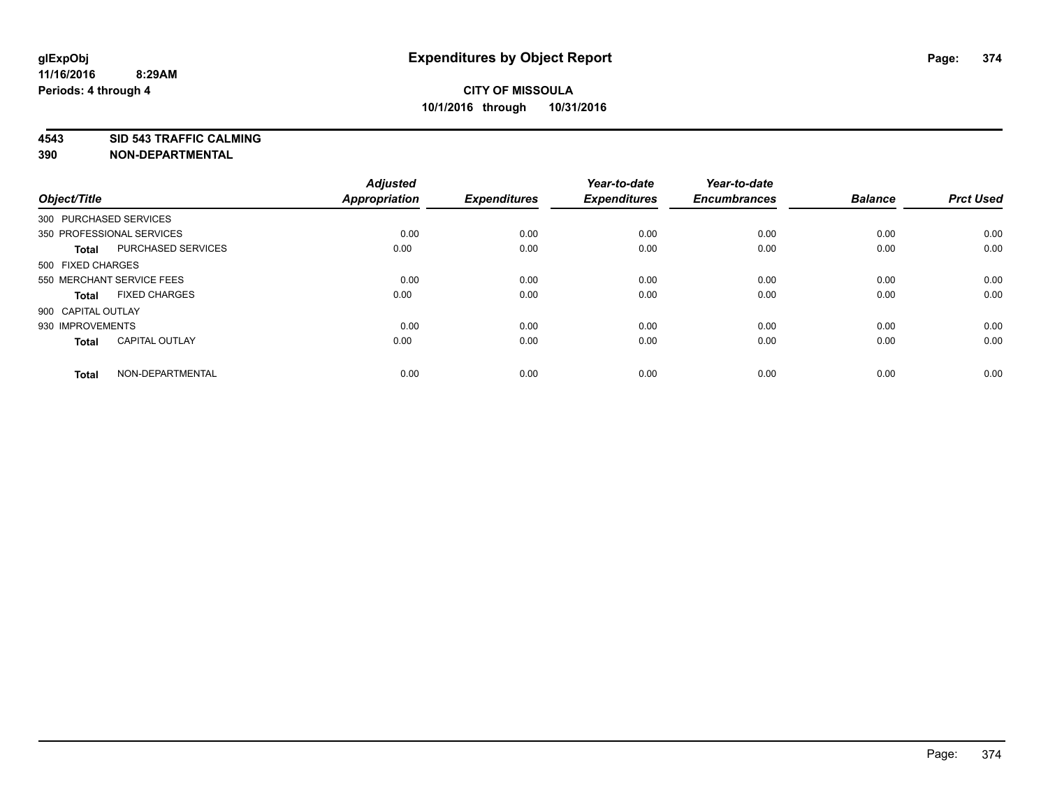# Expenditures by Object Report

glExpObj
11/16/2016 8:29AM
Periods: 4 through 4

**CITY OF MISSOULA**
**10/1/2016 through 10/31/2016**

**4543 SID 543 TRAFFIC CALMING**
**390 NON-DEPARTMENTAL**

| Object/Title | | Adjusted Appropriation | Expenditures | Year-to-date Expenditures | Year-to-date Encumbrances | Balance | Prct Used |
|---|---|---|---|---|---|---|---|
| 300 PURCHASED SERVICES | | | | | | | |
| 350 PROFESSIONAL SERVICES | | 0.00 | 0.00 | 0.00 | 0.00 | 0.00 | 0.00 |
| **Total** | PURCHASED SERVICES | 0.00 | 0.00 | 0.00 | 0.00 | 0.00 | 0.00 |
| 500 FIXED CHARGES | | | | | | | |
| 550 MERCHANT SERVICE FEES | | 0.00 | 0.00 | 0.00 | 0.00 | 0.00 | 0.00 |
| **Total** | FIXED CHARGES | 0.00 | 0.00 | 0.00 | 0.00 | 0.00 | 0.00 |
| 900 CAPITAL OUTLAY | | | | | | | |
| 930 IMPROVEMENTS | | 0.00 | 0.00 | 0.00 | 0.00 | 0.00 | 0.00 |
| **Total** | CAPITAL OUTLAY | 0.00 | 0.00 | 0.00 | 0.00 | 0.00 | 0.00 |
| **Total** | NON-DEPARTMENTAL | 0.00 | 0.00 | 0.00 | 0.00 | 0.00 | 0.00 |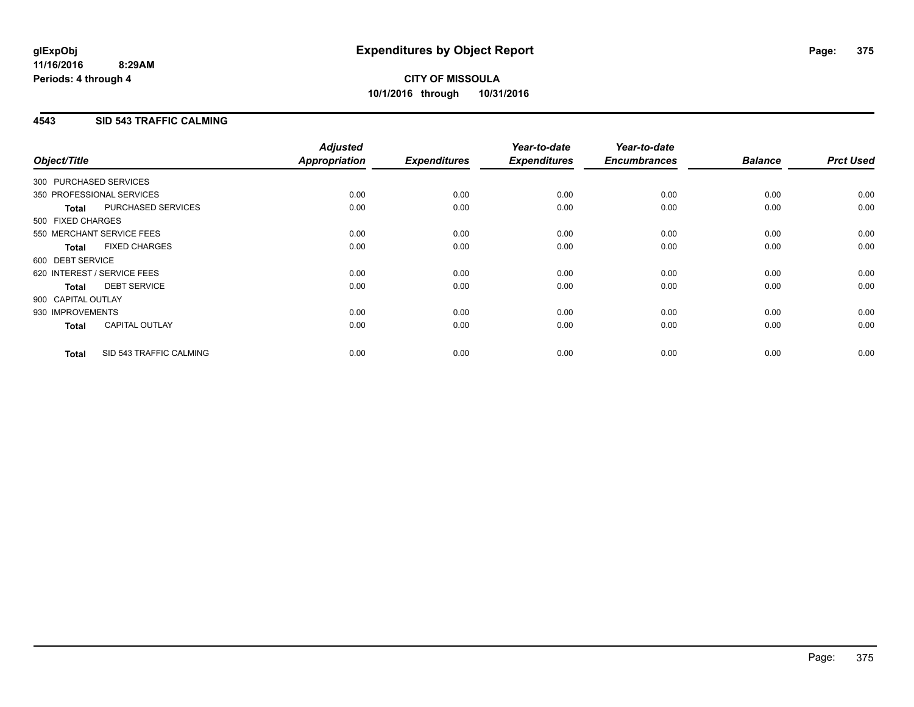**CITY OF MISSOULA**
**10/1/2016 through 10/31/2016**

**glExpObj**
**11/16/2016 8:29AM**
**Periods: 4 through 4**

# Expenditures by Object Report

## 4543 SID 543 TRAFFIC CALMING

| Object/Title | Adjusted Appropriation | Expenditures | Year-to-date Expenditures | Year-to-date Encumbrances | Balance | Prct Used |
|---|---|---|---|---|---|---|
| 300 PURCHASED SERVICES | | | | | | |
| 350 PROFESSIONAL SERVICES | 0.00 | 0.00 | 0.00 | 0.00 | 0.00 | 0.00 |
| **Total** PURCHASED SERVICES | 0.00 | 0.00 | 0.00 | 0.00 | 0.00 | 0.00 |
| 500 FIXED CHARGES | | | | | | |
| 550 MERCHANT SERVICE FEES | 0.00 | 0.00 | 0.00 | 0.00 | 0.00 | 0.00 |
| **Total** FIXED CHARGES | 0.00 | 0.00 | 0.00 | 0.00 | 0.00 | 0.00 |
| 600 DEBT SERVICE | | | | | | |
| 620 INTEREST / SERVICE FEES | 0.00 | 0.00 | 0.00 | 0.00 | 0.00 | 0.00 |
| **Total** DEBT SERVICE | 0.00 | 0.00 | 0.00 | 0.00 | 0.00 | 0.00 |
| 900 CAPITAL OUTLAY | | | | | | |
| 930 IMPROVEMENTS | 0.00 | 0.00 | 0.00 | 0.00 | 0.00 | 0.00 |
| **Total** CAPITAL OUTLAY | 0.00 | 0.00 | 0.00 | 0.00 | 0.00 | 0.00 |
| **Total** SID 543 TRAFFIC CALMING | 0.00 | 0.00 | 0.00 | 0.00 | 0.00 | 0.00 |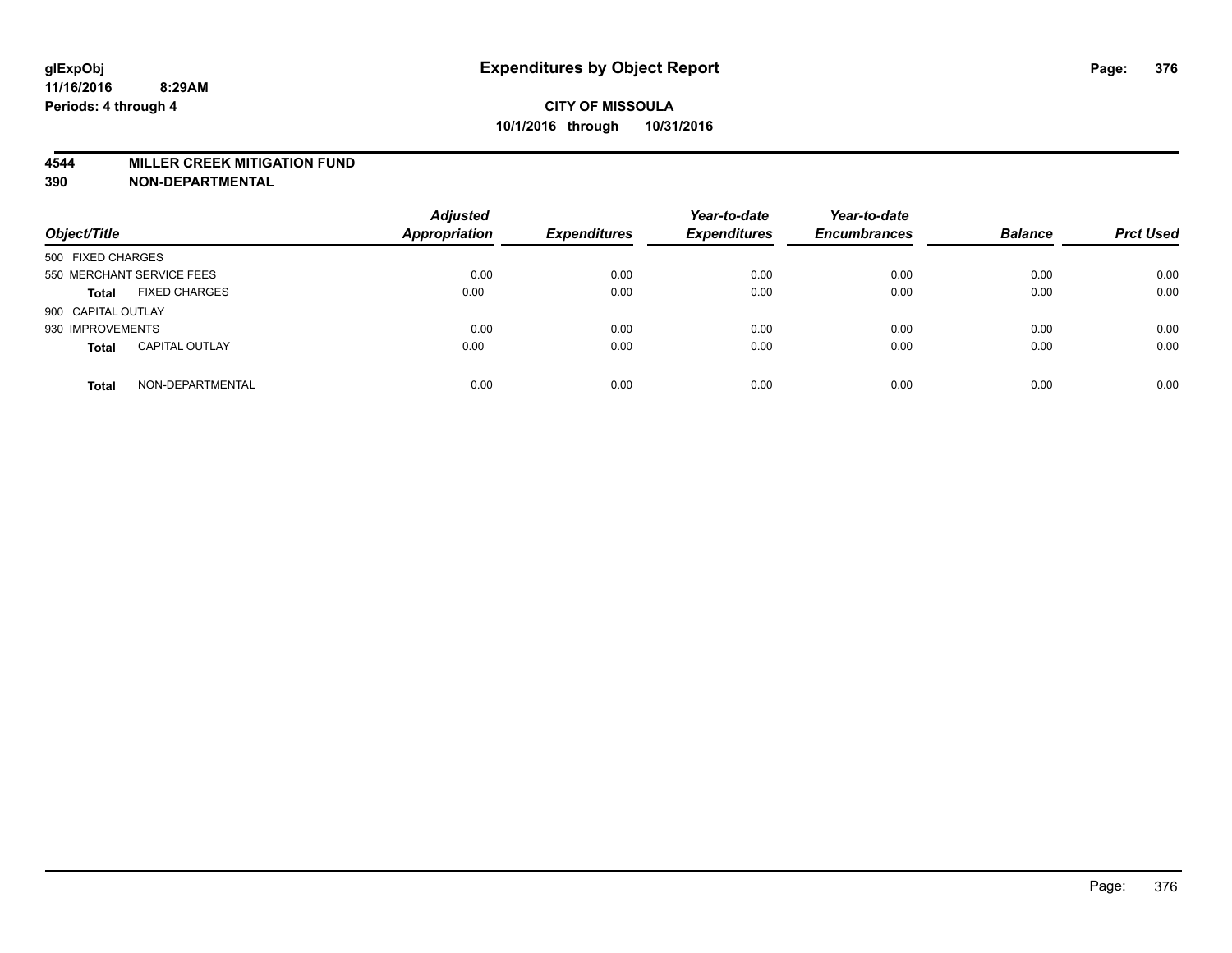glExpObj
11/16/2016 8:29AM
Periods: 4 through 4

# Expenditures by Object Report

**CITY OF MISSOULA**
**10/1/2016 through 10/31/2016**

**4544 MILLER CREEK MITIGATION FUND**
**390 NON-DEPARTMENTAL**

| Object/Title | | Adjusted Appropriation | Expenditures | Year-to-date Expenditures | Year-to-date Encumbrances | Balance | Prct Used |
|---|---|---|---|---|---|---|---|
| 500 FIXED CHARGES | | | | | | | |
| 550 MERCHANT SERVICE FEES | | 0.00 | 0.00 | 0.00 | 0.00 | 0.00 | 0.00 |
| **Total** | FIXED CHARGES | 0.00 | 0.00 | 0.00 | 0.00 | 0.00 | 0.00 |
| 900 CAPITAL OUTLAY | | | | | | | |
| 930 IMPROVEMENTS | | 0.00 | 0.00 | 0.00 | 0.00 | 0.00 | 0.00 |
| **Total** | CAPITAL OUTLAY | 0.00 | 0.00 | 0.00 | 0.00 | 0.00 | 0.00 |
| **Total** | NON-DEPARTMENTAL | 0.00 | 0.00 | 0.00 | 0.00 | 0.00 | 0.00 |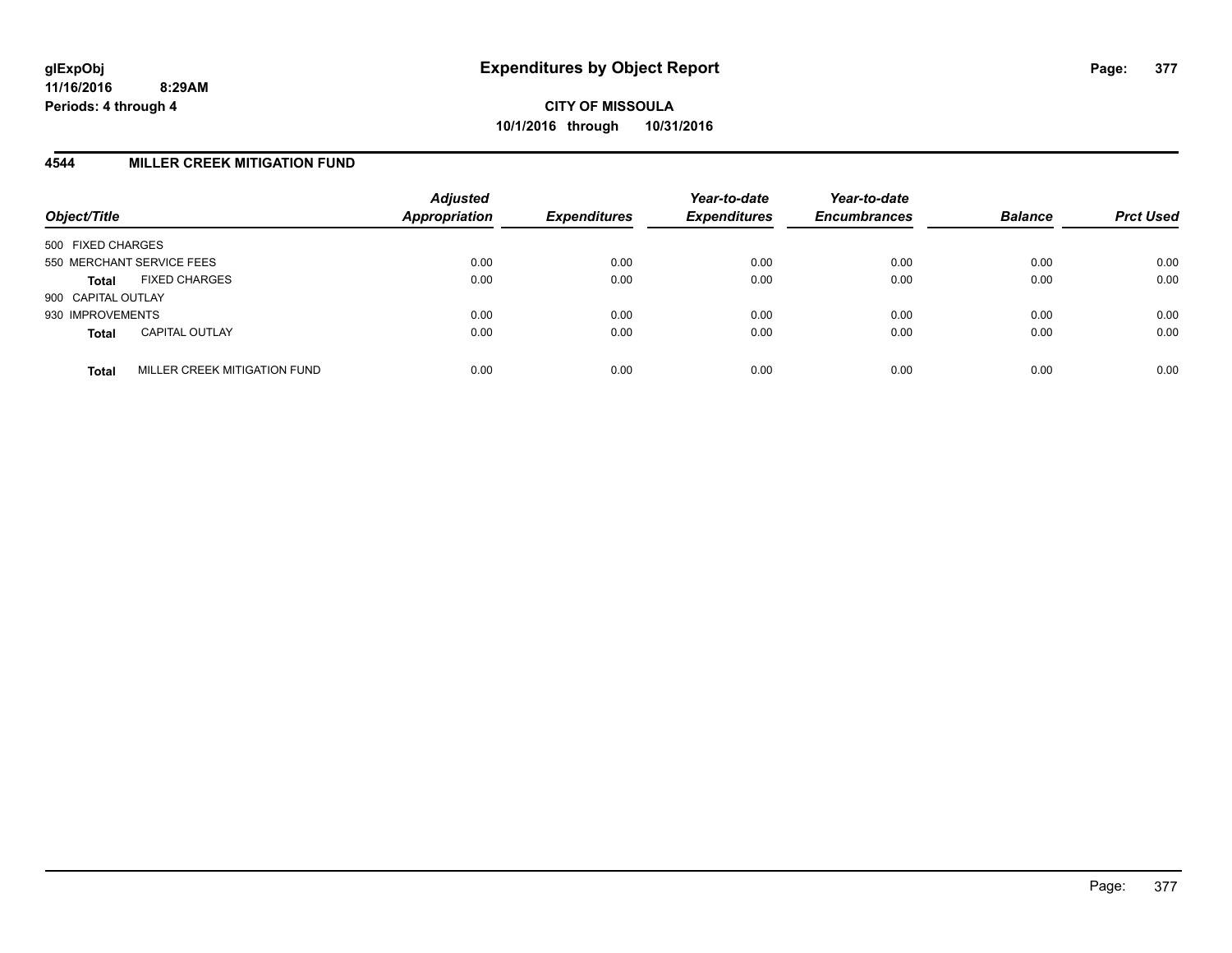**glExpObj** **Expenditures by Object Report**
**11/16/2016 8:29AM**
**Periods: 4 through 4**

**CITY OF MISSOULA**
**10/1/2016 through 10/31/2016**

## 4544 MILLER CREEK MITIGATION FUND

| Object/Title | | Adjusted Appropriation | Expenditures | Year-to-date Expenditures | Year-to-date Encumbrances | Balance | Prct Used |
|---|---|---|---|---|---|---|---|
| 500 FIXED CHARGES | | | | | | | |
| 550 MERCHANT SERVICE FEES | | 0.00 | 0.00 | 0.00 | 0.00 | 0.00 | 0.00 |
| **Total** | FIXED CHARGES | 0.00 | 0.00 | 0.00 | 0.00 | 0.00 | 0.00 |
| 900 CAPITAL OUTLAY | | | | | | | |
| 930 IMPROVEMENTS | | 0.00 | 0.00 | 0.00 | 0.00 | 0.00 | 0.00 |
| **Total** | CAPITAL OUTLAY | 0.00 | 0.00 | 0.00 | 0.00 | 0.00 | 0.00 |
| **Total** | MILLER CREEK MITIGATION FUND | 0.00 | 0.00 | 0.00 | 0.00 | 0.00 | 0.00 |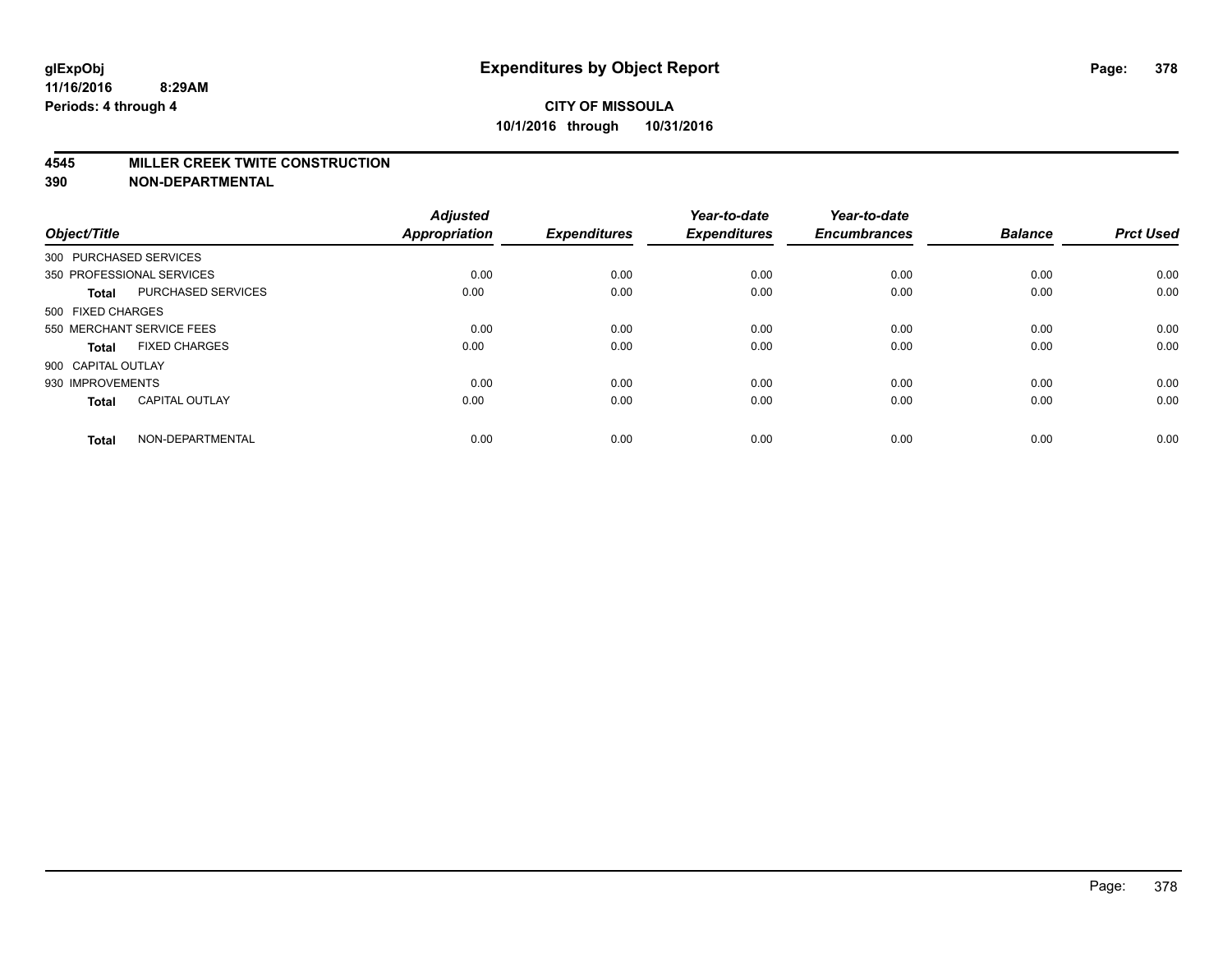**glExpObj**
**11/16/2016 8:29AM**
**Periods: 4 through 4**

# Expenditures by Object Report

**CITY OF MISSOULA**
**10/1/2016 through 10/31/2016**

## 4545 MILLER CREEK TWITE CONSTRUCTION
## 390 NON-DEPARTMENTAL

| Object/Title | | Adjusted Appropriation | Expenditures | Year-to-date Expenditures | Year-to-date Encumbrances | Balance | Prct Used |
|---|---|---|---|---|---|---|---|
| 300 PURCHASED SERVICES | | | | | | | |
| 350 PROFESSIONAL SERVICES | | 0.00 | 0.00 | 0.00 | 0.00 | 0.00 | 0.00 |
| **Total** | PURCHASED SERVICES | 0.00 | 0.00 | 0.00 | 0.00 | 0.00 | 0.00 |
| 500 FIXED CHARGES | | | | | | | |
| 550 MERCHANT SERVICE FEES | | 0.00 | 0.00 | 0.00 | 0.00 | 0.00 | 0.00 |
| **Total** | FIXED CHARGES | 0.00 | 0.00 | 0.00 | 0.00 | 0.00 | 0.00 |
| 900 CAPITAL OUTLAY | | | | | | | |
| 930 IMPROVEMENTS | | 0.00 | 0.00 | 0.00 | 0.00 | 0.00 | 0.00 |
| **Total** | CAPITAL OUTLAY | 0.00 | 0.00 | 0.00 | 0.00 | 0.00 | 0.00 |
| **Total** | NON-DEPARTMENTAL | 0.00 | 0.00 | 0.00 | 0.00 | 0.00 | 0.00 |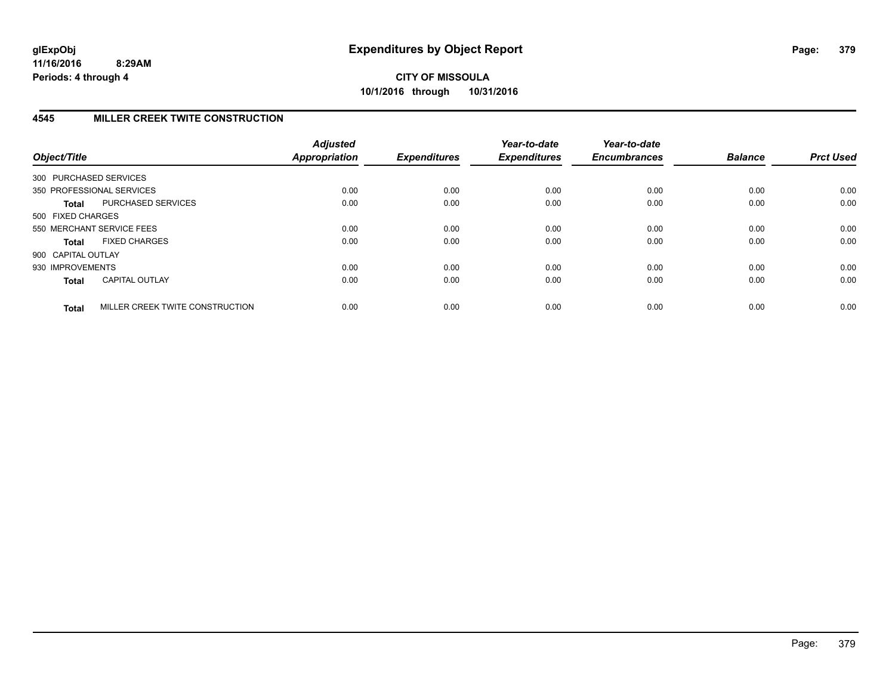**CITY OF MISSOULA**
**10/1/2016 through 10/31/2016**

## 4545 MILLER CREEK TWITE CONSTRUCTION

| Object/Title | | *Adjusted Appropriation* | *Expenditures* | *Year-to-date Expenditures* | *Year-to-date Encumbrances* | *Balance* | *Prct Used* |
|---|---|---|---|---|---|---|---|
| 300 PURCHASED SERVICES | | | | | | | |
| 350 PROFESSIONAL SERVICES | | 0.00 | 0.00 | 0.00 | 0.00 | 0.00 | 0.00 |
| **Total** | PURCHASED SERVICES | 0.00 | 0.00 | 0.00 | 0.00 | 0.00 | 0.00 |
| 500 FIXED CHARGES | | | | | | | |
| 550 MERCHANT SERVICE FEES | | 0.00 | 0.00 | 0.00 | 0.00 | 0.00 | 0.00 |
| **Total** | FIXED CHARGES | 0.00 | 0.00 | 0.00 | 0.00 | 0.00 | 0.00 |
| 900 CAPITAL OUTLAY | | | | | | | |
| 930 IMPROVEMENTS | | 0.00 | 0.00 | 0.00 | 0.00 | 0.00 | 0.00 |
| **Total** | CAPITAL OUTLAY | 0.00 | 0.00 | 0.00 | 0.00 | 0.00 | 0.00 |
| **Total** | MILLER CREEK TWITE CONSTRUCTION | 0.00 | 0.00 | 0.00 | 0.00 | 0.00 | 0.00 |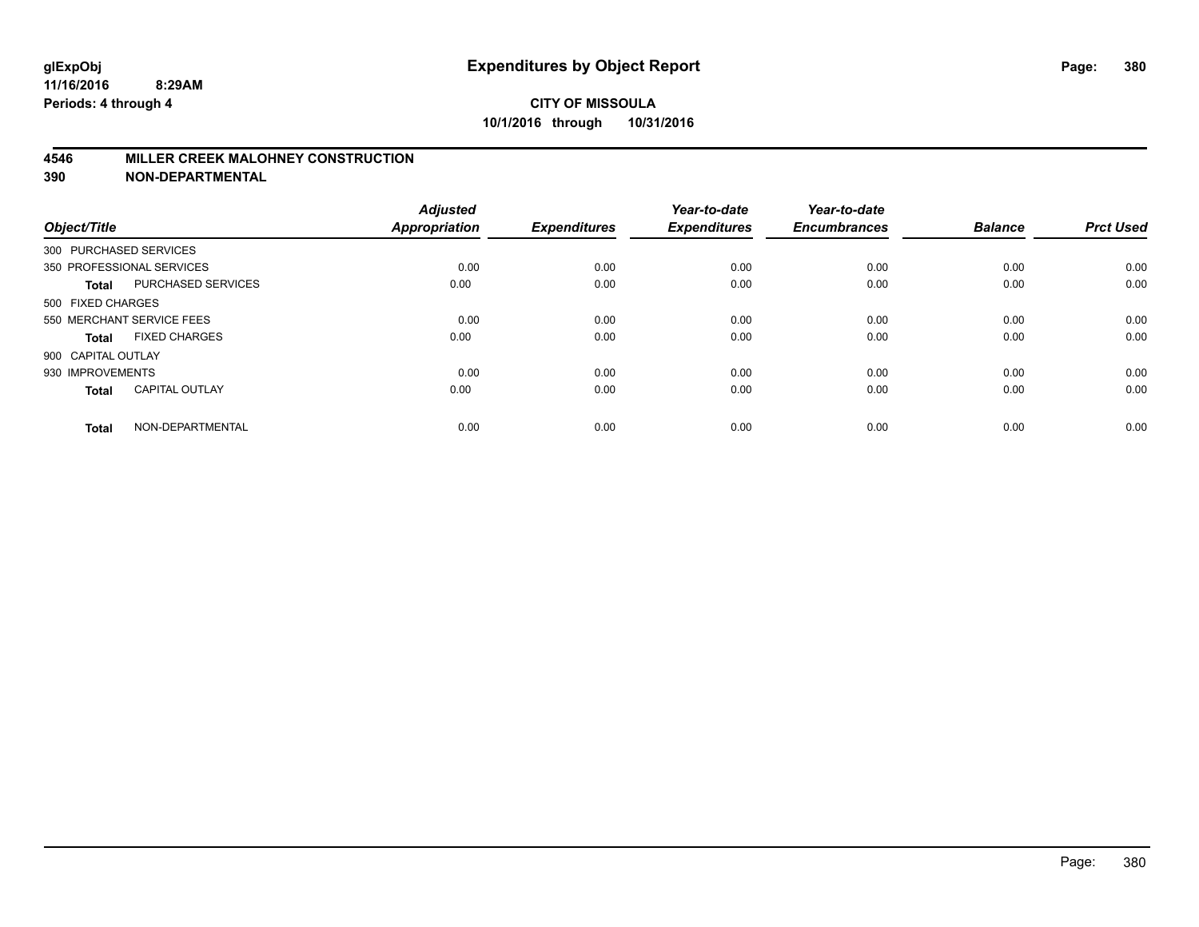# Expenditures by Object Report

glExpObj
11/16/2016 8:29AM
Periods: 4 through 4

**CITY OF MISSOULA**
**10/1/2016 through 10/31/2016**

## 4546 MILLER CREEK MALOHNEY CONSTRUCTION
## 390 NON-DEPARTMENTAL

| Object/Title | | Adjusted Appropriation | Expenditures | Year-to-date Expenditures | Year-to-date Encumbrances | Balance | Prct Used |
|---|---|---|---|---|---|---|---|
| 300 PURCHASED SERVICES | | | | | | | |
| 350 PROFESSIONAL SERVICES | | 0.00 | 0.00 | 0.00 | 0.00 | 0.00 | 0.00 |
| **Total** | PURCHASED SERVICES | 0.00 | 0.00 | 0.00 | 0.00 | 0.00 | 0.00 |
| 500 FIXED CHARGES | | | | | | | |
| 550 MERCHANT SERVICE FEES | | 0.00 | 0.00 | 0.00 | 0.00 | 0.00 | 0.00 |
| **Total** | FIXED CHARGES | 0.00 | 0.00 | 0.00 | 0.00 | 0.00 | 0.00 |
| 900 CAPITAL OUTLAY | | | | | | | |
| 930 IMPROVEMENTS | | 0.00 | 0.00 | 0.00 | 0.00 | 0.00 | 0.00 |
| **Total** | CAPITAL OUTLAY | 0.00 | 0.00 | 0.00 | 0.00 | 0.00 | 0.00 |
| **Total** | NON-DEPARTMENTAL | 0.00 | 0.00 | 0.00 | 0.00 | 0.00 | 0.00 |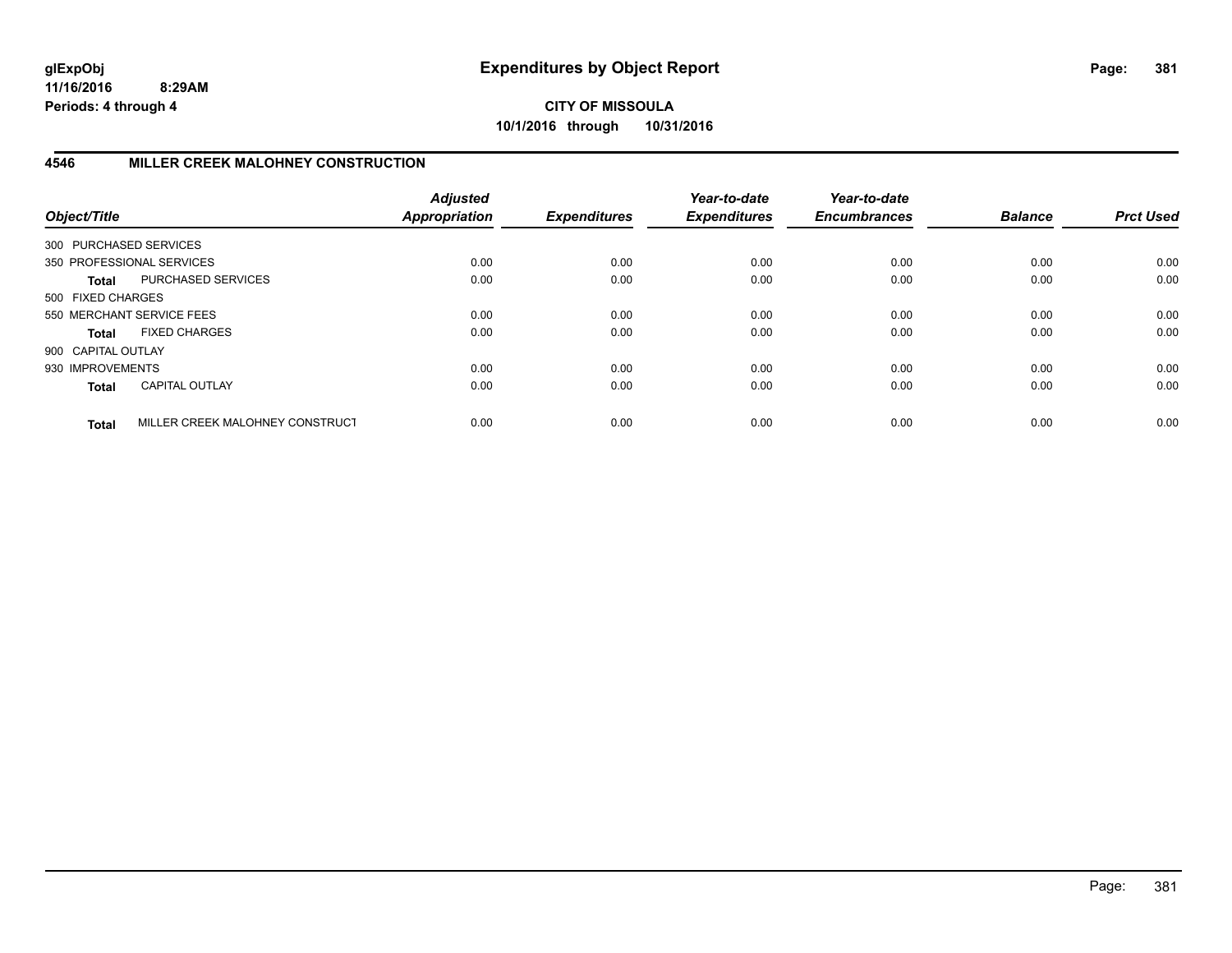**glExpObj**
**11/16/2016 8:29AM**
**Periods: 4 through 4**

# Expenditures by Object Report

**CITY OF MISSOULA**
**10/1/2016 through 10/31/2016**

## 4546 MILLER CREEK MALOHNEY CONSTRUCTION

| Object/Title | | Adjusted Appropriation | Expenditures | Year-to-date Expenditures | Year-to-date Encumbrances | Balance | Prct Used |
|---|---|---|---|---|---|---|---|
| 300 PURCHASED SERVICES | | | | | | | |
| 350 PROFESSIONAL SERVICES | | 0.00 | 0.00 | 0.00 | 0.00 | 0.00 | 0.00 |
| **Total** | PURCHASED SERVICES | 0.00 | 0.00 | 0.00 | 0.00 | 0.00 | 0.00 |
| 500 FIXED CHARGES | | | | | | | |
| 550 MERCHANT SERVICE FEES | | 0.00 | 0.00 | 0.00 | 0.00 | 0.00 | 0.00 |
| **Total** | FIXED CHARGES | 0.00 | 0.00 | 0.00 | 0.00 | 0.00 | 0.00 |
| 900 CAPITAL OUTLAY | | | | | | | |
| 930 IMPROVEMENTS | | 0.00 | 0.00 | 0.00 | 0.00 | 0.00 | 0.00 |
| **Total** | CAPITAL OUTLAY | 0.00 | 0.00 | 0.00 | 0.00 | 0.00 | 0.00 |
| **Total** | MILLER CREEK MALOHNEY CONSTRUCT | 0.00 | 0.00 | 0.00 | 0.00 | 0.00 | 0.00 |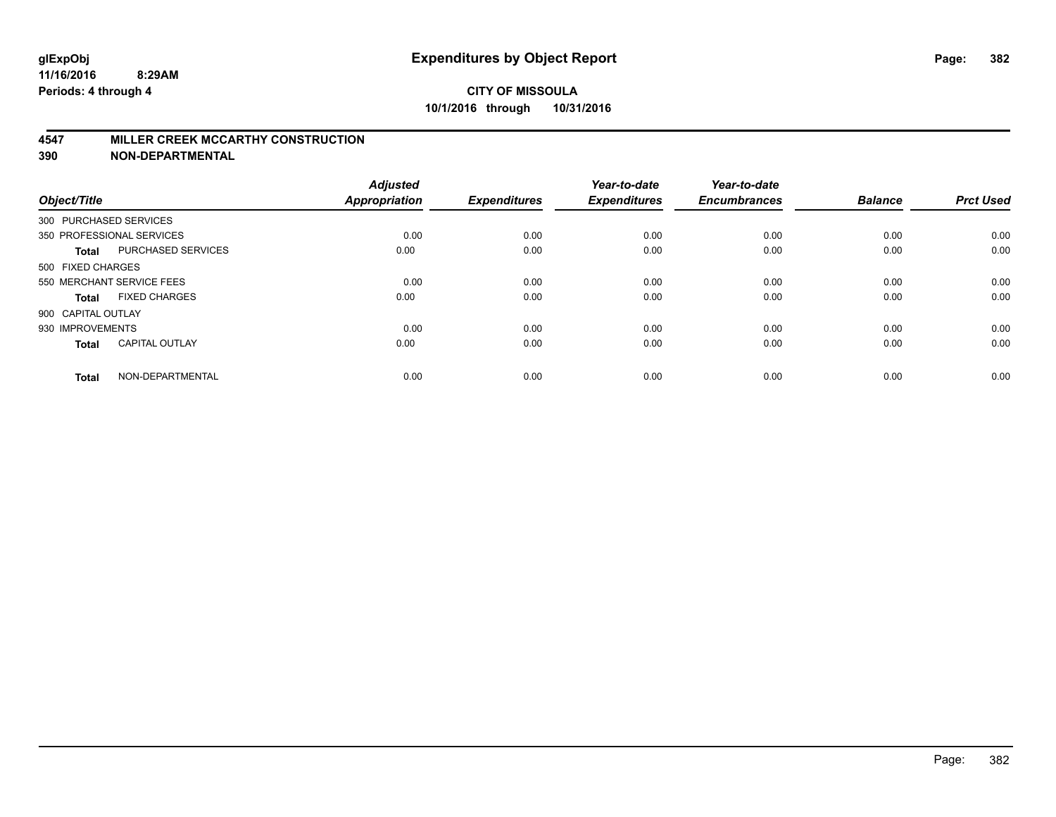**glExpObj**
**11/16/2016 8:29AM**
**Periods: 4 through 4**

# Expenditures by Object Report

**CITY OF MISSOULA**
**10/1/2016 through 10/31/2016**

## 4547 MILLER CREEK MCCARTHY CONSTRUCTION
## 390 NON-DEPARTMENTAL

| Object/Title | | Adjusted Appropriation | Expenditures | Year-to-date Expenditures | Year-to-date Encumbrances | Balance | Prct Used |
|---|---|---|---|---|---|---|---|
| 300 PURCHASED SERVICES | | | | | | | |
| 350 PROFESSIONAL SERVICES | | 0.00 | 0.00 | 0.00 | 0.00 | 0.00 | 0.00 |
| **Total** | PURCHASED SERVICES | 0.00 | 0.00 | 0.00 | 0.00 | 0.00 | 0.00 |
| 500 FIXED CHARGES | | | | | | | |
| 550 MERCHANT SERVICE FEES | | 0.00 | 0.00 | 0.00 | 0.00 | 0.00 | 0.00 |
| **Total** | FIXED CHARGES | 0.00 | 0.00 | 0.00 | 0.00 | 0.00 | 0.00 |
| 900 CAPITAL OUTLAY | | | | | | | |
| 930 IMPROVEMENTS | | 0.00 | 0.00 | 0.00 | 0.00 | 0.00 | 0.00 |
| **Total** | CAPITAL OUTLAY | 0.00 | 0.00 | 0.00 | 0.00 | 0.00 | 0.00 |
| **Total** | NON-DEPARTMENTAL | 0.00 | 0.00 | 0.00 | 0.00 | 0.00 | 0.00 |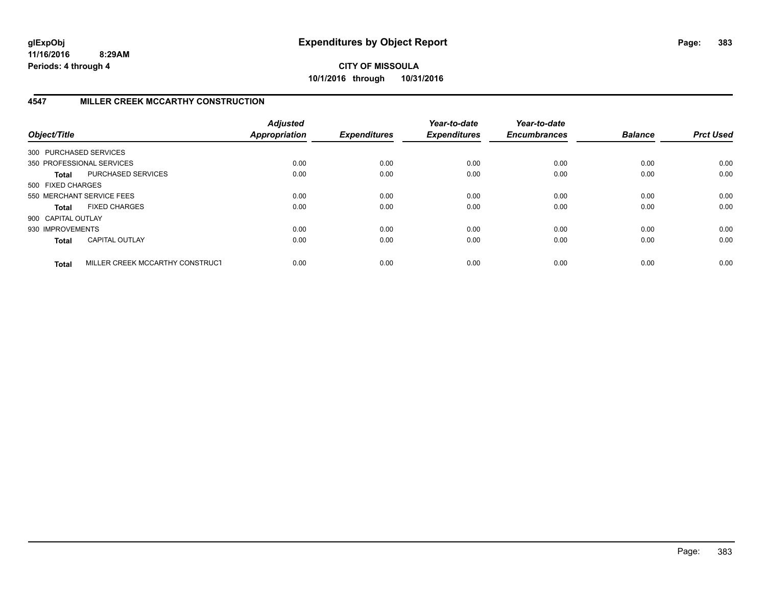**glExpObj** **Expenditures by Object Report**
**11/16/2016 8:29AM**
**Periods: 4 through 4**

**CITY OF MISSOULA**
**10/1/2016 through 10/31/2016**

## 4547 MILLER CREEK MCCARTHY CONSTRUCTION

| Object/Title | | Adjusted Appropriation | Expenditures | Year-to-date Expenditures | Year-to-date Encumbrances | Balance | Prct Used |
|---|---|---|---|---|---|---|---|
| 300 PURCHASED SERVICES | | | | | | | |
| 350 PROFESSIONAL SERVICES | | 0.00 | 0.00 | 0.00 | 0.00 | 0.00 | 0.00 |
| **Total** | PURCHASED SERVICES | 0.00 | 0.00 | 0.00 | 0.00 | 0.00 | 0.00 |
| 500 FIXED CHARGES | | | | | | | |
| 550 MERCHANT SERVICE FEES | | 0.00 | 0.00 | 0.00 | 0.00 | 0.00 | 0.00 |
| **Total** | FIXED CHARGES | 0.00 | 0.00 | 0.00 | 0.00 | 0.00 | 0.00 |
| 900 CAPITAL OUTLAY | | | | | | | |
| 930 IMPROVEMENTS | | 0.00 | 0.00 | 0.00 | 0.00 | 0.00 | 0.00 |
| **Total** | CAPITAL OUTLAY | 0.00 | 0.00 | 0.00 | 0.00 | 0.00 | 0.00 |
| **Total** | MILLER CREEK MCCARTHY CONSTRUCT | 0.00 | 0.00 | 0.00 | 0.00 | 0.00 | 0.00 |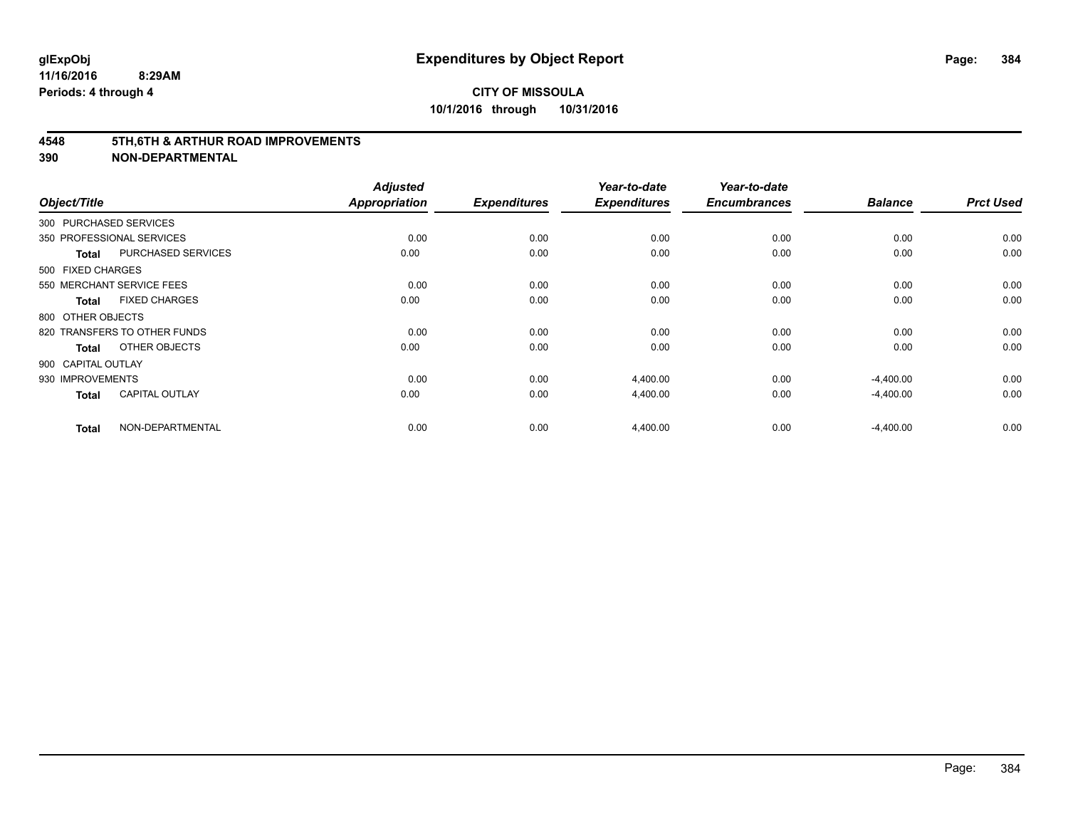# Expenditures by Object Report

**CITY OF MISSOULA**

**10/1/2016 through 10/31/2016**

glExpObj
11/16/2016 8:29AM
Periods: 4 through 4

## 4548 5TH,6TH & ARTHUR ROAD IMPROVEMENTS
## 390 NON-DEPARTMENTAL

| Object/Title | | Adjusted Appropriation | Expenditures | Year-to-date Expenditures | Year-to-date Encumbrances | Balance | Prct Used |
|---|---|---|---|---|---|---|---|
| 300 PURCHASED SERVICES | | | | | | | |
| 350 PROFESSIONAL SERVICES | | 0.00 | 0.00 | 0.00 | 0.00 | 0.00 | 0.00 |
| **Total** | PURCHASED SERVICES | 0.00 | 0.00 | 0.00 | 0.00 | 0.00 | 0.00 |
| 500 FIXED CHARGES | | | | | | | |
| 550 MERCHANT SERVICE FEES | | 0.00 | 0.00 | 0.00 | 0.00 | 0.00 | 0.00 |
| **Total** | FIXED CHARGES | 0.00 | 0.00 | 0.00 | 0.00 | 0.00 | 0.00 |
| 800 OTHER OBJECTS | | | | | | | |
| 820 TRANSFERS TO OTHER FUNDS | | 0.00 | 0.00 | 0.00 | 0.00 | 0.00 | 0.00 |
| **Total** | OTHER OBJECTS | 0.00 | 0.00 | 0.00 | 0.00 | 0.00 | 0.00 |
| 900 CAPITAL OUTLAY | | | | | | | |
| 930 IMPROVEMENTS | | 0.00 | 0.00 | 4,400.00 | 0.00 | -4,400.00 | 0.00 |
| **Total** | CAPITAL OUTLAY | 0.00 | 0.00 | 4,400.00 | 0.00 | -4,400.00 | 0.00 |
| **Total** | NON-DEPARTMENTAL | 0.00 | 0.00 | 4,400.00 | 0.00 | -4,400.00 | 0.00 |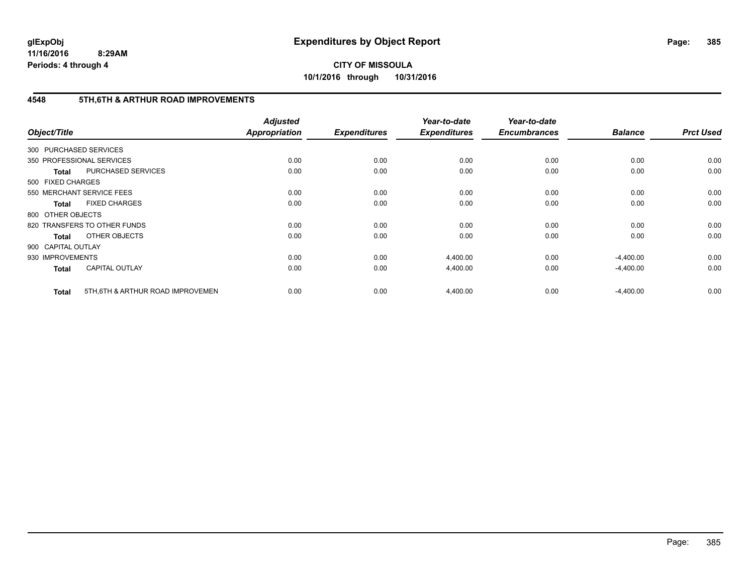# Expenditures by Object Report

glExpObj
11/16/2016 8:29AM
Periods: 4 through 4

**CITY OF MISSOULA**
**10/1/2016 through 10/31/2016**

## 4548 5TH,6TH & ARTHUR ROAD IMPROVEMENTS

| Object/Title | | Adjusted Appropriation | Expenditures | Year-to-date Expenditures | Year-to-date Encumbrances | Balance | Prct Used |
|---|---|---|---|---|---|---|---|
| 300 PURCHASED SERVICES | | | | | | | |
| 350 PROFESSIONAL SERVICES | | 0.00 | 0.00 | 0.00 | 0.00 | 0.00 | 0.00 |
| **Total** | PURCHASED SERVICES | 0.00 | 0.00 | 0.00 | 0.00 | 0.00 | 0.00 |
| 500 FIXED CHARGES | | | | | | | |
| 550 MERCHANT SERVICE FEES | | 0.00 | 0.00 | 0.00 | 0.00 | 0.00 | 0.00 |
| **Total** | FIXED CHARGES | 0.00 | 0.00 | 0.00 | 0.00 | 0.00 | 0.00 |
| 800 OTHER OBJECTS | | | | | | | |
| 820 TRANSFERS TO OTHER FUNDS | | 0.00 | 0.00 | 0.00 | 0.00 | 0.00 | 0.00 |
| **Total** | OTHER OBJECTS | 0.00 | 0.00 | 0.00 | 0.00 | 0.00 | 0.00 |
| 900 CAPITAL OUTLAY | | | | | | | |
| 930 IMPROVEMENTS | | 0.00 | 0.00 | 4,400.00 | 0.00 | -4,400.00 | 0.00 |
| **Total** | CAPITAL OUTLAY | 0.00 | 0.00 | 4,400.00 | 0.00 | -4,400.00 | 0.00 |
| **Total** | 5TH,6TH & ARTHUR ROAD IMPROVEMEN | 0.00 | 0.00 | 4,400.00 | 0.00 | -4,400.00 | 0.00 |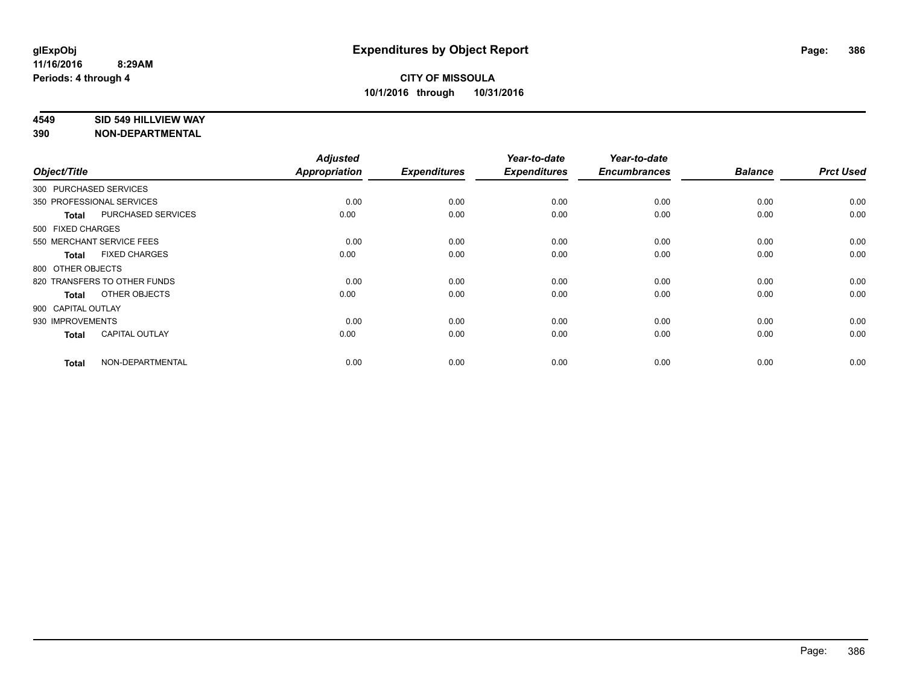**glExpObj**
**11/16/2016 8:29AM**
**Periods: 4 through 4**

# Expenditures by Object Report

**CITY OF MISSOULA**
**10/1/2016 through 10/31/2016**

**4549 SID 549 HILLVIEW WAY**
**390 NON-DEPARTMENTAL**

| Object/Title | | Adjusted Appropriation | Expenditures | Year-to-date Expenditures | Year-to-date Encumbrances | Balance | Prct Used |
|---|---|---|---|---|---|---|---|
| 300 PURCHASED SERVICES | | | | | | | |
| 350 PROFESSIONAL SERVICES | | 0.00 | 0.00 | 0.00 | 0.00 | 0.00 | 0.00 |
| **Total** | PURCHASED SERVICES | 0.00 | 0.00 | 0.00 | 0.00 | 0.00 | 0.00 |
| 500 FIXED CHARGES | | | | | | | |
| 550 MERCHANT SERVICE FEES | | 0.00 | 0.00 | 0.00 | 0.00 | 0.00 | 0.00 |
| **Total** | FIXED CHARGES | 0.00 | 0.00 | 0.00 | 0.00 | 0.00 | 0.00 |
| 800 OTHER OBJECTS | | | | | | | |
| 820 TRANSFERS TO OTHER FUNDS | | 0.00 | 0.00 | 0.00 | 0.00 | 0.00 | 0.00 |
| **Total** | OTHER OBJECTS | 0.00 | 0.00 | 0.00 | 0.00 | 0.00 | 0.00 |
| 900 CAPITAL OUTLAY | | | | | | | |
| 930 IMPROVEMENTS | | 0.00 | 0.00 | 0.00 | 0.00 | 0.00 | 0.00 |
| **Total** | CAPITAL OUTLAY | 0.00 | 0.00 | 0.00 | 0.00 | 0.00 | 0.00 |
| **Total** | NON-DEPARTMENTAL | 0.00 | 0.00 | 0.00 | 0.00 | 0.00 | 0.00 |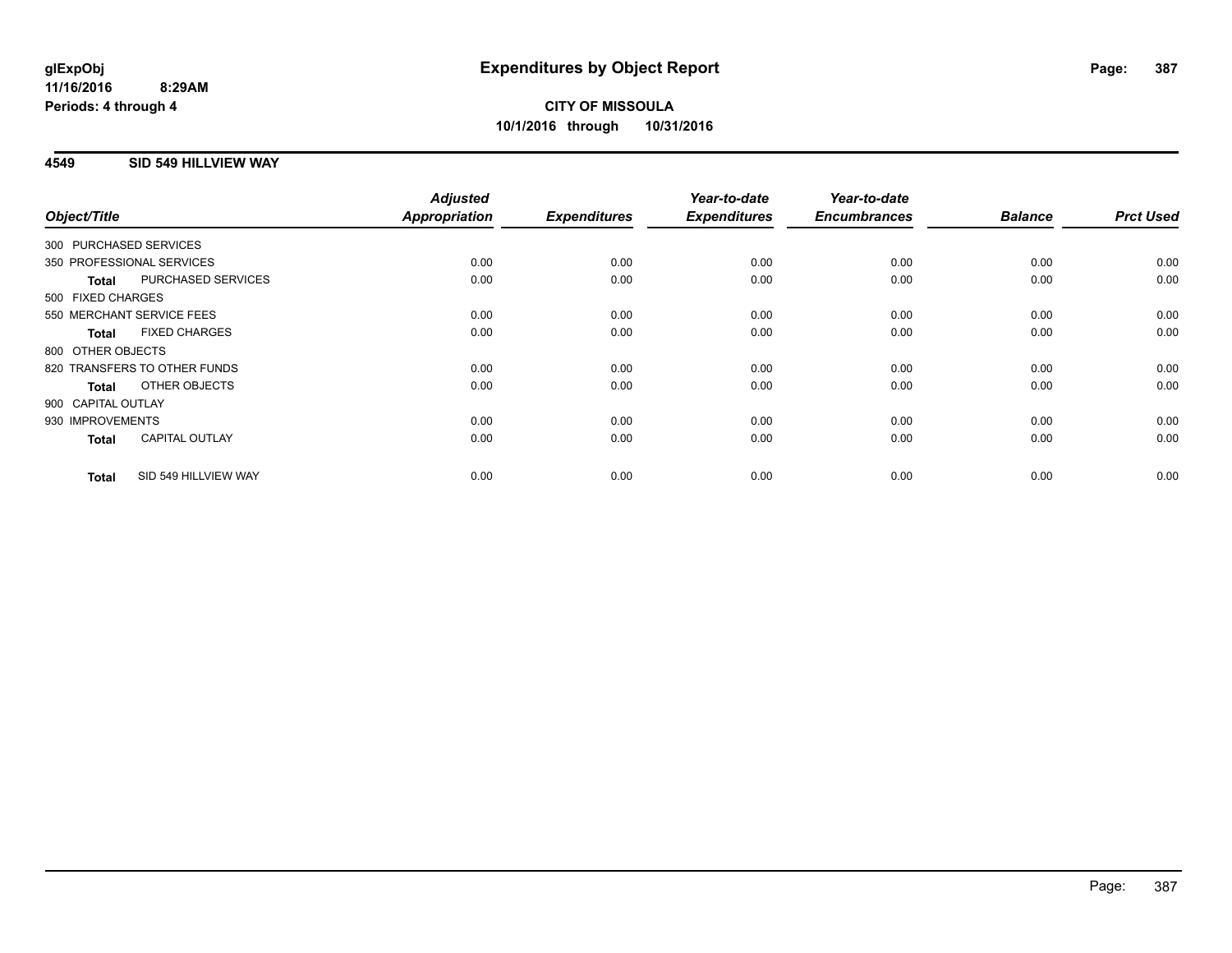**glExpObj**
**11/16/2016 8:29AM**
**Periods: 4 through 4**

# Expenditures by Object Report

**CITY OF MISSOULA**
**10/1/2016 through 10/31/2016**

## 4549 SID 549 HILLVIEW WAY

| Object/Title | | Adjusted Appropriation | Expenditures | Year-to-date Expenditures | Year-to-date Encumbrances | Balance | Prct Used |
|---|---|---|---|---|---|---|---|
| 300 PURCHASED SERVICES | | | | | | | |
| 350 PROFESSIONAL SERVICES | | 0.00 | 0.00 | 0.00 | 0.00 | 0.00 | 0.00 |
| **Total** | PURCHASED SERVICES | 0.00 | 0.00 | 0.00 | 0.00 | 0.00 | 0.00 |
| 500 FIXED CHARGES | | | | | | | |
| 550 MERCHANT SERVICE FEES | | 0.00 | 0.00 | 0.00 | 0.00 | 0.00 | 0.00 |
| **Total** | FIXED CHARGES | 0.00 | 0.00 | 0.00 | 0.00 | 0.00 | 0.00 |
| 800 OTHER OBJECTS | | | | | | | |
| 820 TRANSFERS TO OTHER FUNDS | | 0.00 | 0.00 | 0.00 | 0.00 | 0.00 | 0.00 |
| **Total** | OTHER OBJECTS | 0.00 | 0.00 | 0.00 | 0.00 | 0.00 | 0.00 |
| 900 CAPITAL OUTLAY | | | | | | | |
| 930 IMPROVEMENTS | | 0.00 | 0.00 | 0.00 | 0.00 | 0.00 | 0.00 |
| **Total** | CAPITAL OUTLAY | 0.00 | 0.00 | 0.00 | 0.00 | 0.00 | 0.00 |
| **Total** | SID 549 HILLVIEW WAY | 0.00 | 0.00 | 0.00 | 0.00 | 0.00 | 0.00 |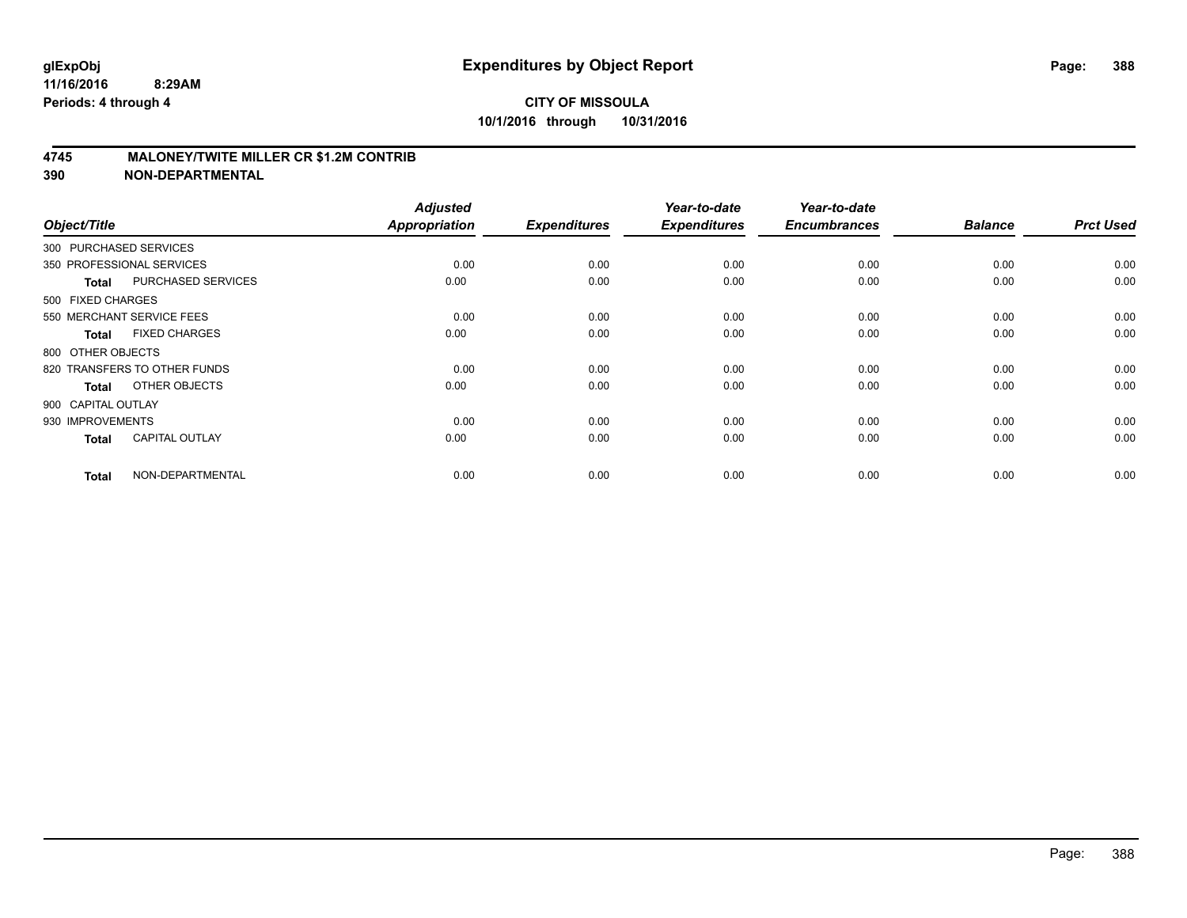**glExpObj**
**11/16/2016 8:29AM**
**Periods: 4 through 4**

# Expenditures by Object Report

**CITY OF MISSOULA**
**10/1/2016 through 10/31/2016**

## 4745 MALONEY/TWITE MILLER CR $1.2M CONTRIB
## 390 NON-DEPARTMENTAL

| Object/Title | | Adjusted Appropriation | Expenditures | Year-to-date Expenditures | Year-to-date Encumbrances | Balance | Prct Used |
|---|---|---|---|---|---|---|---|
| 300 PURCHASED SERVICES | | | | | | | |
| 350 PROFESSIONAL SERVICES | | 0.00 | 0.00 | 0.00 | 0.00 | 0.00 | 0.00 |
| **Total** | PURCHASED SERVICES | 0.00 | 0.00 | 0.00 | 0.00 | 0.00 | 0.00 |
| 500 FIXED CHARGES | | | | | | | |
| 550 MERCHANT SERVICE FEES | | 0.00 | 0.00 | 0.00 | 0.00 | 0.00 | 0.00 |
| **Total** | FIXED CHARGES | 0.00 | 0.00 | 0.00 | 0.00 | 0.00 | 0.00 |
| 800 OTHER OBJECTS | | | | | | | |
| 820 TRANSFERS TO OTHER FUNDS | | 0.00 | 0.00 | 0.00 | 0.00 | 0.00 | 0.00 |
| **Total** | OTHER OBJECTS | 0.00 | 0.00 | 0.00 | 0.00 | 0.00 | 0.00 |
| 900 CAPITAL OUTLAY | | | | | | | |
| 930 IMPROVEMENTS | | 0.00 | 0.00 | 0.00 | 0.00 | 0.00 | 0.00 |
| **Total** | CAPITAL OUTLAY | 0.00 | 0.00 | 0.00 | 0.00 | 0.00 | 0.00 |
| **Total** | NON-DEPARTMENTAL | 0.00 | 0.00 | 0.00 | 0.00 | 0.00 | 0.00 |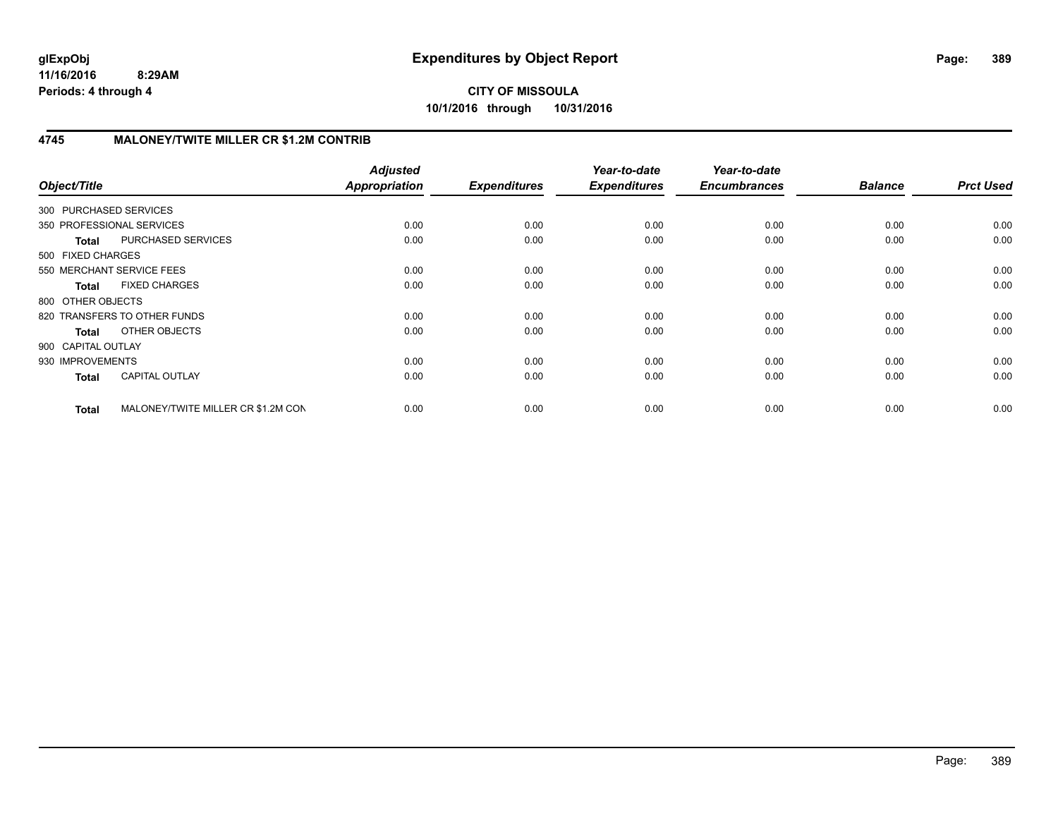**glExpObj**
**11/16/2016 8:29AM**
**Periods: 4 through 4**

# Expenditures by Object Report

**CITY OF MISSOULA**
**10/1/2016 through 10/31/2016**

## 4745 MALONEY/TWITE MILLER CR $1.2M CONTRIB

| Object/Title | | *Adjusted Appropriation* | *Expenditures* | *Year-to-date Expenditures* | *Year-to-date Encumbrances* | *Balance* | *Prct Used* |
|---|---|---|---|---|---|---|---|
| 300 PURCHASED SERVICES | | | | | | | |
| 350 PROFESSIONAL SERVICES | | 0.00 | 0.00 | 0.00 | 0.00 | 0.00 | 0.00 |
| **Total** | PURCHASED SERVICES | 0.00 | 0.00 | 0.00 | 0.00 | 0.00 | 0.00 |
| 500 FIXED CHARGES | | | | | | | |
| 550 MERCHANT SERVICE FEES | | 0.00 | 0.00 | 0.00 | 0.00 | 0.00 | 0.00 |
| **Total** | FIXED CHARGES | 0.00 | 0.00 | 0.00 | 0.00 | 0.00 | 0.00 |
| 800 OTHER OBJECTS | | | | | | | |
| 820 TRANSFERS TO OTHER FUNDS | | 0.00 | 0.00 | 0.00 | 0.00 | 0.00 | 0.00 |
| **Total** | OTHER OBJECTS | 0.00 | 0.00 | 0.00 | 0.00 | 0.00 | 0.00 |
| 900 CAPITAL OUTLAY | | | | | | | |
| 930 IMPROVEMENTS | | 0.00 | 0.00 | 0.00 | 0.00 | 0.00 | 0.00 |
| **Total** | CAPITAL OUTLAY | 0.00 | 0.00 | 0.00 | 0.00 | 0.00 | 0.00 |
| **Total** | MALONEY/TWITE MILLER CR $1.2M CON | 0.00 | 0.00 | 0.00 | 0.00 | 0.00 | 0.00 |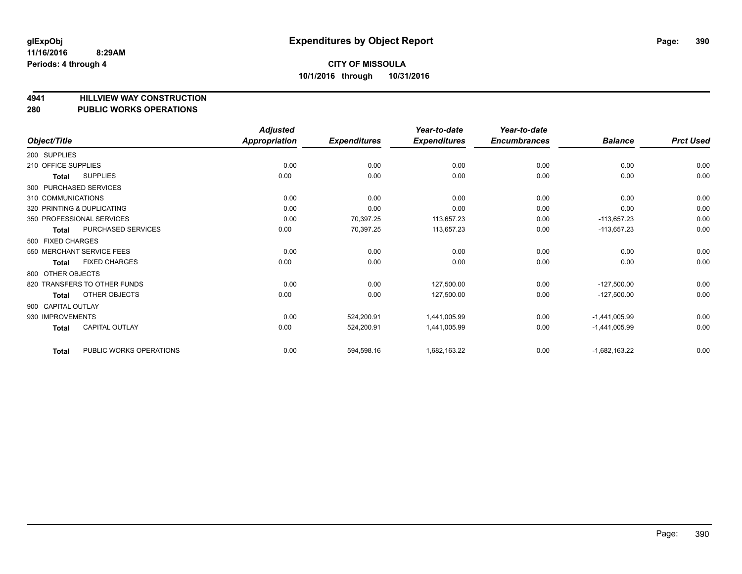glExpObj
11/16/2016 8:29AM
Periods: 4 through 4

# Expenditures by Object Report

**CITY OF MISSOULA**
**10/1/2016 through 10/31/2016**

## 4941 HILLVIEW WAY CONSTRUCTION
## 280 PUBLIC WORKS OPERATIONS

| Object/Title | | Adjusted Appropriation | Expenditures | Year-to-date Expenditures | Year-to-date Encumbrances | Balance | Prct Used |
|---|---|---|---|---|---|---|---|
| 200 SUPPLIES | | | | | | | |
| 210 OFFICE SUPPLIES | | 0.00 | 0.00 | 0.00 | 0.00 | 0.00 | 0.00 |
| Total | SUPPLIES | 0.00 | 0.00 | 0.00 | 0.00 | 0.00 | 0.00 |
| 300 PURCHASED SERVICES | | | | | | | |
| 310 COMMUNICATIONS | | 0.00 | 0.00 | 0.00 | 0.00 | 0.00 | 0.00 |
| 320 PRINTING & DUPLICATING | | 0.00 | 0.00 | 0.00 | 0.00 | 0.00 | 0.00 |
| 350 PROFESSIONAL SERVICES | | 0.00 | 70,397.25 | 113,657.23 | 0.00 | -113,657.23 | 0.00 |
| Total | PURCHASED SERVICES | 0.00 | 70,397.25 | 113,657.23 | 0.00 | -113,657.23 | 0.00 |
| 500 FIXED CHARGES | | | | | | | |
| 550 MERCHANT SERVICE FEES | | 0.00 | 0.00 | 0.00 | 0.00 | 0.00 | 0.00 |
| Total | FIXED CHARGES | 0.00 | 0.00 | 0.00 | 0.00 | 0.00 | 0.00 |
| 800 OTHER OBJECTS | | | | | | | |
| 820 TRANSFERS TO OTHER FUNDS | | 0.00 | 0.00 | 127,500.00 | 0.00 | -127,500.00 | 0.00 |
| Total | OTHER OBJECTS | 0.00 | 0.00 | 127,500.00 | 0.00 | -127,500.00 | 0.00 |
| 900 CAPITAL OUTLAY | | | | | | | |
| 930 IMPROVEMENTS | | 0.00 | 524,200.91 | 1,441,005.99 | 0.00 | -1,441,005.99 | 0.00 |
| Total | CAPITAL OUTLAY | 0.00 | 524,200.91 | 1,441,005.99 | 0.00 | -1,441,005.99 | 0.00 |
| Total | PUBLIC WORKS OPERATIONS | 0.00 | 594,598.16 | 1,682,163.22 | 0.00 | -1,682,163.22 | 0.00 |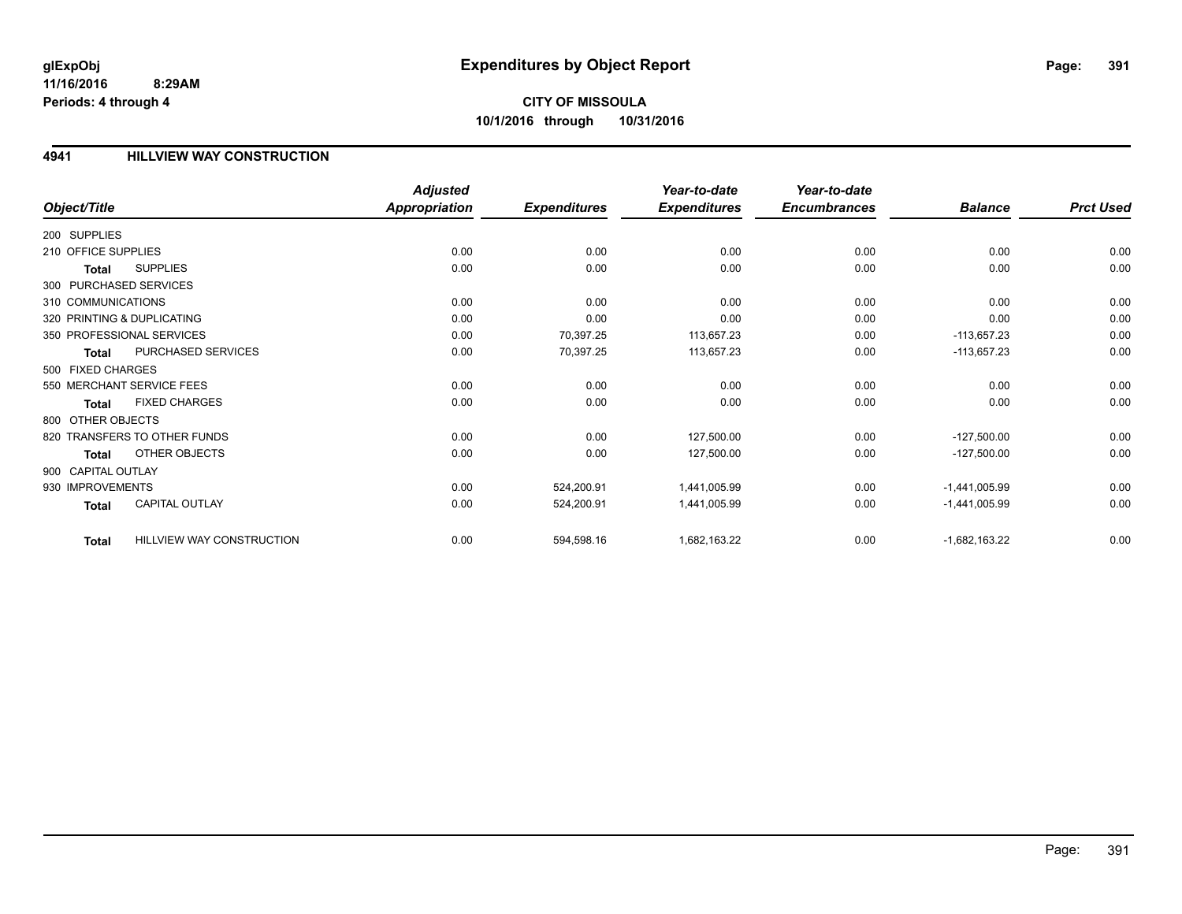glExpObj
11/16/2016 8:29AM
Periods: 4 through 4

# Expenditures by Object Report

**CITY OF MISSOULA**
**10/1/2016 through 10/31/2016**

## 4941 HILLVIEW WAY CONSTRUCTION

| Object/Title | | Adjusted Appropriation | Expenditures | Year-to-date Expenditures | Year-to-date Encumbrances | Balance | Prct Used |
|---|---|---|---|---|---|---|---|
| 200 SUPPLIES | | | | | | | |
| 210 OFFICE SUPPLIES | | 0.00 | 0.00 | 0.00 | 0.00 | 0.00 | 0.00 |
| **Total** | SUPPLIES | 0.00 | 0.00 | 0.00 | 0.00 | 0.00 | 0.00 |
| 300 PURCHASED SERVICES | | | | | | | |
| 310 COMMUNICATIONS | | 0.00 | 0.00 | 0.00 | 0.00 | 0.00 | 0.00 |
| 320 PRINTING & DUPLICATING | | 0.00 | 0.00 | 0.00 | 0.00 | 0.00 | 0.00 |
| 350 PROFESSIONAL SERVICES | | 0.00 | 70,397.25 | 113,657.23 | 0.00 | -113,657.23 | 0.00 |
| **Total** | PURCHASED SERVICES | 0.00 | 70,397.25 | 113,657.23 | 0.00 | -113,657.23 | 0.00 |
| 500 FIXED CHARGES | | | | | | | |
| 550 MERCHANT SERVICE FEES | | 0.00 | 0.00 | 0.00 | 0.00 | 0.00 | 0.00 |
| **Total** | FIXED CHARGES | 0.00 | 0.00 | 0.00 | 0.00 | 0.00 | 0.00 |
| 800 OTHER OBJECTS | | | | | | | |
| 820 TRANSFERS TO OTHER FUNDS | | 0.00 | 0.00 | 127,500.00 | 0.00 | -127,500.00 | 0.00 |
| **Total** | OTHER OBJECTS | 0.00 | 0.00 | 127,500.00 | 0.00 | -127,500.00 | 0.00 |
| 900 CAPITAL OUTLAY | | | | | | | |
| 930 IMPROVEMENTS | | 0.00 | 524,200.91 | 1,441,005.99 | 0.00 | -1,441,005.99 | 0.00 |
| **Total** | CAPITAL OUTLAY | 0.00 | 524,200.91 | 1,441,005.99 | 0.00 | -1,441,005.99 | 0.00 |
| **Total** | HILLVIEW WAY CONSTRUCTION | 0.00 | 594,598.16 | 1,682,163.22 | 0.00 | -1,682,163.22 | 0.00 |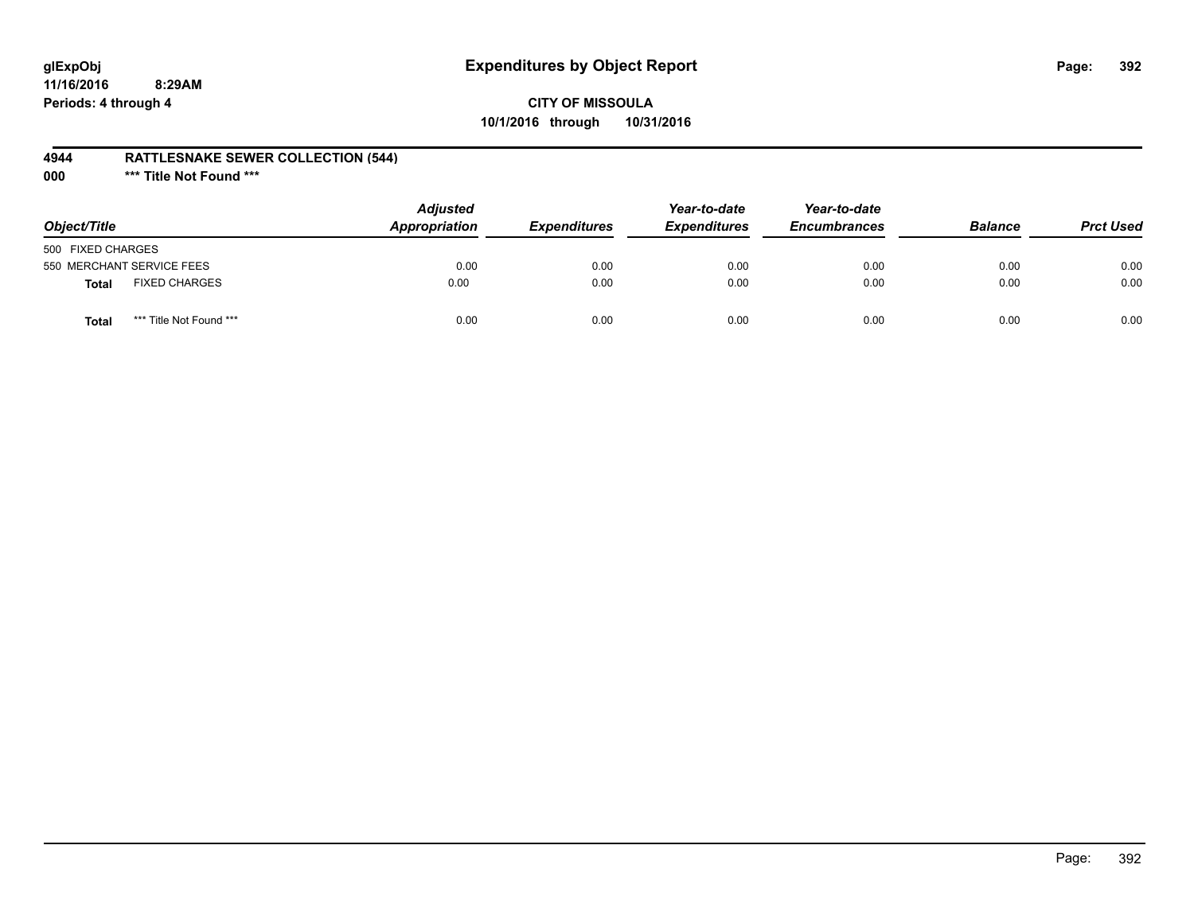**glExpObj** 
**11/16/2016 8:29AM**
**Periods: 4 through 4**

# Expenditures by Object Report

**CITY OF MISSOULA**
**10/1/2016 through 10/31/2016**

**4944 RATTLESNAKE SEWER COLLECTION (544)**
**000 \*\*\* Title Not Found \*\*\***

| Object/Title | Adjusted Appropriation | Expenditures | Year-to-date Expenditures | Year-to-date Encumbrances | Balance | Prct Used |
|---|---|---|---|---|---|---|
| 500 FIXED CHARGES | | | | | | |
| 550 MERCHANT SERVICE FEES | 0.00 | 0.00 | 0.00 | 0.00 | 0.00 | 0.00 |
| **Total** FIXED CHARGES | 0.00 | 0.00 | 0.00 | 0.00 | 0.00 | 0.00 |
| **Total** \*\*\* Title Not Found \*\*\* | 0.00 | 0.00 | 0.00 | 0.00 | 0.00 | 0.00 |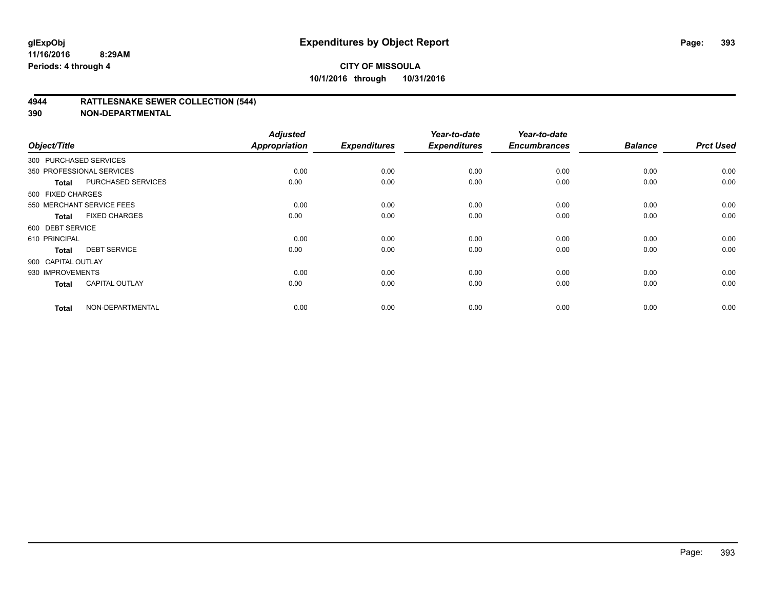# Expenditures by Object Report

glExpObj
11/16/2016 8:29AM
Periods: 4 through 4

**CITY OF MISSOULA**
**10/1/2016 through 10/31/2016**

## 4944 RATTLESNAKE SEWER COLLECTION (544)
## 390 NON-DEPARTMENTAL

| Object/Title | | Adjusted Appropriation | Expenditures | Year-to-date Expenditures | Year-to-date Encumbrances | Balance | Prct Used |
|---|---|---|---|---|---|---|---|
| 300 PURCHASED SERVICES | | | | | | | |
| 350 PROFESSIONAL SERVICES | | 0.00 | 0.00 | 0.00 | 0.00 | 0.00 | 0.00 |
| **Total** | PURCHASED SERVICES | 0.00 | 0.00 | 0.00 | 0.00 | 0.00 | 0.00 |
| 500 FIXED CHARGES | | | | | | | |
| 550 MERCHANT SERVICE FEES | | 0.00 | 0.00 | 0.00 | 0.00 | 0.00 | 0.00 |
| **Total** | FIXED CHARGES | 0.00 | 0.00 | 0.00 | 0.00 | 0.00 | 0.00 |
| 600 DEBT SERVICE | | | | | | | |
| 610 PRINCIPAL | | 0.00 | 0.00 | 0.00 | 0.00 | 0.00 | 0.00 |
| **Total** | DEBT SERVICE | 0.00 | 0.00 | 0.00 | 0.00 | 0.00 | 0.00 |
| 900 CAPITAL OUTLAY | | | | | | | |
| 930 IMPROVEMENTS | | 0.00 | 0.00 | 0.00 | 0.00 | 0.00 | 0.00 |
| **Total** | CAPITAL OUTLAY | 0.00 | 0.00 | 0.00 | 0.00 | 0.00 | 0.00 |
| **Total** | NON-DEPARTMENTAL | 0.00 | 0.00 | 0.00 | 0.00 | 0.00 | 0.00 |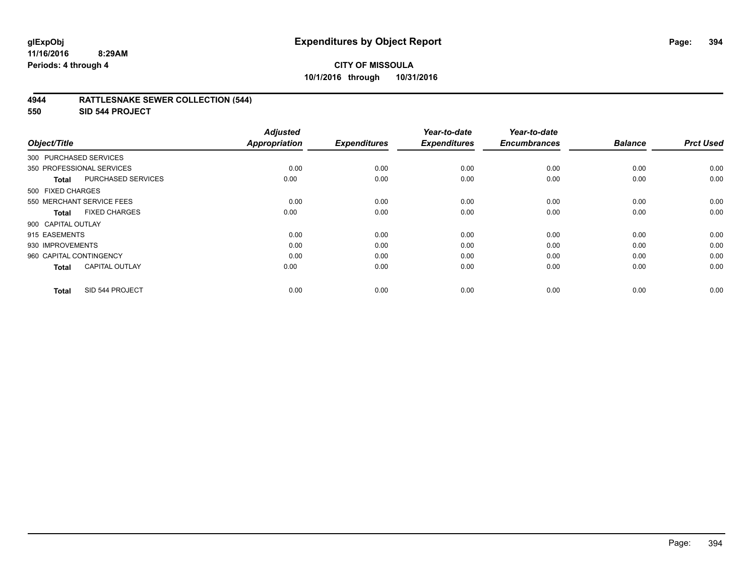glExpObj
11/16/2016 8:29AM
Periods: 4 through 4

# Expenditures by Object Report

**CITY OF MISSOULA**
**10/1/2016 through 10/31/2016**

**4944 RATTLESNAKE SEWER COLLECTION (544)**
**550 SID 544 PROJECT**

| Object/Title | | Adjusted Appropriation | Expenditures | Year-to-date Expenditures | Year-to-date Encumbrances | Balance | Prct Used |
|---|---|---|---|---|---|---|---|
| 300 PURCHASED SERVICES | | | | | | | |
| 350 PROFESSIONAL SERVICES | | 0.00 | 0.00 | 0.00 | 0.00 | 0.00 | 0.00 |
| **Total** | PURCHASED SERVICES | 0.00 | 0.00 | 0.00 | 0.00 | 0.00 | 0.00 |
| 500 FIXED CHARGES | | | | | | | |
| 550 MERCHANT SERVICE FEES | | 0.00 | 0.00 | 0.00 | 0.00 | 0.00 | 0.00 |
| **Total** | FIXED CHARGES | 0.00 | 0.00 | 0.00 | 0.00 | 0.00 | 0.00 |
| 900 CAPITAL OUTLAY | | | | | | | |
| 915 EASEMENTS | | 0.00 | 0.00 | 0.00 | 0.00 | 0.00 | 0.00 |
| 930 IMPROVEMENTS | | 0.00 | 0.00 | 0.00 | 0.00 | 0.00 | 0.00 |
| 960 CAPITAL CONTINGENCY | | 0.00 | 0.00 | 0.00 | 0.00 | 0.00 | 0.00 |
| **Total** | CAPITAL OUTLAY | 0.00 | 0.00 | 0.00 | 0.00 | 0.00 | 0.00 |
| **Total** | SID 544 PROJECT | 0.00 | 0.00 | 0.00 | 0.00 | 0.00 | 0.00 |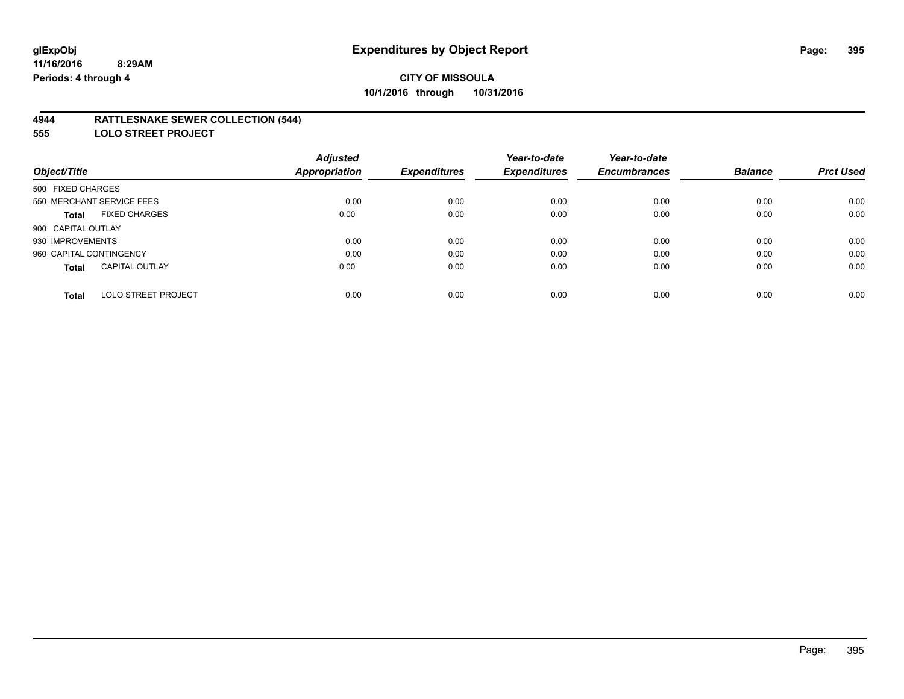# Expenditures by Object Report

glExpObj
11/16/2016 8:29AM
Periods: 4 through 4

**CITY OF MISSOULA**
**10/1/2016 through 10/31/2016**

**4944 RATTLESNAKE SEWER COLLECTION (544)**
**555 LOLO STREET PROJECT**

| Object/Title | Adjusted Appropriation | Expenditures | Year-to-date Expenditures | Year-to-date Encumbrances | Balance | Prct Used |
|---|---|---|---|---|---|---|
| 500 FIXED CHARGES | | | | | | |
| 550 MERCHANT SERVICE FEES | 0.00 | 0.00 | 0.00 | 0.00 | 0.00 | 0.00 |
| **Total** FIXED CHARGES | 0.00 | 0.00 | 0.00 | 0.00 | 0.00 | 0.00 |
| 900 CAPITAL OUTLAY | | | | | | |
| 930 IMPROVEMENTS | 0.00 | 0.00 | 0.00 | 0.00 | 0.00 | 0.00 |
| 960 CAPITAL CONTINGENCY | 0.00 | 0.00 | 0.00 | 0.00 | 0.00 | 0.00 |
| **Total** CAPITAL OUTLAY | 0.00 | 0.00 | 0.00 | 0.00 | 0.00 | 0.00 |
| **Total** LOLO STREET PROJECT | 0.00 | 0.00 | 0.00 | 0.00 | 0.00 | 0.00 |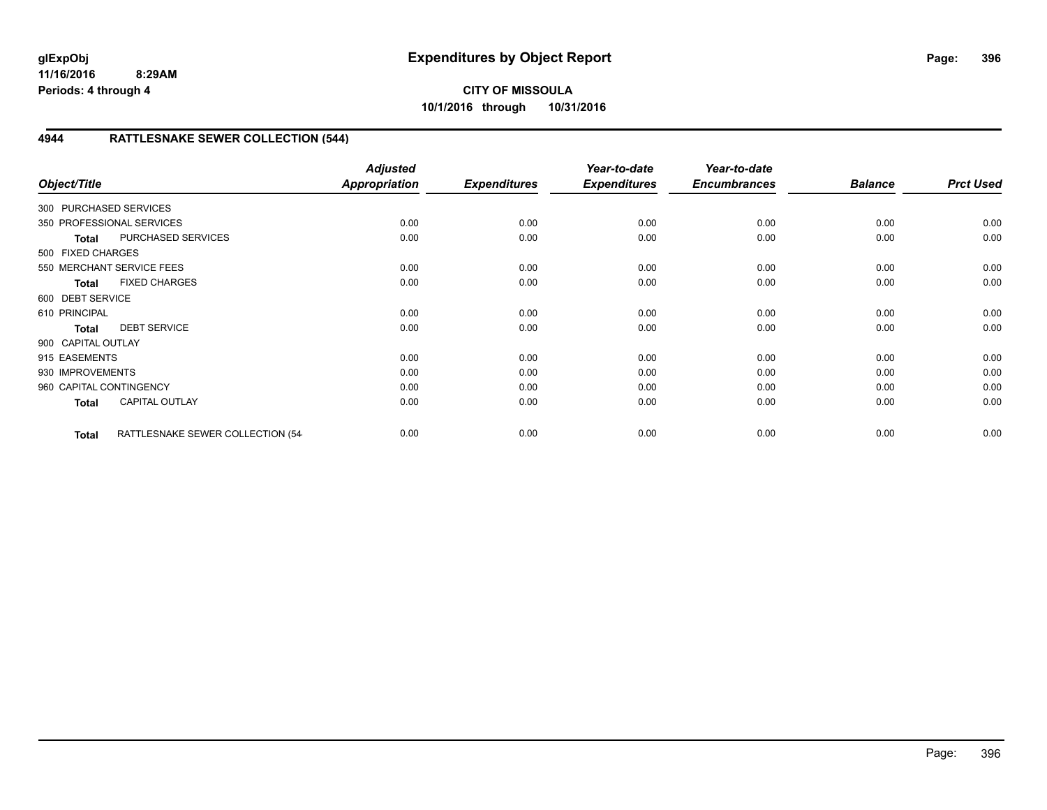**glExpObj**
**11/16/2016 8:29AM**
**Periods: 4 through 4**

# Expenditures by Object Report

**CITY OF MISSOULA**
**10/1/2016 through 10/31/2016**

## 4944 RATTLESNAKE SEWER COLLECTION (544)

| Object/Title | | *Adjusted Appropriation* | *Expenditures* | *Year-to-date Expenditures* | *Year-to-date Encumbrances* | *Balance* | *Prct Used* |
|---|---|---|---|---|---|---|---|
| 300 PURCHASED SERVICES | | | | | | | |
| 350 PROFESSIONAL SERVICES | | 0.00 | 0.00 | 0.00 | 0.00 | 0.00 | 0.00 |
| **Total** | PURCHASED SERVICES | 0.00 | 0.00 | 0.00 | 0.00 | 0.00 | 0.00 |
| 500 FIXED CHARGES | | | | | | | |
| 550 MERCHANT SERVICE FEES | | 0.00 | 0.00 | 0.00 | 0.00 | 0.00 | 0.00 |
| **Total** | FIXED CHARGES | 0.00 | 0.00 | 0.00 | 0.00 | 0.00 | 0.00 |
| 600 DEBT SERVICE | | | | | | | |
| 610 PRINCIPAL | | 0.00 | 0.00 | 0.00 | 0.00 | 0.00 | 0.00 |
| **Total** | DEBT SERVICE | 0.00 | 0.00 | 0.00 | 0.00 | 0.00 | 0.00 |
| 900 CAPITAL OUTLAY | | | | | | | |
| 915 EASEMENTS | | 0.00 | 0.00 | 0.00 | 0.00 | 0.00 | 0.00 |
| 930 IMPROVEMENTS | | 0.00 | 0.00 | 0.00 | 0.00 | 0.00 | 0.00 |
| 960 CAPITAL CONTINGENCY | | 0.00 | 0.00 | 0.00 | 0.00 | 0.00 | 0.00 |
| **Total** | CAPITAL OUTLAY | 0.00 | 0.00 | 0.00 | 0.00 | 0.00 | 0.00 |
| **Total** | RATTLESNAKE SEWER COLLECTION (54 | 0.00 | 0.00 | 0.00 | 0.00 | 0.00 | 0.00 |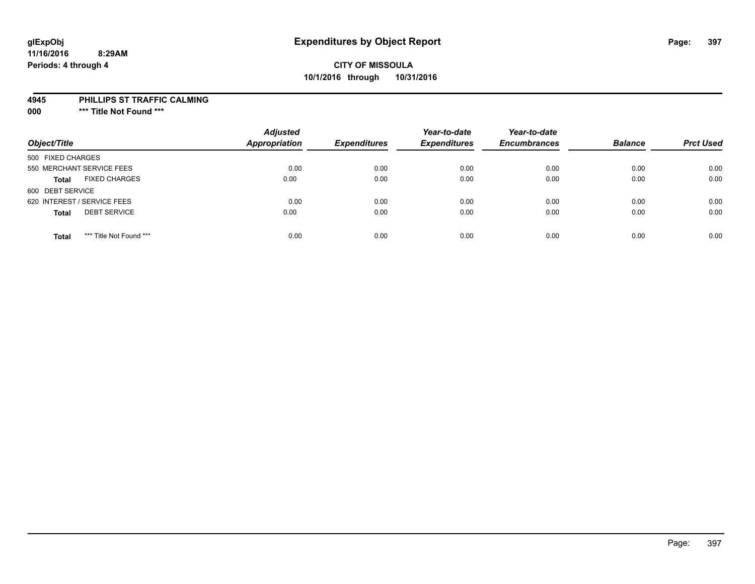**glExpObj**
**11/16/2016 8:29AM**
**Periods: 4 through 4**

# Expenditures by Object Report

**CITY OF MISSOULA**
**10/1/2016 through 10/31/2016**

**4945 PHILLIPS ST TRAFFIC CALMING**
**000 \*\*\* Title Not Found \*\*\***

| Object/Title | | Adjusted Appropriation | Expenditures | Year-to-date Expenditures | Year-to-date Encumbrances | Balance | Prct Used |
|---|---|---|---|---|---|---|---|
| 500 FIXED CHARGES | | | | | | | |
| 550 MERCHANT SERVICE FEES | | 0.00 | 0.00 | 0.00 | 0.00 | 0.00 | 0.00 |
| **Total** | FIXED CHARGES | 0.00 | 0.00 | 0.00 | 0.00 | 0.00 | 0.00 |
| 600 DEBT SERVICE | | | | | | | |
| 620 INTEREST / SERVICE FEES | | 0.00 | 0.00 | 0.00 | 0.00 | 0.00 | 0.00 |
| **Total** | DEBT SERVICE | 0.00 | 0.00 | 0.00 | 0.00 | 0.00 | 0.00 |
| **Total** | *** Title Not Found *** | 0.00 | 0.00 | 0.00 | 0.00 | 0.00 | 0.00 |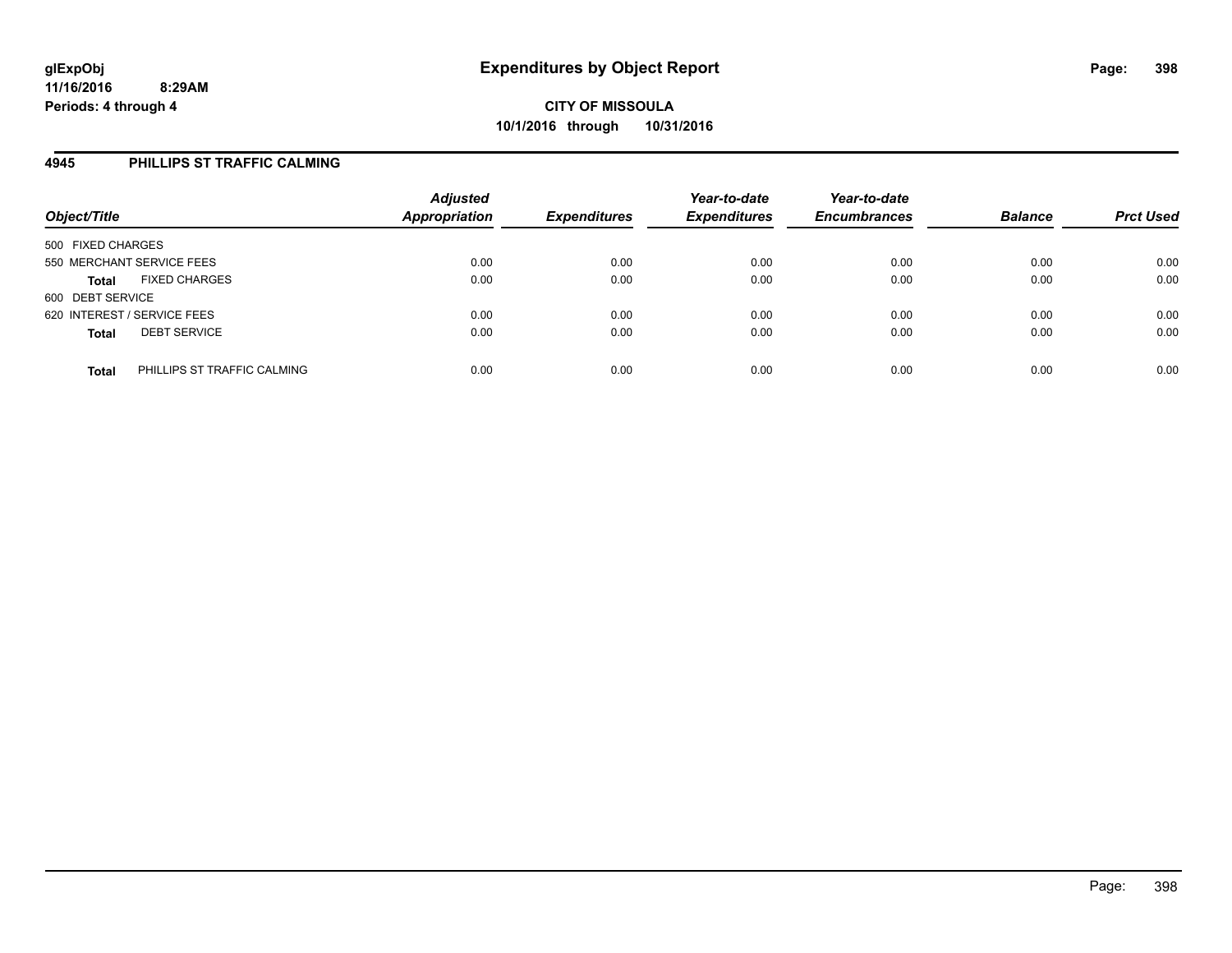**glExpObj**
**11/16/2016 8:29AM**
**Periods: 4 through 4**

# Expenditures by Object Report

**CITY OF MISSOULA**
**10/1/2016 through 10/31/2016**

## 4945 PHILLIPS ST TRAFFIC CALMING

| Object/Title | Adjusted Appropriation | Expenditures | Year-to-date Expenditures | Year-to-date Encumbrances | Balance | Prct Used |
|---|---|---|---|---|---|---|
| 500 FIXED CHARGES | | | | | | |
| 550 MERCHANT SERVICE FEES | 0.00 | 0.00 | 0.00 | 0.00 | 0.00 | 0.00 |
| **Total** FIXED CHARGES | 0.00 | 0.00 | 0.00 | 0.00 | 0.00 | 0.00 |
| 600 DEBT SERVICE | | | | | | |
| 620 INTEREST / SERVICE FEES | 0.00 | 0.00 | 0.00 | 0.00 | 0.00 | 0.00 |
| **Total** DEBT SERVICE | 0.00 | 0.00 | 0.00 | 0.00 | 0.00 | 0.00 |
| **Total** PHILLIPS ST TRAFFIC CALMING | 0.00 | 0.00 | 0.00 | 0.00 | 0.00 | 0.00 |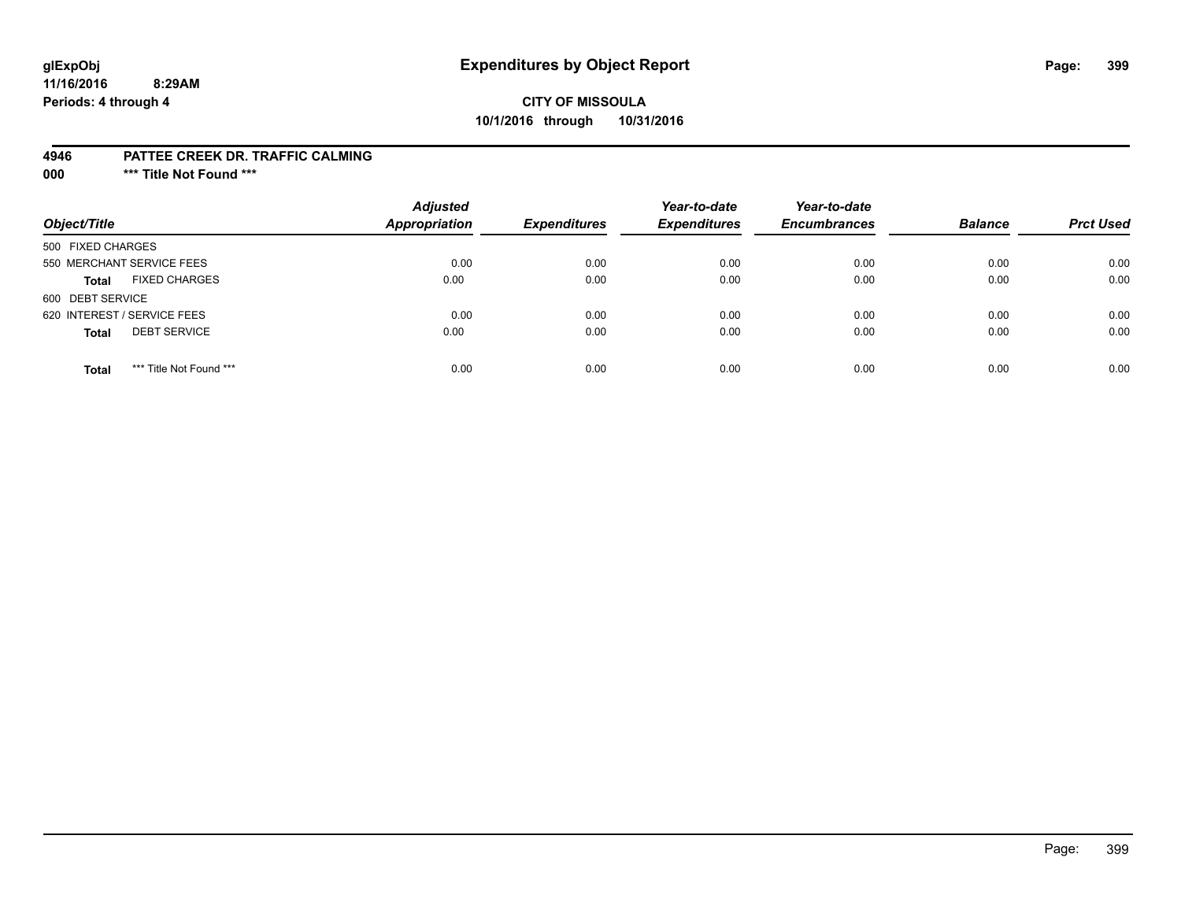glExpObj
11/16/2016 8:29AM
Periods: 4 through 4

# Expenditures by Object Report

**CITY OF MISSOULA**
**10/1/2016 through 10/31/2016**

**4946 PATTEE CREEK DR. TRAFFIC CALMING**
**000 \*\*\* Title Not Found \*\*\***

| Object/Title | | Adjusted Appropriation | Expenditures | Year-to-date Expenditures | Year-to-date Encumbrances | Balance | Prct Used |
|---|---|---|---|---|---|---|---|
| 500 FIXED CHARGES | | | | | | | |
| 550 MERCHANT SERVICE FEES | | 0.00 | 0.00 | 0.00 | 0.00 | 0.00 | 0.00 |
| **Total** | FIXED CHARGES | 0.00 | 0.00 | 0.00 | 0.00 | 0.00 | 0.00 |
| 600 DEBT SERVICE | | | | | | | |
| 620 INTEREST / SERVICE FEES | | 0.00 | 0.00 | 0.00 | 0.00 | 0.00 | 0.00 |
| **Total** | DEBT SERVICE | 0.00 | 0.00 | 0.00 | 0.00 | 0.00 | 0.00 |
| **Total** | *** Title Not Found *** | 0.00 | 0.00 | 0.00 | 0.00 | 0.00 | 0.00 |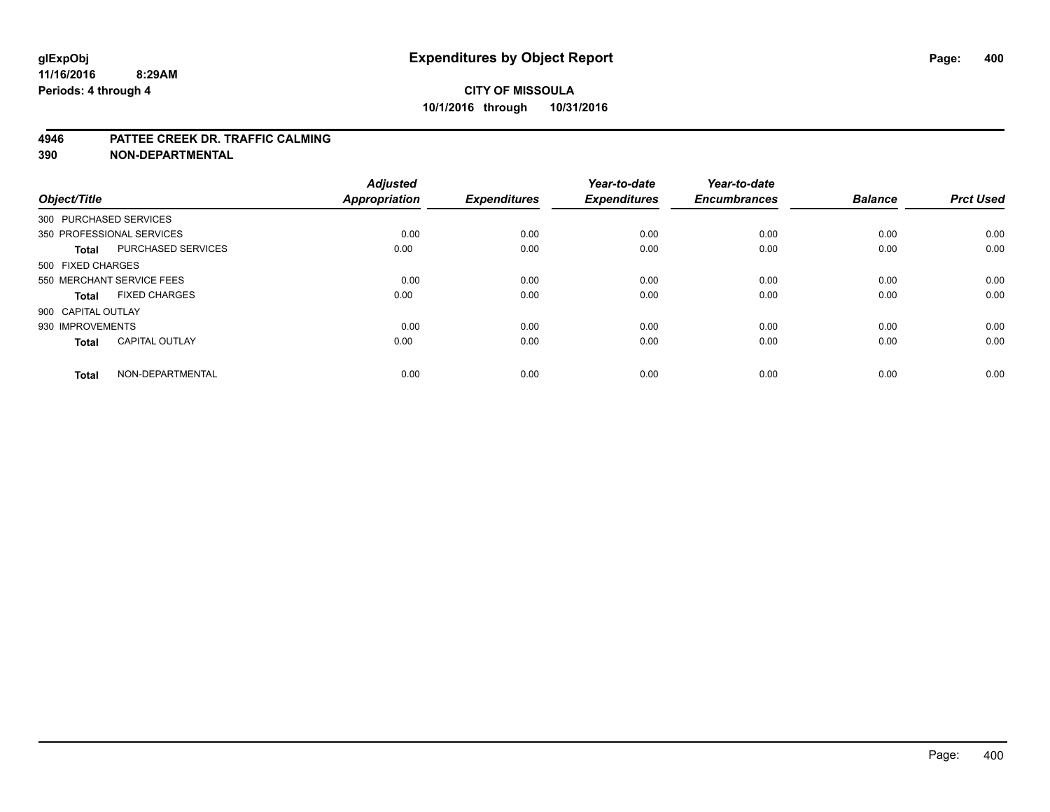**glExpObj**
**11/16/2016 8:29AM**
**Periods: 4 through 4**

# Expenditures by Object Report

**CITY OF MISSOULA**
**10/1/2016 through 10/31/2016**

**4946 PATTEE CREEK DR. TRAFFIC CALMING**
**390 NON-DEPARTMENTAL**

| Object/Title | | Adjusted Appropriation | Expenditures | Year-to-date Expenditures | Year-to-date Encumbrances | Balance | Prct Used |
|---|---|---|---|---|---|---|---|
| 300 PURCHASED SERVICES | | | | | | | |
| 350 PROFESSIONAL SERVICES | | 0.00 | 0.00 | 0.00 | 0.00 | 0.00 | 0.00 |
| **Total** | PURCHASED SERVICES | 0.00 | 0.00 | 0.00 | 0.00 | 0.00 | 0.00 |
| 500 FIXED CHARGES | | | | | | | |
| 550 MERCHANT SERVICE FEES | | 0.00 | 0.00 | 0.00 | 0.00 | 0.00 | 0.00 |
| **Total** | FIXED CHARGES | 0.00 | 0.00 | 0.00 | 0.00 | 0.00 | 0.00 |
| 900 CAPITAL OUTLAY | | | | | | | |
| 930 IMPROVEMENTS | | 0.00 | 0.00 | 0.00 | 0.00 | 0.00 | 0.00 |
| **Total** | CAPITAL OUTLAY | 0.00 | 0.00 | 0.00 | 0.00 | 0.00 | 0.00 |
| **Total** | NON-DEPARTMENTAL | 0.00 | 0.00 | 0.00 | 0.00 | 0.00 | 0.00 |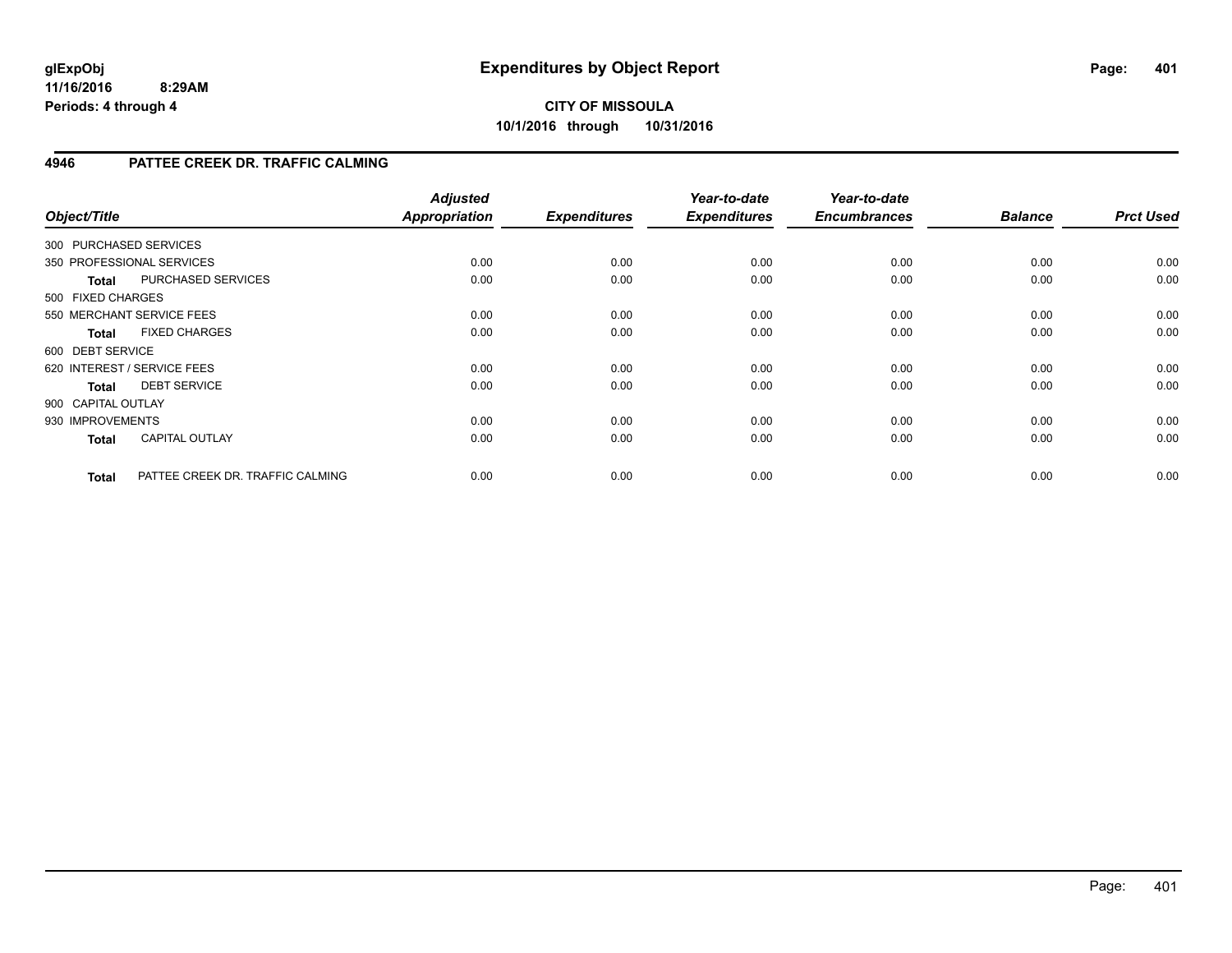**CITY OF MISSOULA**

**10/1/2016 through 10/31/2016**

## 4946 PATTEE CREEK DR. TRAFFIC CALMING

| Object/Title | | Adjusted Appropriation | Expenditures | Year-to-date Expenditures | Year-to-date Encumbrances | Balance | Prct Used |
|---|---|---|---|---|---|---|---|
| 300 PURCHASED SERVICES | | | | | | | |
| 350 PROFESSIONAL SERVICES | | 0.00 | 0.00 | 0.00 | 0.00 | 0.00 | 0.00 |
| **Total** | PURCHASED SERVICES | 0.00 | 0.00 | 0.00 | 0.00 | 0.00 | 0.00 |
| 500 FIXED CHARGES | | | | | | | |
| 550 MERCHANT SERVICE FEES | | 0.00 | 0.00 | 0.00 | 0.00 | 0.00 | 0.00 |
| **Total** | FIXED CHARGES | 0.00 | 0.00 | 0.00 | 0.00 | 0.00 | 0.00 |
| 600 DEBT SERVICE | | | | | | | |
| 620 INTEREST / SERVICE FEES | | 0.00 | 0.00 | 0.00 | 0.00 | 0.00 | 0.00 |
| **Total** | DEBT SERVICE | 0.00 | 0.00 | 0.00 | 0.00 | 0.00 | 0.00 |
| 900 CAPITAL OUTLAY | | | | | | | |
| 930 IMPROVEMENTS | | 0.00 | 0.00 | 0.00 | 0.00 | 0.00 | 0.00 |
| **Total** | CAPITAL OUTLAY | 0.00 | 0.00 | 0.00 | 0.00 | 0.00 | 0.00 |
| **Total** | PATTEE CREEK DR. TRAFFIC CALMING | 0.00 | 0.00 | 0.00 | 0.00 | 0.00 | 0.00 |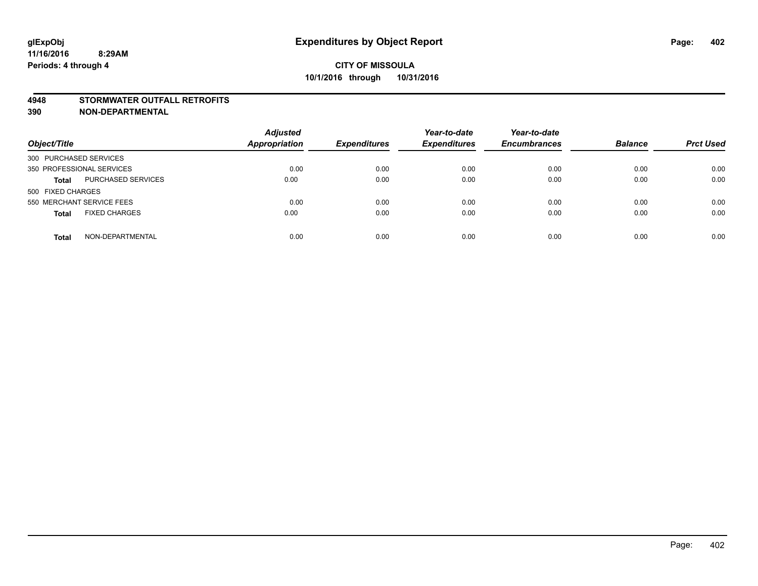**glExpObj** **Expenditures by Object Report**
**11/16/2016 8:29AM**
**Periods: 4 through 4**

**CITY OF MISSOULA**
**10/1/2016 through 10/31/2016**

**4948 STORMWATER OUTFALL RETROFITS**
**390 NON-DEPARTMENTAL**

| Object/Title | | *Adjusted Appropriation* | *Expenditures* | *Year-to-date Expenditures* | *Year-to-date Encumbrances* | *Balance* | *Prct Used* |
|---|---|---|---|---|---|---|---|
| 300 PURCHASED SERVICES | | | | | | | |
| 350 PROFESSIONAL SERVICES | | 0.00 | 0.00 | 0.00 | 0.00 | 0.00 | 0.00 |
| **Total** | PURCHASED SERVICES | 0.00 | 0.00 | 0.00 | 0.00 | 0.00 | 0.00 |
| 500 FIXED CHARGES | | | | | | | |
| 550 MERCHANT SERVICE FEES | | 0.00 | 0.00 | 0.00 | 0.00 | 0.00 | 0.00 |
| **Total** | FIXED CHARGES | 0.00 | 0.00 | 0.00 | 0.00 | 0.00 | 0.00 |
| **Total** | NON-DEPARTMENTAL | 0.00 | 0.00 | 0.00 | 0.00 | 0.00 | 0.00 |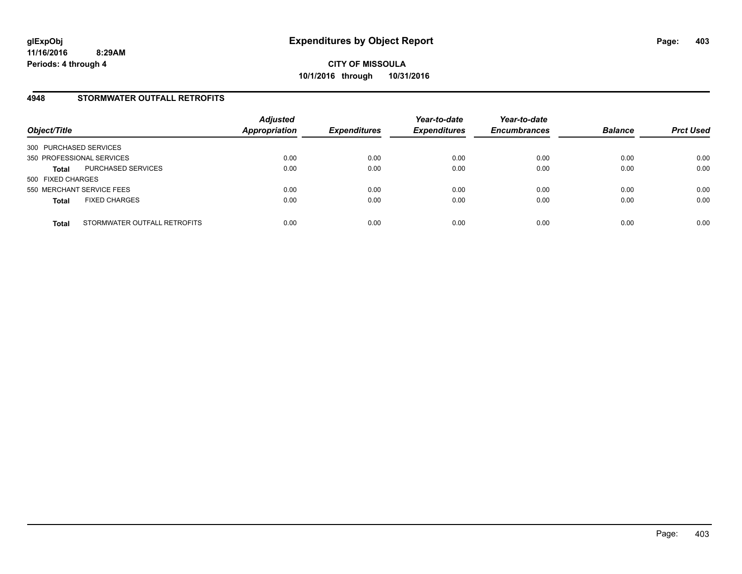**glExpObj**
**11/16/2016 8:29AM**
**Periods: 4 through 4**

# Expenditures by Object Report

**CITY OF MISSOULA**
**10/1/2016 through 10/31/2016**

## 4948 STORMWATER OUTFALL RETROFITS

| Object/Title | | *Adjusted Appropriation* | *Expenditures* | *Year-to-date Expenditures* | *Year-to-date Encumbrances* | *Balance* | *Prct Used* |
|---|---|---|---|---|---|---|---|
| 300 PURCHASED SERVICES | | | | | | | |
| 350 PROFESSIONAL SERVICES | | 0.00 | 0.00 | 0.00 | 0.00 | 0.00 | 0.00 |
| **Total** | PURCHASED SERVICES | 0.00 | 0.00 | 0.00 | 0.00 | 0.00 | 0.00 |
| 500 FIXED CHARGES | | | | | | | |
| 550 MERCHANT SERVICE FEES | | 0.00 | 0.00 | 0.00 | 0.00 | 0.00 | 0.00 |
| **Total** | FIXED CHARGES | 0.00 | 0.00 | 0.00 | 0.00 | 0.00 | 0.00 |
| **Total** | STORMWATER OUTFALL RETROFITS | 0.00 | 0.00 | 0.00 | 0.00 | 0.00 | 0.00 |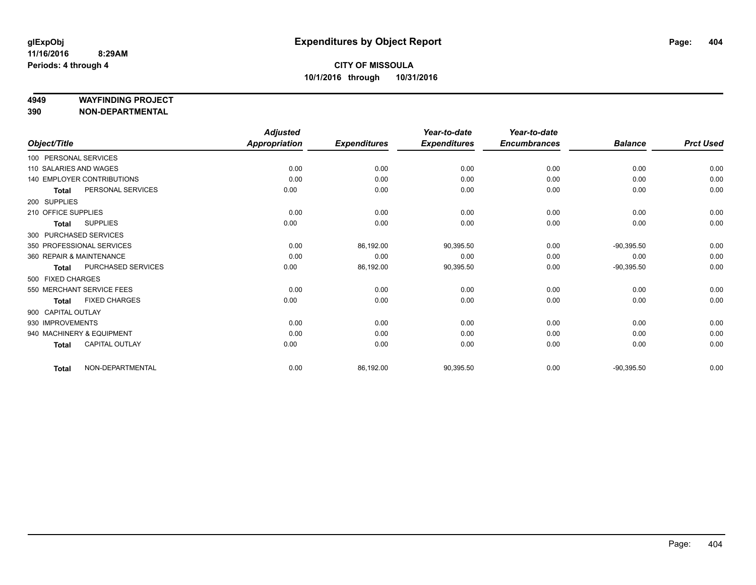**glExpObj**
**11/16/2016 8:29AM**
**Periods: 4 through 4**

# Expenditures by Object Report

**CITY OF MISSOULA**
**10/1/2016 through 10/31/2016**

**4949 WAYFINDING PROJECT**
**390 NON-DEPARTMENTAL**

| Object/Title | Adjusted Appropriation | Expenditures | Year-to-date Expenditures | Year-to-date Encumbrances | Balance | Prct Used |
|---|---|---|---|---|---|---|
| 100 PERSONAL SERVICES | | | | | | |
| 110 SALARIES AND WAGES | 0.00 | 0.00 | 0.00 | 0.00 | 0.00 | 0.00 |
| 140 EMPLOYER CONTRIBUTIONS | 0.00 | 0.00 | 0.00 | 0.00 | 0.00 | 0.00 |
| **Total** PERSONAL SERVICES | 0.00 | 0.00 | 0.00 | 0.00 | 0.00 | 0.00 |
| 200 SUPPLIES | | | | | | |
| 210 OFFICE SUPPLIES | 0.00 | 0.00 | 0.00 | 0.00 | 0.00 | 0.00 |
| **Total** SUPPLIES | 0.00 | 0.00 | 0.00 | 0.00 | 0.00 | 0.00 |
| 300 PURCHASED SERVICES | | | | | | |
| 350 PROFESSIONAL SERVICES | 0.00 | 86,192.00 | 90,395.50 | 0.00 | -90,395.50 | 0.00 |
| 360 REPAIR & MAINTENANCE | 0.00 | 0.00 | 0.00 | 0.00 | 0.00 | 0.00 |
| **Total** PURCHASED SERVICES | 0.00 | 86,192.00 | 90,395.50 | 0.00 | -90,395.50 | 0.00 |
| 500 FIXED CHARGES | | | | | | |
| 550 MERCHANT SERVICE FEES | 0.00 | 0.00 | 0.00 | 0.00 | 0.00 | 0.00 |
| **Total** FIXED CHARGES | 0.00 | 0.00 | 0.00 | 0.00 | 0.00 | 0.00 |
| 900 CAPITAL OUTLAY | | | | | | |
| 930 IMPROVEMENTS | 0.00 | 0.00 | 0.00 | 0.00 | 0.00 | 0.00 |
| 940 MACHINERY & EQUIPMENT | 0.00 | 0.00 | 0.00 | 0.00 | 0.00 | 0.00 |
| **Total** CAPITAL OUTLAY | 0.00 | 0.00 | 0.00 | 0.00 | 0.00 | 0.00 |
| **Total** NON-DEPARTMENTAL | 0.00 | 86,192.00 | 90,395.50 | 0.00 | -90,395.50 | 0.00 |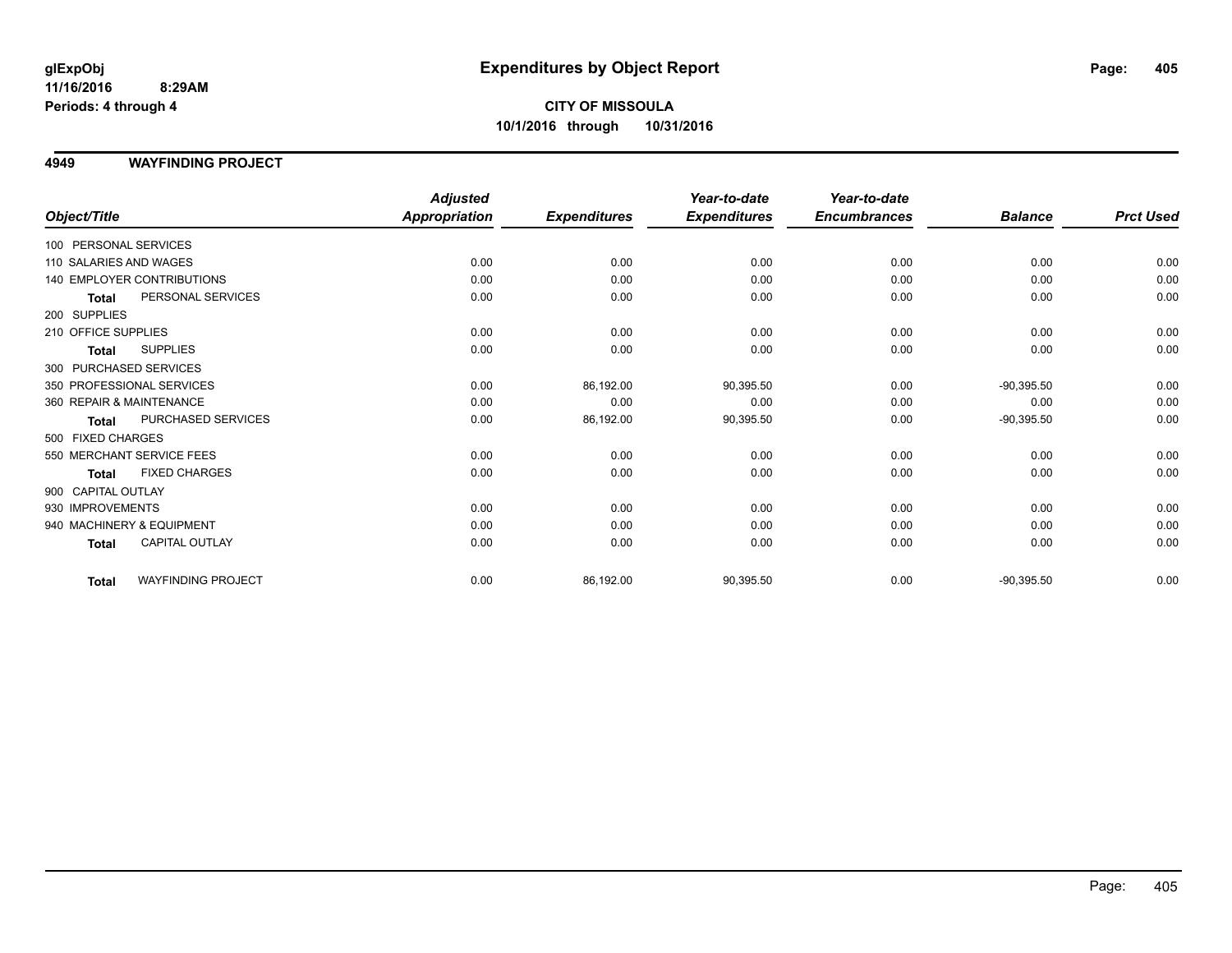# Expenditures by Object Report

glExpObj
11/16/2016 8:29AM
Periods: 4 through 4

**CITY OF MISSOULA**
**10/1/2016 through 10/31/2016**

## 4949 WAYFINDING PROJECT

| Object/Title | Adjusted Appropriation | Expenditures | Year-to-date Expenditures | Year-to-date Encumbrances | Balance | Prct Used |
|---|---|---|---|---|---|---|
| 100 PERSONAL SERVICES | | | | | | |
| 110 SALARIES AND WAGES | 0.00 | 0.00 | 0.00 | 0.00 | 0.00 | 0.00 |
| 140 EMPLOYER CONTRIBUTIONS | 0.00 | 0.00 | 0.00 | 0.00 | 0.00 | 0.00 |
| **Total** PERSONAL SERVICES | 0.00 | 0.00 | 0.00 | 0.00 | 0.00 | 0.00 |
| 200 SUPPLIES | | | | | | |
| 210 OFFICE SUPPLIES | 0.00 | 0.00 | 0.00 | 0.00 | 0.00 | 0.00 |
| **Total** SUPPLIES | 0.00 | 0.00 | 0.00 | 0.00 | 0.00 | 0.00 |
| 300 PURCHASED SERVICES | | | | | | |
| 350 PROFESSIONAL SERVICES | 0.00 | 86,192.00 | 90,395.50 | 0.00 | -90,395.50 | 0.00 |
| 360 REPAIR & MAINTENANCE | 0.00 | 0.00 | 0.00 | 0.00 | 0.00 | 0.00 |
| **Total** PURCHASED SERVICES | 0.00 | 86,192.00 | 90,395.50 | 0.00 | -90,395.50 | 0.00 |
| 500 FIXED CHARGES | | | | | | |
| 550 MERCHANT SERVICE FEES | 0.00 | 0.00 | 0.00 | 0.00 | 0.00 | 0.00 |
| **Total** FIXED CHARGES | 0.00 | 0.00 | 0.00 | 0.00 | 0.00 | 0.00 |
| 900 CAPITAL OUTLAY | | | | | | |
| 930 IMPROVEMENTS | 0.00 | 0.00 | 0.00 | 0.00 | 0.00 | 0.00 |
| 940 MACHINERY & EQUIPMENT | 0.00 | 0.00 | 0.00 | 0.00 | 0.00 | 0.00 |
| **Total** CAPITAL OUTLAY | 0.00 | 0.00 | 0.00 | 0.00 | 0.00 | 0.00 |
| **Total** WAYFINDING PROJECT | 0.00 | 86,192.00 | 90,395.50 | 0.00 | -90,395.50 | 0.00 |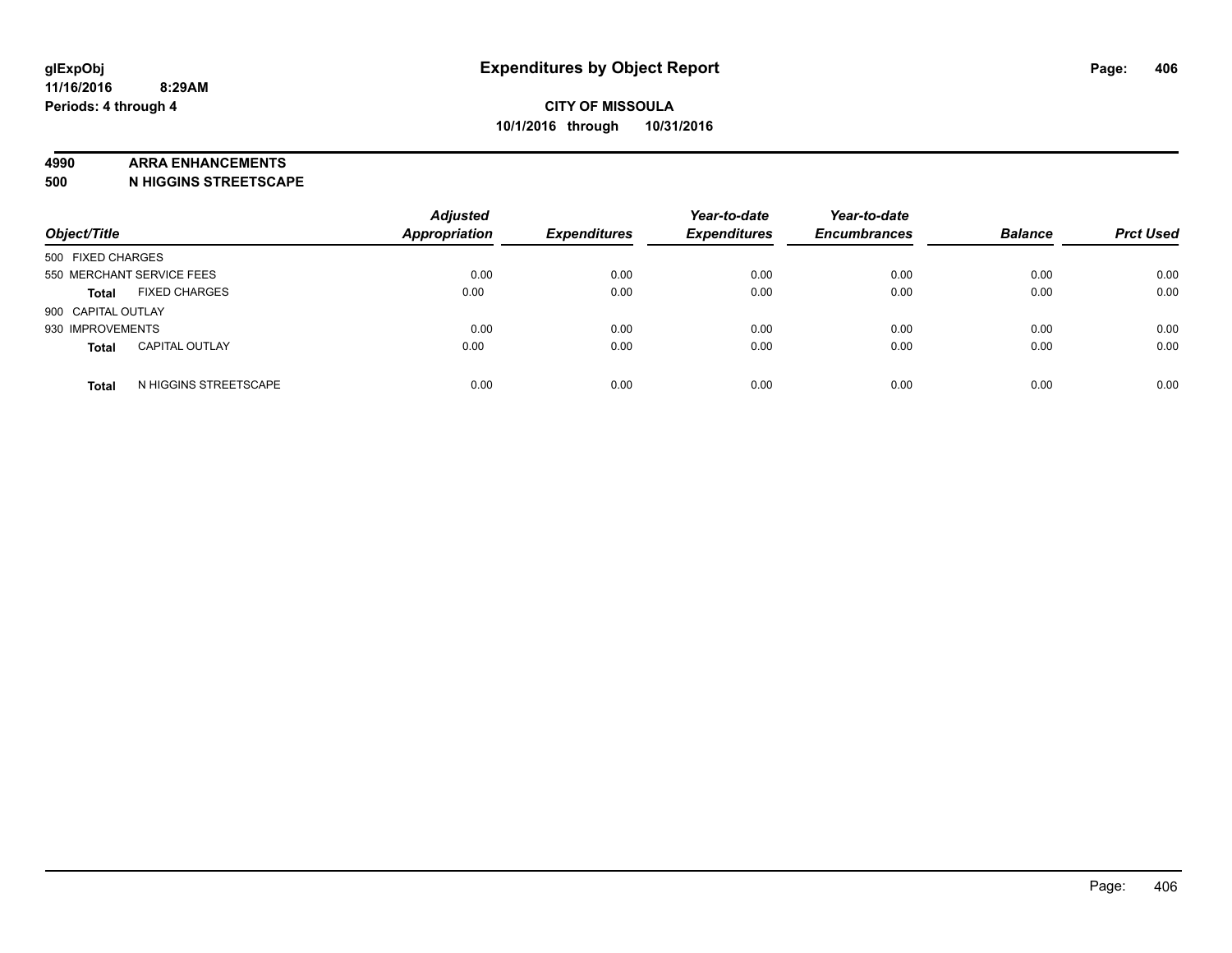**glExpObj**
**11/16/2016 8:29AM**
**Periods: 4 through 4**

# Expenditures by Object Report

**CITY OF MISSOULA**
**10/1/2016 through 10/31/2016**

**4990 ARRA ENHANCEMENTS**
**500 N HIGGINS STREETSCAPE**

| Object/Title | | Adjusted Appropriation | Expenditures | Year-to-date Expenditures | Year-to-date Encumbrances | Balance | Prct Used |
|---|---|---|---|---|---|---|---|
| 500 FIXED CHARGES | | | | | | | |
| 550 MERCHANT SERVICE FEES | | 0.00 | 0.00 | 0.00 | 0.00 | 0.00 | 0.00 |
| **Total** | FIXED CHARGES | 0.00 | 0.00 | 0.00 | 0.00 | 0.00 | 0.00 |
| 900 CAPITAL OUTLAY | | | | | | | |
| 930 IMPROVEMENTS | | 0.00 | 0.00 | 0.00 | 0.00 | 0.00 | 0.00 |
| **Total** | CAPITAL OUTLAY | 0.00 | 0.00 | 0.00 | 0.00 | 0.00 | 0.00 |
| **Total** | N HIGGINS STREETSCAPE | 0.00 | 0.00 | 0.00 | 0.00 | 0.00 | 0.00 |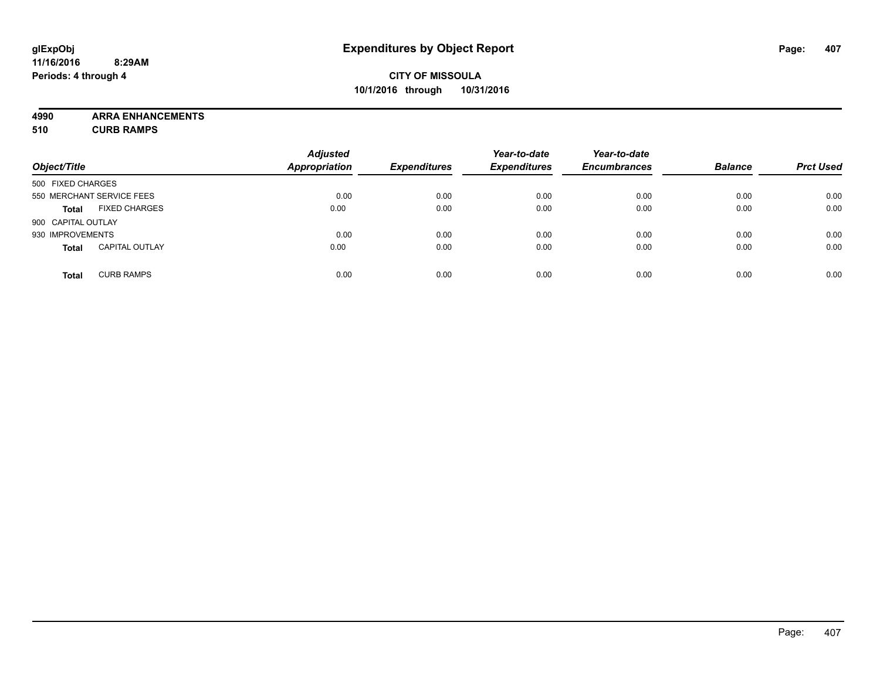# Expenditures by Object Report

glExpObj
11/16/2016 8:29AM
Periods: 4 through 4

**CITY OF MISSOULA**
**10/1/2016 through 10/31/2016**

**4990 ARRA ENHANCEMENTS**
**510 CURB RAMPS**

| Object/Title | | Adjusted Appropriation | Expenditures | Year-to-date Expenditures | Year-to-date Encumbrances | Balance | Prct Used |
|---|---|---|---|---|---|---|---|
| 500 FIXED CHARGES | | | | | | | |
| 550 MERCHANT SERVICE FEES | | 0.00 | 0.00 | 0.00 | 0.00 | 0.00 | 0.00 |
| **Total** | FIXED CHARGES | 0.00 | 0.00 | 0.00 | 0.00 | 0.00 | 0.00 |
| 900 CAPITAL OUTLAY | | | | | | | |
| 930 IMPROVEMENTS | | 0.00 | 0.00 | 0.00 | 0.00 | 0.00 | 0.00 |
| **Total** | CAPITAL OUTLAY | 0.00 | 0.00 | 0.00 | 0.00 | 0.00 | 0.00 |
| **Total** | CURB RAMPS | 0.00 | 0.00 | 0.00 | 0.00 | 0.00 | 0.00 |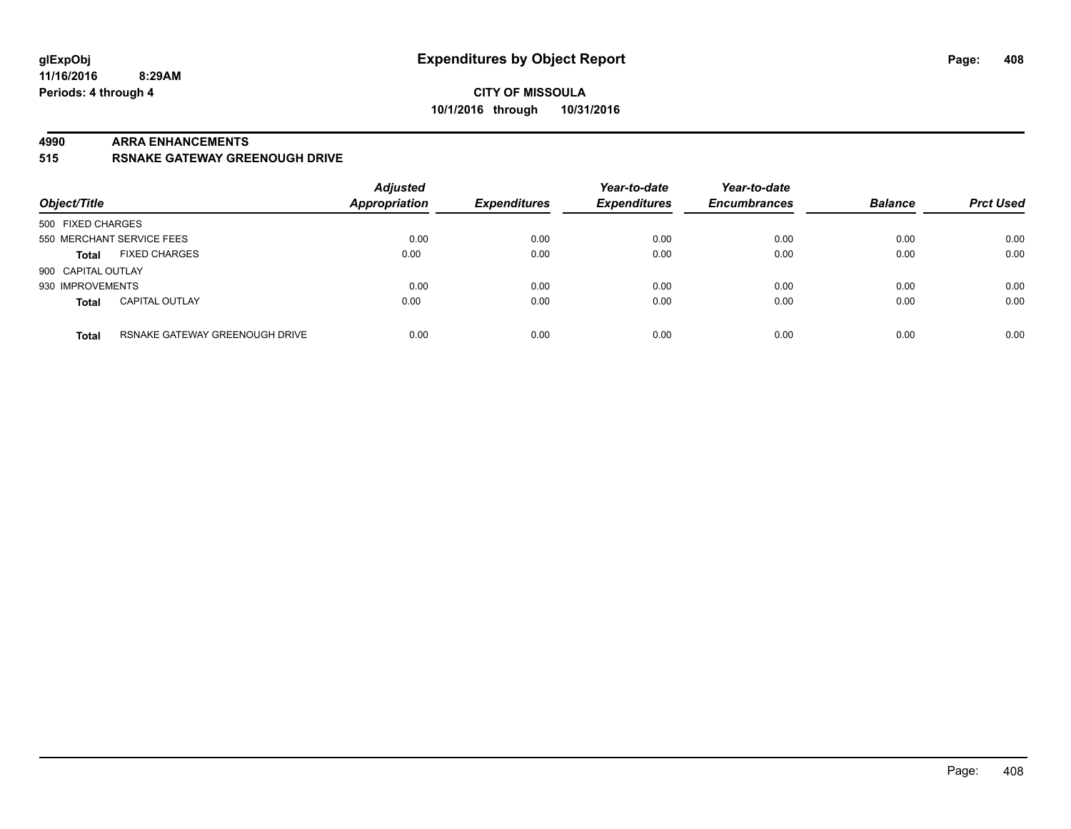**glExpObj**
**11/16/2016 8:29AM**
**Periods: 4 through 4**

# Expenditures by Object Report

**CITY OF MISSOULA**
**10/1/2016 through 10/31/2016**

**4990 ARRA ENHANCEMENTS**
**515 RSNAKE GATEWAY GREENOUGH DRIVE**

| Object/Title | | Adjusted Appropriation | Expenditures | Year-to-date Expenditures | Year-to-date Encumbrances | Balance | Prct Used |
|---|---|---|---|---|---|---|---|
| 500 FIXED CHARGES | | | | | | | |
| 550 MERCHANT SERVICE FEES | | 0.00 | 0.00 | 0.00 | 0.00 | 0.00 | 0.00 |
| **Total** | FIXED CHARGES | 0.00 | 0.00 | 0.00 | 0.00 | 0.00 | 0.00 |
| 900 CAPITAL OUTLAY | | | | | | | |
| 930 IMPROVEMENTS | | 0.00 | 0.00 | 0.00 | 0.00 | 0.00 | 0.00 |
| **Total** | CAPITAL OUTLAY | 0.00 | 0.00 | 0.00 | 0.00 | 0.00 | 0.00 |
| **Total** | RSNAKE GATEWAY GREENOUGH DRIVE | 0.00 | 0.00 | 0.00 | 0.00 | 0.00 | 0.00 |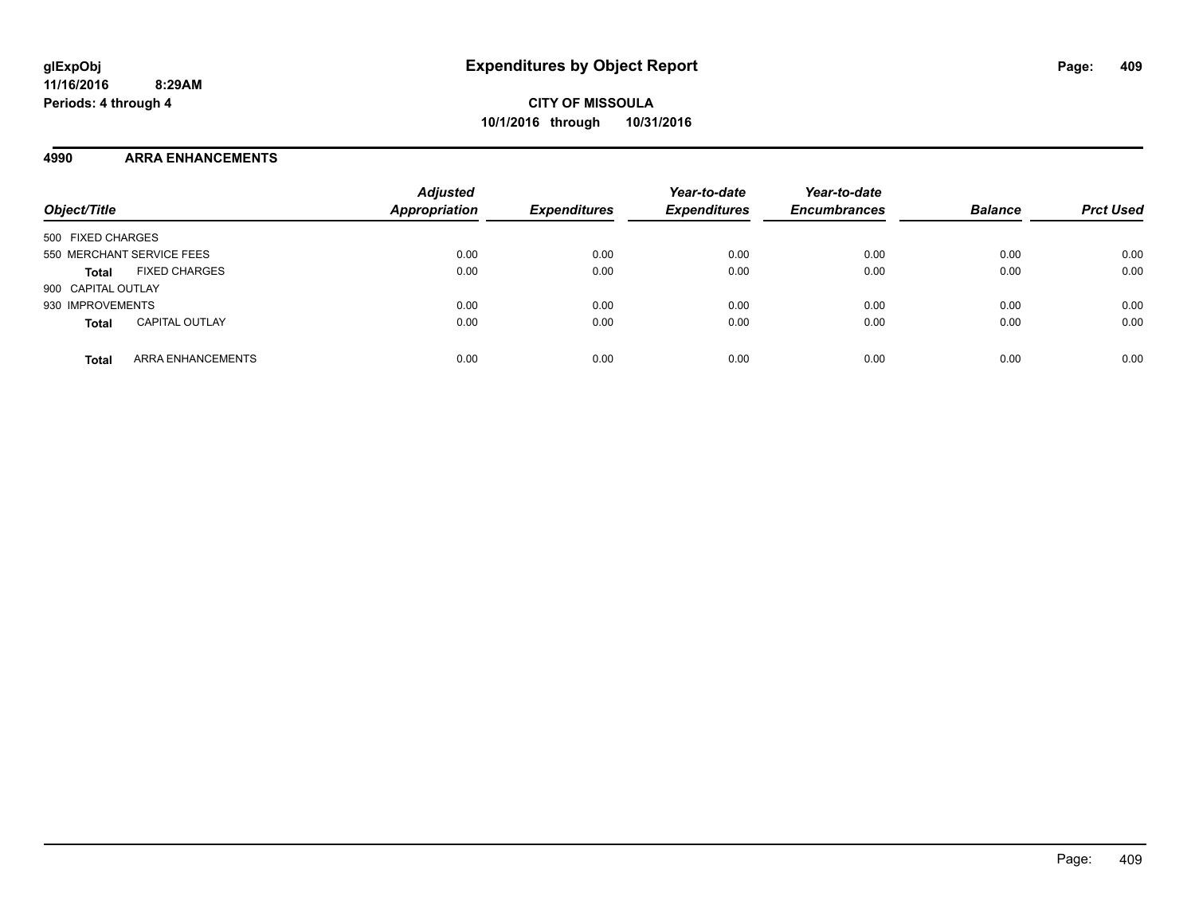**glExpObj**
**11/16/2016 8:29AM**
**Periods: 4 through 4**

# Expenditures by Object Report

**CITY OF MISSOULA**
**10/1/2016 through 10/31/2016**

## 4990 ARRA ENHANCEMENTS

| Object/Title | | Adjusted Appropriation | Expenditures | Year-to-date Expenditures | Year-to-date Encumbrances | Balance | Prct Used |
|---|---|---|---|---|---|---|---|
| 500 FIXED CHARGES | | | | | | | |
| 550 MERCHANT SERVICE FEES | | 0.00 | 0.00 | 0.00 | 0.00 | 0.00 | 0.00 |
| **Total** | FIXED CHARGES | 0.00 | 0.00 | 0.00 | 0.00 | 0.00 | 0.00 |
| 900 CAPITAL OUTLAY | | | | | | | |
| 930 IMPROVEMENTS | | 0.00 | 0.00 | 0.00 | 0.00 | 0.00 | 0.00 |
| **Total** | CAPITAL OUTLAY | 0.00 | 0.00 | 0.00 | 0.00 | 0.00 | 0.00 |
| **Total** | ARRA ENHANCEMENTS | 0.00 | 0.00 | 0.00 | 0.00 | 0.00 | 0.00 |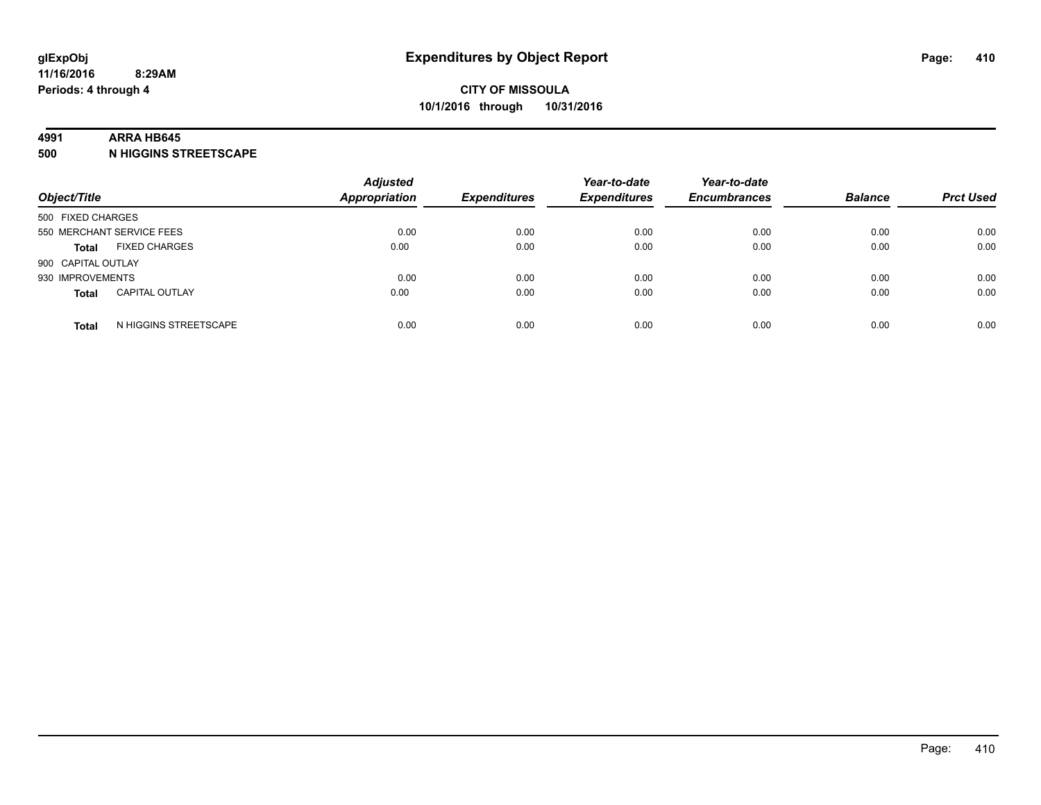# Expenditures by Object Report

glExpObj
11/16/2016 8:29AM
Periods: 4 through 4

**CITY OF MISSOULA**
**10/1/2016 through 10/31/2016**

**4991 ARRA HB645**
**500 N HIGGINS STREETSCAPE**

| Object/Title | | Adjusted Appropriation | Expenditures | Year-to-date Expenditures | Year-to-date Encumbrances | Balance | Prct Used |
|---|---|---|---|---|---|---|---|
| 500 FIXED CHARGES | | | | | | | |
| 550 MERCHANT SERVICE FEES | | 0.00 | 0.00 | 0.00 | 0.00 | 0.00 | 0.00 |
| **Total** | FIXED CHARGES | 0.00 | 0.00 | 0.00 | 0.00 | 0.00 | 0.00 |
| 900 CAPITAL OUTLAY | | | | | | | |
| 930 IMPROVEMENTS | | 0.00 | 0.00 | 0.00 | 0.00 | 0.00 | 0.00 |
| **Total** | CAPITAL OUTLAY | 0.00 | 0.00 | 0.00 | 0.00 | 0.00 | 0.00 |
| **Total** | N HIGGINS STREETSCAPE | 0.00 | 0.00 | 0.00 | 0.00 | 0.00 | 0.00 |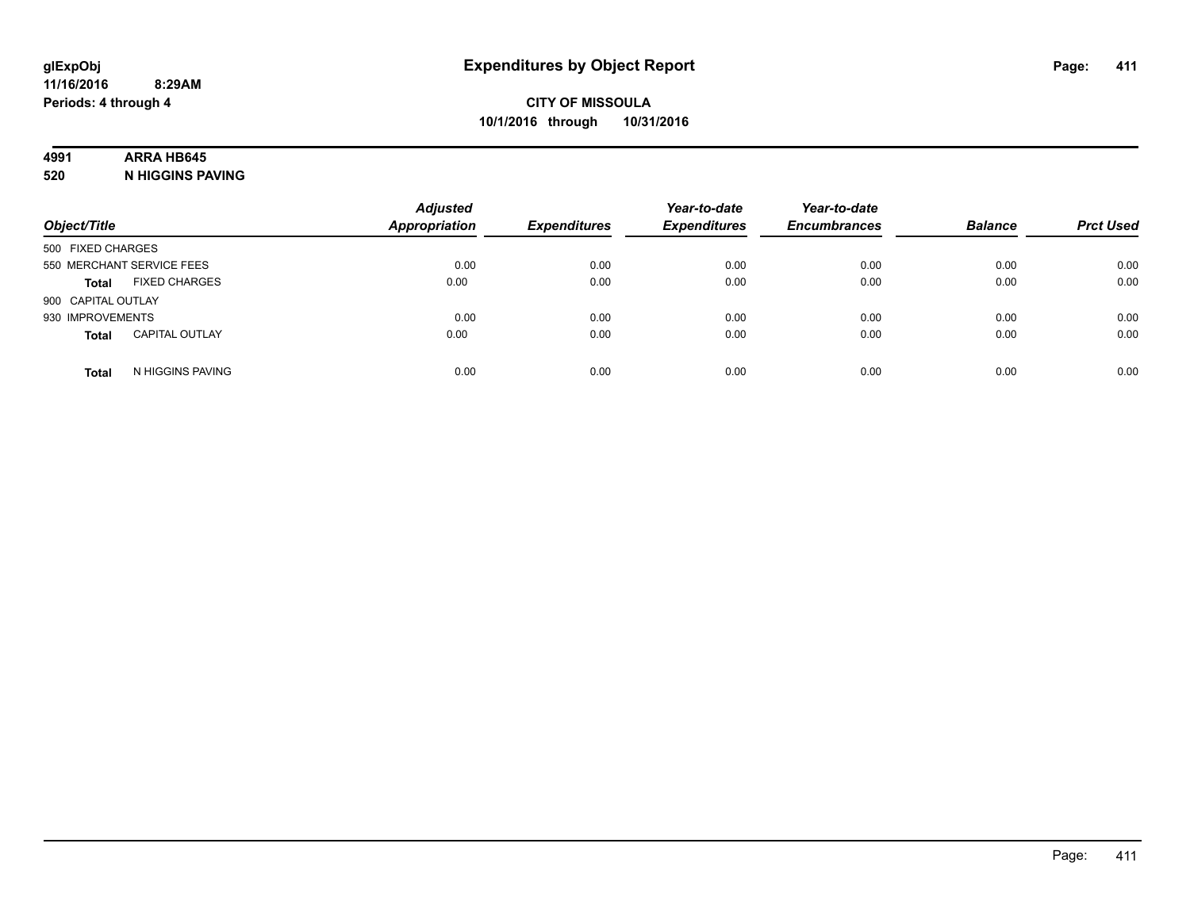**glExpObj**
**11/16/2016 8:29AM**
**Periods: 4 through 4**

# Expenditures by Object Report

**CITY OF MISSOULA**
**10/1/2016 through 10/31/2016**

**4991 ARRA HB645**
**520 N HIGGINS PAVING**

| Object/Title | Adjusted Appropriation | Expenditures | Year-to-date Expenditures | Year-to-date Encumbrances | Balance | Prct Used |
|---|---|---|---|---|---|---|
| 500 FIXED CHARGES | | | | | | |
| 550 MERCHANT SERVICE FEES | 0.00 | 0.00 | 0.00 | 0.00 | 0.00 | 0.00 |
| **Total** FIXED CHARGES | 0.00 | 0.00 | 0.00 | 0.00 | 0.00 | 0.00 |
| 900 CAPITAL OUTLAY | | | | | | |
| 930 IMPROVEMENTS | 0.00 | 0.00 | 0.00 | 0.00 | 0.00 | 0.00 |
| **Total** CAPITAL OUTLAY | 0.00 | 0.00 | 0.00 | 0.00 | 0.00 | 0.00 |
| **Total** N HIGGINS PAVING | 0.00 | 0.00 | 0.00 | 0.00 | 0.00 | 0.00 |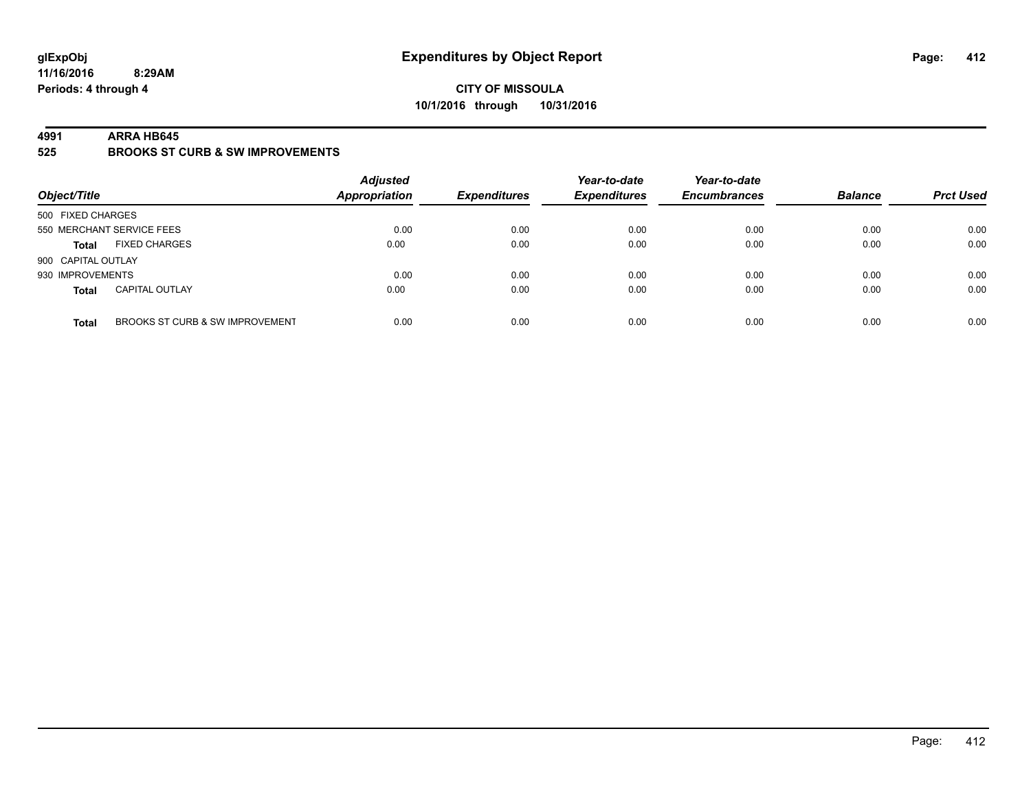glExpObj
11/16/2016 8:29AM
Periods: 4 through 4

# Expenditures by Object Report

**CITY OF MISSOULA**
**10/1/2016 through 10/31/2016**

**4991 ARRA HB645**
**525 BROOKS ST CURB & SW IMPROVEMENTS**

| Object/Title | | Adjusted Appropriation | Expenditures | Year-to-date Expenditures | Year-to-date Encumbrances | Balance | Prct Used |
|---|---|---|---|---|---|---|---|
| 500 FIXED CHARGES | | | | | | | |
| 550 MERCHANT SERVICE FEES | | 0.00 | 0.00 | 0.00 | 0.00 | 0.00 | 0.00 |
| **Total** | FIXED CHARGES | 0.00 | 0.00 | 0.00 | 0.00 | 0.00 | 0.00 |
| 900 CAPITAL OUTLAY | | | | | | | |
| 930 IMPROVEMENTS | | 0.00 | 0.00 | 0.00 | 0.00 | 0.00 | 0.00 |
| **Total** | CAPITAL OUTLAY | 0.00 | 0.00 | 0.00 | 0.00 | 0.00 | 0.00 |
| **Total** | BROOKS ST CURB & SW IMPROVEMENT | 0.00 | 0.00 | 0.00 | 0.00 | 0.00 | 0.00 |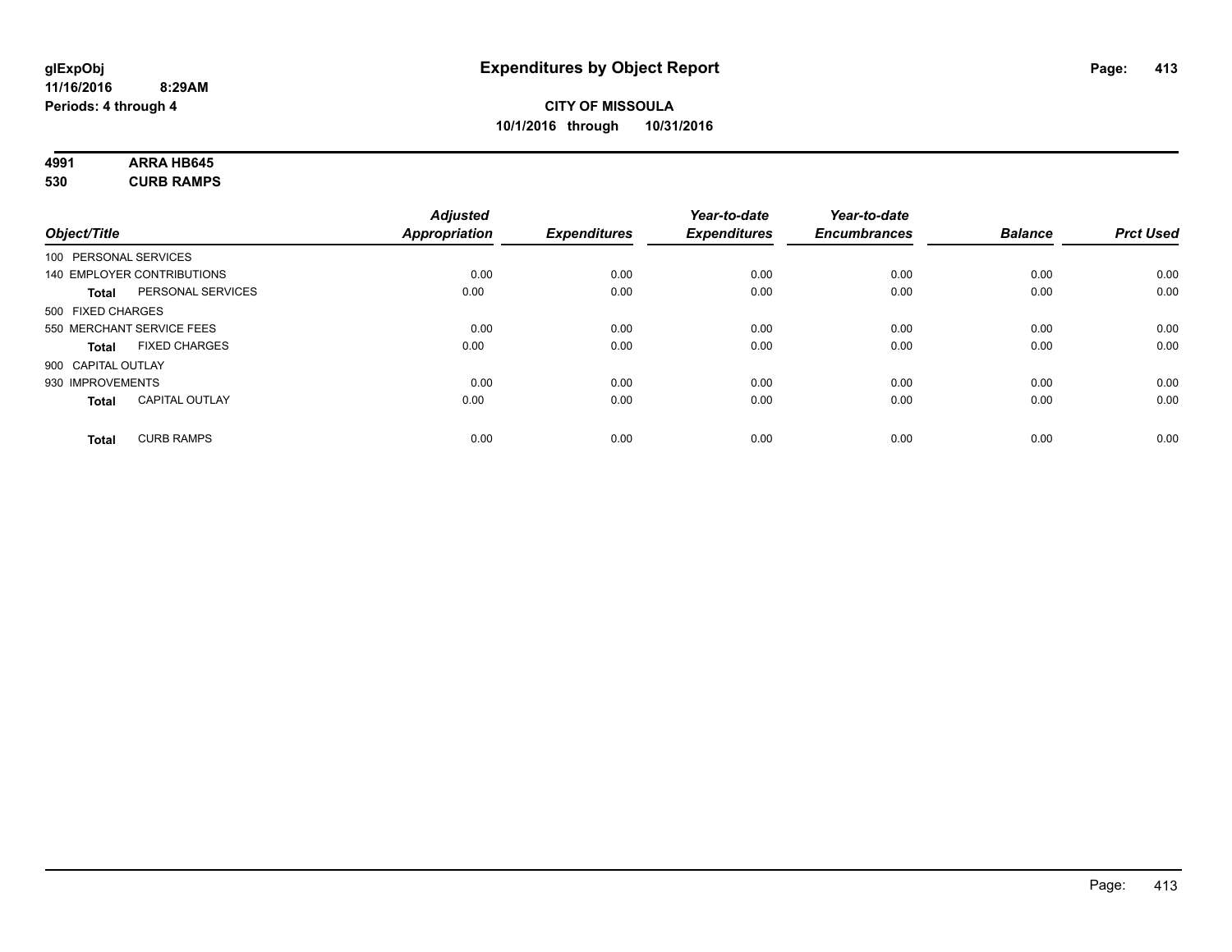# Expenditures by Object Report

**CITY OF MISSOULA**
**10/1/2016 through 10/31/2016**

glExpObj
11/16/2016 8:29AM
Periods: 4 through 4

**4991 ARRA HB645**
**530 CURB RAMPS**

| Object/Title | Adjusted Appropriation | Expenditures | Year-to-date Expenditures | Year-to-date Encumbrances | Balance | Prct Used |
|---|---|---|---|---|---|---|
| 100 PERSONAL SERVICES | | | | | | |
| 140 EMPLOYER CONTRIBUTIONS | 0.00 | 0.00 | 0.00 | 0.00 | 0.00 | 0.00 |
| **Total** PERSONAL SERVICES | 0.00 | 0.00 | 0.00 | 0.00 | 0.00 | 0.00 |
| 500 FIXED CHARGES | | | | | | |
| 550 MERCHANT SERVICE FEES | 0.00 | 0.00 | 0.00 | 0.00 | 0.00 | 0.00 |
| **Total** FIXED CHARGES | 0.00 | 0.00 | 0.00 | 0.00 | 0.00 | 0.00 |
| 900 CAPITAL OUTLAY | | | | | | |
| 930 IMPROVEMENTS | 0.00 | 0.00 | 0.00 | 0.00 | 0.00 | 0.00 |
| **Total** CAPITAL OUTLAY | 0.00 | 0.00 | 0.00 | 0.00 | 0.00 | 0.00 |
| **Total** CURB RAMPS | 0.00 | 0.00 | 0.00 | 0.00 | 0.00 | 0.00 |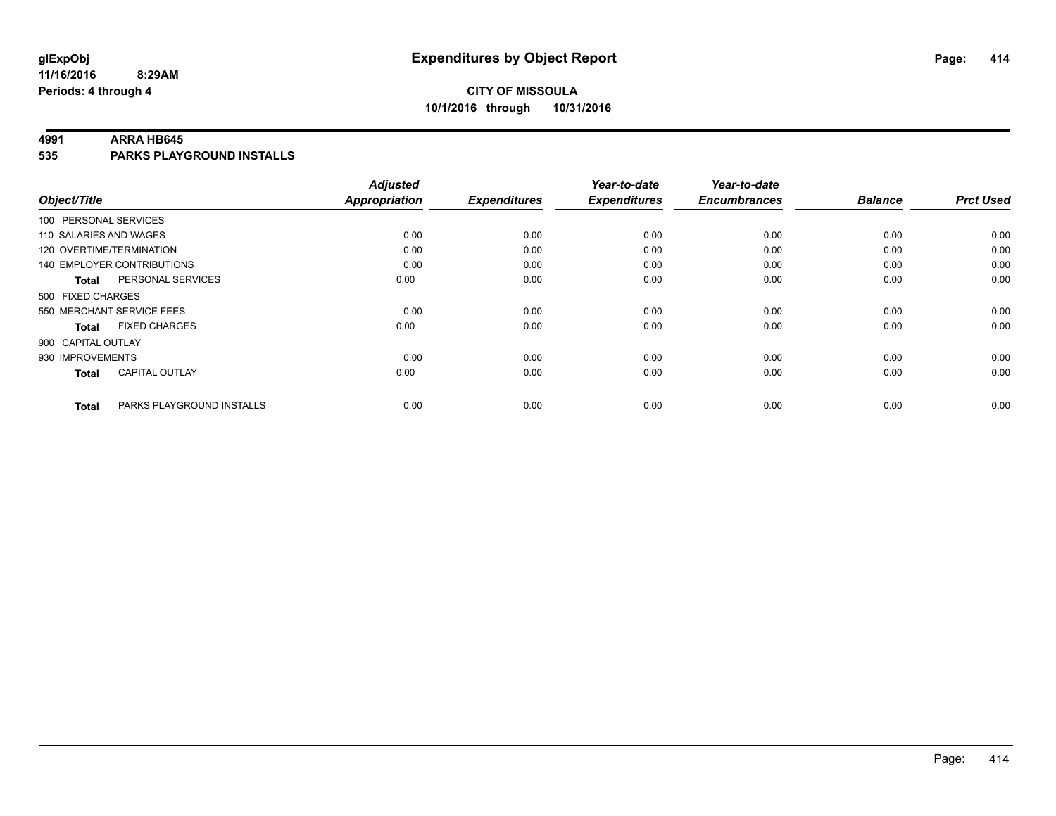**glExpObj**
**11/16/2016 8:29AM**
**Periods: 4 through 4**

# Expenditures by Object Report

**CITY OF MISSOULA**
**10/1/2016 through 10/31/2016**

## 4991 ARRA HB645
## 535 PARKS PLAYGROUND INSTALLS

| Object/Title | Adjusted Appropriation | Expenditures | Year-to-date Expenditures | Year-to-date Encumbrances | Balance | Prct Used |
|---|---|---|---|---|---|---|
| 100 PERSONAL SERVICES | | | | | | |
| 110 SALARIES AND WAGES | 0.00 | 0.00 | 0.00 | 0.00 | 0.00 | 0.00 |
| 120 OVERTIME/TERMINATION | 0.00 | 0.00 | 0.00 | 0.00 | 0.00 | 0.00 |
| 140 EMPLOYER CONTRIBUTIONS | 0.00 | 0.00 | 0.00 | 0.00 | 0.00 | 0.00 |
| **Total** PERSONAL SERVICES | 0.00 | 0.00 | 0.00 | 0.00 | 0.00 | 0.00 |
| 500 FIXED CHARGES | | | | | | |
| 550 MERCHANT SERVICE FEES | 0.00 | 0.00 | 0.00 | 0.00 | 0.00 | 0.00 |
| **Total** FIXED CHARGES | 0.00 | 0.00 | 0.00 | 0.00 | 0.00 | 0.00 |
| 900 CAPITAL OUTLAY | | | | | | |
| 930 IMPROVEMENTS | 0.00 | 0.00 | 0.00 | 0.00 | 0.00 | 0.00 |
| **Total** CAPITAL OUTLAY | 0.00 | 0.00 | 0.00 | 0.00 | 0.00 | 0.00 |
| **Total** PARKS PLAYGROUND INSTALLS | 0.00 | 0.00 | 0.00 | 0.00 | 0.00 | 0.00 |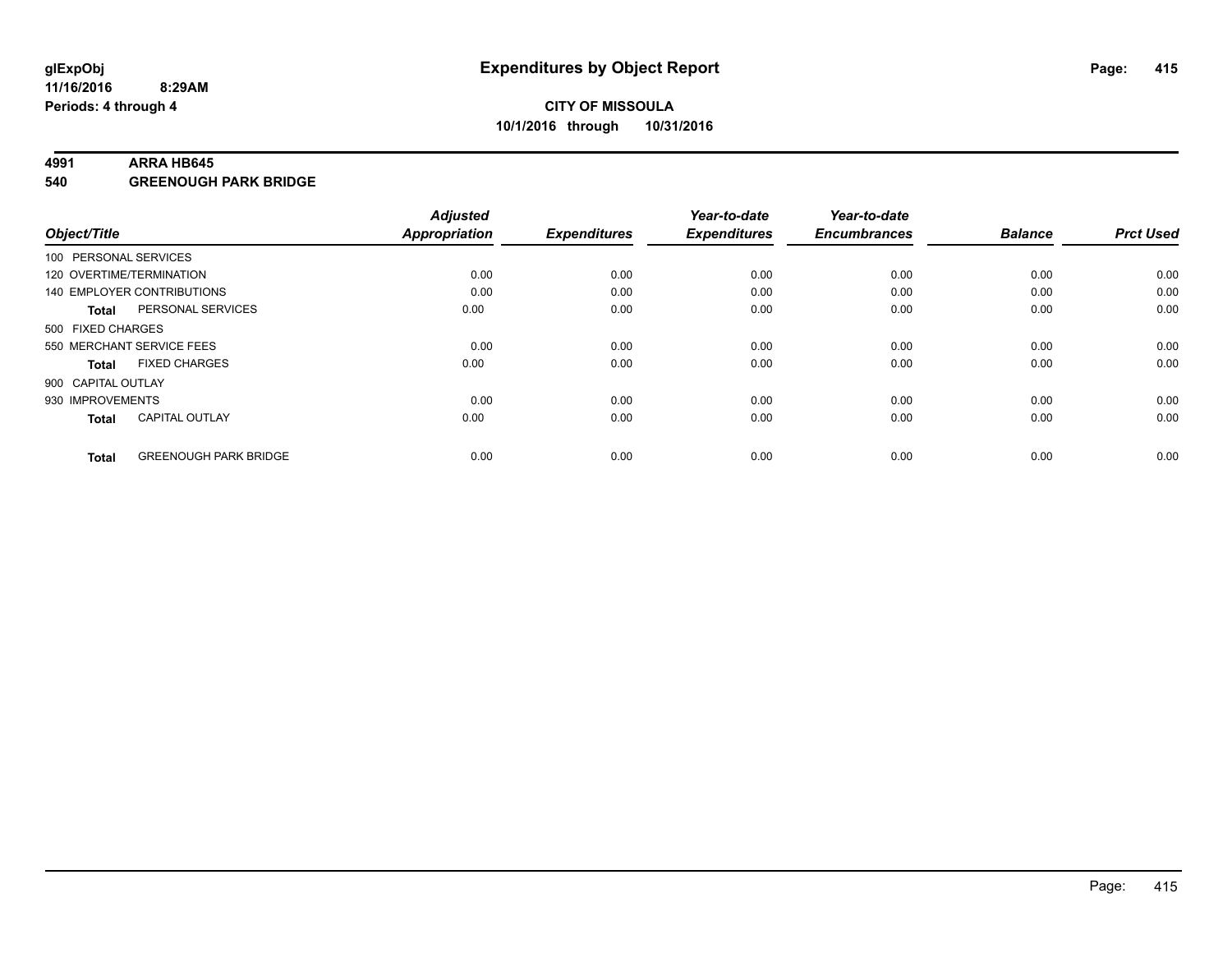**glExpObj** **Expenditures by Object Report**

**11/16/2016 8:29AM**

**Periods: 4 through 4**

**CITY OF MISSOULA**

**10/1/2016 through 10/31/2016**

**4991 ARRA HB645**

**540 GREENOUGH PARK BRIDGE**

| Object/Title | | Adjusted Appropriation | Expenditures | Year-to-date Expenditures | Year-to-date Encumbrances | Balance | Prct Used |
|---|---|---|---|---|---|---|---|
| 100 PERSONAL SERVICES | | | | | | | |
| 120 OVERTIME/TERMINATION | | 0.00 | 0.00 | 0.00 | 0.00 | 0.00 | 0.00 |
| 140 EMPLOYER CONTRIBUTIONS | | 0.00 | 0.00 | 0.00 | 0.00 | 0.00 | 0.00 |
| **Total** | PERSONAL SERVICES | 0.00 | 0.00 | 0.00 | 0.00 | 0.00 | 0.00 |
| 500 FIXED CHARGES | | | | | | | |
| 550 MERCHANT SERVICE FEES | | 0.00 | 0.00 | 0.00 | 0.00 | 0.00 | 0.00 |
| **Total** | FIXED CHARGES | 0.00 | 0.00 | 0.00 | 0.00 | 0.00 | 0.00 |
| 900 CAPITAL OUTLAY | | | | | | | |
| 930 IMPROVEMENTS | | 0.00 | 0.00 | 0.00 | 0.00 | 0.00 | 0.00 |
| **Total** | CAPITAL OUTLAY | 0.00 | 0.00 | 0.00 | 0.00 | 0.00 | 0.00 |
| **Total** | GREENOUGH PARK BRIDGE | 0.00 | 0.00 | 0.00 | 0.00 | 0.00 | 0.00 |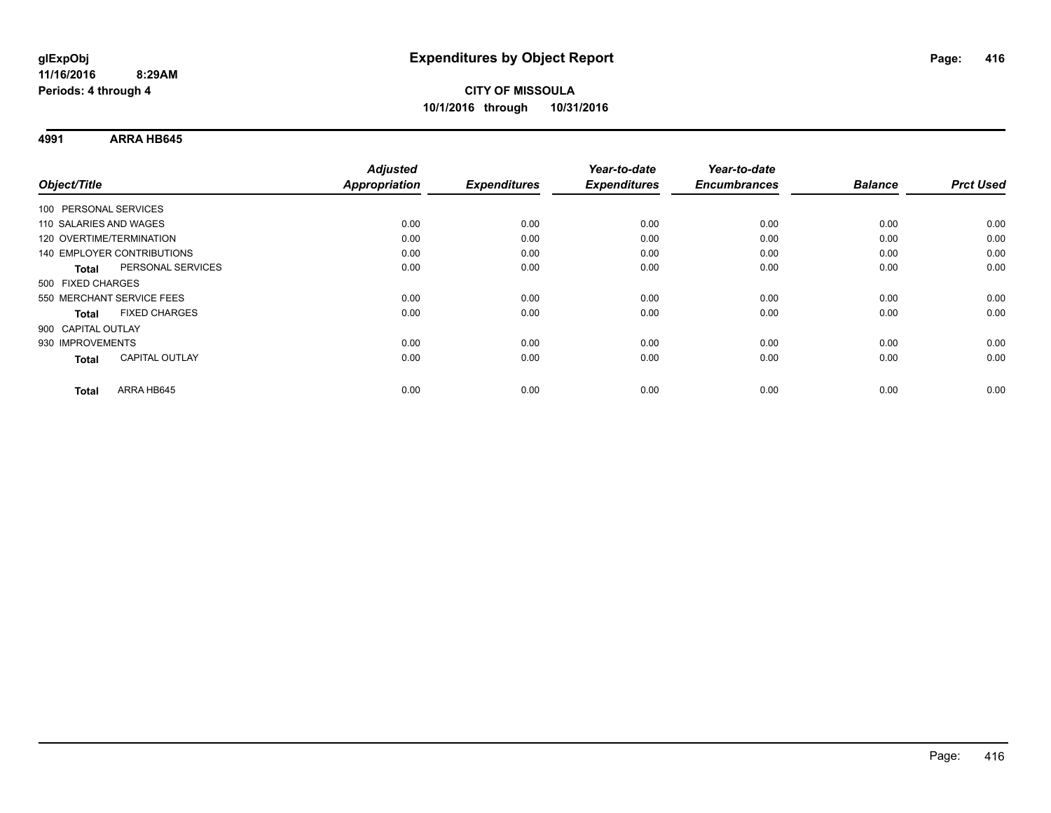**glExpObj**
**11/16/2016 8:29AM**
**Periods: 4 through 4**

# Expenditures by Object Report

**CITY OF MISSOULA**
**10/1/2016 through 10/31/2016**

## 4991 ARRA HB645

| Object/Title | Adjusted Appropriation | Expenditures | Year-to-date Expenditures | Year-to-date Encumbrances | Balance | Prct Used |
|---|---|---|---|---|---|---|
| 100 PERSONAL SERVICES | | | | | | |
| 110 SALARIES AND WAGES | 0.00 | 0.00 | 0.00 | 0.00 | 0.00 | 0.00 |
| 120 OVERTIME/TERMINATION | 0.00 | 0.00 | 0.00 | 0.00 | 0.00 | 0.00 |
| 140 EMPLOYER CONTRIBUTIONS | 0.00 | 0.00 | 0.00 | 0.00 | 0.00 | 0.00 |
| **Total** PERSONAL SERVICES | 0.00 | 0.00 | 0.00 | 0.00 | 0.00 | 0.00 |
| 500 FIXED CHARGES | | | | | | |
| 550 MERCHANT SERVICE FEES | 0.00 | 0.00 | 0.00 | 0.00 | 0.00 | 0.00 |
| **Total** FIXED CHARGES | 0.00 | 0.00 | 0.00 | 0.00 | 0.00 | 0.00 |
| 900 CAPITAL OUTLAY | | | | | | |
| 930 IMPROVEMENTS | 0.00 | 0.00 | 0.00 | 0.00 | 0.00 | 0.00 |
| **Total** CAPITAL OUTLAY | 0.00 | 0.00 | 0.00 | 0.00 | 0.00 | 0.00 |
| **Total** ARRA HB645 | 0.00 | 0.00 | 0.00 | 0.00 | 0.00 | 0.00 |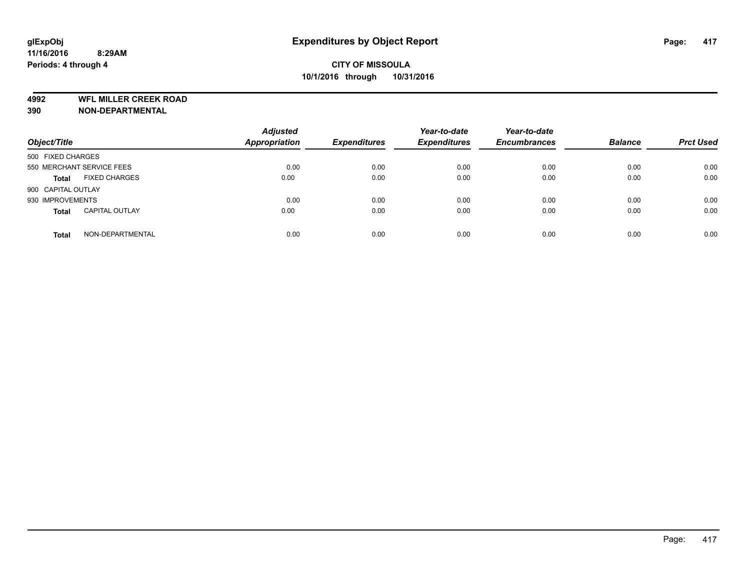# Expenditures by Object Report

glExpObj
11/16/2016 8:29AM
Periods: 4 through 4

**CITY OF MISSOULA**
**10/1/2016 through 10/31/2016**

**4992 WFL MILLER CREEK ROAD**
**390 NON-DEPARTMENTAL**

| Object/Title | | Adjusted Appropriation | Expenditures | Year-to-date Expenditures | Year-to-date Encumbrances | Balance | Prct Used |
|---|---|---|---|---|---|---|---|
| 500 FIXED CHARGES | | | | | | | |
| 550 MERCHANT SERVICE FEES | | 0.00 | 0.00 | 0.00 | 0.00 | 0.00 | 0.00 |
| **Total** | FIXED CHARGES | 0.00 | 0.00 | 0.00 | 0.00 | 0.00 | 0.00 |
| 900 CAPITAL OUTLAY | | | | | | | |
| 930 IMPROVEMENTS | | 0.00 | 0.00 | 0.00 | 0.00 | 0.00 | 0.00 |
| **Total** | CAPITAL OUTLAY | 0.00 | 0.00 | 0.00 | 0.00 | 0.00 | 0.00 |
| **Total** | NON-DEPARTMENTAL | 0.00 | 0.00 | 0.00 | 0.00 | 0.00 | 0.00 |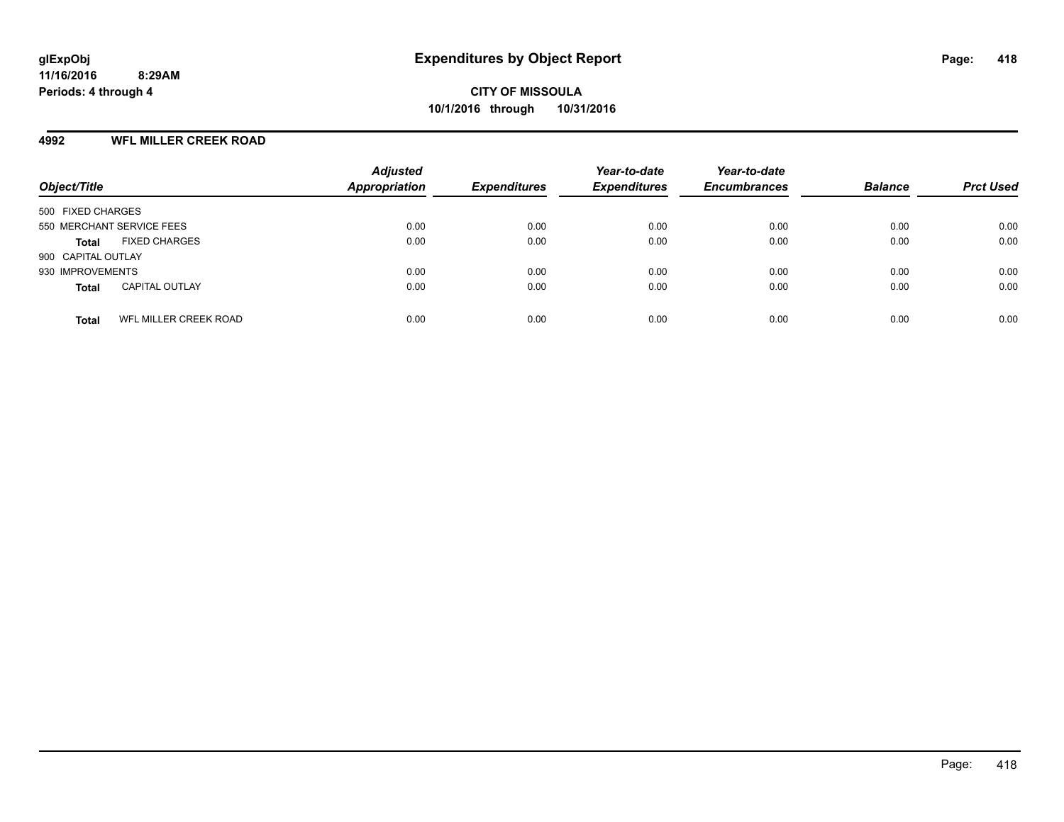glExpObj
11/16/2016 8:29AM
Periods: 4 through 4

# Expenditures by Object Report

**CITY OF MISSOULA**
**10/1/2016 through 10/31/2016**

## 4992 WFL MILLER CREEK ROAD

| Object/Title | Adjusted Appropriation | Expenditures | Year-to-date Expenditures | Year-to-date Encumbrances | Balance | Prct Used |
|---|---|---|---|---|---|---|
| 500 FIXED CHARGES | | | | | | |
| 550 MERCHANT SERVICE FEES | 0.00 | 0.00 | 0.00 | 0.00 | 0.00 | 0.00 |
| **Total** FIXED CHARGES | 0.00 | 0.00 | 0.00 | 0.00 | 0.00 | 0.00 |
| 900 CAPITAL OUTLAY | | | | | | |
| 930 IMPROVEMENTS | 0.00 | 0.00 | 0.00 | 0.00 | 0.00 | 0.00 |
| **Total** CAPITAL OUTLAY | 0.00 | 0.00 | 0.00 | 0.00 | 0.00 | 0.00 |
| **Total** WFL MILLER CREEK ROAD | 0.00 | 0.00 | 0.00 | 0.00 | 0.00 | 0.00 |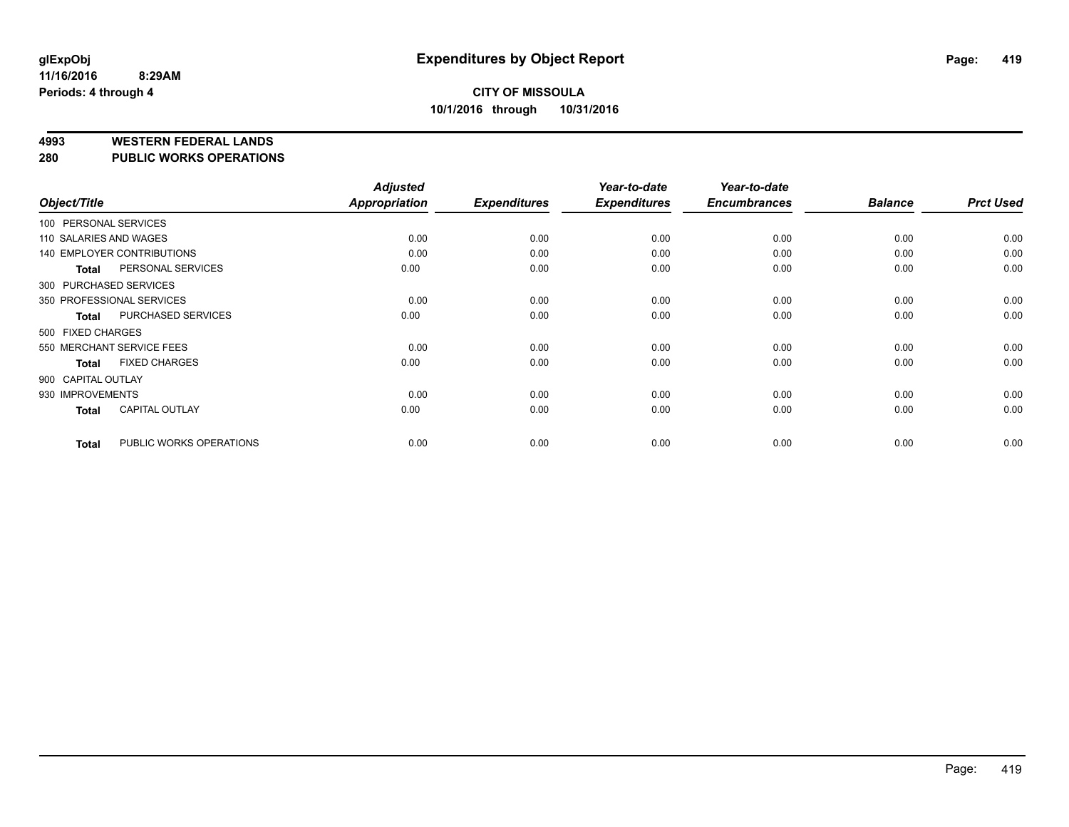glExpObj
11/16/2016 8:29AM
Periods: 4 through 4

# Expenditures by Object Report

**CITY OF MISSOULA**
**10/1/2016 through 10/31/2016**

## 4993 WESTERN FEDERAL LANDS
## 280 PUBLIC WORKS OPERATIONS

| Object/Title | Adjusted Appropriation | Expenditures | Year-to-date Expenditures | Year-to-date Encumbrances | Balance | Prct Used |
|---|---|---|---|---|---|---|
| 100 PERSONAL SERVICES | | | | | | |
| 110 SALARIES AND WAGES | 0.00 | 0.00 | 0.00 | 0.00 | 0.00 | 0.00 |
| 140 EMPLOYER CONTRIBUTIONS | 0.00 | 0.00 | 0.00 | 0.00 | 0.00 | 0.00 |
| **Total** PERSONAL SERVICES | 0.00 | 0.00 | 0.00 | 0.00 | 0.00 | 0.00 |
| 300 PURCHASED SERVICES | | | | | | |
| 350 PROFESSIONAL SERVICES | 0.00 | 0.00 | 0.00 | 0.00 | 0.00 | 0.00 |
| **Total** PURCHASED SERVICES | 0.00 | 0.00 | 0.00 | 0.00 | 0.00 | 0.00 |
| 500 FIXED CHARGES | | | | | | |
| 550 MERCHANT SERVICE FEES | 0.00 | 0.00 | 0.00 | 0.00 | 0.00 | 0.00 |
| **Total** FIXED CHARGES | 0.00 | 0.00 | 0.00 | 0.00 | 0.00 | 0.00 |
| 900 CAPITAL OUTLAY | | | | | | |
| 930 IMPROVEMENTS | 0.00 | 0.00 | 0.00 | 0.00 | 0.00 | 0.00 |
| **Total** CAPITAL OUTLAY | 0.00 | 0.00 | 0.00 | 0.00 | 0.00 | 0.00 |
| **Total** PUBLIC WORKS OPERATIONS | 0.00 | 0.00 | 0.00 | 0.00 | 0.00 | 0.00 |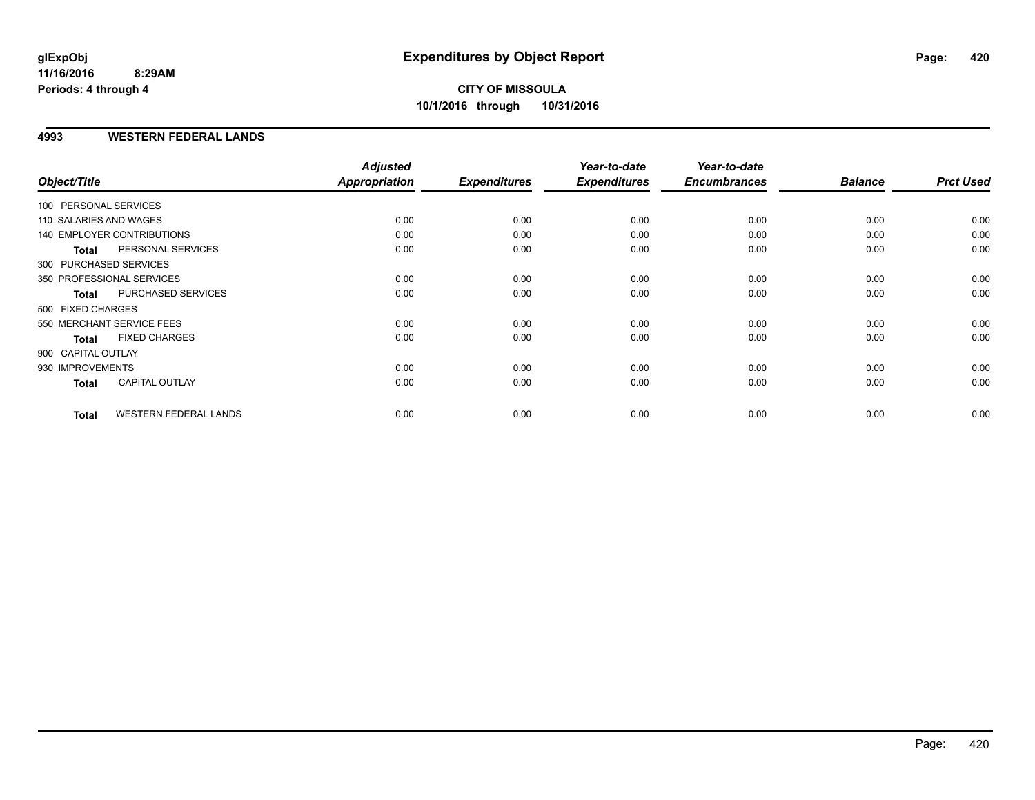# Expenditures by Object Report

glExpObj
11/16/2016 8:29AM
Periods: 4 through 4

**CITY OF MISSOULA**
**10/1/2016 through 10/31/2016**

## 4993 WESTERN FEDERAL LANDS

| Object/Title | Adjusted Appropriation | Expenditures | Year-to-date Expenditures | Year-to-date Encumbrances | Balance | Prct Used |
|---|---|---|---|---|---|---|
| 100 PERSONAL SERVICES | | | | | | |
| 110 SALARIES AND WAGES | 0.00 | 0.00 | 0.00 | 0.00 | 0.00 | 0.00 |
| 140 EMPLOYER CONTRIBUTIONS | 0.00 | 0.00 | 0.00 | 0.00 | 0.00 | 0.00 |
| **Total** PERSONAL SERVICES | 0.00 | 0.00 | 0.00 | 0.00 | 0.00 | 0.00 |
| 300 PURCHASED SERVICES | | | | | | |
| 350 PROFESSIONAL SERVICES | 0.00 | 0.00 | 0.00 | 0.00 | 0.00 | 0.00 |
| **Total** PURCHASED SERVICES | 0.00 | 0.00 | 0.00 | 0.00 | 0.00 | 0.00 |
| 500 FIXED CHARGES | | | | | | |
| 550 MERCHANT SERVICE FEES | 0.00 | 0.00 | 0.00 | 0.00 | 0.00 | 0.00 |
| **Total** FIXED CHARGES | 0.00 | 0.00 | 0.00 | 0.00 | 0.00 | 0.00 |
| 900 CAPITAL OUTLAY | | | | | | |
| 930 IMPROVEMENTS | 0.00 | 0.00 | 0.00 | 0.00 | 0.00 | 0.00 |
| **Total** CAPITAL OUTLAY | 0.00 | 0.00 | 0.00 | 0.00 | 0.00 | 0.00 |
| **Total** WESTERN FEDERAL LANDS | 0.00 | 0.00 | 0.00 | 0.00 | 0.00 | 0.00 |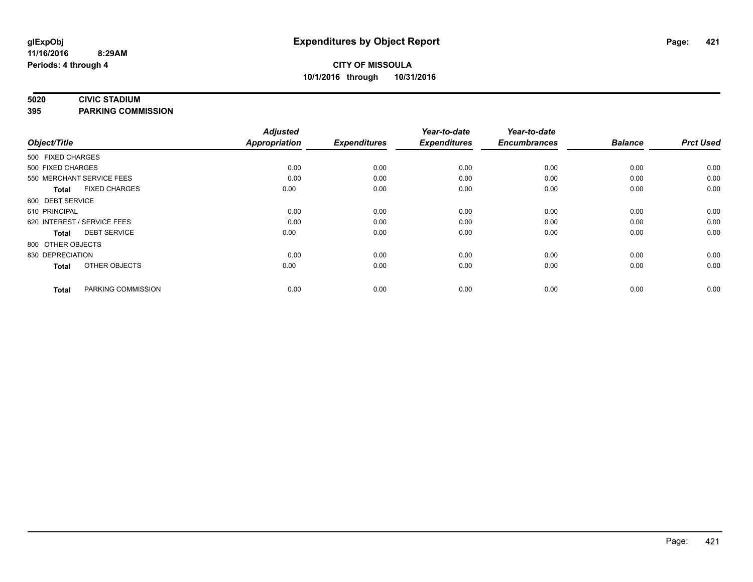**glExpObj**
**11/16/2016 8:29AM**
**Periods: 4 through 4**

# Expenditures by Object Report

**CITY OF MISSOULA**
**10/1/2016 through 10/31/2016**

**5020 CIVIC STADIUM**
**395 PARKING COMMISSION**

| Object/Title | | Adjusted Appropriation | Expenditures | Year-to-date Expenditures | Year-to-date Encumbrances | Balance | Prct Used |
|---|---|---|---|---|---|---|---|
| 500 FIXED CHARGES | | | | | | | |
| 500 FIXED CHARGES | | 0.00 | 0.00 | 0.00 | 0.00 | 0.00 | 0.00 |
| 550 MERCHANT SERVICE FEES | | 0.00 | 0.00 | 0.00 | 0.00 | 0.00 | 0.00 |
| **Total** | FIXED CHARGES | 0.00 | 0.00 | 0.00 | 0.00 | 0.00 | 0.00 |
| 600 DEBT SERVICE | | | | | | | |
| 610 PRINCIPAL | | 0.00 | 0.00 | 0.00 | 0.00 | 0.00 | 0.00 |
| 620 INTEREST / SERVICE FEES | | 0.00 | 0.00 | 0.00 | 0.00 | 0.00 | 0.00 |
| **Total** | DEBT SERVICE | 0.00 | 0.00 | 0.00 | 0.00 | 0.00 | 0.00 |
| 800 OTHER OBJECTS | | | | | | | |
| 830 DEPRECIATION | | 0.00 | 0.00 | 0.00 | 0.00 | 0.00 | 0.00 |
| **Total** | OTHER OBJECTS | 0.00 | 0.00 | 0.00 | 0.00 | 0.00 | 0.00 |
| **Total** | PARKING COMMISSION | 0.00 | 0.00 | 0.00 | 0.00 | 0.00 | 0.00 |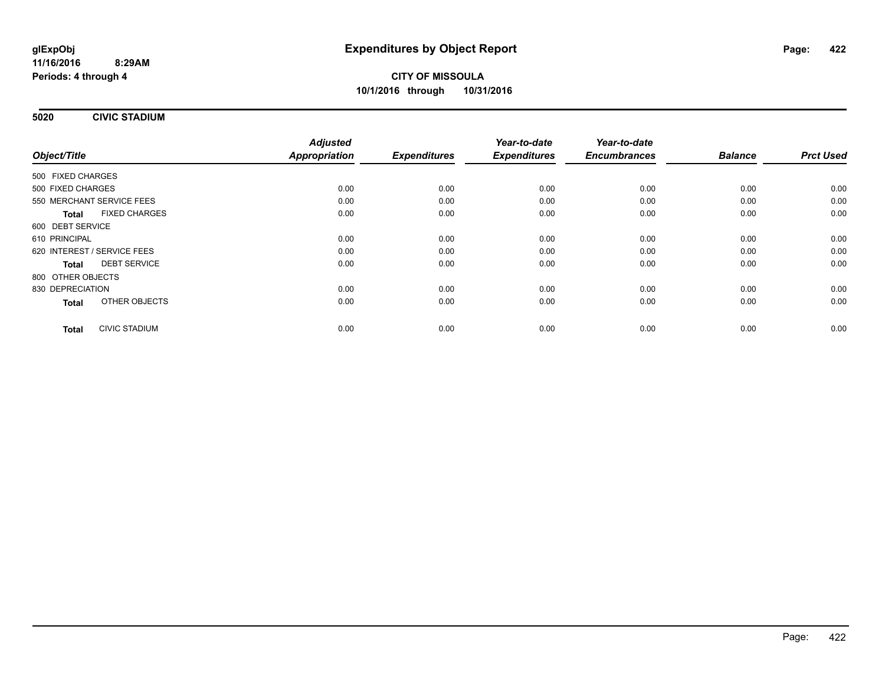glExpObj
11/16/2016 8:29AM
Periods: 4 through 4

# Expenditures by Object Report

**CITY OF MISSOULA**
**10/1/2016 through 10/31/2016**

## 5020 CIVIC STADIUM

| Object/Title | Adjusted Appropriation | Expenditures | Year-to-date Expenditures | Year-to-date Encumbrances | Balance | Prct Used |
|---|---|---|---|---|---|---|
| 500 FIXED CHARGES | | | | | | |
| 500 FIXED CHARGES | 0.00 | 0.00 | 0.00 | 0.00 | 0.00 | 0.00 |
| 550 MERCHANT SERVICE FEES | 0.00 | 0.00 | 0.00 | 0.00 | 0.00 | 0.00 |
| **Total** FIXED CHARGES | 0.00 | 0.00 | 0.00 | 0.00 | 0.00 | 0.00 |
| 600 DEBT SERVICE | | | | | | |
| 610 PRINCIPAL | 0.00 | 0.00 | 0.00 | 0.00 | 0.00 | 0.00 |
| 620 INTEREST / SERVICE FEES | 0.00 | 0.00 | 0.00 | 0.00 | 0.00 | 0.00 |
| **Total** DEBT SERVICE | 0.00 | 0.00 | 0.00 | 0.00 | 0.00 | 0.00 |
| 800 OTHER OBJECTS | | | | | | |
| 830 DEPRECIATION | 0.00 | 0.00 | 0.00 | 0.00 | 0.00 | 0.00 |
| **Total** OTHER OBJECTS | 0.00 | 0.00 | 0.00 | 0.00 | 0.00 | 0.00 |
| **Total** CIVIC STADIUM | 0.00 | 0.00 | 0.00 | 0.00 | 0.00 | 0.00 |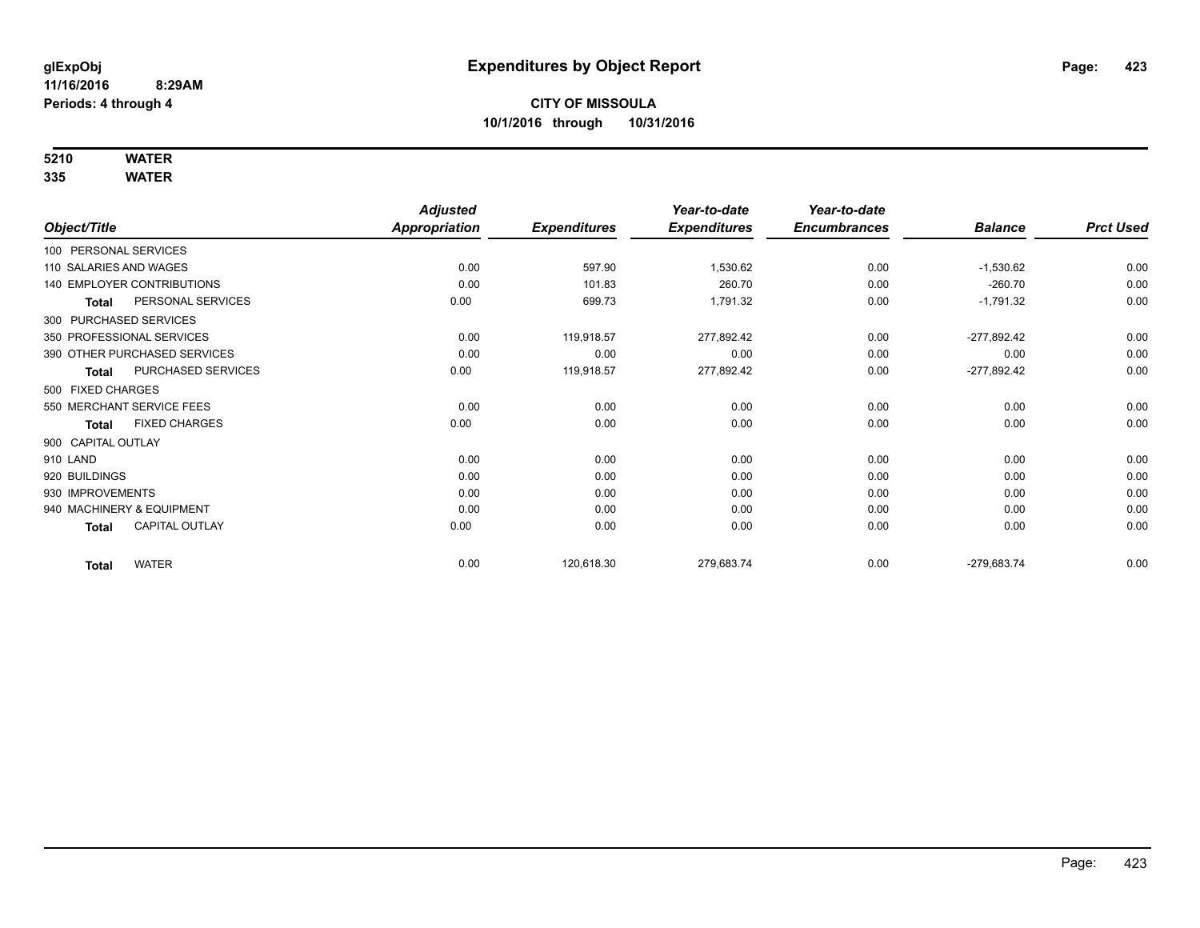glExpObj
11/16/2016 8:29AM
Periods: 4 through 4

# Expenditures by Object Report

**CITY OF MISSOULA**
**10/1/2016 through 10/31/2016**

**5210 WATER**
**335 WATER**

| Object/Title | Adjusted Appropriation | Expenditures | Year-to-date Expenditures | Year-to-date Encumbrances | Balance | Prct Used |
|---|---|---|---|---|---|---|
| 100 PERSONAL SERVICES | | | | | | |
| 110 SALARIES AND WAGES | 0.00 | 597.90 | 1,530.62 | 0.00 | -1,530.62 | 0.00 |
| 140 EMPLOYER CONTRIBUTIONS | 0.00 | 101.83 | 260.70 | 0.00 | -260.70 | 0.00 |
| **Total** PERSONAL SERVICES | 0.00 | 699.73 | 1,791.32 | 0.00 | -1,791.32 | 0.00 |
| 300 PURCHASED SERVICES | | | | | | |
| 350 PROFESSIONAL SERVICES | 0.00 | 119,918.57 | 277,892.42 | 0.00 | -277,892.42 | 0.00 |
| 390 OTHER PURCHASED SERVICES | 0.00 | 0.00 | 0.00 | 0.00 | 0.00 | 0.00 |
| **Total** PURCHASED SERVICES | 0.00 | 119,918.57 | 277,892.42 | 0.00 | -277,892.42 | 0.00 |
| 500 FIXED CHARGES | | | | | | |
| 550 MERCHANT SERVICE FEES | 0.00 | 0.00 | 0.00 | 0.00 | 0.00 | 0.00 |
| **Total** FIXED CHARGES | 0.00 | 0.00 | 0.00 | 0.00 | 0.00 | 0.00 |
| 900 CAPITAL OUTLAY | | | | | | |
| 910 LAND | 0.00 | 0.00 | 0.00 | 0.00 | 0.00 | 0.00 |
| 920 BUILDINGS | 0.00 | 0.00 | 0.00 | 0.00 | 0.00 | 0.00 |
| 930 IMPROVEMENTS | 0.00 | 0.00 | 0.00 | 0.00 | 0.00 | 0.00 |
| 940 MACHINERY & EQUIPMENT | 0.00 | 0.00 | 0.00 | 0.00 | 0.00 | 0.00 |
| **Total** CAPITAL OUTLAY | 0.00 | 0.00 | 0.00 | 0.00 | 0.00 | 0.00 |
| **Total** WATER | 0.00 | 120,618.30 | 279,683.74 | 0.00 | -279,683.74 | 0.00 |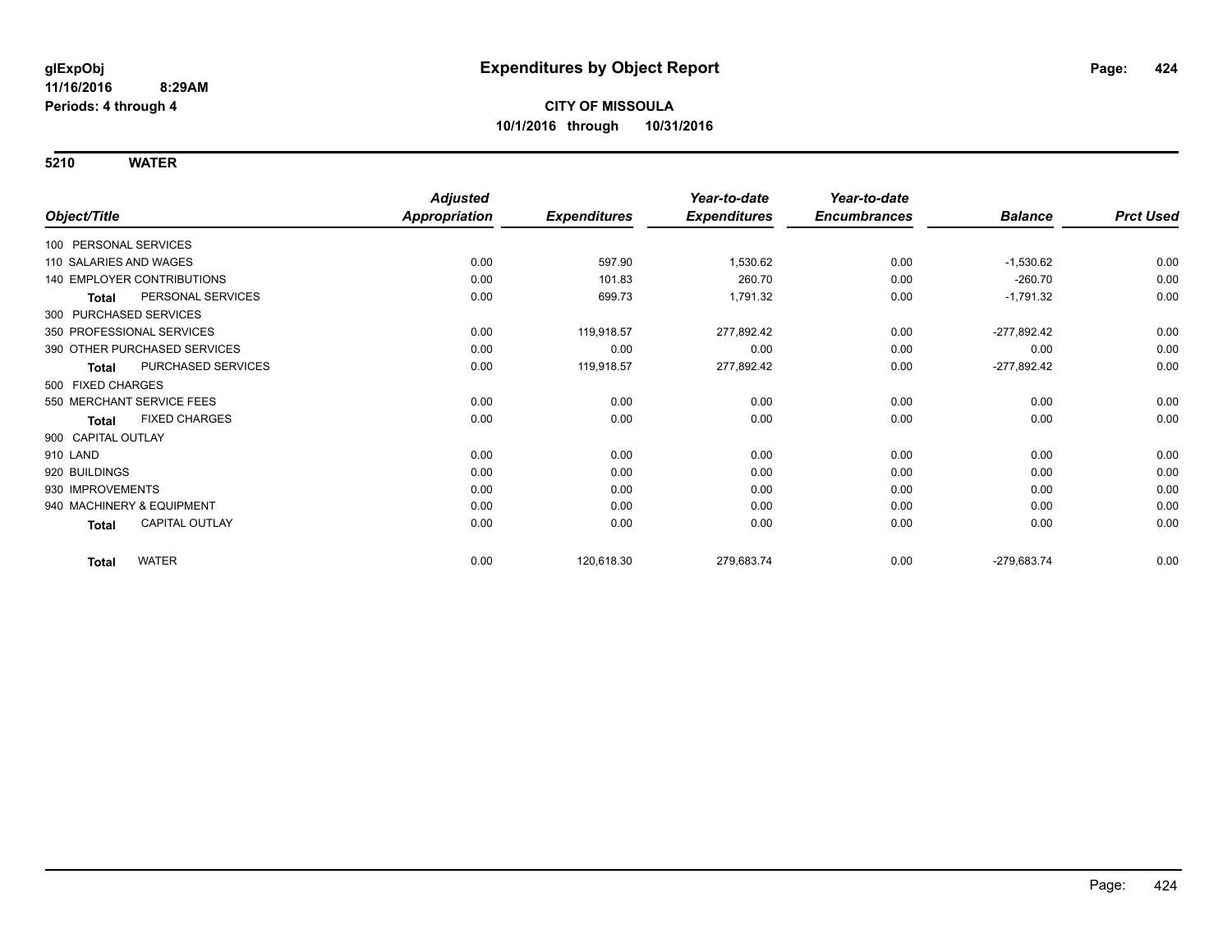# Expenditures by Object Report

glExpObj
11/16/2016 8:29AM
Periods: 4 through 4

**CITY OF MISSOULA**
**10/1/2016 through 10/31/2016**

## 5210 WATER

| Object/Title | Adjusted Appropriation | Expenditures | Year-to-date Expenditures | Year-to-date Encumbrances | Balance | Prct Used |
|---|---|---|---|---|---|---|
| 100 PERSONAL SERVICES | | | | | | |
| 110 SALARIES AND WAGES | 0.00 | 597.90 | 1,530.62 | 0.00 | -1,530.62 | 0.00 |
| 140 EMPLOYER CONTRIBUTIONS | 0.00 | 101.83 | 260.70 | 0.00 | -260.70 | 0.00 |
| **Total** PERSONAL SERVICES | 0.00 | 699.73 | 1,791.32 | 0.00 | -1,791.32 | 0.00 |
| 300 PURCHASED SERVICES | | | | | | |
| 350 PROFESSIONAL SERVICES | 0.00 | 119,918.57 | 277,892.42 | 0.00 | -277,892.42 | 0.00 |
| 390 OTHER PURCHASED SERVICES | 0.00 | 0.00 | 0.00 | 0.00 | 0.00 | 0.00 |
| **Total** PURCHASED SERVICES | 0.00 | 119,918.57 | 277,892.42 | 0.00 | -277,892.42 | 0.00 |
| 500 FIXED CHARGES | | | | | | |
| 550 MERCHANT SERVICE FEES | 0.00 | 0.00 | 0.00 | 0.00 | 0.00 | 0.00 |
| **Total** FIXED CHARGES | 0.00 | 0.00 | 0.00 | 0.00 | 0.00 | 0.00 |
| 900 CAPITAL OUTLAY | | | | | | |
| 910 LAND | 0.00 | 0.00 | 0.00 | 0.00 | 0.00 | 0.00 |
| 920 BUILDINGS | 0.00 | 0.00 | 0.00 | 0.00 | 0.00 | 0.00 |
| 930 IMPROVEMENTS | 0.00 | 0.00 | 0.00 | 0.00 | 0.00 | 0.00 |
| 940 MACHINERY & EQUIPMENT | 0.00 | 0.00 | 0.00 | 0.00 | 0.00 | 0.00 |
| **Total** CAPITAL OUTLAY | 0.00 | 0.00 | 0.00 | 0.00 | 0.00 | 0.00 |
| **Total** WATER | 0.00 | 120,618.30 | 279,683.74 | 0.00 | -279,683.74 | 0.00 |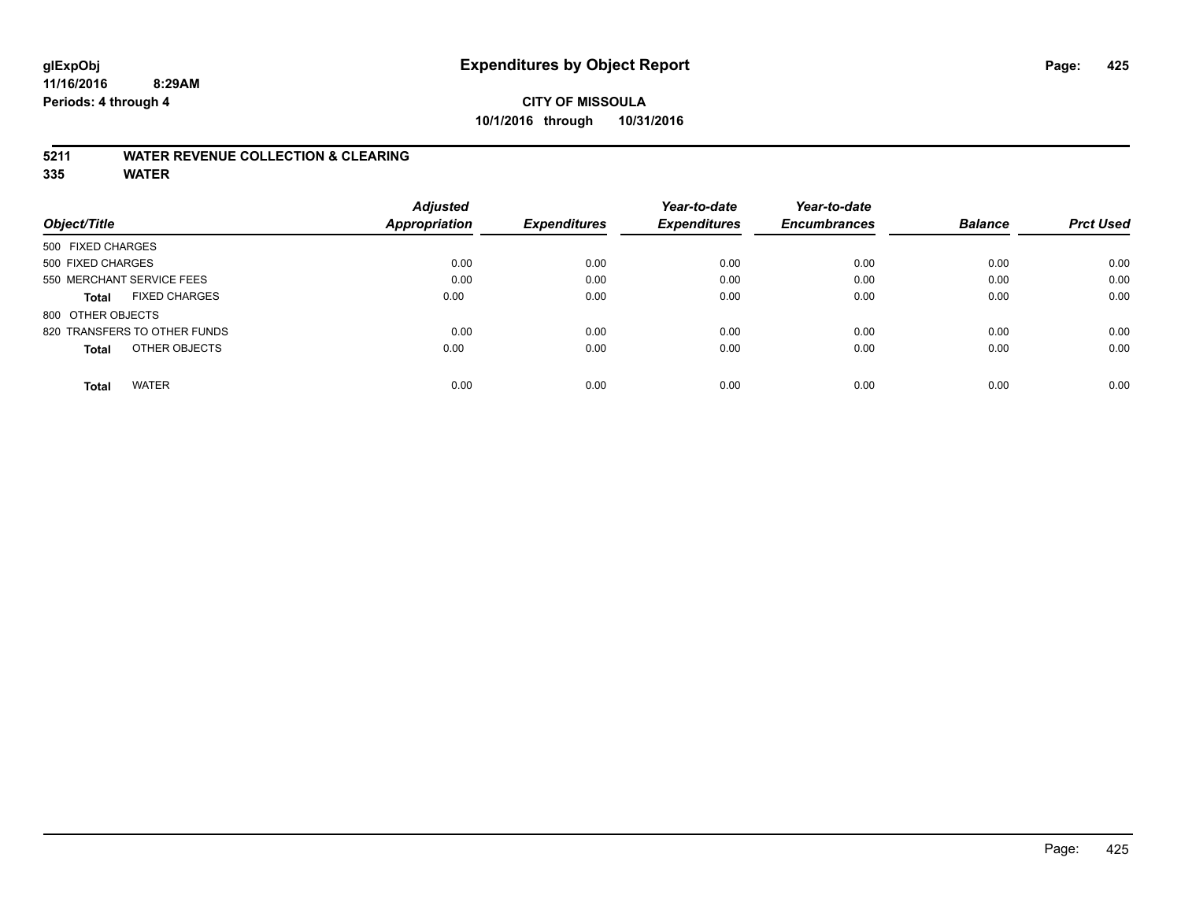**glExpObj**
**11/16/2016 8:29AM**
**Periods: 4 through 4**

# Expenditures by Object Report

**CITY OF MISSOULA**
**10/1/2016 through 10/31/2016**

## 5211 WATER REVENUE COLLECTION & CLEARING
## 335 WATER

| Object/Title | Adjusted Appropriation | Expenditures | Year-to-date Expenditures | Year-to-date Encumbrances | Balance | Prct Used |
|---|---|---|---|---|---|---|
| 500 FIXED CHARGES | | | | | | |
| 500 FIXED CHARGES | 0.00 | 0.00 | 0.00 | 0.00 | 0.00 | 0.00 |
| 550 MERCHANT SERVICE FEES | 0.00 | 0.00 | 0.00 | 0.00 | 0.00 | 0.00 |
| **Total** FIXED CHARGES | 0.00 | 0.00 | 0.00 | 0.00 | 0.00 | 0.00 |
| 800 OTHER OBJECTS | | | | | | |
| 820 TRANSFERS TO OTHER FUNDS | 0.00 | 0.00 | 0.00 | 0.00 | 0.00 | 0.00 |
| **Total** OTHER OBJECTS | 0.00 | 0.00 | 0.00 | 0.00 | 0.00 | 0.00 |
| **Total** WATER | 0.00 | 0.00 | 0.00 | 0.00 | 0.00 | 0.00 |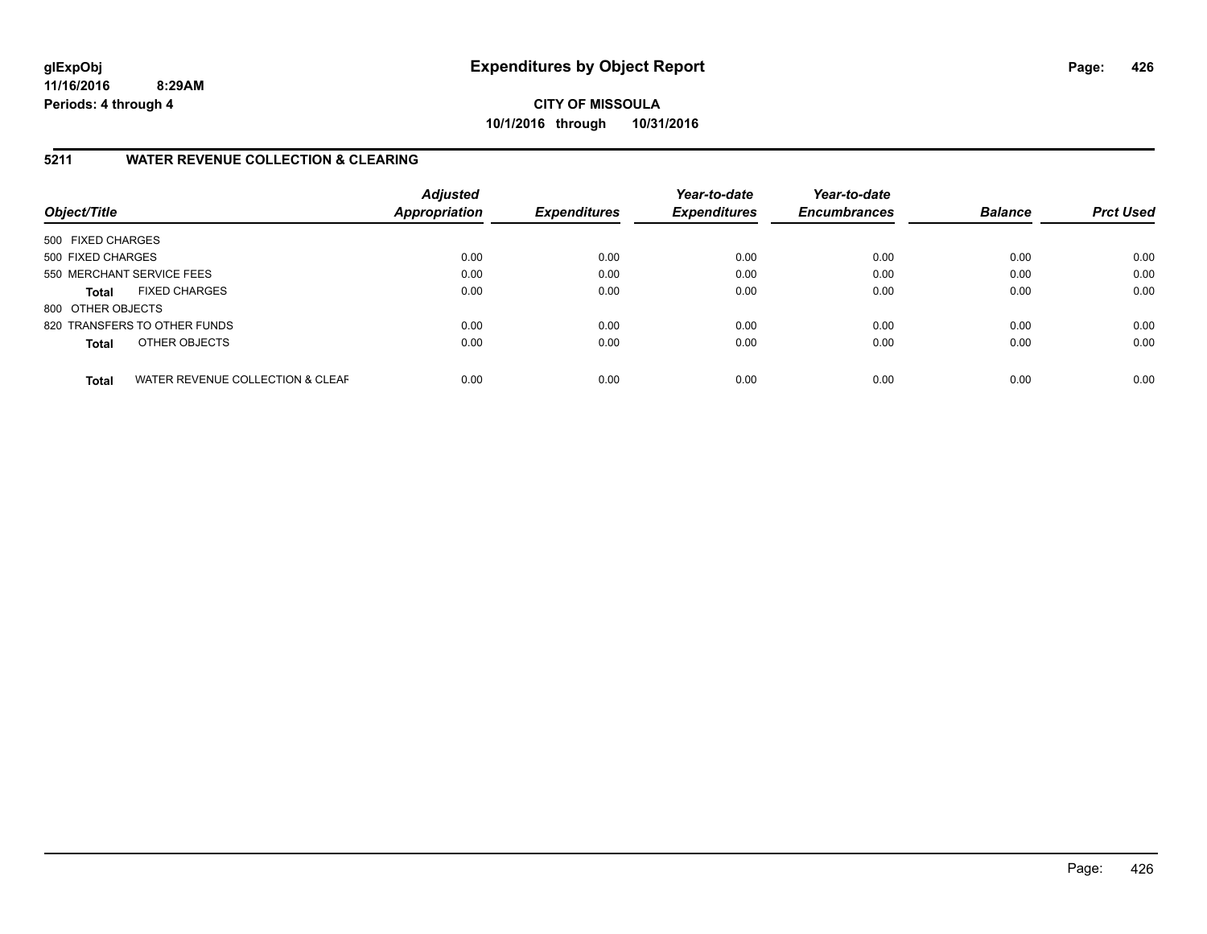**glExpObj**
**11/16/2016 8:29AM**
**Periods: 4 through 4**

# Expenditures by Object Report

**CITY OF MISSOULA**
**10/1/2016 through 10/31/2016**

## 5211 WATER REVENUE COLLECTION & CLEARING

| Object/Title | | Adjusted Appropriation | Expenditures | Year-to-date Expenditures | Year-to-date Encumbrances | Balance | Prct Used |
|---|---|---|---|---|---|---|---|
| 500 FIXED CHARGES | | | | | | | |
| 500 FIXED CHARGES | | 0.00 | 0.00 | 0.00 | 0.00 | 0.00 | 0.00 |
| 550 MERCHANT SERVICE FEES | | 0.00 | 0.00 | 0.00 | 0.00 | 0.00 | 0.00 |
| **Total** | FIXED CHARGES | 0.00 | 0.00 | 0.00 | 0.00 | 0.00 | 0.00 |
| 800 OTHER OBJECTS | | | | | | | |
| 820 TRANSFERS TO OTHER FUNDS | | 0.00 | 0.00 | 0.00 | 0.00 | 0.00 | 0.00 |
| **Total** | OTHER OBJECTS | 0.00 | 0.00 | 0.00 | 0.00 | 0.00 | 0.00 |
| **Total** | WATER REVENUE COLLECTION & CLEAR | 0.00 | 0.00 | 0.00 | 0.00 | 0.00 | 0.00 |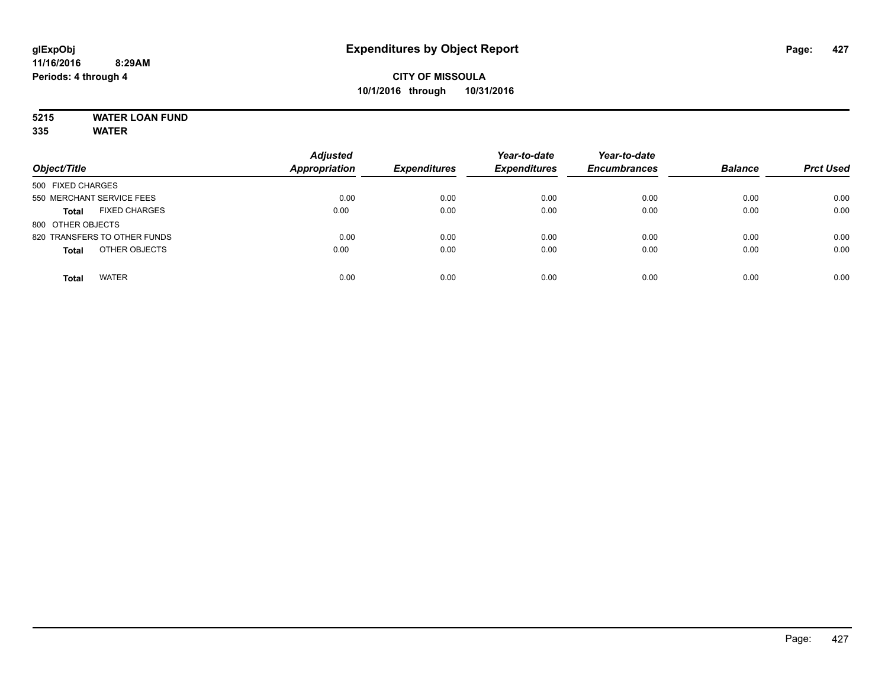glExpObj
11/16/2016 8:29AM
Periods: 4 through 4

# Expenditures by Object Report

**CITY OF MISSOULA**
**10/1/2016 through 10/31/2016**

**5215 WATER LOAN FUND**
**335 WATER**

| Object/Title | Adjusted Appropriation | Expenditures | Year-to-date Expenditures | Year-to-date Encumbrances | Balance | Prct Used |
|---|---|---|---|---|---|---|
| 500 FIXED CHARGES | | | | | | |
| 550 MERCHANT SERVICE FEES | 0.00 | 0.00 | 0.00 | 0.00 | 0.00 | 0.00 |
| **Total** FIXED CHARGES | 0.00 | 0.00 | 0.00 | 0.00 | 0.00 | 0.00 |
| 800 OTHER OBJECTS | | | | | | |
| 820 TRANSFERS TO OTHER FUNDS | 0.00 | 0.00 | 0.00 | 0.00 | 0.00 | 0.00 |
| **Total** OTHER OBJECTS | 0.00 | 0.00 | 0.00 | 0.00 | 0.00 | 0.00 |
| **Total** WATER | 0.00 | 0.00 | 0.00 | 0.00 | 0.00 | 0.00 |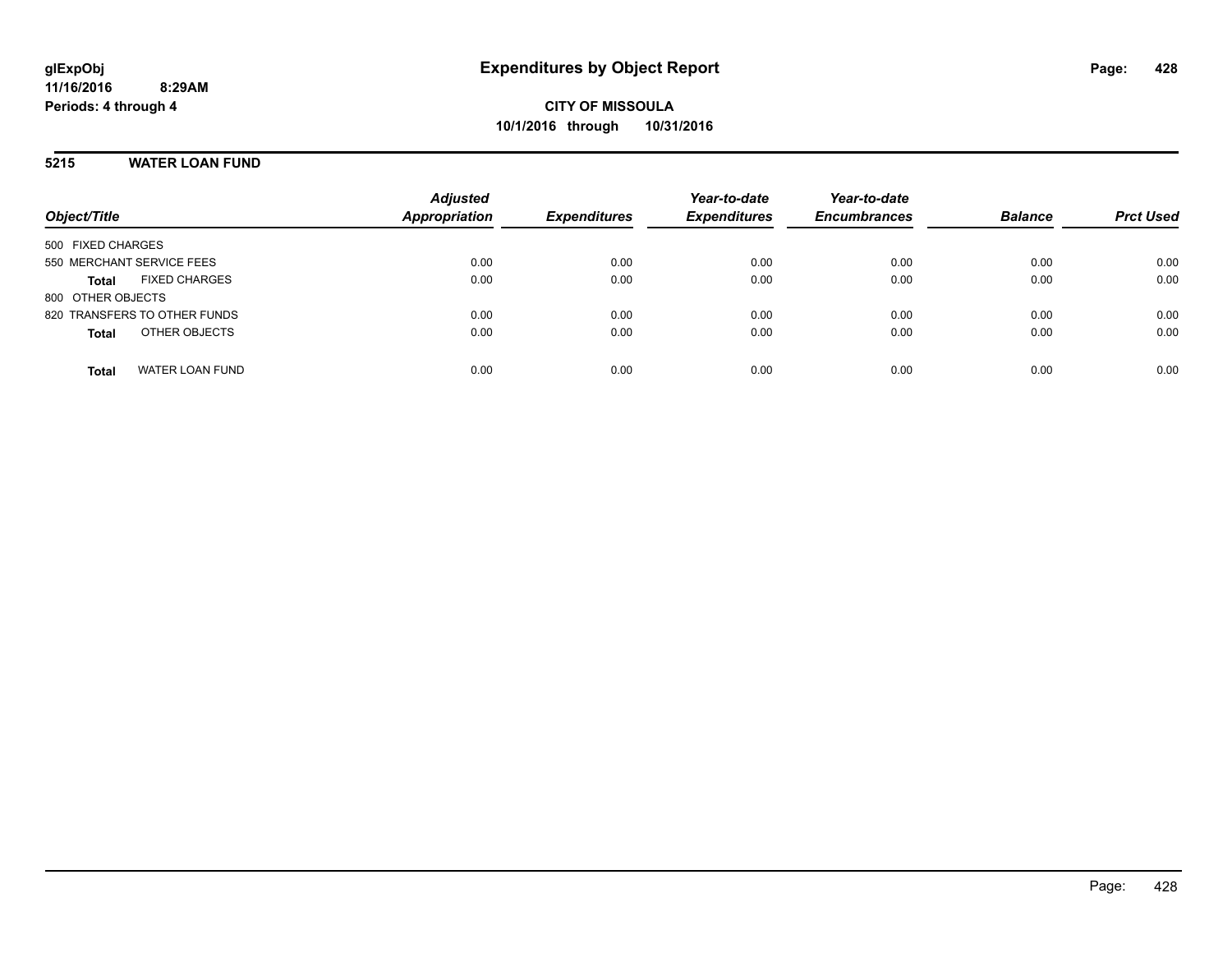# Expenditures by Object Report

glExpObj
11/16/2016 8:29AM
Periods: 4 through 4

**CITY OF MISSOULA**
**10/1/2016 through 10/31/2016**

## 5215 WATER LOAN FUND

| Object/Title | Adjusted Appropriation | Expenditures | Year-to-date Expenditures | Year-to-date Encumbrances | Balance | Prct Used |
|---|---|---|---|---|---|---|
| 500 FIXED CHARGES | | | | | | |
| 550 MERCHANT SERVICE FEES | 0.00 | 0.00 | 0.00 | 0.00 | 0.00 | 0.00 |
| **Total** FIXED CHARGES | 0.00 | 0.00 | 0.00 | 0.00 | 0.00 | 0.00 |
| 800 OTHER OBJECTS | | | | | | |
| 820 TRANSFERS TO OTHER FUNDS | 0.00 | 0.00 | 0.00 | 0.00 | 0.00 | 0.00 |
| **Total** OTHER OBJECTS | 0.00 | 0.00 | 0.00 | 0.00 | 0.00 | 0.00 |
| **Total** WATER LOAN FUND | 0.00 | 0.00 | 0.00 | 0.00 | 0.00 | 0.00 |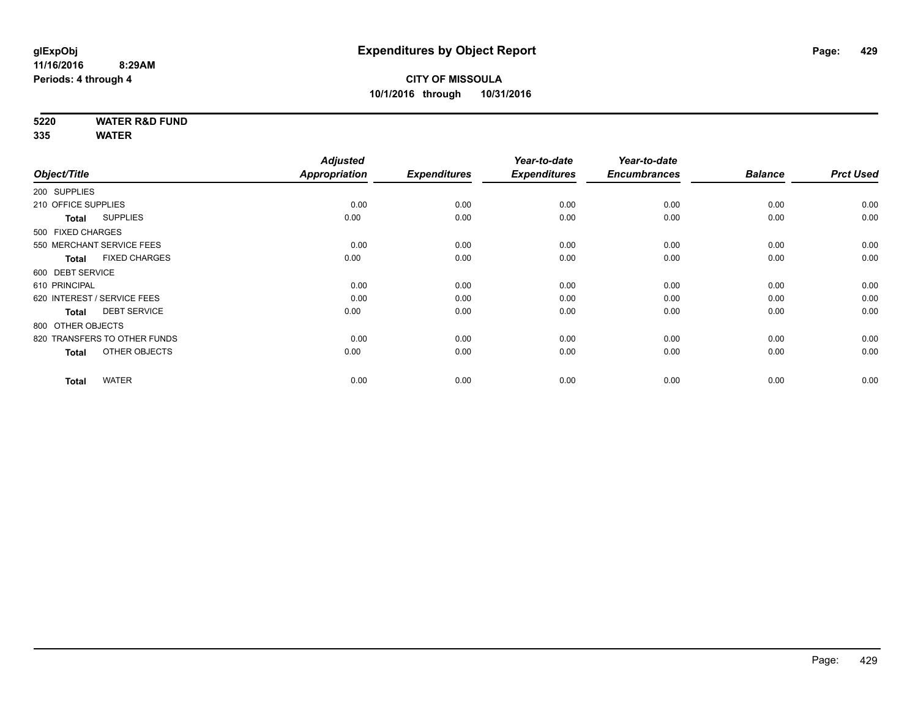# Expenditures by Object Report

glExpObj
11/16/2016 8:29AM
Periods: 4 through 4

**CITY OF MISSOULA**
**10/1/2016 through 10/31/2016**

**5220 WATER R&D FUND**
**335 WATER**

| Object/Title | Adjusted Appropriation | Expenditures | Year-to-date Expenditures | Year-to-date Encumbrances | Balance | Prct Used |
|---|---|---|---|---|---|---|
| 200 SUPPLIES | | | | | | |
| 210 OFFICE SUPPLIES | 0.00 | 0.00 | 0.00 | 0.00 | 0.00 | 0.00 |
| **Total** SUPPLIES | 0.00 | 0.00 | 0.00 | 0.00 | 0.00 | 0.00 |
| 500 FIXED CHARGES | | | | | | |
| 550 MERCHANT SERVICE FEES | 0.00 | 0.00 | 0.00 | 0.00 | 0.00 | 0.00 |
| **Total** FIXED CHARGES | 0.00 | 0.00 | 0.00 | 0.00 | 0.00 | 0.00 |
| 600 DEBT SERVICE | | | | | | |
| 610 PRINCIPAL | 0.00 | 0.00 | 0.00 | 0.00 | 0.00 | 0.00 |
| 620 INTEREST / SERVICE FEES | 0.00 | 0.00 | 0.00 | 0.00 | 0.00 | 0.00 |
| **Total** DEBT SERVICE | 0.00 | 0.00 | 0.00 | 0.00 | 0.00 | 0.00 |
| 800 OTHER OBJECTS | | | | | | |
| 820 TRANSFERS TO OTHER FUNDS | 0.00 | 0.00 | 0.00 | 0.00 | 0.00 | 0.00 |
| **Total** OTHER OBJECTS | 0.00 | 0.00 | 0.00 | 0.00 | 0.00 | 0.00 |
| **Total** WATER | 0.00 | 0.00 | 0.00 | 0.00 | 0.00 | 0.00 |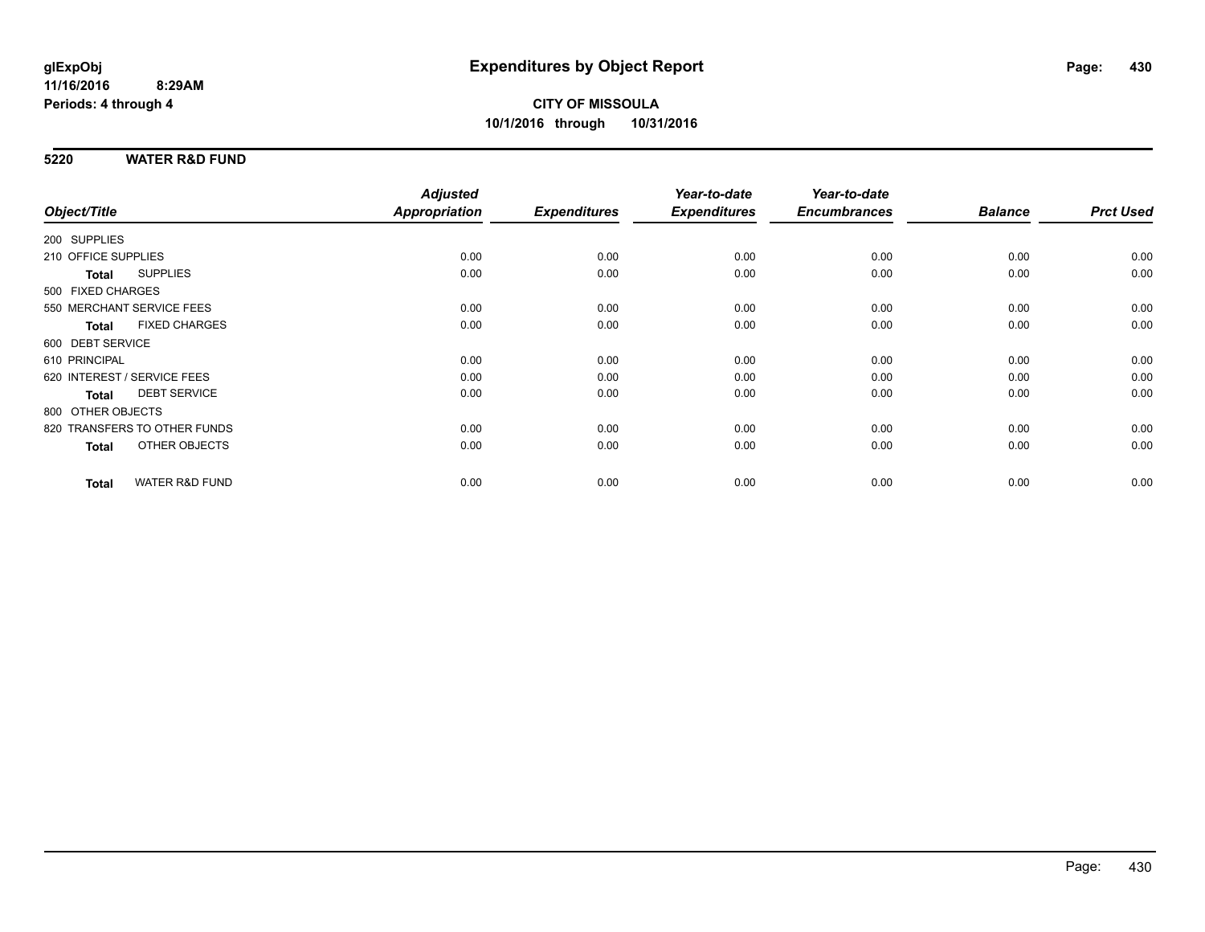# Expenditures by Object Report

glExpObj
11/16/2016 8:29AM
Periods: 4 through 4

**CITY OF MISSOULA**
**10/1/2016 through 10/31/2016**

## 5220 WATER R&D FUND

| Object/Title | Adjusted Appropriation | Expenditures | Year-to-date Expenditures | Year-to-date Encumbrances | Balance | Prct Used |
|---|---|---|---|---|---|---|
| 200 SUPPLIES | | | | | | |
| 210 OFFICE SUPPLIES | 0.00 | 0.00 | 0.00 | 0.00 | 0.00 | 0.00 |
| **Total** SUPPLIES | 0.00 | 0.00 | 0.00 | 0.00 | 0.00 | 0.00 |
| 500 FIXED CHARGES | | | | | | |
| 550 MERCHANT SERVICE FEES | 0.00 | 0.00 | 0.00 | 0.00 | 0.00 | 0.00 |
| **Total** FIXED CHARGES | 0.00 | 0.00 | 0.00 | 0.00 | 0.00 | 0.00 |
| 600 DEBT SERVICE | | | | | | |
| 610 PRINCIPAL | 0.00 | 0.00 | 0.00 | 0.00 | 0.00 | 0.00 |
| 620 INTEREST / SERVICE FEES | 0.00 | 0.00 | 0.00 | 0.00 | 0.00 | 0.00 |
| **Total** DEBT SERVICE | 0.00 | 0.00 | 0.00 | 0.00 | 0.00 | 0.00 |
| 800 OTHER OBJECTS | | | | | | |
| 820 TRANSFERS TO OTHER FUNDS | 0.00 | 0.00 | 0.00 | 0.00 | 0.00 | 0.00 |
| **Total** OTHER OBJECTS | 0.00 | 0.00 | 0.00 | 0.00 | 0.00 | 0.00 |
| **Total** WATER R&D FUND | 0.00 | 0.00 | 0.00 | 0.00 | 0.00 | 0.00 |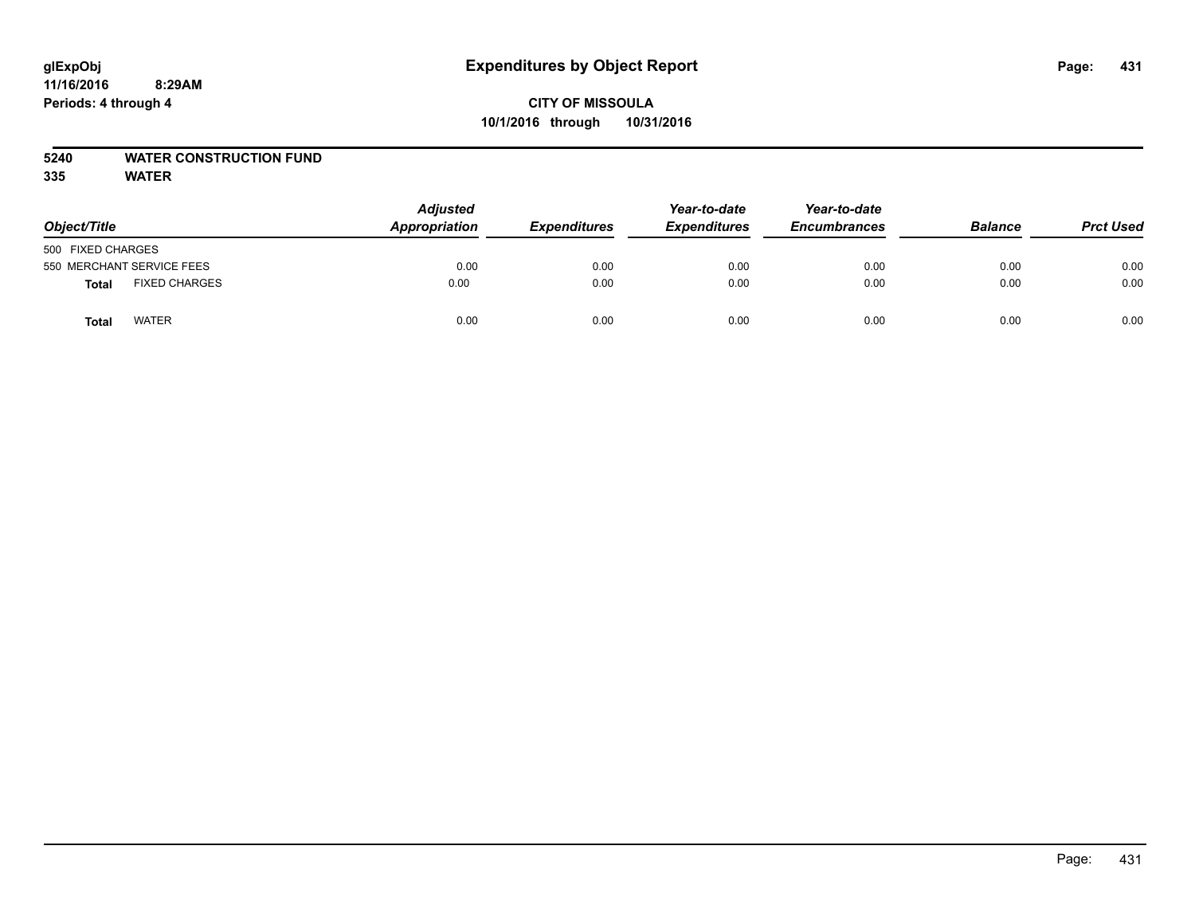glExpObj
11/16/2016 8:29AM
Periods: 4 through 4

# Expenditures by Object Report

**CITY OF MISSOULA**
**10/1/2016 through 10/31/2016**

**5240 WATER CONSTRUCTION FUND**
**335 WATER**

| Object/Title | | *Adjusted Appropriation* | *Expenditures* | *Year-to-date Expenditures* | *Year-to-date Encumbrances* | *Balance* | *Prct Used* |
|---|---|---|---|---|---|---|---|
| 500 FIXED CHARGES | | | | | | | |
| 550 MERCHANT SERVICE FEES | | 0.00 | 0.00 | 0.00 | 0.00 | 0.00 | 0.00 |
| **Total** | FIXED CHARGES | 0.00 | 0.00 | 0.00 | 0.00 | 0.00 | 0.00 |
| **Total** | WATER | 0.00 | 0.00 | 0.00 | 0.00 | 0.00 | 0.00 |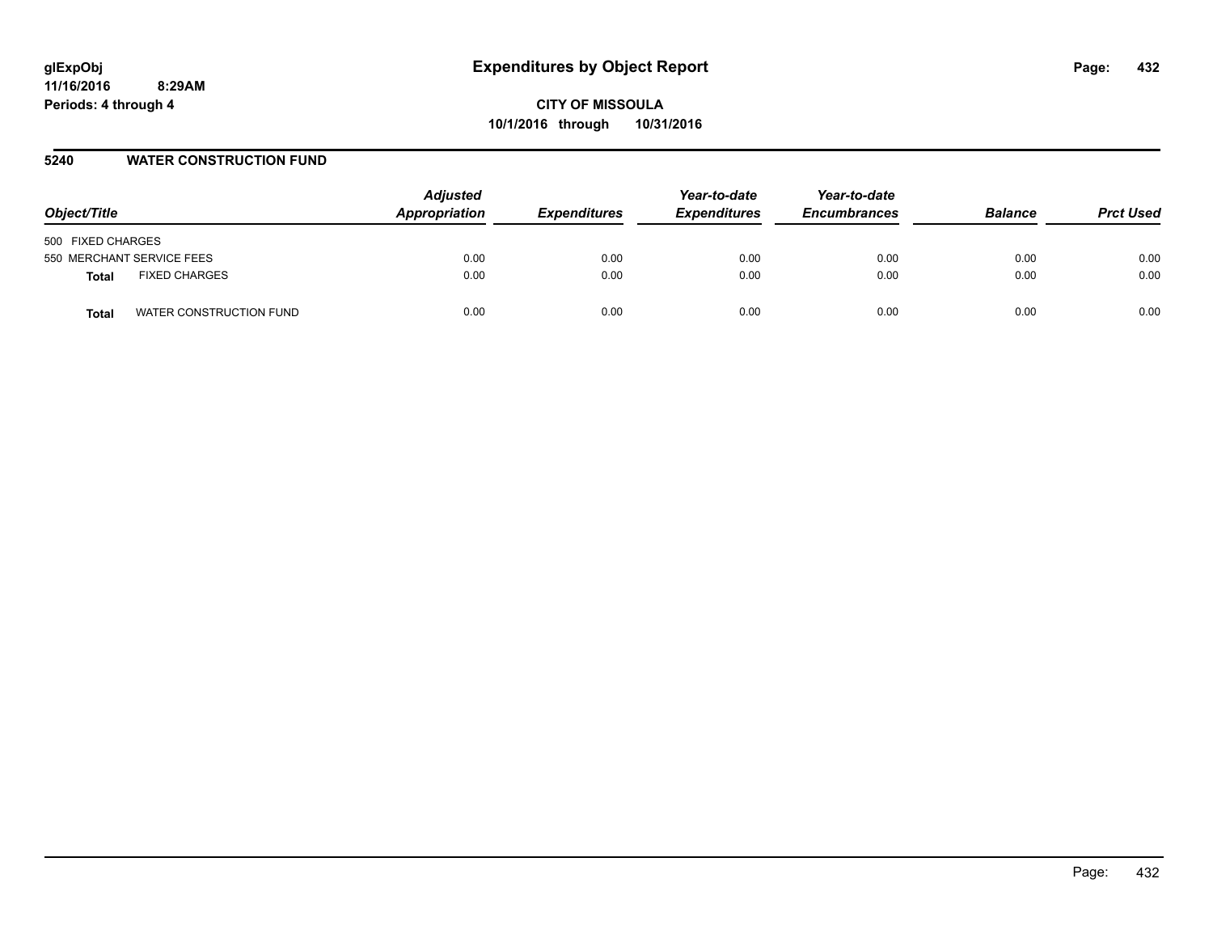**glExpObj**
**11/16/2016 8:29AM**
**Periods: 4 through 4**

# Expenditures by Object Report

**CITY OF MISSOULA**
**10/1/2016 through 10/31/2016**

## 5240 WATER CONSTRUCTION FUND

| Object/Title | | Adjusted Appropriation | Expenditures | Year-to-date Expenditures | Year-to-date Encumbrances | Balance | Prct Used |
|---|---|---|---|---|---|---|---|
| 500 FIXED CHARGES | | | | | | | |
| 550 MERCHANT SERVICE FEES | | 0.00 | 0.00 | 0.00 | 0.00 | 0.00 | 0.00 |
| **Total** | FIXED CHARGES | 0.00 | 0.00 | 0.00 | 0.00 | 0.00 | 0.00 |
| **Total** | WATER CONSTRUCTION FUND | 0.00 | 0.00 | 0.00 | 0.00 | 0.00 | 0.00 |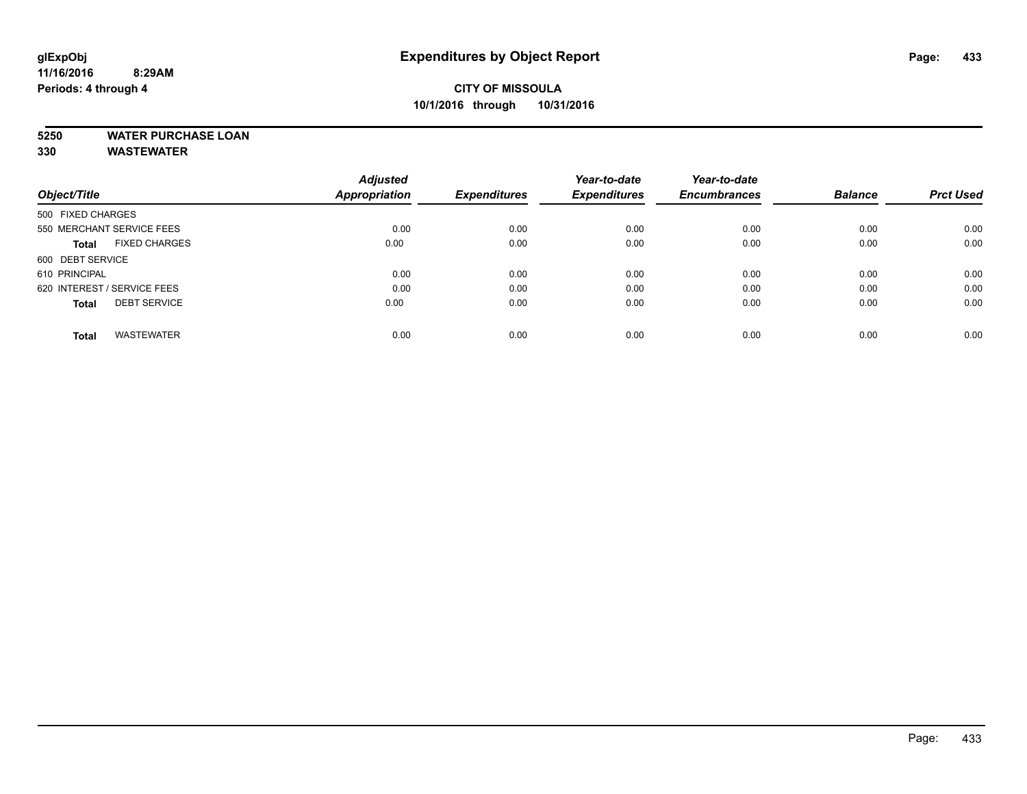# Expenditures by Object Report

**glExpObj**
**11/16/2016 8:29AM**
**Periods: 4 through 4**

**CITY OF MISSOULA**
**10/1/2016 through 10/31/2016**

**5250 WATER PURCHASE LOAN**
**330 WASTEWATER**

| Object/Title | | Adjusted Appropriation | Expenditures | Year-to-date Expenditures | Year-to-date Encumbrances | Balance | Prct Used |
|---|---|---|---|---|---|---|---|
| 500 FIXED CHARGES | | | | | | | |
| 550 MERCHANT SERVICE FEES | | 0.00 | 0.00 | 0.00 | 0.00 | 0.00 | 0.00 |
| **Total** | FIXED CHARGES | 0.00 | 0.00 | 0.00 | 0.00 | 0.00 | 0.00 |
| 600 DEBT SERVICE | | | | | | | |
| 610 PRINCIPAL | | 0.00 | 0.00 | 0.00 | 0.00 | 0.00 | 0.00 |
| 620 INTEREST / SERVICE FEES | | 0.00 | 0.00 | 0.00 | 0.00 | 0.00 | 0.00 |
| **Total** | DEBT SERVICE | 0.00 | 0.00 | 0.00 | 0.00 | 0.00 | 0.00 |
| **Total** | WASTEWATER | 0.00 | 0.00 | 0.00 | 0.00 | 0.00 | 0.00 |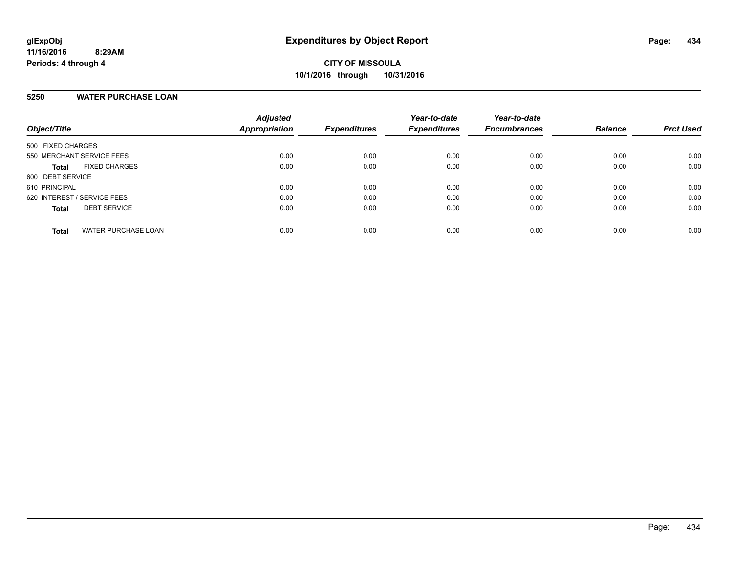**CITY OF MISSOULA**

**10/1/2016 through 10/31/2016**

## 5250 WATER PURCHASE LOAN

| Object/Title | Adjusted Appropriation | Expenditures | Year-to-date Expenditures | Year-to-date Encumbrances | Balance | Prct Used |
|---|---|---|---|---|---|---|
| 500 FIXED CHARGES | | | | | | |
| 550 MERCHANT SERVICE FEES | 0.00 | 0.00 | 0.00 | 0.00 | 0.00 | 0.00 |
| **Total** FIXED CHARGES | 0.00 | 0.00 | 0.00 | 0.00 | 0.00 | 0.00 |
| 600 DEBT SERVICE | | | | | | |
| 610 PRINCIPAL | 0.00 | 0.00 | 0.00 | 0.00 | 0.00 | 0.00 |
| 620 INTEREST / SERVICE FEES | 0.00 | 0.00 | 0.00 | 0.00 | 0.00 | 0.00 |
| **Total** DEBT SERVICE | 0.00 | 0.00 | 0.00 | 0.00 | 0.00 | 0.00 |
| **Total** WATER PURCHASE LOAN | 0.00 | 0.00 | 0.00 | 0.00 | 0.00 | 0.00 |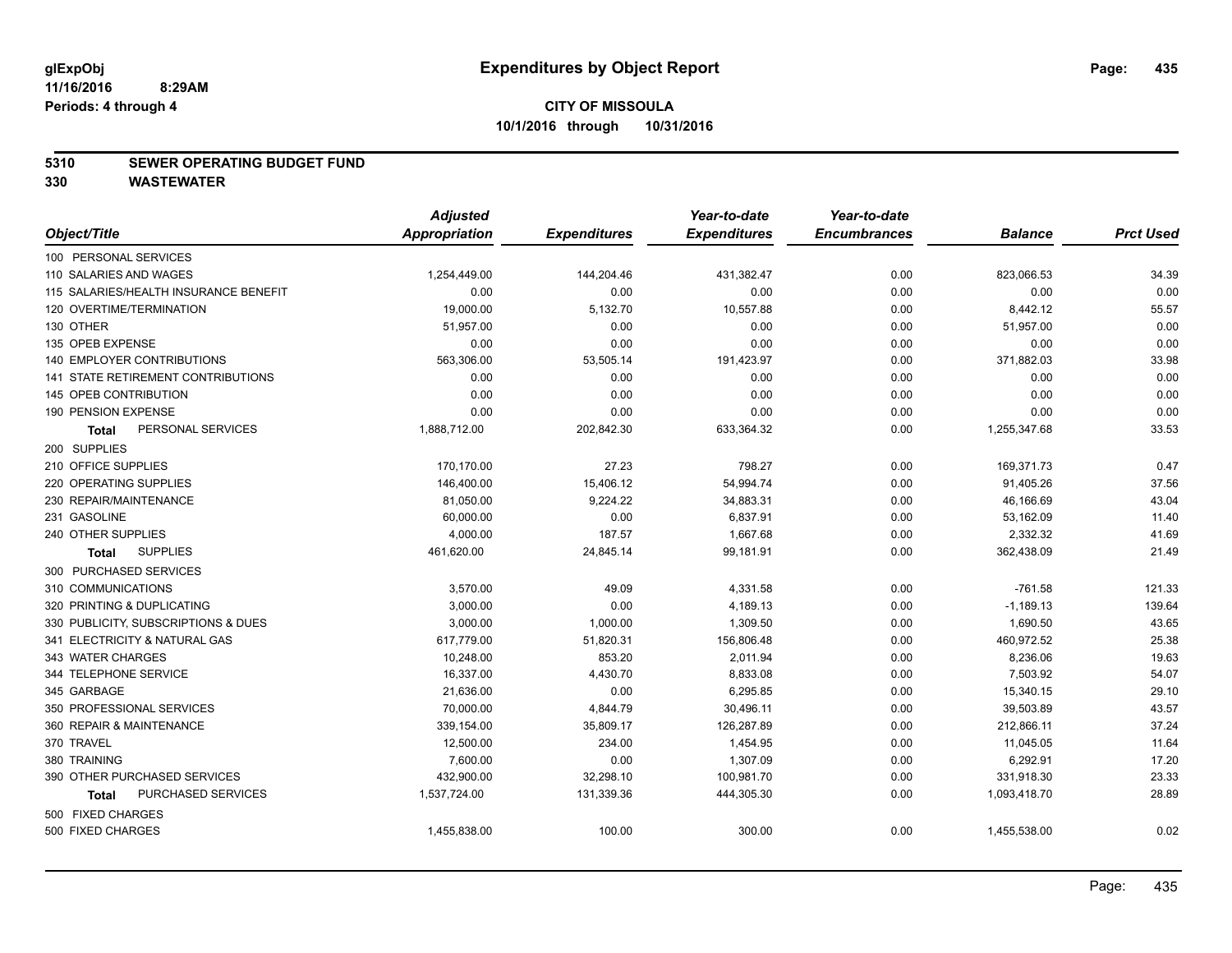# Expenditures by Object Report

glExpObj
11/16/2016 8:29AM
Periods: 4 through 4

**CITY OF MISSOULA**
**10/1/2016 through 10/31/2016**

**5310 SEWER OPERATING BUDGET FUND**
**330 WASTEWATER**

| Object/Title | Adjusted Appropriation | Expenditures | Year-to-date Expenditures | Year-to-date Encumbrances | Balance | Prct Used |
|---|---|---|---|---|---|---|
| 100 PERSONAL SERVICES | | | | | | |
| 110 SALARIES AND WAGES | 1,254,449.00 | 144,204.46 | 431,382.47 | 0.00 | 823,066.53 | 34.39 |
| 115 SALARIES/HEALTH INSURANCE BENEFIT | 0.00 | 0.00 | 0.00 | 0.00 | 0.00 | 0.00 |
| 120 OVERTIME/TERMINATION | 19,000.00 | 5,132.70 | 10,557.88 | 0.00 | 8,442.12 | 55.57 |
| 130 OTHER | 51,957.00 | 0.00 | 0.00 | 0.00 | 51,957.00 | 0.00 |
| 135 OPEB EXPENSE | 0.00 | 0.00 | 0.00 | 0.00 | 0.00 | 0.00 |
| 140 EMPLOYER CONTRIBUTIONS | 563,306.00 | 53,505.14 | 191,423.97 | 0.00 | 371,882.03 | 33.98 |
| 141 STATE RETIREMENT CONTRIBUTIONS | 0.00 | 0.00 | 0.00 | 0.00 | 0.00 | 0.00 |
| 145 OPEB CONTRIBUTION | 0.00 | 0.00 | 0.00 | 0.00 | 0.00 | 0.00 |
| 190 PENSION EXPENSE | 0.00 | 0.00 | 0.00 | 0.00 | 0.00 | 0.00 |
| **Total** PERSONAL SERVICES | 1,888,712.00 | 202,842.30 | 633,364.32 | 0.00 | 1,255,347.68 | 33.53 |
| 200 SUPPLIES | | | | | | |
| 210 OFFICE SUPPLIES | 170,170.00 | 27.23 | 798.27 | 0.00 | 169,371.73 | 0.47 |
| 220 OPERATING SUPPLIES | 146,400.00 | 15,406.12 | 54,994.74 | 0.00 | 91,405.26 | 37.56 |
| 230 REPAIR/MAINTENANCE | 81,050.00 | 9,224.22 | 34,883.31 | 0.00 | 46,166.69 | 43.04 |
| 231 GASOLINE | 60,000.00 | 0.00 | 6,837.91 | 0.00 | 53,162.09 | 11.40 |
| 240 OTHER SUPPLIES | 4,000.00 | 187.57 | 1,667.68 | 0.00 | 2,332.32 | 41.69 |
| **Total** SUPPLIES | 461,620.00 | 24,845.14 | 99,181.91 | 0.00 | 362,438.09 | 21.49 |
| 300 PURCHASED SERVICES | | | | | | |
| 310 COMMUNICATIONS | 3,570.00 | 49.09 | 4,331.58 | 0.00 | -761.58 | 121.33 |
| 320 PRINTING & DUPLICATING | 3,000.00 | 0.00 | 4,189.13 | 0.00 | -1,189.13 | 139.64 |
| 330 PUBLICITY, SUBSCRIPTIONS & DUES | 3,000.00 | 1,000.00 | 1,309.50 | 0.00 | 1,690.50 | 43.65 |
| 341 ELECTRICITY & NATURAL GAS | 617,779.00 | 51,820.31 | 156,806.48 | 0.00 | 460,972.52 | 25.38 |
| 343 WATER CHARGES | 10,248.00 | 853.20 | 2,011.94 | 0.00 | 8,236.06 | 19.63 |
| 344 TELEPHONE SERVICE | 16,337.00 | 4,430.70 | 8,833.08 | 0.00 | 7,503.92 | 54.07 |
| 345 GARBAGE | 21,636.00 | 0.00 | 6,295.85 | 0.00 | 15,340.15 | 29.10 |
| 350 PROFESSIONAL SERVICES | 70,000.00 | 4,844.79 | 30,496.11 | 0.00 | 39,503.89 | 43.57 |
| 360 REPAIR & MAINTENANCE | 339,154.00 | 35,809.17 | 126,287.89 | 0.00 | 212,866.11 | 37.24 |
| 370 TRAVEL | 12,500.00 | 234.00 | 1,454.95 | 0.00 | 11,045.05 | 11.64 |
| 380 TRAINING | 7,600.00 | 0.00 | 1,307.09 | 0.00 | 6,292.91 | 17.20 |
| 390 OTHER PURCHASED SERVICES | 432,900.00 | 32,298.10 | 100,981.70 | 0.00 | 331,918.30 | 23.33 |
| **Total** PURCHASED SERVICES | 1,537,724.00 | 131,339.36 | 444,305.30 | 0.00 | 1,093,418.70 | 28.89 |
| 500 FIXED CHARGES | | | | | | |
| 500 FIXED CHARGES | 1,455,838.00 | 100.00 | 300.00 | 0.00 | 1,455,538.00 | 0.02 |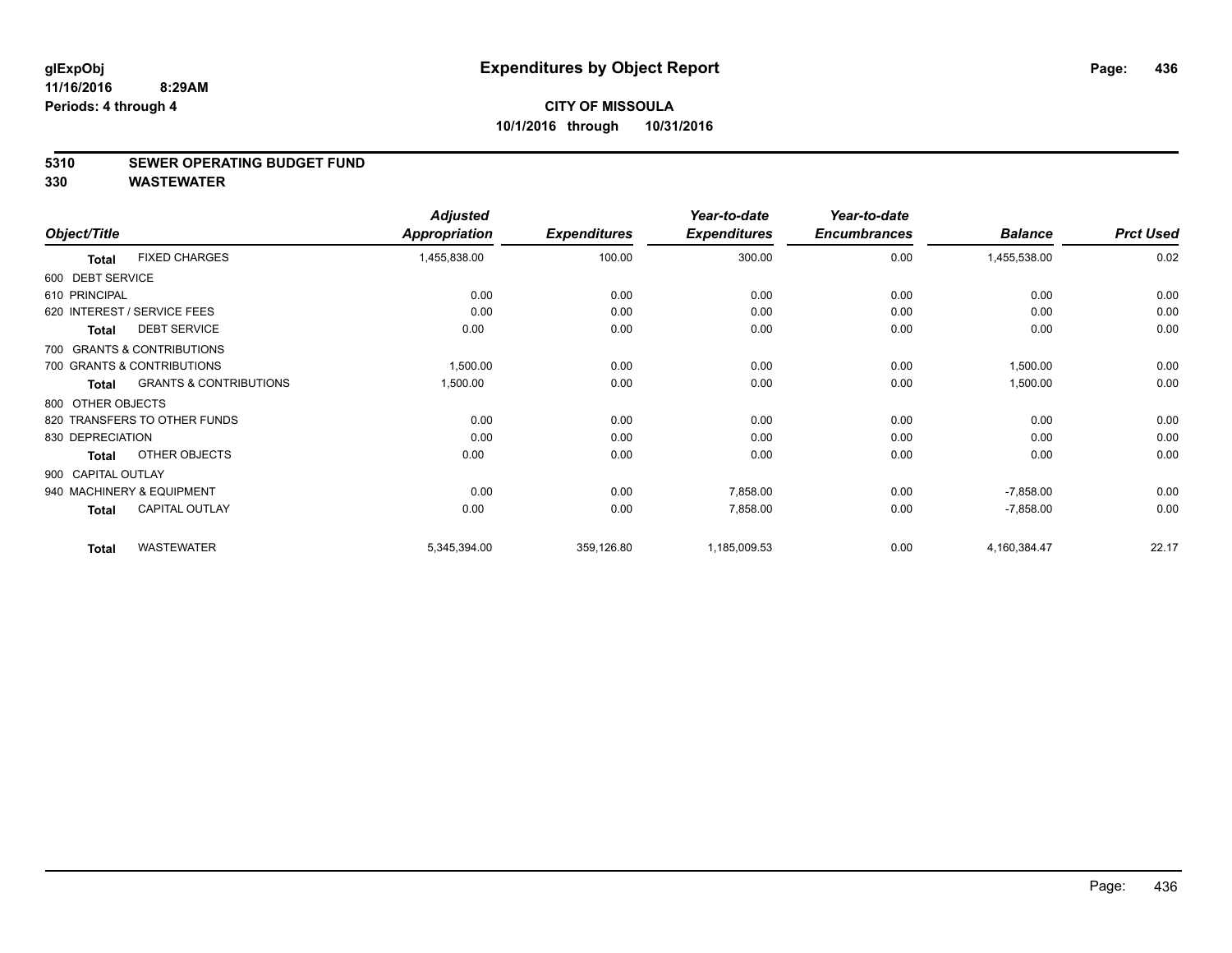**glExpObj**
**11/16/2016 8:29AM**
**Periods: 4 through 4**

# Expenditures by Object Report

**CITY OF MISSOULA**
**10/1/2016 through 10/31/2016**

## 5310 SEWER OPERATING BUDGET FUND
## 330 WASTEWATER

| Object/Title | | Adjusted Appropriation | Expenditures | Year-to-date Expenditures | Year-to-date Encumbrances | Balance | Prct Used |
|---|---|---|---|---|---|---|---|
| **Total** | FIXED CHARGES | 1,455,838.00 | 100.00 | 300.00 | 0.00 | 1,455,538.00 | 0.02 |
| 600 DEBT SERVICE | | | | | | | |
| 610 PRINCIPAL | | 0.00 | 0.00 | 0.00 | 0.00 | 0.00 | 0.00 |
| 620 INTEREST / SERVICE FEES | | 0.00 | 0.00 | 0.00 | 0.00 | 0.00 | 0.00 |
| **Total** | DEBT SERVICE | 0.00 | 0.00 | 0.00 | 0.00 | 0.00 | 0.00 |
| 700 GRANTS & CONTRIBUTIONS | | | | | | | |
| 700 GRANTS & CONTRIBUTIONS | | 1,500.00 | 0.00 | 0.00 | 0.00 | 1,500.00 | 0.00 |
| **Total** | GRANTS & CONTRIBUTIONS | 1,500.00 | 0.00 | 0.00 | 0.00 | 1,500.00 | 0.00 |
| 800 OTHER OBJECTS | | | | | | | |
| 820 TRANSFERS TO OTHER FUNDS | | 0.00 | 0.00 | 0.00 | 0.00 | 0.00 | 0.00 |
| 830 DEPRECIATION | | 0.00 | 0.00 | 0.00 | 0.00 | 0.00 | 0.00 |
| **Total** | OTHER OBJECTS | 0.00 | 0.00 | 0.00 | 0.00 | 0.00 | 0.00 |
| 900 CAPITAL OUTLAY | | | | | | | |
| 940 MACHINERY & EQUIPMENT | | 0.00 | 0.00 | 7,858.00 | 0.00 | -7,858.00 | 0.00 |
| **Total** | CAPITAL OUTLAY | 0.00 | 0.00 | 7,858.00 | 0.00 | -7,858.00 | 0.00 |
| **Total** | WASTEWATER | 5,345,394.00 | 359,126.80 | 1,185,009.53 | 0.00 | 4,160,384.47 | 22.17 |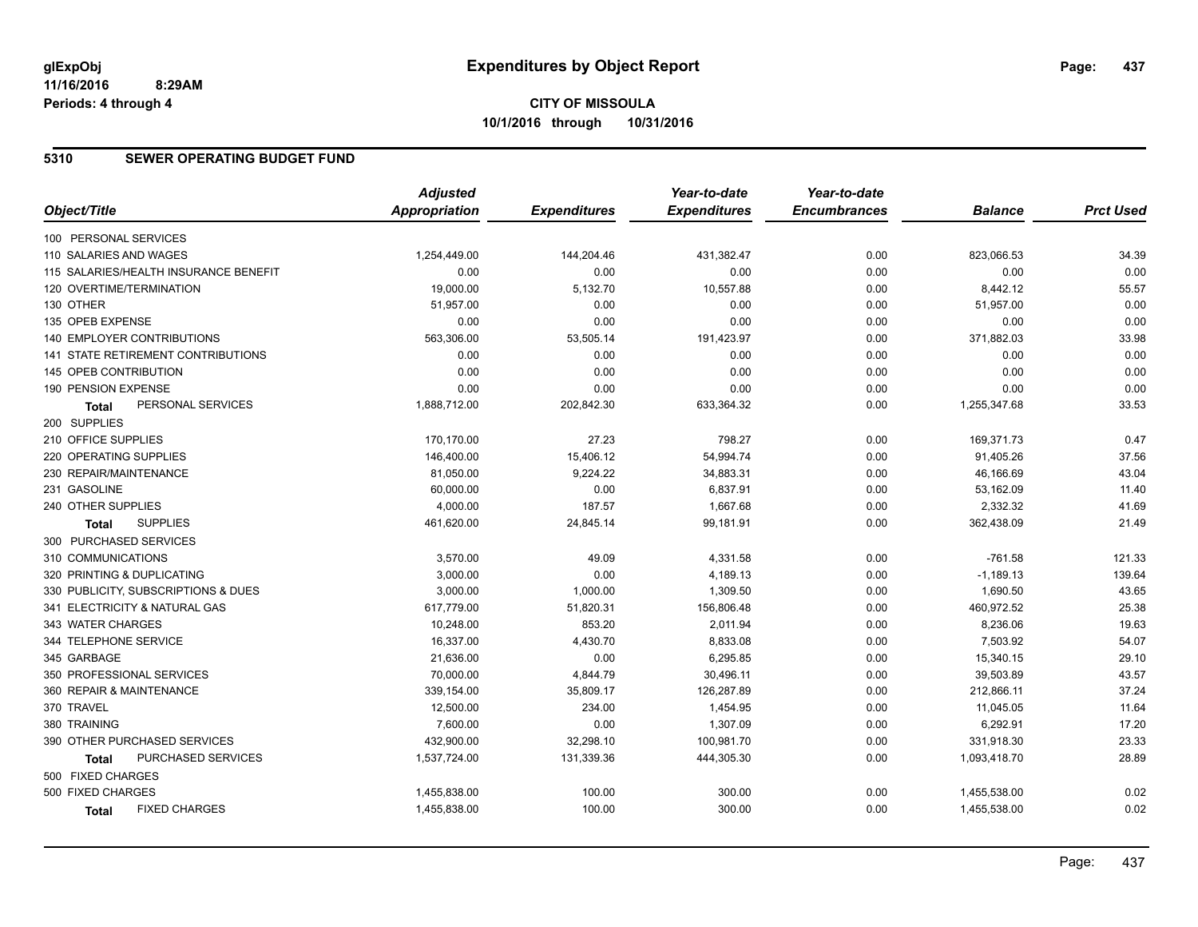**glExpObj**
**11/16/2016 8:29AM**
**Periods: 4 through 4**

# Expenditures by Object Report

**CITY OF MISSOULA**
**10/1/2016 through 10/31/2016**

## 5310 SEWER OPERATING BUDGET FUND

| Object/Title | Adjusted Appropriation | Expenditures | Year-to-date Expenditures | Year-to-date Encumbrances | Balance | Prct Used |
|---|---|---|---|---|---|---|
| 100 PERSONAL SERVICES | | | | | | |
| 110 SALARIES AND WAGES | 1,254,449.00 | 144,204.46 | 431,382.47 | 0.00 | 823,066.53 | 34.39 |
| 115 SALARIES/HEALTH INSURANCE BENEFIT | 0.00 | 0.00 | 0.00 | 0.00 | 0.00 | 0.00 |
| 120 OVERTIME/TERMINATION | 19,000.00 | 5,132.70 | 10,557.88 | 0.00 | 8,442.12 | 55.57 |
| 130 OTHER | 51,957.00 | 0.00 | 0.00 | 0.00 | 51,957.00 | 0.00 |
| 135 OPEB EXPENSE | 0.00 | 0.00 | 0.00 | 0.00 | 0.00 | 0.00 |
| 140 EMPLOYER CONTRIBUTIONS | 563,306.00 | 53,505.14 | 191,423.97 | 0.00 | 371,882.03 | 33.98 |
| 141 STATE RETIREMENT CONTRIBUTIONS | 0.00 | 0.00 | 0.00 | 0.00 | 0.00 | 0.00 |
| 145 OPEB CONTRIBUTION | 0.00 | 0.00 | 0.00 | 0.00 | 0.00 | 0.00 |
| 190 PENSION EXPENSE | 0.00 | 0.00 | 0.00 | 0.00 | 0.00 | 0.00 |
| **Total** PERSONAL SERVICES | 1,888,712.00 | 202,842.30 | 633,364.32 | 0.00 | 1,255,347.68 | 33.53 |
| 200 SUPPLIES | | | | | | |
| 210 OFFICE SUPPLIES | 170,170.00 | 27.23 | 798.27 | 0.00 | 169,371.73 | 0.47 |
| 220 OPERATING SUPPLIES | 146,400.00 | 15,406.12 | 54,994.74 | 0.00 | 91,405.26 | 37.56 |
| 230 REPAIR/MAINTENANCE | 81,050.00 | 9,224.22 | 34,883.31 | 0.00 | 46,166.69 | 43.04 |
| 231 GASOLINE | 60,000.00 | 0.00 | 6,837.91 | 0.00 | 53,162.09 | 11.40 |
| 240 OTHER SUPPLIES | 4,000.00 | 187.57 | 1,667.68 | 0.00 | 2,332.32 | 41.69 |
| **Total** SUPPLIES | 461,620.00 | 24,845.14 | 99,181.91 | 0.00 | 362,438.09 | 21.49 |
| 300 PURCHASED SERVICES | | | | | | |
| 310 COMMUNICATIONS | 3,570.00 | 49.09 | 4,331.58 | 0.00 | -761.58 | 121.33 |
| 320 PRINTING & DUPLICATING | 3,000.00 | 0.00 | 4,189.13 | 0.00 | -1,189.13 | 139.64 |
| 330 PUBLICITY, SUBSCRIPTIONS & DUES | 3,000.00 | 1,000.00 | 1,309.50 | 0.00 | 1,690.50 | 43.65 |
| 341 ELECTRICITY & NATURAL GAS | 617,779.00 | 51,820.31 | 156,806.48 | 0.00 | 460,972.52 | 25.38 |
| 343 WATER CHARGES | 10,248.00 | 853.20 | 2,011.94 | 0.00 | 8,236.06 | 19.63 |
| 344 TELEPHONE SERVICE | 16,337.00 | 4,430.70 | 8,833.08 | 0.00 | 7,503.92 | 54.07 |
| 345 GARBAGE | 21,636.00 | 0.00 | 6,295.85 | 0.00 | 15,340.15 | 29.10 |
| 350 PROFESSIONAL SERVICES | 70,000.00 | 4,844.79 | 30,496.11 | 0.00 | 39,503.89 | 43.57 |
| 360 REPAIR & MAINTENANCE | 339,154.00 | 35,809.17 | 126,287.89 | 0.00 | 212,866.11 | 37.24 |
| 370 TRAVEL | 12,500.00 | 234.00 | 1,454.95 | 0.00 | 11,045.05 | 11.64 |
| 380 TRAINING | 7,600.00 | 0.00 | 1,307.09 | 0.00 | 6,292.91 | 17.20 |
| 390 OTHER PURCHASED SERVICES | 432,900.00 | 32,298.10 | 100,981.70 | 0.00 | 331,918.30 | 23.33 |
| **Total** PURCHASED SERVICES | 1,537,724.00 | 131,339.36 | 444,305.30 | 0.00 | 1,093,418.70 | 28.89 |
| 500 FIXED CHARGES | | | | | | |
| 500 FIXED CHARGES | 1,455,838.00 | 100.00 | 300.00 | 0.00 | 1,455,538.00 | 0.02 |
| **Total** FIXED CHARGES | 1,455,838.00 | 100.00 | 300.00 | 0.00 | 1,455,538.00 | 0.02 |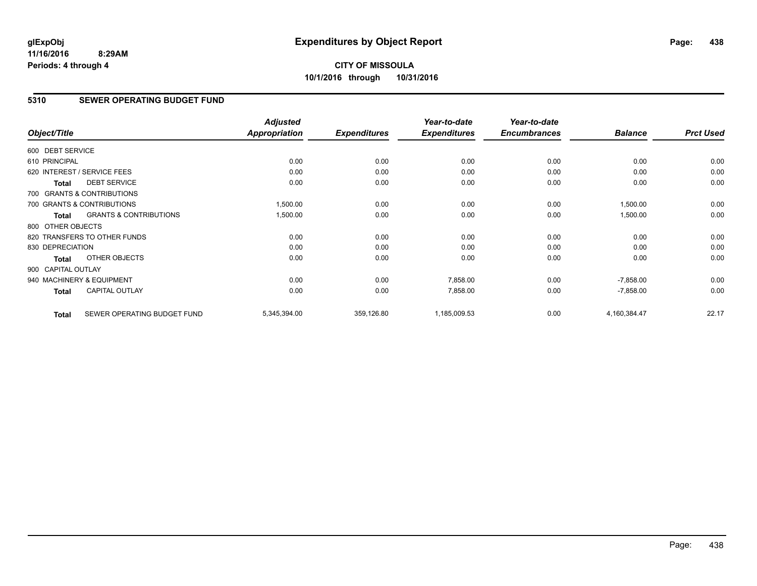glExpObj
11/16/2016 8:29AM
Periods: 4 through 4

# Expenditures by Object Report

**CITY OF MISSOULA**
**10/1/2016 through 10/31/2016**

## 5310 SEWER OPERATING BUDGET FUND

| Object/Title | | Adjusted Appropriation | Expenditures | Year-to-date Expenditures | Year-to-date Encumbrances | Balance | Prct Used |
|---|---|---|---|---|---|---|---|
| 600 DEBT SERVICE | | | | | | | |
| 610 PRINCIPAL | | 0.00 | 0.00 | 0.00 | 0.00 | 0.00 | 0.00 |
| 620 INTEREST / SERVICE FEES | | 0.00 | 0.00 | 0.00 | 0.00 | 0.00 | 0.00 |
| Total | DEBT SERVICE | 0.00 | 0.00 | 0.00 | 0.00 | 0.00 | 0.00 |
| 700 GRANTS & CONTRIBUTIONS | | | | | | | |
| 700 GRANTS & CONTRIBUTIONS | | 1,500.00 | 0.00 | 0.00 | 0.00 | 1,500.00 | 0.00 |
| Total | GRANTS & CONTRIBUTIONS | 1,500.00 | 0.00 | 0.00 | 0.00 | 1,500.00 | 0.00 |
| 800 OTHER OBJECTS | | | | | | | |
| 820 TRANSFERS TO OTHER FUNDS | | 0.00 | 0.00 | 0.00 | 0.00 | 0.00 | 0.00 |
| 830 DEPRECIATION | | 0.00 | 0.00 | 0.00 | 0.00 | 0.00 | 0.00 |
| Total | OTHER OBJECTS | 0.00 | 0.00 | 0.00 | 0.00 | 0.00 | 0.00 |
| 900 CAPITAL OUTLAY | | | | | | | |
| 940 MACHINERY & EQUIPMENT | | 0.00 | 0.00 | 7,858.00 | 0.00 | -7,858.00 | 0.00 |
| Total | CAPITAL OUTLAY | 0.00 | 0.00 | 7,858.00 | 0.00 | -7,858.00 | 0.00 |
| Total | SEWER OPERATING BUDGET FUND | 5,345,394.00 | 359,126.80 | 1,185,009.53 | 0.00 | 4,160,384.47 | 22.17 |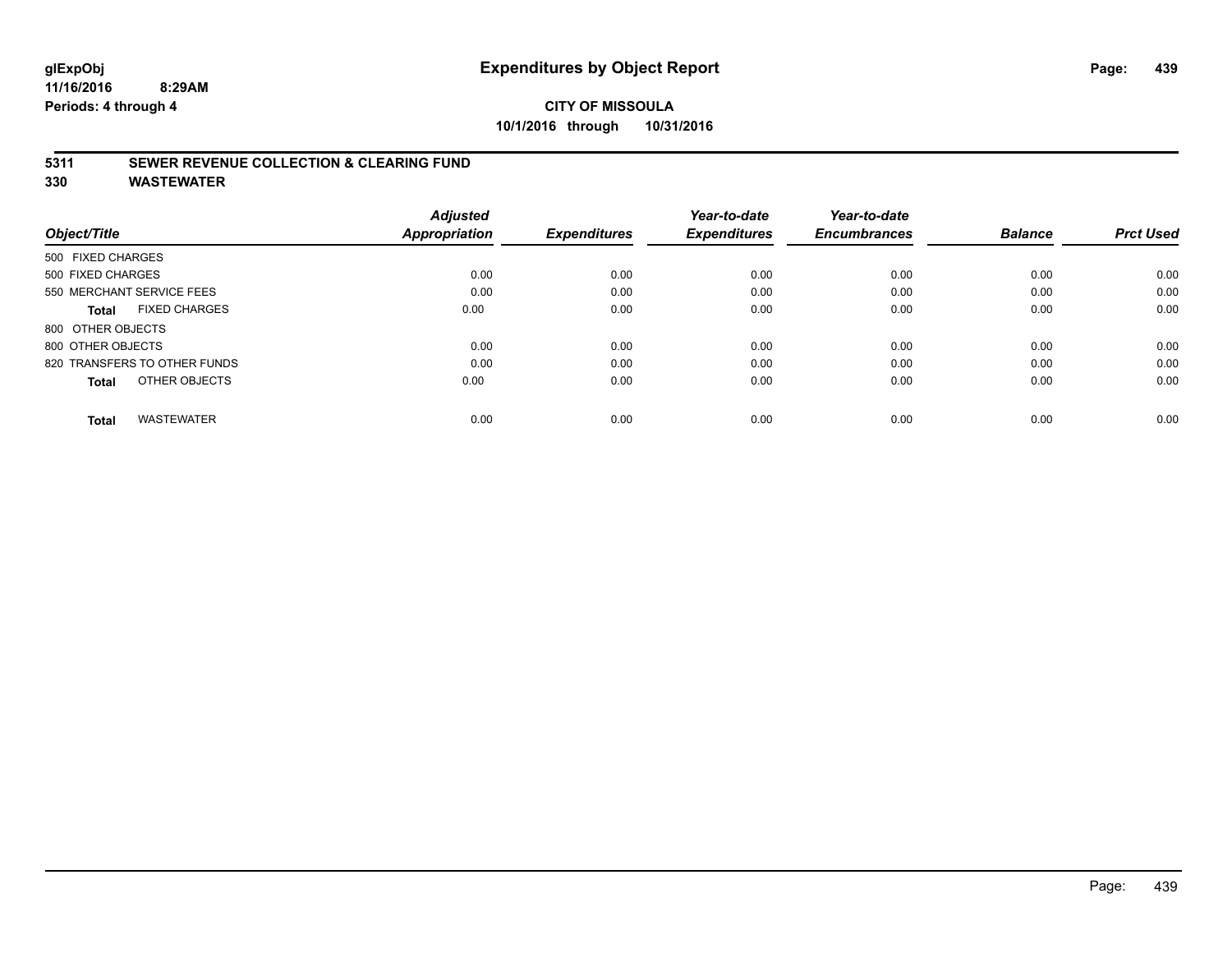# Expenditures by Object Report

glExpObj
11/16/2016 8:29AM
Periods: 4 through 4

**CITY OF MISSOULA**
**10/1/2016 through 10/31/2016**

## 5311 SEWER REVENUE COLLECTION & CLEARING FUND
## 330 WASTEWATER

| Object/Title | Adjusted Appropriation | Expenditures | Year-to-date Expenditures | Year-to-date Encumbrances | Balance | Prct Used |
|---|---|---|---|---|---|---|
| 500 FIXED CHARGES | | | | | | |
| 500 FIXED CHARGES | 0.00 | 0.00 | 0.00 | 0.00 | 0.00 | 0.00 |
| 550 MERCHANT SERVICE FEES | 0.00 | 0.00 | 0.00 | 0.00 | 0.00 | 0.00 |
| **Total** FIXED CHARGES | 0.00 | 0.00 | 0.00 | 0.00 | 0.00 | 0.00 |
| 800 OTHER OBJECTS | | | | | | |
| 800 OTHER OBJECTS | 0.00 | 0.00 | 0.00 | 0.00 | 0.00 | 0.00 |
| 820 TRANSFERS TO OTHER FUNDS | 0.00 | 0.00 | 0.00 | 0.00 | 0.00 | 0.00 |
| **Total** OTHER OBJECTS | 0.00 | 0.00 | 0.00 | 0.00 | 0.00 | 0.00 |
| **Total** WASTEWATER | 0.00 | 0.00 | 0.00 | 0.00 | 0.00 | 0.00 |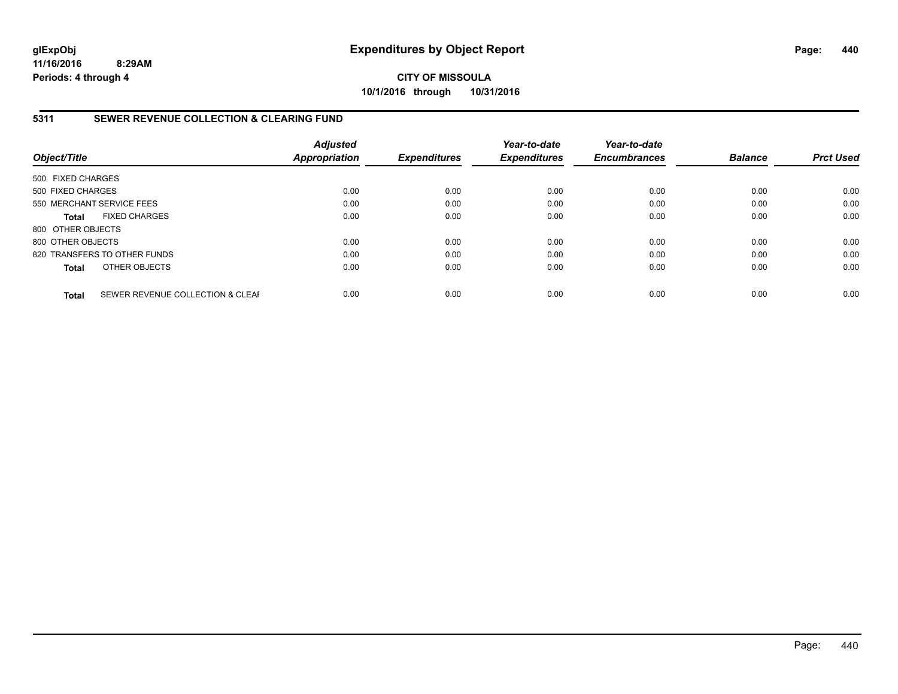**glExpObj**
**11/16/2016 8:29AM**
**Periods: 4 through 4**

# Expenditures by Object Report

**CITY OF MISSOULA**
**10/1/2016 through 10/31/2016**

## 5311 SEWER REVENUE COLLECTION & CLEARING FUND

| Object/Title | Adjusted Appropriation | Expenditures | Year-to-date Expenditures | Year-to-date Encumbrances | Balance | Prct Used |
|---|---|---|---|---|---|---|
| 500 FIXED CHARGES | | | | | | |
| 500 FIXED CHARGES | 0.00 | 0.00 | 0.00 | 0.00 | 0.00 | 0.00 |
| 550 MERCHANT SERVICE FEES | 0.00 | 0.00 | 0.00 | 0.00 | 0.00 | 0.00 |
| **Total** FIXED CHARGES | 0.00 | 0.00 | 0.00 | 0.00 | 0.00 | 0.00 |
| 800 OTHER OBJECTS | | | | | | |
| 800 OTHER OBJECTS | 0.00 | 0.00 | 0.00 | 0.00 | 0.00 | 0.00 |
| 820 TRANSFERS TO OTHER FUNDS | 0.00 | 0.00 | 0.00 | 0.00 | 0.00 | 0.00 |
| **Total** OTHER OBJECTS | 0.00 | 0.00 | 0.00 | 0.00 | 0.00 | 0.00 |
| **Total** SEWER REVENUE COLLECTION & CLEAI | 0.00 | 0.00 | 0.00 | 0.00 | 0.00 | 0.00 |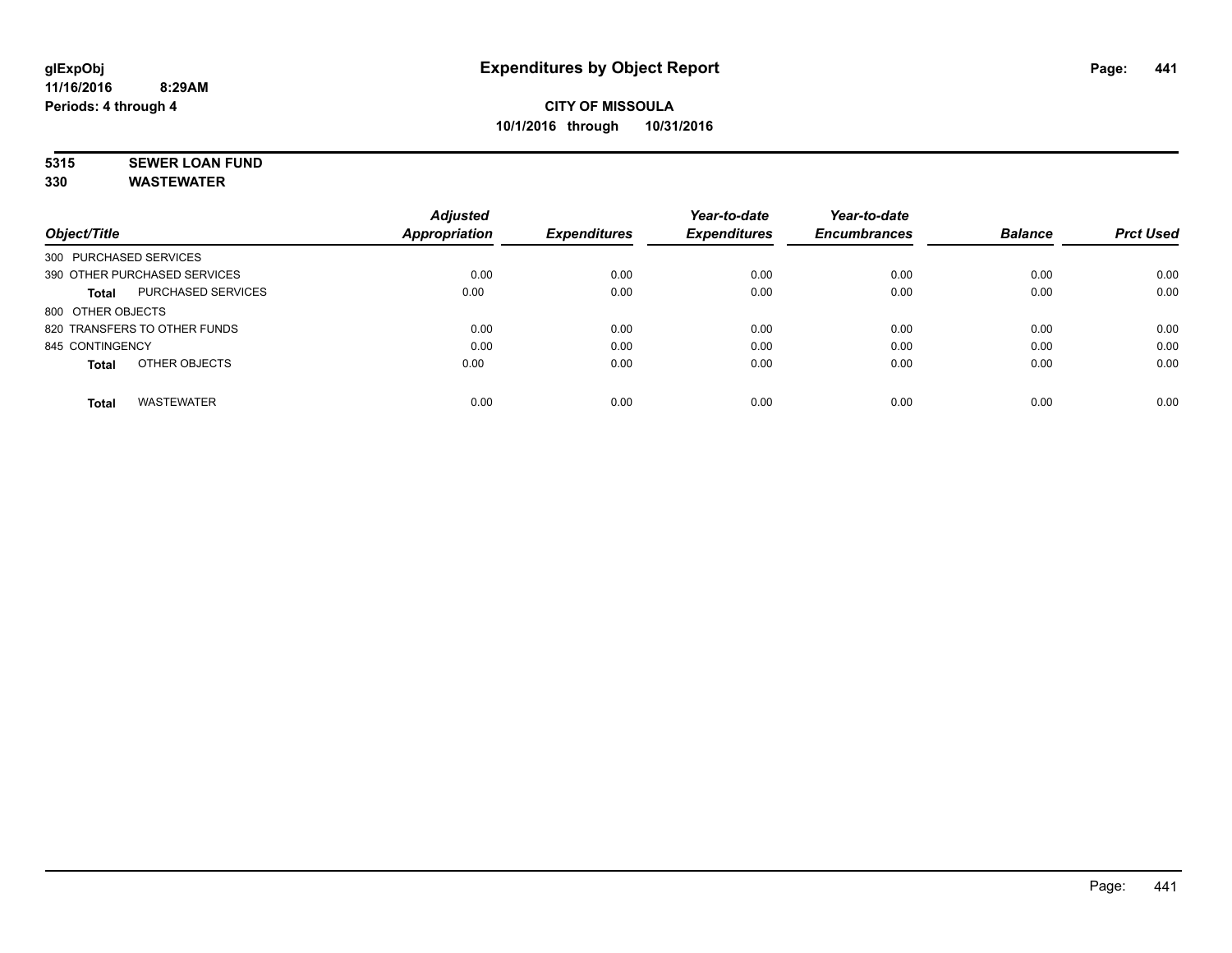# Expenditures by Object Report

**CITY OF MISSOULA**
**10/1/2016 through 10/31/2016**

glExpObj
11/16/2016 8:29AM
Periods: 4 through 4

**5315 SEWER LOAN FUND**
**330 WASTEWATER**

| Object/Title | | Adjusted Appropriation | Expenditures | Year-to-date Expenditures | Year-to-date Encumbrances | Balance | Prct Used |
|---|---|---|---|---|---|---|---|
| 300 PURCHASED SERVICES | | | | | | | |
| 390 OTHER PURCHASED SERVICES | | 0.00 | 0.00 | 0.00 | 0.00 | 0.00 | 0.00 |
| **Total** | PURCHASED SERVICES | 0.00 | 0.00 | 0.00 | 0.00 | 0.00 | 0.00 |
| 800 OTHER OBJECTS | | | | | | | |
| 820 TRANSFERS TO OTHER FUNDS | | 0.00 | 0.00 | 0.00 | 0.00 | 0.00 | 0.00 |
| 845 CONTINGENCY | | 0.00 | 0.00 | 0.00 | 0.00 | 0.00 | 0.00 |
| **Total** | OTHER OBJECTS | 0.00 | 0.00 | 0.00 | 0.00 | 0.00 | 0.00 |
| **Total** | WASTEWATER | 0.00 | 0.00 | 0.00 | 0.00 | 0.00 | 0.00 |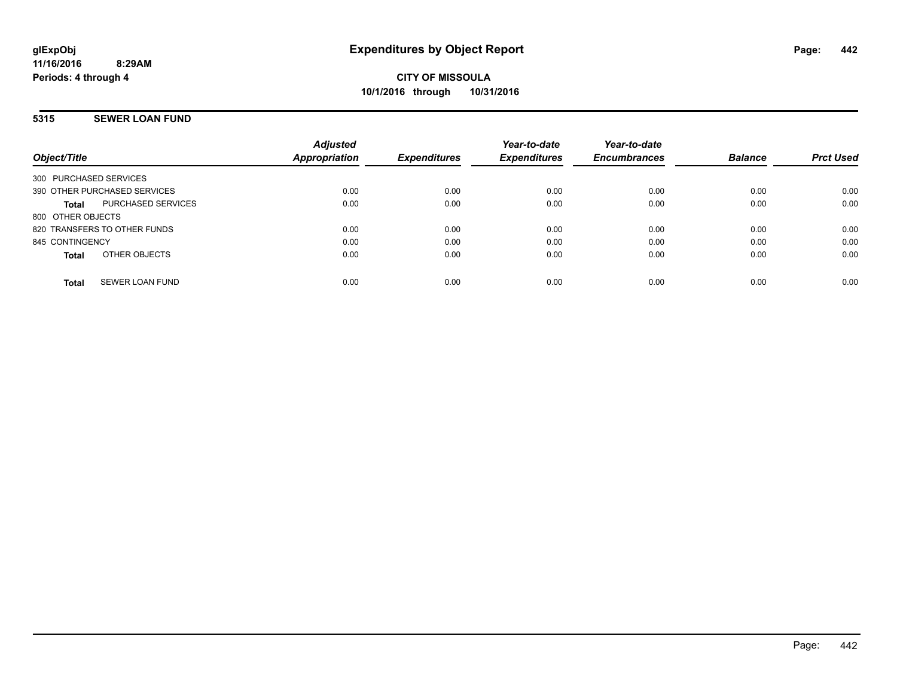# Expenditures by Object Report

glExpObj
11/16/2016 8:29AM
Periods: 4 through 4

**CITY OF MISSOULA**
**10/1/2016 through 10/31/2016**

## 5315 SEWER LOAN FUND

| Object/Title | | Adjusted Appropriation | Expenditures | Year-to-date Expenditures | Year-to-date Encumbrances | Balance | Prct Used |
|---|---|---|---|---|---|---|---|
| 300 PURCHASED SERVICES | | | | | | | |
| 390 OTHER PURCHASED SERVICES | | 0.00 | 0.00 | 0.00 | 0.00 | 0.00 | 0.00 |
| **Total** | PURCHASED SERVICES | 0.00 | 0.00 | 0.00 | 0.00 | 0.00 | 0.00 |
| 800 OTHER OBJECTS | | | | | | | |
| 820 TRANSFERS TO OTHER FUNDS | | 0.00 | 0.00 | 0.00 | 0.00 | 0.00 | 0.00 |
| 845 CONTINGENCY | | 0.00 | 0.00 | 0.00 | 0.00 | 0.00 | 0.00 |
| **Total** | OTHER OBJECTS | 0.00 | 0.00 | 0.00 | 0.00 | 0.00 | 0.00 |
| **Total** | SEWER LOAN FUND | 0.00 | 0.00 | 0.00 | 0.00 | 0.00 | 0.00 |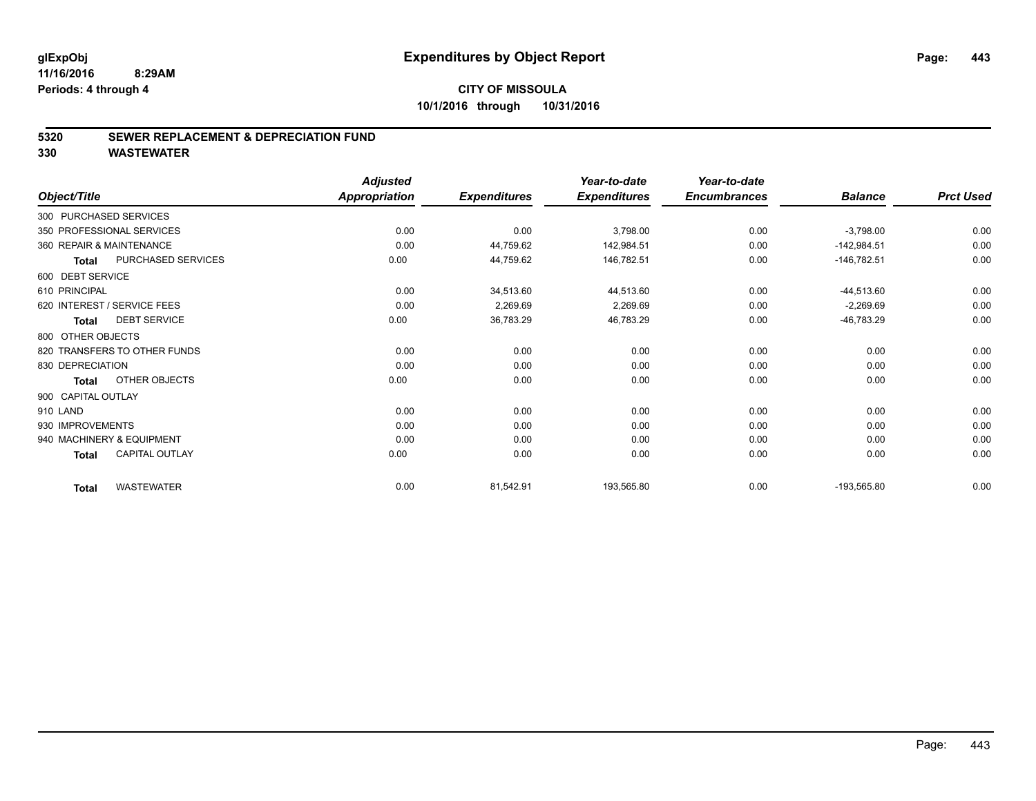# Expenditures by Object Report

glExpObj
11/16/2016 8:29AM
Periods: 4 through 4

**CITY OF MISSOULA**
**10/1/2016 through 10/31/2016**

## 5320 SEWER REPLACEMENT & DEPRECIATION FUND
## 330 WASTEWATER

| Object/Title | Adjusted Appropriation | Expenditures | Year-to-date Expenditures | Year-to-date Encumbrances | Balance | Prct Used |
|---|---|---|---|---|---|---|
| 300 PURCHASED SERVICES | | | | | | |
| 350 PROFESSIONAL SERVICES | 0.00 | 0.00 | 3,798.00 | 0.00 | -3,798.00 | 0.00 |
| 360 REPAIR & MAINTENANCE | 0.00 | 44,759.62 | 142,984.51 | 0.00 | -142,984.51 | 0.00 |
| **Total** PURCHASED SERVICES | 0.00 | 44,759.62 | 146,782.51 | 0.00 | -146,782.51 | 0.00 |
| 600 DEBT SERVICE | | | | | | |
| 610 PRINCIPAL | 0.00 | 34,513.60 | 44,513.60 | 0.00 | -44,513.60 | 0.00 |
| 620 INTEREST / SERVICE FEES | 0.00 | 2,269.69 | 2,269.69 | 0.00 | -2,269.69 | 0.00 |
| **Total** DEBT SERVICE | 0.00 | 36,783.29 | 46,783.29 | 0.00 | -46,783.29 | 0.00 |
| 800 OTHER OBJECTS | | | | | | |
| 820 TRANSFERS TO OTHER FUNDS | 0.00 | 0.00 | 0.00 | 0.00 | 0.00 | 0.00 |
| 830 DEPRECIATION | 0.00 | 0.00 | 0.00 | 0.00 | 0.00 | 0.00 |
| **Total** OTHER OBJECTS | 0.00 | 0.00 | 0.00 | 0.00 | 0.00 | 0.00 |
| 900 CAPITAL OUTLAY | | | | | | |
| 910 LAND | 0.00 | 0.00 | 0.00 | 0.00 | 0.00 | 0.00 |
| 930 IMPROVEMENTS | 0.00 | 0.00 | 0.00 | 0.00 | 0.00 | 0.00 |
| 940 MACHINERY & EQUIPMENT | 0.00 | 0.00 | 0.00 | 0.00 | 0.00 | 0.00 |
| **Total** CAPITAL OUTLAY | 0.00 | 0.00 | 0.00 | 0.00 | 0.00 | 0.00 |
| **Total** WASTEWATER | 0.00 | 81,542.91 | 193,565.80 | 0.00 | -193,565.80 | 0.00 |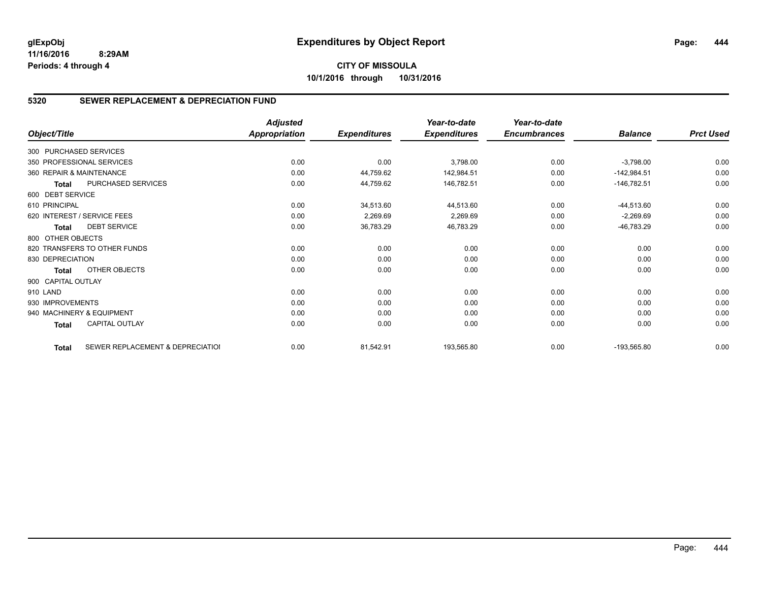glExpObj
11/16/2016 8:29AM
Periods: 4 through 4

# Expenditures by Object Report

**CITY OF MISSOULA**
**10/1/2016 through 10/31/2016**

## 5320 SEWER REPLACEMENT & DEPRECIATION FUND

| Object/Title | Adjusted Appropriation | Expenditures | Year-to-date Expenditures | Year-to-date Encumbrances | Balance | Prct Used |
|---|---|---|---|---|---|---|
| 300 PURCHASED SERVICES | | | | | | |
| 350 PROFESSIONAL SERVICES | 0.00 | 0.00 | 3,798.00 | 0.00 | -3,798.00 | 0.00 |
| 360 REPAIR & MAINTENANCE | 0.00 | 44,759.62 | 142,984.51 | 0.00 | -142,984.51 | 0.00 |
| **Total** PURCHASED SERVICES | 0.00 | 44,759.62 | 146,782.51 | 0.00 | -146,782.51 | 0.00 |
| 600 DEBT SERVICE | | | | | | |
| 610 PRINCIPAL | 0.00 | 34,513.60 | 44,513.60 | 0.00 | -44,513.60 | 0.00 |
| 620 INTEREST / SERVICE FEES | 0.00 | 2,269.69 | 2,269.69 | 0.00 | -2,269.69 | 0.00 |
| **Total** DEBT SERVICE | 0.00 | 36,783.29 | 46,783.29 | 0.00 | -46,783.29 | 0.00 |
| 800 OTHER OBJECTS | | | | | | |
| 820 TRANSFERS TO OTHER FUNDS | 0.00 | 0.00 | 0.00 | 0.00 | 0.00 | 0.00 |
| 830 DEPRECIATION | 0.00 | 0.00 | 0.00 | 0.00 | 0.00 | 0.00 |
| **Total** OTHER OBJECTS | 0.00 | 0.00 | 0.00 | 0.00 | 0.00 | 0.00 |
| 900 CAPITAL OUTLAY | | | | | | |
| 910 LAND | 0.00 | 0.00 | 0.00 | 0.00 | 0.00 | 0.00 |
| 930 IMPROVEMENTS | 0.00 | 0.00 | 0.00 | 0.00 | 0.00 | 0.00 |
| 940 MACHINERY & EQUIPMENT | 0.00 | 0.00 | 0.00 | 0.00 | 0.00 | 0.00 |
| **Total** CAPITAL OUTLAY | 0.00 | 0.00 | 0.00 | 0.00 | 0.00 | 0.00 |
| **Total** SEWER REPLACEMENT & DEPRECIATIOI | 0.00 | 81,542.91 | 193,565.80 | 0.00 | -193,565.80 | 0.00 |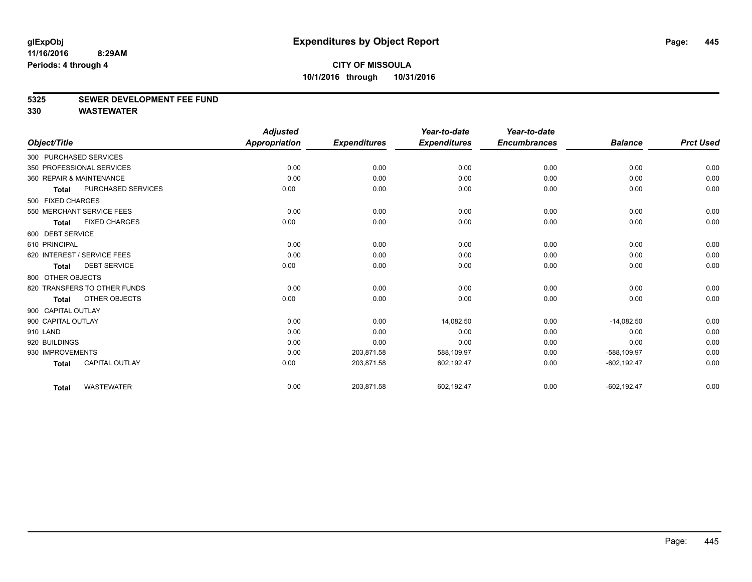glExpObj
11/16/2016 8:29AM
Periods: 4 through 4

# Expenditures by Object Report

**CITY OF MISSOULA**
**10/1/2016 through 10/31/2016**

## 5325 SEWER DEVELOPMENT FEE FUND
## 330 WASTEWATER

| Object/Title | Adjusted Appropriation | Expenditures | Year-to-date Expenditures | Year-to-date Encumbrances | Balance | Prct Used |
|---|---|---|---|---|---|---|
| 300 PURCHASED SERVICES | | | | | | |
| 350 PROFESSIONAL SERVICES | 0.00 | 0.00 | 0.00 | 0.00 | 0.00 | 0.00 |
| 360 REPAIR & MAINTENANCE | 0.00 | 0.00 | 0.00 | 0.00 | 0.00 | 0.00 |
| **Total** PURCHASED SERVICES | 0.00 | 0.00 | 0.00 | 0.00 | 0.00 | 0.00 |
| 500 FIXED CHARGES | | | | | | |
| 550 MERCHANT SERVICE FEES | 0.00 | 0.00 | 0.00 | 0.00 | 0.00 | 0.00 |
| **Total** FIXED CHARGES | 0.00 | 0.00 | 0.00 | 0.00 | 0.00 | 0.00 |
| 600 DEBT SERVICE | | | | | | |
| 610 PRINCIPAL | 0.00 | 0.00 | 0.00 | 0.00 | 0.00 | 0.00 |
| 620 INTEREST / SERVICE FEES | 0.00 | 0.00 | 0.00 | 0.00 | 0.00 | 0.00 |
| **Total** DEBT SERVICE | 0.00 | 0.00 | 0.00 | 0.00 | 0.00 | 0.00 |
| 800 OTHER OBJECTS | | | | | | |
| 820 TRANSFERS TO OTHER FUNDS | 0.00 | 0.00 | 0.00 | 0.00 | 0.00 | 0.00 |
| **Total** OTHER OBJECTS | 0.00 | 0.00 | 0.00 | 0.00 | 0.00 | 0.00 |
| 900 CAPITAL OUTLAY | | | | | | |
| 900 CAPITAL OUTLAY | 0.00 | 0.00 | 14,082.50 | 0.00 | -14,082.50 | 0.00 |
| 910 LAND | 0.00 | 0.00 | 0.00 | 0.00 | 0.00 | 0.00 |
| 920 BUILDINGS | 0.00 | 0.00 | 0.00 | 0.00 | 0.00 | 0.00 |
| 930 IMPROVEMENTS | 0.00 | 203,871.58 | 588,109.97 | 0.00 | -588,109.97 | 0.00 |
| **Total** CAPITAL OUTLAY | 0.00 | 203,871.58 | 602,192.47 | 0.00 | -602,192.47 | 0.00 |
| **Total** WASTEWATER | 0.00 | 203,871.58 | 602,192.47 | 0.00 | -602,192.47 | 0.00 |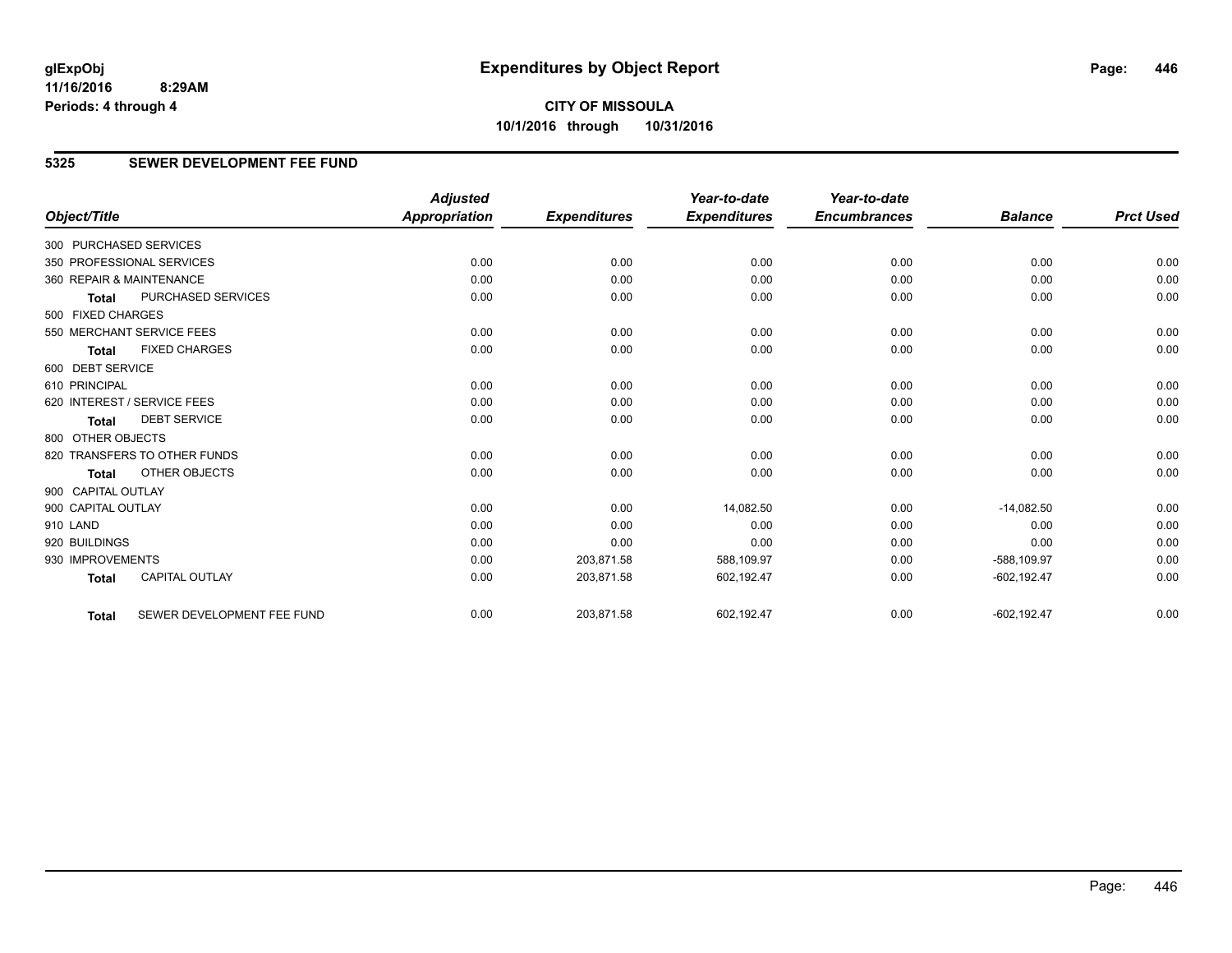# Expenditures by Object Report

glExpObj
11/16/2016 8:29AM
Periods: 4 through 4

**CITY OF MISSOULA**
**10/1/2016 through 10/31/2016**

## 5325 SEWER DEVELOPMENT FEE FUND

| Object/Title | Adjusted Appropriation | Expenditures | Year-to-date Expenditures | Year-to-date Encumbrances | Balance | Prct Used |
|---|---|---|---|---|---|---|
| 300 PURCHASED SERVICES | | | | | | |
| 350 PROFESSIONAL SERVICES | 0.00 | 0.00 | 0.00 | 0.00 | 0.00 | 0.00 |
| 360 REPAIR & MAINTENANCE | 0.00 | 0.00 | 0.00 | 0.00 | 0.00 | 0.00 |
| Total PURCHASED SERVICES | 0.00 | 0.00 | 0.00 | 0.00 | 0.00 | 0.00 |
| 500 FIXED CHARGES | | | | | | |
| 550 MERCHANT SERVICE FEES | 0.00 | 0.00 | 0.00 | 0.00 | 0.00 | 0.00 |
| Total FIXED CHARGES | 0.00 | 0.00 | 0.00 | 0.00 | 0.00 | 0.00 |
| 600 DEBT SERVICE | | | | | | |
| 610 PRINCIPAL | 0.00 | 0.00 | 0.00 | 0.00 | 0.00 | 0.00 |
| 620 INTEREST / SERVICE FEES | 0.00 | 0.00 | 0.00 | 0.00 | 0.00 | 0.00 |
| Total DEBT SERVICE | 0.00 | 0.00 | 0.00 | 0.00 | 0.00 | 0.00 |
| 800 OTHER OBJECTS | | | | | | |
| 820 TRANSFERS TO OTHER FUNDS | 0.00 | 0.00 | 0.00 | 0.00 | 0.00 | 0.00 |
| Total OTHER OBJECTS | 0.00 | 0.00 | 0.00 | 0.00 | 0.00 | 0.00 |
| 900 CAPITAL OUTLAY | | | | | | |
| 900 CAPITAL OUTLAY | 0.00 | 0.00 | 14,082.50 | 0.00 | -14,082.50 | 0.00 |
| 910 LAND | 0.00 | 0.00 | 0.00 | 0.00 | 0.00 | 0.00 |
| 920 BUILDINGS | 0.00 | 0.00 | 0.00 | 0.00 | 0.00 | 0.00 |
| 930 IMPROVEMENTS | 0.00 | 203,871.58 | 588,109.97 | 0.00 | -588,109.97 | 0.00 |
| Total CAPITAL OUTLAY | 0.00 | 203,871.58 | 602,192.47 | 0.00 | -602,192.47 | 0.00 |
| Total SEWER DEVELOPMENT FEE FUND | 0.00 | 203,871.58 | 602,192.47 | 0.00 | -602,192.47 | 0.00 |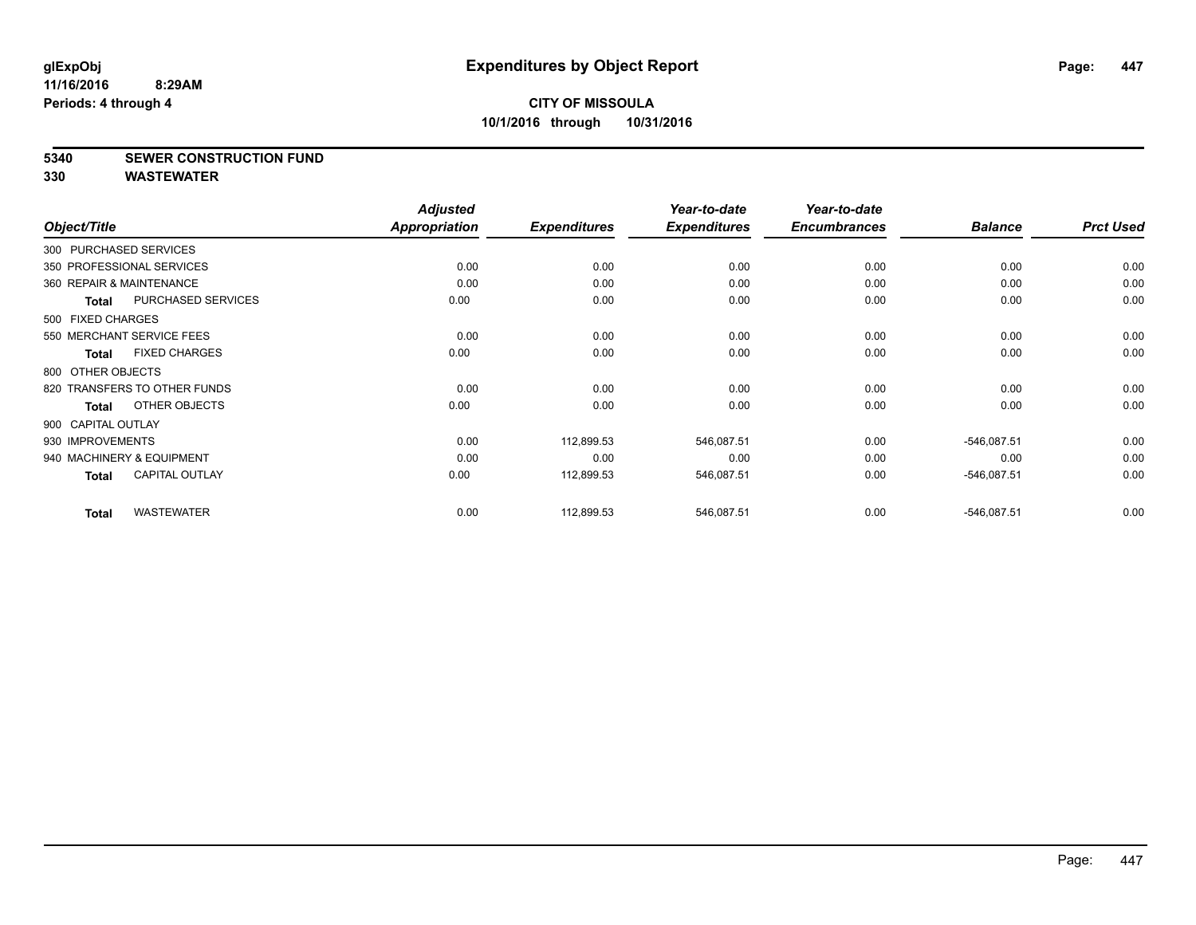**glExpObj**
**11/16/2016 8:29AM**
**Periods: 4 through 4**

# Expenditures by Object Report

**CITY OF MISSOULA**
**10/1/2016 through 10/31/2016**

**5340 SEWER CONSTRUCTION FUND**
**330 WASTEWATER**

| Object/Title | Adjusted Appropriation | Expenditures | Year-to-date Expenditures | Year-to-date Encumbrances | Balance | Prct Used |
|---|---|---|---|---|---|---|
| 300 PURCHASED SERVICES | | | | | | |
| 350 PROFESSIONAL SERVICES | 0.00 | 0.00 | 0.00 | 0.00 | 0.00 | 0.00 |
| 360 REPAIR & MAINTENANCE | 0.00 | 0.00 | 0.00 | 0.00 | 0.00 | 0.00 |
| **Total** PURCHASED SERVICES | 0.00 | 0.00 | 0.00 | 0.00 | 0.00 | 0.00 |
| 500 FIXED CHARGES | | | | | | |
| 550 MERCHANT SERVICE FEES | 0.00 | 0.00 | 0.00 | 0.00 | 0.00 | 0.00 |
| **Total** FIXED CHARGES | 0.00 | 0.00 | 0.00 | 0.00 | 0.00 | 0.00 |
| 800 OTHER OBJECTS | | | | | | |
| 820 TRANSFERS TO OTHER FUNDS | 0.00 | 0.00 | 0.00 | 0.00 | 0.00 | 0.00 |
| **Total** OTHER OBJECTS | 0.00 | 0.00 | 0.00 | 0.00 | 0.00 | 0.00 |
| 900 CAPITAL OUTLAY | | | | | | |
| 930 IMPROVEMENTS | 0.00 | 112,899.53 | 546,087.51 | 0.00 | -546,087.51 | 0.00 |
| 940 MACHINERY & EQUIPMENT | 0.00 | 0.00 | 0.00 | 0.00 | 0.00 | 0.00 |
| **Total** CAPITAL OUTLAY | 0.00 | 112,899.53 | 546,087.51 | 0.00 | -546,087.51 | 0.00 |
| **Total** WASTEWATER | 0.00 | 112,899.53 | 546,087.51 | 0.00 | -546,087.51 | 0.00 |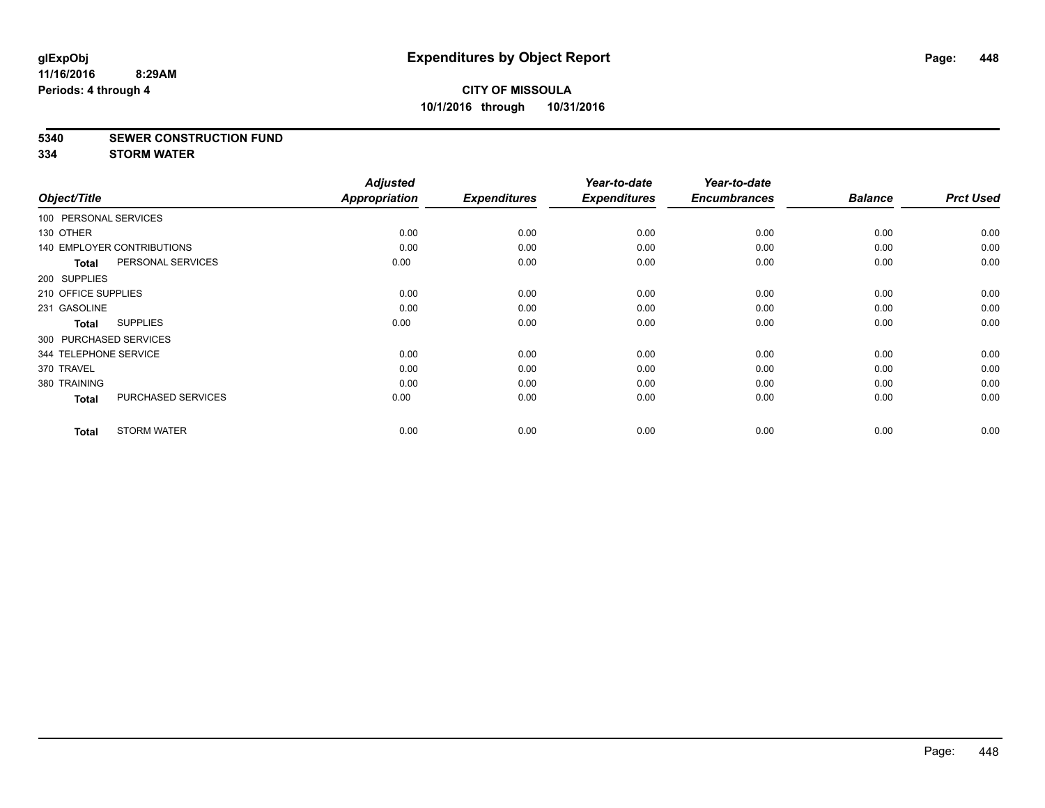**glExpObj**
**11/16/2016 8:29AM**
**Periods: 4 through 4**

# Expenditures by Object Report

**CITY OF MISSOULA**
**10/1/2016 through 10/31/2016**

**5340 SEWER CONSTRUCTION FUND**
**334 STORM WATER**

| Object/Title | | *Adjusted Appropriation* | *Expenditures* | *Year-to-date Expenditures* | *Year-to-date Encumbrances* | *Balance* | *Prct Used* |
|---|---|---|---|---|---|---|---|
| 100 PERSONAL SERVICES | | | | | | | |
| 130 OTHER | | 0.00 | 0.00 | 0.00 | 0.00 | 0.00 | 0.00 |
| 140 EMPLOYER CONTRIBUTIONS | | 0.00 | 0.00 | 0.00 | 0.00 | 0.00 | 0.00 |
| **Total** | PERSONAL SERVICES | 0.00 | 0.00 | 0.00 | 0.00 | 0.00 | 0.00 |
| 200 SUPPLIES | | | | | | | |
| 210 OFFICE SUPPLIES | | 0.00 | 0.00 | 0.00 | 0.00 | 0.00 | 0.00 |
| 231 GASOLINE | | 0.00 | 0.00 | 0.00 | 0.00 | 0.00 | 0.00 |
| **Total** | SUPPLIES | 0.00 | 0.00 | 0.00 | 0.00 | 0.00 | 0.00 |
| 300 PURCHASED SERVICES | | | | | | | |
| 344 TELEPHONE SERVICE | | 0.00 | 0.00 | 0.00 | 0.00 | 0.00 | 0.00 |
| 370 TRAVEL | | 0.00 | 0.00 | 0.00 | 0.00 | 0.00 | 0.00 |
| 380 TRAINING | | 0.00 | 0.00 | 0.00 | 0.00 | 0.00 | 0.00 |
| **Total** | PURCHASED SERVICES | 0.00 | 0.00 | 0.00 | 0.00 | 0.00 | 0.00 |
| **Total** | STORM WATER | 0.00 | 0.00 | 0.00 | 0.00 | 0.00 | 0.00 |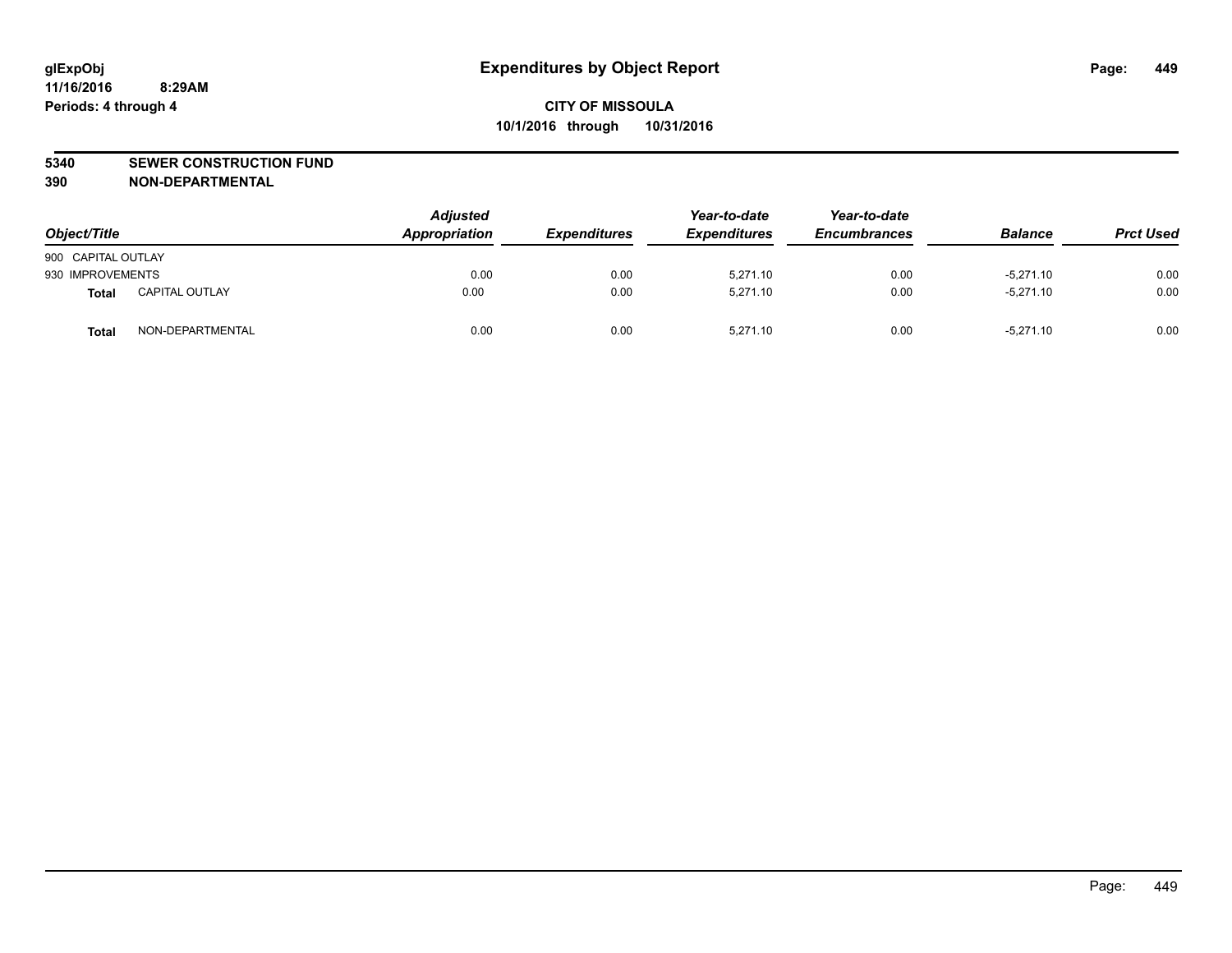glExpObj
11/16/2016 8:29AM
Periods: 4 through 4

# Expenditures by Object Report

**CITY OF MISSOULA**
**10/1/2016 through 10/31/2016**

**5340 SEWER CONSTRUCTION FUND**
**390 NON-DEPARTMENTAL**

| Object/Title | | Adjusted Appropriation | Expenditures | Year-to-date Expenditures | Year-to-date Encumbrances | Balance | Prct Used |
|---|---|---|---|---|---|---|---|
| 900 CAPITAL OUTLAY | | | | | | | |
| 930 IMPROVEMENTS | | 0.00 | 0.00 | 5,271.10 | 0.00 | -5,271.10 | 0.00 |
| **Total** | CAPITAL OUTLAY | 0.00 | 0.00 | 5,271.10 | 0.00 | -5,271.10 | 0.00 |
| **Total** | NON-DEPARTMENTAL | 0.00 | 0.00 | 5,271.10 | 0.00 | -5,271.10 | 0.00 |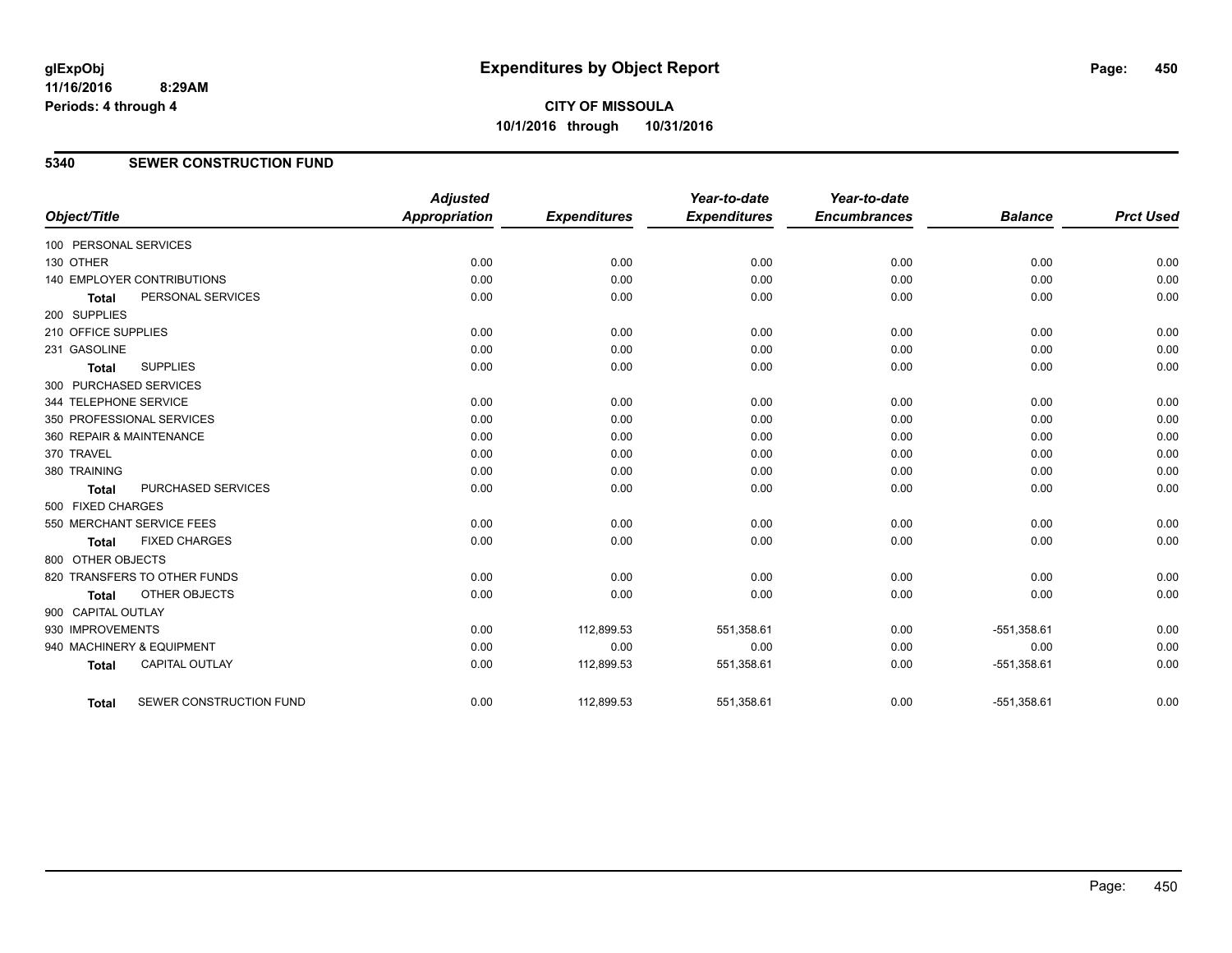# Expenditures by Object Report

glExpObj
11/16/2016 8:29AM
Periods: 4 through 4

**CITY OF MISSOULA**
**10/1/2016 through 10/31/2016**

## 5340 SEWER CONSTRUCTION FUND

| Object/Title | Adjusted Appropriation | Expenditures | Year-to-date Expenditures | Year-to-date Encumbrances | Balance | Prct Used |
|---|---|---|---|---|---|---|
| 100 PERSONAL SERVICES | | | | | | |
| 130 OTHER | 0.00 | 0.00 | 0.00 | 0.00 | 0.00 | 0.00 |
| 140 EMPLOYER CONTRIBUTIONS | 0.00 | 0.00 | 0.00 | 0.00 | 0.00 | 0.00 |
| **Total** PERSONAL SERVICES | 0.00 | 0.00 | 0.00 | 0.00 | 0.00 | 0.00 |
| 200 SUPPLIES | | | | | | |
| 210 OFFICE SUPPLIES | 0.00 | 0.00 | 0.00 | 0.00 | 0.00 | 0.00 |
| 231 GASOLINE | 0.00 | 0.00 | 0.00 | 0.00 | 0.00 | 0.00 |
| **Total** SUPPLIES | 0.00 | 0.00 | 0.00 | 0.00 | 0.00 | 0.00 |
| 300 PURCHASED SERVICES | | | | | | |
| 344 TELEPHONE SERVICE | 0.00 | 0.00 | 0.00 | 0.00 | 0.00 | 0.00 |
| 350 PROFESSIONAL SERVICES | 0.00 | 0.00 | 0.00 | 0.00 | 0.00 | 0.00 |
| 360 REPAIR & MAINTENANCE | 0.00 | 0.00 | 0.00 | 0.00 | 0.00 | 0.00 |
| 370 TRAVEL | 0.00 | 0.00 | 0.00 | 0.00 | 0.00 | 0.00 |
| 380 TRAINING | 0.00 | 0.00 | 0.00 | 0.00 | 0.00 | 0.00 |
| **Total** PURCHASED SERVICES | 0.00 | 0.00 | 0.00 | 0.00 | 0.00 | 0.00 |
| 500 FIXED CHARGES | | | | | | |
| 550 MERCHANT SERVICE FEES | 0.00 | 0.00 | 0.00 | 0.00 | 0.00 | 0.00 |
| **Total** FIXED CHARGES | 0.00 | 0.00 | 0.00 | 0.00 | 0.00 | 0.00 |
| 800 OTHER OBJECTS | | | | | | |
| 820 TRANSFERS TO OTHER FUNDS | 0.00 | 0.00 | 0.00 | 0.00 | 0.00 | 0.00 |
| **Total** OTHER OBJECTS | 0.00 | 0.00 | 0.00 | 0.00 | 0.00 | 0.00 |
| 900 CAPITAL OUTLAY | | | | | | |
| 930 IMPROVEMENTS | 0.00 | 112,899.53 | 551,358.61 | 0.00 | -551,358.61 | 0.00 |
| 940 MACHINERY & EQUIPMENT | 0.00 | 0.00 | 0.00 | 0.00 | 0.00 | 0.00 |
| **Total** CAPITAL OUTLAY | 0.00 | 112,899.53 | 551,358.61 | 0.00 | -551,358.61 | 0.00 |
| **Total** SEWER CONSTRUCTION FUND | 0.00 | 112,899.53 | 551,358.61 | 0.00 | -551,358.61 | 0.00 |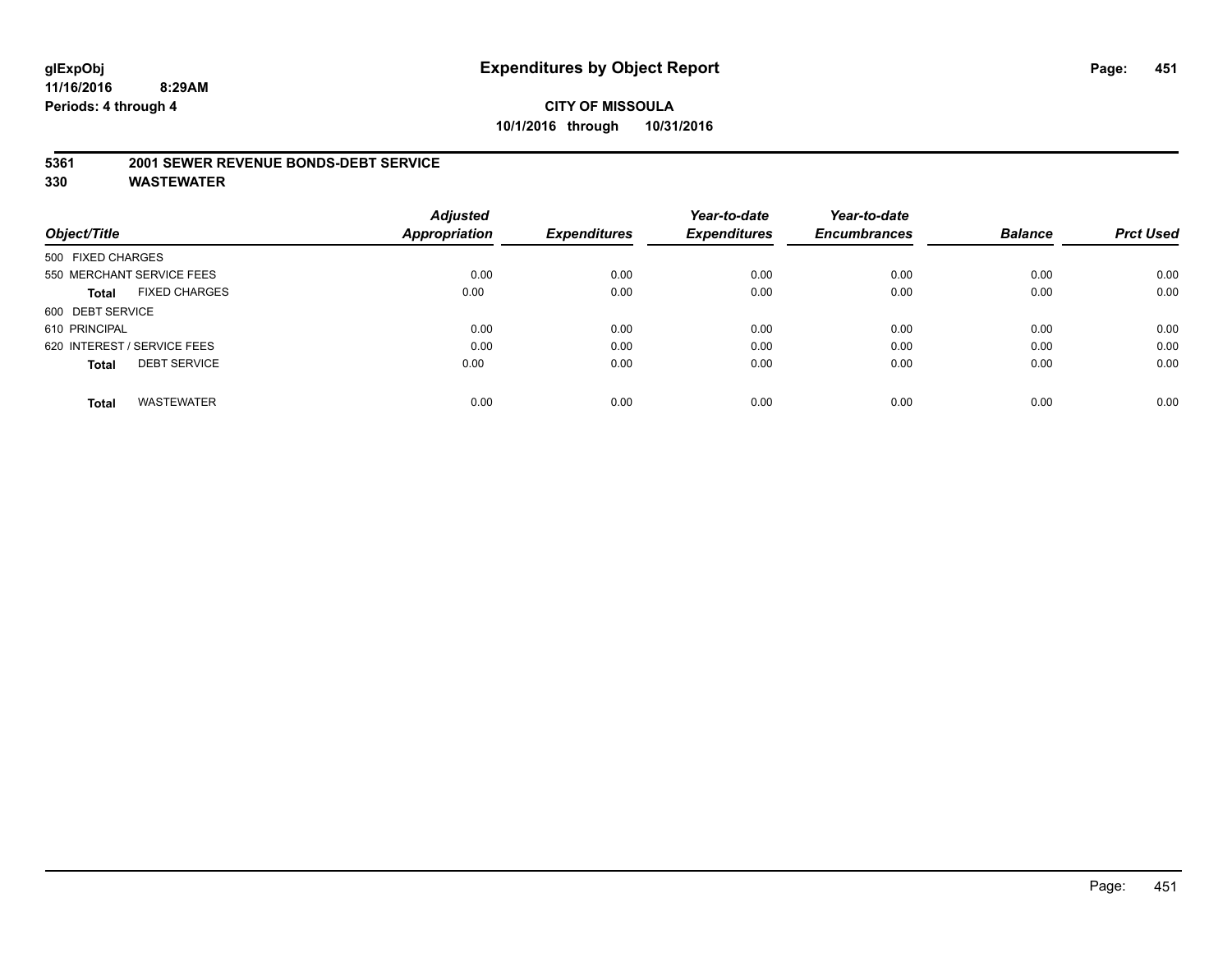**glExpObj**
**11/16/2016 8:29AM**
**Periods: 4 through 4**

# Expenditures by Object Report

**CITY OF MISSOULA**
**10/1/2016 through 10/31/2016**

## 5361 2001 SEWER REVENUE BONDS-DEBT SERVICE
## 330 WASTEWATER

| Object/Title | Adjusted Appropriation | Expenditures | Year-to-date Expenditures | Year-to-date Encumbrances | Balance | Prct Used |
|---|---|---|---|---|---|---|
| 500 FIXED CHARGES | | | | | | |
| 550 MERCHANT SERVICE FEES | 0.00 | 0.00 | 0.00 | 0.00 | 0.00 | 0.00 |
| **Total** FIXED CHARGES | 0.00 | 0.00 | 0.00 | 0.00 | 0.00 | 0.00 |
| 600 DEBT SERVICE | | | | | | |
| 610 PRINCIPAL | 0.00 | 0.00 | 0.00 | 0.00 | 0.00 | 0.00 |
| 620 INTEREST / SERVICE FEES | 0.00 | 0.00 | 0.00 | 0.00 | 0.00 | 0.00 |
| **Total** DEBT SERVICE | 0.00 | 0.00 | 0.00 | 0.00 | 0.00 | 0.00 |
| **Total** WASTEWATER | 0.00 | 0.00 | 0.00 | 0.00 | 0.00 | 0.00 |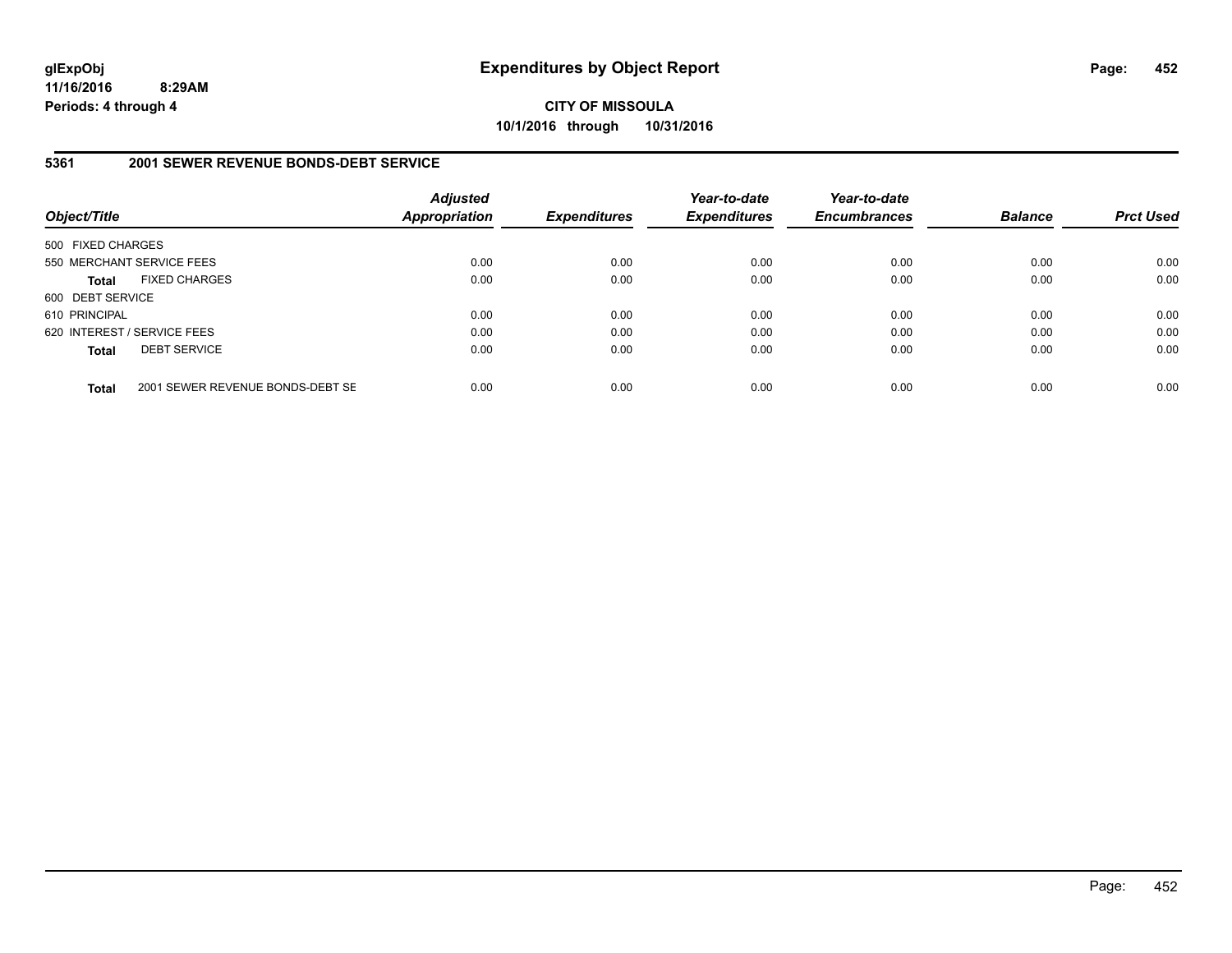**glExpObj**
**11/16/2016 8:29AM**
**Periods: 4 through 4**

# Expenditures by Object Report

**CITY OF MISSOULA**
**10/1/2016 through 10/31/2016**

## 5361 2001 SEWER REVENUE BONDS-DEBT SERVICE

| Object/Title | Adjusted Appropriation | Expenditures | Year-to-date Expenditures | Year-to-date Encumbrances | Balance | Prct Used |
|---|---|---|---|---|---|---|
| 500 FIXED CHARGES | | | | | | |
| 550 MERCHANT SERVICE FEES | 0.00 | 0.00 | 0.00 | 0.00 | 0.00 | 0.00 |
| **Total** FIXED CHARGES | 0.00 | 0.00 | 0.00 | 0.00 | 0.00 | 0.00 |
| 600 DEBT SERVICE | | | | | | |
| 610 PRINCIPAL | 0.00 | 0.00 | 0.00 | 0.00 | 0.00 | 0.00 |
| 620 INTEREST / SERVICE FEES | 0.00 | 0.00 | 0.00 | 0.00 | 0.00 | 0.00 |
| **Total** DEBT SERVICE | 0.00 | 0.00 | 0.00 | 0.00 | 0.00 | 0.00 |
| **Total** 2001 SEWER REVENUE BONDS-DEBT SE | 0.00 | 0.00 | 0.00 | 0.00 | 0.00 | 0.00 |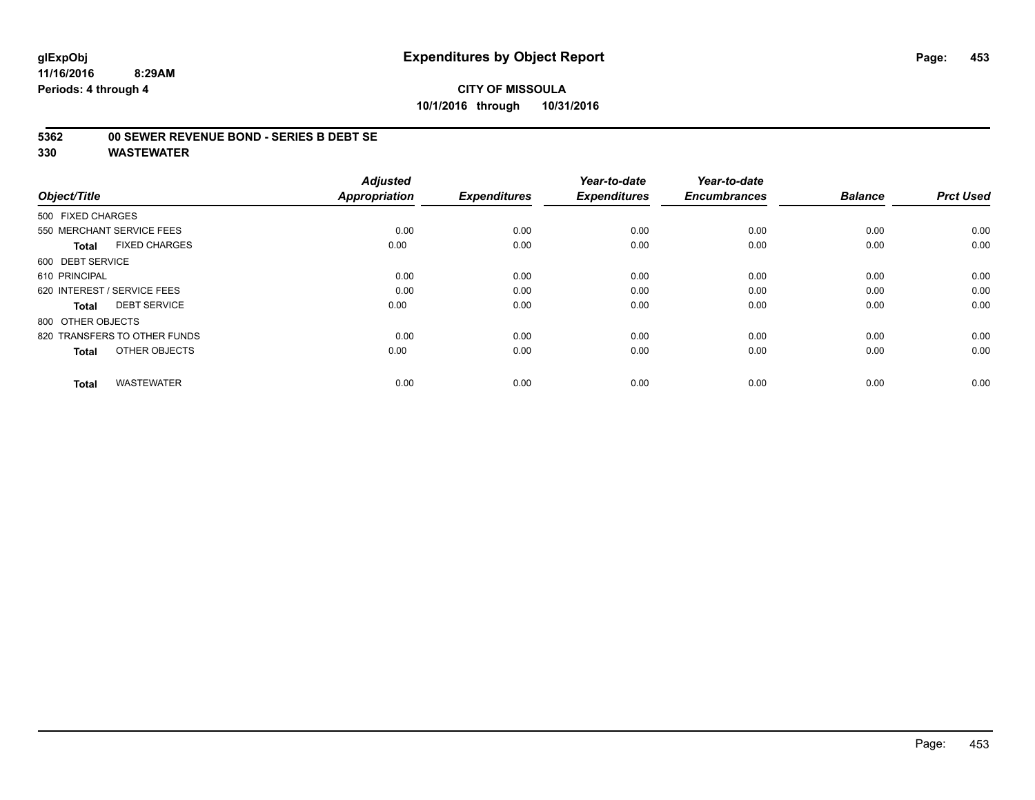glExpObj
11/16/2016 8:29AM
Periods: 4 through 4

# Expenditures by Object Report

**CITY OF MISSOULA**
**10/1/2016 through 10/31/2016**

**5362 00 SEWER REVENUE BOND - SERIES B DEBT SE**
**330 WASTEWATER**

| Object/Title | Adjusted Appropriation | Expenditures | Year-to-date Expenditures | Year-to-date Encumbrances | Balance | Prct Used |
|---|---|---|---|---|---|---|
| 500 FIXED CHARGES | | | | | | |
| 550 MERCHANT SERVICE FEES | 0.00 | 0.00 | 0.00 | 0.00 | 0.00 | 0.00 |
| **Total** FIXED CHARGES | 0.00 | 0.00 | 0.00 | 0.00 | 0.00 | 0.00 |
| 600 DEBT SERVICE | | | | | | |
| 610 PRINCIPAL | 0.00 | 0.00 | 0.00 | 0.00 | 0.00 | 0.00 |
| 620 INTEREST / SERVICE FEES | 0.00 | 0.00 | 0.00 | 0.00 | 0.00 | 0.00 |
| **Total** DEBT SERVICE | 0.00 | 0.00 | 0.00 | 0.00 | 0.00 | 0.00 |
| 800 OTHER OBJECTS | | | | | | |
| 820 TRANSFERS TO OTHER FUNDS | 0.00 | 0.00 | 0.00 | 0.00 | 0.00 | 0.00 |
| **Total** OTHER OBJECTS | 0.00 | 0.00 | 0.00 | 0.00 | 0.00 | 0.00 |
| **Total** WASTEWATER | 0.00 | 0.00 | 0.00 | 0.00 | 0.00 | 0.00 |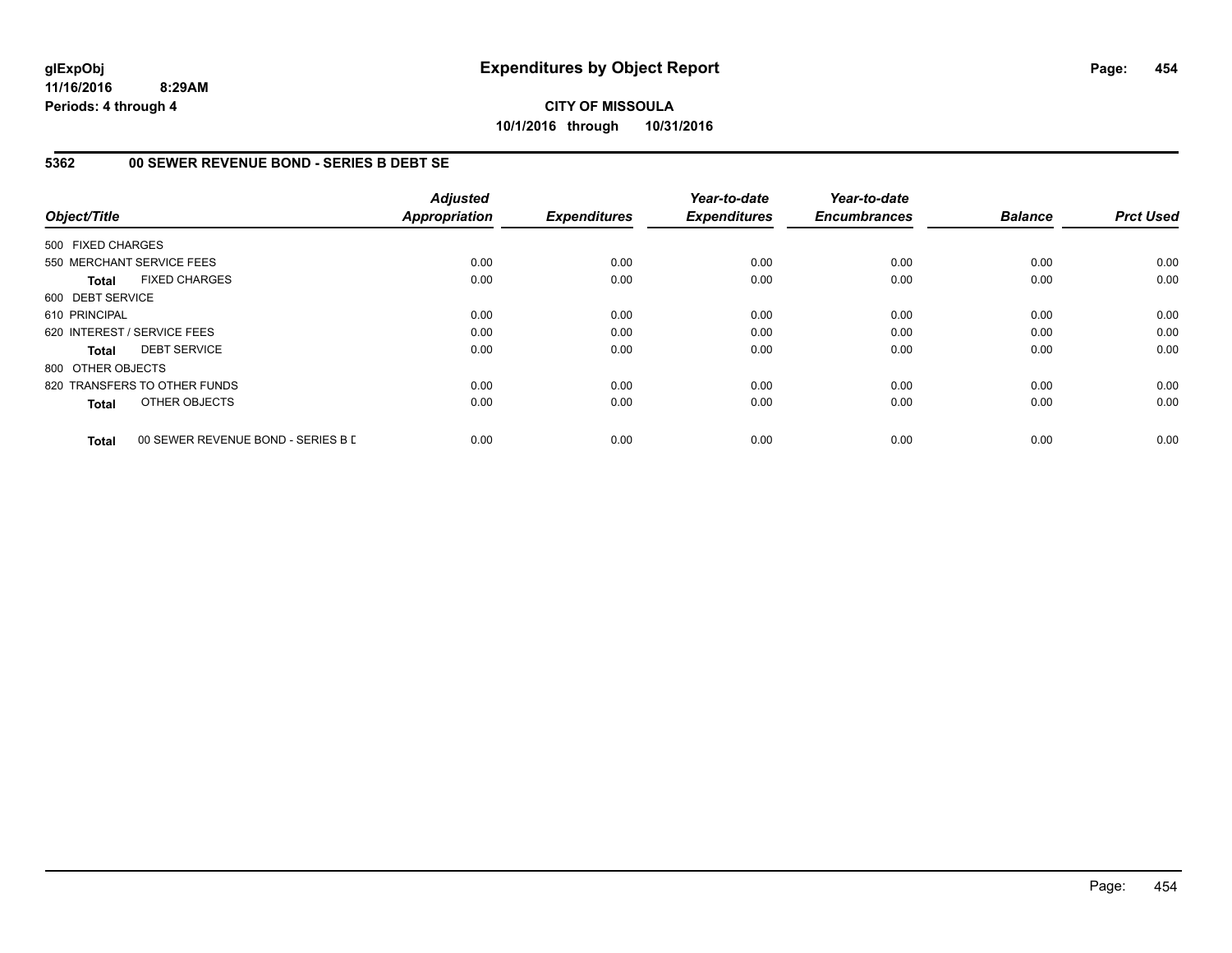**glExpObj**
**11/16/2016 8:29AM**
**Periods: 4 through 4**

# Expenditures by Object Report

**CITY OF MISSOULA**
**10/1/2016 through 10/31/2016**

## 5362 00 SEWER REVENUE BOND - SERIES B DEBT SE

| Object/Title | Adjusted Appropriation | Expenditures | Year-to-date Expenditures | Year-to-date Encumbrances | Balance | Prct Used |
|---|---|---|---|---|---|---|
| 500 FIXED CHARGES | | | | | | |
| 550 MERCHANT SERVICE FEES | 0.00 | 0.00 | 0.00 | 0.00 | 0.00 | 0.00 |
| **Total** FIXED CHARGES | 0.00 | 0.00 | 0.00 | 0.00 | 0.00 | 0.00 |
| 600 DEBT SERVICE | | | | | | |
| 610 PRINCIPAL | 0.00 | 0.00 | 0.00 | 0.00 | 0.00 | 0.00 |
| 620 INTEREST / SERVICE FEES | 0.00 | 0.00 | 0.00 | 0.00 | 0.00 | 0.00 |
| **Total** DEBT SERVICE | 0.00 | 0.00 | 0.00 | 0.00 | 0.00 | 0.00 |
| 800 OTHER OBJECTS | | | | | | |
| 820 TRANSFERS TO OTHER FUNDS | 0.00 | 0.00 | 0.00 | 0.00 | 0.00 | 0.00 |
| **Total** OTHER OBJECTS | 0.00 | 0.00 | 0.00 | 0.00 | 0.00 | 0.00 |
| **Total** 00 SEWER REVENUE BOND - SERIES B D | 0.00 | 0.00 | 0.00 | 0.00 | 0.00 | 0.00 |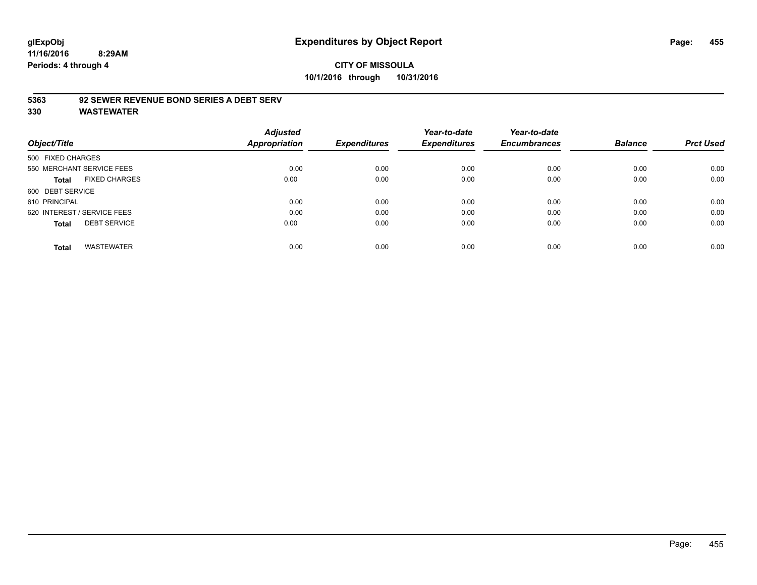**glExpObj**
**11/16/2016 8:29AM**
**Periods: 4 through 4**

# Expenditures by Object Report

**CITY OF MISSOULA**
**10/1/2016 through 10/31/2016**

**5363 92 SEWER REVENUE BOND SERIES A DEBT SERV**
**330 WASTEWATER**

| Object/Title | Adjusted Appropriation | Expenditures | Year-to-date Expenditures | Year-to-date Encumbrances | Balance | Prct Used |
|---|---|---|---|---|---|---|
| 500 FIXED CHARGES | | | | | | |
| 550 MERCHANT SERVICE FEES | 0.00 | 0.00 | 0.00 | 0.00 | 0.00 | 0.00 |
| **Total** FIXED CHARGES | 0.00 | 0.00 | 0.00 | 0.00 | 0.00 | 0.00 |
| 600 DEBT SERVICE | | | | | | |
| 610 PRINCIPAL | 0.00 | 0.00 | 0.00 | 0.00 | 0.00 | 0.00 |
| 620 INTEREST / SERVICE FEES | 0.00 | 0.00 | 0.00 | 0.00 | 0.00 | 0.00 |
| **Total** DEBT SERVICE | 0.00 | 0.00 | 0.00 | 0.00 | 0.00 | 0.00 |
| **Total** WASTEWATER | 0.00 | 0.00 | 0.00 | 0.00 | 0.00 | 0.00 |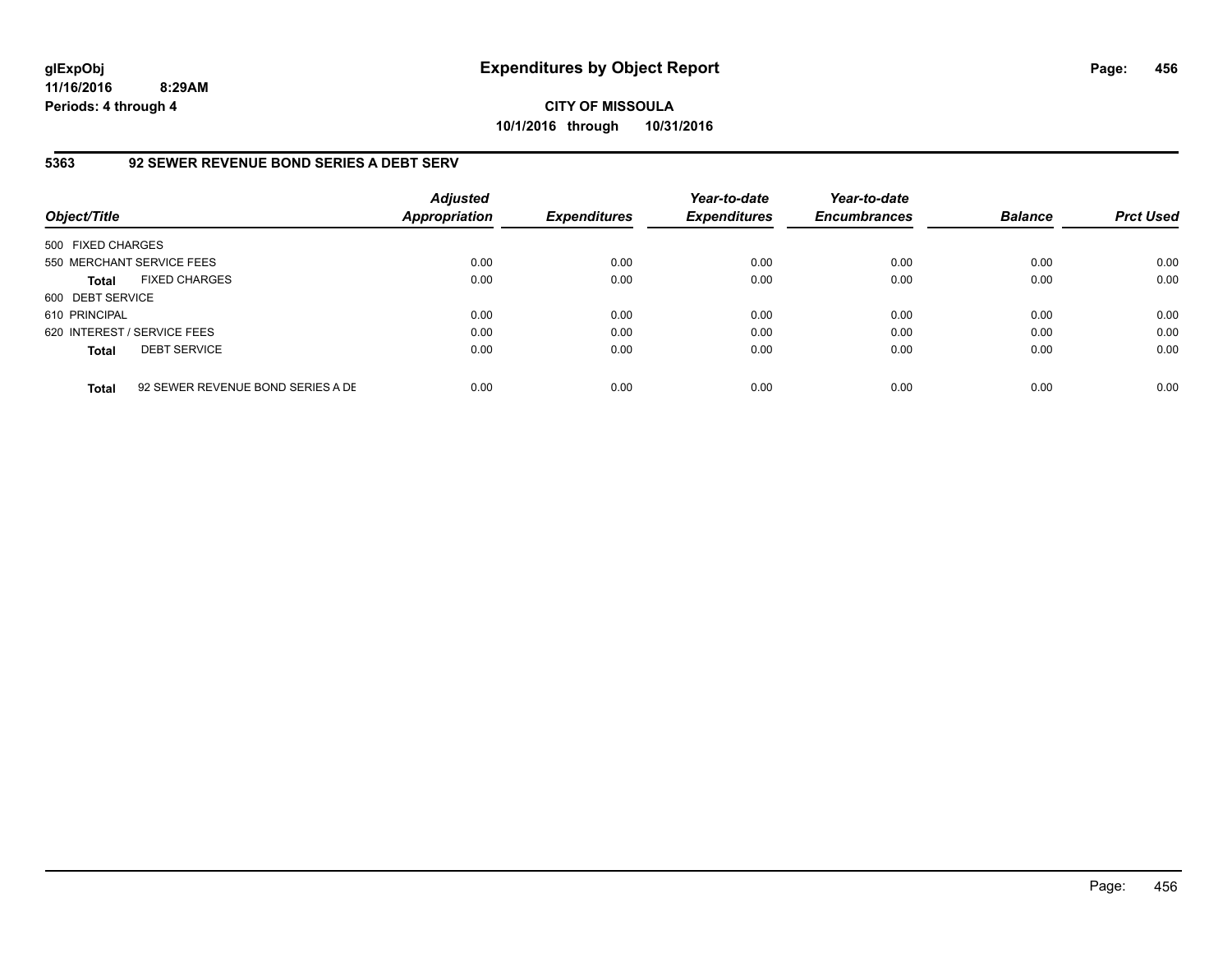**glExpObj**
**11/16/2016 8:29AM**
**Periods: 4 through 4**

# Expenditures by Object Report

**CITY OF MISSOULA**
**10/1/2016 through 10/31/2016**

## 5363 92 SEWER REVENUE BOND SERIES A DEBT SERV

| Object/Title | | Adjusted Appropriation | Expenditures | Year-to-date Expenditures | Year-to-date Encumbrances | Balance | Prct Used |
|---|---|---|---|---|---|---|---|
| 500 FIXED CHARGES | | | | | | | |
| 550 MERCHANT SERVICE FEES | | 0.00 | 0.00 | 0.00 | 0.00 | 0.00 | 0.00 |
| **Total** | FIXED CHARGES | 0.00 | 0.00 | 0.00 | 0.00 | 0.00 | 0.00 |
| 600 DEBT SERVICE | | | | | | | |
| 610 PRINCIPAL | | 0.00 | 0.00 | 0.00 | 0.00 | 0.00 | 0.00 |
| 620 INTEREST / SERVICE FEES | | 0.00 | 0.00 | 0.00 | 0.00 | 0.00 | 0.00 |
| **Total** | DEBT SERVICE | 0.00 | 0.00 | 0.00 | 0.00 | 0.00 | 0.00 |
| **Total** | 92 SEWER REVENUE BOND SERIES A DE | 0.00 | 0.00 | 0.00 | 0.00 | 0.00 | 0.00 |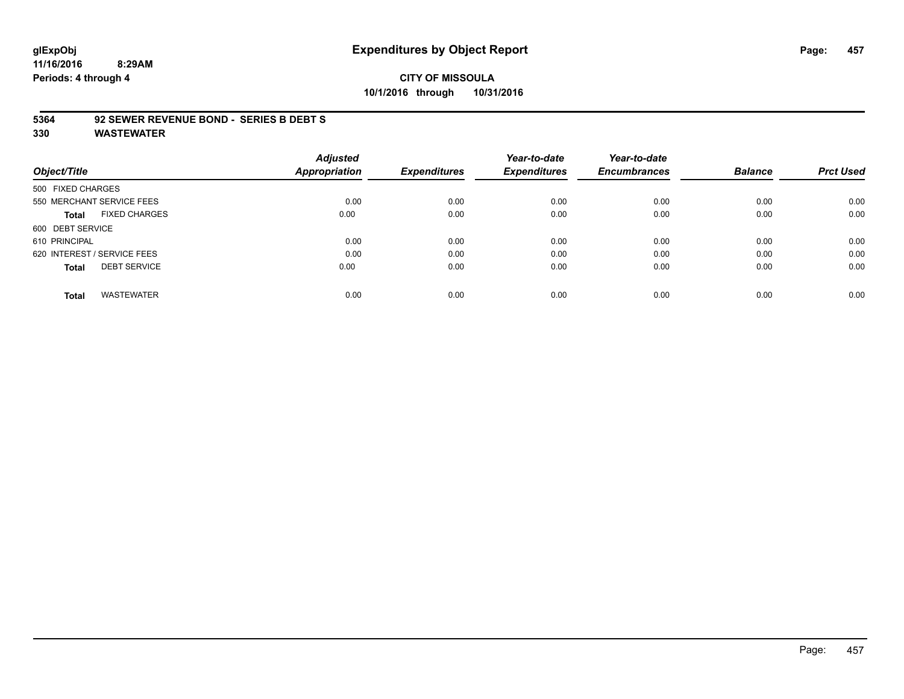# Expenditures by Object Report

glExpObj
11/16/2016 8:29AM
Periods: 4 through 4

**CITY OF MISSOULA**
**10/1/2016 through 10/31/2016**

**5364 92 SEWER REVENUE BOND - SERIES B DEBT S**
**330 WASTEWATER**

| Object/Title | Adjusted Appropriation | Expenditures | Year-to-date Expenditures | Year-to-date Encumbrances | Balance | Prct Used |
|---|---|---|---|---|---|---|
| 500 FIXED CHARGES | | | | | | |
| 550 MERCHANT SERVICE FEES | 0.00 | 0.00 | 0.00 | 0.00 | 0.00 | 0.00 |
| **Total** FIXED CHARGES | 0.00 | 0.00 | 0.00 | 0.00 | 0.00 | 0.00 |
| 600 DEBT SERVICE | | | | | | |
| 610 PRINCIPAL | 0.00 | 0.00 | 0.00 | 0.00 | 0.00 | 0.00 |
| 620 INTEREST / SERVICE FEES | 0.00 | 0.00 | 0.00 | 0.00 | 0.00 | 0.00 |
| **Total** DEBT SERVICE | 0.00 | 0.00 | 0.00 | 0.00 | 0.00 | 0.00 |
| **Total** WASTEWATER | 0.00 | 0.00 | 0.00 | 0.00 | 0.00 | 0.00 |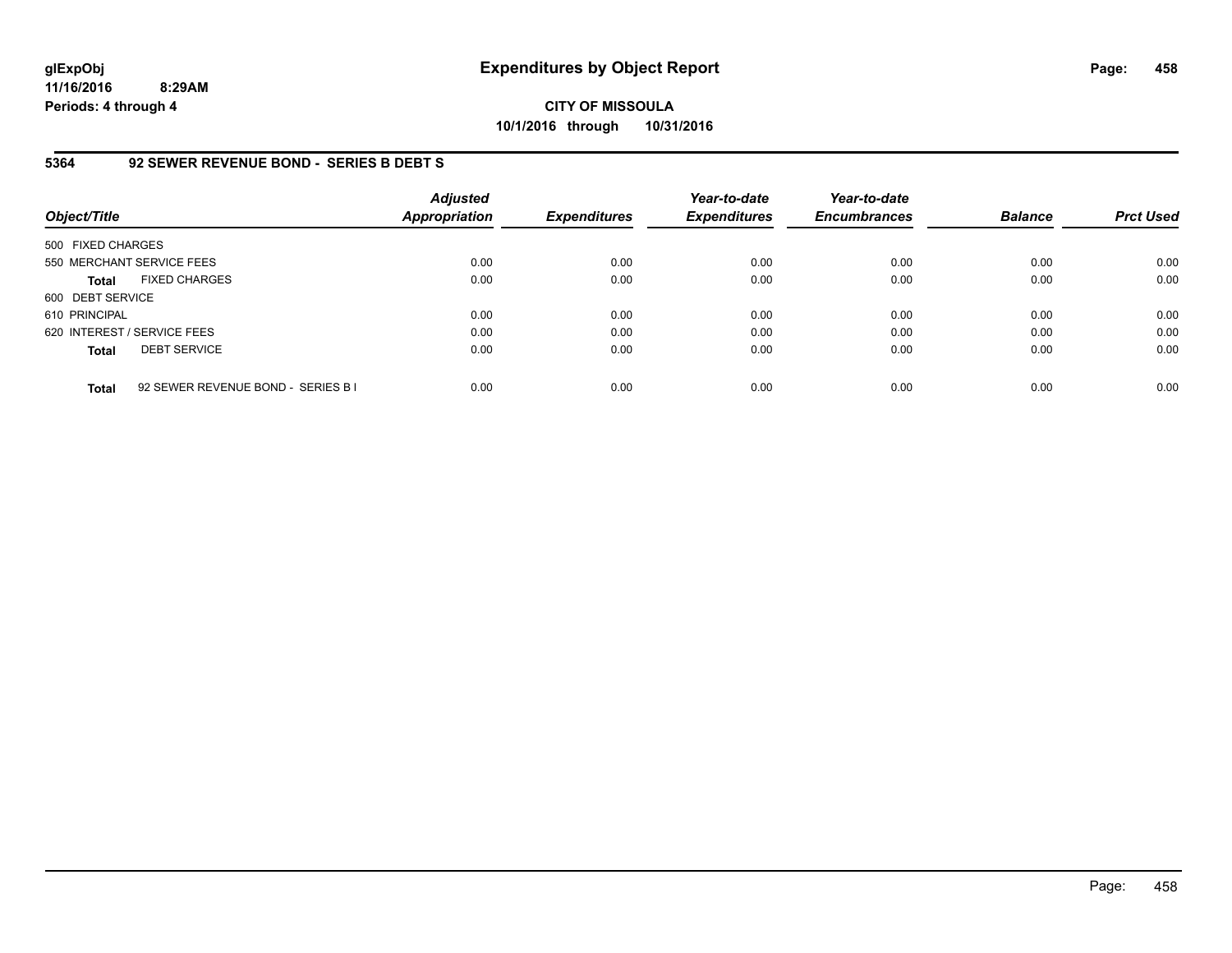**glExpObj**
**11/16/2016 8:29AM**
**Periods: 4 through 4**

# Expenditures by Object Report

**CITY OF MISSOULA**
**10/1/2016 through 10/31/2016**

## 5364 92 SEWER REVENUE BOND - SERIES B DEBT S

| Object/Title | | Adjusted Appropriation | Expenditures | Year-to-date Expenditures | Year-to-date Encumbrances | Balance | Prct Used |
|---|---|---|---|---|---|---|---|
| 500 FIXED CHARGES | | | | | | | |
| 550 MERCHANT SERVICE FEES | | 0.00 | 0.00 | 0.00 | 0.00 | 0.00 | 0.00 |
| **Total** | FIXED CHARGES | 0.00 | 0.00 | 0.00 | 0.00 | 0.00 | 0.00 |
| 600 DEBT SERVICE | | | | | | | |
| 610 PRINCIPAL | | 0.00 | 0.00 | 0.00 | 0.00 | 0.00 | 0.00 |
| 620 INTEREST / SERVICE FEES | | 0.00 | 0.00 | 0.00 | 0.00 | 0.00 | 0.00 |
| **Total** | DEBT SERVICE | 0.00 | 0.00 | 0.00 | 0.00 | 0.00 | 0.00 |
| **Total** | 92 SEWER REVENUE BOND - SERIES B I | 0.00 | 0.00 | 0.00 | 0.00 | 0.00 | 0.00 |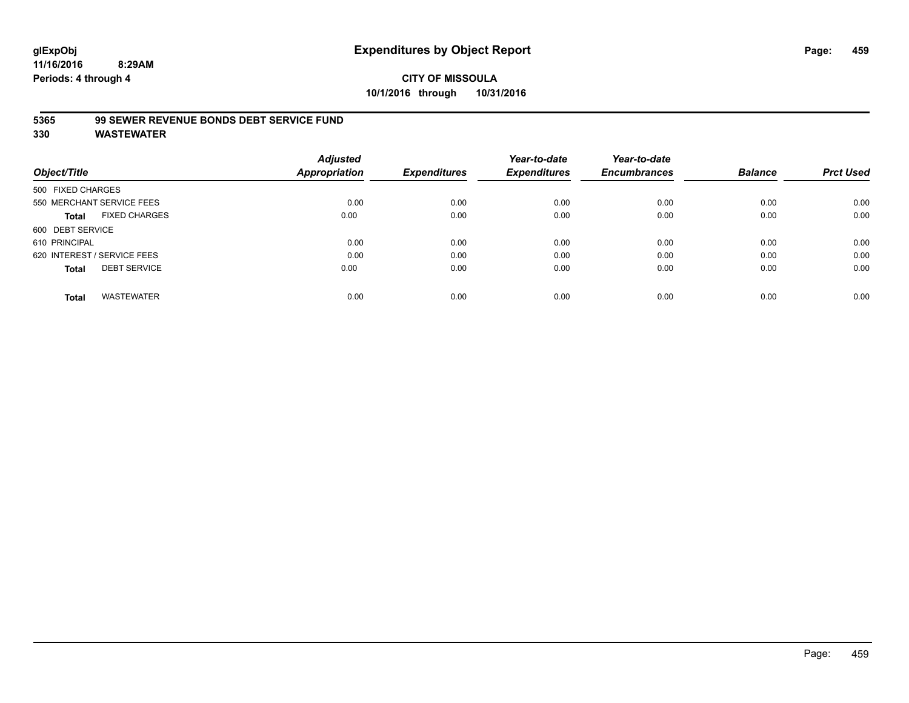glExpObj
11/16/2016 8:29AM
Periods: 4 through 4

# Expenditures by Object Report

**CITY OF MISSOULA**
**10/1/2016 through 10/31/2016**

**5365 99 SEWER REVENUE BONDS DEBT SERVICE FUND**
**330 WASTEWATER**

| Object/Title | Adjusted Appropriation | Expenditures | Year-to-date Expenditures | Year-to-date Encumbrances | Balance | Prct Used |
|---|---|---|---|---|---|---|
| 500 FIXED CHARGES | | | | | | |
| 550 MERCHANT SERVICE FEES | 0.00 | 0.00 | 0.00 | 0.00 | 0.00 | 0.00 |
| **Total** FIXED CHARGES | 0.00 | 0.00 | 0.00 | 0.00 | 0.00 | 0.00 |
| 600 DEBT SERVICE | | | | | | |
| 610 PRINCIPAL | 0.00 | 0.00 | 0.00 | 0.00 | 0.00 | 0.00 |
| 620 INTEREST / SERVICE FEES | 0.00 | 0.00 | 0.00 | 0.00 | 0.00 | 0.00 |
| **Total** DEBT SERVICE | 0.00 | 0.00 | 0.00 | 0.00 | 0.00 | 0.00 |
| **Total** WASTEWATER | 0.00 | 0.00 | 0.00 | 0.00 | 0.00 | 0.00 |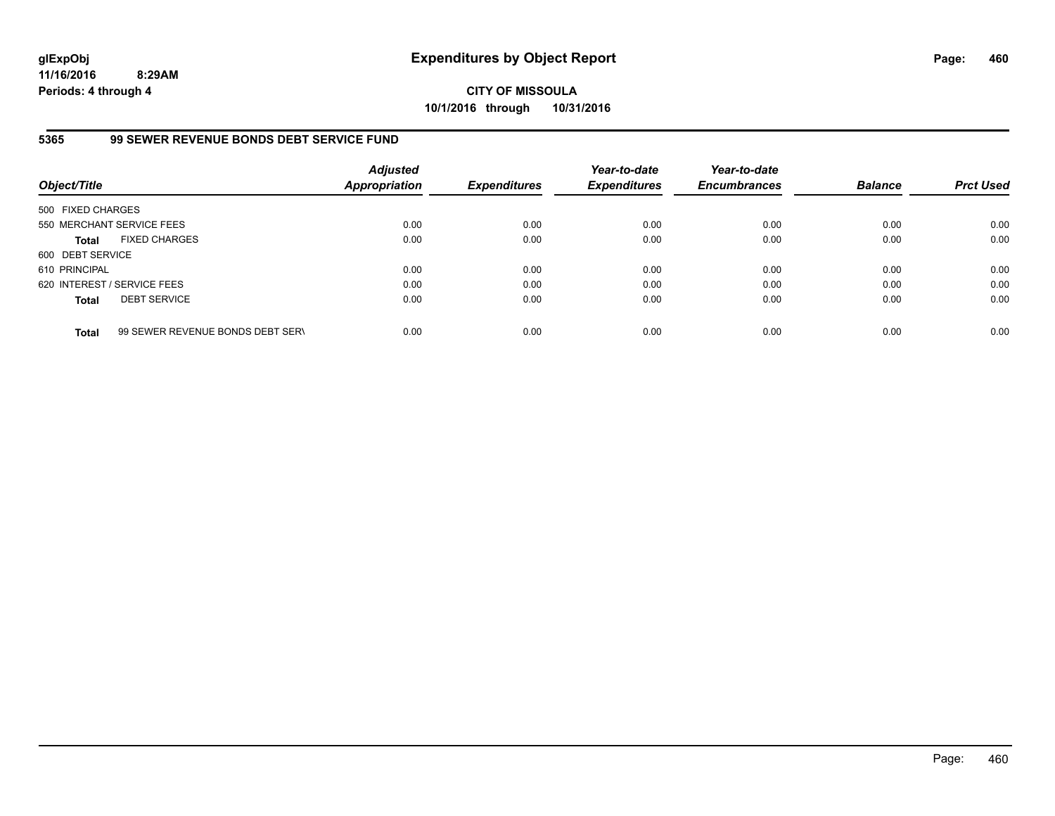**glExpObj**
**11/16/2016 8:29AM**
**Periods: 4 through 4**

# Expenditures by Object Report

**CITY OF MISSOULA**
**10/1/2016 through 10/31/2016**

## 5365 99 SEWER REVENUE BONDS DEBT SERVICE FUND

| Object/Title | Adjusted Appropriation | Expenditures | Year-to-date Expenditures | Year-to-date Encumbrances | Balance | Prct Used |
|---|---|---|---|---|---|---|
| 500 FIXED CHARGES | | | | | | |
| 550 MERCHANT SERVICE FEES | 0.00 | 0.00 | 0.00 | 0.00 | 0.00 | 0.00 |
| **Total** FIXED CHARGES | 0.00 | 0.00 | 0.00 | 0.00 | 0.00 | 0.00 |
| 600 DEBT SERVICE | | | | | | |
| 610 PRINCIPAL | 0.00 | 0.00 | 0.00 | 0.00 | 0.00 | 0.00 |
| 620 INTEREST / SERVICE FEES | 0.00 | 0.00 | 0.00 | 0.00 | 0.00 | 0.00 |
| **Total** DEBT SERVICE | 0.00 | 0.00 | 0.00 | 0.00 | 0.00 | 0.00 |
| **Total** 99 SEWER REVENUE BONDS DEBT SERV | 0.00 | 0.00 | 0.00 | 0.00 | 0.00 | 0.00 |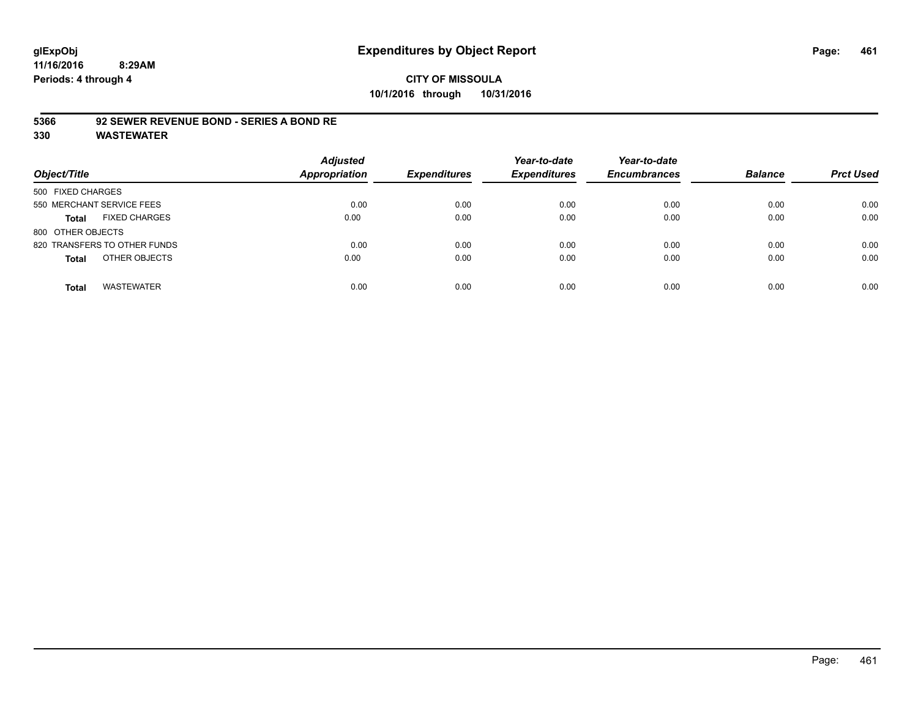glExpObj
11/16/2016 8:29AM
Periods: 4 through 4

# Expenditures by Object Report

**CITY OF MISSOULA**
**10/1/2016 through 10/31/2016**

**5366 92 SEWER REVENUE BOND - SERIES A BOND RE**
**330 WASTEWATER**

| Object/Title | Adjusted Appropriation | Expenditures | Year-to-date Expenditures | Year-to-date Encumbrances | Balance | Prct Used |
|---|---|---|---|---|---|---|
| 500 FIXED CHARGES | | | | | | |
| 550 MERCHANT SERVICE FEES | 0.00 | 0.00 | 0.00 | 0.00 | 0.00 | 0.00 |
| **Total** FIXED CHARGES | 0.00 | 0.00 | 0.00 | 0.00 | 0.00 | 0.00 |
| 800 OTHER OBJECTS | | | | | | |
| 820 TRANSFERS TO OTHER FUNDS | 0.00 | 0.00 | 0.00 | 0.00 | 0.00 | 0.00 |
| **Total** OTHER OBJECTS | 0.00 | 0.00 | 0.00 | 0.00 | 0.00 | 0.00 |
| **Total** WASTEWATER | 0.00 | 0.00 | 0.00 | 0.00 | 0.00 | 0.00 |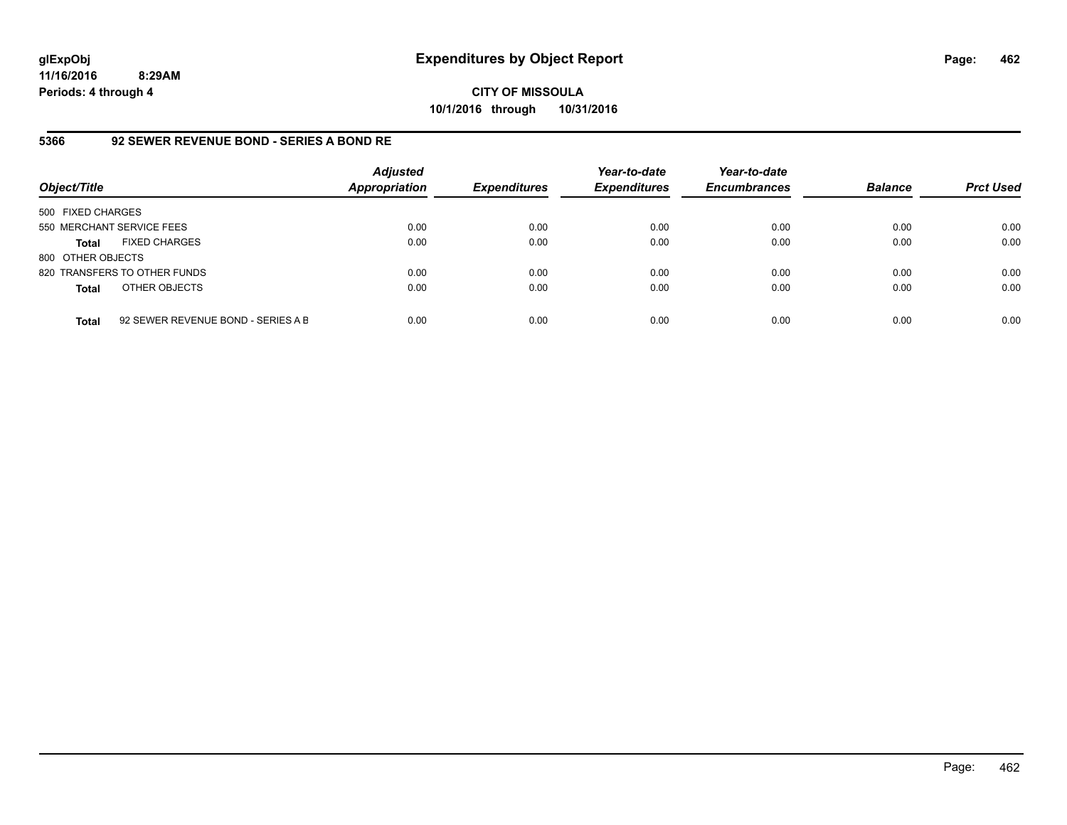**glExpObj**
**11/16/2016 8:29AM**
**Periods: 4 through 4**

# Expenditures by Object Report

**CITY OF MISSOULA**
**10/1/2016 through 10/31/2016**

## 5366 92 SEWER REVENUE BOND - SERIES A BOND RE

| Object/Title | Adjusted Appropriation | Expenditures | Year-to-date Expenditures | Year-to-date Encumbrances | Balance | Prct Used |
|---|---|---|---|---|---|---|
| 500 FIXED CHARGES | | | | | | |
| 550 MERCHANT SERVICE FEES | 0.00 | 0.00 | 0.00 | 0.00 | 0.00 | 0.00 |
| **Total** FIXED CHARGES | 0.00 | 0.00 | 0.00 | 0.00 | 0.00 | 0.00 |
| 800 OTHER OBJECTS | | | | | | |
| 820 TRANSFERS TO OTHER FUNDS | 0.00 | 0.00 | 0.00 | 0.00 | 0.00 | 0.00 |
| **Total** OTHER OBJECTS | 0.00 | 0.00 | 0.00 | 0.00 | 0.00 | 0.00 |
| **Total** 92 SEWER REVENUE BOND - SERIES A B | 0.00 | 0.00 | 0.00 | 0.00 | 0.00 | 0.00 |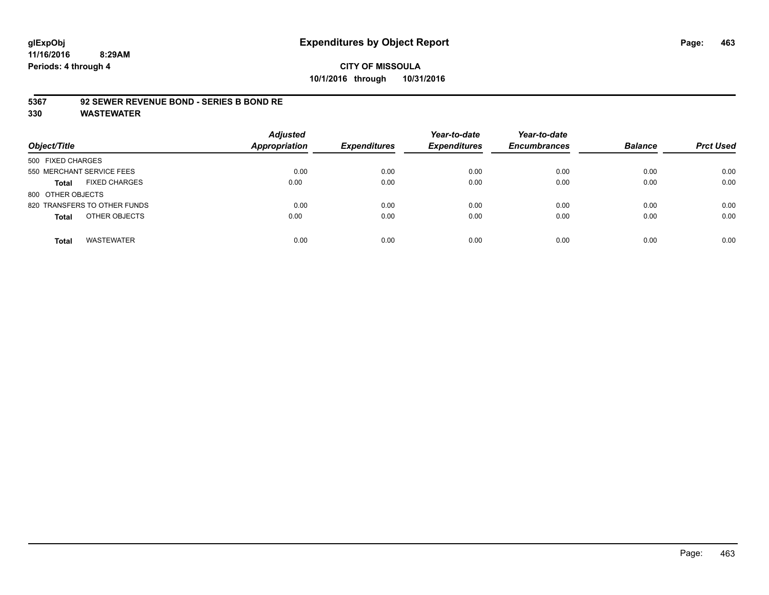# Expenditures by Object Report

glExpObj
11/16/2016 8:29AM
Periods: 4 through 4

**CITY OF MISSOULA**
**10/1/2016 through 10/31/2016**

## 5367 92 SEWER REVENUE BOND - SERIES B BOND RE
## 330 WASTEWATER

| Object/Title | Adjusted Appropriation | Expenditures | Year-to-date Expenditures | Year-to-date Encumbrances | Balance | Prct Used |
|---|---|---|---|---|---|---|
| 500 FIXED CHARGES | | | | | | |
| 550 MERCHANT SERVICE FEES | 0.00 | 0.00 | 0.00 | 0.00 | 0.00 | 0.00 |
| **Total** FIXED CHARGES | 0.00 | 0.00 | 0.00 | 0.00 | 0.00 | 0.00 |
| 800 OTHER OBJECTS | | | | | | |
| 820 TRANSFERS TO OTHER FUNDS | 0.00 | 0.00 | 0.00 | 0.00 | 0.00 | 0.00 |
| **Total** OTHER OBJECTS | 0.00 | 0.00 | 0.00 | 0.00 | 0.00 | 0.00 |
| **Total** WASTEWATER | 0.00 | 0.00 | 0.00 | 0.00 | 0.00 | 0.00 |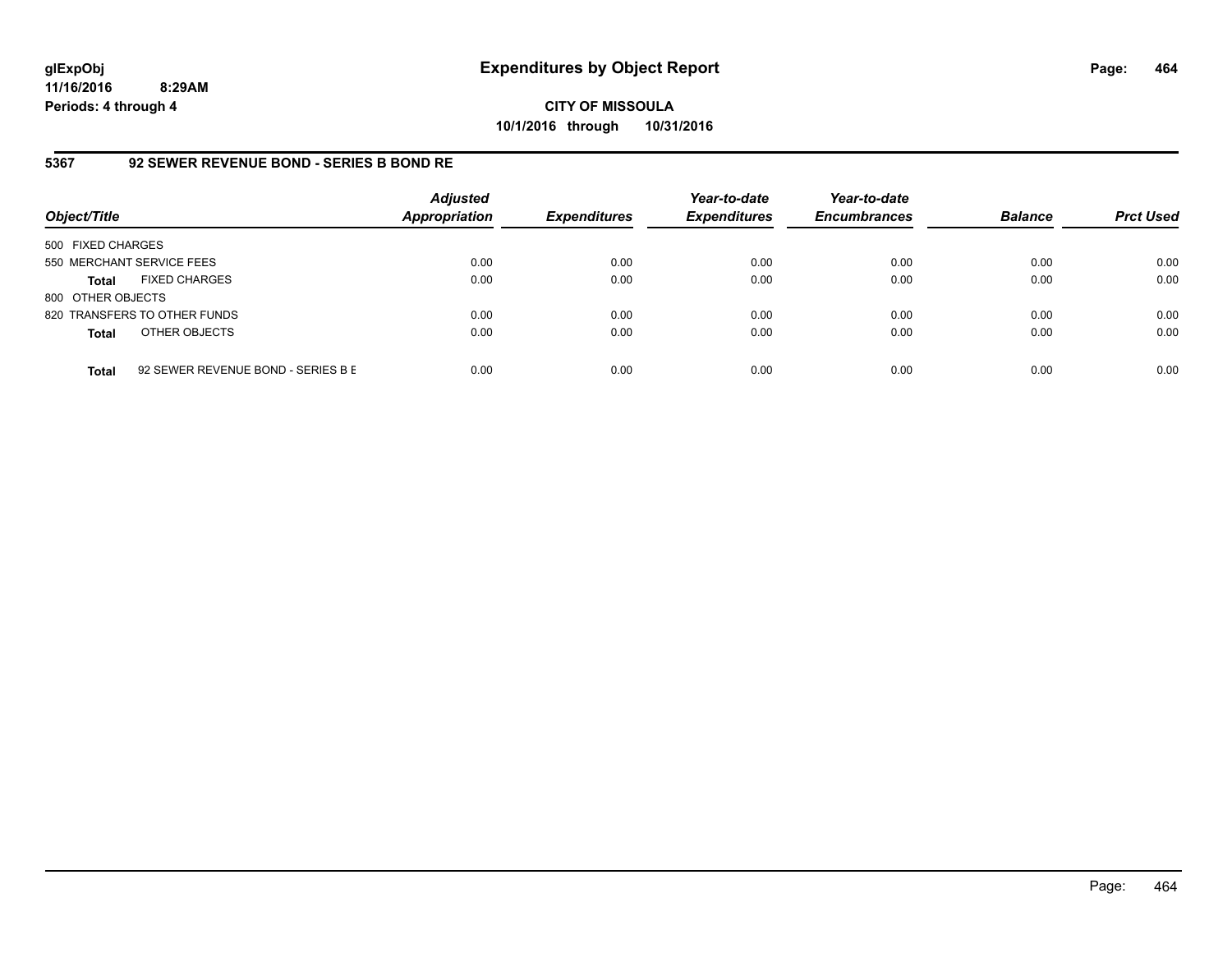**glExpObj**
**11/16/2016 8:29AM**
**Periods: 4 through 4**

# Expenditures by Object Report

**CITY OF MISSOULA**
**10/1/2016 through 10/31/2016**

## 5367 92 SEWER REVENUE BOND - SERIES B BOND RE

| Object/Title | | Adjusted Appropriation | Expenditures | Year-to-date Expenditures | Year-to-date Encumbrances | Balance | Prct Used |
|---|---|---|---|---|---|---|---|
| 500 FIXED CHARGES | | | | | | | |
| 550 MERCHANT SERVICE FEES | | 0.00 | 0.00 | 0.00 | 0.00 | 0.00 | 0.00 |
| **Total** | FIXED CHARGES | 0.00 | 0.00 | 0.00 | 0.00 | 0.00 | 0.00 |
| 800 OTHER OBJECTS | | | | | | | |
| 820 TRANSFERS TO OTHER FUNDS | | 0.00 | 0.00 | 0.00 | 0.00 | 0.00 | 0.00 |
| **Total** | OTHER OBJECTS | 0.00 | 0.00 | 0.00 | 0.00 | 0.00 | 0.00 |
| **Total** | 92 SEWER REVENUE BOND - SERIES B E | 0.00 | 0.00 | 0.00 | 0.00 | 0.00 | 0.00 |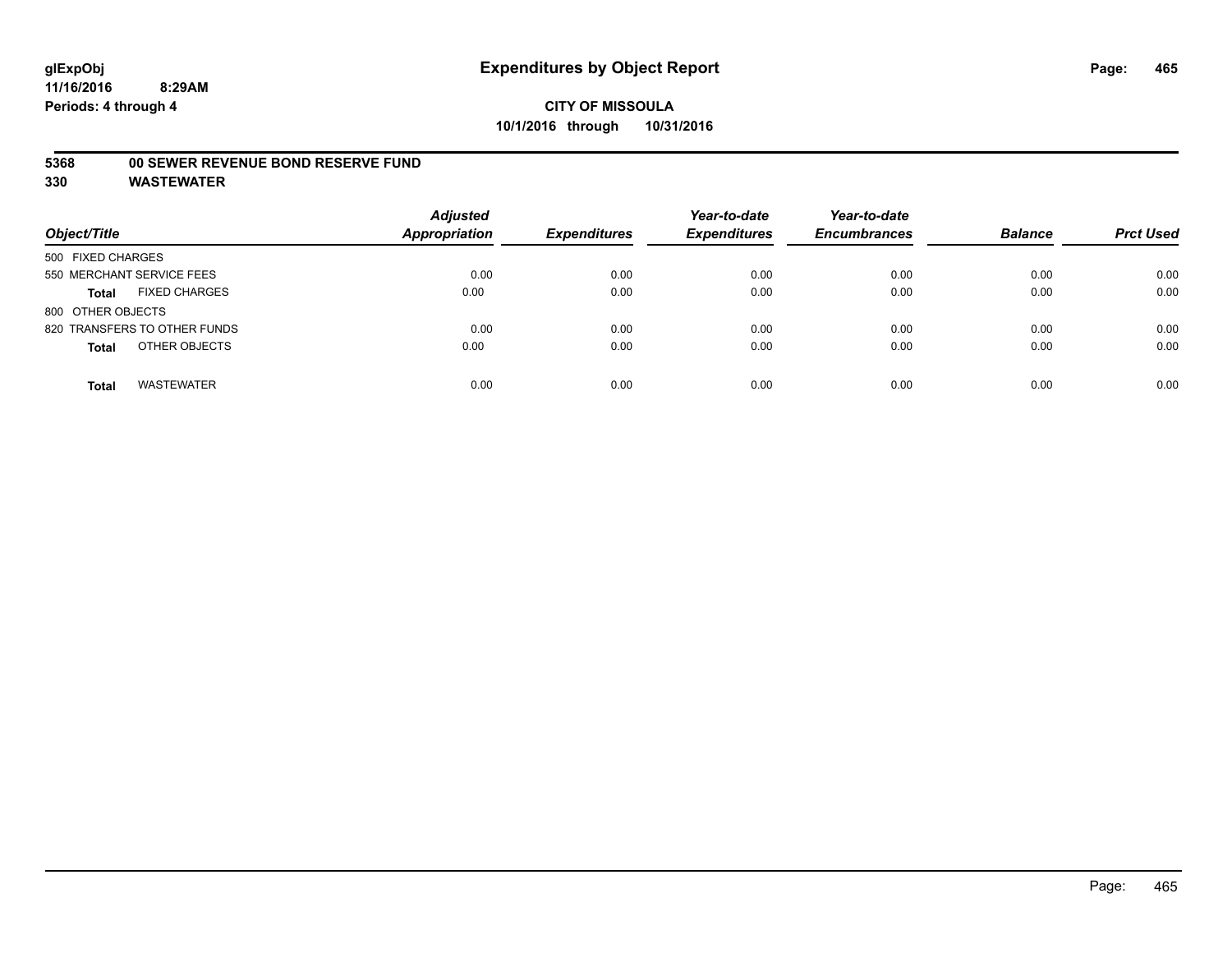# Expenditures by Object Report

glExpObj
11/16/2016 8:29AM
Periods: 4 through 4

**CITY OF MISSOULA**
**10/1/2016 through 10/31/2016**

**5368 00 SEWER REVENUE BOND RESERVE FUND**
**330 WASTEWATER**

| Object/Title | Adjusted Appropriation | Expenditures | Year-to-date Expenditures | Year-to-date Encumbrances | Balance | Prct Used |
|---|---|---|---|---|---|---|
| 500 FIXED CHARGES | | | | | | |
| 550 MERCHANT SERVICE FEES | 0.00 | 0.00 | 0.00 | 0.00 | 0.00 | 0.00 |
| **Total** FIXED CHARGES | 0.00 | 0.00 | 0.00 | 0.00 | 0.00 | 0.00 |
| 800 OTHER OBJECTS | | | | | | |
| 820 TRANSFERS TO OTHER FUNDS | 0.00 | 0.00 | 0.00 | 0.00 | 0.00 | 0.00 |
| **Total** OTHER OBJECTS | 0.00 | 0.00 | 0.00 | 0.00 | 0.00 | 0.00 |
| **Total** WASTEWATER | 0.00 | 0.00 | 0.00 | 0.00 | 0.00 | 0.00 |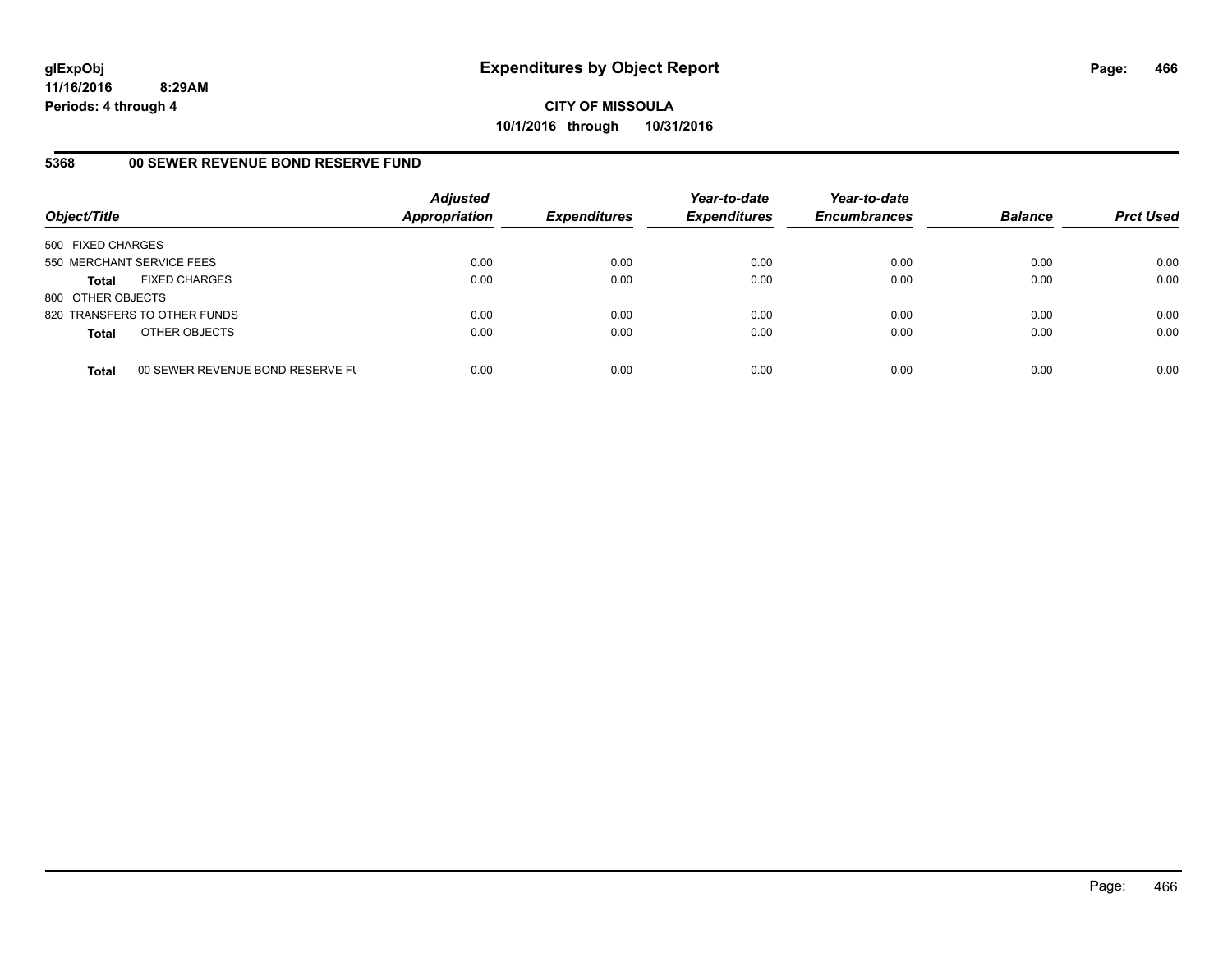**glExpObj**
**11/16/2016 8:29AM**
**Periods: 4 through 4**

# Expenditures by Object Report

**CITY OF MISSOULA**
**10/1/2016 through 10/31/2016**

## 5368 00 SEWER REVENUE BOND RESERVE FUND

| Object/Title | Adjusted Appropriation | Expenditures | Year-to-date Expenditures | Year-to-date Encumbrances | Balance | Prct Used |
|---|---|---|---|---|---|---|
| 500 FIXED CHARGES | | | | | | |
| 550 MERCHANT SERVICE FEES | 0.00 | 0.00 | 0.00 | 0.00 | 0.00 | 0.00 |
| **Total** FIXED CHARGES | 0.00 | 0.00 | 0.00 | 0.00 | 0.00 | 0.00 |
| 800 OTHER OBJECTS | | | | | | |
| 820 TRANSFERS TO OTHER FUNDS | 0.00 | 0.00 | 0.00 | 0.00 | 0.00 | 0.00 |
| **Total** OTHER OBJECTS | 0.00 | 0.00 | 0.00 | 0.00 | 0.00 | 0.00 |
| **Total** 00 SEWER REVENUE BOND RESERVE FU | 0.00 | 0.00 | 0.00 | 0.00 | 0.00 | 0.00 |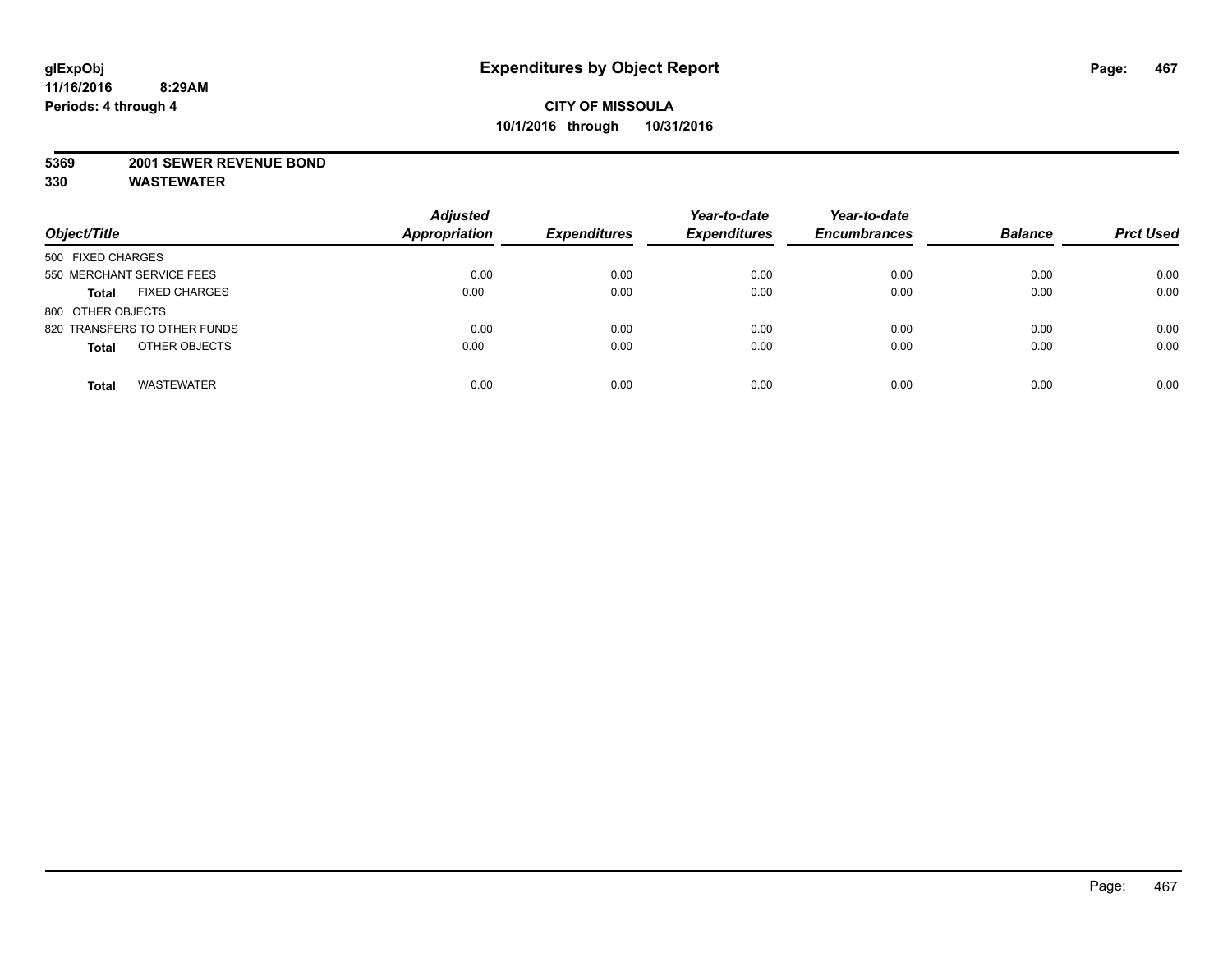**glExpObj**
**11/16/2016 8:29AM**
**Periods: 4 through 4**

# Expenditures by Object Report

**CITY OF MISSOULA**
**10/1/2016 through 10/31/2016**

**5369 2001 SEWER REVENUE BOND**
**330 WASTEWATER**

| Object/Title | Adjusted Appropriation | Expenditures | Year-to-date Expenditures | Year-to-date Encumbrances | Balance | Prct Used |
|---|---|---|---|---|---|---|
| 500 FIXED CHARGES | | | | | | |
| 550 MERCHANT SERVICE FEES | 0.00 | 0.00 | 0.00 | 0.00 | 0.00 | 0.00 |
| **Total** FIXED CHARGES | 0.00 | 0.00 | 0.00 | 0.00 | 0.00 | 0.00 |
| 800 OTHER OBJECTS | | | | | | |
| 820 TRANSFERS TO OTHER FUNDS | 0.00 | 0.00 | 0.00 | 0.00 | 0.00 | 0.00 |
| **Total** OTHER OBJECTS | 0.00 | 0.00 | 0.00 | 0.00 | 0.00 | 0.00 |
| **Total** WASTEWATER | 0.00 | 0.00 | 0.00 | 0.00 | 0.00 | 0.00 |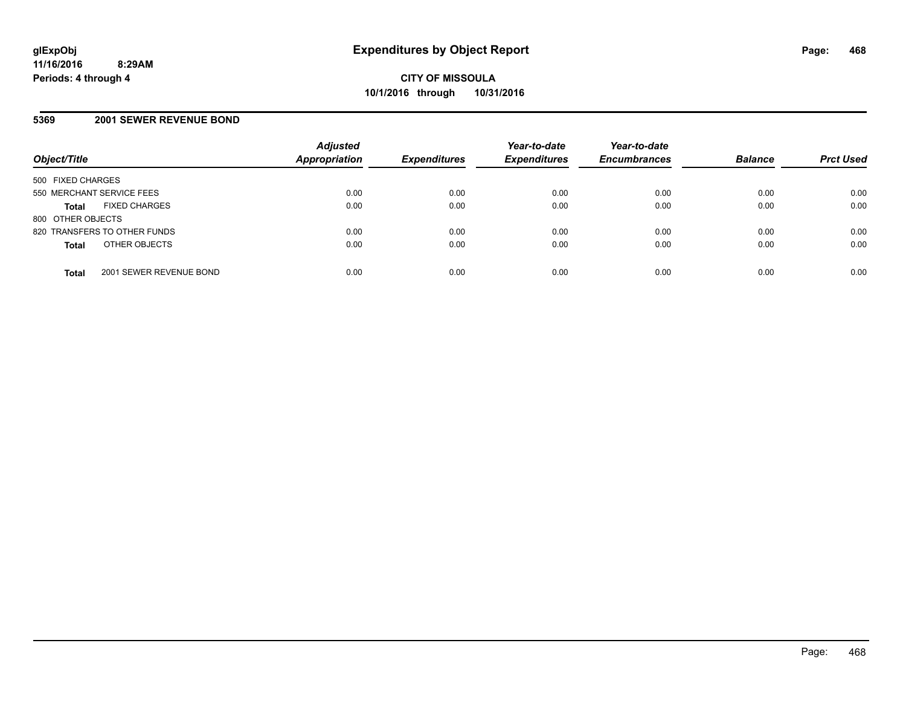**CITY OF MISSOULA**
**10/1/2016 through 10/31/2016**

## Expenditures by Object Report

glExpObj
11/16/2016 8:29AM
Periods: 4 through 4

### 5369 2001 SEWER REVENUE BOND

| Object/Title | | Adjusted Appropriation | Expenditures | Year-to-date Expenditures | Year-to-date Encumbrances | Balance | Prct Used |
|---|---|---|---|---|---|---|---|
| 500 FIXED CHARGES | | | | | | | |
| 550 MERCHANT SERVICE FEES | | 0.00 | 0.00 | 0.00 | 0.00 | 0.00 | 0.00 |
| **Total** | FIXED CHARGES | 0.00 | 0.00 | 0.00 | 0.00 | 0.00 | 0.00 |
| 800 OTHER OBJECTS | | | | | | | |
| 820 TRANSFERS TO OTHER FUNDS | | 0.00 | 0.00 | 0.00 | 0.00 | 0.00 | 0.00 |
| **Total** | OTHER OBJECTS | 0.00 | 0.00 | 0.00 | 0.00 | 0.00 | 0.00 |
| **Total** | 2001 SEWER REVENUE BOND | 0.00 | 0.00 | 0.00 | 0.00 | 0.00 | 0.00 |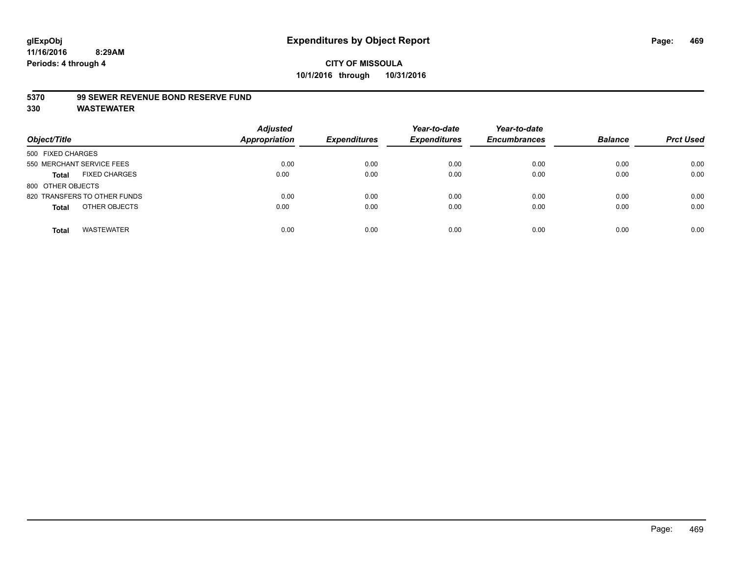**glExpObj**
**11/16/2016 8:29AM**
**Periods: 4 through 4**

# Expenditures by Object Report

**CITY OF MISSOULA**
**10/1/2016 through 10/31/2016**

**5370 99 SEWER REVENUE BOND RESERVE FUND**
**330 WASTEWATER**

| Object/Title | Adjusted Appropriation | Expenditures | Year-to-date Expenditures | Year-to-date Encumbrances | Balance | Prct Used |
|---|---|---|---|---|---|---|
| 500 FIXED CHARGES | | | | | | |
| 550 MERCHANT SERVICE FEES | 0.00 | 0.00 | 0.00 | 0.00 | 0.00 | 0.00 |
| **Total** FIXED CHARGES | 0.00 | 0.00 | 0.00 | 0.00 | 0.00 | 0.00 |
| 800 OTHER OBJECTS | | | | | | |
| 820 TRANSFERS TO OTHER FUNDS | 0.00 | 0.00 | 0.00 | 0.00 | 0.00 | 0.00 |
| **Total** OTHER OBJECTS | 0.00 | 0.00 | 0.00 | 0.00 | 0.00 | 0.00 |
| **Total** WASTEWATER | 0.00 | 0.00 | 0.00 | 0.00 | 0.00 | 0.00 |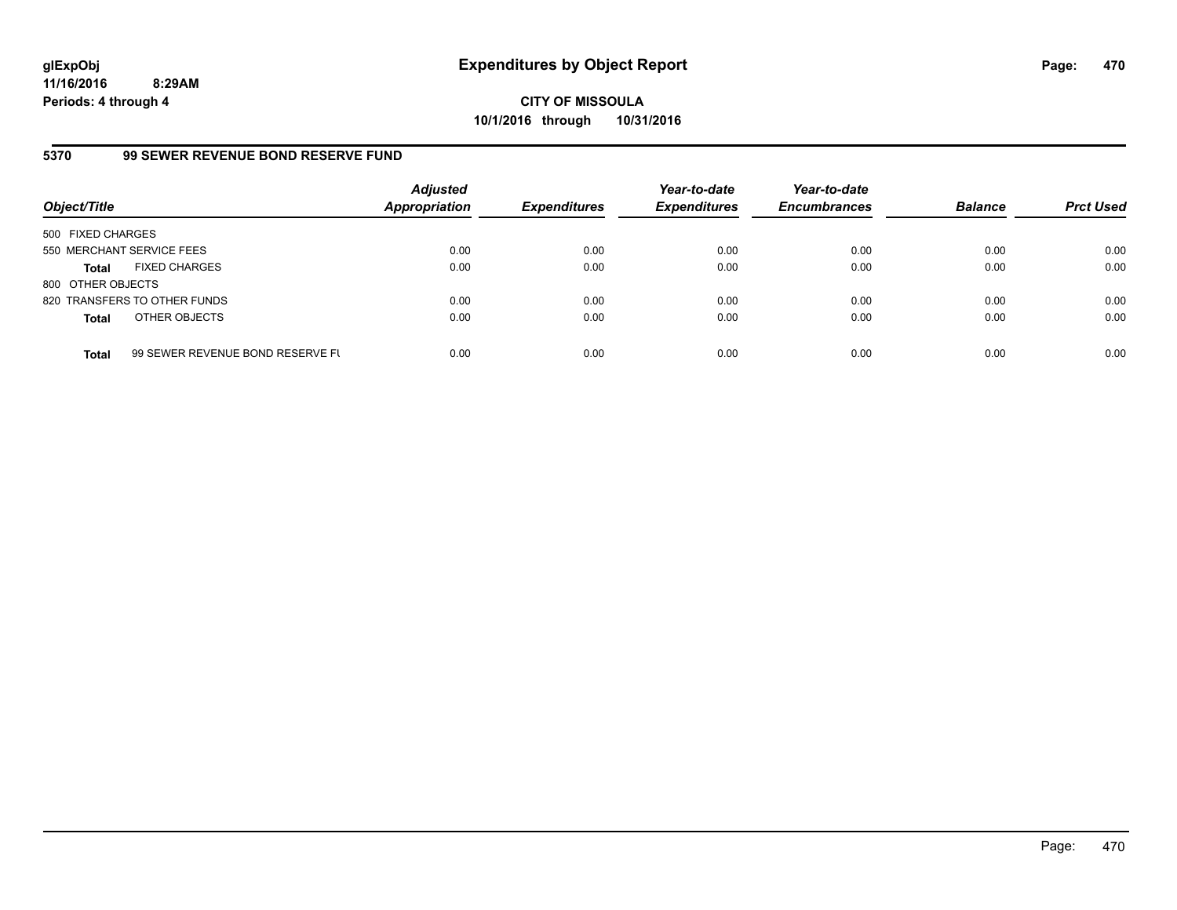glExpObj
11/16/2016 8:29AM
Periods: 4 through 4

# Expenditures by Object Report

**CITY OF MISSOULA**
**10/1/2016 through 10/31/2016**

### 5370 99 SEWER REVENUE BOND RESERVE FUND

| Object/Title | | Adjusted Appropriation | Expenditures | Year-to-date Expenditures | Year-to-date Encumbrances | Balance | Prct Used |
|---|---|---|---|---|---|---|---|
| 500 FIXED CHARGES | | | | | | | |
| 550 MERCHANT SERVICE FEES | | 0.00 | 0.00 | 0.00 | 0.00 | 0.00 | 0.00 |
| **Total** | FIXED CHARGES | 0.00 | 0.00 | 0.00 | 0.00 | 0.00 | 0.00 |
| 800 OTHER OBJECTS | | | | | | | |
| 820 TRANSFERS TO OTHER FUNDS | | 0.00 | 0.00 | 0.00 | 0.00 | 0.00 | 0.00 |
| **Total** | OTHER OBJECTS | 0.00 | 0.00 | 0.00 | 0.00 | 0.00 | 0.00 |
| **Total** | 99 SEWER REVENUE BOND RESERVE FU | 0.00 | 0.00 | 0.00 | 0.00 | 0.00 | 0.00 |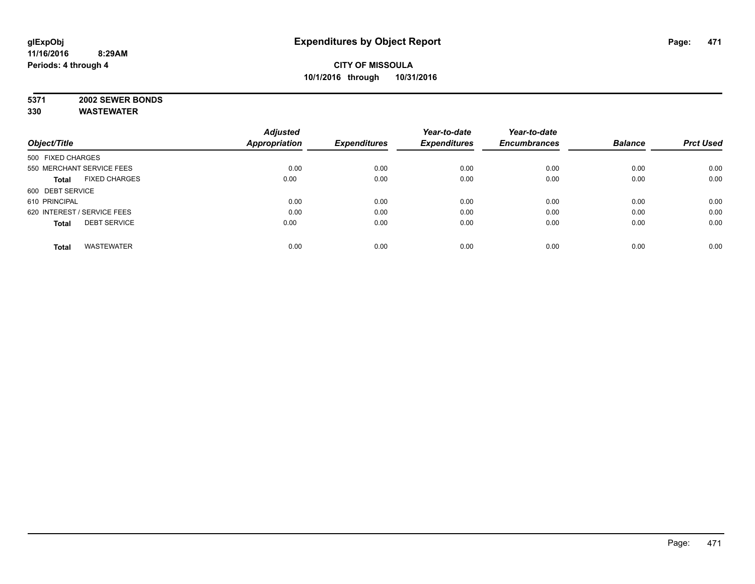# Expenditures by Object Report

glExpObj
11/16/2016 8:29AM
Periods: 4 through 4

**CITY OF MISSOULA**
**10/1/2016 through 10/31/2016**

**5371 2002 SEWER BONDS**
**330 WASTEWATER**

| Object/Title | Adjusted Appropriation | Expenditures | Year-to-date Expenditures | Year-to-date Encumbrances | Balance | Prct Used |
|---|---|---|---|---|---|---|
| 500 FIXED CHARGES | | | | | | |
| 550 MERCHANT SERVICE FEES | 0.00 | 0.00 | 0.00 | 0.00 | 0.00 | 0.00 |
| **Total** FIXED CHARGES | 0.00 | 0.00 | 0.00 | 0.00 | 0.00 | 0.00 |
| 600 DEBT SERVICE | | | | | | |
| 610 PRINCIPAL | 0.00 | 0.00 | 0.00 | 0.00 | 0.00 | 0.00 |
| 620 INTEREST / SERVICE FEES | 0.00 | 0.00 | 0.00 | 0.00 | 0.00 | 0.00 |
| **Total** DEBT SERVICE | 0.00 | 0.00 | 0.00 | 0.00 | 0.00 | 0.00 |
| **Total** WASTEWATER | 0.00 | 0.00 | 0.00 | 0.00 | 0.00 | 0.00 |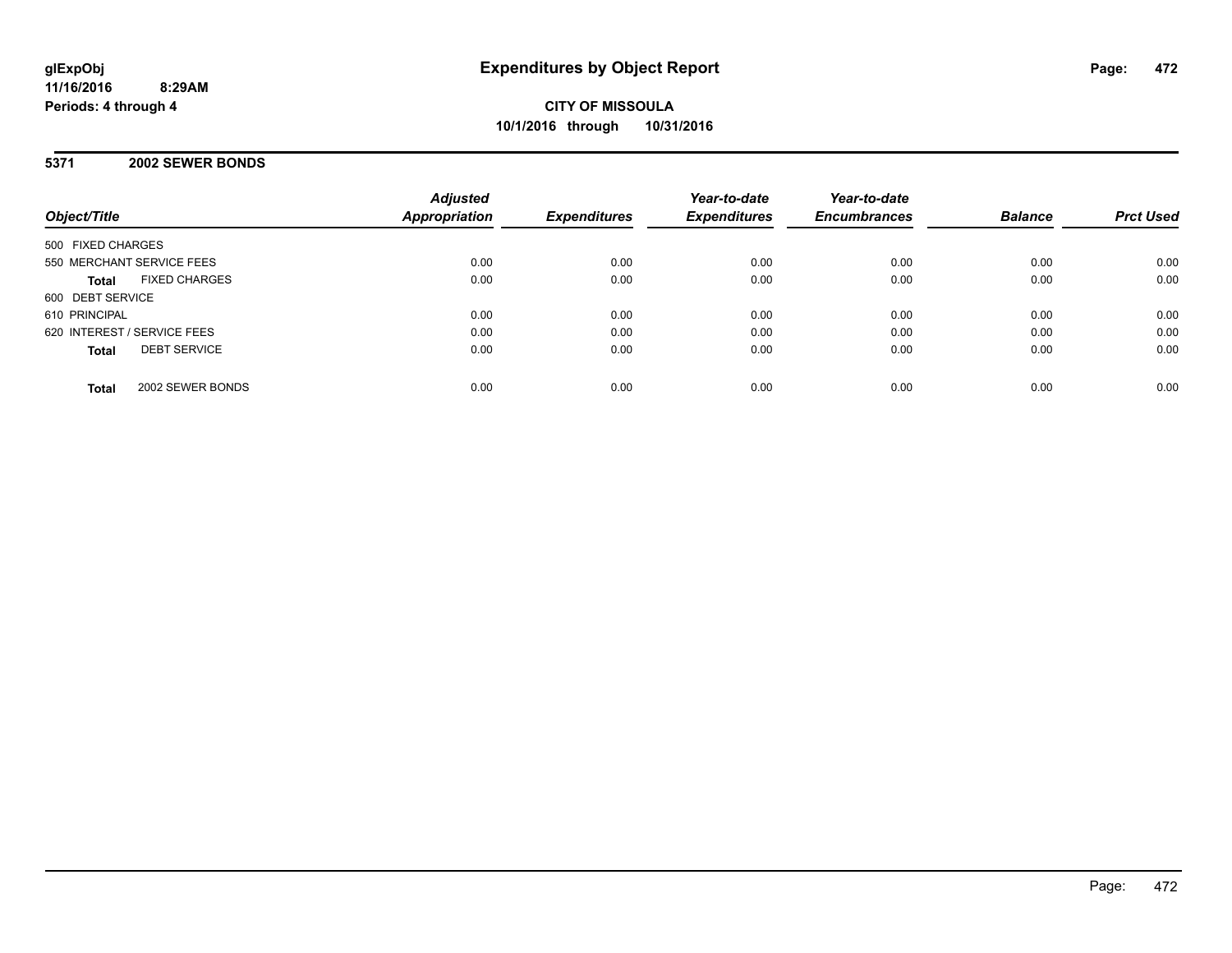**glExpObj**
**11/16/2016 8:29AM**
**Periods: 4 through 4**

# Expenditures by Object Report

**CITY OF MISSOULA**
**10/1/2016 through 10/31/2016**

## 5371 2002 SEWER BONDS

| Object/Title | Adjusted Appropriation | Expenditures | Year-to-date Expenditures | Year-to-date Encumbrances | Balance | Prct Used |
|---|---|---|---|---|---|---|
| 500 FIXED CHARGES | | | | | | |
| 550 MERCHANT SERVICE FEES | 0.00 | 0.00 | 0.00 | 0.00 | 0.00 | 0.00 |
| **Total** FIXED CHARGES | 0.00 | 0.00 | 0.00 | 0.00 | 0.00 | 0.00 |
| 600 DEBT SERVICE | | | | | | |
| 610 PRINCIPAL | 0.00 | 0.00 | 0.00 | 0.00 | 0.00 | 0.00 |
| 620 INTEREST / SERVICE FEES | 0.00 | 0.00 | 0.00 | 0.00 | 0.00 | 0.00 |
| **Total** DEBT SERVICE | 0.00 | 0.00 | 0.00 | 0.00 | 0.00 | 0.00 |
| **Total** 2002 SEWER BONDS | 0.00 | 0.00 | 0.00 | 0.00 | 0.00 | 0.00 |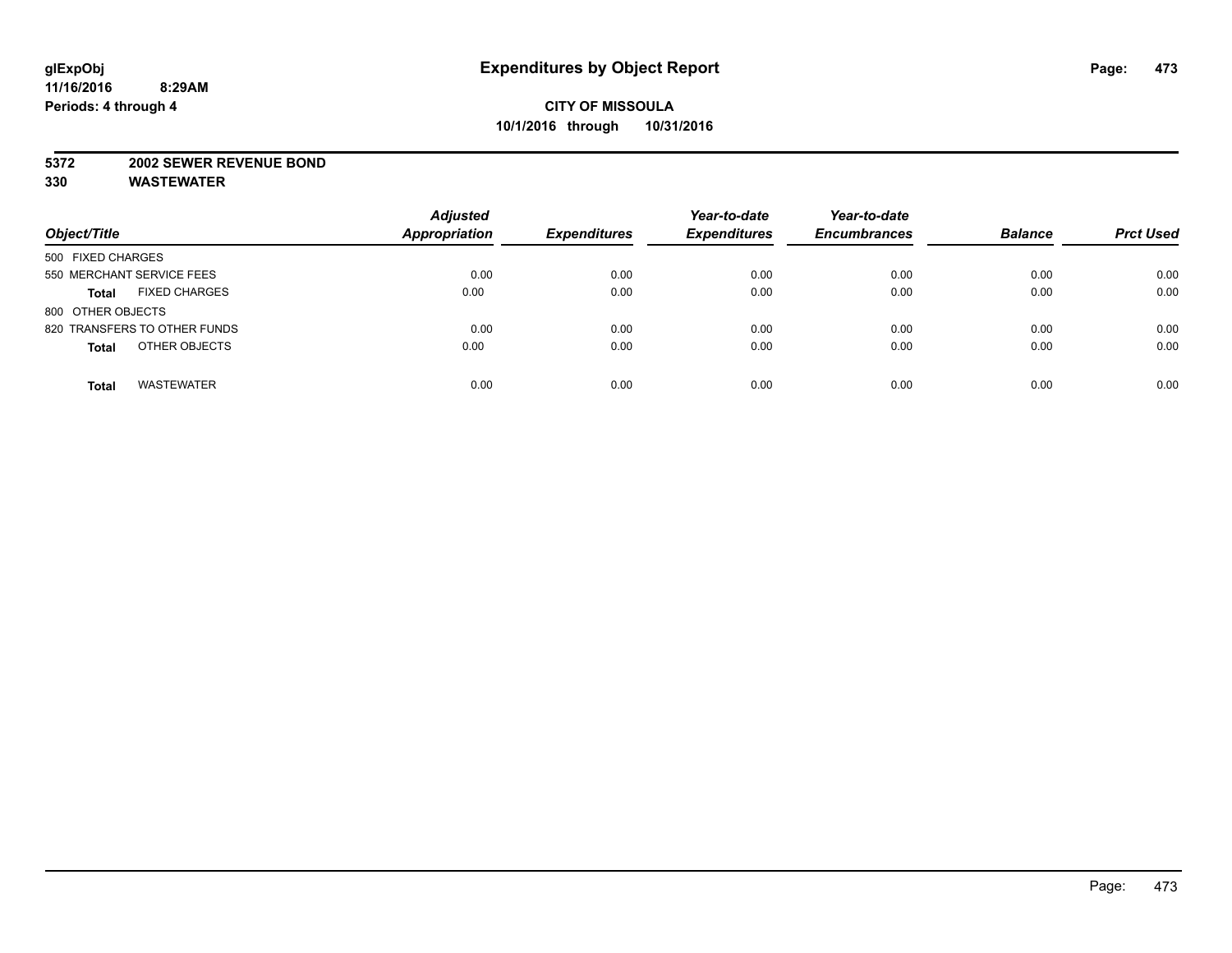# Expenditures by Object Report

glExpObj
11/16/2016 8:29AM
Periods: 4 through 4

**CITY OF MISSOULA**
**10/1/2016 through 10/31/2016**

**5372 2002 SEWER REVENUE BOND**
**330 WASTEWATER**

| Object/Title | Adjusted Appropriation | Expenditures | Year-to-date Expenditures | Year-to-date Encumbrances | Balance | Prct Used |
|---|---|---|---|---|---|---|
| 500 FIXED CHARGES | | | | | | |
| 550 MERCHANT SERVICE FEES | 0.00 | 0.00 | 0.00 | 0.00 | 0.00 | 0.00 |
| **Total** FIXED CHARGES | 0.00 | 0.00 | 0.00 | 0.00 | 0.00 | 0.00 |
| 800 OTHER OBJECTS | | | | | | |
| 820 TRANSFERS TO OTHER FUNDS | 0.00 | 0.00 | 0.00 | 0.00 | 0.00 | 0.00 |
| **Total** OTHER OBJECTS | 0.00 | 0.00 | 0.00 | 0.00 | 0.00 | 0.00 |
| **Total** WASTEWATER | 0.00 | 0.00 | 0.00 | 0.00 | 0.00 | 0.00 |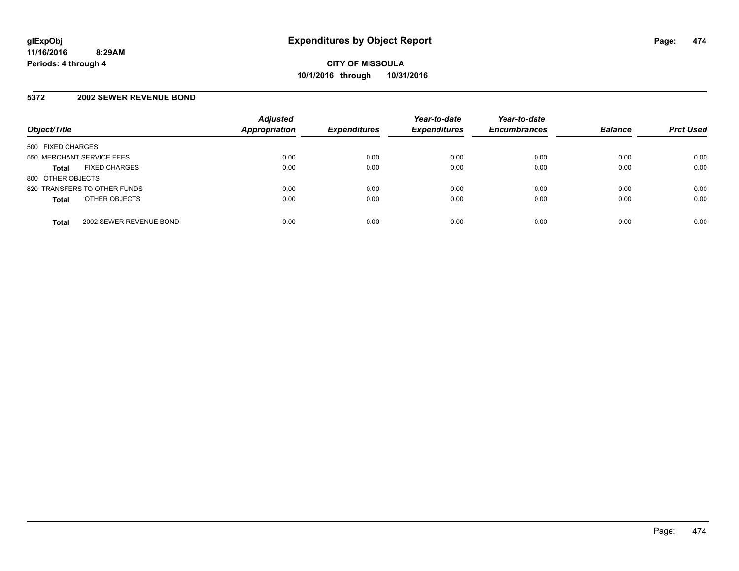# Expenditures by Object Report

**CITY OF MISSOULA**
**10/1/2016 through 10/31/2016**

glExpObj
11/16/2016 8:29AM
Periods: 4 through 4

## 5372 2002 SEWER REVENUE BOND

| Object/Title | Adjusted Appropriation | Expenditures | Year-to-date Expenditures | Year-to-date Encumbrances | Balance | Prct Used |
|---|---|---|---|---|---|---|
| 500 FIXED CHARGES | | | | | | |
| 550 MERCHANT SERVICE FEES | 0.00 | 0.00 | 0.00 | 0.00 | 0.00 | 0.00 |
| **Total** FIXED CHARGES | 0.00 | 0.00 | 0.00 | 0.00 | 0.00 | 0.00 |
| 800 OTHER OBJECTS | | | | | | |
| 820 TRANSFERS TO OTHER FUNDS | 0.00 | 0.00 | 0.00 | 0.00 | 0.00 | 0.00 |
| **Total** OTHER OBJECTS | 0.00 | 0.00 | 0.00 | 0.00 | 0.00 | 0.00 |
| **Total** 2002 SEWER REVENUE BOND | 0.00 | 0.00 | 0.00 | 0.00 | 0.00 | 0.00 |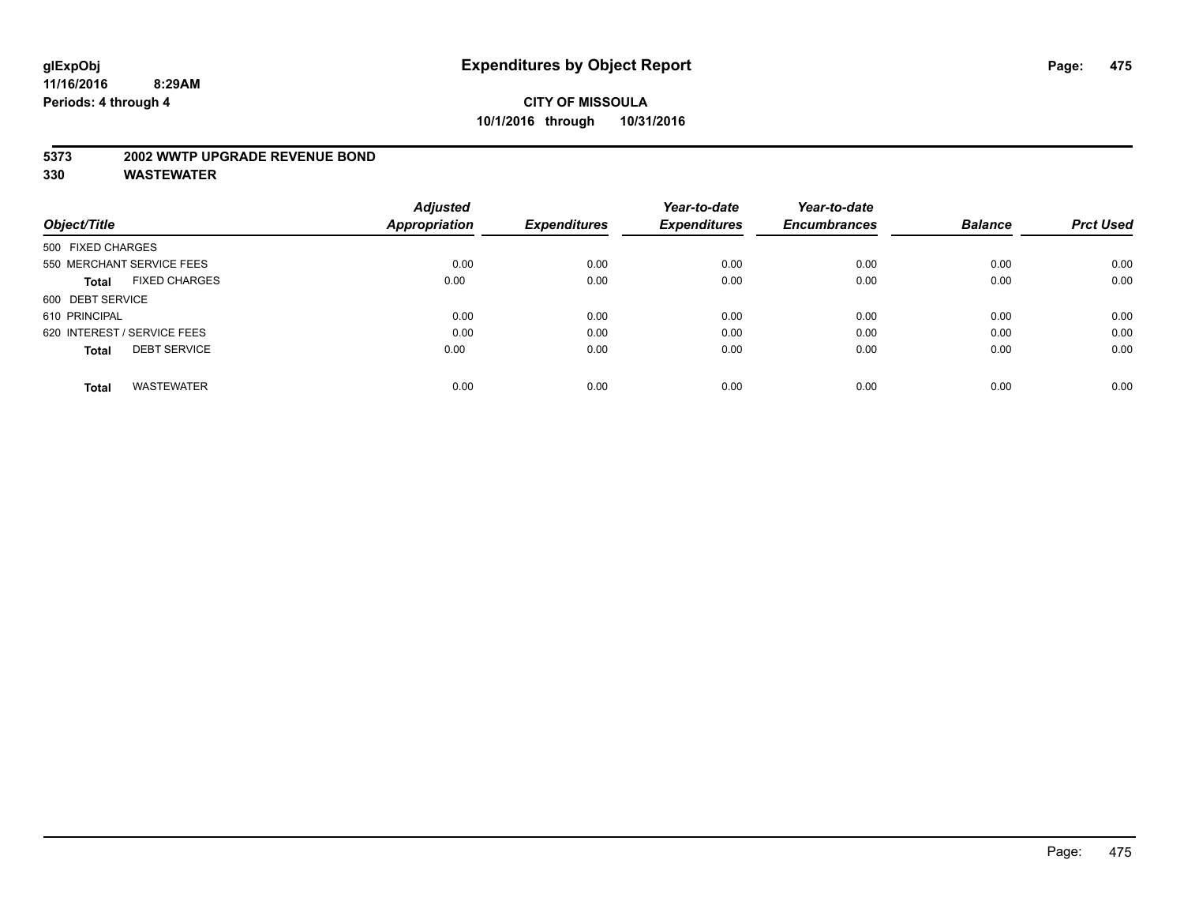# Expenditures by Object Report

glExpObj
11/16/2016 8:29AM
Periods: 4 through 4

**CITY OF MISSOULA**
**10/1/2016 through 10/31/2016**

**5373 2002 WWTP UPGRADE REVENUE BOND**
**330 WASTEWATER**

| Object/Title | Adjusted Appropriation | Expenditures | Year-to-date Expenditures | Year-to-date Encumbrances | Balance | Prct Used |
|---|---|---|---|---|---|---|
| 500 FIXED CHARGES | | | | | | |
| 550 MERCHANT SERVICE FEES | 0.00 | 0.00 | 0.00 | 0.00 | 0.00 | 0.00 |
| **Total** FIXED CHARGES | 0.00 | 0.00 | 0.00 | 0.00 | 0.00 | 0.00 |
| 600 DEBT SERVICE | | | | | | |
| 610 PRINCIPAL | 0.00 | 0.00 | 0.00 | 0.00 | 0.00 | 0.00 |
| 620 INTEREST / SERVICE FEES | 0.00 | 0.00 | 0.00 | 0.00 | 0.00 | 0.00 |
| **Total** DEBT SERVICE | 0.00 | 0.00 | 0.00 | 0.00 | 0.00 | 0.00 |
| **Total** WASTEWATER | 0.00 | 0.00 | 0.00 | 0.00 | 0.00 | 0.00 |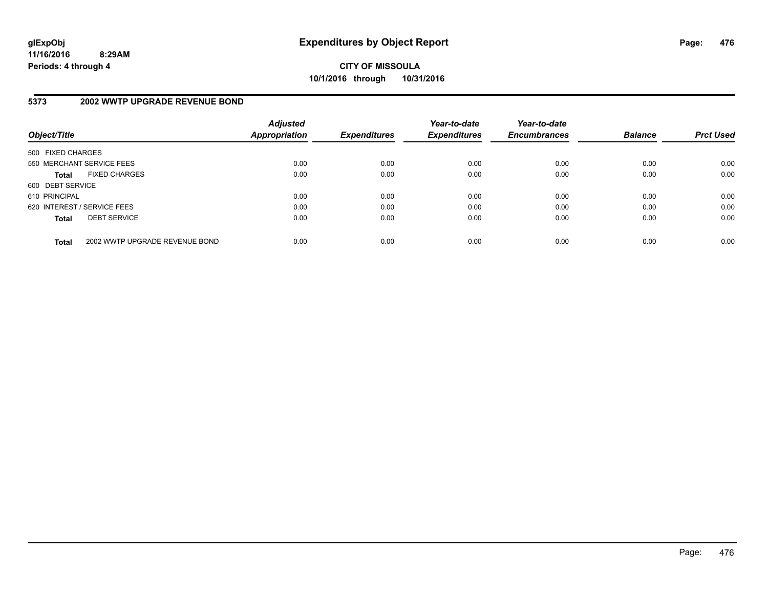**glExpObj**
**11/16/2016 8:29AM**
**Periods: 4 through 4**

# Expenditures by Object Report

**CITY OF MISSOULA**
**10/1/2016 through 10/31/2016**

## 5373 2002 WWTP UPGRADE REVENUE BOND

| Object/Title | Adjusted Appropriation | Expenditures | Year-to-date Expenditures | Year-to-date Encumbrances | Balance | Prct Used |
|---|---|---|---|---|---|---|
| 500 FIXED CHARGES | | | | | | |
| 550 MERCHANT SERVICE FEES | 0.00 | 0.00 | 0.00 | 0.00 | 0.00 | 0.00 |
| **Total** FIXED CHARGES | 0.00 | 0.00 | 0.00 | 0.00 | 0.00 | 0.00 |
| 600 DEBT SERVICE | | | | | | |
| 610 PRINCIPAL | 0.00 | 0.00 | 0.00 | 0.00 | 0.00 | 0.00 |
| 620 INTEREST / SERVICE FEES | 0.00 | 0.00 | 0.00 | 0.00 | 0.00 | 0.00 |
| **Total** DEBT SERVICE | 0.00 | 0.00 | 0.00 | 0.00 | 0.00 | 0.00 |
| **Total** 2002 WWTP UPGRADE REVENUE BOND | 0.00 | 0.00 | 0.00 | 0.00 | 0.00 | 0.00 |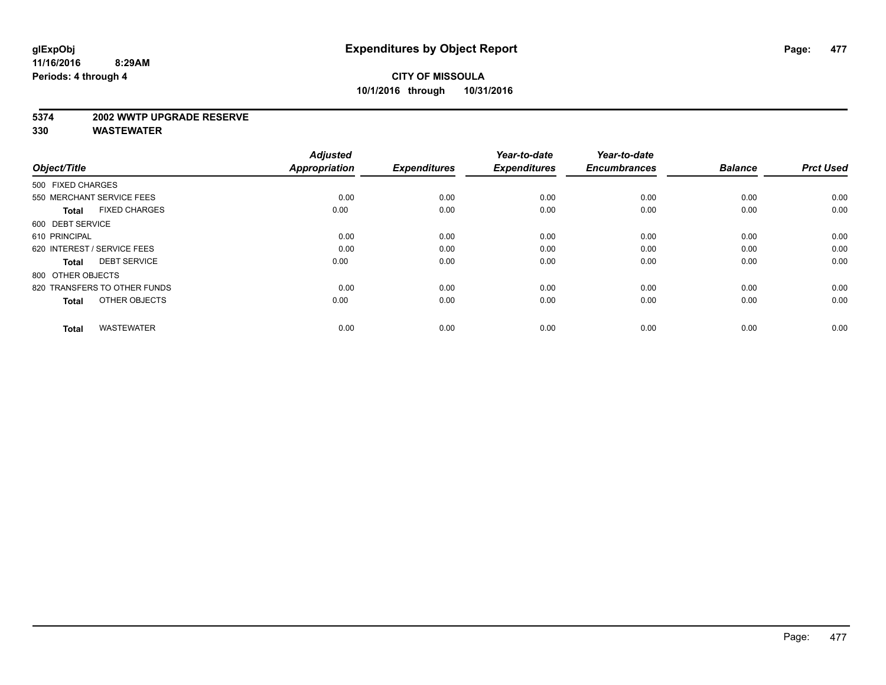**glExpObj**
**11/16/2016 8:29AM**
**Periods: 4 through 4**

# Expenditures by Object Report

**CITY OF MISSOULA**
**10/1/2016 through 10/31/2016**

**5374 2002 WWTP UPGRADE RESERVE**
**330 WASTEWATER**

| Object/Title | Adjusted Appropriation | Expenditures | Year-to-date Expenditures | Year-to-date Encumbrances | Balance | Prct Used |
|---|---|---|---|---|---|---|
| 500 FIXED CHARGES | | | | | | |
| 550 MERCHANT SERVICE FEES | 0.00 | 0.00 | 0.00 | 0.00 | 0.00 | 0.00 |
| **Total** FIXED CHARGES | 0.00 | 0.00 | 0.00 | 0.00 | 0.00 | 0.00 |
| 600 DEBT SERVICE | | | | | | |
| 610 PRINCIPAL | 0.00 | 0.00 | 0.00 | 0.00 | 0.00 | 0.00 |
| 620 INTEREST / SERVICE FEES | 0.00 | 0.00 | 0.00 | 0.00 | 0.00 | 0.00 |
| **Total** DEBT SERVICE | 0.00 | 0.00 | 0.00 | 0.00 | 0.00 | 0.00 |
| 800 OTHER OBJECTS | | | | | | |
| 820 TRANSFERS TO OTHER FUNDS | 0.00 | 0.00 | 0.00 | 0.00 | 0.00 | 0.00 |
| **Total** OTHER OBJECTS | 0.00 | 0.00 | 0.00 | 0.00 | 0.00 | 0.00 |
| **Total** WASTEWATER | 0.00 | 0.00 | 0.00 | 0.00 | 0.00 | 0.00 |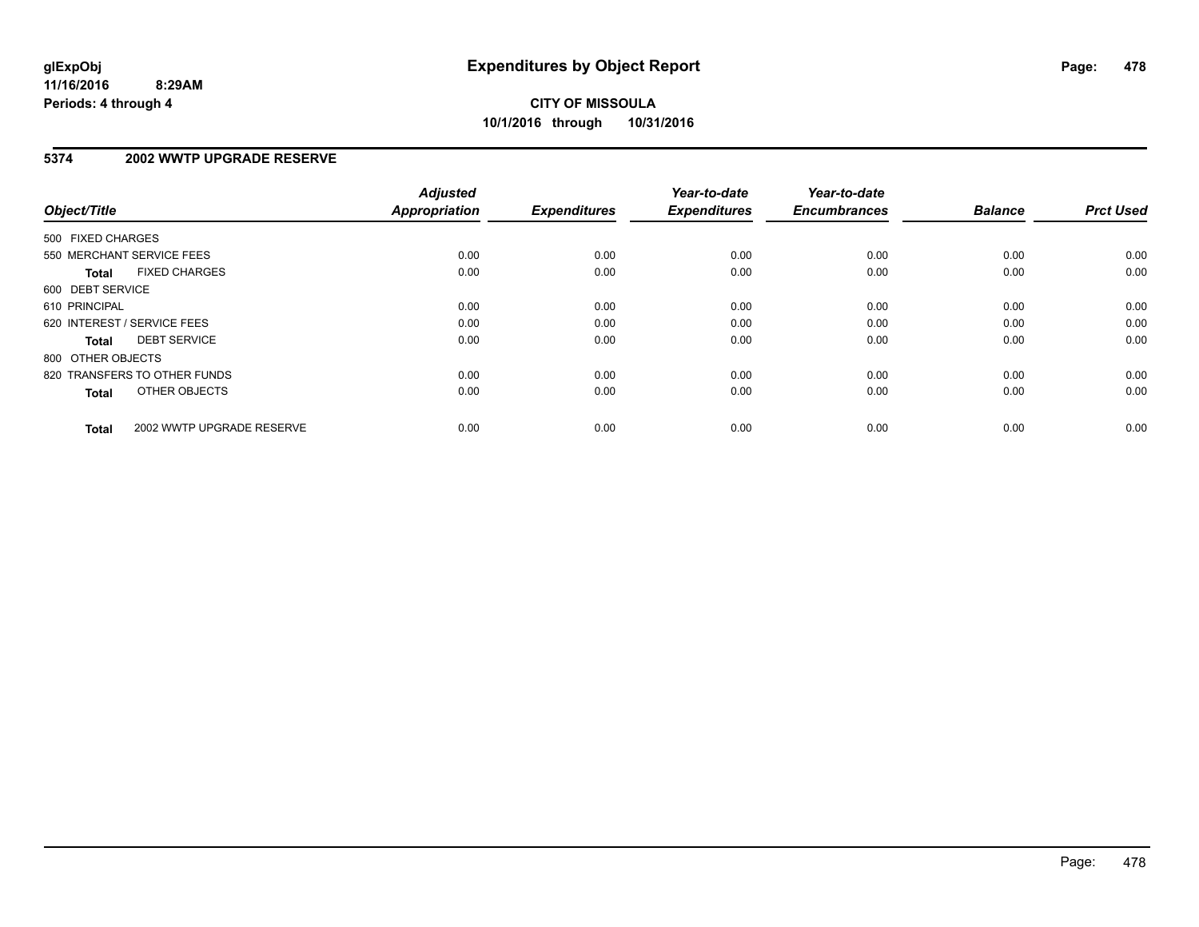**glExpObj** **Expenditures by Object Report**
**11/16/2016 8:29AM**
**Periods: 4 through 4**

**CITY OF MISSOULA**
**10/1/2016 through 10/31/2016**

## 5374 2002 WWTP UPGRADE RESERVE

| Object/Title | Adjusted Appropriation | Expenditures | Year-to-date Expenditures | Year-to-date Encumbrances | Balance | Prct Used |
|---|---|---|---|---|---|---|
| 500 FIXED CHARGES | | | | | | |
| 550 MERCHANT SERVICE FEES | 0.00 | 0.00 | 0.00 | 0.00 | 0.00 | 0.00 |
| **Total** FIXED CHARGES | 0.00 | 0.00 | 0.00 | 0.00 | 0.00 | 0.00 |
| 600 DEBT SERVICE | | | | | | |
| 610 PRINCIPAL | 0.00 | 0.00 | 0.00 | 0.00 | 0.00 | 0.00 |
| 620 INTEREST / SERVICE FEES | 0.00 | 0.00 | 0.00 | 0.00 | 0.00 | 0.00 |
| **Total** DEBT SERVICE | 0.00 | 0.00 | 0.00 | 0.00 | 0.00 | 0.00 |
| 800 OTHER OBJECTS | | | | | | |
| 820 TRANSFERS TO OTHER FUNDS | 0.00 | 0.00 | 0.00 | 0.00 | 0.00 | 0.00 |
| **Total** OTHER OBJECTS | 0.00 | 0.00 | 0.00 | 0.00 | 0.00 | 0.00 |
| **Total** 2002 WWTP UPGRADE RESERVE | 0.00 | 0.00 | 0.00 | 0.00 | 0.00 | 0.00 |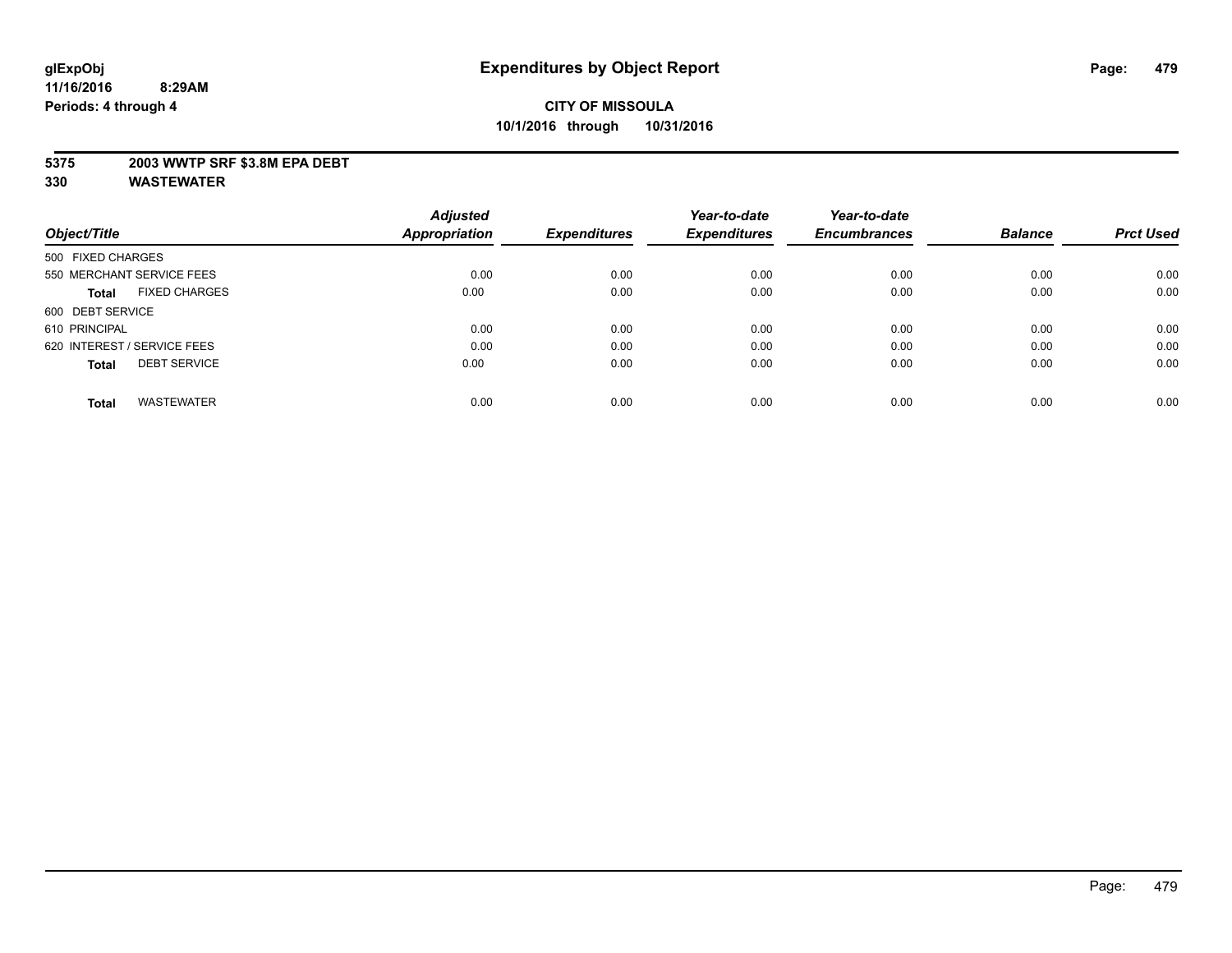**glExpObj** **Expenditures by Object Report**

**11/16/2016 8:29AM**

**Periods: 4 through 4**

**CITY OF MISSOULA**

**10/1/2016 through 10/31/2016**

**5375 2003 WWTP SRF $3.8M EPA DEBT**

**330 WASTEWATER**

| Object/Title | | Adjusted Appropriation | Expenditures | Year-to-date Expenditures | Year-to-date Encumbrances | Balance | Prct Used |
|---|---|---|---|---|---|---|---|
| 500 FIXED CHARGES | | | | | | | |
| 550 MERCHANT SERVICE FEES | | 0.00 | 0.00 | 0.00 | 0.00 | 0.00 | 0.00 |
| **Total** | FIXED CHARGES | 0.00 | 0.00 | 0.00 | 0.00 | 0.00 | 0.00 |
| 600 DEBT SERVICE | | | | | | | |
| 610 PRINCIPAL | | 0.00 | 0.00 | 0.00 | 0.00 | 0.00 | 0.00 |
| 620 INTEREST / SERVICE FEES | | 0.00 | 0.00 | 0.00 | 0.00 | 0.00 | 0.00 |
| **Total** | DEBT SERVICE | 0.00 | 0.00 | 0.00 | 0.00 | 0.00 | 0.00 |
| **Total** | WASTEWATER | 0.00 | 0.00 | 0.00 | 0.00 | 0.00 | 0.00 |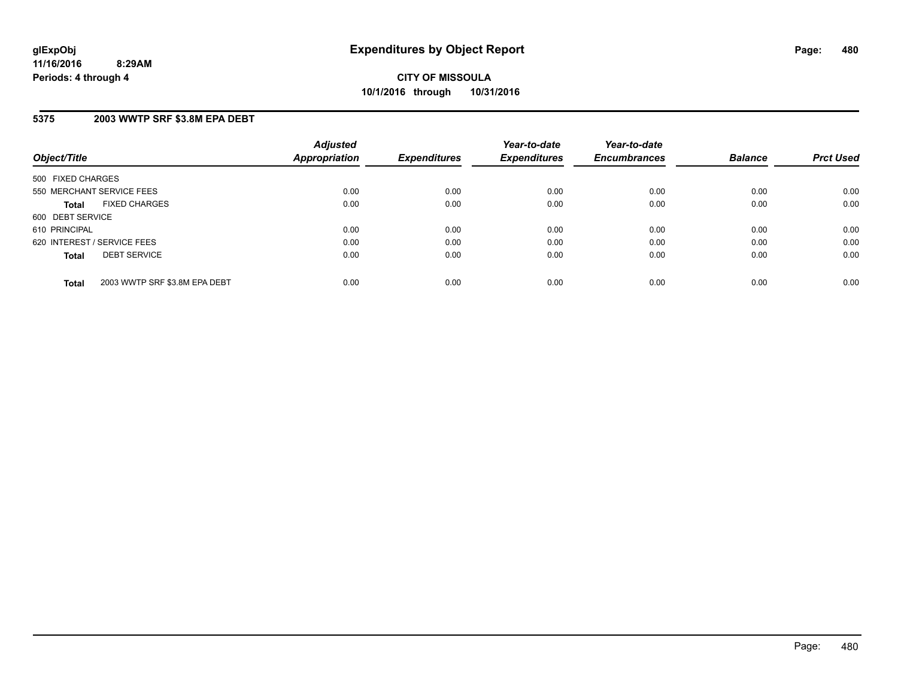**glExpObj**
**11/16/2016 8:29AM**
**Periods: 4 through 4**

# Expenditures by Object Report

**CITY OF MISSOULA**
**10/1/2016 through 10/31/2016**

## 5375 2003 WWTP SRF $3.8M EPA DEBT

| Object/Title | Adjusted Appropriation | Expenditures | Year-to-date Expenditures | Year-to-date Encumbrances | Balance | Prct Used |
|---|---|---|---|---|---|---|
| 500 FIXED CHARGES | | | | | | |
| 550 MERCHANT SERVICE FEES | 0.00 | 0.00 | 0.00 | 0.00 | 0.00 | 0.00 |
| **Total** FIXED CHARGES | 0.00 | 0.00 | 0.00 | 0.00 | 0.00 | 0.00 |
| 600 DEBT SERVICE | | | | | | |
| 610 PRINCIPAL | 0.00 | 0.00 | 0.00 | 0.00 | 0.00 | 0.00 |
| 620 INTEREST / SERVICE FEES | 0.00 | 0.00 | 0.00 | 0.00 | 0.00 | 0.00 |
| **Total** DEBT SERVICE | 0.00 | 0.00 | 0.00 | 0.00 | 0.00 | 0.00 |
| **Total** 2003 WWTP SRF $3.8M EPA DEBT | 0.00 | 0.00 | 0.00 | 0.00 | 0.00 | 0.00 |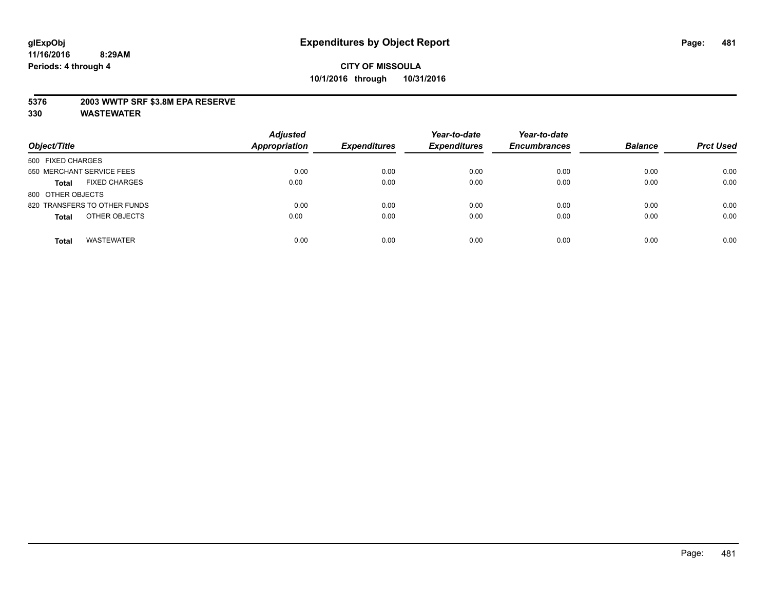**glExpObj**
**11/16/2016 8:29AM**
**Periods: 4 through 4**

# Expenditures by Object Report

**CITY OF MISSOULA**
**10/1/2016 through 10/31/2016**

**5376 2003 WWTP SRF $3.8M EPA RESERVE**
**330 WASTEWATER**

| Object/Title | Adjusted Appropriation | Expenditures | Year-to-date Expenditures | Year-to-date Encumbrances | Balance | Prct Used |
|---|---|---|---|---|---|---|
| 500 FIXED CHARGES | | | | | | |
| 550 MERCHANT SERVICE FEES | 0.00 | 0.00 | 0.00 | 0.00 | 0.00 | 0.00 |
| **Total** FIXED CHARGES | 0.00 | 0.00 | 0.00 | 0.00 | 0.00 | 0.00 |
| 800 OTHER OBJECTS | | | | | | |
| 820 TRANSFERS TO OTHER FUNDS | 0.00 | 0.00 | 0.00 | 0.00 | 0.00 | 0.00 |
| **Total** OTHER OBJECTS | 0.00 | 0.00 | 0.00 | 0.00 | 0.00 | 0.00 |
| **Total** WASTEWATER | 0.00 | 0.00 | 0.00 | 0.00 | 0.00 | 0.00 |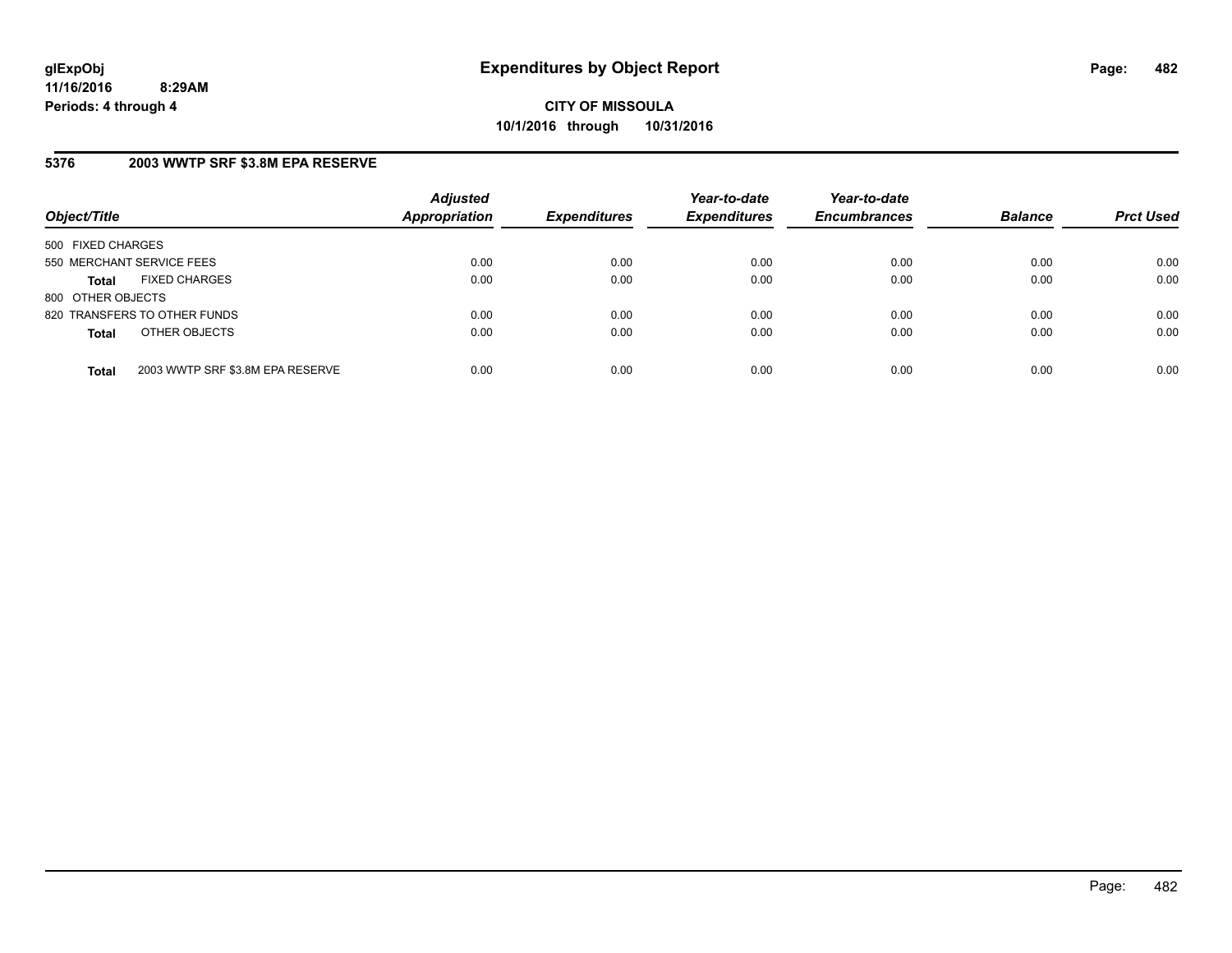**glExpObj**
**11/16/2016 8:29AM**
**Periods: 4 through 4**

# Expenditures by Object Report

**CITY OF MISSOULA**
**10/1/2016 through 10/31/2016**

## 5376 2003 WWTP SRF $3.8M EPA RESERVE

| Object/Title | Adjusted Appropriation | Expenditures | Year-to-date Expenditures | Year-to-date Encumbrances | Balance | Prct Used |
|---|---|---|---|---|---|---|
| 500 FIXED CHARGES | | | | | | |
| 550 MERCHANT SERVICE FEES | 0.00 | 0.00 | 0.00 | 0.00 | 0.00 | 0.00 |
| **Total** FIXED CHARGES | 0.00 | 0.00 | 0.00 | 0.00 | 0.00 | 0.00 |
| 800 OTHER OBJECTS | | | | | | |
| 820 TRANSFERS TO OTHER FUNDS | 0.00 | 0.00 | 0.00 | 0.00 | 0.00 | 0.00 |
| **Total** OTHER OBJECTS | 0.00 | 0.00 | 0.00 | 0.00 | 0.00 | 0.00 |
| **Total** 2003 WWTP SRF $3.8M EPA RESERVE | 0.00 | 0.00 | 0.00 | 0.00 | 0.00 | 0.00 |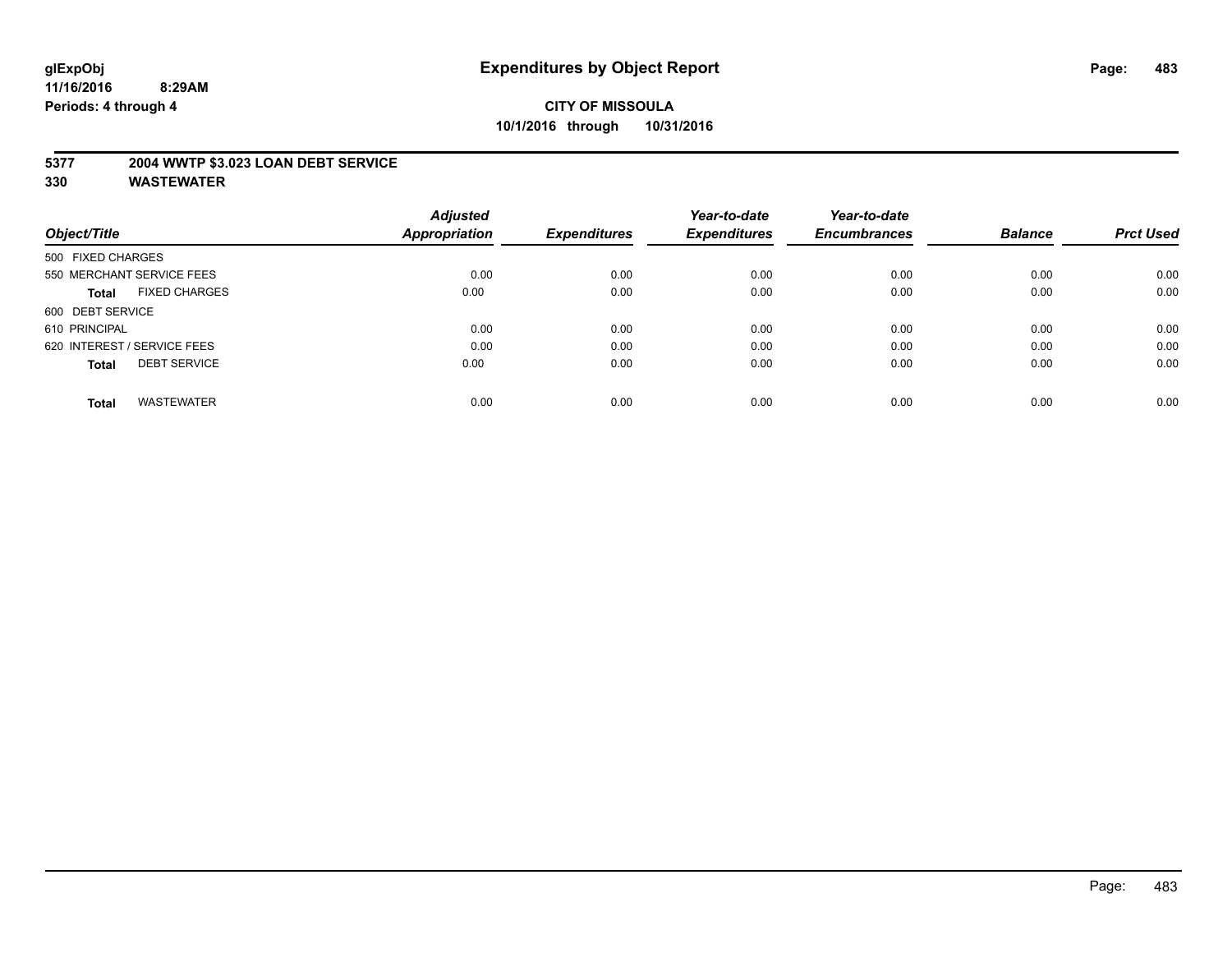glExpObj
11/16/2016 8:29AM
Periods: 4 through 4

# Expenditures by Object Report

**CITY OF MISSOULA**
**10/1/2016 through 10/31/2016**

**5377 2004 WWTP $3.023 LOAN DEBT SERVICE**
**330 WASTEWATER**

| Object/Title | Adjusted Appropriation | Expenditures | Year-to-date Expenditures | Year-to-date Encumbrances | Balance | Prct Used |
|---|---|---|---|---|---|---|
| 500 FIXED CHARGES | | | | | | |
| 550 MERCHANT SERVICE FEES | 0.00 | 0.00 | 0.00 | 0.00 | 0.00 | 0.00 |
| **Total** FIXED CHARGES | 0.00 | 0.00 | 0.00 | 0.00 | 0.00 | 0.00 |
| 600 DEBT SERVICE | | | | | | |
| 610 PRINCIPAL | 0.00 | 0.00 | 0.00 | 0.00 | 0.00 | 0.00 |
| 620 INTEREST / SERVICE FEES | 0.00 | 0.00 | 0.00 | 0.00 | 0.00 | 0.00 |
| **Total** DEBT SERVICE | 0.00 | 0.00 | 0.00 | 0.00 | 0.00 | 0.00 |
| **Total** WASTEWATER | 0.00 | 0.00 | 0.00 | 0.00 | 0.00 | 0.00 |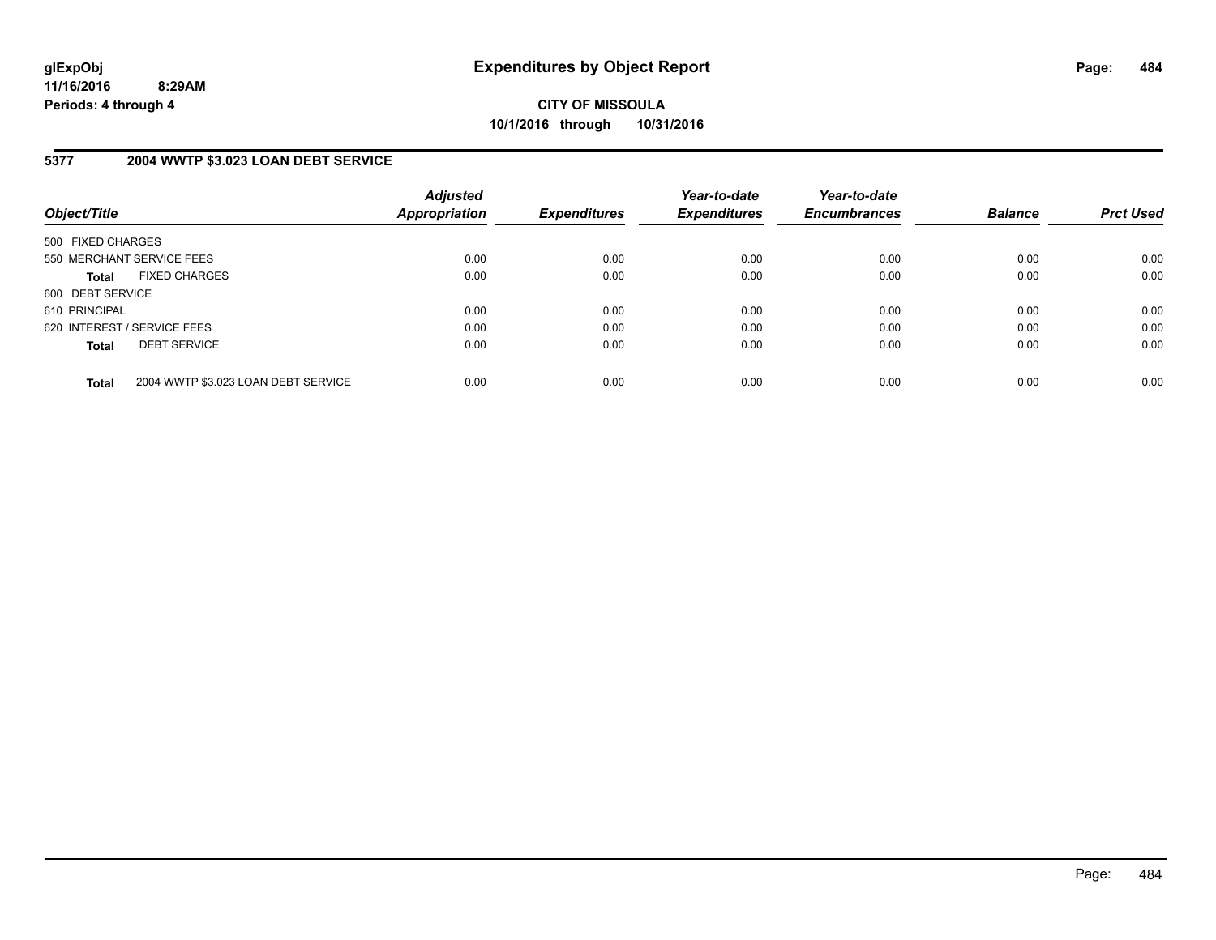glExpObj
11/16/2016 8:29AM
Periods: 4 through 4

# Expenditures by Object Report

**CITY OF MISSOULA**
**10/1/2016 through 10/31/2016**

## 5377 2004 WWTP $3.023 LOAN DEBT SERVICE

| Object/Title | | Adjusted Appropriation | Expenditures | Year-to-date Expenditures | Year-to-date Encumbrances | Balance | Prct Used |
|---|---|---|---|---|---|---|---|
| 500 FIXED CHARGES | | | | | | | |
| 550 MERCHANT SERVICE FEES | | 0.00 | 0.00 | 0.00 | 0.00 | 0.00 | 0.00 |
| **Total** | FIXED CHARGES | 0.00 | 0.00 | 0.00 | 0.00 | 0.00 | 0.00 |
| 600 DEBT SERVICE | | | | | | | |
| 610 PRINCIPAL | | 0.00 | 0.00 | 0.00 | 0.00 | 0.00 | 0.00 |
| 620 INTEREST / SERVICE FEES | | 0.00 | 0.00 | 0.00 | 0.00 | 0.00 | 0.00 |
| **Total** | DEBT SERVICE | 0.00 | 0.00 | 0.00 | 0.00 | 0.00 | 0.00 |
| **Total** | 2004 WWTP $3.023 LOAN DEBT SERVICE | 0.00 | 0.00 | 0.00 | 0.00 | 0.00 | 0.00 |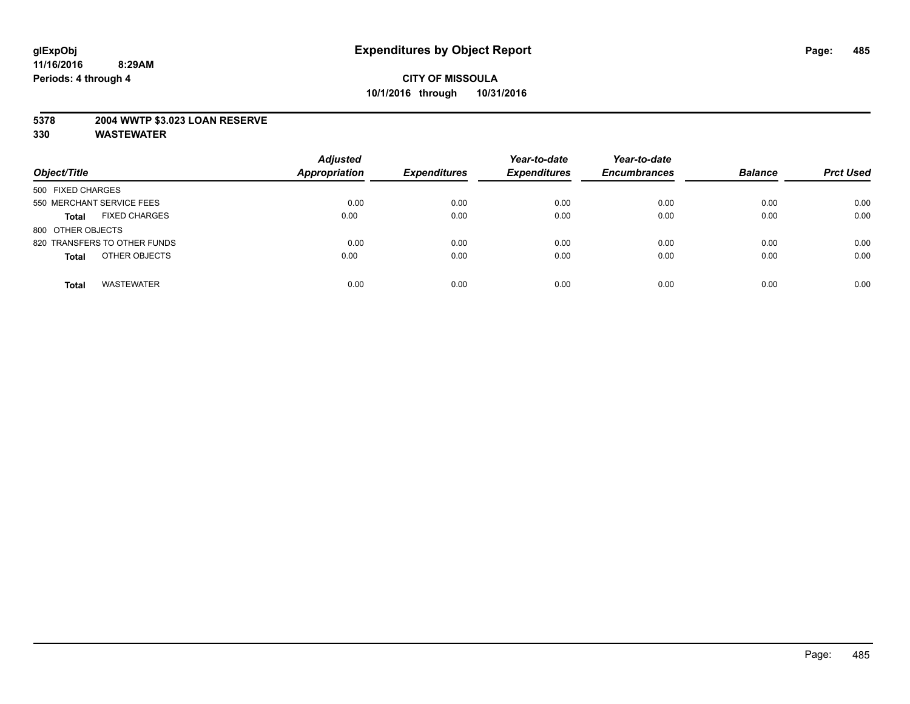# Expenditures by Object Report

**CITY OF MISSOULA**
**10/1/2016 through 10/31/2016**

glExpObj
11/16/2016 8:29AM
Periods: 4 through 4

**5378 2004 WWTP $3.023 LOAN RESERVE**
**330 WASTEWATER**

| Object/Title | Adjusted Appropriation | Expenditures | Year-to-date Expenditures | Year-to-date Encumbrances | Balance | Prct Used |
|---|---|---|---|---|---|---|
| 500 FIXED CHARGES | | | | | | |
| 550 MERCHANT SERVICE FEES | 0.00 | 0.00 | 0.00 | 0.00 | 0.00 | 0.00 |
| **Total** FIXED CHARGES | 0.00 | 0.00 | 0.00 | 0.00 | 0.00 | 0.00 |
| 800 OTHER OBJECTS | | | | | | |
| 820 TRANSFERS TO OTHER FUNDS | 0.00 | 0.00 | 0.00 | 0.00 | 0.00 | 0.00 |
| **Total** OTHER OBJECTS | 0.00 | 0.00 | 0.00 | 0.00 | 0.00 | 0.00 |
| **Total** WASTEWATER | 0.00 | 0.00 | 0.00 | 0.00 | 0.00 | 0.00 |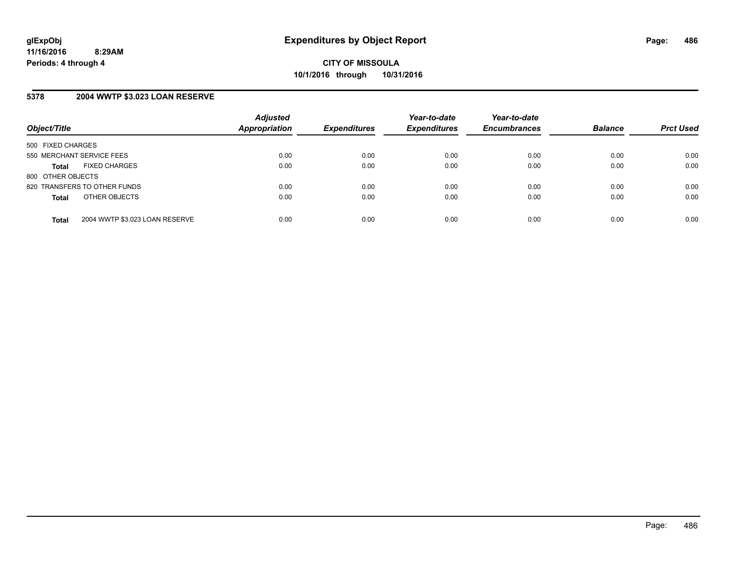**glExpObj**
**11/16/2016 8:29AM**
**Periods: 4 through 4**

# Expenditures by Object Report

**CITY OF MISSOULA**
**10/1/2016 through 10/31/2016**

## 5378 2004 WWTP $3.023 LOAN RESERVE

| Object/Title | Adjusted Appropriation | Expenditures | Year-to-date Expenditures | Year-to-date Encumbrances | Balance | Prct Used |
|---|---|---|---|---|---|---|
| 500 FIXED CHARGES | | | | | | |
| 550 MERCHANT SERVICE FEES | 0.00 | 0.00 | 0.00 | 0.00 | 0.00 | 0.00 |
| **Total** FIXED CHARGES | 0.00 | 0.00 | 0.00 | 0.00 | 0.00 | 0.00 |
| 800 OTHER OBJECTS | | | | | | |
| 820 TRANSFERS TO OTHER FUNDS | 0.00 | 0.00 | 0.00 | 0.00 | 0.00 | 0.00 |
| **Total** OTHER OBJECTS | 0.00 | 0.00 | 0.00 | 0.00 | 0.00 | 0.00 |
| **Total** 2004 WWTP $3.023 LOAN RESERVE | 0.00 | 0.00 | 0.00 | 0.00 | 0.00 | 0.00 |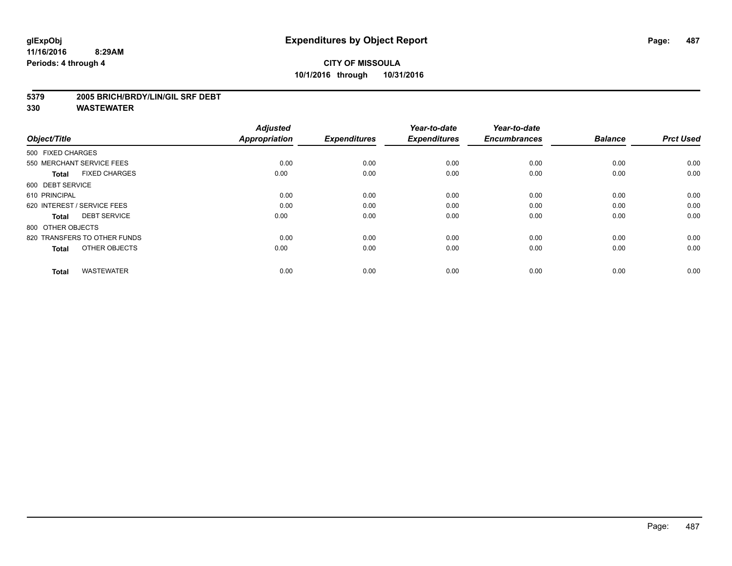# Expenditures by Object Report

glExpObj
11/16/2016 8:29AM
Periods: 4 through 4

**CITY OF MISSOULA**
**10/1/2016 through 10/31/2016**

**5379 2005 BRICH/BRDY/LIN/GIL SRF DEBT**
**330 WASTEWATER**

| Object/Title | Adjusted Appropriation | Expenditures | Year-to-date Expenditures | Year-to-date Encumbrances | Balance | Prct Used |
|---|---|---|---|---|---|---|
| 500 FIXED CHARGES | | | | | | |
| 550 MERCHANT SERVICE FEES | 0.00 | 0.00 | 0.00 | 0.00 | 0.00 | 0.00 |
| **Total** FIXED CHARGES | 0.00 | 0.00 | 0.00 | 0.00 | 0.00 | 0.00 |
| 600 DEBT SERVICE | | | | | | |
| 610 PRINCIPAL | 0.00 | 0.00 | 0.00 | 0.00 | 0.00 | 0.00 |
| 620 INTEREST / SERVICE FEES | 0.00 | 0.00 | 0.00 | 0.00 | 0.00 | 0.00 |
| **Total** DEBT SERVICE | 0.00 | 0.00 | 0.00 | 0.00 | 0.00 | 0.00 |
| 800 OTHER OBJECTS | | | | | | |
| 820 TRANSFERS TO OTHER FUNDS | 0.00 | 0.00 | 0.00 | 0.00 | 0.00 | 0.00 |
| **Total** OTHER OBJECTS | 0.00 | 0.00 | 0.00 | 0.00 | 0.00 | 0.00 |
| **Total** WASTEWATER | 0.00 | 0.00 | 0.00 | 0.00 | 0.00 | 0.00 |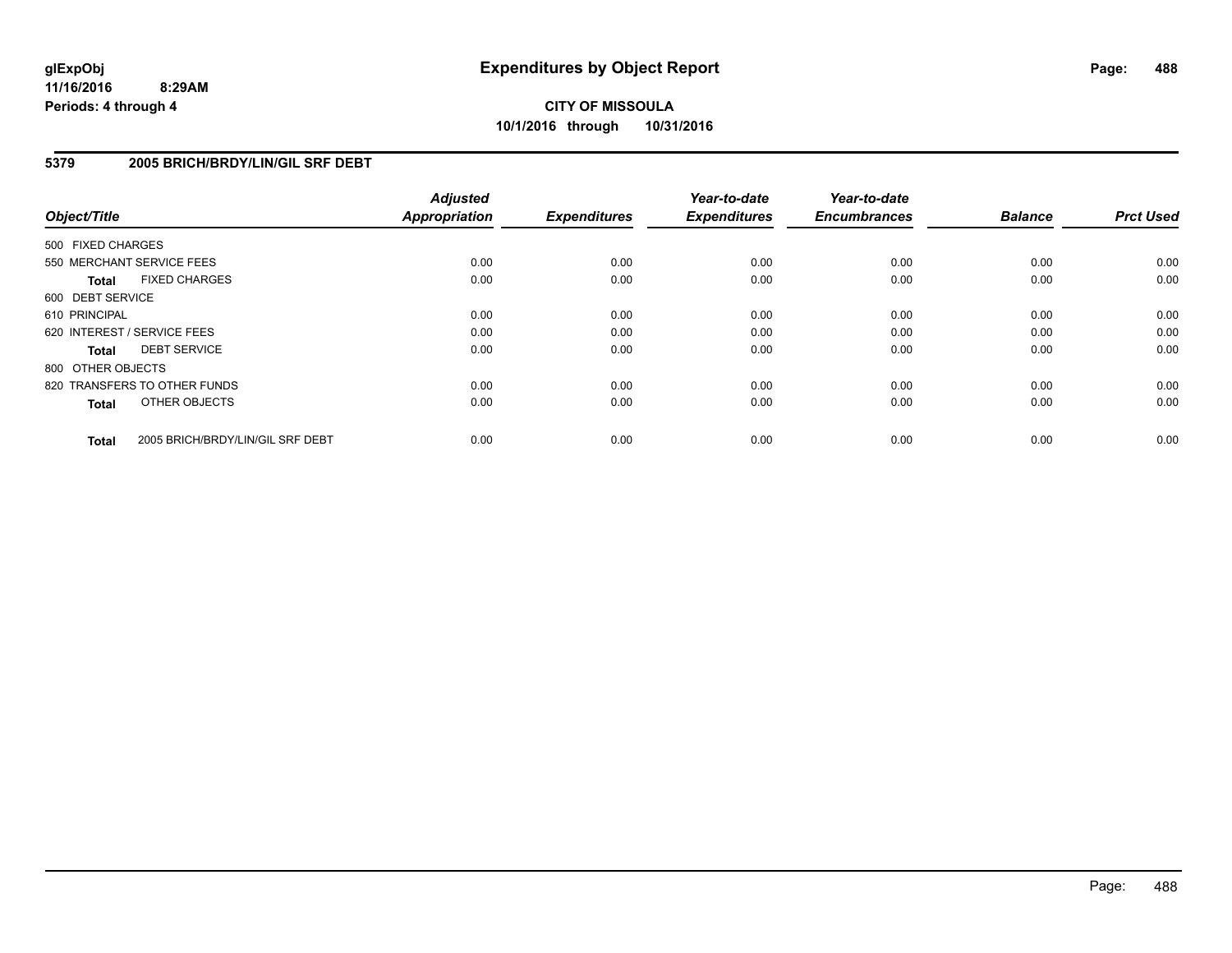**glExpObj** | **Expenditures by Object Report**
**11/16/2016 8:29AM**
**Periods: 4 through 4**

**CITY OF MISSOULA**
**10/1/2016 through 10/31/2016**

## 5379 2005 BRICH/BRDY/LIN/GIL SRF DEBT

| Object/Title | Adjusted Appropriation | Expenditures | Year-to-date Expenditures | Year-to-date Encumbrances | Balance | Prct Used |
|---|---|---|---|---|---|---|
| 500 FIXED CHARGES | | | | | | |
| 550 MERCHANT SERVICE FEES | 0.00 | 0.00 | 0.00 | 0.00 | 0.00 | 0.00 |
| **Total** FIXED CHARGES | 0.00 | 0.00 | 0.00 | 0.00 | 0.00 | 0.00 |
| 600 DEBT SERVICE | | | | | | |
| 610 PRINCIPAL | 0.00 | 0.00 | 0.00 | 0.00 | 0.00 | 0.00 |
| 620 INTEREST / SERVICE FEES | 0.00 | 0.00 | 0.00 | 0.00 | 0.00 | 0.00 |
| **Total** DEBT SERVICE | 0.00 | 0.00 | 0.00 | 0.00 | 0.00 | 0.00 |
| 800 OTHER OBJECTS | | | | | | |
| 820 TRANSFERS TO OTHER FUNDS | 0.00 | 0.00 | 0.00 | 0.00 | 0.00 | 0.00 |
| **Total** OTHER OBJECTS | 0.00 | 0.00 | 0.00 | 0.00 | 0.00 | 0.00 |
| **Total** 2005 BRICH/BRDY/LIN/GIL SRF DEBT | 0.00 | 0.00 | 0.00 | 0.00 | 0.00 | 0.00 |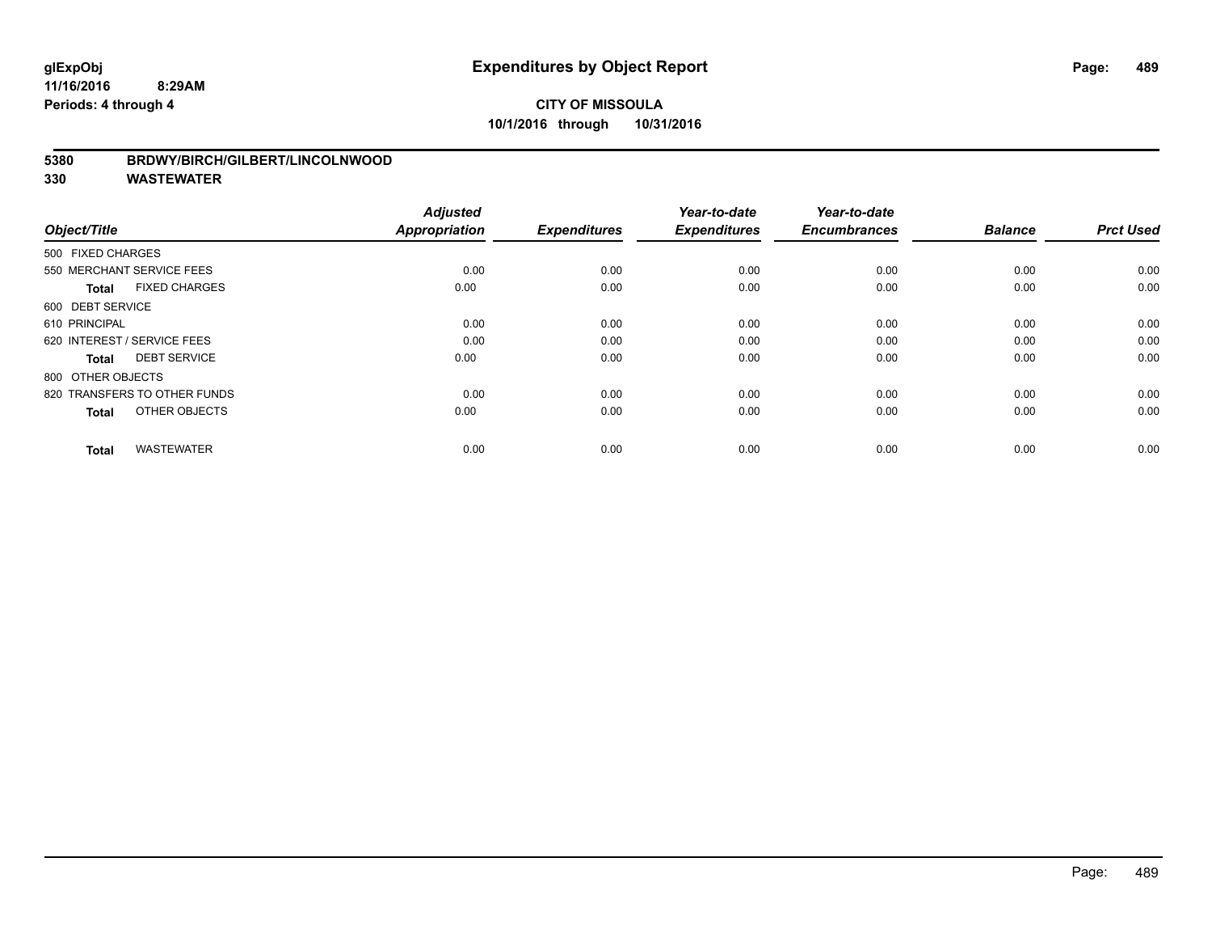**glExpObj**
**11/16/2016 8:29AM**
**Periods: 4 through 4**

# Expenditures by Object Report

**CITY OF MISSOULA**
**10/1/2016 through 10/31/2016**

**5380 BRDWY/BIRCH/GILBERT/LINCOLNWOOD**
**330 WASTEWATER**

| Object/Title | Adjusted Appropriation | Expenditures | Year-to-date Expenditures | Year-to-date Encumbrances | Balance | Prct Used |
|---|---|---|---|---|---|---|
| 500 FIXED CHARGES | | | | | | |
| 550 MERCHANT SERVICE FEES | 0.00 | 0.00 | 0.00 | 0.00 | 0.00 | 0.00 |
| **Total** FIXED CHARGES | 0.00 | 0.00 | 0.00 | 0.00 | 0.00 | 0.00 |
| 600 DEBT SERVICE | | | | | | |
| 610 PRINCIPAL | 0.00 | 0.00 | 0.00 | 0.00 | 0.00 | 0.00 |
| 620 INTEREST / SERVICE FEES | 0.00 | 0.00 | 0.00 | 0.00 | 0.00 | 0.00 |
| **Total** DEBT SERVICE | 0.00 | 0.00 | 0.00 | 0.00 | 0.00 | 0.00 |
| 800 OTHER OBJECTS | | | | | | |
| 820 TRANSFERS TO OTHER FUNDS | 0.00 | 0.00 | 0.00 | 0.00 | 0.00 | 0.00 |
| **Total** OTHER OBJECTS | 0.00 | 0.00 | 0.00 | 0.00 | 0.00 | 0.00 |
| **Total** WASTEWATER | 0.00 | 0.00 | 0.00 | 0.00 | 0.00 | 0.00 |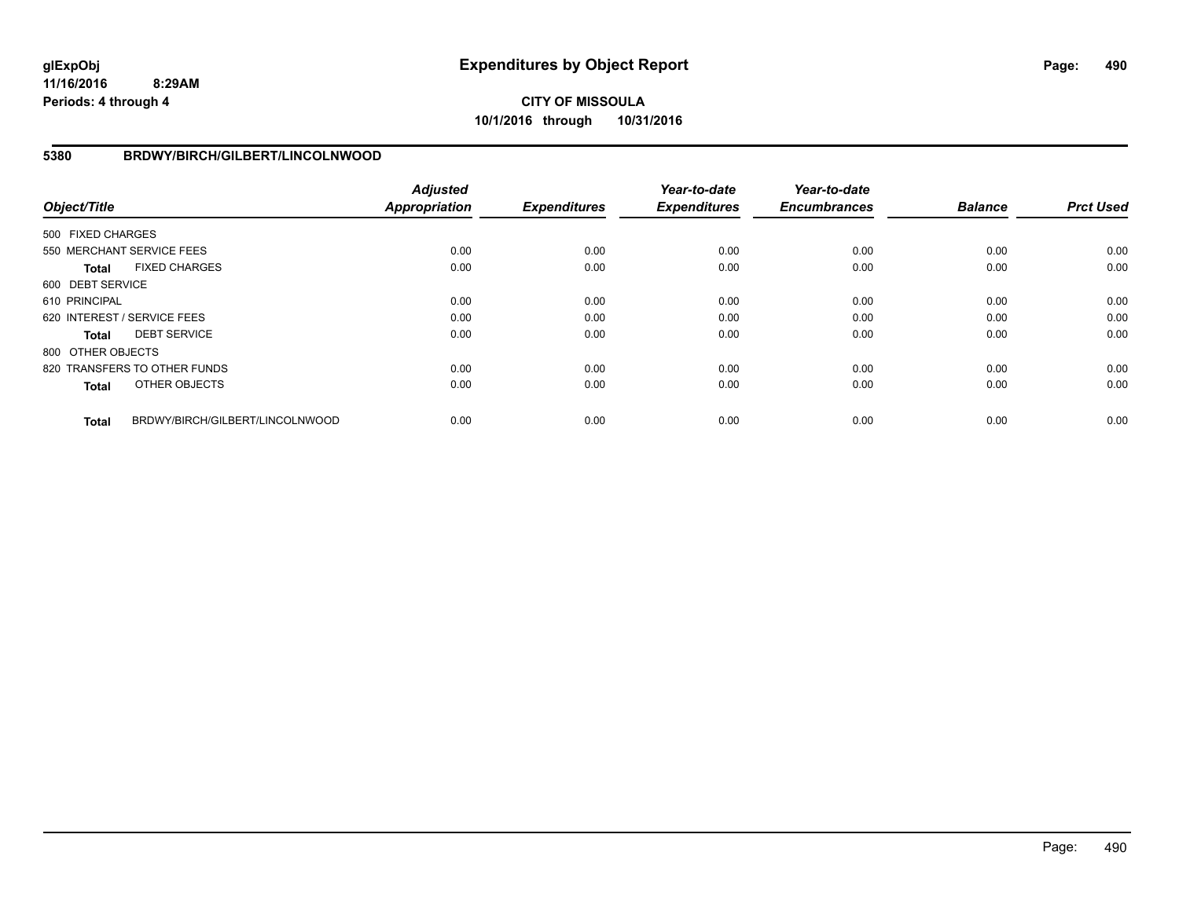glExpObj
11/16/2016 8:29AM
Periods: 4 through 4

# Expenditures by Object Report

**CITY OF MISSOULA**
**10/1/2016 through 10/31/2016**

## 5380 BRDWY/BIRCH/GILBERT/LINCOLNWOOD

| Object/Title | Adjusted Appropriation | Expenditures | Year-to-date Expenditures | Year-to-date Encumbrances | Balance | Prct Used |
|---|---|---|---|---|---|---|
| 500 FIXED CHARGES | | | | | | |
| 550 MERCHANT SERVICE FEES | 0.00 | 0.00 | 0.00 | 0.00 | 0.00 | 0.00 |
| **Total** FIXED CHARGES | 0.00 | 0.00 | 0.00 | 0.00 | 0.00 | 0.00 |
| 600 DEBT SERVICE | | | | | | |
| 610 PRINCIPAL | 0.00 | 0.00 | 0.00 | 0.00 | 0.00 | 0.00 |
| 620 INTEREST / SERVICE FEES | 0.00 | 0.00 | 0.00 | 0.00 | 0.00 | 0.00 |
| **Total** DEBT SERVICE | 0.00 | 0.00 | 0.00 | 0.00 | 0.00 | 0.00 |
| 800 OTHER OBJECTS | | | | | | |
| 820 TRANSFERS TO OTHER FUNDS | 0.00 | 0.00 | 0.00 | 0.00 | 0.00 | 0.00 |
| **Total** OTHER OBJECTS | 0.00 | 0.00 | 0.00 | 0.00 | 0.00 | 0.00 |
| **Total** BRDWY/BIRCH/GILBERT/LINCOLNWOOD | 0.00 | 0.00 | 0.00 | 0.00 | 0.00 | 0.00 |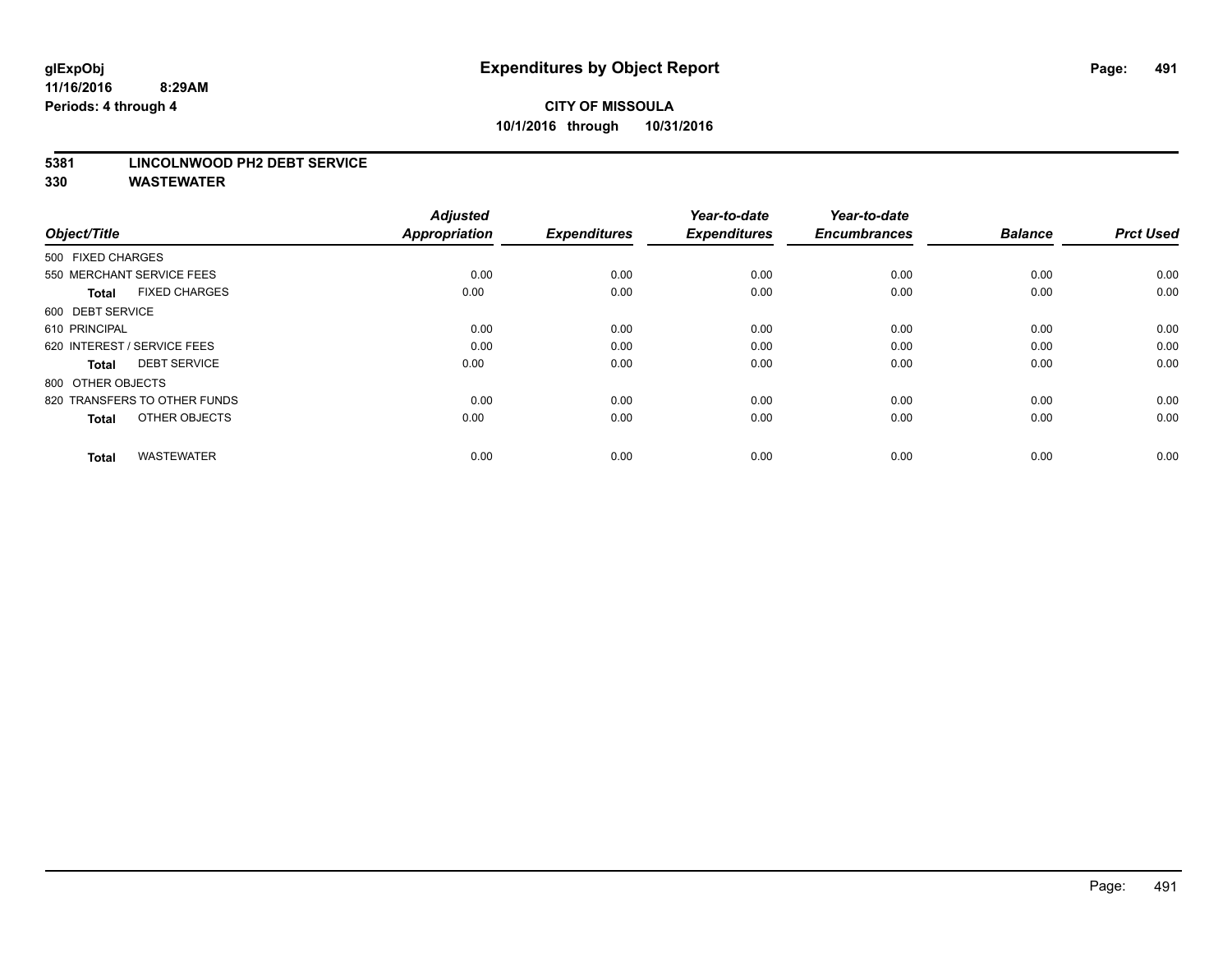**glExpObj**
**11/16/2016 8:29AM**
**Periods: 4 through 4**

# Expenditures by Object Report

**CITY OF MISSOULA**
**10/1/2016 through 10/31/2016**

**5381 LINCOLNWOOD PH2 DEBT SERVICE**
**330 WASTEWATER**

| Object/Title | | Adjusted Appropriation | Expenditures | Year-to-date Expenditures | Year-to-date Encumbrances | Balance | Prct Used |
|---|---|---|---|---|---|---|---|
| 500 FIXED CHARGES | | | | | | | |
| 550 MERCHANT SERVICE FEES | | 0.00 | 0.00 | 0.00 | 0.00 | 0.00 | 0.00 |
| **Total** | FIXED CHARGES | 0.00 | 0.00 | 0.00 | 0.00 | 0.00 | 0.00 |
| 600 DEBT SERVICE | | | | | | | |
| 610 PRINCIPAL | | 0.00 | 0.00 | 0.00 | 0.00 | 0.00 | 0.00 |
| 620 INTEREST / SERVICE FEES | | 0.00 | 0.00 | 0.00 | 0.00 | 0.00 | 0.00 |
| **Total** | DEBT SERVICE | 0.00 | 0.00 | 0.00 | 0.00 | 0.00 | 0.00 |
| 800 OTHER OBJECTS | | | | | | | |
| 820 TRANSFERS TO OTHER FUNDS | | 0.00 | 0.00 | 0.00 | 0.00 | 0.00 | 0.00 |
| **Total** | OTHER OBJECTS | 0.00 | 0.00 | 0.00 | 0.00 | 0.00 | 0.00 |
| **Total** | WASTEWATER | 0.00 | 0.00 | 0.00 | 0.00 | 0.00 | 0.00 |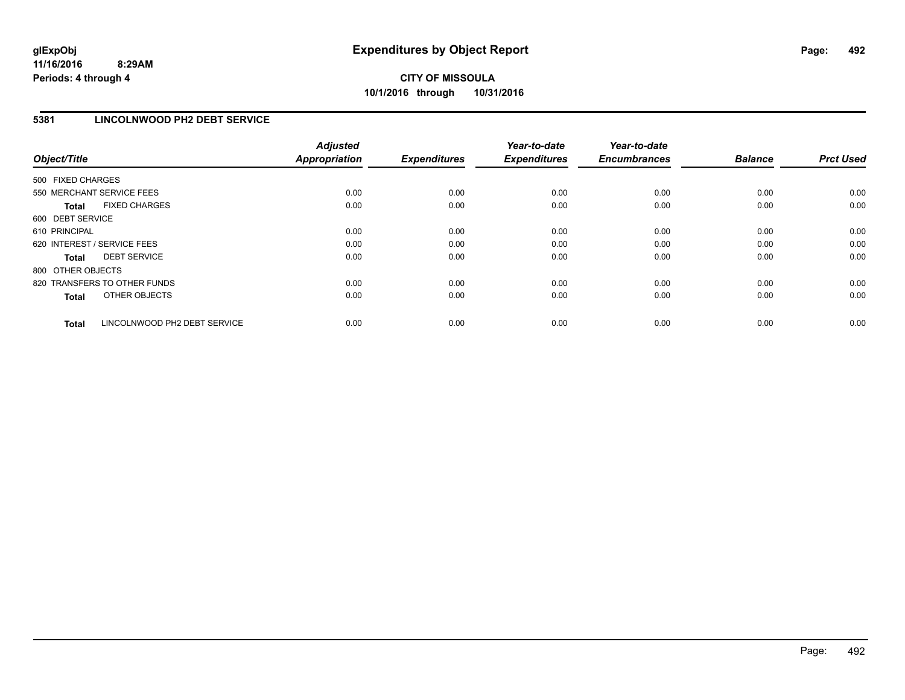**glExpObj**
**11/16/2016 8:29AM**
**Periods: 4 through 4**

# Expenditures by Object Report

**CITY OF MISSOULA**
**10/1/2016 through 10/31/2016**

## 5381 LINCOLNWOOD PH2 DEBT SERVICE

| Object/Title | Adjusted Appropriation | Expenditures | Year-to-date Expenditures | Year-to-date Encumbrances | Balance | Prct Used |
|---|---|---|---|---|---|---|
| 500 FIXED CHARGES | | | | | | |
| 550 MERCHANT SERVICE FEES | 0.00 | 0.00 | 0.00 | 0.00 | 0.00 | 0.00 |
| **Total** FIXED CHARGES | 0.00 | 0.00 | 0.00 | 0.00 | 0.00 | 0.00 |
| 600 DEBT SERVICE | | | | | | |
| 610 PRINCIPAL | 0.00 | 0.00 | 0.00 | 0.00 | 0.00 | 0.00 |
| 620 INTEREST / SERVICE FEES | 0.00 | 0.00 | 0.00 | 0.00 | 0.00 | 0.00 |
| **Total** DEBT SERVICE | 0.00 | 0.00 | 0.00 | 0.00 | 0.00 | 0.00 |
| 800 OTHER OBJECTS | | | | | | |
| 820 TRANSFERS TO OTHER FUNDS | 0.00 | 0.00 | 0.00 | 0.00 | 0.00 | 0.00 |
| **Total** OTHER OBJECTS | 0.00 | 0.00 | 0.00 | 0.00 | 0.00 | 0.00 |
| **Total** LINCOLNWOOD PH2 DEBT SERVICE | 0.00 | 0.00 | 0.00 | 0.00 | 0.00 | 0.00 |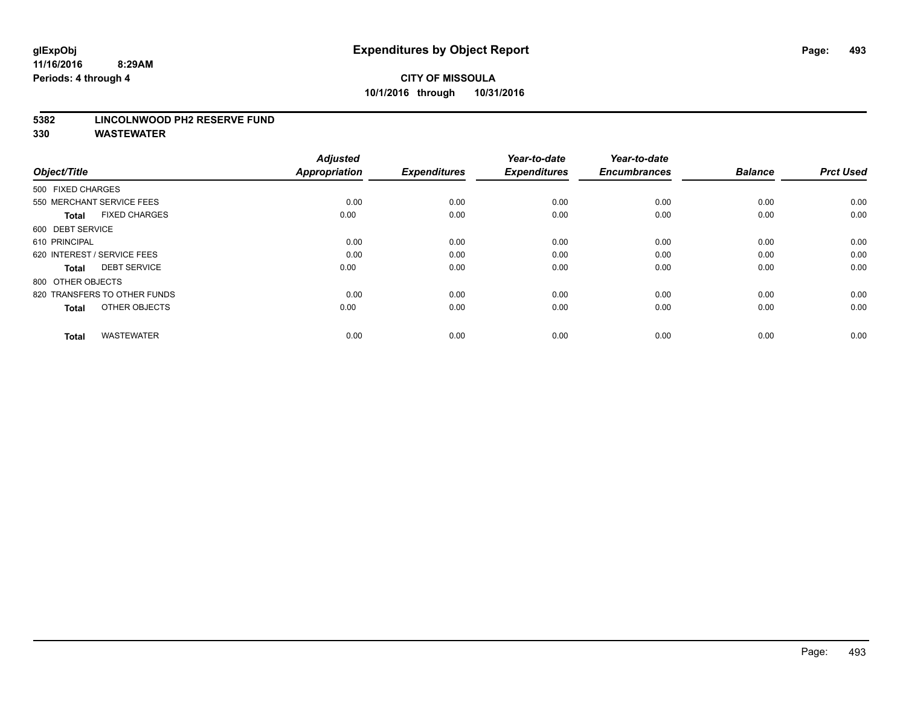**glExpObj**
**11/16/2016 8:29AM**
**Periods: 4 through 4**

# Expenditures by Object Report

**CITY OF MISSOULA**
**10/1/2016 through 10/31/2016**

**5382 LINCOLNWOOD PH2 RESERVE FUND**
**330 WASTEWATER**

| Object/Title | Adjusted Appropriation | Expenditures | Year-to-date Expenditures | Year-to-date Encumbrances | Balance | Prct Used |
|---|---|---|---|---|---|---|
| 500 FIXED CHARGES | | | | | | |
| 550 MERCHANT SERVICE FEES | 0.00 | 0.00 | 0.00 | 0.00 | 0.00 | 0.00 |
| **Total** FIXED CHARGES | 0.00 | 0.00 | 0.00 | 0.00 | 0.00 | 0.00 |
| 600 DEBT SERVICE | | | | | | |
| 610 PRINCIPAL | 0.00 | 0.00 | 0.00 | 0.00 | 0.00 | 0.00 |
| 620 INTEREST / SERVICE FEES | 0.00 | 0.00 | 0.00 | 0.00 | 0.00 | 0.00 |
| **Total** DEBT SERVICE | 0.00 | 0.00 | 0.00 | 0.00 | 0.00 | 0.00 |
| 800 OTHER OBJECTS | | | | | | |
| 820 TRANSFERS TO OTHER FUNDS | 0.00 | 0.00 | 0.00 | 0.00 | 0.00 | 0.00 |
| **Total** OTHER OBJECTS | 0.00 | 0.00 | 0.00 | 0.00 | 0.00 | 0.00 |
| **Total** WASTEWATER | 0.00 | 0.00 | 0.00 | 0.00 | 0.00 | 0.00 |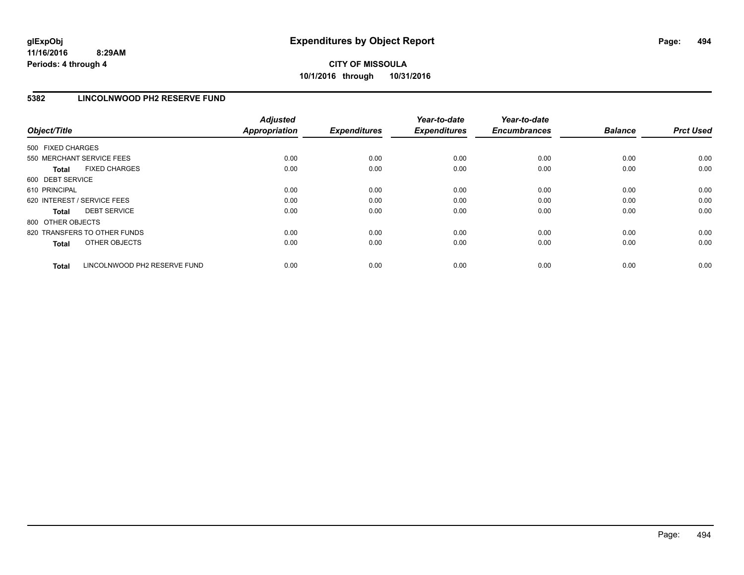glExpObj
11/16/2016 8:29AM
Periods: 4 through 4

# Expenditures by Object Report

**CITY OF MISSOULA**
**10/1/2016 through 10/31/2016**

## 5382 LINCOLNWOOD PH2 RESERVE FUND

| Object/Title | Adjusted Appropriation | Expenditures | Year-to-date Expenditures | Year-to-date Encumbrances | Balance | Prct Used |
|---|---|---|---|---|---|---|
| 500 FIXED CHARGES | | | | | | |
| 550 MERCHANT SERVICE FEES | 0.00 | 0.00 | 0.00 | 0.00 | 0.00 | 0.00 |
| **Total** FIXED CHARGES | 0.00 | 0.00 | 0.00 | 0.00 | 0.00 | 0.00 |
| 600 DEBT SERVICE | | | | | | |
| 610 PRINCIPAL | 0.00 | 0.00 | 0.00 | 0.00 | 0.00 | 0.00 |
| 620 INTEREST / SERVICE FEES | 0.00 | 0.00 | 0.00 | 0.00 | 0.00 | 0.00 |
| **Total** DEBT SERVICE | 0.00 | 0.00 | 0.00 | 0.00 | 0.00 | 0.00 |
| 800 OTHER OBJECTS | | | | | | |
| 820 TRANSFERS TO OTHER FUNDS | 0.00 | 0.00 | 0.00 | 0.00 | 0.00 | 0.00 |
| **Total** OTHER OBJECTS | 0.00 | 0.00 | 0.00 | 0.00 | 0.00 | 0.00 |
| **Total** LINCOLNWOOD PH2 RESERVE FUND | 0.00 | 0.00 | 0.00 | 0.00 | 0.00 | 0.00 |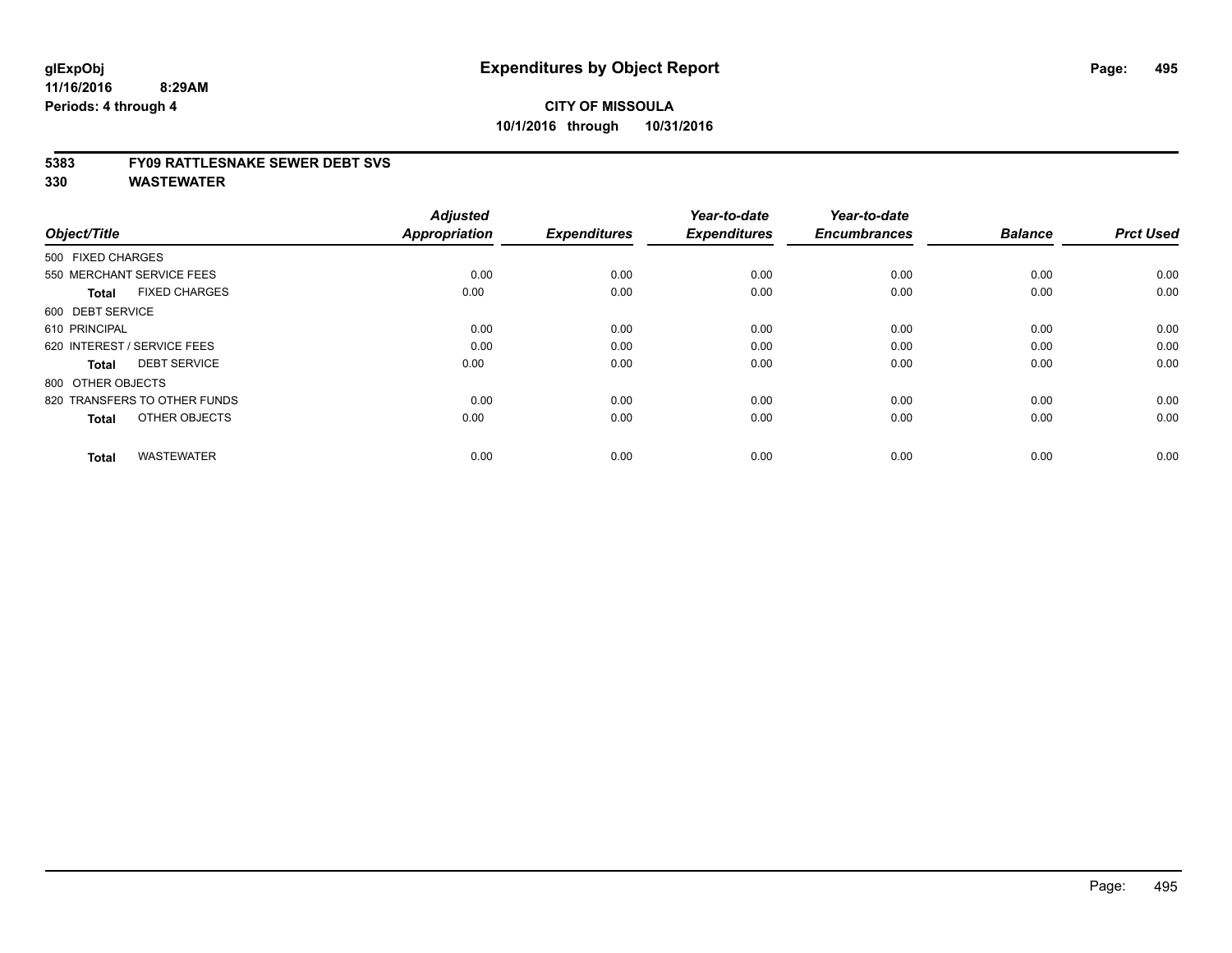# Expenditures by Object Report

**CITY OF MISSOULA**
**10/1/2016 through 10/31/2016**

glExpObj
11/16/2016 8:29AM
Periods: 4 through 4

**5383 FY09 RATTLESNAKE SEWER DEBT SVS**
**330 WASTEWATER**

| Object/Title | Adjusted Appropriation | Expenditures | Year-to-date Expenditures | Year-to-date Encumbrances | Balance | Prct Used |
|---|---|---|---|---|---|---|
| 500 FIXED CHARGES | | | | | | |
| 550 MERCHANT SERVICE FEES | 0.00 | 0.00 | 0.00 | 0.00 | 0.00 | 0.00 |
| **Total** FIXED CHARGES | 0.00 | 0.00 | 0.00 | 0.00 | 0.00 | 0.00 |
| 600 DEBT SERVICE | | | | | | |
| 610 PRINCIPAL | 0.00 | 0.00 | 0.00 | 0.00 | 0.00 | 0.00 |
| 620 INTEREST / SERVICE FEES | 0.00 | 0.00 | 0.00 | 0.00 | 0.00 | 0.00 |
| **Total** DEBT SERVICE | 0.00 | 0.00 | 0.00 | 0.00 | 0.00 | 0.00 |
| 800 OTHER OBJECTS | | | | | | |
| 820 TRANSFERS TO OTHER FUNDS | 0.00 | 0.00 | 0.00 | 0.00 | 0.00 | 0.00 |
| **Total** OTHER OBJECTS | 0.00 | 0.00 | 0.00 | 0.00 | 0.00 | 0.00 |
| **Total** WASTEWATER | 0.00 | 0.00 | 0.00 | 0.00 | 0.00 | 0.00 |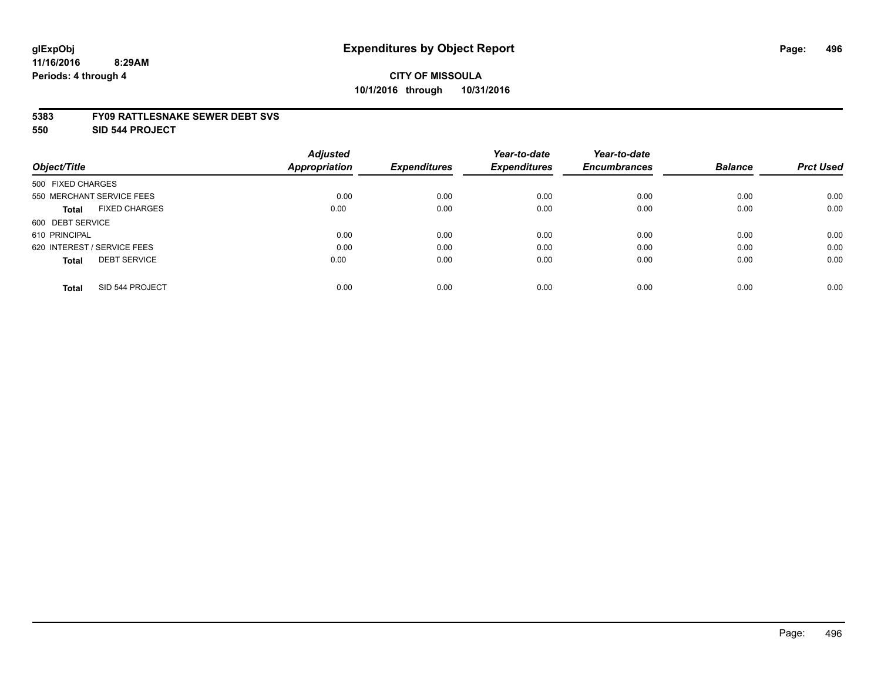# Expenditures by Object Report

glExpObj
11/16/2016 8:29AM
Periods: 4 through 4

**CITY OF MISSOULA**
**10/1/2016 through 10/31/2016**

**5383 FY09 RATTLESNAKE SEWER DEBT SVS**
**550 SID 544 PROJECT**

| Object/Title | Adjusted Appropriation | Expenditures | Year-to-date Expenditures | Year-to-date Encumbrances | Balance | Prct Used |
|---|---|---|---|---|---|---|
| 500 FIXED CHARGES | | | | | | |
| 550 MERCHANT SERVICE FEES | 0.00 | 0.00 | 0.00 | 0.00 | 0.00 | 0.00 |
| **Total** FIXED CHARGES | 0.00 | 0.00 | 0.00 | 0.00 | 0.00 | 0.00 |
| 600 DEBT SERVICE | | | | | | |
| 610 PRINCIPAL | 0.00 | 0.00 | 0.00 | 0.00 | 0.00 | 0.00 |
| 620 INTEREST / SERVICE FEES | 0.00 | 0.00 | 0.00 | 0.00 | 0.00 | 0.00 |
| **Total** DEBT SERVICE | 0.00 | 0.00 | 0.00 | 0.00 | 0.00 | 0.00 |
| **Total** SID 544 PROJECT | 0.00 | 0.00 | 0.00 | 0.00 | 0.00 | 0.00 |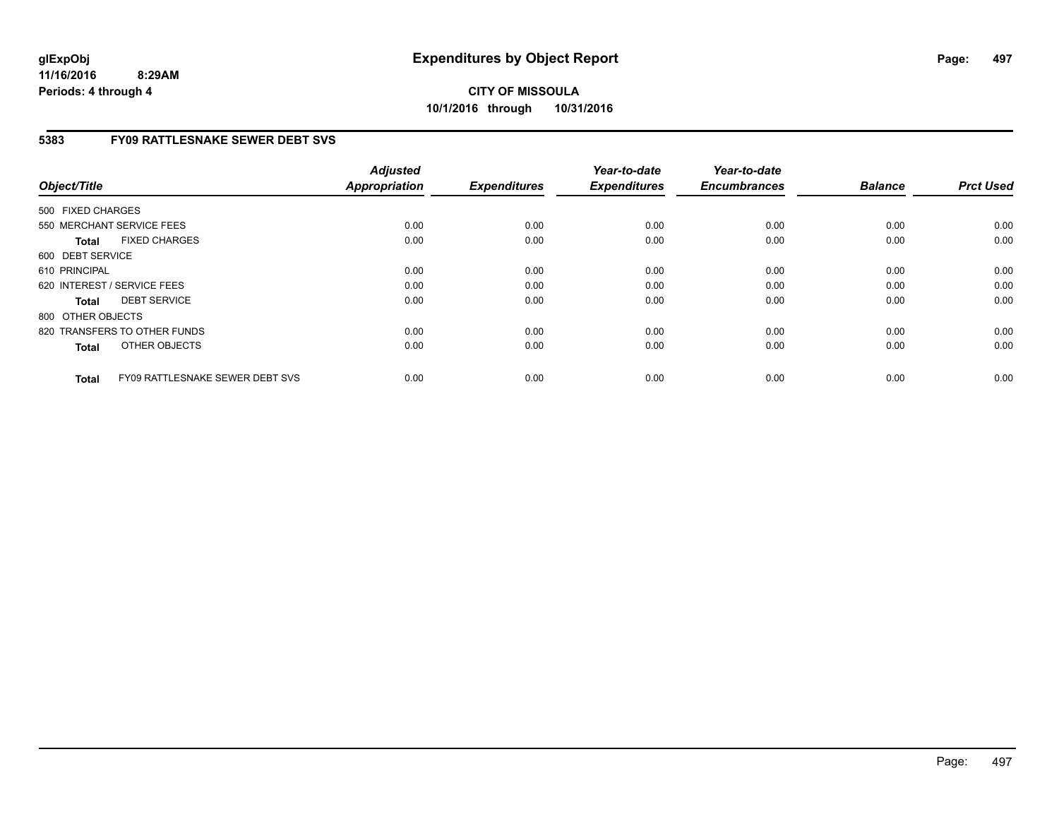glExpObj
11/16/2016 8:29AM
Periods: 4 through 4

# Expenditures by Object Report

**CITY OF MISSOULA**
**10/1/2016 through 10/31/2016**

## 5383 FY09 RATTLESNAKE SEWER DEBT SVS

| Object/Title | Adjusted Appropriation | Expenditures | Year-to-date Expenditures | Year-to-date Encumbrances | Balance | Prct Used |
|---|---|---|---|---|---|---|
| 500 FIXED CHARGES | | | | | | |
| 550 MERCHANT SERVICE FEES | 0.00 | 0.00 | 0.00 | 0.00 | 0.00 | 0.00 |
| **Total** FIXED CHARGES | 0.00 | 0.00 | 0.00 | 0.00 | 0.00 | 0.00 |
| 600 DEBT SERVICE | | | | | | |
| 610 PRINCIPAL | 0.00 | 0.00 | 0.00 | 0.00 | 0.00 | 0.00 |
| 620 INTEREST / SERVICE FEES | 0.00 | 0.00 | 0.00 | 0.00 | 0.00 | 0.00 |
| **Total** DEBT SERVICE | 0.00 | 0.00 | 0.00 | 0.00 | 0.00 | 0.00 |
| 800 OTHER OBJECTS | | | | | | |
| 820 TRANSFERS TO OTHER FUNDS | 0.00 | 0.00 | 0.00 | 0.00 | 0.00 | 0.00 |
| **Total** OTHER OBJECTS | 0.00 | 0.00 | 0.00 | 0.00 | 0.00 | 0.00 |
| **Total** FY09 RATTLESNAKE SEWER DEBT SVS | 0.00 | 0.00 | 0.00 | 0.00 | 0.00 | 0.00 |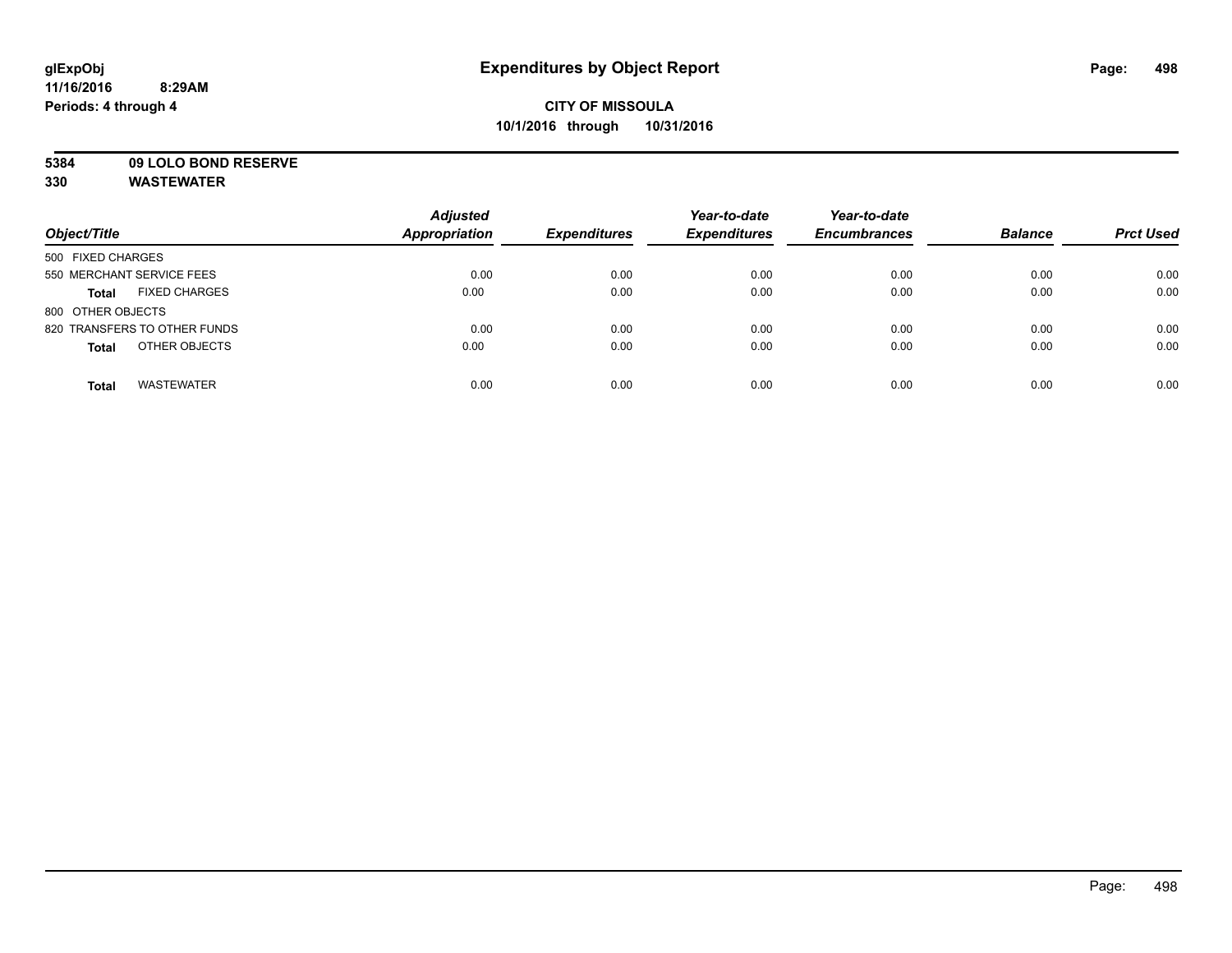**glExpObj**
**11/16/2016 8:29AM**
**Periods: 4 through 4**

# Expenditures by Object Report

**CITY OF MISSOULA**
**10/1/2016 through 10/31/2016**

**5384 09 LOLO BOND RESERVE**
**330 WASTEWATER**

| Object/Title | Adjusted Appropriation | Expenditures | Year-to-date Expenditures | Year-to-date Encumbrances | Balance | Prct Used |
|---|---|---|---|---|---|---|
| 500 FIXED CHARGES | | | | | | |
| 550 MERCHANT SERVICE FEES | 0.00 | 0.00 | 0.00 | 0.00 | 0.00 | 0.00 |
| **Total** FIXED CHARGES | 0.00 | 0.00 | 0.00 | 0.00 | 0.00 | 0.00 |
| 800 OTHER OBJECTS | | | | | | |
| 820 TRANSFERS TO OTHER FUNDS | 0.00 | 0.00 | 0.00 | 0.00 | 0.00 | 0.00 |
| **Total** OTHER OBJECTS | 0.00 | 0.00 | 0.00 | 0.00 | 0.00 | 0.00 |
| **Total** WASTEWATER | 0.00 | 0.00 | 0.00 | 0.00 | 0.00 | 0.00 |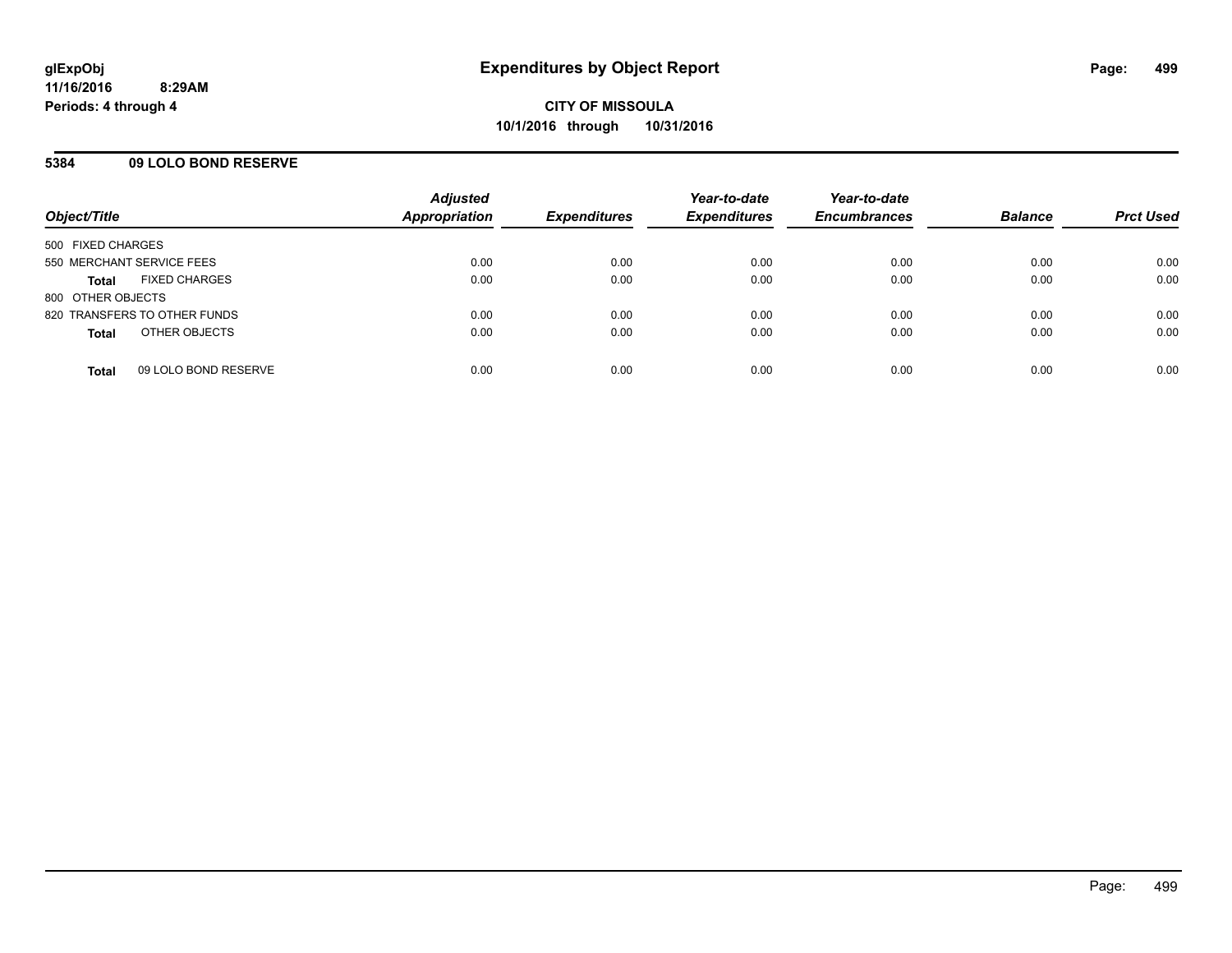**glExpObj**
**11/16/2016 8:29AM**
**Periods: 4 through 4**

# Expenditures by Object Report

**CITY OF MISSOULA**
**10/1/2016 through 10/31/2016**

## 5384 09 LOLO BOND RESERVE

| Object/Title | Adjusted Appropriation | Expenditures | Year-to-date Expenditures | Year-to-date Encumbrances | Balance | Prct Used |
|---|---|---|---|---|---|---|
| 500 FIXED CHARGES | | | | | | |
| 550 MERCHANT SERVICE FEES | 0.00 | 0.00 | 0.00 | 0.00 | 0.00 | 0.00 |
| **Total** FIXED CHARGES | 0.00 | 0.00 | 0.00 | 0.00 | 0.00 | 0.00 |
| 800 OTHER OBJECTS | | | | | | |
| 820 TRANSFERS TO OTHER FUNDS | 0.00 | 0.00 | 0.00 | 0.00 | 0.00 | 0.00 |
| **Total** OTHER OBJECTS | 0.00 | 0.00 | 0.00 | 0.00 | 0.00 | 0.00 |
| **Total** 09 LOLO BOND RESERVE | 0.00 | 0.00 | 0.00 | 0.00 | 0.00 | 0.00 |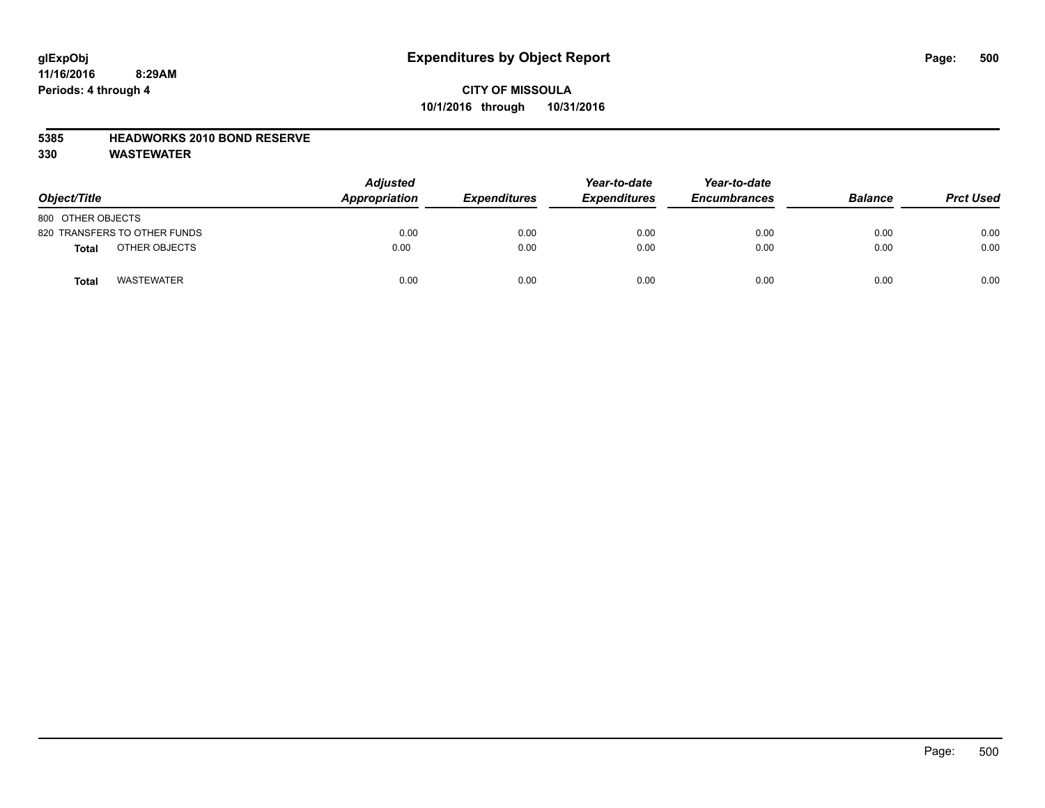# Expenditures by Object Report

**CITY OF MISSOULA**
**10/1/2016 through 10/31/2016**

glExpObj
11/16/2016 8:29AM
Periods: 4 through 4

**5385 HEADWORKS 2010 BOND RESERVE**
**330 WASTEWATER**

| Object/Title | | Adjusted Appropriation | Expenditures | Year-to-date Expenditures | Year-to-date Encumbrances | Balance | Prct Used |
|---|---|---|---|---|---|---|---|
| 800 OTHER OBJECTS | | | | | | | |
| 820 TRANSFERS TO OTHER FUNDS | | 0.00 | 0.00 | 0.00 | 0.00 | 0.00 | 0.00 |
| **Total** | OTHER OBJECTS | 0.00 | 0.00 | 0.00 | 0.00 | 0.00 | 0.00 |
| **Total** | WASTEWATER | 0.00 | 0.00 | 0.00 | 0.00 | 0.00 | 0.00 |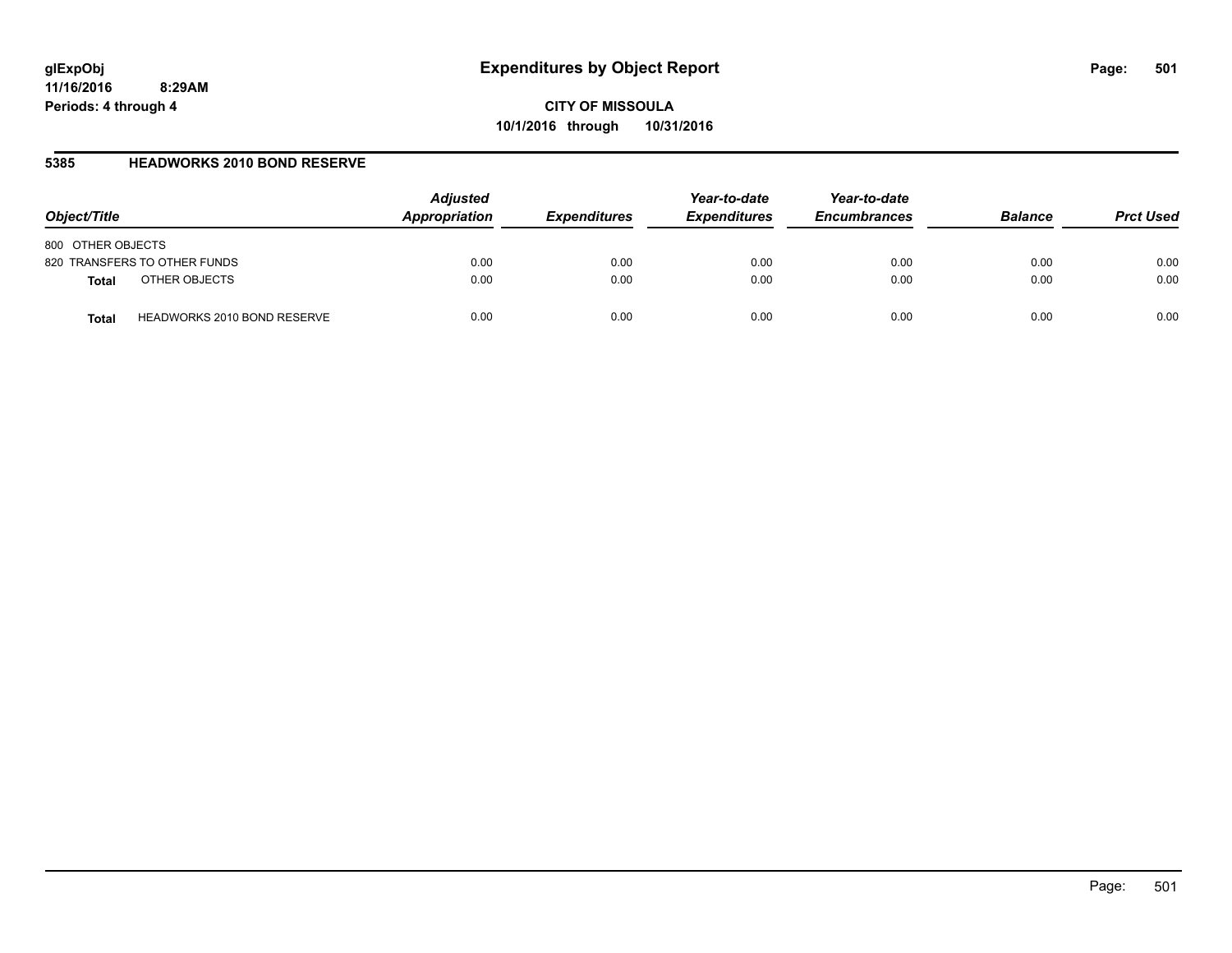**glExpObj**
**11/16/2016 8:29AM**
**Periods: 4 through 4**

# Expenditures by Object Report

**CITY OF MISSOULA**
**10/1/2016 through 10/31/2016**

## 5385 HEADWORKS 2010 BOND RESERVE

| Object/Title | | Adjusted Appropriation | Expenditures | Year-to-date Expenditures | Year-to-date Encumbrances | Balance | Prct Used |
|---|---|---|---|---|---|---|---|
| 800 OTHER OBJECTS | | | | | | | |
| 820 TRANSFERS TO OTHER FUNDS | | 0.00 | 0.00 | 0.00 | 0.00 | 0.00 | 0.00 |
| **Total** | OTHER OBJECTS | 0.00 | 0.00 | 0.00 | 0.00 | 0.00 | 0.00 |
| **Total** | HEADWORKS 2010 BOND RESERVE | 0.00 | 0.00 | 0.00 | 0.00 | 0.00 | 0.00 |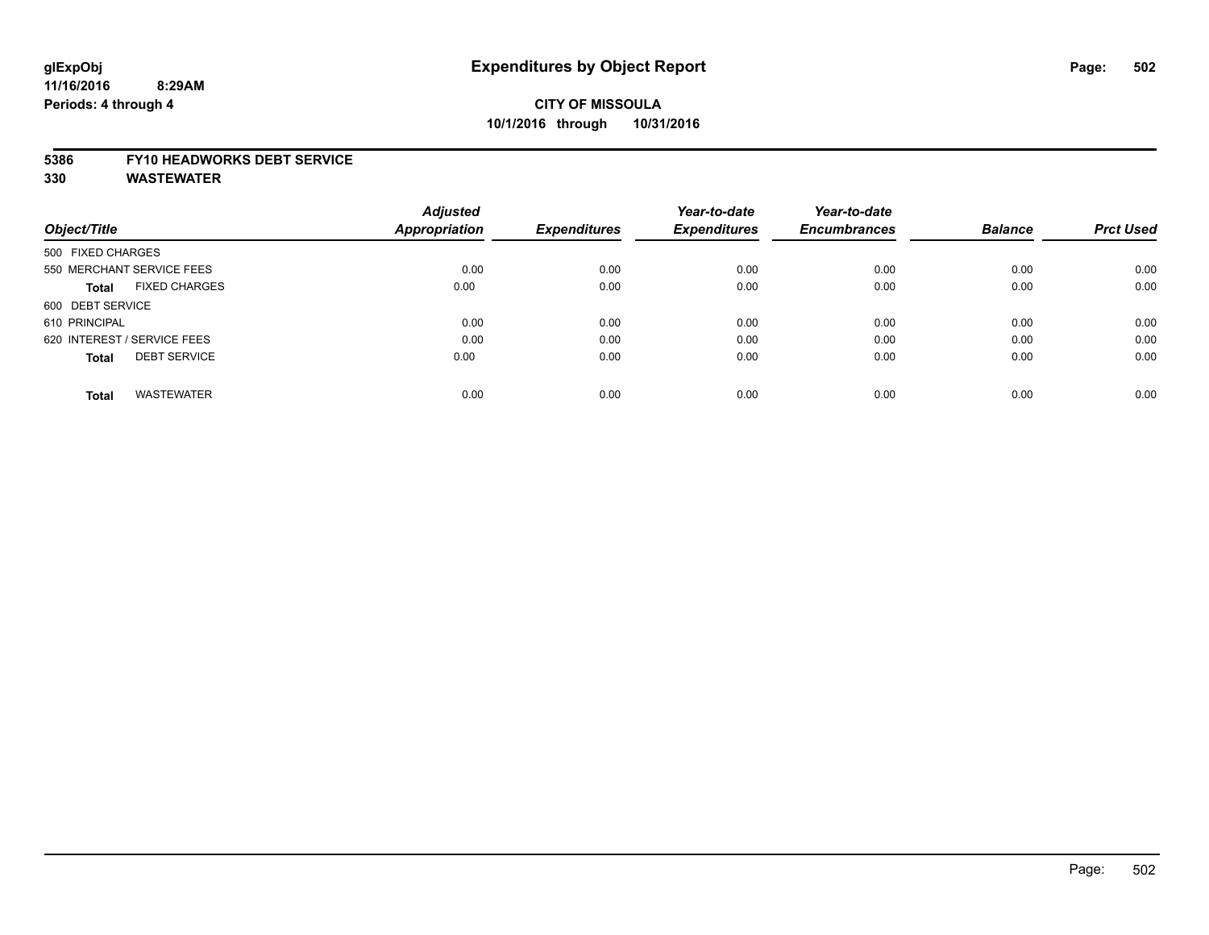**glExpObj** **11/16/2016 8:29AM** **Periods: 4 through 4**

# Expenditures by Object Report

**CITY OF MISSOULA**
**10/1/2016 through 10/31/2016**

**5386 FY10 HEADWORKS DEBT SERVICE**
**330 WASTEWATER**

| Object/Title | Adjusted Appropriation | Expenditures | Year-to-date Expenditures | Year-to-date Encumbrances | Balance | Prct Used |
|---|---|---|---|---|---|---|
| 500 FIXED CHARGES | | | | | | |
| 550 MERCHANT SERVICE FEES | 0.00 | 0.00 | 0.00 | 0.00 | 0.00 | 0.00 |
| **Total** FIXED CHARGES | 0.00 | 0.00 | 0.00 | 0.00 | 0.00 | 0.00 |
| 600 DEBT SERVICE | | | | | | |
| 610 PRINCIPAL | 0.00 | 0.00 | 0.00 | 0.00 | 0.00 | 0.00 |
| 620 INTEREST / SERVICE FEES | 0.00 | 0.00 | 0.00 | 0.00 | 0.00 | 0.00 |
| **Total** DEBT SERVICE | 0.00 | 0.00 | 0.00 | 0.00 | 0.00 | 0.00 |
| **Total** WASTEWATER | 0.00 | 0.00 | 0.00 | 0.00 | 0.00 | 0.00 |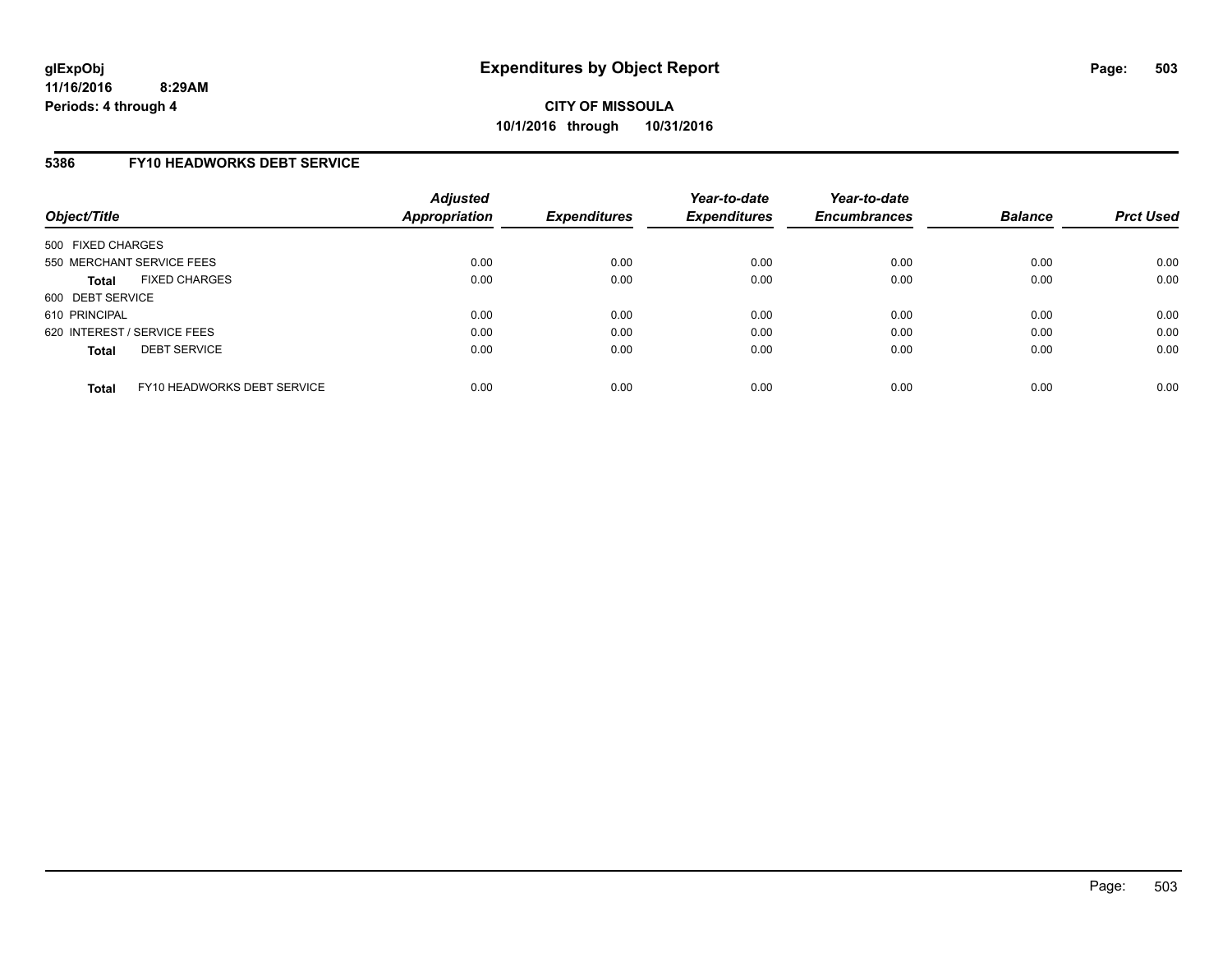## Expenditures by Object Report

**CITY OF MISSOULA**
**10/1/2016 through 10/31/2016**

glExpObj
11/16/2016 8:29AM
Periods: 4 through 4

### 5386 FY10 HEADWORKS DEBT SERVICE

| Object/Title | Adjusted Appropriation | Expenditures | Year-to-date Expenditures | Year-to-date Encumbrances | Balance | Prct Used |
|---|---|---|---|---|---|---|
| 500 FIXED CHARGES | | | | | | |
| 550 MERCHANT SERVICE FEES | 0.00 | 0.00 | 0.00 | 0.00 | 0.00 | 0.00 |
| **Total** FIXED CHARGES | 0.00 | 0.00 | 0.00 | 0.00 | 0.00 | 0.00 |
| 600 DEBT SERVICE | | | | | | |
| 610 PRINCIPAL | 0.00 | 0.00 | 0.00 | 0.00 | 0.00 | 0.00 |
| 620 INTEREST / SERVICE FEES | 0.00 | 0.00 | 0.00 | 0.00 | 0.00 | 0.00 |
| **Total** DEBT SERVICE | 0.00 | 0.00 | 0.00 | 0.00 | 0.00 | 0.00 |
| **Total** FY10 HEADWORKS DEBT SERVICE | 0.00 | 0.00 | 0.00 | 0.00 | 0.00 | 0.00 |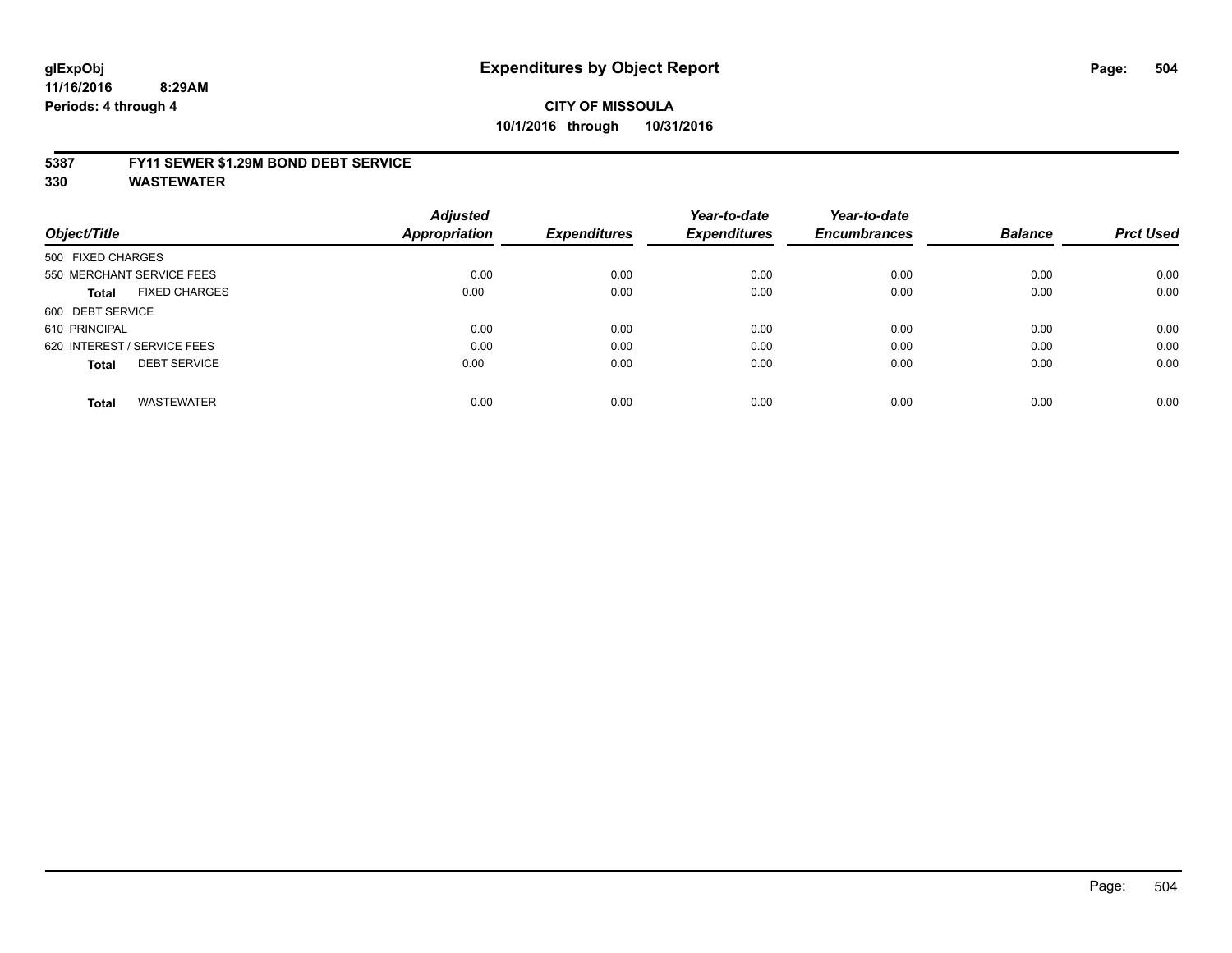# Expenditures by Object Report

glExpObj
11/16/2016 8:29AM
Periods: 4 through 4

**CITY OF MISSOULA**
**10/1/2016 through 10/31/2016**

**5387 FY11 SEWER $1.29M BOND DEBT SERVICE**
**330 WASTEWATER**

| Object/Title | Adjusted Appropriation | Expenditures | Year-to-date Expenditures | Year-to-date Encumbrances | Balance | Prct Used |
|---|---|---|---|---|---|---|
| 500 FIXED CHARGES | | | | | | |
| 550 MERCHANT SERVICE FEES | 0.00 | 0.00 | 0.00 | 0.00 | 0.00 | 0.00 |
| **Total** FIXED CHARGES | 0.00 | 0.00 | 0.00 | 0.00 | 0.00 | 0.00 |
| 600 DEBT SERVICE | | | | | | |
| 610 PRINCIPAL | 0.00 | 0.00 | 0.00 | 0.00 | 0.00 | 0.00 |
| 620 INTEREST / SERVICE FEES | 0.00 | 0.00 | 0.00 | 0.00 | 0.00 | 0.00 |
| **Total** DEBT SERVICE | 0.00 | 0.00 | 0.00 | 0.00 | 0.00 | 0.00 |
| **Total** WASTEWATER | 0.00 | 0.00 | 0.00 | 0.00 | 0.00 | 0.00 |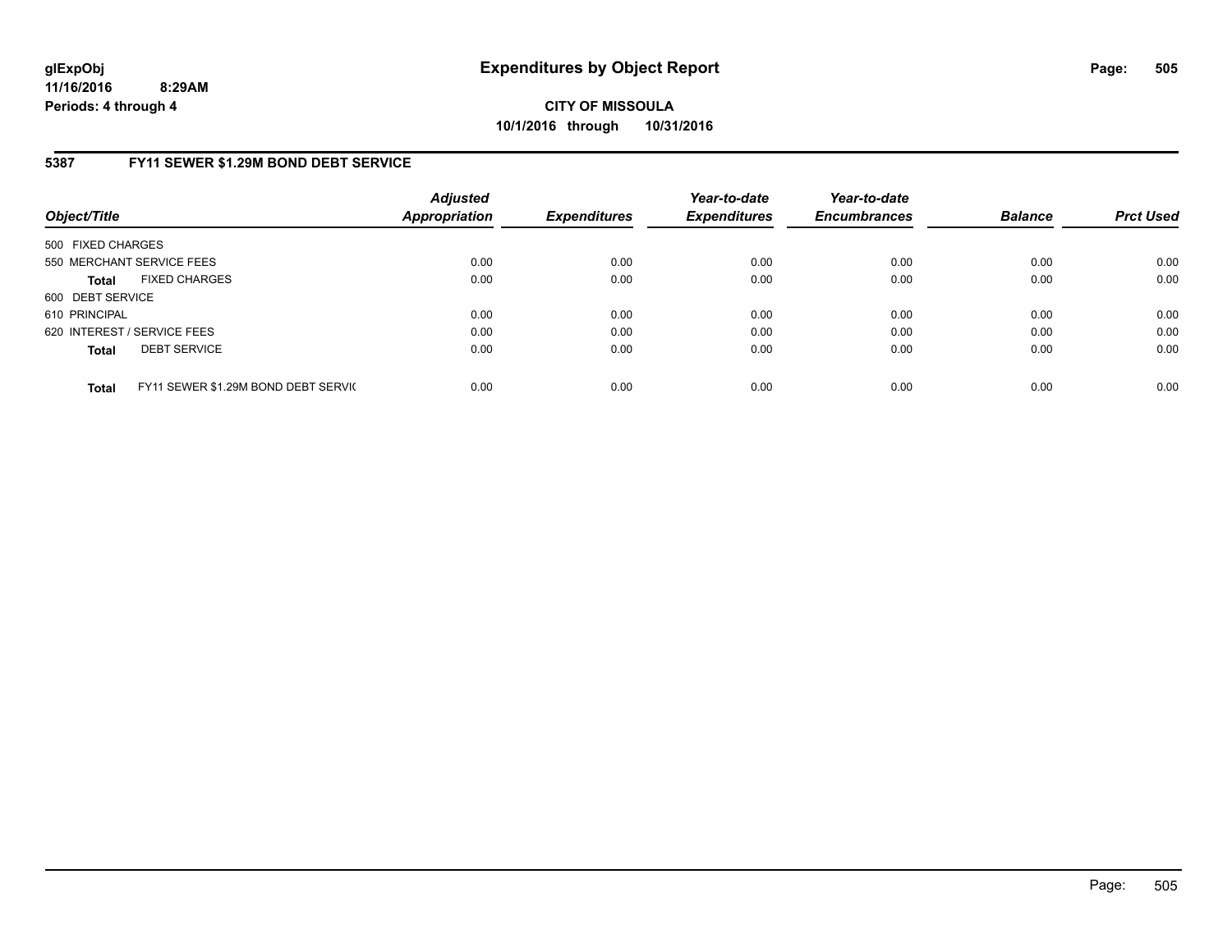glExpObj
11/16/2016 8:29AM
Periods: 4 through 4

# Expenditures by Object Report

**CITY OF MISSOULA**
**10/1/2016 through 10/31/2016**

## 5387 FY11 SEWER $1.29M BOND DEBT SERVICE

| Object/Title | Adjusted Appropriation | Expenditures | Year-to-date Expenditures | Year-to-date Encumbrances | Balance | Prct Used |
|---|---|---|---|---|---|---|
| 500 FIXED CHARGES | | | | | | |
| 550 MERCHANT SERVICE FEES | 0.00 | 0.00 | 0.00 | 0.00 | 0.00 | 0.00 |
| **Total** FIXED CHARGES | 0.00 | 0.00 | 0.00 | 0.00 | 0.00 | 0.00 |
| 600 DEBT SERVICE | | | | | | |
| 610 PRINCIPAL | 0.00 | 0.00 | 0.00 | 0.00 | 0.00 | 0.00 |
| 620 INTEREST / SERVICE FEES | 0.00 | 0.00 | 0.00 | 0.00 | 0.00 | 0.00 |
| **Total** DEBT SERVICE | 0.00 | 0.00 | 0.00 | 0.00 | 0.00 | 0.00 |
| **Total** FY11 SEWER $1.29M BOND DEBT SERVIC | 0.00 | 0.00 | 0.00 | 0.00 | 0.00 | 0.00 |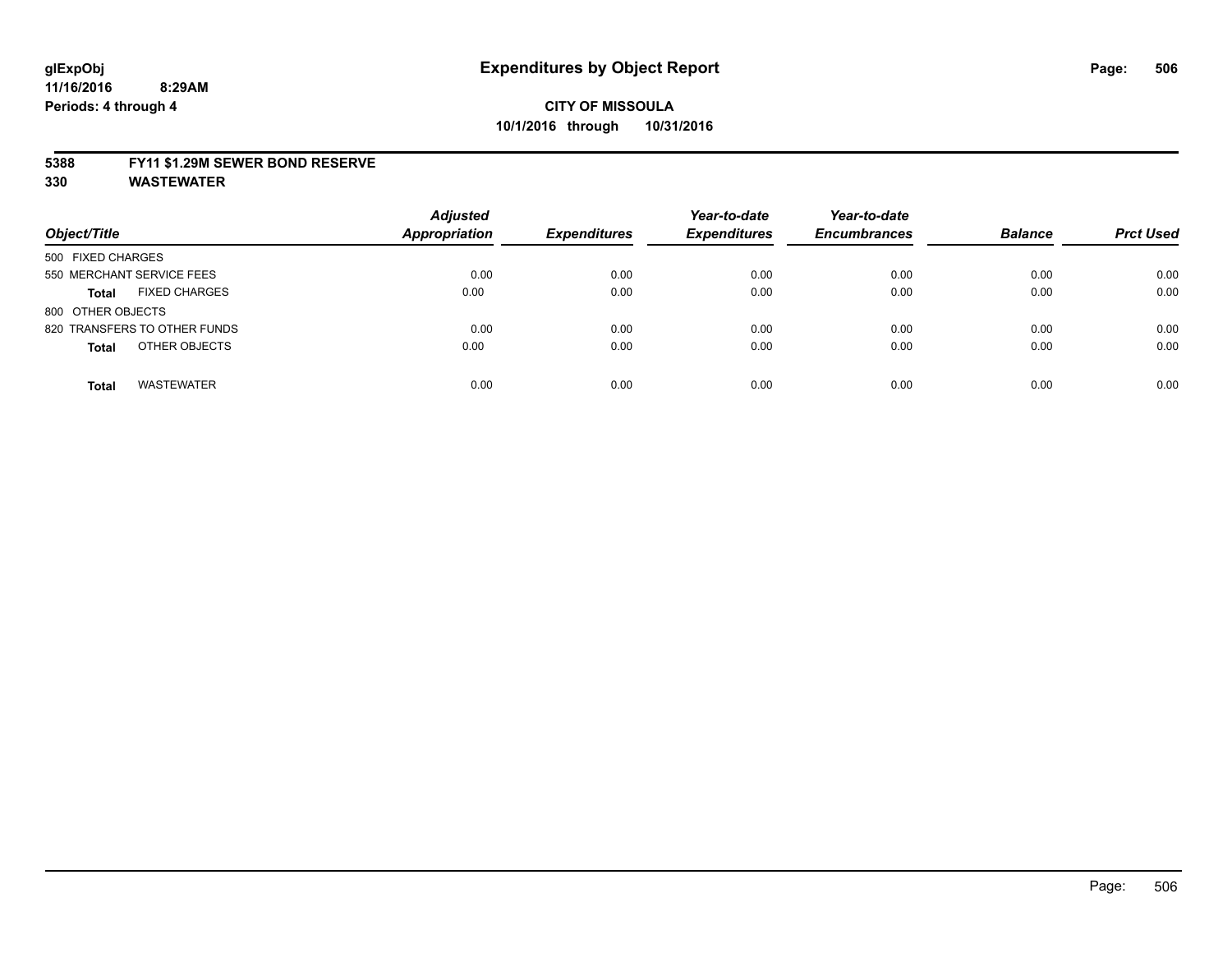# Expenditures by Object Report

**CITY OF MISSOULA**
**10/1/2016 through 10/31/2016**

glExpObj
11/16/2016 8:29AM
Periods: 4 through 4

**5388 FY11 $1.29M SEWER BOND RESERVE**
**330 WASTEWATER**

| Object/Title | Adjusted Appropriation | Expenditures | Year-to-date Expenditures | Year-to-date Encumbrances | Balance | Prct Used |
|---|---|---|---|---|---|---|
| 500 FIXED CHARGES | | | | | | |
| 550 MERCHANT SERVICE FEES | 0.00 | 0.00 | 0.00 | 0.00 | 0.00 | 0.00 |
| **Total** FIXED CHARGES | 0.00 | 0.00 | 0.00 | 0.00 | 0.00 | 0.00 |
| 800 OTHER OBJECTS | | | | | | |
| 820 TRANSFERS TO OTHER FUNDS | 0.00 | 0.00 | 0.00 | 0.00 | 0.00 | 0.00 |
| **Total** OTHER OBJECTS | 0.00 | 0.00 | 0.00 | 0.00 | 0.00 | 0.00 |
| **Total** WASTEWATER | 0.00 | 0.00 | 0.00 | 0.00 | 0.00 | 0.00 |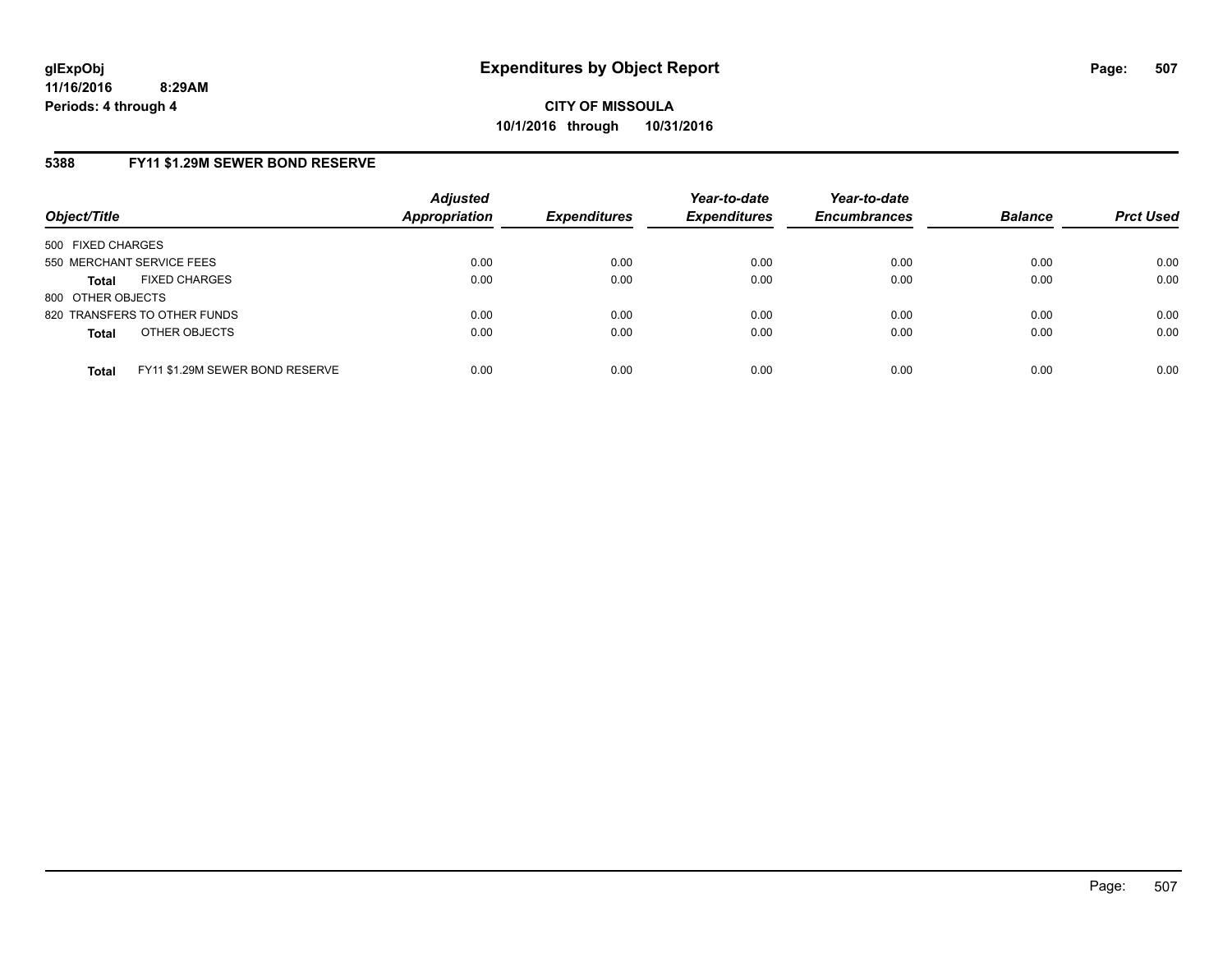glExpObj
11/16/2016 8:29AM
Periods: 4 through 4

# Expenditures by Object Report

**CITY OF MISSOULA**
**10/1/2016 through 10/31/2016**

## 5388 FY11 $1.29M SEWER BOND RESERVE

| Object/Title | Adjusted Appropriation | Expenditures | Year-to-date Expenditures | Year-to-date Encumbrances | Balance | Prct Used |
|---|---|---|---|---|---|---|
| 500 FIXED CHARGES | | | | | | |
| 550 MERCHANT SERVICE FEES | 0.00 | 0.00 | 0.00 | 0.00 | 0.00 | 0.00 |
| **Total** FIXED CHARGES | 0.00 | 0.00 | 0.00 | 0.00 | 0.00 | 0.00 |
| 800 OTHER OBJECTS | | | | | | |
| 820 TRANSFERS TO OTHER FUNDS | 0.00 | 0.00 | 0.00 | 0.00 | 0.00 | 0.00 |
| **Total** OTHER OBJECTS | 0.00 | 0.00 | 0.00 | 0.00 | 0.00 | 0.00 |
| **Total** FY11 $1.29M SEWER BOND RESERVE | 0.00 | 0.00 | 0.00 | 0.00 | 0.00 | 0.00 |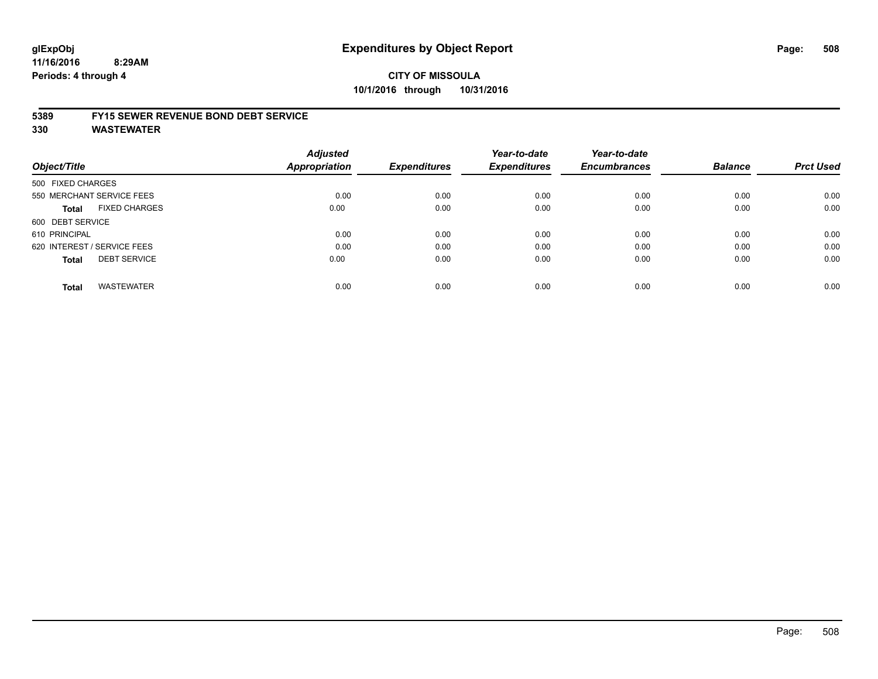glExpObj
11/16/2016 8:29AM
Periods: 4 through 4

# Expenditures by Object Report

**CITY OF MISSOULA**
**10/1/2016 through 10/31/2016**

**5389 FY15 SEWER REVENUE BOND DEBT SERVICE**
**330 WASTEWATER**

| Object/Title | Adjusted Appropriation | Expenditures | Year-to-date Expenditures | Year-to-date Encumbrances | Balance | Prct Used |
|---|---|---|---|---|---|---|
| 500 FIXED CHARGES | | | | | | |
| 550 MERCHANT SERVICE FEES | 0.00 | 0.00 | 0.00 | 0.00 | 0.00 | 0.00 |
| **Total** FIXED CHARGES | 0.00 | 0.00 | 0.00 | 0.00 | 0.00 | 0.00 |
| 600 DEBT SERVICE | | | | | | |
| 610 PRINCIPAL | 0.00 | 0.00 | 0.00 | 0.00 | 0.00 | 0.00 |
| 620 INTEREST / SERVICE FEES | 0.00 | 0.00 | 0.00 | 0.00 | 0.00 | 0.00 |
| **Total** DEBT SERVICE | 0.00 | 0.00 | 0.00 | 0.00 | 0.00 | 0.00 |
| **Total** WASTEWATER | 0.00 | 0.00 | 0.00 | 0.00 | 0.00 | 0.00 |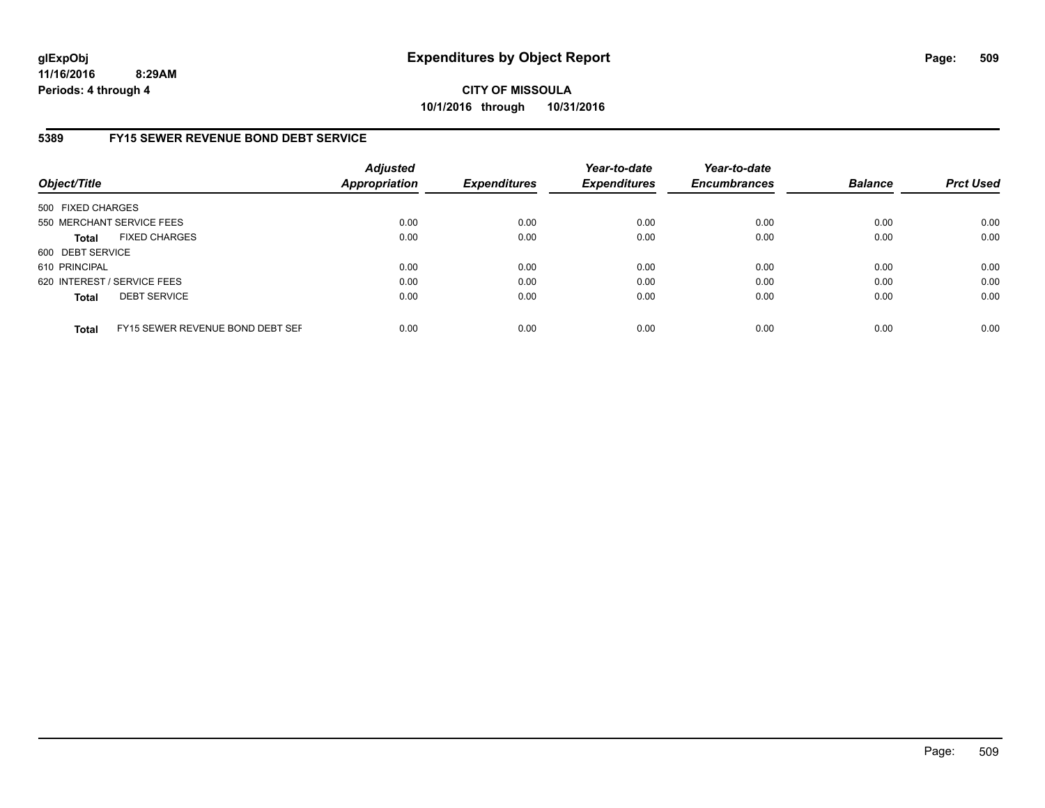**glExpObj**
**11/16/2016 8:29AM**
**Periods: 4 through 4**

# Expenditures by Object Report

**CITY OF MISSOULA**
**10/1/2016 through 10/31/2016**

## 5389 FY15 SEWER REVENUE BOND DEBT SERVICE

| Object/Title | Adjusted Appropriation | Expenditures | Year-to-date Expenditures | Year-to-date Encumbrances | Balance | Prct Used |
|---|---|---|---|---|---|---|
| 500 FIXED CHARGES | | | | | | |
| 550 MERCHANT SERVICE FEES | 0.00 | 0.00 | 0.00 | 0.00 | 0.00 | 0.00 |
| **Total** FIXED CHARGES | 0.00 | 0.00 | 0.00 | 0.00 | 0.00 | 0.00 |
| 600 DEBT SERVICE | | | | | | |
| 610 PRINCIPAL | 0.00 | 0.00 | 0.00 | 0.00 | 0.00 | 0.00 |
| 620 INTEREST / SERVICE FEES | 0.00 | 0.00 | 0.00 | 0.00 | 0.00 | 0.00 |
| **Total** DEBT SERVICE | 0.00 | 0.00 | 0.00 | 0.00 | 0.00 | 0.00 |
| **Total** FY15 SEWER REVENUE BOND DEBT SEF | 0.00 | 0.00 | 0.00 | 0.00 | 0.00 | 0.00 |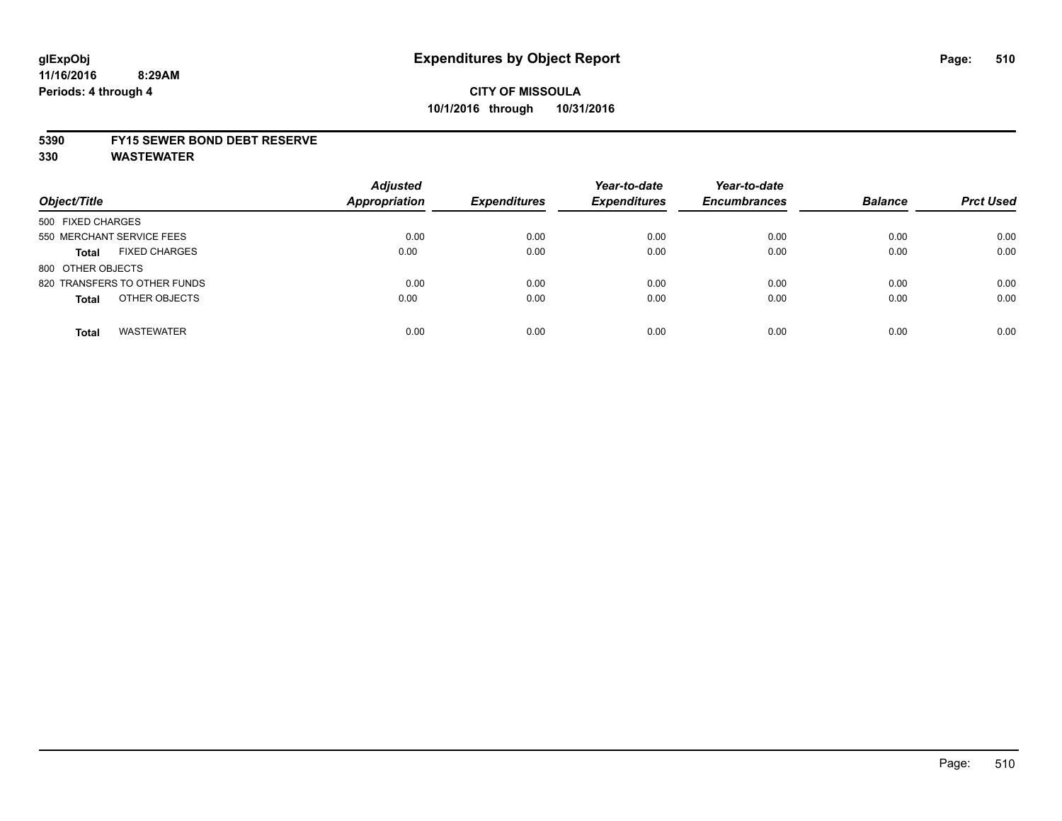**glExpObj**
**11/16/2016 8:29AM**
**Periods: 4 through 4**

# Expenditures by Object Report

**CITY OF MISSOULA**
**10/1/2016 through 10/31/2016**

**5390 FY15 SEWER BOND DEBT RESERVE**
**330 WASTEWATER**

| Object/Title | Adjusted Appropriation | Expenditures | Year-to-date Expenditures | Year-to-date Encumbrances | Balance | Prct Used |
|---|---|---|---|---|---|---|
| 500 FIXED CHARGES | | | | | | |
| 550 MERCHANT SERVICE FEES | 0.00 | 0.00 | 0.00 | 0.00 | 0.00 | 0.00 |
| **Total** FIXED CHARGES | 0.00 | 0.00 | 0.00 | 0.00 | 0.00 | 0.00 |
| 800 OTHER OBJECTS | | | | | | |
| 820 TRANSFERS TO OTHER FUNDS | 0.00 | 0.00 | 0.00 | 0.00 | 0.00 | 0.00 |
| **Total** OTHER OBJECTS | 0.00 | 0.00 | 0.00 | 0.00 | 0.00 | 0.00 |
| **Total** WASTEWATER | 0.00 | 0.00 | 0.00 | 0.00 | 0.00 | 0.00 |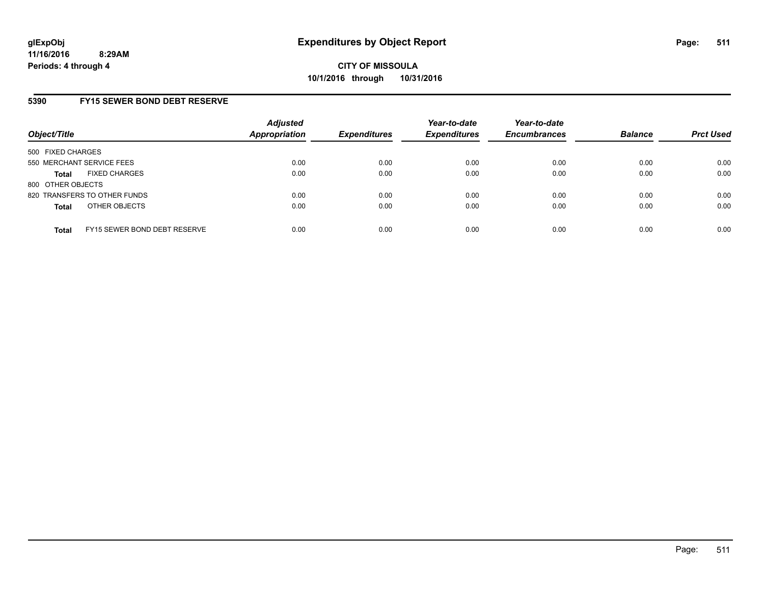**glExpObj**
**11/16/2016 8:29AM**
**Periods: 4 through 4**

# Expenditures by Object Report

**CITY OF MISSOULA**
**10/1/2016 through 10/31/2016**

## 5390 FY15 SEWER BOND DEBT RESERVE

| Object/Title | Adjusted Appropriation | Expenditures | Year-to-date Expenditures | Year-to-date Encumbrances | Balance | Prct Used |
|---|---|---|---|---|---|---|
| 500 FIXED CHARGES | | | | | | |
| 550 MERCHANT SERVICE FEES | 0.00 | 0.00 | 0.00 | 0.00 | 0.00 | 0.00 |
| **Total** FIXED CHARGES | 0.00 | 0.00 | 0.00 | 0.00 | 0.00 | 0.00 |
| 800 OTHER OBJECTS | | | | | | |
| 820 TRANSFERS TO OTHER FUNDS | 0.00 | 0.00 | 0.00 | 0.00 | 0.00 | 0.00 |
| **Total** OTHER OBJECTS | 0.00 | 0.00 | 0.00 | 0.00 | 0.00 | 0.00 |
| **Total** FY15 SEWER BOND DEBT RESERVE | 0.00 | 0.00 | 0.00 | 0.00 | 0.00 | 0.00 |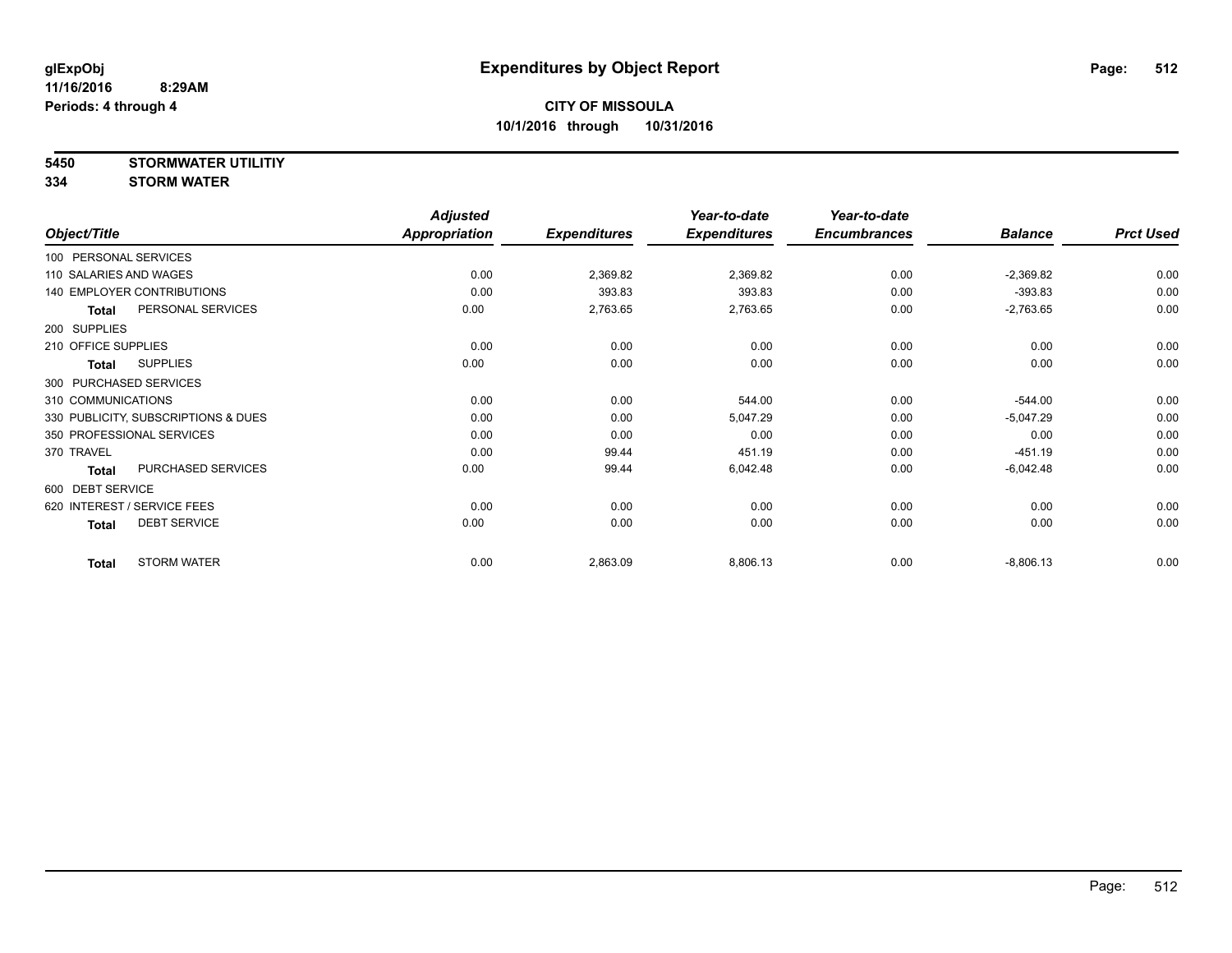glExpObj
11/16/2016 8:29AM
Periods: 4 through 4

# Expenditures by Object Report

**CITY OF MISSOULA**
**10/1/2016 through 10/31/2016**

**5450 STORMWATER UTILITIY**
**334 STORM WATER**

| Object/Title | Adjusted Appropriation | Expenditures | Year-to-date Expenditures | Year-to-date Encumbrances | Balance | Prct Used |
|---|---|---|---|---|---|---|
| 100 PERSONAL SERVICES | | | | | | |
| 110 SALARIES AND WAGES | 0.00 | 2,369.82 | 2,369.82 | 0.00 | -2,369.82 | 0.00 |
| 140 EMPLOYER CONTRIBUTIONS | 0.00 | 393.83 | 393.83 | 0.00 | -393.83 | 0.00 |
| **Total** PERSONAL SERVICES | 0.00 | 2,763.65 | 2,763.65 | 0.00 | -2,763.65 | 0.00 |
| 200 SUPPLIES | | | | | | |
| 210 OFFICE SUPPLIES | 0.00 | 0.00 | 0.00 | 0.00 | 0.00 | 0.00 |
| **Total** SUPPLIES | 0.00 | 0.00 | 0.00 | 0.00 | 0.00 | 0.00 |
| 300 PURCHASED SERVICES | | | | | | |
| 310 COMMUNICATIONS | 0.00 | 0.00 | 544.00 | 0.00 | -544.00 | 0.00 |
| 330 PUBLICITY, SUBSCRIPTIONS & DUES | 0.00 | 0.00 | 5,047.29 | 0.00 | -5,047.29 | 0.00 |
| 350 PROFESSIONAL SERVICES | 0.00 | 0.00 | 0.00 | 0.00 | 0.00 | 0.00 |
| 370 TRAVEL | 0.00 | 99.44 | 451.19 | 0.00 | -451.19 | 0.00 |
| **Total** PURCHASED SERVICES | 0.00 | 99.44 | 6,042.48 | 0.00 | -6,042.48 | 0.00 |
| 600 DEBT SERVICE | | | | | | |
| 620 INTEREST / SERVICE FEES | 0.00 | 0.00 | 0.00 | 0.00 | 0.00 | 0.00 |
| **Total** DEBT SERVICE | 0.00 | 0.00 | 0.00 | 0.00 | 0.00 | 0.00 |
| **Total** STORM WATER | 0.00 | 2,863.09 | 8,806.13 | 0.00 | -8,806.13 | 0.00 |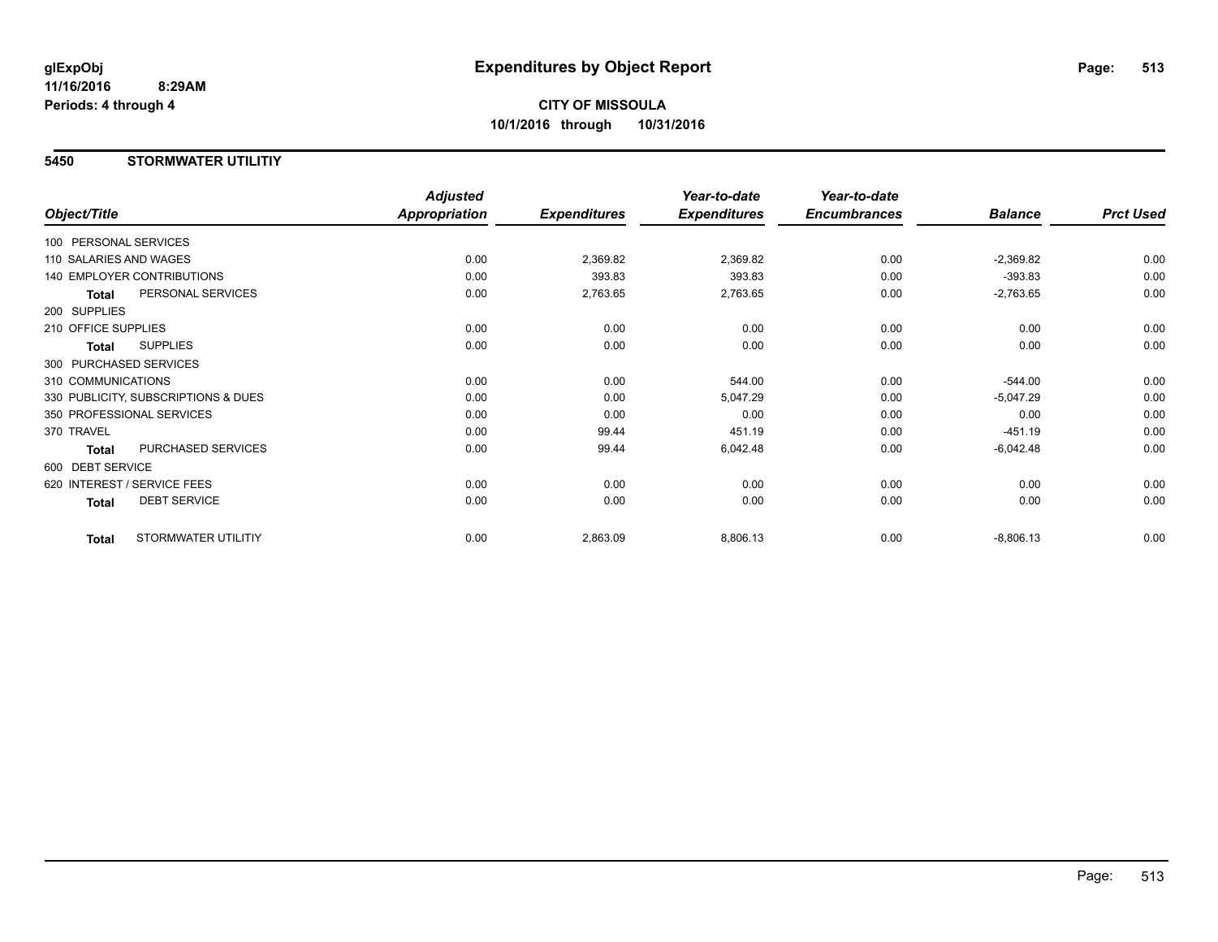# Expenditures by Object Report

glExpObj
11/16/2016 8:29AM
Periods: 4 through 4

**CITY OF MISSOULA**
**10/1/2016 through 10/31/2016**

## 5450 STORMWATER UTILITIY

| Object/Title | Adjusted Appropriation | Expenditures | Year-to-date Expenditures | Year-to-date Encumbrances | Balance | Prct Used |
|---|---|---|---|---|---|---|
| 100 PERSONAL SERVICES | | | | | | |
| 110 SALARIES AND WAGES | 0.00 | 2,369.82 | 2,369.82 | 0.00 | -2,369.82 | 0.00 |
| 140 EMPLOYER CONTRIBUTIONS | 0.00 | 393.83 | 393.83 | 0.00 | -393.83 | 0.00 |
| **Total** PERSONAL SERVICES | 0.00 | 2,763.65 | 2,763.65 | 0.00 | -2,763.65 | 0.00 |
| 200 SUPPLIES | | | | | | |
| 210 OFFICE SUPPLIES | 0.00 | 0.00 | 0.00 | 0.00 | 0.00 | 0.00 |
| **Total** SUPPLIES | 0.00 | 0.00 | 0.00 | 0.00 | 0.00 | 0.00 |
| 300 PURCHASED SERVICES | | | | | | |
| 310 COMMUNICATIONS | 0.00 | 0.00 | 544.00 | 0.00 | -544.00 | 0.00 |
| 330 PUBLICITY, SUBSCRIPTIONS & DUES | 0.00 | 0.00 | 5,047.29 | 0.00 | -5,047.29 | 0.00 |
| 350 PROFESSIONAL SERVICES | 0.00 | 0.00 | 0.00 | 0.00 | 0.00 | 0.00 |
| 370 TRAVEL | 0.00 | 99.44 | 451.19 | 0.00 | -451.19 | 0.00 |
| **Total** PURCHASED SERVICES | 0.00 | 99.44 | 6,042.48 | 0.00 | -6,042.48 | 0.00 |
| 600 DEBT SERVICE | | | | | | |
| 620 INTEREST / SERVICE FEES | 0.00 | 0.00 | 0.00 | 0.00 | 0.00 | 0.00 |
| **Total** DEBT SERVICE | 0.00 | 0.00 | 0.00 | 0.00 | 0.00 | 0.00 |
| **Total** STORMWATER UTILITIY | 0.00 | 2,863.09 | 8,806.13 | 0.00 | -8,806.13 | 0.00 |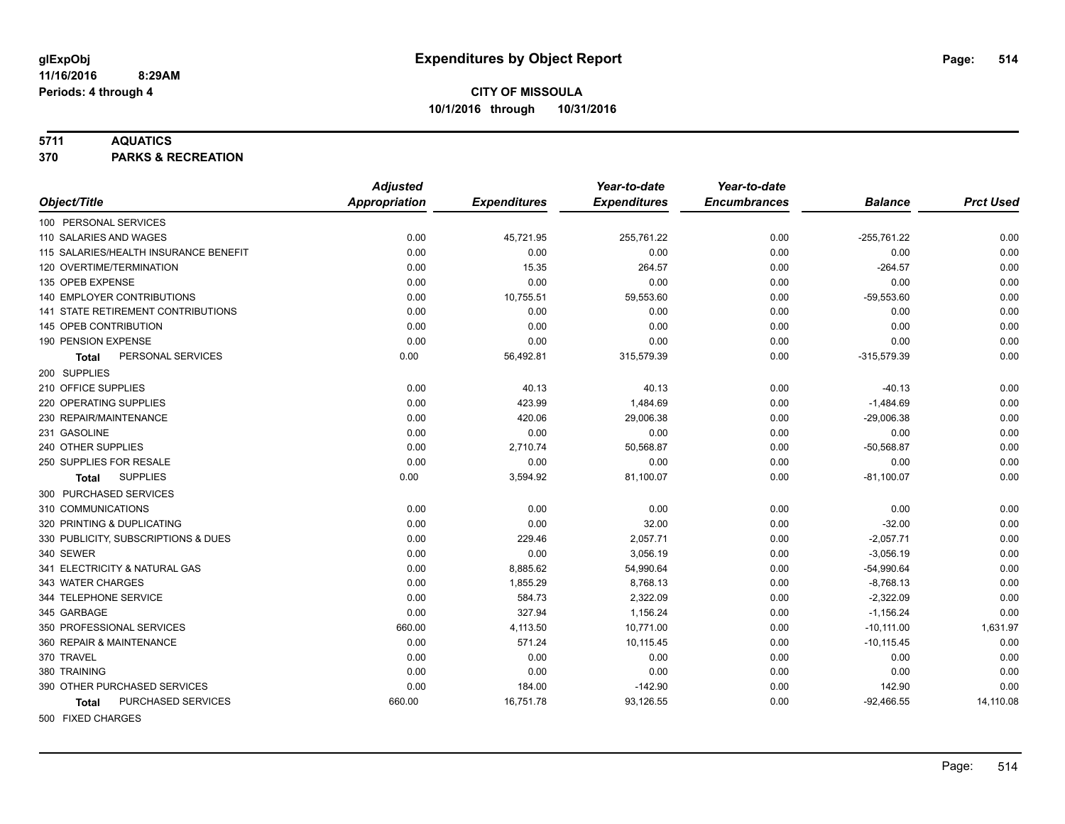# Expenditures by Object Report

glExpObj
11/16/2016 8:29AM
Periods: 4 through 4

**CITY OF MISSOULA**
**10/1/2016 through 10/31/2016**

**5711 AQUATICS**
**370 PARKS & RECREATION**

| Object/Title | Adjusted Appropriation | Expenditures | Year-to-date Expenditures | Year-to-date Encumbrances | Balance | Prct Used |
|---|---|---|---|---|---|---|
| 100 PERSONAL SERVICES | | | | | | |
| 110 SALARIES AND WAGES | 0.00 | 45,721.95 | 255,761.22 | 0.00 | -255,761.22 | 0.00 |
| 115 SALARIES/HEALTH INSURANCE BENEFIT | 0.00 | 0.00 | 0.00 | 0.00 | 0.00 | 0.00 |
| 120 OVERTIME/TERMINATION | 0.00 | 15.35 | 264.57 | 0.00 | -264.57 | 0.00 |
| 135 OPEB EXPENSE | 0.00 | 0.00 | 0.00 | 0.00 | 0.00 | 0.00 |
| 140 EMPLOYER CONTRIBUTIONS | 0.00 | 10,755.51 | 59,553.60 | 0.00 | -59,553.60 | 0.00 |
| 141 STATE RETIREMENT CONTRIBUTIONS | 0.00 | 0.00 | 0.00 | 0.00 | 0.00 | 0.00 |
| 145 OPEB CONTRIBUTION | 0.00 | 0.00 | 0.00 | 0.00 | 0.00 | 0.00 |
| 190 PENSION EXPENSE | 0.00 | 0.00 | 0.00 | 0.00 | 0.00 | 0.00 |
| **Total** PERSONAL SERVICES | 0.00 | 56,492.81 | 315,579.39 | 0.00 | -315,579.39 | 0.00 |
| 200 SUPPLIES | | | | | | |
| 210 OFFICE SUPPLIES | 0.00 | 40.13 | 40.13 | 0.00 | -40.13 | 0.00 |
| 220 OPERATING SUPPLIES | 0.00 | 423.99 | 1,484.69 | 0.00 | -1,484.69 | 0.00 |
| 230 REPAIR/MAINTENANCE | 0.00 | 420.06 | 29,006.38 | 0.00 | -29,006.38 | 0.00 |
| 231 GASOLINE | 0.00 | 0.00 | 0.00 | 0.00 | 0.00 | 0.00 |
| 240 OTHER SUPPLIES | 0.00 | 2,710.74 | 50,568.87 | 0.00 | -50,568.87 | 0.00 |
| 250 SUPPLIES FOR RESALE | 0.00 | 0.00 | 0.00 | 0.00 | 0.00 | 0.00 |
| **Total** SUPPLIES | 0.00 | 3,594.92 | 81,100.07 | 0.00 | -81,100.07 | 0.00 |
| 300 PURCHASED SERVICES | | | | | | |
| 310 COMMUNICATIONS | 0.00 | 0.00 | 0.00 | 0.00 | 0.00 | 0.00 |
| 320 PRINTING & DUPLICATING | 0.00 | 0.00 | 32.00 | 0.00 | -32.00 | 0.00 |
| 330 PUBLICITY, SUBSCRIPTIONS & DUES | 0.00 | 229.46 | 2,057.71 | 0.00 | -2,057.71 | 0.00 |
| 340 SEWER | 0.00 | 0.00 | 3,056.19 | 0.00 | -3,056.19 | 0.00 |
| 341 ELECTRICITY & NATURAL GAS | 0.00 | 8,885.62 | 54,990.64 | 0.00 | -54,990.64 | 0.00 |
| 343 WATER CHARGES | 0.00 | 1,855.29 | 8,768.13 | 0.00 | -8,768.13 | 0.00 |
| 344 TELEPHONE SERVICE | 0.00 | 584.73 | 2,322.09 | 0.00 | -2,322.09 | 0.00 |
| 345 GARBAGE | 0.00 | 327.94 | 1,156.24 | 0.00 | -1,156.24 | 0.00 |
| 350 PROFESSIONAL SERVICES | 660.00 | 4,113.50 | 10,771.00 | 0.00 | -10,111.00 | 1,631.97 |
| 360 REPAIR & MAINTENANCE | 0.00 | 571.24 | 10,115.45 | 0.00 | -10,115.45 | 0.00 |
| 370 TRAVEL | 0.00 | 0.00 | 0.00 | 0.00 | 0.00 | 0.00 |
| 380 TRAINING | 0.00 | 0.00 | 0.00 | 0.00 | 0.00 | 0.00 |
| 390 OTHER PURCHASED SERVICES | 0.00 | 184.00 | -142.90 | 0.00 | 142.90 | 0.00 |
| **Total** PURCHASED SERVICES | 660.00 | 16,751.78 | 93,126.55 | 0.00 | -92,466.55 | 14,110.08 |
| 500 FIXED CHARGES | | | | | | |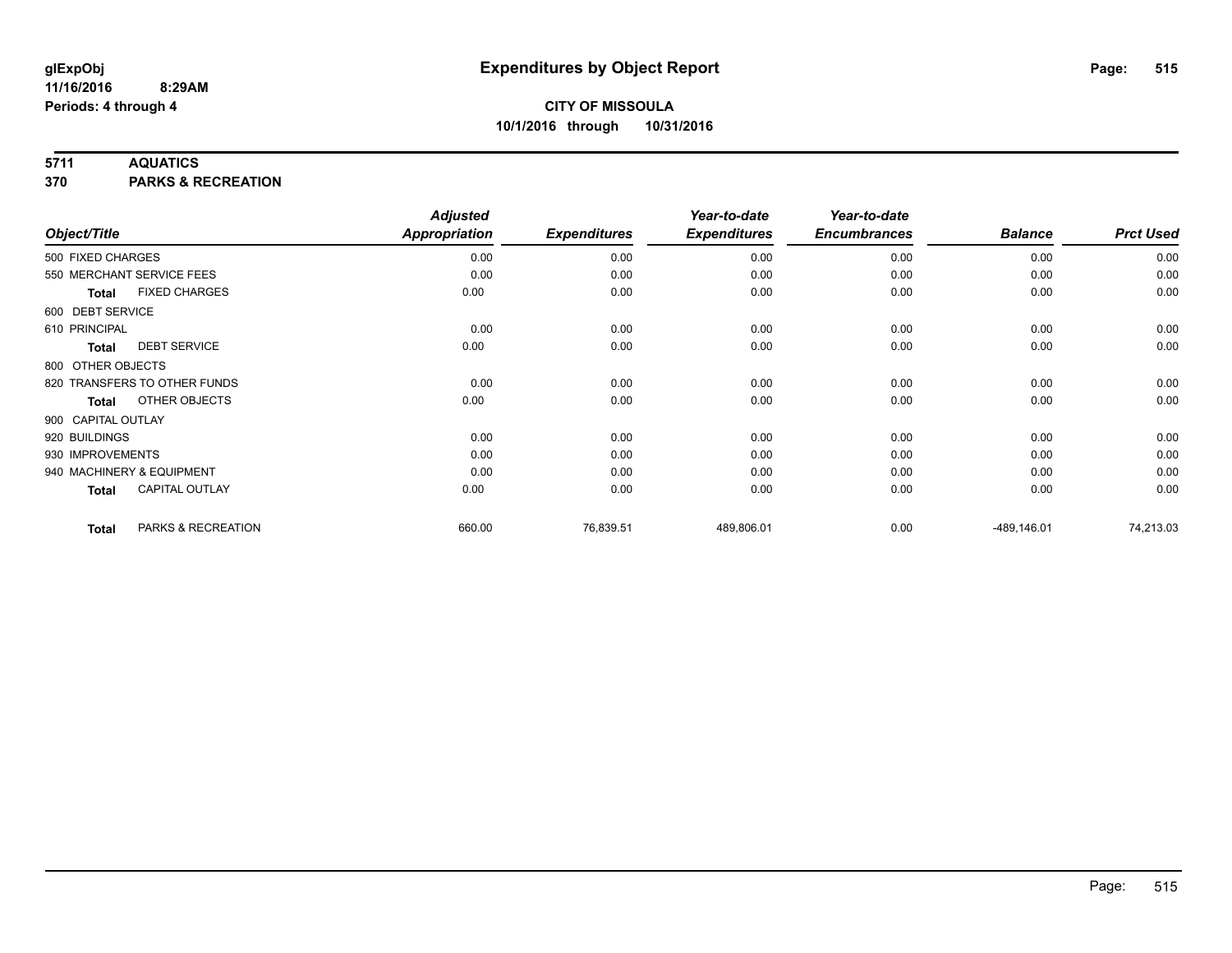**glExpObj**
**11/16/2016 8:29AM**
**Periods: 4 through 4**

# Expenditures by Object Report

**CITY OF MISSOULA**
**10/1/2016 through 10/31/2016**

## 5711 AQUATICS
## 370 PARKS & RECREATION

| Object/Title | Adjusted Appropriation | Expenditures | Year-to-date Expenditures | Year-to-date Encumbrances | Balance | Prct Used |
|---|---|---|---|---|---|---|
| 500 FIXED CHARGES | 0.00 | 0.00 | 0.00 | 0.00 | 0.00 | 0.00 |
| 550 MERCHANT SERVICE FEES | 0.00 | 0.00 | 0.00 | 0.00 | 0.00 | 0.00 |
| **Total** FIXED CHARGES | 0.00 | 0.00 | 0.00 | 0.00 | 0.00 | 0.00 |
| 600 DEBT SERVICE | | | | | | |
| 610 PRINCIPAL | 0.00 | 0.00 | 0.00 | 0.00 | 0.00 | 0.00 |
| **Total** DEBT SERVICE | 0.00 | 0.00 | 0.00 | 0.00 | 0.00 | 0.00 |
| 800 OTHER OBJECTS | | | | | | |
| 820 TRANSFERS TO OTHER FUNDS | 0.00 | 0.00 | 0.00 | 0.00 | 0.00 | 0.00 |
| **Total** OTHER OBJECTS | 0.00 | 0.00 | 0.00 | 0.00 | 0.00 | 0.00 |
| 900 CAPITAL OUTLAY | | | | | | |
| 920 BUILDINGS | 0.00 | 0.00 | 0.00 | 0.00 | 0.00 | 0.00 |
| 930 IMPROVEMENTS | 0.00 | 0.00 | 0.00 | 0.00 | 0.00 | 0.00 |
| 940 MACHINERY & EQUIPMENT | 0.00 | 0.00 | 0.00 | 0.00 | 0.00 | 0.00 |
| **Total** CAPITAL OUTLAY | 0.00 | 0.00 | 0.00 | 0.00 | 0.00 | 0.00 |
| **Total** PARKS & RECREATION | 660.00 | 76,839.51 | 489,806.01 | 0.00 | -489,146.01 | 74,213.03 |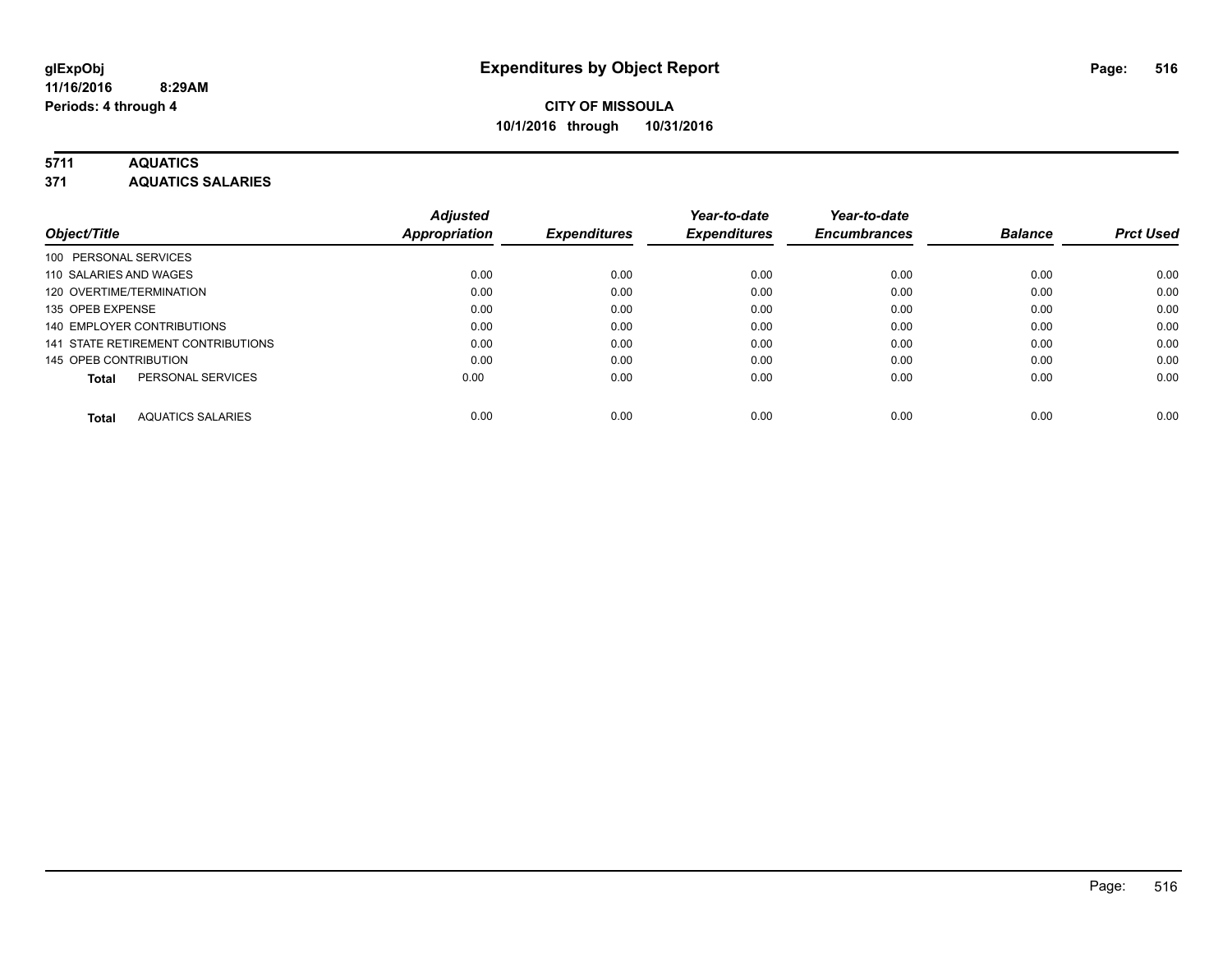# Expenditures by Object Report

glExpObj
11/16/2016 8:29AM
Periods: 4 through 4

**CITY OF MISSOULA**
**10/1/2016 through 10/31/2016**

## 5711 AQUATICS
## 371 AQUATICS SALARIES

| Object/Title | Adjusted Appropriation | Expenditures | Year-to-date Expenditures | Year-to-date Encumbrances | Balance | Prct Used |
|---|---|---|---|---|---|---|
| 100 PERSONAL SERVICES | | | | | | |
| 110 SALARIES AND WAGES | 0.00 | 0.00 | 0.00 | 0.00 | 0.00 | 0.00 |
| 120 OVERTIME/TERMINATION | 0.00 | 0.00 | 0.00 | 0.00 | 0.00 | 0.00 |
| 135 OPEB EXPENSE | 0.00 | 0.00 | 0.00 | 0.00 | 0.00 | 0.00 |
| 140 EMPLOYER CONTRIBUTIONS | 0.00 | 0.00 | 0.00 | 0.00 | 0.00 | 0.00 |
| 141 STATE RETIREMENT CONTRIBUTIONS | 0.00 | 0.00 | 0.00 | 0.00 | 0.00 | 0.00 |
| 145 OPEB CONTRIBUTION | 0.00 | 0.00 | 0.00 | 0.00 | 0.00 | 0.00 |
| **Total** PERSONAL SERVICES | 0.00 | 0.00 | 0.00 | 0.00 | 0.00 | 0.00 |
| **Total** AQUATICS SALARIES | 0.00 | 0.00 | 0.00 | 0.00 | 0.00 | 0.00 |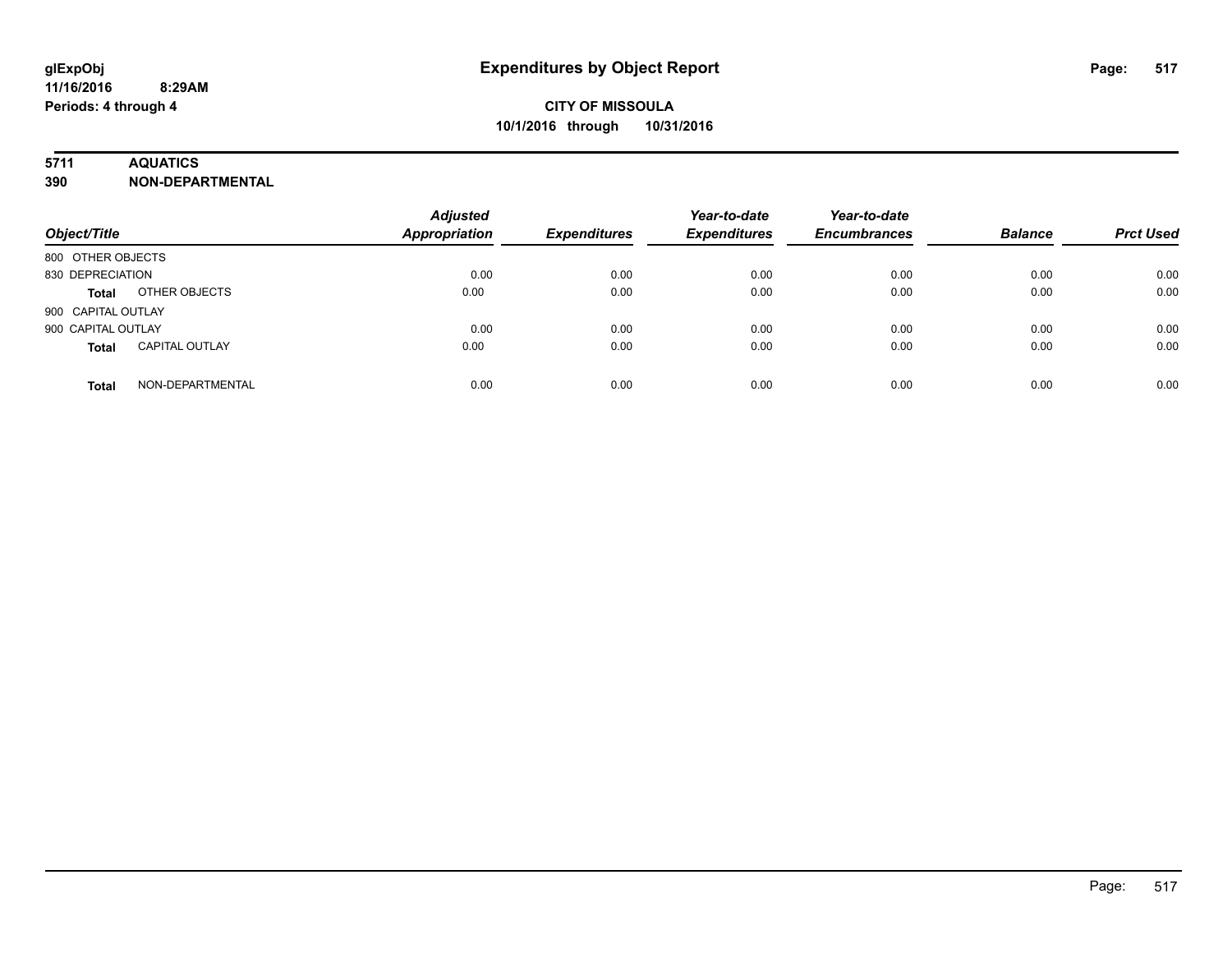# Expenditures by Object Report

glExpObj
11/16/2016 8:29AM
Periods: 4 through 4

**CITY OF MISSOULA**
**10/1/2016 through 10/31/2016**

**5711 AQUATICS**
**390 NON-DEPARTMENTAL**

| Object/Title | | Adjusted Appropriation | Expenditures | Year-to-date Expenditures | Year-to-date Encumbrances | Balance | Prct Used |
|---|---|---|---|---|---|---|---|
| 800 OTHER OBJECTS | | | | | | | |
| 830 DEPRECIATION | | 0.00 | 0.00 | 0.00 | 0.00 | 0.00 | 0.00 |
| **Total** | OTHER OBJECTS | 0.00 | 0.00 | 0.00 | 0.00 | 0.00 | 0.00 |
| 900 CAPITAL OUTLAY | | | | | | | |
| 900 CAPITAL OUTLAY | | 0.00 | 0.00 | 0.00 | 0.00 | 0.00 | 0.00 |
| **Total** | CAPITAL OUTLAY | 0.00 | 0.00 | 0.00 | 0.00 | 0.00 | 0.00 |
| **Total** | NON-DEPARTMENTAL | 0.00 | 0.00 | 0.00 | 0.00 | 0.00 | 0.00 |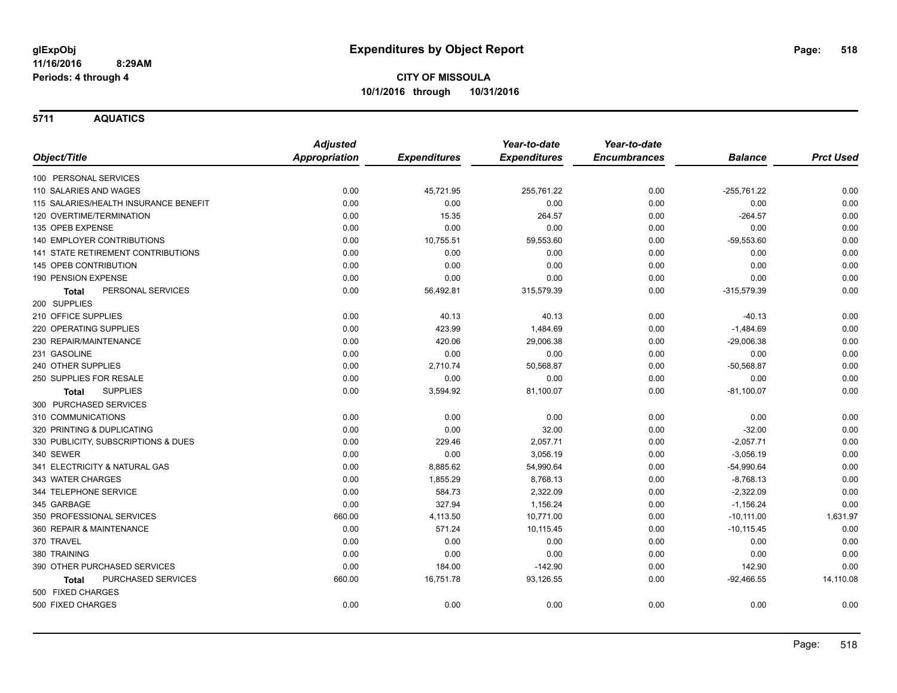# Expenditures by Object Report

glExpObj
11/16/2016 8:29AM
Periods: 4 through 4

**CITY OF MISSOULA**
**10/1/2016 through 10/31/2016**

## 5711 AQUATICS

| Object/Title | Adjusted Appropriation | Expenditures | Year-to-date Expenditures | Year-to-date Encumbrances | Balance | Prct Used |
|---|---|---|---|---|---|---|
| 100 PERSONAL SERVICES | | | | | | |
| 110 SALARIES AND WAGES | 0.00 | 45,721.95 | 255,761.22 | 0.00 | -255,761.22 | 0.00 |
| 115 SALARIES/HEALTH INSURANCE BENEFIT | 0.00 | 0.00 | 0.00 | 0.00 | 0.00 | 0.00 |
| 120 OVERTIME/TERMINATION | 0.00 | 15.35 | 264.57 | 0.00 | -264.57 | 0.00 |
| 135 OPEB EXPENSE | 0.00 | 0.00 | 0.00 | 0.00 | 0.00 | 0.00 |
| 140 EMPLOYER CONTRIBUTIONS | 0.00 | 10,755.51 | 59,553.60 | 0.00 | -59,553.60 | 0.00 |
| 141 STATE RETIREMENT CONTRIBUTIONS | 0.00 | 0.00 | 0.00 | 0.00 | 0.00 | 0.00 |
| 145 OPEB CONTRIBUTION | 0.00 | 0.00 | 0.00 | 0.00 | 0.00 | 0.00 |
| 190 PENSION EXPENSE | 0.00 | 0.00 | 0.00 | 0.00 | 0.00 | 0.00 |
| **Total** PERSONAL SERVICES | 0.00 | 56,492.81 | 315,579.39 | 0.00 | -315,579.39 | 0.00 |
| 200 SUPPLIES | | | | | | |
| 210 OFFICE SUPPLIES | 0.00 | 40.13 | 40.13 | 0.00 | -40.13 | 0.00 |
| 220 OPERATING SUPPLIES | 0.00 | 423.99 | 1,484.69 | 0.00 | -1,484.69 | 0.00 |
| 230 REPAIR/MAINTENANCE | 0.00 | 420.06 | 29,006.38 | 0.00 | -29,006.38 | 0.00 |
| 231 GASOLINE | 0.00 | 0.00 | 0.00 | 0.00 | 0.00 | 0.00 |
| 240 OTHER SUPPLIES | 0.00 | 2,710.74 | 50,568.87 | 0.00 | -50,568.87 | 0.00 |
| 250 SUPPLIES FOR RESALE | 0.00 | 0.00 | 0.00 | 0.00 | 0.00 | 0.00 |
| **Total** SUPPLIES | 0.00 | 3,594.92 | 81,100.07 | 0.00 | -81,100.07 | 0.00 |
| 300 PURCHASED SERVICES | | | | | | |
| 310 COMMUNICATIONS | 0.00 | 0.00 | 0.00 | 0.00 | 0.00 | 0.00 |
| 320 PRINTING & DUPLICATING | 0.00 | 0.00 | 32.00 | 0.00 | -32.00 | 0.00 |
| 330 PUBLICITY, SUBSCRIPTIONS & DUES | 0.00 | 229.46 | 2,057.71 | 0.00 | -2,057.71 | 0.00 |
| 340 SEWER | 0.00 | 0.00 | 3,056.19 | 0.00 | -3,056.19 | 0.00 |
| 341 ELECTRICITY & NATURAL GAS | 0.00 | 8,885.62 | 54,990.64 | 0.00 | -54,990.64 | 0.00 |
| 343 WATER CHARGES | 0.00 | 1,855.29 | 8,768.13 | 0.00 | -8,768.13 | 0.00 |
| 344 TELEPHONE SERVICE | 0.00 | 584.73 | 2,322.09 | 0.00 | -2,322.09 | 0.00 |
| 345 GARBAGE | 0.00 | 327.94 | 1,156.24 | 0.00 | -1,156.24 | 0.00 |
| 350 PROFESSIONAL SERVICES | 660.00 | 4,113.50 | 10,771.00 | 0.00 | -10,111.00 | 1,631.97 |
| 360 REPAIR & MAINTENANCE | 0.00 | 571.24 | 10,115.45 | 0.00 | -10,115.45 | 0.00 |
| 370 TRAVEL | 0.00 | 0.00 | 0.00 | 0.00 | 0.00 | 0.00 |
| 380 TRAINING | 0.00 | 0.00 | 0.00 | 0.00 | 0.00 | 0.00 |
| 390 OTHER PURCHASED SERVICES | 0.00 | 184.00 | -142.90 | 0.00 | 142.90 | 0.00 |
| **Total** PURCHASED SERVICES | 660.00 | 16,751.78 | 93,126.55 | 0.00 | -92,466.55 | 14,110.08 |
| 500 FIXED CHARGES | | | | | | |
| 500 FIXED CHARGES | 0.00 | 0.00 | 0.00 | 0.00 | 0.00 | 0.00 |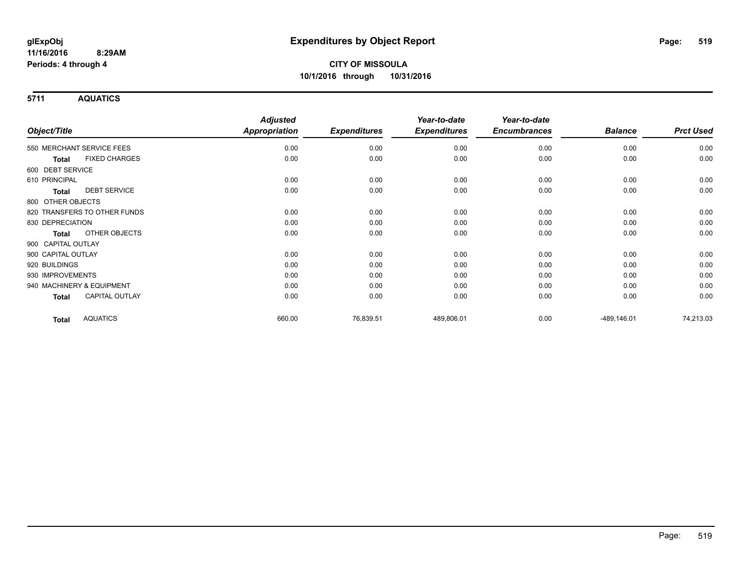glExpObj
11/16/2016 8:29AM
Periods: 4 through 4

# Expenditures by Object Report

**CITY OF MISSOULA**
**10/1/2016 through 10/31/2016**

## 5711 AQUATICS

| Object/Title | Adjusted Appropriation | Expenditures | Year-to-date Expenditures | Year-to-date Encumbrances | Balance | Prct Used |
|---|---|---|---|---|---|---|
| 550 MERCHANT SERVICE FEES | 0.00 | 0.00 | 0.00 | 0.00 | 0.00 | 0.00 |
| **Total** FIXED CHARGES | 0.00 | 0.00 | 0.00 | 0.00 | 0.00 | 0.00 |
| 600 DEBT SERVICE | | | | | | |
| 610 PRINCIPAL | 0.00 | 0.00 | 0.00 | 0.00 | 0.00 | 0.00 |
| **Total** DEBT SERVICE | 0.00 | 0.00 | 0.00 | 0.00 | 0.00 | 0.00 |
| 800 OTHER OBJECTS | | | | | | |
| 820 TRANSFERS TO OTHER FUNDS | 0.00 | 0.00 | 0.00 | 0.00 | 0.00 | 0.00 |
| 830 DEPRECIATION | 0.00 | 0.00 | 0.00 | 0.00 | 0.00 | 0.00 |
| **Total** OTHER OBJECTS | 0.00 | 0.00 | 0.00 | 0.00 | 0.00 | 0.00 |
| 900 CAPITAL OUTLAY | | | | | | |
| 900 CAPITAL OUTLAY | 0.00 | 0.00 | 0.00 | 0.00 | 0.00 | 0.00 |
| 920 BUILDINGS | 0.00 | 0.00 | 0.00 | 0.00 | 0.00 | 0.00 |
| 930 IMPROVEMENTS | 0.00 | 0.00 | 0.00 | 0.00 | 0.00 | 0.00 |
| 940 MACHINERY & EQUIPMENT | 0.00 | 0.00 | 0.00 | 0.00 | 0.00 | 0.00 |
| **Total** CAPITAL OUTLAY | 0.00 | 0.00 | 0.00 | 0.00 | 0.00 | 0.00 |
| **Total** AQUATICS | 660.00 | 76,839.51 | 489,806.01 | 0.00 | -489,146.01 | 74,213.03 |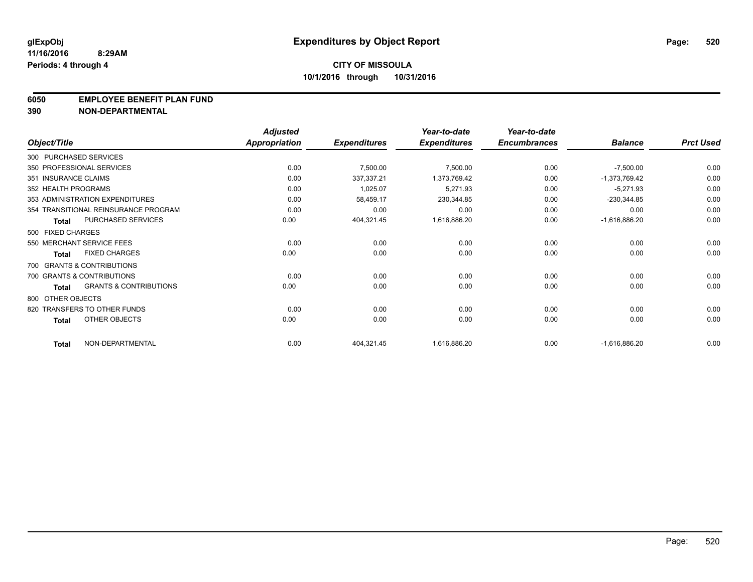**glExpObj** **Expenditures by Object Report**

**11/16/2016 8:29AM**

**Periods: 4 through 4**

**CITY OF MISSOULA**

**10/1/2016 through 10/31/2016**

**6050 EMPLOYEE BENEFIT PLAN FUND**

**390 NON-DEPARTMENTAL**

| Object/Title | Adjusted Appropriation | Expenditures | Year-to-date Expenditures | Year-to-date Encumbrances | Balance | Prct Used |
|---|---|---|---|---|---|---|
| 300 PURCHASED SERVICES | | | | | | |
| 350 PROFESSIONAL SERVICES | 0.00 | 7,500.00 | 7,500.00 | 0.00 | -7,500.00 | 0.00 |
| 351 INSURANCE CLAIMS | 0.00 | 337,337.21 | 1,373,769.42 | 0.00 | -1,373,769.42 | 0.00 |
| 352 HEALTH PROGRAMS | 0.00 | 1,025.07 | 5,271.93 | 0.00 | -5,271.93 | 0.00 |
| 353 ADMINISTRATION EXPENDITURES | 0.00 | 58,459.17 | 230,344.85 | 0.00 | -230,344.85 | 0.00 |
| 354 TRANSITIONAL REINSURANCE PROGRAM | 0.00 | 0.00 | 0.00 | 0.00 | 0.00 | 0.00 |
| **Total** PURCHASED SERVICES | 0.00 | 404,321.45 | 1,616,886.20 | 0.00 | -1,616,886.20 | 0.00 |
| 500 FIXED CHARGES | | | | | | |
| 550 MERCHANT SERVICE FEES | 0.00 | 0.00 | 0.00 | 0.00 | 0.00 | 0.00 |
| **Total** FIXED CHARGES | 0.00 | 0.00 | 0.00 | 0.00 | 0.00 | 0.00 |
| 700 GRANTS & CONTRIBUTIONS | | | | | | |
| 700 GRANTS & CONTRIBUTIONS | 0.00 | 0.00 | 0.00 | 0.00 | 0.00 | 0.00 |
| **Total** GRANTS & CONTRIBUTIONS | 0.00 | 0.00 | 0.00 | 0.00 | 0.00 | 0.00 |
| 800 OTHER OBJECTS | | | | | | |
| 820 TRANSFERS TO OTHER FUNDS | 0.00 | 0.00 | 0.00 | 0.00 | 0.00 | 0.00 |
| **Total** OTHER OBJECTS | 0.00 | 0.00 | 0.00 | 0.00 | 0.00 | 0.00 |
| **Total** NON-DEPARTMENTAL | 0.00 | 404,321.45 | 1,616,886.20 | 0.00 | -1,616,886.20 | 0.00 |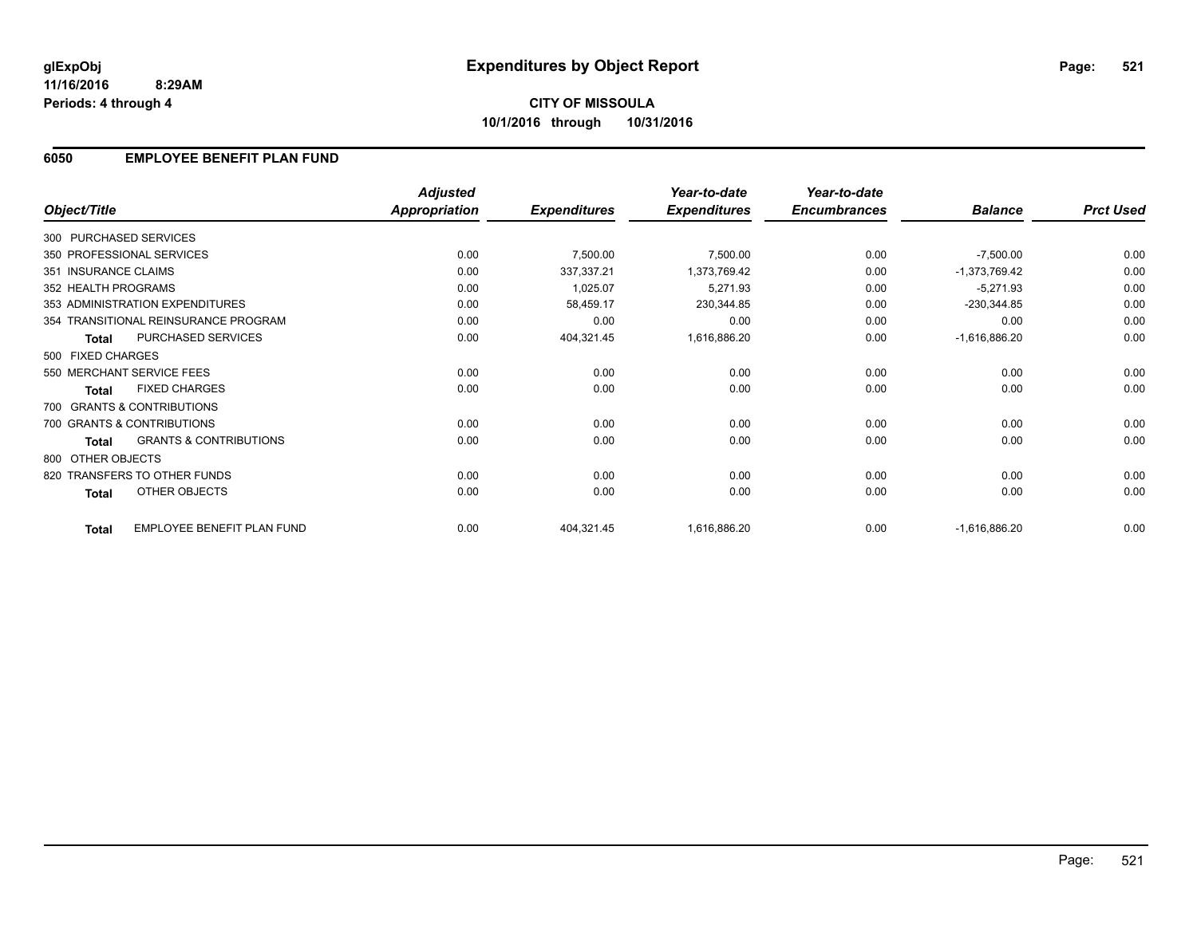glExpObj
11/16/2016 8:29AM
Periods: 4 through 4

# Expenditures by Object Report

**CITY OF MISSOULA**
**10/1/2016 through 10/31/2016**

## 6050 EMPLOYEE BENEFIT PLAN FUND

| Object/Title | Adjusted Appropriation | Expenditures | Year-to-date Expenditures | Year-to-date Encumbrances | Balance | Prct Used |
|---|---|---|---|---|---|---|
| 300 PURCHASED SERVICES | | | | | | |
| 350 PROFESSIONAL SERVICES | 0.00 | 7,500.00 | 7,500.00 | 0.00 | -7,500.00 | 0.00 |
| 351 INSURANCE CLAIMS | 0.00 | 337,337.21 | 1,373,769.42 | 0.00 | -1,373,769.42 | 0.00 |
| 352 HEALTH PROGRAMS | 0.00 | 1,025.07 | 5,271.93 | 0.00 | -5,271.93 | 0.00 |
| 353 ADMINISTRATION EXPENDITURES | 0.00 | 58,459.17 | 230,344.85 | 0.00 | -230,344.85 | 0.00 |
| 354 TRANSITIONAL REINSURANCE PROGRAM | 0.00 | 0.00 | 0.00 | 0.00 | 0.00 | 0.00 |
| **Total** PURCHASED SERVICES | 0.00 | 404,321.45 | 1,616,886.20 | 0.00 | -1,616,886.20 | 0.00 |
| 500 FIXED CHARGES | | | | | | |
| 550 MERCHANT SERVICE FEES | 0.00 | 0.00 | 0.00 | 0.00 | 0.00 | 0.00 |
| **Total** FIXED CHARGES | 0.00 | 0.00 | 0.00 | 0.00 | 0.00 | 0.00 |
| 700 GRANTS & CONTRIBUTIONS | | | | | | |
| 700 GRANTS & CONTRIBUTIONS | 0.00 | 0.00 | 0.00 | 0.00 | 0.00 | 0.00 |
| **Total** GRANTS & CONTRIBUTIONS | 0.00 | 0.00 | 0.00 | 0.00 | 0.00 | 0.00 |
| 800 OTHER OBJECTS | | | | | | |
| 820 TRANSFERS TO OTHER FUNDS | 0.00 | 0.00 | 0.00 | 0.00 | 0.00 | 0.00 |
| **Total** OTHER OBJECTS | 0.00 | 0.00 | 0.00 | 0.00 | 0.00 | 0.00 |
| **Total** EMPLOYEE BENEFIT PLAN FUND | 0.00 | 404,321.45 | 1,616,886.20 | 0.00 | -1,616,886.20 | 0.00 |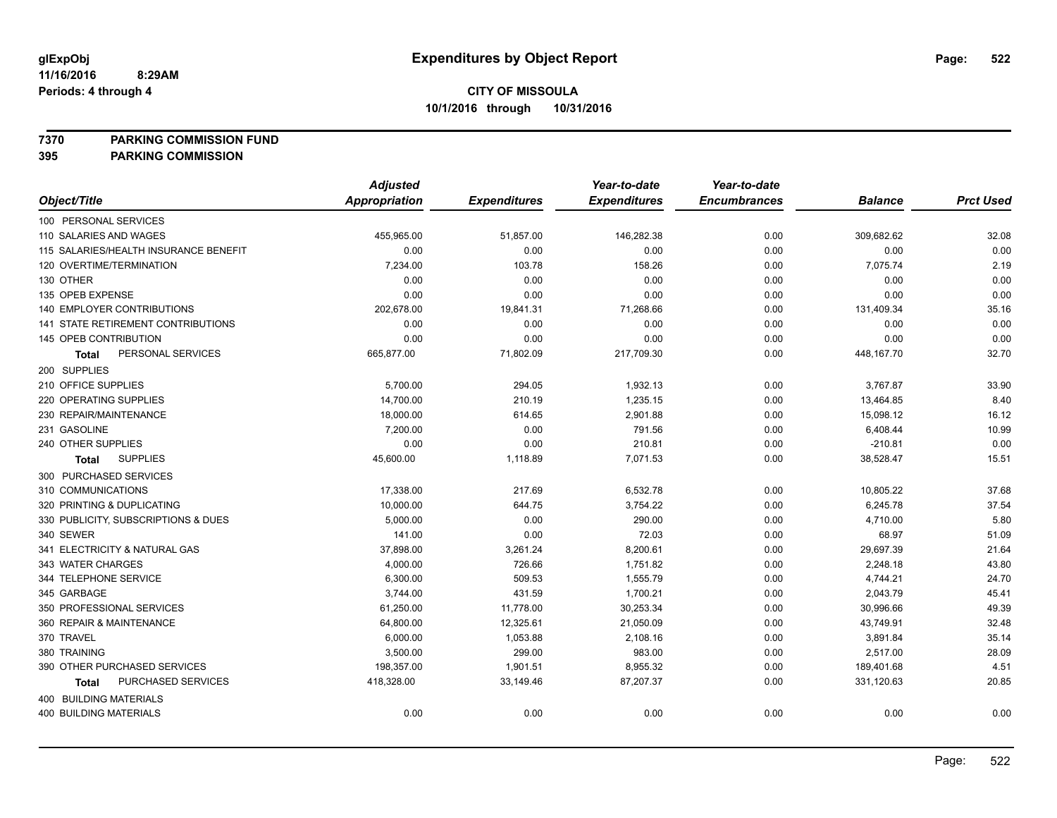# Expenditures by Object Report

glExpObj
11/16/2016 8:29AM
Periods: 4 through 4

**CITY OF MISSOULA**
**10/1/2016 through 10/31/2016**

**7370 PARKING COMMISSION FUND**
**395 PARKING COMMISSION**

| Object/Title | Adjusted Appropriation | Expenditures | Year-to-date Expenditures | Year-to-date Encumbrances | Balance | Prct Used |
|---|---|---|---|---|---|---|
| 100 PERSONAL SERVICES | | | | | | |
| 110 SALARIES AND WAGES | 455,965.00 | 51,857.00 | 146,282.38 | 0.00 | 309,682.62 | 32.08 |
| 115 SALARIES/HEALTH INSURANCE BENEFIT | 0.00 | 0.00 | 0.00 | 0.00 | 0.00 | 0.00 |
| 120 OVERTIME/TERMINATION | 7,234.00 | 103.78 | 158.26 | 0.00 | 7,075.74 | 2.19 |
| 130 OTHER | 0.00 | 0.00 | 0.00 | 0.00 | 0.00 | 0.00 |
| 135 OPEB EXPENSE | 0.00 | 0.00 | 0.00 | 0.00 | 0.00 | 0.00 |
| 140 EMPLOYER CONTRIBUTIONS | 202,678.00 | 19,841.31 | 71,268.66 | 0.00 | 131,409.34 | 35.16 |
| 141 STATE RETIREMENT CONTRIBUTIONS | 0.00 | 0.00 | 0.00 | 0.00 | 0.00 | 0.00 |
| 145 OPEB CONTRIBUTION | 0.00 | 0.00 | 0.00 | 0.00 | 0.00 | 0.00 |
| **Total** PERSONAL SERVICES | 665,877.00 | 71,802.09 | 217,709.30 | 0.00 | 448,167.70 | 32.70 |
| 200 SUPPLIES | | | | | | |
| 210 OFFICE SUPPLIES | 5,700.00 | 294.05 | 1,932.13 | 0.00 | 3,767.87 | 33.90 |
| 220 OPERATING SUPPLIES | 14,700.00 | 210.19 | 1,235.15 | 0.00 | 13,464.85 | 8.40 |
| 230 REPAIR/MAINTENANCE | 18,000.00 | 614.65 | 2,901.88 | 0.00 | 15,098.12 | 16.12 |
| 231 GASOLINE | 7,200.00 | 0.00 | 791.56 | 0.00 | 6,408.44 | 10.99 |
| 240 OTHER SUPPLIES | 0.00 | 0.00 | 210.81 | 0.00 | -210.81 | 0.00 |
| **Total** SUPPLIES | 45,600.00 | 1,118.89 | 7,071.53 | 0.00 | 38,528.47 | 15.51 |
| 300 PURCHASED SERVICES | | | | | | |
| 310 COMMUNICATIONS | 17,338.00 | 217.69 | 6,532.78 | 0.00 | 10,805.22 | 37.68 |
| 320 PRINTING & DUPLICATING | 10,000.00 | 644.75 | 3,754.22 | 0.00 | 6,245.78 | 37.54 |
| 330 PUBLICITY, SUBSCRIPTIONS & DUES | 5,000.00 | 0.00 | 290.00 | 0.00 | 4,710.00 | 5.80 |
| 340 SEWER | 141.00 | 0.00 | 72.03 | 0.00 | 68.97 | 51.09 |
| 341 ELECTRICITY & NATURAL GAS | 37,898.00 | 3,261.24 | 8,200.61 | 0.00 | 29,697.39 | 21.64 |
| 343 WATER CHARGES | 4,000.00 | 726.66 | 1,751.82 | 0.00 | 2,248.18 | 43.80 |
| 344 TELEPHONE SERVICE | 6,300.00 | 509.53 | 1,555.79 | 0.00 | 4,744.21 | 24.70 |
| 345 GARBAGE | 3,744.00 | 431.59 | 1,700.21 | 0.00 | 2,043.79 | 45.41 |
| 350 PROFESSIONAL SERVICES | 61,250.00 | 11,778.00 | 30,253.34 | 0.00 | 30,996.66 | 49.39 |
| 360 REPAIR & MAINTENANCE | 64,800.00 | 12,325.61 | 21,050.09 | 0.00 | 43,749.91 | 32.48 |
| 370 TRAVEL | 6,000.00 | 1,053.88 | 2,108.16 | 0.00 | 3,891.84 | 35.14 |
| 380 TRAINING | 3,500.00 | 299.00 | 983.00 | 0.00 | 2,517.00 | 28.09 |
| 390 OTHER PURCHASED SERVICES | 198,357.00 | 1,901.51 | 8,955.32 | 0.00 | 189,401.68 | 4.51 |
| **Total** PURCHASED SERVICES | 418,328.00 | 33,149.46 | 87,207.37 | 0.00 | 331,120.63 | 20.85 |
| 400 BUILDING MATERIALS | | | | | | |
| 400 BUILDING MATERIALS | 0.00 | 0.00 | 0.00 | 0.00 | 0.00 | 0.00 |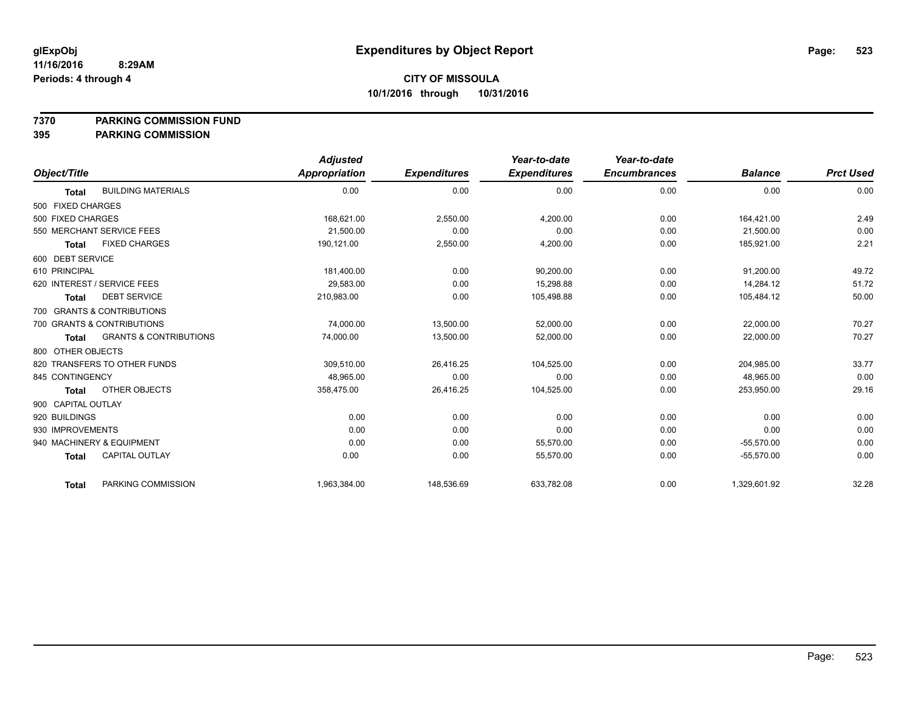**glExpObj**
**11/16/2016 8:29AM**
**Periods: 4 through 4**

# Expenditures by Object Report

**CITY OF MISSOULA**
**10/1/2016 through 10/31/2016**

**7370 PARKING COMMISSION FUND**
**395 PARKING COMMISSION**

| Object/Title | Adjusted Appropriation | Expenditures | Year-to-date Expenditures | Year-to-date Encumbrances | Balance | Prct Used |
|---|---|---|---|---|---|---|
| **Total** BUILDING MATERIALS | 0.00 | 0.00 | 0.00 | 0.00 | 0.00 | 0.00 |
| 500 FIXED CHARGES | | | | | | |
| 500 FIXED CHARGES | 168,621.00 | 2,550.00 | 4,200.00 | 0.00 | 164,421.00 | 2.49 |
| 550 MERCHANT SERVICE FEES | 21,500.00 | 0.00 | 0.00 | 0.00 | 21,500.00 | 0.00 |
| **Total** FIXED CHARGES | 190,121.00 | 2,550.00 | 4,200.00 | 0.00 | 185,921.00 | 2.21 |
| 600 DEBT SERVICE | | | | | | |
| 610 PRINCIPAL | 181,400.00 | 0.00 | 90,200.00 | 0.00 | 91,200.00 | 49.72 |
| 620 INTEREST / SERVICE FEES | 29,583.00 | 0.00 | 15,298.88 | 0.00 | 14,284.12 | 51.72 |
| **Total** DEBT SERVICE | 210,983.00 | 0.00 | 105,498.88 | 0.00 | 105,484.12 | 50.00 |
| 700 GRANTS & CONTRIBUTIONS | | | | | | |
| 700 GRANTS & CONTRIBUTIONS | 74,000.00 | 13,500.00 | 52,000.00 | 0.00 | 22,000.00 | 70.27 |
| **Total** GRANTS & CONTRIBUTIONS | 74,000.00 | 13,500.00 | 52,000.00 | 0.00 | 22,000.00 | 70.27 |
| 800 OTHER OBJECTS | | | | | | |
| 820 TRANSFERS TO OTHER FUNDS | 309,510.00 | 26,416.25 | 104,525.00 | 0.00 | 204,985.00 | 33.77 |
| 845 CONTINGENCY | 48,965.00 | 0.00 | 0.00 | 0.00 | 48,965.00 | 0.00 |
| **Total** OTHER OBJECTS | 358,475.00 | 26,416.25 | 104,525.00 | 0.00 | 253,950.00 | 29.16 |
| 900 CAPITAL OUTLAY | | | | | | |
| 920 BUILDINGS | 0.00 | 0.00 | 0.00 | 0.00 | 0.00 | 0.00 |
| 930 IMPROVEMENTS | 0.00 | 0.00 | 0.00 | 0.00 | 0.00 | 0.00 |
| 940 MACHINERY & EQUIPMENT | 0.00 | 0.00 | 55,570.00 | 0.00 | -55,570.00 | 0.00 |
| **Total** CAPITAL OUTLAY | 0.00 | 0.00 | 55,570.00 | 0.00 | -55,570.00 | 0.00 |
| **Total** PARKING COMMISSION | 1,963,384.00 | 148,536.69 | 633,782.08 | 0.00 | 1,329,601.92 | 32.28 |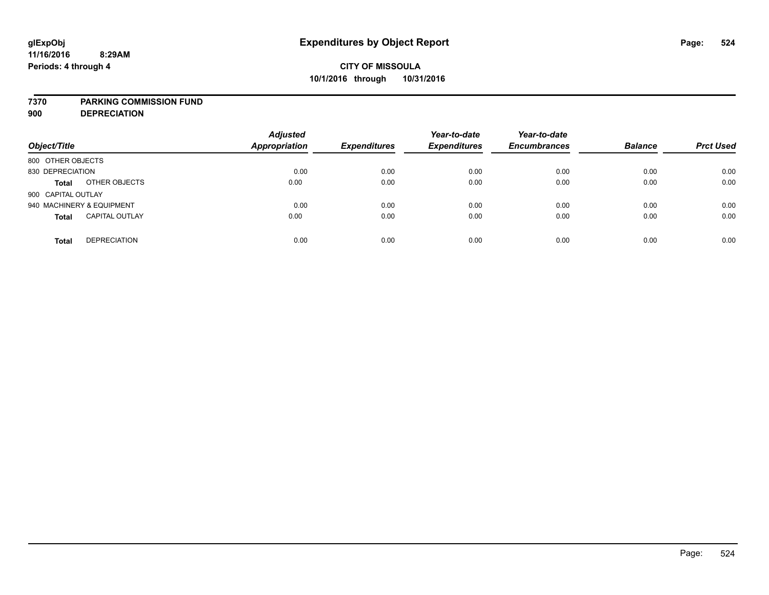glExpObj
11/16/2016 8:29AM
Periods: 4 through 4

# Expenditures by Object Report

**CITY OF MISSOULA**
**10/1/2016 through 10/31/2016**

**7370 PARKING COMMISSION FUND**
**900 DEPRECIATION**

| Object/Title | | Adjusted Appropriation | Expenditures | Year-to-date Expenditures | Year-to-date Encumbrances | Balance | Prct Used |
|---|---|---|---|---|---|---|---|
| 800 OTHER OBJECTS | | | | | | | |
| 830 DEPRECIATION | | 0.00 | 0.00 | 0.00 | 0.00 | 0.00 | 0.00 |
| **Total** | OTHER OBJECTS | 0.00 | 0.00 | 0.00 | 0.00 | 0.00 | 0.00 |
| 900 CAPITAL OUTLAY | | | | | | | |
| 940 MACHINERY & EQUIPMENT | | 0.00 | 0.00 | 0.00 | 0.00 | 0.00 | 0.00 |
| **Total** | CAPITAL OUTLAY | 0.00 | 0.00 | 0.00 | 0.00 | 0.00 | 0.00 |
| **Total** | DEPRECIATION | 0.00 | 0.00 | 0.00 | 0.00 | 0.00 | 0.00 |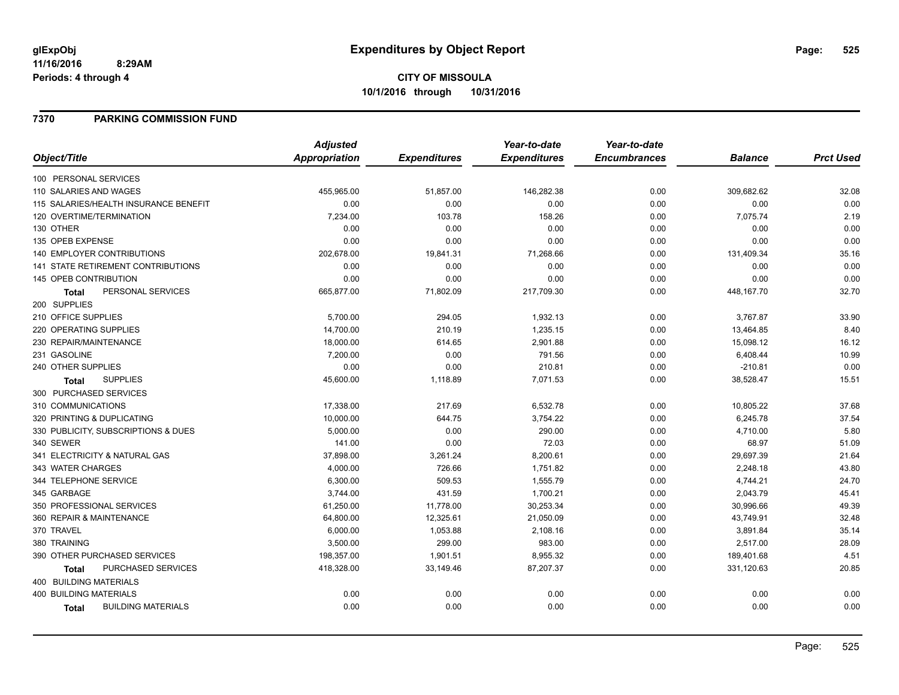**glExpObj**
**11/16/2016 8:29AM**
**Periods: 4 through 4**

# Expenditures by Object Report

**CITY OF MISSOULA**
**10/1/2016 through 10/31/2016**

## 7370 PARKING COMMISSION FUND

| Object/Title | Adjusted Appropriation | Expenditures | Year-to-date Expenditures | Year-to-date Encumbrances | Balance | Prct Used |
|---|---|---|---|---|---|---|
| 100 PERSONAL SERVICES | | | | | | |
| 110 SALARIES AND WAGES | 455,965.00 | 51,857.00 | 146,282.38 | 0.00 | 309,682.62 | 32.08 |
| 115 SALARIES/HEALTH INSURANCE BENEFIT | 0.00 | 0.00 | 0.00 | 0.00 | 0.00 | 0.00 |
| 120 OVERTIME/TERMINATION | 7,234.00 | 103.78 | 158.26 | 0.00 | 7,075.74 | 2.19 |
| 130 OTHER | 0.00 | 0.00 | 0.00 | 0.00 | 0.00 | 0.00 |
| 135 OPEB EXPENSE | 0.00 | 0.00 | 0.00 | 0.00 | 0.00 | 0.00 |
| 140 EMPLOYER CONTRIBUTIONS | 202,678.00 | 19,841.31 | 71,268.66 | 0.00 | 131,409.34 | 35.16 |
| 141 STATE RETIREMENT CONTRIBUTIONS | 0.00 | 0.00 | 0.00 | 0.00 | 0.00 | 0.00 |
| 145 OPEB CONTRIBUTION | 0.00 | 0.00 | 0.00 | 0.00 | 0.00 | 0.00 |
| **Total** PERSONAL SERVICES | 665,877.00 | 71,802.09 | 217,709.30 | 0.00 | 448,167.70 | 32.70 |
| 200 SUPPLIES | | | | | | |
| 210 OFFICE SUPPLIES | 5,700.00 | 294.05 | 1,932.13 | 0.00 | 3,767.87 | 33.90 |
| 220 OPERATING SUPPLIES | 14,700.00 | 210.19 | 1,235.15 | 0.00 | 13,464.85 | 8.40 |
| 230 REPAIR/MAINTENANCE | 18,000.00 | 614.65 | 2,901.88 | 0.00 | 15,098.12 | 16.12 |
| 231 GASOLINE | 7,200.00 | 0.00 | 791.56 | 0.00 | 6,408.44 | 10.99 |
| 240 OTHER SUPPLIES | 0.00 | 0.00 | 210.81 | 0.00 | -210.81 | 0.00 |
| **Total** SUPPLIES | 45,600.00 | 1,118.89 | 7,071.53 | 0.00 | 38,528.47 | 15.51 |
| 300 PURCHASED SERVICES | | | | | | |
| 310 COMMUNICATIONS | 17,338.00 | 217.69 | 6,532.78 | 0.00 | 10,805.22 | 37.68 |
| 320 PRINTING & DUPLICATING | 10,000.00 | 644.75 | 3,754.22 | 0.00 | 6,245.78 | 37.54 |
| 330 PUBLICITY, SUBSCRIPTIONS & DUES | 5,000.00 | 0.00 | 290.00 | 0.00 | 4,710.00 | 5.80 |
| 340 SEWER | 141.00 | 0.00 | 72.03 | 0.00 | 68.97 | 51.09 |
| 341 ELECTRICITY & NATURAL GAS | 37,898.00 | 3,261.24 | 8,200.61 | 0.00 | 29,697.39 | 21.64 |
| 343 WATER CHARGES | 4,000.00 | 726.66 | 1,751.82 | 0.00 | 2,248.18 | 43.80 |
| 344 TELEPHONE SERVICE | 6,300.00 | 509.53 | 1,555.79 | 0.00 | 4,744.21 | 24.70 |
| 345 GARBAGE | 3,744.00 | 431.59 | 1,700.21 | 0.00 | 2,043.79 | 45.41 |
| 350 PROFESSIONAL SERVICES | 61,250.00 | 11,778.00 | 30,253.34 | 0.00 | 30,996.66 | 49.39 |
| 360 REPAIR & MAINTENANCE | 64,800.00 | 12,325.61 | 21,050.09 | 0.00 | 43,749.91 | 32.48 |
| 370 TRAVEL | 6,000.00 | 1,053.88 | 2,108.16 | 0.00 | 3,891.84 | 35.14 |
| 380 TRAINING | 3,500.00 | 299.00 | 983.00 | 0.00 | 2,517.00 | 28.09 |
| 390 OTHER PURCHASED SERVICES | 198,357.00 | 1,901.51 | 8,955.32 | 0.00 | 189,401.68 | 4.51 |
| **Total** PURCHASED SERVICES | 418,328.00 | 33,149.46 | 87,207.37 | 0.00 | 331,120.63 | 20.85 |
| 400 BUILDING MATERIALS | | | | | | |
| 400 BUILDING MATERIALS | 0.00 | 0.00 | 0.00 | 0.00 | 0.00 | 0.00 |
| **Total** BUILDING MATERIALS | 0.00 | 0.00 | 0.00 | 0.00 | 0.00 | 0.00 |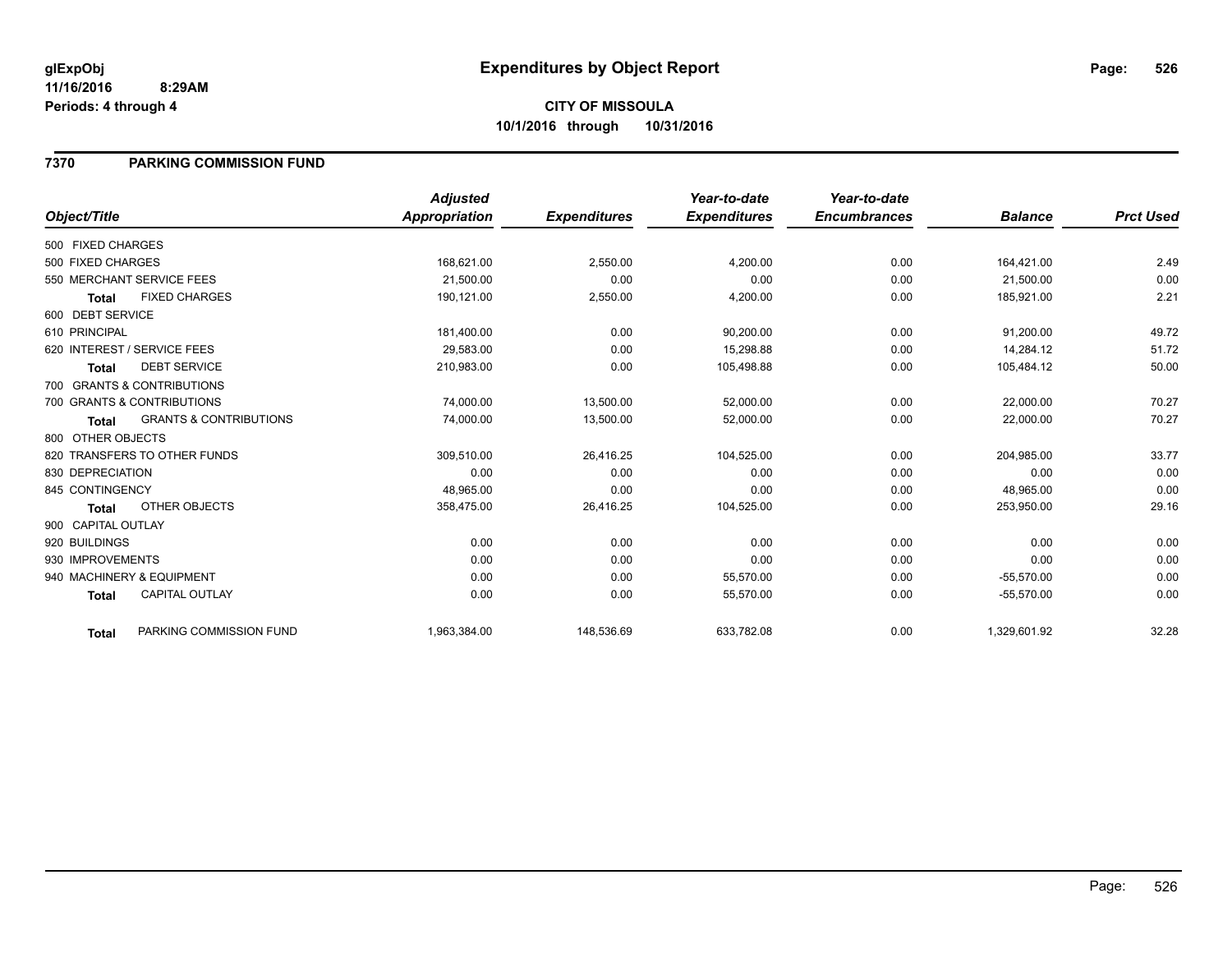# Expenditures by Object Report

glExpObj
11/16/2016 8:29AM
Periods: 4 through 4

**CITY OF MISSOULA**
**10/1/2016 through 10/31/2016**

## 7370 PARKING COMMISSION FUND

| Object/Title | Adjusted Appropriation | Expenditures | Year-to-date Expenditures | Year-to-date Encumbrances | Balance | Prct Used |
|---|---|---|---|---|---|---|
| 500 FIXED CHARGES | | | | | | |
| 500 FIXED CHARGES | 168,621.00 | 2,550.00 | 4,200.00 | 0.00 | 164,421.00 | 2.49 |
| 550 MERCHANT SERVICE FEES | 21,500.00 | 0.00 | 0.00 | 0.00 | 21,500.00 | 0.00 |
| **Total** FIXED CHARGES | 190,121.00 | 2,550.00 | 4,200.00 | 0.00 | 185,921.00 | 2.21 |
| 600 DEBT SERVICE | | | | | | |
| 610 PRINCIPAL | 181,400.00 | 0.00 | 90,200.00 | 0.00 | 91,200.00 | 49.72 |
| 620 INTEREST / SERVICE FEES | 29,583.00 | 0.00 | 15,298.88 | 0.00 | 14,284.12 | 51.72 |
| **Total** DEBT SERVICE | 210,983.00 | 0.00 | 105,498.88 | 0.00 | 105,484.12 | 50.00 |
| 700 GRANTS & CONTRIBUTIONS | | | | | | |
| 700 GRANTS & CONTRIBUTIONS | 74,000.00 | 13,500.00 | 52,000.00 | 0.00 | 22,000.00 | 70.27 |
| **Total** GRANTS & CONTRIBUTIONS | 74,000.00 | 13,500.00 | 52,000.00 | 0.00 | 22,000.00 | 70.27 |
| 800 OTHER OBJECTS | | | | | | |
| 820 TRANSFERS TO OTHER FUNDS | 309,510.00 | 26,416.25 | 104,525.00 | 0.00 | 204,985.00 | 33.77 |
| 830 DEPRECIATION | 0.00 | 0.00 | 0.00 | 0.00 | 0.00 | 0.00 |
| 845 CONTINGENCY | 48,965.00 | 0.00 | 0.00 | 0.00 | 48,965.00 | 0.00 |
| **Total** OTHER OBJECTS | 358,475.00 | 26,416.25 | 104,525.00 | 0.00 | 253,950.00 | 29.16 |
| 900 CAPITAL OUTLAY | | | | | | |
| 920 BUILDINGS | 0.00 | 0.00 | 0.00 | 0.00 | 0.00 | 0.00 |
| 930 IMPROVEMENTS | 0.00 | 0.00 | 0.00 | 0.00 | 0.00 | 0.00 |
| 940 MACHINERY & EQUIPMENT | 0.00 | 0.00 | 55,570.00 | 0.00 | -55,570.00 | 0.00 |
| **Total** CAPITAL OUTLAY | 0.00 | 0.00 | 55,570.00 | 0.00 | -55,570.00 | 0.00 |
| **Total** PARKING COMMISSION FUND | 1,963,384.00 | 148,536.69 | 633,782.08 | 0.00 | 1,329,601.92 | 32.28 |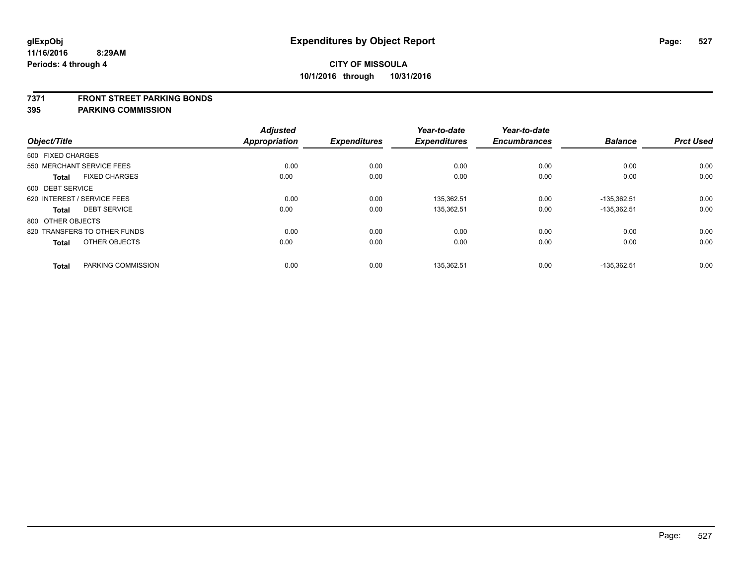glExpObj
11/16/2016 8:29AM
Periods: 4 through 4

# Expenditures by Object Report

**CITY OF MISSOULA**
**10/1/2016 through 10/31/2016**

## 7371 FRONT STREET PARKING BONDS
## 395 PARKING COMMISSION

| Object/Title | Adjusted Appropriation | Expenditures | Year-to-date Expenditures | Year-to-date Encumbrances | Balance | Prct Used |
|---|---|---|---|---|---|---|
| 500 FIXED CHARGES | | | | | | |
| 550 MERCHANT SERVICE FEES | 0.00 | 0.00 | 0.00 | 0.00 | 0.00 | 0.00 |
| **Total** FIXED CHARGES | 0.00 | 0.00 | 0.00 | 0.00 | 0.00 | 0.00 |
| 600 DEBT SERVICE | | | | | | |
| 620 INTEREST / SERVICE FEES | 0.00 | 0.00 | 135,362.51 | 0.00 | -135,362.51 | 0.00 |
| **Total** DEBT SERVICE | 0.00 | 0.00 | 135,362.51 | 0.00 | -135,362.51 | 0.00 |
| 800 OTHER OBJECTS | | | | | | |
| 820 TRANSFERS TO OTHER FUNDS | 0.00 | 0.00 | 0.00 | 0.00 | 0.00 | 0.00 |
| **Total** OTHER OBJECTS | 0.00 | 0.00 | 0.00 | 0.00 | 0.00 | 0.00 |
| **Total** PARKING COMMISSION | 0.00 | 0.00 | 135,362.51 | 0.00 | -135,362.51 | 0.00 |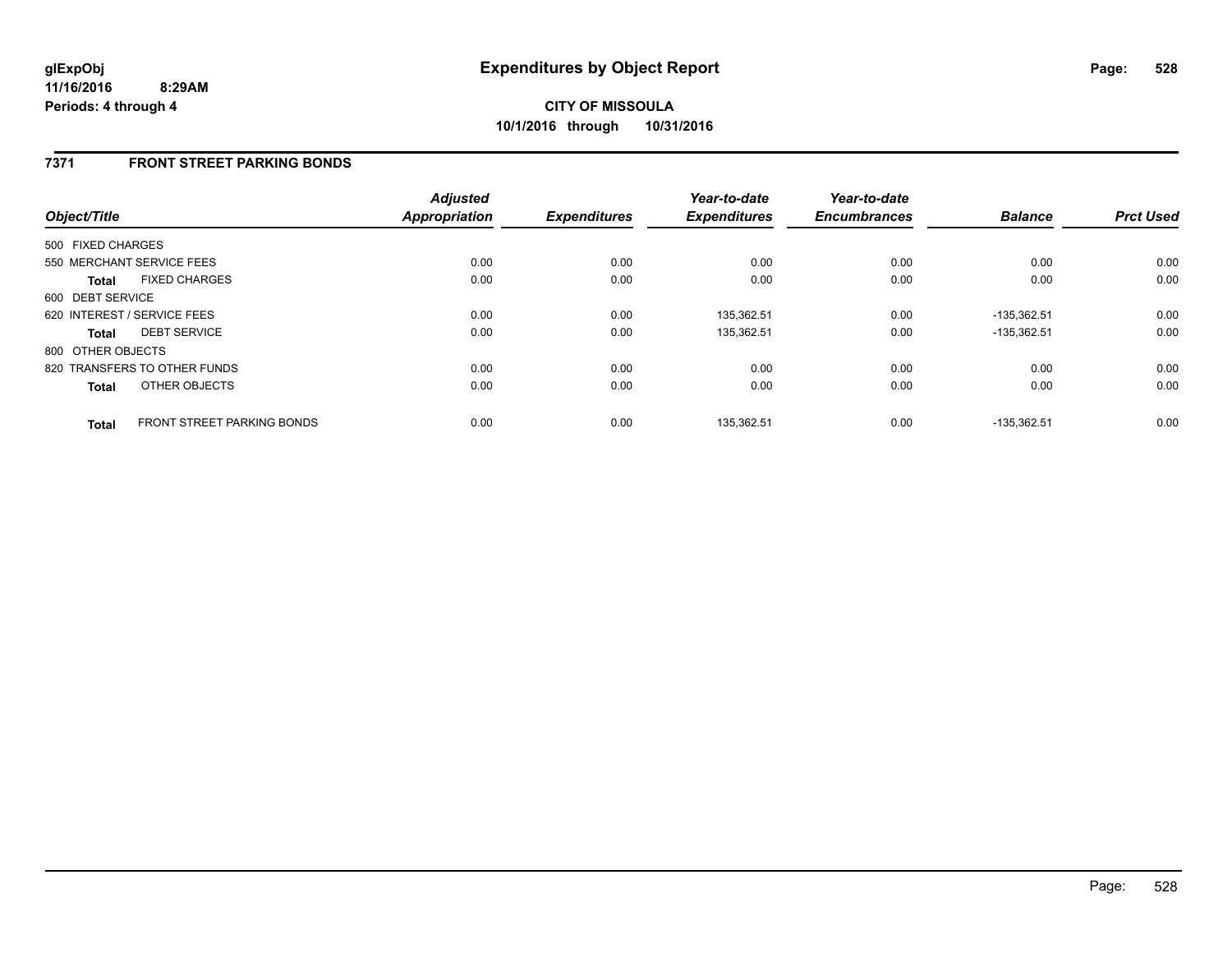glExpObj
11/16/2016 8:29AM
Periods: 4 through 4

# Expenditures by Object Report

**CITY OF MISSOULA**
**10/1/2016 through 10/31/2016**

## 7371 FRONT STREET PARKING BONDS

| Object/Title | Adjusted Appropriation | Expenditures | Year-to-date Expenditures | Year-to-date Encumbrances | Balance | Prct Used |
|---|---|---|---|---|---|---|
| 500 FIXED CHARGES | | | | | | |
| 550 MERCHANT SERVICE FEES | 0.00 | 0.00 | 0.00 | 0.00 | 0.00 | 0.00 |
| **Total** FIXED CHARGES | 0.00 | 0.00 | 0.00 | 0.00 | 0.00 | 0.00 |
| 600 DEBT SERVICE | | | | | | |
| 620 INTEREST / SERVICE FEES | 0.00 | 0.00 | 135,362.51 | 0.00 | -135,362.51 | 0.00 |
| **Total** DEBT SERVICE | 0.00 | 0.00 | 135,362.51 | 0.00 | -135,362.51 | 0.00 |
| 800 OTHER OBJECTS | | | | | | |
| 820 TRANSFERS TO OTHER FUNDS | 0.00 | 0.00 | 0.00 | 0.00 | 0.00 | 0.00 |
| **Total** OTHER OBJECTS | 0.00 | 0.00 | 0.00 | 0.00 | 0.00 | 0.00 |
| **Total** FRONT STREET PARKING BONDS | 0.00 | 0.00 | 135,362.51 | 0.00 | -135,362.51 | 0.00 |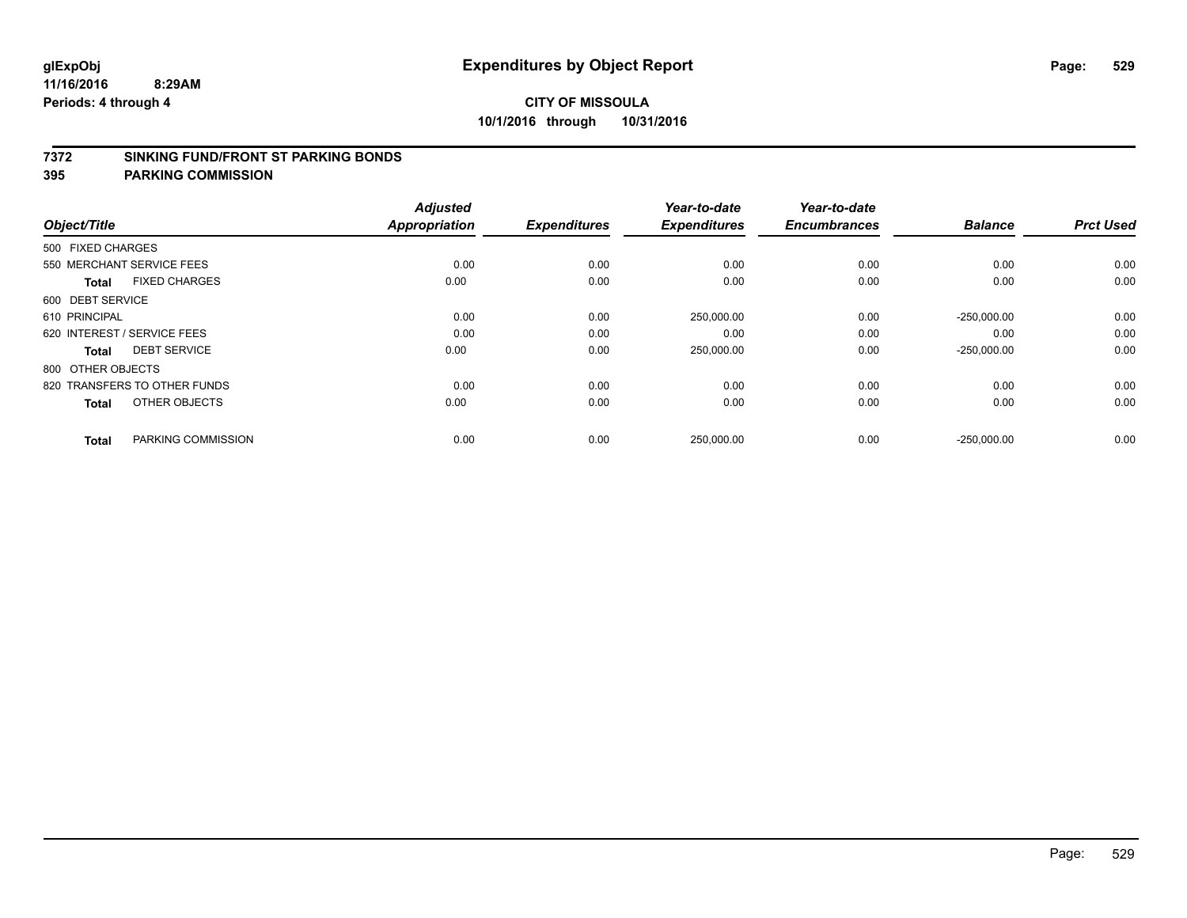# Expenditures by Object Report

glExpObj
11/16/2016 8:29AM
Periods: 4 through 4

**CITY OF MISSOULA**
**10/1/2016 through 10/31/2016**

## 7372 SINKING FUND/FRONT ST PARKING BONDS
## 395 PARKING COMMISSION

| Object/Title | | Adjusted Appropriation | Expenditures | Year-to-date Expenditures | Year-to-date Encumbrances | Balance | Prct Used |
|---|---|---|---|---|---|---|---|
| 500 FIXED CHARGES | | | | | | | |
| 550 MERCHANT SERVICE FEES | | 0.00 | 0.00 | 0.00 | 0.00 | 0.00 | 0.00 |
| **Total** | FIXED CHARGES | 0.00 | 0.00 | 0.00 | 0.00 | 0.00 | 0.00 |
| 600 DEBT SERVICE | | | | | | | |
| 610 PRINCIPAL | | 0.00 | 0.00 | 250,000.00 | 0.00 | -250,000.00 | 0.00 |
| 620 INTEREST / SERVICE FEES | | 0.00 | 0.00 | 0.00 | 0.00 | 0.00 | 0.00 |
| **Total** | DEBT SERVICE | 0.00 | 0.00 | 250,000.00 | 0.00 | -250,000.00 | 0.00 |
| 800 OTHER OBJECTS | | | | | | | |
| 820 TRANSFERS TO OTHER FUNDS | | 0.00 | 0.00 | 0.00 | 0.00 | 0.00 | 0.00 |
| **Total** | OTHER OBJECTS | 0.00 | 0.00 | 0.00 | 0.00 | 0.00 | 0.00 |
| **Total** | PARKING COMMISSION | 0.00 | 0.00 | 250,000.00 | 0.00 | -250,000.00 | 0.00 |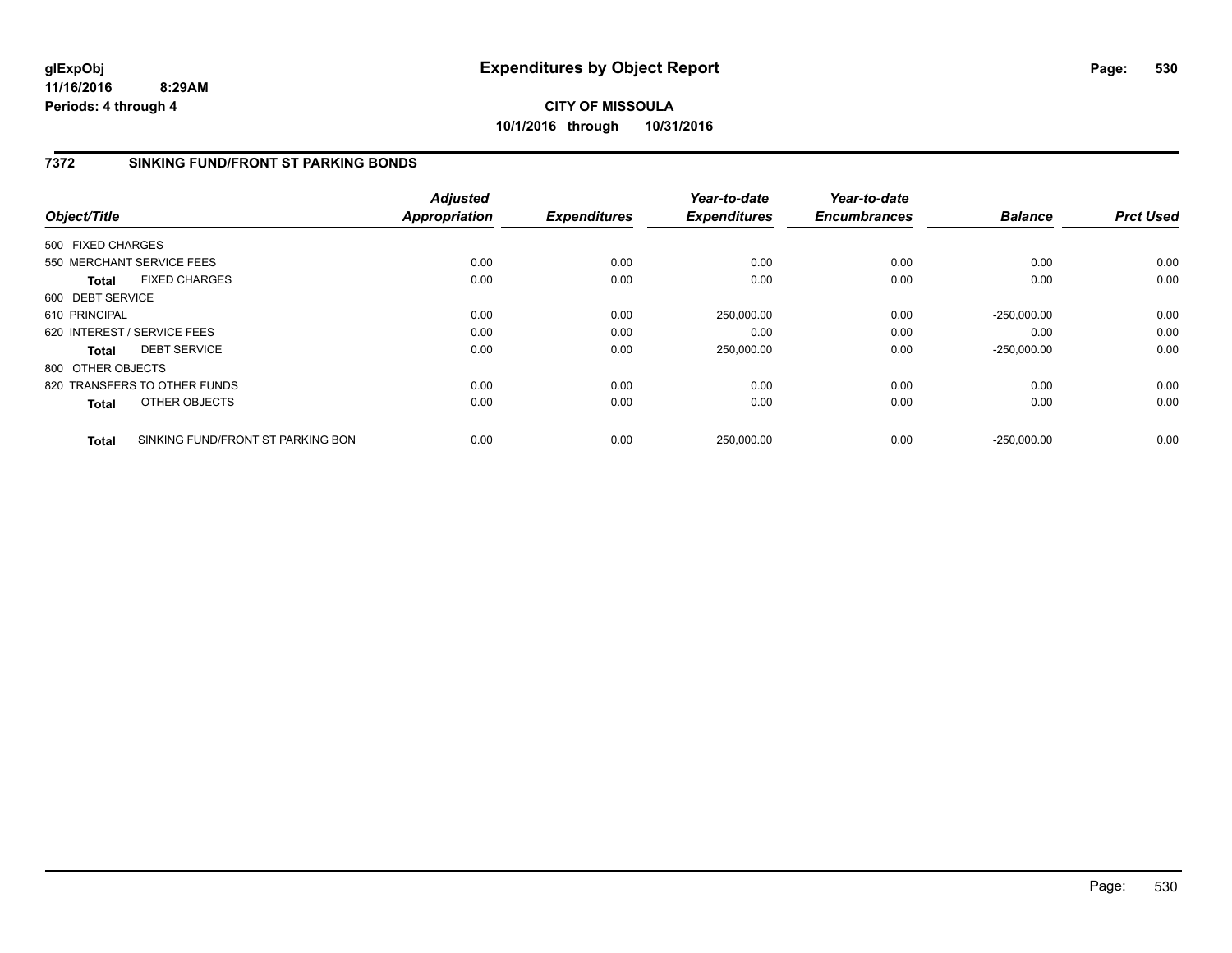**glExpObj**
**11/16/2016 8:29AM**
**Periods: 4 through 4**

# Expenditures by Object Report

**CITY OF MISSOULA**
**10/1/2016 through 10/31/2016**

## 7372 SINKING FUND/FRONT ST PARKING BONDS

| Object/Title | Adjusted Appropriation | Expenditures | Year-to-date Expenditures | Year-to-date Encumbrances | Balance | Prct Used |
|---|---|---|---|---|---|---|
| 500 FIXED CHARGES | | | | | | |
| 550 MERCHANT SERVICE FEES | 0.00 | 0.00 | 0.00 | 0.00 | 0.00 | 0.00 |
| **Total** FIXED CHARGES | 0.00 | 0.00 | 0.00 | 0.00 | 0.00 | 0.00 |
| 600 DEBT SERVICE | | | | | | |
| 610 PRINCIPAL | 0.00 | 0.00 | 250,000.00 | 0.00 | -250,000.00 | 0.00 |
| 620 INTEREST / SERVICE FEES | 0.00 | 0.00 | 0.00 | 0.00 | 0.00 | 0.00 |
| **Total** DEBT SERVICE | 0.00 | 0.00 | 250,000.00 | 0.00 | -250,000.00 | 0.00 |
| 800 OTHER OBJECTS | | | | | | |
| 820 TRANSFERS TO OTHER FUNDS | 0.00 | 0.00 | 0.00 | 0.00 | 0.00 | 0.00 |
| **Total** OTHER OBJECTS | 0.00 | 0.00 | 0.00 | 0.00 | 0.00 | 0.00 |
| **Total** SINKING FUND/FRONT ST PARKING BON | 0.00 | 0.00 | 250,000.00 | 0.00 | -250,000.00 | 0.00 |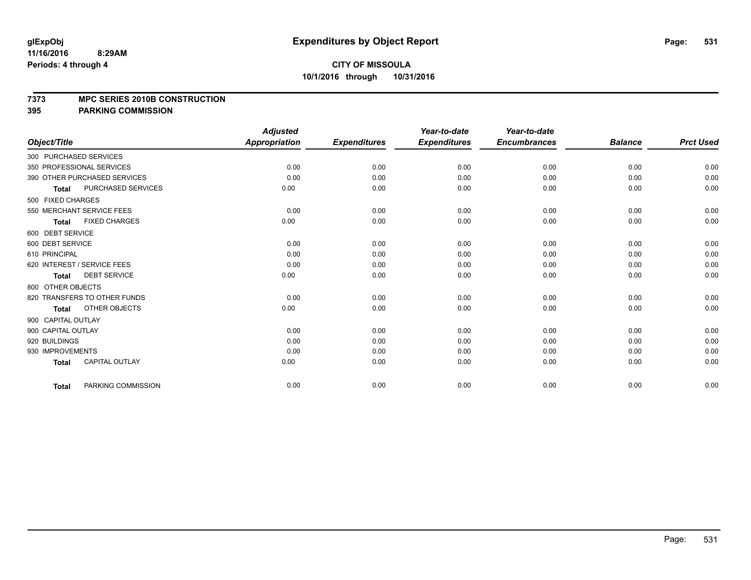**glExpObj**
**11/16/2016 8:29AM**
**Periods: 4 through 4**

# Expenditures by Object Report

**CITY OF MISSOULA**
**10/1/2016 through 10/31/2016**

**7373 MPC SERIES 2010B CONSTRUCTION**
**395 PARKING COMMISSION**

| Object/Title | Adjusted Appropriation | Expenditures | Year-to-date Expenditures | Year-to-date Encumbrances | Balance | Prct Used |
|---|---|---|---|---|---|---|
| 300 PURCHASED SERVICES | | | | | | |
| 350 PROFESSIONAL SERVICES | 0.00 | 0.00 | 0.00 | 0.00 | 0.00 | 0.00 |
| 390 OTHER PURCHASED SERVICES | 0.00 | 0.00 | 0.00 | 0.00 | 0.00 | 0.00 |
| **Total** PURCHASED SERVICES | 0.00 | 0.00 | 0.00 | 0.00 | 0.00 | 0.00 |
| 500 FIXED CHARGES | | | | | | |
| 550 MERCHANT SERVICE FEES | 0.00 | 0.00 | 0.00 | 0.00 | 0.00 | 0.00 |
| **Total** FIXED CHARGES | 0.00 | 0.00 | 0.00 | 0.00 | 0.00 | 0.00 |
| 600 DEBT SERVICE | | | | | | |
| 600 DEBT SERVICE | 0.00 | 0.00 | 0.00 | 0.00 | 0.00 | 0.00 |
| 610 PRINCIPAL | 0.00 | 0.00 | 0.00 | 0.00 | 0.00 | 0.00 |
| 620 INTEREST / SERVICE FEES | 0.00 | 0.00 | 0.00 | 0.00 | 0.00 | 0.00 |
| **Total** DEBT SERVICE | 0.00 | 0.00 | 0.00 | 0.00 | 0.00 | 0.00 |
| 800 OTHER OBJECTS | | | | | | |
| 820 TRANSFERS TO OTHER FUNDS | 0.00 | 0.00 | 0.00 | 0.00 | 0.00 | 0.00 |
| **Total** OTHER OBJECTS | 0.00 | 0.00 | 0.00 | 0.00 | 0.00 | 0.00 |
| 900 CAPITAL OUTLAY | | | | | | |
| 900 CAPITAL OUTLAY | 0.00 | 0.00 | 0.00 | 0.00 | 0.00 | 0.00 |
| 920 BUILDINGS | 0.00 | 0.00 | 0.00 | 0.00 | 0.00 | 0.00 |
| 930 IMPROVEMENTS | 0.00 | 0.00 | 0.00 | 0.00 | 0.00 | 0.00 |
| **Total** CAPITAL OUTLAY | 0.00 | 0.00 | 0.00 | 0.00 | 0.00 | 0.00 |
| **Total** PARKING COMMISSION | 0.00 | 0.00 | 0.00 | 0.00 | 0.00 | 0.00 |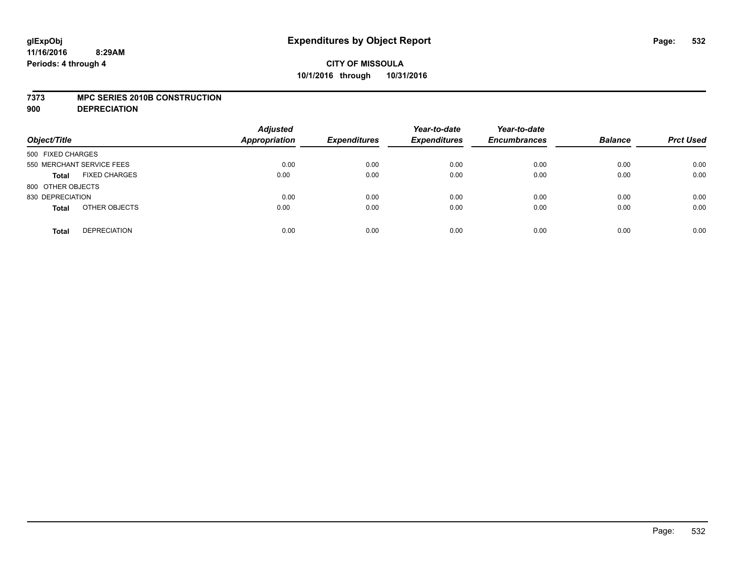glExpObj
11/16/2016 8:29AM
Periods: 4 through 4

# Expenditures by Object Report

**CITY OF MISSOULA**
**10/1/2016 through 10/31/2016**

**7373 MPC SERIES 2010B CONSTRUCTION**
**900 DEPRECIATION**

| Object/Title | | Adjusted Appropriation | Expenditures | Year-to-date Expenditures | Year-to-date Encumbrances | Balance | Prct Used |
|---|---|---|---|---|---|---|---|
| 500 FIXED CHARGES | | | | | | | |
| 550 MERCHANT SERVICE FEES | | 0.00 | 0.00 | 0.00 | 0.00 | 0.00 | 0.00 |
| **Total** | FIXED CHARGES | 0.00 | 0.00 | 0.00 | 0.00 | 0.00 | 0.00 |
| 800 OTHER OBJECTS | | | | | | | |
| 830 DEPRECIATION | | 0.00 | 0.00 | 0.00 | 0.00 | 0.00 | 0.00 |
| **Total** | OTHER OBJECTS | 0.00 | 0.00 | 0.00 | 0.00 | 0.00 | 0.00 |
| **Total** | DEPRECIATION | 0.00 | 0.00 | 0.00 | 0.00 | 0.00 | 0.00 |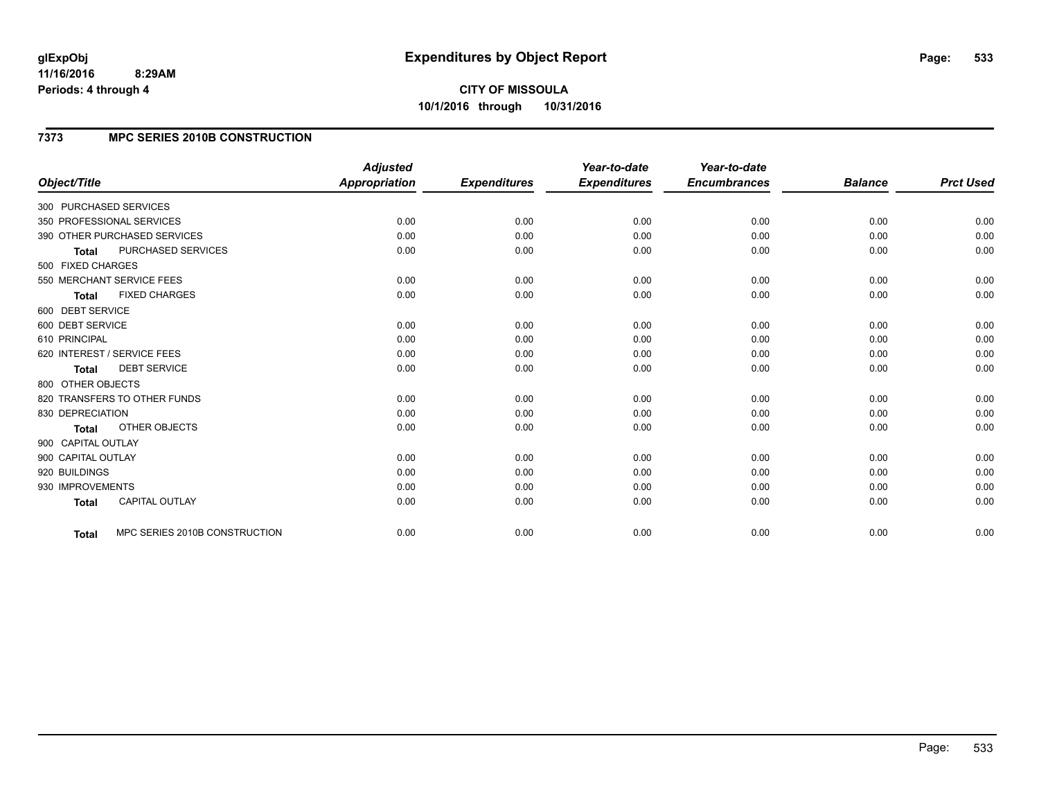**glExpObj** **Expenditures by Object Report**
**11/16/2016 8:29AM**
**Periods: 4 through 4**

**CITY OF MISSOULA**
**10/1/2016 through 10/31/2016**

### 7373 MPC SERIES 2010B CONSTRUCTION

| Object/Title | | Adjusted Appropriation | Expenditures | Year-to-date Expenditures | Year-to-date Encumbrances | Balance | Prct Used |
|---|---|---|---|---|---|---|---|
| 300 PURCHASED SERVICES | | | | | | | |
| 350 PROFESSIONAL SERVICES | | 0.00 | 0.00 | 0.00 | 0.00 | 0.00 | 0.00 |
| 390 OTHER PURCHASED SERVICES | | 0.00 | 0.00 | 0.00 | 0.00 | 0.00 | 0.00 |
| **Total** | PURCHASED SERVICES | 0.00 | 0.00 | 0.00 | 0.00 | 0.00 | 0.00 |
| 500 FIXED CHARGES | | | | | | | |
| 550 MERCHANT SERVICE FEES | | 0.00 | 0.00 | 0.00 | 0.00 | 0.00 | 0.00 |
| **Total** | FIXED CHARGES | 0.00 | 0.00 | 0.00 | 0.00 | 0.00 | 0.00 |
| 600 DEBT SERVICE | | | | | | | |
| 600 DEBT SERVICE | | 0.00 | 0.00 | 0.00 | 0.00 | 0.00 | 0.00 |
| 610 PRINCIPAL | | 0.00 | 0.00 | 0.00 | 0.00 | 0.00 | 0.00 |
| 620 INTEREST / SERVICE FEES | | 0.00 | 0.00 | 0.00 | 0.00 | 0.00 | 0.00 |
| **Total** | DEBT SERVICE | 0.00 | 0.00 | 0.00 | 0.00 | 0.00 | 0.00 |
| 800 OTHER OBJECTS | | | | | | | |
| 820 TRANSFERS TO OTHER FUNDS | | 0.00 | 0.00 | 0.00 | 0.00 | 0.00 | 0.00 |
| 830 DEPRECIATION | | 0.00 | 0.00 | 0.00 | 0.00 | 0.00 | 0.00 |
| **Total** | OTHER OBJECTS | 0.00 | 0.00 | 0.00 | 0.00 | 0.00 | 0.00 |
| 900 CAPITAL OUTLAY | | | | | | | |
| 900 CAPITAL OUTLAY | | 0.00 | 0.00 | 0.00 | 0.00 | 0.00 | 0.00 |
| 920 BUILDINGS | | 0.00 | 0.00 | 0.00 | 0.00 | 0.00 | 0.00 |
| 930 IMPROVEMENTS | | 0.00 | 0.00 | 0.00 | 0.00 | 0.00 | 0.00 |
| **Total** | CAPITAL OUTLAY | 0.00 | 0.00 | 0.00 | 0.00 | 0.00 | 0.00 |
| **Total** | MPC SERIES 2010B CONSTRUCTION | 0.00 | 0.00 | 0.00 | 0.00 | 0.00 | 0.00 |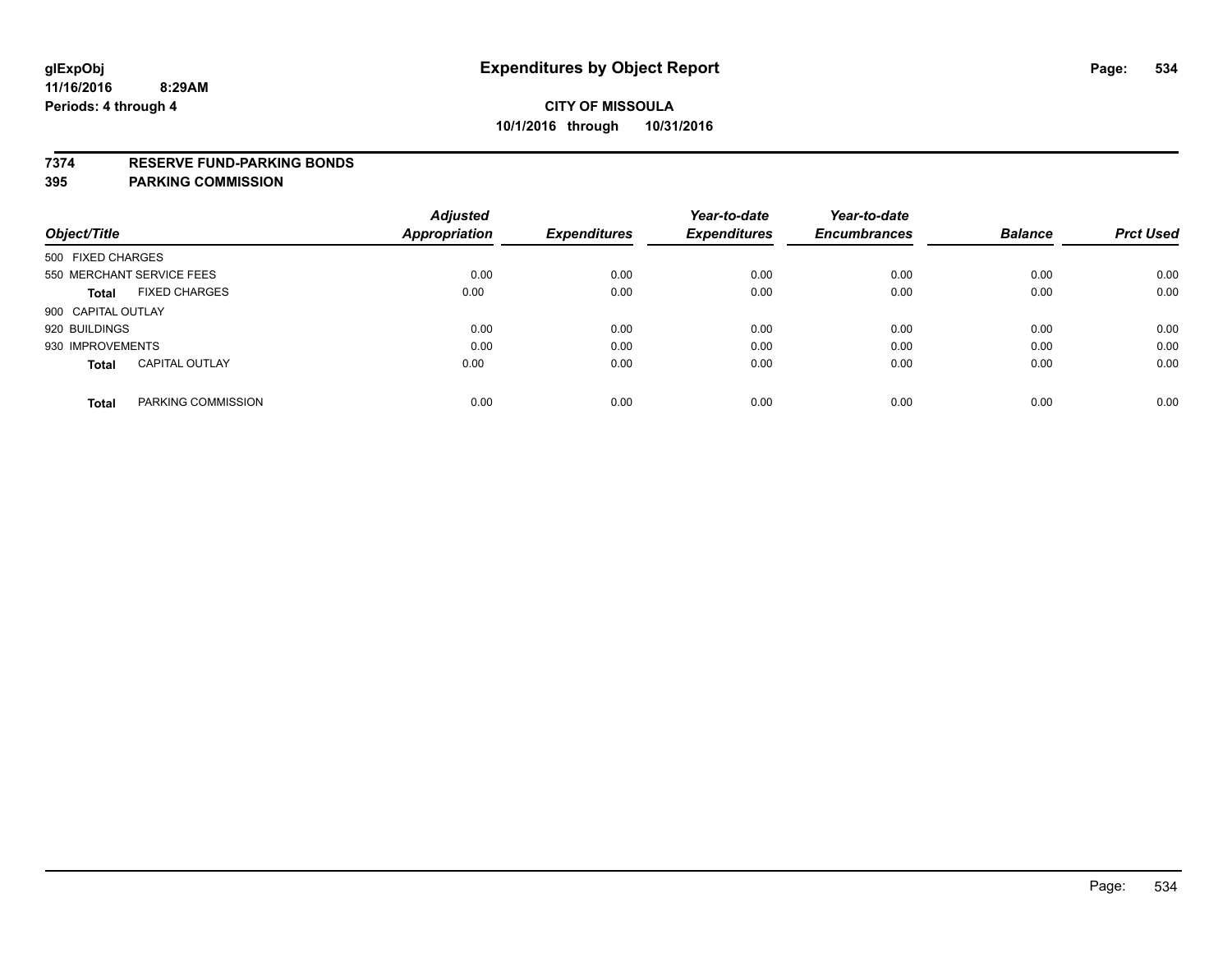glExpObj
11/16/2016 8:29AM
Periods: 4 through 4

# Expenditures by Object Report

**CITY OF MISSOULA**
**10/1/2016 through 10/31/2016**

**7374 RESERVE FUND-PARKING BONDS**
**395 PARKING COMMISSION**

| Object/Title | Adjusted Appropriation | Expenditures | Year-to-date Expenditures | Year-to-date Encumbrances | Balance | Prct Used |
|---|---|---|---|---|---|---|
| 500 FIXED CHARGES | | | | | | |
| 550 MERCHANT SERVICE FEES | 0.00 | 0.00 | 0.00 | 0.00 | 0.00 | 0.00 |
| **Total** FIXED CHARGES | 0.00 | 0.00 | 0.00 | 0.00 | 0.00 | 0.00 |
| 900 CAPITAL OUTLAY | | | | | | |
| 920 BUILDINGS | 0.00 | 0.00 | 0.00 | 0.00 | 0.00 | 0.00 |
| 930 IMPROVEMENTS | 0.00 | 0.00 | 0.00 | 0.00 | 0.00 | 0.00 |
| **Total** CAPITAL OUTLAY | 0.00 | 0.00 | 0.00 | 0.00 | 0.00 | 0.00 |
| **Total** PARKING COMMISSION | 0.00 | 0.00 | 0.00 | 0.00 | 0.00 | 0.00 |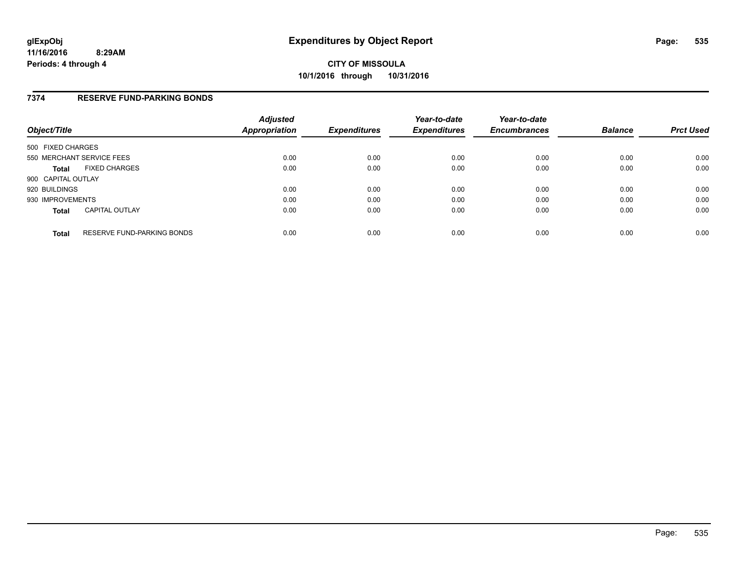# Expenditures by Object Report

glExpObj
11/16/2016 8:29AM
Periods: 4 through 4

**CITY OF MISSOULA**
**10/1/2016 through 10/31/2016**

## 7374 RESERVE FUND-PARKING BONDS

| Object/Title | Adjusted Appropriation | Expenditures | Year-to-date Expenditures | Year-to-date Encumbrances | Balance | Prct Used |
|---|---|---|---|---|---|---|
| 500 FIXED CHARGES | | | | | | |
| 550 MERCHANT SERVICE FEES | 0.00 | 0.00 | 0.00 | 0.00 | 0.00 | 0.00 |
| **Total** FIXED CHARGES | 0.00 | 0.00 | 0.00 | 0.00 | 0.00 | 0.00 |
| 900 CAPITAL OUTLAY | | | | | | |
| 920 BUILDINGS | 0.00 | 0.00 | 0.00 | 0.00 | 0.00 | 0.00 |
| 930 IMPROVEMENTS | 0.00 | 0.00 | 0.00 | 0.00 | 0.00 | 0.00 |
| **Total** CAPITAL OUTLAY | 0.00 | 0.00 | 0.00 | 0.00 | 0.00 | 0.00 |
| **Total** RESERVE FUND-PARKING BONDS | 0.00 | 0.00 | 0.00 | 0.00 | 0.00 | 0.00 |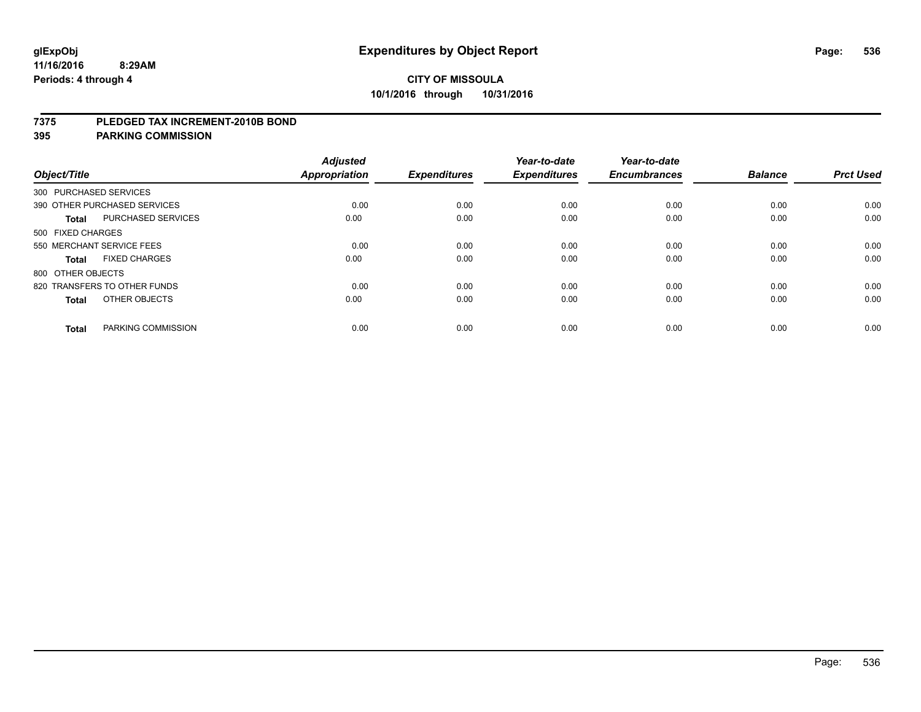**glExpObj**
**11/16/2016 8:29AM**
**Periods: 4 through 4**

# Expenditures by Object Report

**CITY OF MISSOULA**
**10/1/2016 through 10/31/2016**

**7375 PLEDGED TAX INCREMENT-2010B BOND**
**395 PARKING COMMISSION**

| Object/Title | Adjusted Appropriation | Expenditures | Year-to-date Expenditures | Year-to-date Encumbrances | Balance | Prct Used |
|---|---|---|---|---|---|---|
| 300 PURCHASED SERVICES | | | | | | |
| 390 OTHER PURCHASED SERVICES | 0.00 | 0.00 | 0.00 | 0.00 | 0.00 | 0.00 |
| **Total** PURCHASED SERVICES | 0.00 | 0.00 | 0.00 | 0.00 | 0.00 | 0.00 |
| 500 FIXED CHARGES | | | | | | |
| 550 MERCHANT SERVICE FEES | 0.00 | 0.00 | 0.00 | 0.00 | 0.00 | 0.00 |
| **Total** FIXED CHARGES | 0.00 | 0.00 | 0.00 | 0.00 | 0.00 | 0.00 |
| 800 OTHER OBJECTS | | | | | | |
| 820 TRANSFERS TO OTHER FUNDS | 0.00 | 0.00 | 0.00 | 0.00 | 0.00 | 0.00 |
| **Total** OTHER OBJECTS | 0.00 | 0.00 | 0.00 | 0.00 | 0.00 | 0.00 |
| **Total** PARKING COMMISSION | 0.00 | 0.00 | 0.00 | 0.00 | 0.00 | 0.00 |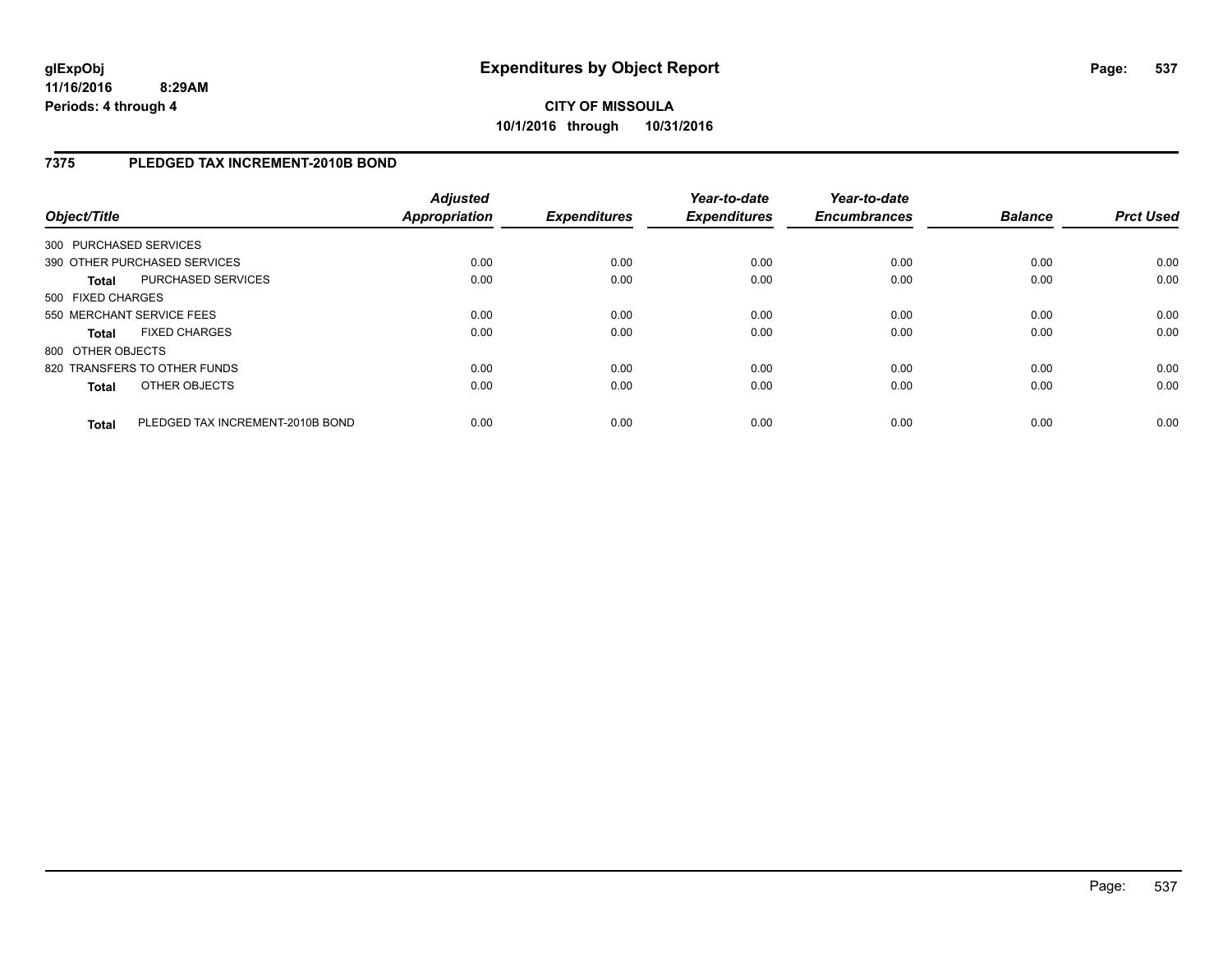# Expenditures by Object Report

**CITY OF MISSOULA**

**10/1/2016 through 10/31/2016**

glExpObj
11/16/2016 8:29AM
Periods: 4 through 4

## 7375 PLEDGED TAX INCREMENT-2010B BOND

| Object/Title | | Adjusted Appropriation | Expenditures | Year-to-date Expenditures | Year-to-date Encumbrances | Balance | Prct Used |
|---|---|---|---|---|---|---|---|
| 300 PURCHASED SERVICES | | | | | | | |
| 390 OTHER PURCHASED SERVICES | | 0.00 | 0.00 | 0.00 | 0.00 | 0.00 | 0.00 |
| **Total** | PURCHASED SERVICES | 0.00 | 0.00 | 0.00 | 0.00 | 0.00 | 0.00 |
| 500 FIXED CHARGES | | | | | | | |
| 550 MERCHANT SERVICE FEES | | 0.00 | 0.00 | 0.00 | 0.00 | 0.00 | 0.00 |
| **Total** | FIXED CHARGES | 0.00 | 0.00 | 0.00 | 0.00 | 0.00 | 0.00 |
| 800 OTHER OBJECTS | | | | | | | |
| 820 TRANSFERS TO OTHER FUNDS | | 0.00 | 0.00 | 0.00 | 0.00 | 0.00 | 0.00 |
| **Total** | OTHER OBJECTS | 0.00 | 0.00 | 0.00 | 0.00 | 0.00 | 0.00 |
| **Total** | PLEDGED TAX INCREMENT-2010B BOND | 0.00 | 0.00 | 0.00 | 0.00 | 0.00 | 0.00 |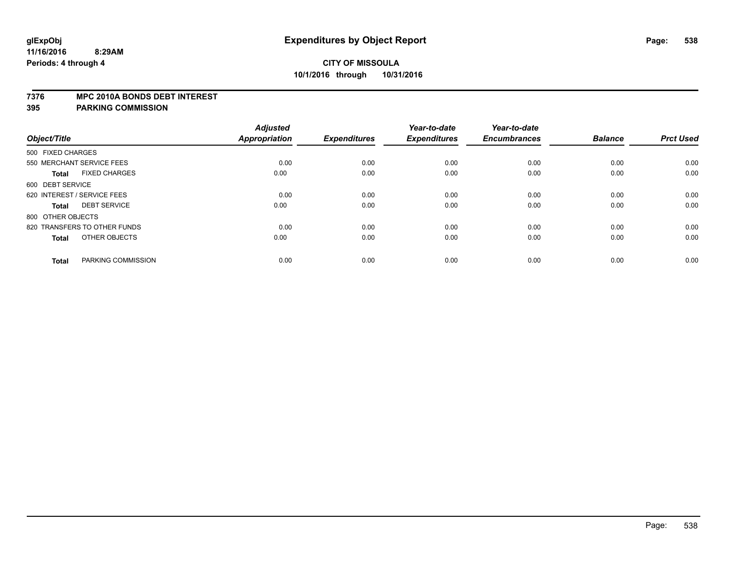**glExpObj**
**11/16/2016 8:29AM**
**Periods: 4 through 4**

# Expenditures by Object Report

**CITY OF MISSOULA**
**10/1/2016 through 10/31/2016**

**7376 MPC 2010A BONDS DEBT INTEREST**
**395 PARKING COMMISSION**

| Object/Title | Adjusted Appropriation | Expenditures | Year-to-date Expenditures | Year-to-date Encumbrances | Balance | Prct Used |
|---|---|---|---|---|---|---|
| 500 FIXED CHARGES | | | | | | |
| 550 MERCHANT SERVICE FEES | 0.00 | 0.00 | 0.00 | 0.00 | 0.00 | 0.00 |
| **Total** FIXED CHARGES | 0.00 | 0.00 | 0.00 | 0.00 | 0.00 | 0.00 |
| 600 DEBT SERVICE | | | | | | |
| 620 INTEREST / SERVICE FEES | 0.00 | 0.00 | 0.00 | 0.00 | 0.00 | 0.00 |
| **Total** DEBT SERVICE | 0.00 | 0.00 | 0.00 | 0.00 | 0.00 | 0.00 |
| 800 OTHER OBJECTS | | | | | | |
| 820 TRANSFERS TO OTHER FUNDS | 0.00 | 0.00 | 0.00 | 0.00 | 0.00 | 0.00 |
| **Total** OTHER OBJECTS | 0.00 | 0.00 | 0.00 | 0.00 | 0.00 | 0.00 |
| **Total** PARKING COMMISSION | 0.00 | 0.00 | 0.00 | 0.00 | 0.00 | 0.00 |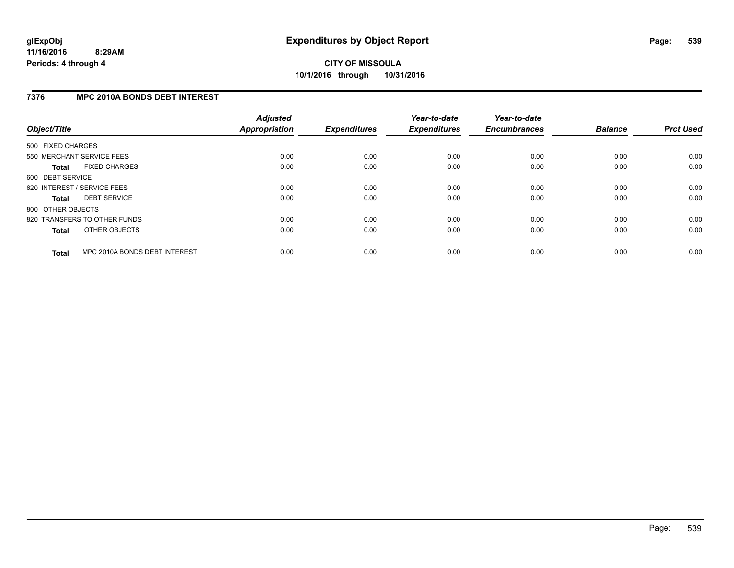# Expenditures by Object Report

glExpObj
11/16/2016 8:29AM
Periods: 4 through 4

**CITY OF MISSOULA**
**10/1/2016 through 10/31/2016**

## 7376 MPC 2010A BONDS DEBT INTEREST

| Object/Title | Adjusted Appropriation | Expenditures | Year-to-date Expenditures | Year-to-date Encumbrances | Balance | Prct Used |
|---|---|---|---|---|---|---|
| 500 FIXED CHARGES | | | | | | |
| 550 MERCHANT SERVICE FEES | 0.00 | 0.00 | 0.00 | 0.00 | 0.00 | 0.00 |
| **Total** FIXED CHARGES | 0.00 | 0.00 | 0.00 | 0.00 | 0.00 | 0.00 |
| 600 DEBT SERVICE | | | | | | |
| 620 INTEREST / SERVICE FEES | 0.00 | 0.00 | 0.00 | 0.00 | 0.00 | 0.00 |
| **Total** DEBT SERVICE | 0.00 | 0.00 | 0.00 | 0.00 | 0.00 | 0.00 |
| 800 OTHER OBJECTS | | | | | | |
| 820 TRANSFERS TO OTHER FUNDS | 0.00 | 0.00 | 0.00 | 0.00 | 0.00 | 0.00 |
| **Total** OTHER OBJECTS | 0.00 | 0.00 | 0.00 | 0.00 | 0.00 | 0.00 |
| **Total** MPC 2010A BONDS DEBT INTEREST | 0.00 | 0.00 | 0.00 | 0.00 | 0.00 | 0.00 |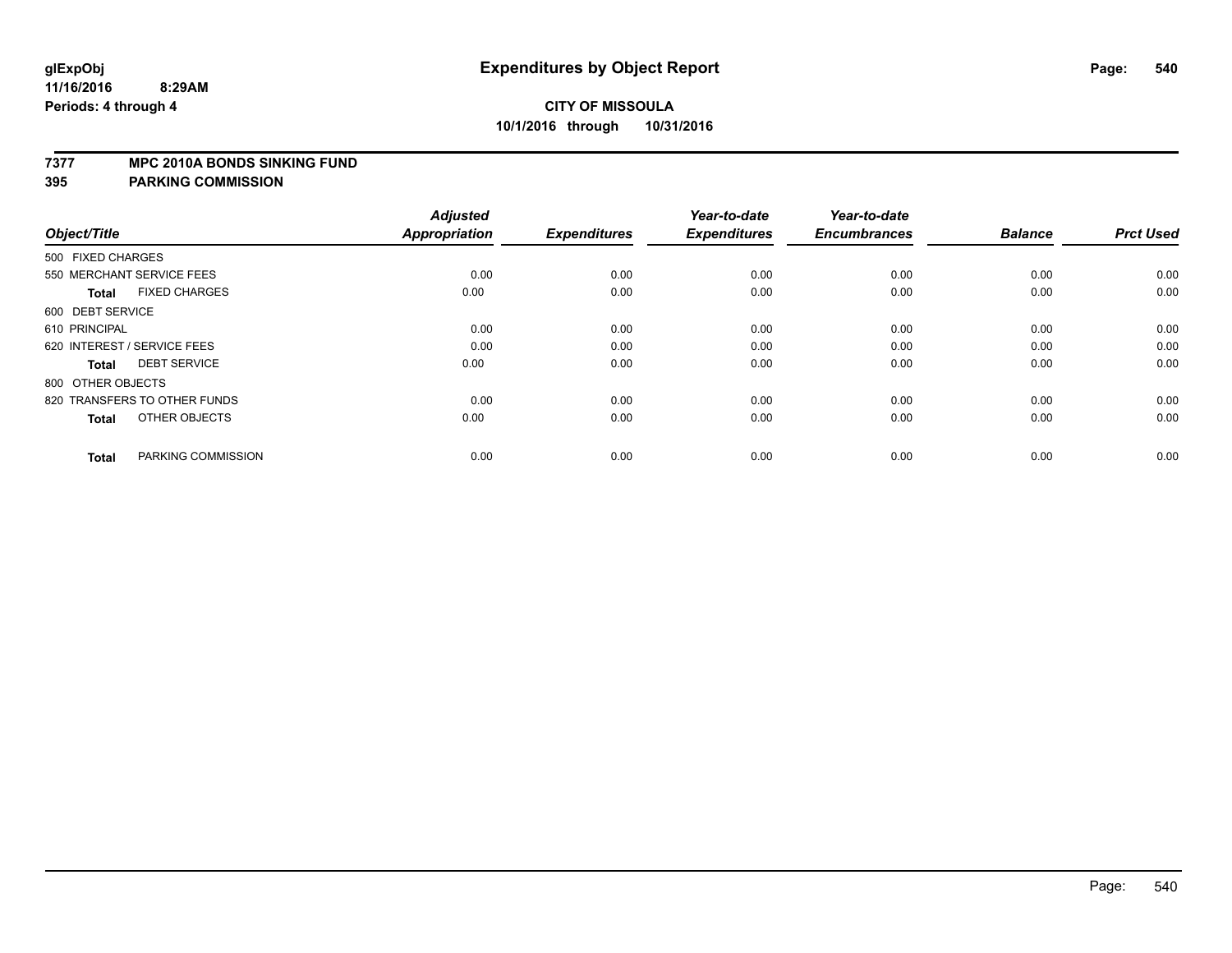**glExpObj**
**11/16/2016 8:29AM**
**Periods: 4 through 4**

# Expenditures by Object Report

**CITY OF MISSOULA**
**10/1/2016 through 10/31/2016**

**7377 MPC 2010A BONDS SINKING FUND**
**395 PARKING COMMISSION**

| Object/Title | Adjusted Appropriation | Expenditures | Year-to-date Expenditures | Year-to-date Encumbrances | Balance | Prct Used |
|---|---|---|---|---|---|---|
| 500 FIXED CHARGES | | | | | | |
| 550 MERCHANT SERVICE FEES | 0.00 | 0.00 | 0.00 | 0.00 | 0.00 | 0.00 |
| **Total** FIXED CHARGES | 0.00 | 0.00 | 0.00 | 0.00 | 0.00 | 0.00 |
| 600 DEBT SERVICE | | | | | | |
| 610 PRINCIPAL | 0.00 | 0.00 | 0.00 | 0.00 | 0.00 | 0.00 |
| 620 INTEREST / SERVICE FEES | 0.00 | 0.00 | 0.00 | 0.00 | 0.00 | 0.00 |
| **Total** DEBT SERVICE | 0.00 | 0.00 | 0.00 | 0.00 | 0.00 | 0.00 |
| 800 OTHER OBJECTS | | | | | | |
| 820 TRANSFERS TO OTHER FUNDS | 0.00 | 0.00 | 0.00 | 0.00 | 0.00 | 0.00 |
| **Total** OTHER OBJECTS | 0.00 | 0.00 | 0.00 | 0.00 | 0.00 | 0.00 |
| **Total** PARKING COMMISSION | 0.00 | 0.00 | 0.00 | 0.00 | 0.00 | 0.00 |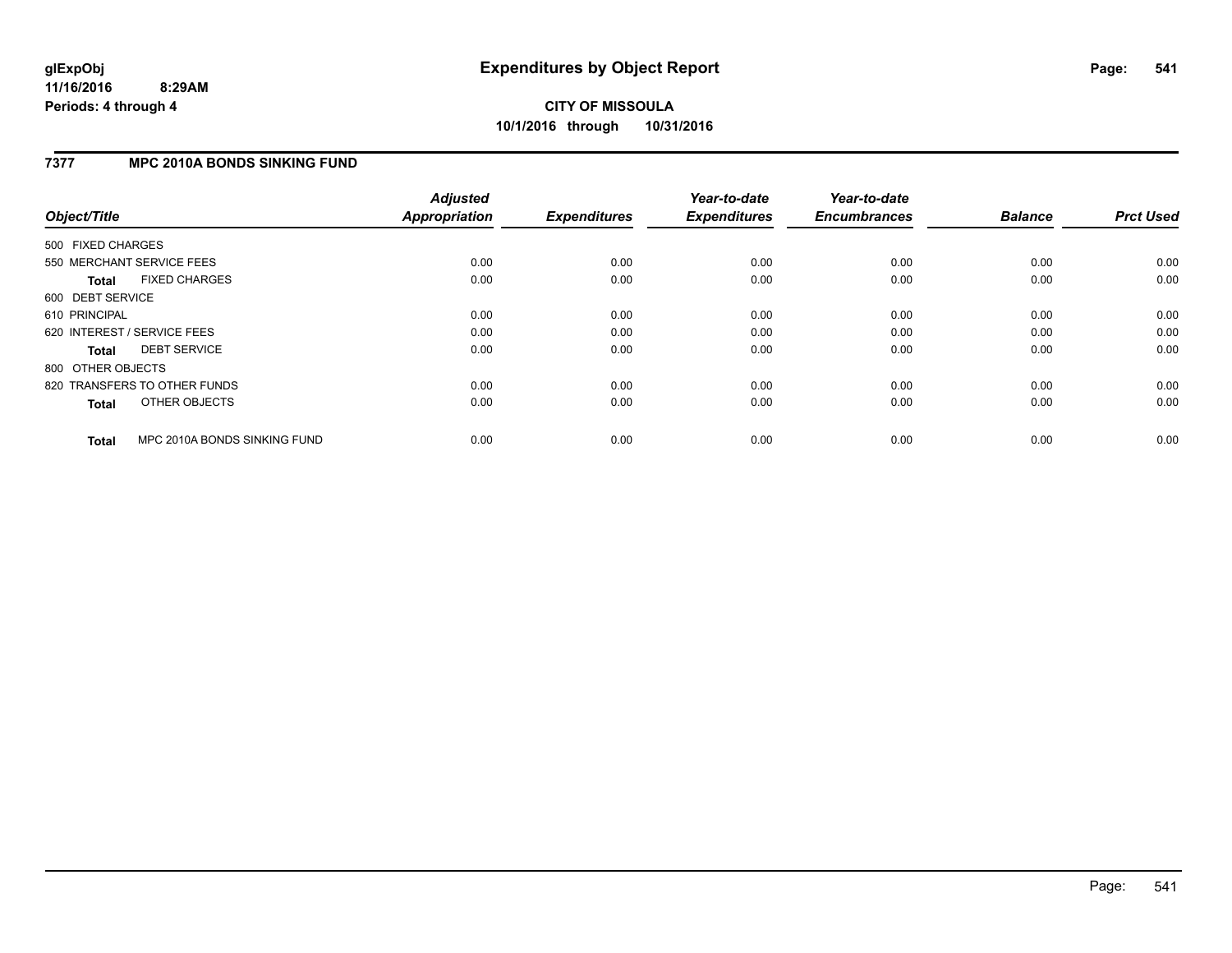**glExpObj**
**11/16/2016 8:29AM**
**Periods: 4 through 4**

# Expenditures by Object Report

**CITY OF MISSOULA**
**10/1/2016 through 10/31/2016**

## 7377 MPC 2010A BONDS SINKING FUND

| Object/Title | | Adjusted Appropriation | Expenditures | Year-to-date Expenditures | Year-to-date Encumbrances | Balance | Prct Used |
|---|---|---|---|---|---|---|---|
| 500 FIXED CHARGES | | | | | | | |
| 550 MERCHANT SERVICE FEES | | 0.00 | 0.00 | 0.00 | 0.00 | 0.00 | 0.00 |
| **Total** | FIXED CHARGES | 0.00 | 0.00 | 0.00 | 0.00 | 0.00 | 0.00 |
| 600 DEBT SERVICE | | | | | | | |
| 610 PRINCIPAL | | 0.00 | 0.00 | 0.00 | 0.00 | 0.00 | 0.00 |
| 620 INTEREST / SERVICE FEES | | 0.00 | 0.00 | 0.00 | 0.00 | 0.00 | 0.00 |
| **Total** | DEBT SERVICE | 0.00 | 0.00 | 0.00 | 0.00 | 0.00 | 0.00 |
| 800 OTHER OBJECTS | | | | | | | |
| 820 TRANSFERS TO OTHER FUNDS | | 0.00 | 0.00 | 0.00 | 0.00 | 0.00 | 0.00 |
| **Total** | OTHER OBJECTS | 0.00 | 0.00 | 0.00 | 0.00 | 0.00 | 0.00 |
| **Total** | MPC 2010A BONDS SINKING FUND | 0.00 | 0.00 | 0.00 | 0.00 | 0.00 | 0.00 |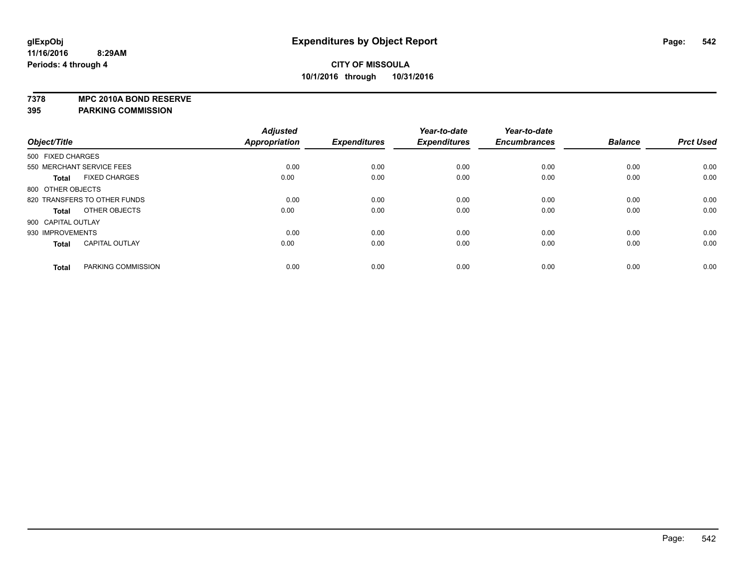**glExpObj**
**11/16/2016 8:29AM**
**Periods: 4 through 4**

# Expenditures by Object Report

**CITY OF MISSOULA**
**10/1/2016 through 10/31/2016**

**7378 MPC 2010A BOND RESERVE**
**395 PARKING COMMISSION**

| Object/Title | Adjusted Appropriation | Expenditures | Year-to-date Expenditures | Year-to-date Encumbrances | Balance | Prct Used |
|---|---|---|---|---|---|---|
| 500 FIXED CHARGES | | | | | | |
| 550 MERCHANT SERVICE FEES | 0.00 | 0.00 | 0.00 | 0.00 | 0.00 | 0.00 |
| **Total** FIXED CHARGES | 0.00 | 0.00 | 0.00 | 0.00 | 0.00 | 0.00 |
| 800 OTHER OBJECTS | | | | | | |
| 820 TRANSFERS TO OTHER FUNDS | 0.00 | 0.00 | 0.00 | 0.00 | 0.00 | 0.00 |
| **Total** OTHER OBJECTS | 0.00 | 0.00 | 0.00 | 0.00 | 0.00 | 0.00 |
| 900 CAPITAL OUTLAY | | | | | | |
| 930 IMPROVEMENTS | 0.00 | 0.00 | 0.00 | 0.00 | 0.00 | 0.00 |
| **Total** CAPITAL OUTLAY | 0.00 | 0.00 | 0.00 | 0.00 | 0.00 | 0.00 |
| **Total** PARKING COMMISSION | 0.00 | 0.00 | 0.00 | 0.00 | 0.00 | 0.00 |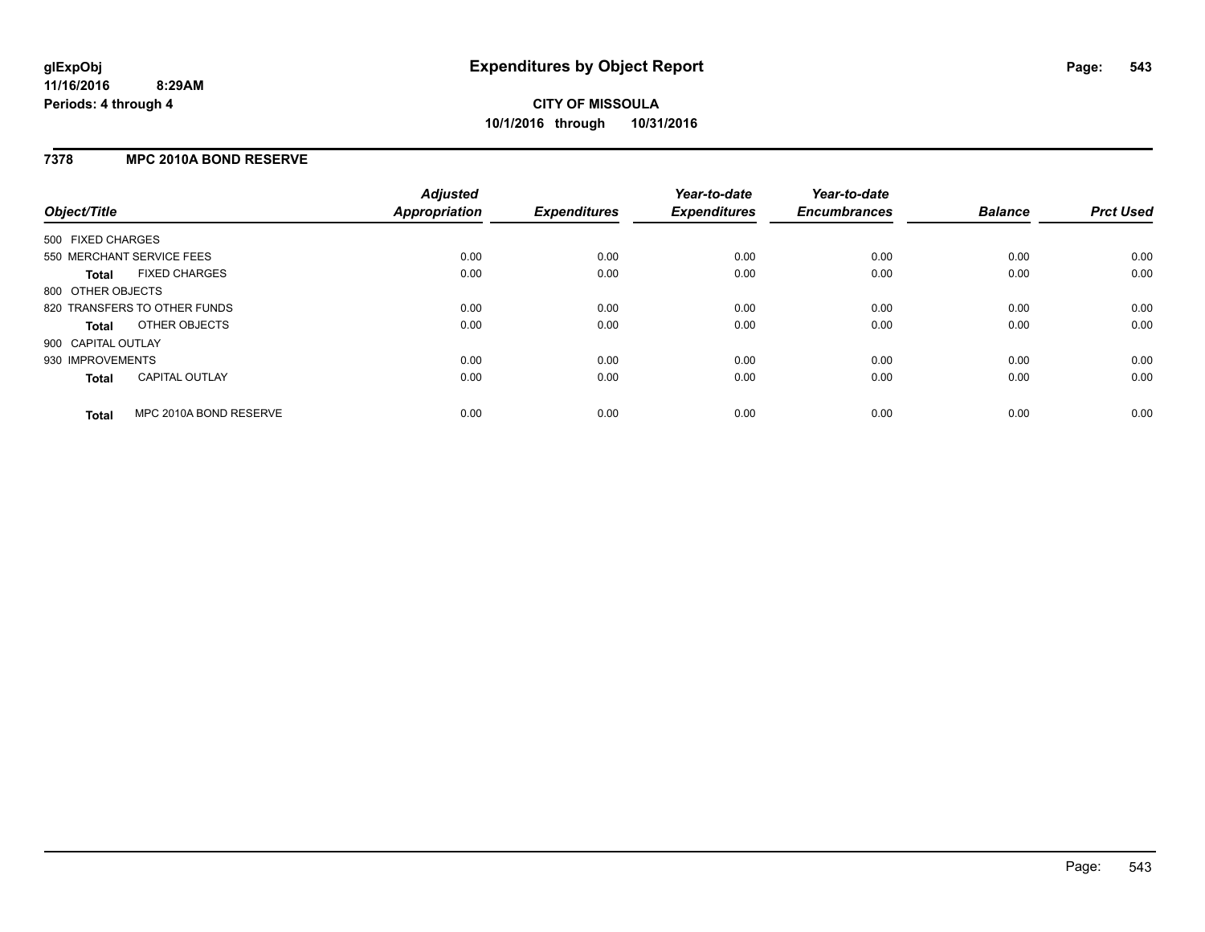**glExpObj** **Expenditures by Object Report**
**11/16/2016 8:29AM**
**Periods: 4 through 4**

**CITY OF MISSOULA**
**10/1/2016 through 10/31/2016**

## 7378 MPC 2010A BOND RESERVE

| Object/Title | Adjusted Appropriation | Expenditures | Year-to-date Expenditures | Year-to-date Encumbrances | Balance | Prct Used |
|---|---|---|---|---|---|---|
| 500 FIXED CHARGES | | | | | | |
| 550 MERCHANT SERVICE FEES | 0.00 | 0.00 | 0.00 | 0.00 | 0.00 | 0.00 |
| **Total** FIXED CHARGES | 0.00 | 0.00 | 0.00 | 0.00 | 0.00 | 0.00 |
| 800 OTHER OBJECTS | | | | | | |
| 820 TRANSFERS TO OTHER FUNDS | 0.00 | 0.00 | 0.00 | 0.00 | 0.00 | 0.00 |
| **Total** OTHER OBJECTS | 0.00 | 0.00 | 0.00 | 0.00 | 0.00 | 0.00 |
| 900 CAPITAL OUTLAY | | | | | | |
| 930 IMPROVEMENTS | 0.00 | 0.00 | 0.00 | 0.00 | 0.00 | 0.00 |
| **Total** CAPITAL OUTLAY | 0.00 | 0.00 | 0.00 | 0.00 | 0.00 | 0.00 |
| **Total** MPC 2010A BOND RESERVE | 0.00 | 0.00 | 0.00 | 0.00 | 0.00 | 0.00 |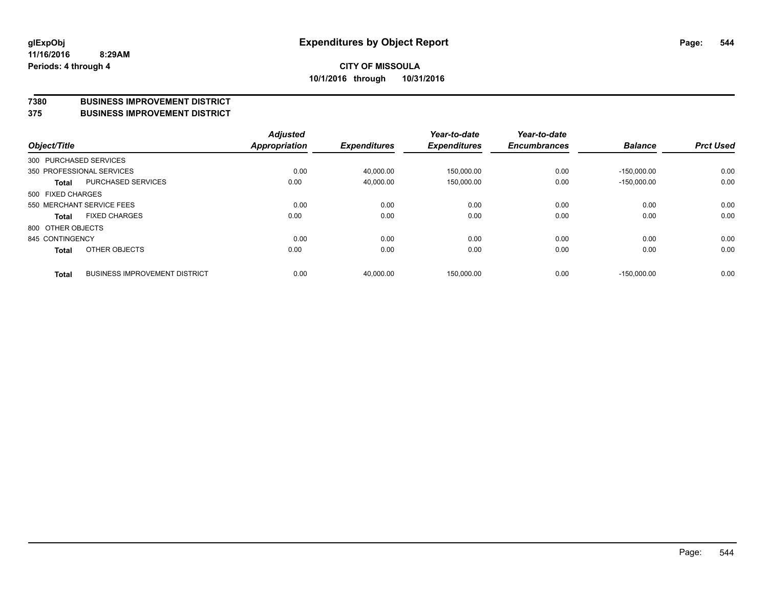# Expenditures by Object Report

glExpObj
11/16/2016 8:29AM
Periods: 4 through 4

**CITY OF MISSOULA**
**10/1/2016 through 10/31/2016**

## 7380 BUSINESS IMPROVEMENT DISTRICT
## 375 BUSINESS IMPROVEMENT DISTRICT

| Object/Title | | Adjusted Appropriation | Expenditures | Year-to-date Expenditures | Year-to-date Encumbrances | Balance | Prct Used |
|---|---|---|---|---|---|---|---|
| 300 PURCHASED SERVICES | | | | | | | |
| 350 PROFESSIONAL SERVICES | | 0.00 | 40,000.00 | 150,000.00 | 0.00 | -150,000.00 | 0.00 |
| **Total** | PURCHASED SERVICES | 0.00 | 40,000.00 | 150,000.00 | 0.00 | -150,000.00 | 0.00 |
| 500 FIXED CHARGES | | | | | | | |
| 550 MERCHANT SERVICE FEES | | 0.00 | 0.00 | 0.00 | 0.00 | 0.00 | 0.00 |
| **Total** | FIXED CHARGES | 0.00 | 0.00 | 0.00 | 0.00 | 0.00 | 0.00 |
| 800 OTHER OBJECTS | | | | | | | |
| 845 CONTINGENCY | | 0.00 | 0.00 | 0.00 | 0.00 | 0.00 | 0.00 |
| **Total** | OTHER OBJECTS | 0.00 | 0.00 | 0.00 | 0.00 | 0.00 | 0.00 |
| **Total** | BUSINESS IMPROVEMENT DISTRICT | 0.00 | 40,000.00 | 150,000.00 | 0.00 | -150,000.00 | 0.00 |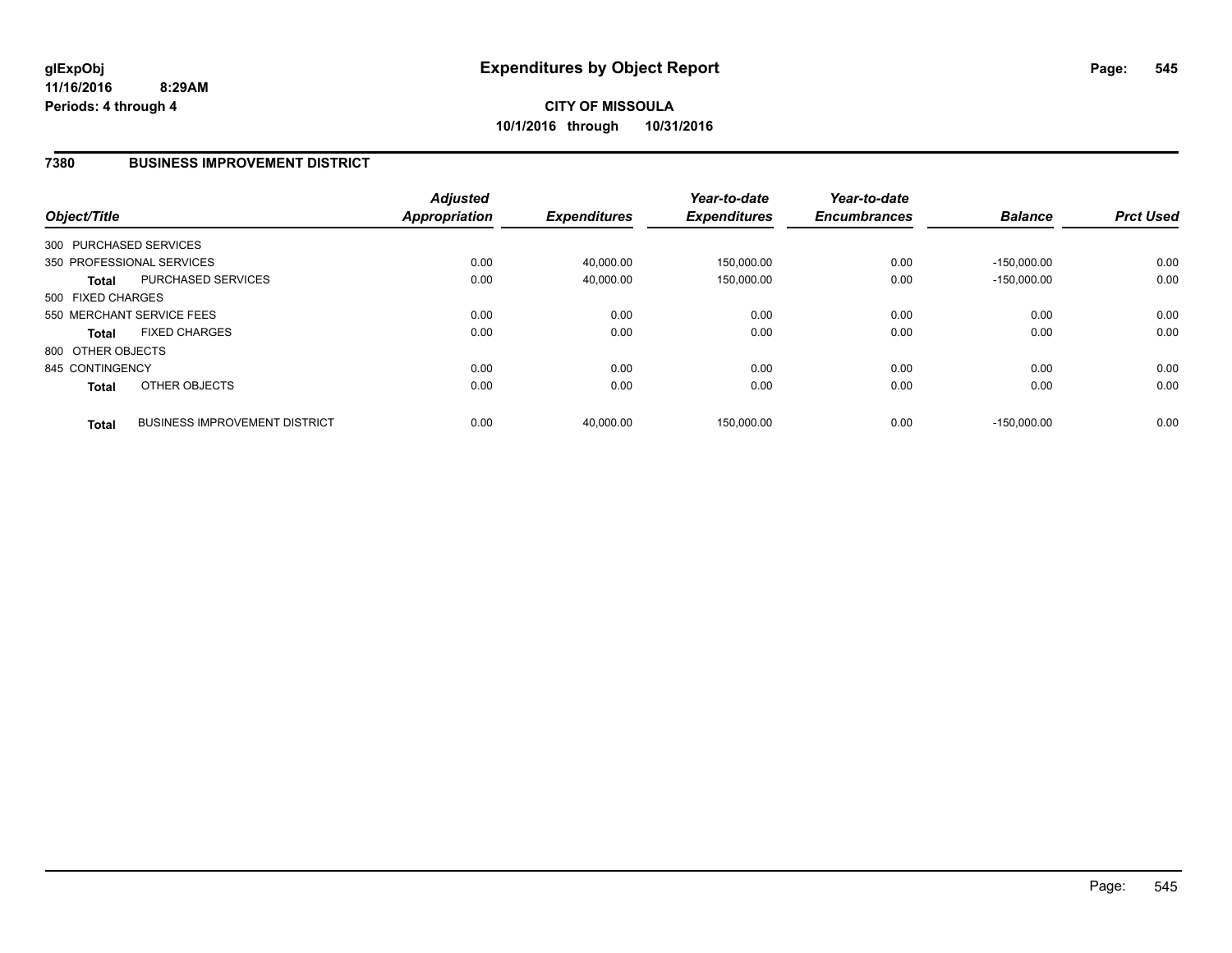glExpObj
11/16/2016 8:29AM
Periods: 4 through 4

# Expenditures by Object Report

**CITY OF MISSOULA**
**10/1/2016 through 10/31/2016**

## 7380 BUSINESS IMPROVEMENT DISTRICT

| Object/Title | | Adjusted Appropriation | Expenditures | Year-to-date Expenditures | Year-to-date Encumbrances | Balance | Prct Used |
|---|---|---|---|---|---|---|---|
| 300 PURCHASED SERVICES | | | | | | | |
| 350 PROFESSIONAL SERVICES | | 0.00 | 40,000.00 | 150,000.00 | 0.00 | -150,000.00 | 0.00 |
| **Total** | PURCHASED SERVICES | 0.00 | 40,000.00 | 150,000.00 | 0.00 | -150,000.00 | 0.00 |
| 500 FIXED CHARGES | | | | | | | |
| 550 MERCHANT SERVICE FEES | | 0.00 | 0.00 | 0.00 | 0.00 | 0.00 | 0.00 |
| **Total** | FIXED CHARGES | 0.00 | 0.00 | 0.00 | 0.00 | 0.00 | 0.00 |
| 800 OTHER OBJECTS | | | | | | | |
| 845 CONTINGENCY | | 0.00 | 0.00 | 0.00 | 0.00 | 0.00 | 0.00 |
| **Total** | OTHER OBJECTS | 0.00 | 0.00 | 0.00 | 0.00 | 0.00 | 0.00 |
| **Total** | BUSINESS IMPROVEMENT DISTRICT | 0.00 | 40,000.00 | 150,000.00 | 0.00 | -150,000.00 | 0.00 |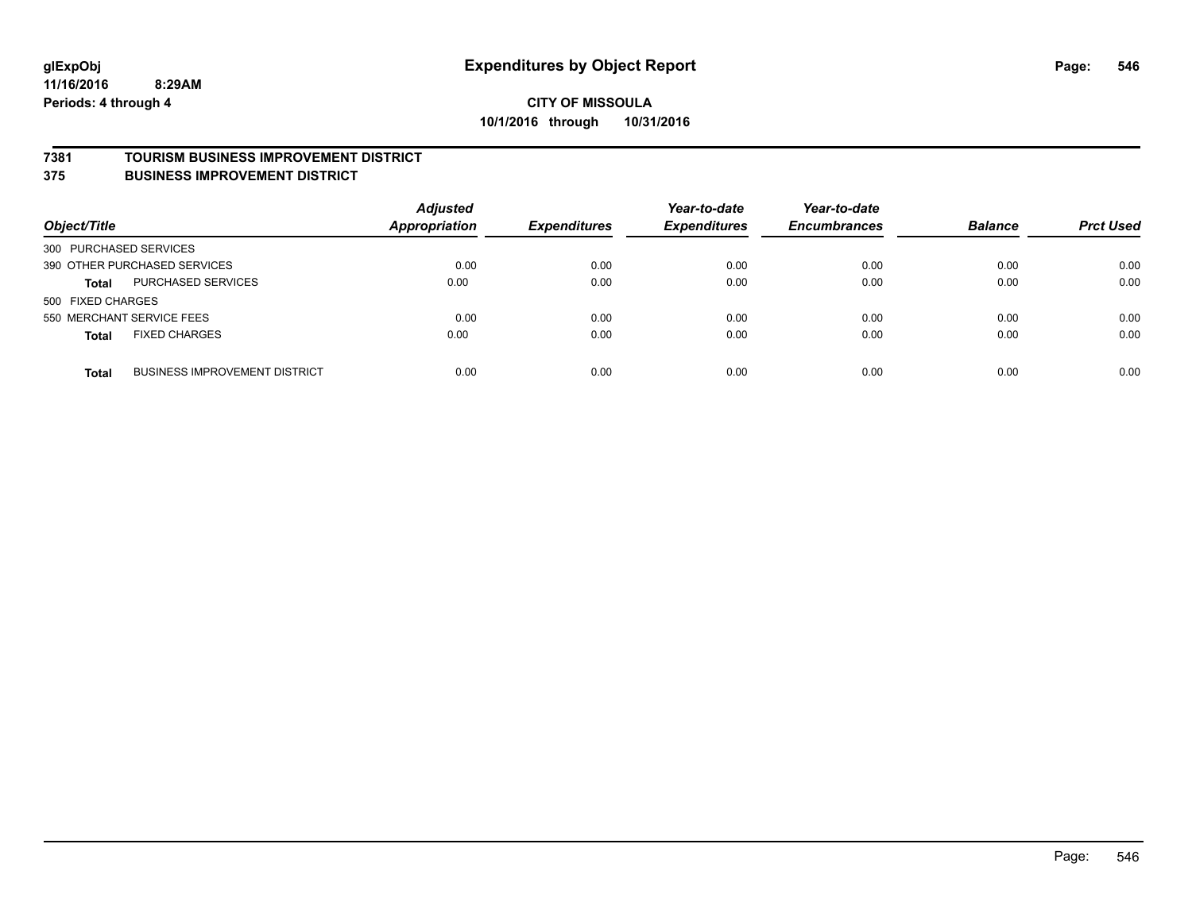**glExpObj** **Expenditures by Object Report**
**11/16/2016 8:29AM**
**Periods: 4 through 4**

**CITY OF MISSOULA**
**10/1/2016 through 10/31/2016**

## 7381 TOURISM BUSINESS IMPROVEMENT DISTRICT
## 375 BUSINESS IMPROVEMENT DISTRICT

| Object/Title | | Adjusted Appropriation | Expenditures | Year-to-date Expenditures | Year-to-date Encumbrances | Balance | Prct Used |
|---|---|---|---|---|---|---|---|
| 300 PURCHASED SERVICES | | | | | | | |
| 390 OTHER PURCHASED SERVICES | | 0.00 | 0.00 | 0.00 | 0.00 | 0.00 | 0.00 |
| **Total** | PURCHASED SERVICES | 0.00 | 0.00 | 0.00 | 0.00 | 0.00 | 0.00 |
| 500 FIXED CHARGES | | | | | | | |
| 550 MERCHANT SERVICE FEES | | 0.00 | 0.00 | 0.00 | 0.00 | 0.00 | 0.00 |
| **Total** | FIXED CHARGES | 0.00 | 0.00 | 0.00 | 0.00 | 0.00 | 0.00 |
| **Total** | BUSINESS IMPROVEMENT DISTRICT | 0.00 | 0.00 | 0.00 | 0.00 | 0.00 | 0.00 |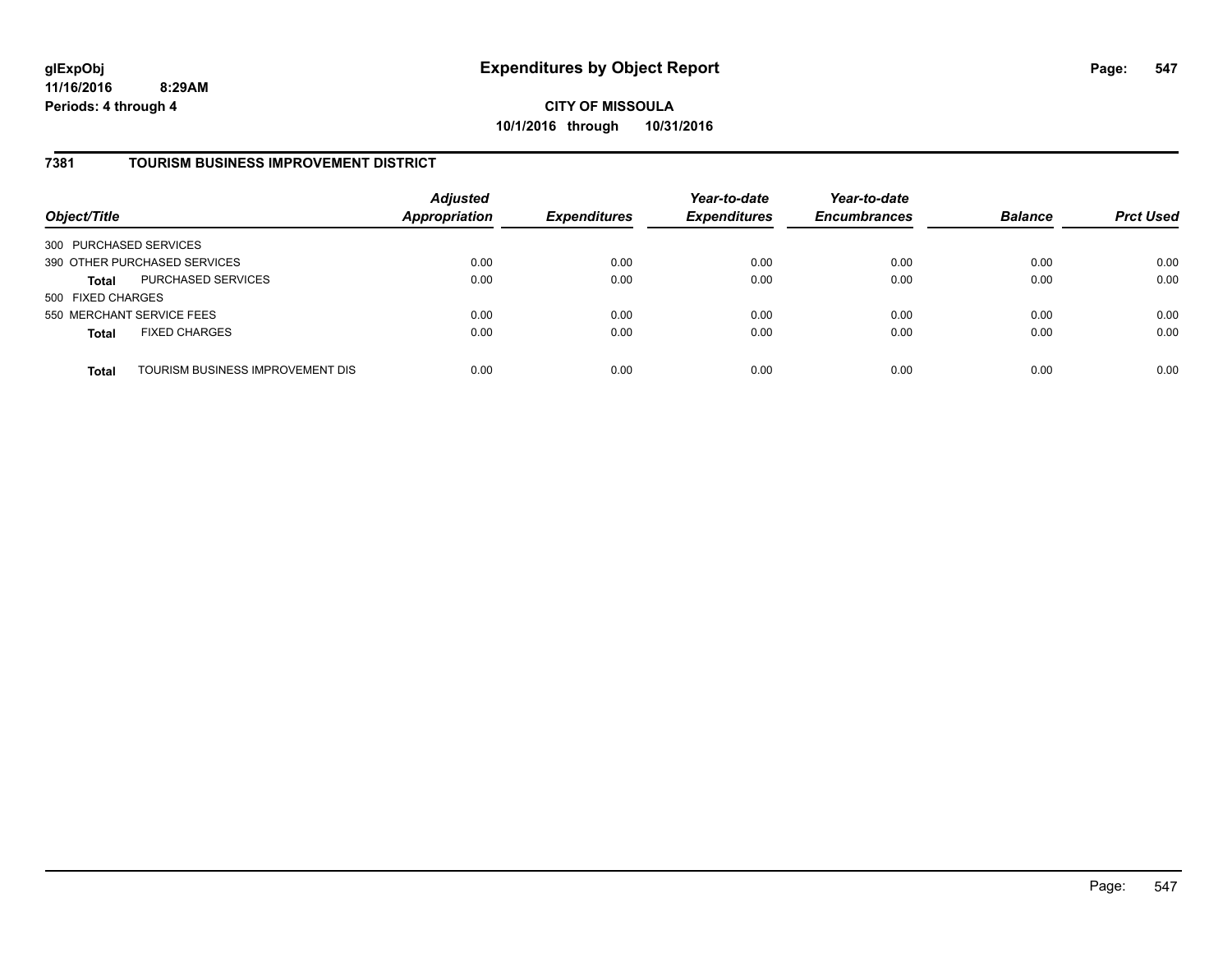**glExpObj** **Expenditures by Object Report**
**11/16/2016 8:29AM**
**Periods: 4 through 4**

**CITY OF MISSOULA**
**10/1/2016 through 10/31/2016**

## 7381 TOURISM BUSINESS IMPROVEMENT DISTRICT

| Object/Title | | Adjusted Appropriation | Expenditures | Year-to-date Expenditures | Year-to-date Encumbrances | Balance | Prct Used |
|---|---|---|---|---|---|---|---|
| 300 PURCHASED SERVICES | | | | | | | |
| 390 OTHER PURCHASED SERVICES | | 0.00 | 0.00 | 0.00 | 0.00 | 0.00 | 0.00 |
| **Total** | PURCHASED SERVICES | 0.00 | 0.00 | 0.00 | 0.00 | 0.00 | 0.00 |
| 500 FIXED CHARGES | | | | | | | |
| 550 MERCHANT SERVICE FEES | | 0.00 | 0.00 | 0.00 | 0.00 | 0.00 | 0.00 |
| **Total** | FIXED CHARGES | 0.00 | 0.00 | 0.00 | 0.00 | 0.00 | 0.00 |
| **Total** | TOURISM BUSINESS IMPROVEMENT DIS | 0.00 | 0.00 | 0.00 | 0.00 | 0.00 | 0.00 |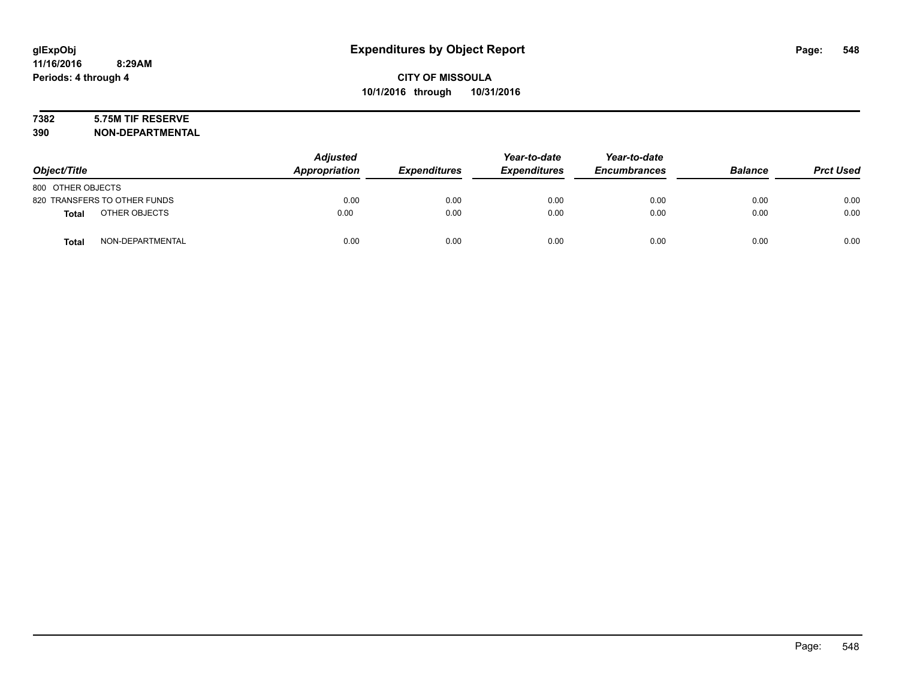# Expenditures by Object Report

glExpObj
11/16/2016 8:29AM
Periods: 4 through 4

**CITY OF MISSOULA**
**10/1/2016 through 10/31/2016**

**7382 5.75M TIF RESERVE**
**390 NON-DEPARTMENTAL**

| Object/Title | Adjusted Appropriation | Expenditures | Year-to-date Expenditures | Year-to-date Encumbrances | Balance | Prct Used |
|---|---|---|---|---|---|---|
| 800 OTHER OBJECTS | | | | | | |
| 820 TRANSFERS TO OTHER FUNDS | 0.00 | 0.00 | 0.00 | 0.00 | 0.00 | 0.00 |
| **Total** OTHER OBJECTS | 0.00 | 0.00 | 0.00 | 0.00 | 0.00 | 0.00 |
| **Total** NON-DEPARTMENTAL | 0.00 | 0.00 | 0.00 | 0.00 | 0.00 | 0.00 |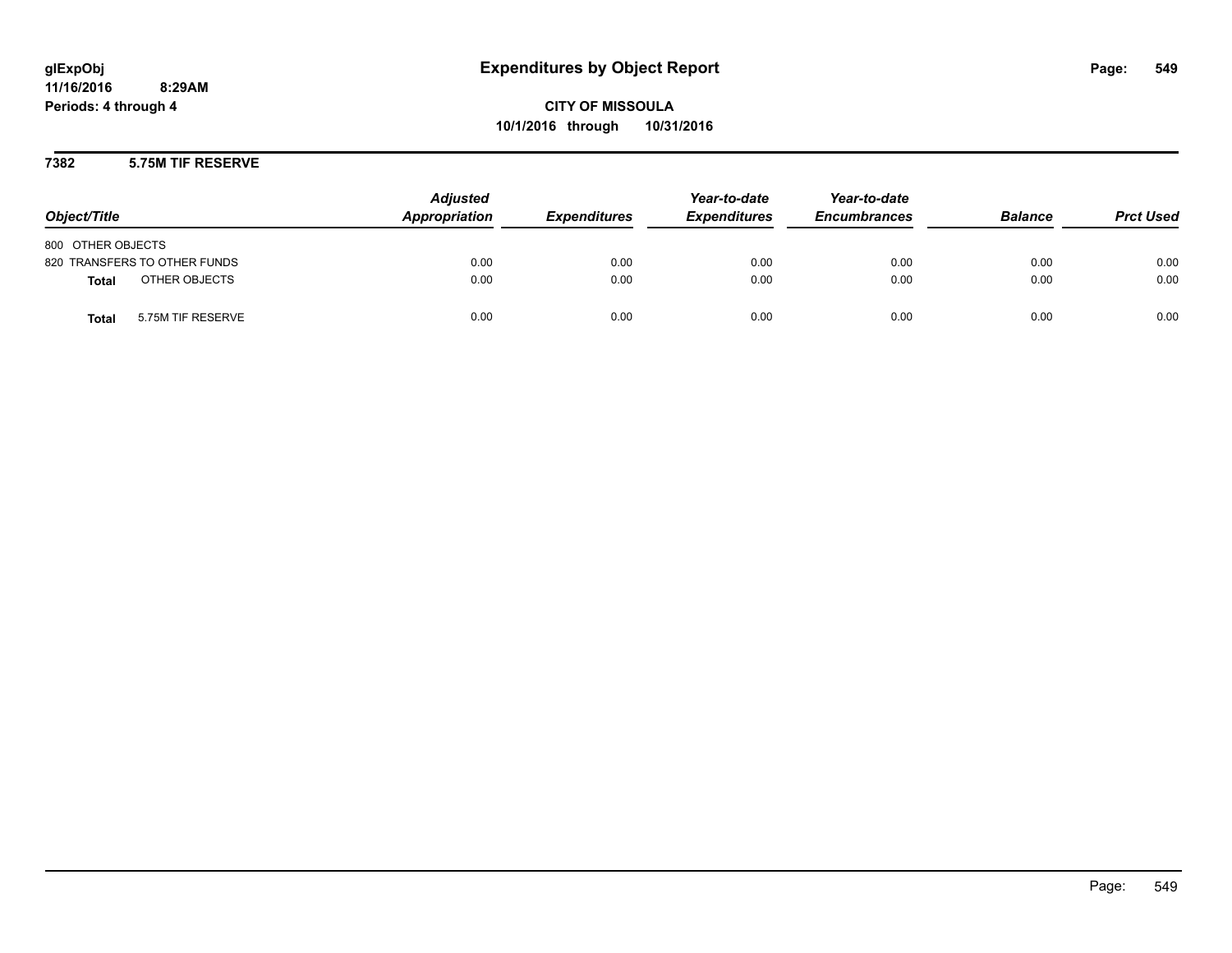# Expenditures by Object Report

**CITY OF MISSOULA**
**10/1/2016 through 10/31/2016**

glExpObj
11/16/2016 8:29AM
Periods: 4 through 4

## 7382 5.75M TIF RESERVE

| Object/Title | Adjusted Appropriation | Expenditures | Year-to-date Expenditures | Year-to-date Encumbrances | Balance | Prct Used |
|---|---|---|---|---|---|---|
| 800 OTHER OBJECTS | | | | | | |
| 820 TRANSFERS TO OTHER FUNDS | 0.00 | 0.00 | 0.00 | 0.00 | 0.00 | 0.00 |
| **Total** OTHER OBJECTS | 0.00 | 0.00 | 0.00 | 0.00 | 0.00 | 0.00 |
| **Total** 5.75M TIF RESERVE | 0.00 | 0.00 | 0.00 | 0.00 | 0.00 | 0.00 |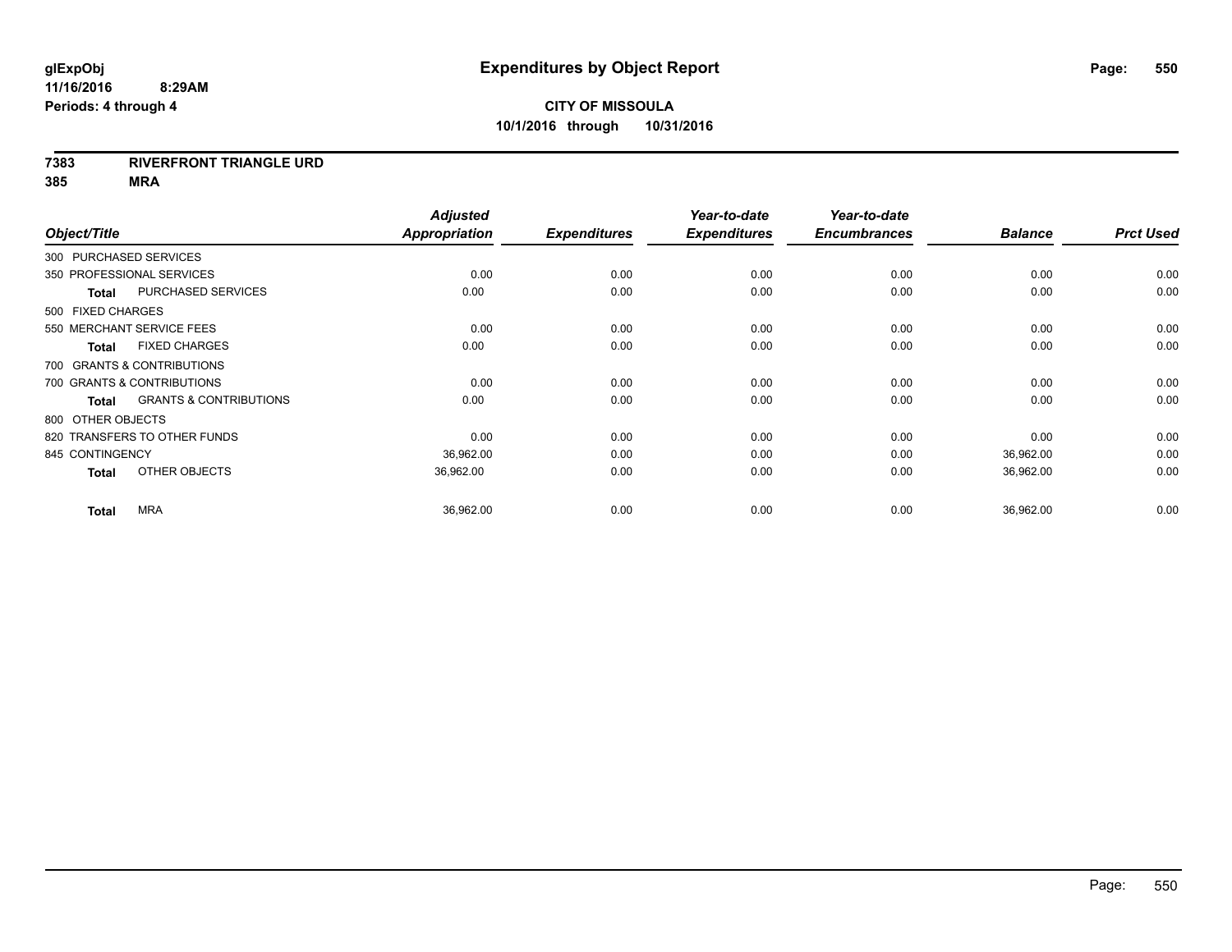# Expenditures by Object Report

glExpObj
11/16/2016 8:29AM
Periods: 4 through 4

**CITY OF MISSOULA**
**10/1/2016 through 10/31/2016**

**7383 RIVERFRONT TRIANGLE URD**
**385 MRA**

| Object/Title | Adjusted Appropriation | Expenditures | Year-to-date Expenditures | Year-to-date Encumbrances | Balance | Prct Used |
|---|---|---|---|---|---|---|
| 300 PURCHASED SERVICES | | | | | | |
| 350 PROFESSIONAL SERVICES | 0.00 | 0.00 | 0.00 | 0.00 | 0.00 | 0.00 |
| **Total** PURCHASED SERVICES | 0.00 | 0.00 | 0.00 | 0.00 | 0.00 | 0.00 |
| 500 FIXED CHARGES | | | | | | |
| 550 MERCHANT SERVICE FEES | 0.00 | 0.00 | 0.00 | 0.00 | 0.00 | 0.00 |
| **Total** FIXED CHARGES | 0.00 | 0.00 | 0.00 | 0.00 | 0.00 | 0.00 |
| 700 GRANTS & CONTRIBUTIONS | | | | | | |
| 700 GRANTS & CONTRIBUTIONS | 0.00 | 0.00 | 0.00 | 0.00 | 0.00 | 0.00 |
| **Total** GRANTS & CONTRIBUTIONS | 0.00 | 0.00 | 0.00 | 0.00 | 0.00 | 0.00 |
| 800 OTHER OBJECTS | | | | | | |
| 820 TRANSFERS TO OTHER FUNDS | 0.00 | 0.00 | 0.00 | 0.00 | 0.00 | 0.00 |
| 845 CONTINGENCY | 36,962.00 | 0.00 | 0.00 | 0.00 | 36,962.00 | 0.00 |
| **Total** OTHER OBJECTS | 36,962.00 | 0.00 | 0.00 | 0.00 | 36,962.00 | 0.00 |
| **Total** MRA | 36,962.00 | 0.00 | 0.00 | 0.00 | 36,962.00 | 0.00 |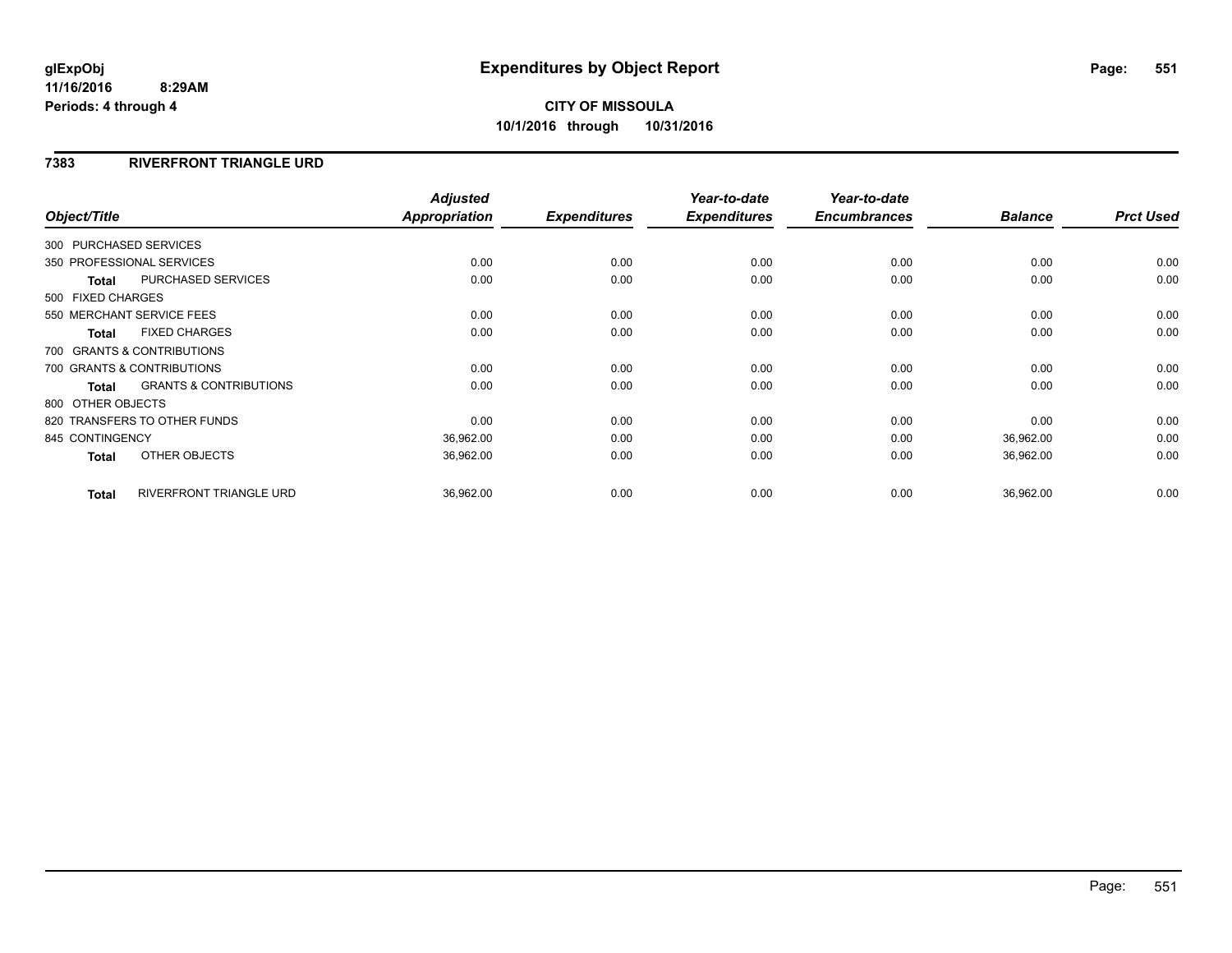glExpObj
11/16/2016 8:29AM
Periods: 4 through 4

# Expenditures by Object Report

**CITY OF MISSOULA**
**10/1/2016 through 10/31/2016**

## 7383 RIVERFRONT TRIANGLE URD

| Object/Title | | Adjusted Appropriation | Expenditures | Year-to-date Expenditures | Year-to-date Encumbrances | Balance | Prct Used |
|---|---|---|---|---|---|---|---|
| 300 PURCHASED SERVICES | | | | | | | |
| 350 PROFESSIONAL SERVICES | | 0.00 | 0.00 | 0.00 | 0.00 | 0.00 | 0.00 |
| Total | PURCHASED SERVICES | 0.00 | 0.00 | 0.00 | 0.00 | 0.00 | 0.00 |
| 500 FIXED CHARGES | | | | | | | |
| 550 MERCHANT SERVICE FEES | | 0.00 | 0.00 | 0.00 | 0.00 | 0.00 | 0.00 |
| Total | FIXED CHARGES | 0.00 | 0.00 | 0.00 | 0.00 | 0.00 | 0.00 |
| 700 GRANTS & CONTRIBUTIONS | | | | | | | |
| 700 GRANTS & CONTRIBUTIONS | | 0.00 | 0.00 | 0.00 | 0.00 | 0.00 | 0.00 |
| Total | GRANTS & CONTRIBUTIONS | 0.00 | 0.00 | 0.00 | 0.00 | 0.00 | 0.00 |
| 800 OTHER OBJECTS | | | | | | | |
| 820 TRANSFERS TO OTHER FUNDS | | 0.00 | 0.00 | 0.00 | 0.00 | 0.00 | 0.00 |
| 845 CONTINGENCY | | 36,962.00 | 0.00 | 0.00 | 0.00 | 36,962.00 | 0.00 |
| Total | OTHER OBJECTS | 36,962.00 | 0.00 | 0.00 | 0.00 | 36,962.00 | 0.00 |
| Total | RIVERFRONT TRIANGLE URD | 36,962.00 | 0.00 | 0.00 | 0.00 | 36,962.00 | 0.00 |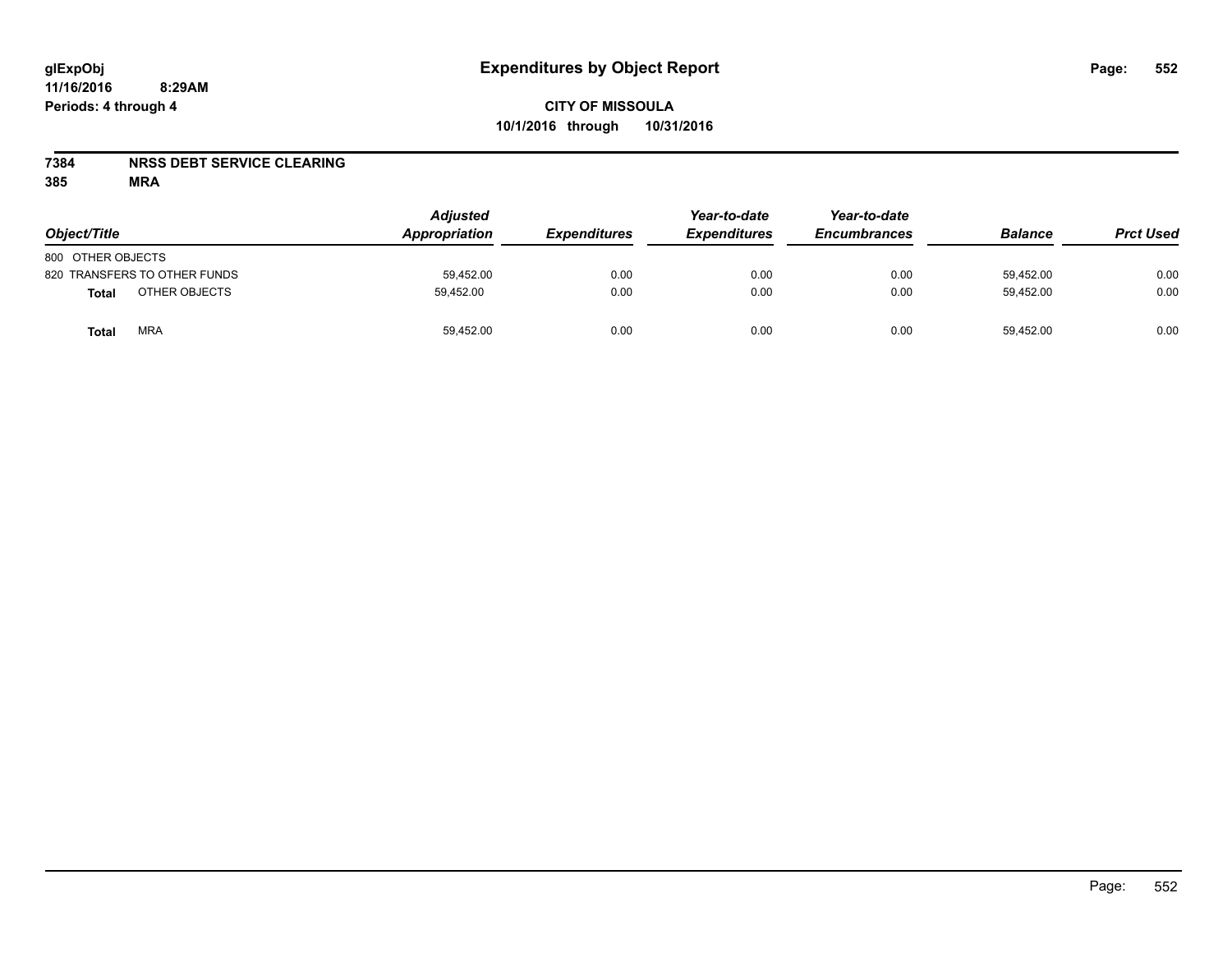# Expenditures by Object Report

glExpObj
11/16/2016 8:29AM
Periods: 4 through 4

**CITY OF MISSOULA**
**10/1/2016 through 10/31/2016**

## 7384 NRSS DEBT SERVICE CLEARING
## 385 MRA

| Object/Title | | Adjusted Appropriation | Expenditures | Year-to-date Expenditures | Year-to-date Encumbrances | Balance | Prct Used |
|---|---|---|---|---|---|---|---|
| 800 OTHER OBJECTS | | | | | | | |
| 820 TRANSFERS TO OTHER FUNDS | | 59,452.00 | 0.00 | 0.00 | 0.00 | 59,452.00 | 0.00 |
| **Total** | OTHER OBJECTS | 59,452.00 | 0.00 | 0.00 | 0.00 | 59,452.00 | 0.00 |
| **Total** | MRA | 59,452.00 | 0.00 | 0.00 | 0.00 | 59,452.00 | 0.00 |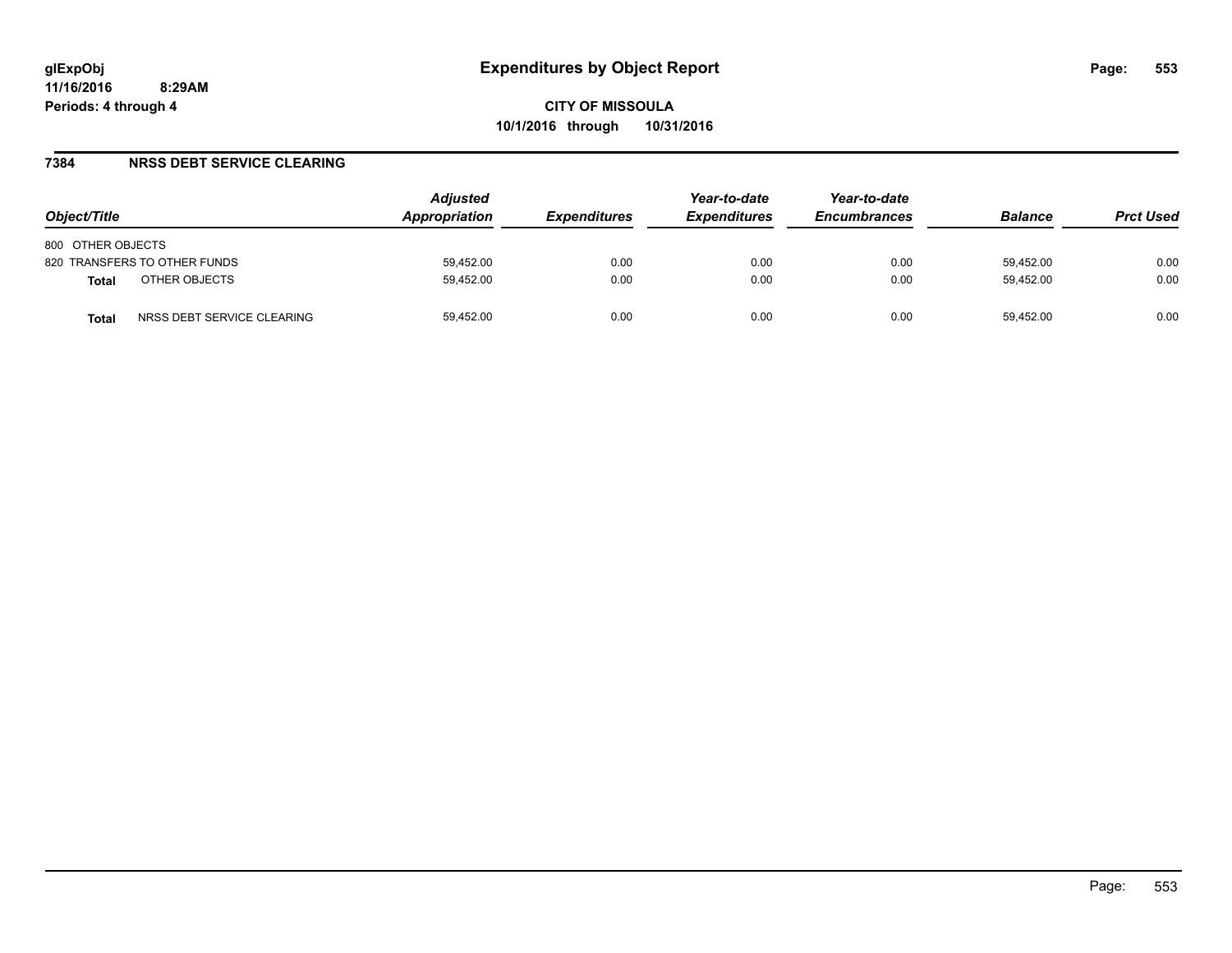# Expenditures by Object Report

glExpObj
11/16/2016 8:29AM
Periods: 4 through 4

**CITY OF MISSOULA**
**10/1/2016 through 10/31/2016**

## 7384 NRSS DEBT SERVICE CLEARING

| Object/Title | | Adjusted Appropriation | Expenditures | Year-to-date Expenditures | Year-to-date Encumbrances | Balance | Prct Used |
|---|---|---|---|---|---|---|---|
| 800 OTHER OBJECTS | | | | | | | |
| 820 TRANSFERS TO OTHER FUNDS | | 59,452.00 | 0.00 | 0.00 | 0.00 | 59,452.00 | 0.00 |
| **Total** | OTHER OBJECTS | 59,452.00 | 0.00 | 0.00 | 0.00 | 59,452.00 | 0.00 |
| **Total** | NRSS DEBT SERVICE CLEARING | 59,452.00 | 0.00 | 0.00 | 0.00 | 59,452.00 | 0.00 |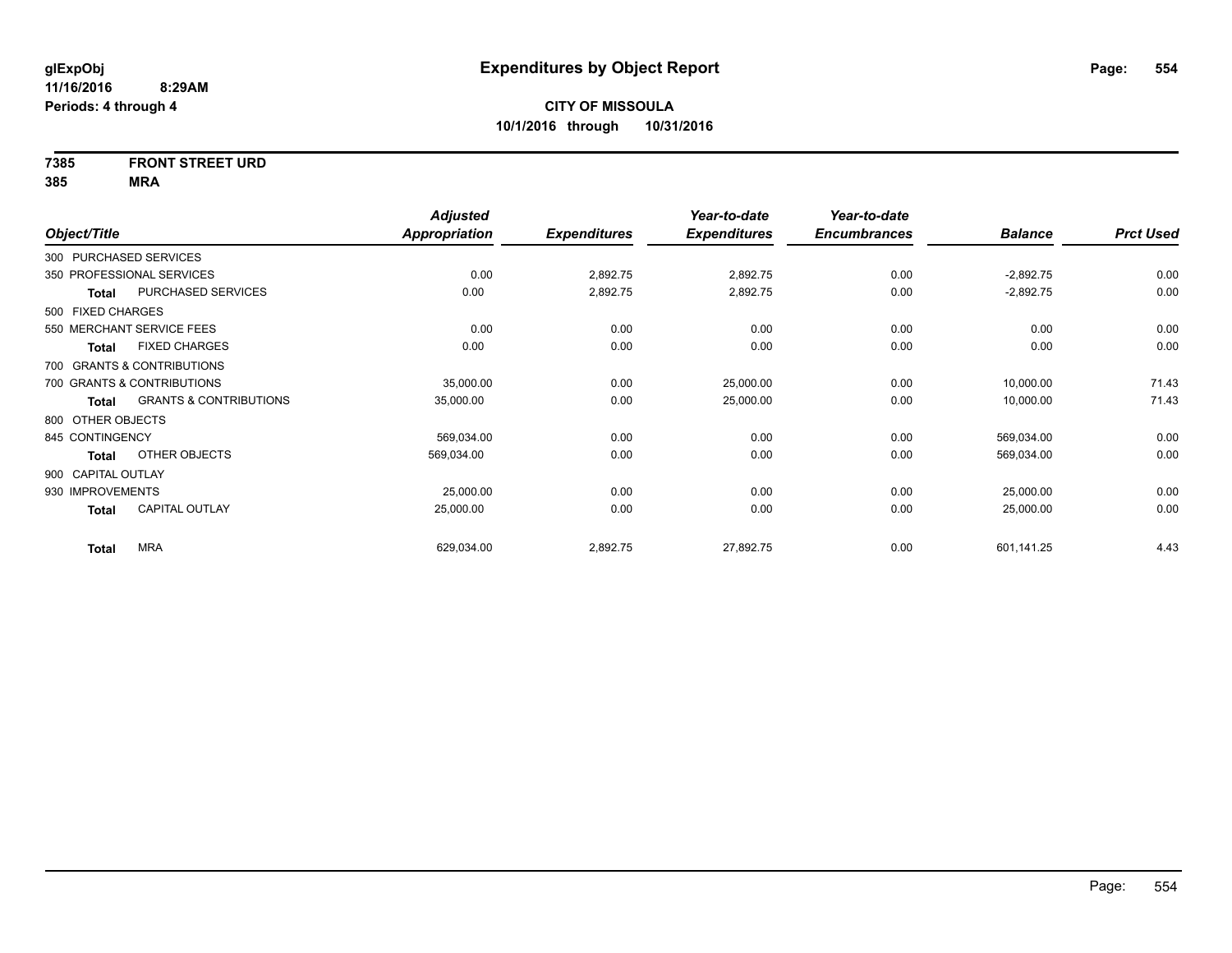**glExpObj**
**11/16/2016 8:29AM**
**Periods: 4 through 4**

# Expenditures by Object Report

**CITY OF MISSOULA**
**10/1/2016 through 10/31/2016**

**7385 FRONT STREET URD**
**385 MRA**

| Object/Title | | Adjusted Appropriation | Expenditures | Year-to-date Expenditures | Year-to-date Encumbrances | Balance | Prct Used |
|---|---|---|---|---|---|---|---|
| 300 PURCHASED SERVICES | | | | | | | |
| 350 PROFESSIONAL SERVICES | | 0.00 | 2,892.75 | 2,892.75 | 0.00 | -2,892.75 | 0.00 |
| Total | PURCHASED SERVICES | 0.00 | 2,892.75 | 2,892.75 | 0.00 | -2,892.75 | 0.00 |
| 500 FIXED CHARGES | | | | | | | |
| 550 MERCHANT SERVICE FEES | | 0.00 | 0.00 | 0.00 | 0.00 | 0.00 | 0.00 |
| Total | FIXED CHARGES | 0.00 | 0.00 | 0.00 | 0.00 | 0.00 | 0.00 |
| 700 GRANTS & CONTRIBUTIONS | | | | | | | |
| 700 GRANTS & CONTRIBUTIONS | | 35,000.00 | 0.00 | 25,000.00 | 0.00 | 10,000.00 | 71.43 |
| Total | GRANTS & CONTRIBUTIONS | 35,000.00 | 0.00 | 25,000.00 | 0.00 | 10,000.00 | 71.43 |
| 800 OTHER OBJECTS | | | | | | | |
| 845 CONTINGENCY | | 569,034.00 | 0.00 | 0.00 | 0.00 | 569,034.00 | 0.00 |
| Total | OTHER OBJECTS | 569,034.00 | 0.00 | 0.00 | 0.00 | 569,034.00 | 0.00 |
| 900 CAPITAL OUTLAY | | | | | | | |
| 930 IMPROVEMENTS | | 25,000.00 | 0.00 | 0.00 | 0.00 | 25,000.00 | 0.00 |
| Total | CAPITAL OUTLAY | 25,000.00 | 0.00 | 0.00 | 0.00 | 25,000.00 | 0.00 |
| Total | MRA | 629,034.00 | 2,892.75 | 27,892.75 | 0.00 | 601,141.25 | 4.43 |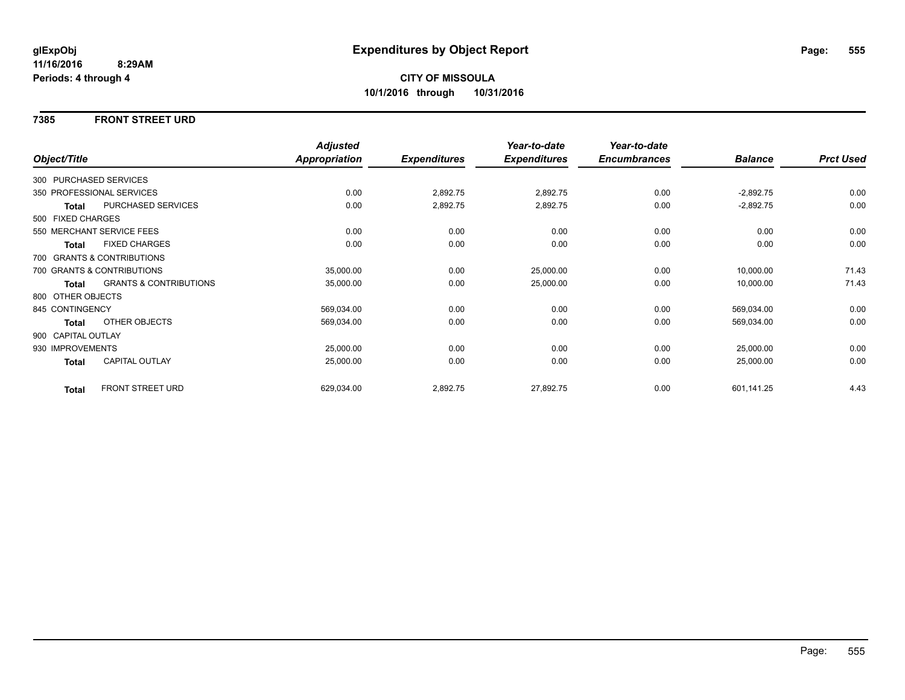# Expenditures by Object Report

glExpObj
11/16/2016 8:29AM
Periods: 4 through 4

**CITY OF MISSOULA**
**10/1/2016 through 10/31/2016**

## 7385 FRONT STREET URD

| Object/Title | | Adjusted Appropriation | Expenditures | Year-to-date Expenditures | Year-to-date Encumbrances | Balance | Prct Used |
|---|---|---|---|---|---|---|---|
| 300 PURCHASED SERVICES | | | | | | | |
| 350 PROFESSIONAL SERVICES | | 0.00 | 2,892.75 | 2,892.75 | 0.00 | -2,892.75 | 0.00 |
| **Total** | PURCHASED SERVICES | 0.00 | 2,892.75 | 2,892.75 | 0.00 | -2,892.75 | 0.00 |
| 500 FIXED CHARGES | | | | | | | |
| 550 MERCHANT SERVICE FEES | | 0.00 | 0.00 | 0.00 | 0.00 | 0.00 | 0.00 |
| **Total** | FIXED CHARGES | 0.00 | 0.00 | 0.00 | 0.00 | 0.00 | 0.00 |
| 700 GRANTS & CONTRIBUTIONS | | | | | | | |
| 700 GRANTS & CONTRIBUTIONS | | 35,000.00 | 0.00 | 25,000.00 | 0.00 | 10,000.00 | 71.43 |
| **Total** | GRANTS & CONTRIBUTIONS | 35,000.00 | 0.00 | 25,000.00 | 0.00 | 10,000.00 | 71.43 |
| 800 OTHER OBJECTS | | | | | | | |
| 845 CONTINGENCY | | 569,034.00 | 0.00 | 0.00 | 0.00 | 569,034.00 | 0.00 |
| **Total** | OTHER OBJECTS | 569,034.00 | 0.00 | 0.00 | 0.00 | 569,034.00 | 0.00 |
| 900 CAPITAL OUTLAY | | | | | | | |
| 930 IMPROVEMENTS | | 25,000.00 | 0.00 | 0.00 | 0.00 | 25,000.00 | 0.00 |
| **Total** | CAPITAL OUTLAY | 25,000.00 | 0.00 | 0.00 | 0.00 | 25,000.00 | 0.00 |
| **Total** | FRONT STREET URD | 629,034.00 | 2,892.75 | 27,892.75 | 0.00 | 601,141.25 | 4.43 |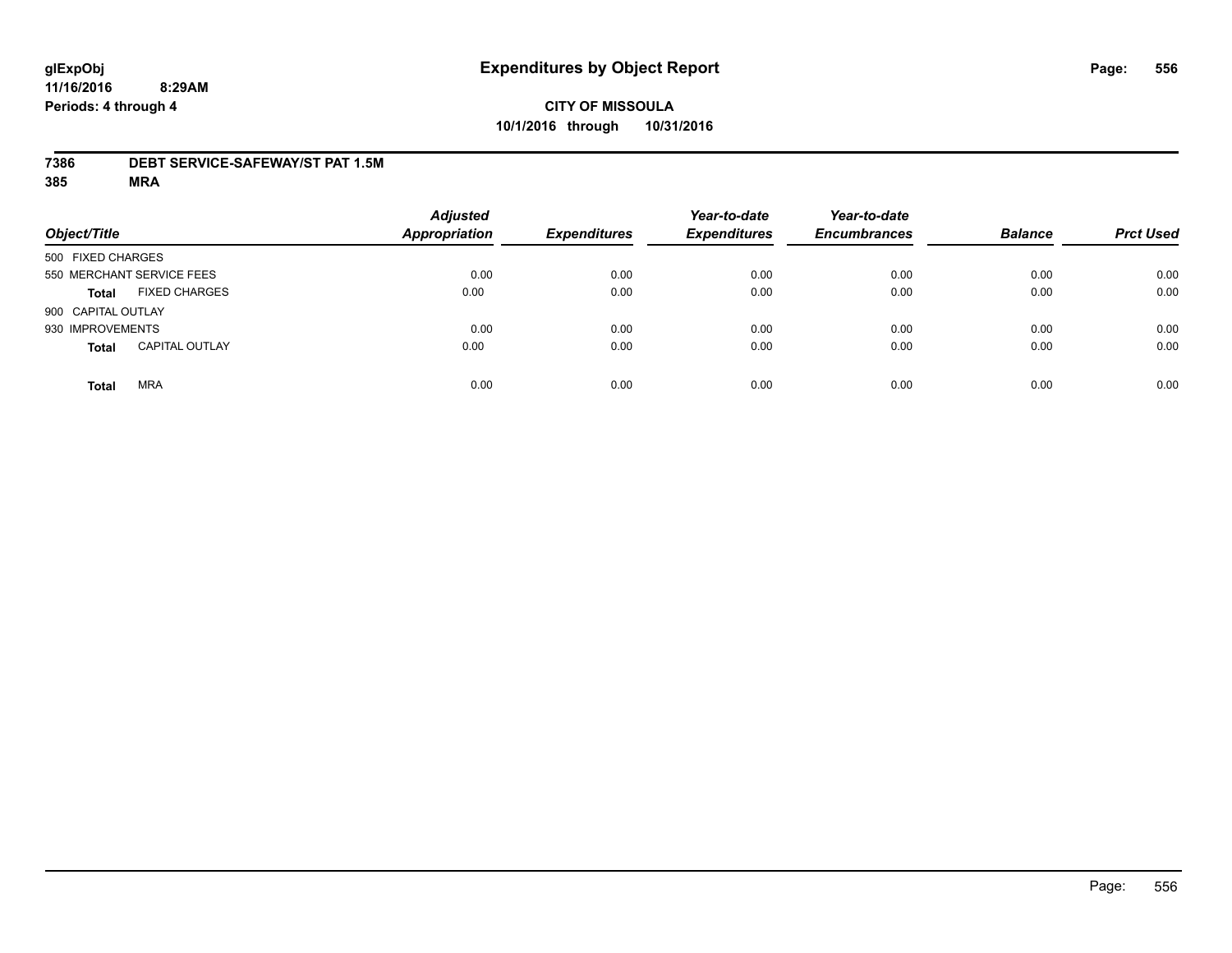glExpObj
11/16/2016 8:29AM
Periods: 4 through 4

# Expenditures by Object Report

**CITY OF MISSOULA**
**10/1/2016 through 10/31/2016**

**7386 DEBT SERVICE-SAFEWAY/ST PAT 1.5M**
**385 MRA**

| Object/Title | Adjusted Appropriation | Expenditures | Year-to-date Expenditures | Year-to-date Encumbrances | Balance | Prct Used |
|---|---|---|---|---|---|---|
| 500 FIXED CHARGES | | | | | | |
| 550 MERCHANT SERVICE FEES | 0.00 | 0.00 | 0.00 | 0.00 | 0.00 | 0.00 |
| **Total** FIXED CHARGES | 0.00 | 0.00 | 0.00 | 0.00 | 0.00 | 0.00 |
| 900 CAPITAL OUTLAY | | | | | | |
| 930 IMPROVEMENTS | 0.00 | 0.00 | 0.00 | 0.00 | 0.00 | 0.00 |
| **Total** CAPITAL OUTLAY | 0.00 | 0.00 | 0.00 | 0.00 | 0.00 | 0.00 |
| **Total** MRA | 0.00 | 0.00 | 0.00 | 0.00 | 0.00 | 0.00 |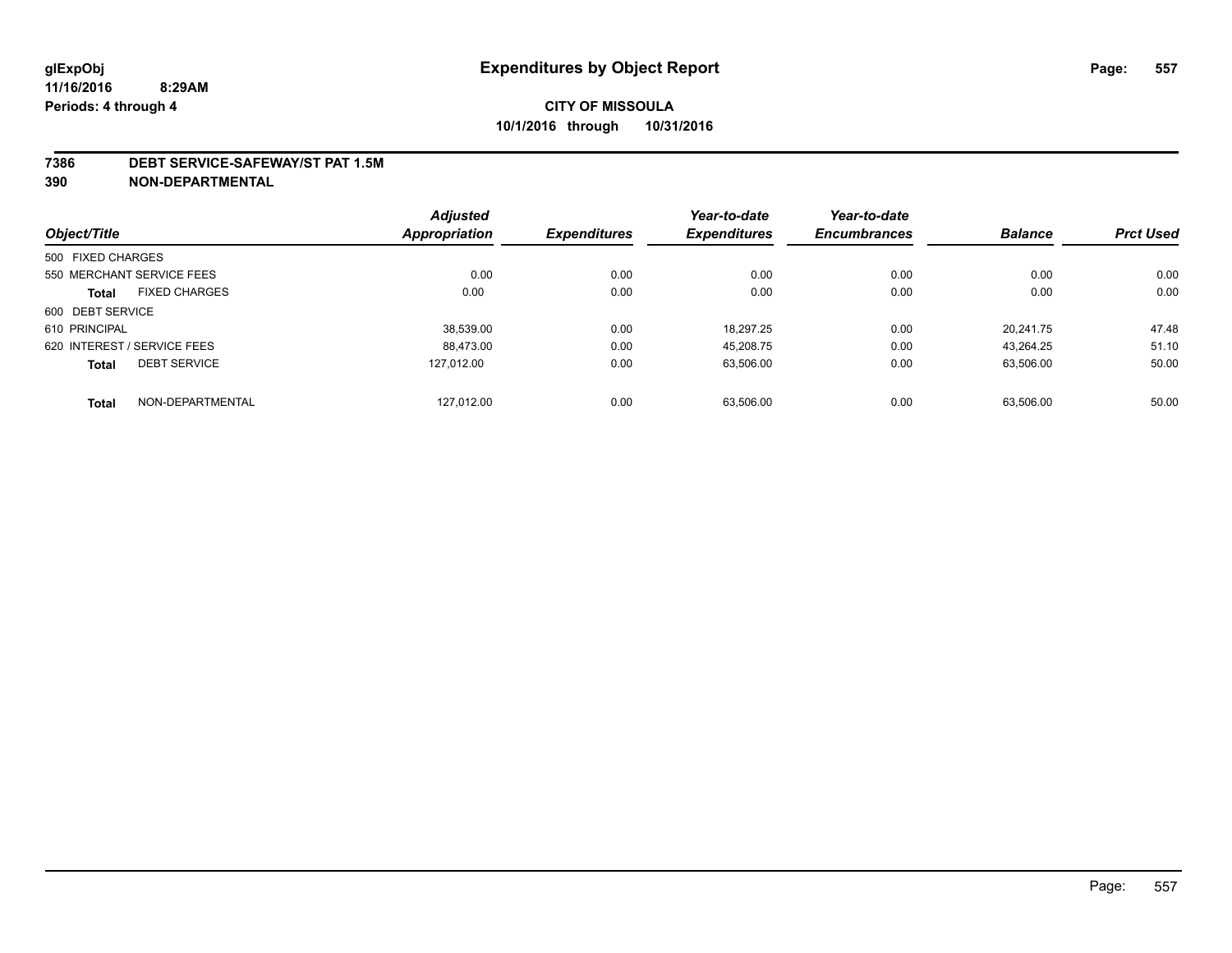# Expenditures by Object Report

glExpObj
11/16/2016 8:29AM
Periods: 4 through 4

**CITY OF MISSOULA**
**10/1/2016 through 10/31/2016**

**7386 DEBT SERVICE-SAFEWAY/ST PAT 1.5M**
**390 NON-DEPARTMENTAL**

| Object/Title | Adjusted Appropriation | Expenditures | Year-to-date Expenditures | Year-to-date Encumbrances | Balance | Prct Used |
|---|---|---|---|---|---|---|
| 500 FIXED CHARGES | | | | | | |
| 550 MERCHANT SERVICE FEES | 0.00 | 0.00 | 0.00 | 0.00 | 0.00 | 0.00 |
| **Total** FIXED CHARGES | 0.00 | 0.00 | 0.00 | 0.00 | 0.00 | 0.00 |
| 600 DEBT SERVICE | | | | | | |
| 610 PRINCIPAL | 38,539.00 | 0.00 | 18,297.25 | 0.00 | 20,241.75 | 47.48 |
| 620 INTEREST / SERVICE FEES | 88,473.00 | 0.00 | 45,208.75 | 0.00 | 43,264.25 | 51.10 |
| **Total** DEBT SERVICE | 127,012.00 | 0.00 | 63,506.00 | 0.00 | 63,506.00 | 50.00 |
| **Total** NON-DEPARTMENTAL | 127,012.00 | 0.00 | 63,506.00 | 0.00 | 63,506.00 | 50.00 |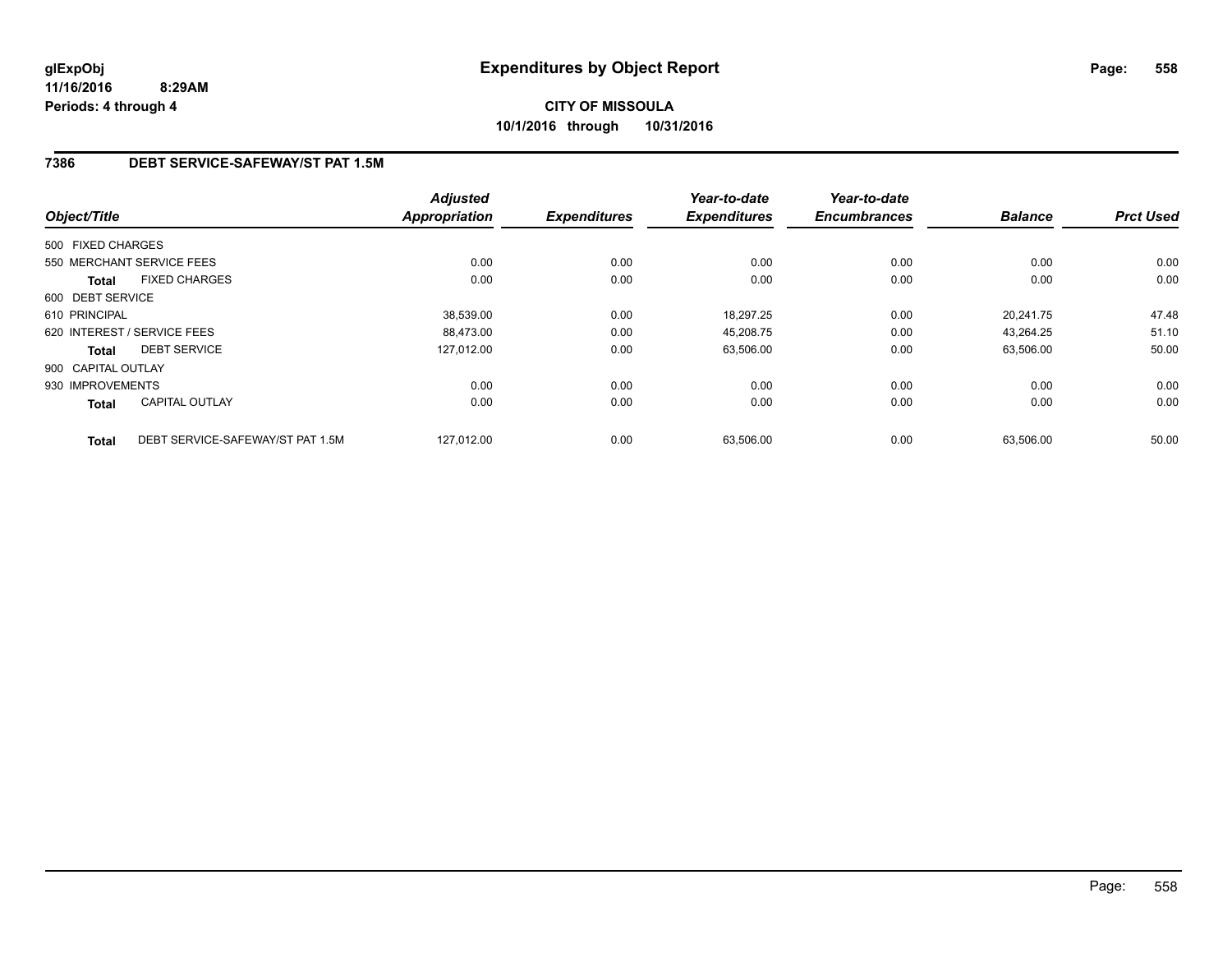**glExpObj**
**11/16/2016 8:29AM**
**Periods: 4 through 4**

# Expenditures by Object Report

**CITY OF MISSOULA**
**10/1/2016 through 10/31/2016**

## 7386 DEBT SERVICE-SAFEWAY/ST PAT 1.5M

| Object/Title | | Adjusted Appropriation | Expenditures | Year-to-date Expenditures | Year-to-date Encumbrances | Balance | Prct Used |
|---|---|---|---|---|---|---|---|
| 500 FIXED CHARGES | | | | | | | |
| 550 MERCHANT SERVICE FEES | | 0.00 | 0.00 | 0.00 | 0.00 | 0.00 | 0.00 |
| **Total** | FIXED CHARGES | 0.00 | 0.00 | 0.00 | 0.00 | 0.00 | 0.00 |
| 600 DEBT SERVICE | | | | | | | |
| 610 PRINCIPAL | | 38,539.00 | 0.00 | 18,297.25 | 0.00 | 20,241.75 | 47.48 |
| 620 INTEREST / SERVICE FEES | | 88,473.00 | 0.00 | 45,208.75 | 0.00 | 43,264.25 | 51.10 |
| **Total** | DEBT SERVICE | 127,012.00 | 0.00 | 63,506.00 | 0.00 | 63,506.00 | 50.00 |
| 900 CAPITAL OUTLAY | | | | | | | |
| 930 IMPROVEMENTS | | 0.00 | 0.00 | 0.00 | 0.00 | 0.00 | 0.00 |
| **Total** | CAPITAL OUTLAY | 0.00 | 0.00 | 0.00 | 0.00 | 0.00 | 0.00 |
| **Total** | DEBT SERVICE-SAFEWAY/ST PAT 1.5M | 127,012.00 | 0.00 | 63,506.00 | 0.00 | 63,506.00 | 50.00 |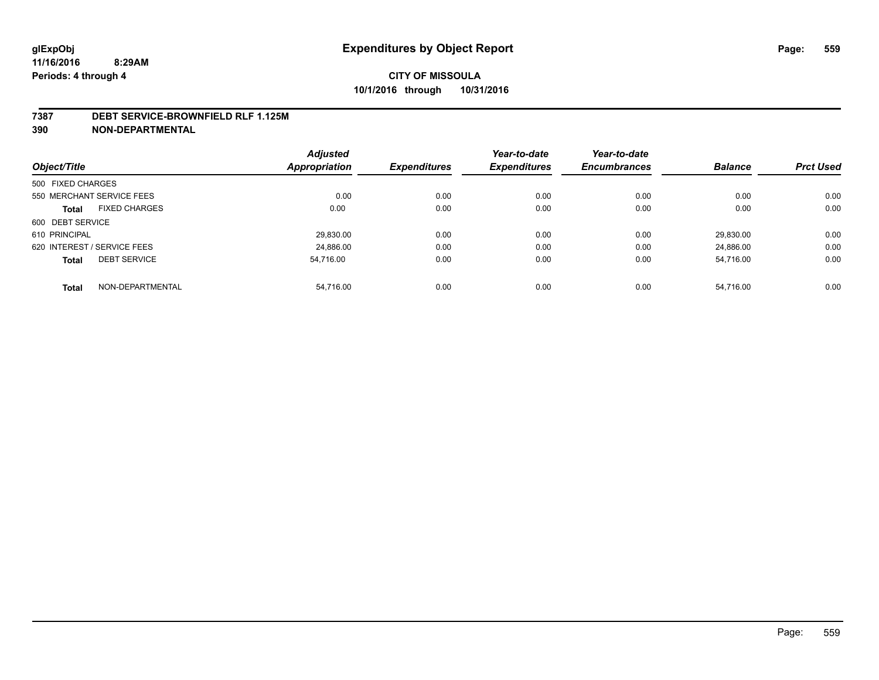# Expenditures by Object Report

glExpObj
11/16/2016 8:29AM
Periods: 4 through 4

**CITY OF MISSOULA**
**10/1/2016 through 10/31/2016**

## 7387 DEBT SERVICE-BROWNFIELD RLF 1.125M
## 390 NON-DEPARTMENTAL

| Object/Title | Adjusted Appropriation | Expenditures | Year-to-date Expenditures | Year-to-date Encumbrances | Balance | Prct Used |
|---|---|---|---|---|---|---|
| 500 FIXED CHARGES | | | | | | |
| 550 MERCHANT SERVICE FEES | 0.00 | 0.00 | 0.00 | 0.00 | 0.00 | 0.00 |
| **Total** FIXED CHARGES | 0.00 | 0.00 | 0.00 | 0.00 | 0.00 | 0.00 |
| 600 DEBT SERVICE | | | | | | |
| 610 PRINCIPAL | 29,830.00 | 0.00 | 0.00 | 0.00 | 29,830.00 | 0.00 |
| 620 INTEREST / SERVICE FEES | 24,886.00 | 0.00 | 0.00 | 0.00 | 24,886.00 | 0.00 |
| **Total** DEBT SERVICE | 54,716.00 | 0.00 | 0.00 | 0.00 | 54,716.00 | 0.00 |
| **Total** NON-DEPARTMENTAL | 54,716.00 | 0.00 | 0.00 | 0.00 | 54,716.00 | 0.00 |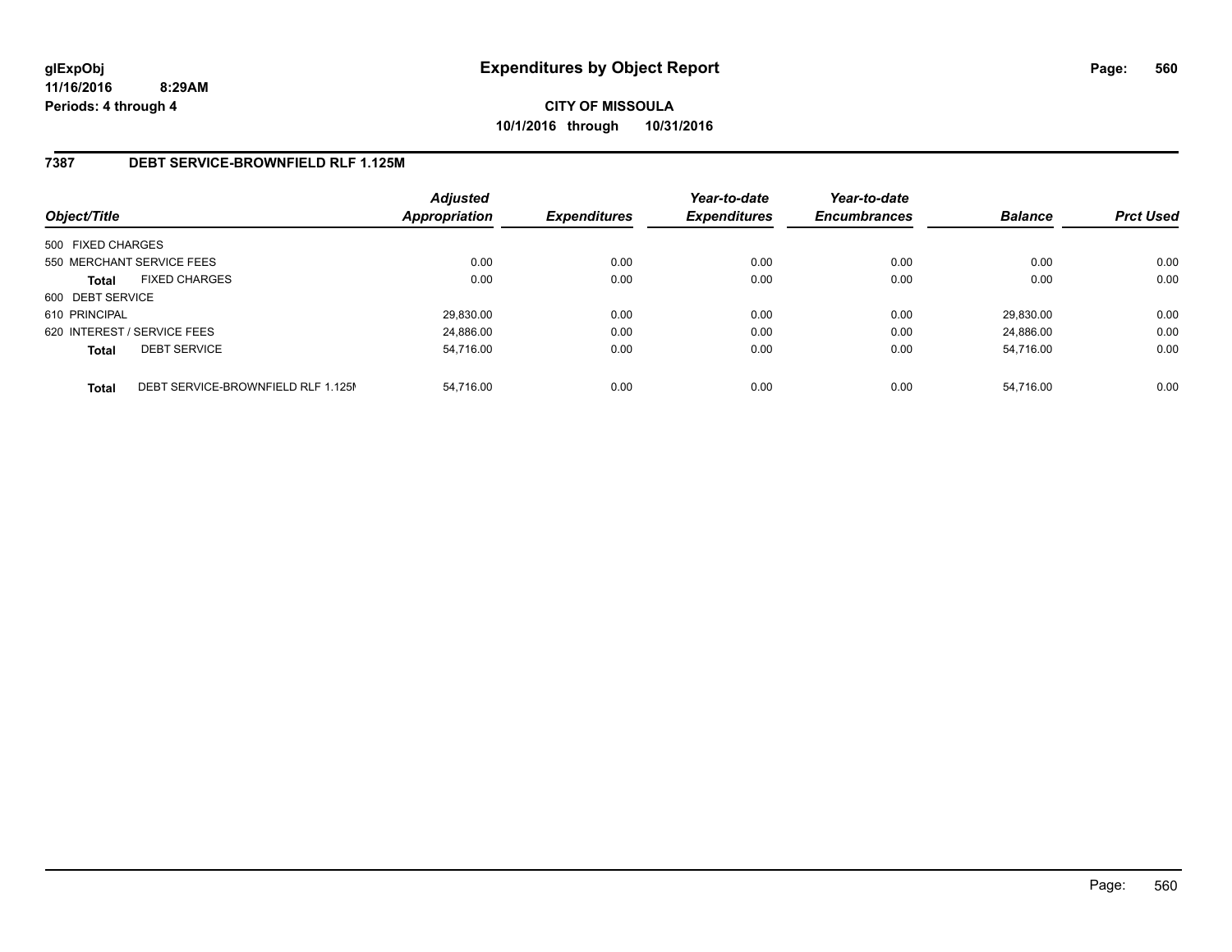# Expenditures by Object Report

glExpObj
11/16/2016 8:29AM
Periods: 4 through 4

**CITY OF MISSOULA**
**10/1/2016 through 10/31/2016**

## 7387 DEBT SERVICE-BROWNFIELD RLF 1.125M

| Object/Title | | Adjusted Appropriation | Expenditures | Year-to-date Expenditures | Year-to-date Encumbrances | Balance | Prct Used |
|---|---|---|---|---|---|---|---|
| 500 FIXED CHARGES | | | | | | | |
| 550 MERCHANT SERVICE FEES | | 0.00 | 0.00 | 0.00 | 0.00 | 0.00 | 0.00 |
| **Total** | FIXED CHARGES | 0.00 | 0.00 | 0.00 | 0.00 | 0.00 | 0.00 |
| 600 DEBT SERVICE | | | | | | | |
| 610 PRINCIPAL | | 29,830.00 | 0.00 | 0.00 | 0.00 | 29,830.00 | 0.00 |
| 620 INTEREST / SERVICE FEES | | 24,886.00 | 0.00 | 0.00 | 0.00 | 24,886.00 | 0.00 |
| **Total** | DEBT SERVICE | 54,716.00 | 0.00 | 0.00 | 0.00 | 54,716.00 | 0.00 |
| **Total** | DEBT SERVICE-BROWNFIELD RLF 1.125M | 54,716.00 | 0.00 | 0.00 | 0.00 | 54,716.00 | 0.00 |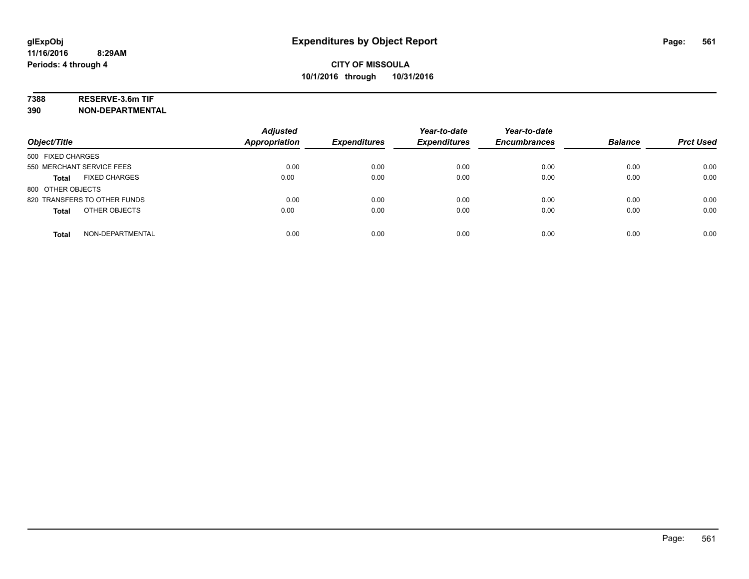glExpObj
11/16/2016 8:29AM
Periods: 4 through 4

# Expenditures by Object Report

**CITY OF MISSOULA**
**10/1/2016 through 10/31/2016**

**7388 RESERVE-3.6m TIF**
**390 NON-DEPARTMENTAL**

| Object/Title | Adjusted Appropriation | Expenditures | Year-to-date Expenditures | Year-to-date Encumbrances | Balance | Prct Used |
|---|---|---|---|---|---|---|
| 500 FIXED CHARGES | | | | | | |
| 550 MERCHANT SERVICE FEES | 0.00 | 0.00 | 0.00 | 0.00 | 0.00 | 0.00 |
| **Total** FIXED CHARGES | 0.00 | 0.00 | 0.00 | 0.00 | 0.00 | 0.00 |
| 800 OTHER OBJECTS | | | | | | |
| 820 TRANSFERS TO OTHER FUNDS | 0.00 | 0.00 | 0.00 | 0.00 | 0.00 | 0.00 |
| **Total** OTHER OBJECTS | 0.00 | 0.00 | 0.00 | 0.00 | 0.00 | 0.00 |
| **Total** NON-DEPARTMENTAL | 0.00 | 0.00 | 0.00 | 0.00 | 0.00 | 0.00 |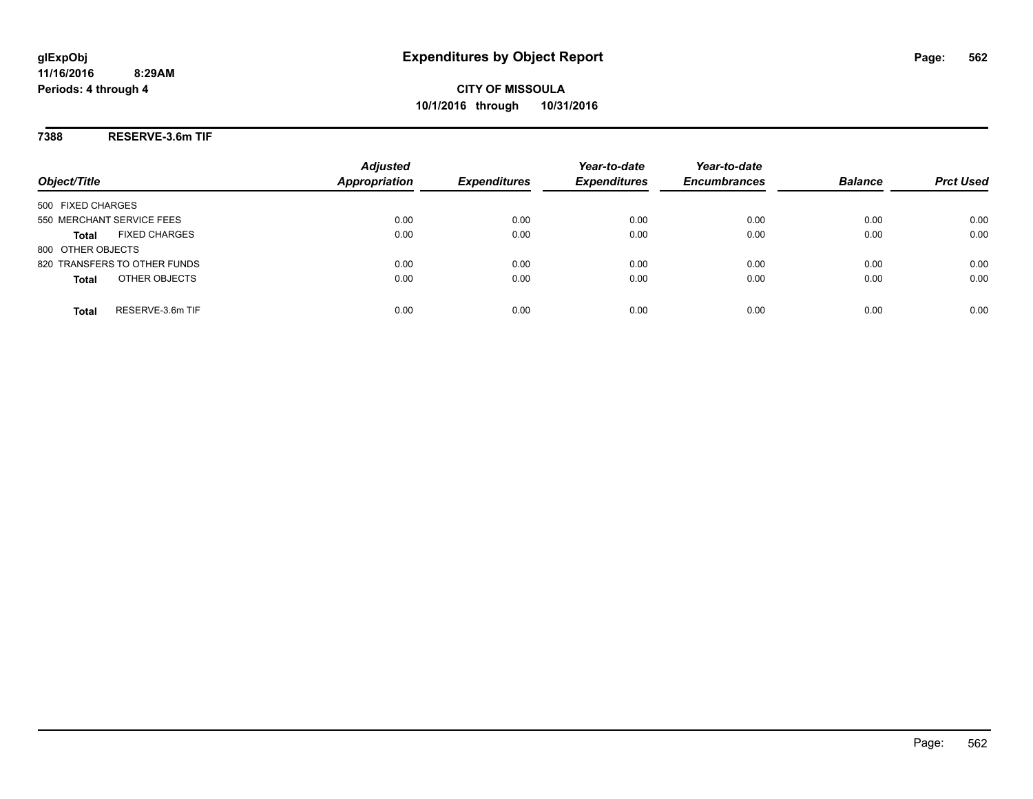glExpObj
11/16/2016 8:29AM
Periods: 4 through 4

# Expenditures by Object Report

**CITY OF MISSOULA**
**10/1/2016 through 10/31/2016**

**7388 RESERVE-3.6m TIF**

| Object/Title | Adjusted Appropriation | Expenditures | Year-to-date Expenditures | Year-to-date Encumbrances | Balance | Prct Used |
|---|---|---|---|---|---|---|
| 500 FIXED CHARGES | | | | | | |
| 550 MERCHANT SERVICE FEES | 0.00 | 0.00 | 0.00 | 0.00 | 0.00 | 0.00 |
| **Total** FIXED CHARGES | 0.00 | 0.00 | 0.00 | 0.00 | 0.00 | 0.00 |
| 800 OTHER OBJECTS | | | | | | |
| 820 TRANSFERS TO OTHER FUNDS | 0.00 | 0.00 | 0.00 | 0.00 | 0.00 | 0.00 |
| **Total** OTHER OBJECTS | 0.00 | 0.00 | 0.00 | 0.00 | 0.00 | 0.00 |
| **Total** RESERVE-3.6m TIF | 0.00 | 0.00 | 0.00 | 0.00 | 0.00 | 0.00 |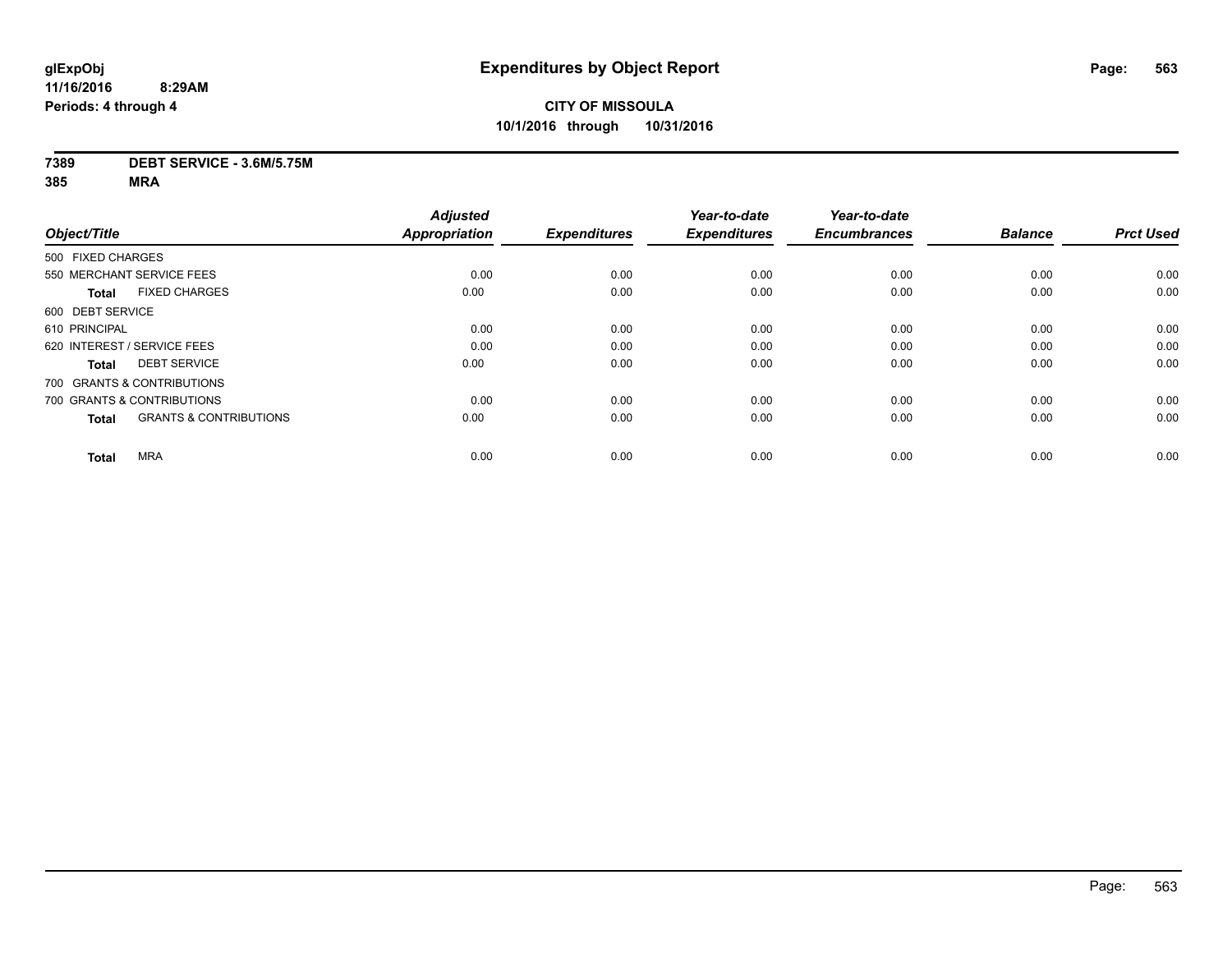# Expenditures by Object Report

**glExpObj**
**11/16/2016 8:29AM**
**Periods: 4 through 4**

**CITY OF MISSOULA**
**10/1/2016 through 10/31/2016**

**7389 DEBT SERVICE - 3.6M/5.75M**
**385 MRA**

| Object/Title | Adjusted Appropriation | Expenditures | Year-to-date Expenditures | Year-to-date Encumbrances | Balance | Prct Used |
|---|---|---|---|---|---|---|
| 500 FIXED CHARGES | | | | | | |
| 550 MERCHANT SERVICE FEES | 0.00 | 0.00 | 0.00 | 0.00 | 0.00 | 0.00 |
| **Total** FIXED CHARGES | 0.00 | 0.00 | 0.00 | 0.00 | 0.00 | 0.00 |
| 600 DEBT SERVICE | | | | | | |
| 610 PRINCIPAL | 0.00 | 0.00 | 0.00 | 0.00 | 0.00 | 0.00 |
| 620 INTEREST / SERVICE FEES | 0.00 | 0.00 | 0.00 | 0.00 | 0.00 | 0.00 |
| **Total** DEBT SERVICE | 0.00 | 0.00 | 0.00 | 0.00 | 0.00 | 0.00 |
| 700 GRANTS & CONTRIBUTIONS | | | | | | |
| 700 GRANTS & CONTRIBUTIONS | 0.00 | 0.00 | 0.00 | 0.00 | 0.00 | 0.00 |
| **Total** GRANTS & CONTRIBUTIONS | 0.00 | 0.00 | 0.00 | 0.00 | 0.00 | 0.00 |
| **Total** MRA | 0.00 | 0.00 | 0.00 | 0.00 | 0.00 | 0.00 |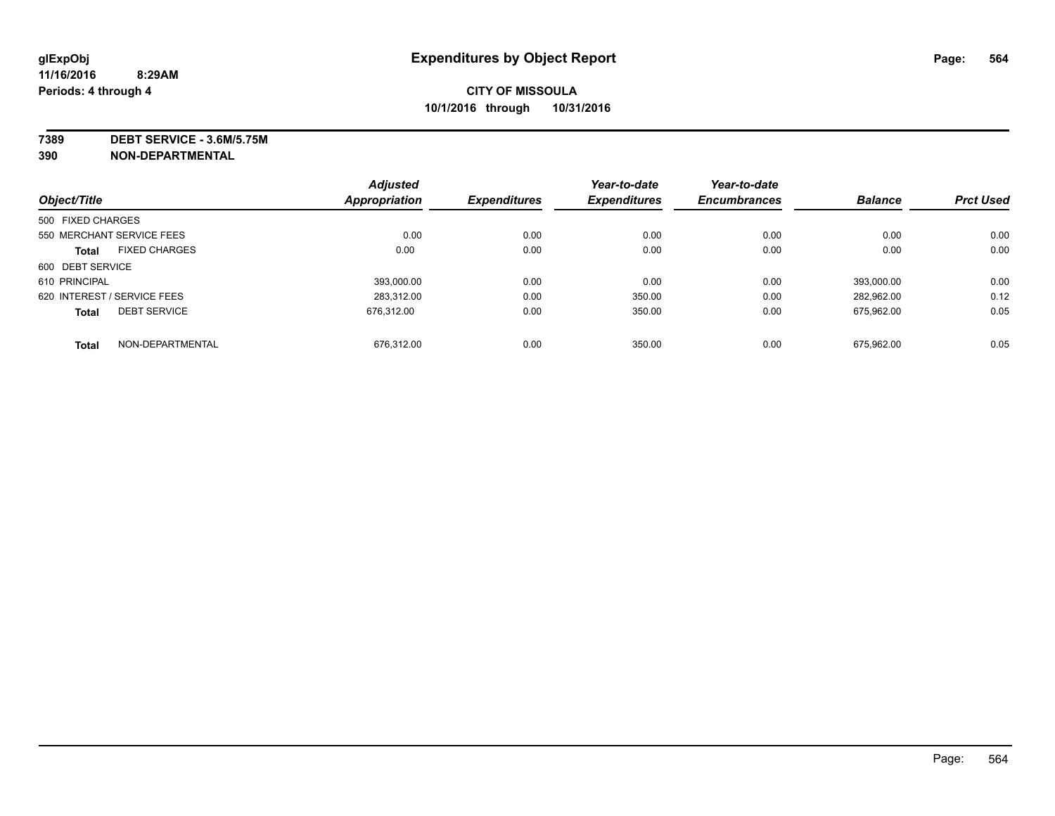**glExpObj**
**11/16/2016 8:29AM**
**Periods: 4 through 4**

# Expenditures by Object Report

**CITY OF MISSOULA**
**10/1/2016 through 10/31/2016**

**7389 DEBT SERVICE - 3.6M/5.75M**
**390 NON-DEPARTMENTAL**

| Object/Title | Adjusted Appropriation | Expenditures | Year-to-date Expenditures | Year-to-date Encumbrances | Balance | Prct Used |
|---|---|---|---|---|---|---|
| 500 FIXED CHARGES | | | | | | |
| 550 MERCHANT SERVICE FEES | 0.00 | 0.00 | 0.00 | 0.00 | 0.00 | 0.00 |
| **Total** FIXED CHARGES | 0.00 | 0.00 | 0.00 | 0.00 | 0.00 | 0.00 |
| 600 DEBT SERVICE | | | | | | |
| 610 PRINCIPAL | 393,000.00 | 0.00 | 0.00 | 0.00 | 393,000.00 | 0.00 |
| 620 INTEREST / SERVICE FEES | 283,312.00 | 0.00 | 350.00 | 0.00 | 282,962.00 | 0.12 |
| **Total** DEBT SERVICE | 676,312.00 | 0.00 | 350.00 | 0.00 | 675,962.00 | 0.05 |
| **Total** NON-DEPARTMENTAL | 676,312.00 | 0.00 | 350.00 | 0.00 | 675,962.00 | 0.05 |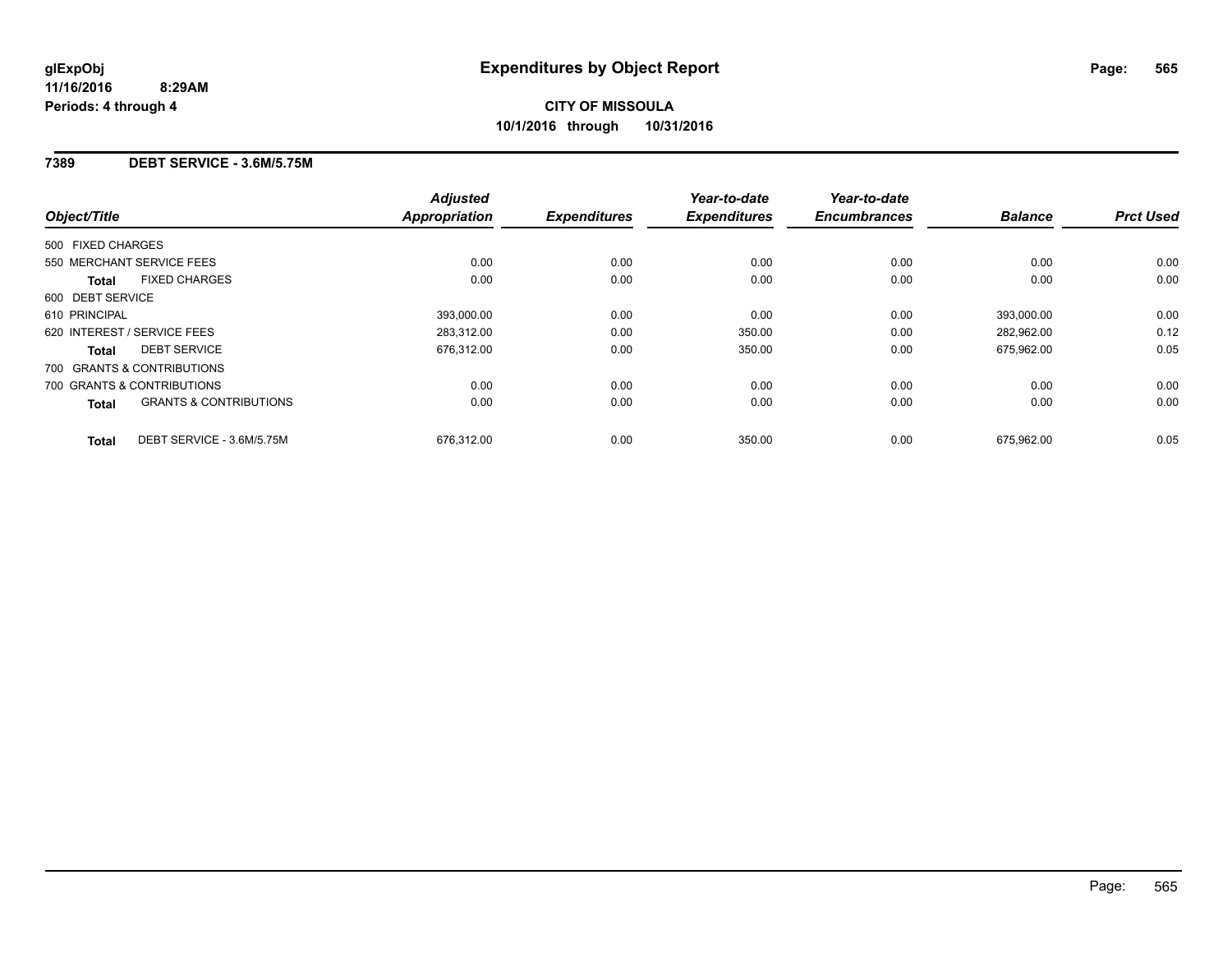**glExpObj**
**11/16/2016 8:29AM**
**Periods: 4 through 4**

# Expenditures by Object Report

**CITY OF MISSOULA**
**10/1/2016 through 10/31/2016**

## 7389 DEBT SERVICE - 3.6M/5.75M

| Object/Title | | Adjusted Appropriation | Expenditures | Year-to-date Expenditures | Year-to-date Encumbrances | Balance | Prct Used |
|---|---|---|---|---|---|---|---|
| 500 FIXED CHARGES | | | | | | | |
| 550 MERCHANT SERVICE FEES | | 0.00 | 0.00 | 0.00 | 0.00 | 0.00 | 0.00 |
| **Total** | FIXED CHARGES | 0.00 | 0.00 | 0.00 | 0.00 | 0.00 | 0.00 |
| 600 DEBT SERVICE | | | | | | | |
| 610 PRINCIPAL | | 393,000.00 | 0.00 | 0.00 | 0.00 | 393,000.00 | 0.00 |
| 620 INTEREST / SERVICE FEES | | 283,312.00 | 0.00 | 350.00 | 0.00 | 282,962.00 | 0.12 |
| **Total** | DEBT SERVICE | 676,312.00 | 0.00 | 350.00 | 0.00 | 675,962.00 | 0.05 |
| 700 GRANTS & CONTRIBUTIONS | | | | | | | |
| 700 GRANTS & CONTRIBUTIONS | | 0.00 | 0.00 | 0.00 | 0.00 | 0.00 | 0.00 |
| **Total** | GRANTS & CONTRIBUTIONS | 0.00 | 0.00 | 0.00 | 0.00 | 0.00 | 0.00 |
| **Total** | DEBT SERVICE - 3.6M/5.75M | 676,312.00 | 0.00 | 350.00 | 0.00 | 675,962.00 | 0.05 |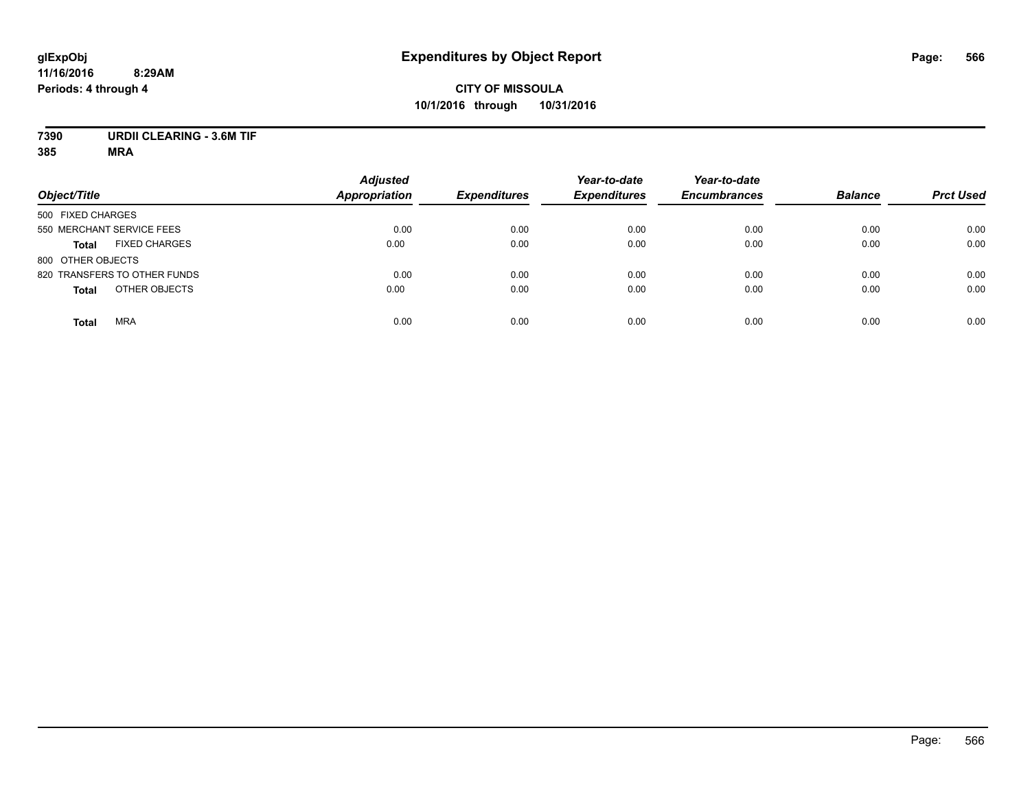# Expenditures by Object Report

glExpObj
11/16/2016 8:29AM
Periods: 4 through 4

**CITY OF MISSOULA**
**10/1/2016 through 10/31/2016**

**7390 URDII CLEARING - 3.6M TIF**
**385 MRA**

| Object/Title | Adjusted Appropriation | Expenditures | Year-to-date Expenditures | Year-to-date Encumbrances | Balance | Prct Used |
|---|---|---|---|---|---|---|
| 500 FIXED CHARGES | | | | | | |
| 550 MERCHANT SERVICE FEES | 0.00 | 0.00 | 0.00 | 0.00 | 0.00 | 0.00 |
| **Total** FIXED CHARGES | 0.00 | 0.00 | 0.00 | 0.00 | 0.00 | 0.00 |
| 800 OTHER OBJECTS | | | | | | |
| 820 TRANSFERS TO OTHER FUNDS | 0.00 | 0.00 | 0.00 | 0.00 | 0.00 | 0.00 |
| **Total** OTHER OBJECTS | 0.00 | 0.00 | 0.00 | 0.00 | 0.00 | 0.00 |
| **Total** MRA | 0.00 | 0.00 | 0.00 | 0.00 | 0.00 | 0.00 |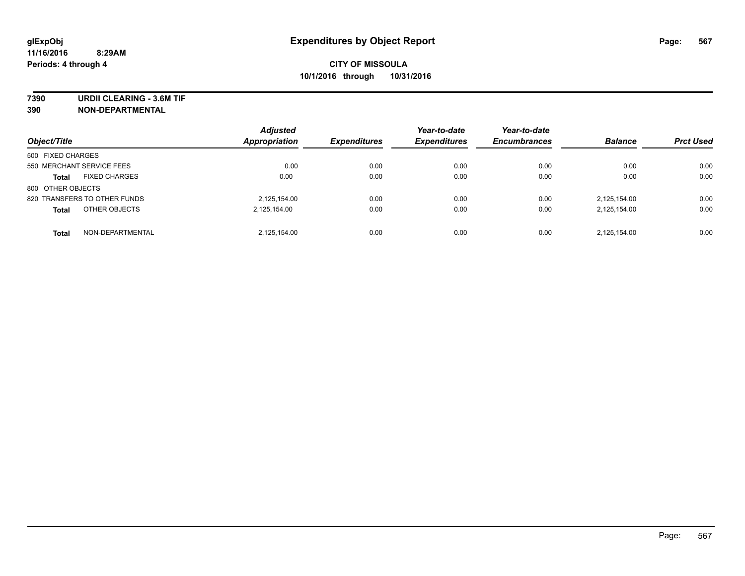# Expenditures by Object Report

glExpObj
11/16/2016 8:29AM
Periods: 4 through 4

**CITY OF MISSOULA**
**10/1/2016 through 10/31/2016**

**7390 URDII CLEARING - 3.6M TIF**
**390 NON-DEPARTMENTAL**

| Object/Title | Adjusted Appropriation | Expenditures | Year-to-date Expenditures | Year-to-date Encumbrances | Balance | Prct Used |
|---|---|---|---|---|---|---|
| 500 FIXED CHARGES | | | | | | |
| 550 MERCHANT SERVICE FEES | 0.00 | 0.00 | 0.00 | 0.00 | 0.00 | 0.00 |
| **Total** FIXED CHARGES | 0.00 | 0.00 | 0.00 | 0.00 | 0.00 | 0.00 |
| 800 OTHER OBJECTS | | | | | | |
| 820 TRANSFERS TO OTHER FUNDS | 2,125,154.00 | 0.00 | 0.00 | 0.00 | 2,125,154.00 | 0.00 |
| **Total** OTHER OBJECTS | 2,125,154.00 | 0.00 | 0.00 | 0.00 | 2,125,154.00 | 0.00 |
| **Total** NON-DEPARTMENTAL | 2,125,154.00 | 0.00 | 0.00 | 0.00 | 2,125,154.00 | 0.00 |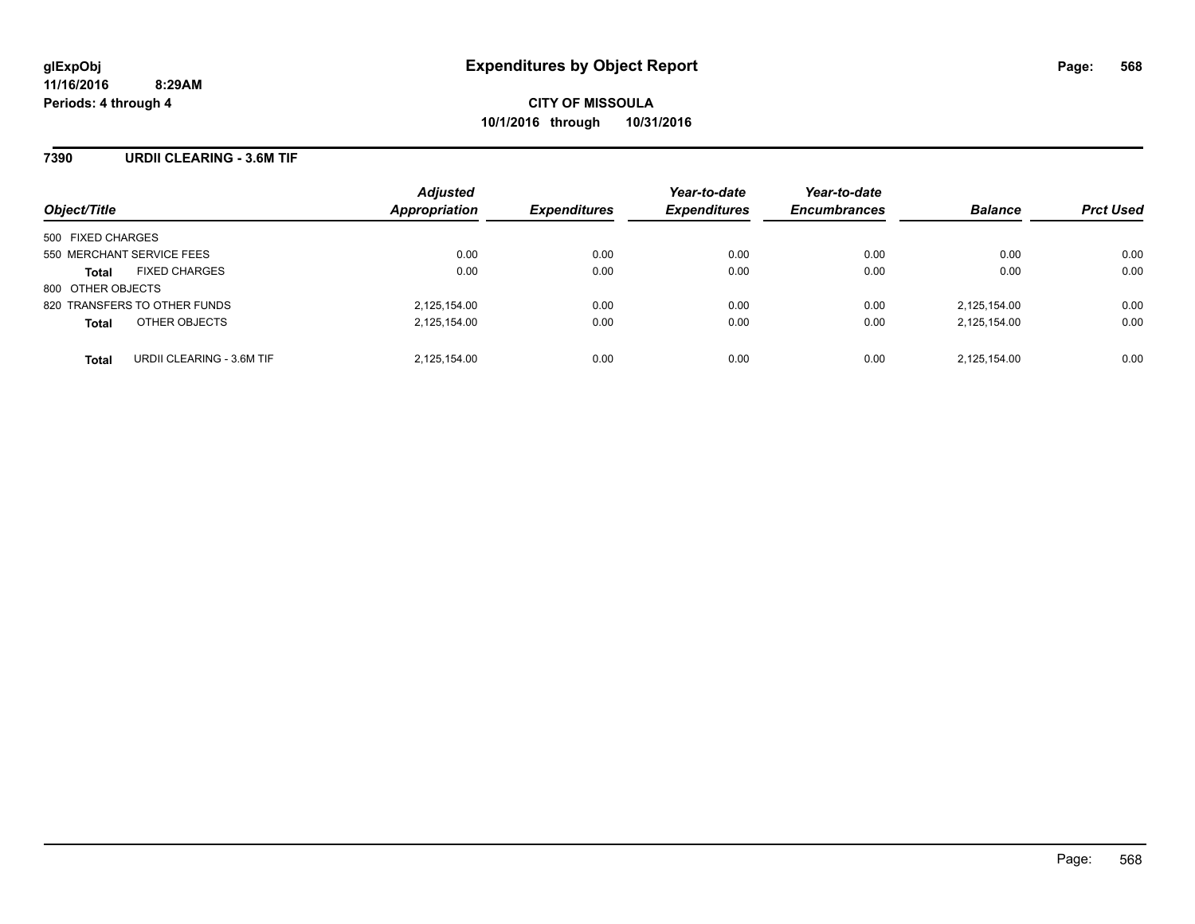# Expenditures by Object Report

glExpObj
11/16/2016 8:29AM
Periods: 4 through 4

**CITY OF MISSOULA**
**10/1/2016 through 10/31/2016**

## 7390 URDII CLEARING - 3.6M TIF

| Object/Title | Adjusted Appropriation | Expenditures | Year-to-date Expenditures | Year-to-date Encumbrances | Balance | Prct Used |
|---|---|---|---|---|---|---|
| 500 FIXED CHARGES | | | | | | |
| 550 MERCHANT SERVICE FEES | 0.00 | 0.00 | 0.00 | 0.00 | 0.00 | 0.00 |
| **Total** FIXED CHARGES | 0.00 | 0.00 | 0.00 | 0.00 | 0.00 | 0.00 |
| 800 OTHER OBJECTS | | | | | | |
| 820 TRANSFERS TO OTHER FUNDS | 2,125,154.00 | 0.00 | 0.00 | 0.00 | 2,125,154.00 | 0.00 |
| **Total** OTHER OBJECTS | 2,125,154.00 | 0.00 | 0.00 | 0.00 | 2,125,154.00 | 0.00 |
| **Total** URDII CLEARING - 3.6M TIF | 2,125,154.00 | 0.00 | 0.00 | 0.00 | 2,125,154.00 | 0.00 |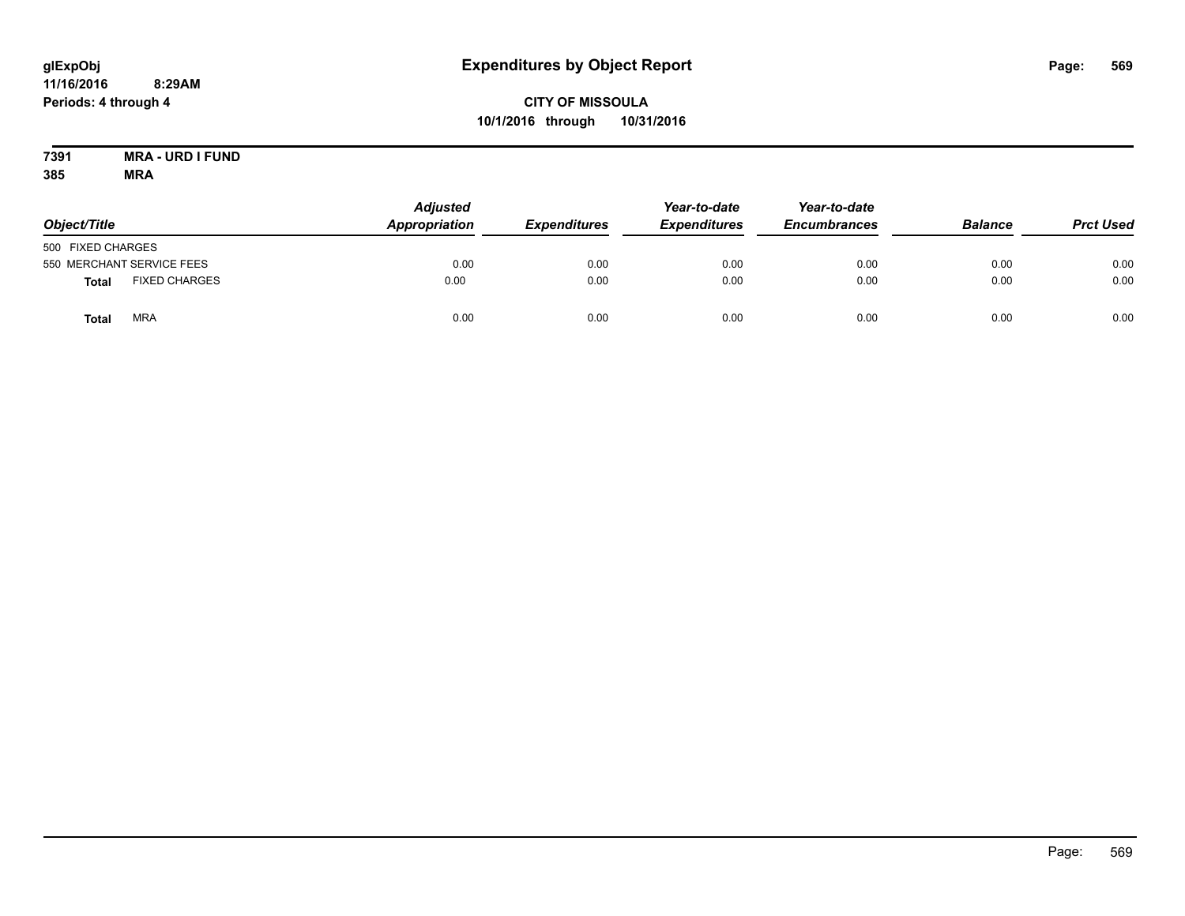**glExpObj**
**11/16/2016 8:29AM**
**Periods: 4 through 4**

# Expenditures by Object Report

**CITY OF MISSOULA**
**10/1/2016 through 10/31/2016**

**7391 MRA - URD I FUND**
**385 MRA**

| Object/Title | | Adjusted Appropriation | Expenditures | Year-to-date Expenditures | Year-to-date Encumbrances | Balance | Prct Used |
|---|---|---|---|---|---|---|---|
| 500 FIXED CHARGES | | | | | | | |
| 550 MERCHANT SERVICE FEES | | 0.00 | 0.00 | 0.00 | 0.00 | 0.00 | 0.00 |
| **Total** | FIXED CHARGES | 0.00 | 0.00 | 0.00 | 0.00 | 0.00 | 0.00 |
| **Total** | MRA | 0.00 | 0.00 | 0.00 | 0.00 | 0.00 | 0.00 |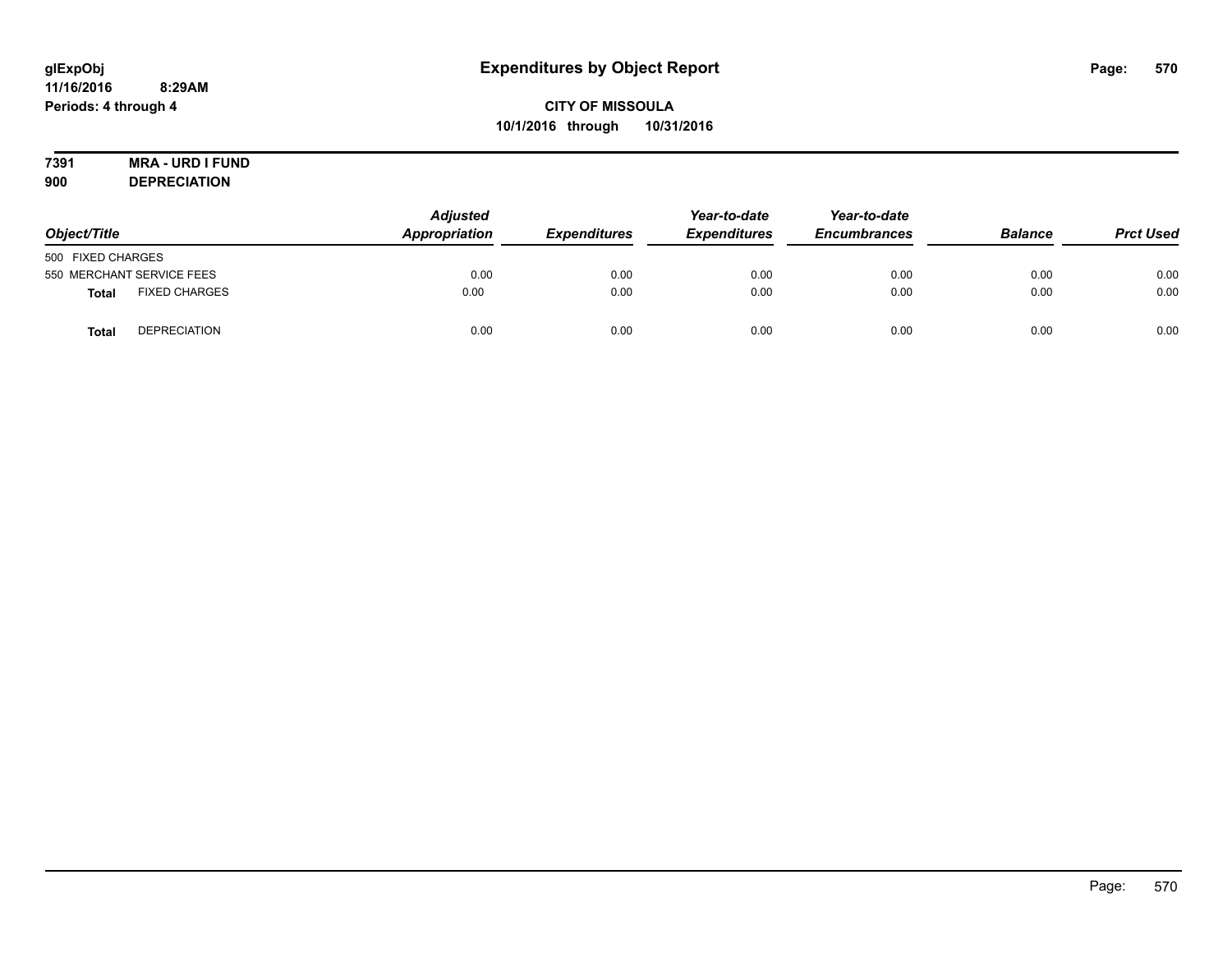# Expenditures by Object Report

glExpObj
11/16/2016 8:29AM
Periods: 4 through 4

**CITY OF MISSOULA**
**10/1/2016 through 10/31/2016**

**7391 MRA - URD I FUND**
**900 DEPRECIATION**

| Object/Title | | Adjusted Appropriation | Expenditures | Year-to-date Expenditures | Year-to-date Encumbrances | Balance | Prct Used |
|---|---|---|---|---|---|---|---|
| 500 FIXED CHARGES | | | | | | | |
| 550 MERCHANT SERVICE FEES | | 0.00 | 0.00 | 0.00 | 0.00 | 0.00 | 0.00 |
| **Total** | FIXED CHARGES | 0.00 | 0.00 | 0.00 | 0.00 | 0.00 | 0.00 |
| **Total** | DEPRECIATION | 0.00 | 0.00 | 0.00 | 0.00 | 0.00 | 0.00 |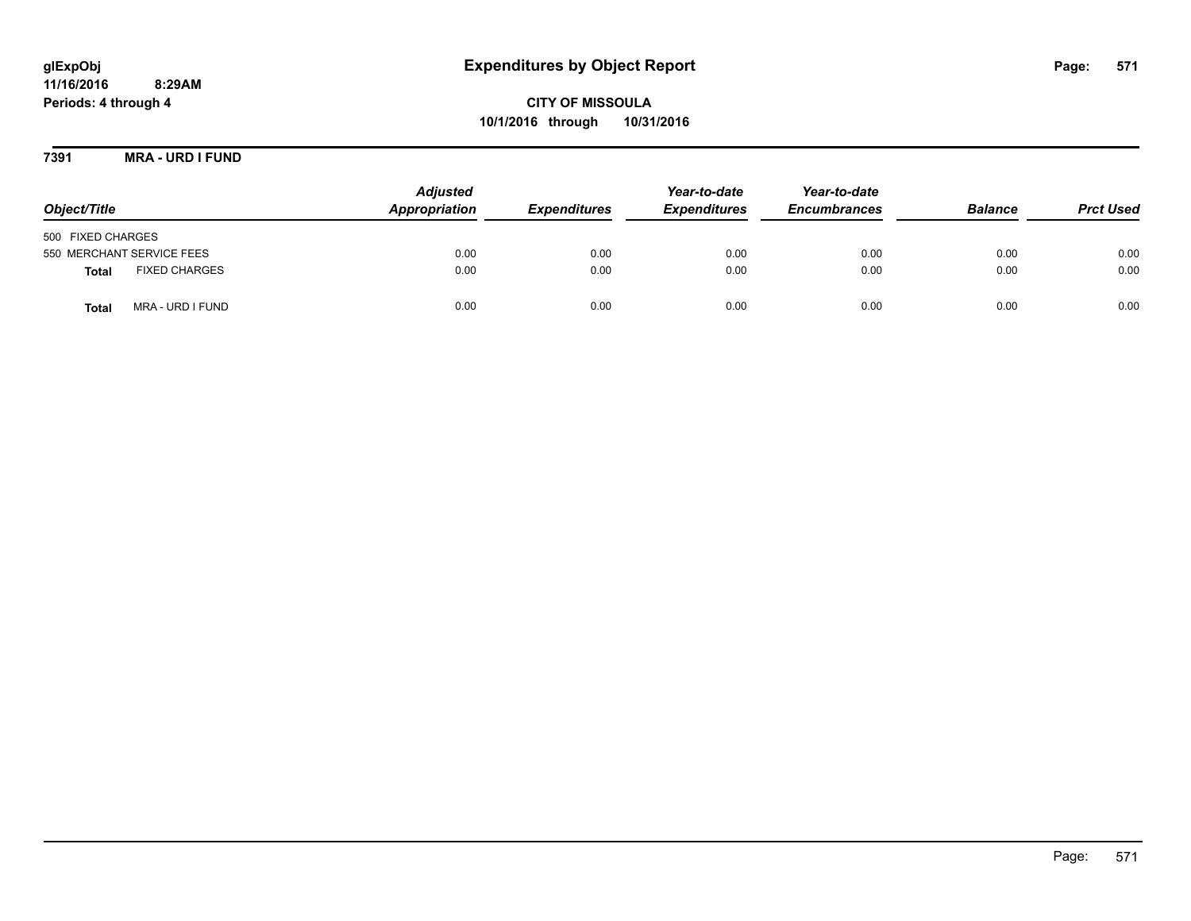glExpObj
11/16/2016 8:29AM
Periods: 4 through 4

# Expenditures by Object Report

**CITY OF MISSOULA**
**10/1/2016 through 10/31/2016**

**7391 MRA - URD I FUND**

| Object/Title | | Adjusted Appropriation | Expenditures | Year-to-date Expenditures | Year-to-date Encumbrances | Balance | Prct Used |
|---|---|---|---|---|---|---|---|
| 500 FIXED CHARGES | | | | | | | |
| 550 MERCHANT SERVICE FEES | | 0.00 | 0.00 | 0.00 | 0.00 | 0.00 | 0.00 |
| **Total** | FIXED CHARGES | 0.00 | 0.00 | 0.00 | 0.00 | 0.00 | 0.00 |
| **Total** | MRA - URD I FUND | 0.00 | 0.00 | 0.00 | 0.00 | 0.00 | 0.00 |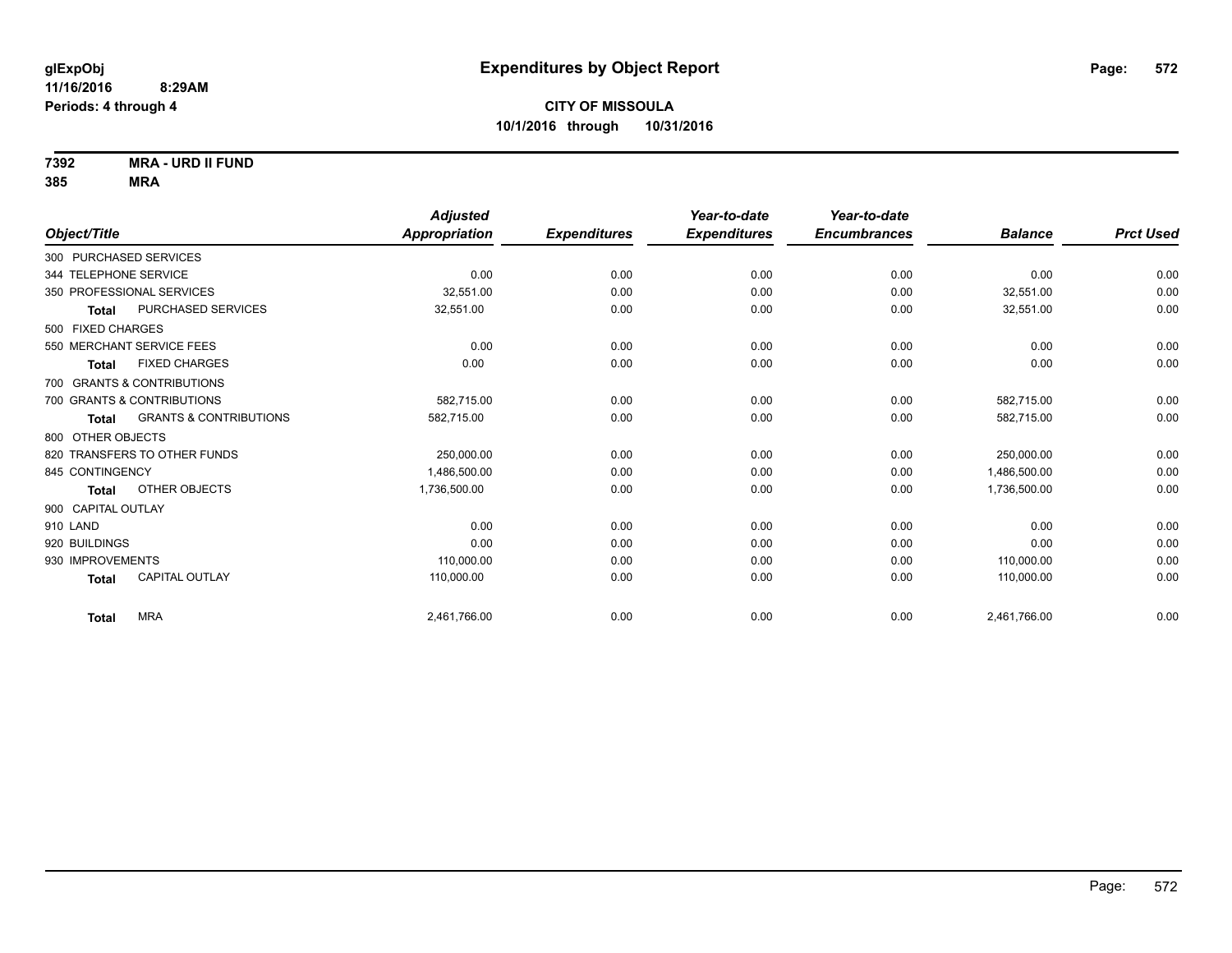glExpObj
11/16/2016 8:29AM
Periods: 4 through 4

# Expenditures by Object Report

**CITY OF MISSOULA**
**10/1/2016 through 10/31/2016**

**7392 MRA - URD II FUND**
**385 MRA**

| Object/Title | | Adjusted Appropriation | Expenditures | Year-to-date Expenditures | Year-to-date Encumbrances | Balance | Prct Used |
|---|---|---|---|---|---|---|---|
| 300 PURCHASED SERVICES | | | | | | | |
| 344 TELEPHONE SERVICE | | 0.00 | 0.00 | 0.00 | 0.00 | 0.00 | 0.00 |
| 350 PROFESSIONAL SERVICES | | 32,551.00 | 0.00 | 0.00 | 0.00 | 32,551.00 | 0.00 |
| Total | PURCHASED SERVICES | 32,551.00 | 0.00 | 0.00 | 0.00 | 32,551.00 | 0.00 |
| 500 FIXED CHARGES | | | | | | | |
| 550 MERCHANT SERVICE FEES | | 0.00 | 0.00 | 0.00 | 0.00 | 0.00 | 0.00 |
| Total | FIXED CHARGES | 0.00 | 0.00 | 0.00 | 0.00 | 0.00 | 0.00 |
| 700 GRANTS & CONTRIBUTIONS | | | | | | | |
| 700 GRANTS & CONTRIBUTIONS | | 582,715.00 | 0.00 | 0.00 | 0.00 | 582,715.00 | 0.00 |
| Total | GRANTS & CONTRIBUTIONS | 582,715.00 | 0.00 | 0.00 | 0.00 | 582,715.00 | 0.00 |
| 800 OTHER OBJECTS | | | | | | | |
| 820 TRANSFERS TO OTHER FUNDS | | 250,000.00 | 0.00 | 0.00 | 0.00 | 250,000.00 | 0.00 |
| 845 CONTINGENCY | | 1,486,500.00 | 0.00 | 0.00 | 0.00 | 1,486,500.00 | 0.00 |
| Total | OTHER OBJECTS | 1,736,500.00 | 0.00 | 0.00 | 0.00 | 1,736,500.00 | 0.00 |
| 900 CAPITAL OUTLAY | | | | | | | |
| 910 LAND | | 0.00 | 0.00 | 0.00 | 0.00 | 0.00 | 0.00 |
| 920 BUILDINGS | | 0.00 | 0.00 | 0.00 | 0.00 | 0.00 | 0.00 |
| 930 IMPROVEMENTS | | 110,000.00 | 0.00 | 0.00 | 0.00 | 110,000.00 | 0.00 |
| Total | CAPITAL OUTLAY | 110,000.00 | 0.00 | 0.00 | 0.00 | 110,000.00 | 0.00 |
| Total | MRA | 2,461,766.00 | 0.00 | 0.00 | 0.00 | 2,461,766.00 | 0.00 |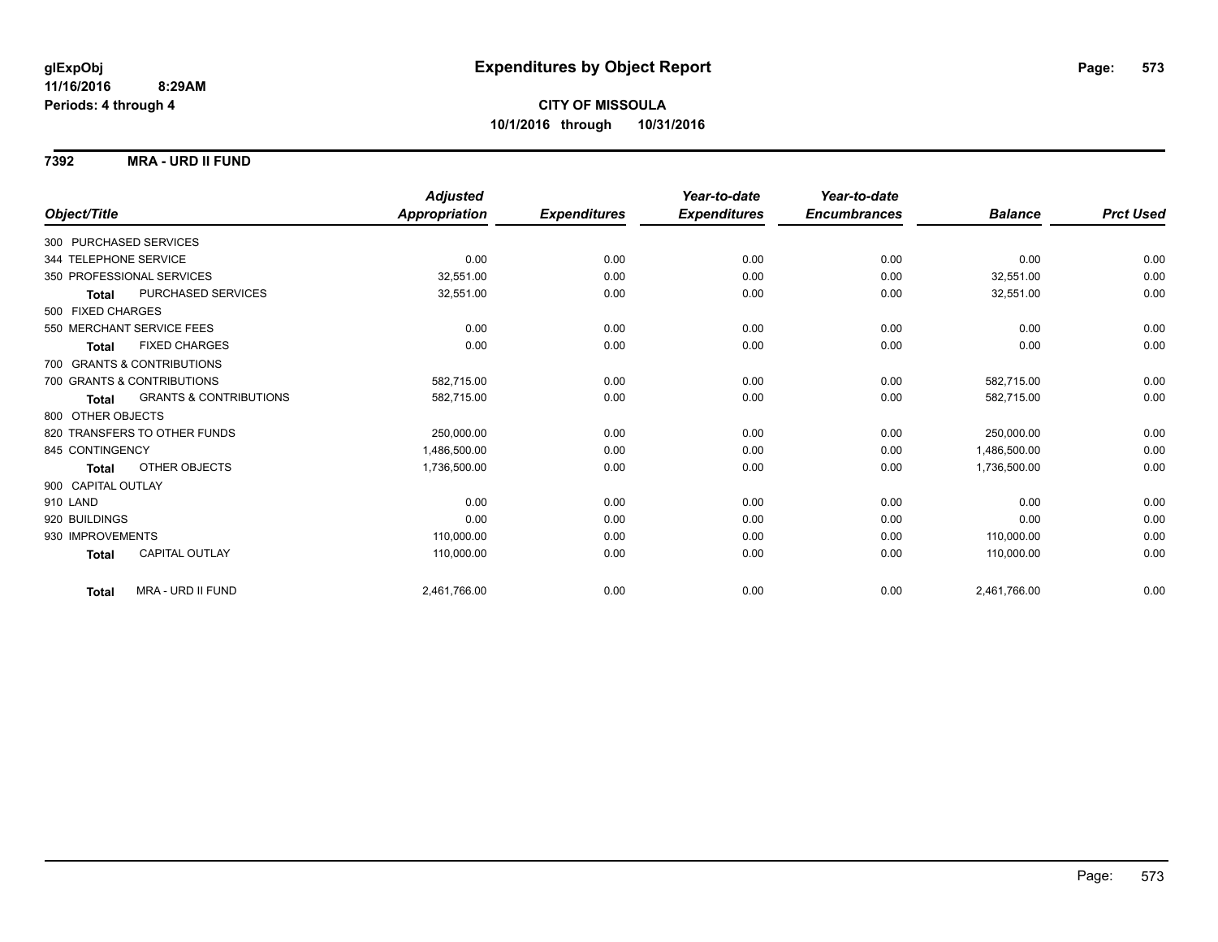**glExpObj**
**11/16/2016 8:29AM**
**Periods: 4 through 4**

# Expenditures by Object Report

**CITY OF MISSOULA**
**10/1/2016 through 10/31/2016**

## 7392 MRA - URD II FUND

| Object/Title | Adjusted Appropriation | Expenditures | Year-to-date Expenditures | Year-to-date Encumbrances | Balance | Prct Used |
|---|---|---|---|---|---|---|
| 300 PURCHASED SERVICES | | | | | | |
| 344 TELEPHONE SERVICE | 0.00 | 0.00 | 0.00 | 0.00 | 0.00 | 0.00 |
| 350 PROFESSIONAL SERVICES | 32,551.00 | 0.00 | 0.00 | 0.00 | 32,551.00 | 0.00 |
| **Total** PURCHASED SERVICES | 32,551.00 | 0.00 | 0.00 | 0.00 | 32,551.00 | 0.00 |
| 500 FIXED CHARGES | | | | | | |
| 550 MERCHANT SERVICE FEES | 0.00 | 0.00 | 0.00 | 0.00 | 0.00 | 0.00 |
| **Total** FIXED CHARGES | 0.00 | 0.00 | 0.00 | 0.00 | 0.00 | 0.00 |
| 700 GRANTS & CONTRIBUTIONS | | | | | | |
| 700 GRANTS & CONTRIBUTIONS | 582,715.00 | 0.00 | 0.00 | 0.00 | 582,715.00 | 0.00 |
| **Total** GRANTS & CONTRIBUTIONS | 582,715.00 | 0.00 | 0.00 | 0.00 | 582,715.00 | 0.00 |
| 800 OTHER OBJECTS | | | | | | |
| 820 TRANSFERS TO OTHER FUNDS | 250,000.00 | 0.00 | 0.00 | 0.00 | 250,000.00 | 0.00 |
| 845 CONTINGENCY | 1,486,500.00 | 0.00 | 0.00 | 0.00 | 1,486,500.00 | 0.00 |
| **Total** OTHER OBJECTS | 1,736,500.00 | 0.00 | 0.00 | 0.00 | 1,736,500.00 | 0.00 |
| 900 CAPITAL OUTLAY | | | | | | |
| 910 LAND | 0.00 | 0.00 | 0.00 | 0.00 | 0.00 | 0.00 |
| 920 BUILDINGS | 0.00 | 0.00 | 0.00 | 0.00 | 0.00 | 0.00 |
| 930 IMPROVEMENTS | 110,000.00 | 0.00 | 0.00 | 0.00 | 110,000.00 | 0.00 |
| **Total** CAPITAL OUTLAY | 110,000.00 | 0.00 | 0.00 | 0.00 | 110,000.00 | 0.00 |
| **Total** MRA - URD II FUND | 2,461,766.00 | 0.00 | 0.00 | 0.00 | 2,461,766.00 | 0.00 |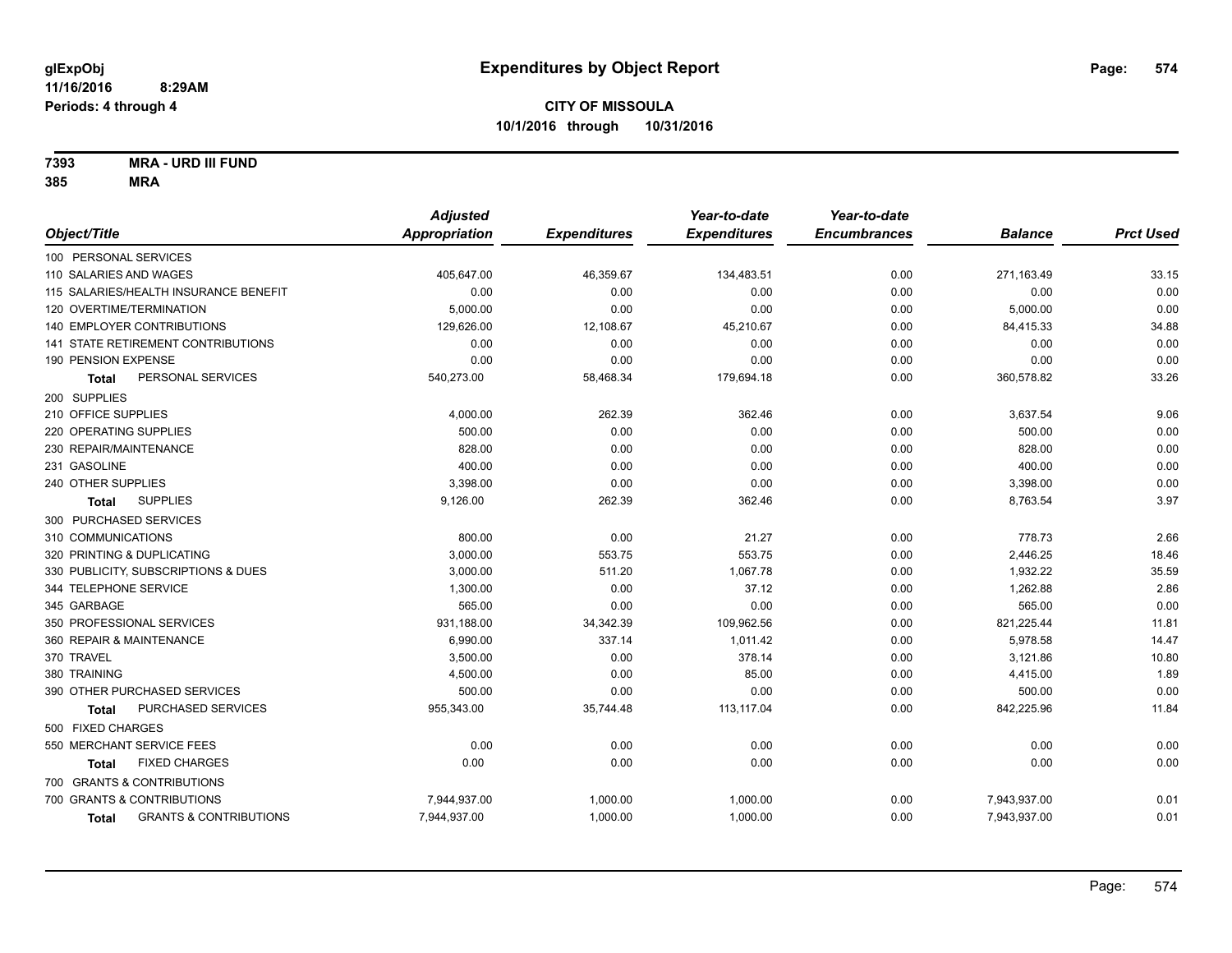**glExpObj** **Expenditures by Object Report**
**11/16/2016 8:29AM**
**Periods: 4 through 4**

**CITY OF MISSOULA**
**10/1/2016 through 10/31/2016**

**7393 MRA - URD III FUND**
**385 MRA**

| Object/Title | Adjusted Appropriation | Expenditures | Year-to-date Expenditures | Year-to-date Encumbrances | Balance | Prct Used |
|---|---|---|---|---|---|---|
| 100 PERSONAL SERVICES | | | | | | |
| 110 SALARIES AND WAGES | 405,647.00 | 46,359.67 | 134,483.51 | 0.00 | 271,163.49 | 33.15 |
| 115 SALARIES/HEALTH INSURANCE BENEFIT | 0.00 | 0.00 | 0.00 | 0.00 | 0.00 | 0.00 |
| 120 OVERTIME/TERMINATION | 5,000.00 | 0.00 | 0.00 | 0.00 | 5,000.00 | 0.00 |
| 140 EMPLOYER CONTRIBUTIONS | 129,626.00 | 12,108.67 | 45,210.67 | 0.00 | 84,415.33 | 34.88 |
| 141 STATE RETIREMENT CONTRIBUTIONS | 0.00 | 0.00 | 0.00 | 0.00 | 0.00 | 0.00 |
| 190 PENSION EXPENSE | 0.00 | 0.00 | 0.00 | 0.00 | 0.00 | 0.00 |
| **Total** PERSONAL SERVICES | 540,273.00 | 58,468.34 | 179,694.18 | 0.00 | 360,578.82 | 33.26 |
| 200 SUPPLIES | | | | | | |
| 210 OFFICE SUPPLIES | 4,000.00 | 262.39 | 362.46 | 0.00 | 3,637.54 | 9.06 |
| 220 OPERATING SUPPLIES | 500.00 | 0.00 | 0.00 | 0.00 | 500.00 | 0.00 |
| 230 REPAIR/MAINTENANCE | 828.00 | 0.00 | 0.00 | 0.00 | 828.00 | 0.00 |
| 231 GASOLINE | 400.00 | 0.00 | 0.00 | 0.00 | 400.00 | 0.00 |
| 240 OTHER SUPPLIES | 3,398.00 | 0.00 | 0.00 | 0.00 | 3,398.00 | 0.00 |
| **Total** SUPPLIES | 9,126.00 | 262.39 | 362.46 | 0.00 | 8,763.54 | 3.97 |
| 300 PURCHASED SERVICES | | | | | | |
| 310 COMMUNICATIONS | 800.00 | 0.00 | 21.27 | 0.00 | 778.73 | 2.66 |
| 320 PRINTING & DUPLICATING | 3,000.00 | 553.75 | 553.75 | 0.00 | 2,446.25 | 18.46 |
| 330 PUBLICITY, SUBSCRIPTIONS & DUES | 3,000.00 | 511.20 | 1,067.78 | 0.00 | 1,932.22 | 35.59 |
| 344 TELEPHONE SERVICE | 1,300.00 | 0.00 | 37.12 | 0.00 | 1,262.88 | 2.86 |
| 345 GARBAGE | 565.00 | 0.00 | 0.00 | 0.00 | 565.00 | 0.00 |
| 350 PROFESSIONAL SERVICES | 931,188.00 | 34,342.39 | 109,962.56 | 0.00 | 821,225.44 | 11.81 |
| 360 REPAIR & MAINTENANCE | 6,990.00 | 337.14 | 1,011.42 | 0.00 | 5,978.58 | 14.47 |
| 370 TRAVEL | 3,500.00 | 0.00 | 378.14 | 0.00 | 3,121.86 | 10.80 |
| 380 TRAINING | 4,500.00 | 0.00 | 85.00 | 0.00 | 4,415.00 | 1.89 |
| 390 OTHER PURCHASED SERVICES | 500.00 | 0.00 | 0.00 | 0.00 | 500.00 | 0.00 |
| **Total** PURCHASED SERVICES | 955,343.00 | 35,744.48 | 113,117.04 | 0.00 | 842,225.96 | 11.84 |
| 500 FIXED CHARGES | | | | | | |
| 550 MERCHANT SERVICE FEES | 0.00 | 0.00 | 0.00 | 0.00 | 0.00 | 0.00 |
| **Total** FIXED CHARGES | 0.00 | 0.00 | 0.00 | 0.00 | 0.00 | 0.00 |
| 700 GRANTS & CONTRIBUTIONS | | | | | | |
| 700 GRANTS & CONTRIBUTIONS | 7,944,937.00 | 1,000.00 | 1,000.00 | 0.00 | 7,943,937.00 | 0.01 |
| **Total** GRANTS & CONTRIBUTIONS | 7,944,937.00 | 1,000.00 | 1,000.00 | 0.00 | 7,943,937.00 | 0.01 |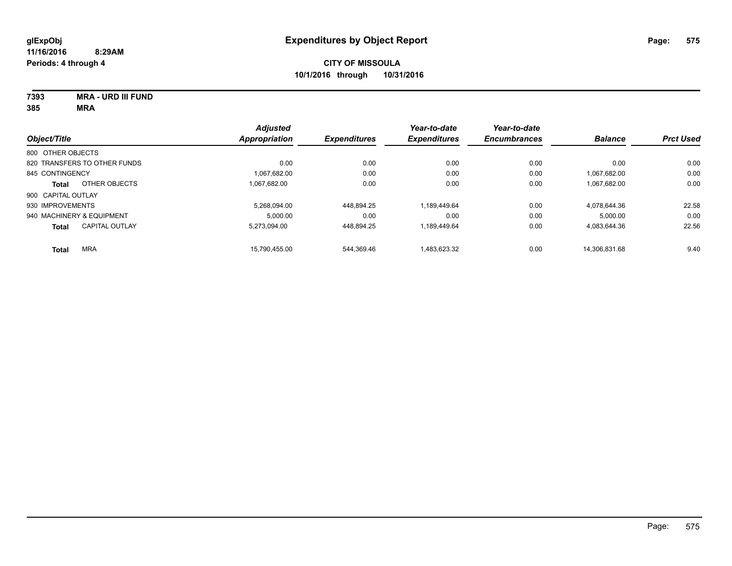**glExpObj**
**11/16/2016 8:29AM**
**Periods: 4 through 4**

# Expenditures by Object Report

**CITY OF MISSOULA**
**10/1/2016 through 10/31/2016**

**7393 MRA - URD III FUND**
**385 MRA**

| Object/Title | Adjusted Appropriation | Expenditures | Year-to-date Expenditures | Year-to-date Encumbrances | Balance | Prct Used |
|---|---|---|---|---|---|---|
| 800 OTHER OBJECTS | | | | | | |
| 820 TRANSFERS TO OTHER FUNDS | 0.00 | 0.00 | 0.00 | 0.00 | 0.00 | 0.00 |
| 845 CONTINGENCY | 1,067,682.00 | 0.00 | 0.00 | 0.00 | 1,067,682.00 | 0.00 |
| **Total** OTHER OBJECTS | 1,067,682.00 | 0.00 | 0.00 | 0.00 | 1,067,682.00 | 0.00 |
| 900 CAPITAL OUTLAY | | | | | | |
| 930 IMPROVEMENTS | 5,268,094.00 | 448,894.25 | 1,189,449.64 | 0.00 | 4,078,644.36 | 22.58 |
| 940 MACHINERY & EQUIPMENT | 5,000.00 | 0.00 | 0.00 | 0.00 | 5,000.00 | 0.00 |
| **Total** CAPITAL OUTLAY | 5,273,094.00 | 448,894.25 | 1,189,449.64 | 0.00 | 4,083,644.36 | 22.56 |
| **Total** MRA | 15,790,455.00 | 544,369.46 | 1,483,623.32 | 0.00 | 14,306,831.68 | 9.40 |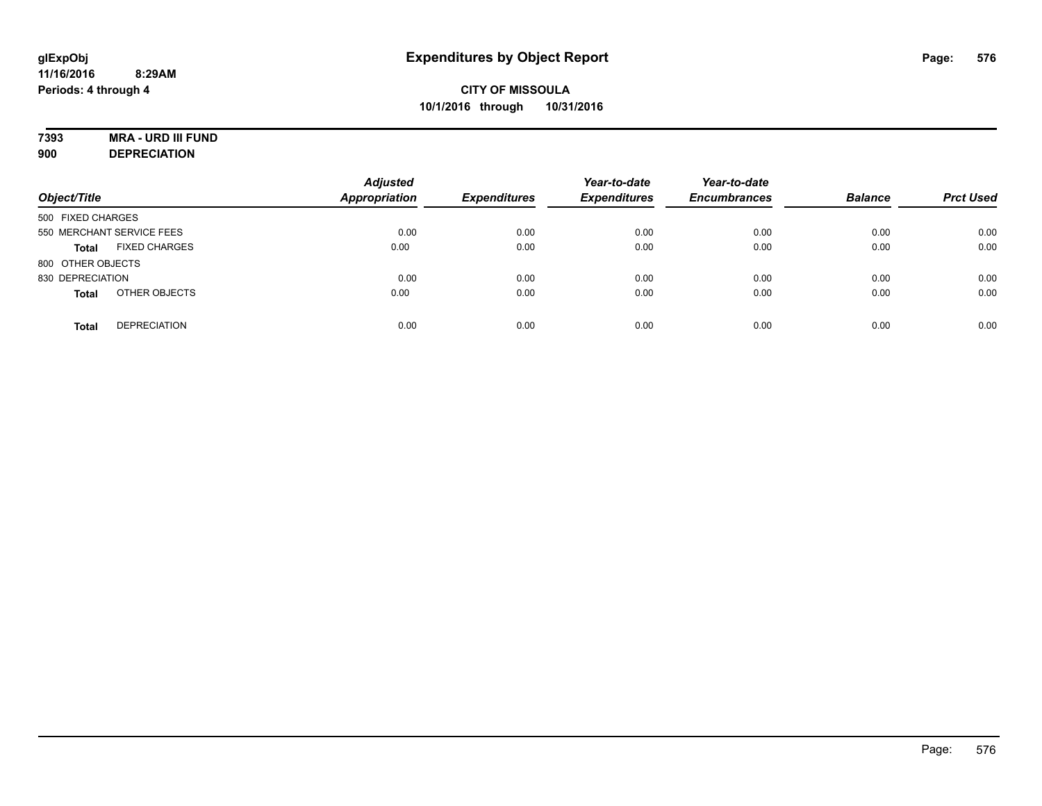# Expenditures by Object Report

**glExpObj**
**11/16/2016 8:29AM**
**Periods: 4 through 4**

**CITY OF MISSOULA**
**10/1/2016 through 10/31/2016**

**7393 MRA - URD III FUND**
**900 DEPRECIATION**

| Object/Title | | Adjusted Appropriation | Expenditures | Year-to-date Expenditures | Year-to-date Encumbrances | Balance | Prct Used |
|---|---|---|---|---|---|---|---|
| 500 FIXED CHARGES | | | | | | | |
| 550 MERCHANT SERVICE FEES | | 0.00 | 0.00 | 0.00 | 0.00 | 0.00 | 0.00 |
| **Total** | FIXED CHARGES | 0.00 | 0.00 | 0.00 | 0.00 | 0.00 | 0.00 |
| 800 OTHER OBJECTS | | | | | | | |
| 830 DEPRECIATION | | 0.00 | 0.00 | 0.00 | 0.00 | 0.00 | 0.00 |
| **Total** | OTHER OBJECTS | 0.00 | 0.00 | 0.00 | 0.00 | 0.00 | 0.00 |
| **Total** | DEPRECIATION | 0.00 | 0.00 | 0.00 | 0.00 | 0.00 | 0.00 |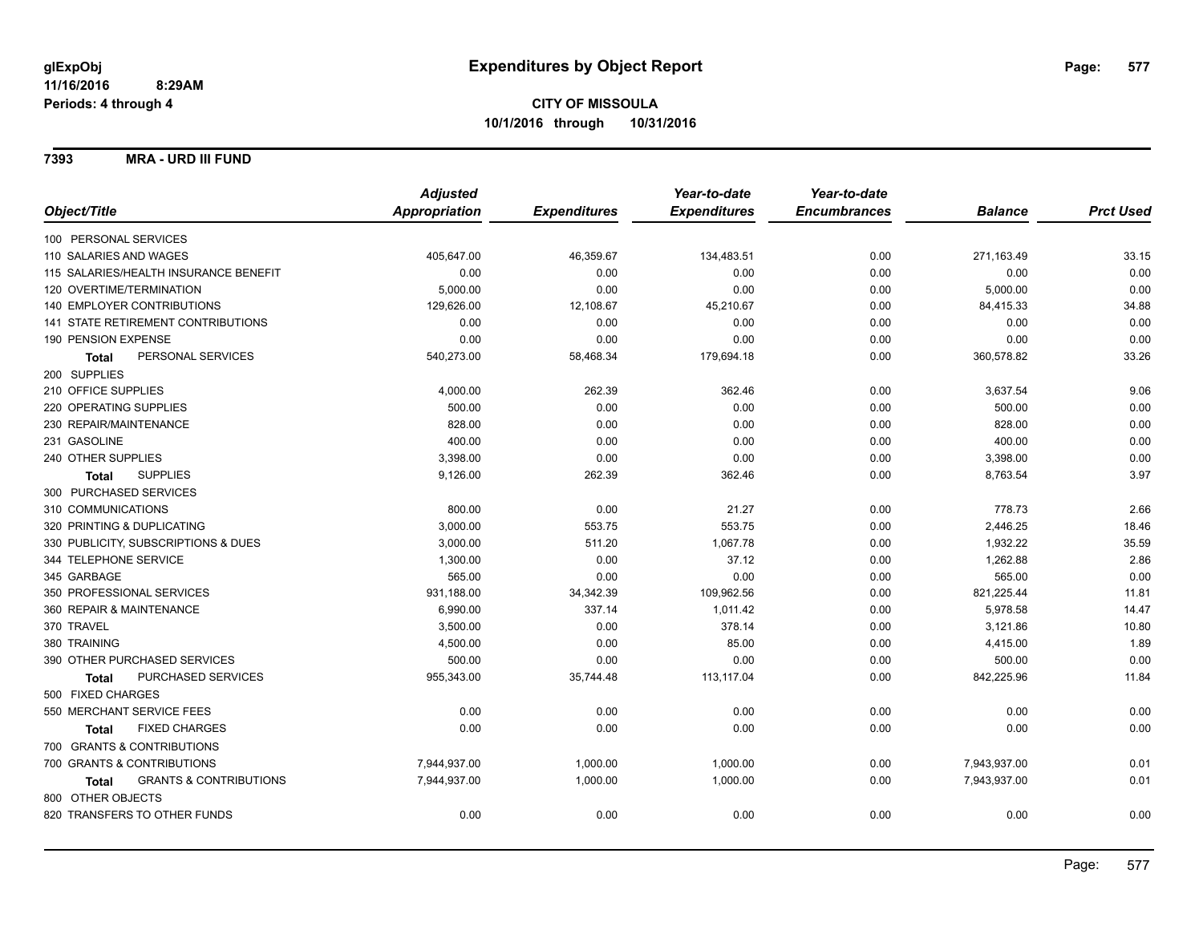**glExpObj**
**11/16/2016 8:29AM**
**Periods: 4 through 4**

# Expenditures by Object Report

**CITY OF MISSOULA**
**10/1/2016 through 10/31/2016**

**7393 MRA - URD III FUND**

| Object/Title | Adjusted Appropriation | Expenditures | Year-to-date Expenditures | Year-to-date Encumbrances | Balance | Prct Used |
|---|---|---|---|---|---|---|
| 100 PERSONAL SERVICES | | | | | | |
| 110 SALARIES AND WAGES | 405,647.00 | 46,359.67 | 134,483.51 | 0.00 | 271,163.49 | 33.15 |
| 115 SALARIES/HEALTH INSURANCE BENEFIT | 0.00 | 0.00 | 0.00 | 0.00 | 0.00 | 0.00 |
| 120 OVERTIME/TERMINATION | 5,000.00 | 0.00 | 0.00 | 0.00 | 5,000.00 | 0.00 |
| 140 EMPLOYER CONTRIBUTIONS | 129,626.00 | 12,108.67 | 45,210.67 | 0.00 | 84,415.33 | 34.88 |
| 141 STATE RETIREMENT CONTRIBUTIONS | 0.00 | 0.00 | 0.00 | 0.00 | 0.00 | 0.00 |
| 190 PENSION EXPENSE | 0.00 | 0.00 | 0.00 | 0.00 | 0.00 | 0.00 |
| **Total** PERSONAL SERVICES | 540,273.00 | 58,468.34 | 179,694.18 | 0.00 | 360,578.82 | 33.26 |
| 200 SUPPLIES | | | | | | |
| 210 OFFICE SUPPLIES | 4,000.00 | 262.39 | 362.46 | 0.00 | 3,637.54 | 9.06 |
| 220 OPERATING SUPPLIES | 500.00 | 0.00 | 0.00 | 0.00 | 500.00 | 0.00 |
| 230 REPAIR/MAINTENANCE | 828.00 | 0.00 | 0.00 | 0.00 | 828.00 | 0.00 |
| 231 GASOLINE | 400.00 | 0.00 | 0.00 | 0.00 | 400.00 | 0.00 |
| 240 OTHER SUPPLIES | 3,398.00 | 0.00 | 0.00 | 0.00 | 3,398.00 | 0.00 |
| **Total** SUPPLIES | 9,126.00 | 262.39 | 362.46 | 0.00 | 8,763.54 | 3.97 |
| 300 PURCHASED SERVICES | | | | | | |
| 310 COMMUNICATIONS | 800.00 | 0.00 | 21.27 | 0.00 | 778.73 | 2.66 |
| 320 PRINTING & DUPLICATING | 3,000.00 | 553.75 | 553.75 | 0.00 | 2,446.25 | 18.46 |
| 330 PUBLICITY, SUBSCRIPTIONS & DUES | 3,000.00 | 511.20 | 1,067.78 | 0.00 | 1,932.22 | 35.59 |
| 344 TELEPHONE SERVICE | 1,300.00 | 0.00 | 37.12 | 0.00 | 1,262.88 | 2.86 |
| 345 GARBAGE | 565.00 | 0.00 | 0.00 | 0.00 | 565.00 | 0.00 |
| 350 PROFESSIONAL SERVICES | 931,188.00 | 34,342.39 | 109,962.56 | 0.00 | 821,225.44 | 11.81 |
| 360 REPAIR & MAINTENANCE | 6,990.00 | 337.14 | 1,011.42 | 0.00 | 5,978.58 | 14.47 |
| 370 TRAVEL | 3,500.00 | 0.00 | 378.14 | 0.00 | 3,121.86 | 10.80 |
| 380 TRAINING | 4,500.00 | 0.00 | 85.00 | 0.00 | 4,415.00 | 1.89 |
| 390 OTHER PURCHASED SERVICES | 500.00 | 0.00 | 0.00 | 0.00 | 500.00 | 0.00 |
| **Total** PURCHASED SERVICES | 955,343.00 | 35,744.48 | 113,117.04 | 0.00 | 842,225.96 | 11.84 |
| 500 FIXED CHARGES | | | | | | |
| 550 MERCHANT SERVICE FEES | 0.00 | 0.00 | 0.00 | 0.00 | 0.00 | 0.00 |
| **Total** FIXED CHARGES | 0.00 | 0.00 | 0.00 | 0.00 | 0.00 | 0.00 |
| 700 GRANTS & CONTRIBUTIONS | | | | | | |
| 700 GRANTS & CONTRIBUTIONS | 7,944,937.00 | 1,000.00 | 1,000.00 | 0.00 | 7,943,937.00 | 0.01 |
| **Total** GRANTS & CONTRIBUTIONS | 7,944,937.00 | 1,000.00 | 1,000.00 | 0.00 | 7,943,937.00 | 0.01 |
| 800 OTHER OBJECTS | | | | | | |
| 820 TRANSFERS TO OTHER FUNDS | 0.00 | 0.00 | 0.00 | 0.00 | 0.00 | 0.00 |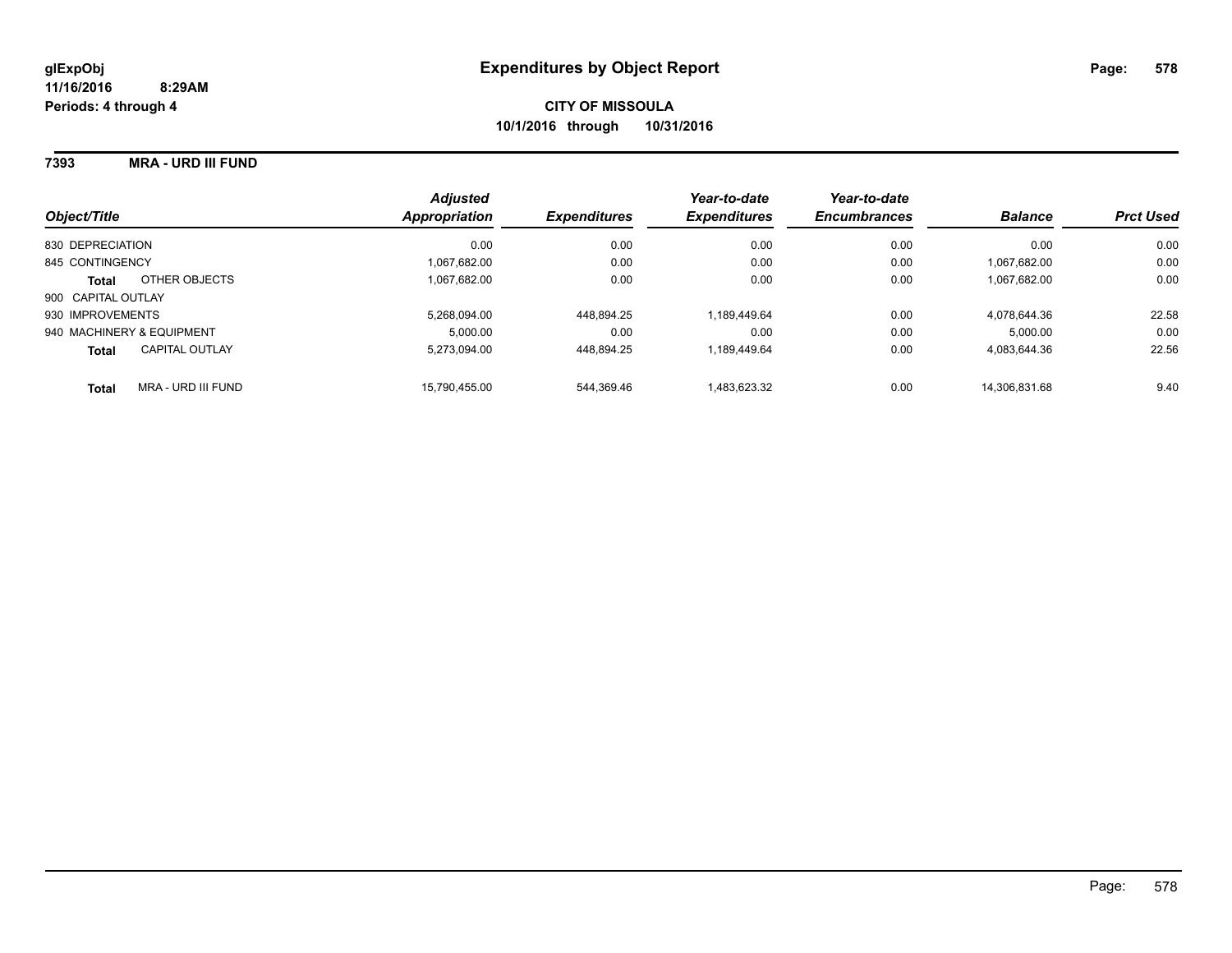glExpObj
11/16/2016 8:29AM
Periods: 4 through 4

# Expenditures by Object Report

**CITY OF MISSOULA**
**10/1/2016 through 10/31/2016**

**7393 MRA - URD III FUND**

| Object/Title | Adjusted Appropriation | Expenditures | Year-to-date Expenditures | Year-to-date Encumbrances | Balance | Prct Used |
|---|---|---|---|---|---|---|
| 830 DEPRECIATION | 0.00 | 0.00 | 0.00 | 0.00 | 0.00 | 0.00 |
| 845 CONTINGENCY | 1,067,682.00 | 0.00 | 0.00 | 0.00 | 1,067,682.00 | 0.00 |
| **Total** OTHER OBJECTS | 1,067,682.00 | 0.00 | 0.00 | 0.00 | 1,067,682.00 | 0.00 |
| 900 CAPITAL OUTLAY | | | | | | |
| 930 IMPROVEMENTS | 5,268,094.00 | 448,894.25 | 1,189,449.64 | 0.00 | 4,078,644.36 | 22.58 |
| 940 MACHINERY & EQUIPMENT | 5,000.00 | 0.00 | 0.00 | 0.00 | 5,000.00 | 0.00 |
| **Total** CAPITAL OUTLAY | 5,273,094.00 | 448,894.25 | 1,189,449.64 | 0.00 | 4,083,644.36 | 22.56 |
| **Total** MRA - URD III FUND | 15,790,455.00 | 544,369.46 | 1,483,623.32 | 0.00 | 14,306,831.68 | 9.40 |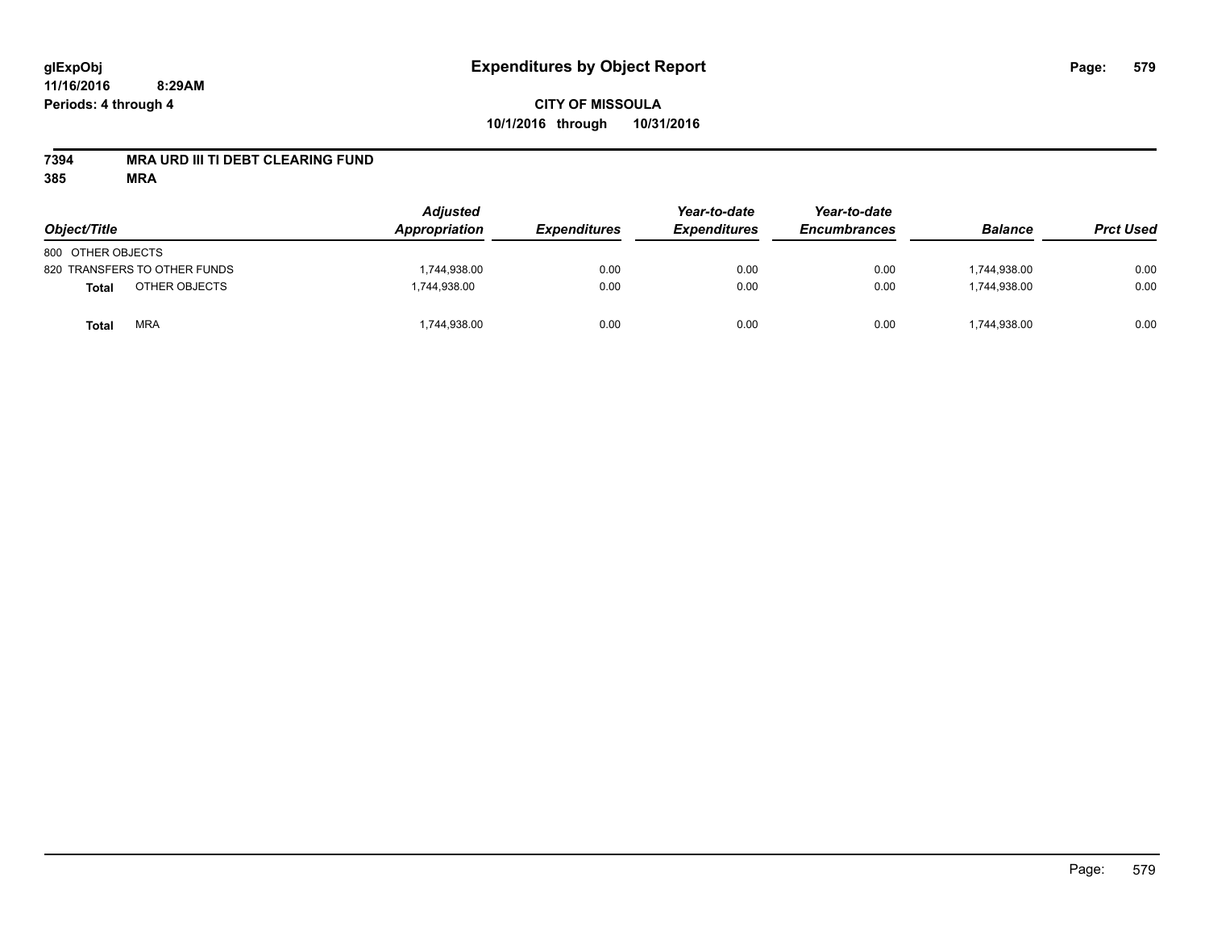glExpObj
11/16/2016 8:29AM
Periods: 4 through 4

# Expenditures by Object Report

**CITY OF MISSOULA**
**10/1/2016 through 10/31/2016**

**7394 MRA URD III TI DEBT CLEARING FUND**
**385 MRA**

| Object/Title | | Adjusted Appropriation | Expenditures | Year-to-date Expenditures | Year-to-date Encumbrances | Balance | Prct Used |
|---|---|---|---|---|---|---|---|
| 800 OTHER OBJECTS | | | | | | | |
| 820 TRANSFERS TO OTHER FUNDS | | 1,744,938.00 | 0.00 | 0.00 | 0.00 | 1,744,938.00 | 0.00 |
| **Total** | OTHER OBJECTS | 1,744,938.00 | 0.00 | 0.00 | 0.00 | 1,744,938.00 | 0.00 |
| **Total** | MRA | 1,744,938.00 | 0.00 | 0.00 | 0.00 | 1,744,938.00 | 0.00 |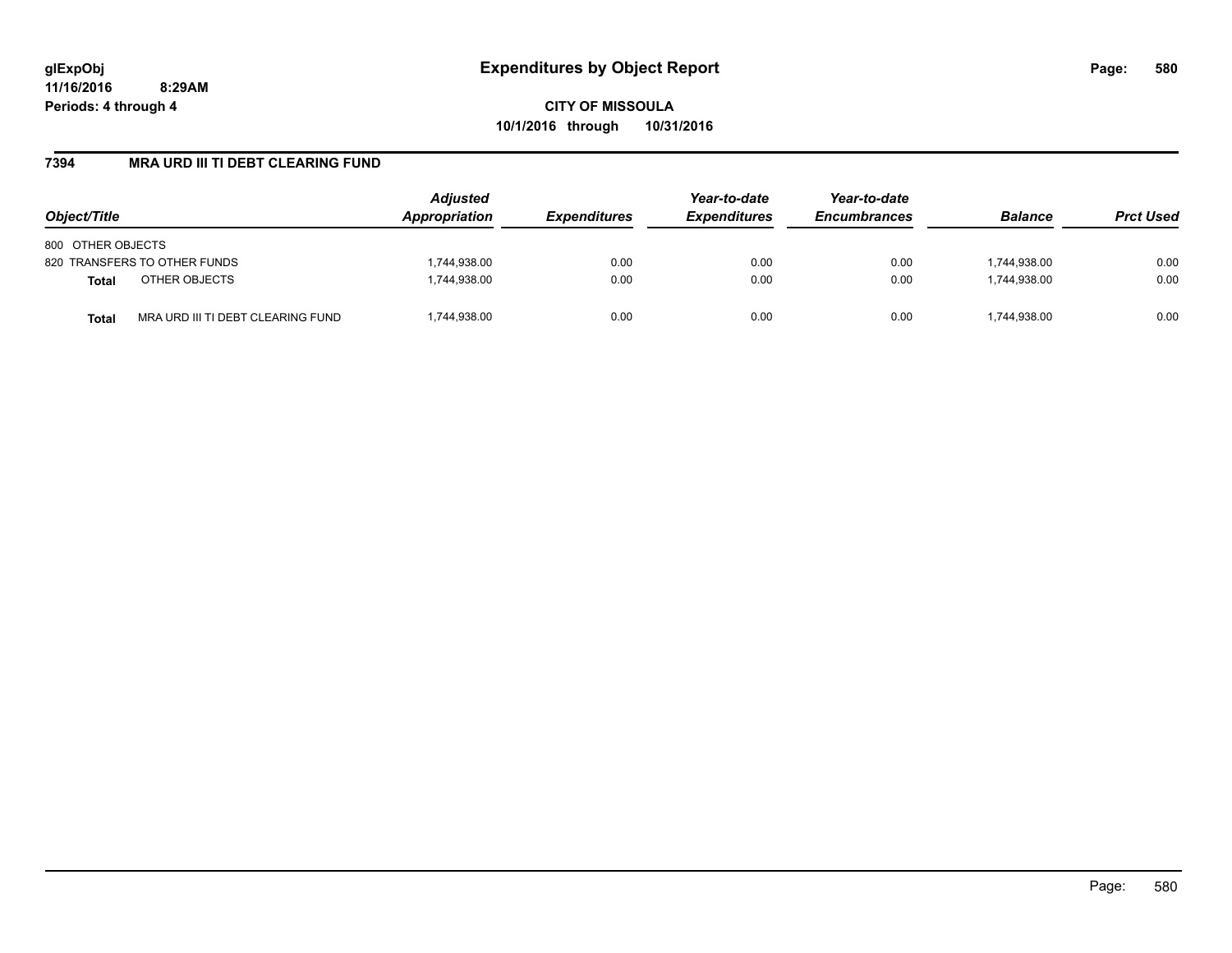# Expenditures by Object Report

glExpObj
11/16/2016 8:29AM
Periods: 4 through 4

**CITY OF MISSOULA**
**10/1/2016 through 10/31/2016**

## 7394 MRA URD III TI DEBT CLEARING FUND

| Object/Title | | Adjusted Appropriation | Expenditures | Year-to-date Expenditures | Year-to-date Encumbrances | Balance | Prct Used |
|---|---|---|---|---|---|---|---|
| 800 OTHER OBJECTS | | | | | | | |
| 820 TRANSFERS TO OTHER FUNDS | | 1,744,938.00 | 0.00 | 0.00 | 0.00 | 1,744,938.00 | 0.00 |
| **Total** | OTHER OBJECTS | 1,744,938.00 | 0.00 | 0.00 | 0.00 | 1,744,938.00 | 0.00 |
| **Total** | MRA URD III TI DEBT CLEARING FUND | 1,744,938.00 | 0.00 | 0.00 | 0.00 | 1,744,938.00 | 0.00 |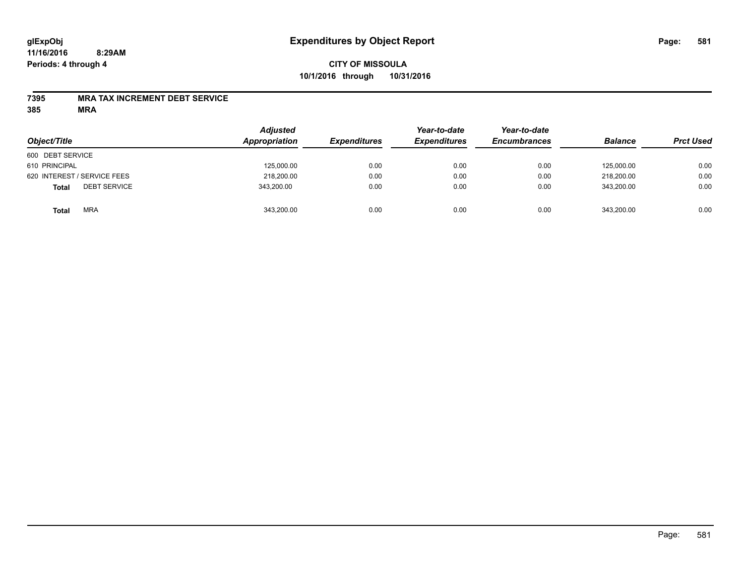# Expenditures by Object Report

glExpObj
11/16/2016 8:29AM
Periods: 4 through 4

**CITY OF MISSOULA**
**10/1/2016 through 10/31/2016**

**7395 MRA TAX INCREMENT DEBT SERVICE**
**385 MRA**

| Object/Title | Adjusted Appropriation | Expenditures | Year-to-date Expenditures | Year-to-date Encumbrances | Balance | Prct Used |
|---|---|---|---|---|---|---|
| 600 DEBT SERVICE | | | | | | |
| 610 PRINCIPAL | 125,000.00 | 0.00 | 0.00 | 0.00 | 125,000.00 | 0.00 |
| 620 INTEREST / SERVICE FEES | 218,200.00 | 0.00 | 0.00 | 0.00 | 218,200.00 | 0.00 |
| **Total** DEBT SERVICE | 343,200.00 | 0.00 | 0.00 | 0.00 | 343,200.00 | 0.00 |
| **Total** MRA | 343,200.00 | 0.00 | 0.00 | 0.00 | 343,200.00 | 0.00 |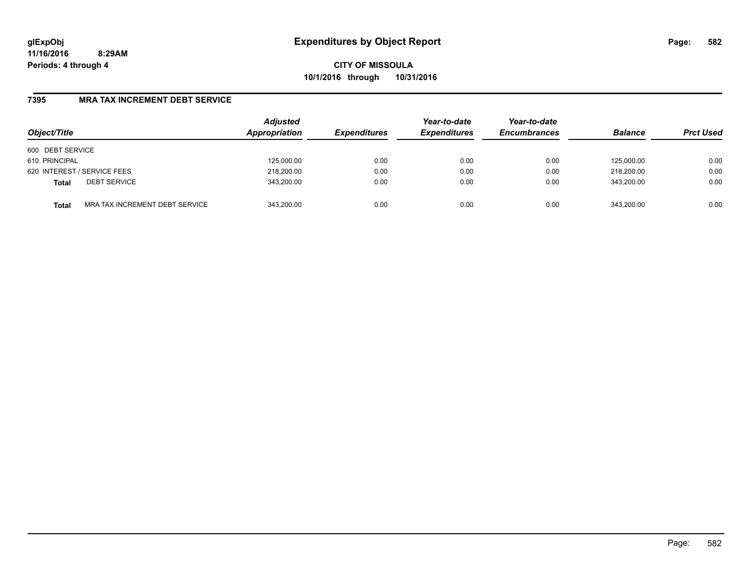glExpObj
11/16/2016 8:29AM
Periods: 4 through 4

# Expenditures by Object Report

**CITY OF MISSOULA**
**10/1/2016 through 10/31/2016**

## 7395 MRA TAX INCREMENT DEBT SERVICE

| Object/Title | | Adjusted Appropriation | Expenditures | Year-to-date Expenditures | Year-to-date Encumbrances | Balance | Prct Used |
|---|---|---|---|---|---|---|---|
| 600 DEBT SERVICE | | | | | | | |
| 610 PRINCIPAL | | 125,000.00 | 0.00 | 0.00 | 0.00 | 125,000.00 | 0.00 |
| 620 INTEREST / SERVICE FEES | | 218,200.00 | 0.00 | 0.00 | 0.00 | 218,200.00 | 0.00 |
| **Total** | DEBT SERVICE | 343,200.00 | 0.00 | 0.00 | 0.00 | 343,200.00 | 0.00 |
| **Total** | MRA TAX INCREMENT DEBT SERVICE | 343,200.00 | 0.00 | 0.00 | 0.00 | 343,200.00 | 0.00 |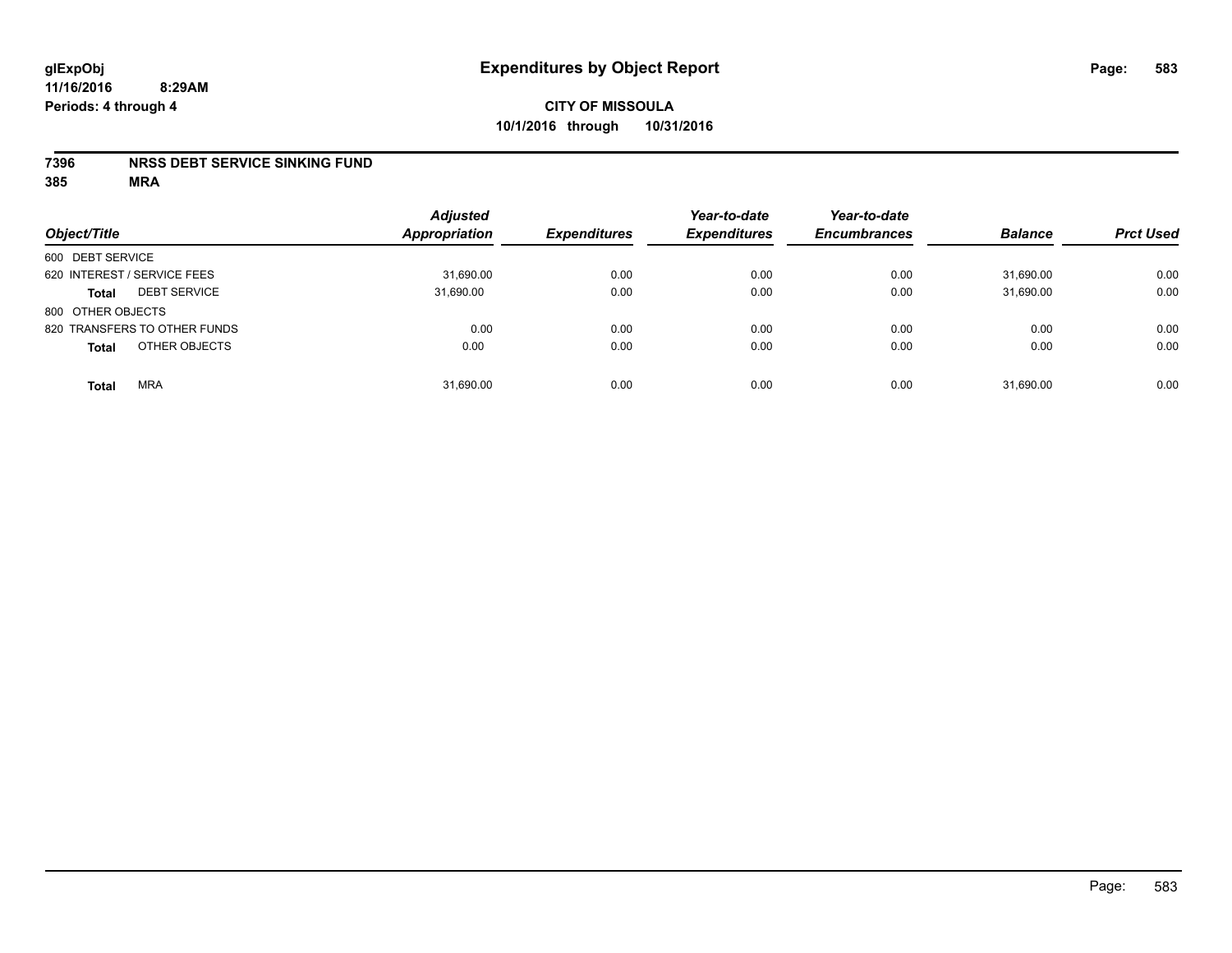glExpObj
11/16/2016 8:29AM
Periods: 4 through 4

# Expenditures by Object Report

**CITY OF MISSOULA**
**10/1/2016 through 10/31/2016**

**7396 NRSS DEBT SERVICE SINKING FUND**
**385 MRA**

| Object/Title | Adjusted Appropriation | Expenditures | Year-to-date Expenditures | Year-to-date Encumbrances | Balance | Prct Used |
|---|---|---|---|---|---|---|
| 600 DEBT SERVICE | | | | | | |
| 620 INTEREST / SERVICE FEES | 31,690.00 | 0.00 | 0.00 | 0.00 | 31,690.00 | 0.00 |
| **Total** DEBT SERVICE | 31,690.00 | 0.00 | 0.00 | 0.00 | 31,690.00 | 0.00 |
| 800 OTHER OBJECTS | | | | | | |
| 820 TRANSFERS TO OTHER FUNDS | 0.00 | 0.00 | 0.00 | 0.00 | 0.00 | 0.00 |
| **Total** OTHER OBJECTS | 0.00 | 0.00 | 0.00 | 0.00 | 0.00 | 0.00 |
| **Total** MRA | 31,690.00 | 0.00 | 0.00 | 0.00 | 31,690.00 | 0.00 |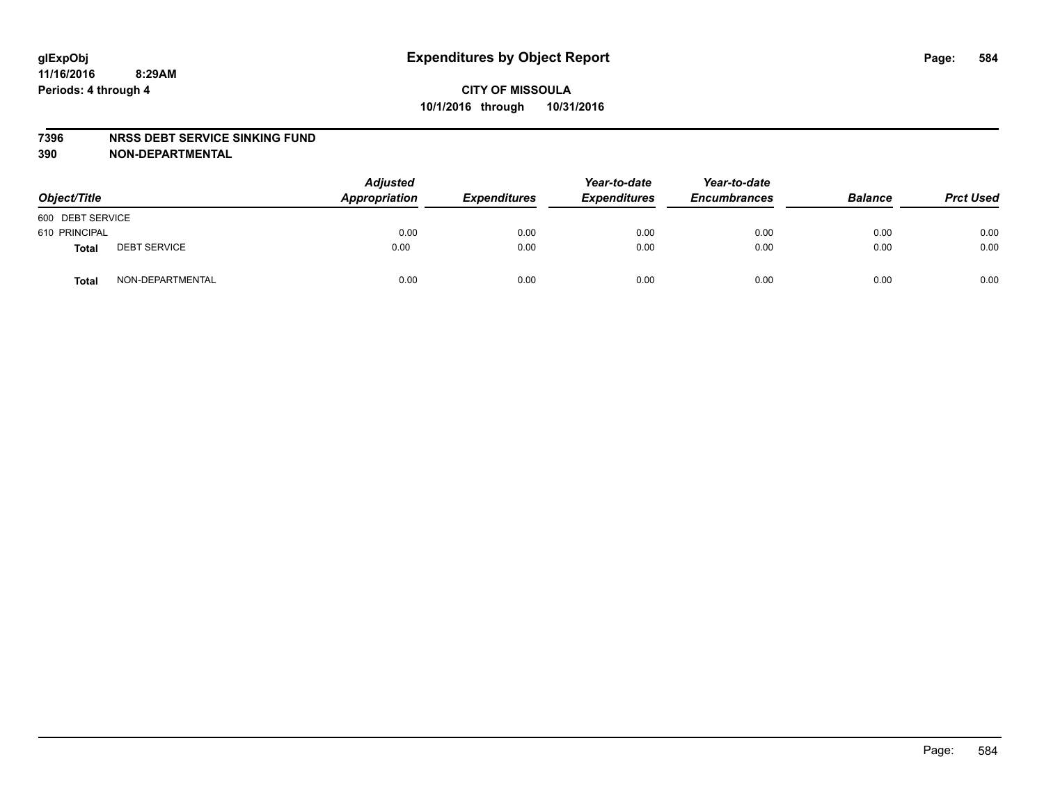# Expenditures by Object Report

glExpObj
11/16/2016 8:29AM
Periods: 4 through 4

**CITY OF MISSOULA**
**10/1/2016 through 10/31/2016**

**7396 NRSS DEBT SERVICE SINKING FUND**
**390 NON-DEPARTMENTAL**

| Object/Title | | Adjusted Appropriation | Expenditures | Year-to-date Expenditures | Year-to-date Encumbrances | Balance | Prct Used |
|---|---|---|---|---|---|---|---|
| 600 DEBT SERVICE | | | | | | | |
| 610 PRINCIPAL | | 0.00 | 0.00 | 0.00 | 0.00 | 0.00 | 0.00 |
| **Total** | DEBT SERVICE | 0.00 | 0.00 | 0.00 | 0.00 | 0.00 | 0.00 |
| **Total** | NON-DEPARTMENTAL | 0.00 | 0.00 | 0.00 | 0.00 | 0.00 | 0.00 |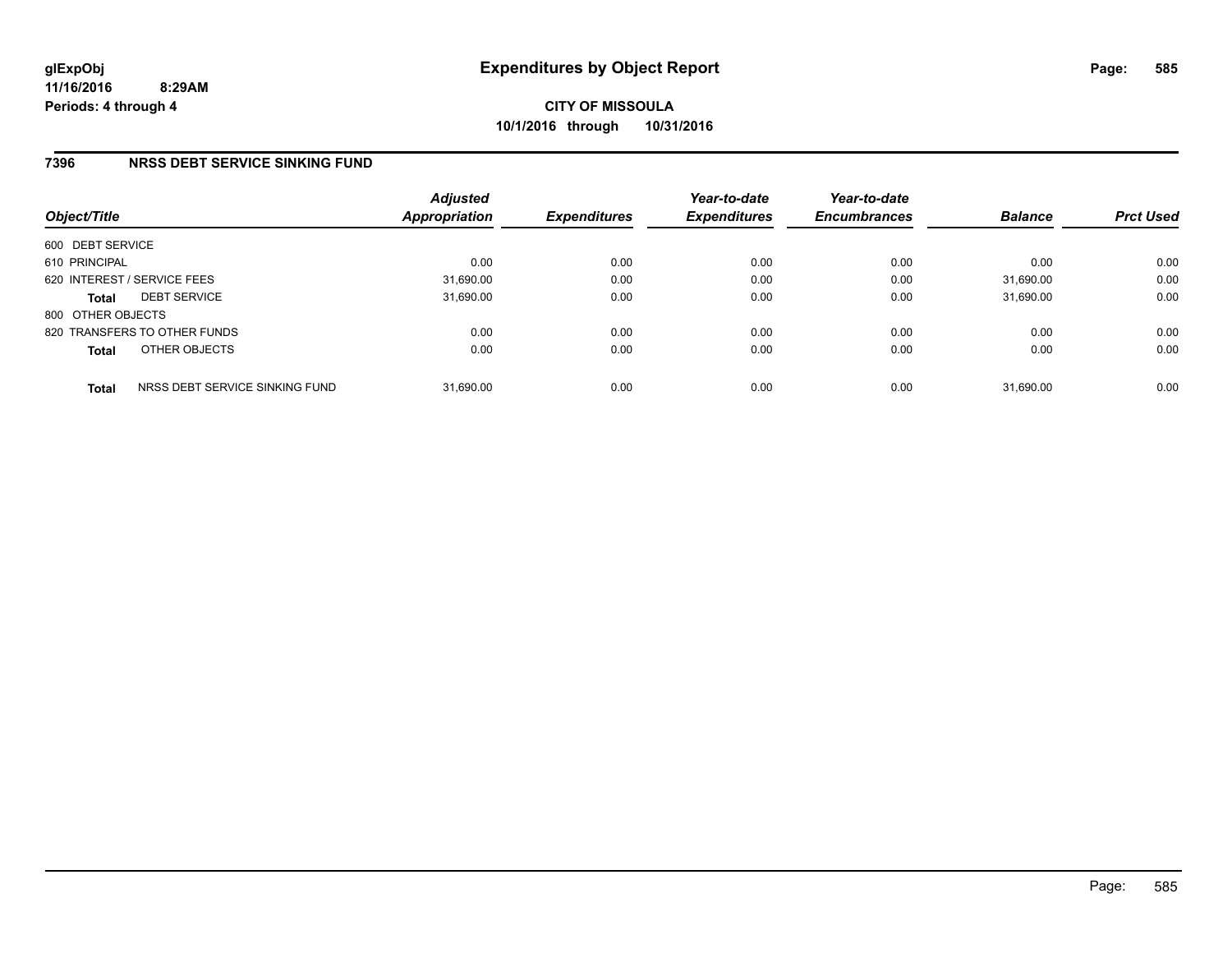glExpObj
11/16/2016 8:29AM
Periods: 4 through 4

# Expenditures by Object Report

**CITY OF MISSOULA**
**10/1/2016 through 10/31/2016**

## 7396 NRSS DEBT SERVICE SINKING FUND

| Object/Title | Adjusted Appropriation | Expenditures | Year-to-date Expenditures | Year-to-date Encumbrances | Balance | Prct Used |
|---|---|---|---|---|---|---|
| 600 DEBT SERVICE | | | | | | |
| 610 PRINCIPAL | 0.00 | 0.00 | 0.00 | 0.00 | 0.00 | 0.00 |
| 620 INTEREST / SERVICE FEES | 31,690.00 | 0.00 | 0.00 | 0.00 | 31,690.00 | 0.00 |
| **Total** DEBT SERVICE | 31,690.00 | 0.00 | 0.00 | 0.00 | 31,690.00 | 0.00 |
| 800 OTHER OBJECTS | | | | | | |
| 820 TRANSFERS TO OTHER FUNDS | 0.00 | 0.00 | 0.00 | 0.00 | 0.00 | 0.00 |
| **Total** OTHER OBJECTS | 0.00 | 0.00 | 0.00 | 0.00 | 0.00 | 0.00 |
| **Total** NRSS DEBT SERVICE SINKING FUND | 31,690.00 | 0.00 | 0.00 | 0.00 | 31,690.00 | 0.00 |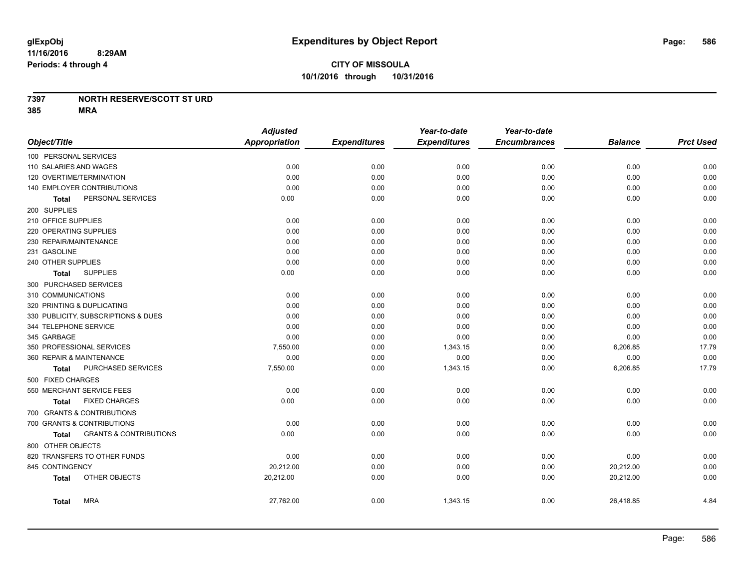**glExpObj**
**11/16/2016 8:29AM**
**Periods: 4 through 4**

# Expenditures by Object Report

**CITY OF MISSOULA**
**10/1/2016 through 10/31/2016**

**7397 NORTH RESERVE/SCOTT ST URD**
**385 MRA**

| Object/Title | Adjusted Appropriation | Expenditures | Year-to-date Expenditures | Year-to-date Encumbrances | Balance | Prct Used |
|---|---|---|---|---|---|---|
| 100 PERSONAL SERVICES | | | | | | |
| 110 SALARIES AND WAGES | 0.00 | 0.00 | 0.00 | 0.00 | 0.00 | 0.00 |
| 120 OVERTIME/TERMINATION | 0.00 | 0.00 | 0.00 | 0.00 | 0.00 | 0.00 |
| 140 EMPLOYER CONTRIBUTIONS | 0.00 | 0.00 | 0.00 | 0.00 | 0.00 | 0.00 |
| **Total** PERSONAL SERVICES | 0.00 | 0.00 | 0.00 | 0.00 | 0.00 | 0.00 |
| 200 SUPPLIES | | | | | | |
| 210 OFFICE SUPPLIES | 0.00 | 0.00 | 0.00 | 0.00 | 0.00 | 0.00 |
| 220 OPERATING SUPPLIES | 0.00 | 0.00 | 0.00 | 0.00 | 0.00 | 0.00 |
| 230 REPAIR/MAINTENANCE | 0.00 | 0.00 | 0.00 | 0.00 | 0.00 | 0.00 |
| 231 GASOLINE | 0.00 | 0.00 | 0.00 | 0.00 | 0.00 | 0.00 |
| 240 OTHER SUPPLIES | 0.00 | 0.00 | 0.00 | 0.00 | 0.00 | 0.00 |
| **Total** SUPPLIES | 0.00 | 0.00 | 0.00 | 0.00 | 0.00 | 0.00 |
| 300 PURCHASED SERVICES | | | | | | |
| 310 COMMUNICATIONS | 0.00 | 0.00 | 0.00 | 0.00 | 0.00 | 0.00 |
| 320 PRINTING & DUPLICATING | 0.00 | 0.00 | 0.00 | 0.00 | 0.00 | 0.00 |
| 330 PUBLICITY, SUBSCRIPTIONS & DUES | 0.00 | 0.00 | 0.00 | 0.00 | 0.00 | 0.00 |
| 344 TELEPHONE SERVICE | 0.00 | 0.00 | 0.00 | 0.00 | 0.00 | 0.00 |
| 345 GARBAGE | 0.00 | 0.00 | 0.00 | 0.00 | 0.00 | 0.00 |
| 350 PROFESSIONAL SERVICES | 7,550.00 | 0.00 | 1,343.15 | 0.00 | 6,206.85 | 17.79 |
| 360 REPAIR & MAINTENANCE | 0.00 | 0.00 | 0.00 | 0.00 | 0.00 | 0.00 |
| **Total** PURCHASED SERVICES | 7,550.00 | 0.00 | 1,343.15 | 0.00 | 6,206.85 | 17.79 |
| 500 FIXED CHARGES | | | | | | |
| 550 MERCHANT SERVICE FEES | 0.00 | 0.00 | 0.00 | 0.00 | 0.00 | 0.00 |
| **Total** FIXED CHARGES | 0.00 | 0.00 | 0.00 | 0.00 | 0.00 | 0.00 |
| 700 GRANTS & CONTRIBUTIONS | | | | | | |
| 700 GRANTS & CONTRIBUTIONS | 0.00 | 0.00 | 0.00 | 0.00 | 0.00 | 0.00 |
| **Total** GRANTS & CONTRIBUTIONS | 0.00 | 0.00 | 0.00 | 0.00 | 0.00 | 0.00 |
| 800 OTHER OBJECTS | | | | | | |
| 820 TRANSFERS TO OTHER FUNDS | 0.00 | 0.00 | 0.00 | 0.00 | 0.00 | 0.00 |
| 845 CONTINGENCY | 20,212.00 | 0.00 | 0.00 | 0.00 | 20,212.00 | 0.00 |
| **Total** OTHER OBJECTS | 20,212.00 | 0.00 | 0.00 | 0.00 | 20,212.00 | 0.00 |
| **Total** MRA | 27,762.00 | 0.00 | 1,343.15 | 0.00 | 26,418.85 | 4.84 |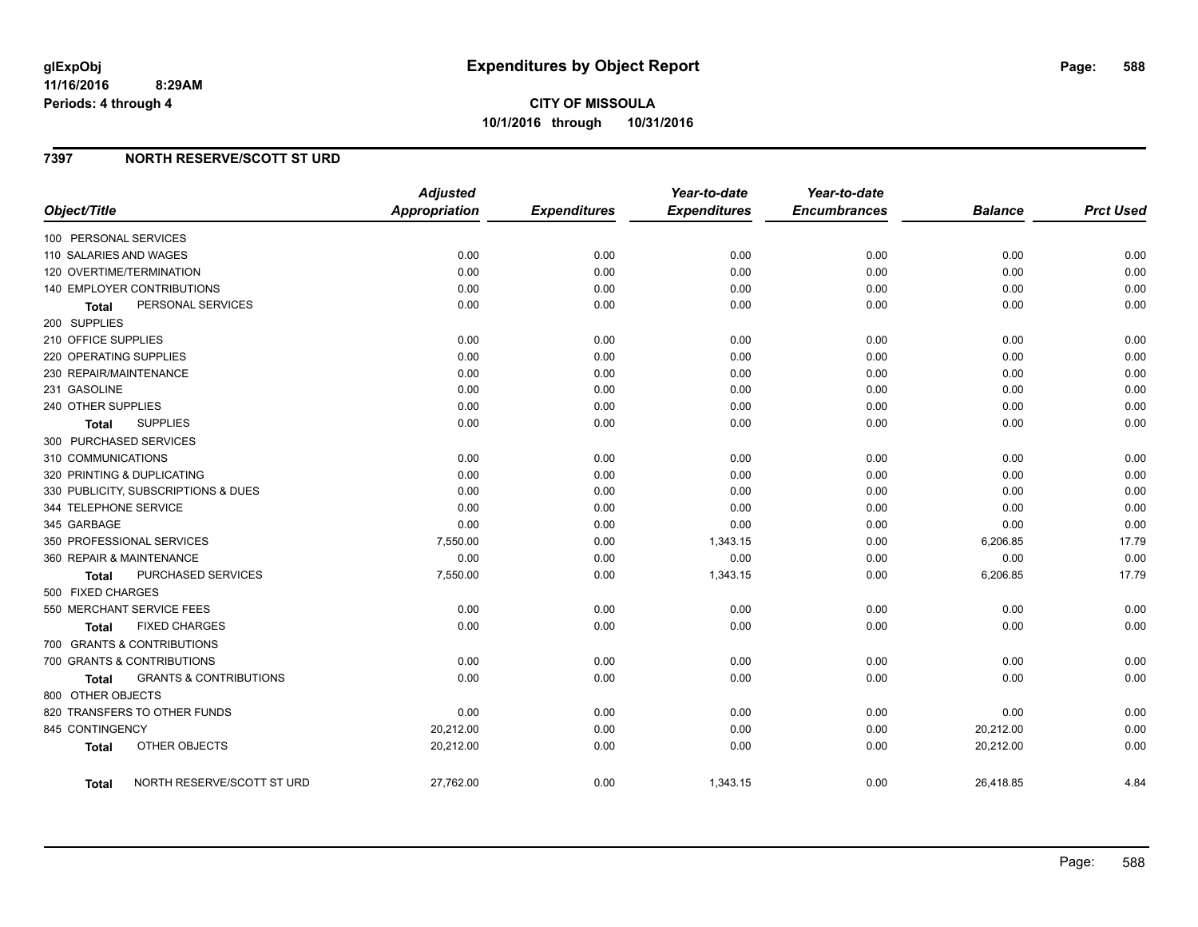**glExpObj**
**11/16/2016 8:29AM**
**Periods: 4 through 4**

# Expenditures by Object Report

**CITY OF MISSOULA**
**10/1/2016 through 10/31/2016**

## 7397 NORTH RESERVE/SCOTT ST URD

| Object/Title | Adjusted Appropriation | Expenditures | Year-to-date Expenditures | Year-to-date Encumbrances | Balance | Prct Used |
|---|---|---|---|---|---|---|
| 100 PERSONAL SERVICES | | | | | | |
| 110 SALARIES AND WAGES | 0.00 | 0.00 | 0.00 | 0.00 | 0.00 | 0.00 |
| 120 OVERTIME/TERMINATION | 0.00 | 0.00 | 0.00 | 0.00 | 0.00 | 0.00 |
| 140 EMPLOYER CONTRIBUTIONS | 0.00 | 0.00 | 0.00 | 0.00 | 0.00 | 0.00 |
| **Total** PERSONAL SERVICES | 0.00 | 0.00 | 0.00 | 0.00 | 0.00 | 0.00 |
| 200 SUPPLIES | | | | | | |
| 210 OFFICE SUPPLIES | 0.00 | 0.00 | 0.00 | 0.00 | 0.00 | 0.00 |
| 220 OPERATING SUPPLIES | 0.00 | 0.00 | 0.00 | 0.00 | 0.00 | 0.00 |
| 230 REPAIR/MAINTENANCE | 0.00 | 0.00 | 0.00 | 0.00 | 0.00 | 0.00 |
| 231 GASOLINE | 0.00 | 0.00 | 0.00 | 0.00 | 0.00 | 0.00 |
| 240 OTHER SUPPLIES | 0.00 | 0.00 | 0.00 | 0.00 | 0.00 | 0.00 |
| **Total** SUPPLIES | 0.00 | 0.00 | 0.00 | 0.00 | 0.00 | 0.00 |
| 300 PURCHASED SERVICES | | | | | | |
| 310 COMMUNICATIONS | 0.00 | 0.00 | 0.00 | 0.00 | 0.00 | 0.00 |
| 320 PRINTING & DUPLICATING | 0.00 | 0.00 | 0.00 | 0.00 | 0.00 | 0.00 |
| 330 PUBLICITY, SUBSCRIPTIONS & DUES | 0.00 | 0.00 | 0.00 | 0.00 | 0.00 | 0.00 |
| 344 TELEPHONE SERVICE | 0.00 | 0.00 | 0.00 | 0.00 | 0.00 | 0.00 |
| 345 GARBAGE | 0.00 | 0.00 | 0.00 | 0.00 | 0.00 | 0.00 |
| 350 PROFESSIONAL SERVICES | 7,550.00 | 0.00 | 1,343.15 | 0.00 | 6,206.85 | 17.79 |
| 360 REPAIR & MAINTENANCE | 0.00 | 0.00 | 0.00 | 0.00 | 0.00 | 0.00 |
| **Total** PURCHASED SERVICES | 7,550.00 | 0.00 | 1,343.15 | 0.00 | 6,206.85 | 17.79 |
| 500 FIXED CHARGES | | | | | | |
| 550 MERCHANT SERVICE FEES | 0.00 | 0.00 | 0.00 | 0.00 | 0.00 | 0.00 |
| **Total** FIXED CHARGES | 0.00 | 0.00 | 0.00 | 0.00 | 0.00 | 0.00 |
| 700 GRANTS & CONTRIBUTIONS | | | | | | |
| 700 GRANTS & CONTRIBUTIONS | 0.00 | 0.00 | 0.00 | 0.00 | 0.00 | 0.00 |
| **Total** GRANTS & CONTRIBUTIONS | 0.00 | 0.00 | 0.00 | 0.00 | 0.00 | 0.00 |
| 800 OTHER OBJECTS | | | | | | |
| 820 TRANSFERS TO OTHER FUNDS | 0.00 | 0.00 | 0.00 | 0.00 | 0.00 | 0.00 |
| 845 CONTINGENCY | 20,212.00 | 0.00 | 0.00 | 0.00 | 20,212.00 | 0.00 |
| **Total** OTHER OBJECTS | 20,212.00 | 0.00 | 0.00 | 0.00 | 20,212.00 | 0.00 |
| **Total** NORTH RESERVE/SCOTT ST URD | 27,762.00 | 0.00 | 1,343.15 | 0.00 | 26,418.85 | 4.84 |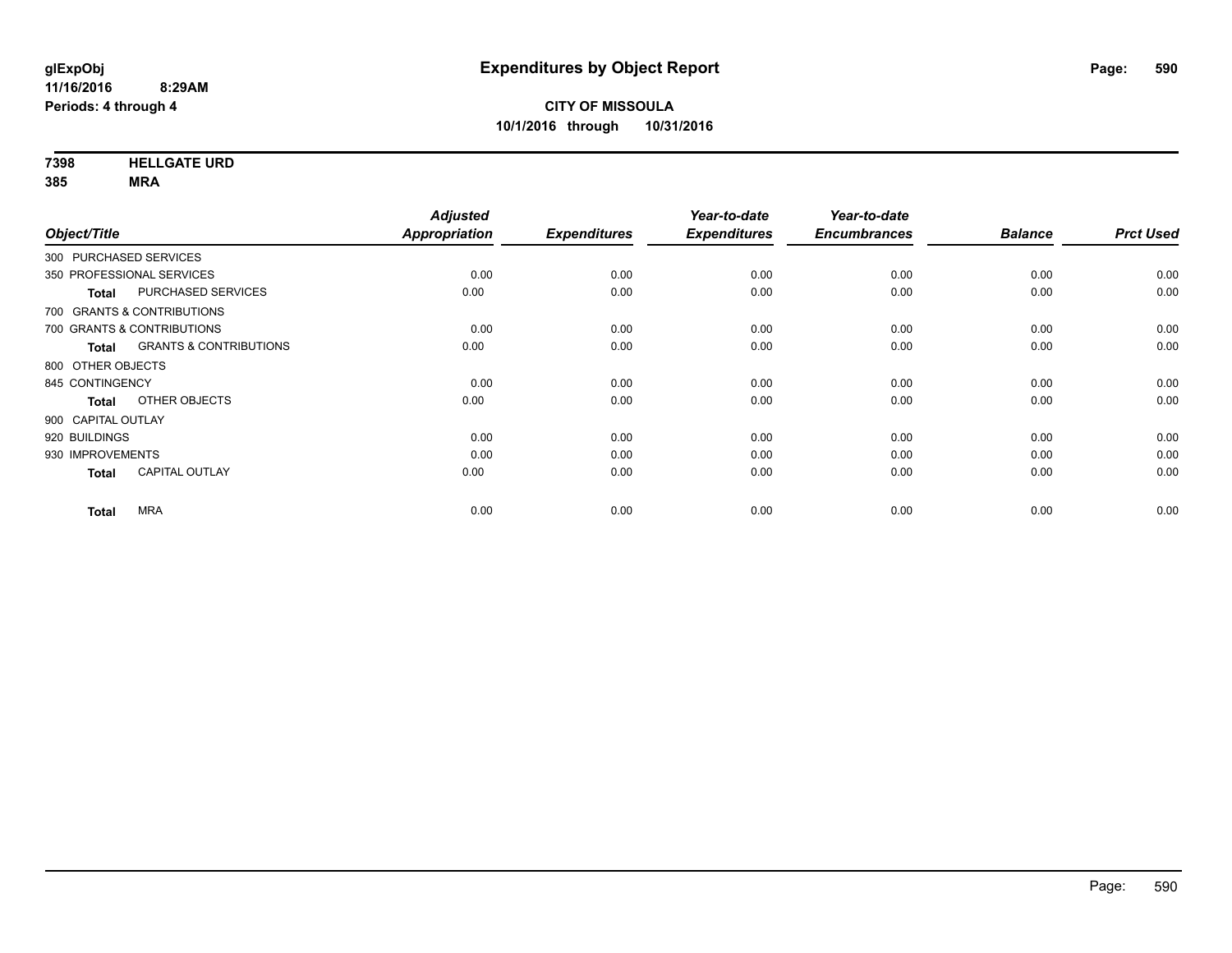**glExpObj**
**11/16/2016 8:29AM**
**Periods: 4 through 4**

# Expenditures by Object Report

**CITY OF MISSOULA**
**10/1/2016 through 10/31/2016**

**7398 HELLGATE URD**
**385 MRA**

| Object/Title | Adjusted Appropriation | Expenditures | Year-to-date Expenditures | Year-to-date Encumbrances | Balance | Prct Used |
|---|---|---|---|---|---|---|
| 300 PURCHASED SERVICES | | | | | | |
| 350 PROFESSIONAL SERVICES | 0.00 | 0.00 | 0.00 | 0.00 | 0.00 | 0.00 |
| **Total** PURCHASED SERVICES | 0.00 | 0.00 | 0.00 | 0.00 | 0.00 | 0.00 |
| 700 GRANTS & CONTRIBUTIONS | | | | | | |
| 700 GRANTS & CONTRIBUTIONS | 0.00 | 0.00 | 0.00 | 0.00 | 0.00 | 0.00 |
| **Total** GRANTS & CONTRIBUTIONS | 0.00 | 0.00 | 0.00 | 0.00 | 0.00 | 0.00 |
| 800 OTHER OBJECTS | | | | | | |
| 845 CONTINGENCY | 0.00 | 0.00 | 0.00 | 0.00 | 0.00 | 0.00 |
| **Total** OTHER OBJECTS | 0.00 | 0.00 | 0.00 | 0.00 | 0.00 | 0.00 |
| 900 CAPITAL OUTLAY | | | | | | |
| 920 BUILDINGS | 0.00 | 0.00 | 0.00 | 0.00 | 0.00 | 0.00 |
| 930 IMPROVEMENTS | 0.00 | 0.00 | 0.00 | 0.00 | 0.00 | 0.00 |
| **Total** CAPITAL OUTLAY | 0.00 | 0.00 | 0.00 | 0.00 | 0.00 | 0.00 |
| **Total** MRA | 0.00 | 0.00 | 0.00 | 0.00 | 0.00 | 0.00 |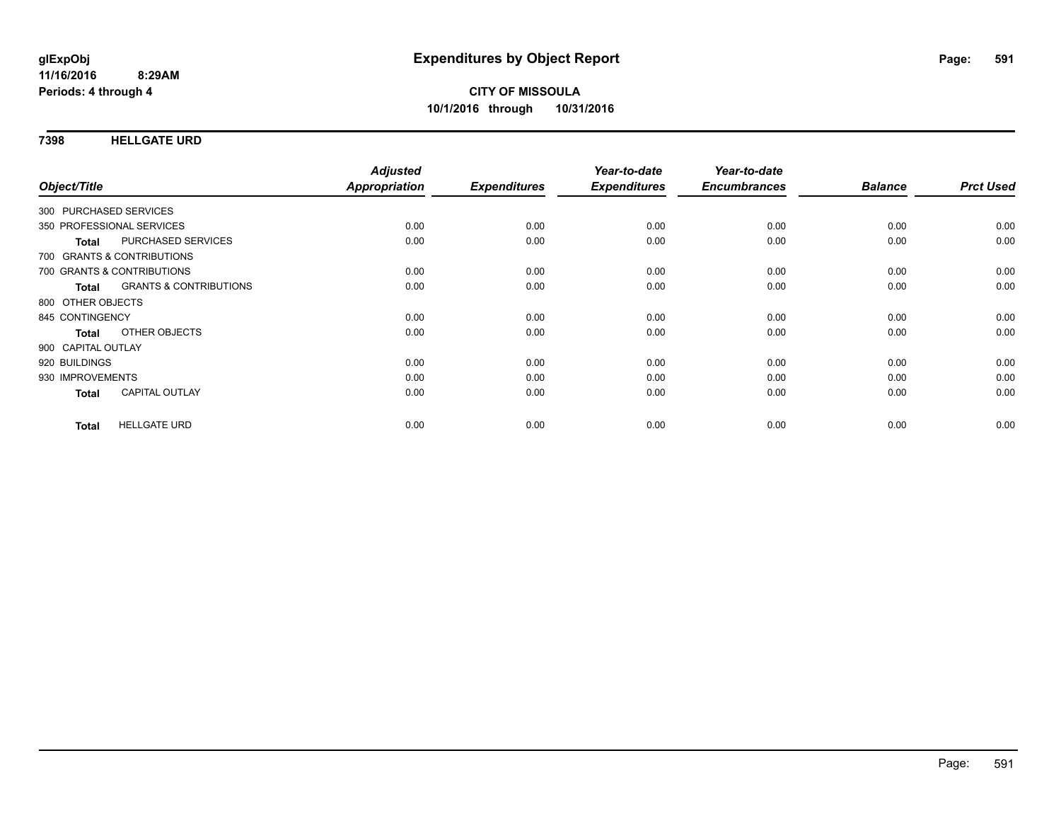**glExpObj**
**11/16/2016 8:29AM**
**Periods: 4 through 4**

# Expenditures by Object Report

**CITY OF MISSOULA**
**10/1/2016 through 10/31/2016**

## 7398 HELLGATE URD

| Object/Title | | Adjusted Appropriation | Expenditures | Year-to-date Expenditures | Year-to-date Encumbrances | Balance | Prct Used |
|---|---|---|---|---|---|---|---|
| 300 PURCHASED SERVICES | | | | | | | |
| 350 PROFESSIONAL SERVICES | | 0.00 | 0.00 | 0.00 | 0.00 | 0.00 | 0.00 |
| **Total** | PURCHASED SERVICES | 0.00 | 0.00 | 0.00 | 0.00 | 0.00 | 0.00 |
| 700 GRANTS & CONTRIBUTIONS | | | | | | | |
| 700 GRANTS & CONTRIBUTIONS | | 0.00 | 0.00 | 0.00 | 0.00 | 0.00 | 0.00 |
| **Total** | GRANTS & CONTRIBUTIONS | 0.00 | 0.00 | 0.00 | 0.00 | 0.00 | 0.00 |
| 800 OTHER OBJECTS | | | | | | | |
| 845 CONTINGENCY | | 0.00 | 0.00 | 0.00 | 0.00 | 0.00 | 0.00 |
| **Total** | OTHER OBJECTS | 0.00 | 0.00 | 0.00 | 0.00 | 0.00 | 0.00 |
| 900 CAPITAL OUTLAY | | | | | | | |
| 920 BUILDINGS | | 0.00 | 0.00 | 0.00 | 0.00 | 0.00 | 0.00 |
| 930 IMPROVEMENTS | | 0.00 | 0.00 | 0.00 | 0.00 | 0.00 | 0.00 |
| **Total** | CAPITAL OUTLAY | 0.00 | 0.00 | 0.00 | 0.00 | 0.00 | 0.00 |
| **Total** | HELLGATE URD | 0.00 | 0.00 | 0.00 | 0.00 | 0.00 | 0.00 |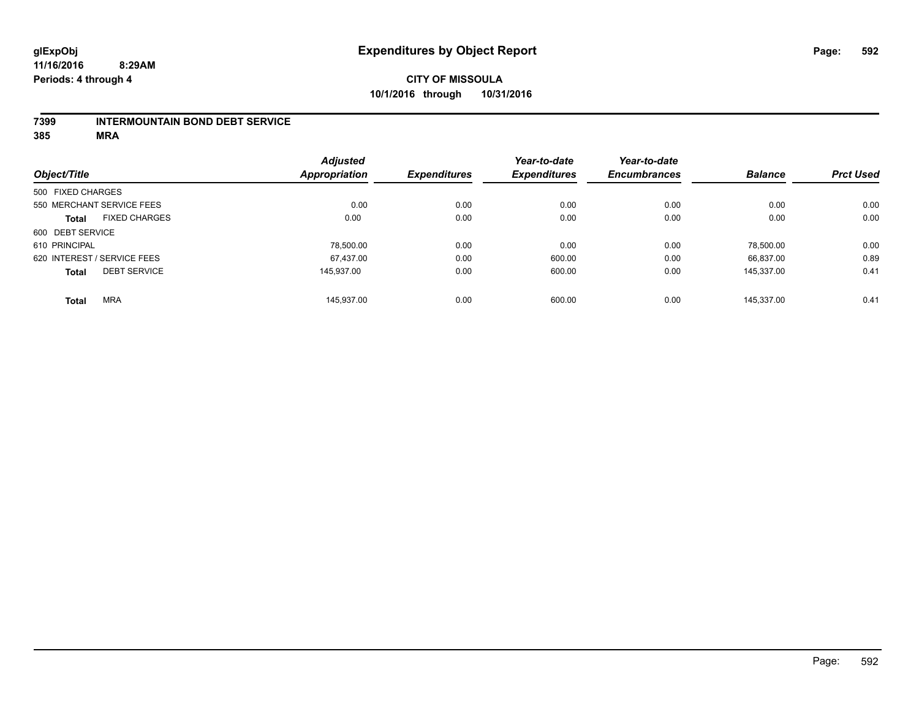# Expenditures by Object Report

**glExpObj**
**11/16/2016 8:29AM**
**Periods: 4 through 4**

**CITY OF MISSOULA**
**10/1/2016 through 10/31/2016**

**7399 INTERMOUNTAIN BOND DEBT SERVICE**
**385 MRA**

| Object/Title | Adjusted Appropriation | Expenditures | Year-to-date Expenditures | Year-to-date Encumbrances | Balance | Prct Used |
|---|---|---|---|---|---|---|
| 500 FIXED CHARGES | | | | | | |
| 550 MERCHANT SERVICE FEES | 0.00 | 0.00 | 0.00 | 0.00 | 0.00 | 0.00 |
| **Total** FIXED CHARGES | 0.00 | 0.00 | 0.00 | 0.00 | 0.00 | 0.00 |
| 600 DEBT SERVICE | | | | | | |
| 610 PRINCIPAL | 78,500.00 | 0.00 | 0.00 | 0.00 | 78,500.00 | 0.00 |
| 620 INTEREST / SERVICE FEES | 67,437.00 | 0.00 | 600.00 | 0.00 | 66,837.00 | 0.89 |
| **Total** DEBT SERVICE | 145,937.00 | 0.00 | 600.00 | 0.00 | 145,337.00 | 0.41 |
| **Total** MRA | 145,937.00 | 0.00 | 600.00 | 0.00 | 145,337.00 | 0.41 |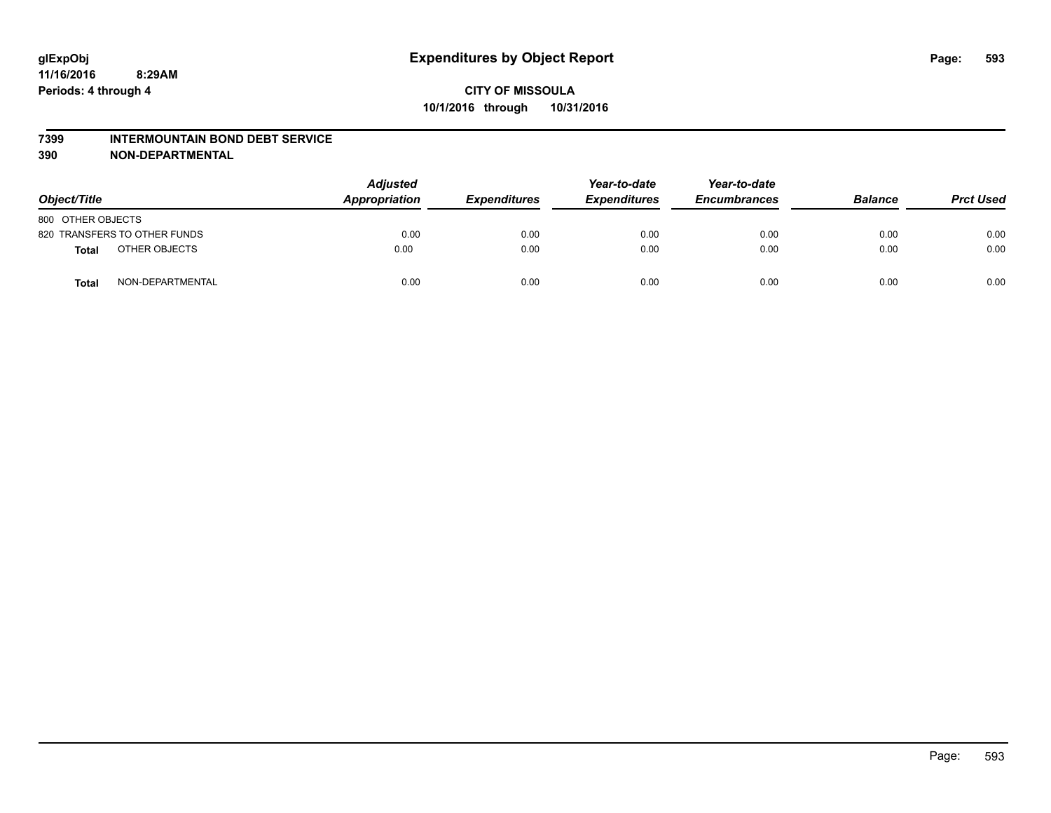# Expenditures by Object Report

glExpObj
11/16/2016 8:29AM
Periods: 4 through 4

**CITY OF MISSOULA**
**10/1/2016 through 10/31/2016**

**7399 INTERMOUNTAIN BOND DEBT SERVICE**
**390 NON-DEPARTMENTAL**

| Object/Title | Adjusted Appropriation | Expenditures | Year-to-date Expenditures | Year-to-date Encumbrances | Balance | Prct Used |
|---|---|---|---|---|---|---|
| 800 OTHER OBJECTS | | | | | | |
| 820 TRANSFERS TO OTHER FUNDS | 0.00 | 0.00 | 0.00 | 0.00 | 0.00 | 0.00 |
| **Total** OTHER OBJECTS | 0.00 | 0.00 | 0.00 | 0.00 | 0.00 | 0.00 |
| **Total** NON-DEPARTMENTAL | 0.00 | 0.00 | 0.00 | 0.00 | 0.00 | 0.00 |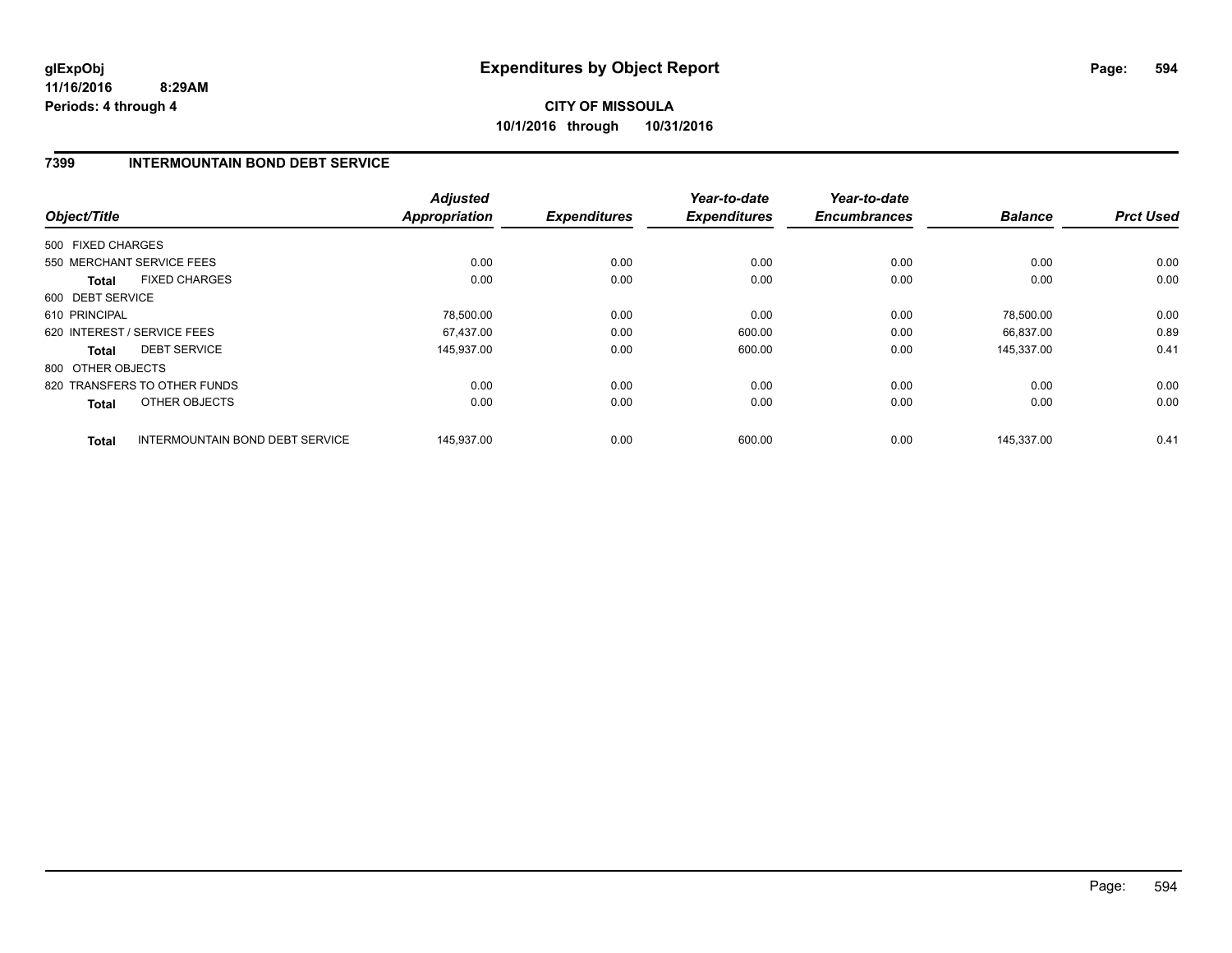glExpObj
11/16/2016 8:29AM
Periods: 4 through 4

# Expenditures by Object Report

**CITY OF MISSOULA**
**10/1/2016 through 10/31/2016**

## 7399 INTERMOUNTAIN BOND DEBT SERVICE

| Object/Title | | Adjusted Appropriation | Expenditures | Year-to-date Expenditures | Year-to-date Encumbrances | Balance | Prct Used |
|---|---|---|---|---|---|---|---|
| 500 FIXED CHARGES | | | | | | | |
| 550 MERCHANT SERVICE FEES | | 0.00 | 0.00 | 0.00 | 0.00 | 0.00 | 0.00 |
| **Total** | FIXED CHARGES | 0.00 | 0.00 | 0.00 | 0.00 | 0.00 | 0.00 |
| 600 DEBT SERVICE | | | | | | | |
| 610 PRINCIPAL | | 78,500.00 | 0.00 | 0.00 | 0.00 | 78,500.00 | 0.00 |
| 620 INTEREST / SERVICE FEES | | 67,437.00 | 0.00 | 600.00 | 0.00 | 66,837.00 | 0.89 |
| **Total** | DEBT SERVICE | 145,937.00 | 0.00 | 600.00 | 0.00 | 145,337.00 | 0.41 |
| 800 OTHER OBJECTS | | | | | | | |
| 820 TRANSFERS TO OTHER FUNDS | | 0.00 | 0.00 | 0.00 | 0.00 | 0.00 | 0.00 |
| **Total** | OTHER OBJECTS | 0.00 | 0.00 | 0.00 | 0.00 | 0.00 | 0.00 |
| **Total** | INTERMOUNTAIN BOND DEBT SERVICE | 145,937.00 | 0.00 | 600.00 | 0.00 | 145,337.00 | 0.41 |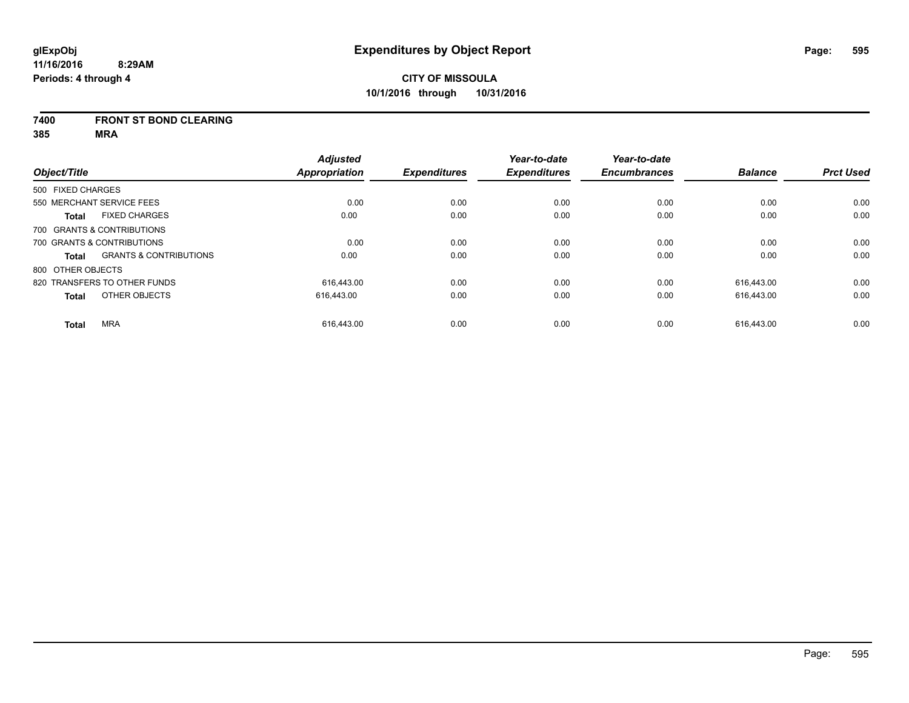glExpObj
11/16/2016 8:29AM
Periods: 4 through 4

# Expenditures by Object Report

**CITY OF MISSOULA**
**10/1/2016 through 10/31/2016**

**7400 FRONT ST BOND CLEARING**
**385 MRA**

| Object/Title | Adjusted Appropriation | Expenditures | Year-to-date Expenditures | Year-to-date Encumbrances | Balance | Prct Used |
|---|---|---|---|---|---|---|
| 500 FIXED CHARGES | | | | | | |
| 550 MERCHANT SERVICE FEES | 0.00 | 0.00 | 0.00 | 0.00 | 0.00 | 0.00 |
| **Total** FIXED CHARGES | 0.00 | 0.00 | 0.00 | 0.00 | 0.00 | 0.00 |
| 700 GRANTS & CONTRIBUTIONS | | | | | | |
| 700 GRANTS & CONTRIBUTIONS | 0.00 | 0.00 | 0.00 | 0.00 | 0.00 | 0.00 |
| **Total** GRANTS & CONTRIBUTIONS | 0.00 | 0.00 | 0.00 | 0.00 | 0.00 | 0.00 |
| 800 OTHER OBJECTS | | | | | | |
| 820 TRANSFERS TO OTHER FUNDS | 616,443.00 | 0.00 | 0.00 | 0.00 | 616,443.00 | 0.00 |
| **Total** OTHER OBJECTS | 616,443.00 | 0.00 | 0.00 | 0.00 | 616,443.00 | 0.00 |
| **Total** MRA | 616,443.00 | 0.00 | 0.00 | 0.00 | 616,443.00 | 0.00 |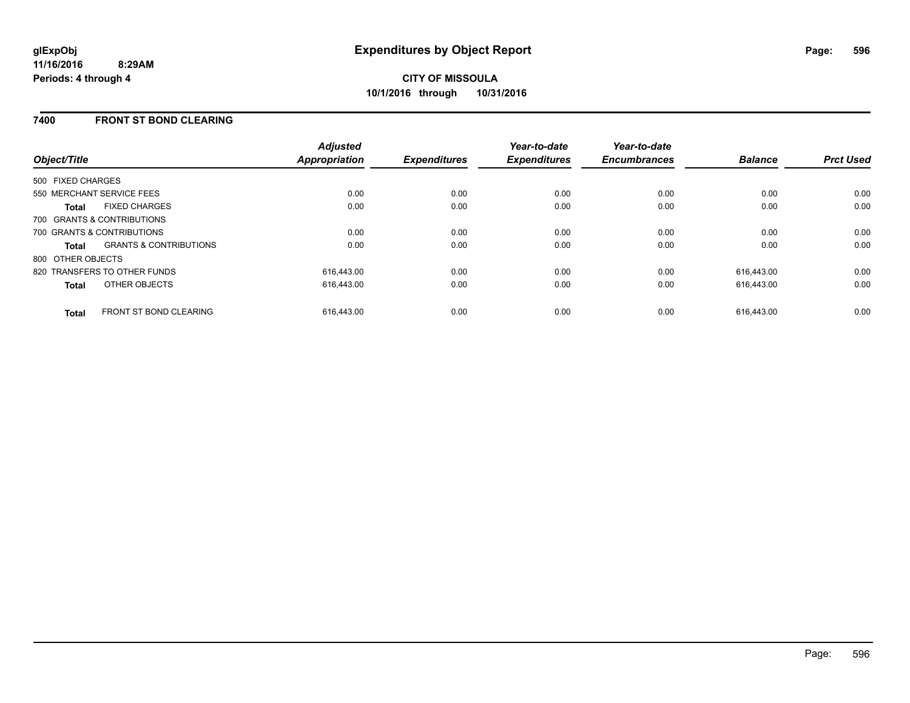glExpObj
11/16/2016 8:29AM
Periods: 4 through 4

# Expenditures by Object Report

**CITY OF MISSOULA**
**10/1/2016 through 10/31/2016**

## 7400 FRONT ST BOND CLEARING

| Object/Title | | Adjusted Appropriation | Expenditures | Year-to-date Expenditures | Year-to-date Encumbrances | Balance | Prct Used |
|---|---|---|---|---|---|---|---|
| 500 FIXED CHARGES | | | | | | | |
| 550 MERCHANT SERVICE FEES | | 0.00 | 0.00 | 0.00 | 0.00 | 0.00 | 0.00 |
| Total | FIXED CHARGES | 0.00 | 0.00 | 0.00 | 0.00 | 0.00 | 0.00 |
| 700 GRANTS & CONTRIBUTIONS | | | | | | | |
| 700 GRANTS & CONTRIBUTIONS | | 0.00 | 0.00 | 0.00 | 0.00 | 0.00 | 0.00 |
| Total | GRANTS & CONTRIBUTIONS | 0.00 | 0.00 | 0.00 | 0.00 | 0.00 | 0.00 |
| 800 OTHER OBJECTS | | | | | | | |
| 820 TRANSFERS TO OTHER FUNDS | | 616,443.00 | 0.00 | 0.00 | 0.00 | 616,443.00 | 0.00 |
| Total | OTHER OBJECTS | 616,443.00 | 0.00 | 0.00 | 0.00 | 616,443.00 | 0.00 |
| Total | FRONT ST BOND CLEARING | 616,443.00 | 0.00 | 0.00 | 0.00 | 616,443.00 | 0.00 |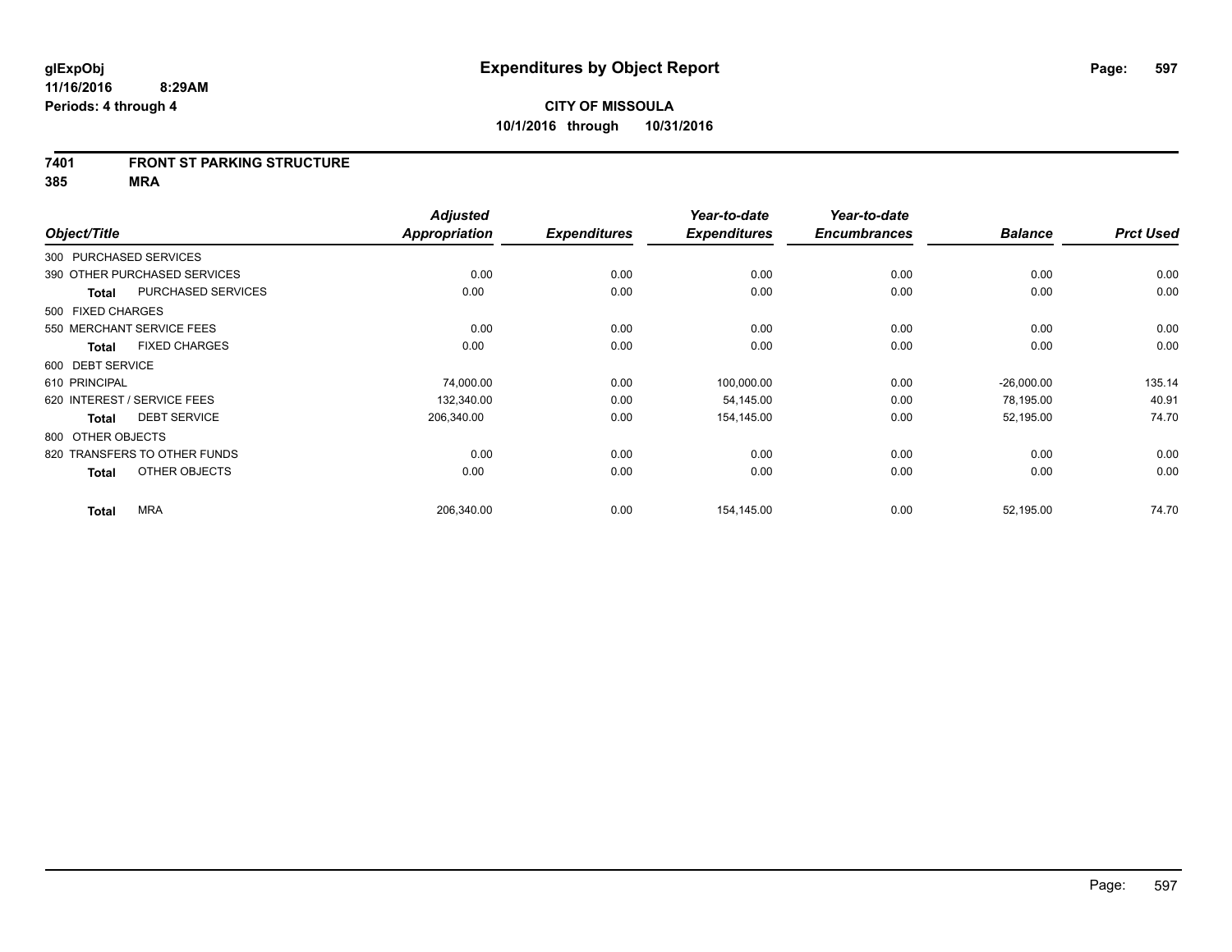glExpObj
11/16/2016 8:29AM
Periods: 4 through 4

# Expenditures by Object Report

**CITY OF MISSOULA**
**10/1/2016 through 10/31/2016**

**7401 FRONT ST PARKING STRUCTURE**
**385 MRA**

| Object/Title | | Adjusted Appropriation | Expenditures | Year-to-date Expenditures | Year-to-date Encumbrances | Balance | Prct Used |
|---|---|---|---|---|---|---|---|
| 300 PURCHASED SERVICES | | | | | | | |
| 390 OTHER PURCHASED SERVICES | | 0.00 | 0.00 | 0.00 | 0.00 | 0.00 | 0.00 |
| Total | PURCHASED SERVICES | 0.00 | 0.00 | 0.00 | 0.00 | 0.00 | 0.00 |
| 500 FIXED CHARGES | | | | | | | |
| 550 MERCHANT SERVICE FEES | | 0.00 | 0.00 | 0.00 | 0.00 | 0.00 | 0.00 |
| Total | FIXED CHARGES | 0.00 | 0.00 | 0.00 | 0.00 | 0.00 | 0.00 |
| 600 DEBT SERVICE | | | | | | | |
| 610 PRINCIPAL | | 74,000.00 | 0.00 | 100,000.00 | 0.00 | -26,000.00 | 135.14 |
| 620 INTEREST / SERVICE FEES | | 132,340.00 | 0.00 | 54,145.00 | 0.00 | 78,195.00 | 40.91 |
| Total | DEBT SERVICE | 206,340.00 | 0.00 | 154,145.00 | 0.00 | 52,195.00 | 74.70 |
| 800 OTHER OBJECTS | | | | | | | |
| 820 TRANSFERS TO OTHER FUNDS | | 0.00 | 0.00 | 0.00 | 0.00 | 0.00 | 0.00 |
| Total | OTHER OBJECTS | 0.00 | 0.00 | 0.00 | 0.00 | 0.00 | 0.00 |
| Total | MRA | 206,340.00 | 0.00 | 154,145.00 | 0.00 | 52,195.00 | 74.70 |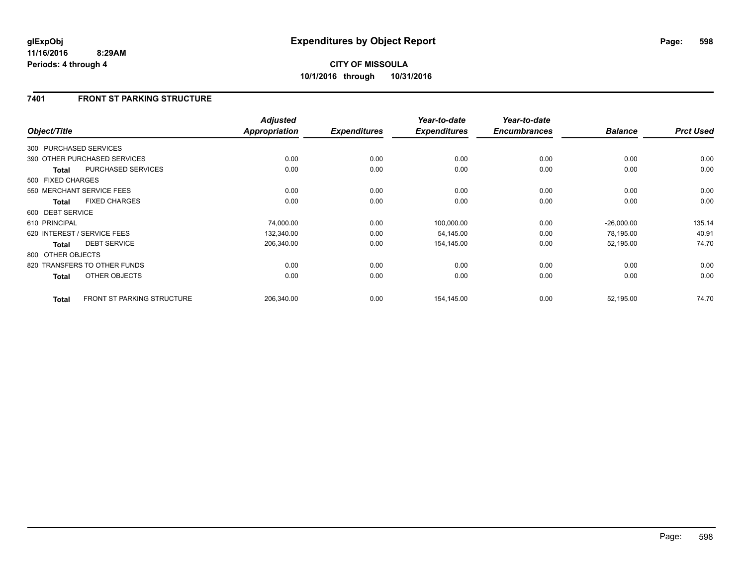# Expenditures by Object Report

glExpObj
11/16/2016 8:29AM
Periods: 4 through 4

**CITY OF MISSOULA**
**10/1/2016 through 10/31/2016**

## 7401 FRONT ST PARKING STRUCTURE

| Object/Title | Adjusted Appropriation | Expenditures | Year-to-date Expenditures | Year-to-date Encumbrances | Balance | Prct Used |
|---|---|---|---|---|---|---|
| 300 PURCHASED SERVICES | | | | | | |
| 390 OTHER PURCHASED SERVICES | 0.00 | 0.00 | 0.00 | 0.00 | 0.00 | 0.00 |
| **Total** PURCHASED SERVICES | 0.00 | 0.00 | 0.00 | 0.00 | 0.00 | 0.00 |
| 500 FIXED CHARGES | | | | | | |
| 550 MERCHANT SERVICE FEES | 0.00 | 0.00 | 0.00 | 0.00 | 0.00 | 0.00 |
| **Total** FIXED CHARGES | 0.00 | 0.00 | 0.00 | 0.00 | 0.00 | 0.00 |
| 600 DEBT SERVICE | | | | | | |
| 610 PRINCIPAL | 74,000.00 | 0.00 | 100,000.00 | 0.00 | -26,000.00 | 135.14 |
| 620 INTEREST / SERVICE FEES | 132,340.00 | 0.00 | 54,145.00 | 0.00 | 78,195.00 | 40.91 |
| **Total** DEBT SERVICE | 206,340.00 | 0.00 | 154,145.00 | 0.00 | 52,195.00 | 74.70 |
| 800 OTHER OBJECTS | | | | | | |
| 820 TRANSFERS TO OTHER FUNDS | 0.00 | 0.00 | 0.00 | 0.00 | 0.00 | 0.00 |
| **Total** OTHER OBJECTS | 0.00 | 0.00 | 0.00 | 0.00 | 0.00 | 0.00 |
| **Total** FRONT ST PARKING STRUCTURE | 206,340.00 | 0.00 | 154,145.00 | 0.00 | 52,195.00 | 74.70 |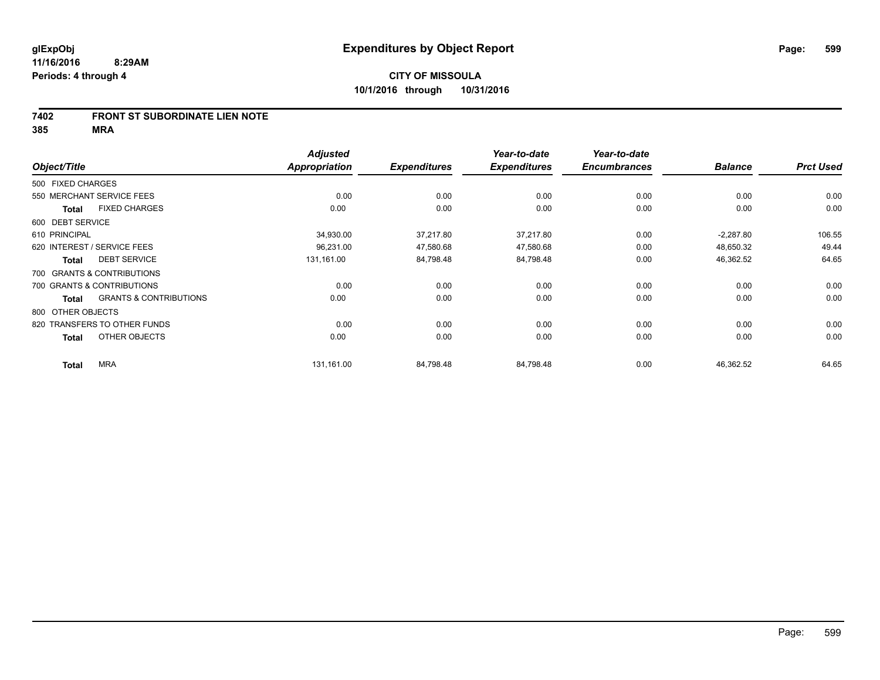**glExpObj**
**11/16/2016 8:29AM**
**Periods: 4 through 4**

# Expenditures by Object Report

**CITY OF MISSOULA**
**10/1/2016 through 10/31/2016**

## 7402 FRONT ST SUBORDINATE LIEN NOTE
## 385 MRA

| Object/Title | Adjusted Appropriation | Expenditures | Year-to-date Expenditures | Year-to-date Encumbrances | Balance | Prct Used |
|---|---|---|---|---|---|---|
| 500 FIXED CHARGES | | | | | | |
| 550 MERCHANT SERVICE FEES | 0.00 | 0.00 | 0.00 | 0.00 | 0.00 | 0.00 |
| **Total** FIXED CHARGES | 0.00 | 0.00 | 0.00 | 0.00 | 0.00 | 0.00 |
| 600 DEBT SERVICE | | | | | | |
| 610 PRINCIPAL | 34,930.00 | 37,217.80 | 37,217.80 | 0.00 | -2,287.80 | 106.55 |
| 620 INTEREST / SERVICE FEES | 96,231.00 | 47,580.68 | 47,580.68 | 0.00 | 48,650.32 | 49.44 |
| **Total** DEBT SERVICE | 131,161.00 | 84,798.48 | 84,798.48 | 0.00 | 46,362.52 | 64.65 |
| 700 GRANTS & CONTRIBUTIONS | | | | | | |
| 700 GRANTS & CONTRIBUTIONS | 0.00 | 0.00 | 0.00 | 0.00 | 0.00 | 0.00 |
| **Total** GRANTS & CONTRIBUTIONS | 0.00 | 0.00 | 0.00 | 0.00 | 0.00 | 0.00 |
| 800 OTHER OBJECTS | | | | | | |
| 820 TRANSFERS TO OTHER FUNDS | 0.00 | 0.00 | 0.00 | 0.00 | 0.00 | 0.00 |
| **Total** OTHER OBJECTS | 0.00 | 0.00 | 0.00 | 0.00 | 0.00 | 0.00 |
| **Total** MRA | 131,161.00 | 84,798.48 | 84,798.48 | 0.00 | 46,362.52 | 64.65 |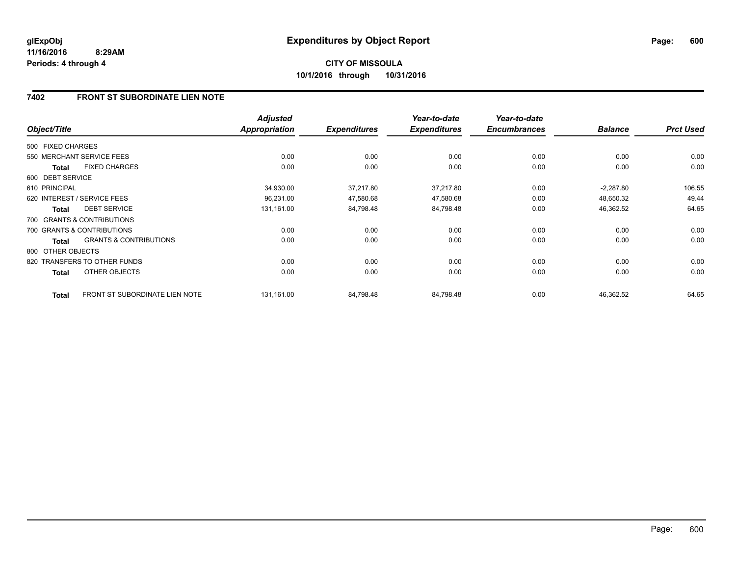**CITY OF MISSOULA**
**10/1/2016 through 10/31/2016**

## 7402 FRONT ST SUBORDINATE LIEN NOTE

| Object/Title | | Adjusted Appropriation | Expenditures | Year-to-date Expenditures | Year-to-date Encumbrances | Balance | Prct Used |
|---|---|---|---|---|---|---|---|
| 500 FIXED CHARGES | | | | | | | |
| 550 MERCHANT SERVICE FEES | | 0.00 | 0.00 | 0.00 | 0.00 | 0.00 | 0.00 |
| **Total** | FIXED CHARGES | 0.00 | 0.00 | 0.00 | 0.00 | 0.00 | 0.00 |
| 600 DEBT SERVICE | | | | | | | |
| 610 PRINCIPAL | | 34,930.00 | 37,217.80 | 37,217.80 | 0.00 | -2,287.80 | 106.55 |
| 620 INTEREST / SERVICE FEES | | 96,231.00 | 47,580.68 | 47,580.68 | 0.00 | 48,650.32 | 49.44 |
| **Total** | DEBT SERVICE | 131,161.00 | 84,798.48 | 84,798.48 | 0.00 | 46,362.52 | 64.65 |
| 700 GRANTS & CONTRIBUTIONS | | | | | | | |
| 700 GRANTS & CONTRIBUTIONS | | 0.00 | 0.00 | 0.00 | 0.00 | 0.00 | 0.00 |
| **Total** | GRANTS & CONTRIBUTIONS | 0.00 | 0.00 | 0.00 | 0.00 | 0.00 | 0.00 |
| 800 OTHER OBJECTS | | | | | | | |
| 820 TRANSFERS TO OTHER FUNDS | | 0.00 | 0.00 | 0.00 | 0.00 | 0.00 | 0.00 |
| **Total** | OTHER OBJECTS | 0.00 | 0.00 | 0.00 | 0.00 | 0.00 | 0.00 |
| **Total** | FRONT ST SUBORDINATE LIEN NOTE | 131,161.00 | 84,798.48 | 84,798.48 | 0.00 | 46,362.52 | 64.65 |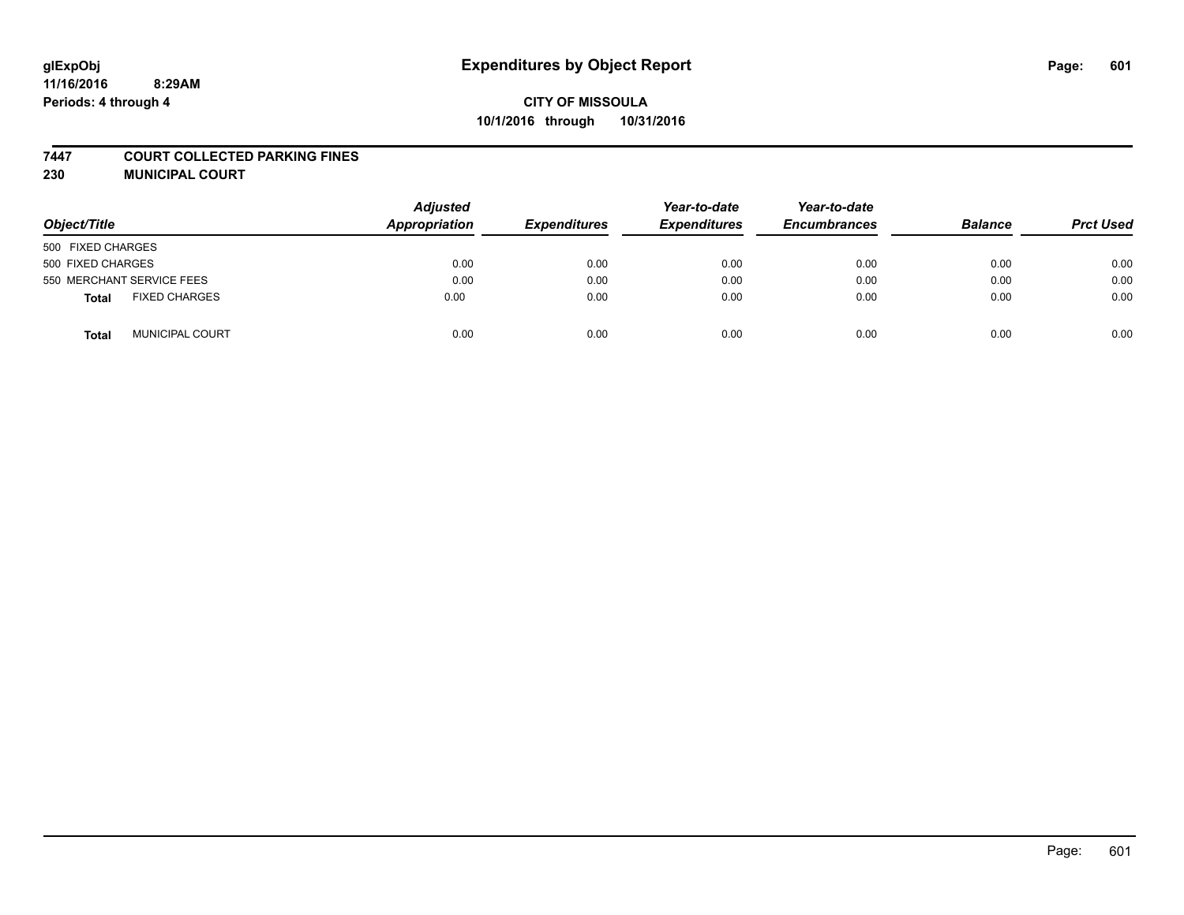glExpObj
11/16/2016 8:29AM
Periods: 4 through 4

# Expenditures by Object Report

**CITY OF MISSOULA**
**10/1/2016 through 10/31/2016**

**7447 COURT COLLECTED PARKING FINES**
**230 MUNICIPAL COURT**

| Object/Title | Adjusted Appropriation | Expenditures | Year-to-date Expenditures | Year-to-date Encumbrances | Balance | Prct Used |
|---|---|---|---|---|---|---|
| 500 FIXED CHARGES | | | | | | |
| 500 FIXED CHARGES | 0.00 | 0.00 | 0.00 | 0.00 | 0.00 | 0.00 |
| 550 MERCHANT SERVICE FEES | 0.00 | 0.00 | 0.00 | 0.00 | 0.00 | 0.00 |
| **Total** FIXED CHARGES | 0.00 | 0.00 | 0.00 | 0.00 | 0.00 | 0.00 |
| **Total** MUNICIPAL COURT | 0.00 | 0.00 | 0.00 | 0.00 | 0.00 | 0.00 |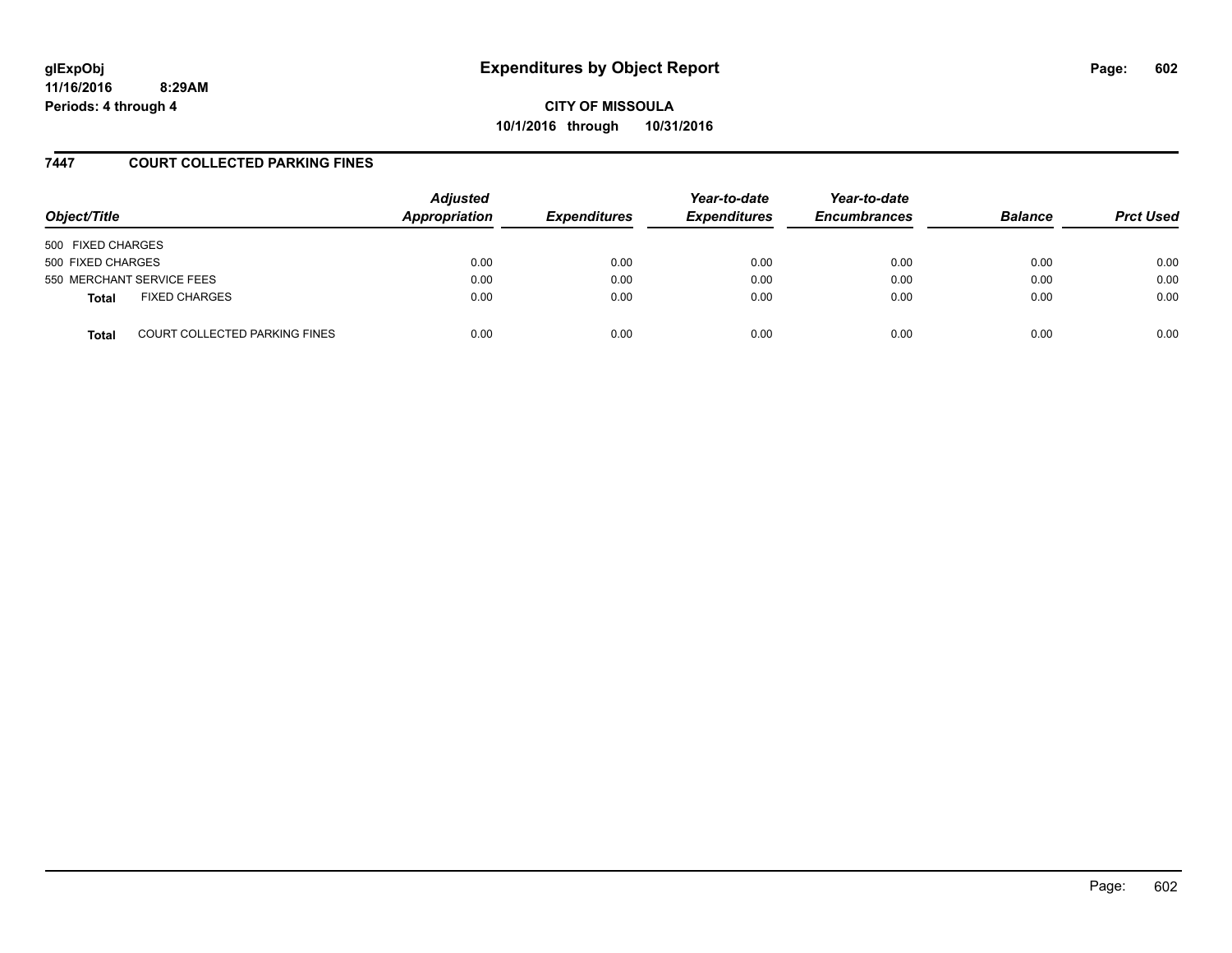# Expenditures by Object Report

**CITY OF MISSOULA**

**10/1/2016 through 10/31/2016**

glExpObj
11/16/2016 8:29AM
Periods: 4 through 4

## 7447 COURT COLLECTED PARKING FINES

| Object/Title | | Adjusted Appropriation | Expenditures | Year-to-date Expenditures | Year-to-date Encumbrances | Balance | Prct Used |
|---|---|---|---|---|---|---|---|
| 500 FIXED CHARGES | | | | | | | |
| 500 FIXED CHARGES | | 0.00 | 0.00 | 0.00 | 0.00 | 0.00 | 0.00 |
| 550 MERCHANT SERVICE FEES | | 0.00 | 0.00 | 0.00 | 0.00 | 0.00 | 0.00 |
| **Total** | FIXED CHARGES | 0.00 | 0.00 | 0.00 | 0.00 | 0.00 | 0.00 |
| **Total** | COURT COLLECTED PARKING FINES | 0.00 | 0.00 | 0.00 | 0.00 | 0.00 | 0.00 |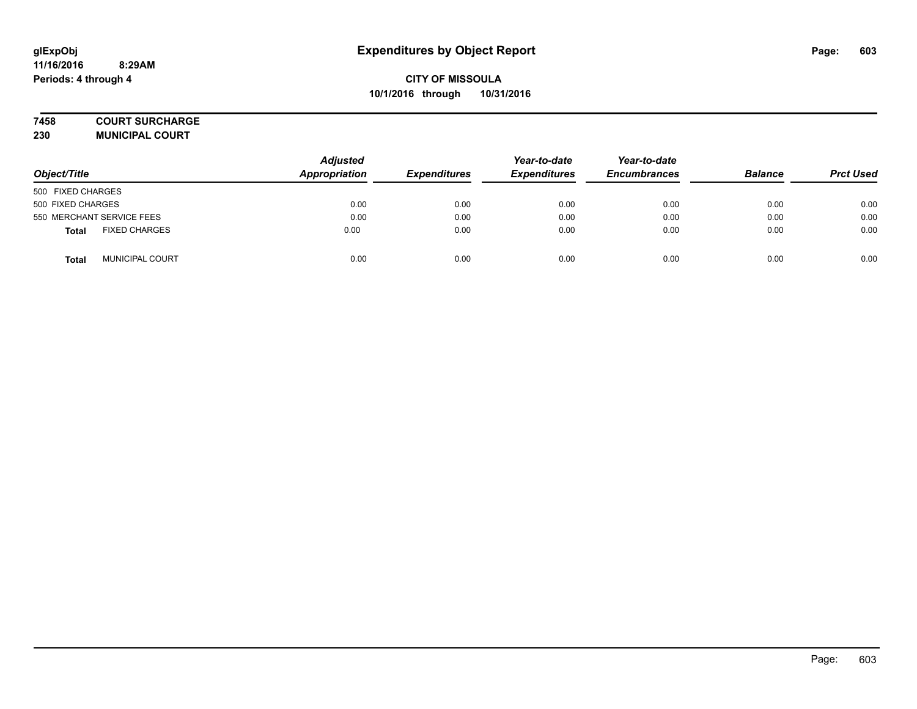# Expenditures by Object Report

glExpObj
11/16/2016 8:29AM
Periods: 4 through 4

**CITY OF MISSOULA**
**10/1/2016 through 10/31/2016**

**7458 COURT SURCHARGE**
**230 MUNICIPAL COURT**

| Object/Title | Adjusted Appropriation | Expenditures | Year-to-date Expenditures | Year-to-date Encumbrances | Balance | Prct Used |
|---|---|---|---|---|---|---|
| 500 FIXED CHARGES | | | | | | |
| 500 FIXED CHARGES | 0.00 | 0.00 | 0.00 | 0.00 | 0.00 | 0.00 |
| 550 MERCHANT SERVICE FEES | 0.00 | 0.00 | 0.00 | 0.00 | 0.00 | 0.00 |
| **Total** FIXED CHARGES | 0.00 | 0.00 | 0.00 | 0.00 | 0.00 | 0.00 |
| **Total** MUNICIPAL COURT | 0.00 | 0.00 | 0.00 | 0.00 | 0.00 | 0.00 |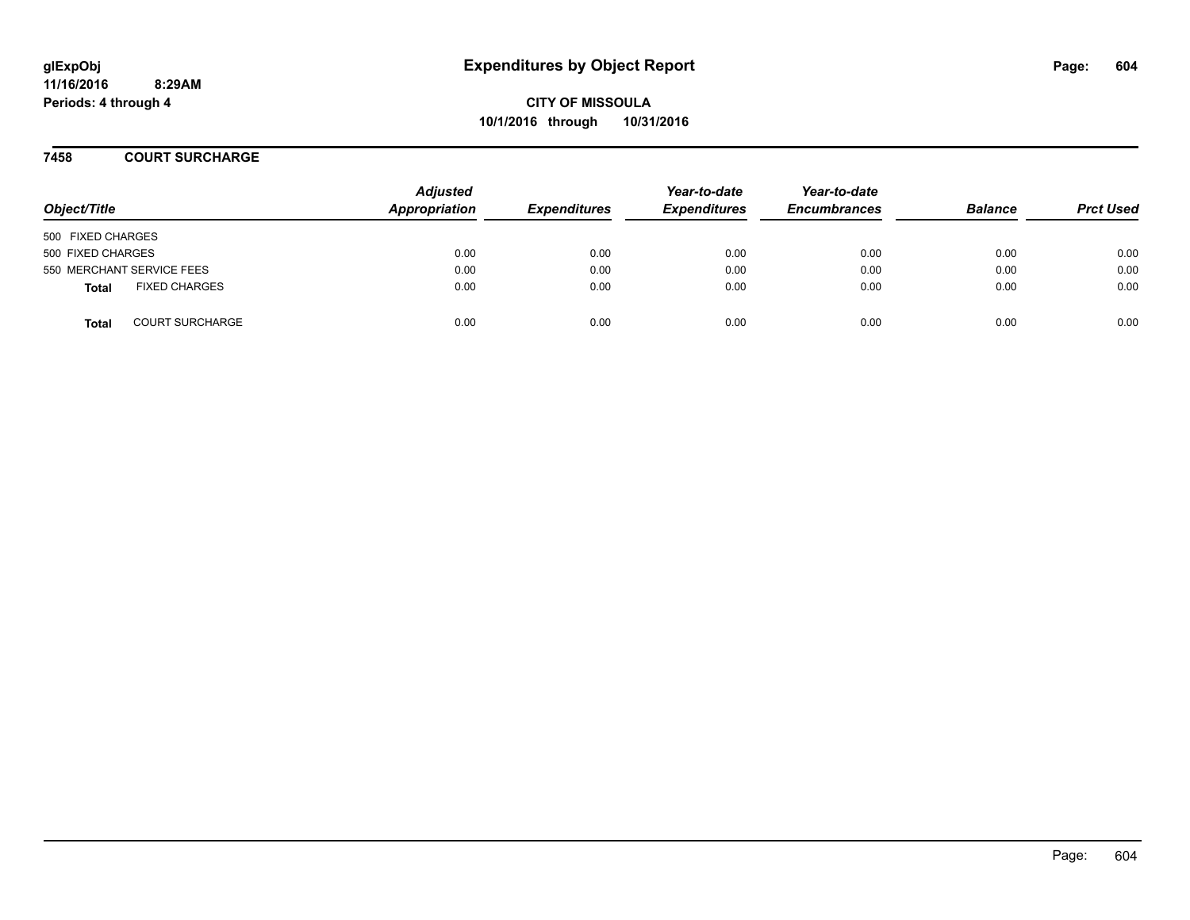# Expenditures by Object Report

glExpObj
11/16/2016 8:29AM
Periods: 4 through 4

**CITY OF MISSOULA**
**10/1/2016 through 10/31/2016**

## 7458 COURT SURCHARGE

| Object/Title | | Adjusted Appropriation | Expenditures | Year-to-date Expenditures | Year-to-date Encumbrances | Balance | Prct Used |
|---|---|---|---|---|---|---|---|
| 500 FIXED CHARGES | | | | | | | |
| 500 FIXED CHARGES | | 0.00 | 0.00 | 0.00 | 0.00 | 0.00 | 0.00 |
| 550 MERCHANT SERVICE FEES | | 0.00 | 0.00 | 0.00 | 0.00 | 0.00 | 0.00 |
| **Total** | FIXED CHARGES | 0.00 | 0.00 | 0.00 | 0.00 | 0.00 | 0.00 |
| **Total** | COURT SURCHARGE | 0.00 | 0.00 | 0.00 | 0.00 | 0.00 | 0.00 |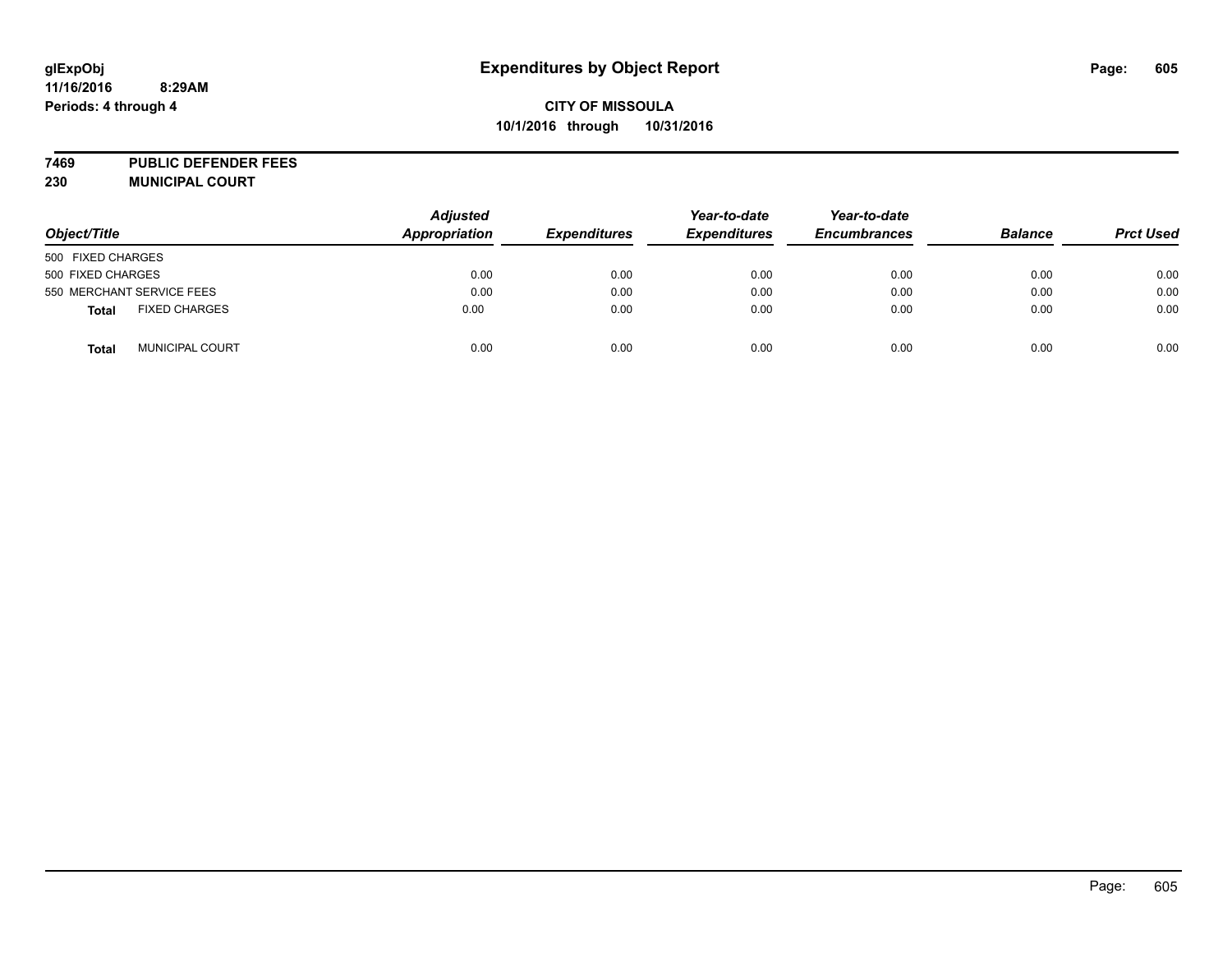# Expenditures by Object Report

glExpObj
11/16/2016 8:29AM
Periods: 4 through 4

**CITY OF MISSOULA**
**10/1/2016 through 10/31/2016**

**7469 PUBLIC DEFENDER FEES**
**230 MUNICIPAL COURT**

| Object/Title | Adjusted Appropriation | Expenditures | Year-to-date Expenditures | Year-to-date Encumbrances | Balance | Prct Used |
|---|---|---|---|---|---|---|
| 500 FIXED CHARGES | | | | | | |
| 500 FIXED CHARGES | 0.00 | 0.00 | 0.00 | 0.00 | 0.00 | 0.00 |
| 550 MERCHANT SERVICE FEES | 0.00 | 0.00 | 0.00 | 0.00 | 0.00 | 0.00 |
| **Total** FIXED CHARGES | 0.00 | 0.00 | 0.00 | 0.00 | 0.00 | 0.00 |
| **Total** MUNICIPAL COURT | 0.00 | 0.00 | 0.00 | 0.00 | 0.00 | 0.00 |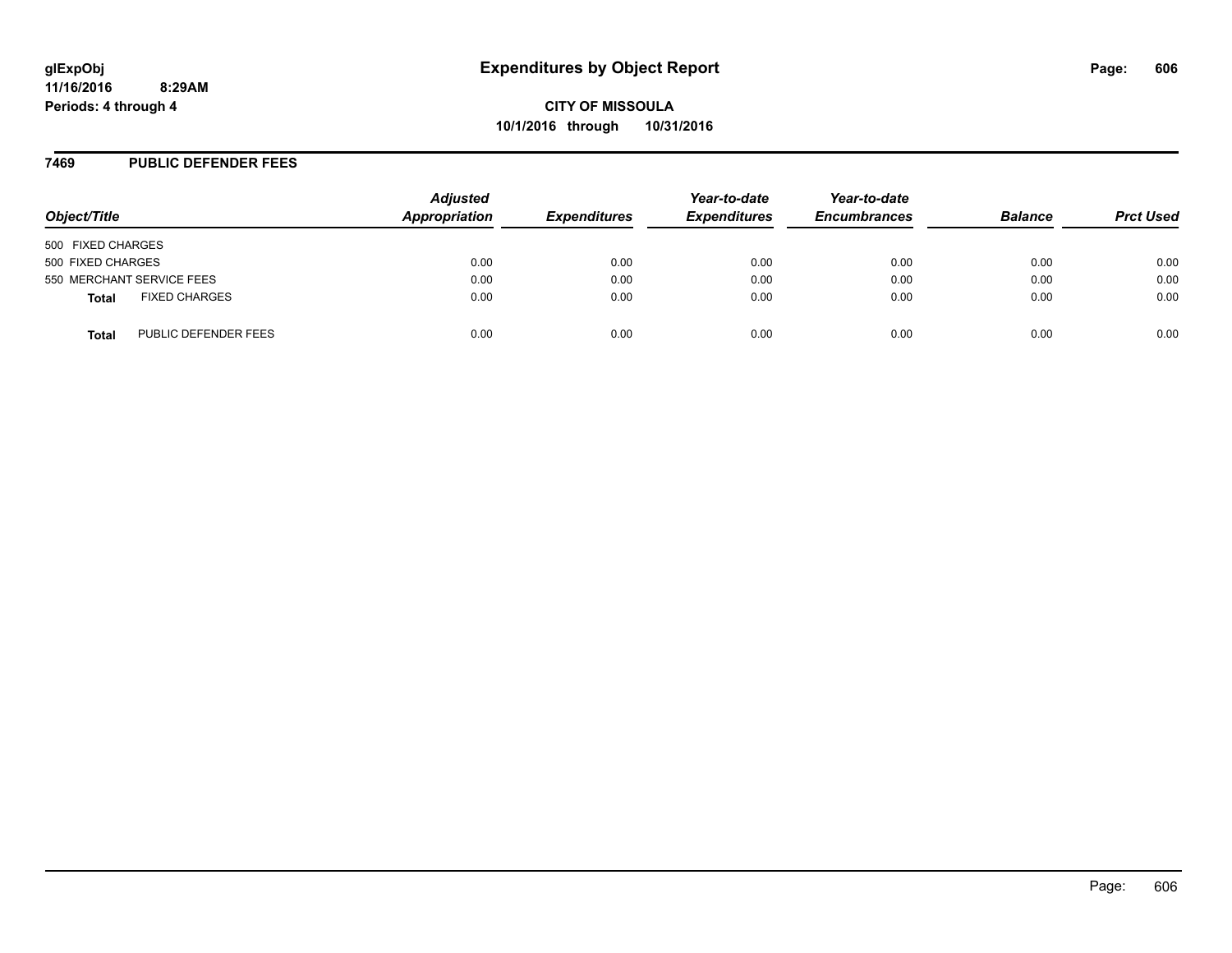**glExpObj**
**11/16/2016 8:29AM**
**Periods: 4 through 4**

# Expenditures by Object Report

**CITY OF MISSOULA**
**10/1/2016 through 10/31/2016**

## 7469 PUBLIC DEFENDER FEES

| Object/Title | Adjusted Appropriation | Expenditures | Year-to-date Expenditures | Year-to-date Encumbrances | Balance | Prct Used |
|---|---|---|---|---|---|---|
| 500 FIXED CHARGES | | | | | | |
| 500 FIXED CHARGES | 0.00 | 0.00 | 0.00 | 0.00 | 0.00 | 0.00 |
| 550 MERCHANT SERVICE FEES | 0.00 | 0.00 | 0.00 | 0.00 | 0.00 | 0.00 |
| **Total** FIXED CHARGES | 0.00 | 0.00 | 0.00 | 0.00 | 0.00 | 0.00 |
| **Total** PUBLIC DEFENDER FEES | 0.00 | 0.00 | 0.00 | 0.00 | 0.00 | 0.00 |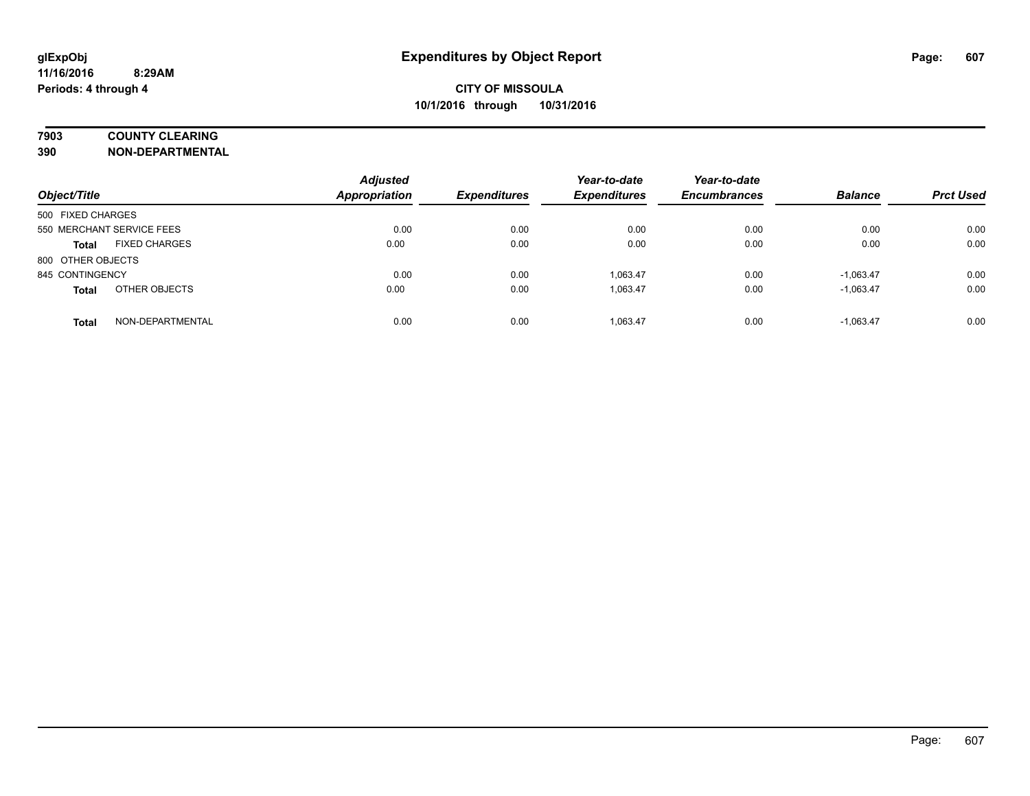# Expenditures by Object Report

glExpObj
11/16/2016 8:29AM
Periods: 4 through 4

**CITY OF MISSOULA**
**10/1/2016 through 10/31/2016**

**7903 COUNTY CLEARING**
**390 NON-DEPARTMENTAL**

| Object/Title | | Adjusted Appropriation | Expenditures | Year-to-date Expenditures | Year-to-date Encumbrances | Balance | Prct Used |
|---|---|---|---|---|---|---|---|
| 500 FIXED CHARGES | | | | | | | |
| 550 MERCHANT SERVICE FEES | | 0.00 | 0.00 | 0.00 | 0.00 | 0.00 | 0.00 |
| **Total** | FIXED CHARGES | 0.00 | 0.00 | 0.00 | 0.00 | 0.00 | 0.00 |
| 800 OTHER OBJECTS | | | | | | | |
| 845 CONTINGENCY | | 0.00 | 0.00 | 1,063.47 | 0.00 | -1,063.47 | 0.00 |
| **Total** | OTHER OBJECTS | 0.00 | 0.00 | 1,063.47 | 0.00 | -1,063.47 | 0.00 |
| **Total** | NON-DEPARTMENTAL | 0.00 | 0.00 | 1,063.47 | 0.00 | -1,063.47 | 0.00 |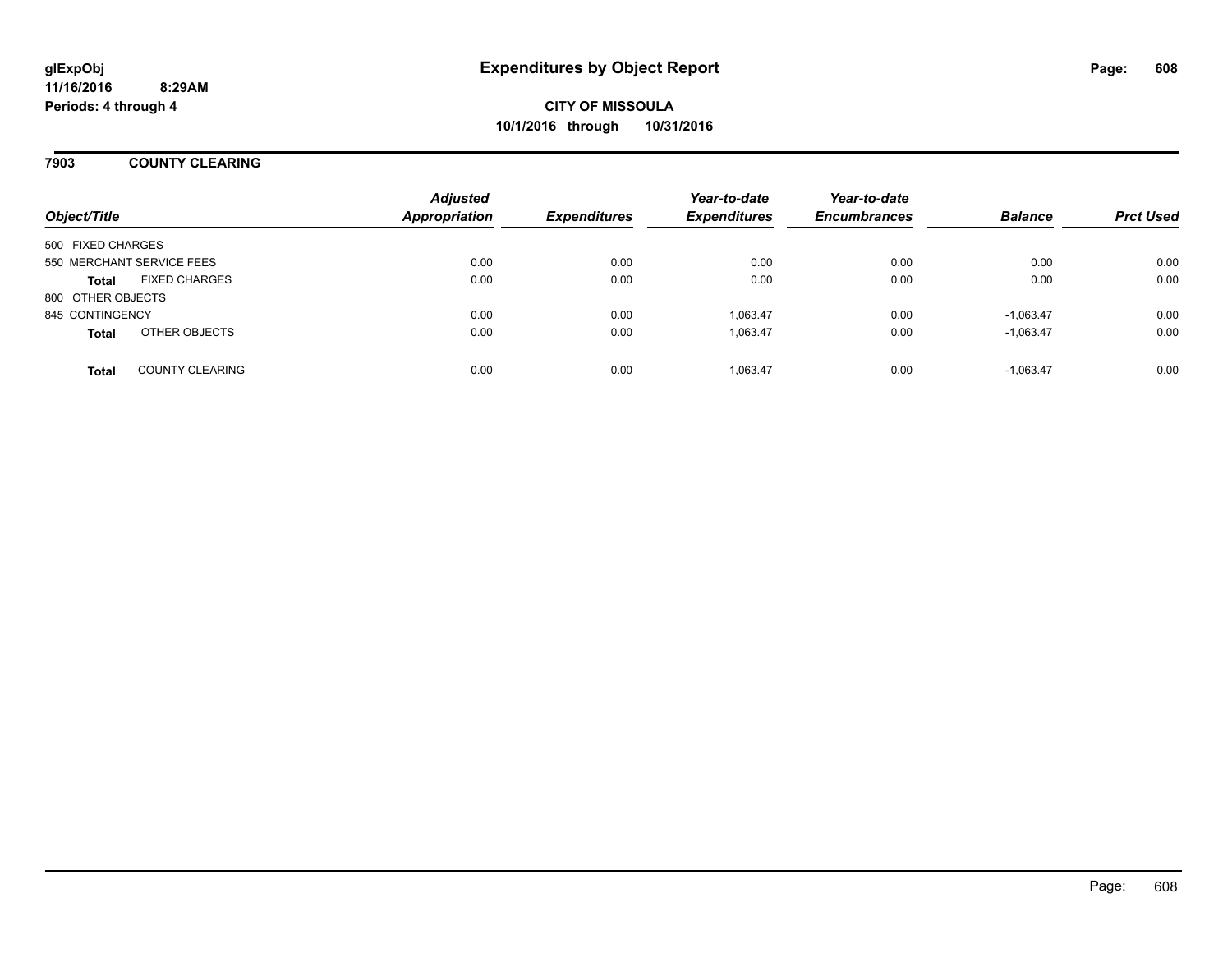# Expenditures by Object Report

**CITY OF MISSOULA**

**10/1/2016 through 10/31/2016**

glExpObj
11/16/2016 8:29AM
Periods: 4 through 4

## 7903 COUNTY CLEARING

| Object/Title | Adjusted Appropriation | Expenditures | Year-to-date Expenditures | Year-to-date Encumbrances | Balance | Prct Used |
|---|---|---|---|---|---|---|
| 500 FIXED CHARGES | | | | | | |
| 550 MERCHANT SERVICE FEES | 0.00 | 0.00 | 0.00 | 0.00 | 0.00 | 0.00 |
| **Total** FIXED CHARGES | 0.00 | 0.00 | 0.00 | 0.00 | 0.00 | 0.00 |
| 800 OTHER OBJECTS | | | | | | |
| 845 CONTINGENCY | 0.00 | 0.00 | 1,063.47 | 0.00 | -1,063.47 | 0.00 |
| **Total** OTHER OBJECTS | 0.00 | 0.00 | 1,063.47 | 0.00 | -1,063.47 | 0.00 |
| **Total** COUNTY CLEARING | 0.00 | 0.00 | 1,063.47 | 0.00 | -1,063.47 | 0.00 |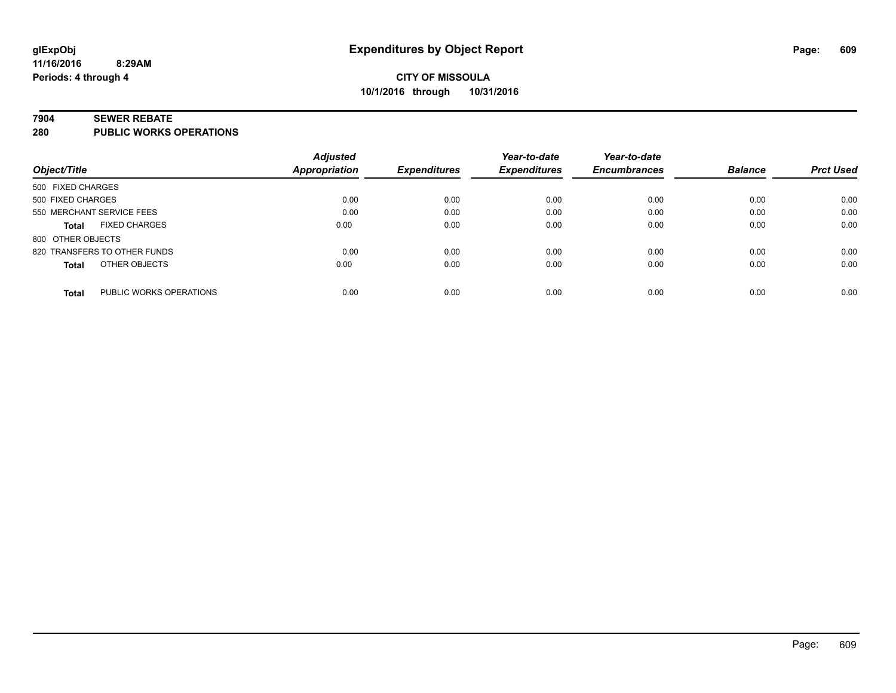# Expenditures by Object Report

glExpObj
11/16/2016 8:29AM
Periods: 4 through 4

**CITY OF MISSOULA**
**10/1/2016 through 10/31/2016**

## 7904 SEWER REBATE
## 280 PUBLIC WORKS OPERATIONS

| Object/Title | | Adjusted Appropriation | Expenditures | Year-to-date Expenditures | Year-to-date Encumbrances | Balance | Prct Used |
|---|---|---|---|---|---|---|---|
| 500 FIXED CHARGES | | | | | | | |
| 500 FIXED CHARGES | | 0.00 | 0.00 | 0.00 | 0.00 | 0.00 | 0.00 |
| 550 MERCHANT SERVICE FEES | | 0.00 | 0.00 | 0.00 | 0.00 | 0.00 | 0.00 |
| **Total** | FIXED CHARGES | 0.00 | 0.00 | 0.00 | 0.00 | 0.00 | 0.00 |
| 800 OTHER OBJECTS | | | | | | | |
| 820 TRANSFERS TO OTHER FUNDS | | 0.00 | 0.00 | 0.00 | 0.00 | 0.00 | 0.00 |
| **Total** | OTHER OBJECTS | 0.00 | 0.00 | 0.00 | 0.00 | 0.00 | 0.00 |
| **Total** | PUBLIC WORKS OPERATIONS | 0.00 | 0.00 | 0.00 | 0.00 | 0.00 | 0.00 |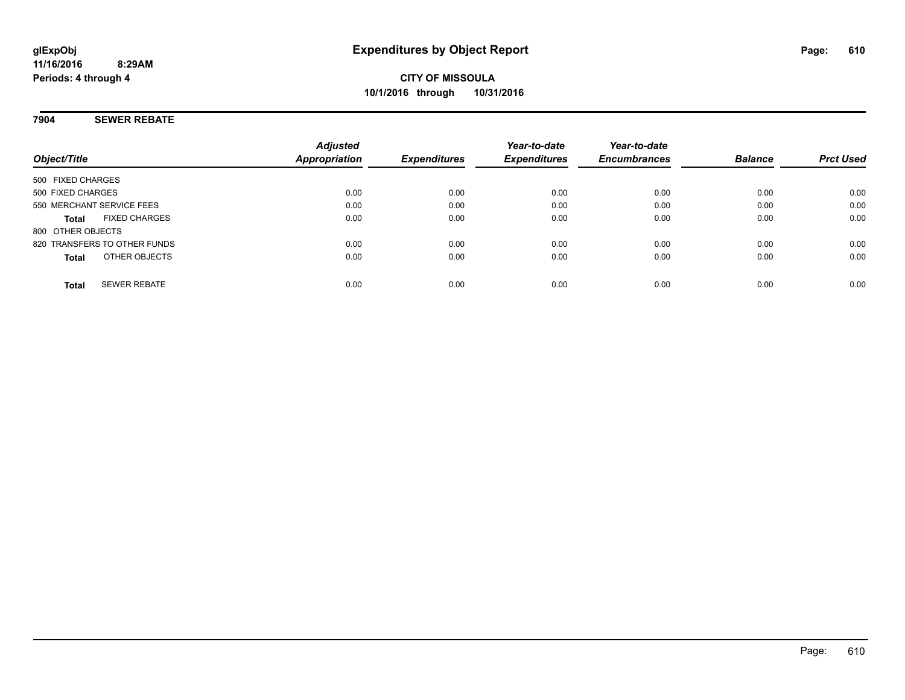# Expenditures by Object Report

glExpObj
11/16/2016 8:29AM
Periods: 4 through 4

**CITY OF MISSOULA**
**10/1/2016 through 10/31/2016**

## 7904 SEWER REBATE

| Object/Title | Adjusted Appropriation | Expenditures | Year-to-date Expenditures | Year-to-date Encumbrances | Balance | Prct Used |
|---|---|---|---|---|---|---|
| 500 FIXED CHARGES | | | | | | |
| 500 FIXED CHARGES | 0.00 | 0.00 | 0.00 | 0.00 | 0.00 | 0.00 |
| 550 MERCHANT SERVICE FEES | 0.00 | 0.00 | 0.00 | 0.00 | 0.00 | 0.00 |
| **Total** FIXED CHARGES | 0.00 | 0.00 | 0.00 | 0.00 | 0.00 | 0.00 |
| 800 OTHER OBJECTS | | | | | | |
| 820 TRANSFERS TO OTHER FUNDS | 0.00 | 0.00 | 0.00 | 0.00 | 0.00 | 0.00 |
| **Total** OTHER OBJECTS | 0.00 | 0.00 | 0.00 | 0.00 | 0.00 | 0.00 |
| **Total** SEWER REBATE | 0.00 | 0.00 | 0.00 | 0.00 | 0.00 | 0.00 |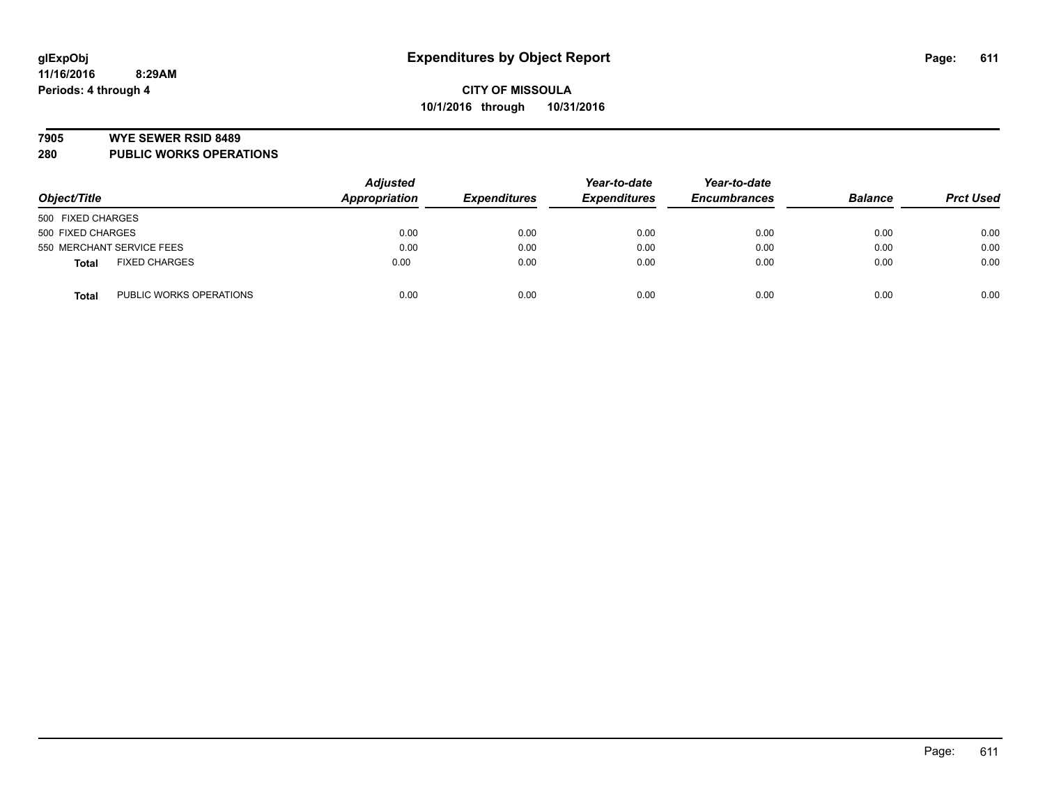glExpObj
11/16/2016 8:29AM
Periods: 4 through 4

# Expenditures by Object Report

**CITY OF MISSOULA**
**10/1/2016 through 10/31/2016**

**7905 WYE SEWER RSID 8489**
**280 PUBLIC WORKS OPERATIONS**

| Object/Title | | Adjusted Appropriation | Expenditures | Year-to-date Expenditures | Year-to-date Encumbrances | Balance | Prct Used |
|---|---|---|---|---|---|---|---|
| 500 FIXED CHARGES | | | | | | | |
| 500 FIXED CHARGES | | 0.00 | 0.00 | 0.00 | 0.00 | 0.00 | 0.00 |
| 550 MERCHANT SERVICE FEES | | 0.00 | 0.00 | 0.00 | 0.00 | 0.00 | 0.00 |
| **Total** | FIXED CHARGES | 0.00 | 0.00 | 0.00 | 0.00 | 0.00 | 0.00 |
| **Total** | PUBLIC WORKS OPERATIONS | 0.00 | 0.00 | 0.00 | 0.00 | 0.00 | 0.00 |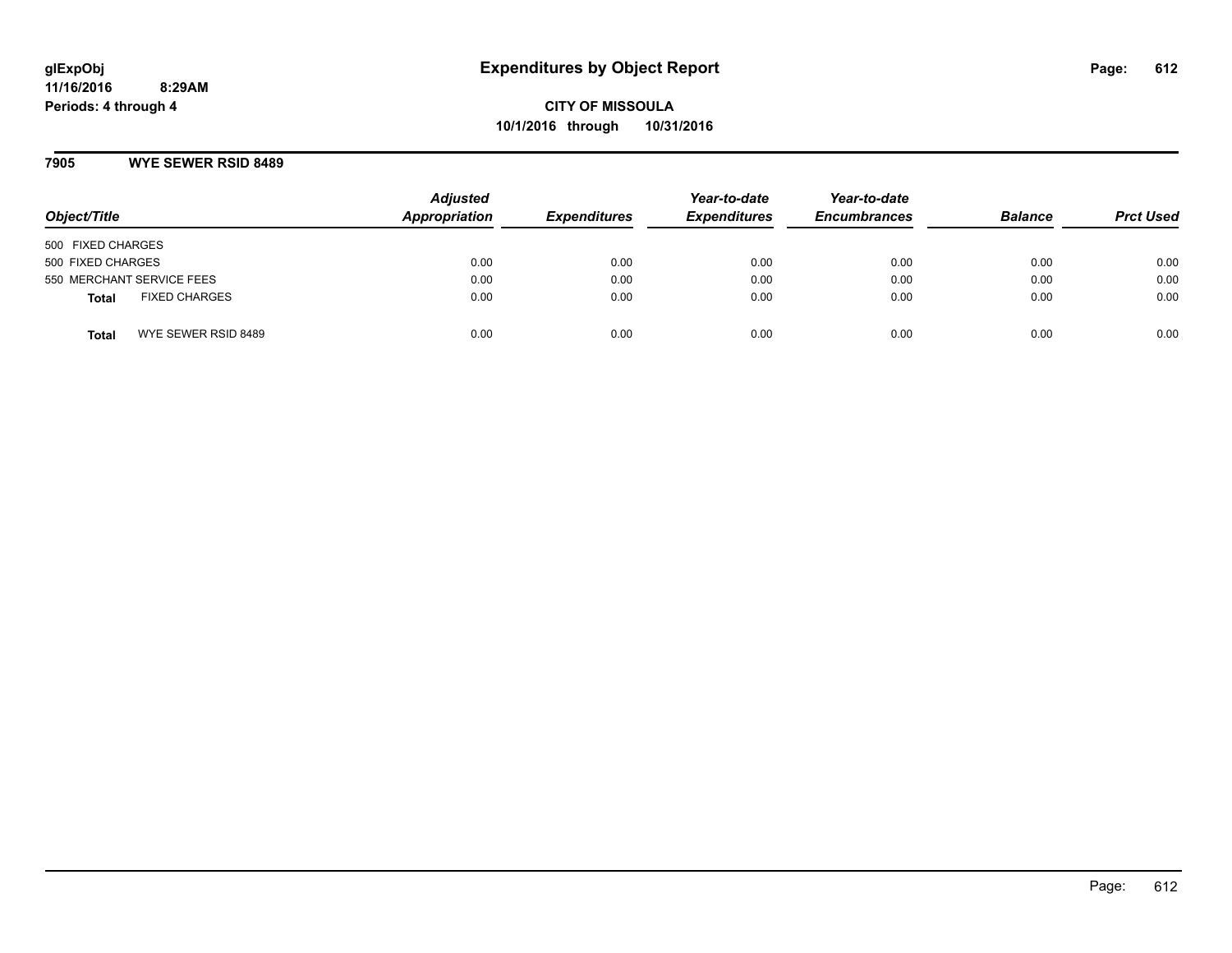glExpObj
11/16/2016 8:29AM
Periods: 4 through 4

# Expenditures by Object Report

**CITY OF MISSOULA**
**10/1/2016 through 10/31/2016**

## 7905 WYE SEWER RSID 8489

| Object/Title | | Adjusted Appropriation | Expenditures | Year-to-date Expenditures | Year-to-date Encumbrances | Balance | Prct Used |
|---|---|---|---|---|---|---|---|
| 500 FIXED CHARGES | | | | | | | |
| 500 FIXED CHARGES | | 0.00 | 0.00 | 0.00 | 0.00 | 0.00 | 0.00 |
| 550 MERCHANT SERVICE FEES | | 0.00 | 0.00 | 0.00 | 0.00 | 0.00 | 0.00 |
| **Total** | FIXED CHARGES | 0.00 | 0.00 | 0.00 | 0.00 | 0.00 | 0.00 |
| **Total** | WYE SEWER RSID 8489 | 0.00 | 0.00 | 0.00 | 0.00 | 0.00 | 0.00 |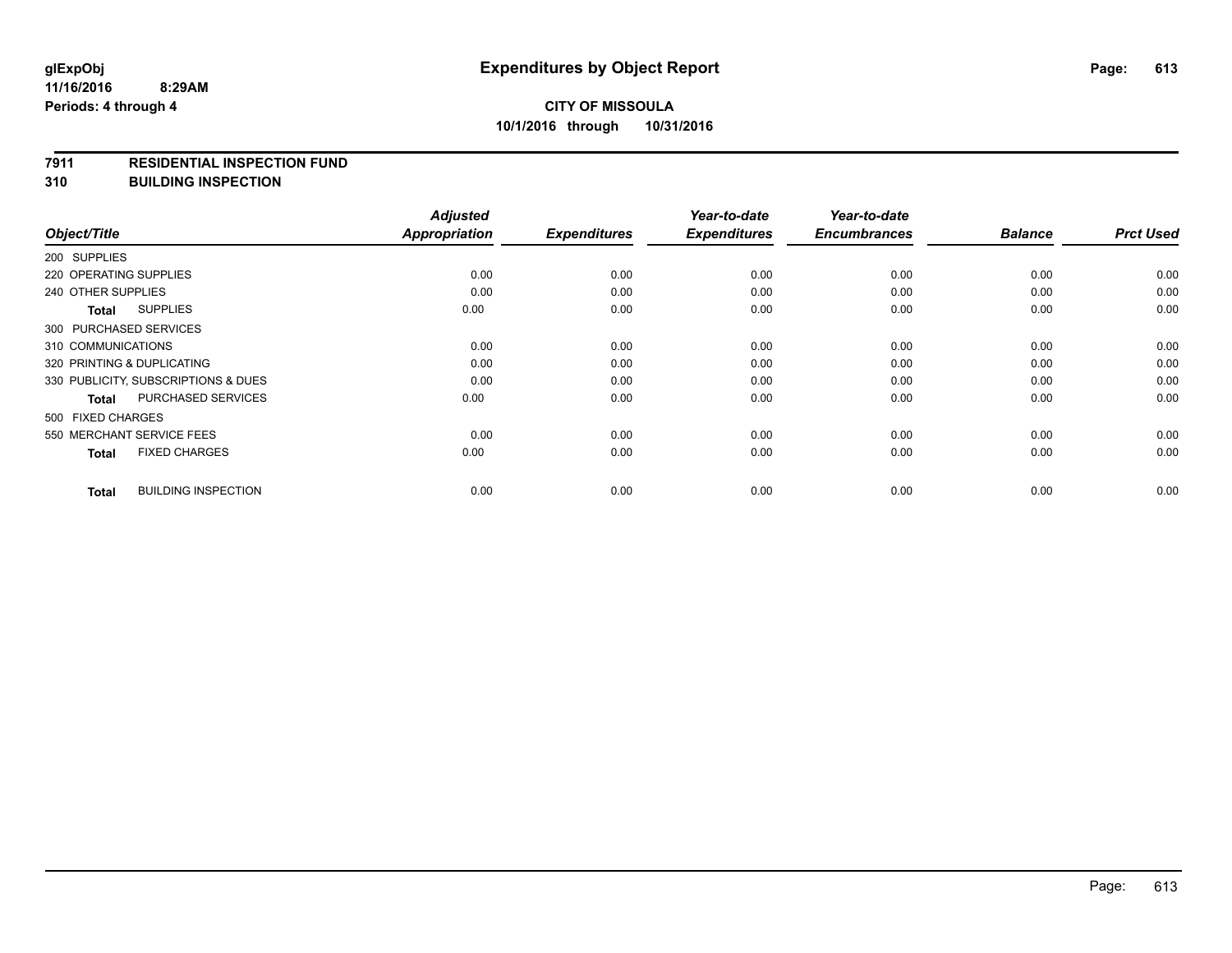glExpObj
11/16/2016 8:29AM
Periods: 4 through 4

# Expenditures by Object Report

**CITY OF MISSOULA**
**10/1/2016 through 10/31/2016**

**7911 RESIDENTIAL INSPECTION FUND**
**310 BUILDING INSPECTION**

| Object/Title | Adjusted Appropriation | Expenditures | Year-to-date Expenditures | Year-to-date Encumbrances | Balance | Prct Used |
|---|---|---|---|---|---|---|
| 200 SUPPLIES | | | | | | |
| 220 OPERATING SUPPLIES | 0.00 | 0.00 | 0.00 | 0.00 | 0.00 | 0.00 |
| 240 OTHER SUPPLIES | 0.00 | 0.00 | 0.00 | 0.00 | 0.00 | 0.00 |
| **Total** SUPPLIES | 0.00 | 0.00 | 0.00 | 0.00 | 0.00 | 0.00 |
| 300 PURCHASED SERVICES | | | | | | |
| 310 COMMUNICATIONS | 0.00 | 0.00 | 0.00 | 0.00 | 0.00 | 0.00 |
| 320 PRINTING & DUPLICATING | 0.00 | 0.00 | 0.00 | 0.00 | 0.00 | 0.00 |
| 330 PUBLICITY, SUBSCRIPTIONS & DUES | 0.00 | 0.00 | 0.00 | 0.00 | 0.00 | 0.00 |
| **Total** PURCHASED SERVICES | 0.00 | 0.00 | 0.00 | 0.00 | 0.00 | 0.00 |
| 500 FIXED CHARGES | | | | | | |
| 550 MERCHANT SERVICE FEES | 0.00 | 0.00 | 0.00 | 0.00 | 0.00 | 0.00 |
| **Total** FIXED CHARGES | 0.00 | 0.00 | 0.00 | 0.00 | 0.00 | 0.00 |
| **Total** BUILDING INSPECTION | 0.00 | 0.00 | 0.00 | 0.00 | 0.00 | 0.00 |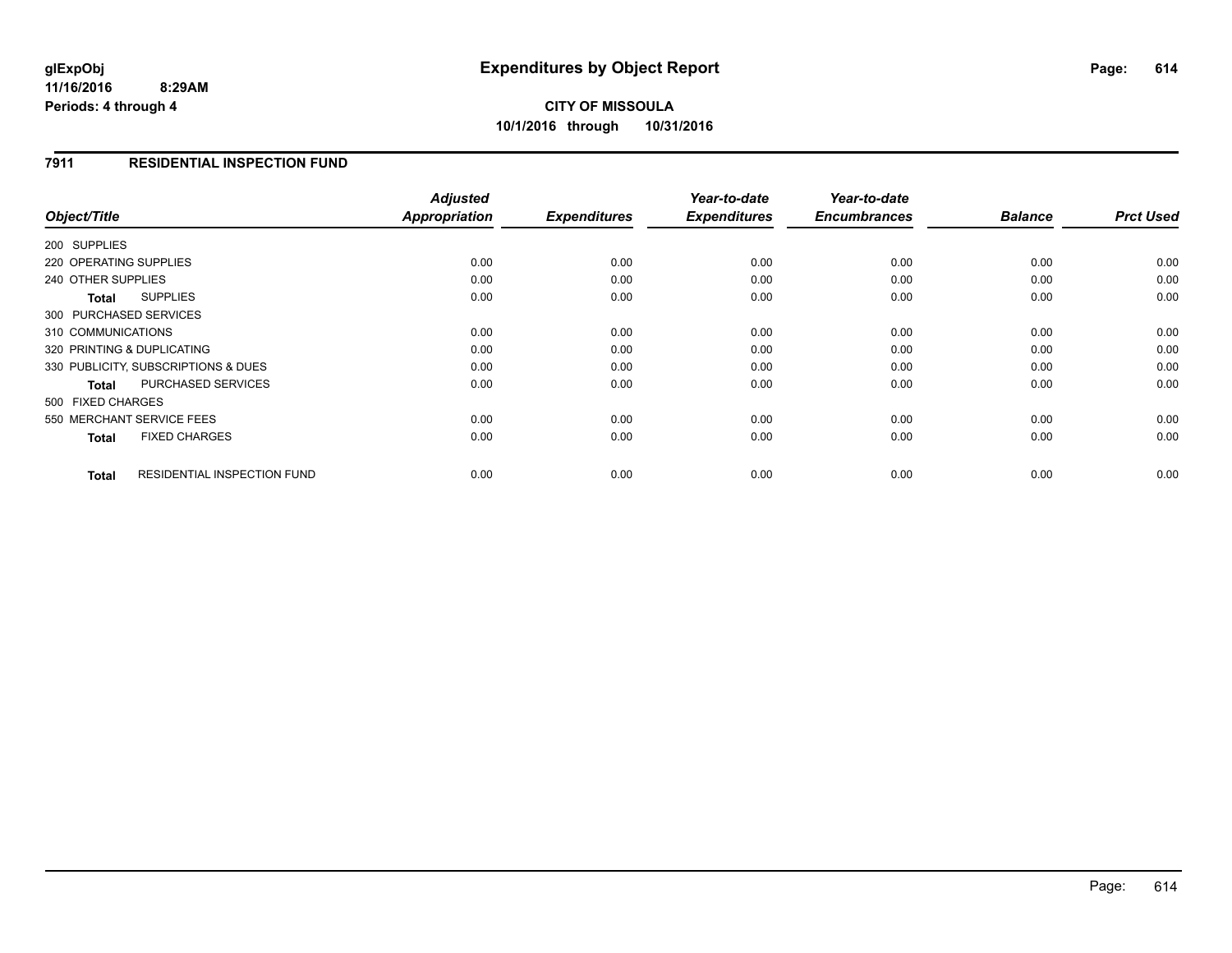**glExpObj**
**11/16/2016 8:29AM**
**Periods: 4 through 4**

# Expenditures by Object Report

**CITY OF MISSOULA**
**10/1/2016 through 10/31/2016**

## 7911 RESIDENTIAL INSPECTION FUND

| Object/Title | Adjusted Appropriation | Expenditures | Year-to-date Expenditures | Year-to-date Encumbrances | Balance | Prct Used |
|---|---|---|---|---|---|---|
| 200 SUPPLIES | | | | | | |
| 220 OPERATING SUPPLIES | 0.00 | 0.00 | 0.00 | 0.00 | 0.00 | 0.00 |
| 240 OTHER SUPPLIES | 0.00 | 0.00 | 0.00 | 0.00 | 0.00 | 0.00 |
| **Total** SUPPLIES | 0.00 | 0.00 | 0.00 | 0.00 | 0.00 | 0.00 |
| 300 PURCHASED SERVICES | | | | | | |
| 310 COMMUNICATIONS | 0.00 | 0.00 | 0.00 | 0.00 | 0.00 | 0.00 |
| 320 PRINTING & DUPLICATING | 0.00 | 0.00 | 0.00 | 0.00 | 0.00 | 0.00 |
| 330 PUBLICITY, SUBSCRIPTIONS & DUES | 0.00 | 0.00 | 0.00 | 0.00 | 0.00 | 0.00 |
| **Total** PURCHASED SERVICES | 0.00 | 0.00 | 0.00 | 0.00 | 0.00 | 0.00 |
| 500 FIXED CHARGES | | | | | | |
| 550 MERCHANT SERVICE FEES | 0.00 | 0.00 | 0.00 | 0.00 | 0.00 | 0.00 |
| **Total** FIXED CHARGES | 0.00 | 0.00 | 0.00 | 0.00 | 0.00 | 0.00 |
| **Total** RESIDENTIAL INSPECTION FUND | 0.00 | 0.00 | 0.00 | 0.00 | 0.00 | 0.00 |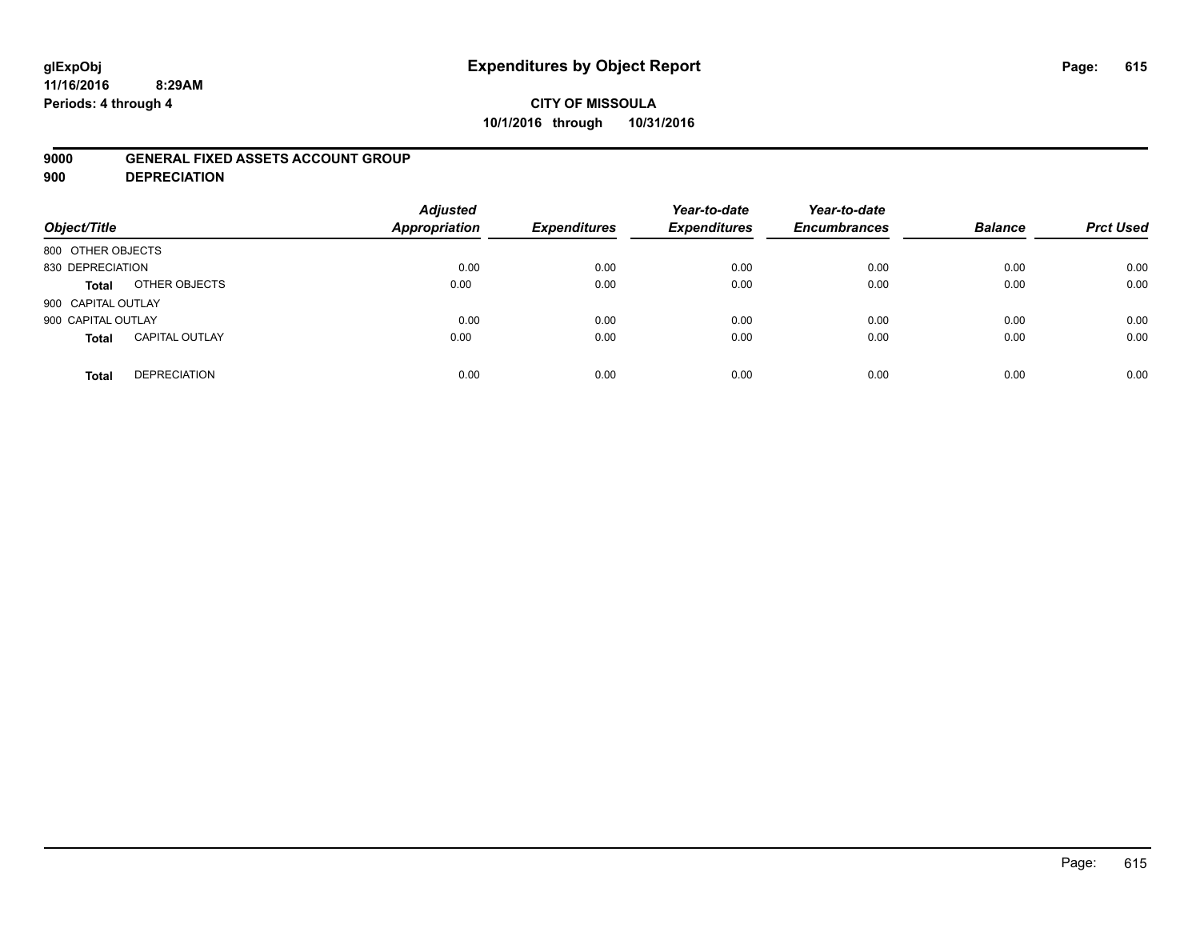glExpObj
11/16/2016 8:29AM
Periods: 4 through 4

# Expenditures by Object Report

**CITY OF MISSOULA**
**10/1/2016 through 10/31/2016**

**9000 GENERAL FIXED ASSETS ACCOUNT GROUP**
**900 DEPRECIATION**

| Object/Title | | Adjusted Appropriation | Expenditures | Year-to-date Expenditures | Year-to-date Encumbrances | Balance | Prct Used |
|---|---|---|---|---|---|---|---|
| 800 OTHER OBJECTS | | | | | | | |
| 830 DEPRECIATION | | 0.00 | 0.00 | 0.00 | 0.00 | 0.00 | 0.00 |
| **Total** | OTHER OBJECTS | 0.00 | 0.00 | 0.00 | 0.00 | 0.00 | 0.00 |
| 900 CAPITAL OUTLAY | | | | | | | |
| 900 CAPITAL OUTLAY | | 0.00 | 0.00 | 0.00 | 0.00 | 0.00 | 0.00 |
| **Total** | CAPITAL OUTLAY | 0.00 | 0.00 | 0.00 | 0.00 | 0.00 | 0.00 |
| **Total** | DEPRECIATION | 0.00 | 0.00 | 0.00 | 0.00 | 0.00 | 0.00 |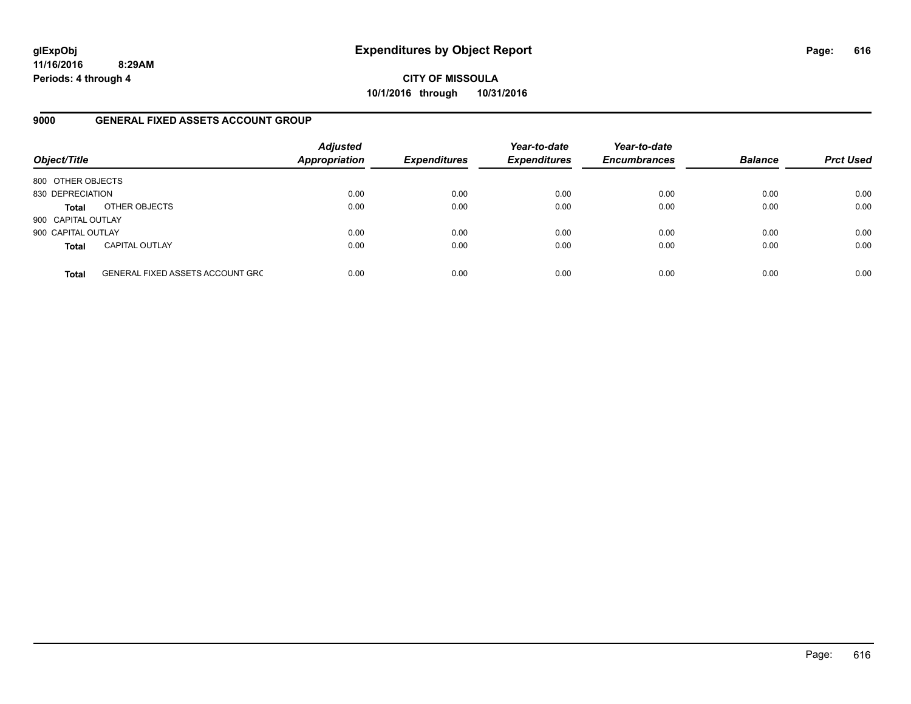# Expenditures by Object Report

**glExpObj**
**11/16/2016 8:29AM**
**Periods: 4 through 4**

**CITY OF MISSOULA**
**10/1/2016 through 10/31/2016**

## 9000 GENERAL FIXED ASSETS ACCOUNT GROUP

| Object/Title | | Adjusted Appropriation | Expenditures | Year-to-date Expenditures | Year-to-date Encumbrances | Balance | Prct Used |
|---|---|---|---|---|---|---|---|
| 800 OTHER OBJECTS | | | | | | | |
| 830 DEPRECIATION | | 0.00 | 0.00 | 0.00 | 0.00 | 0.00 | 0.00 |
| **Total** | OTHER OBJECTS | 0.00 | 0.00 | 0.00 | 0.00 | 0.00 | 0.00 |
| 900 CAPITAL OUTLAY | | | | | | | |
| 900 CAPITAL OUTLAY | | 0.00 | 0.00 | 0.00 | 0.00 | 0.00 | 0.00 |
| **Total** | CAPITAL OUTLAY | 0.00 | 0.00 | 0.00 | 0.00 | 0.00 | 0.00 |
| **Total** | GENERAL FIXED ASSETS ACCOUNT GRC | 0.00 | 0.00 | 0.00 | 0.00 | 0.00 | 0.00 |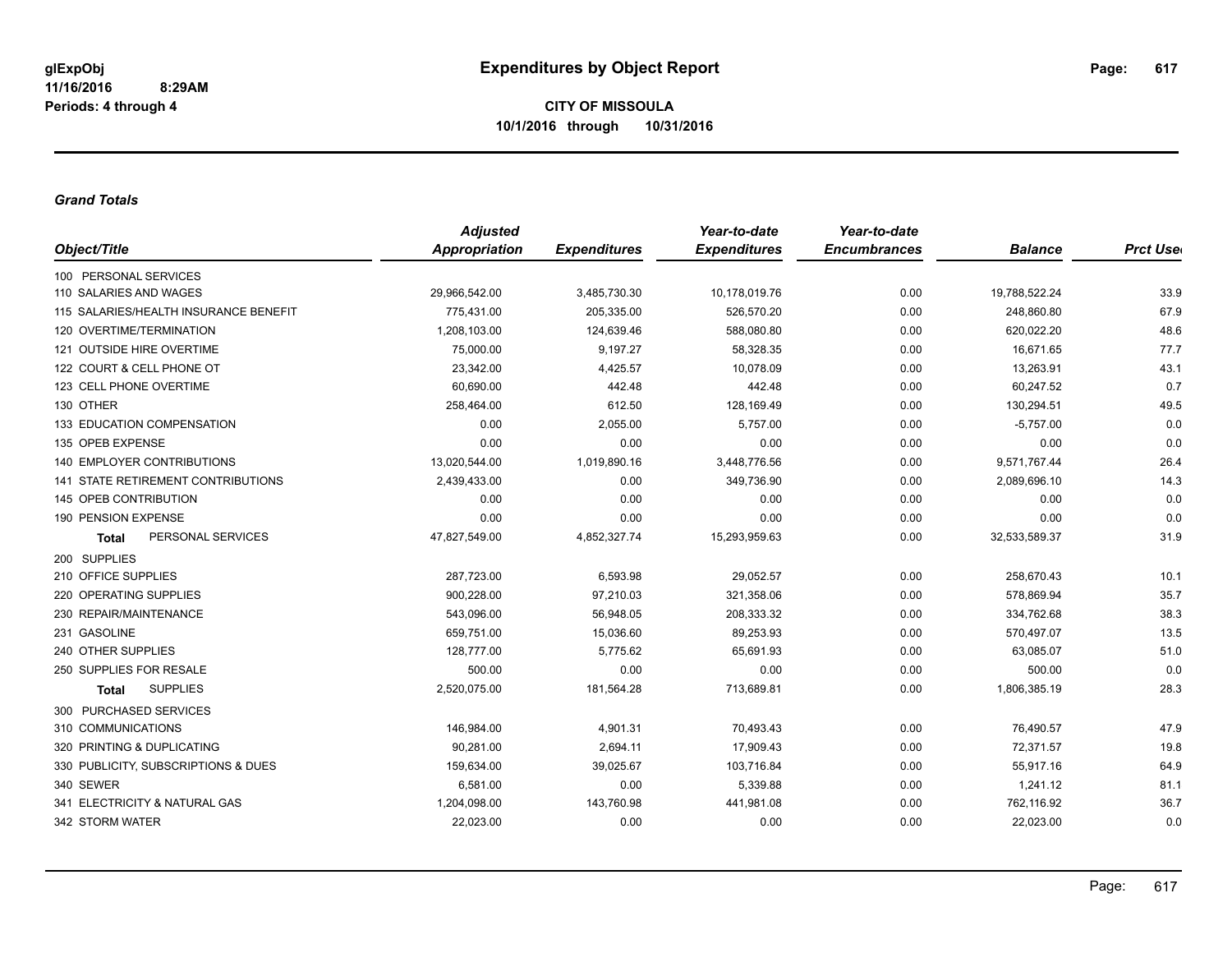glExpObj
11/16/2016 8:29AM
Periods: 4 through 4

# Expenditures by Object Report

**CITY OF MISSOULA**
**10/1/2016 through 10/31/2016**

***Grand Totals***

| Object/Title | Adjusted Appropriation | Expenditures | Year-to-date Expenditures | Year-to-date Encumbrances | Balance | Prct Used |
|---|---|---|---|---|---|---|
| 100 PERSONAL SERVICES | | | | | | |
| 110 SALARIES AND WAGES | 29,966,542.00 | 3,485,730.30 | 10,178,019.76 | 0.00 | 19,788,522.24 | 33.9 |
| 115 SALARIES/HEALTH INSURANCE BENEFIT | 775,431.00 | 205,335.00 | 526,570.20 | 0.00 | 248,860.80 | 67.9 |
| 120 OVERTIME/TERMINATION | 1,208,103.00 | 124,639.46 | 588,080.80 | 0.00 | 620,022.20 | 48.6 |
| 121 OUTSIDE HIRE OVERTIME | 75,000.00 | 9,197.27 | 58,328.35 | 0.00 | 16,671.65 | 77.7 |
| 122 COURT & CELL PHONE OT | 23,342.00 | 4,425.57 | 10,078.09 | 0.00 | 13,263.91 | 43.1 |
| 123 CELL PHONE OVERTIME | 60,690.00 | 442.48 | 442.48 | 0.00 | 60,247.52 | 0.7 |
| 130 OTHER | 258,464.00 | 612.50 | 128,169.49 | 0.00 | 130,294.51 | 49.5 |
| 133 EDUCATION COMPENSATION | 0.00 | 2,055.00 | 5,757.00 | 0.00 | -5,757.00 | 0.0 |
| 135 OPEB EXPENSE | 0.00 | 0.00 | 0.00 | 0.00 | 0.00 | 0.0 |
| 140 EMPLOYER CONTRIBUTIONS | 13,020,544.00 | 1,019,890.16 | 3,448,776.56 | 0.00 | 9,571,767.44 | 26.4 |
| 141 STATE RETIREMENT CONTRIBUTIONS | 2,439,433.00 | 0.00 | 349,736.90 | 0.00 | 2,089,696.10 | 14.3 |
| 145 OPEB CONTRIBUTION | 0.00 | 0.00 | 0.00 | 0.00 | 0.00 | 0.0 |
| 190 PENSION EXPENSE | 0.00 | 0.00 | 0.00 | 0.00 | 0.00 | 0.0 |
| **Total** PERSONAL SERVICES | 47,827,549.00 | 4,852,327.74 | 15,293,959.63 | 0.00 | 32,533,589.37 | 31.9 |
| 200 SUPPLIES | | | | | | |
| 210 OFFICE SUPPLIES | 287,723.00 | 6,593.98 | 29,052.57 | 0.00 | 258,670.43 | 10.1 |
| 220 OPERATING SUPPLIES | 900,228.00 | 97,210.03 | 321,358.06 | 0.00 | 578,869.94 | 35.7 |
| 230 REPAIR/MAINTENANCE | 543,096.00 | 56,948.05 | 208,333.32 | 0.00 | 334,762.68 | 38.3 |
| 231 GASOLINE | 659,751.00 | 15,036.60 | 89,253.93 | 0.00 | 570,497.07 | 13.5 |
| 240 OTHER SUPPLIES | 128,777.00 | 5,775.62 | 65,691.93 | 0.00 | 63,085.07 | 51.0 |
| 250 SUPPLIES FOR RESALE | 500.00 | 0.00 | 0.00 | 0.00 | 500.00 | 0.0 |
| **Total** SUPPLIES | 2,520,075.00 | 181,564.28 | 713,689.81 | 0.00 | 1,806,385.19 | 28.3 |
| 300 PURCHASED SERVICES | | | | | | |
| 310 COMMUNICATIONS | 146,984.00 | 4,901.31 | 70,493.43 | 0.00 | 76,490.57 | 47.9 |
| 320 PRINTING & DUPLICATING | 90,281.00 | 2,694.11 | 17,909.43 | 0.00 | 72,371.57 | 19.8 |
| 330 PUBLICITY, SUBSCRIPTIONS & DUES | 159,634.00 | 39,025.67 | 103,716.84 | 0.00 | 55,917.16 | 64.9 |
| 340 SEWER | 6,581.00 | 0.00 | 5,339.88 | 0.00 | 1,241.12 | 81.1 |
| 341 ELECTRICITY & NATURAL GAS | 1,204,098.00 | 143,760.98 | 441,981.08 | 0.00 | 762,116.92 | 36.7 |
| 342 STORM WATER | 22,023.00 | 0.00 | 0.00 | 0.00 | 22,023.00 | 0.0 |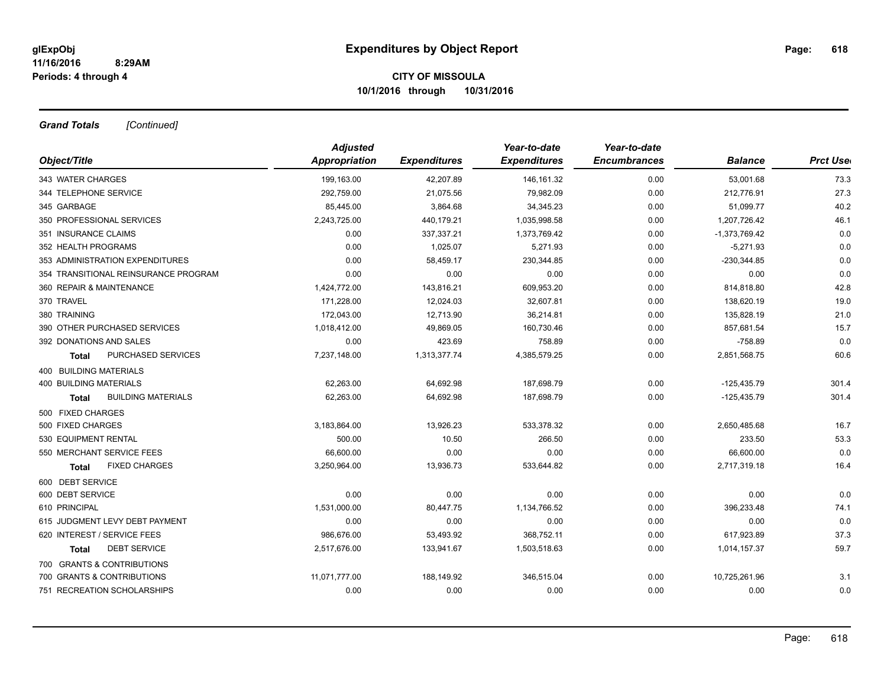# Expenditures by Object Report

**CITY OF MISSOULA**
**10/1/2016 through 10/31/2016**

glExpObj
11/16/2016 8:29AM
Periods: 4 through 4

***Grand Totals*** *[Continued]*

| Object/Title | | Adjusted Appropriation | Expenditures | Year-to-date Expenditures | Year-to-date Encumbrances | Balance | Prct Used |
|---|---|---|---|---|---|---|---|
| 343 WATER CHARGES | | 199,163.00 | 42,207.89 | 146,161.32 | 0.00 | 53,001.68 | 73.3 |
| 344 TELEPHONE SERVICE | | 292,759.00 | 21,075.56 | 79,982.09 | 0.00 | 212,776.91 | 27.3 |
| 345 GARBAGE | | 85,445.00 | 3,864.68 | 34,345.23 | 0.00 | 51,099.77 | 40.2 |
| 350 PROFESSIONAL SERVICES | | 2,243,725.00 | 440,179.21 | 1,035,998.58 | 0.00 | 1,207,726.42 | 46.1 |
| 351 INSURANCE CLAIMS | | 0.00 | 337,337.21 | 1,373,769.42 | 0.00 | -1,373,769.42 | 0.0 |
| 352 HEALTH PROGRAMS | | 0.00 | 1,025.07 | 5,271.93 | 0.00 | -5,271.93 | 0.0 |
| 353 ADMINISTRATION EXPENDITURES | | 0.00 | 58,459.17 | 230,344.85 | 0.00 | -230,344.85 | 0.0 |
| 354 TRANSITIONAL REINSURANCE PROGRAM | | 0.00 | 0.00 | 0.00 | 0.00 | 0.00 | 0.0 |
| 360 REPAIR & MAINTENANCE | | 1,424,772.00 | 143,816.21 | 609,953.20 | 0.00 | 814,818.80 | 42.8 |
| 370 TRAVEL | | 171,228.00 | 12,024.03 | 32,607.81 | 0.00 | 138,620.19 | 19.0 |
| 380 TRAINING | | 172,043.00 | 12,713.90 | 36,214.81 | 0.00 | 135,828.19 | 21.0 |
| 390 OTHER PURCHASED SERVICES | | 1,018,412.00 | 49,869.05 | 160,730.46 | 0.00 | 857,681.54 | 15.7 |
| 392 DONATIONS AND SALES | | 0.00 | 423.69 | 758.89 | 0.00 | -758.89 | 0.0 |
| **Total** | PURCHASED SERVICES | 7,237,148.00 | 1,313,377.74 | 4,385,579.25 | 0.00 | 2,851,568.75 | 60.6 |
| 400 BUILDING MATERIALS | | | | | | | |
| 400 BUILDING MATERIALS | | 62,263.00 | 64,692.98 | 187,698.79 | 0.00 | -125,435.79 | 301.4 |
| **Total** | BUILDING MATERIALS | 62,263.00 | 64,692.98 | 187,698.79 | 0.00 | -125,435.79 | 301.4 |
| 500 FIXED CHARGES | | | | | | | |
| 500 FIXED CHARGES | | 3,183,864.00 | 13,926.23 | 533,378.32 | 0.00 | 2,650,485.68 | 16.7 |
| 530 EQUIPMENT RENTAL | | 500.00 | 10.50 | 266.50 | 0.00 | 233.50 | 53.3 |
| 550 MERCHANT SERVICE FEES | | 66,600.00 | 0.00 | 0.00 | 0.00 | 66,600.00 | 0.0 |
| **Total** | FIXED CHARGES | 3,250,964.00 | 13,936.73 | 533,644.82 | 0.00 | 2,717,319.18 | 16.4 |
| 600 DEBT SERVICE | | | | | | | |
| 600 DEBT SERVICE | | 0.00 | 0.00 | 0.00 | 0.00 | 0.00 | 0.0 |
| 610 PRINCIPAL | | 1,531,000.00 | 80,447.75 | 1,134,766.52 | 0.00 | 396,233.48 | 74.1 |
| 615 JUDGMENT LEVY DEBT PAYMENT | | 0.00 | 0.00 | 0.00 | 0.00 | 0.00 | 0.0 |
| 620 INTEREST / SERVICE FEES | | 986,676.00 | 53,493.92 | 368,752.11 | 0.00 | 617,923.89 | 37.3 |
| **Total** | DEBT SERVICE | 2,517,676.00 | 133,941.67 | 1,503,518.63 | 0.00 | 1,014,157.37 | 59.7 |
| 700 GRANTS & CONTRIBUTIONS | | | | | | | |
| 700 GRANTS & CONTRIBUTIONS | | 11,071,777.00 | 188,149.92 | 346,515.04 | 0.00 | 10,725,261.96 | 3.1 |
| 751 RECREATION SCHOLARSHIPS | | 0.00 | 0.00 | 0.00 | 0.00 | 0.00 | 0.0 |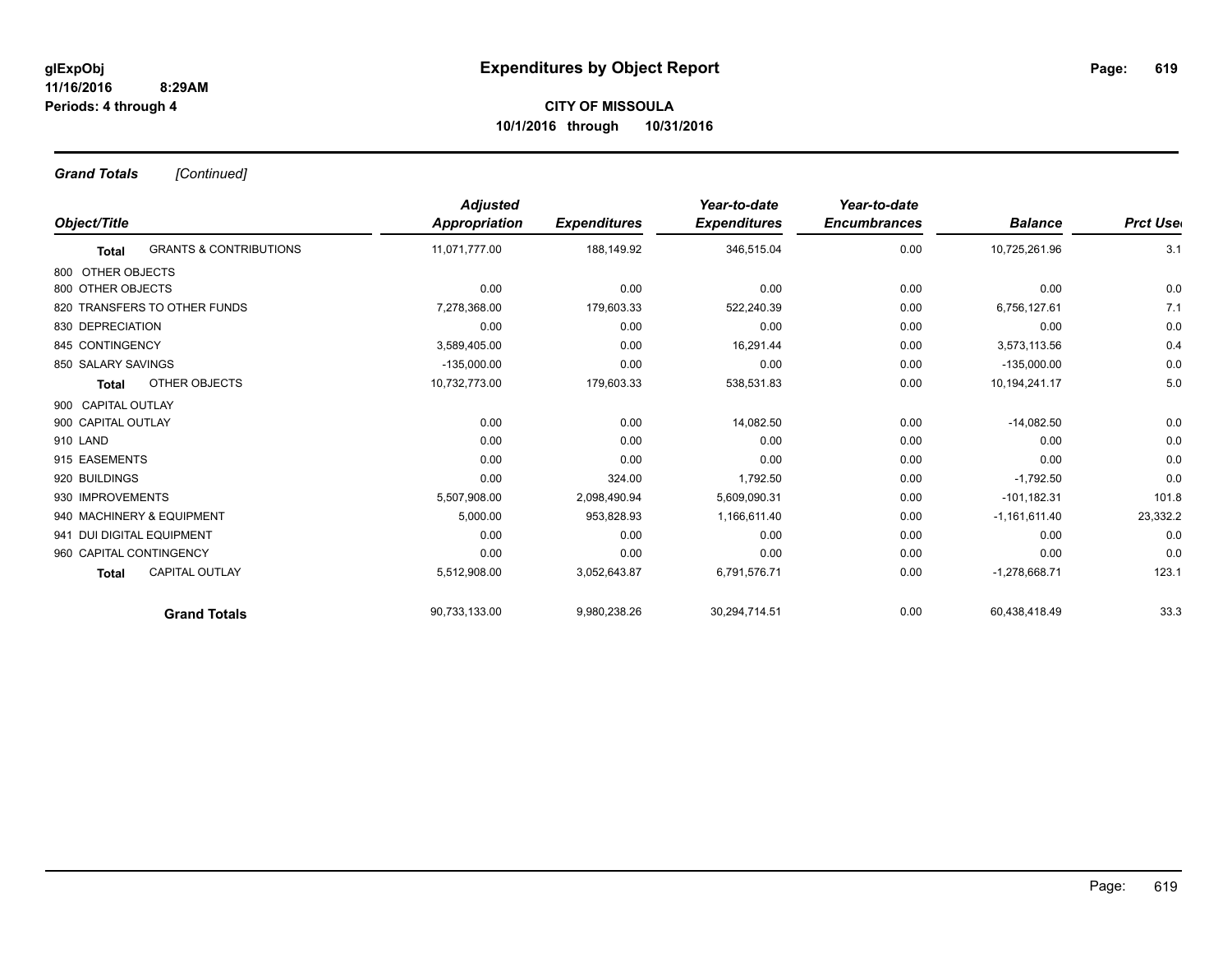**glExpObj**
**11/16/2016 8:29AM**
**Periods: 4 through 4**

# Expenditures by Object Report

**CITY OF MISSOULA**
**10/1/2016 through 10/31/2016**

***Grand Totals*** *[Continued]*

| Object/Title | | *Adjusted Appropriation* | *Expenditures* | *Year-to-date Expenditures* | *Year-to-date Encumbrances* | *Balance* | *Prct Used* |
|---|---|---|---|---|---|---|---|
| **Total** | GRANTS & CONTRIBUTIONS | 11,071,777.00 | 188,149.92 | 346,515.04 | 0.00 | 10,725,261.96 | 3.1 |
| 800 OTHER OBJECTS | | | | | | | |
| 800 OTHER OBJECTS | | 0.00 | 0.00 | 0.00 | 0.00 | 0.00 | 0.0 |
| 820 TRANSFERS TO OTHER FUNDS | | 7,278,368.00 | 179,603.33 | 522,240.39 | 0.00 | 6,756,127.61 | 7.1 |
| 830 DEPRECIATION | | 0.00 | 0.00 | 0.00 | 0.00 | 0.00 | 0.0 |
| 845 CONTINGENCY | | 3,589,405.00 | 0.00 | 16,291.44 | 0.00 | 3,573,113.56 | 0.4 |
| 850 SALARY SAVINGS | | -135,000.00 | 0.00 | 0.00 | 0.00 | -135,000.00 | 0.0 |
| **Total** | OTHER OBJECTS | 10,732,773.00 | 179,603.33 | 538,531.83 | 0.00 | 10,194,241.17 | 5.0 |
| 900 CAPITAL OUTLAY | | | | | | | |
| 900 CAPITAL OUTLAY | | 0.00 | 0.00 | 14,082.50 | 0.00 | -14,082.50 | 0.0 |
| 910 LAND | | 0.00 | 0.00 | 0.00 | 0.00 | 0.00 | 0.0 |
| 915 EASEMENTS | | 0.00 | 0.00 | 0.00 | 0.00 | 0.00 | 0.0 |
| 920 BUILDINGS | | 0.00 | 324.00 | 1,792.50 | 0.00 | -1,792.50 | 0.0 |
| 930 IMPROVEMENTS | | 5,507,908.00 | 2,098,490.94 | 5,609,090.31 | 0.00 | -101,182.31 | 101.8 |
| 940 MACHINERY & EQUIPMENT | | 5,000.00 | 953,828.93 | 1,166,611.40 | 0.00 | -1,161,611.40 | 23,332.2 |
| 941 DUI DIGITAL EQUIPMENT | | 0.00 | 0.00 | 0.00 | 0.00 | 0.00 | 0.0 |
| 960 CAPITAL CONTINGENCY | | 0.00 | 0.00 | 0.00 | 0.00 | 0.00 | 0.0 |
| **Total** | CAPITAL OUTLAY | 5,512,908.00 | 3,052,643.87 | 6,791,576.71 | 0.00 | -1,278,668.71 | 123.1 |
| **Grand Totals** | | 90,733,133.00 | 9,980,238.26 | 30,294,714.51 | 0.00 | 60,438,418.49 | 33.3 |